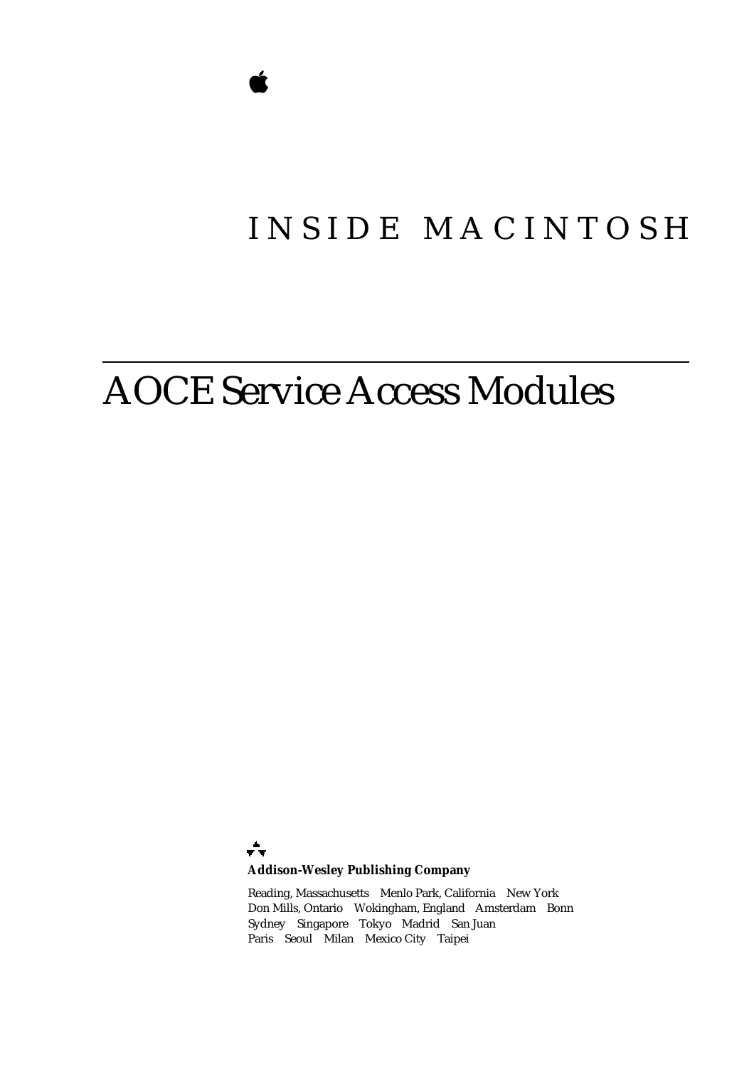INSIDE MACINTOSH

# AOCE Service Access Modules

**Addison-Wesley Publishing Company**

Reading, Massachusetts  Menlo Park, California  New York
Don Mills, Ontario  Wokingham, England  Amsterdam  Bonn
Sydney  Singapore  Tokyo  Madrid  San Juan
Paris  Seoul  Milan  Mexico City  Taipei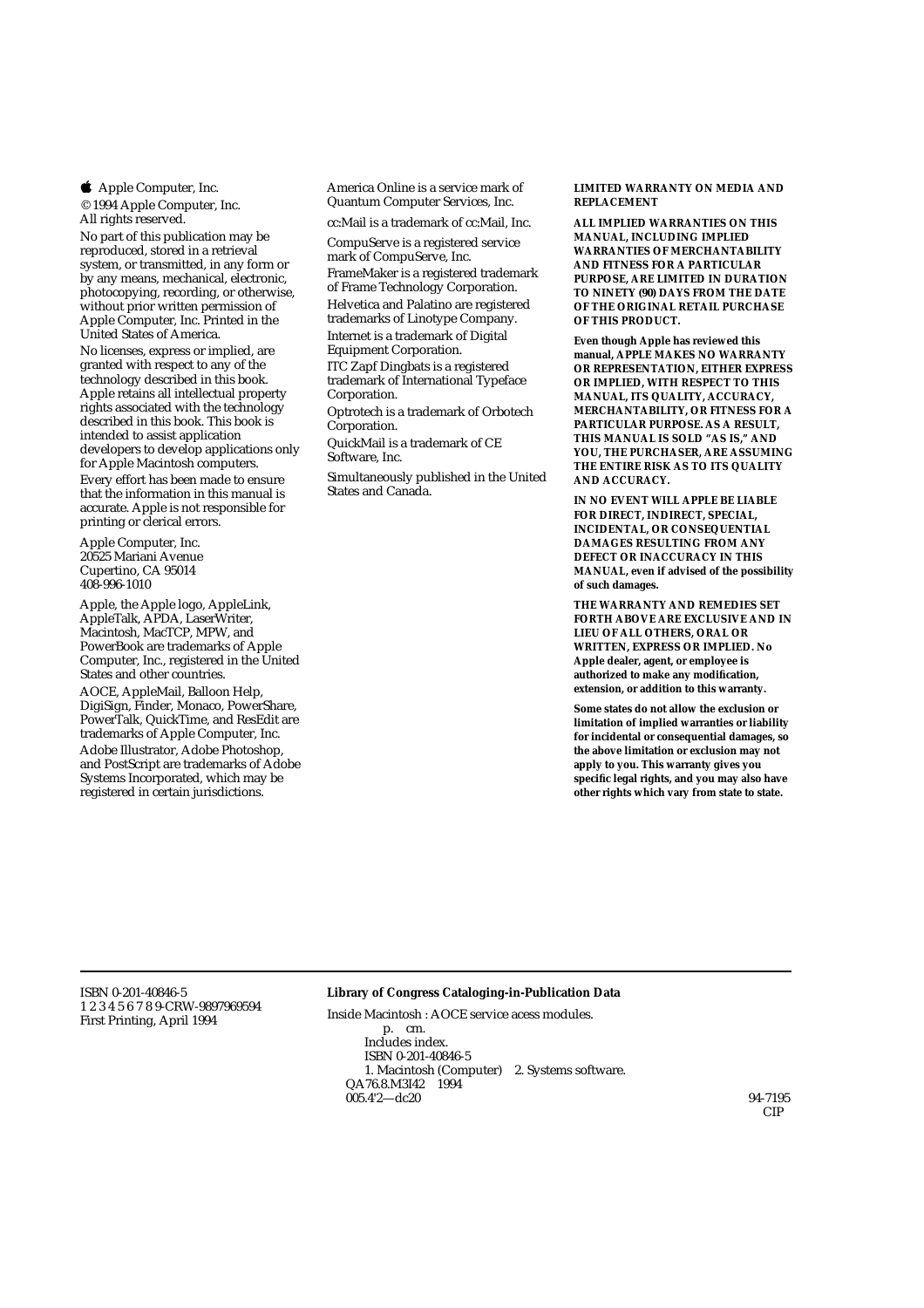Apple Computer, Inc.

© 1994 Apple Computer, Inc.
All rights reserved.

No part of this publication may be reproduced, stored in a retrieval system, or transmitted, in any form or by any means, mechanical, electronic, photocopying, recording, or otherwise, without prior written permission of Apple Computer, Inc. Printed in the United States of America.

No licenses, express or implied, are granted with respect to any of the technology described in this book. Apple retains all intellectual property rights associated with the technology described in this book. This book is intended to assist application developers to develop applications only for Apple Macintosh computers.

Every effort has been made to ensure that the information in this manual is accurate. Apple is not responsible for printing or clerical errors.

Apple Computer, Inc.
20525 Mariani Avenue
Cupertino, CA 95014
408-996-1010

Apple, the Apple logo, AppleLink, AppleTalk, APDA, LaserWriter, Macintosh, MacTCP, MPW, and PowerBook are trademarks of Apple Computer, Inc., registered in the United States and other countries.

AOCE, AppleMail, Balloon Help, DigiSign, Finder, Monaco, PowerShare, PowerTalk, QuickTime, and ResEdit are trademarks of Apple Computer, Inc.

Adobe Illustrator, Adobe Photoshop, and PostScript are trademarks of Adobe Systems Incorporated, which may be registered in certain jurisdictions.

America Online is a service mark of Quantum Computer Services, Inc.

cc:Mail is a trademark of cc:Mail, Inc.

CompuServe is a registered service mark of CompuServe, Inc.

FrameMaker is a registered trademark of Frame Technology Corporation.

Helvetica and Palatino are registered trademarks of Linotype Company.

Internet is a trademark of Digital Equipment Corporation.

ITC Zapf Dingbats is a registered trademark of International Typeface Corporation.

Optrotech is a trademark of Orbotech Corporation.

QuickMail is a trademark of CE Software, Inc.

Simultaneously published in the United States and Canada.

**LIMITED WARRANTY ON MEDIA AND REPLACEMENT**

**ALL IMPLIED WARRANTIES ON THIS MANUAL, INCLUDING IMPLIED WARRANTIES OF MERCHANTABILITY AND FITNESS FOR A PARTICULAR PURPOSE, ARE LIMITED IN DURATION TO NINETY (90) DAYS FROM THE DATE OF THE ORIGINAL RETAIL PURCHASE OF THIS PRODUCT.**

**Even though Apple has reviewed this manual, APPLE MAKES NO WARRANTY OR REPRESENTATION, EITHER EXPRESS OR IMPLIED, WITH RESPECT TO THIS MANUAL, ITS QUALITY, ACCURACY, MERCHANTABILITY, OR FITNESS FOR A PARTICULAR PURPOSE. AS A RESULT, THIS MANUAL IS SOLD "AS IS," AND YOU, THE PURCHASER, ARE ASSUMING THE ENTIRE RISK AS TO ITS QUALITY AND ACCURACY.**

**IN NO EVENT WILL APPLE BE LIABLE FOR DIRECT, INDIRECT, SPECIAL, INCIDENTAL, OR CONSEQUENTIAL DAMAGES RESULTING FROM ANY DEFECT OR INACCURACY IN THIS MANUAL, even if advised of the possibility of such damages.**

**THE WARRANTY AND REMEDIES SET FORTH ABOVE ARE EXCLUSIVE AND IN LIEU OF ALL OTHERS, ORAL OR WRITTEN, EXPRESS OR IMPLIED. No Apple dealer, agent, or employee is authorized to make any modification, extension, or addition to this warranty.**

**Some states do not allow the exclusion or limitation of implied warranties or liability for incidental or consequential damages, so the above limitation or exclusion may not apply to you. This warranty gives you specific legal rights, and you may also have other rights which vary from state to state.**

---

ISBN 0-201-40846-5
1 2 3 4 5 6 7 8 9-CRW-9897969594
First Printing, April 1994

**Library of Congress Cataloging-in-Publication Data**

Inside Macintosh : AOCE service acess modules.
p. cm.
Includes index.
ISBN 0-201-40846-5
1. Macintosh (Computer) 2. Systems software.
QA76.8.M3I42 1994
005.4'2—dc20

94-7195
CIP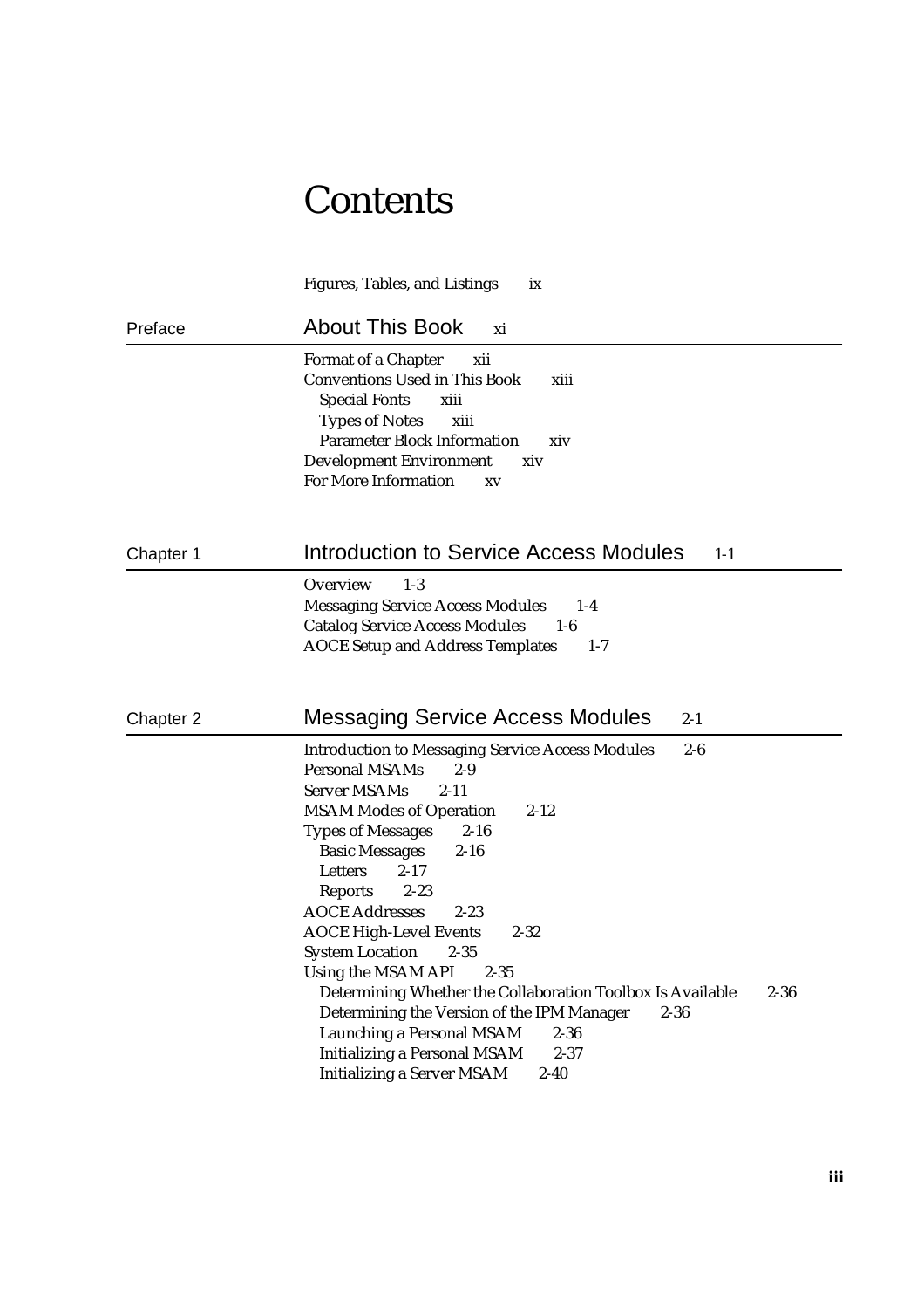# Contents

Figures, Tables, and Listings ix

## Preface — About This Book xi

Format of a Chapter xii
Conventions Used in This Book xiii
  Special Fonts xiii
  Types of Notes xiii
  Parameter Block Information xiv
Development Environment xiv
For More Information xv

## Chapter 1 — Introduction to Service Access Modules 1-1

Overview 1-3
Messaging Service Access Modules 1-4
Catalog Service Access Modules 1-6
AOCE Setup and Address Templates 1-7

## Chapter 2 — Messaging Service Access Modules 2-1

Introduction to Messaging Service Access Modules 2-6
Personal MSAMs 2-9
Server MSAMs 2-11
MSAM Modes of Operation 2-12
Types of Messages 2-16
  Basic Messages 2-16
  Letters 2-17
  Reports 2-23
AOCE Addresses 2-23
AOCE High-Level Events 2-32
System Location 2-35
Using the MSAM API 2-35
  Determining Whether the Collaboration Toolbox Is Available 2-36
  Determining the Version of the IPM Manager 2-36
  Launching a Personal MSAM 2-36
  Initializing a Personal MSAM 2-37
  Initializing a Server MSAM 2-40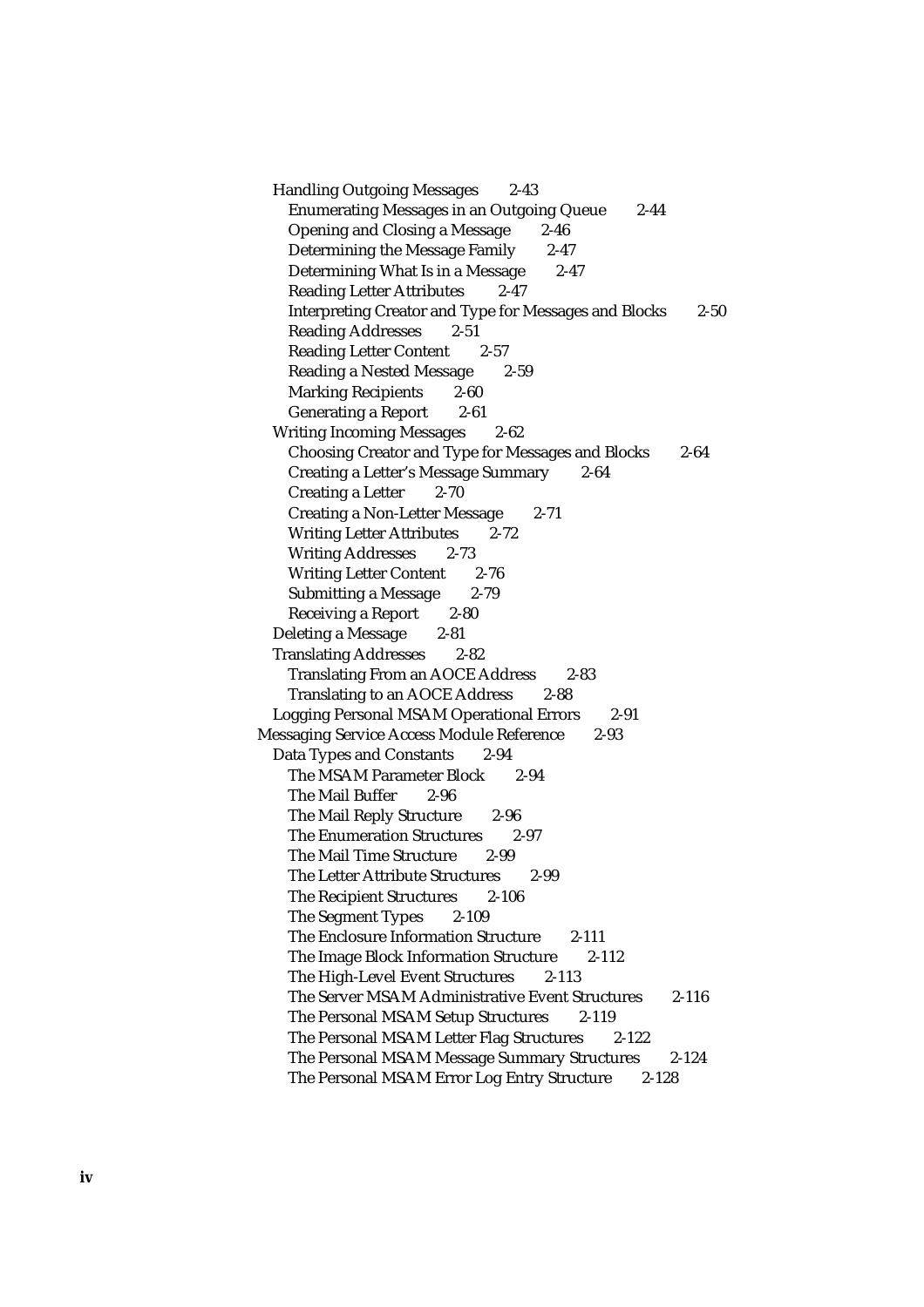- Handling Outgoing Messages 2-43
  - Enumerating Messages in an Outgoing Queue 2-44
  - Opening and Closing a Message 2-46
  - Determining the Message Family 2-47
  - Determining What Is in a Message 2-47
  - Reading Letter Attributes 2-47
  - Interpreting Creator and Type for Messages and Blocks 2-50
  - Reading Addresses 2-51
  - Reading Letter Content 2-57
  - Reading a Nested Message 2-59
  - Marking Recipients 2-60
  - Generating a Report 2-61
- Writing Incoming Messages 2-62
  - Choosing Creator and Type for Messages and Blocks 2-64
  - Creating a Letter's Message Summary 2-64
  - Creating a Letter 2-70
  - Creating a Non-Letter Message 2-71
  - Writing Letter Attributes 2-72
  - Writing Addresses 2-73
  - Writing Letter Content 2-76
  - Submitting a Message 2-79
  - Receiving a Report 2-80
- Deleting a Message 2-81
- Translating Addresses 2-82
  - Translating From an AOCE Address 2-83
  - Translating to an AOCE Address 2-88
- Logging Personal MSAM Operational Errors 2-91

Messaging Service Access Module Reference 2-93

- Data Types and Constants 2-94
  - The MSAM Parameter Block 2-94
  - The Mail Buffer 2-96
  - The Mail Reply Structure 2-96
  - The Enumeration Structures 2-97
  - The Mail Time Structure 2-99
  - The Letter Attribute Structures 2-99
  - The Recipient Structures 2-106
  - The Segment Types 2-109
  - The Enclosure Information Structure 2-111
  - The Image Block Information Structure 2-112
  - The High-Level Event Structures 2-113
  - The Server MSAM Administrative Event Structures 2-116
  - The Personal MSAM Setup Structures 2-119
  - The Personal MSAM Letter Flag Structures 2-122
  - The Personal MSAM Message Summary Structures 2-124
  - The Personal MSAM Error Log Entry Structure 2-128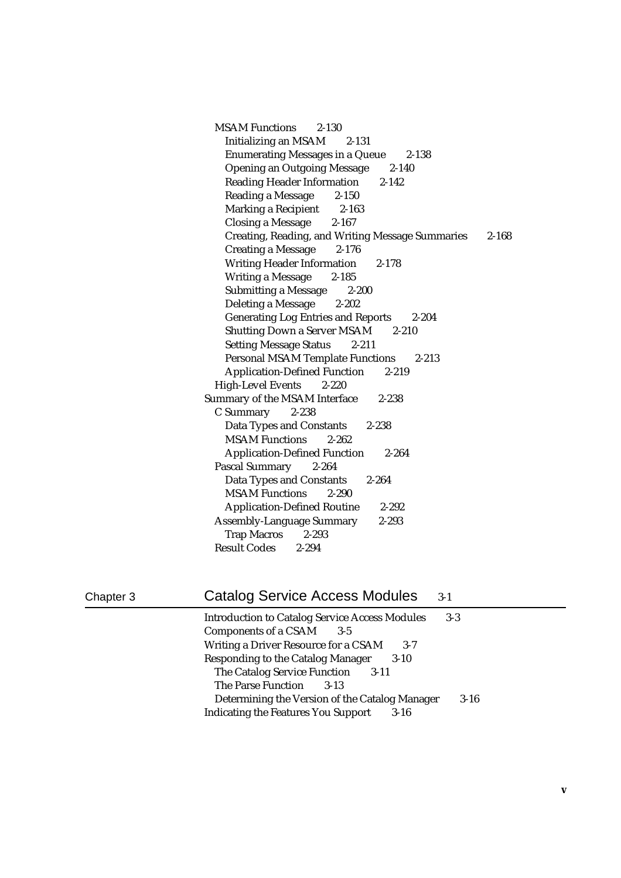- MSAM Functions 2-130
  - Initializing an MSAM 2-131
  - Enumerating Messages in a Queue 2-138
  - Opening an Outgoing Message 2-140
  - Reading Header Information 2-142
  - Reading a Message 2-150
  - Marking a Recipient 2-163
  - Closing a Message 2-167
  - Creating, Reading, and Writing Message Summaries 2-168
  - Creating a Message 2-176
  - Writing Header Information 2-178
  - Writing a Message 2-185
  - Submitting a Message 2-200
  - Deleting a Message 2-202
  - Generating Log Entries and Reports 2-204
  - Shutting Down a Server MSAM 2-210
  - Setting Message Status 2-211
  - Personal MSAM Template Functions 2-213
  - Application-Defined Function 2-219
- High-Level Events 2-220

Summary of the MSAM Interface 2-238

- C Summary 2-238
  - Data Types and Constants 2-238
  - MSAM Functions 2-262
  - Application-Defined Function 2-264
- Pascal Summary 2-264
  - Data Types and Constants 2-264
  - MSAM Functions 2-290
  - Application-Defined Routine 2-292
- Assembly-Language Summary 2-293
  - Trap Macros 2-293
- Result Codes 2-294

## Chapter 3 Catalog Service Access Modules 3-1

Introduction to Catalog Service Access Modules 3-3

Components of a CSAM 3-5

Writing a Driver Resource for a CSAM 3-7

Responding to the Catalog Manager 3-10

- The Catalog Service Function 3-11
- The Parse Function 3-13
- Determining the Version of the Catalog Manager 3-16

Indicating the Features You Support 3-16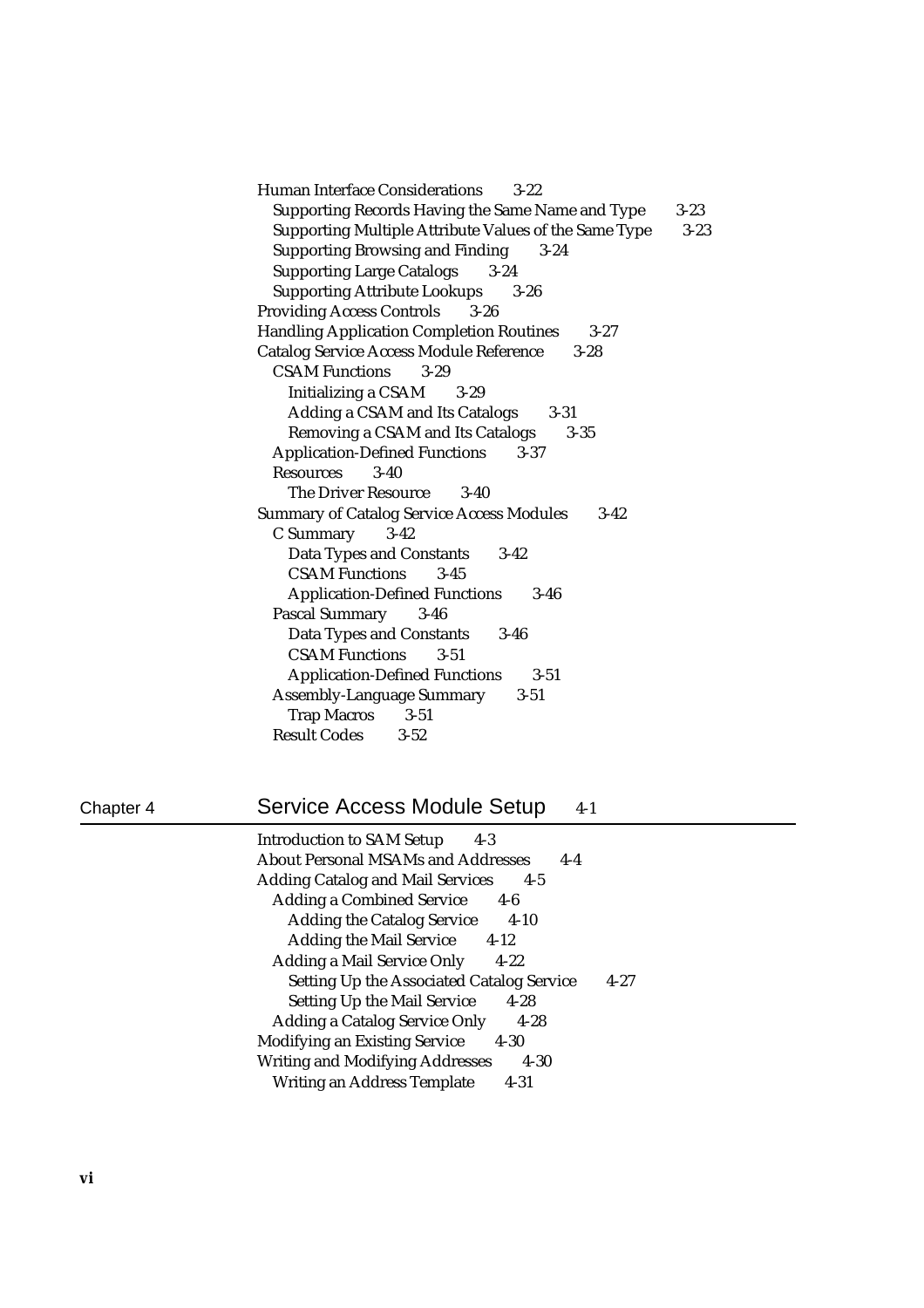Human Interface Considerations 3-22
- Supporting Records Having the Same Name and Type 3-23
- Supporting Multiple Attribute Values of the Same Type 3-23
- Supporting Browsing and Finding 3-24
- Supporting Large Catalogs 3-24
- Supporting Attribute Lookups 3-26

Providing Access Controls 3-26
Handling Application Completion Routines 3-27
Catalog Service Access Module Reference 3-28
- CSAM Functions 3-29
  - Initializing a CSAM 3-29
  - Adding a CSAM and Its Catalogs 3-31
  - Removing a CSAM and Its Catalogs 3-35
- Application-Defined Functions 3-37
- Resources 3-40
  - The Driver Resource 3-40

Summary of Catalog Service Access Modules 3-42
- C Summary 3-42
  - Data Types and Constants 3-42
  - CSAM Functions 3-45
  - Application-Defined Functions 3-46
- Pascal Summary 3-46
  - Data Types and Constants 3-46
  - CSAM Functions 3-51
  - Application-Defined Functions 3-51
- Assembly-Language Summary 3-51
  - Trap Macros 3-51
- Result Codes 3-52

## Chapter 4 Service Access Module Setup 4-1

Introduction to SAM Setup 4-3
About Personal MSAMs and Addresses 4-4
Adding Catalog and Mail Services 4-5
- Adding a Combined Service 4-6
  - Adding the Catalog Service 4-10
  - Adding the Mail Service 4-12
- Adding a Mail Service Only 4-22
  - Setting Up the Associated Catalog Service 4-27
  - Setting Up the Mail Service 4-28
- Adding a Catalog Service Only 4-28

Modifying an Existing Service 4-30
Writing and Modifying Addresses 4-30
- Writing an Address Template 4-31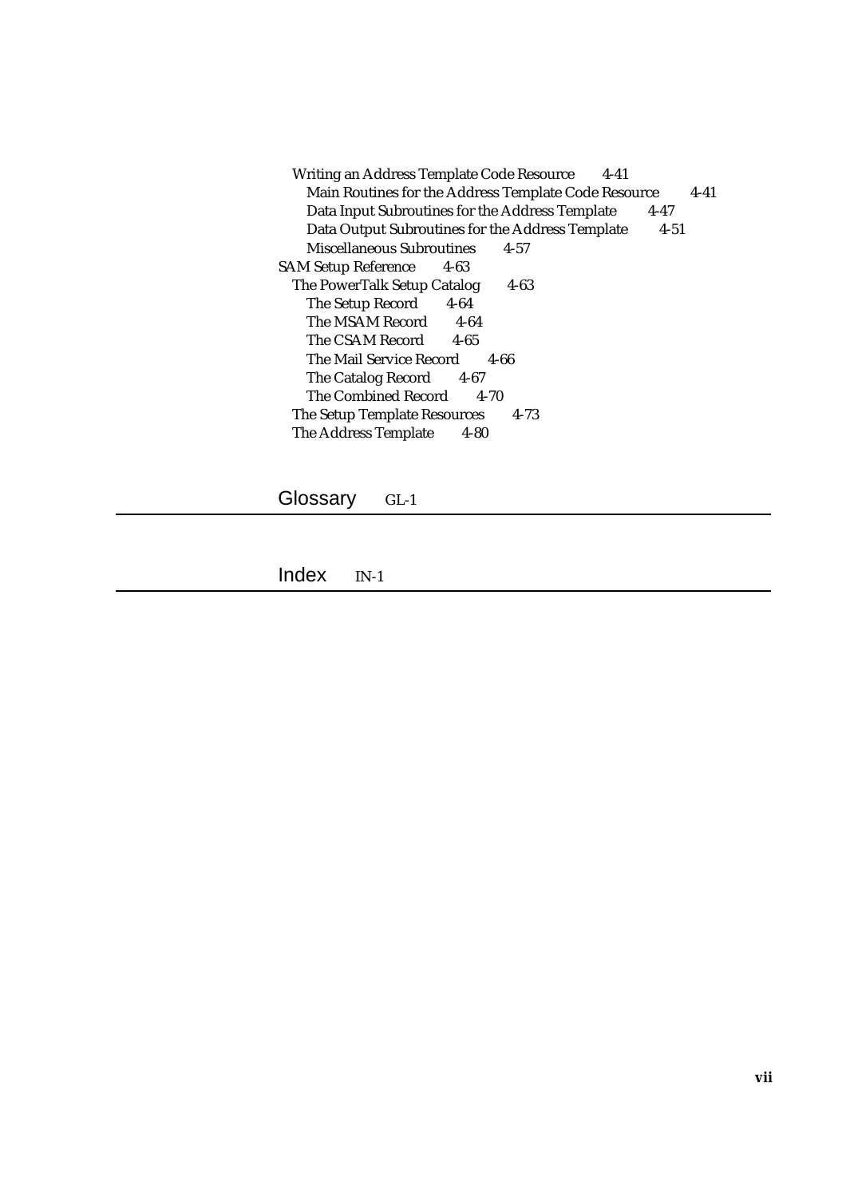- Writing an Address Template Code Resource 4-41
  - Main Routines for the Address Template Code Resource 4-41
  - Data Input Subroutines for the Address Template 4-47
  - Data Output Subroutines for the Address Template 4-51
  - Miscellaneous Subroutines 4-57

SAM Setup Reference 4-63

- The PowerTalk Setup Catalog 4-63
  - The Setup Record 4-64
  - The MSAM Record 4-64
  - The CSAM Record 4-65
  - The Mail Service Record 4-66
  - The Catalog Record 4-67
  - The Combined Record 4-70
- The Setup Template Resources 4-73
- The Address Template 4-80

## Glossary GL-1

## Index IN-1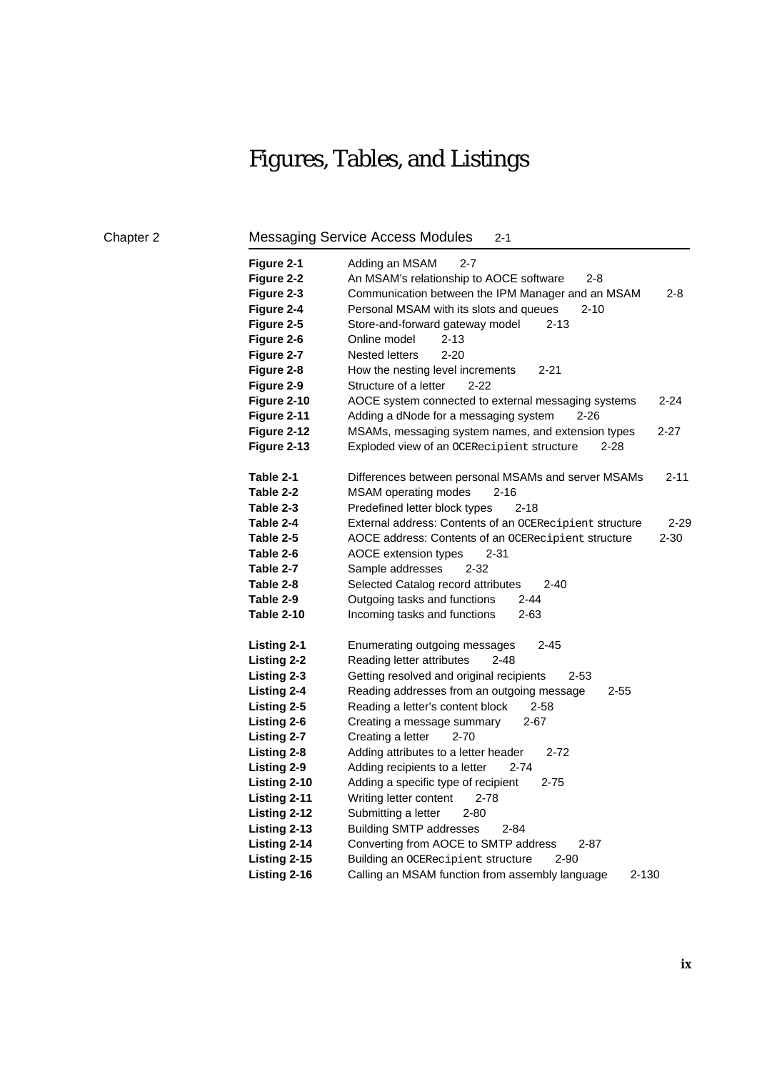# Figures, Tables, and Listings

## Chapter 2 — Messaging Service Access Modules 2-1

| | | |
|---|---|---|
| **Figure 2-1** | Adding an MSAM | 2-7 |
| **Figure 2-2** | An MSAM's relationship to AOCE software | 2-8 |
| **Figure 2-3** | Communication between the IPM Manager and an MSAM | 2-8 |
| **Figure 2-4** | Personal MSAM with its slots and queues | 2-10 |
| **Figure 2-5** | Store-and-forward gateway model | 2-13 |
| **Figure 2-6** | Online model | 2-13 |
| **Figure 2-7** | Nested letters | 2-20 |
| **Figure 2-8** | How the nesting level increments | 2-21 |
| **Figure 2-9** | Structure of a letter | 2-22 |
| **Figure 2-10** | AOCE system connected to external messaging systems | 2-24 |
| **Figure 2-11** | Adding a dNode for a messaging system | 2-26 |
| **Figure 2-12** | MSAMs, messaging system names, and extension types | 2-27 |
| **Figure 2-13** | Exploded view of an `OCERecipient` structure | 2-28 |
| **Table 2-1** | Differences between personal MSAMs and server MSAMs | 2-11 |
| **Table 2-2** | MSAM operating modes | 2-16 |
| **Table 2-3** | Predefined letter block types | 2-18 |
| **Table 2-4** | External address: Contents of an `OCERecipient` structure | 2-29 |
| **Table 2-5** | AOCE address: Contents of an `OCERecipient` structure | 2-30 |
| **Table 2-6** | AOCE extension types | 2-31 |
| **Table 2-7** | Sample addresses | 2-32 |
| **Table 2-8** | Selected Catalog record attributes | 2-40 |
| **Table 2-9** | Outgoing tasks and functions | 2-44 |
| **Table 2-10** | Incoming tasks and functions | 2-63 |
| **Listing 2-1** | Enumerating outgoing messages | 2-45 |
| **Listing 2-2** | Reading letter attributes | 2-48 |
| **Listing 2-3** | Getting resolved and original recipients | 2-53 |
| **Listing 2-4** | Reading addresses from an outgoing message | 2-55 |
| **Listing 2-5** | Reading a letter's content block | 2-58 |
| **Listing 2-6** | Creating a message summary | 2-67 |
| **Listing 2-7** | Creating a letter | 2-70 |
| **Listing 2-8** | Adding attributes to a letter header | 2-72 |
| **Listing 2-9** | Adding recipients to a letter | 2-74 |
| **Listing 2-10** | Adding a specific type of recipient | 2-75 |
| **Listing 2-11** | Writing letter content | 2-78 |
| **Listing 2-12** | Submitting a letter | 2-80 |
| **Listing 2-13** | Building SMTP addresses | 2-84 |
| **Listing 2-14** | Converting from AOCE to SMTP address | 2-87 |
| **Listing 2-15** | Building an `OCERecipient` structure | 2-90 |
| **Listing 2-16** | Calling an MSAM function from assembly language | 2-130 |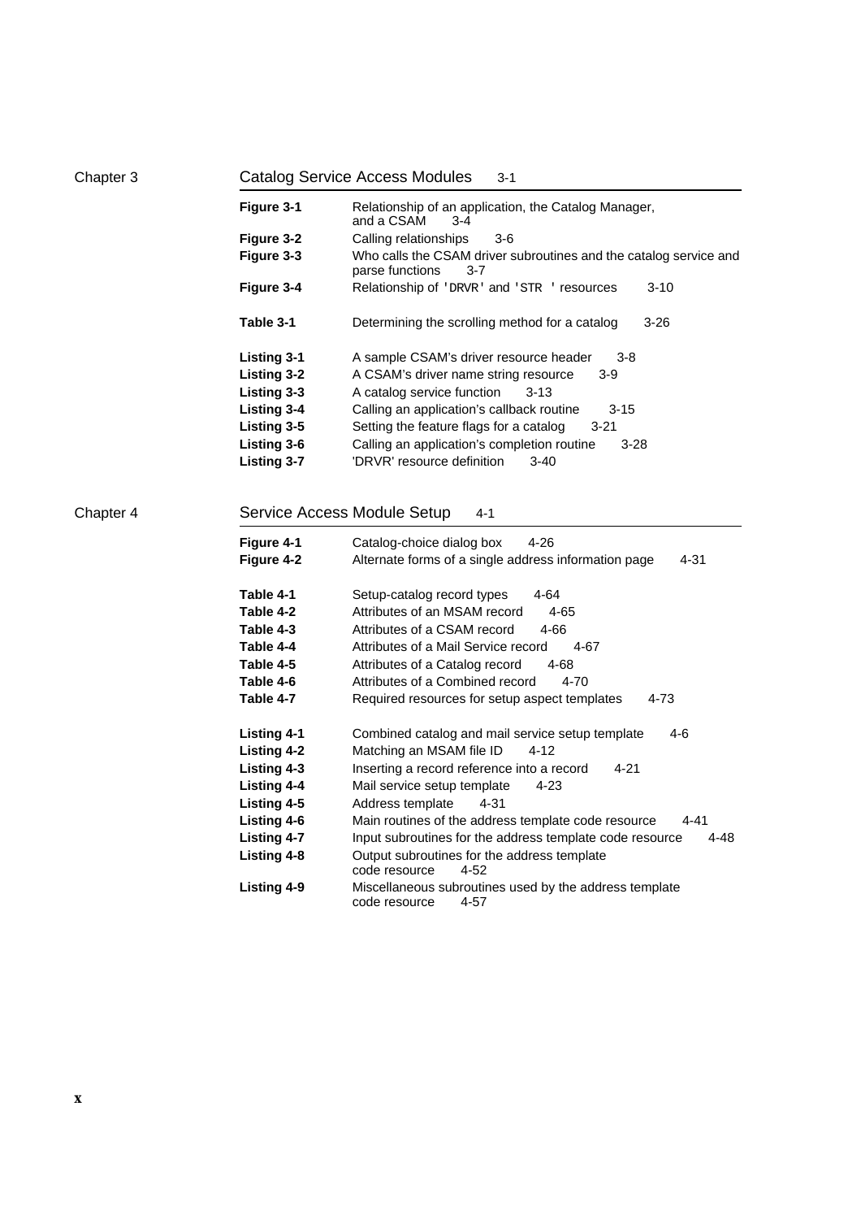## Chapter 3 Catalog Service Access Modules 3-1

| | | |
|---|---|---|
| **Figure 3-1** | Relationship of an application, the Catalog Manager, and a CSAM | 3-4 |
| **Figure 3-2** | Calling relationships | 3-6 |
| **Figure 3-3** | Who calls the CSAM driver subroutines and the catalog service and parse functions | 3-7 |
| **Figure 3-4** | Relationship of `'DRVR'` and `'STR '` resources | 3-10 |
| **Table 3-1** | Determining the scrolling method for a catalog | 3-26 |
| **Listing 3-1** | A sample CSAM's driver resource header | 3-8 |
| **Listing 3-2** | A CSAM's driver name string resource | 3-9 |
| **Listing 3-3** | A catalog service function | 3-13 |
| **Listing 3-4** | Calling an application's callback routine | 3-15 |
| **Listing 3-5** | Setting the feature flags for a catalog | 3-21 |
| **Listing 3-6** | Calling an application's completion routine | 3-28 |
| **Listing 3-7** | 'DRVR' resource definition | 3-40 |

## Chapter 4 Service Access Module Setup 4-1

| | | |
|---|---|---|
| **Figure 4-1** | Catalog-choice dialog box | 4-26 |
| **Figure 4-2** | Alternate forms of a single address information page | 4-31 |
| **Table 4-1** | Setup-catalog record types | 4-64 |
| **Table 4-2** | Attributes of an MSAM record | 4-65 |
| **Table 4-3** | Attributes of a CSAM record | 4-66 |
| **Table 4-4** | Attributes of a Mail Service record | 4-67 |
| **Table 4-5** | Attributes of a Catalog record | 4-68 |
| **Table 4-6** | Attributes of a Combined record | 4-70 |
| **Table 4-7** | Required resources for setup aspect templates | 4-73 |
| **Listing 4-1** | Combined catalog and mail service setup template | 4-6 |
| **Listing 4-2** | Matching an MSAM file ID | 4-12 |
| **Listing 4-3** | Inserting a record reference into a record | 4-21 |
| **Listing 4-4** | Mail service setup template | 4-23 |
| **Listing 4-5** | Address template | 4-31 |
| **Listing 4-6** | Main routines of the address template code resource | 4-41 |
| **Listing 4-7** | Input subroutines for the address template code resource | 4-48 |
| **Listing 4-8** | Output subroutines for the address template code resource | 4-52 |
| **Listing 4-9** | Miscellaneous subroutines used by the address template code resource | 4-57 |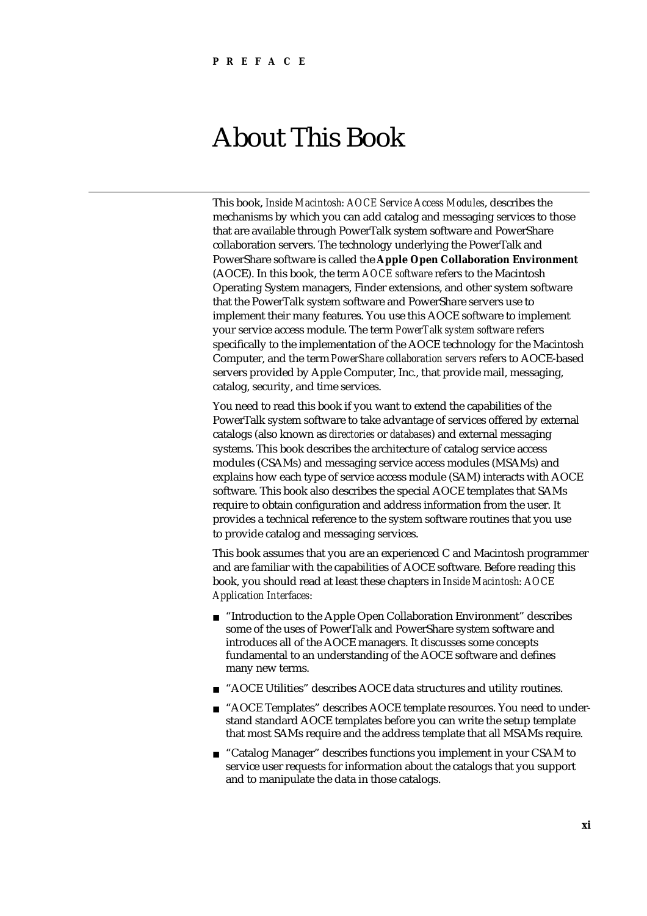# About This Book

This book, *Inside Macintosh: AOCE Service Access Modules*, describes the mechanisms by which you can add catalog and messaging services to those that are available through PowerTalk system software and PowerShare collaboration servers. The technology underlying the PowerTalk and PowerShare software is called the **Apple Open Collaboration Environment** (AOCE). In this book, the term *AOCE software* refers to the Macintosh Operating System managers, Finder extensions, and other system software that the PowerTalk system software and PowerShare servers use to implement their many features. You use this AOCE software to implement your service access module. The term *PowerTalk system software* refers specifically to the implementation of the AOCE technology for the Macintosh Computer, and the term *PowerShare collaboration servers* refers to AOCE-based servers provided by Apple Computer, Inc., that provide mail, messaging, catalog, security, and time services.

You need to read this book if you want to extend the capabilities of the PowerTalk system software to take advantage of services offered by external catalogs (also known as *directories* or *databases*) and external messaging systems. This book describes the architecture of catalog service access modules (CSAMs) and messaging service access modules (MSAMs) and explains how each type of service access module (SAM) interacts with AOCE software. This book also describes the special AOCE templates that SAMs require to obtain configuration and address information from the user. It provides a technical reference to the system software routines that you use to provide catalog and messaging services.

This book assumes that you are an experienced C and Macintosh programmer and are familiar with the capabilities of AOCE software. Before reading this book, you should read at least these chapters in *Inside Macintosh: AOCE Application Interfaces*:

- "Introduction to the Apple Open Collaboration Environment" describes some of the uses of PowerTalk and PowerShare system software and introduces all of the AOCE managers. It discusses some concepts fundamental to an understanding of the AOCE software and defines many new terms.
- "AOCE Utilities" describes AOCE data structures and utility routines.
- "AOCE Templates" describes AOCE template resources. You need to understand standard AOCE templates before you can write the setup template that most SAMs require and the address template that all MSAMs require.
- "Catalog Manager" describes functions you implement in your CSAM to service user requests for information about the catalogs that you support and to manipulate the data in those catalogs.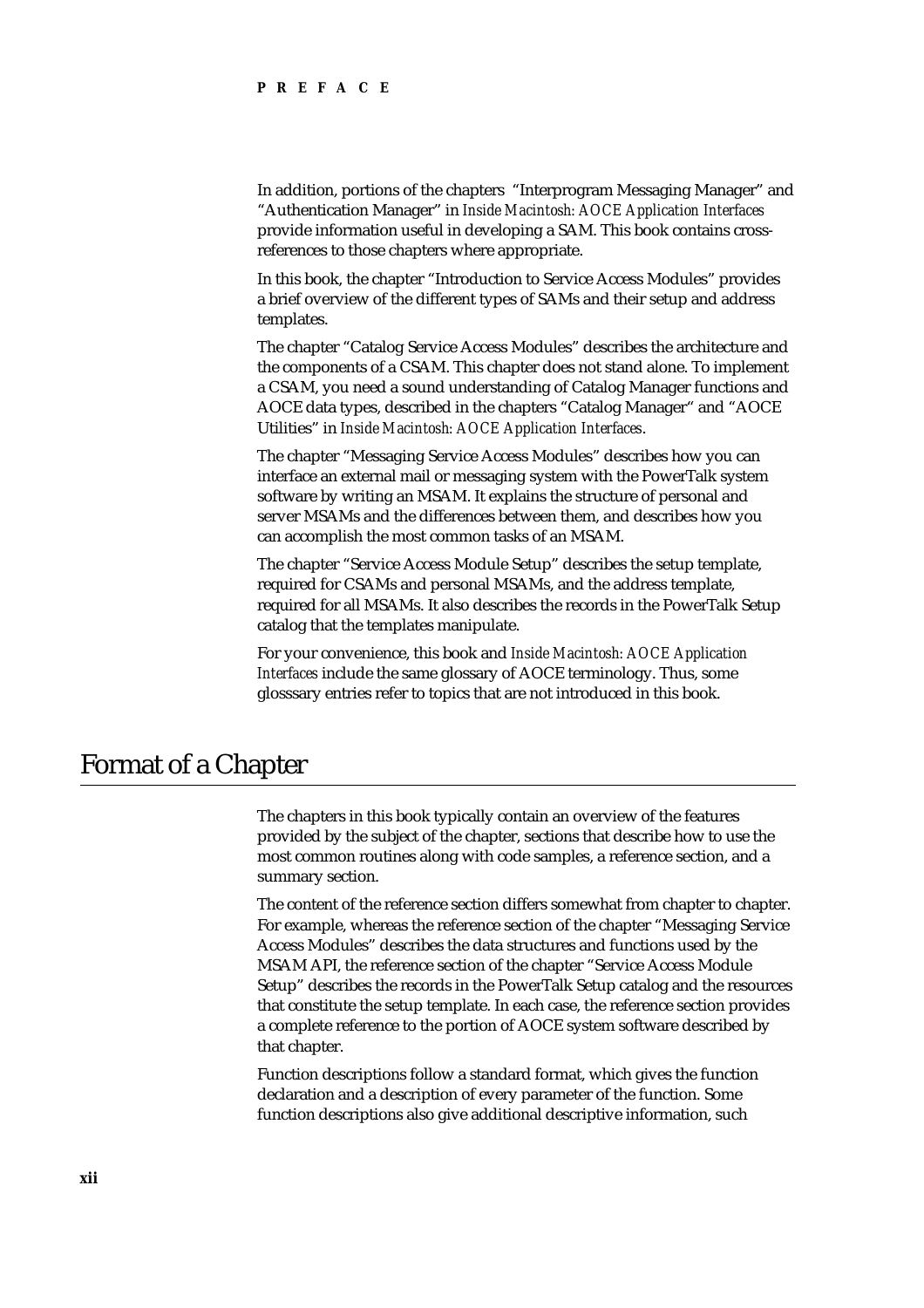In addition, portions of the chapters "Interprogram Messaging Manager" and "Authentication Manager" in *Inside Macintosh: AOCE Application Interfaces* provide information useful in developing a SAM. This book contains cross-references to those chapters where appropriate.

In this book, the chapter "Introduction to Service Access Modules" provides a brief overview of the different types of SAMs and their setup and address templates.

The chapter "Catalog Service Access Modules" describes the architecture and the components of a CSAM. This chapter does not stand alone. To implement a CSAM, you need a sound understanding of Catalog Manager functions and AOCE data types, described in the chapters "Catalog Manager" and "AOCE Utilities" in *Inside Macintosh: AOCE Application Interfaces*.

The chapter "Messaging Service Access Modules" describes how you can interface an external mail or messaging system with the PowerTalk system software by writing an MSAM. It explains the structure of personal and server MSAMs and the differences between them, and describes how you can accomplish the most common tasks of an MSAM.

The chapter "Service Access Module Setup" describes the setup template, required for CSAMs and personal MSAMs, and the address template, required for all MSAMs. It also describes the records in the PowerTalk Setup catalog that the templates manipulate.

For your convenience, this book and *Inside Macintosh: AOCE Application Interfaces* include the same glossary of AOCE terminology. Thus, some glosssary entries refer to topics that are not introduced in this book.

# Format of a Chapter

The chapters in this book typically contain an overview of the features provided by the subject of the chapter, sections that describe how to use the most common routines along with code samples, a reference section, and a summary section.

The content of the reference section differs somewhat from chapter to chapter. For example, whereas the reference section of the chapter "Messaging Service Access Modules" describes the data structures and functions used by the MSAM API, the reference section of the chapter "Service Access Module Setup" describes the records in the PowerTalk Setup catalog and the resources that constitute the setup template. In each case, the reference section provides a complete reference to the portion of AOCE system software described by that chapter.

Function descriptions follow a standard format, which gives the function declaration and a description of every parameter of the function. Some function descriptions also give additional descriptive information, such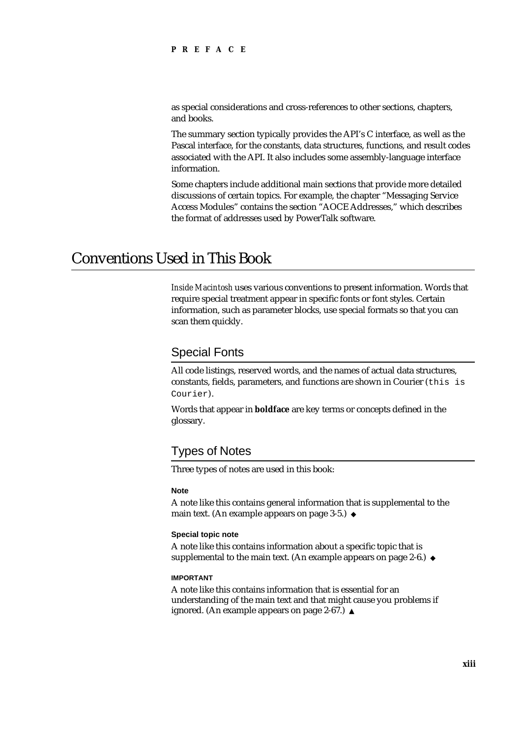as special considerations and cross-references to other sections, chapters, and books.

The summary section typically provides the API's C interface, as well as the Pascal interface, for the constants, data structures, functions, and result codes associated with the API. It also includes some assembly-language interface information.

Some chapters include additional main sections that provide more detailed discussions of certain topics. For example, the chapter "Messaging Service Access Modules" contains the section "AOCE Addresses," which describes the format of addresses used by PowerTalk software.

# Conventions Used in This Book

*Inside Macintosh* uses various conventions to present information. Words that require special treatment appear in specific fonts or font styles. Certain information, such as parameter blocks, use special formats so that you can scan them quickly.

## Special Fonts

All code listings, reserved words, and the names of actual data structures, constants, fields, parameters, and functions are shown in Courier (`this is Courier`).

Words that appear in **boldface** are key terms or concepts defined in the glossary.

## Types of Notes

Three types of notes are used in this book:

**Note**

A note like this contains general information that is supplemental to the main text. (An example appears on page 3-5.) ◆

**Special topic note**

A note like this contains information about a specific topic that is supplemental to the main text. (An example appears on page 2-6.) ◆

**IMPORTANT**

A note like this contains information that is essential for an understanding of the main text and that might cause you problems if ignored. (An example appears on page 2-67.) ▲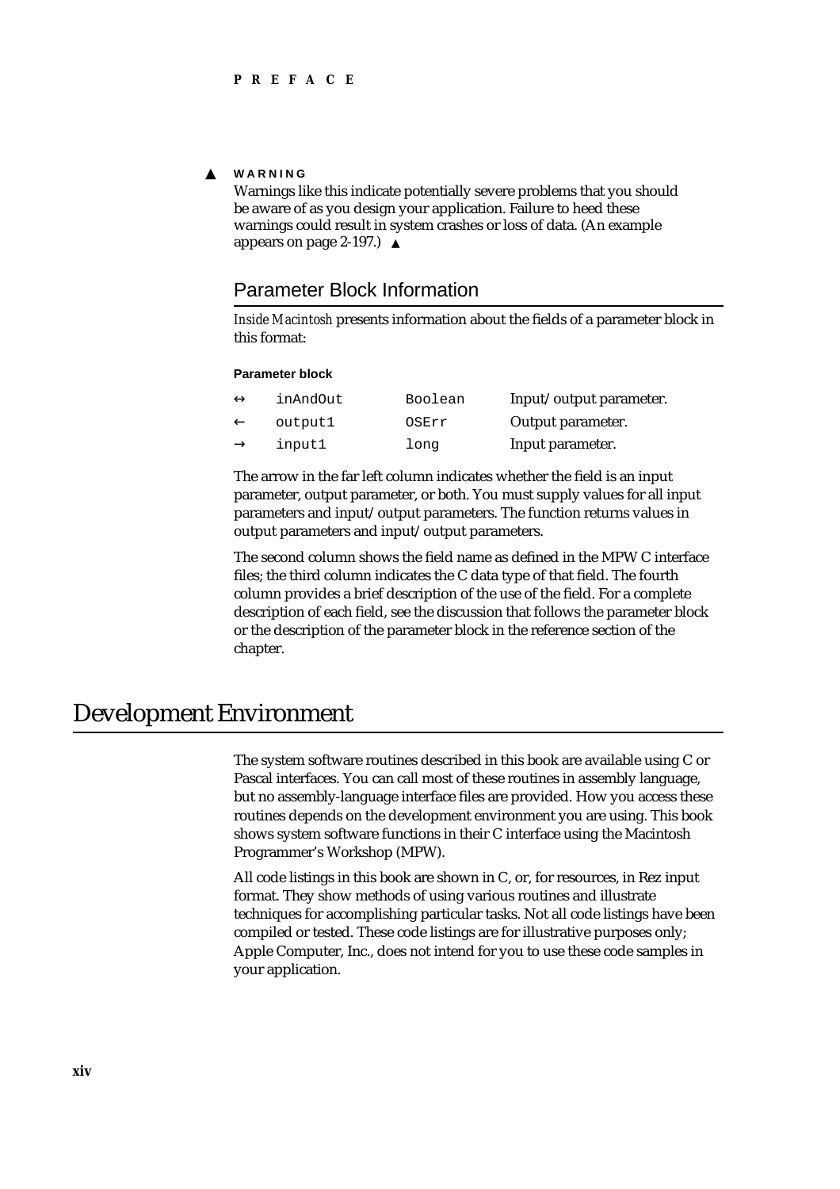▲ **WARNING**

Warnings like this indicate potentially severe problems that you should be aware of as you design your application. Failure to heed these warnings could result in system crashes or loss of data. (An example appears on page 2-197.) ▲

## Parameter Block Information

*Inside Macintosh* presents information about the fields of a parameter block in this format:

**Parameter block**

| | | | |
|---|---|---|---|
| ↔ | `inAndOut` | `Boolean` | Input/output parameter. |
| ← | `output1` | `OSErr` | Output parameter. |
| → | `input1` | `long` | Input parameter. |

The arrow in the far left column indicates whether the field is an input parameter, output parameter, or both. You must supply values for all input parameters and input/output parameters. The function returns values in output parameters and input/output parameters.

The second column shows the field name as defined in the MPW C interface files; the third column indicates the C data type of that field. The fourth column provides a brief description of the use of the field. For a complete description of each field, see the discussion that follows the parameter block or the description of the parameter block in the reference section of the chapter.

# Development Environment

The system software routines described in this book are available using C or Pascal interfaces. You can call most of these routines in assembly language, but no assembly-language interface files are provided. How you access these routines depends on the development environment you are using. This book shows system software functions in their C interface using the Macintosh Programmer's Workshop (MPW).

All code listings in this book are shown in C, or, for resources, in Rez input format. They show methods of using various routines and illustrate techniques for accomplishing particular tasks. Not all code listings have been compiled or tested. These code listings are for illustrative purposes only; Apple Computer, Inc., does not intend for you to use these code samples in your application.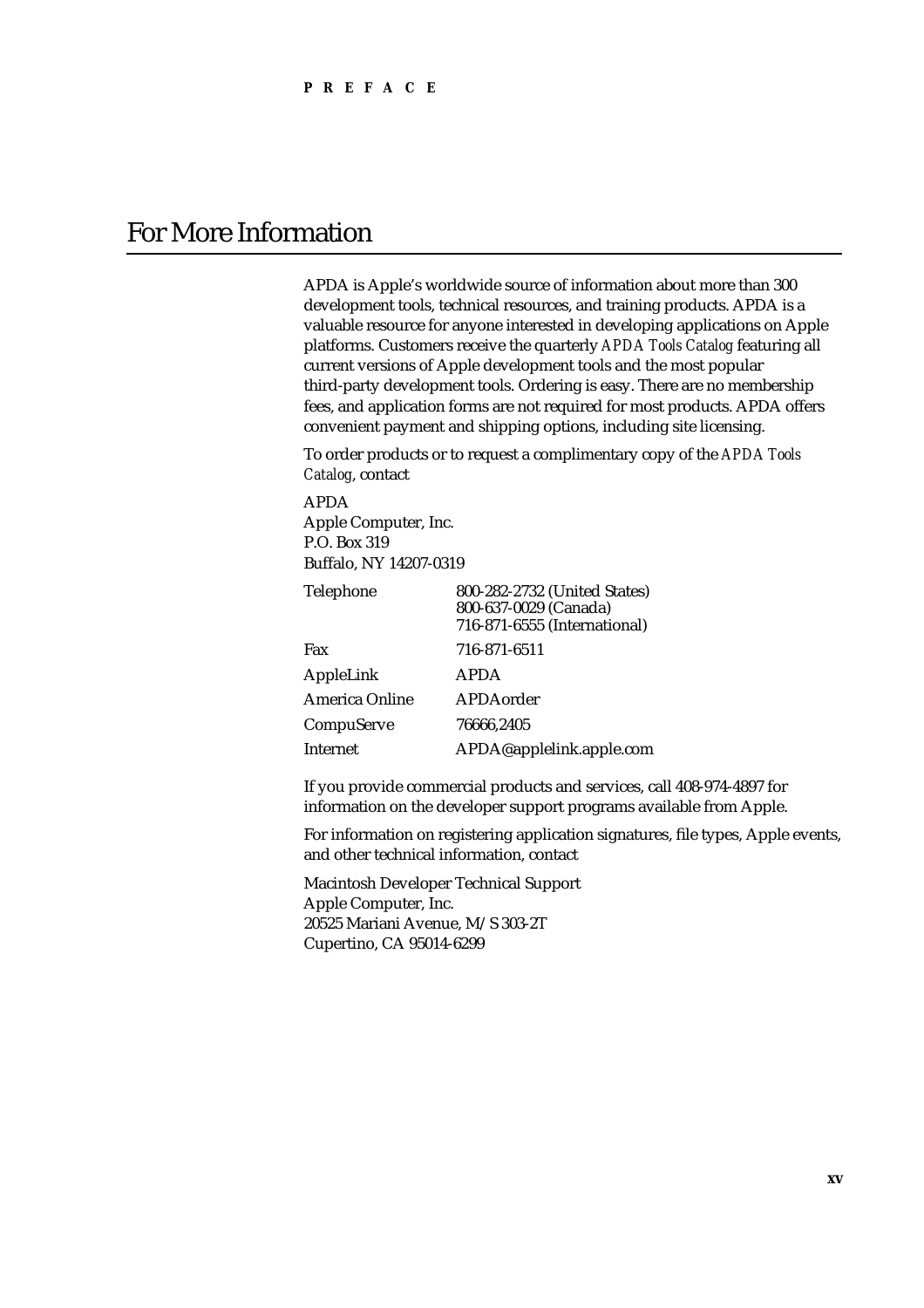# For More Information

APDA is Apple's worldwide source of information about more than 300 development tools, technical resources, and training products. APDA is a valuable resource for anyone interested in developing applications on Apple platforms. Customers receive the quarterly *APDA Tools Catalog* featuring all current versions of Apple development tools and the most popular third-party development tools. Ordering is easy. There are no membership fees, and application forms are not required for most products. APDA offers convenient payment and shipping options, including site licensing.

To order products or to request a complimentary copy of the *APDA Tools Catalog*, contact

APDA
Apple Computer, Inc.
P.O. Box 319
Buffalo, NY 14207-0319

| | |
|---|---|
| Telephone | 800-282-2732 (United States)<br>800-637-0029 (Canada)<br>716-871-6555 (International) |
| Fax | 716-871-6511 |
| AppleLink | APDA |
| America Online | APDAorder |
| CompuServe | 76666,2405 |
| Internet | APDA@applelink.apple.com |

If you provide commercial products and services, call 408-974-4897 for information on the developer support programs available from Apple.

For information on registering application signatures, file types, Apple events, and other technical information, contact

Macintosh Developer Technical Support
Apple Computer, Inc.
20525 Mariani Avenue, M/S 303-2T
Cupertino, CA 95014-6299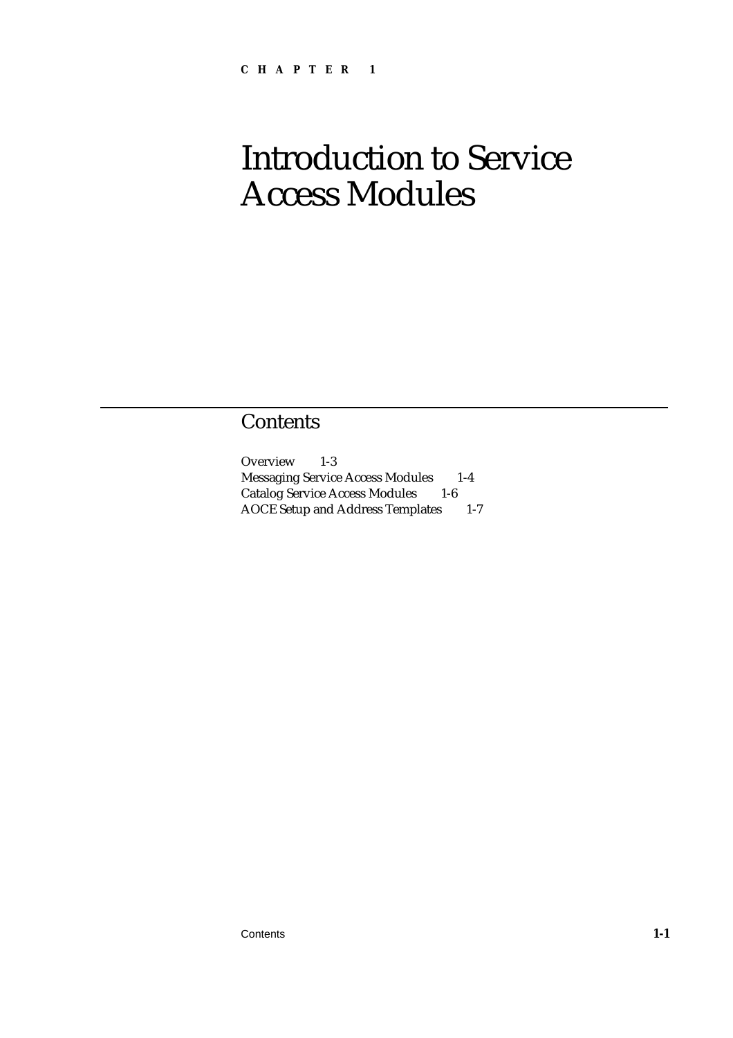CHAPTER 1

# Introduction to Service Access Modules

## Contents

Overview 1-3
Messaging Service Access Modules 1-4
Catalog Service Access Modules 1-6
AOCE Setup and Address Templates 1-7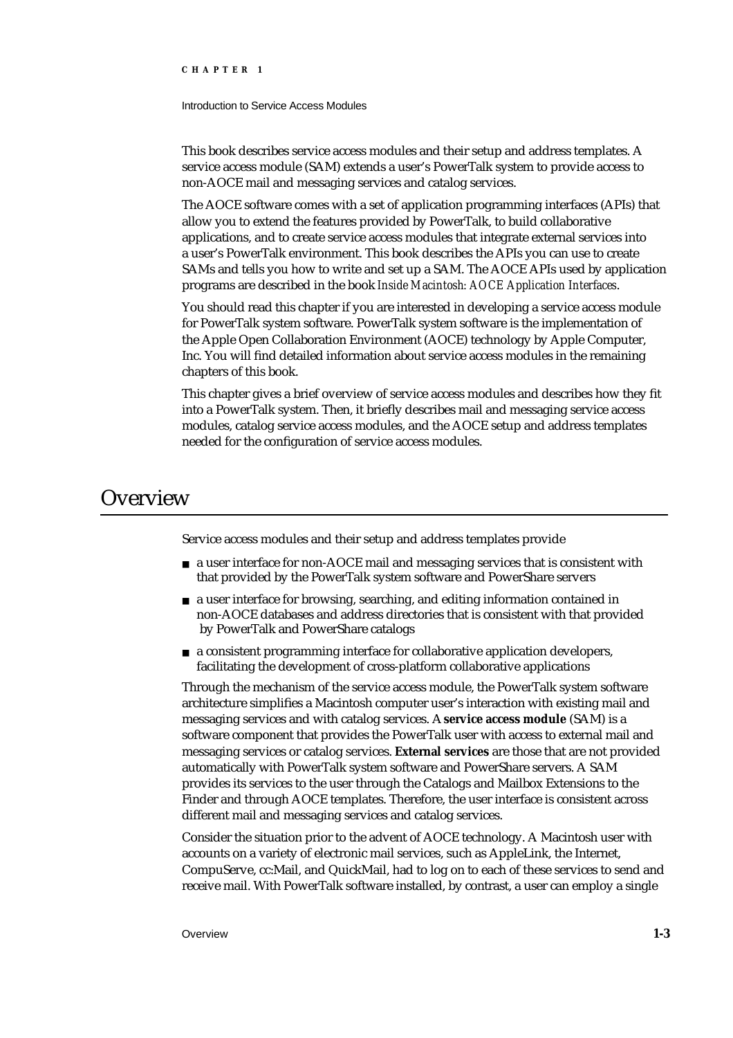This book describes service access modules and their setup and address templates. A service access module (SAM) extends a user's PowerTalk system to provide access to non-AOCE mail and messaging services and catalog services.

The AOCE software comes with a set of application programming interfaces (APIs) that allow you to extend the features provided by PowerTalk, to build collaborative applications, and to create service access modules that integrate external services into a user's PowerTalk environment. This book describes the APIs you can use to create SAMs and tells you how to write and set up a SAM. The AOCE APIs used by application programs are described in the book *Inside Macintosh: AOCE Application Interfaces*.

You should read this chapter if you are interested in developing a service access module for PowerTalk system software. PowerTalk system software is the implementation of the Apple Open Collaboration Environment (AOCE) technology by Apple Computer, Inc. You will find detailed information about service access modules in the remaining chapters of this book.

This chapter gives a brief overview of service access modules and describes how they fit into a PowerTalk system. Then, it briefly describes mail and messaging service access modules, catalog service access modules, and the AOCE setup and address templates needed for the configuration of service access modules.

# Overview

Service access modules and their setup and address templates provide

- a user interface for non-AOCE mail and messaging services that is consistent with that provided by the PowerTalk system software and PowerShare servers
- a user interface for browsing, searching, and editing information contained in non-AOCE databases and address directories that is consistent with that provided by PowerTalk and PowerShare catalogs
- a consistent programming interface for collaborative application developers, facilitating the development of cross-platform collaborative applications

Through the mechanism of the service access module, the PowerTalk system software architecture simplifies a Macintosh computer user's interaction with existing mail and messaging services and with catalog services. A **service access module** (SAM) is a software component that provides the PowerTalk user with access to external mail and messaging services or catalog services. **External services** are those that are not provided automatically with PowerTalk system software and PowerShare servers. A SAM provides its services to the user through the Catalogs and Mailbox Extensions to the Finder and through AOCE templates. Therefore, the user interface is consistent across different mail and messaging services and catalog services.

Consider the situation prior to the advent of AOCE technology. A Macintosh user with accounts on a variety of electronic mail services, such as AppleLink, the Internet, CompuServe, cc:Mail, and QuickMail, had to log on to each of these services to send and receive mail. With PowerTalk software installed, by contrast, a user can employ a single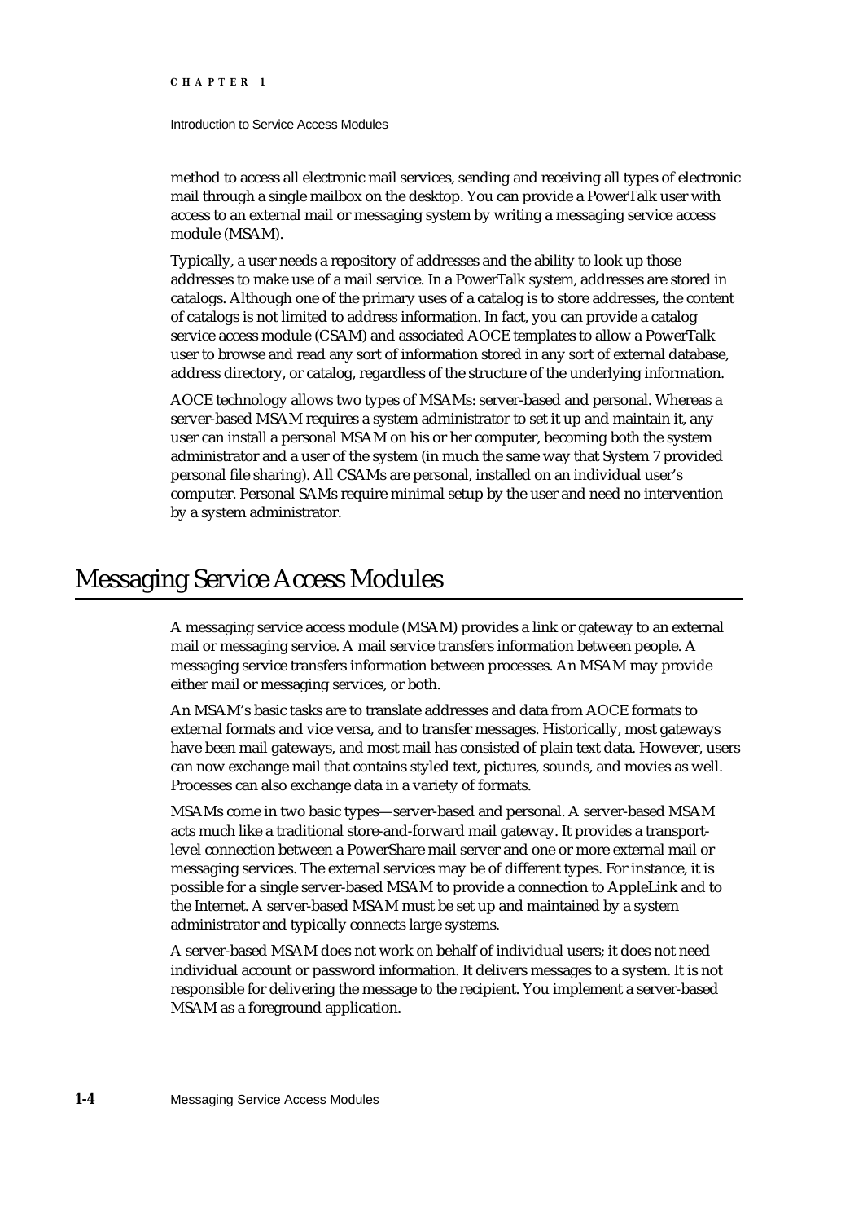method to access all electronic mail services, sending and receiving all types of electronic mail through a single mailbox on the desktop. You can provide a PowerTalk user with access to an external mail or messaging system by writing a messaging service access module (MSAM).

Typically, a user needs a repository of addresses and the ability to look up those addresses to make use of a mail service. In a PowerTalk system, addresses are stored in catalogs. Although one of the primary uses of a catalog is to store addresses, the content of catalogs is not limited to address information. In fact, you can provide a catalog service access module (CSAM) and associated AOCE templates to allow a PowerTalk user to browse and read any sort of information stored in any sort of external database, address directory, or catalog, regardless of the structure of the underlying information.

AOCE technology allows two types of MSAMs: server-based and personal. Whereas a server-based MSAM requires a system administrator to set it up and maintain it, any user can install a personal MSAM on his or her computer, becoming both the system administrator and a user of the system (in much the same way that System 7 provided personal file sharing). All CSAMs are personal, installed on an individual user's computer. Personal SAMs require minimal setup by the user and need no intervention by a system administrator.

# Messaging Service Access Modules

A messaging service access module (MSAM) provides a link or gateway to an external mail or messaging service. A mail service transfers information between people. A messaging service transfers information between processes. An MSAM may provide either mail or messaging services, or both.

An MSAM's basic tasks are to translate addresses and data from AOCE formats to external formats and vice versa, and to transfer messages. Historically, most gateways have been mail gateways, and most mail has consisted of plain text data. However, users can now exchange mail that contains styled text, pictures, sounds, and movies as well. Processes can also exchange data in a variety of formats.

MSAMs come in two basic types—server-based and personal. A server-based MSAM acts much like a traditional store-and-forward mail gateway. It provides a transport-level connection between a PowerShare mail server and one or more external mail or messaging services. The external services may be of different types. For instance, it is possible for a single server-based MSAM to provide a connection to AppleLink and to the Internet. A server-based MSAM must be set up and maintained by a system administrator and typically connects large systems.

A server-based MSAM does not work on behalf of individual users; it does not need individual account or password information. It delivers messages to a system. It is not responsible for delivering the message to the recipient. You implement a server-based MSAM as a foreground application.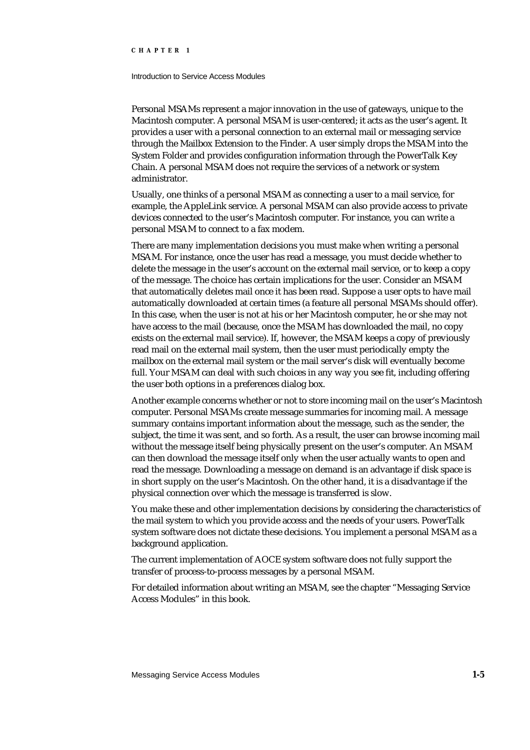Personal MSAMs represent a major innovation in the use of gateways, unique to the Macintosh computer. A personal MSAM is user-centered; it acts as the user's agent. It provides a user with a personal connection to an external mail or messaging service through the Mailbox Extension to the Finder. A user simply drops the MSAM into the System Folder and provides configuration information through the PowerTalk Key Chain. A personal MSAM does not require the services of a network or system administrator.

Usually, one thinks of a personal MSAM as connecting a user to a mail service, for example, the AppleLink service. A personal MSAM can also provide access to private devices connected to the user's Macintosh computer. For instance, you can write a personal MSAM to connect to a fax modem.

There are many implementation decisions you must make when writing a personal MSAM. For instance, once the user has read a message, you must decide whether to delete the message in the user's account on the external mail service, or to keep a copy of the message. The choice has certain implications for the user. Consider an MSAM that automatically deletes mail once it has been read. Suppose a user opts to have mail automatically downloaded at certain times (a feature all personal MSAMs should offer). In this case, when the user is not at his or her Macintosh computer, he or she may not have access to the mail (because, once the MSAM has downloaded the mail, no copy exists on the external mail service). If, however, the MSAM keeps a copy of previously read mail on the external mail system, then the user must periodically empty the mailbox on the external mail system or the mail server's disk will eventually become full. Your MSAM can deal with such choices in any way you see fit, including offering the user both options in a preferences dialog box.

Another example concerns whether or not to store incoming mail on the user's Macintosh computer. Personal MSAMs create message summaries for incoming mail. A message summary contains important information about the message, such as the sender, the subject, the time it was sent, and so forth. As a result, the user can browse incoming mail without the message itself being physically present on the user's computer. An MSAM can then download the message itself only when the user actually wants to open and read the message. Downloading a message on demand is an advantage if disk space is in short supply on the user's Macintosh. On the other hand, it is a disadvantage if the physical connection over which the message is transferred is slow.

You make these and other implementation decisions by considering the characteristics of the mail system to which you provide access and the needs of your users. PowerTalk system software does not dictate these decisions. You implement a personal MSAM as a background application.

The current implementation of AOCE system software does not fully support the transfer of process-to-process messages by a personal MSAM.

For detailed information about writing an MSAM, see the chapter "Messaging Service Access Modules" in this book.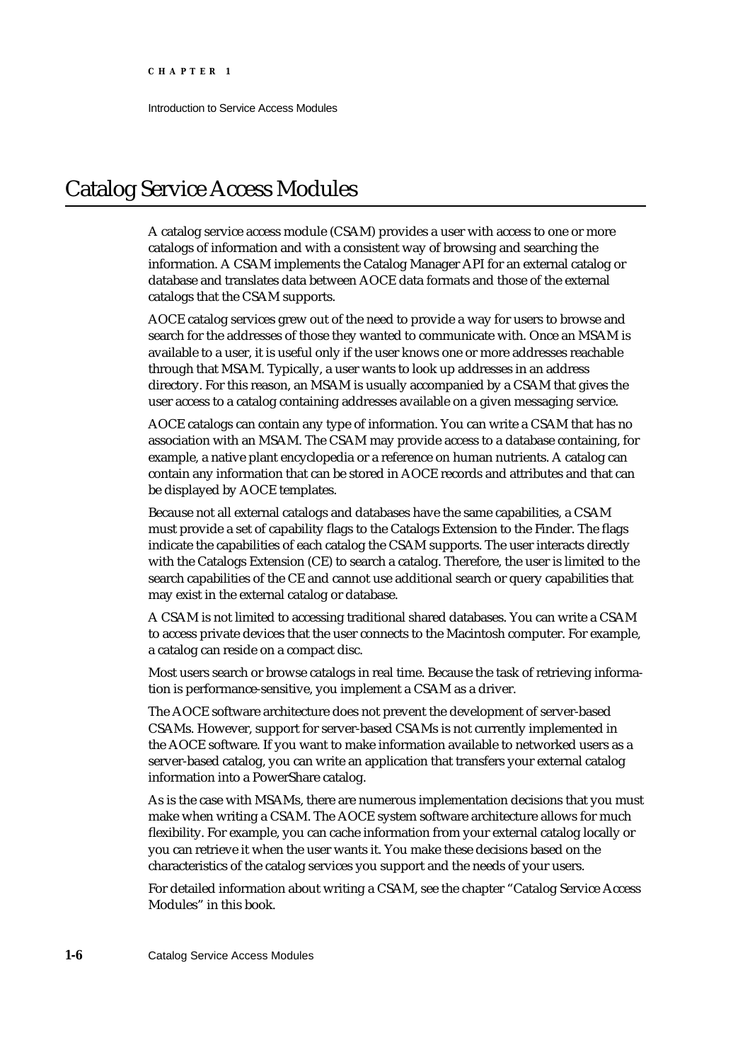# Catalog Service Access Modules

A catalog service access module (CSAM) provides a user with access to one or more catalogs of information and with a consistent way of browsing and searching the information. A CSAM implements the Catalog Manager API for an external catalog or database and translates data between AOCE data formats and those of the external catalogs that the CSAM supports.

AOCE catalog services grew out of the need to provide a way for users to browse and search for the addresses of those they wanted to communicate with. Once an MSAM is available to a user, it is useful only if the user knows one or more addresses reachable through that MSAM. Typically, a user wants to look up addresses in an address directory. For this reason, an MSAM is usually accompanied by a CSAM that gives the user access to a catalog containing addresses available on a given messaging service.

AOCE catalogs can contain any type of information. You can write a CSAM that has no association with an MSAM. The CSAM may provide access to a database containing, for example, a native plant encyclopedia or a reference on human nutrients. A catalog can contain any information that can be stored in AOCE records and attributes and that can be displayed by AOCE templates.

Because not all external catalogs and databases have the same capabilities, a CSAM must provide a set of capability flags to the Catalogs Extension to the Finder. The flags indicate the capabilities of each catalog the CSAM supports. The user interacts directly with the Catalogs Extension (CE) to search a catalog. Therefore, the user is limited to the search capabilities of the CE and cannot use additional search or query capabilities that may exist in the external catalog or database.

A CSAM is not limited to accessing traditional shared databases. You can write a CSAM to access private devices that the user connects to the Macintosh computer. For example, a catalog can reside on a compact disc.

Most users search or browse catalogs in real time. Because the task of retrieving information is performance-sensitive, you implement a CSAM as a driver.

The AOCE software architecture does not prevent the development of server-based CSAMs. However, support for server-based CSAMs is not currently implemented in the AOCE software. If you want to make information available to networked users as a server-based catalog, you can write an application that transfers your external catalog information into a PowerShare catalog.

As is the case with MSAMs, there are numerous implementation decisions that you must make when writing a CSAM. The AOCE system software architecture allows for much flexibility. For example, you can cache information from your external catalog locally or you can retrieve it when the user wants it. You make these decisions based on the characteristics of the catalog services you support and the needs of your users.

For detailed information about writing a CSAM, see the chapter "Catalog Service Access Modules" in this book.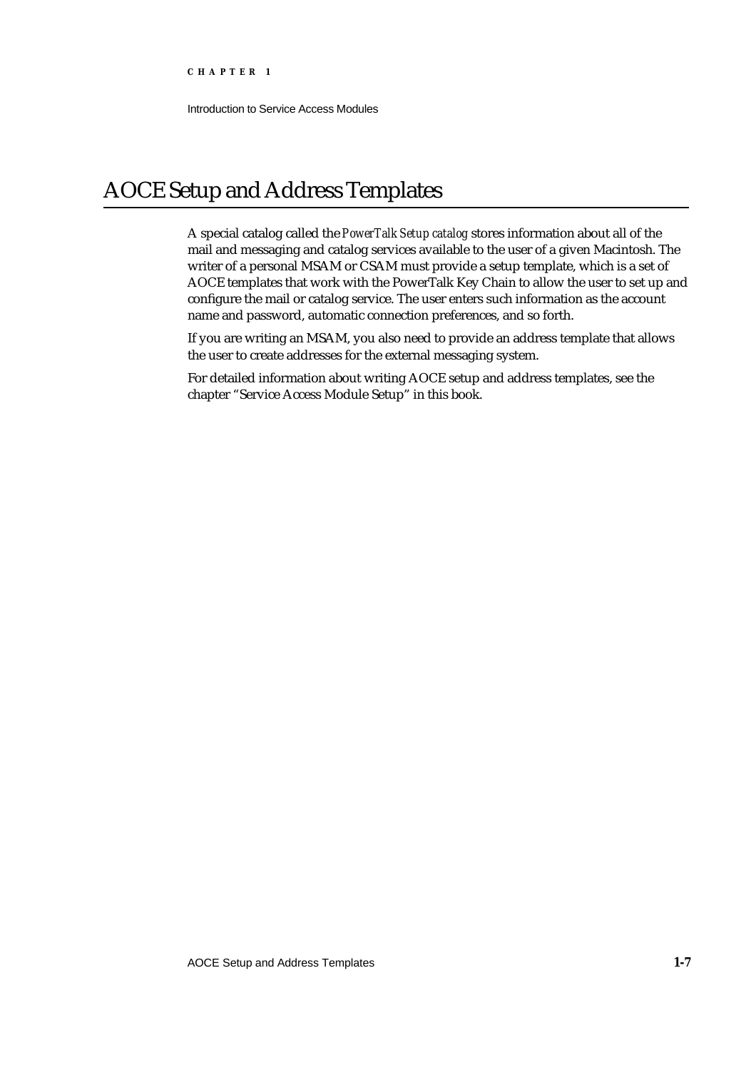# AOCE Setup and Address Templates

A special catalog called the *PowerTalk Setup catalog* stores information about all of the mail and messaging and catalog services available to the user of a given Macintosh. The writer of a personal MSAM or CSAM must provide a setup template, which is a set of AOCE templates that work with the PowerTalk Key Chain to allow the user to set up and configure the mail or catalog service. The user enters such information as the account name and password, automatic connection preferences, and so forth.

If you are writing an MSAM, you also need to provide an address template that allows the user to create addresses for the external messaging system.

For detailed information about writing AOCE setup and address templates, see the chapter "Service Access Module Setup" in this book.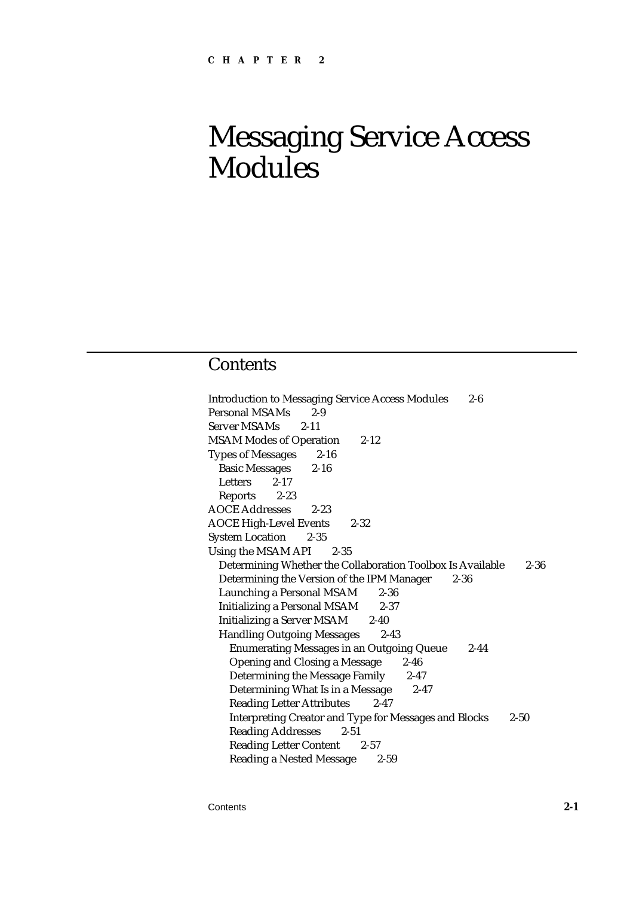CHAPTER 2

# Messaging Service Access Modules

## Contents

Introduction to Messaging Service Access Modules 2-6
Personal MSAMs 2-9
Server MSAMs 2-11
MSAM Modes of Operation 2-12
Types of Messages 2-16
  Basic Messages 2-16
  Letters 2-17
  Reports 2-23
AOCE Addresses 2-23
AOCE High-Level Events 2-32
System Location 2-35
Using the MSAM API 2-35
  Determining Whether the Collaboration Toolbox Is Available 2-36
  Determining the Version of the IPM Manager 2-36
  Launching a Personal MSAM 2-36
  Initializing a Personal MSAM 2-37
  Initializing a Server MSAM 2-40
  Handling Outgoing Messages 2-43
    Enumerating Messages in an Outgoing Queue 2-44
    Opening and Closing a Message 2-46
    Determining the Message Family 2-47
    Determining What Is in a Message 2-47
    Reading Letter Attributes 2-47
    Interpreting Creator and Type for Messages and Blocks 2-50
    Reading Addresses 2-51
    Reading Letter Content 2-57
    Reading a Nested Message 2-59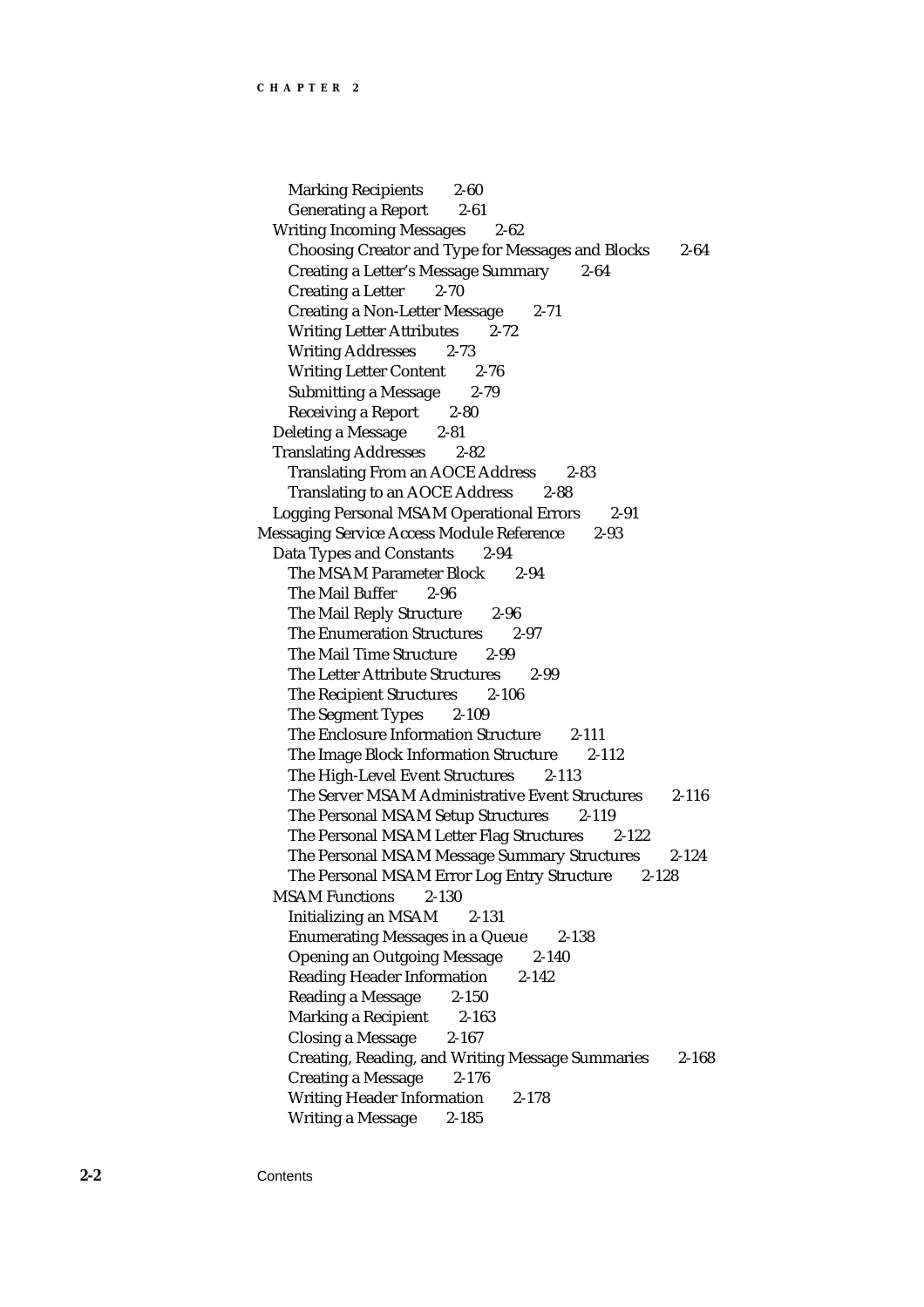- Marking Recipients 2-60
- Generating a Report 2-61

Writing Incoming Messages 2-62

- Choosing Creator and Type for Messages and Blocks 2-64
- Creating a Letter's Message Summary 2-64
- Creating a Letter 2-70
- Creating a Non-Letter Message 2-71
- Writing Letter Attributes 2-72
- Writing Addresses 2-73
- Writing Letter Content 2-76
- Submitting a Message 2-79
- Receiving a Report 2-80

Deleting a Message 2-81

Translating Addresses 2-82

- Translating From an AOCE Address 2-83
- Translating to an AOCE Address 2-88

Logging Personal MSAM Operational Errors 2-91

Messaging Service Access Module Reference 2-93

Data Types and Constants 2-94

- The MSAM Parameter Block 2-94
- The Mail Buffer 2-96
- The Mail Reply Structure 2-96
- The Enumeration Structures 2-97
- The Mail Time Structure 2-99
- The Letter Attribute Structures 2-99
- The Recipient Structures 2-106
- The Segment Types 2-109
- The Enclosure Information Structure 2-111
- The Image Block Information Structure 2-112
- The High-Level Event Structures 2-113
- The Server MSAM Administrative Event Structures 2-116
- The Personal MSAM Setup Structures 2-119
- The Personal MSAM Letter Flag Structures 2-122
- The Personal MSAM Message Summary Structures 2-124
- The Personal MSAM Error Log Entry Structure 2-128

MSAM Functions 2-130

- Initializing an MSAM 2-131
- Enumerating Messages in a Queue 2-138
- Opening an Outgoing Message 2-140
- Reading Header Information 2-142
- Reading a Message 2-150
- Marking a Recipient 2-163
- Closing a Message 2-167
- Creating, Reading, and Writing Message Summaries 2-168
- Creating a Message 2-176
- Writing Header Information 2-178
- Writing a Message 2-185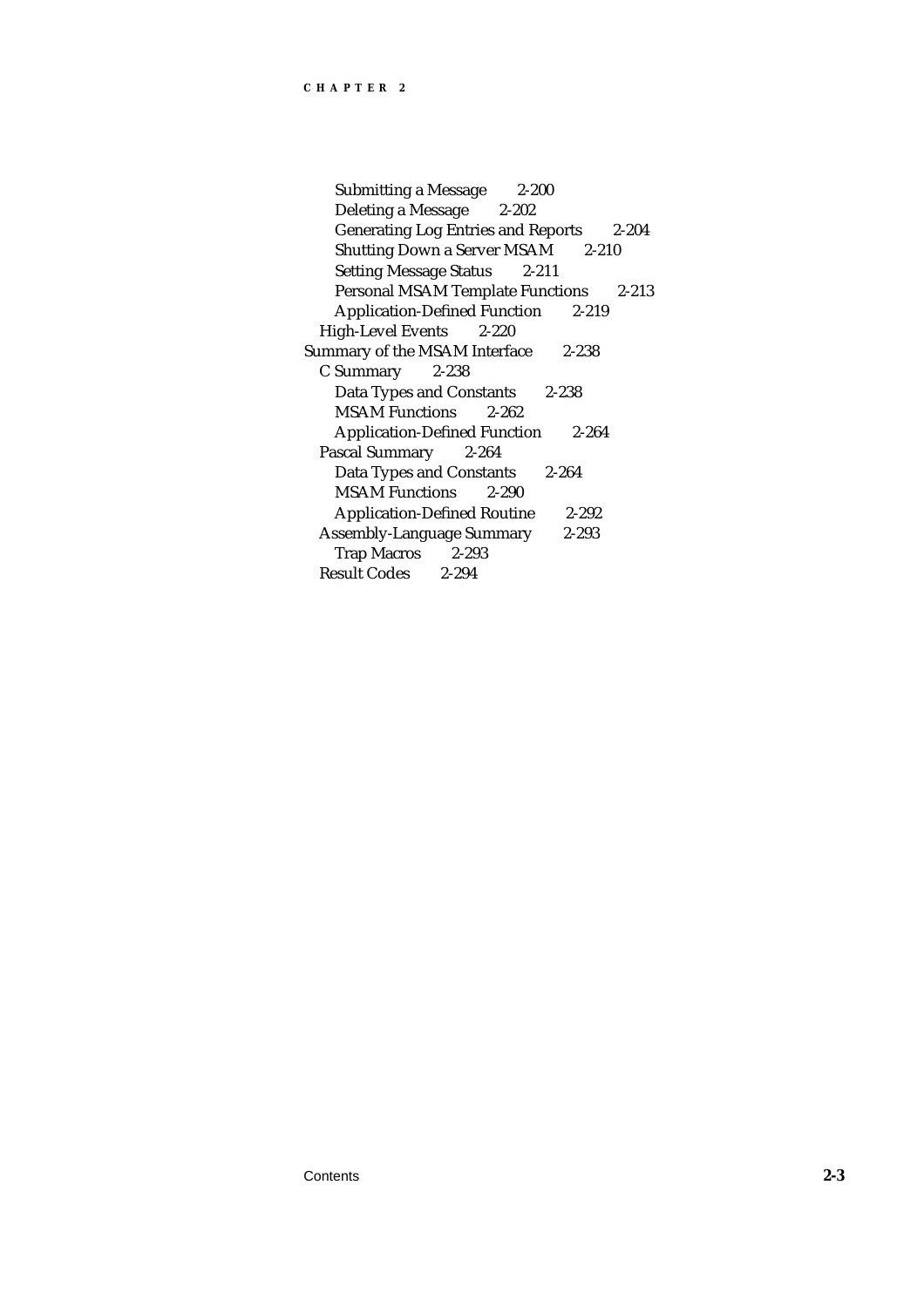- Submitting a Message 2-200
- Deleting a Message 2-202
- Generating Log Entries and Reports 2-204
- Shutting Down a Server MSAM 2-210
- Setting Message Status 2-211
- Personal MSAM Template Functions 2-213
- Application-Defined Function 2-219

High-Level Events 2-220

Summary of the MSAM Interface 2-238

C Summary 2-238

- Data Types and Constants 2-238
- MSAM Functions 2-262
- Application-Defined Function 2-264

Pascal Summary 2-264

- Data Types and Constants 2-264
- MSAM Functions 2-290
- Application-Defined Routine 2-292

Assembly-Language Summary 2-293

- Trap Macros 2-293

Result Codes 2-294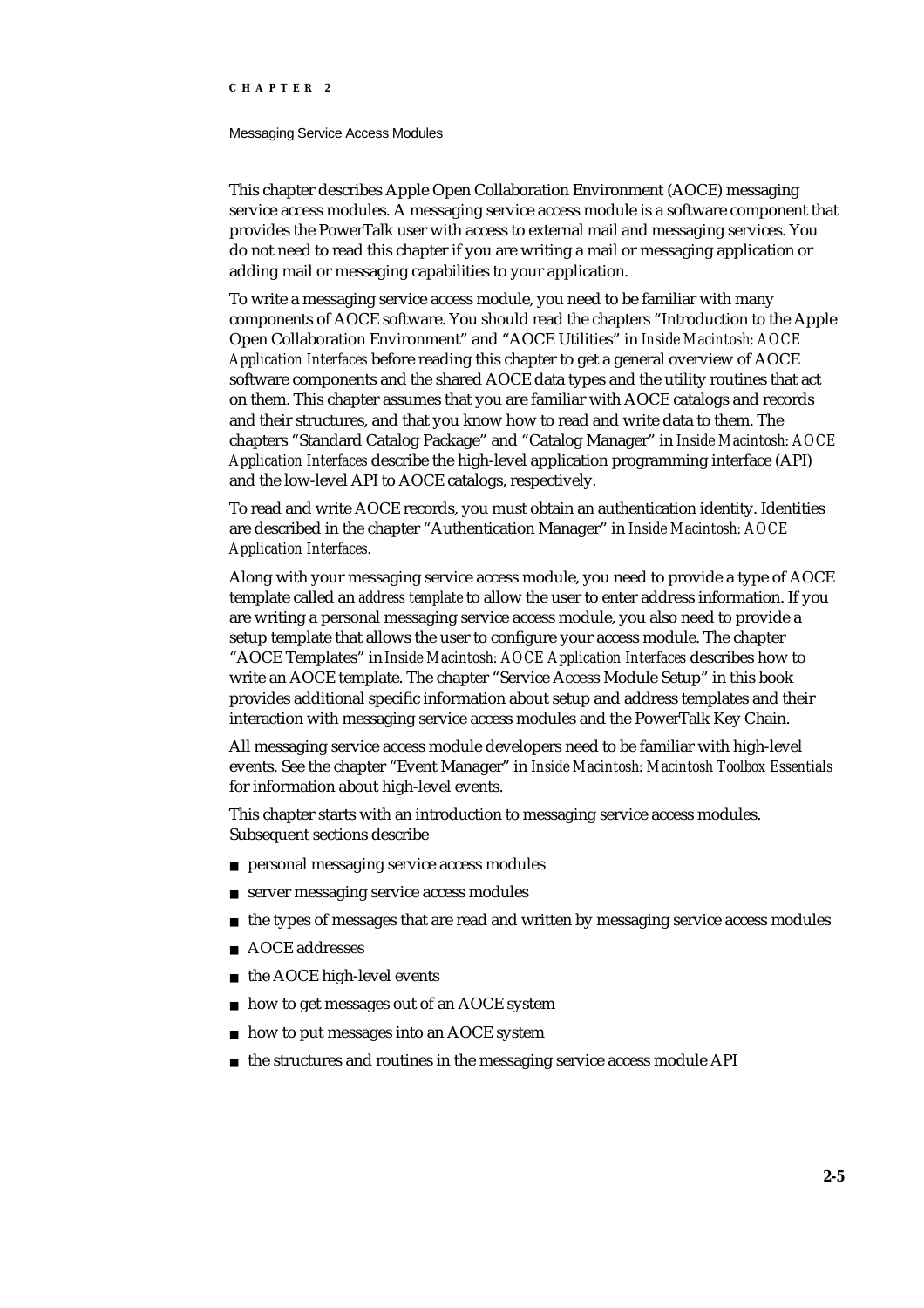This chapter describes Apple Open Collaboration Environment (AOCE) messaging service access modules. A messaging service access module is a software component that provides the PowerTalk user with access to external mail and messaging services. You do not need to read this chapter if you are writing a mail or messaging application or adding mail or messaging capabilities to your application.

To write a messaging service access module, you need to be familiar with many components of AOCE software. You should read the chapters "Introduction to the Apple Open Collaboration Environment" and "AOCE Utilities" in *Inside Macintosh: AOCE Application Interfaces* before reading this chapter to get a general overview of AOCE software components and the shared AOCE data types and the utility routines that act on them. This chapter assumes that you are familiar with AOCE catalogs and records and their structures, and that you know how to read and write data to them. The chapters "Standard Catalog Package" and "Catalog Manager" in *Inside Macintosh: AOCE Application Interfaces* describe the high-level application programming interface (API) and the low-level API to AOCE catalogs, respectively.

To read and write AOCE records, you must obtain an authentication identity. Identities are described in the chapter "Authentication Manager" in *Inside Macintosh: AOCE Application Interfaces.*

Along with your messaging service access module, you need to provide a type of AOCE template called an *address template* to allow the user to enter address information. If you are writing a personal messaging service access module, you also need to provide a setup template that allows the user to configure your access module. The chapter "AOCE Templates" in *Inside Macintosh: AOCE Application Interfaces* describes how to write an AOCE template. The chapter "Service Access Module Setup" in this book provides additional specific information about setup and address templates and their interaction with messaging service access modules and the PowerTalk Key Chain.

All messaging service access module developers need to be familiar with high-level events. See the chapter "Event Manager" in *Inside Macintosh: Macintosh Toolbox Essentials* for information about high-level events.

This chapter starts with an introduction to messaging service access modules. Subsequent sections describe

- personal messaging service access modules
- server messaging service access modules
- the types of messages that are read and written by messaging service access modules
- AOCE addresses
- the AOCE high-level events
- how to get messages out of an AOCE system
- how to put messages into an AOCE system
- the structures and routines in the messaging service access module API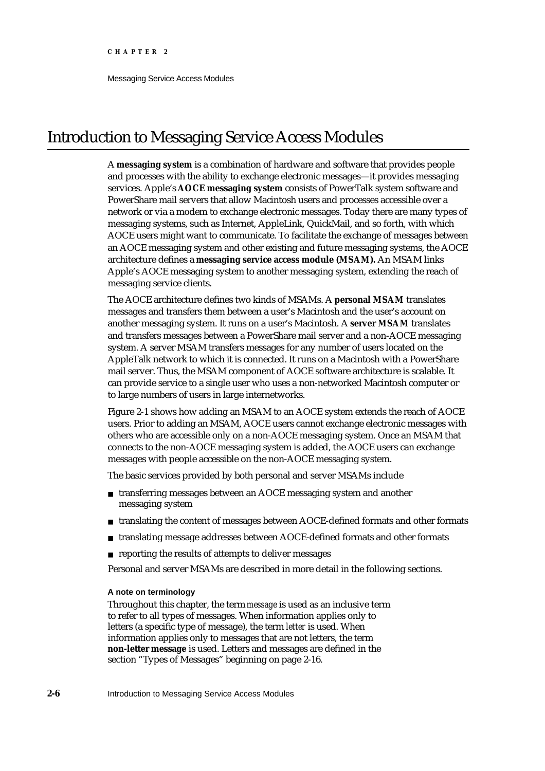# Introduction to Messaging Service Access Modules

A **messaging system** is a combination of hardware and software that provides people and processes with the ability to exchange electronic messages—it provides messaging services. Apple's **AOCE messaging system** consists of PowerTalk system software and PowerShare mail servers that allow Macintosh users and processes accessible over a network or via a modem to exchange electronic messages. Today there are many types of messaging systems, such as Internet, AppleLink, QuickMail, and so forth, with which AOCE users might want to communicate. To facilitate the exchange of messages between an AOCE messaging system and other existing and future messaging systems, the AOCE architecture defines a **messaging service access module (MSAM).** An MSAM links Apple's AOCE messaging system to another messaging system, extending the reach of messaging service clients.

The AOCE architecture defines two kinds of MSAMs. A **personal MSAM** translates messages and transfers them between a user's Macintosh and the user's account on another messaging system. It runs on a user's Macintosh. A **server MSAM** translates and transfers messages between a PowerShare mail server and a non-AOCE messaging system. A server MSAM transfers messages for any number of users located on the AppleTalk network to which it is connected. It runs on a Macintosh with a PowerShare mail server. Thus, the MSAM component of AOCE software architecture is scalable. It can provide service to a single user who uses a non-networked Macintosh computer or to large numbers of users in large internetworks.

Figure 2-1 shows how adding an MSAM to an AOCE system extends the reach of AOCE users. Prior to adding an MSAM, AOCE users cannot exchange electronic messages with others who are accessible only on a non-AOCE messaging system. Once an MSAM that connects to the non-AOCE messaging system is added, the AOCE users can exchange messages with people accessible on the non-AOCE messaging system.

The basic services provided by both personal and server MSAMs include

- transferring messages between an AOCE messaging system and another messaging system
- translating the content of messages between AOCE-defined formats and other formats
- translating message addresses between AOCE-defined formats and other formats
- reporting the results of attempts to deliver messages

Personal and server MSAMs are described in more detail in the following sections.

#### A note on terminology

Throughout this chapter, the term *message* is used as an inclusive term to refer to all types of messages. When information applies only to letters (a specific type of message), the term *letter* is used. When information applies only to messages that are not letters, the term **non-letter message** is used. Letters and messages are defined in the section "Types of Messages" beginning on page 2-16.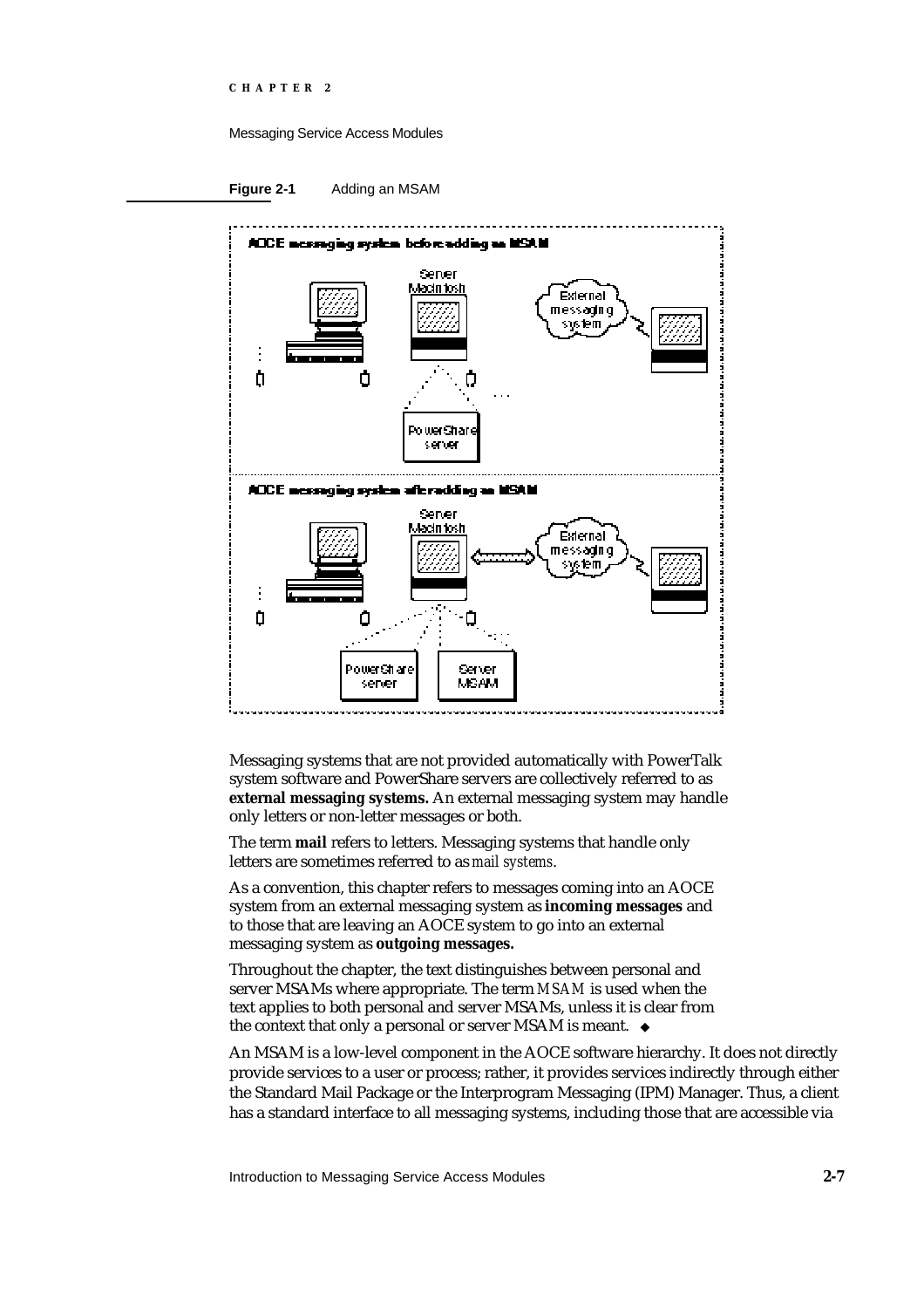**Figure 2-1** Adding an MSAM

Messaging systems that are not provided automatically with PowerTalk system software and PowerShare servers are collectively referred to as **external messaging systems.** An external messaging system may handle only letters or non-letter messages or both.

The term **mail** refers to letters. Messaging systems that handle only letters are sometimes referred to as *mail systems*.

As a convention, this chapter refers to messages coming into an AOCE system from an external messaging system as **incoming messages** and to those that are leaving an AOCE system to go into an external messaging system as **outgoing messages.**

Throughout the chapter, the text distinguishes between personal and server MSAMs where appropriate. The term *MSAM* is used when the text applies to both personal and server MSAMs, unless it is clear from the context that only a personal or server MSAM is meant. ◆

An MSAM is a low-level component in the AOCE software hierarchy. It does not directly provide services to a user or process; rather, it provides services indirectly through either the Standard Mail Package or the Interprogram Messaging (IPM) Manager. Thus, a client has a standard interface to all messaging systems, including those that are accessible via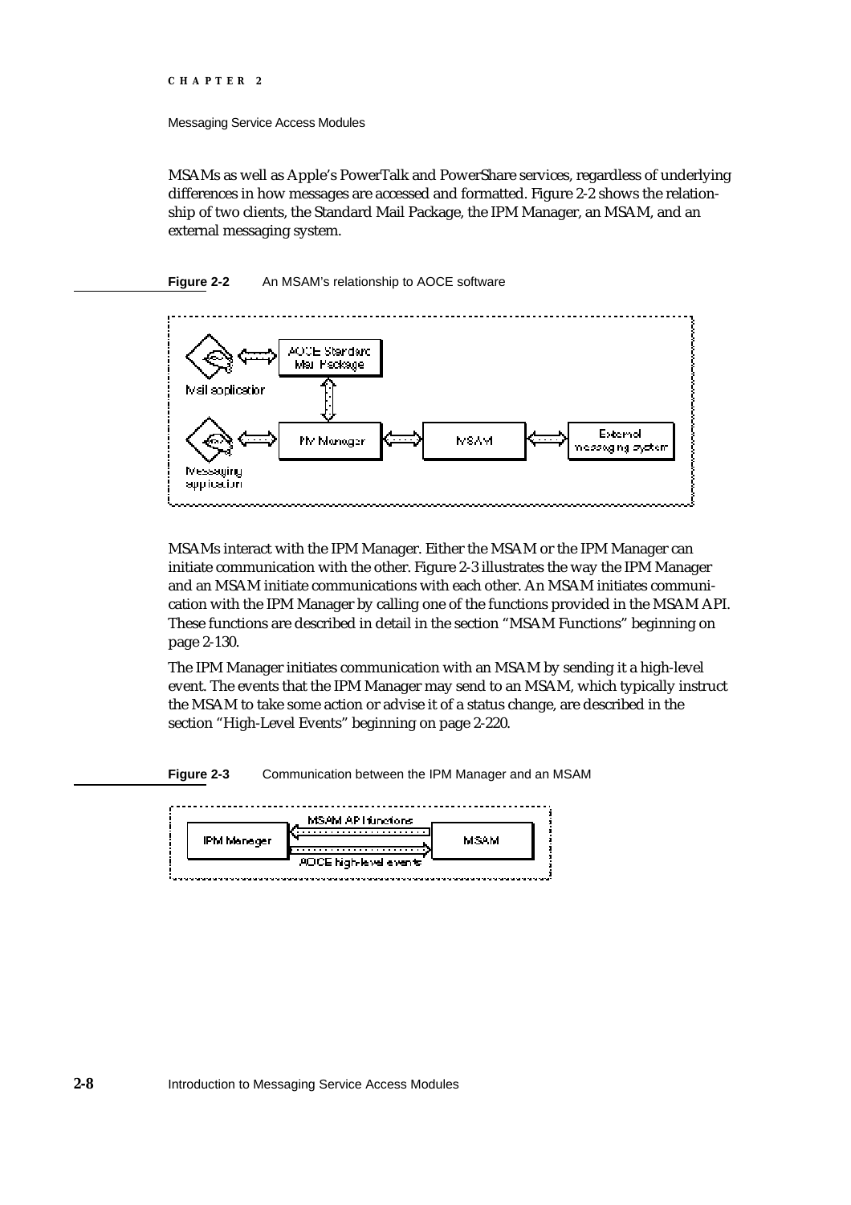MSAMs as well as Apple's PowerTalk and PowerShare services, regardless of underlying differences in how messages are accessed and formatted. Figure 2-2 shows the relationship of two clients, the Standard Mail Package, the IPM Manager, an MSAM, and an external messaging system.

**Figure 2-2** An MSAM's relationship to AOCE software

**Figure 2-3** Communication between the IPM Manager and an MSAM

MSAMs interact with the IPM Manager. Either the MSAM or the IPM Manager can initiate communication with the other. Figure 2-3 illustrates the way the IPM Manager and an MSAM initiate communications with each other. An MSAM initiates communication with the IPM Manager by calling one of the functions provided in the MSAM API. These functions are described in detail in the section "MSAM Functions" beginning on page 2-130.

The IPM Manager initiates communication with an MSAM by sending it a high-level event. The events that the IPM Manager may send to an MSAM, which typically instruct the MSAM to take some action or advise it of a status change, are described in the section "High-Level Events" beginning on page 2-220.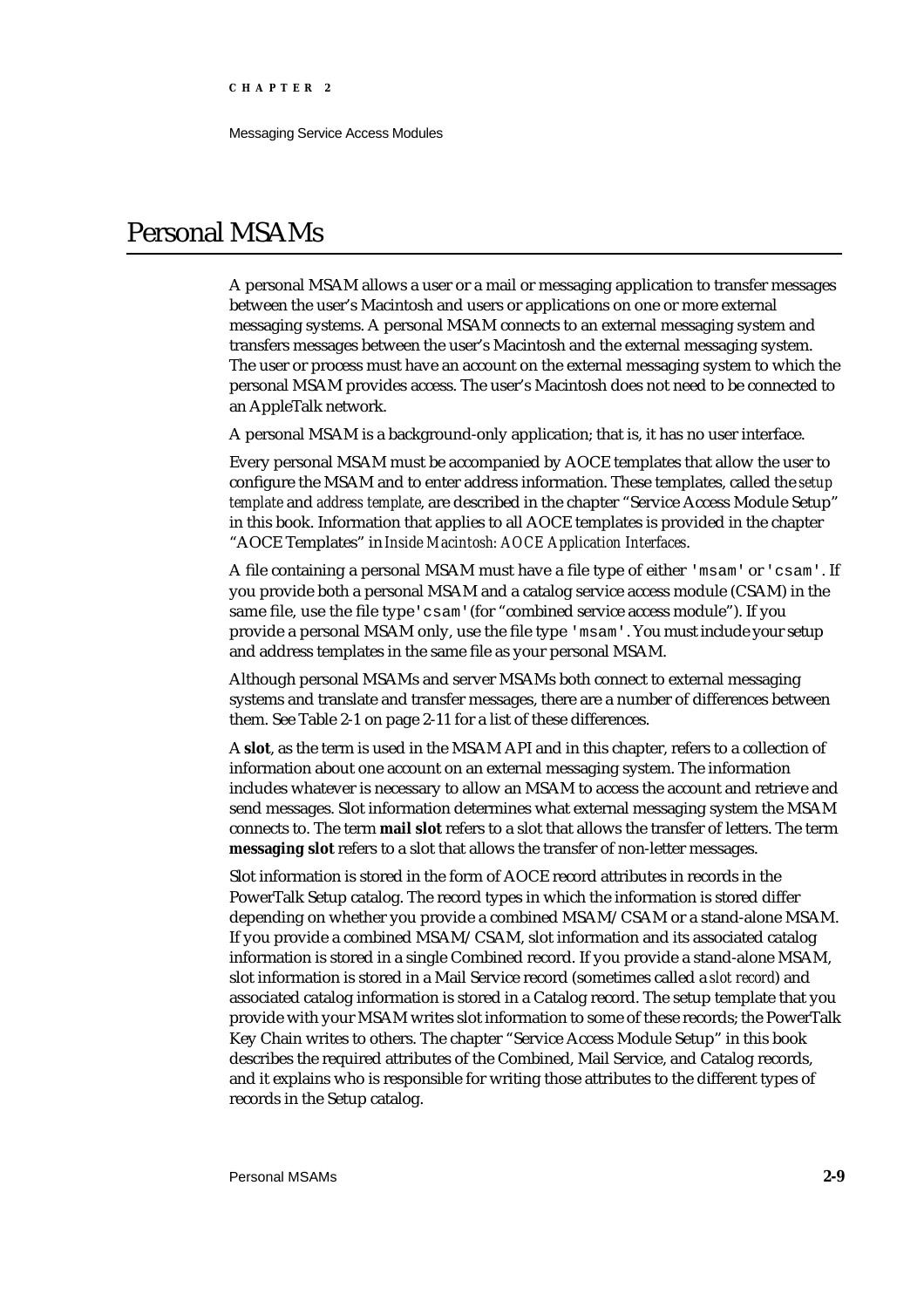# Personal MSAMs

A personal MSAM allows a user or a mail or messaging application to transfer messages between the user's Macintosh and users or applications on one or more external messaging systems. A personal MSAM connects to an external messaging system and transfers messages between the user's Macintosh and the external messaging system. The user or process must have an account on the external messaging system to which the personal MSAM provides access. The user's Macintosh does not need to be connected to an AppleTalk network.

A personal MSAM is a background-only application; that is, it has no user interface.

Every personal MSAM must be accompanied by AOCE templates that allow the user to configure the MSAM and to enter address information. These templates, called the *setup template* and *address template*, are described in the chapter "Service Access Module Setup" in this book. Information that applies to all AOCE templates is provided in the chapter "AOCE Templates" in *Inside Macintosh: AOCE Application Interfaces*.

A file containing a personal MSAM must have a file type of either `'msam'` or `'csam'`. If you provide both a personal MSAM and a catalog service access module (CSAM) in the same file, use the file type `'csam'` (for "combined service access module"). If you provide a personal MSAM only, use the file type `'msam'`. You must include your setup and address templates in the same file as your personal MSAM.

Although personal MSAMs and server MSAMs both connect to external messaging systems and translate and transfer messages, there are a number of differences between them. See Table 2-1 on page 2-11 for a list of these differences.

A **slot**, as the term is used in the MSAM API and in this chapter, refers to a collection of information about one account on an external messaging system. The information includes whatever is necessary to allow an MSAM to access the account and retrieve and send messages. Slot information determines what external messaging system the MSAM connects to. The term **mail slot** refers to a slot that allows the transfer of letters. The term **messaging slot** refers to a slot that allows the transfer of non-letter messages.

Slot information is stored in the form of AOCE record attributes in records in the PowerTalk Setup catalog. The record types in which the information is stored differ depending on whether you provide a combined MSAM/CSAM or a stand-alone MSAM. If you provide a combined MSAM/CSAM, slot information and its associated catalog information is stored in a single Combined record. If you provide a stand-alone MSAM, slot information is stored in a Mail Service record (sometimes called a *slot record*) and associated catalog information is stored in a Catalog record. The setup template that you provide with your MSAM writes slot information to some of these records; the PowerTalk Key Chain writes to others. The chapter "Service Access Module Setup" in this book describes the required attributes of the Combined, Mail Service, and Catalog records, and it explains who is responsible for writing those attributes to the different types of records in the Setup catalog.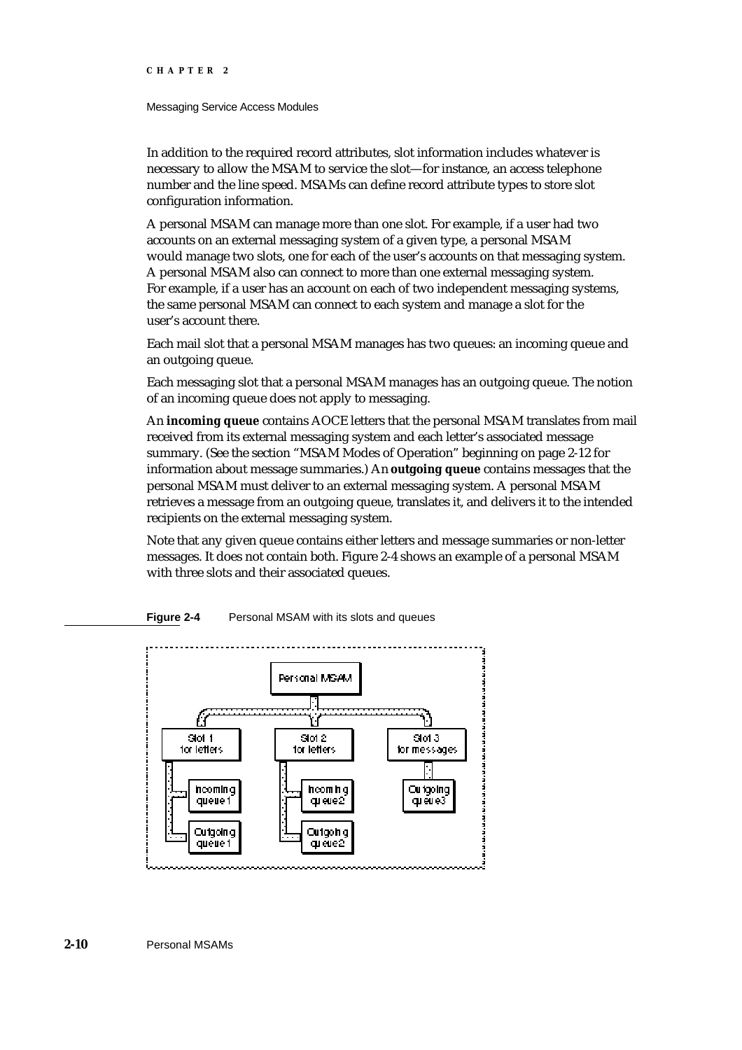In addition to the required record attributes, slot information includes whatever is necessary to allow the MSAM to service the slot—for instance, an access telephone number and the line speed. MSAMs can define record attribute types to store slot configuration information.

A personal MSAM can manage more than one slot. For example, if a user had two accounts on an external messaging system of a given type, a personal MSAM would manage two slots, one for each of the user's accounts on that messaging system. A personal MSAM also can connect to more than one external messaging system. For example, if a user has an account on each of two independent messaging systems, the same personal MSAM can connect to each system and manage a slot for the user's account there.

Each mail slot that a personal MSAM manages has two queues: an incoming queue and an outgoing queue.

Each messaging slot that a personal MSAM manages has an outgoing queue. The notion of an incoming queue does not apply to messaging.

An **incoming queue** contains AOCE letters that the personal MSAM translates from mail received from its external messaging system and each letter's associated message summary. (See the section "MSAM Modes of Operation" beginning on page 2-12 for information about message summaries.) An **outgoing queue** contains messages that the personal MSAM must deliver to an external messaging system. A personal MSAM retrieves a message from an outgoing queue, translates it, and delivers it to the intended recipients on the external messaging system.

Note that any given queue contains either letters and message summaries or non-letter messages. It does not contain both. Figure 2-4 shows an example of a personal MSAM with three slots and their associated queues.

**Figure 2-4** Personal MSAM with its slots and queues

Personal MSAM

Slot 1 for letters — Incoming queue1, Outgoing queue1

Slot 2 for letters — Incoming queue2, Outgoing queue2

Slot 3 for messages — Outgoing queue3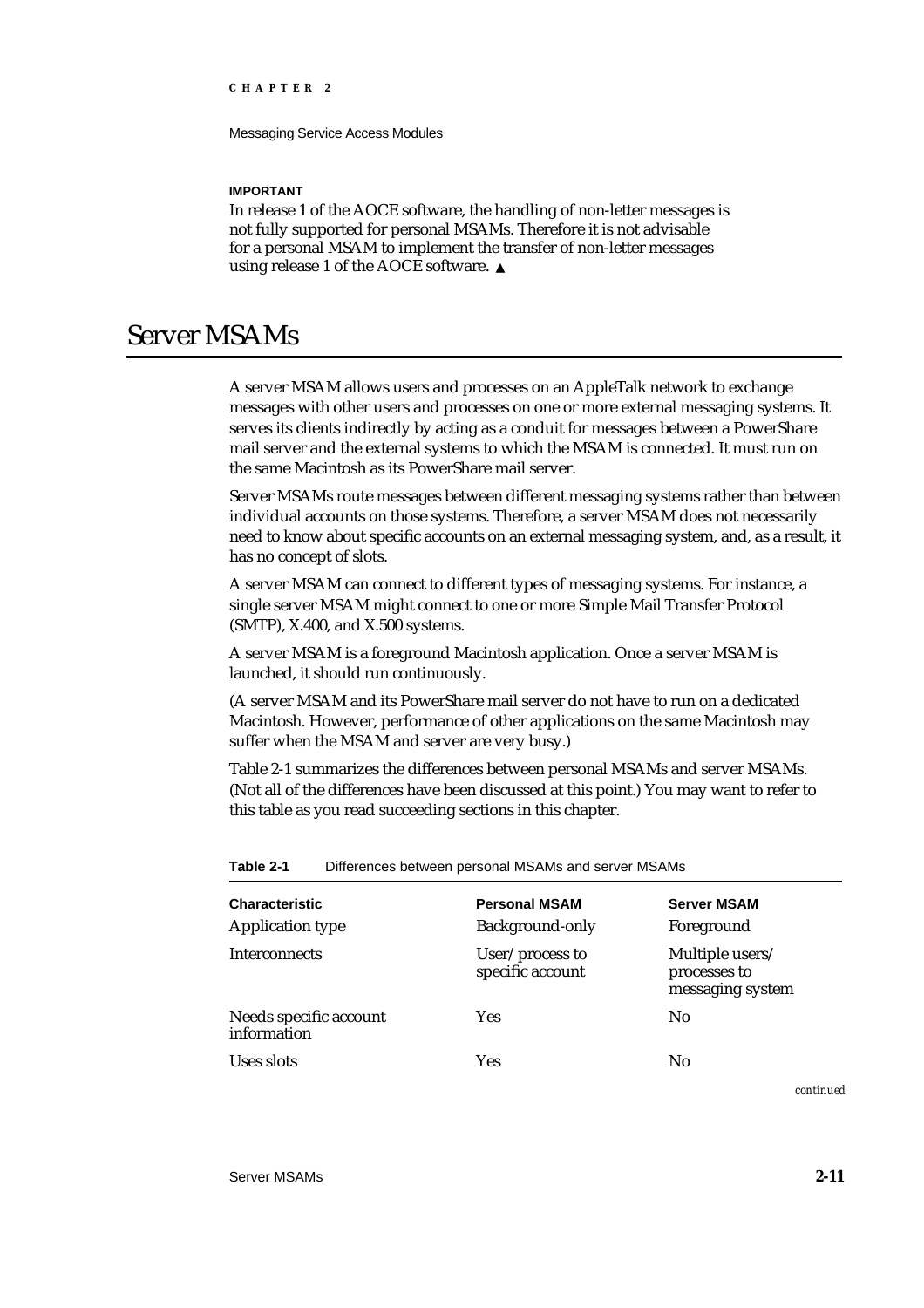**IMPORTANT**

In release 1 of the AOCE software, the handling of non-letter messages is not fully supported for personal MSAMs. Therefore it is not advisable for a personal MSAM to implement the transfer of non-letter messages using release 1 of the AOCE software. ▲

# Server MSAMs

A server MSAM allows users and processes on an AppleTalk network to exchange messages with other users and processes on one or more external messaging systems. It serves its clients indirectly by acting as a conduit for messages between a PowerShare mail server and the external systems to which the MSAM is connected. It must run on the same Macintosh as its PowerShare mail server.

Server MSAMs route messages between different messaging systems rather than between individual accounts on those systems. Therefore, a server MSAM does not necessarily need to know about specific accounts on an external messaging system, and, as a result, it has no concept of slots.

A server MSAM can connect to different types of messaging systems. For instance, a single server MSAM might connect to one or more Simple Mail Transfer Protocol (SMTP), X.400, and X.500 systems.

A server MSAM is a foreground Macintosh application. Once a server MSAM is launched, it should run continuously.

(A server MSAM and its PowerShare mail server do not have to run on a dedicated Macintosh. However, performance of other applications on the same Macintosh may suffer when the MSAM and server are very busy.)

Table 2-1 summarizes the differences between personal MSAMs and server MSAMs. (Not all of the differences have been discussed at this point.) You may want to refer to this table as you read succeeding sections in this chapter.

**Table 2-1** Differences between personal MSAMs and server MSAMs

| Characteristic | Personal MSAM | Server MSAM |
|---|---|---|
| Application type | Background-only | Foreground |
| Interconnects | User/process to specific account | Multiple users/processes to messaging system |
| Needs specific account information | Yes | No |
| Uses slots | Yes | No |

*continued*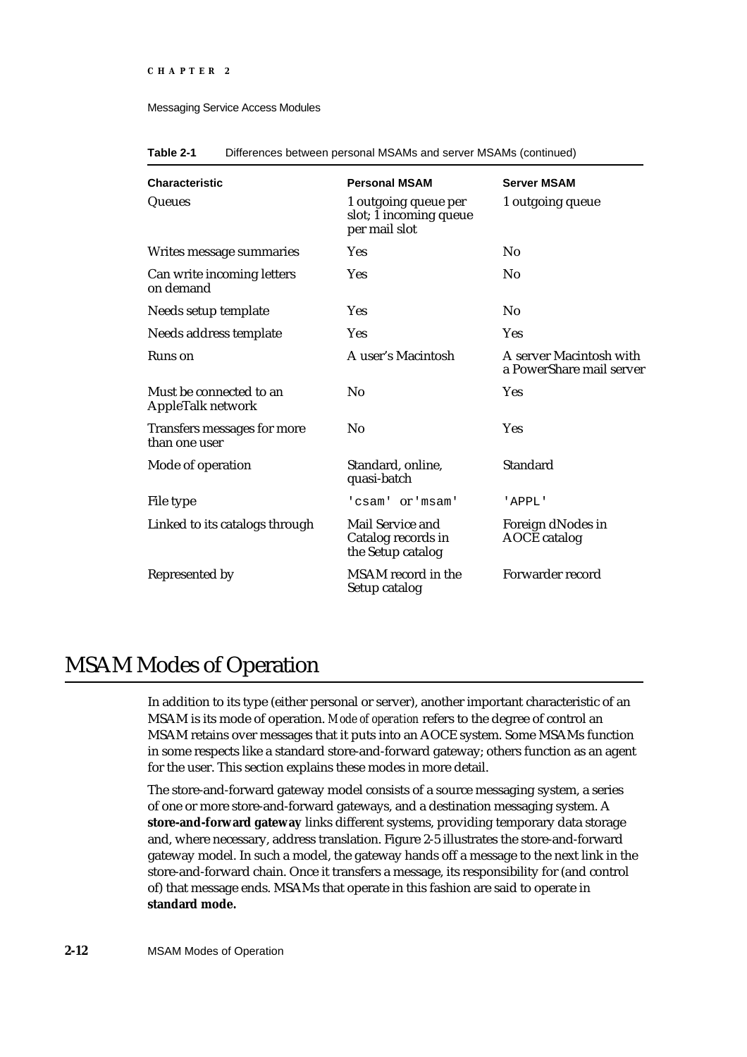**Table 2-1** Differences between personal MSAMs and server MSAMs (continued)

| Characteristic | Personal MSAM | Server MSAM |
|---|---|---|
| Queues | 1 outgoing queue per slot; 1 incoming queue per mail slot | 1 outgoing queue |
| Writes message summaries | Yes | No |
| Can write incoming letters on demand | Yes | No |
| Needs setup template | Yes | No |
| Needs address template | Yes | Yes |
| Runs on | A user's Macintosh | A server Macintosh with a PowerShare mail server |
| Must be connected to an AppleTalk network | No | Yes |
| Transfers messages for more than one user | No | Yes |
| Mode of operation | Standard, online, quasi-batch | Standard |
| File type | 'csam' or 'msam' | 'APPL' |
| Linked to its catalogs through | Mail Service and Catalog records in the Setup catalog | Foreign dNodes in AOCE catalog |
| Represented by | MSAM record in the Setup catalog | Forwarder record |

# MSAM Modes of Operation

In addition to its type (either personal or server), another important characteristic of an MSAM is its mode of operation. *Mode of operation* refers to the degree of control an MSAM retains over messages that it puts into an AOCE system. Some MSAMs function in some respects like a standard store-and-forward gateway; others function as an agent for the user. This section explains these modes in more detail.

The store-and-forward gateway model consists of a source messaging system, a series of one or more store-and-forward gateways, and a destination messaging system. A **store-and-forward gateway** links different systems, providing temporary data storage and, where necessary, address translation. Figure 2-5 illustrates the store-and-forward gateway model. In such a model, the gateway hands off a message to the next link in the store-and-forward chain. Once it transfers a message, its responsibility for (and control of) that message ends. MSAMs that operate in this fashion are said to operate in **standard mode.**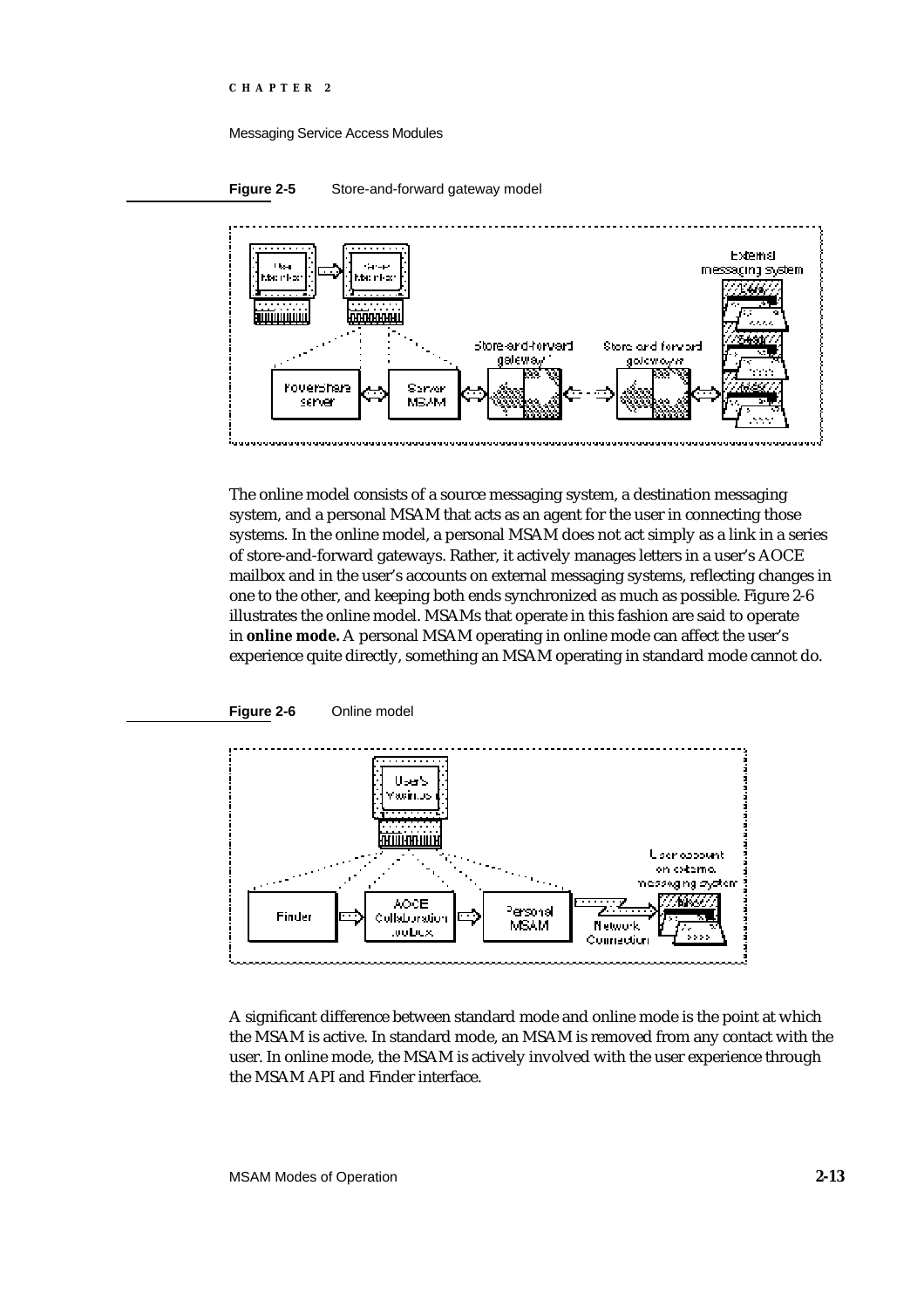**Figure 2-5** Store-and-forward gateway model

The online model consists of a source messaging system, a destination messaging system, and a personal MSAM that acts as an agent for the user in connecting those systems. In the online model, a personal MSAM does not act simply as a link in a series of store-and-forward gateways. Rather, it actively manages letters in a user's AOCE mailbox and in the user's accounts on external messaging systems, reflecting changes in one to the other, and keeping both ends synchronized as much as possible. Figure 2-6 illustrates the online model. MSAMs that operate in this fashion are said to operate in **online mode.** A personal MSAM operating in online mode can affect the user's experience quite directly, something an MSAM operating in standard mode cannot do.

**Figure 2-6** Online model

A significant difference between standard mode and online mode is the point at which the MSAM is active. In standard mode, an MSAM is removed from any contact with the user. In online mode, the MSAM is actively involved with the user experience through the MSAM API and Finder interface.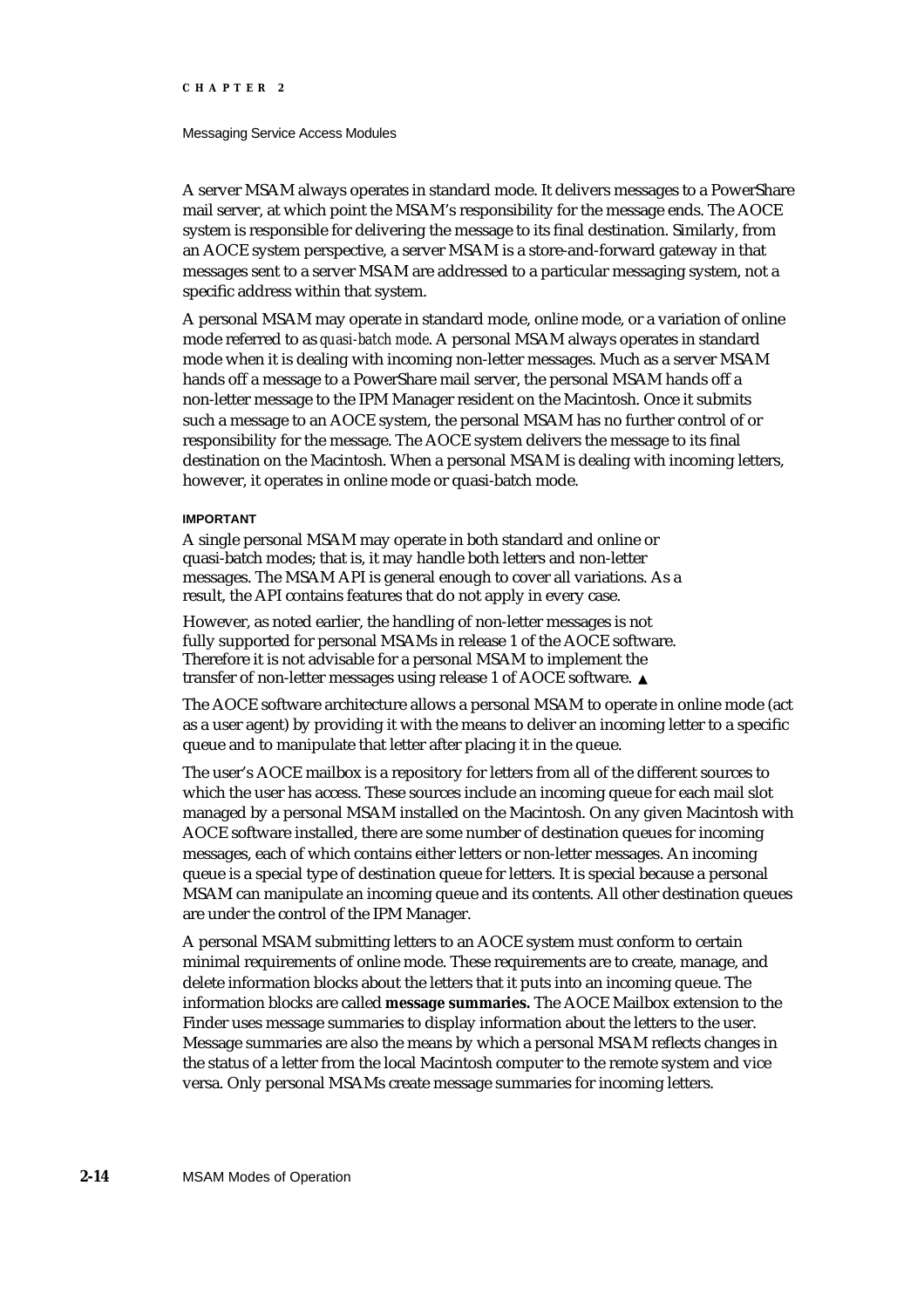A server MSAM always operates in standard mode. It delivers messages to a PowerShare mail server, at which point the MSAM's responsibility for the message ends. The AOCE system is responsible for delivering the message to its final destination. Similarly, from an AOCE system perspective, a server MSAM is a store-and-forward gateway in that messages sent to a server MSAM are addressed to a particular messaging system, not a specific address within that system.

A personal MSAM may operate in standard mode, online mode, or a variation of online mode referred to as *quasi-batch mode*. A personal MSAM always operates in standard mode when it is dealing with incoming non-letter messages. Much as a server MSAM hands off a message to a PowerShare mail server, the personal MSAM hands off a non-letter message to the IPM Manager resident on the Macintosh. Once it submits such a message to an AOCE system, the personal MSAM has no further control of or responsibility for the message. The AOCE system delivers the message to its final destination on the Macintosh. When a personal MSAM is dealing with incoming letters, however, it operates in online mode or quasi-batch mode.

**IMPORTANT**

A single personal MSAM may operate in both standard and online or quasi-batch modes; that is, it may handle both letters and non-letter messages. The MSAM API is general enough to cover all variations. As a result, the API contains features that do not apply in every case.

However, as noted earlier, the handling of non-letter messages is not fully supported for personal MSAMs in release 1 of the AOCE software. Therefore it is not advisable for a personal MSAM to implement the transfer of non-letter messages using release 1 of AOCE software. ▲

The AOCE software architecture allows a personal MSAM to operate in online mode (act as a user agent) by providing it with the means to deliver an incoming letter to a specific queue and to manipulate that letter after placing it in the queue.

The user's AOCE mailbox is a repository for letters from all of the different sources to which the user has access. These sources include an incoming queue for each mail slot managed by a personal MSAM installed on the Macintosh. On any given Macintosh with AOCE software installed, there are some number of destination queues for incoming messages, each of which contains either letters or non-letter messages. An incoming queue is a special type of destination queue for letters. It is special because a personal MSAM can manipulate an incoming queue and its contents. All other destination queues are under the control of the IPM Manager.

A personal MSAM submitting letters to an AOCE system must conform to certain minimal requirements of online mode. These requirements are to create, manage, and delete information blocks about the letters that it puts into an incoming queue. The information blocks are called **message summaries.** The AOCE Mailbox extension to the Finder uses message summaries to display information about the letters to the user. Message summaries are also the means by which a personal MSAM reflects changes in the status of a letter from the local Macintosh computer to the remote system and vice versa. Only personal MSAMs create message summaries for incoming letters.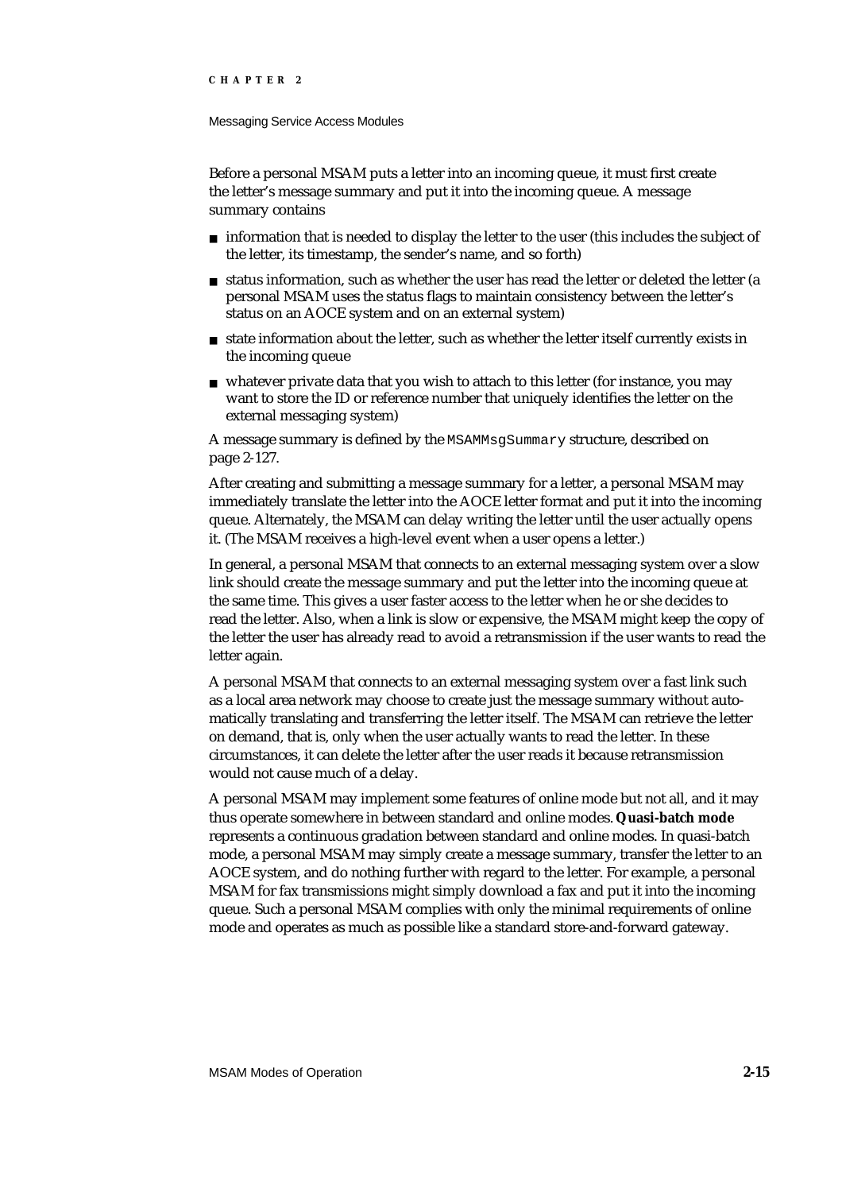Before a personal MSAM puts a letter into an incoming queue, it must first create the letter's message summary and put it into the incoming queue. A message summary contains

- information that is needed to display the letter to the user (this includes the subject of the letter, its timestamp, the sender's name, and so forth)
- status information, such as whether the user has read the letter or deleted the letter (a personal MSAM uses the status flags to maintain consistency between the letter's status on an AOCE system and on an external system)
- state information about the letter, such as whether the letter itself currently exists in the incoming queue
- whatever private data that you wish to attach to this letter (for instance, you may want to store the ID or reference number that uniquely identifies the letter on the external messaging system)

A message summary is defined by the `MSAMMsgSummary` structure, described on page 2-127.

After creating and submitting a message summary for a letter, a personal MSAM may immediately translate the letter into the AOCE letter format and put it into the incoming queue. Alternately, the MSAM can delay writing the letter until the user actually opens it. (The MSAM receives a high-level event when a user opens a letter.)

In general, a personal MSAM that connects to an external messaging system over a slow link should create the message summary and put the letter into the incoming queue at the same time. This gives a user faster access to the letter when he or she decides to read the letter. Also, when a link is slow or expensive, the MSAM might keep the copy of the letter the user has already read to avoid a retransmission if the user wants to read the letter again.

A personal MSAM that connects to an external messaging system over a fast link such as a local area network may choose to create just the message summary without automatically translating and transferring the letter itself. The MSAM can retrieve the letter on demand, that is, only when the user actually wants to read the letter. In these circumstances, it can delete the letter after the user reads it because retransmission would not cause much of a delay.

A personal MSAM may implement some features of online mode but not all, and it may thus operate somewhere in between standard and online modes. **Quasi-batch mode** represents a continuous gradation between standard and online modes. In quasi-batch mode, a personal MSAM may simply create a message summary, transfer the letter to an AOCE system, and do nothing further with regard to the letter. For example, a personal MSAM for fax transmissions might simply download a fax and put it into the incoming queue. Such a personal MSAM complies with only the minimal requirements of online mode and operates as much as possible like a standard store-and-forward gateway.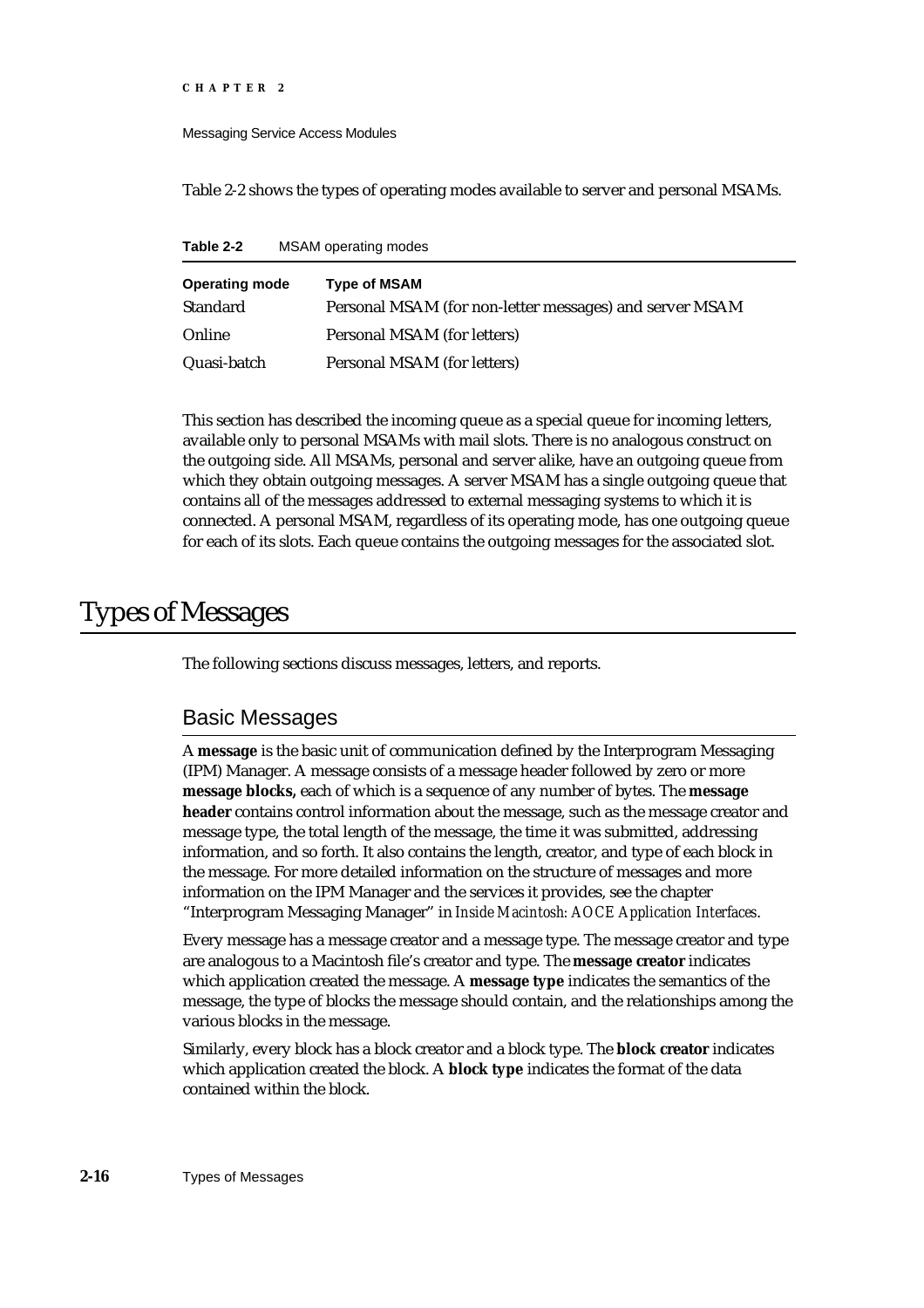Table 2-2 shows the types of operating modes available to server and personal MSAMs.

**Table 2-2** MSAM operating modes

| Operating mode | Type of MSAM |
|---|---|
| Standard | Personal MSAM (for non-letter messages) and server MSAM |
| Online | Personal MSAM (for letters) |
| Quasi-batch | Personal MSAM (for letters) |

This section has described the incoming queue as a special queue for incoming letters, available only to personal MSAMs with mail slots. There is no analogous construct on the outgoing side. All MSAMs, personal and server alike, have an outgoing queue from which they obtain outgoing messages. A server MSAM has a single outgoing queue that contains all of the messages addressed to external messaging systems to which it is connected. A personal MSAM, regardless of its operating mode, has one outgoing queue for each of its slots. Each queue contains the outgoing messages for the associated slot.

# Types of Messages

The following sections discuss messages, letters, and reports.

## Basic Messages

A **message** is the basic unit of communication defined by the Interprogram Messaging (IPM) Manager. A message consists of a message header followed by zero or more **message blocks,** each of which is a sequence of any number of bytes. The **message header** contains control information about the message, such as the message creator and message type, the total length of the message, the time it was submitted, addressing information, and so forth. It also contains the length, creator, and type of each block in the message. For more detailed information on the structure of messages and more information on the IPM Manager and the services it provides, see the chapter "Interprogram Messaging Manager" in *Inside Macintosh: AOCE Application Interfaces*.

Every message has a message creator and a message type. The message creator and type are analogous to a Macintosh file's creator and type. The **message creator** indicates which application created the message. A **message type** indicates the semantics of the message, the type of blocks the message should contain, and the relationships among the various blocks in the message.

Similarly, every block has a block creator and a block type. The **block creator** indicates which application created the block. A **block type** indicates the format of the data contained within the block.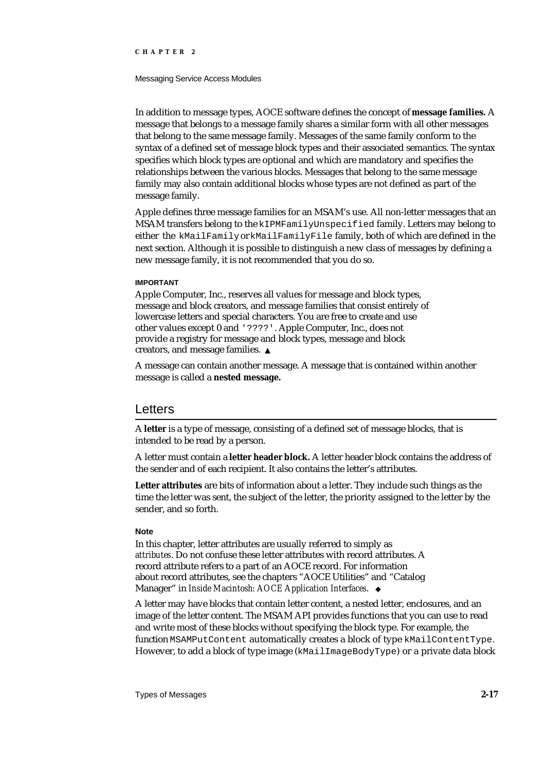In addition to message types, AOCE software defines the concept of **message families.** A message that belongs to a message family shares a similar form with all other messages that belong to the same message family. Messages of the same family conform to the syntax of a defined set of message block types and their associated semantics. The syntax specifies which block types are optional and which are mandatory and specifies the relationships between the various blocks. Messages that belong to the same message family may also contain additional blocks whose types are not defined as part of the message family.

Apple defines three message families for an MSAM's use. All non-letter messages that an MSAM transfers belong to the `kIPMFamilyUnspecified` family. Letters may belong to either the `kMailFamily` or `kMailFamilyFile` family, both of which are defined in the next section. Although it is possible to distinguish a new class of messages by defining a new message family, it is not recommended that you do so.

**IMPORTANT**

Apple Computer, Inc., reserves all values for message and block types, message and block creators, and message families that consist entirely of lowercase letters and special characters. You are free to create and use other values except 0 and `'????'`. Apple Computer, Inc., does not provide a registry for message and block types, message and block creators, and message families. ▲

A message can contain another message. A message that is contained within another message is called a **nested message.**

## Letters

A **letter** is a type of message, consisting of a defined set of message blocks, that is intended to be read by a person.

A letter must contain a **letter header block.** A letter header block contains the address of the sender and of each recipient. It also contains the letter's attributes.

**Letter attributes** are bits of information about a letter. They include such things as the time the letter was sent, the subject of the letter, the priority assigned to the letter by the sender, and so forth.

**Note**

In this chapter, letter attributes are usually referred to simply as *attributes*. Do not confuse these letter attributes with record attributes. A record attribute refers to a part of an AOCE record. For information about record attributes, see the chapters "AOCE Utilities" and "Catalog Manager" in *Inside Macintosh: AOCE Application Interfaces*. ◆

A letter may have blocks that contain letter content, a nested letter, enclosures, and an image of the letter content. The MSAM API provides functions that you can use to read and write most of these blocks without specifying the block type. For example, the function `MSAMPutContent` automatically creates a block of type `kMailContentType`. However, to add a block of type image (`kMailImageBodyType`) or a private data block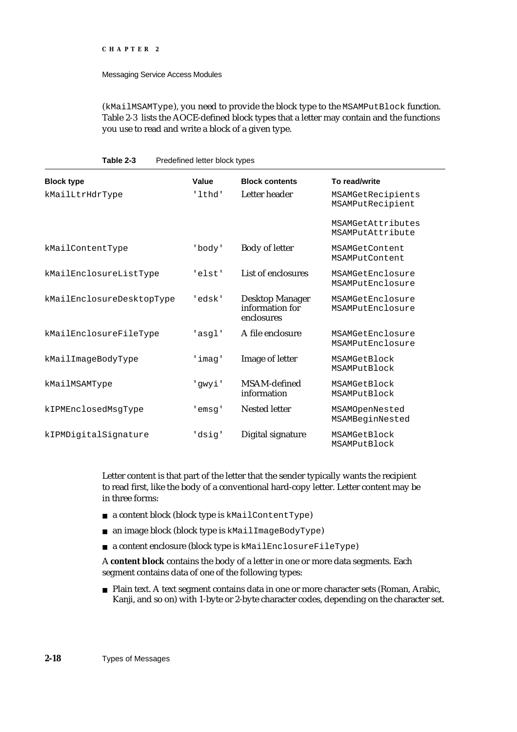(kMailMSAMType), you need to provide the block type to the MSAMPutBlock function. Table 2-3 lists the AOCE-defined block types that a letter may contain and the functions you use to read and write a block of a given type.

**Table 2-3** Predefined letter block types

| Block type | Value | Block contents | To read/write |
|---|---|---|---|
| kMailLtrHdrType | 'lthd' | Letter header | MSAMGetRecipients<br>MSAMPutRecipient<br><br>MSAMGetAttributes<br>MSAMPutAttribute |
| kMailContentType | 'body' | Body of letter | MSAMGetContent<br>MSAMPutContent |
| kMailEnclosureListType | 'elst' | List of enclosures | MSAMGetEnclosure<br>MSAMPutEnclosure |
| kMailEnclosureDesktopType | 'edsk' | Desktop Manager information for enclosures | MSAMGetEnclosure<br>MSAMPutEnclosure |
| kMailEnclosureFileType | 'asgl' | A file enclosure | MSAMGetEnclosure<br>MSAMPutEnclosure |
| kMailImageBodyType | 'imag' | Image of letter | MSAMGetBlock<br>MSAMPutBlock |
| kMailMSAMType | 'gwyi' | MSAM-defined information | MSAMGetBlock<br>MSAMPutBlock |
| kIPMEnclosedMsgType | 'emsg' | Nested letter | MSAMOpenNested<br>MSAMBeginNested |
| kIPMDigitalSignature | 'dsig' | Digital signature | MSAMGetBlock<br>MSAMPutBlock |

Letter content is that part of the letter that the sender typically wants the recipient to read first, like the body of a conventional hard-copy letter. Letter content may be in three forms:

- a content block (block type is kMailContentType)
- an image block (block type is kMailImageBodyType)
- a content enclosure (block type is kMailEnclosureFileType)

A **content block** contains the body of a letter in one or more data segments. Each segment contains data of one of the following types:

- Plain text. A text segment contains data in one or more character sets (Roman, Arabic, Kanji, and so on) with 1-byte or 2-byte character codes, depending on the character set.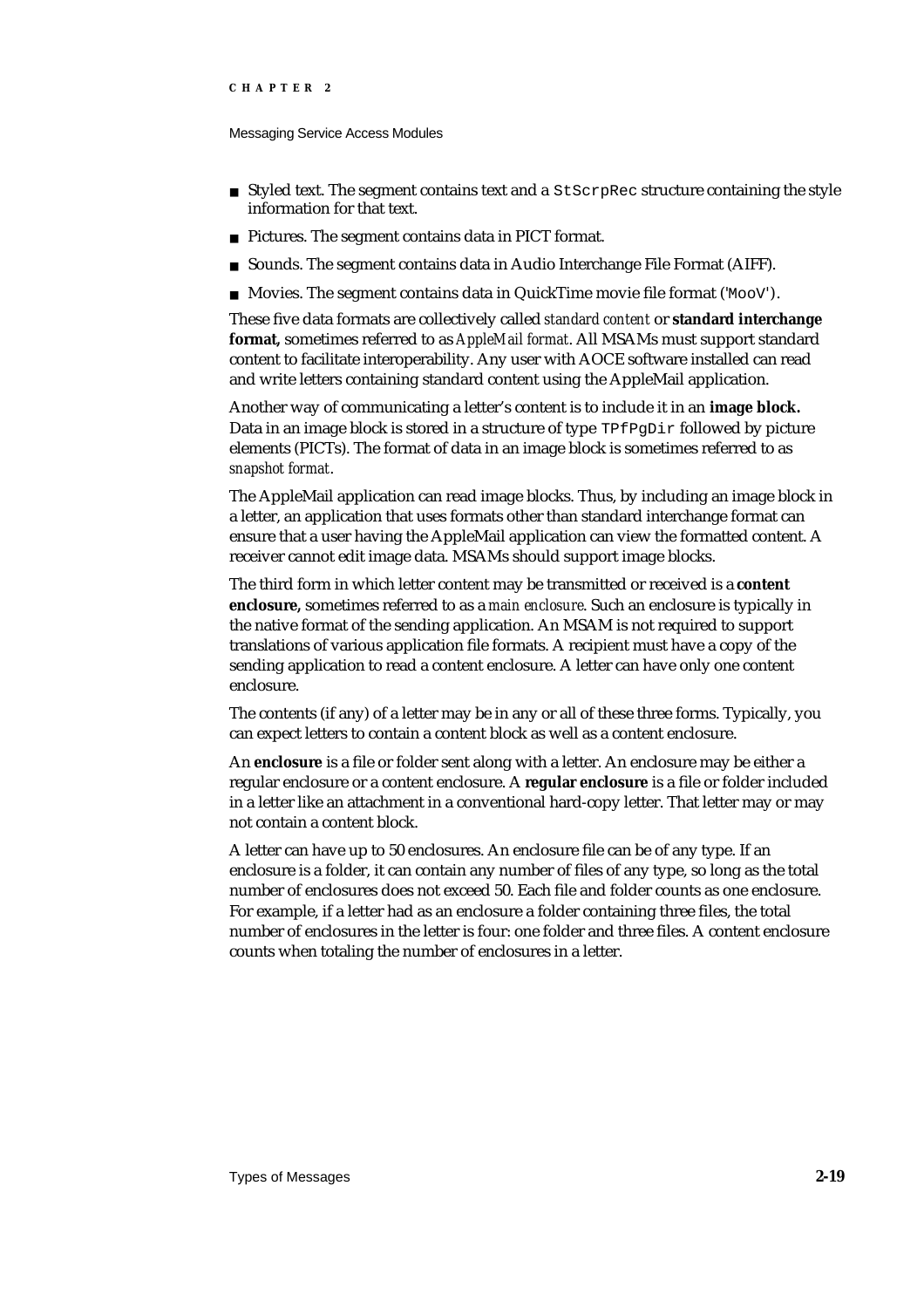- Styled text. The segment contains text and a `StScrpRec` structure containing the style information for that text.
- Pictures. The segment contains data in PICT format.
- Sounds. The segment contains data in Audio Interchange File Format (AIFF).
- Movies. The segment contains data in QuickTime movie file format (`'MooV'`).

These five data formats are collectively called *standard content* or **standard interchange format,** sometimes referred to as *AppleMail format*. All MSAMs must support standard content to facilitate interoperability. Any user with AOCE software installed can read and write letters containing standard content using the AppleMail application.

Another way of communicating a letter's content is to include it in an **image block.** Data in an image block is stored in a structure of type `TPfPgDir` followed by picture elements (PICTs). The format of data in an image block is sometimes referred to as *snapshot format*.

The AppleMail application can read image blocks. Thus, by including an image block in a letter, an application that uses formats other than standard interchange format can ensure that a user having the AppleMail application can view the formatted content. A receiver cannot edit image data. MSAMs should support image blocks.

The third form in which letter content may be transmitted or received is a **content enclosure,** sometimes referred to as a *main enclosure*. Such an enclosure is typically in the native format of the sending application. An MSAM is not required to support translations of various application file formats. A recipient must have a copy of the sending application to read a content enclosure. A letter can have only one content enclosure.

The contents (if any) of a letter may be in any or all of these three forms. Typically, you can expect letters to contain a content block as well as a content enclosure.

An **enclosure** is a file or folder sent along with a letter. An enclosure may be either a regular enclosure or a content enclosure. A **regular enclosure** is a file or folder included in a letter like an attachment in a conventional hard-copy letter. That letter may or may not contain a content block.

A letter can have up to 50 enclosures. An enclosure file can be of any type. If an enclosure is a folder, it can contain any number of files of any type, so long as the total number of enclosures does not exceed 50. Each file and folder counts as one enclosure. For example, if a letter had as an enclosure a folder containing three files, the total number of enclosures in the letter is four: one folder and three files. A content enclosure counts when totaling the number of enclosures in a letter.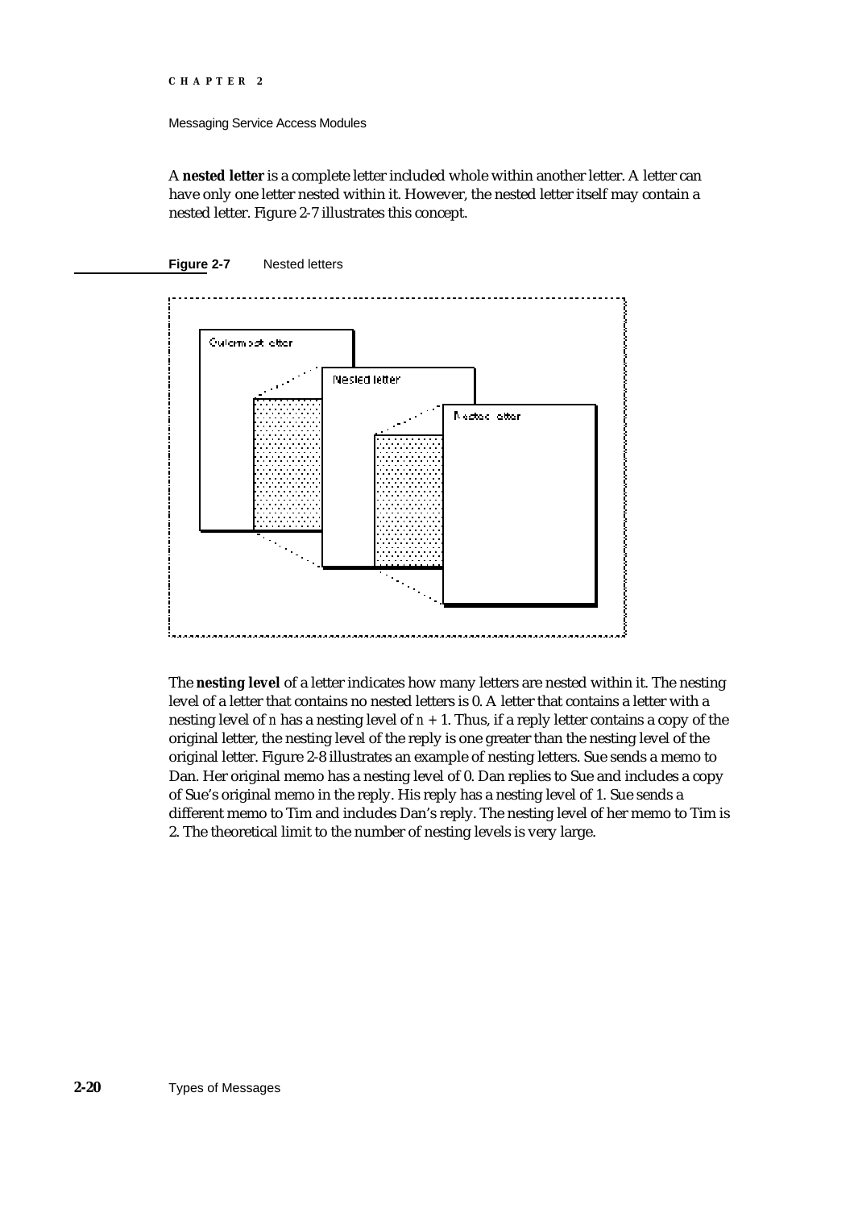A **nested letter** is a complete letter included whole within another letter. A letter can have only one letter nested within it. However, the nested letter itself may contain a nested letter. Figure 2-7 illustrates this concept.

**Figure 2-7** Nested letters

The **nesting level** of a letter indicates how many letters are nested within it. The nesting level of a letter that contains no nested letters is 0. A letter that contains a letter with a nesting level of *n* has a nesting level of *n* + 1. Thus, if a reply letter contains a copy of the original letter, the nesting level of the reply is one greater than the nesting level of the original letter. Figure 2-8 illustrates an example of nesting letters. Sue sends a memo to Dan. Her original memo has a nesting level of 0. Dan replies to Sue and includes a copy of Sue's original memo in the reply. His reply has a nesting level of 1. Sue sends a different memo to Tim and includes Dan's reply. The nesting level of her memo to Tim is 2. The theoretical limit to the number of nesting levels is very large.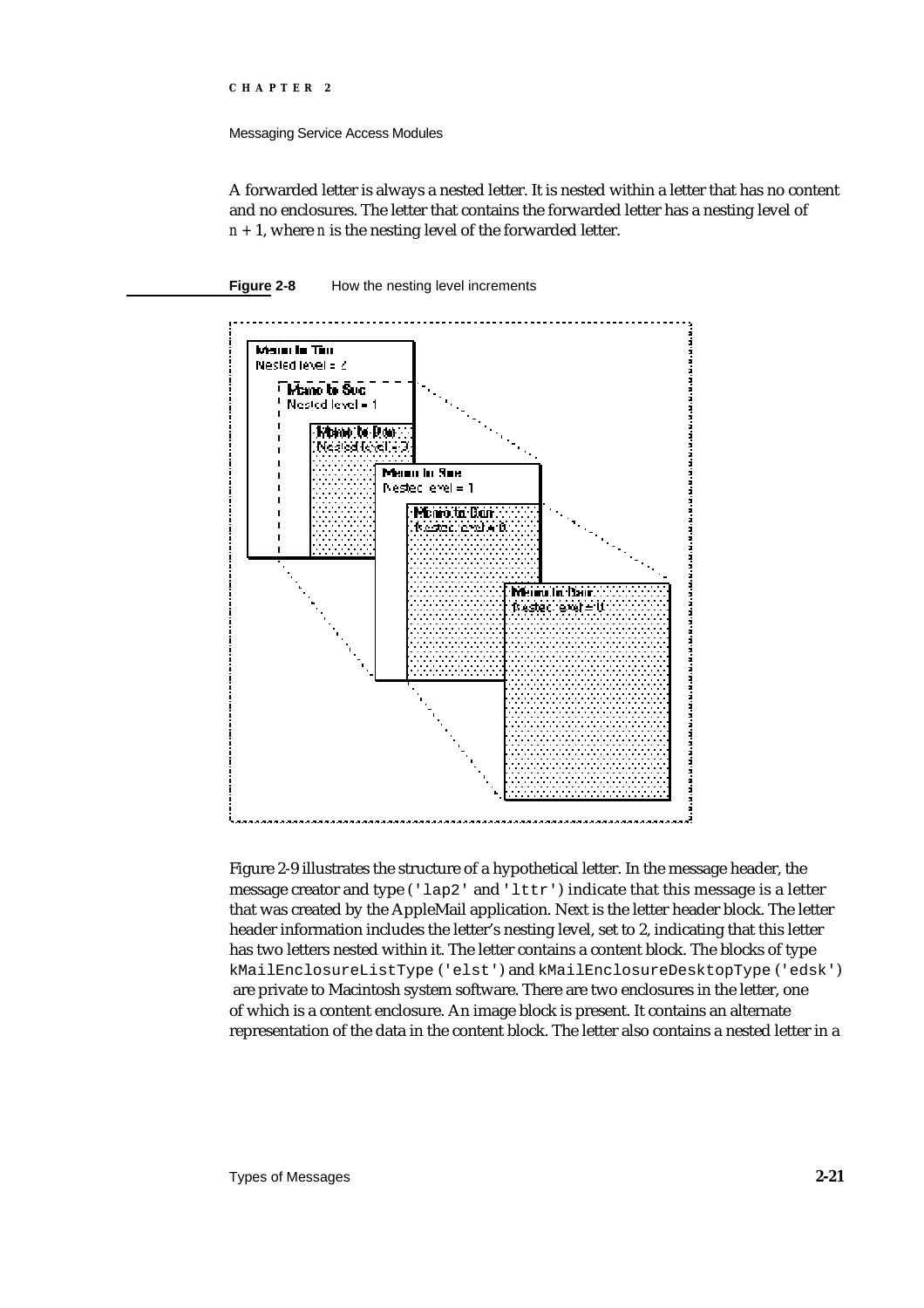A forwarded letter is always a nested letter. It is nested within a letter that has no content and no enclosures. The letter that contains the forwarded letter has a nesting level of $n + 1$, where $n$ is the nesting level of the forwarded letter.

**Figure 2-8** How the nesting level increments

Figure 2-9 illustrates the structure of a hypothetical letter. In the message header, the message creator and type (`'lap2'` and `'lttr'`) indicate that this message is a letter that was created by the AppleMail application. Next is the letter header block. The letter header information includes the letter's nesting level, set to 2, indicating that this letter has two letters nested within it. The letter contains a content block. The blocks of type `kMailEnclosureListType` (`'elst'`) and `kMailEnclosureDesktopType` (`'edsk'`) are private to Macintosh system software. There are two enclosures in the letter, one of which is a content enclosure. An image block is present. It contains an alternate representation of the data in the content block. The letter also contains a nested letter in a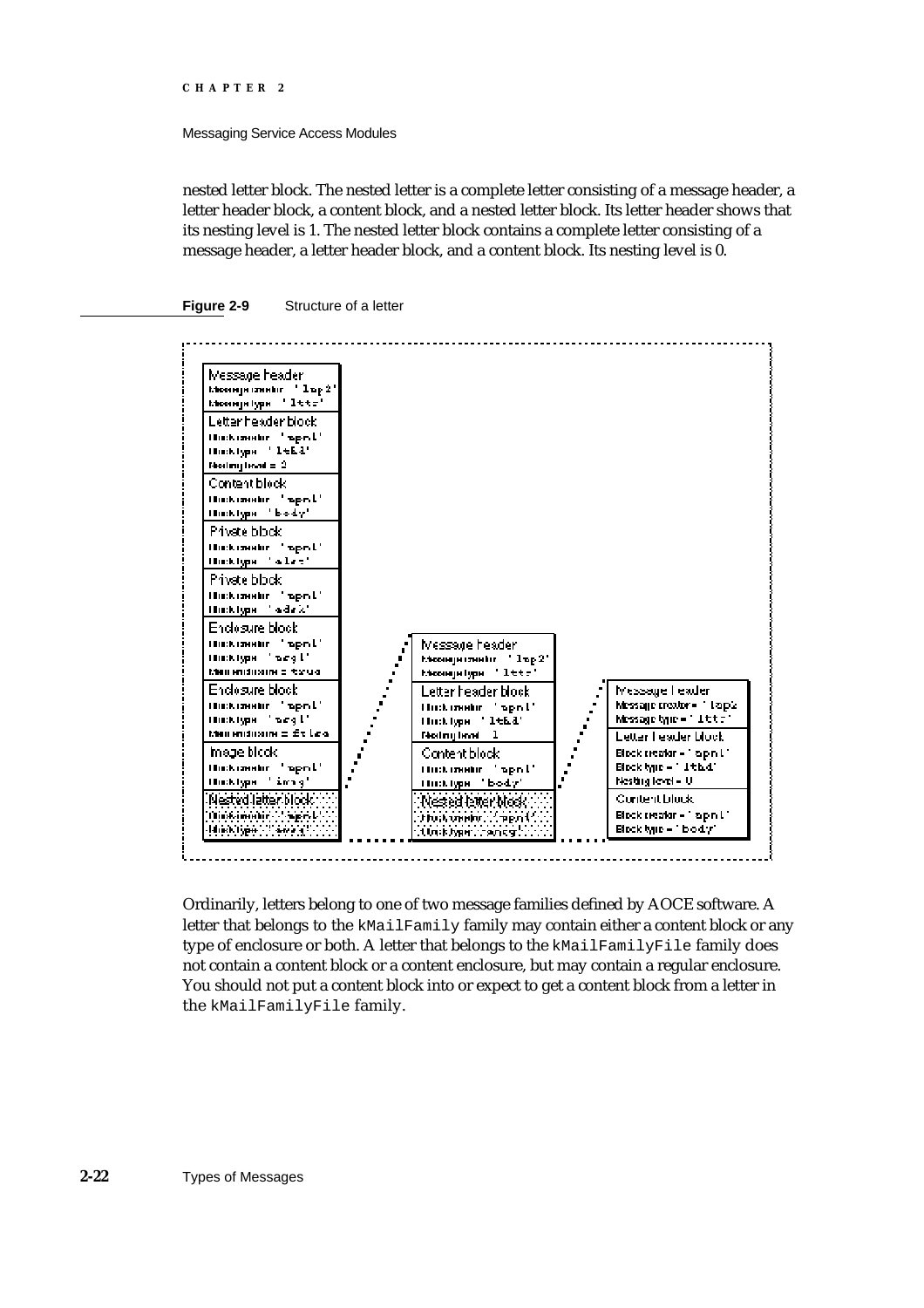nested letter block. The nested letter is a complete letter consisting of a message header, a letter header block, a content block, and a nested letter block. Its letter header shows that its nesting level is 1. The nested letter block contains a complete letter consisting of a message header, a letter header block, and a content block. Its nesting level is 0.

**Figure 2-9** Structure of a letter

Ordinarily, letters belong to one of two message families defined by AOCE software. A letter that belongs to the `kMailFamily` family may contain either a content block or any type of enclosure or both. A letter that belongs to the `kMailFamilyFile` family does not contain a content block or a content enclosure, but may contain a regular enclosure. You should not put a content block into or expect to get a content block from a letter in the `kMailFamilyFile` family.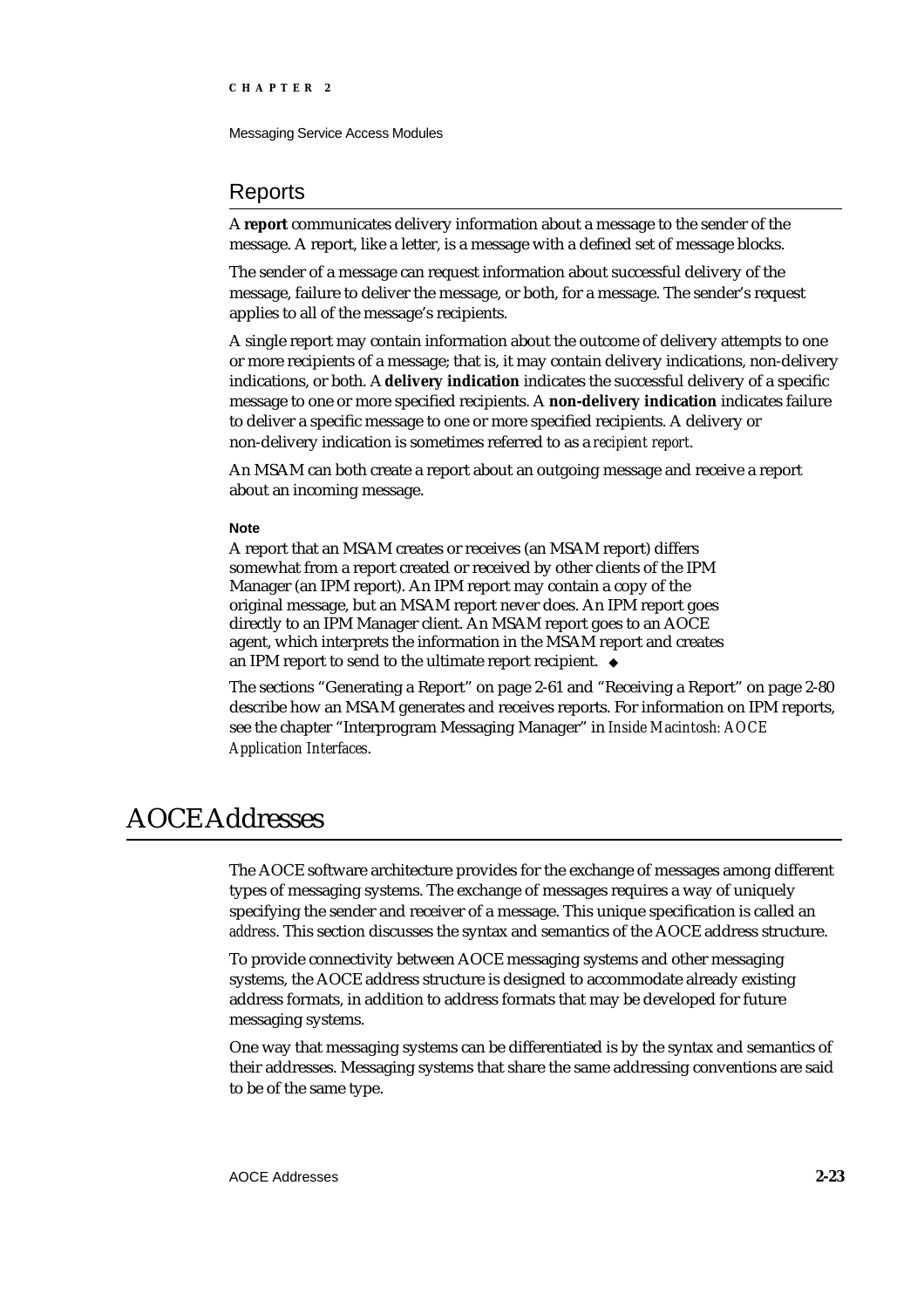## Reports

A **report** communicates delivery information about a message to the sender of the message. A report, like a letter, is a message with a defined set of message blocks.

The sender of a message can request information about successful delivery of the message, failure to deliver the message, or both, for a message. The sender's request applies to all of the message's recipients.

A single report may contain information about the outcome of delivery attempts to one or more recipients of a message; that is, it may contain delivery indications, non-delivery indications, or both. A **delivery indication** indicates the successful delivery of a specific message to one or more specified recipients. A **non-delivery indication** indicates failure to deliver a specific message to one or more specified recipients. A delivery or non-delivery indication is sometimes referred to as a *recipient report*.

An MSAM can both create a report about an outgoing message and receive a report about an incoming message.

**Note**

A report that an MSAM creates or receives (an MSAM report) differs somewhat from a report created or received by other clients of the IPM Manager (an IPM report). An IPM report may contain a copy of the original message, but an MSAM report never does. An IPM report goes directly to an IPM Manager client. An MSAM report goes to an AOCE agent, which interprets the information in the MSAM report and creates an IPM report to send to the ultimate report recipient. ◆

The sections "Generating a Report" on page 2-61 and "Receiving a Report" on page 2-80 describe how an MSAM generates and receives reports. For information on IPM reports, see the chapter "Interprogram Messaging Manager" in *Inside Macintosh: AOCE Application Interfaces*.

# AOCE Addresses

The AOCE software architecture provides for the exchange of messages among different types of messaging systems. The exchange of messages requires a way of uniquely specifying the sender and receiver of a message. This unique specification is called an *address*. This section discusses the syntax and semantics of the AOCE address structure.

To provide connectivity between AOCE messaging systems and other messaging systems, the AOCE address structure is designed to accommodate already existing address formats, in addition to address formats that may be developed for future messaging systems.

One way that messaging systems can be differentiated is by the syntax and semantics of their addresses. Messaging systems that share the same addressing conventions are said to be of the same type.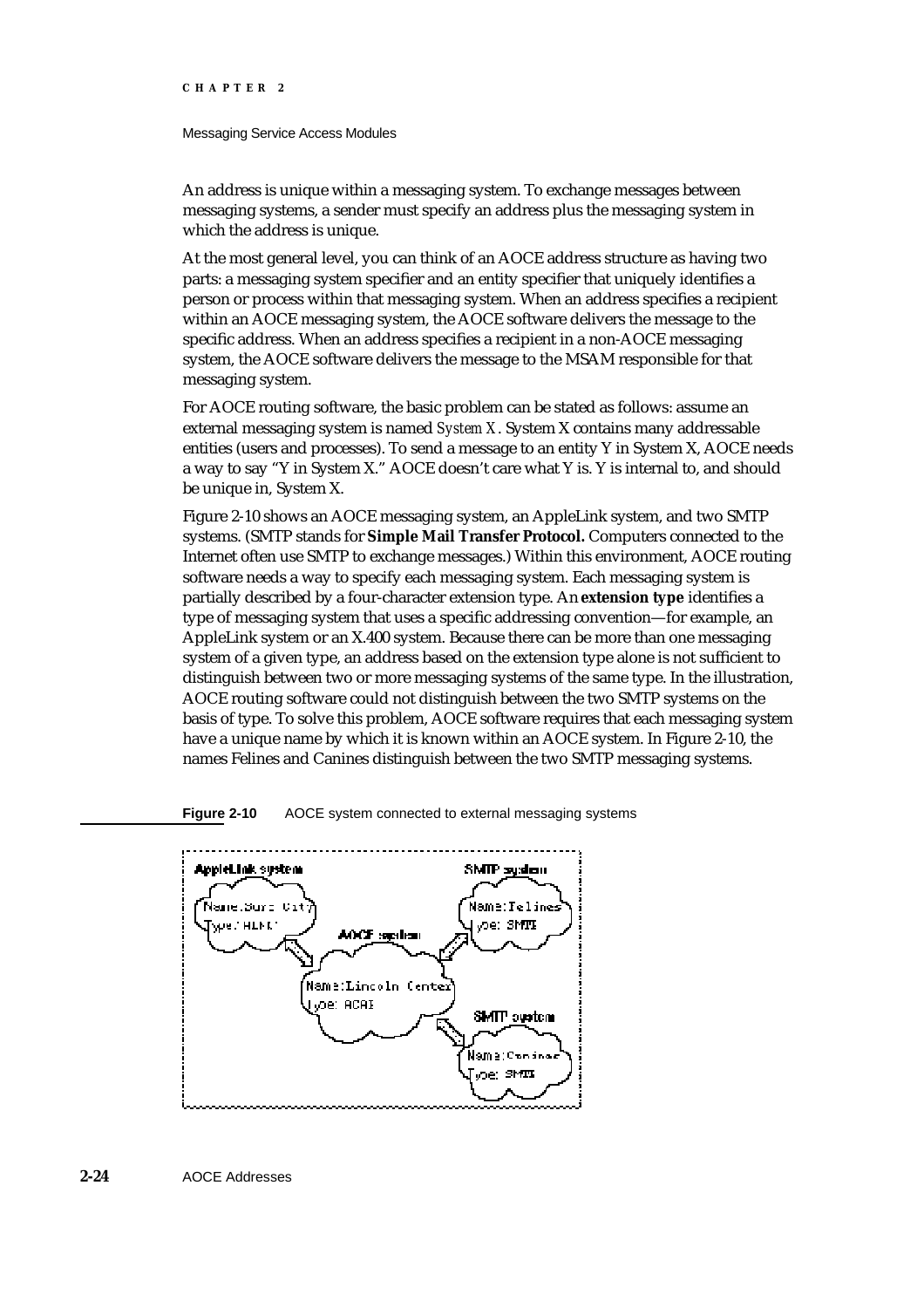An address is unique within a messaging system. To exchange messages between messaging systems, a sender must specify an address plus the messaging system in which the address is unique.

At the most general level, you can think of an AOCE address structure as having two parts: a messaging system specifier and an entity specifier that uniquely identifies a person or process within that messaging system. When an address specifies a recipient within an AOCE messaging system, the AOCE software delivers the message to the specific address. When an address specifies a recipient in a non-AOCE messaging system, the AOCE software delivers the message to the MSAM responsible for that messaging system.

For AOCE routing software, the basic problem can be stated as follows: assume an external messaging system is named *System X*. System X contains many addressable entities (users and processes). To send a message to an entity Y in System X, AOCE needs a way to say "Y in System X." AOCE doesn't care what Y is. Y is internal to, and should be unique in, System X.

Figure 2-10 shows an AOCE messaging system, an AppleLink system, and two SMTP systems. (SMTP stands for **Simple Mail Transfer Protocol.** Computers connected to the Internet often use SMTP to exchange messages.) Within this environment, AOCE routing software needs a way to specify each messaging system. Each messaging system is partially described by a four-character extension type. An **extension type** identifies a type of messaging system that uses a specific addressing convention—for example, an AppleLink system or an X.400 system. Because there can be more than one messaging system of a given type, an address based on the extension type alone is not sufficient to distinguish between two or more messaging systems of the same type. In the illustration, AOCE routing software could not distinguish between the two SMTP systems on the basis of type. To solve this problem, AOCE software requires that each messaging system have a unique name by which it is known within an AOCE system. In Figure 2-10, the names Felines and Canines distinguish between the two SMTP messaging systems.

**Figure 2-10** AOCE system connected to external messaging systems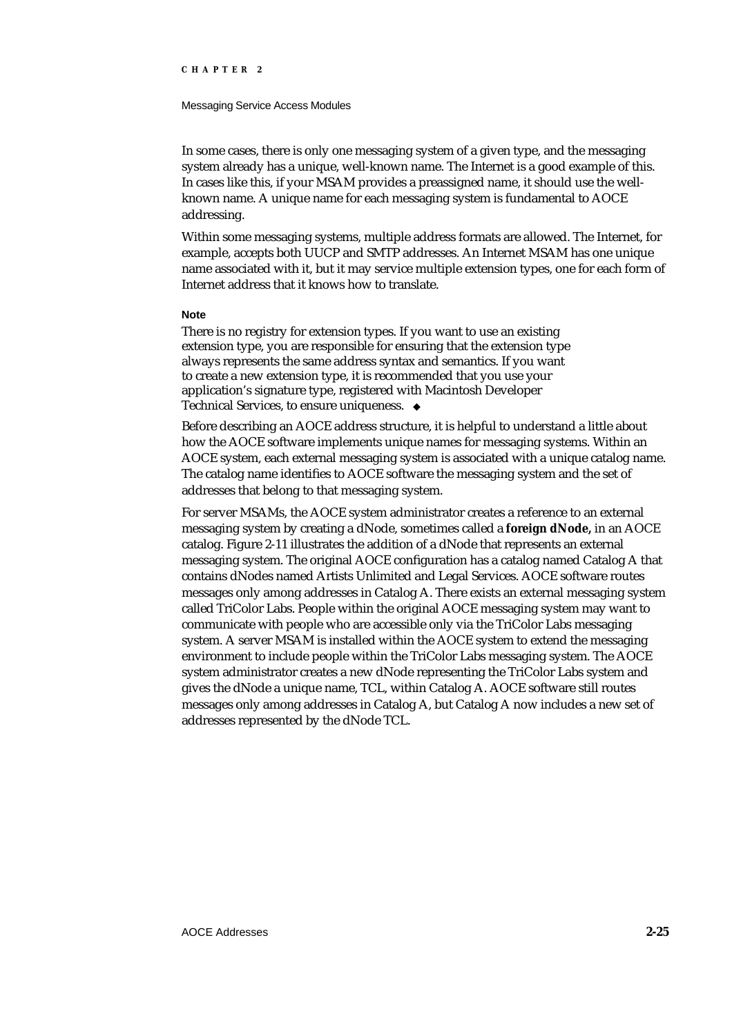In some cases, there is only one messaging system of a given type, and the messaging system already has a unique, well-known name. The Internet is a good example of this. In cases like this, if your MSAM provides a preassigned name, it should use the well-known name. A unique name for each messaging system is fundamental to AOCE addressing.

Within some messaging systems, multiple address formats are allowed. The Internet, for example, accepts both UUCP and SMTP addresses. An Internet MSAM has one unique name associated with it, but it may service multiple extension types, one for each form of Internet address that it knows how to translate.

**Note**

There is no registry for extension types. If you want to use an existing extension type, you are responsible for ensuring that the extension type always represents the same address syntax and semantics. If you want to create a new extension type, it is recommended that you use your application's signature type, registered with Macintosh Developer Technical Services, to ensure uniqueness. ◆

Before describing an AOCE address structure, it is helpful to understand a little about how the AOCE software implements unique names for messaging systems. Within an AOCE system, each external messaging system is associated with a unique catalog name. The catalog name identifies to AOCE software the messaging system and the set of addresses that belong to that messaging system.

For server MSAMs, the AOCE system administrator creates a reference to an external messaging system by creating a dNode, sometimes called a **foreign dNode,** in an AOCE catalog. Figure 2-11 illustrates the addition of a dNode that represents an external messaging system. The original AOCE configuration has a catalog named Catalog A that contains dNodes named Artists Unlimited and Legal Services. AOCE software routes messages only among addresses in Catalog A. There exists an external messaging system called TriColor Labs. People within the original AOCE messaging system may want to communicate with people who are accessible only via the TriColor Labs messaging system. A server MSAM is installed within the AOCE system to extend the messaging environment to include people within the TriColor Labs messaging system. The AOCE system administrator creates a new dNode representing the TriColor Labs system and gives the dNode a unique name, TCL, within Catalog A. AOCE software still routes messages only among addresses in Catalog A, but Catalog A now includes a new set of addresses represented by the dNode TCL.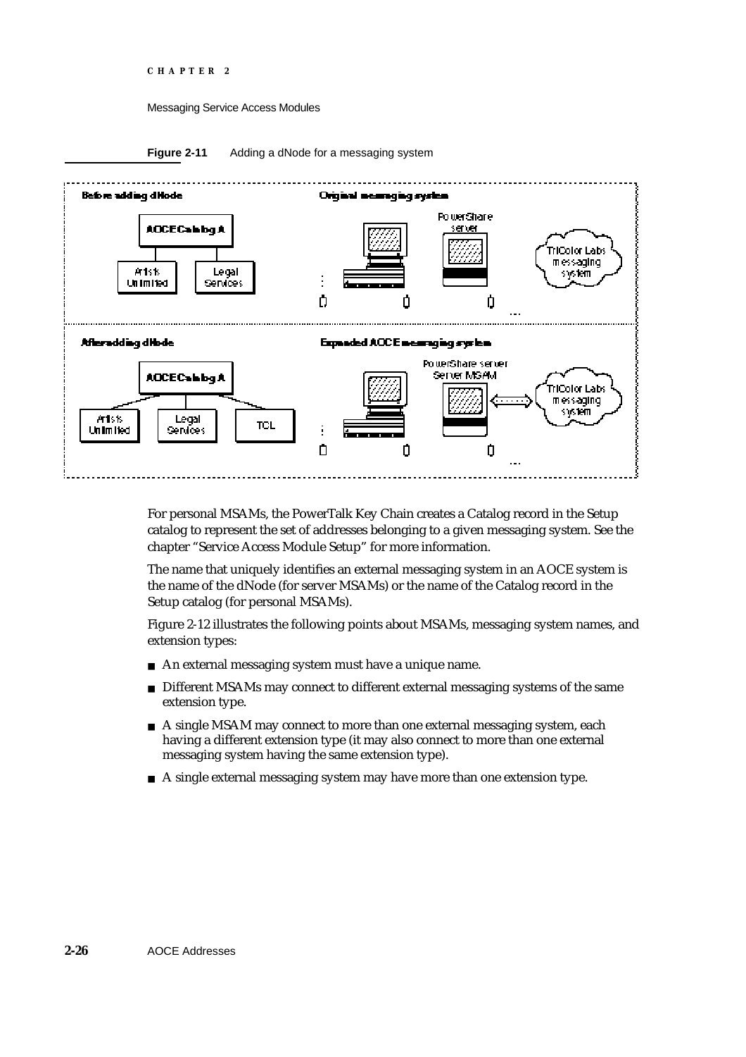**Figure 2-11** Adding a dNode for a messaging system

For personal MSAMs, the PowerTalk Key Chain creates a Catalog record in the Setup catalog to represent the set of addresses belonging to a given messaging system. See the chapter "Service Access Module Setup" for more information.

The name that uniquely identifies an external messaging system in an AOCE system is the name of the dNode (for server MSAMs) or the name of the Catalog record in the Setup catalog (for personal MSAMs).

Figure 2-12 illustrates the following points about MSAMs, messaging system names, and extension types:

- An external messaging system must have a unique name.
- Different MSAMs may connect to different external messaging systems of the same extension type.
- A single MSAM may connect to more than one external messaging system, each having a different extension type (it may also connect to more than one external messaging system having the same extension type).
- A single external messaging system may have more than one extension type.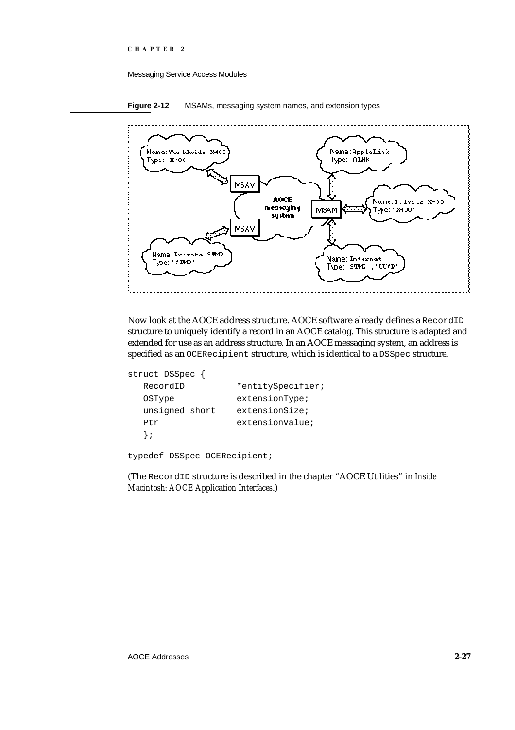**Figure 2-12** MSAMs, messaging system names, and extension types

Now look at the AOCE address structure. AOCE software already defines a `RecordID` structure to uniquely identify a record in an AOCE catalog. This structure is adapted and extended for use as an address structure. In an AOCE messaging system, an address is specified as an `OCERecipient` structure, which is identical to a `DSSpec` structure.

```
struct DSSpec {
   RecordID          *entitySpecifier;
   OSType            extensionType;
   unsigned short    extensionSize;
   Ptr               extensionValue;
   };

typedef DSSpec OCERecipient;
```

(The `RecordID` structure is described in the chapter "AOCE Utilities" in *Inside Macintosh: AOCE Application Interfaces*.)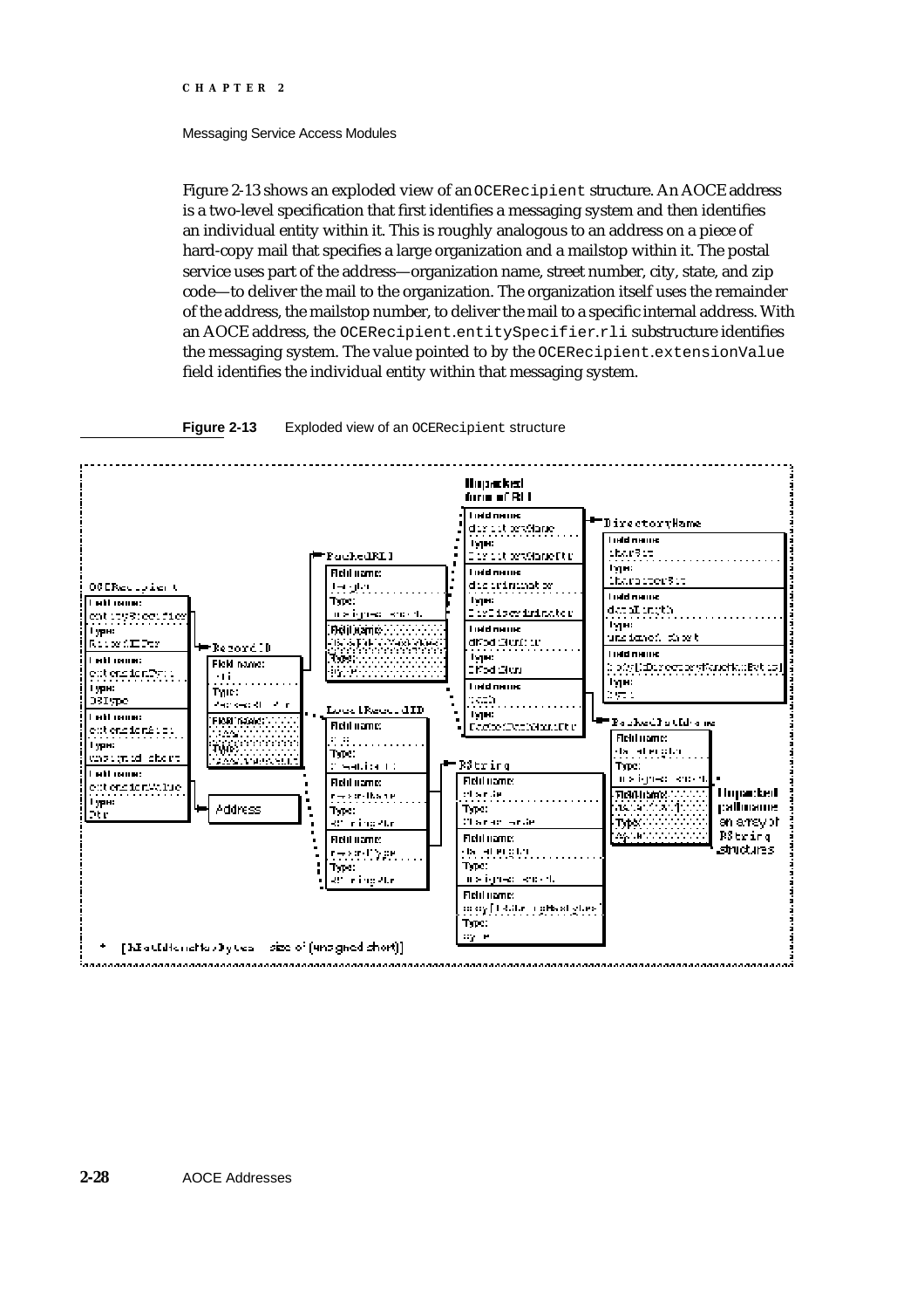Figure 2-13 shows an exploded view of an `OCERecipient` structure. An AOCE address is a two-level specification that first identifies a messaging system and then identifies an individual entity within it. This is roughly analogous to an address on a piece of hard-copy mail that specifies a large organization and a mailstop within it. The postal service uses part of the address—organization name, street number, city, state, and zip code—to deliver the mail to the organization. The organization itself uses the remainder of the address, the mailstop number, to deliver the mail to a specific internal address. With an AOCE address, the `OCERecipient.entitySpecifier.rli` substructure identifies the messaging system. The value pointed to by the `OCERecipient.extensionValue` field identifies the individual entity within that messaging system.

**Figure 2-13** Exploded view of an `OCERecipient` structure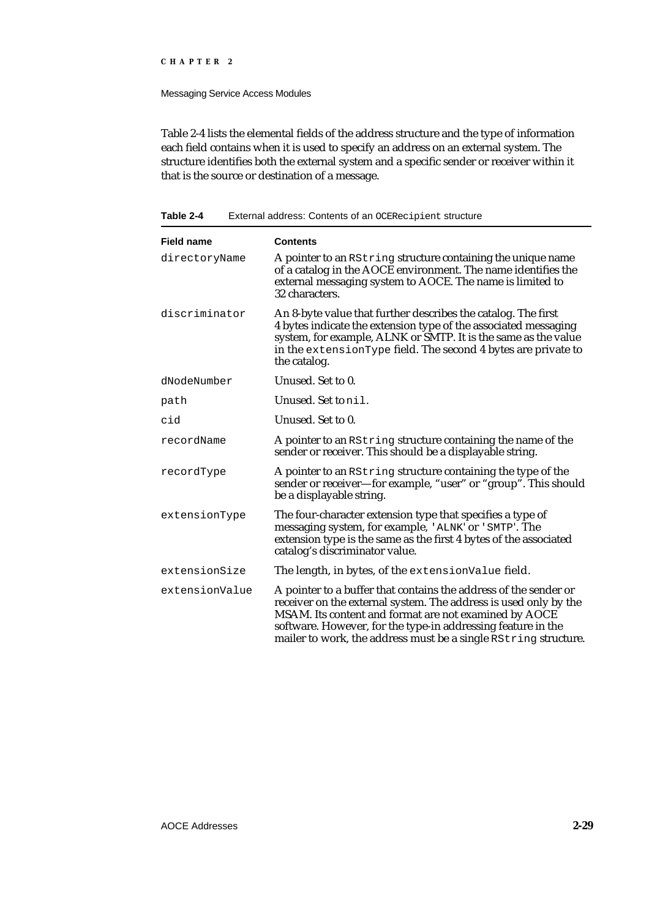Table 2-4 lists the elemental fields of the address structure and the type of information each field contains when it is used to specify an address on an external system. The structure identifies both the external system and a specific sender or receiver within it that is the source or destination of a message.

**Table 2-4** External address: Contents of an `OCERecipient` structure

| Field name | Contents |
|---|---|
| `directoryName` | A pointer to an `RString` structure containing the unique name of a catalog in the AOCE environment. The name identifies the external messaging system to AOCE. The name is limited to 32 characters. |
| `discriminator` | An 8-byte value that further describes the catalog. The first 4 bytes indicate the extension type of the associated messaging system, for example, ALNK or SMTP. It is the same as the value in the `extensionType` field. The second 4 bytes are private to the catalog. |
| `dNodeNumber` | Unused. Set to 0. |
| `path` | Unused. Set to `nil`. |
| `cid` | Unused. Set to 0. |
| `recordName` | A pointer to an `RString` structure containing the name of the sender or receiver. This should be a displayable string. |
| `recordType` | A pointer to an `RString` structure containing the type of the sender or receiver—for example, "user" or "group". This should be a displayable string. |
| `extensionType` | The four-character extension type that specifies a type of messaging system, for example, `'ALNK'` or `'SMTP'`. The extension type is the same as the first 4 bytes of the associated catalog's discriminator value. |
| `extensionSize` | The length, in bytes, of the `extensionValue` field. |
| `extensionValue` | A pointer to a buffer that contains the address of the sender or receiver on the external system. The address is used only by the MSAM. Its content and format are not examined by AOCE software. However, for the type-in addressing feature in the mailer to work, the address must be a single `RString` structure. |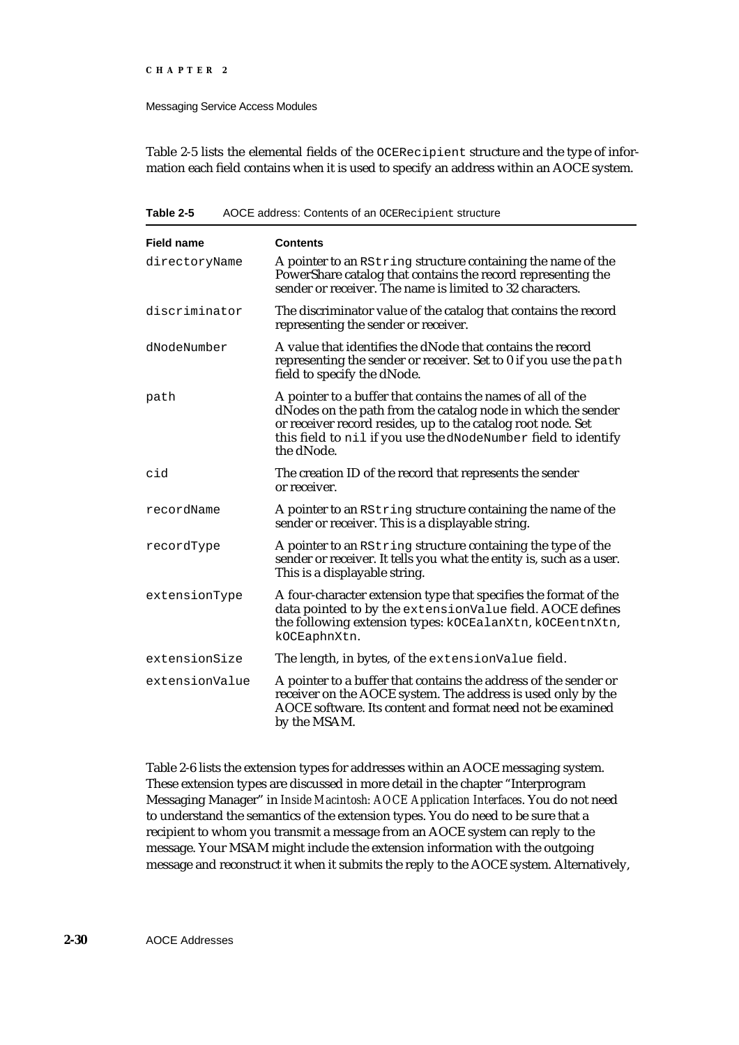Table 2-5 lists the elemental fields of the `OCERecipient` structure and the type of information each field contains when it is used to specify an address within an AOCE system.

**Table 2-5** AOCE address: Contents of an `OCERecipient` structure

| Field name | Contents |
|---|---|
| `directoryName` | A pointer to an `RString` structure containing the name of the PowerShare catalog that contains the record representing the sender or receiver. The name is limited to 32 characters. |
| `discriminator` | The discriminator value of the catalog that contains the record representing the sender or receiver. |
| `dNodeNumber` | A value that identifies the dNode that contains the record representing the sender or receiver. Set to 0 if you use the `path` field to specify the dNode. |
| `path` | A pointer to a buffer that contains the names of all of the dNodes on the path from the catalog node in which the sender or receiver record resides, up to the catalog root node. Set this field to `nil` if you use the `dNodeNumber` field to identify the dNode. |
| `cid` | The creation ID of the record that represents the sender or receiver. |
| `recordName` | A pointer to an `RString` structure containing the name of the sender or receiver. This is a displayable string. |
| `recordType` | A pointer to an `RString` structure containing the type of the sender or receiver. It tells you what the entity is, such as a user. This is a displayable string. |
| `extensionType` | A four-character extension type that specifies the format of the data pointed to by the `extensionValue` field. AOCE defines the following extension types: `kOCEalanXtn`, `kOCEentnXtn`, `kOCEaphnXtn`. |
| `extensionSize` | The length, in bytes, of the `extensionValue` field. |
| `extensionValue` | A pointer to a buffer that contains the address of the sender or receiver on the AOCE system. The address is used only by the AOCE software. Its content and format need not be examined by the MSAM. |

Table 2-6 lists the extension types for addresses within an AOCE messaging system. These extension types are discussed in more detail in the chapter "Interprogram Messaging Manager" in *Inside Macintosh: AOCE Application Interfaces*. You do not need to understand the semantics of the extension types. You do need to be sure that a recipient to whom you transmit a message from an AOCE system can reply to the message. Your MSAM might include the extension information with the outgoing message and reconstruct it when it submits the reply to the AOCE system. Alternatively,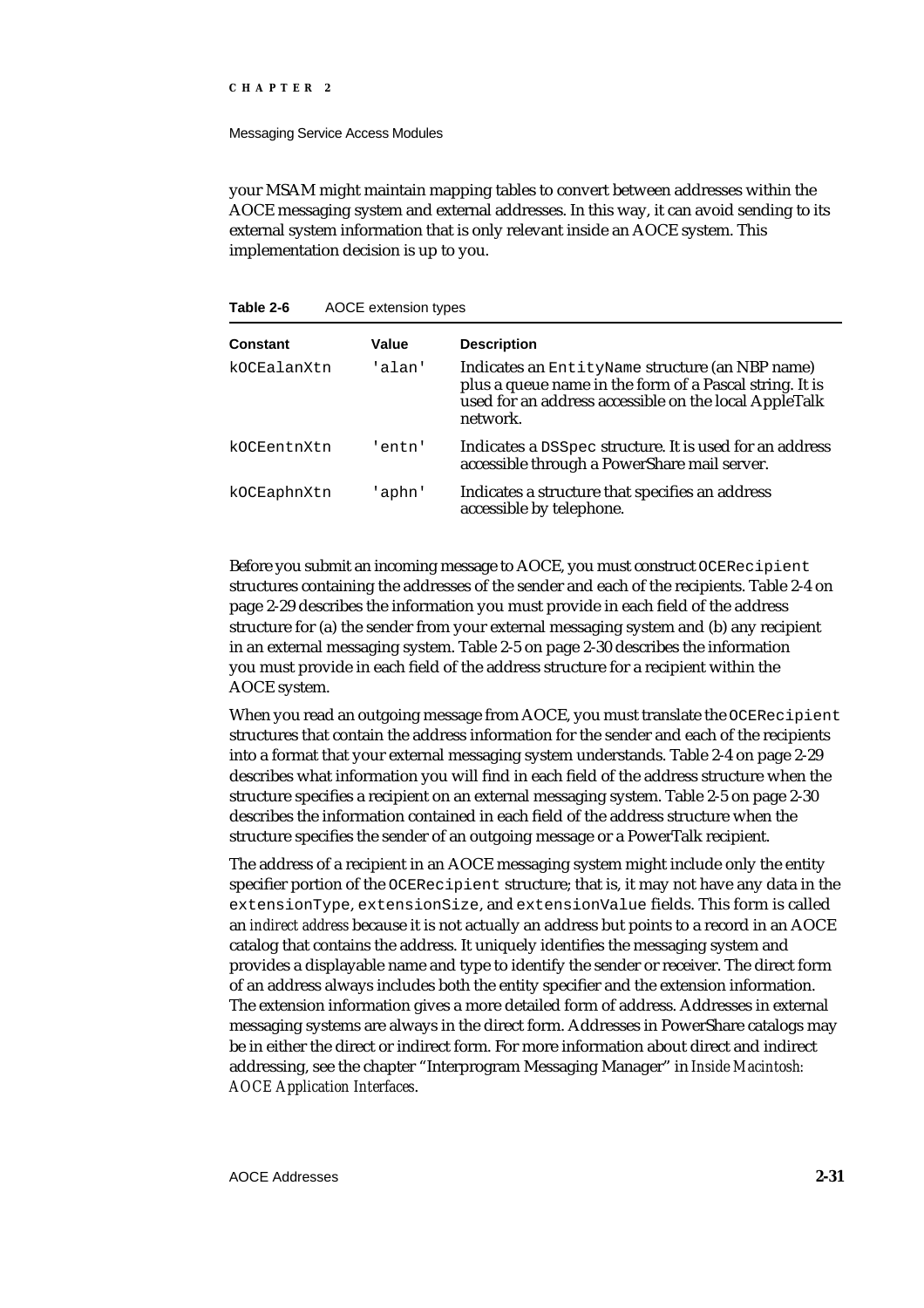your MSAM might maintain mapping tables to convert between addresses within the AOCE messaging system and external addresses. In this way, it can avoid sending to its external system information that is only relevant inside an AOCE system. This implementation decision is up to you.

**Table 2-6** AOCE extension types

| Constant | Value | Description |
|---|---|---|
| kOCEalanXtn | 'alan' | Indicates an EntityName structure (an NBP name) plus a queue name in the form of a Pascal string. It is used for an address accessible on the local AppleTalk network. |
| kOCEentnXtn | 'entn' | Indicates a DSSpec structure. It is used for an address accessible through a PowerShare mail server. |
| kOCEaphnXtn | 'aphn' | Indicates a structure that specifies an address accessible by telephone. |

Before you submit an incoming message to AOCE, you must construct OCERecipient structures containing the addresses of the sender and each of the recipients. Table 2-4 on page 2-29 describes the information you must provide in each field of the address structure for (a) the sender from your external messaging system and (b) any recipient in an external messaging system. Table 2-5 on page 2-30 describes the information you must provide in each field of the address structure for a recipient within the AOCE system.

When you read an outgoing message from AOCE, you must translate the OCERecipient structures that contain the address information for the sender and each of the recipients into a format that your external messaging system understands. Table 2-4 on page 2-29 describes what information you will find in each field of the address structure when the structure specifies a recipient on an external messaging system. Table 2-5 on page 2-30 describes the information contained in each field of the address structure when the structure specifies the sender of an outgoing message or a PowerTalk recipient.

The address of a recipient in an AOCE messaging system might include only the entity specifier portion of the OCERecipient structure; that is, it may not have any data in the extensionType, extensionSize, and extensionValue fields. This form is called an *indirect address* because it is not actually an address but points to a record in an AOCE catalog that contains the address. It uniquely identifies the messaging system and provides a displayable name and type to identify the sender or receiver. The direct form of an address always includes both the entity specifier and the extension information. The extension information gives a more detailed form of address. Addresses in external messaging systems are always in the direct form. Addresses in PowerShare catalogs may be in either the direct or indirect form. For more information about direct and indirect addressing, see the chapter "Interprogram Messaging Manager" in *Inside Macintosh: AOCE Application Interfaces*.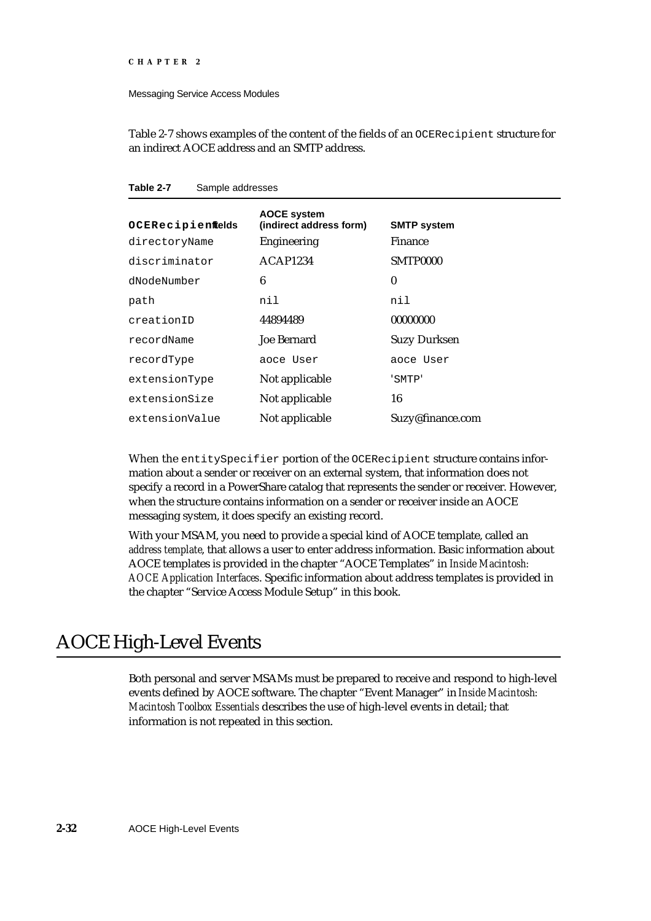Table 2-7 shows examples of the content of the fields of an `OCERecipient` structure for an indirect AOCE address and an SMTP address.

**Table 2-7** Sample addresses

| **OCERecipient fields** | **AOCE system (indirect address form)** | **SMTP system** |
|---|---|---|
| `directoryName` | Engineering | Finance |
| `discriminator` | ACAP1234 | SMTP0000 |
| `dNodeNumber` | 6 | 0 |
| `path` | `nil` | `nil` |
| `creationID` | 44894489 | 00000000 |
| `recordName` | Joe Bernard | Suzy Durksen |
| `recordType` | `aoce User` | `aoce User` |
| `extensionType` | Not applicable | `'SMTP'` |
| `extensionSize` | Not applicable | 16 |
| `extensionValue` | Not applicable | Suzy@finance.com |

When the `entitySpecifier` portion of the `OCERecipient` structure contains information about a sender or receiver on an external system, that information does not specify a record in a PowerShare catalog that represents the sender or receiver. However, when the structure contains information on a sender or receiver inside an AOCE messaging system, it does specify an existing record.

With your MSAM, you need to provide a special kind of AOCE template, called an *address template*, that allows a user to enter address information. Basic information about AOCE templates is provided in the chapter "AOCE Templates" in *Inside Macintosh: AOCE Application Interfaces*. Specific information about address templates is provided in the chapter "Service Access Module Setup" in this book.

# AOCE High-Level Events

Both personal and server MSAMs must be prepared to receive and respond to high-level events defined by AOCE software. The chapter "Event Manager" in *Inside Macintosh: Macintosh Toolbox Essentials* describes the use of high-level events in detail; that information is not repeated in this section.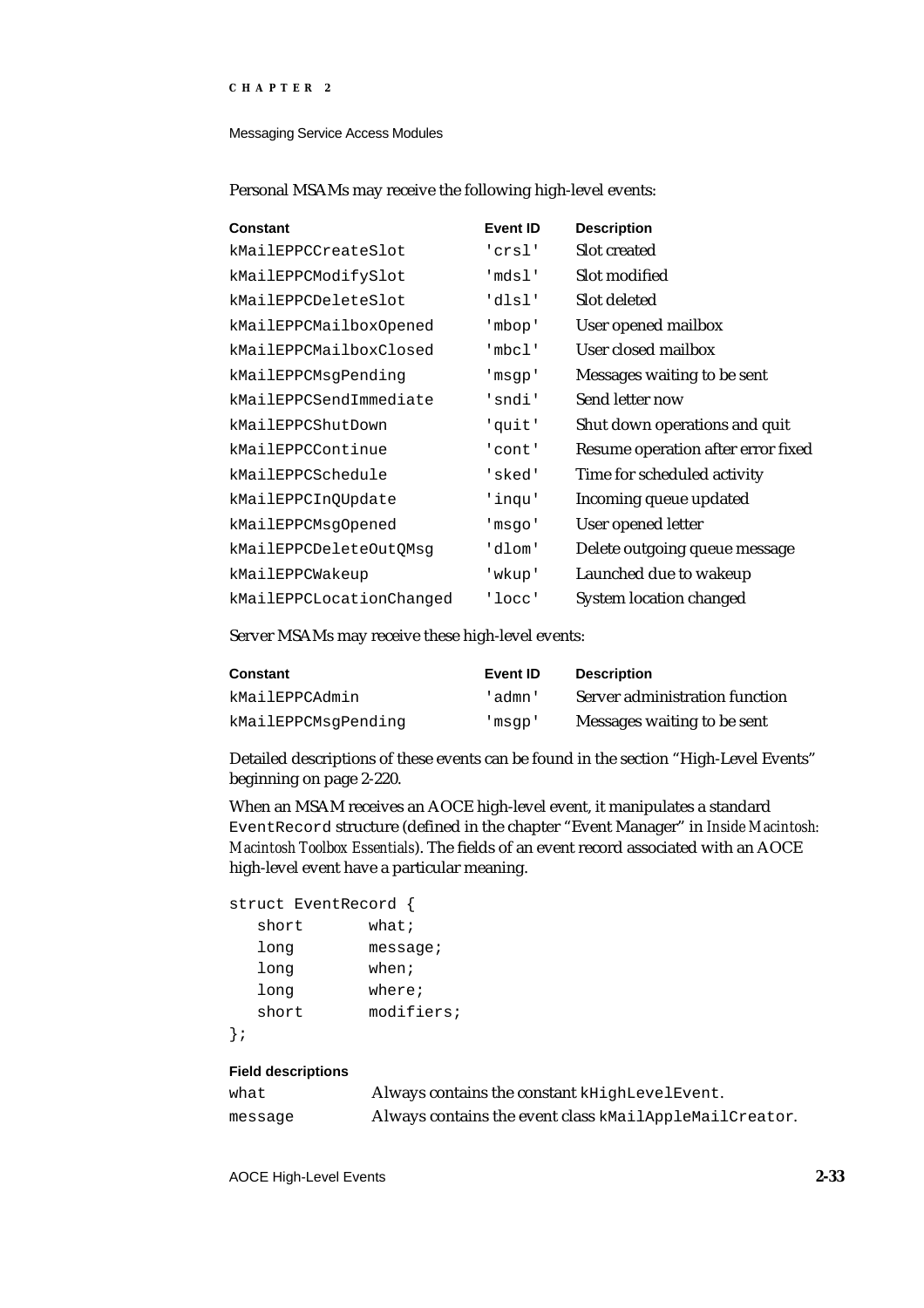Personal MSAMs may receive the following high-level events:

| Constant | Event ID | Description |
|---|---|---|
| kMailEPPCCreateSlot | 'crsl' | Slot created |
| kMailEPPCModifySlot | 'mdsl' | Slot modified |
| kMailEPPCDeleteSlot | 'dlsl' | Slot deleted |
| kMailEPPCMailboxOpened | 'mbop' | User opened mailbox |
| kMailEPPCMailboxClosed | 'mbcl' | User closed mailbox |
| kMailEPPCMsgPending | 'msgp' | Messages waiting to be sent |
| kMailEPPCSendImmediate | 'sndi' | Send letter now |
| kMailEPPCShutDown | 'quit' | Shut down operations and quit |
| kMailEPPCContinue | 'cont' | Resume operation after error fixed |
| kMailEPPCSchedule | 'sked' | Time for scheduled activity |
| kMailEPPCInQUpdate | 'inqu' | Incoming queue updated |
| kMailEPPCMsgOpened | 'msgo' | User opened letter |
| kMailEPPCDeleteOutQMsg | 'dlom' | Delete outgoing queue message |
| kMailEPPCWakeup | 'wkup' | Launched due to wakeup |
| kMailEPPCLocationChanged | 'locc' | System location changed |

Server MSAMs may receive these high-level events:

| Constant | Event ID | Description |
|---|---|---|
| kMailEPPCAdmin | 'admn' | Server administration function |
| kMailEPPCMsgPending | 'msgp' | Messages waiting to be sent |

Detailed descriptions of these events can be found in the section "High-Level Events" beginning on page 2-220.

When an MSAM receives an AOCE high-level event, it manipulates a standard `EventRecord` structure (defined in the chapter "Event Manager" in *Inside Macintosh: Macintosh Toolbox Essentials*). The fields of an event record associated with an AOCE high-level event have a particular meaning.

```
struct EventRecord {
   short       what;
   long        message;
   long        when;
   long        where;
   short       modifiers;
};
```

**Field descriptions**

`what` Always contains the constant `kHighLevelEvent`.

`message` Always contains the event class `kMailAppleMailCreator`.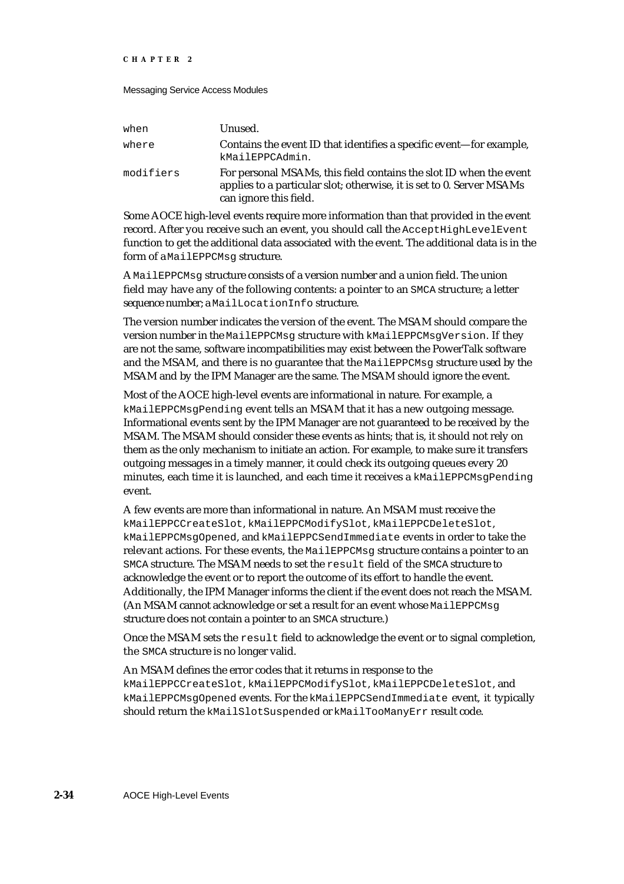| | |
|---|---|
| `when` | Unused. |
| `where` | Contains the event ID that identifies a specific event—for example, `kMailEPPCAdmin`. |
| `modifiers` | For personal MSAMs, this field contains the slot ID when the event applies to a particular slot; otherwise, it is set to 0. Server MSAMs can ignore this field. |

Some AOCE high-level events require more information than that provided in the event record. After you receive such an event, you should call the `AcceptHighLevelEvent` function to get the additional data associated with the event. The additional data is in the form of a `MailEPPCMsg` structure.

A `MailEPPCMsg` structure consists of a version number and a union field. The union field may have any of the following contents: a pointer to an `SMCA` structure; a letter sequence number; a `MailLocationInfo` structure.

The version number indicates the version of the event. The MSAM should compare the version number in the `MailEPPCMsg` structure with `kMailEPPCMsgVersion`. If they are not the same, software incompatibilities may exist between the PowerTalk software and the MSAM, and there is no guarantee that the `MailEPPCMsg` structure used by the MSAM and by the IPM Manager are the same. The MSAM should ignore the event.

Most of the AOCE high-level events are informational in nature. For example, a `kMailEPPCMsgPending` event tells an MSAM that it has a new outgoing message. Informational events sent by the IPM Manager are not guaranteed to be received by the MSAM. The MSAM should consider these events as hints; that is, it should not rely on them as the only mechanism to initiate an action. For example, to make sure it transfers outgoing messages in a timely manner, it could check its outgoing queues every 20 minutes, each time it is launched, and each time it receives a `kMailEPPCMsgPending` event.

A few events are more than informational in nature. An MSAM must receive the `kMailEPPCCreateSlot`, `kMailEPPCModifySlot`, `kMailEPPCDeleteSlot`, `kMailEPPCMsgOpened`, and `kMailEPPCSendImmediate` events in order to take the relevant actions. For these events, the `MailEPPCMsg` structure contains a pointer to an `SMCA` structure. The MSAM needs to set the `result` field of the `SMCA` structure to acknowledge the event or to report the outcome of its effort to handle the event. Additionally, the IPM Manager informs the client if the event does not reach the MSAM. (An MSAM cannot acknowledge or set a result for an event whose `MailEPPCMsg` structure does not contain a pointer to an `SMCA` structure.)

Once the MSAM sets the `result` field to acknowledge the event or to signal completion, the `SMCA` structure is no longer valid.

An MSAM defines the error codes that it returns in response to the `kMailEPPCCreateSlot`, `kMailEPPCModifySlot`, `kMailEPPCDeleteSlot`, and `kMailEPPCMsgOpened` events. For the `kMailEPPCSendImmediate` event, it typically should return the `kMailSlotSuspended` or `kMailTooManyErr` result code.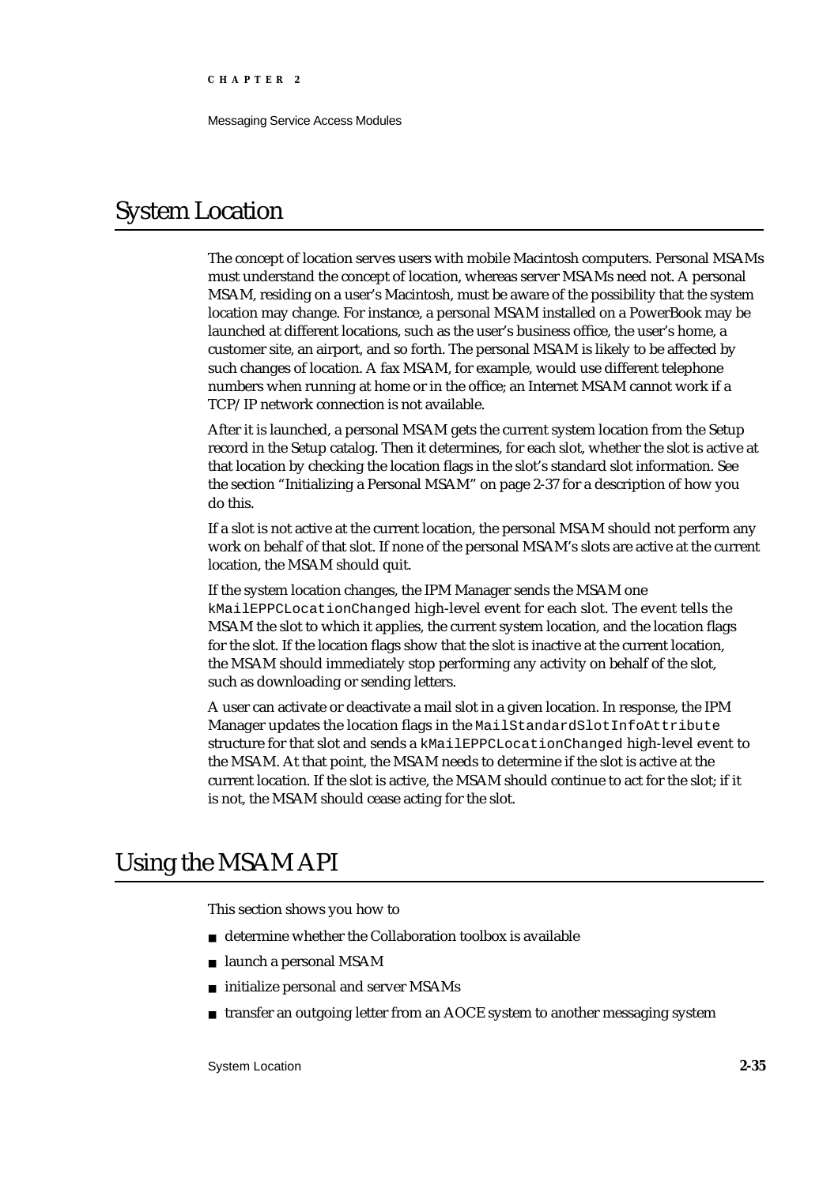# System Location

The concept of location serves users with mobile Macintosh computers. Personal MSAMs must understand the concept of location, whereas server MSAMs need not. A personal MSAM, residing on a user's Macintosh, must be aware of the possibility that the system location may change. For instance, a personal MSAM installed on a PowerBook may be launched at different locations, such as the user's business office, the user's home, a customer site, an airport, and so forth. The personal MSAM is likely to be affected by such changes of location. A fax MSAM, for example, would use different telephone numbers when running at home or in the office; an Internet MSAM cannot work if a TCP/IP network connection is not available.

After it is launched, a personal MSAM gets the current system location from the Setup record in the Setup catalog. Then it determines, for each slot, whether the slot is active at that location by checking the location flags in the slot's standard slot information. See the section "Initializing a Personal MSAM" on page 2-37 for a description of how you do this.

If a slot is not active at the current location, the personal MSAM should not perform any work on behalf of that slot. If none of the personal MSAM's slots are active at the current location, the MSAM should quit.

If the system location changes, the IPM Manager sends the MSAM one `kMailEPPCLocationChanged` high-level event for each slot. The event tells the MSAM the slot to which it applies, the current system location, and the location flags for the slot. If the location flags show that the slot is inactive at the current location, the MSAM should immediately stop performing any activity on behalf of the slot, such as downloading or sending letters.

A user can activate or deactivate a mail slot in a given location. In response, the IPM Manager updates the location flags in the `MailStandardSlotInfoAttribute` structure for that slot and sends a `kMailEPPCLocationChanged` high-level event to the MSAM. At that point, the MSAM needs to determine if the slot is active at the current location. If the slot is active, the MSAM should continue to act for the slot; if it is not, the MSAM should cease acting for the slot.

# Using the MSAM API

This section shows you how to

- determine whether the Collaboration toolbox is available
- launch a personal MSAM
- initialize personal and server MSAMs
- transfer an outgoing letter from an AOCE system to another messaging system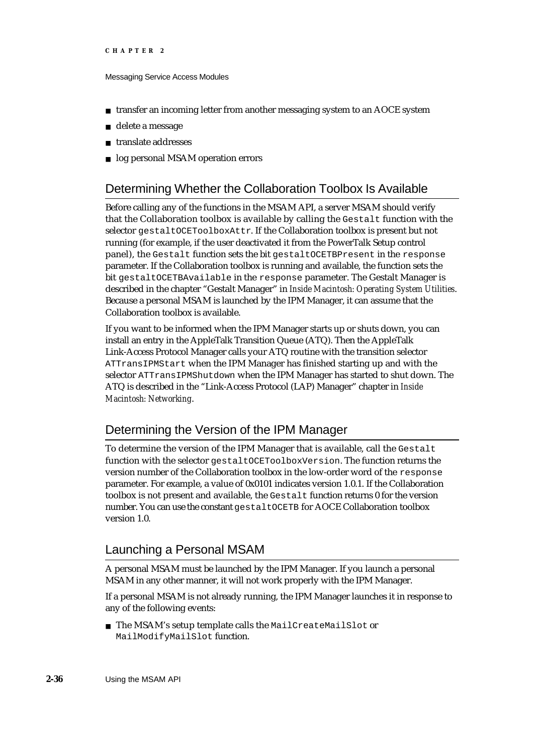- transfer an incoming letter from another messaging system to an AOCE system
- delete a message
- translate addresses
- log personal MSAM operation errors

## Determining Whether the Collaboration Toolbox Is Available

Before calling any of the functions in the MSAM API, a server MSAM should verify that the Collaboration toolbox is available by calling the `Gestalt` function with the selector `gestaltOCEToolboxAttr`. If the Collaboration toolbox is present but not running (for example, if the user deactivated it from the PowerTalk Setup control panel), the `Gestalt` function sets the bit `gestaltOCETBPresent` in the `response` parameter. If the Collaboration toolbox is running and available, the function sets the bit `gestaltOCETBAvailable` in the `response` parameter. The Gestalt Manager is described in the chapter "Gestalt Manager" in *Inside Macintosh: Operating System Utilities*. Because a personal MSAM is launched by the IPM Manager, it can assume that the Collaboration toolbox is available.

If you want to be informed when the IPM Manager starts up or shuts down, you can install an entry in the AppleTalk Transition Queue (ATQ). Then the AppleTalk Link-Access Protocol Manager calls your ATQ routine with the transition selector `ATTransIPMStart` when the IPM Manager has finished starting up and with the selector `ATTransIPMShutdown` when the IPM Manager has started to shut down. The ATQ is described in the "Link-Access Protocol (LAP) Manager" chapter in *Inside Macintosh: Networking*.

## Determining the Version of the IPM Manager

To determine the version of the IPM Manager that is available, call the `Gestalt` function with the selector `gestaltOCEToolboxVersion`. The function returns the version number of the Collaboration toolbox in the low-order word of the `response` parameter. For example, a value of 0x0101 indicates version 1.0.1. If the Collaboration toolbox is not present and available, the `Gestalt` function returns 0 for the version number. You can use the constant `gestaltOCETB` for AOCE Collaboration toolbox version 1.0.

## Launching a Personal MSAM

A personal MSAM must be launched by the IPM Manager. If you launch a personal MSAM in any other manner, it will not work properly with the IPM Manager.

If a personal MSAM is not already running, the IPM Manager launches it in response to any of the following events:

- The MSAM's setup template calls the `MailCreateMailSlot` or `MailModifyMailSlot` function.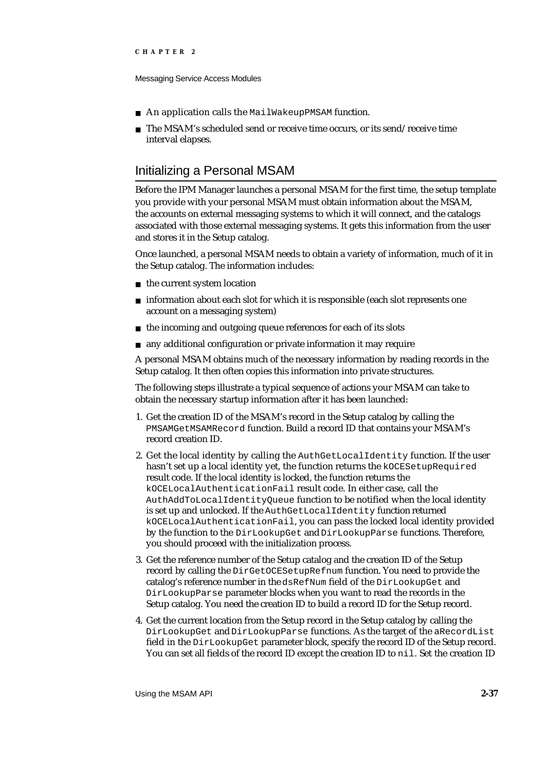- An application calls the `MailWakeupPMSAM` function.
- The MSAM's scheduled send or receive time occurs, or its send/receive time interval elapses.

## Initializing a Personal MSAM

Before the IPM Manager launches a personal MSAM for the first time, the setup template you provide with your personal MSAM must obtain information about the MSAM, the accounts on external messaging systems to which it will connect, and the catalogs associated with those external messaging systems. It gets this information from the user and stores it in the Setup catalog.

Once launched, a personal MSAM needs to obtain a variety of information, much of it in the Setup catalog. The information includes:

- the current system location
- information about each slot for which it is responsible (each slot represents one account on a messaging system)
- the incoming and outgoing queue references for each of its slots
- any additional configuration or private information it may require

A personal MSAM obtains much of the necessary information by reading records in the Setup catalog. It then often copies this information into private structures.

The following steps illustrate a typical sequence of actions your MSAM can take to obtain the necessary startup information after it has been launched:

1. Get the creation ID of the MSAM's record in the Setup catalog by calling the `PMSAMGetMSAMRecord` function. Build a record ID that contains your MSAM's record creation ID.
2. Get the local identity by calling the `AuthGetLocalIdentity` function. If the user hasn't set up a local identity yet, the function returns the `kOCESetupRequired` result code. If the local identity is locked, the function returns the `kOCELocalAuthenticationFail` result code. In either case, call the `AuthAddToLocalIdentityQueue` function to be notified when the local identity is set up and unlocked. If the `AuthGetLocalIdentity` function returned `kOCELocalAuthenticationFail`, you can pass the locked local identity provided by the function to the `DirLookupGet` and `DirLookupParse` functions. Therefore, you should proceed with the initialization process.
3. Get the reference number of the Setup catalog and the creation ID of the Setup record by calling the `DirGetOCESetupRefnum` function. You need to provide the catalog's reference number in the `dsRefNum` field of the `DirLookupGet` and `DirLookupParse` parameter blocks when you want to read the records in the Setup catalog. You need the creation ID to build a record ID for the Setup record.
4. Get the current location from the Setup record in the Setup catalog by calling the `DirLookupGet` and `DirLookupParse` functions. As the target of the `aRecordList` field in the `DirLookupGet` parameter block, specify the record ID of the Setup record. You can set all fields of the record ID except the creation ID to `nil`. Set the creation ID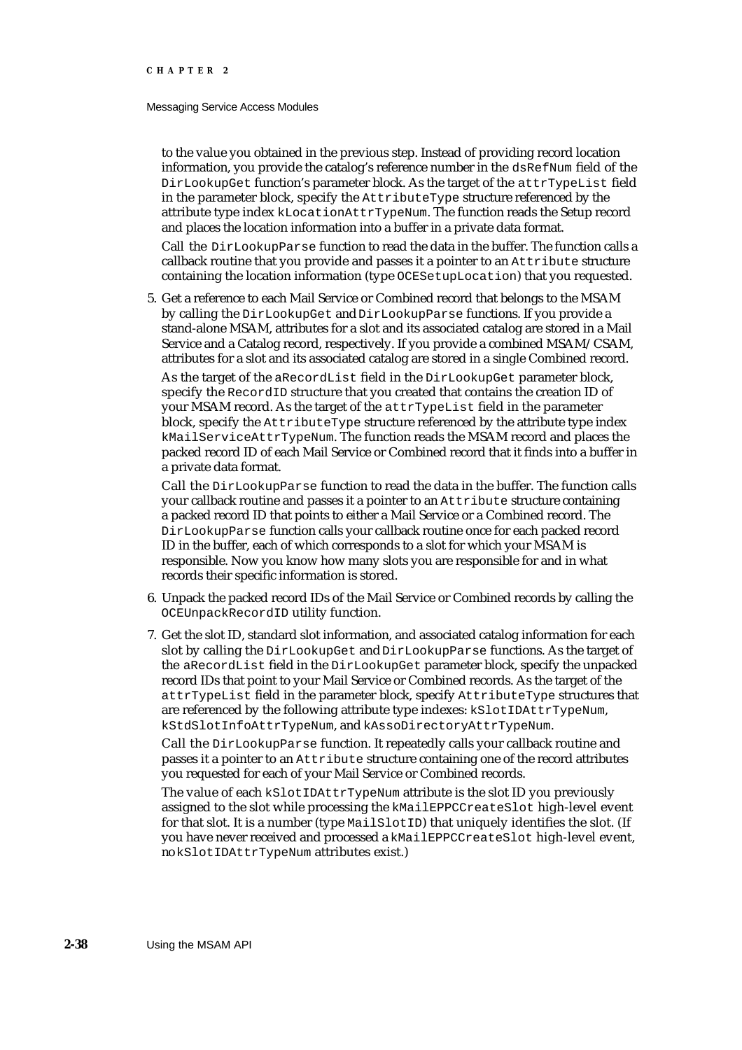to the value you obtained in the previous step. Instead of providing record location information, you provide the catalog's reference number in the `dsRefNum` field of the `DirLookupGet` function's parameter block. As the target of the `attrTypeList` field in the parameter block, specify the `AttributeType` structure referenced by the attribute type index `kLocationAttrTypeNum`. The function reads the Setup record and places the location information into a buffer in a private data format.

Call the `DirLookupParse` function to read the data in the buffer. The function calls a callback routine that you provide and passes it a pointer to an `Attribute` structure containing the location information (type `OCESetupLocation`) that you requested.

5. Get a reference to each Mail Service or Combined record that belongs to the MSAM by calling the `DirLookupGet` and `DirLookupParse` functions. If you provide a stand-alone MSAM, attributes for a slot and its associated catalog are stored in a Mail Service and a Catalog record, respectively. If you provide a combined MSAM/CSAM, attributes for a slot and its associated catalog are stored in a single Combined record.

   As the target of the `aRecordList` field in the `DirLookupGet` parameter block, specify the `RecordID` structure that you created that contains the creation ID of your MSAM record. As the target of the `attrTypeList` field in the parameter block, specify the `AttributeType` structure referenced by the attribute type index `kMailServiceAttrTypeNum`. The function reads the MSAM record and places the packed record ID of each Mail Service or Combined record that it finds into a buffer in a private data format.

   Call the `DirLookupParse` function to read the data in the buffer. The function calls your callback routine and passes it a pointer to an `Attribute` structure containing a packed record ID that points to either a Mail Service or a Combined record. The `DirLookupParse` function calls your callback routine once for each packed record ID in the buffer, each of which corresponds to a slot for which your MSAM is responsible. Now you know how many slots you are responsible for and in what records their specific information is stored.

6. Unpack the packed record IDs of the Mail Service or Combined records by calling the `OCEUnpackRecordID` utility function.

7. Get the slot ID, standard slot information, and associated catalog information for each slot by calling the `DirLookupGet` and `DirLookupParse` functions. As the target of the `aRecordList` field in the `DirLookupGet` parameter block, specify the unpacked record IDs that point to your Mail Service or Combined records. As the target of the `attrTypeList` field in the parameter block, specify `AttributeType` structures that are referenced by the following attribute type indexes: `kSlotIDAttrTypeNum`, `kStdSlotInfoAttrTypeNum`, and `kAssoDirectoryAttrTypeNum`.

   Call the `DirLookupParse` function. It repeatedly calls your callback routine and passes it a pointer to an `Attribute` structure containing one of the record attributes you requested for each of your Mail Service or Combined records.

   The value of each `kSlotIDAttrTypeNum` attribute is the slot ID you previously assigned to the slot while processing the `kMailEPPCCreateSlot` high-level event for that slot. It is a number (type `MailSlotID`) that uniquely identifies the slot. (If you have never received and processed a `kMailEPPCCreateSlot` high-level event, no `kSlotIDAttrTypeNum` attributes exist.)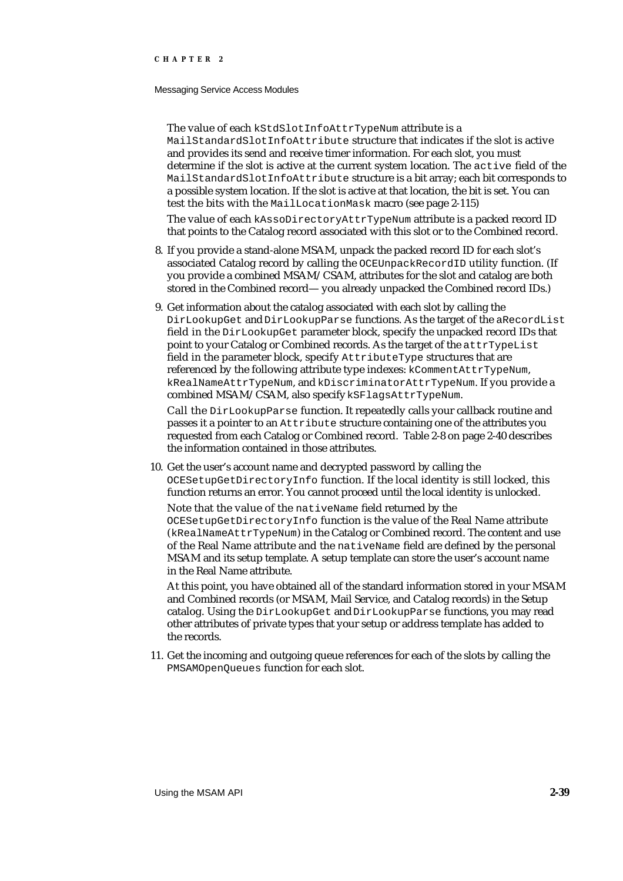The value of each `kStdSlotInfoAttrTypeNum` attribute is a `MailStandardSlotInfoAttribute` structure that indicates if the slot is active and provides its send and receive timer information. For each slot, you must determine if the slot is active at the current system location. The `active` field of the `MailStandardSlotInfoAttribute` structure is a bit array; each bit corresponds to a possible system location. If the slot is active at that location, the bit is set. You can test the bits with the `MailLocationMask` macro (see page 2-115)

The value of each `kAssoDirectoryAttrTypeNum` attribute is a packed record ID that points to the Catalog record associated with this slot or to the Combined record.

8. If you provide a stand-alone MSAM, unpack the packed record ID for each slot's associated Catalog record by calling the `OCEUnpackRecordID` utility function. (If you provide a combined MSAM/CSAM, attributes for the slot and catalog are both stored in the Combined record— you already unpacked the Combined record IDs.)

9. Get information about the catalog associated with each slot by calling the `DirLookupGet` and `DirLookupParse` functions. As the target of the `aRecordList` field in the `DirLookupGet` parameter block, specify the unpacked record IDs that point to your Catalog or Combined records. As the target of the `attrTypeList` field in the parameter block, specify `AttributeType` structures that are referenced by the following attribute type indexes: `kCommentAttrTypeNum`, `kRealNameAttrTypeNum`, and `kDiscriminatorAttrTypeNum`. If you provide a combined MSAM/CSAM, also specify `kSFlagsAttrTypeNum`.

   Call the `DirLookupParse` function. It repeatedly calls your callback routine and passes it a pointer to an `Attribute` structure containing one of the attributes you requested from each Catalog or Combined record. Table 2-8 on page 2-40 describes the information contained in those attributes.

10. Get the user's account name and decrypted password by calling the `OCESetupGetDirectoryInfo` function. If the local identity is still locked, this function returns an error. You cannot proceed until the local identity is unlocked.

    Note that the value of the `nativeName` field returned by the `OCESetupGetDirectoryInfo` function is the value of the Real Name attribute (`kRealNameAttrTypeNum`) in the Catalog or Combined record. The content and use of the Real Name attribute and the `nativeName` field are defined by the personal MSAM and its setup template. A setup template can store the user's account name in the Real Name attribute.

    At this point, you have obtained all of the standard information stored in your MSAM and Combined records (or MSAM, Mail Service, and Catalog records) in the Setup catalog. Using the `DirLookupGet` and `DirLookupParse` functions, you may read other attributes of private types that your setup or address template has added to the records.

11. Get the incoming and outgoing queue references for each of the slots by calling the `PMSAMOpenQueues` function for each slot.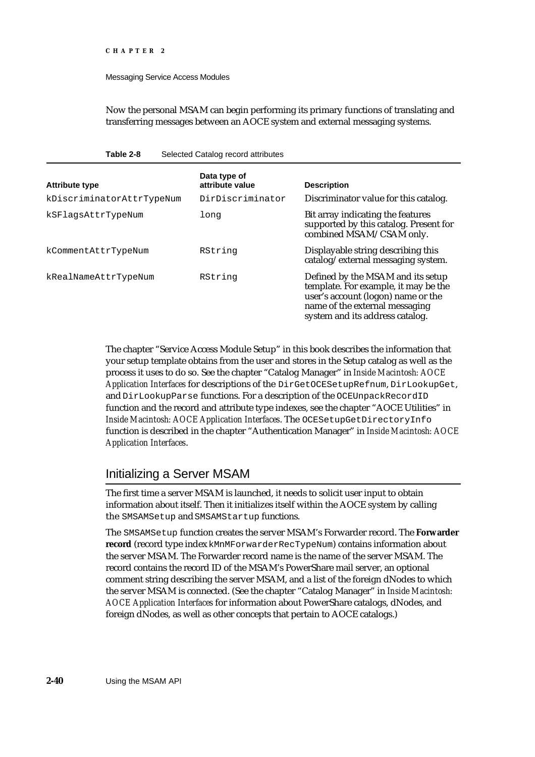Now the personal MSAM can begin performing its primary functions of translating and transferring messages between an AOCE system and external messaging systems.

**Table 2-8** Selected Catalog record attributes

| Attribute type | Data type of attribute value | Description |
|---|---|---|
| `kDiscriminatorAttrTypeNum` | `DirDiscriminator` | Discriminator value for this catalog. |
| `kSFlagsAttrTypeNum` | `long` | Bit array indicating the features supported by this catalog. Present for combined MSAM/CSAM only. |
| `kCommentAttrTypeNum` | `RString` | Displayable string describing this catalog/external messaging system. |
| `kRealNameAttrTypeNum` | `RString` | Defined by the MSAM and its setup template. For example, it may be the user's account (logon) name or the name of the external messaging system and its address catalog. |

The chapter "Service Access Module Setup" in this book describes the information that your setup template obtains from the user and stores in the Setup catalog as well as the process it uses to do so. See the chapter "Catalog Manager" in *Inside Macintosh: AOCE Application Interfaces* for descriptions of the `DirGetOCESetupRefnum`, `DirLookupGet`, and `DirLookupParse` functions. For a description of the `OCEUnpackRecordID` function and the record and attribute type indexes, see the chapter "AOCE Utilities" in *Inside Macintosh: AOCE Application Interfaces*. The `OCESetupGetDirectoryInfo` function is described in the chapter "Authentication Manager" in *Inside Macintosh: AOCE Application Interfaces*.

## Initializing a Server MSAM

The first time a server MSAM is launched, it needs to solicit user input to obtain information about itself. Then it initializes itself within the AOCE system by calling the `SMSAMSetup` and `SMSAMStartup` functions.

The `SMSAMSetup` function creates the server MSAM's Forwarder record. The **Forwarder record** (record type index `kMnMForwarderRecTypeNum`) contains information about the server MSAM. The Forwarder record name is the name of the server MSAM. The record contains the record ID of the MSAM's PowerShare mail server, an optional comment string describing the server MSAM, and a list of the foreign dNodes to which the server MSAM is connected. (See the chapter "Catalog Manager" in *Inside Macintosh: AOCE Application Interfaces* for information about PowerShare catalogs, dNodes, and foreign dNodes, as well as other concepts that pertain to AOCE catalogs.)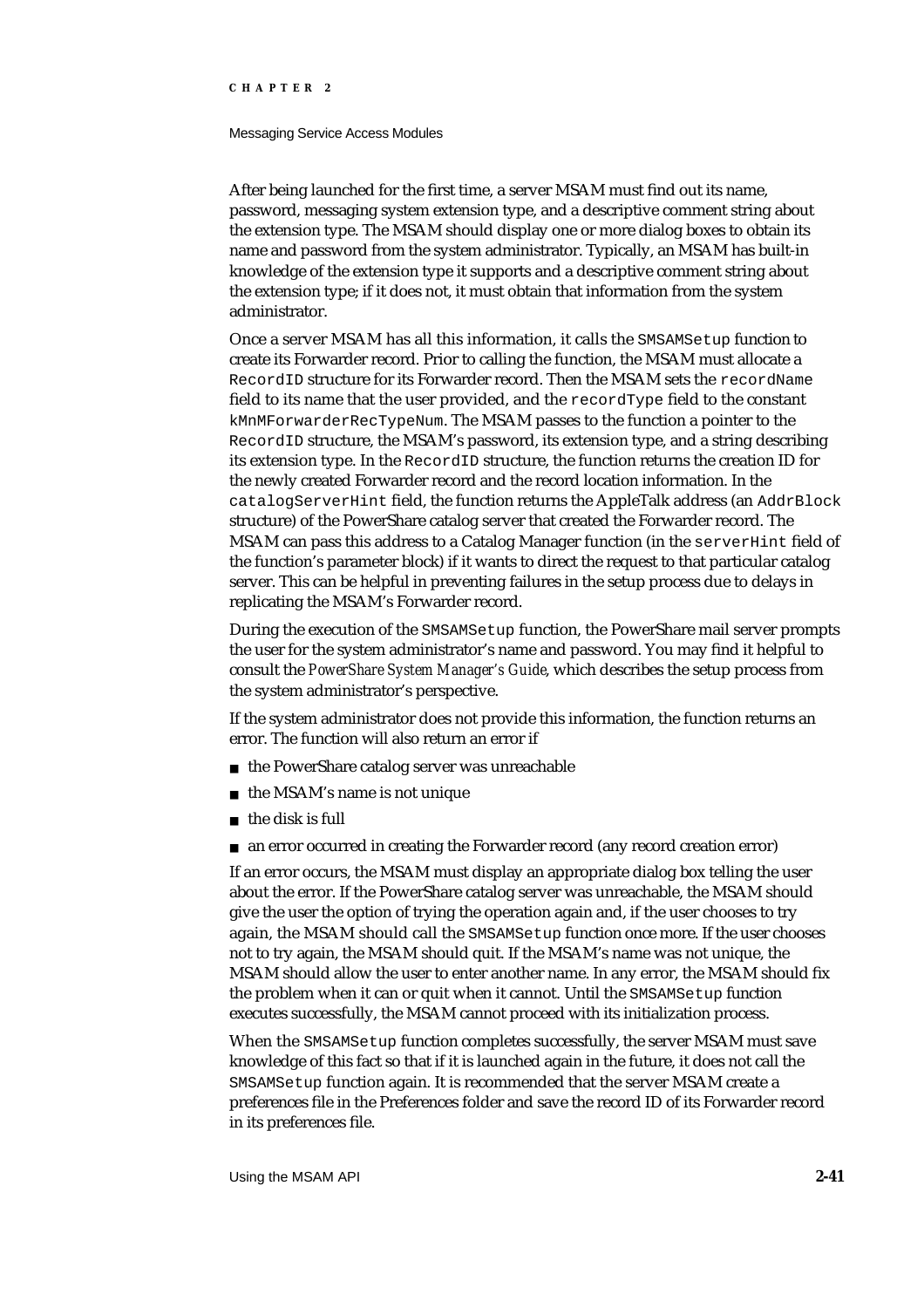After being launched for the first time, a server MSAM must find out its name, password, messaging system extension type, and a descriptive comment string about the extension type. The MSAM should display one or more dialog boxes to obtain its name and password from the system administrator. Typically, an MSAM has built-in knowledge of the extension type it supports and a descriptive comment string about the extension type; if it does not, it must obtain that information from the system administrator.

Once a server MSAM has all this information, it calls the `SMSAMSetup` function to create its Forwarder record. Prior to calling the function, the MSAM must allocate a `RecordID` structure for its Forwarder record. Then the MSAM sets the `recordName` field to its name that the user provided, and the `recordType` field to the constant `kMnMForwarderRecTypeNum`. The MSAM passes to the function a pointer to the `RecordID` structure, the MSAM's password, its extension type, and a string describing its extension type. In the `RecordID` structure, the function returns the creation ID for the newly created Forwarder record and the record location information. In the `catalogServerHint` field, the function returns the AppleTalk address (an `AddrBlock` structure) of the PowerShare catalog server that created the Forwarder record. The MSAM can pass this address to a Catalog Manager function (in the `serverHint` field of the function's parameter block) if it wants to direct the request to that particular catalog server. This can be helpful in preventing failures in the setup process due to delays in replicating the MSAM's Forwarder record.

During the execution of the `SMSAMSetup` function, the PowerShare mail server prompts the user for the system administrator's name and password. You may find it helpful to consult the *PowerShare System Manager's Guide*, which describes the setup process from the system administrator's perspective.

If the system administrator does not provide this information, the function returns an error. The function will also return an error if

- the PowerShare catalog server was unreachable
- the MSAM's name is not unique
- the disk is full
- an error occurred in creating the Forwarder record (any record creation error)

If an error occurs, the MSAM must display an appropriate dialog box telling the user about the error. If the PowerShare catalog server was unreachable, the MSAM should give the user the option of trying the operation again and, if the user chooses to try again, the MSAM should call the `SMSAMSetup` function once more. If the user chooses not to try again, the MSAM should quit. If the MSAM's name was not unique, the MSAM should allow the user to enter another name. In any error, the MSAM should fix the problem when it can or quit when it cannot. Until the `SMSAMSetup` function executes successfully, the MSAM cannot proceed with its initialization process.

When the `SMSAMSetup` function completes successfully, the server MSAM must save knowledge of this fact so that if it is launched again in the future, it does not call the `SMSAMSetup` function again. It is recommended that the server MSAM create a preferences file in the Preferences folder and save the record ID of its Forwarder record in its preferences file.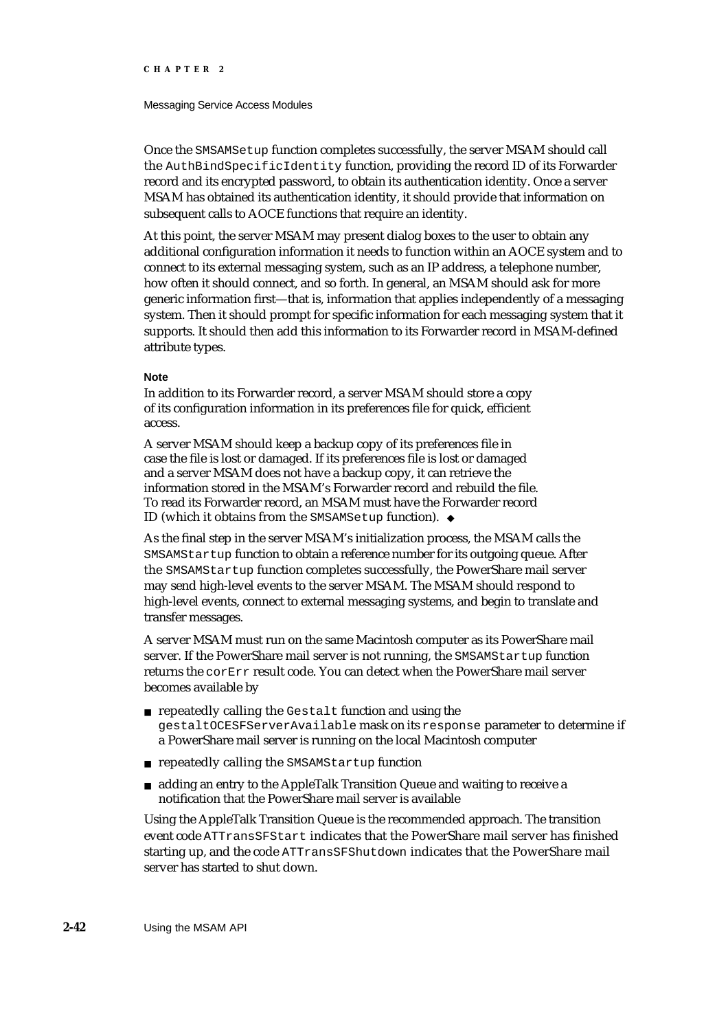Once the `SMSAMSetup` function completes successfully, the server MSAM should call the `AuthBindSpecificIdentity` function, providing the record ID of its Forwarder record and its encrypted password, to obtain its authentication identity. Once a server MSAM has obtained its authentication identity, it should provide that information on subsequent calls to AOCE functions that require an identity.

At this point, the server MSAM may present dialog boxes to the user to obtain any additional configuration information it needs to function within an AOCE system and to connect to its external messaging system, such as an IP address, a telephone number, how often it should connect, and so forth. In general, an MSAM should ask for more generic information first—that is, information that applies independently of a messaging system. Then it should prompt for specific information for each messaging system that it supports. It should then add this information to its Forwarder record in MSAM-defined attribute types.

**Note**

In addition to its Forwarder record, a server MSAM should store a copy of its configuration information in its preferences file for quick, efficient access.

A server MSAM should keep a backup copy of its preferences file in case the file is lost or damaged. If its preferences file is lost or damaged and a server MSAM does not have a backup copy, it can retrieve the information stored in the MSAM's Forwarder record and rebuild the file. To read its Forwarder record, an MSAM must have the Forwarder record ID (which it obtains from the `SMSAMSetup` function). ◆

As the final step in the server MSAM's initialization process, the MSAM calls the `SMSAMStartup` function to obtain a reference number for its outgoing queue. After the `SMSAMStartup` function completes successfully, the PowerShare mail server may send high-level events to the server MSAM. The MSAM should respond to high-level events, connect to external messaging systems, and begin to translate and transfer messages.

A server MSAM must run on the same Macintosh computer as its PowerShare mail server. If the PowerShare mail server is not running, the `SMSAMStartup` function returns the `corErr` result code. You can detect when the PowerShare mail server becomes available by

- repeatedly calling the `Gestalt` function and using the `gestaltOCESFServerAvailable` mask on its `response` parameter to determine if a PowerShare mail server is running on the local Macintosh computer
- repeatedly calling the `SMSAMStartup` function
- adding an entry to the AppleTalk Transition Queue and waiting to receive a notification that the PowerShare mail server is available

Using the AppleTalk Transition Queue is the recommended approach. The transition event code `ATTransSFStart` indicates that the PowerShare mail server has finished starting up, and the code `ATTransSFShutdown` indicates that the PowerShare mail server has started to shut down.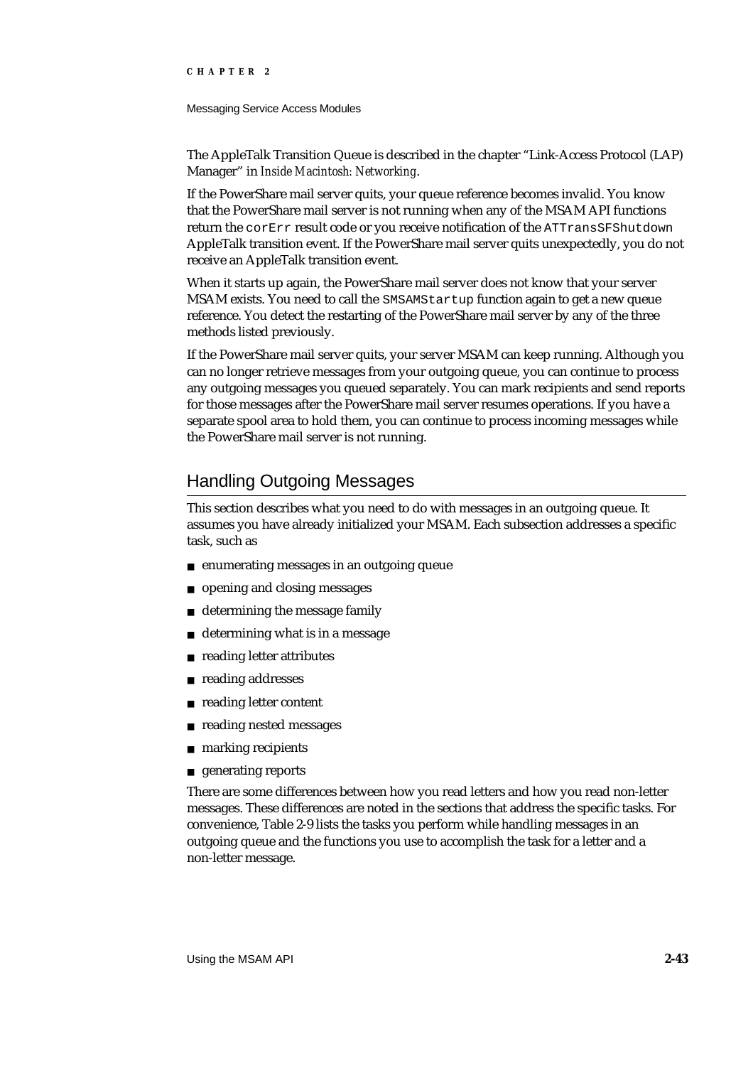The AppleTalk Transition Queue is described in the chapter "Link-Access Protocol (LAP) Manager" in *Inside Macintosh: Networking*.

If the PowerShare mail server quits, your queue reference becomes invalid. You know that the PowerShare mail server is not running when any of the MSAM API functions return the `corErr` result code or you receive notification of the `ATTransSFShutdown` AppleTalk transition event. If the PowerShare mail server quits unexpectedly, you do not receive an AppleTalk transition event.

When it starts up again, the PowerShare mail server does not know that your server MSAM exists. You need to call the `SMSAMStartup` function again to get a new queue reference. You detect the restarting of the PowerShare mail server by any of the three methods listed previously.

If the PowerShare mail server quits, your server MSAM can keep running. Although you can no longer retrieve messages from your outgoing queue, you can continue to process any outgoing messages you queued separately. You can mark recipients and send reports for those messages after the PowerShare mail server resumes operations. If you have a separate spool area to hold them, you can continue to process incoming messages while the PowerShare mail server is not running.

## Handling Outgoing Messages

This section describes what you need to do with messages in an outgoing queue. It assumes you have already initialized your MSAM. Each subsection addresses a specific task, such as

- enumerating messages in an outgoing queue
- opening and closing messages
- determining the message family
- determining what is in a message
- reading letter attributes
- reading addresses
- reading letter content
- reading nested messages
- marking recipients
- generating reports

There are some differences between how you read letters and how you read non-letter messages. These differences are noted in the sections that address the specific tasks. For convenience, Table 2-9 lists the tasks you perform while handling messages in an outgoing queue and the functions you use to accomplish the task for a letter and a non-letter message.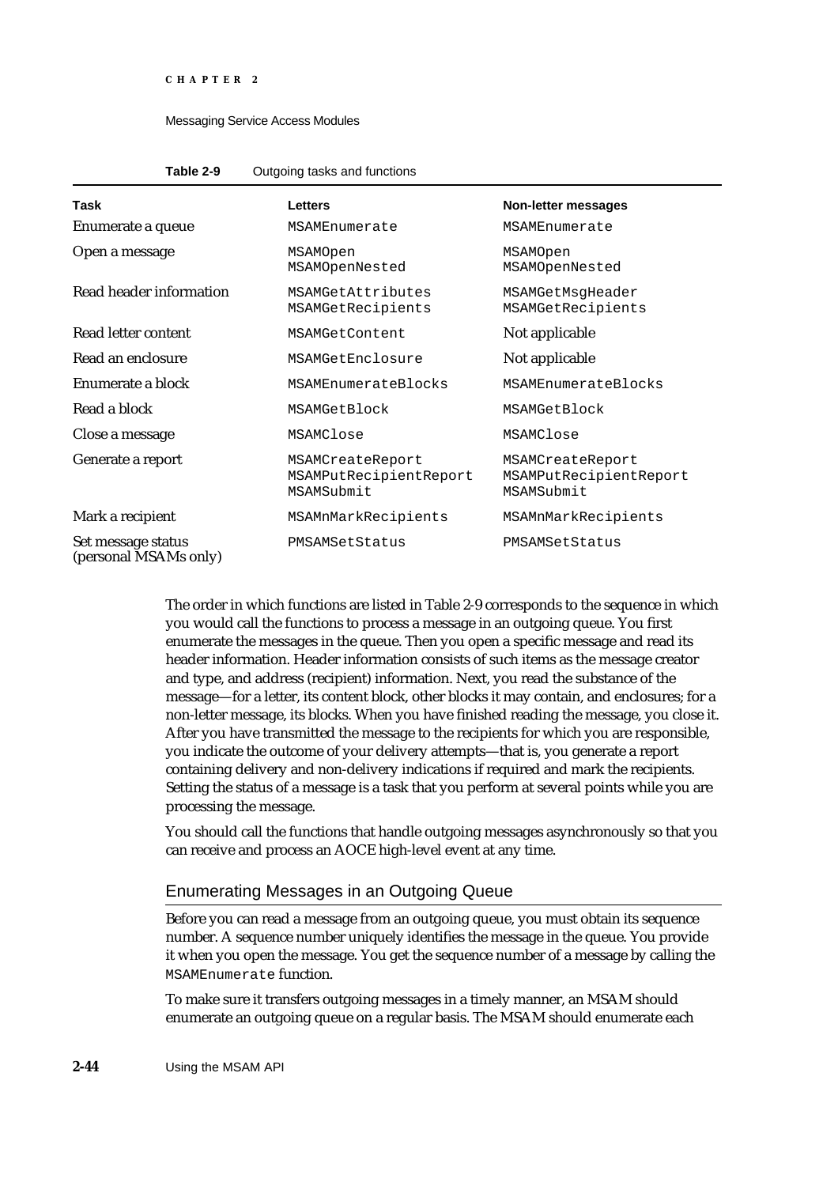**Table 2-9** Outgoing tasks and functions

| Task | Letters | Non-letter messages |
|---|---|---|
| Enumerate a queue | `MSAMEnumerate` | `MSAMEnumerate` |
| Open a message | `MSAMOpen` `MSAMOpenNested` | `MSAMOpen` `MSAMOpenNested` |
| Read header information | `MSAMGetAttributes` `MSAMGetRecipients` | `MSAMGetMsgHeader` `MSAMGetRecipients` |
| Read letter content | `MSAMGetContent` | Not applicable |
| Read an enclosure | `MSAMGetEnclosure` | Not applicable |
| Enumerate a block | `MSAMEnumerateBlocks` | `MSAMEnumerateBlocks` |
| Read a block | `MSAMGetBlock` | `MSAMGetBlock` |
| Close a message | `MSAMClose` | `MSAMClose` |
| Generate a report | `MSAMCreateReport` `MSAMPutRecipientReport` `MSAMSubmit` | `MSAMCreateReport` `MSAMPutRecipientReport` `MSAMSubmit` |
| Mark a recipient | `MSAMnMarkRecipients` | `MSAMnMarkRecipients` |
| Set message status (personal MSAMs only) | `PMSAMSetStatus` | `PMSAMSetStatus` |

The order in which functions are listed in Table 2-9 corresponds to the sequence in which you would call the functions to process a message in an outgoing queue. You first enumerate the messages in the queue. Then you open a specific message and read its header information. Header information consists of such items as the message creator and type, and address (recipient) information. Next, you read the substance of the message—for a letter, its content block, other blocks it may contain, and enclosures; for a non-letter message, its blocks. When you have finished reading the message, you close it. After you have transmitted the message to the recipients for which you are responsible, you indicate the outcome of your delivery attempts—that is, you generate a report containing delivery and non-delivery indications if required and mark the recipients. Setting the status of a message is a task that you perform at several points while you are processing the message.

You should call the functions that handle outgoing messages asynchronously so that you can receive and process an AOCE high-level event at any time.

## Enumerating Messages in an Outgoing Queue

Before you can read a message from an outgoing queue, you must obtain its sequence number. A sequence number uniquely identifies the message in the queue. You provide it when you open the message. You get the sequence number of a message by calling the `MSAMEnumerate` function.

To make sure it transfers outgoing messages in a timely manner, an MSAM should enumerate an outgoing queue on a regular basis. The MSAM should enumerate each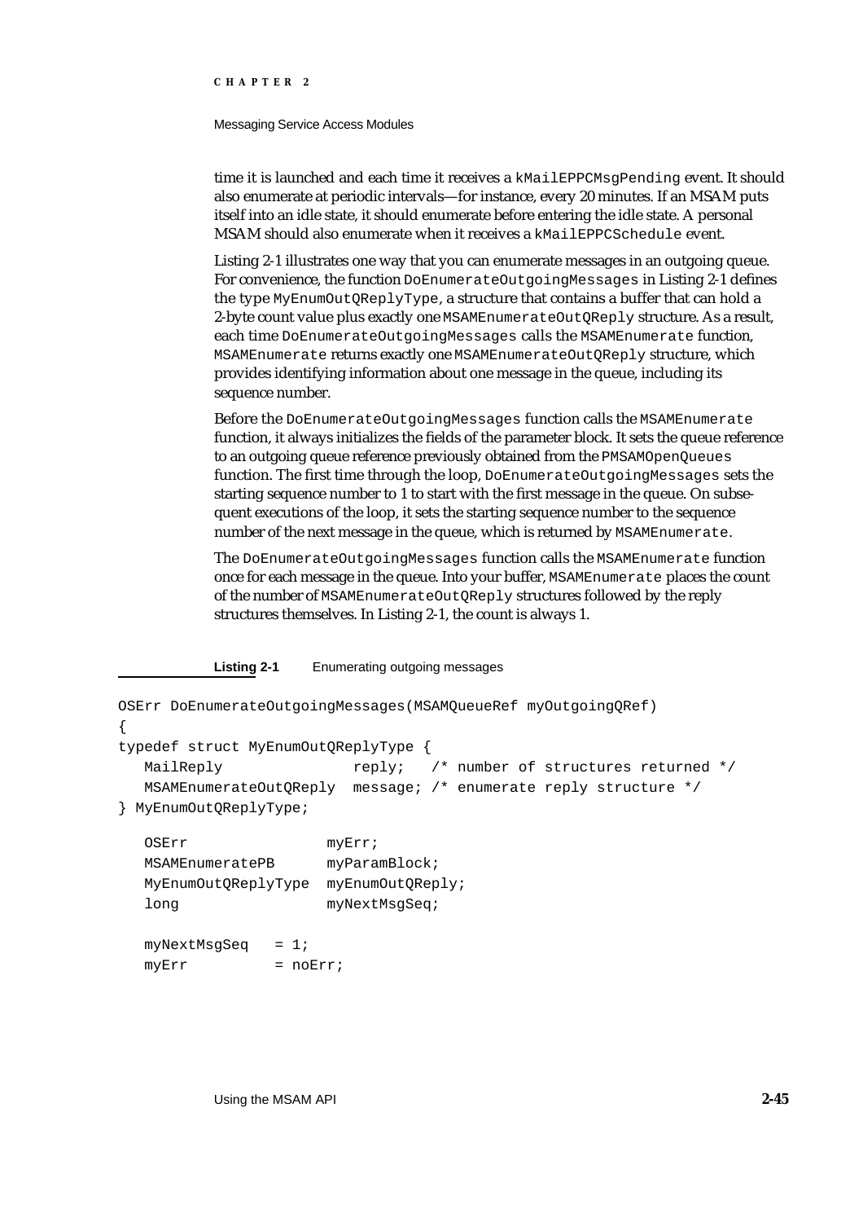time it is launched and each time it receives a `kMailEPPCMsgPending` event. It should also enumerate at periodic intervals—for instance, every 20 minutes. If an MSAM puts itself into an idle state, it should enumerate before entering the idle state. A personal MSAM should also enumerate when it receives a `kMailEPPCSchedule` event.

Listing 2-1 illustrates one way that you can enumerate messages in an outgoing queue. For convenience, the function `DoEnumerateOutgoingMessages` in Listing 2-1 defines the type `MyEnumOutQReplyType`, a structure that contains a buffer that can hold a 2-byte count value plus exactly one `MSAMEnumerateOutQReply` structure. As a result, each time `DoEnumerateOutgoingMessages` calls the `MSAMEnumerate` function, `MSAMEnumerate` returns exactly one `MSAMEnumerateOutQReply` structure, which provides identifying information about one message in the queue, including its sequence number.

Before the `DoEnumerateOutgoingMessages` function calls the `MSAMEnumerate` function, it always initializes the fields of the parameter block. It sets the queue reference to an outgoing queue reference previously obtained from the `PMSAMOpenQueues` function. The first time through the loop, `DoEnumerateOutgoingMessages` sets the starting sequence number to 1 to start with the first message in the queue. On subsequent executions of the loop, it sets the starting sequence number to the sequence number of the next message in the queue, which is returned by `MSAMEnumerate`.

The `DoEnumerateOutgoingMessages` function calls the `MSAMEnumerate` function once for each message in the queue. Into your buffer, `MSAMEnumerate` places the count of the number of `MSAMEnumerateOutQReply` structures followed by the reply structures themselves. In Listing 2-1, the count is always 1.

**Listing 2-1** Enumerating outgoing messages

```
OSErr DoEnumerateOutgoingMessages(MSAMQueueRef myOutgoingQRef)
{
typedef struct MyEnumOutQReplyType {
   MailReply              reply;   /* number of structures returned */
   MSAMEnumerateOutQReply  message; /* enumerate reply structure */
} MyEnumOutQReplyType;

   OSErr                myErr;
   MSAMEnumeratePB      myParamBlock;
   MyEnumOutQReplyType  myEnumOutQReply;
   long                 myNextMsgSeq;

   myNextMsgSeq   = 1;
   myErr          = noErr;
```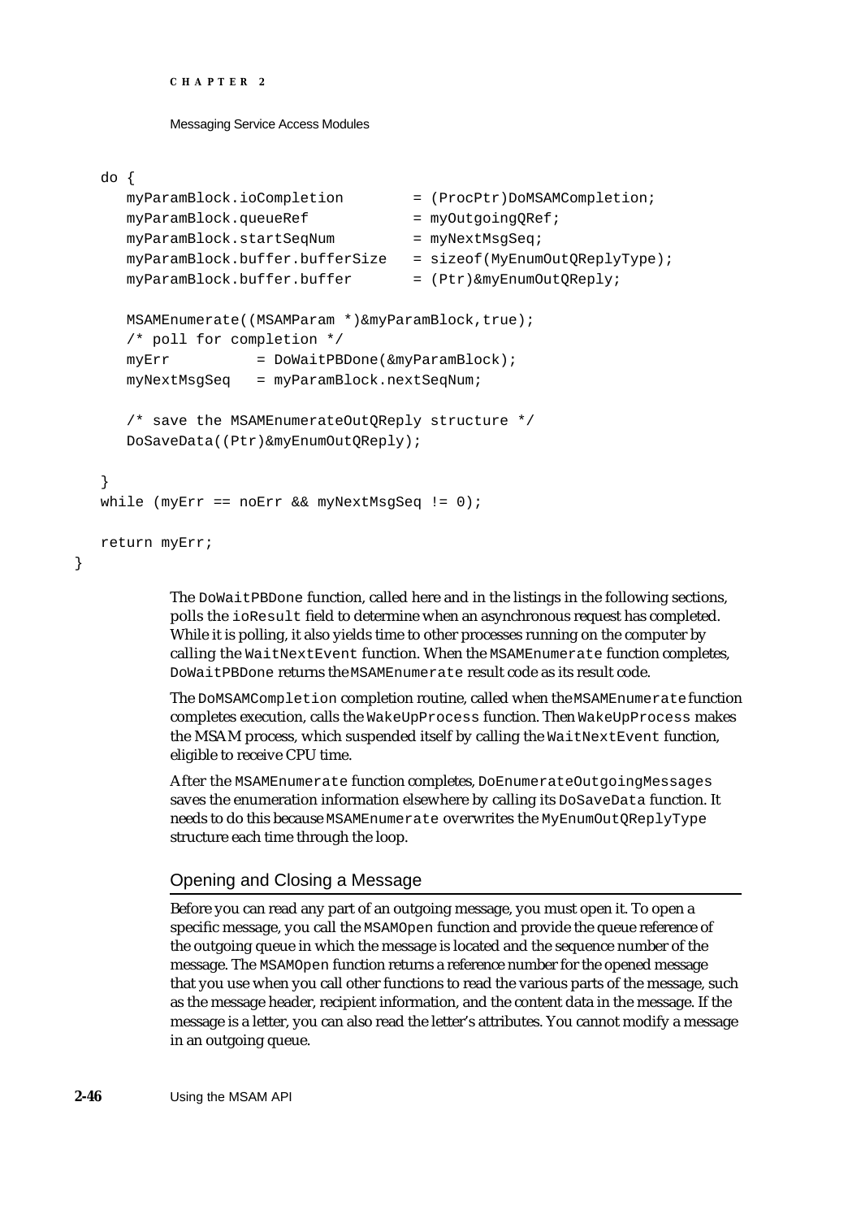```
   do {
      myParamBlock.ioCompletion        = (ProcPtr)DoMSAMCompletion;
      myParamBlock.queueRef            = myOutgoingQRef;
      myParamBlock.startSeqNum         = myNextMsgSeq;
      myParamBlock.buffer.bufferSize   = sizeof(MyEnumOutQReplyType);
      myParamBlock.buffer.buffer       = (Ptr)&myEnumOutQReply;

      MSAMEnumerate((MSAMParam *)&myParamBlock,true);
      /* poll for completion */
      myErr          = DoWaitPBDone(&myParamBlock);
      myNextMsgSeq   = myParamBlock.nextSeqNum;

      /* save the MSAMEnumerateOutQReply structure */
      DoSaveData((Ptr)&myEnumOutQReply);

   }
   while (myErr == noErr && myNextMsgSeq != 0);

   return myErr;
}
```

The `DoWaitPBDone` function, called here and in the listings in the following sections, polls the `ioResult` field to determine when an asynchronous request has completed. While it is polling, it also yields time to other processes running on the computer by calling the `WaitNextEvent` function. When the `MSAMEnumerate` function completes, `DoWaitPBDone` returns the `MSAMEnumerate` result code as its result code.

The `DoMSAMCompletion` completion routine, called when the `MSAMEnumerate` function completes execution, calls the `WakeUpProcess` function. Then `WakeUpProcess` makes the MSAM process, which suspended itself by calling the `WaitNextEvent` function, eligible to receive CPU time.

After the `MSAMEnumerate` function completes, `DoEnumerateOutgoingMessages` saves the enumeration information elsewhere by calling its `DoSaveData` function. It needs to do this because `MSAMEnumerate` overwrites the `MyEnumOutQReplyType` structure each time through the loop.

## Opening and Closing a Message

Before you can read any part of an outgoing message, you must open it. To open a specific message, you call the `MSAMOpen` function and provide the queue reference of the outgoing queue in which the message is located and the sequence number of the message. The `MSAMOpen` function returns a reference number for the opened message that you use when you call other functions to read the various parts of the message, such as the message header, recipient information, and the content data in the message. If the message is a letter, you can also read the letter's attributes. You cannot modify a message in an outgoing queue.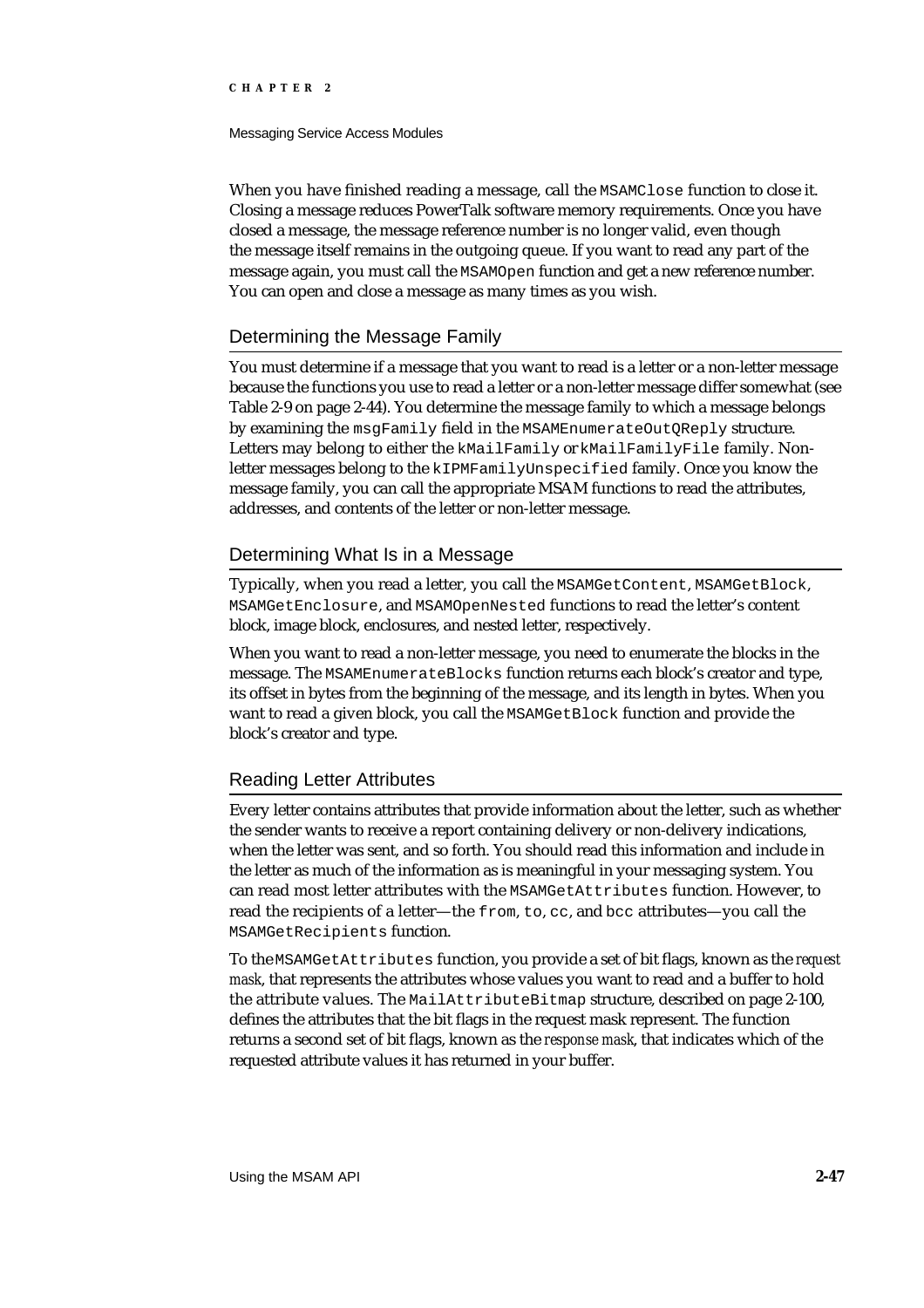When you have finished reading a message, call the `MSAMClose` function to close it. Closing a message reduces PowerTalk software memory requirements. Once you have closed a message, the message reference number is no longer valid, even though the message itself remains in the outgoing queue. If you want to read any part of the message again, you must call the `MSAMOpen` function and get a new reference number. You can open and close a message as many times as you wish.

## Determining the Message Family

You must determine if a message that you want to read is a letter or a non-letter message because the functions you use to read a letter or a non-letter message differ somewhat (see Table 2-9 on page 2-44). You determine the message family to which a message belongs by examining the `msgFamily` field in the `MSAMEnumerateOutQReply` structure. Letters may belong to either the `kMailFamily` or `kMailFamilyFile` family. Non-letter messages belong to the `kIPMFamilyUnspecified` family. Once you know the message family, you can call the appropriate MSAM functions to read the attributes, addresses, and contents of the letter or non-letter message.

## Determining What Is in a Message

Typically, when you read a letter, you call the `MSAMGetContent`, `MSAMGetBlock`, `MSAMGetEnclosure`, and `MSAMOpenNested` functions to read the letter's content block, image block, enclosures, and nested letter, respectively.

When you want to read a non-letter message, you need to enumerate the blocks in the message. The `MSAMEnumerateBlocks` function returns each block's creator and type, its offset in bytes from the beginning of the message, and its length in bytes. When you want to read a given block, you call the `MSAMGetBlock` function and provide the block's creator and type.

## Reading Letter Attributes

Every letter contains attributes that provide information about the letter, such as whether the sender wants to receive a report containing delivery or non-delivery indications, when the letter was sent, and so forth. You should read this information and include in the letter as much of the information as is meaningful in your messaging system. You can read most letter attributes with the `MSAMGetAttributes` function. However, to read the recipients of a letter—the `from`, `to`, `cc`, and `bcc` attributes—you call the `MSAMGetRecipients` function.

To the `MSAMGetAttributes` function, you provide a set of bit flags, known as the *request mask*, that represents the attributes whose values you want to read and a buffer to hold the attribute values. The `MailAttributeBitmap` structure, described on page 2-100, defines the attributes that the bit flags in the request mask represent. The function returns a second set of bit flags, known as the *response mask*, that indicates which of the requested attribute values it has returned in your buffer.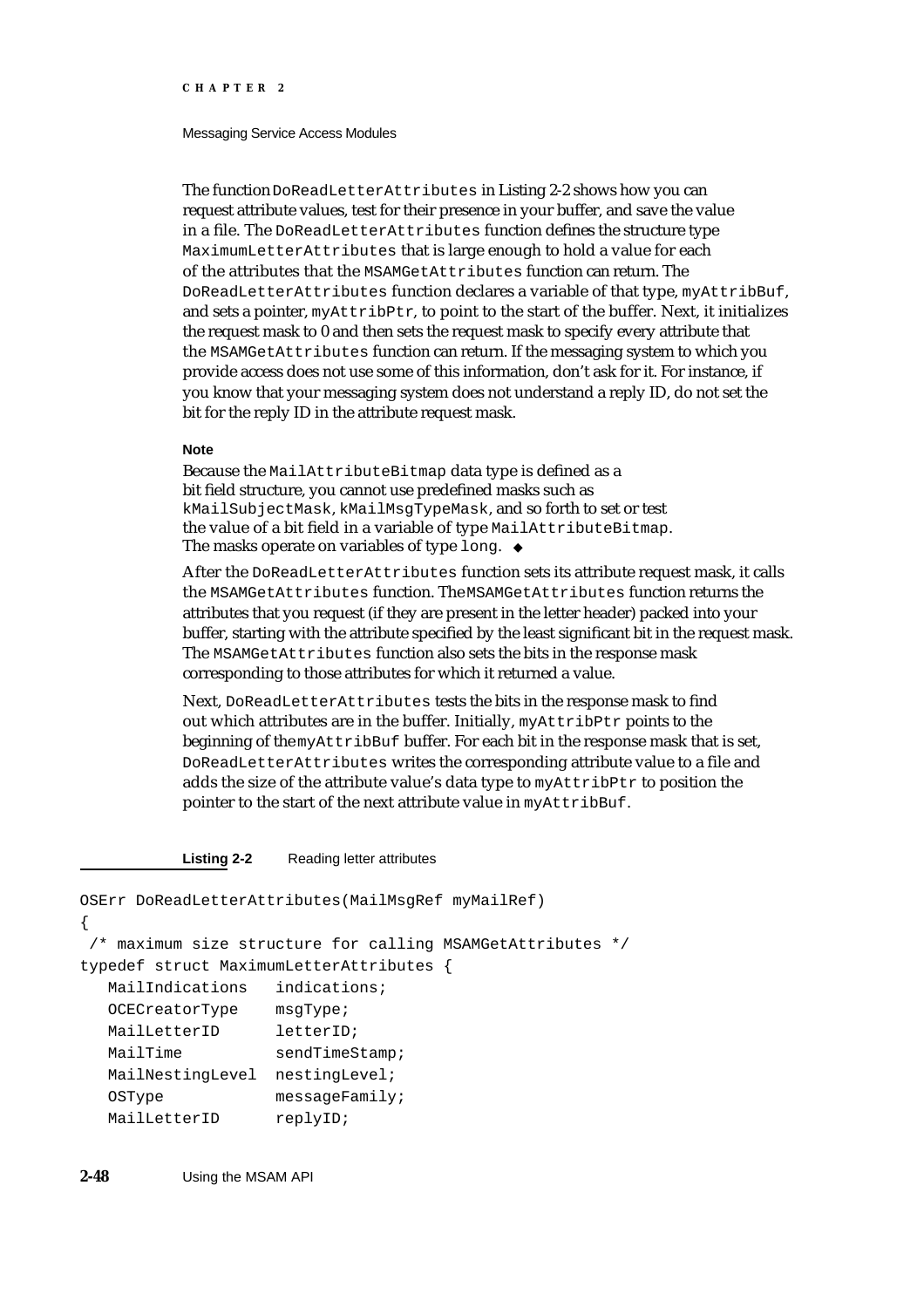The function `DoReadLetterAttributes` in Listing 2-2 shows how you can request attribute values, test for their presence in your buffer, and save the value in a file. The `DoReadLetterAttributes` function defines the structure type `MaximumLetterAttributes` that is large enough to hold a value for each of the attributes that the `MSAMGetAttributes` function can return. The `DoReadLetterAttributes` function declares a variable of that type, `myAttribBuf`, and sets a pointer, `myAttribPtr`, to point to the start of the buffer. Next, it initializes the request mask to 0 and then sets the request mask to specify every attribute that the `MSAMGetAttributes` function can return. If the messaging system to which you provide access does not use some of this information, don't ask for it. For instance, if you know that your messaging system does not understand a reply ID, do not set the bit for the reply ID in the attribute request mask.

**Note**

Because the `MailAttributeBitmap` data type is defined as a bit field structure, you cannot use predefined masks such as `kMailSubjectMask`, `kMailMsgTypeMask`, and so forth to set or test the value of a bit field in a variable of type `MailAttributeBitmap`. The masks operate on variables of type `long`. ◆

After the `DoReadLetterAttributes` function sets its attribute request mask, it calls the `MSAMGetAttributes` function. The `MSAMGetAttributes` function returns the attributes that you request (if they are present in the letter header) packed into your buffer, starting with the attribute specified by the least significant bit in the request mask. The `MSAMGetAttributes` function also sets the bits in the response mask corresponding to those attributes for which it returned a value.

Next, `DoReadLetterAttributes` tests the bits in the response mask to find out which attributes are in the buffer. Initially, `myAttribPtr` points to the beginning of the `myAttribBuf` buffer. For each bit in the response mask that is set, `DoReadLetterAttributes` writes the corresponding attribute value to a file and adds the size of the attribute value's data type to `myAttribPtr` to position the pointer to the start of the next attribute value in `myAttribBuf`.

**Listing 2-2** Reading letter attributes

```
OSErr DoReadLetterAttributes(MailMsgRef myMailRef)
{
 /* maximum size structure for calling MSAMGetAttributes */
typedef struct MaximumLetterAttributes {
   MailIndications   indications;
   OCECreatorType    msgType;
   MailLetterID      letterID;
   MailTime          sendTimeStamp;
   MailNestingLevel  nestingLevel;
   OSType            messageFamily;
   MailLetterID      replyID;
```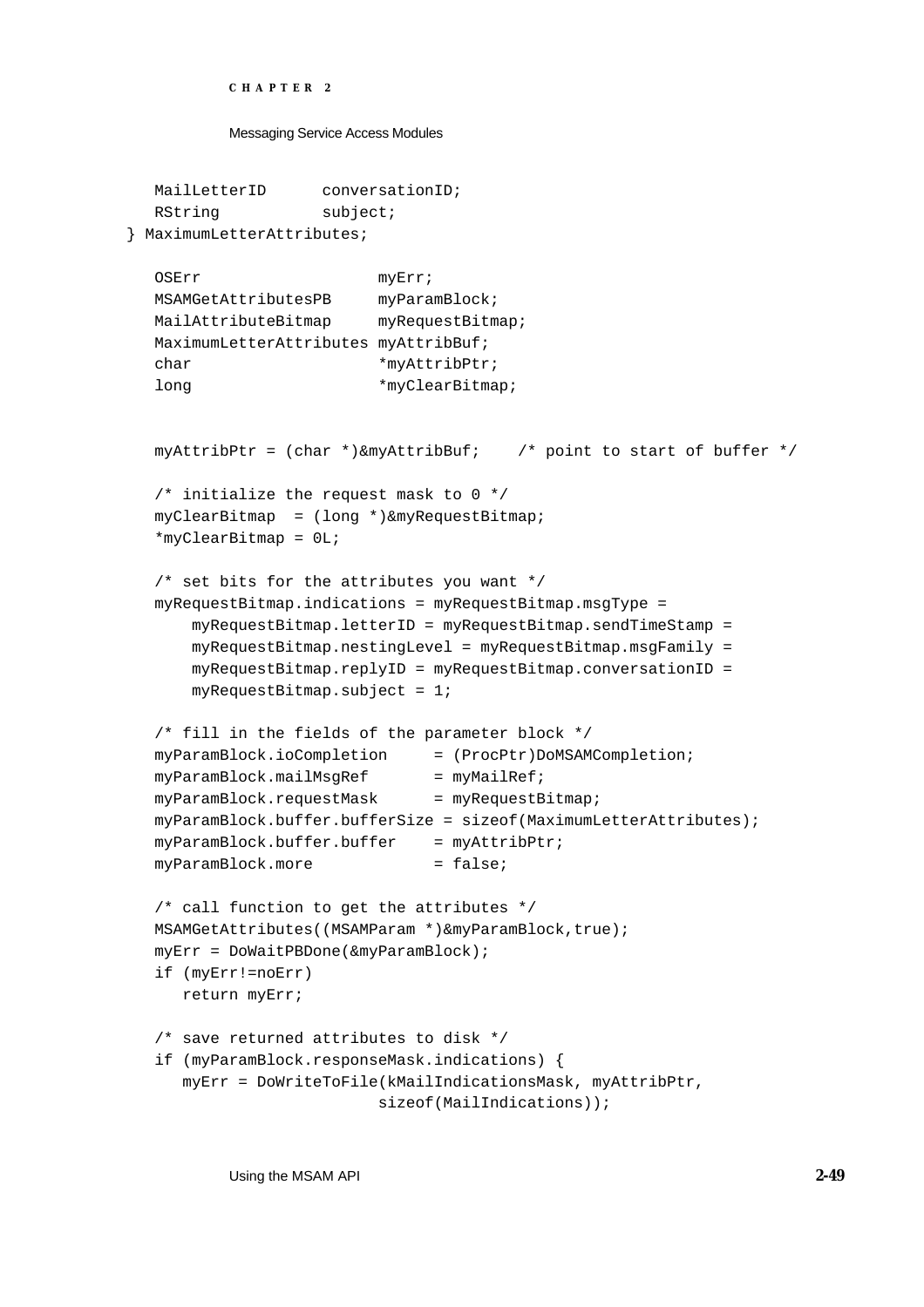```
   MailLetterID      conversationID;
   RString           subject;
} MaximumLetterAttributes;

   OSErr                   myErr;
   MSAMGetAttributesPB     myParamBlock;
   MailAttributeBitmap     myRequestBitmap;
   MaximumLetterAttributes myAttribBuf;
   char                    *myAttribPtr;
   long                    *myClearBitmap;


   myAttribPtr = (char *)&myAttribBuf;    /* point to start of buffer */

   /* initialize the request mask to 0 */
   myClearBitmap  = (long *)&myRequestBitmap;
   *myClearBitmap = 0L;

   /* set bits for the attributes you want */
   myRequestBitmap.indications = myRequestBitmap.msgType =
       myRequestBitmap.letterID = myRequestBitmap.sendTimeStamp =
       myRequestBitmap.nestingLevel = myRequestBitmap.msgFamily =
       myRequestBitmap.replyID = myRequestBitmap.conversationID =
       myRequestBitmap.subject = 1;

   /* fill in the fields of the parameter block */
   myParamBlock.ioCompletion     = (ProcPtr)DoMSAMCompletion;
   myParamBlock.mailMsgRef       = myMailRef;
   myParamBlock.requestMask      = myRequestBitmap;
   myParamBlock.buffer.bufferSize = sizeof(MaximumLetterAttributes);
   myParamBlock.buffer.buffer    = myAttribPtr;
   myParamBlock.more             = false;

   /* call function to get the attributes */
   MSAMGetAttributes((MSAMParam *)&myParamBlock,true);
   myErr = DoWaitPBDone(&myParamBlock);
   if (myErr!=noErr)
      return myErr;

   /* save returned attributes to disk */
   if (myParamBlock.responseMask.indications) {
      myErr = DoWriteToFile(kMailIndicationsMask, myAttribPtr,
                         sizeof(MailIndications));
```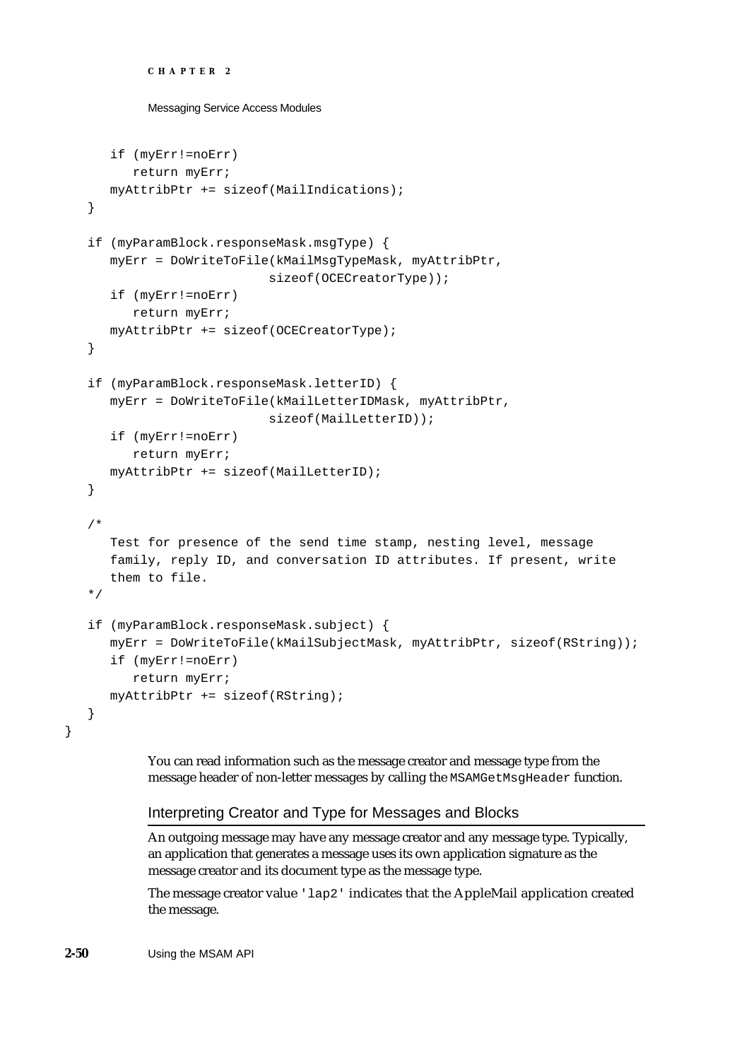```
      if (myErr!=noErr)
         return myErr;
      myAttribPtr += sizeof(MailIndications);
   }

   if (myParamBlock.responseMask.msgType) {
      myErr = DoWriteToFile(kMailMsgTypeMask, myAttribPtr,
                            sizeof(OCECreatorType));
      if (myErr!=noErr)
         return myErr;
      myAttribPtr += sizeof(OCECreatorType);
   }

   if (myParamBlock.responseMask.letterID) {
      myErr = DoWriteToFile(kMailLetterIDMask, myAttribPtr,
                            sizeof(MailLetterID));
      if (myErr!=noErr)
         return myErr;
      myAttribPtr += sizeof(MailLetterID);
   }

   /*
      Test for presence of the send time stamp, nesting level, message
      family, reply ID, and conversation ID attributes. If present, write
      them to file.
   */

   if (myParamBlock.responseMask.subject) {
      myErr = DoWriteToFile(kMailSubjectMask, myAttribPtr, sizeof(RString));
      if (myErr!=noErr)
         return myErr;
      myAttribPtr += sizeof(RString);
   }
}
```

You can read information such as the message creator and message type from the message header of non-letter messages by calling the `MSAMGetMsgHeader` function.

## Interpreting Creator and Type for Messages and Blocks

An outgoing message may have any message creator and any message type. Typically, an application that generates a message uses its own application signature as the message creator and its document type as the message type.

The message creator value `'lap2'` indicates that the AppleMail application created the message.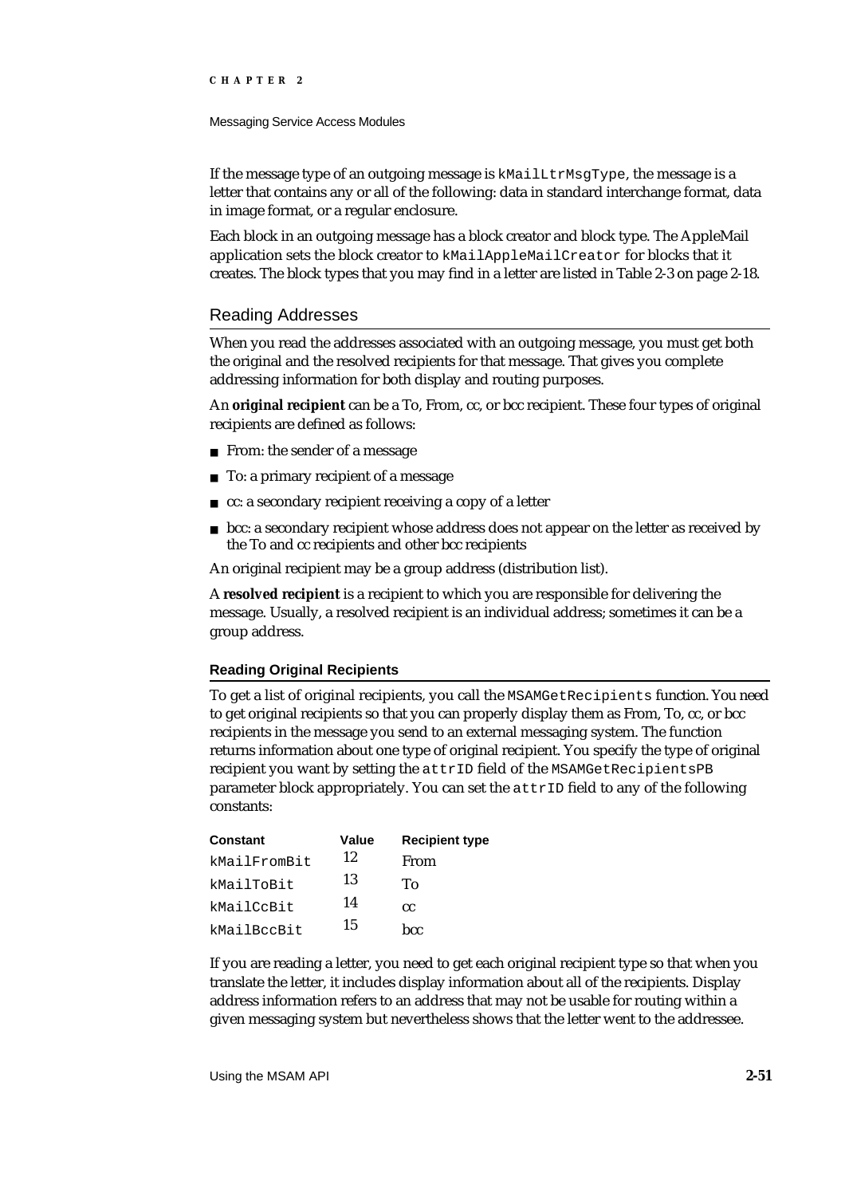If the message type of an outgoing message is `kMailLtrMsgType`, the message is a letter that contains any or all of the following: data in standard interchange format, data in image format, or a regular enclosure.

Each block in an outgoing message has a block creator and block type. The AppleMail application sets the block creator to `kMailAppleMailCreator` for blocks that it creates. The block types that you may find in a letter are listed in Table 2-3 on page 2-18.

## Reading Addresses

When you read the addresses associated with an outgoing message, you must get both the original and the resolved recipients for that message. That gives you complete addressing information for both display and routing purposes.

An **original recipient** can be a To, From, cc, or bcc recipient. These four types of original recipients are defined as follows:

- From: the sender of a message
- To: a primary recipient of a message
- cc: a secondary recipient receiving a copy of a letter
- bcc: a secondary recipient whose address does not appear on the letter as received by the To and cc recipients and other bcc recipients

An original recipient may be a group address (distribution list).

A **resolved recipient** is a recipient to which you are responsible for delivering the message. Usually, a resolved recipient is an individual address; sometimes it can be a group address.

### Reading Original Recipients

To get a list of original recipients, you call the `MSAMGetRecipients` function. You need to get original recipients so that you can properly display them as From, To, cc, or bcc recipients in the message you send to an external messaging system. The function returns information about one type of original recipient. You specify the type of original recipient you want by setting the `attrID` field of the `MSAMGetRecipientsPB` parameter block appropriately. You can set the `attrID` field to any of the following constants:

| Constant | Value | Recipient type |
|---|---|---|
| `kMailFromBit` | 12 | From |
| `kMailToBit` | 13 | To |
| `kMailCcBit` | 14 | cc |
| `kMailBccBit` | 15 | bcc |

If you are reading a letter, you need to get each original recipient type so that when you translate the letter, it includes display information about all of the recipients. Display address information refers to an address that may not be usable for routing within a given messaging system but nevertheless shows that the letter went to the addressee.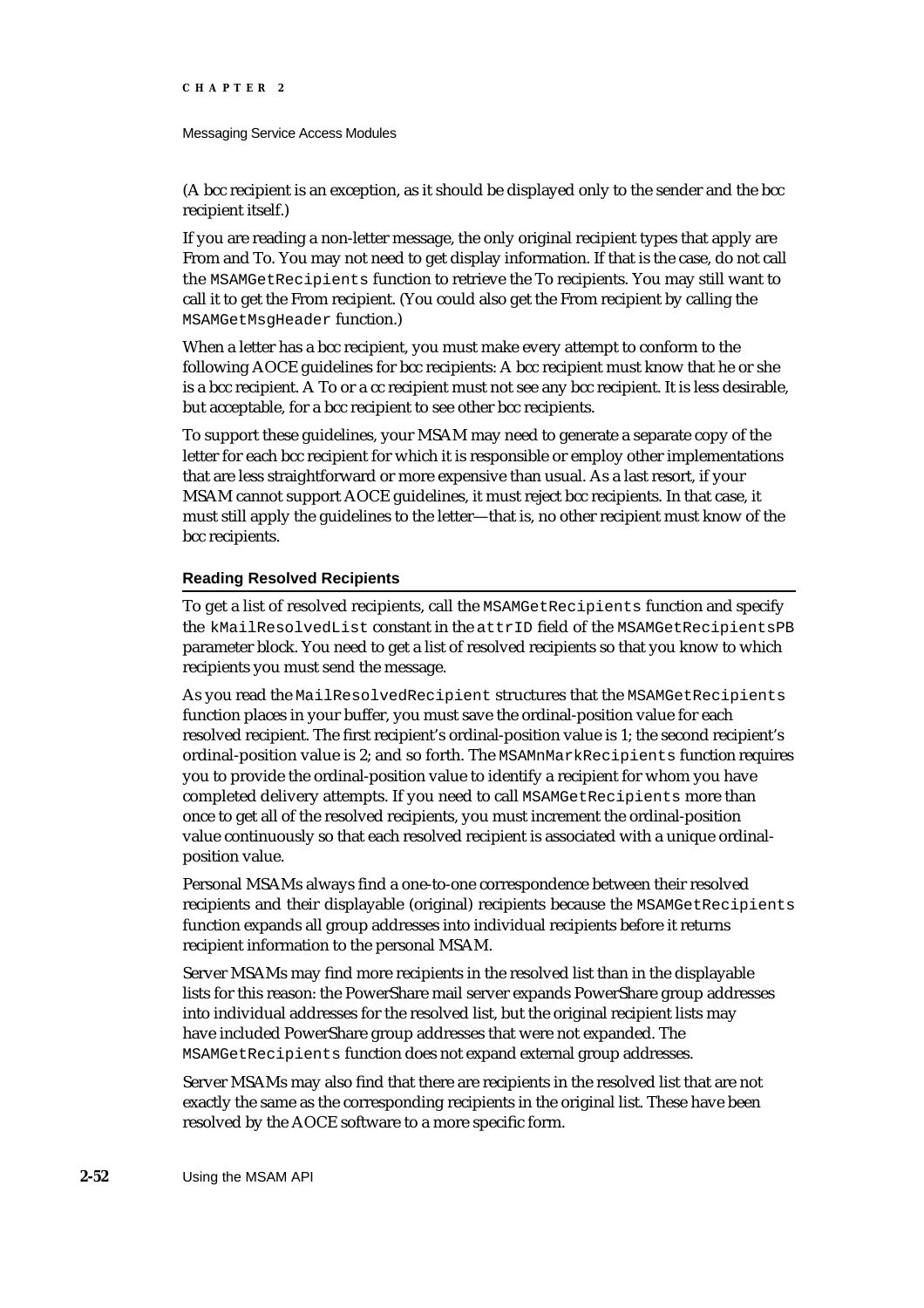(A bcc recipient is an exception, as it should be displayed only to the sender and the bcc recipient itself.)

If you are reading a non-letter message, the only original recipient types that apply are From and To. You may not need to get display information. If that is the case, do not call the `MSAMGetRecipients` function to retrieve the To recipients. You may still want to call it to get the From recipient. (You could also get the From recipient by calling the `MSAMGetMsgHeader` function.)

When a letter has a bcc recipient, you must make every attempt to conform to the following AOCE guidelines for bcc recipients: A bcc recipient must know that he or she is a bcc recipient. A To or a cc recipient must not see any bcc recipient. It is less desirable, but acceptable, for a bcc recipient to see other bcc recipients.

To support these guidelines, your MSAM may need to generate a separate copy of the letter for each bcc recipient for which it is responsible or employ other implementations that are less straightforward or more expensive than usual. As a last resort, if your MSAM cannot support AOCE guidelines, it must reject bcc recipients. In that case, it must still apply the guidelines to the letter—that is, no other recipient must know of the bcc recipients.

### Reading Resolved Recipients

To get a list of resolved recipients, call the `MSAMGetRecipients` function and specify the `kMailResolvedList` constant in the `attrID` field of the `MSAMGetRecipientsPB` parameter block. You need to get a list of resolved recipients so that you know to which recipients you must send the message.

As you read the `MailResolvedRecipient` structures that the `MSAMGetRecipients` function places in your buffer, you must save the ordinal-position value for each resolved recipient. The first recipient's ordinal-position value is 1; the second recipient's ordinal-position value is 2; and so forth. The `MSAMnMarkRecipients` function requires you to provide the ordinal-position value to identify a recipient for whom you have completed delivery attempts. If you need to call `MSAMGetRecipients` more than once to get all of the resolved recipients, you must increment the ordinal-position value continuously so that each resolved recipient is associated with a unique ordinal-position value.

Personal MSAMs always find a one-to-one correspondence between their resolved recipients and their displayable (original) recipients because the `MSAMGetRecipients` function expands all group addresses into individual recipients before it returns recipient information to the personal MSAM.

Server MSAMs may find more recipients in the resolved list than in the displayable lists for this reason: the PowerShare mail server expands PowerShare group addresses into individual addresses for the resolved list, but the original recipient lists may have included PowerShare group addresses that were not expanded. The `MSAMGetRecipients` function does not expand external group addresses.

Server MSAMs may also find that there are recipients in the resolved list that are not exactly the same as the corresponding recipients in the original list. These have been resolved by the AOCE software to a more specific form.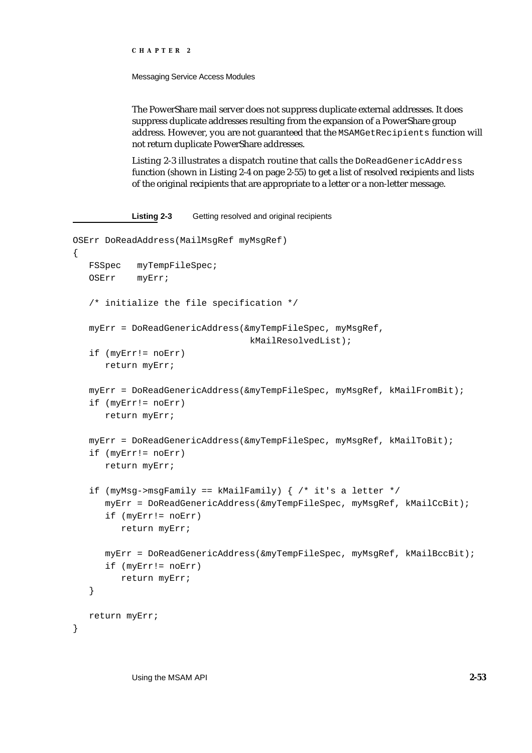The PowerShare mail server does not suppress duplicate external addresses. It does suppress duplicate addresses resulting from the expansion of a PowerShare group address. However, you are not guaranteed that the `MSAMGetRecipients` function will not return duplicate PowerShare addresses.

Listing 2-3 illustrates a dispatch routine that calls the `DoReadGenericAddress` function (shown in Listing 2-4 on page 2-55) to get a list of resolved recipients and lists of the original recipients that are appropriate to a letter or a non-letter message.

**Listing 2-3** Getting resolved and original recipients

```
OSErr DoReadAddress(MailMsgRef myMsgRef)
{
   FSSpec   myTempFileSpec;
   OSErr    myErr;

   /* initialize the file specification */

   myErr = DoReadGenericAddress(&myTempFileSpec, myMsgRef,
                                kMailResolvedList);
   if (myErr!= noErr)
      return myErr;

   myErr = DoReadGenericAddress(&myTempFileSpec, myMsgRef, kMailFromBit);
   if (myErr!= noErr)
      return myErr;

   myErr = DoReadGenericAddress(&myTempFileSpec, myMsgRef, kMailToBit);
   if (myErr!= noErr)
      return myErr;

   if (myMsg->msgFamily == kMailFamily) { /* it's a letter */
      myErr = DoReadGenericAddress(&myTempFileSpec, myMsgRef, kMailCcBit);
      if (myErr!= noErr)
         return myErr;

      myErr = DoReadGenericAddress(&myTempFileSpec, myMsgRef, kMailBccBit);
      if (myErr!= noErr)
         return myErr;
   }

   return myErr;
}
```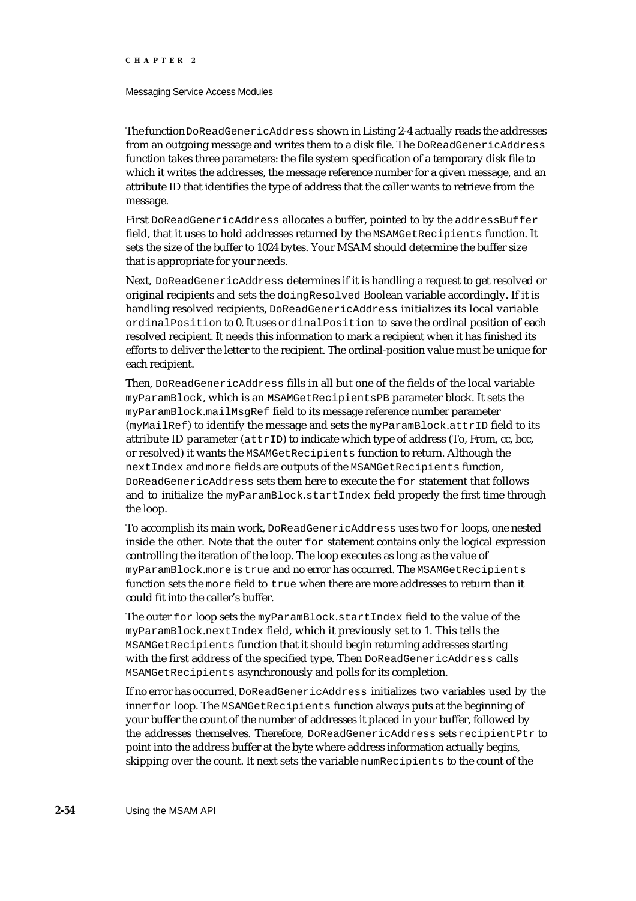The function `DoReadGenericAddress` shown in Listing 2-4 actually reads the addresses from an outgoing message and writes them to a disk file. The `DoReadGenericAddress` function takes three parameters: the file system specification of a temporary disk file to which it writes the addresses, the message reference number for a given message, and an attribute ID that identifies the type of address that the caller wants to retrieve from the message.

First `DoReadGenericAddress` allocates a buffer, pointed to by the `addressBuffer` field, that it uses to hold addresses returned by the `MSAMGetRecipients` function. It sets the size of the buffer to 1024 bytes. Your MSAM should determine the buffer size that is appropriate for your needs.

Next, `DoReadGenericAddress` determines if it is handling a request to get resolved or original recipients and sets the `doingResolved` Boolean variable accordingly. If it is handling resolved recipients, `DoReadGenericAddress` initializes its local variable `ordinalPosition` to 0. It uses `ordinalPosition` to save the ordinal position of each resolved recipient. It needs this information to mark a recipient when it has finished its efforts to deliver the letter to the recipient. The ordinal-position value must be unique for each recipient.

Then, `DoReadGenericAddress` fills in all but one of the fields of the local variable `myParamBlock`, which is an `MSAMGetRecipientsPB` parameter block. It sets the `myParamBlock.mailMsgRef` field to its message reference number parameter (`myMailRef`) to identify the message and sets the `myParamBlock.attrID` field to its attribute ID parameter (`attrID`) to indicate which type of address (To, From, cc, bcc, or resolved) it wants the `MSAMGetRecipients` function to return. Although the `nextIndex` and `more` fields are outputs of the `MSAMGetRecipients` function, `DoReadGenericAddress` sets them here to execute the `for` statement that follows and to initialize the `myParamBlock.startIndex` field properly the first time through the loop.

To accomplish its main work, `DoReadGenericAddress` uses two `for` loops, one nested inside the other. Note that the outer `for` statement contains only the logical expression controlling the iteration of the loop. The loop executes as long as the value of `myParamBlock.more` is `true` and no error has occurred. The `MSAMGetRecipients` function sets the `more` field to `true` when there are more addresses to return than it could fit into the caller's buffer.

The outer `for` loop sets the `myParamBlock.startIndex` field to the value of the `myParamBlock.nextIndex` field, which it previously set to 1. This tells the `MSAMGetRecipients` function that it should begin returning addresses starting with the first address of the specified type. Then `DoReadGenericAddress` calls `MSAMGetRecipients` asynchronously and polls for its completion.

If no error has occurred, `DoReadGenericAddress` initializes two variables used by the inner `for` loop. The `MSAMGetRecipients` function always puts at the beginning of your buffer the count of the number of addresses it placed in your buffer, followed by the addresses themselves. Therefore, `DoReadGenericAddress` sets `recipientPtr` to point into the address buffer at the byte where address information actually begins, skipping over the count. It next sets the variable `numRecipients` to the count of the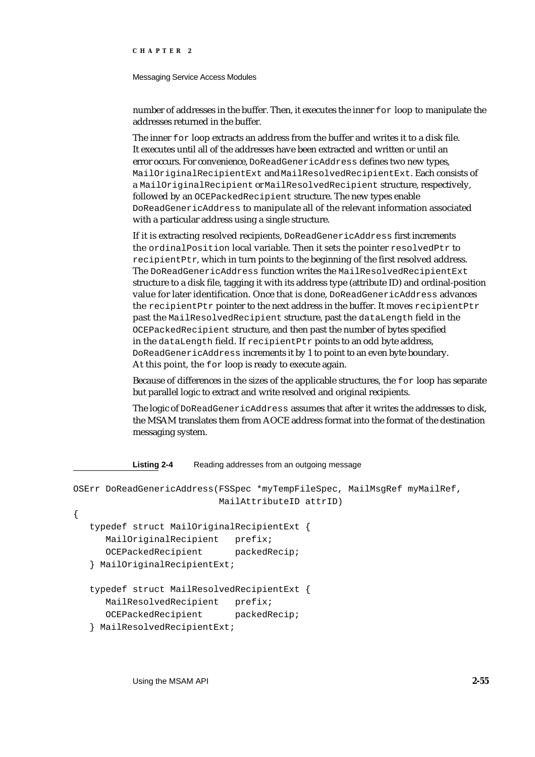number of addresses in the buffer. Then, it executes the inner `for` loop to manipulate the addresses returned in the buffer.

The inner `for` loop extracts an address from the buffer and writes it to a disk file. It executes until all of the addresses have been extracted and written or until an error occurs. For convenience, `DoReadGenericAddress` defines two new types, `MailOriginalRecipientExt` and `MailResolvedRecipientExt`. Each consists of a `MailOriginalRecipient` or `MailResolvedRecipient` structure, respectively, followed by an `OCEPackedRecipient` structure. The new types enable `DoReadGenericAddress` to manipulate all of the relevant information associated with a particular address using a single structure.

If it is extracting resolved recipients, `DoReadGenericAddress` first increments the `ordinalPosition` local variable. Then it sets the pointer `resolvedPtr` to `recipientPtr`, which in turn points to the beginning of the first resolved address. The `DoReadGenericAddress` function writes the `MailResolvedRecipientExt` structure to a disk file, tagging it with its address type (attribute ID) and ordinal-position value for later identification. Once that is done, `DoReadGenericAddress` advances the `recipientPtr` pointer to the next address in the buffer. It moves `recipientPtr` past the `MailResolvedRecipient` structure, past the `dataLength` field in the `OCEPackedRecipient` structure, and then past the number of bytes specified in the `dataLength` field. If `recipientPtr` points to an odd byte address, `DoReadGenericAddress` increments it by 1 to point to an even byte boundary. At this point, the `for` loop is ready to execute again.

Because of differences in the sizes of the applicable structures, the `for` loop has separate but parallel logic to extract and write resolved and original recipients.

The logic of `DoReadGenericAddress` assumes that after it writes the addresses to disk, the MSAM translates them from AOCE address format into the format of the destination messaging system.

**Listing 2-4** Reading addresses from an outgoing message

```
OSErr DoReadGenericAddress(FSSpec *myTempFileSpec, MailMsgRef myMailRef,
                           MailAttributeID attrID)
{
   typedef struct MailOriginalRecipientExt {
      MailOriginalRecipient   prefix;
      OCEPackedRecipient      packedRecip;
   } MailOriginalRecipientExt;

   typedef struct MailResolvedRecipientExt {
      MailResolvedRecipient   prefix;
      OCEPackedRecipient      packedRecip;
   } MailResolvedRecipientExt;
```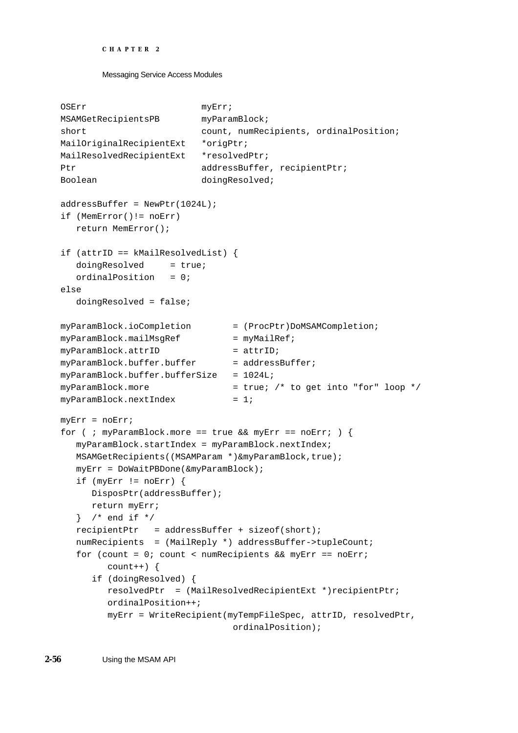```
OSErr                     myErr;
MSAMGetRecipientsPB       myParamBlock;
short                     count, numRecipients, ordinalPosition;
MailOriginalRecipientExt  *origPtr;
MailResolvedRecipientExt  *resolvedPtr;
Ptr                       addressBuffer, recipientPtr;
Boolean                   doingResolved;

addressBuffer = NewPtr(1024L);
if (MemError()!= noErr)
   return MemError();

if (attrID == kMailResolvedList) {
   doingResolved     = true;
   ordinalPosition   = 0;
else
   doingResolved = false;

myParamBlock.ioCompletion        = (ProcPtr)DoMSAMCompletion;
myParamBlock.mailMsgRef          = myMailRef;
myParamBlock.attrID              = attrID;
myParamBlock.buffer.buffer       = addressBuffer;
myParamBlock.buffer.bufferSize   = 1024L;
myParamBlock.more                = true; /* to get into "for" loop */
myParamBlock.nextIndex           = 1;

myErr = noErr;
for ( ; myParamBlock.more == true && myErr == noErr; ) {
   myParamBlock.startIndex = myParamBlock.nextIndex;
   MSAMGetRecipients((MSAMParam *)&myParamBlock,true);
   myErr = DoWaitPBDone(&myParamBlock);
   if (myErr != noErr) {
      DisposPtr(addressBuffer);
      return myErr;
   }  /* end if */
   recipientPtr   = addressBuffer + sizeof(short);
   numRecipients  = (MailReply *) addressBuffer->tupleCount;
   for (count = 0; count < numRecipients && myErr == noErr;
         count++) {
      if (doingResolved) {
         resolvedPtr  = (MailResolvedRecipientExt *)recipientPtr;
         ordinalPosition++;
         myErr = WriteRecipient(myTempFileSpec, attrID, resolvedPtr,
                                ordinalPosition);
```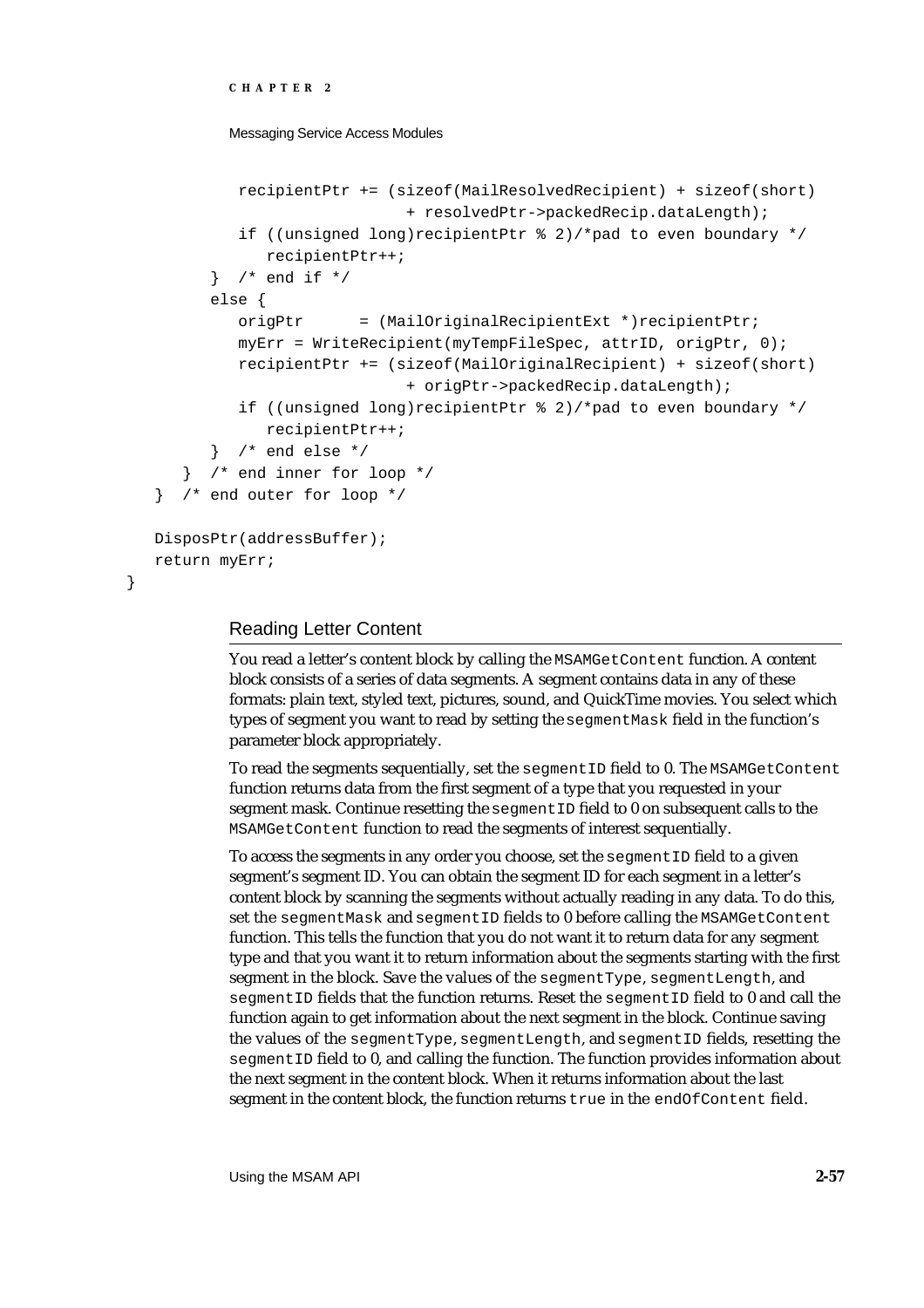```
            recipientPtr += (sizeof(MailResolvedRecipient) + sizeof(short)
                        + resolvedPtr->packedRecip.dataLength);
            if ((unsigned long)recipientPtr % 2)/*pad to even boundary */
               recipientPtr++;
         }  /* end if */
         else {
            origPtr      = (MailOriginalRecipientExt *)recipientPtr;
            myErr = WriteRecipient(myTempFileSpec, attrID, origPtr, 0);
            recipientPtr += (sizeof(MailOriginalRecipient) + sizeof(short)
                        + origPtr->packedRecip.dataLength);
            if ((unsigned long)recipientPtr % 2)/*pad to even boundary */
               recipientPtr++;
         }  /* end else */
      }  /* end inner for loop */
   }  /* end outer for loop */

   DisposPtr(addressBuffer);
   return myErr;
}
```

## Reading Letter Content

You read a letter's content block by calling the `MSAMGetContent` function. A content block consists of a series of data segments. A segment contains data in any of these formats: plain text, styled text, pictures, sound, and QuickTime movies. You select which types of segment you want to read by setting the `segmentMask` field in the function's parameter block appropriately.

To read the segments sequentially, set the `segmentID` field to 0. The `MSAMGetContent` function returns data from the first segment of a type that you requested in your segment mask. Continue resetting the `segmentID` field to 0 on subsequent calls to the `MSAMGetContent` function to read the segments of interest sequentially.

To access the segments in any order you choose, set the `segmentID` field to a given segment's segment ID. You can obtain the segment ID for each segment in a letter's content block by scanning the segments without actually reading in any data. To do this, set the `segmentMask` and `segmentID` fields to 0 before calling the `MSAMGetContent` function. This tells the function that you do not want it to return data for any segment type and that you want it to return information about the segments starting with the first segment in the block. Save the values of the `segmentType`, `segmentLength`, and `segmentID` fields that the function returns. Reset the `segmentID` field to 0 and call the function again to get information about the next segment in the block. Continue saving the values of the `segmentType`, `segmentLength`, and `segmentID` fields, resetting the `segmentID` field to 0, and calling the function. The function provides information about the next segment in the content block. When it returns information about the last segment in the content block, the function returns `true` in the `endOfContent` field.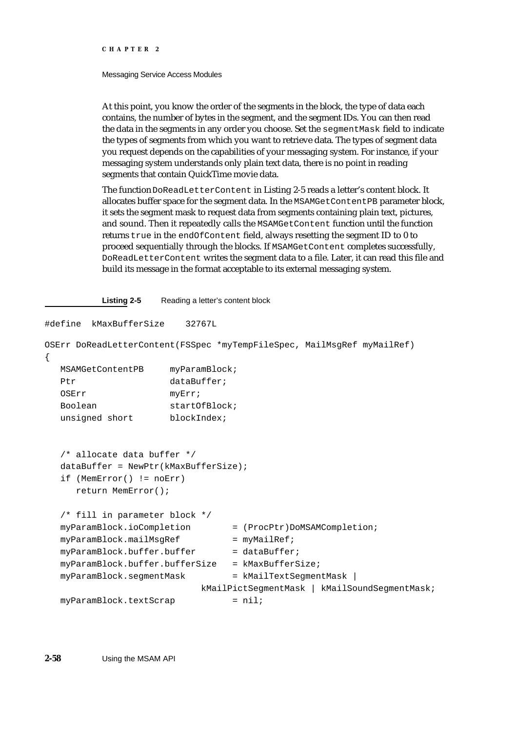At this point, you know the order of the segments in the block, the type of data each contains, the number of bytes in the segment, and the segment IDs. You can then read the data in the segments in any order you choose. Set the `segmentMask` field to indicate the types of segments from which you want to retrieve data. The types of segment data you request depends on the capabilities of your messaging system. For instance, if your messaging system understands only plain text data, there is no point in reading segments that contain QuickTime movie data.

The function `DoReadLetterContent` in Listing 2-5 reads a letter's content block. It allocates buffer space for the segment data. In the `MSAMGetContentPB` parameter block, it sets the segment mask to request data from segments containing plain text, pictures, and sound. Then it repeatedly calls the `MSAMGetContent` function until the function returns `true` in the `endOfContent` field, always resetting the segment ID to 0 to proceed sequentially through the blocks. If `MSAMGetContent` completes successfully, `DoReadLetterContent` writes the segment data to a file. Later, it can read this file and build its message in the format acceptable to its external messaging system.

**Listing 2-5** Reading a letter's content block

```
#define  kMaxBufferSize    32767L

OSErr DoReadLetterContent(FSSpec *myTempFileSpec, MailMsgRef myMailRef)
{
   MSAMGetContentPB     myParamBlock;
   Ptr                  dataBuffer;
   OSErr                myErr;
   Boolean              startOfBlock;
   unsigned short       blockIndex;


   /* allocate data buffer */
   dataBuffer = NewPtr(kMaxBufferSize);
   if (MemError() != noErr)
      return MemError();

   /* fill in parameter block */
   myParamBlock.ioCompletion        = (ProcPtr)DoMSAMCompletion;
   myParamBlock.mailMsgRef          = myMailRef;
   myParamBlock.buffer.buffer       = dataBuffer;
   myParamBlock.buffer.bufferSize   = kMaxBufferSize;
   myParamBlock.segmentMask         = kMailTextSegmentMask |
                              kMailPictSegmentMask | kMailSoundSegmentMask;
   myParamBlock.textScrap           = nil;
```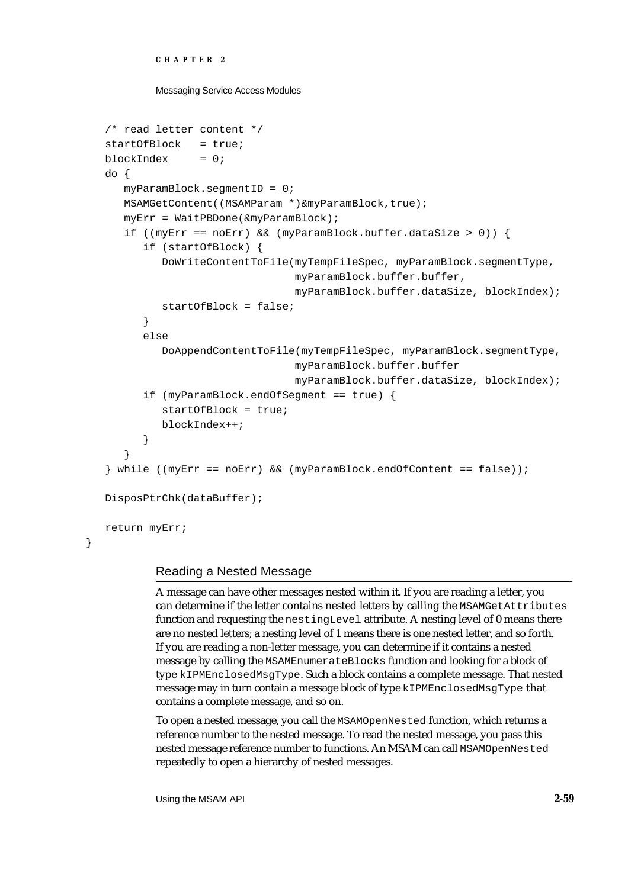```
   /* read letter content */
   startOfBlock   = true;
   blockIndex     = 0;
   do {
      myParamBlock.segmentID = 0;
      MSAMGetContent((MSAMParam *)&myParamBlock,true);
      myErr = WaitPBDone(&myParamBlock);
      if ((myErr == noErr) && (myParamBlock.buffer.dataSize > 0)) {
         if (startOfBlock) {
            DoWriteContentToFile(myTempFileSpec, myParamBlock.segmentType,
                                 myParamBlock.buffer.buffer,
                                 myParamBlock.buffer.dataSize, blockIndex);
            startOfBlock = false;
         }
         else
            DoAppendContentToFile(myTempFileSpec, myParamBlock.segmentType,
                                 myParamBlock.buffer.buffer
                                 myParamBlock.buffer.dataSize, blockIndex);
         if (myParamBlock.endOfSegment == true) {
            startOfBlock = true;
            blockIndex++;
         }
      }
   } while ((myErr == noErr) && (myParamBlock.endOfContent == false));

   DisposPtrChk(dataBuffer);

   return myErr;
}
```

## Reading a Nested Message

A message can have other messages nested within it. If you are reading a letter, you can determine if the letter contains nested letters by calling the `MSAMGetAttributes` function and requesting the `nestingLevel` attribute. A nesting level of 0 means there are no nested letters; a nesting level of 1 means there is one nested letter, and so forth. If you are reading a non-letter message, you can determine if it contains a nested message by calling the `MSAMEnumerateBlocks` function and looking for a block of type `kIPMEnclosedMsgType`. Such a block contains a complete message. That nested message may in turn contain a message block of type `kIPMEnclosedMsgType` that contains a complete message, and so on.

To open a nested message, you call the `MSAMOpenNested` function, which returns a reference number to the nested message. To read the nested message, you pass this nested message reference number to functions. An MSAM can call `MSAMOpenNested` repeatedly to open a hierarchy of nested messages.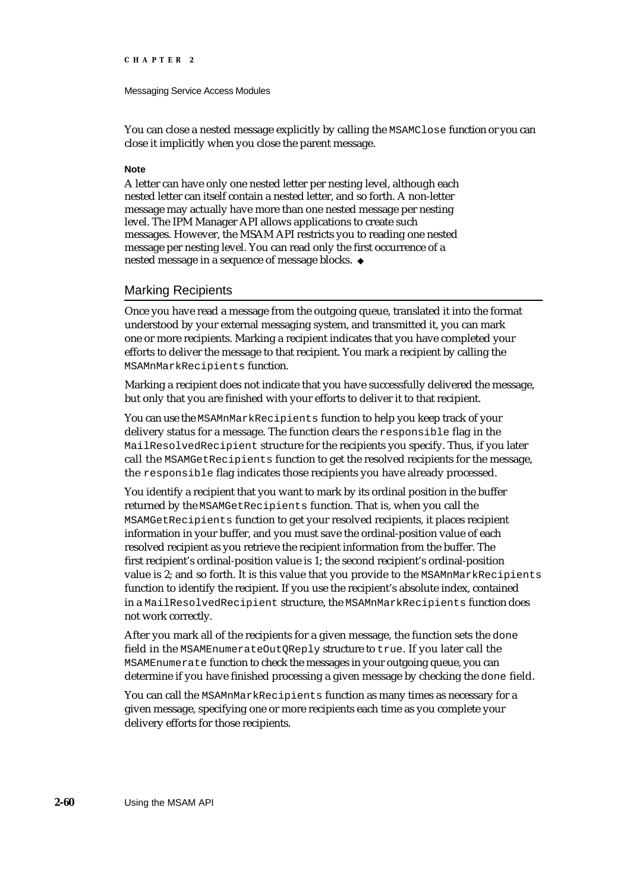You can close a nested message explicitly by calling the `MSAMClose` function or you can close it implicitly when you close the parent message.

**Note**

A letter can have only one nested letter per nesting level, although each nested letter can itself contain a nested letter, and so forth. A non-letter message may actually have more than one nested message per nesting level. The IPM Manager API allows applications to create such messages. However, the MSAM API restricts you to reading one nested message per nesting level. You can read only the first occurrence of a nested message in a sequence of message blocks. ◆

## Marking Recipients

Once you have read a message from the outgoing queue, translated it into the format understood by your external messaging system, and transmitted it, you can mark one or more recipients. Marking a recipient indicates that you have completed your efforts to deliver the message to that recipient. You mark a recipient by calling the `MSAMnMarkRecipients` function.

Marking a recipient does not indicate that you have successfully delivered the message, but only that you are finished with your efforts to deliver it to that recipient.

You can use the `MSAMnMarkRecipients` function to help you keep track of your delivery status for a message. The function clears the `responsible` flag in the `MailResolvedRecipient` structure for the recipients you specify. Thus, if you later call the `MSAMGetRecipients` function to get the resolved recipients for the message, the `responsible` flag indicates those recipients you have already processed.

You identify a recipient that you want to mark by its ordinal position in the buffer returned by the `MSAMGetRecipients` function. That is, when you call the `MSAMGetRecipients` function to get your resolved recipients, it places recipient information in your buffer, and you must save the ordinal-position value of each resolved recipient as you retrieve the recipient information from the buffer. The first recipient's ordinal-position value is 1; the second recipient's ordinal-position value is 2; and so forth. It is this value that you provide to the `MSAMnMarkRecipients` function to identify the recipient. If you use the recipient's absolute index, contained in a `MailResolvedRecipient` structure, the `MSAMnMarkRecipients` function does not work correctly.

After you mark all of the recipients for a given message, the function sets the `done` field in the `MSAMEnumerateOutQReply` structure to `true`. If you later call the `MSAMEnumerate` function to check the messages in your outgoing queue, you can determine if you have finished processing a given message by checking the `done` field.

You can call the `MSAMnMarkRecipients` function as many times as necessary for a given message, specifying one or more recipients each time as you complete your delivery efforts for those recipients.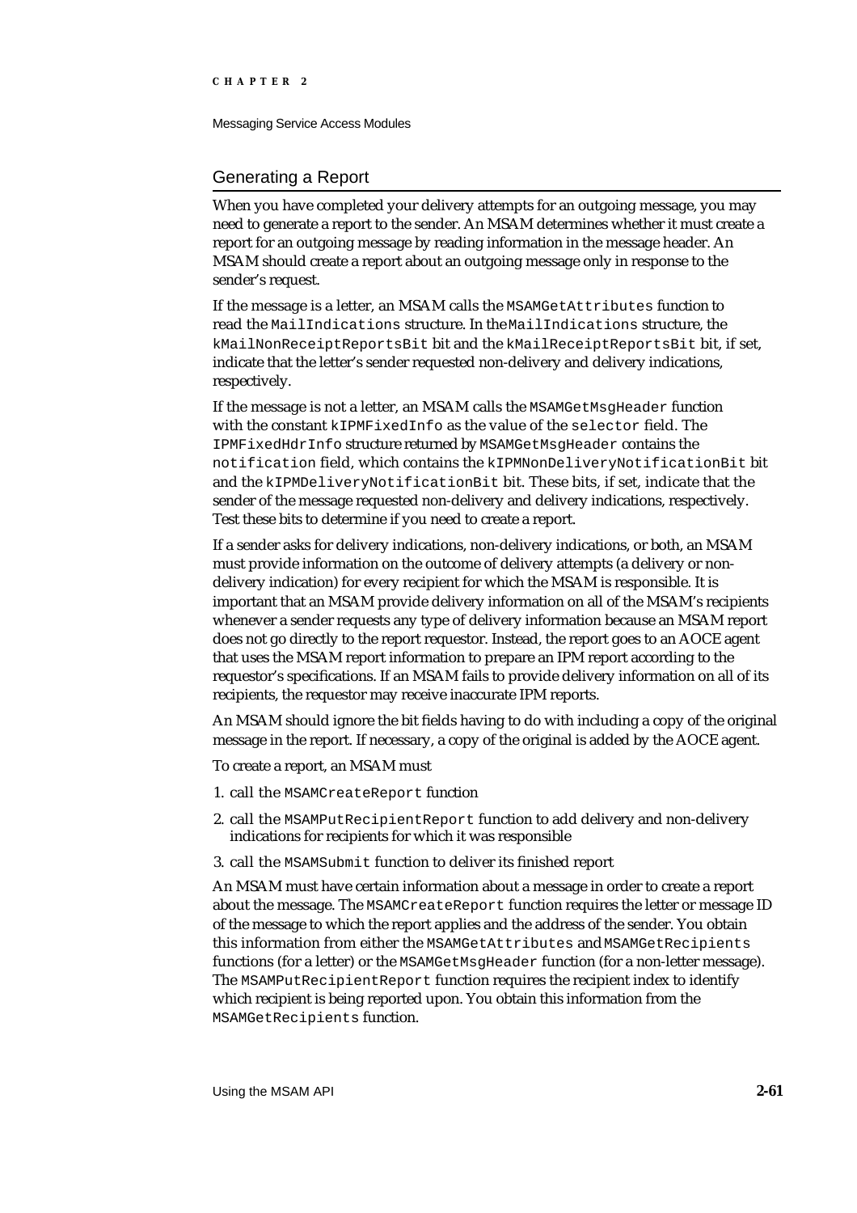## Generating a Report

When you have completed your delivery attempts for an outgoing message, you may need to generate a report to the sender. An MSAM determines whether it must create a report for an outgoing message by reading information in the message header. An MSAM should create a report about an outgoing message only in response to the sender's request.

If the message is a letter, an MSAM calls the `MSAMGetAttributes` function to read the `MailIndications` structure. In the `MailIndications` structure, the `kMailNonReceiptReportsBit` bit and the `kMailReceiptReportsBit` bit, if set, indicate that the letter's sender requested non-delivery and delivery indications, respectively.

If the message is not a letter, an MSAM calls the `MSAMGetMsgHeader` function with the constant `kIPMFixedInfo` as the value of the `selector` field. The `IPMFixedHdrInfo` structure returned by `MSAMGetMsgHeader` contains the `notification` field, which contains the `kIPMNonDeliveryNotificationBit` bit and the `kIPMDeliveryNotificationBit` bit. These bits, if set, indicate that the sender of the message requested non-delivery and delivery indications, respectively. Test these bits to determine if you need to create a report.

If a sender asks for delivery indications, non-delivery indications, or both, an MSAM must provide information on the outcome of delivery attempts (a delivery or non-delivery indication) for every recipient for which the MSAM is responsible. It is important that an MSAM provide delivery information on all of the MSAM's recipients whenever a sender requests any type of delivery information because an MSAM report does not go directly to the report requestor. Instead, the report goes to an AOCE agent that uses the MSAM report information to prepare an IPM report according to the requestor's specifications. If an MSAM fails to provide delivery information on all of its recipients, the requestor may receive inaccurate IPM reports.

An MSAM should ignore the bit fields having to do with including a copy of the original message in the report. If necessary, a copy of the original is added by the AOCE agent.

To create a report, an MSAM must

1. call the `MSAMCreateReport` function
2. call the `MSAMPutRecipientReport` function to add delivery and non-delivery indications for recipients for which it was responsible
3. call the `MSAMSubmit` function to deliver its finished report

An MSAM must have certain information about a message in order to create a report about the message. The `MSAMCreateReport` function requires the letter or message ID of the message to which the report applies and the address of the sender. You obtain this information from either the `MSAMGetAttributes` and `MSAMGetRecipients` functions (for a letter) or the `MSAMGetMsgHeader` function (for a non-letter message). The `MSAMPutRecipientReport` function requires the recipient index to identify which recipient is being reported upon. You obtain this information from the `MSAMGetRecipients` function.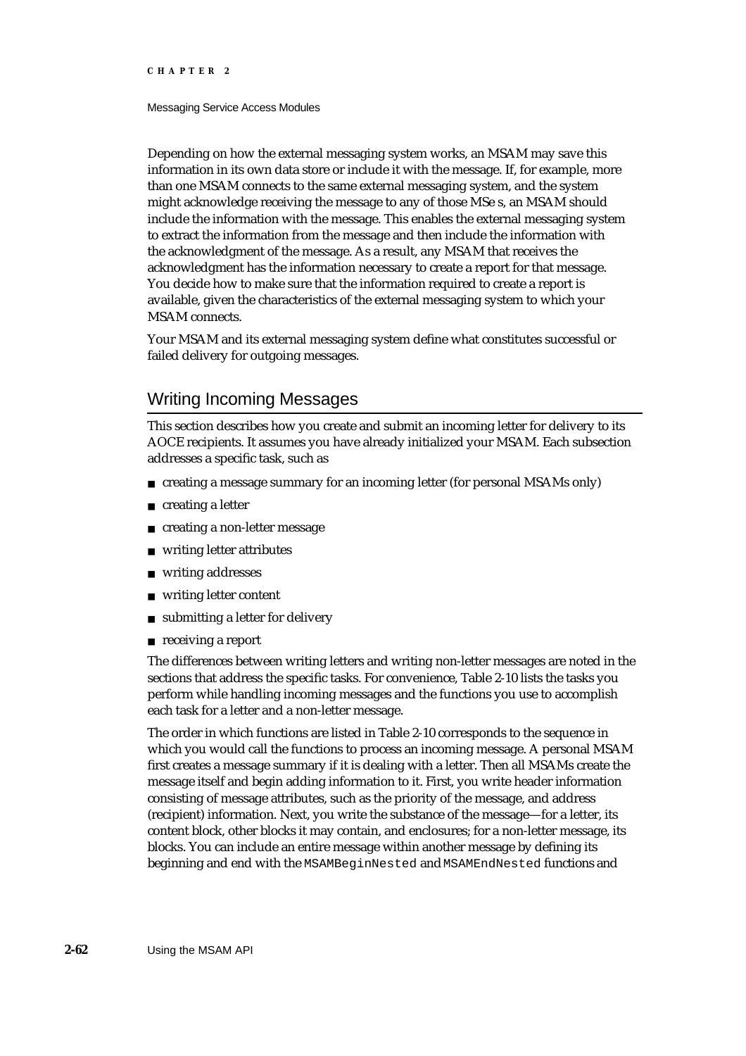Depending on how the external messaging system works, an MSAM may save this information in its own data store or include it with the message. If, for example, more than one MSAM connects to the same external messaging system, and the system might acknowledge receiving the message to any of those MSe s, an MSAM should include the information with the message. This enables the external messaging system to extract the information from the message and then include the information with the acknowledgment of the message. As a result, any MSAM that receives the acknowledgment has the information necessary to create a report for that message. You decide how to make sure that the information required to create a report is available, given the characteristics of the external messaging system to which your MSAM connects.

Your MSAM and its external messaging system define what constitutes successful or failed delivery for outgoing messages.

## Writing Incoming Messages

This section describes how you create and submit an incoming letter for delivery to its AOCE recipients. It assumes you have already initialized your MSAM. Each subsection addresses a specific task, such as

- creating a message summary for an incoming letter (for personal MSAMs only)
- creating a letter
- creating a non-letter message
- writing letter attributes
- writing addresses
- writing letter content
- submitting a letter for delivery
- receiving a report

The differences between writing letters and writing non-letter messages are noted in the sections that address the specific tasks. For convenience, Table 2-10 lists the tasks you perform while handling incoming messages and the functions you use to accomplish each task for a letter and a non-letter message.

The order in which functions are listed in Table 2-10 corresponds to the sequence in which you would call the functions to process an incoming message. A personal MSAM first creates a message summary if it is dealing with a letter. Then all MSAMs create the message itself and begin adding information to it. First, you write header information consisting of message attributes, such as the priority of the message, and address (recipient) information. Next, you write the substance of the message—for a letter, its content block, other blocks it may contain, and enclosures; for a non-letter message, its blocks. You can include an entire message within another message by defining its beginning and end with the `MSAMBeginNested` and `MSAMEndNested` functions and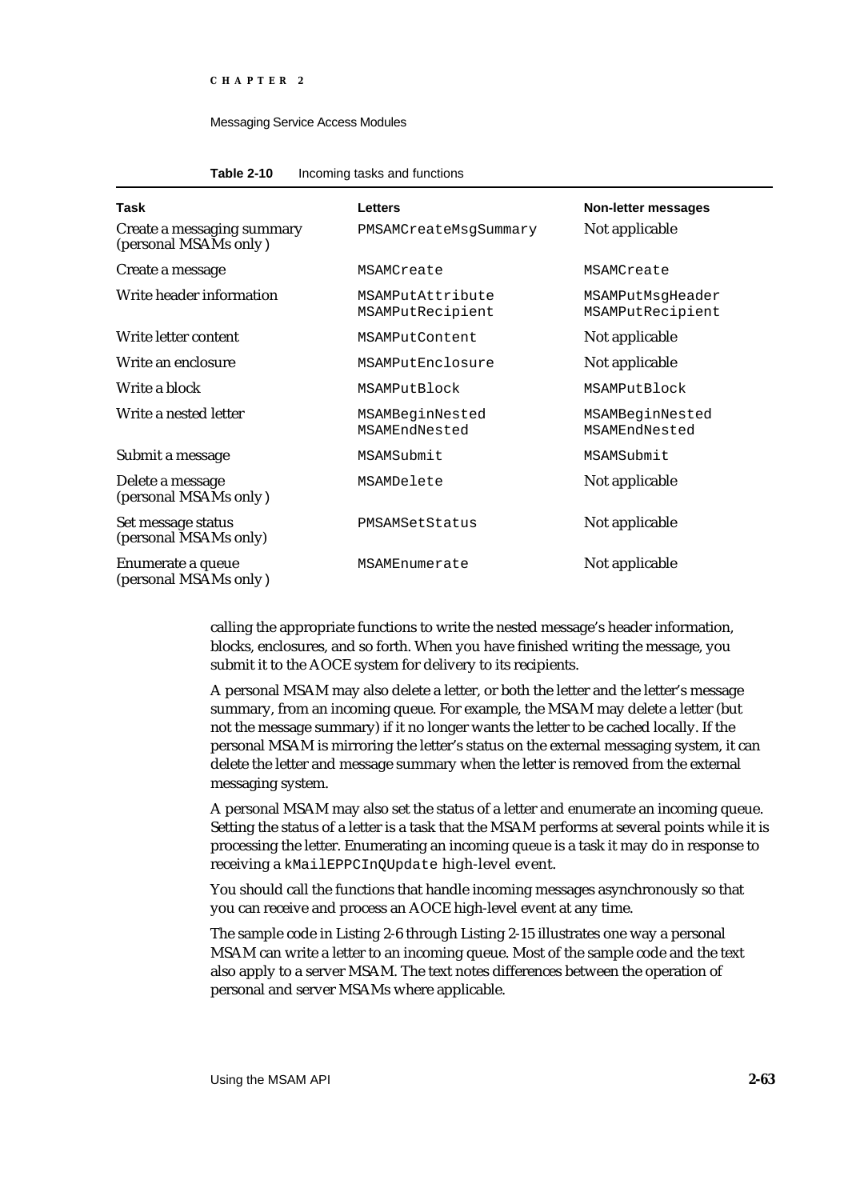**Table 2-10** Incoming tasks and functions

| Task | Letters | Non-letter messages |
|---|---|---|
| Create a messaging summary (personal MSAMs only ) | `PMSAMCreateMsgSummary` | Not applicable |
| Create a message | `MSAMCreate` | `MSAMCreate` |
| Write header information | `MSAMPutAttribute` `MSAMPutRecipient` | `MSAMPutMsgHeader` `MSAMPutRecipient` |
| Write letter content | `MSAMPutContent` | Not applicable |
| Write an enclosure | `MSAMPutEnclosure` | Not applicable |
| Write a block | `MSAMPutBlock` | `MSAMPutBlock` |
| Write a nested letter | `MSAMBeginNested` `MSAMEndNested` | `MSAMBeginNested` `MSAMEndNested` |
| Submit a message | `MSAMSubmit` | `MSAMSubmit` |
| Delete a message (personal MSAMs only ) | `MSAMDelete` | Not applicable |
| Set message status (personal MSAMs only) | `PMSAMSetStatus` | Not applicable |
| Enumerate a queue (personal MSAMs only ) | `MSAMEnumerate` | Not applicable |

calling the appropriate functions to write the nested message's header information, blocks, enclosures, and so forth. When you have finished writing the message, you submit it to the AOCE system for delivery to its recipients.

A personal MSAM may also delete a letter, or both the letter and the letter's message summary, from an incoming queue. For example, the MSAM may delete a letter (but not the message summary) if it no longer wants the letter to be cached locally. If the personal MSAM is mirroring the letter's status on the external messaging system, it can delete the letter and message summary when the letter is removed from the external messaging system.

A personal MSAM may also set the status of a letter and enumerate an incoming queue. Setting the status of a letter is a task that the MSAM performs at several points while it is processing the letter. Enumerating an incoming queue is a task it may do in response to receiving a `kMailEPPCInQUpdate` high-level event.

You should call the functions that handle incoming messages asynchronously so that you can receive and process an AOCE high-level event at any time.

The sample code in Listing 2-6 through Listing 2-15 illustrates one way a personal MSAM can write a letter to an incoming queue. Most of the sample code and the text also apply to a server MSAM. The text notes differences between the operation of personal and server MSAMs where applicable.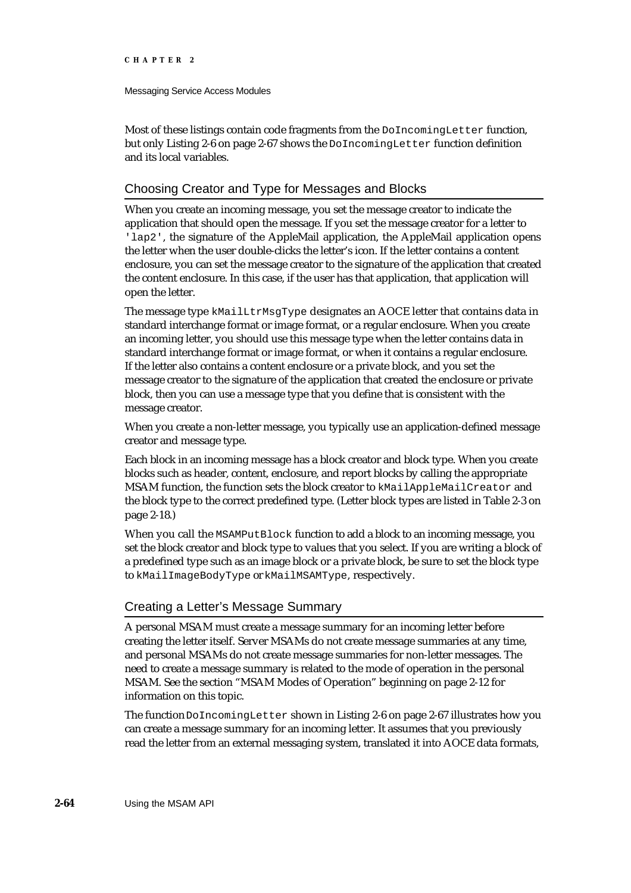Most of these listings contain code fragments from the `DoIncomingLetter` function, but only Listing 2-6 on page 2-67 shows the `DoIncomingLetter` function definition and its local variables.

## Choosing Creator and Type for Messages and Blocks

When you create an incoming message, you set the message creator to indicate the application that should open the message. If you set the message creator for a letter to `'lap2'`, the signature of the AppleMail application, the AppleMail application opens the letter when the user double-clicks the letter's icon. If the letter contains a content enclosure, you can set the message creator to the signature of the application that created the content enclosure. In this case, if the user has that application, that application will open the letter.

The message type `kMailLtrMsgType` designates an AOCE letter that contains data in standard interchange format or image format, or a regular enclosure. When you create an incoming letter, you should use this message type when the letter contains data in standard interchange format or image format, or when it contains a regular enclosure. If the letter also contains a content enclosure or a private block, and you set the message creator to the signature of the application that created the enclosure or private block, then you can use a message type that you define that is consistent with the message creator.

When you create a non-letter message, you typically use an application-defined message creator and message type.

Each block in an incoming message has a block creator and block type. When you create blocks such as header, content, enclosure, and report blocks by calling the appropriate MSAM function, the function sets the block creator to `kMailAppleMailCreator` and the block type to the correct predefined type. (Letter block types are listed in Table 2-3 on page 2-18.)

When you call the `MSAMPutBlock` function to add a block to an incoming message, you set the block creator and block type to values that you select. If you are writing a block of a predefined type such as an image block or a private block, be sure to set the block type to `kMailImageBodyType` or `kMailMSAMType`, respectively.

## Creating a Letter's Message Summary

A personal MSAM must create a message summary for an incoming letter before creating the letter itself. Server MSAMs do not create message summaries at any time, and personal MSAMs do not create message summaries for non-letter messages. The need to create a message summary is related to the mode of operation in the personal MSAM. See the section "MSAM Modes of Operation" beginning on page 2-12 for information on this topic.

The function `DoIncomingLetter` shown in Listing 2-6 on page 2-67 illustrates how you can create a message summary for an incoming letter. It assumes that you previously read the letter from an external messaging system, translated it into AOCE data formats,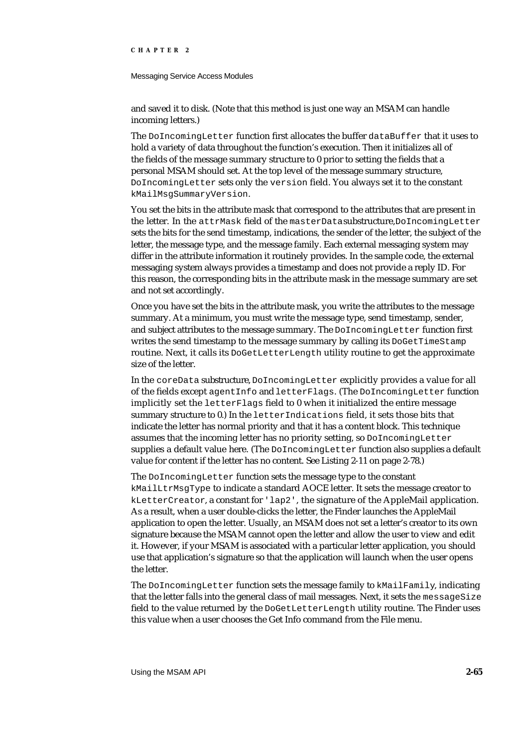and saved it to disk. (Note that this method is just one way an MSAM can handle incoming letters.)

The `DoIncomingLetter` function first allocates the buffer `dataBuffer` that it uses to hold a variety of data throughout the function's execution. Then it initializes all of the fields of the message summary structure to 0 prior to setting the fields that a personal MSAM should set. At the top level of the message summary structure, `DoIncomingLetter` sets only the `version` field. You always set it to the constant `kMailMsgSummaryVersion`.

You set the bits in the attribute mask that correspond to the attributes that are present in the letter. In the `attrMask` field of the `masterData` substructure, `DoIncomingLetter` sets the bits for the send timestamp, indications, the sender of the letter, the subject of the letter, the message type, and the message family. Each external messaging system may differ in the attribute information it routinely provides. In the sample code, the external messaging system always provides a timestamp and does not provide a reply ID. For this reason, the corresponding bits in the attribute mask in the message summary are set and not set accordingly.

Once you have set the bits in the attribute mask, you write the attributes to the message summary. At a minimum, you must write the message type, send timestamp, sender, and subject attributes to the message summary. The `DoIncomingLetter` function first writes the send timestamp to the message summary by calling its `DoGetTimeStamp` routine. Next, it calls its `DoGetLetterLength` utility routine to get the approximate size of the letter.

In the `coreData` substructure, `DoIncomingLetter` explicitly provides a value for all of the fields except `agentInfo` and `letterFlags`. (The `DoIncomingLetter` function implicitly set the `letterFlags` field to 0 when it initialized the entire message summary structure to 0.) In the `letterIndications` field, it sets those bits that indicate the letter has normal priority and that it has a content block. This technique assumes that the incoming letter has no priority setting, so `DoIncomingLetter` supplies a default value here. (The `DoIncomingLetter` function also supplies a default value for content if the letter has no content. See Listing 2-11 on page 2-78.)

The `DoIncomingLetter` function sets the message type to the constant `kMailLtrMsgType` to indicate a standard AOCE letter. It sets the message creator to `kLetterCreator`, a constant for `'lap2'`, the signature of the AppleMail application. As a result, when a user double-clicks the letter, the Finder launches the AppleMail application to open the letter. Usually, an MSAM does not set a letter's creator to its own signature because the MSAM cannot open the letter and allow the user to view and edit it. However, if your MSAM is associated with a particular letter application, you should use that application's signature so that the application will launch when the user opens the letter.

The `DoIncomingLetter` function sets the message family to `kMailFamily`, indicating that the letter falls into the general class of mail messages. Next, it sets the `messageSize` field to the value returned by the `DoGetLetterLength` utility routine. The Finder uses this value when a user chooses the Get Info command from the File menu.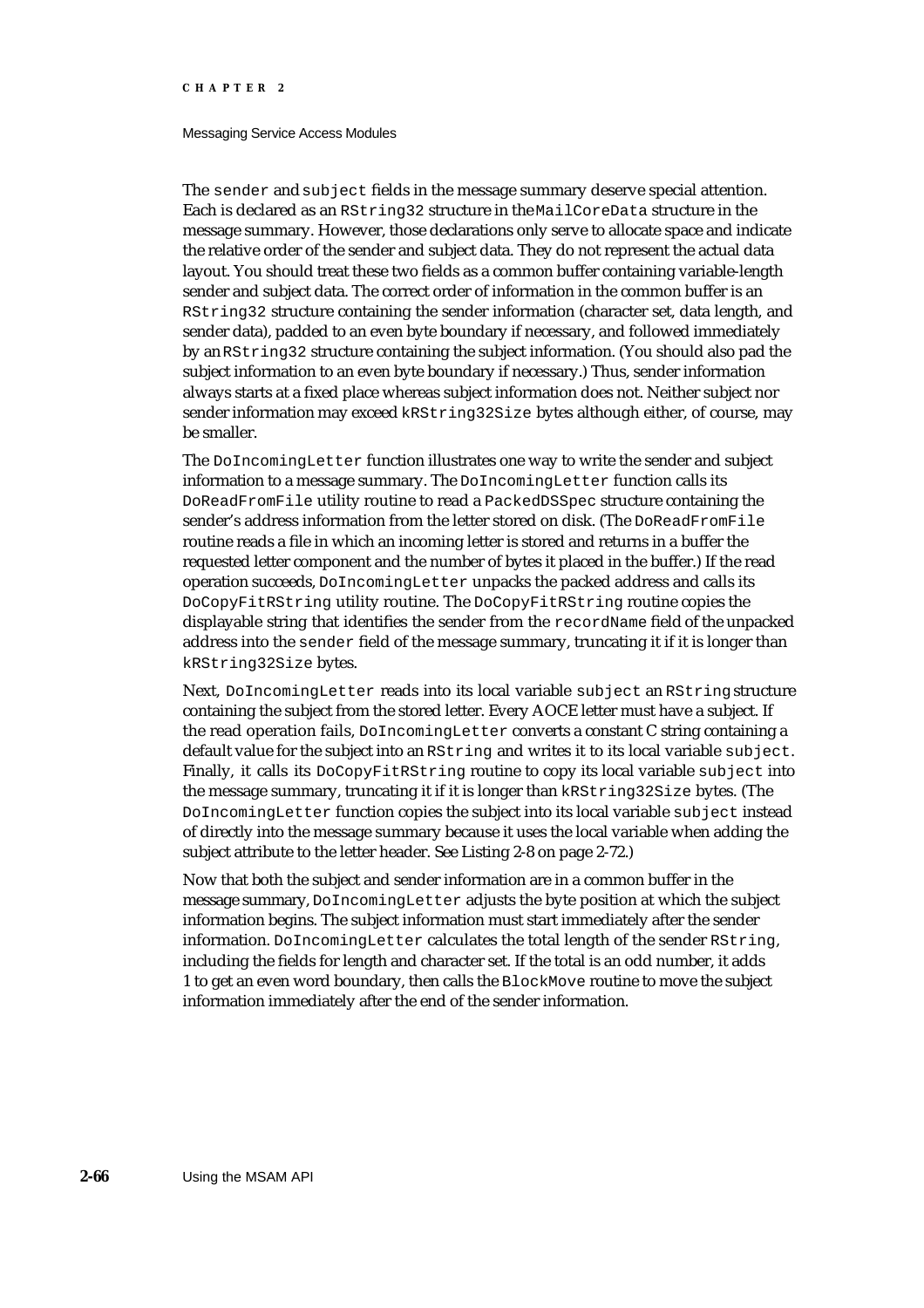The `sender` and `subject` fields in the message summary deserve special attention. Each is declared as an `RString32` structure in the `MailCoreData` structure in the message summary. However, those declarations only serve to allocate space and indicate the relative order of the sender and subject data. They do not represent the actual data layout. You should treat these two fields as a common buffer containing variable-length sender and subject data. The correct order of information in the common buffer is an `RString32` structure containing the sender information (character set, data length, and sender data), padded to an even byte boundary if necessary, and followed immediately by an `RString32` structure containing the subject information. (You should also pad the subject information to an even byte boundary if necessary.) Thus, sender information always starts at a fixed place whereas subject information does not. Neither subject nor sender information may exceed `kRString32Size` bytes although either, of course, may be smaller.

The `DoIncomingLetter` function illustrates one way to write the sender and subject information to a message summary. The `DoIncomingLetter` function calls its `DoReadFromFile` utility routine to read a `PackedDSSpec` structure containing the sender's address information from the letter stored on disk. (The `DoReadFromFile` routine reads a file in which an incoming letter is stored and returns in a buffer the requested letter component and the number of bytes it placed in the buffer.) If the read operation succeeds, `DoIncomingLetter` unpacks the packed address and calls its `DoCopyFitRString` utility routine. The `DoCopyFitRString` routine copies the displayable string that identifies the sender from the `recordName` field of the unpacked address into the `sender` field of the message summary, truncating it if it is longer than `kRString32Size` bytes.

Next, `DoIncomingLetter` reads into its local variable `subject` an `RString` structure containing the subject from the stored letter. Every AOCE letter must have a subject. If the read operation fails, `DoIncomingLetter` converts a constant C string containing a default value for the subject into an `RString` and writes it to its local variable `subject`. Finally, it calls its `DoCopyFitRString` routine to copy its local variable `subject` into the message summary, truncating it if it is longer than `kRString32Size` bytes. (The `DoIncomingLetter` function copies the subject into its local variable `subject` instead of directly into the message summary because it uses the local variable when adding the subject attribute to the letter header. See Listing 2-8 on page 2-72.)

Now that both the subject and sender information are in a common buffer in the message summary, `DoIncomingLetter` adjusts the byte position at which the subject information begins. The subject information must start immediately after the sender information. `DoIncomingLetter` calculates the total length of the sender `RString`, including the fields for length and character set. If the total is an odd number, it adds 1 to get an even word boundary, then calls the `BlockMove` routine to move the subject information immediately after the end of the sender information.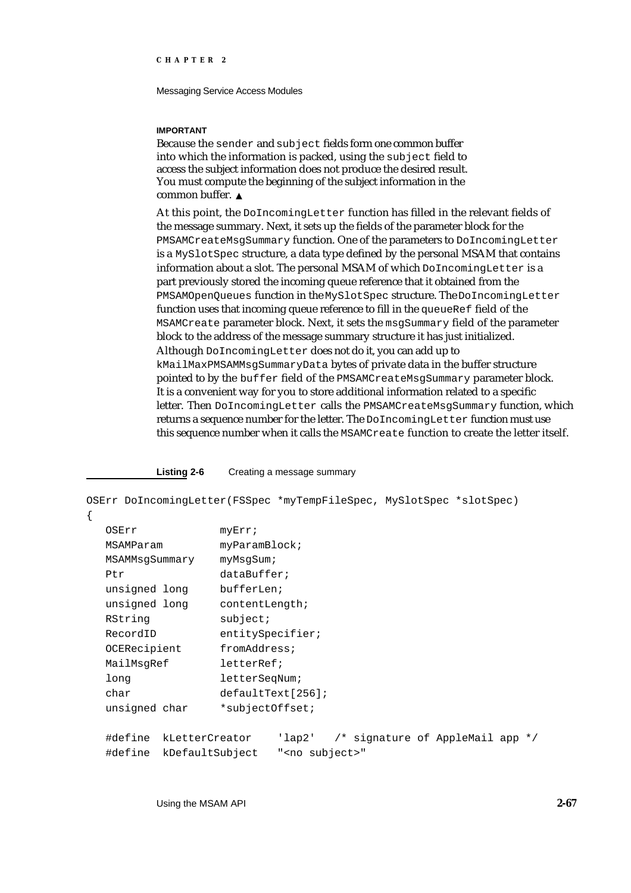**IMPORTANT**

Because the `sender` and `subject` fields form one common buffer into which the information is packed, using the `subject` field to access the subject information does not produce the desired result. You must compute the beginning of the subject information in the common buffer. ▲

At this point, the `DoIncomingLetter` function has filled in the relevant fields of the message summary. Next, it sets up the fields of the parameter block for the `PMSAMCreateMsgSummary` function. One of the parameters to `DoIncomingLetter` is a `MySlotSpec` structure, a data type defined by the personal MSAM that contains information about a slot. The personal MSAM of which `DoIncomingLetter` is a part previously stored the incoming queue reference that it obtained from the `PMSAMOpenQueues` function in the `MySlotSpec` structure. The `DoIncomingLetter` function uses that incoming queue reference to fill in the `queueRef` field of the `MSAMCreate` parameter block. Next, it sets the `msgSummary` field of the parameter block to the address of the message summary structure it has just initialized. Although `DoIncomingLetter` does not do it, you can add up to `kMailMaxPMSAMMsgSummaryData` bytes of private data in the buffer structure pointed to by the `buffer` field of the `PMSAMCreateMsgSummary` parameter block. It is a convenient way for you to store additional information related to a specific letter. Then `DoIncomingLetter` calls the `PMSAMCreateMsgSummary` function, which returns a sequence number for the letter. The `DoIncomingLetter` function must use this sequence number when it calls the `MSAMCreate` function to create the letter itself.

**Listing 2-6** Creating a message summary

```
OSErr DoIncomingLetter(FSSpec *myTempFileSpec, MySlotSpec *slotSpec)
{
   OSErr            myErr;
   MSAMParam        myParamBlock;
   MSAMMsgSummary   myMsgSum;
   Ptr              dataBuffer;
   unsigned long    bufferLen;
   unsigned long    contentLength;
   RString          subject;
   RecordID         entitySpecifier;
   OCERecipient     fromAddress;
   MailMsgRef       letterRef;
   long             letterSeqNum;
   char             defaultText[256];
   unsigned char    *subjectOffset;

   #define  kLetterCreator    'lap2'   /* signature of AppleMail app */
   #define  kDefaultSubject   "<no subject>"
```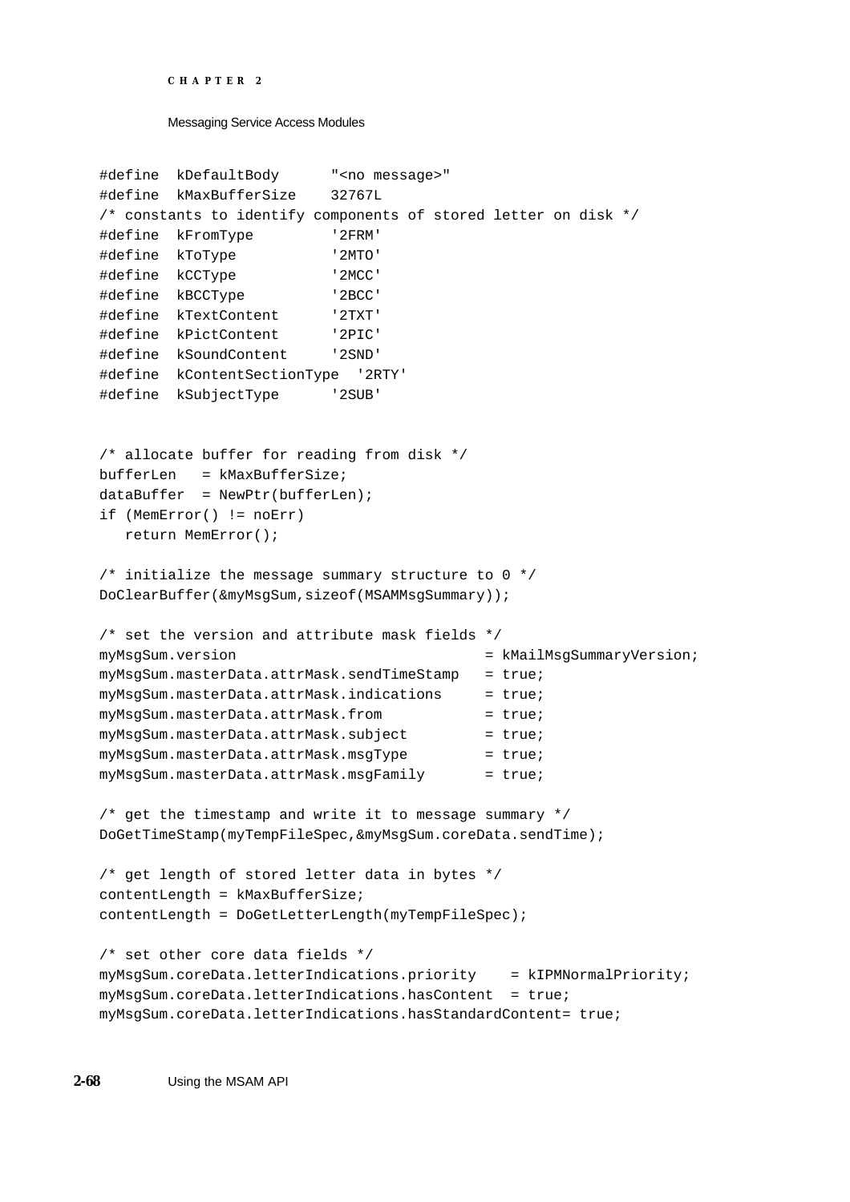```
#define  kDefaultBody      "<no message>"
#define  kMaxBufferSize    32767L
/* constants to identify components of stored letter on disk */
#define  kFromType         '2FRM'
#define  kToType           '2MTO'
#define  kCCType           '2MCC'
#define  kBCCType          '2BCC'
#define  kTextContent      '2TXT'
#define  kPictContent      '2PIC'
#define  kSoundContent     '2SND'
#define  kContentSectionType  '2RTY'
#define  kSubjectType      '2SUB'


/* allocate buffer for reading from disk */
bufferLen   = kMaxBufferSize;
dataBuffer  = NewPtr(bufferLen);
if (MemError() != noErr)
   return MemError();

/* initialize the message summary structure to 0 */
DoClearBuffer(&myMsgSum,sizeof(MSAMMsgSummary));

/* set the version and attribute mask fields */
myMsgSum.version                             = kMailMsgSummaryVersion;
myMsgSum.masterData.attrMask.sendTimeStamp   = true;
myMsgSum.masterData.attrMask.indications     = true;
myMsgSum.masterData.attrMask.from            = true;
myMsgSum.masterData.attrMask.subject         = true;
myMsgSum.masterData.attrMask.msgType         = true;
myMsgSum.masterData.attrMask.msgFamily       = true;

/* get the timestamp and write it to message summary */
DoGetTimeStamp(myTempFileSpec,&myMsgSum.coreData.sendTime);

/* get length of stored letter data in bytes */
contentLength = kMaxBufferSize;
contentLength = DoGetLetterLength(myTempFileSpec);

/* set other core data fields */
myMsgSum.coreData.letterIndications.priority    = kIPMNormalPriority;
myMsgSum.coreData.letterIndications.hasContent  = true;
myMsgSum.coreData.letterIndications.hasStandardContent= true;
```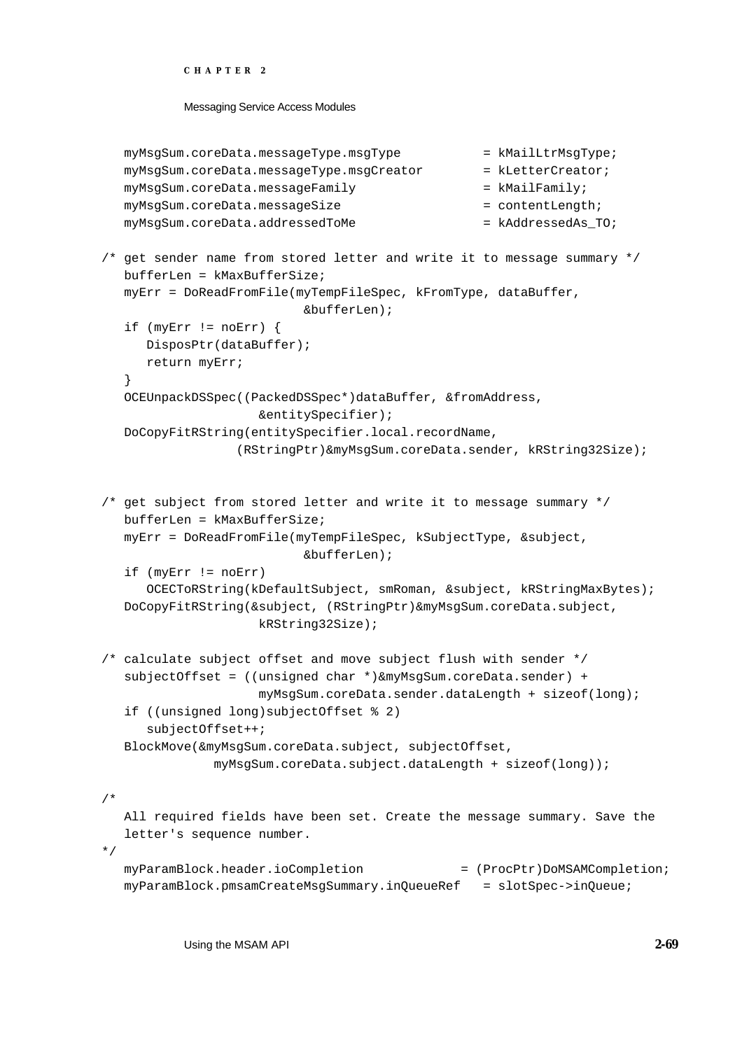```
   myMsgSum.coreData.messageType.msgType           = kMailLtrMsgType;
   myMsgSum.coreData.messageType.msgCreator        = kLetterCreator;
   myMsgSum.coreData.messageFamily                 = kMailFamily;
   myMsgSum.coreData.messageSize                   = contentLength;
   myMsgSum.coreData.addressedToMe                 = kAddressedAs_TO;

/* get sender name from stored letter and write it to message summary */
   bufferLen = kMaxBufferSize;
   myErr = DoReadFromFile(myTempFileSpec, kFromType, dataBuffer,
                          &bufferLen);
   if (myErr != noErr) {
      DisposPtr(dataBuffer);
      return myErr;
   }
   OCEUnpackDSSpec((PackedDSSpec*)dataBuffer, &fromAddress,
                  &entitySpecifier);
   DoCopyFitRString(entitySpecifier.local.recordName,
               (RStringPtr)&myMsgSum.coreData.sender, kRString32Size);


/* get subject from stored letter and write it to message summary */
   bufferLen = kMaxBufferSize;
   myErr = DoReadFromFile(myTempFileSpec, kSubjectType, &subject,
                          &bufferLen);
   if (myErr != noErr)
      OCECToRString(kDefaultSubject, smRoman, &subject, kRStringMaxBytes);
   DoCopyFitRString(&subject, (RStringPtr)&myMsgSum.coreData.subject,
                  kRString32Size);

/* calculate subject offset and move subject flush with sender */
   subjectOffset = ((unsigned char *)&myMsgSum.coreData.sender) +
                  myMsgSum.coreData.sender.dataLength + sizeof(long);
   if ((unsigned long)subjectOffset % 2)
      subjectOffset++;
   BlockMove(&myMsgSum.coreData.subject, subjectOffset,
            myMsgSum.coreData.subject.dataLength + sizeof(long));

/*
   All required fields have been set. Create the message summary. Save the
   letter's sequence number.
*/
   myParamBlock.header.ioCompletion             = (ProcPtr)DoMSAMCompletion;
   myParamBlock.pmsamCreateMsgSummary.inQueueRef   = slotSpec->inQueue;
```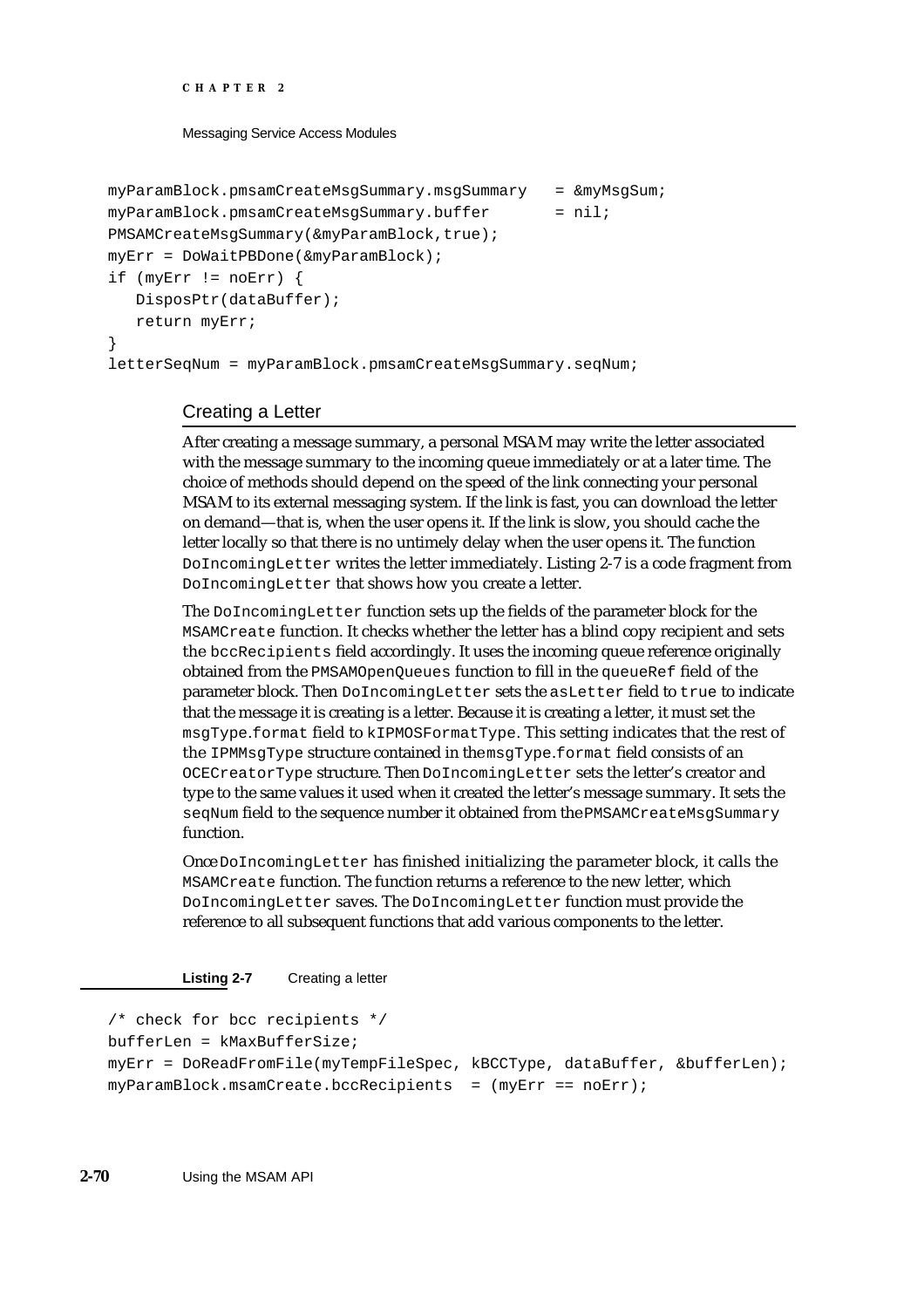```
myParamBlock.pmsamCreateMsgSummary.msgSummary    = &myMsgSum;
myParamBlock.pmsamCreateMsgSummary.buffer        = nil;
PMSAMCreateMsgSummary(&myParamBlock,true);
myErr = DoWaitPBDone(&myParamBlock);
if (myErr != noErr) {
   DisposPtr(dataBuffer);
   return myErr;
}
letterSeqNum = myParamBlock.pmsamCreateMsgSummary.seqNum;
```

## Creating a Letter

After creating a message summary, a personal MSAM may write the letter associated with the message summary to the incoming queue immediately or at a later time. The choice of methods should depend on the speed of the link connecting your personal MSAM to its external messaging system. If the link is fast, you can download the letter on demand—that is, when the user opens it. If the link is slow, you should cache the letter locally so that there is no untimely delay when the user opens it. The function `DoIncomingLetter` writes the letter immediately. Listing 2-7 is a code fragment from `DoIncomingLetter` that shows how you create a letter.

The `DoIncomingLetter` function sets up the fields of the parameter block for the `MSAMCreate` function. It checks whether the letter has a blind copy recipient and sets the `bccRecipients` field accordingly. It uses the incoming queue reference originally obtained from the `PMSAMOpenQueues` function to fill in the `queueRef` field of the parameter block. Then `DoIncomingLetter` sets the `asLetter` field to `true` to indicate that the message it is creating is a letter. Because it is creating a letter, it must set the `msgType.format` field to `kIPMOSFormatType`. This setting indicates that the rest of the `IPMMsgType` structure contained in the `msgType.format` field consists of an `OCECreatorType` structure. Then `DoIncomingLetter` sets the letter's creator and type to the same values it used when it created the letter's message summary. It sets the `seqNum` field to the sequence number it obtained from the `PMSAMCreateMsgSummary` function.

Once `DoIncomingLetter` has finished initializing the parameter block, it calls the `MSAMCreate` function. The function returns a reference to the new letter, which `DoIncomingLetter` saves. The `DoIncomingLetter` function must provide the reference to all subsequent functions that add various components to the letter.

**Listing 2-7** Creating a letter

```
/* check for bcc recipients */
bufferLen = kMaxBufferSize;
myErr = DoReadFromFile(myTempFileSpec, kBCCType, dataBuffer, &bufferLen);
myParamBlock.msamCreate.bccRecipients  = (myErr == noErr);
```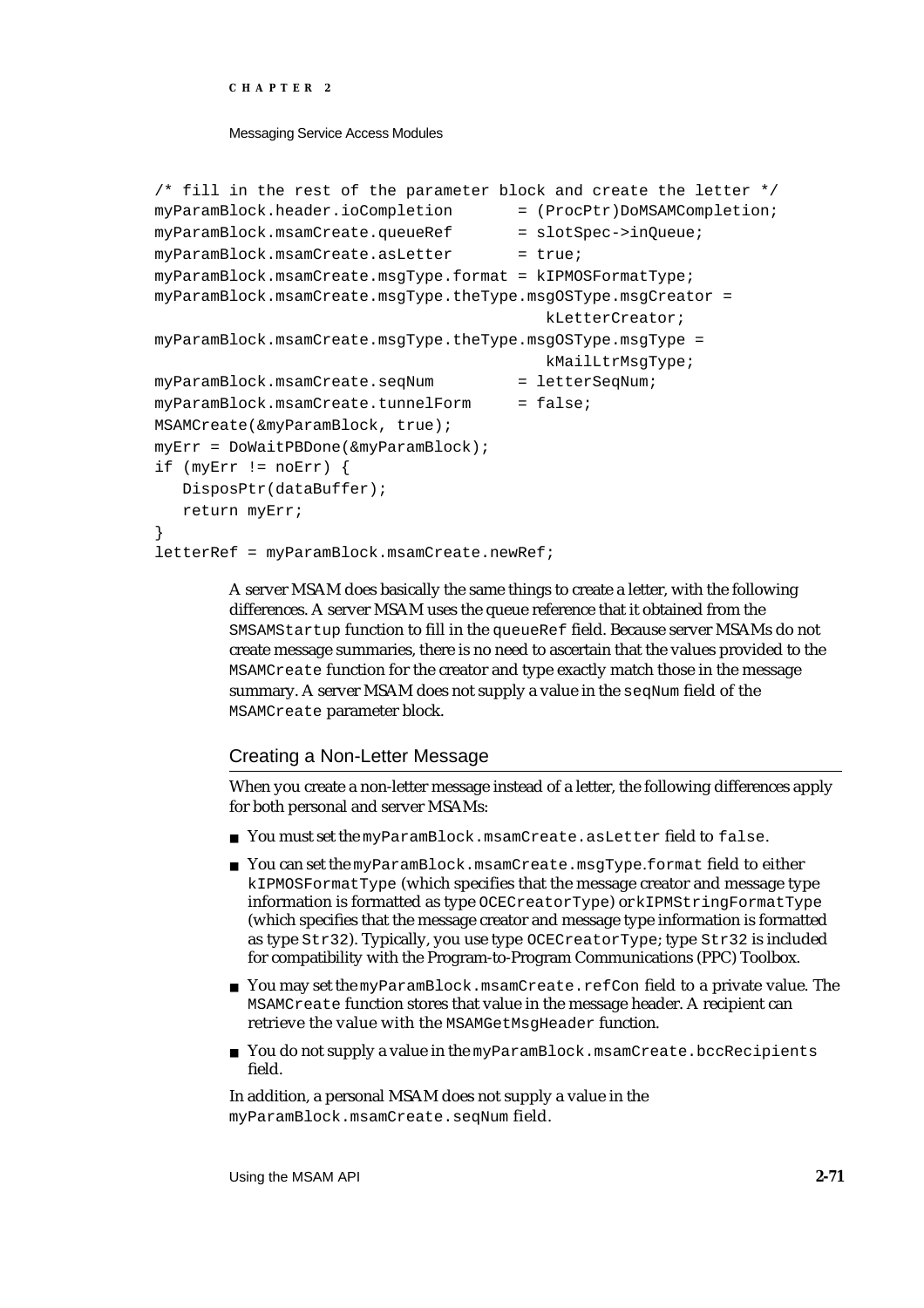```
/* fill in the rest of the parameter block and create the letter */
myParamBlock.header.ioCompletion       = (ProcPtr)DoMSAMCompletion;
myParamBlock.msamCreate.queueRef       = slotSpec->inQueue;
myParamBlock.msamCreate.asLetter       = true;
myParamBlock.msamCreate.msgType.format = kIPMOSFormatType;
myParamBlock.msamCreate.msgType.theType.msgOSType.msgCreator =
                                         kLetterCreator;
myParamBlock.msamCreate.msgType.theType.msgOSType.msgType =
                                         kMailLtrMsgType;
myParamBlock.msamCreate.seqNum         = letterSeqNum;
myParamBlock.msamCreate.tunnelForm     = false;
MSAMCreate(&myParamBlock, true);
myErr = DoWaitPBDone(&myParamBlock);
if (myErr != noErr) {
   DisposPtr(dataBuffer);
   return myErr;
}
letterRef = myParamBlock.msamCreate.newRef;
```

A server MSAM does basically the same things to create a letter, with the following differences. A server MSAM uses the queue reference that it obtained from the `SMSAMStartup` function to fill in the `queueRef` field. Because server MSAMs do not create message summaries, there is no need to ascertain that the values provided to the `MSAMCreate` function for the creator and type exactly match those in the message summary. A server MSAM does not supply a value in the `seqNum` field of the `MSAMCreate` parameter block.

## Creating a Non-Letter Message

When you create a non-letter message instead of a letter, the following differences apply for both personal and server MSAMs:

- You must set the `myParamBlock.msamCreate.asLetter` field to `false`.
- You can set the `myParamBlock.msamCreate.msgType.format` field to either `kIPMOSFormatType` (which specifies that the message creator and message type information is formatted as type `OCECreatorType`) or `kIPMStringFormatType` (which specifies that the message creator and message type information is formatted as type `Str32`). Typically, you use type `OCECreatorType`; type `Str32` is included for compatibility with the Program-to-Program Communications (PPC) Toolbox.
- You may set the `myParamBlock.msamCreate.refCon` field to a private value. The `MSAMCreate` function stores that value in the message header. A recipient can retrieve the value with the `MSAMGetMsgHeader` function.
- You do not supply a value in the `myParamBlock.msamCreate.bccRecipients` field.

In addition, a personal MSAM does not supply a value in the `myParamBlock.msamCreate.seqNum` field.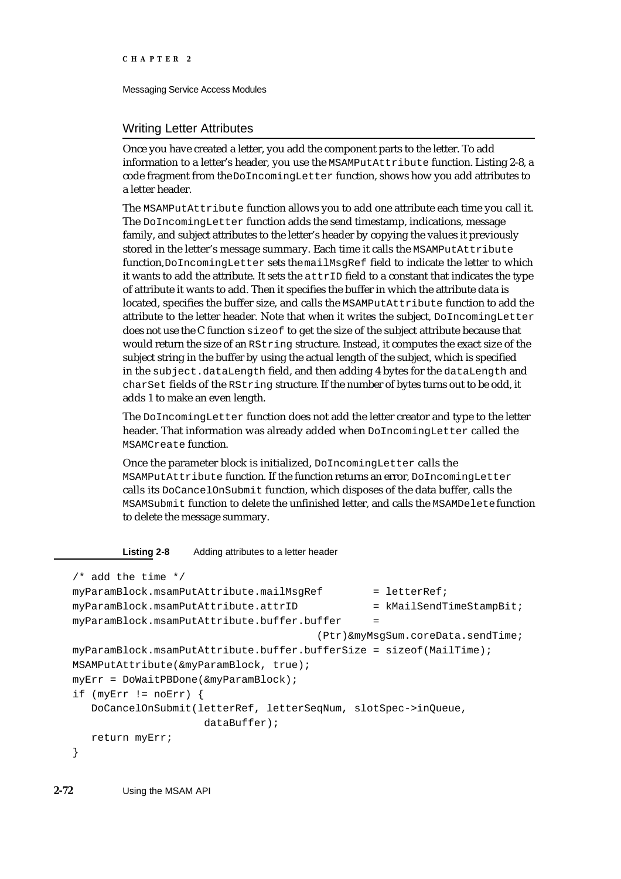## Writing Letter Attributes

Once you have created a letter, you add the component parts to the letter. To add information to a letter's header, you use the `MSAMPutAttribute` function. Listing 2-8, a code fragment from the `DoIncomingLetter` function, shows how you add attributes to a letter header.

The `MSAMPutAttribute` function allows you to add one attribute each time you call it. The `DoIncomingLetter` function adds the send timestamp, indications, message family, and subject attributes to the letter's header by copying the values it previously stored in the letter's message summary. Each time it calls the `MSAMPutAttribute` function, `DoIncomingLetter` sets the `mailMsgRef` field to indicate the letter to which it wants to add the attribute. It sets the `attrID` field to a constant that indicates the type of attribute it wants to add. Then it specifies the buffer in which the attribute data is located, specifies the buffer size, and calls the `MSAMPutAttribute` function to add the attribute to the letter header. Note that when it writes the subject, `DoIncomingLetter` does not use the C function `sizeof` to get the size of the subject attribute because that would return the size of an `RString` structure. Instead, it computes the exact size of the subject string in the buffer by using the actual length of the subject, which is specified in the `subject.dataLength` field, and then adding 4 bytes for the `dataLength` and `charSet` fields of the `RString` structure. If the number of bytes turns out to be odd, it adds 1 to make an even length.

The `DoIncomingLetter` function does not add the letter creator and type to the letter header. That information was already added when `DoIncomingLetter` called the `MSAMCreate` function.

Once the parameter block is initialized, `DoIncomingLetter` calls the `MSAMPutAttribute` function. If the function returns an error, `DoIncomingLetter` calls its `DoCancelOnSubmit` function, which disposes of the data buffer, calls the `MSAMSubmit` function to delete the unfinished letter, and calls the `MSAMDelete` function to delete the message summary.

**Listing 2-8** Adding attributes to a letter header

```
/* add the time */
myParamBlock.msamPutAttribute.mailMsgRef        = letterRef;
myParamBlock.msamPutAttribute.attrID            = kMailSendTimeStampBit;
myParamBlock.msamPutAttribute.buffer.buffer     =
                                        (Ptr)&myMsgSum.coreData.sendTime;
myParamBlock.msamPutAttribute.buffer.bufferSize = sizeof(MailTime);
MSAMPutAttribute(&myParamBlock, true);
myErr = DoWaitPBDone(&myParamBlock);
if (myErr != noErr) {
   DoCancelOnSubmit(letterRef, letterSeqNum, slotSpec->inQueue,
                    dataBuffer);
   return myErr;
}
```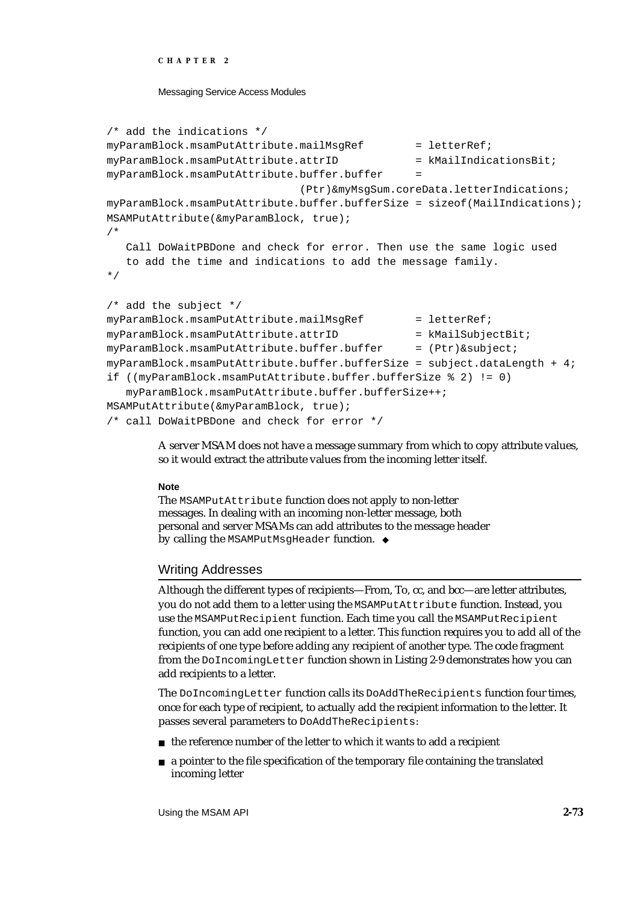```
/* add the indications */
myParamBlock.msamPutAttribute.mailMsgRef        = letterRef;
myParamBlock.msamPutAttribute.attrID            = kMailIndicationsBit;
myParamBlock.msamPutAttribute.buffer.buffer     =
                             (Ptr)&myMsgSum.coreData.letterIndications;
myParamBlock.msamPutAttribute.buffer.bufferSize = sizeof(MailIndications);
MSAMPutAttribute(&myParamBlock, true);
/*
   Call DoWaitPBDone and check for error. Then use the same logic used
   to add the time and indications to add the message family.
*/

/* add the subject */
myParamBlock.msamPutAttribute.mailMsgRef        = letterRef;
myParamBlock.msamPutAttribute.attrID            = kMailSubjectBit;
myParamBlock.msamPutAttribute.buffer.buffer     = (Ptr)&subject;
myParamBlock.msamPutAttribute.buffer.bufferSize = subject.dataLength + 4;
if ((myParamBlock.msamPutAttribute.buffer.bufferSize % 2) != 0)
   myParamBlock.msamPutAttribute.buffer.bufferSize++;
MSAMPutAttribute(&myParamBlock, true);
/* call DoWaitPBDone and check for error */
```

A server MSAM does not have a message summary from which to copy attribute values, so it would extract the attribute values from the incoming letter itself.

**Note**

The `MSAMPutAttribute` function does not apply to non-letter messages. In dealing with an incoming non-letter message, both personal and server MSAMs can add attributes to the message header by calling the `MSAMPutMsgHeader` function. ◆

## Writing Addresses

Although the different types of recipients—From, To, cc, and bcc—are letter attributes, you do not add them to a letter using the `MSAMPutAttribute` function. Instead, you use the `MSAMPutRecipient` function. Each time you call the `MSAMPutRecipient` function, you can add one recipient to a letter. This function requires you to add all of the recipients of one type before adding any recipient of another type. The code fragment from the `DoIncomingLetter` function shown in Listing 2-9 demonstrates how you can add recipients to a letter.

The `DoIncomingLetter` function calls its `DoAddTheRecipients` function four times, once for each type of recipient, to actually add the recipient information to the letter. It passes several parameters to `DoAddTheRecipients`:

- the reference number of the letter to which it wants to add a recipient
- a pointer to the file specification of the temporary file containing the translated incoming letter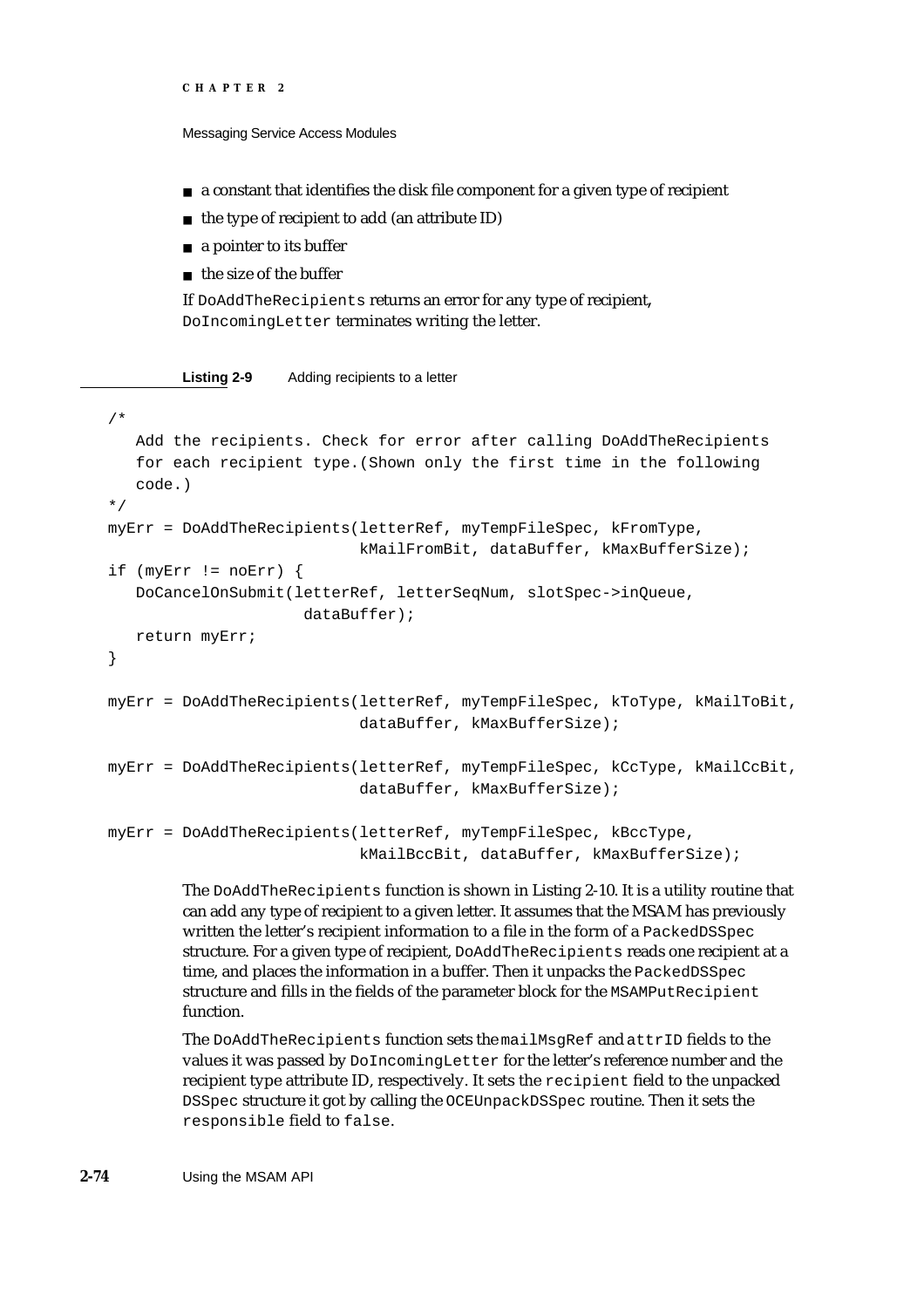- a constant that identifies the disk file component for a given type of recipient
- the type of recipient to add (an attribute ID)
- a pointer to its buffer
- the size of the buffer

If `DoAddTheRecipients` returns an error for any type of recipient, `DoIncomingLetter` terminates writing the letter.

**Listing 2-9** Adding recipients to a letter

```
/*
   Add the recipients. Check for error after calling DoAddTheRecipients
   for each recipient type.(Shown only the first time in the following
   code.)
*/
myErr = DoAddTheRecipients(letterRef, myTempFileSpec, kFromType,
                           kMailFromBit, dataBuffer, kMaxBufferSize);
if (myErr != noErr) {
   DoCancelOnSubmit(letterRef, letterSeqNum, slotSpec->inQueue,
                    dataBuffer);
   return myErr;
}

myErr = DoAddTheRecipients(letterRef, myTempFileSpec, kToType, kMailToBit,
                           dataBuffer, kMaxBufferSize);

myErr = DoAddTheRecipients(letterRef, myTempFileSpec, kCcType, kMailCcBit,
                           dataBuffer, kMaxBufferSize);

myErr = DoAddTheRecipients(letterRef, myTempFileSpec, kBccType,
                           kMailBccBit, dataBuffer, kMaxBufferSize);
```

The `DoAddTheRecipients` function is shown in Listing 2-10. It is a utility routine that can add any type of recipient to a given letter. It assumes that the MSAM has previously written the letter's recipient information to a file in the form of a `PackedDSSpec` structure. For a given type of recipient, `DoAddTheRecipients` reads one recipient at a time, and places the information in a buffer. Then it unpacks the `PackedDSSpec` structure and fills in the fields of the parameter block for the `MSAMPutRecipient` function.

The `DoAddTheRecipients` function sets the `mailMsgRef` and `attrID` fields to the values it was passed by `DoIncomingLetter` for the letter's reference number and the recipient type attribute ID, respectively. It sets the `recipient` field to the unpacked `DSSpec` structure it got by calling the `OCEUnpackDSSpec` routine. Then it sets the `responsible` field to `false`.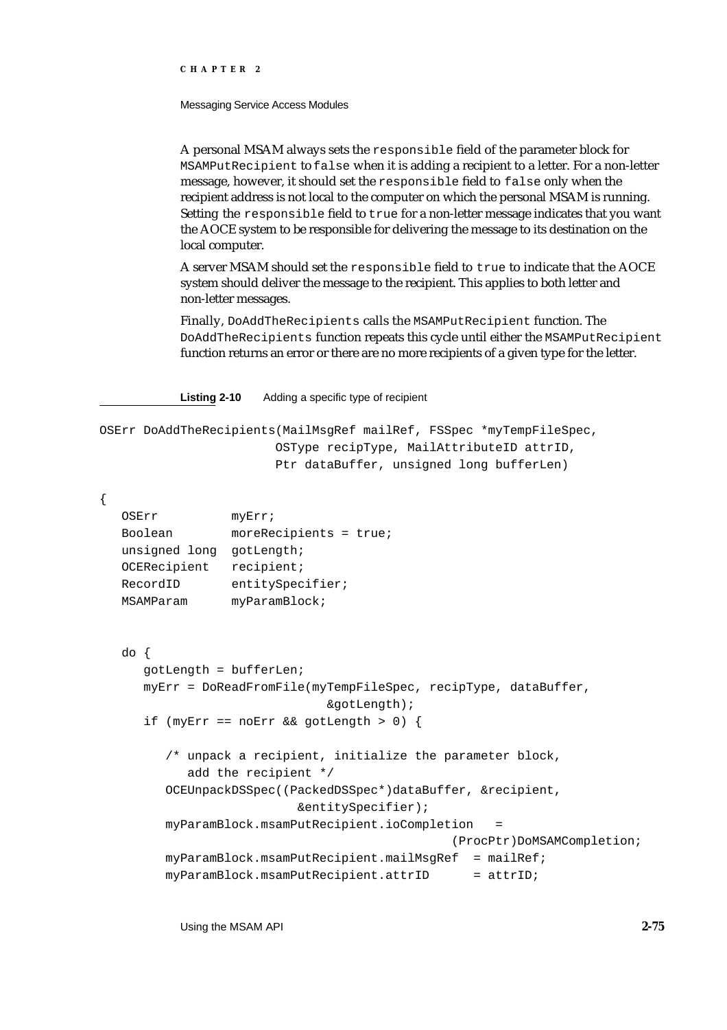A personal MSAM always sets the `responsible` field of the parameter block for `MSAMPutRecipient` to `false` when it is adding a recipient to a letter. For a non-letter message, however, it should set the `responsible` field to `false` only when the recipient address is not local to the computer on which the personal MSAM is running. Setting the `responsible` field to `true` for a non-letter message indicates that you want the AOCE system to be responsible for delivering the message to its destination on the local computer.

A server MSAM should set the `responsible` field to `true` to indicate that the AOCE system should deliver the message to the recipient. This applies to both letter and non-letter messages.

Finally, `DoAddTheRecipients` calls the `MSAMPutRecipient` function. The `DoAddTheRecipients` function repeats this cycle until either the `MSAMPutRecipient` function returns an error or there are no more recipients of a given type for the letter.

**Listing 2-10** Adding a specific type of recipient

```
OSErr DoAddTheRecipients(MailMsgRef mailRef, FSSpec *myTempFileSpec,
                        OSType recipType, MailAttributeID attrID,
                        Ptr dataBuffer, unsigned long bufferLen)

{
   OSErr          myErr;
   Boolean        moreRecipients = true;
   unsigned long  gotLength;
   OCERecipient   recipient;
   RecordID       entitySpecifier;
   MSAMParam      myParamBlock;


   do {
      gotLength = bufferLen;
      myErr = DoReadFromFile(myTempFileSpec, recipType, dataBuffer,
                              &gotLength);
      if (myErr == noErr && gotLength > 0) {

         /* unpack a recipient, initialize the parameter block,
            add the recipient */
         OCEUnpackDSSpec((PackedDSSpec*)dataBuffer, &recipient,
                           &entitySpecifier);
         myParamBlock.msamPutRecipient.ioCompletion   =
                                             (ProcPtr)DoMSAMCompletion;
         myParamBlock.msamPutRecipient.mailMsgRef  = mailRef;
         myParamBlock.msamPutRecipient.attrID      = attrID;
```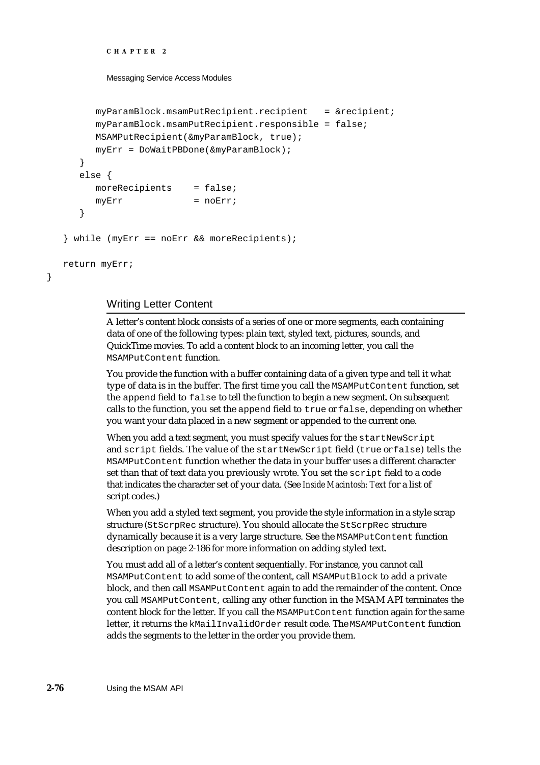```
        myParamBlock.msamPutRecipient.recipient   = &recipient;
        myParamBlock.msamPutRecipient.responsible = false;
        MSAMPutRecipient(&myParamBlock, true);
        myErr = DoWaitPBDone(&myParamBlock);
     }
     else {
        moreRecipients    = false;
        myErr             = noErr;
     }

   } while (myErr == noErr && moreRecipients);

   return myErr;
}
```

### Writing Letter Content

A letter's content block consists of a series of one or more segments, each containing data of one of the following types: plain text, styled text, pictures, sounds, and QuickTime movies. To add a content block to an incoming letter, you call the `MSAMPutContent` function.

You provide the function with a buffer containing data of a given type and tell it what type of data is in the buffer. The first time you call the `MSAMPutContent` function, set the `append` field to `false` to tell the function to begin a new segment. On subsequent calls to the function, you set the `append` field to `true` or `false`, depending on whether you want your data placed in a new segment or appended to the current one.

When you add a text segment, you must specify values for the `startNewScript` and `script` fields. The value of the `startNewScript` field (`true` or `false`) tells the `MSAMPutContent` function whether the data in your buffer uses a different character set than that of text data you previously wrote. You set the `script` field to a code that indicates the character set of your data. (See *Inside Macintosh: Text* for a list of script codes.)

When you add a styled text segment, you provide the style information in a style scrap structure (`StScrpRec` structure). You should allocate the `StScrpRec` structure dynamically because it is a very large structure. See the `MSAMPutContent` function description on page 2-186 for more information on adding styled text.

You must add all of a letter's content sequentially. For instance, you cannot call `MSAMPutContent` to add some of the content, call `MSAMPutBlock` to add a private block, and then call `MSAMPutContent` again to add the remainder of the content. Once you call `MSAMPutContent`, calling any other function in the MSAM API terminates the content block for the letter. If you call the `MSAMPutContent` function again for the same letter, it returns the `kMailInvalidOrder` result code. The `MSAMPutContent` function adds the segments to the letter in the order you provide them.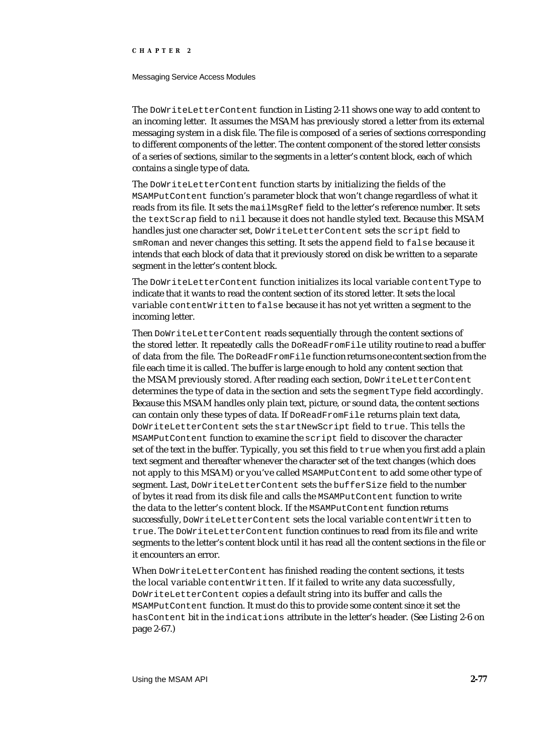The `DoWriteLetterContent` function in Listing 2-11 shows one way to add content to an incoming letter. It assumes the MSAM has previously stored a letter from its external messaging system in a disk file. The file is composed of a series of sections corresponding to different components of the letter. The content component of the stored letter consists of a series of sections, similar to the segments in a letter's content block, each of which contains a single type of data.

The `DoWriteLetterContent` function starts by initializing the fields of the `MSAMPutContent` function's parameter block that won't change regardless of what it reads from its file. It sets the `mailMsgRef` field to the letter's reference number. It sets the `textScrap` field to `nil` because it does not handle styled text. Because this MSAM handles just one character set, `DoWriteLetterContent` sets the `script` field to `smRoman` and never changes this setting. It sets the `append` field to `false` because it intends that each block of data that it previously stored on disk be written to a separate segment in the letter's content block.

The `DoWriteLetterContent` function initializes its local variable `contentType` to indicate that it wants to read the content section of its stored letter. It sets the local variable `contentWritten` to `false` because it has not yet written a segment to the incoming letter.

Then `DoWriteLetterContent` reads sequentially through the content sections of the stored letter. It repeatedly calls the `DoReadFromFile` utility routine to read a buffer of data from the file. The `DoReadFromFile` function returns one content section from the file each time it is called. The buffer is large enough to hold any content section that the MSAM previously stored. After reading each section, `DoWriteLetterContent` determines the type of data in the section and sets the `segmentType` field accordingly. Because this MSAM handles only plain text, picture, or sound data, the content sections can contain only these types of data. If `DoReadFromFile` returns plain text data, `DoWriteLetterContent` sets the `startNewScript` field to `true`. This tells the `MSAMPutContent` function to examine the `script` field to discover the character set of the text in the buffer. Typically, you set this field to `true` when you first add a plain text segment and thereafter whenever the character set of the text changes (which does not apply to this MSAM) or you've called `MSAMPutContent` to add some other type of segment. Last, `DoWriteLetterContent` sets the `bufferSize` field to the number of bytes it read from its disk file and calls the `MSAMPutContent` function to write the data to the letter's content block. If the `MSAMPutContent` function returns successfully, `DoWriteLetterContent` sets the local variable `contentWritten` to `true`. The `DoWriteLetterContent` function continues to read from its file and write segments to the letter's content block until it has read all the content sections in the file or it encounters an error.

When `DoWriteLetterContent` has finished reading the content sections, it tests the local variable `contentWritten`. If it failed to write any data successfully, `DoWriteLetterContent` copies a default string into its buffer and calls the `MSAMPutContent` function. It must do this to provide some content since it set the `hasContent` bit in the `indications` attribute in the letter's header. (See Listing 2-6 on page 2-67.)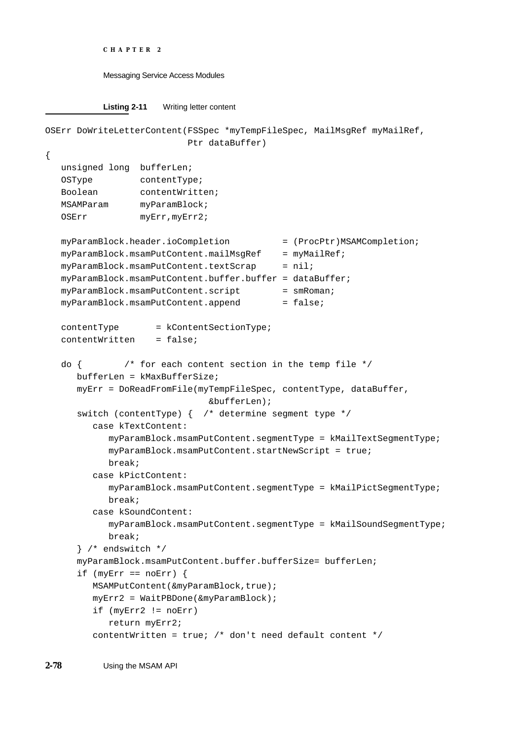**Listing 2-11** Writing letter content

```
OSErr DoWriteLetterContent(FSSpec *myTempFileSpec, MailMsgRef myMailRef,
                           Ptr dataBuffer)
{
   unsigned long  bufferLen;
   OSType         contentType;
   Boolean        contentWritten;
   MSAMParam      myParamBlock;
   OSErr          myErr,myErr2;

   myParamBlock.header.ioCompletion          = (ProcPtr)MSAMCompletion;
   myParamBlock.msamPutContent.mailMsgRef    = myMailRef;
   myParamBlock.msamPutContent.textScrap     = nil;
   myParamBlock.msamPutContent.buffer.buffer = dataBuffer;
   myParamBlock.msamPutContent.script        = smRoman;
   myParamBlock.msamPutContent.append        = false;

   contentType       = kContentSectionType;
   contentWritten    = false;

   do {        /* for each content section in the temp file */
      bufferLen = kMaxBufferSize;
      myErr = DoReadFromFile(myTempFileSpec, contentType, dataBuffer,
                             &bufferLen);
      switch (contentType) {  /* determine segment type */
         case kTextContent:
            myParamBlock.msamPutContent.segmentType = kMailTextSegmentType;
            myParamBlock.msamPutContent.startNewScript = true;
            break;
         case kPictContent:
            myParamBlock.msamPutContent.segmentType = kMailPictSegmentType;
            break;
         case kSoundContent:
            myParamBlock.msamPutContent.segmentType = kMailSoundSegmentType;
            break;
      } /* endswitch */
      myParamBlock.msamPutContent.buffer.bufferSize= bufferLen;
      if (myErr == noErr) {
         MSAMPutContent(&myParamBlock,true);
         myErr2 = WaitPBDone(&myParamBlock);
         if (myErr2 != noErr)
            return myErr2;
         contentWritten = true; /* don't need default content */
```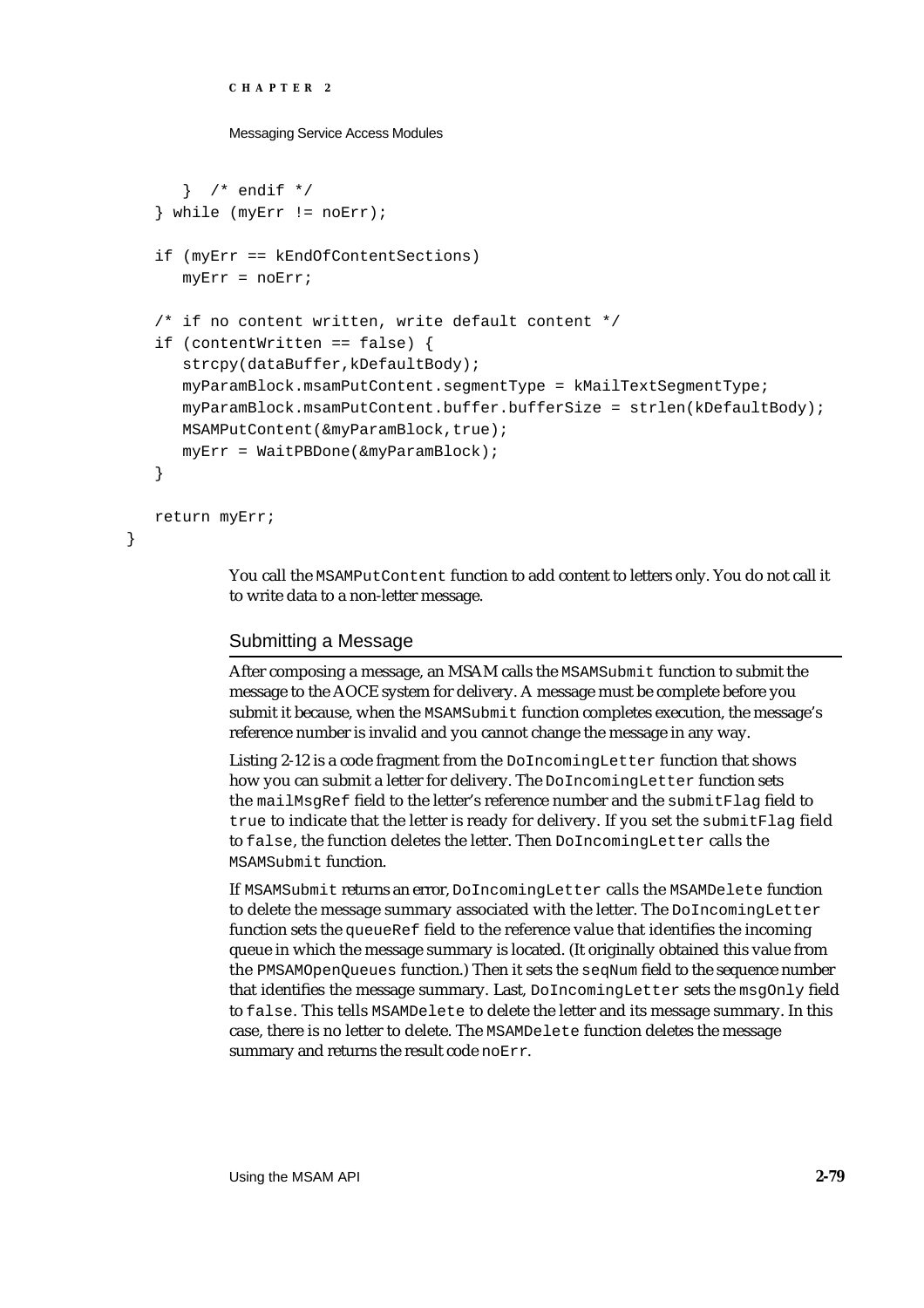```
      }  /* endif */
   } while (myErr != noErr);

   if (myErr == kEndOfContentSections)
      myErr = noErr;

   /* if no content written, write default content */
   if (contentWritten == false) {
      strcpy(dataBuffer,kDefaultBody);
      myParamBlock.msamPutContent.segmentType = kMailTextSegmentType;
      myParamBlock.msamPutContent.buffer.bufferSize = strlen(kDefaultBody);
      MSAMPutContent(&myParamBlock,true);
      myErr = WaitPBDone(&myParamBlock);
   }

   return myErr;
}
```

You call the `MSAMPutContent` function to add content to letters only. You do not call it to write data to a non-letter message.

## Submitting a Message

After composing a message, an MSAM calls the `MSAMSubmit` function to submit the message to the AOCE system for delivery. A message must be complete before you submit it because, when the `MSAMSubmit` function completes execution, the message's reference number is invalid and you cannot change the message in any way.

Listing 2-12 is a code fragment from the `DoIncomingLetter` function that shows how you can submit a letter for delivery. The `DoIncomingLetter` function sets the `mailMsgRef` field to the letter's reference number and the `submitFlag` field to `true` to indicate that the letter is ready for delivery. If you set the `submitFlag` field to `false`, the function deletes the letter. Then `DoIncomingLetter` calls the `MSAMSubmit` function.

If `MSAMSubmit` returns an error, `DoIncomingLetter` calls the `MSAMDelete` function to delete the message summary associated with the letter. The `DoIncomingLetter` function sets the `queueRef` field to the reference value that identifies the incoming queue in which the message summary is located. (It originally obtained this value from the `PMSAMOpenQueues` function.) Then it sets the `seqNum` field to the sequence number that identifies the message summary. Last, `DoIncomingLetter` sets the `msgOnly` field to `false`. This tells `MSAMDelete` to delete the letter and its message summary. In this case, there is no letter to delete. The `MSAMDelete` function deletes the message summary and returns the result code `noErr`.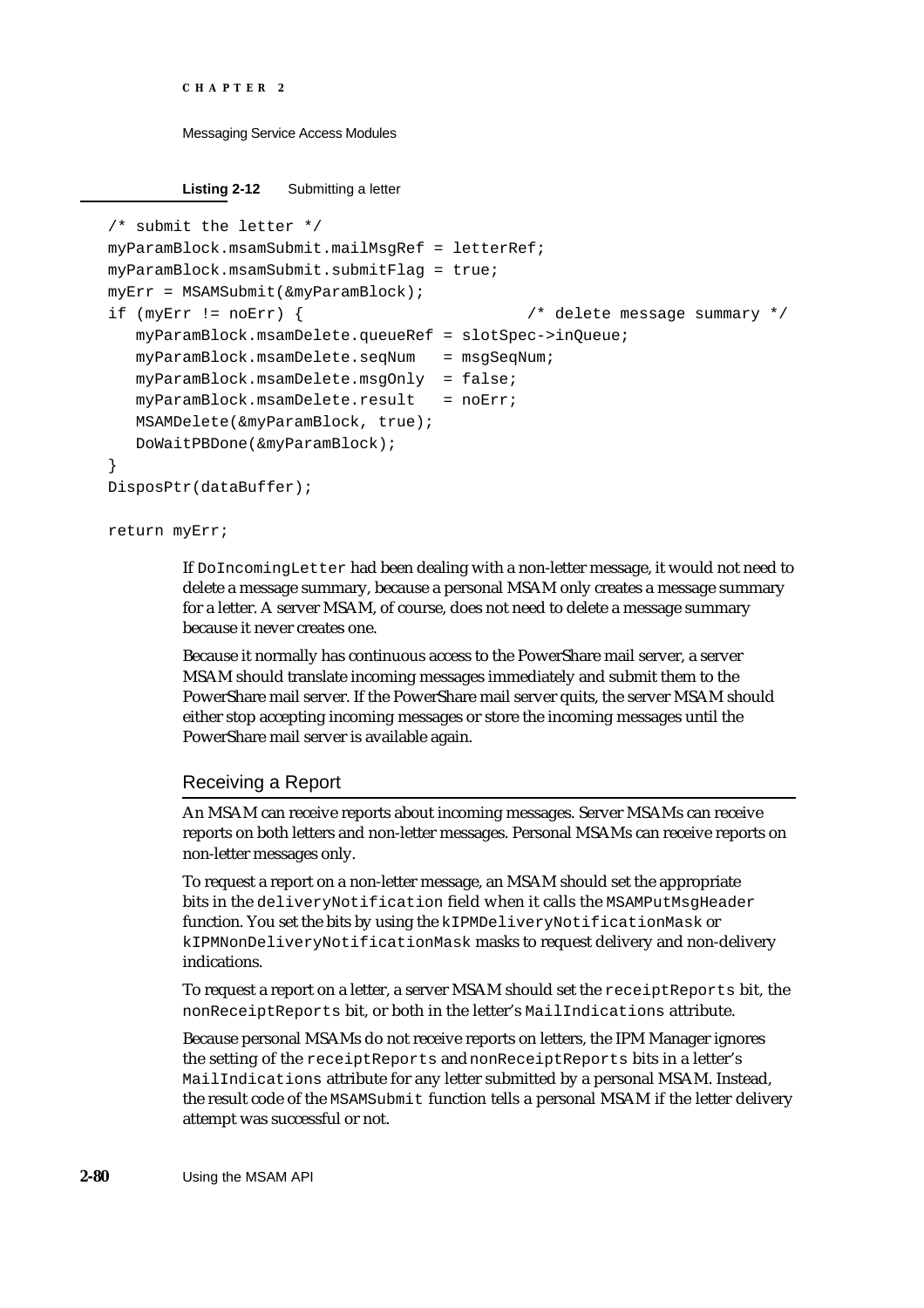**Listing 2-12** Submitting a letter

```
/* submit the letter */
myParamBlock.msamSubmit.mailMsgRef = letterRef;
myParamBlock.msamSubmit.submitFlag = true;
myErr = MSAMSubmit(&myParamBlock);
if (myErr != noErr) {                        /* delete message summary */
   myParamBlock.msamDelete.queueRef = slotSpec->inQueue;
   myParamBlock.msamDelete.seqNum   = msgSeqNum;
   myParamBlock.msamDelete.msgOnly  = false;
   myParamBlock.msamDelete.result   = noErr;
   MSAMDelete(&myParamBlock, true);
   DoWaitPBDone(&myParamBlock);
}
DisposPtr(dataBuffer);

return myErr;
```

If `DoIncomingLetter` had been dealing with a non-letter message, it would not need to delete a message summary, because a personal MSAM only creates a message summary for a letter. A server MSAM, of course, does not need to delete a message summary because it never creates one.

Because it normally has continuous access to the PowerShare mail server, a server MSAM should translate incoming messages immediately and submit them to the PowerShare mail server. If the PowerShare mail server quits, the server MSAM should either stop accepting incoming messages or store the incoming messages until the PowerShare mail server is available again.

## Receiving a Report

An MSAM can receive reports about incoming messages. Server MSAMs can receive reports on both letters and non-letter messages. Personal MSAMs can receive reports on non-letter messages only.

To request a report on a non-letter message, an MSAM should set the appropriate bits in the `deliveryNotification` field when it calls the `MSAMPutMsgHeader` function. You set the bits by using the `kIPMDeliveryNotificationMask` or `kIPMNonDeliveryNotificationMask` masks to request delivery and non-delivery indications.

To request a report on a letter, a server MSAM should set the `receiptReports` bit, the `nonReceiptReports` bit, or both in the letter's `MailIndications` attribute.

Because personal MSAMs do not receive reports on letters, the IPM Manager ignores the setting of the `receiptReports` and `nonReceiptReports` bits in a letter's `MailIndications` attribute for any letter submitted by a personal MSAM. Instead, the result code of the `MSAMSubmit` function tells a personal MSAM if the letter delivery attempt was successful or not.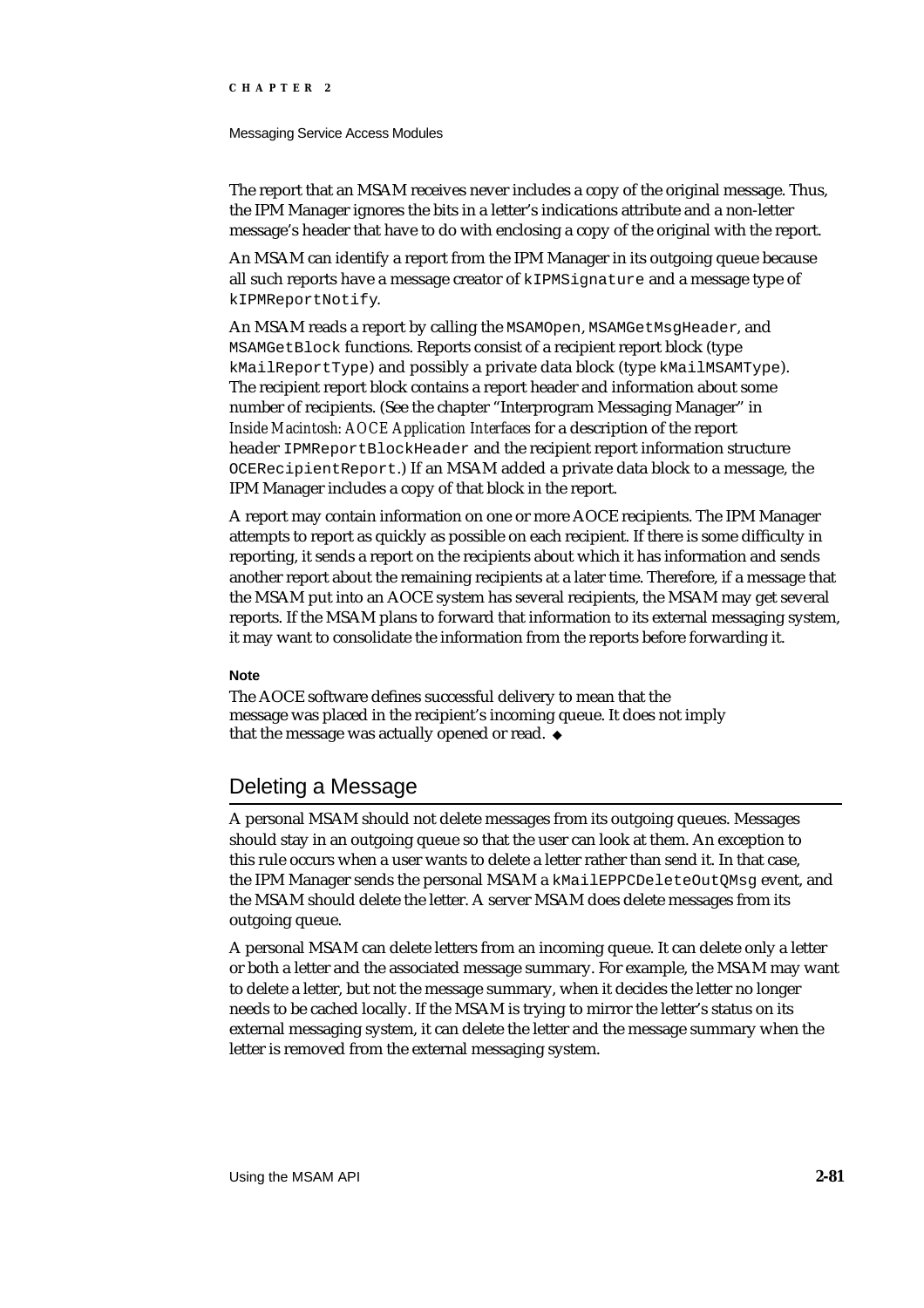The report that an MSAM receives never includes a copy of the original message. Thus, the IPM Manager ignores the bits in a letter's indications attribute and a non-letter message's header that have to do with enclosing a copy of the original with the report.

An MSAM can identify a report from the IPM Manager in its outgoing queue because all such reports have a message creator of `kIPMSignature` and a message type of `kIPMReportNotify`.

An MSAM reads a report by calling the `MSAMOpen`, `MSAMGetMsgHeader`, and `MSAMGetBlock` functions. Reports consist of a recipient report block (type `kMailReportType`) and possibly a private data block (type `kMailMSAMType`). The recipient report block contains a report header and information about some number of recipients. (See the chapter "Interprogram Messaging Manager" in *Inside Macintosh: AOCE Application Interfaces* for a description of the report header `IPMReportBlockHeader` and the recipient report information structure `OCERecipientReport`.) If an MSAM added a private data block to a message, the IPM Manager includes a copy of that block in the report.

A report may contain information on one or more AOCE recipients. The IPM Manager attempts to report as quickly as possible on each recipient. If there is some difficulty in reporting, it sends a report on the recipients about which it has information and sends another report about the remaining recipients at a later time. Therefore, if a message that the MSAM put into an AOCE system has several recipients, the MSAM may get several reports. If the MSAM plans to forward that information to its external messaging system, it may want to consolidate the information from the reports before forwarding it.

**Note**

The AOCE software defines successful delivery to mean that the message was placed in the recipient's incoming queue. It does not imply that the message was actually opened or read. ◆

## Deleting a Message

A personal MSAM should not delete messages from its outgoing queues. Messages should stay in an outgoing queue so that the user can look at them. An exception to this rule occurs when a user wants to delete a letter rather than send it. In that case, the IPM Manager sends the personal MSAM a `kMailEPPCDeleteOutQMsg` event, and the MSAM should delete the letter. A server MSAM does delete messages from its outgoing queue.

A personal MSAM can delete letters from an incoming queue. It can delete only a letter or both a letter and the associated message summary. For example, the MSAM may want to delete a letter, but not the message summary, when it decides the letter no longer needs to be cached locally. If the MSAM is trying to mirror the letter's status on its external messaging system, it can delete the letter and the message summary when the letter is removed from the external messaging system.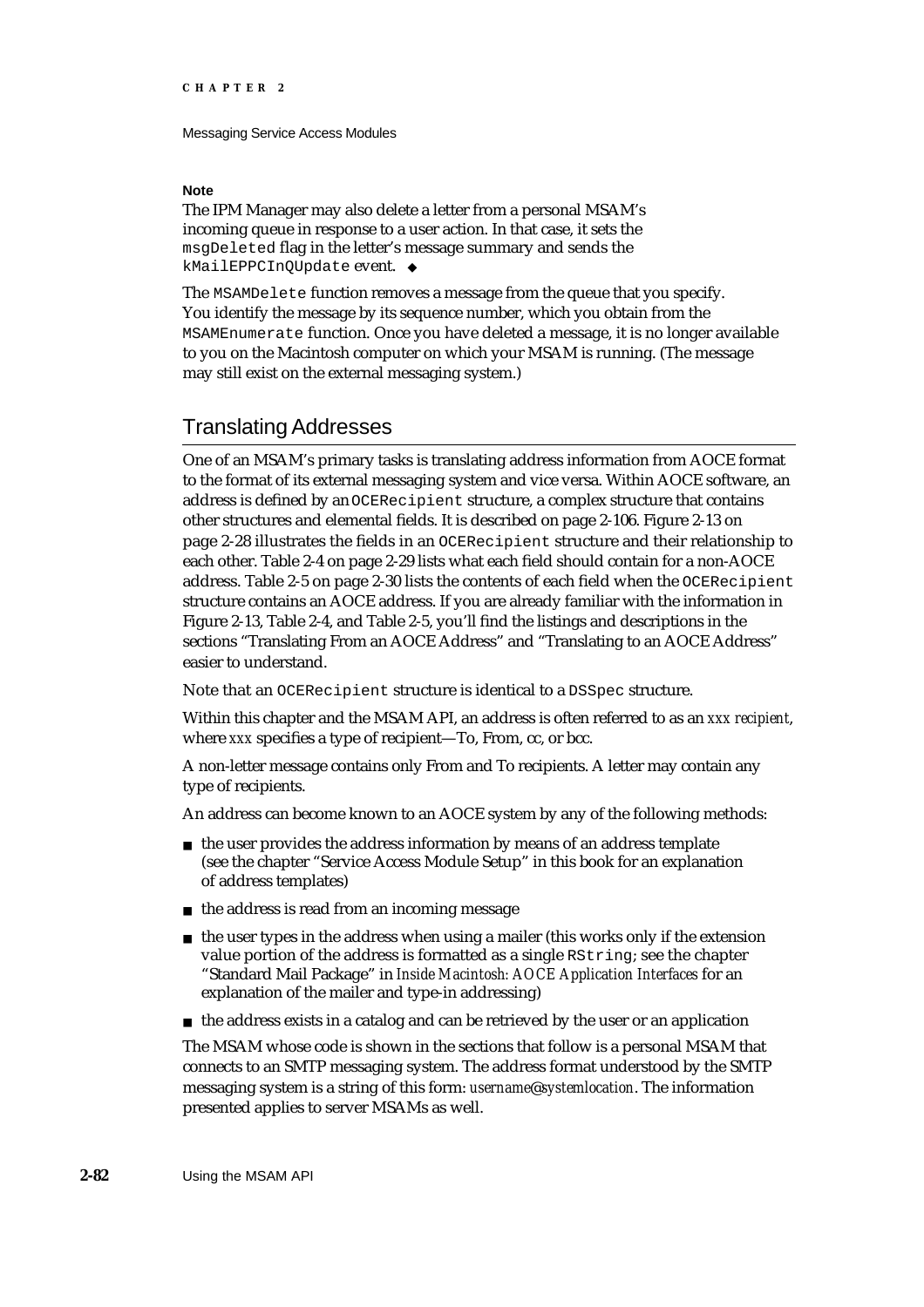**Note**

The IPM Manager may also delete a letter from a personal MSAM's incoming queue in response to a user action. In that case, it sets the `msgDeleted` flag in the letter's message summary and sends the `kMailEPPCInQUpdate` event. ◆

The `MSAMDelete` function removes a message from the queue that you specify. You identify the message by its sequence number, which you obtain from the `MSAMEnumerate` function. Once you have deleted a message, it is no longer available to you on the Macintosh computer on which your MSAM is running. (The message may still exist on the external messaging system.)

## Translating Addresses

One of an MSAM's primary tasks is translating address information from AOCE format to the format of its external messaging system and vice versa. Within AOCE software, an address is defined by an `OCERecipient` structure, a complex structure that contains other structures and elemental fields. It is described on page 2-106. Figure 2-13 on page 2-28 illustrates the fields in an `OCERecipient` structure and their relationship to each other. Table 2-4 on page 2-29 lists what each field should contain for a non-AOCE address. Table 2-5 on page 2-30 lists the contents of each field when the `OCERecipient` structure contains an AOCE address. If you are already familiar with the information in Figure 2-13, Table 2-4, and Table 2-5, you'll find the listings and descriptions in the sections "Translating From an AOCE Address" and "Translating to an AOCE Address" easier to understand.

Note that an `OCERecipient` structure is identical to a `DSSpec` structure.

Within this chapter and the MSAM API, an address is often referred to as an *xxx recipient*, where *xxx* specifies a type of recipient—To, From, cc, or bcc.

A non-letter message contains only From and To recipients. A letter may contain any type of recipients.

An address can become known to an AOCE system by any of the following methods:

- the user provides the address information by means of an address template (see the chapter "Service Access Module Setup" in this book for an explanation of address templates)
- the address is read from an incoming message
- the user types in the address when using a mailer (this works only if the extension value portion of the address is formatted as a single `RString`; see the chapter "Standard Mail Package" in *Inside Macintosh: AOCE Application Interfaces* for an explanation of the mailer and type-in addressing)
- the address exists in a catalog and can be retrieved by the user or an application

The MSAM whose code is shown in the sections that follow is a personal MSAM that connects to an SMTP messaging system. The address format understood by the SMTP messaging system is a string of this form: *username@systemlocation*. The information presented applies to server MSAMs as well.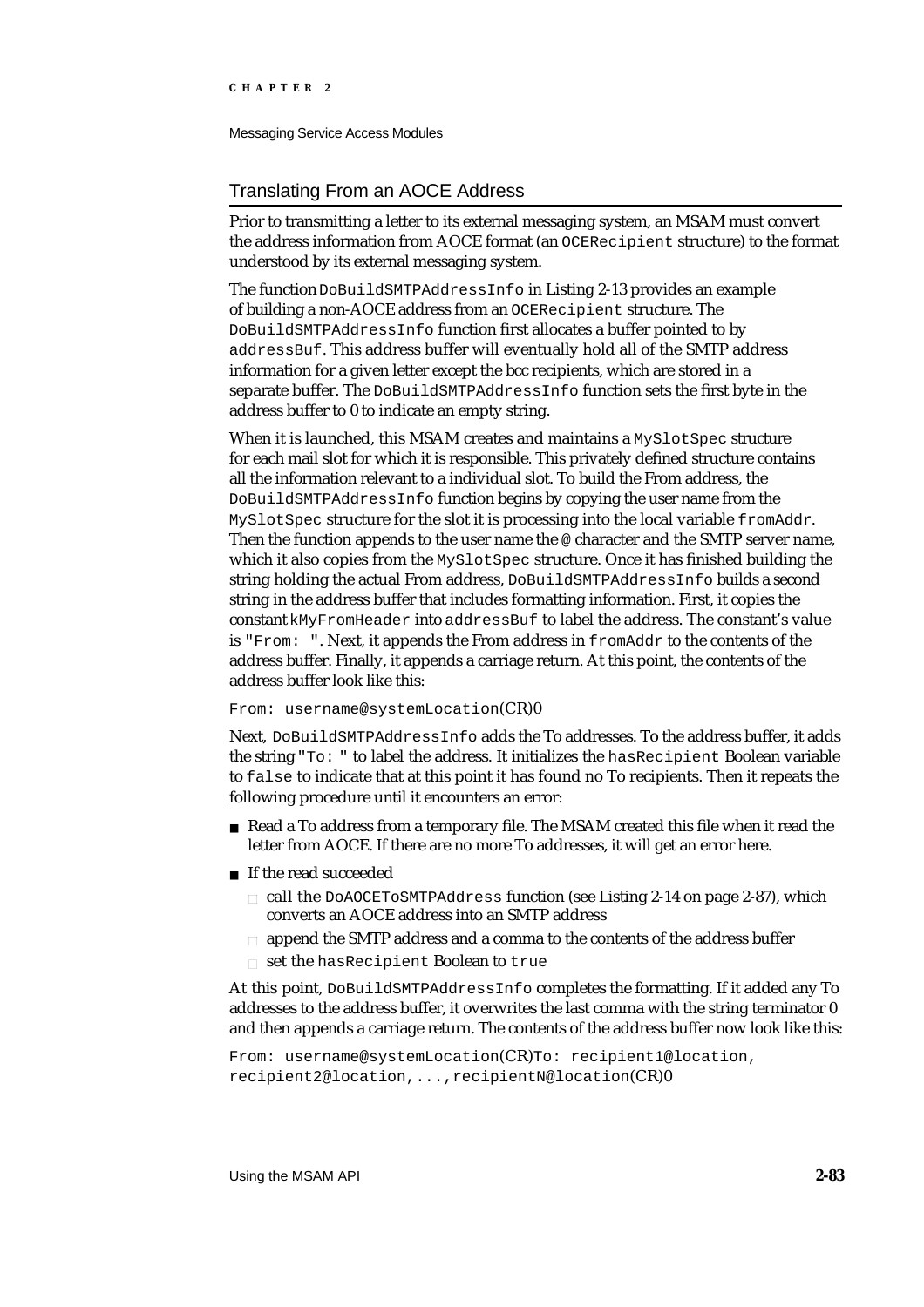## Translating From an AOCE Address

Prior to transmitting a letter to its external messaging system, an MSAM must convert the address information from AOCE format (an `OCERecipient` structure) to the format understood by its external messaging system.

The function `DoBuildSMTPAddressInfo` in Listing 2-13 provides an example of building a non-AOCE address from an `OCERecipient` structure. The `DoBuildSMTPAddressInfo` function first allocates a buffer pointed to by `addressBuf`. This address buffer will eventually hold all of the SMTP address information for a given letter except the bcc recipients, which are stored in a separate buffer. The `DoBuildSMTPAddressInfo` function sets the first byte in the address buffer to 0 to indicate an empty string.

When it is launched, this MSAM creates and maintains a `MySlotSpec` structure for each mail slot for which it is responsible. This privately defined structure contains all the information relevant to a individual slot. To build the From address, the `DoBuildSMTPAddressInfo` function begins by copying the user name from the `MySlotSpec` structure for the slot it is processing into the local variable `fromAddr`. Then the function appends to the user name the `@` character and the SMTP server name, which it also copies from the `MySlotSpec` structure. Once it has finished building the string holding the actual From address, `DoBuildSMTPAddressInfo` builds a second string in the address buffer that includes formatting information. First, it copies the constant `kMyFromHeader` into `addressBuf` to label the address. The constant's value is `"From: "`. Next, it appends the From address in `fromAddr` to the contents of the address buffer. Finally, it appends a carriage return. At this point, the contents of the address buffer look like this:

```
From: username@systemLocation(CR)0
```

Next, `DoBuildSMTPAddressInfo` adds the To addresses. To the address buffer, it adds the string `"To: "` to label the address. It initializes the `hasRecipient` Boolean variable to `false` to indicate that at this point it has found no To recipients. Then it repeats the following procedure until it encounters an error:

- Read a To address from a temporary file. The MSAM created this file when it read the letter from AOCE. If there are no more To addresses, it will get an error here.
- If the read succeeded
  - call the `DoAOCEToSMTPAddress` function (see Listing 2-14 on page 2-87), which converts an AOCE address into an SMTP address
  - append the SMTP address and a comma to the contents of the address buffer
  - set the `hasRecipient` Boolean to `true`

At this point, `DoBuildSMTPAddressInfo` completes the formatting. If it added any To addresses to the address buffer, it overwrites the last comma with the string terminator 0 and then appends a carriage return. The contents of the address buffer now look like this:

```
From: username@systemLocation(CR)To: recipient1@location,
recipient2@location,...,recipientN@location(CR)0
```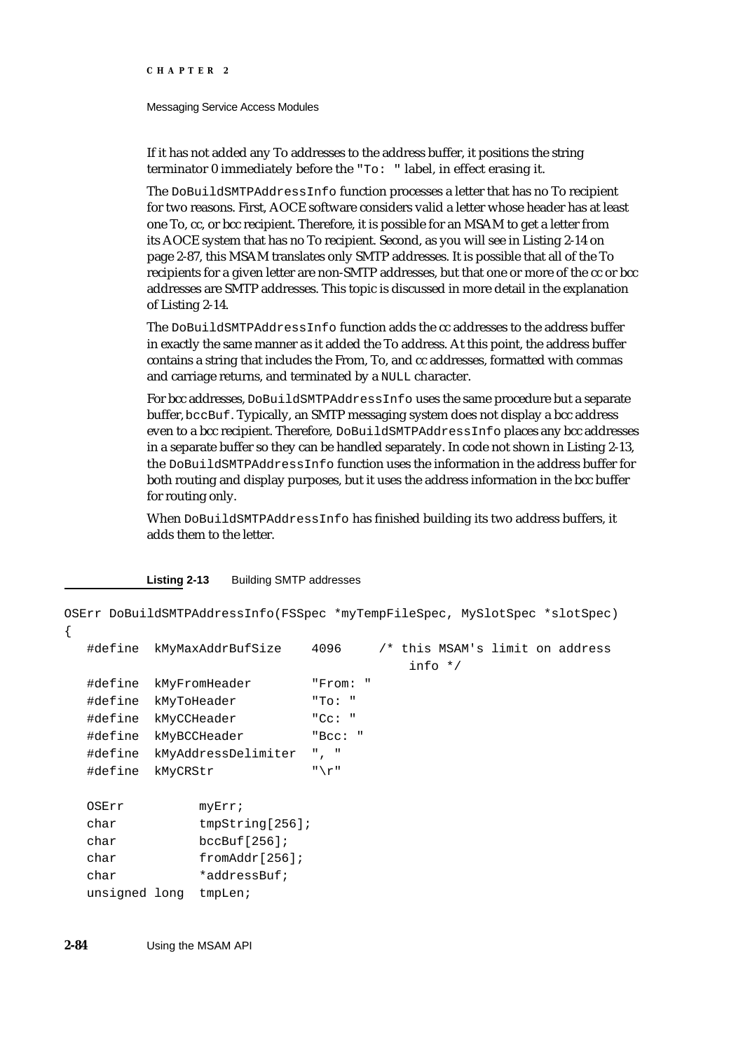If it has not added any To addresses to the address buffer, it positions the string terminator 0 immediately before the `"To: "` label, in effect erasing it.

The `DoBuildSMTPAddressInfo` function processes a letter that has no To recipient for two reasons. First, AOCE software considers valid a letter whose header has at least one To, cc, or bcc recipient. Therefore, it is possible for an MSAM to get a letter from its AOCE system that has no To recipient. Second, as you will see in Listing 2-14 on page 2-87, this MSAM translates only SMTP addresses. It is possible that all of the To recipients for a given letter are non-SMTP addresses, but that one or more of the cc or bcc addresses are SMTP addresses. This topic is discussed in more detail in the explanation of Listing 2-14.

The `DoBuildSMTPAddressInfo` function adds the cc addresses to the address buffer in exactly the same manner as it added the To address. At this point, the address buffer contains a string that includes the From, To, and cc addresses, formatted with commas and carriage returns, and terminated by a `NULL` character.

For bcc addresses, `DoBuildSMTPAddressInfo` uses the same procedure but a separate buffer, `bccBuf`. Typically, an SMTP messaging system does not display a bcc address even to a bcc recipient. Therefore, `DoBuildSMTPAddressInfo` places any bcc addresses in a separate buffer so they can be handled separately. In code not shown in Listing 2-13, the `DoBuildSMTPAddressInfo` function uses the information in the address buffer for both routing and display purposes, but it uses the address information in the bcc buffer for routing only.

When `DoBuildSMTPAddressInfo` has finished building its two address buffers, it adds them to the letter.

**Listing 2-13** Building SMTP addresses

```
OSErr DoBuildSMTPAddressInfo(FSSpec *myTempFileSpec, MySlotSpec *slotSpec)
{
   #define  kMyMaxAddrBufSize    4096     /* this MSAM's limit on address 
                                              info */
   #define  kMyFromHeader        "From: "
   #define  kMyToHeader          "To: "
   #define  kMyCCHeader          "Cc: "
   #define  kMyBCCHeader         "Bcc: "
   #define  kMyAddressDelimiter  ", "
   #define  kMyCRStr             "\r"

   OSErr          myErr;
   char           tmpString[256];
   char           bccBuf[256];
   char           fromAddr[256];
   char           *addressBuf;
   unsigned long  tmpLen;
```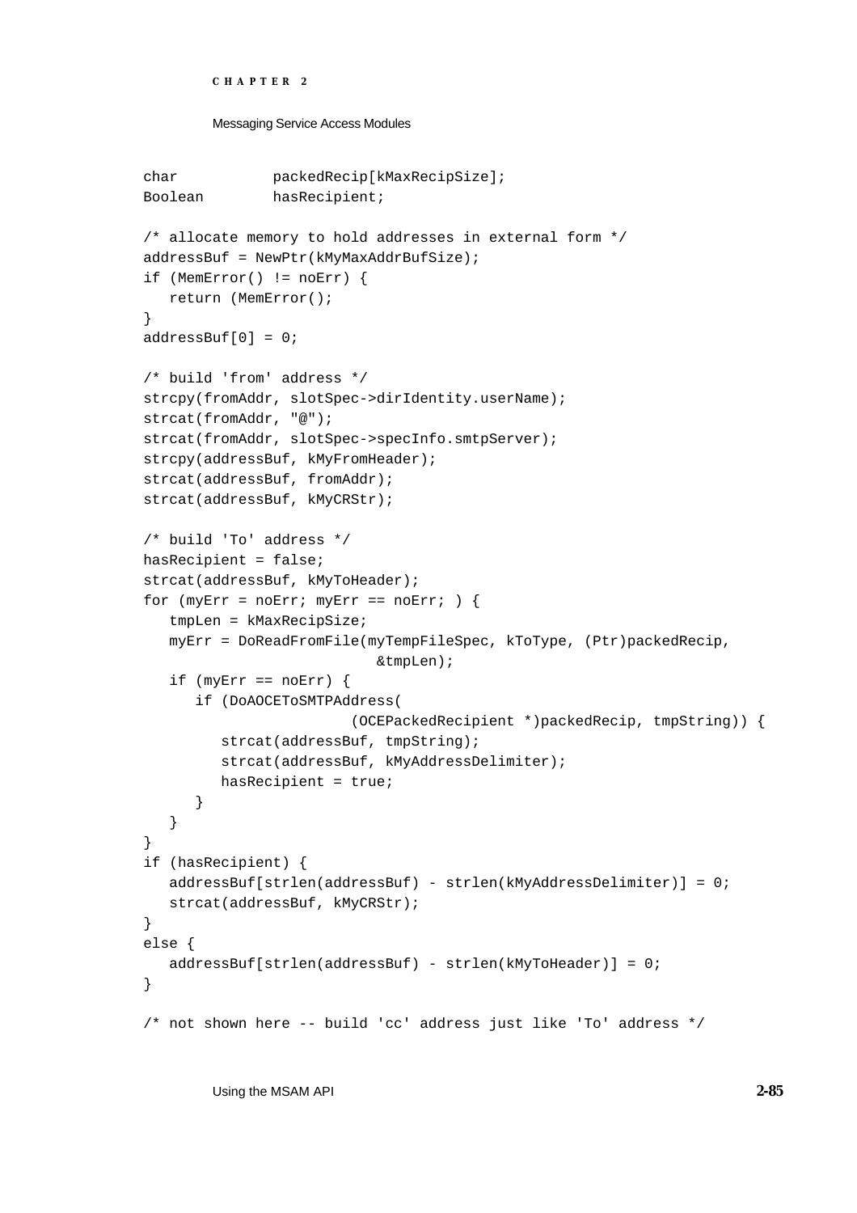```
char            packedRecip[kMaxRecipSize];
Boolean         hasRecipient;

/* allocate memory to hold addresses in external form */
addressBuf = NewPtr(kMyMaxAddrBufSize);
if (MemError() != noErr) {
   return (MemError();
}
addressBuf[0] = 0;

/* build 'from' address */
strcpy(fromAddr, slotSpec->dirIdentity.userName);
strcat(fromAddr, "@");
strcat(fromAddr, slotSpec->specInfo.smtpServer);
strcpy(addressBuf, kMyFromHeader);
strcat(addressBuf, fromAddr);
strcat(addressBuf, kMyCRStr);

/* build 'To' address */
hasRecipient = false;
strcat(addressBuf, kMyToHeader);
for (myErr = noErr; myErr == noErr; ) {
   tmpLen = kMaxRecipSize;
   myErr = DoReadFromFile(myTempFileSpec, kToType, (Ptr)packedRecip,
                          &tmpLen);
   if (myErr == noErr) {
      if (DoAOCEToSMTPAddress(
                        (OCEPackedRecipient *)packedRecip, tmpString)) {
         strcat(addressBuf, tmpString);
         strcat(addressBuf, kMyAddressDelimiter);
         hasRecipient = true;
      }
   }
}
if (hasRecipient) {
   addressBuf[strlen(addressBuf) - strlen(kMyAddressDelimiter)] = 0;
   strcat(addressBuf, kMyCRStr);
}
else {
   addressBuf[strlen(addressBuf) - strlen(kMyToHeader)] = 0;
}

/* not shown here -- build 'cc' address just like 'To' address */
```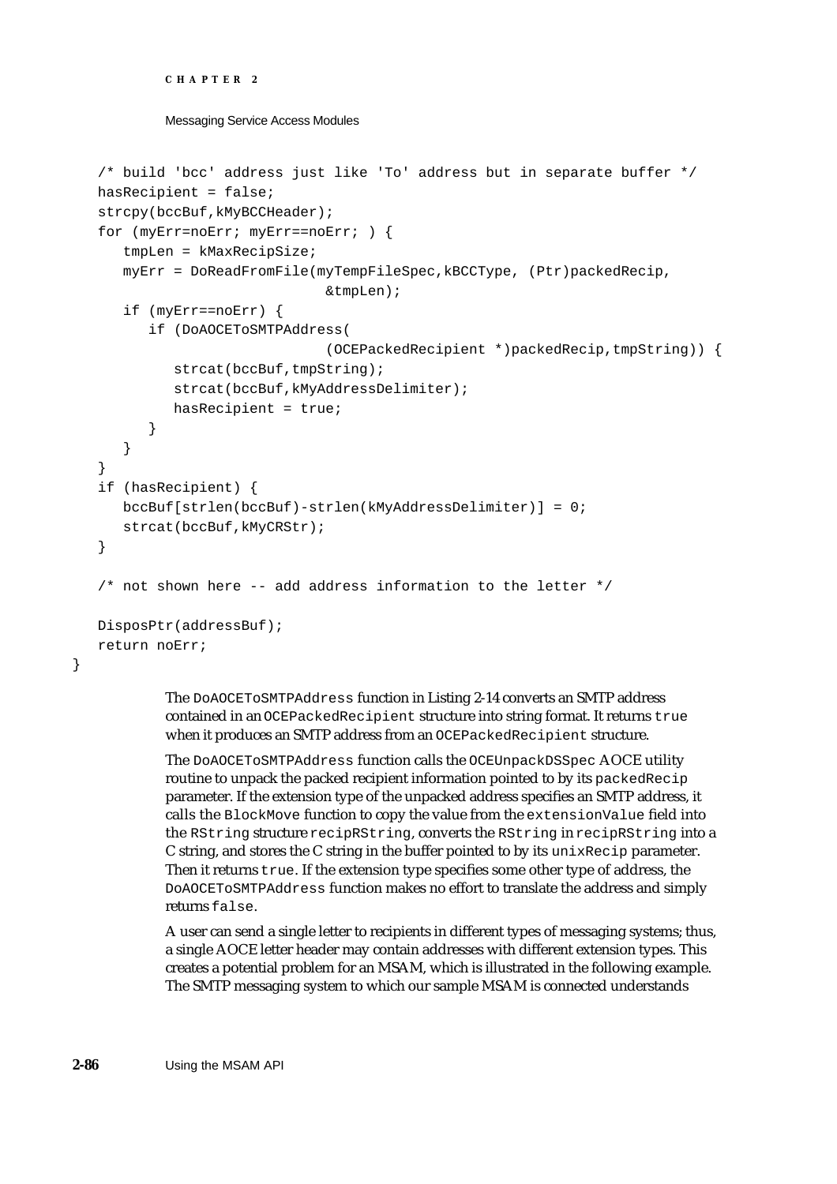```
    /* build 'bcc' address just like 'To' address but in separate buffer */
    hasRecipient = false;
    strcpy(bccBuf,kMyBCCHeader);
    for (myErr=noErr; myErr==noErr; ) {
       tmpLen = kMaxRecipSize;
       myErr = DoReadFromFile(myTempFileSpec,kBCCType, (Ptr)packedRecip,
                              &tmpLen);
       if (myErr==noErr) {
          if (DoAOCEToSMTPAddress(
                              (OCEPackedRecipient *)packedRecip,tmpString)) {
             strcat(bccBuf,tmpString);
             strcat(bccBuf,kMyAddressDelimiter);
             hasRecipient = true;
          }
       }
    }
    if (hasRecipient) {
       bccBuf[strlen(bccBuf)-strlen(kMyAddressDelimiter)] = 0;
       strcat(bccBuf,kMyCRStr);
    }

    /* not shown here -- add address information to the letter */

    DisposPtr(addressBuf);
    return noErr;
}
```

The `DoAOCEToSMTPAddress` function in Listing 2-14 converts an SMTP address contained in an `OCEPackedRecipient` structure into string format. It returns `true` when it produces an SMTP address from an `OCEPackedRecipient` structure.

The `DoAOCEToSMTPAddress` function calls the `OCEUnpackDSSpec` AOCE utility routine to unpack the packed recipient information pointed to by its `packedRecip` parameter. If the extension type of the unpacked address specifies an SMTP address, it calls the `BlockMove` function to copy the value from the `extensionValue` field into the `RString` structure `recipRString`, converts the `RString` in `recipRString` into a C string, and stores the C string in the buffer pointed to by its `unixRecip` parameter. Then it returns `true`. If the extension type specifies some other type of address, the `DoAOCEToSMTPAddress` function makes no effort to translate the address and simply returns `false`.

A user can send a single letter to recipients in different types of messaging systems; thus, a single AOCE letter header may contain addresses with different extension types. This creates a potential problem for an MSAM, which is illustrated in the following example. The SMTP messaging system to which our sample MSAM is connected understands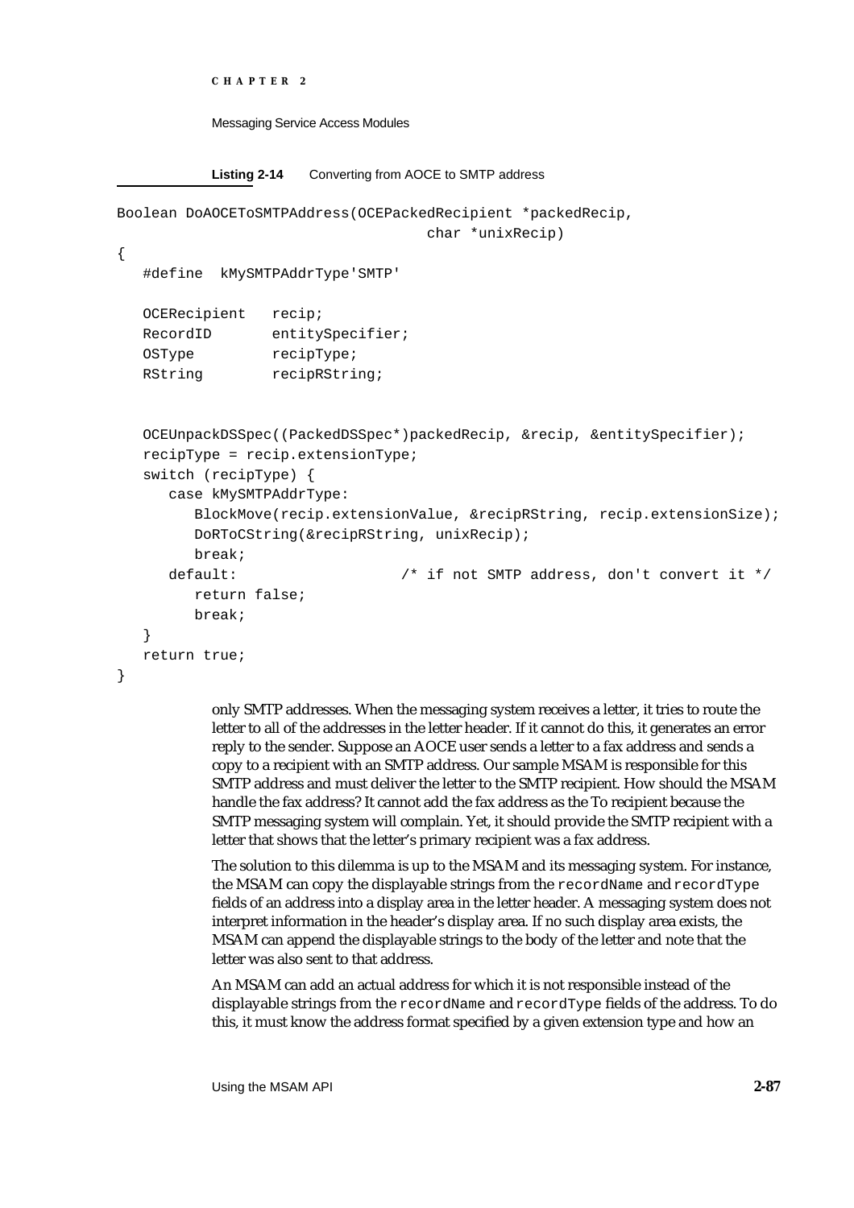**Listing 2-14** Converting from AOCE to SMTP address

```
Boolean DoAOCEToSMTPAddress(OCEPackedRecipient *packedRecip,
                                    char *unixRecip)
{
   #define  kMySMTPAddrType'SMTP'

   OCERecipient   recip;
   RecordID       entitySpecifier;
   OSType         recipType;
   RString        recipRString;


   OCEUnpackDSSpec((PackedDSSpec*)packedRecip, &recip, &entitySpecifier);
   recipType = recip.extensionType;
   switch (recipType) {
      case kMySMTPAddrType:
         BlockMove(recip.extensionValue, &recipRString, recip.extensionSize);
         DoRToCString(&recipRString, unixRecip);
         break;
      default:                    /* if not SMTP address, don't convert it */
         return false;
         break;
   }
   return true;
}
```

only SMTP addresses. When the messaging system receives a letter, it tries to route the letter to all of the addresses in the letter header. If it cannot do this, it generates an error reply to the sender. Suppose an AOCE user sends a letter to a fax address and sends a copy to a recipient with an SMTP address. Our sample MSAM is responsible for this SMTP address and must deliver the letter to the SMTP recipient. How should the MSAM handle the fax address? It cannot add the fax address as the To recipient because the SMTP messaging system will complain. Yet, it should provide the SMTP recipient with a letter that shows that the letter's primary recipient was a fax address.

The solution to this dilemma is up to the MSAM and its messaging system. For instance, the MSAM can copy the displayable strings from the `recordName` and `recordType` fields of an address into a display area in the letter header. A messaging system does not interpret information in the header's display area. If no such display area exists, the MSAM can append the displayable strings to the body of the letter and note that the letter was also sent to that address.

An MSAM can add an actual address for which it is not responsible instead of the displayable strings from the `recordName` and `recordType` fields of the address. To do this, it must know the address format specified by a given extension type and how an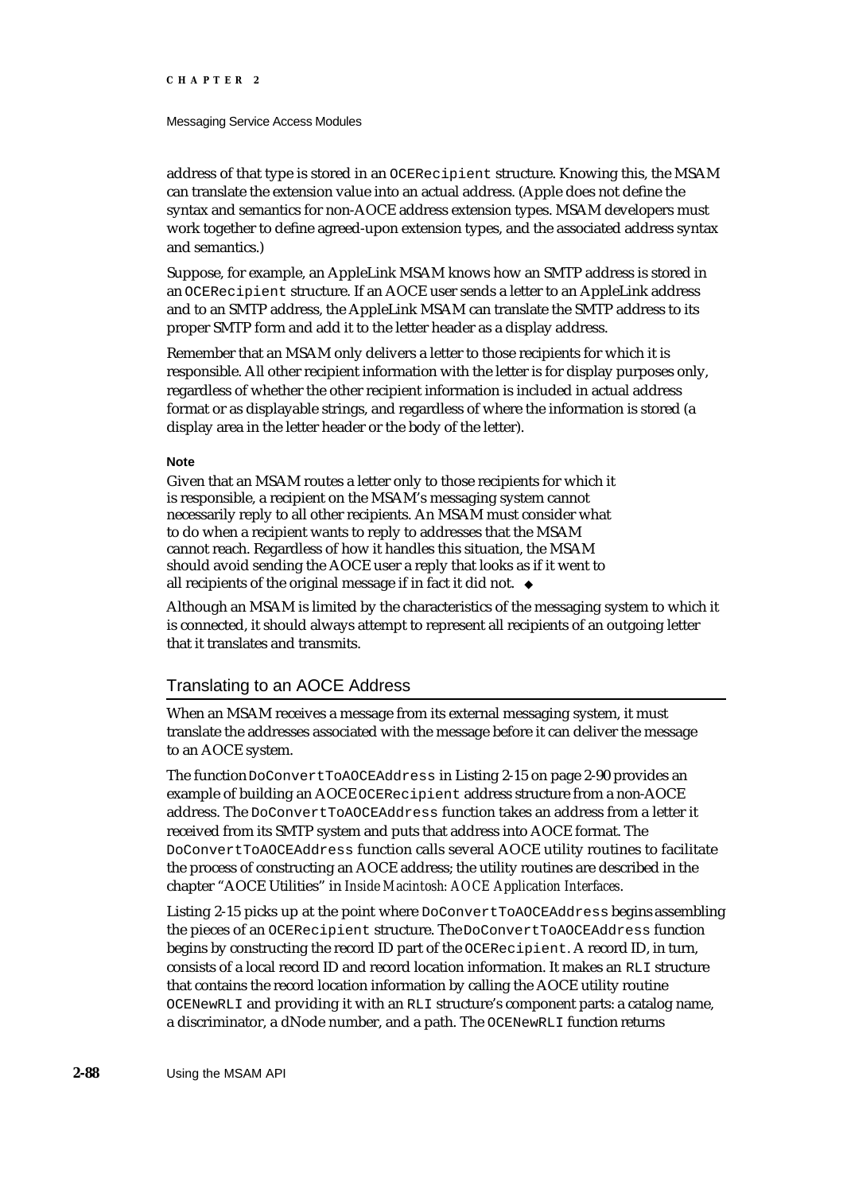address of that type is stored in an `OCERecipient` structure. Knowing this, the MSAM can translate the extension value into an actual address. (Apple does not define the syntax and semantics for non-AOCE address extension types. MSAM developers must work together to define agreed-upon extension types, and the associated address syntax and semantics.)

Suppose, for example, an AppleLink MSAM knows how an SMTP address is stored in an `OCERecipient` structure. If an AOCE user sends a letter to an AppleLink address and to an SMTP address, the AppleLink MSAM can translate the SMTP address to its proper SMTP form and add it to the letter header as a display address.

Remember that an MSAM only delivers a letter to those recipients for which it is responsible. All other recipient information with the letter is for display purposes only, regardless of whether the other recipient information is included in actual address format or as displayable strings, and regardless of where the information is stored (a display area in the letter header or the body of the letter).

**Note**

Given that an MSAM routes a letter only to those recipients for which it is responsible, a recipient on the MSAM's messaging system cannot necessarily reply to all other recipients. An MSAM must consider what to do when a recipient wants to reply to addresses that the MSAM cannot reach. Regardless of how it handles this situation, the MSAM should avoid sending the AOCE user a reply that looks as if it went to all recipients of the original message if in fact it did not. ◆

Although an MSAM is limited by the characteristics of the messaging system to which it is connected, it should always attempt to represent all recipients of an outgoing letter that it translates and transmits.

## Translating to an AOCE Address

When an MSAM receives a message from its external messaging system, it must translate the addresses associated with the message before it can deliver the message to an AOCE system.

The function `DoConvertToAOCEAddress` in Listing 2-15 on page 2-90 provides an example of building an AOCE `OCERecipient` address structure from a non-AOCE address. The `DoConvertToAOCEAddress` function takes an address from a letter it received from its SMTP system and puts that address into AOCE format. The `DoConvertToAOCEAddress` function calls several AOCE utility routines to facilitate the process of constructing an AOCE address; the utility routines are described in the chapter "AOCE Utilities" in *Inside Macintosh: AOCE Application Interfaces*.

Listing 2-15 picks up at the point where `DoConvertToAOCEAddress` begins assembling the pieces of an `OCERecipient` structure. The `DoConvertToAOCEAddress` function begins by constructing the record ID part of the `OCERecipient`. A record ID, in turn, consists of a local record ID and record location information. It makes an `RLI` structure that contains the record location information by calling the AOCE utility routine `OCENewRLI` and providing it with an `RLI` structure's component parts: a catalog name, a discriminator, a dNode number, and a path. The `OCENewRLI` function returns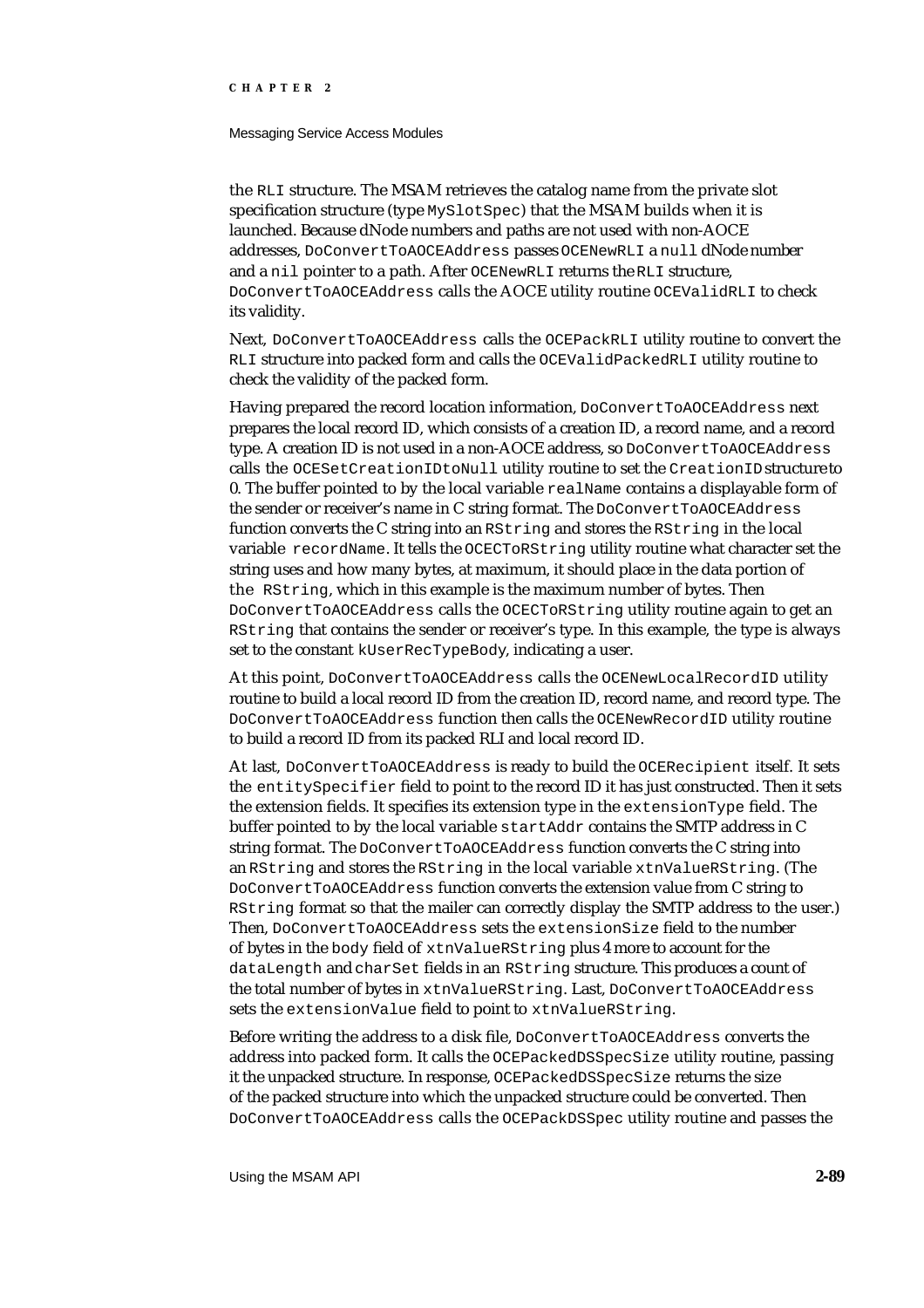the RLI structure. The MSAM retrieves the catalog name from the private slot specification structure (type MySlotSpec) that the MSAM builds when it is launched. Because dNode numbers and paths are not used with non-AOCE addresses, DoConvertToAOCEAddress passes OCENewRLI a null dNode number and a nil pointer to a path. After OCENewRLI returns the RLI structure, DoConvertToAOCEAddress calls the AOCE utility routine OCEValidRLI to check its validity.

Next, DoConvertToAOCEAddress calls the OCEPackRLI utility routine to convert the RLI structure into packed form and calls the OCEValidPackedRLI utility routine to check the validity of the packed form.

Having prepared the record location information, DoConvertToAOCEAddress next prepares the local record ID, which consists of a creation ID, a record name, and a record type. A creation ID is not used in a non-AOCE address, so DoConvertToAOCEAddress calls the OCESetCreationIDtoNull utility routine to set the CreationID structure to 0. The buffer pointed to by the local variable realName contains a displayable form of the sender or receiver's name in C string format. The DoConvertToAOCEAddress function converts the C string into an RString and stores the RString in the local variable recordName. It tells the OCECToRString utility routine what character set the string uses and how many bytes, at maximum, it should place in the data portion of the RString, which in this example is the maximum number of bytes. Then DoConvertToAOCEAddress calls the OCECToRString utility routine again to get an RString that contains the sender or receiver's type. In this example, the type is always set to the constant kUserRecTypeBody, indicating a user.

At this point, DoConvertToAOCEAddress calls the OCENewLocalRecordID utility routine to build a local record ID from the creation ID, record name, and record type. The DoConvertToAOCEAddress function then calls the OCENewRecordID utility routine to build a record ID from its packed RLI and local record ID.

At last, DoConvertToAOCEAddress is ready to build the OCERecipient itself. It sets the entitySpecifier field to point to the record ID it has just constructed. Then it sets the extension fields. It specifies its extension type in the extensionType field. The buffer pointed to by the local variable startAddr contains the SMTP address in C string format. The DoConvertToAOCEAddress function converts the C string into an RString and stores the RString in the local variable xtnValueRString. (The DoConvertToAOCEAddress function converts the extension value from C string to RString format so that the mailer can correctly display the SMTP address to the user.) Then, DoConvertToAOCEAddress sets the extensionSize field to the number of bytes in the body field of xtnValueRString plus 4 more to account for the dataLength and charSet fields in an RString structure. This produces a count of the total number of bytes in xtnValueRString. Last, DoConvertToAOCEAddress sets the extensionValue field to point to xtnValueRString.

Before writing the address to a disk file, DoConvertToAOCEAddress converts the address into packed form. It calls the OCEPackedDSSpecSize utility routine, passing it the unpacked structure. In response, OCEPackedDSSpecSize returns the size of the packed structure into which the unpacked structure could be converted. Then DoConvertToAOCEAddress calls the OCEPackDSSpec utility routine and passes the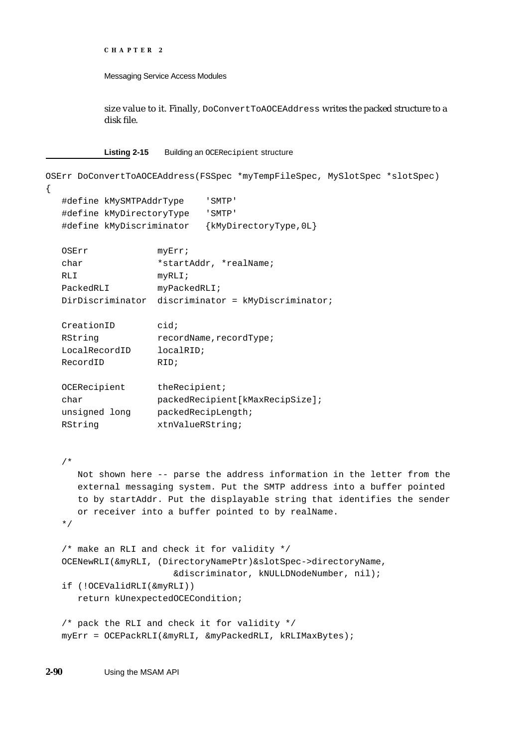size value to it. Finally, `DoConvertToAOCEAddress` writes the packed structure to a disk file.

**Listing 2-15** Building an `OCERecipient` structure

```
OSErr DoConvertToAOCEAddress(FSSpec *myTempFileSpec, MySlotSpec *slotSpec)
{
   #define kMySMTPAddrType     'SMTP'
   #define kMyDirectoryType    'SMTP'
   #define kMyDiscriminator    {kMyDirectoryType,0L}

   OSErr             myErr;
   char              *startAddr, *realName;
   RLI               myRLI;
   PackedRLI         myPackedRLI;
   DirDiscriminator  discriminator = kMyDiscriminator;

   CreationID        cid;
   RString           recordName,recordType;
   LocalRecordID     localRID;
   RecordID          RID;

   OCERecipient      theRecipient;
   char              packedRecipient[kMaxRecipSize];
   unsigned long     packedRecipLength;
   RString           xtnValueRString;


   /*
      Not shown here -- parse the address information in the letter from the
      external messaging system. Put the SMTP address into a buffer pointed
      to by startAddr. Put the displayable string that identifies the sender
      or receiver into a buffer pointed to by realName.
   */

   /* make an RLI and check it for validity */
   OCENewRLI(&myRLI, (DirectoryNamePtr)&slotSpec->directoryName,
                      &discriminator, kNULLDNodeNumber, nil);
   if (!OCEValidRLI(&myRLI))
      return kUnexpectedOCECondition;

   /* pack the RLI and check it for validity */
   myErr = OCEPackRLI(&myRLI, &myPackedRLI, kRLIMaxBytes);
```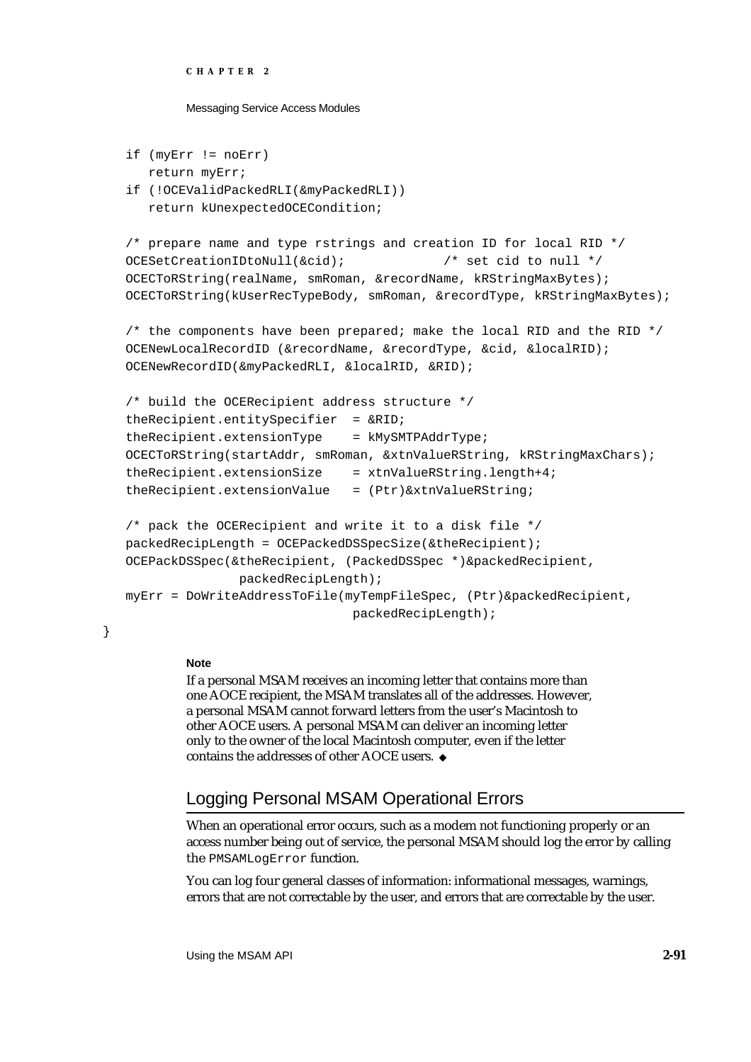```
   if (myErr != noErr)
      return myErr;
   if (!OCEValidPackedRLI(&myPackedRLI))
      return kUnexpectedOCECondition;

   /* prepare name and type rstrings and creation ID for local RID */
   OCESetCreationIDtoNull(&cid);            /* set cid to null */
   OCECToRString(realName, smRoman, &recordName, kRStringMaxBytes);
   OCECToRString(kUserRecTypeBody, smRoman, &recordType, kRStringMaxBytes);

   /* the components have been prepared; make the local RID and the RID */
   OCENewLocalRecordID (&recordName, &recordType, &cid, &localRID);
   OCENewRecordID(&myPackedRLI, &localRID, &RID);

   /* build the OCERecipient address structure */
   theRecipient.entitySpecifier  = &RID;
   theRecipient.extensionType    = kMySMTPAddrType;
   OCECToRString(startAddr, smRoman, &xtnValueRString, kRStringMaxChars);
   theRecipient.extensionSize    = xtnValueRString.length+4;
   theRecipient.extensionValue   = (Ptr)&xtnValueRString;

   /* pack the OCERecipient and write it to a disk file */
   packedRecipLength = OCEPackedDSSpecSize(&theRecipient);
   OCEPackDSSpec(&theRecipient, (PackedDSSpec *)&packedRecipient,
               packedRecipLength);
   myErr = DoWriteAddressToFile(myTempFileSpec, (Ptr)&packedRecipient,
                              packedRecipLength);
}
```

**Note**

If a personal MSAM receives an incoming letter that contains more than one AOCE recipient, the MSAM translates all of the addresses. However, a personal MSAM cannot forward letters from the user's Macintosh to other AOCE users. A personal MSAM can deliver an incoming letter only to the owner of the local Macintosh computer, even if the letter contains the addresses of other AOCE users. ◆

## Logging Personal MSAM Operational Errors

When an operational error occurs, such as a modem not functioning properly or an access number being out of service, the personal MSAM should log the error by calling the `PMSAMLogError` function.

You can log four general classes of information: informational messages, warnings, errors that are not correctable by the user, and errors that are correctable by the user.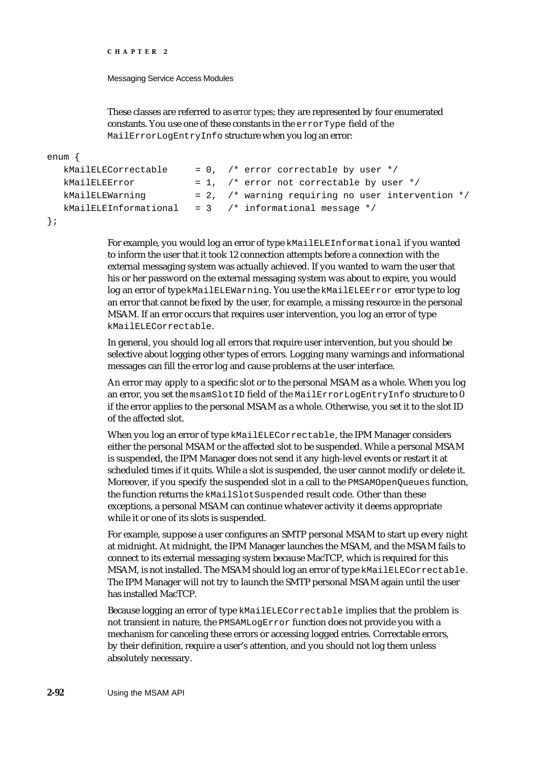These classes are referred to as *error types*; they are represented by four enumerated constants. You use one of these constants in the `errorType` field of the `MailErrorLogEntryInfo` structure when you log an error:

```
enum {
   kMailELECorrectable     = 0,  /* error correctable by user */
   kMailELEError           = 1,  /* error not correctable by user */
   kMailELEWarning         = 2,  /* warning requiring no user intervention */
   kMailELEInformational   = 3   /* informational message */
};
```

For example, you would log an error of type `kMailELEInformational` if you wanted to inform the user that it took 12 connection attempts before a connection with the external messaging system was actually achieved. If you wanted to warn the user that his or her password on the external messaging system was about to expire, you would log an error of type `kMailELEWarning`. You use the `kMailELEError` error type to log an error that cannot be fixed by the user, for example, a missing resource in the personal MSAM. If an error occurs that requires user intervention, you log an error of type `kMailELECorrectable`.

In general, you should log all errors that require user intervention, but you should be selective about logging other types of errors. Logging many warnings and informational messages can fill the error log and cause problems at the user interface.

An error may apply to a specific slot or to the personal MSAM as a whole. When you log an error, you set the `msamSlotID` field of the `MailErrorLogEntryInfo` structure to 0 if the error applies to the personal MSAM as a whole. Otherwise, you set it to the slot ID of the affected slot.

When you log an error of type `kMailELECorrectable`, the IPM Manager considers either the personal MSAM or the affected slot to be suspended. While a personal MSAM is suspended, the IPM Manager does not send it any high-level events or restart it at scheduled times if it quits. While a slot is suspended, the user cannot modify or delete it. Moreover, if you specify the suspended slot in a call to the `PMSAMOpenQueues` function, the function returns the `kMailSlotSuspended` result code. Other than these exceptions, a personal MSAM can continue whatever activity it deems appropriate while it or one of its slots is suspended.

For example, suppose a user configures an SMTP personal MSAM to start up every night at midnight. At midnight, the IPM Manager launches the MSAM, and the MSAM fails to connect to its external messaging system because MacTCP, which is required for this MSAM, is not installed. The MSAM should log an error of type `kMailELECorrectable`. The IPM Manager will not try to launch the SMTP personal MSAM again until the user has installed MacTCP.

Because logging an error of type `kMailELECorrectable` implies that the problem is not transient in nature, the `PMSAMLogError` function does not provide you with a mechanism for canceling these errors or accessing logged entries. Correctable errors, by their definition, require a user's attention, and you should not log them unless absolutely necessary.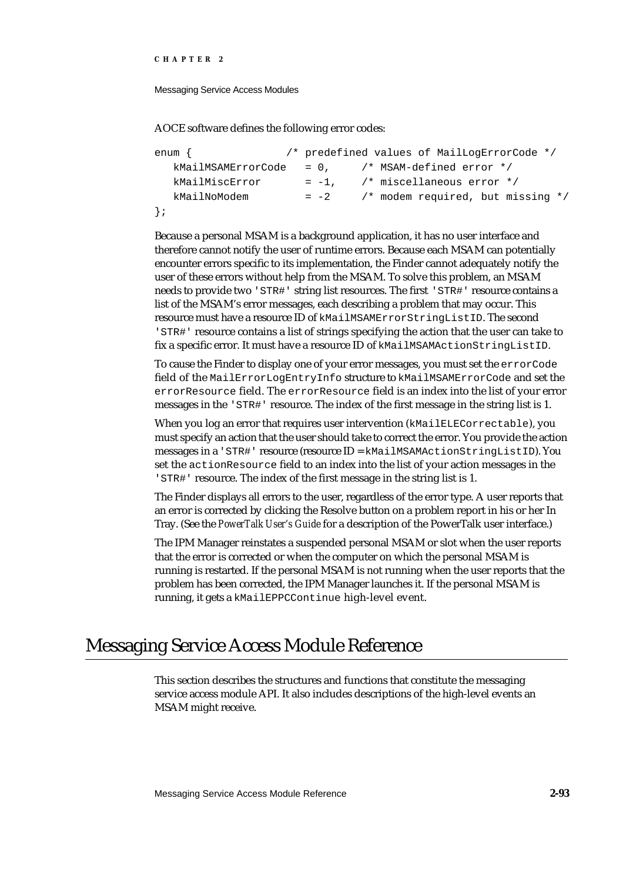AOCE software defines the following error codes:

```
enum {              /* predefined values of MailLogErrorCode */
   kMailMSAMErrorCode   = 0,     /* MSAM-defined error */
   kMailMiscError       = -1,    /* miscellaneous error */
   kMailNoModem         = -2     /* modem required, but missing */
};
```

Because a personal MSAM is a background application, it has no user interface and therefore cannot notify the user of runtime errors. Because each MSAM can potentially encounter errors specific to its implementation, the Finder cannot adequately notify the user of these errors without help from the MSAM. To solve this problem, an MSAM needs to provide two `'STR#'` string list resources. The first `'STR#'` resource contains a list of the MSAM's error messages, each describing a problem that may occur. This resource must have a resource ID of `kMailMSAMErrorStringListID`. The second `'STR#'` resource contains a list of strings specifying the action that the user can take to fix a specific error. It must have a resource ID of `kMailMSAMActionStringListID`.

To cause the Finder to display one of your error messages, you must set the `errorCode` field of the `MailErrorLogEntryInfo` structure to `kMailMSAMErrorCode` and set the `errorResource` field. The `errorResource` field is an index into the list of your error messages in the `'STR#'` resource. The index of the first message in the string list is 1.

When you log an error that requires user intervention (`kMailELECorrectable`), you must specify an action that the user should take to correct the error. You provide the action messages in a `'STR#'` resource (resource ID = `kMailMSAMActionStringListID`). You set the `actionResource` field to an index into the list of your action messages in the `'STR#'` resource. The index of the first message in the string list is 1.

The Finder displays all errors to the user, regardless of the error type. A user reports that an error is corrected by clicking the Resolve button on a problem report in his or her In Tray. (See the *PowerTalk User's Guide* for a description of the PowerTalk user interface.)

The IPM Manager reinstates a suspended personal MSAM or slot when the user reports that the error is corrected or when the computer on which the personal MSAM is running is restarted. If the personal MSAM is not running when the user reports that the problem has been corrected, the IPM Manager launches it. If the personal MSAM is running, it gets a `kMailEPPCContinue` high-level event.

# Messaging Service Access Module Reference

This section describes the structures and functions that constitute the messaging service access module API. It also includes descriptions of the high-level events an MSAM might receive.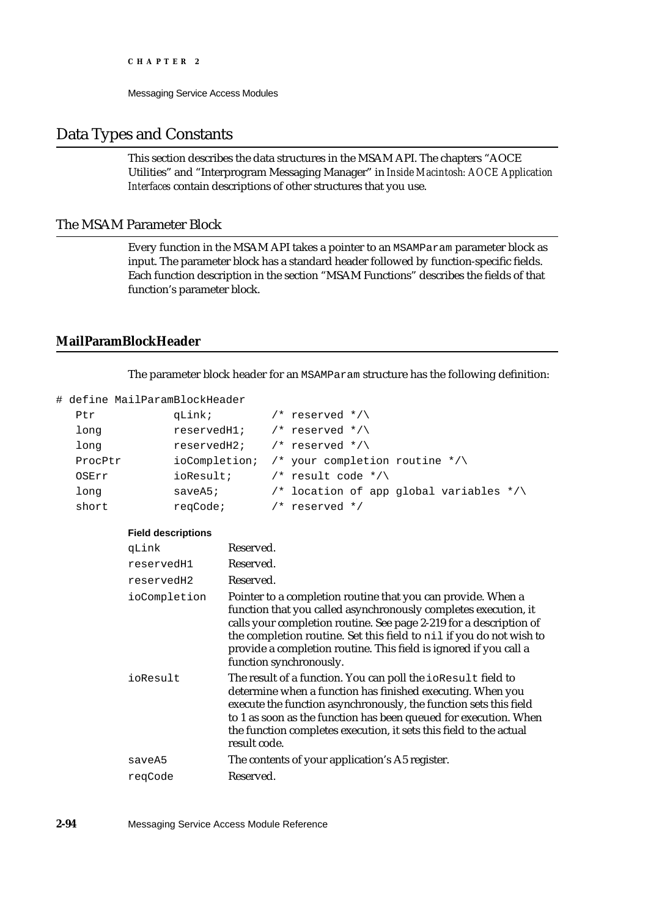## Data Types and Constants

This section describes the data structures in the MSAM API. The chapters "AOCE Utilities" and "Interprogram Messaging Manager" in *Inside Macintosh: AOCE Application Interfaces* contain descriptions of other structures that you use.

### The MSAM Parameter Block

Every function in the MSAM API takes a pointer to an `MSAMParam` parameter block as input. The parameter block has a standard header followed by function-specific fields. Each function description in the section "MSAM Functions" describes the fields of that function's parameter block.

#### MailParamBlockHeader

The parameter block header for an `MSAMParam` structure has the following definition:

```
# define MailParamBlockHeader
   Ptr           qLink;         /* reserved */\
   long          reservedH1;    /* reserved */\
   long          reservedH2;    /* reserved */\
   ProcPtr       ioCompletion;  /* your completion routine */\
   OSErr         ioResult;      /* result code */\
   long          saveA5;        /* location of app global variables */\
   short         reqCode;       /* reserved */
```

**Field descriptions**

| | |
|---|---|
| `qLink` | Reserved. |
| `reservedH1` | Reserved. |
| `reservedH2` | Reserved. |
| `ioCompletion` | Pointer to a completion routine that you can provide. When a function that you called asynchronously completes execution, it calls your completion routine. See page 2-219 for a description of the completion routine. Set this field to `nil` if you do not wish to provide a completion routine. This field is ignored if you call a function synchronously. |
| `ioResult` | The result of a function. You can poll the `ioResult` field to determine when a function has finished executing. When you execute the function asynchronously, the function sets this field to 1 as soon as the function has been queued for execution. When the function completes execution, it sets this field to the actual result code. |
| `saveA5` | The contents of your application's A5 register. |
| `reqCode` | Reserved. |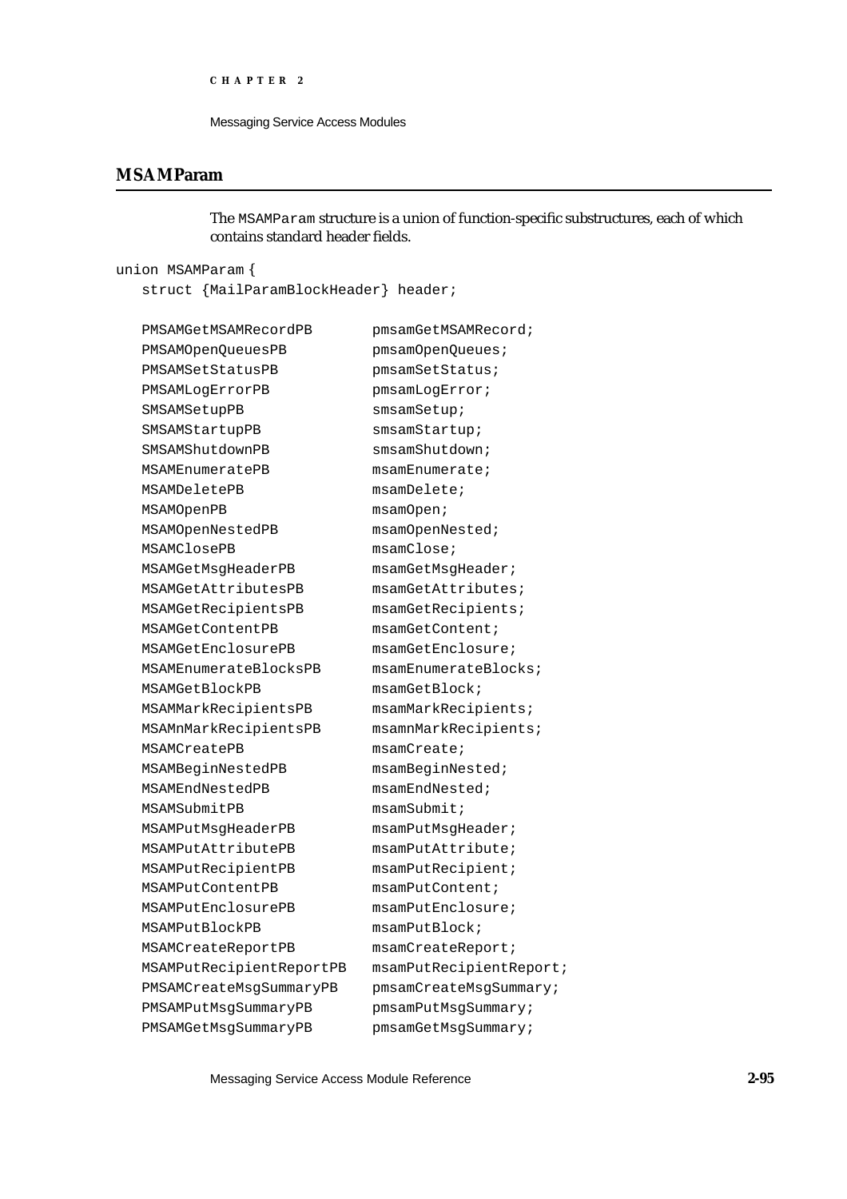## MSAMParam

The `MSAMParam` structure is a union of function-specific substructures, each of which contains standard header fields.

```
union MSAMParam {
   struct {MailParamBlockHeader} header;

   PMSAMGetMSAMRecordPB       pmsamGetMSAMRecord;
   PMSAMOpenQueuesPB          pmsamOpenQueues;
   PMSAMSetStatusPB           pmsamSetStatus;
   PMSAMLogErrorPB            pmsamLogError;
   SMSAMSetupPB               smsamSetup;
   SMSAMStartupPB             smsamStartup;
   SMSAMShutdownPB            smsamShutdown;
   MSAMEnumeratePB            msamEnumerate;
   MSAMDeletePB               msamDelete;
   MSAMOpenPB                 msamOpen;
   MSAMOpenNestedPB           msamOpenNested;
   MSAMClosePB                msamClose;
   MSAMGetMsgHeaderPB         msamGetMsgHeader;
   MSAMGetAttributesPB        msamGetAttributes;
   MSAMGetRecipientsPB        msamGetRecipients;
   MSAMGetContentPB           msamGetContent;
   MSAMGetEnclosurePB         msamGetEnclosure;
   MSAMEnumerateBlocksPB      msamEnumerateBlocks;
   MSAMGetBlockPB             msamGetBlock;
   MSAMMarkRecipientsPB       msamMarkRecipients;
   MSAMnMarkRecipientsPB      msamnMarkRecipients;
   MSAMCreatePB               msamCreate;
   MSAMBeginNestedPB          msamBeginNested;
   MSAMEndNestedPB            msamEndNested;
   MSAMSubmitPB               msamSubmit;
   MSAMPutMsgHeaderPB         msamPutMsgHeader;
   MSAMPutAttributePB         msamPutAttribute;
   MSAMPutRecipientPB         msamPutRecipient;
   MSAMPutContentPB           msamPutContent;
   MSAMPutEnclosurePB         msamPutEnclosure;
   MSAMPutBlockPB             msamPutBlock;
   MSAMCreateReportPB         msamCreateReport;
   MSAMPutRecipientReportPB   msamPutRecipientReport;
   PMSAMCreateMsgSummaryPB    pmsamCreateMsgSummary;
   PMSAMPutMsgSummaryPB       pmsamPutMsgSummary;
   PMSAMGetMsgSummaryPB       pmsamGetMsgSummary;
```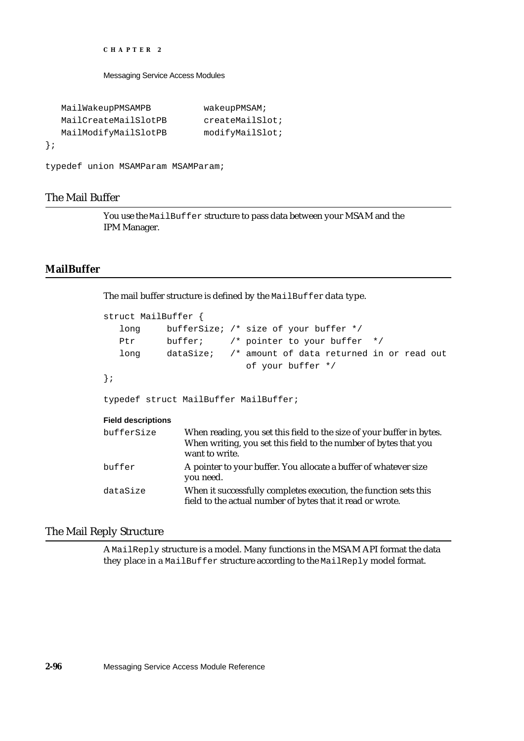```
   MailWakeupPMSAMPB          wakeupPMSAM;
   MailCreateMailSlotPB       createMailSlot;
   MailModifyMailSlotPB       modifyMailSlot;
};

typedef union MSAMParam MSAMParam;
```

## The Mail Buffer

You use the `MailBuffer` structure to pass data between your MSAM and the IPM Manager.

### MailBuffer

The mail buffer structure is defined by the `MailBuffer` data type.

```
struct MailBuffer {
   long     bufferSize; /* size of your buffer */
   Ptr      buffer;     /* pointer to your buffer  */
   long     dataSize;   /* amount of data returned in or read out
                           of your buffer */
};

typedef struct MailBuffer MailBuffer;
```

**Field descriptions**

| | |
|---|---|
| `bufferSize` | When reading, you set this field to the size of your buffer in bytes. When writing, you set this field to the number of bytes that you want to write. |
| `buffer` | A pointer to your buffer. You allocate a buffer of whatever size you need. |
| `dataSize` | When it successfully completes execution, the function sets this field to the actual number of bytes that it read or wrote. |

## The Mail Reply Structure

A `MailReply` structure is a model. Many functions in the MSAM API format the data they place in a `MailBuffer` structure according to the `MailReply` model format.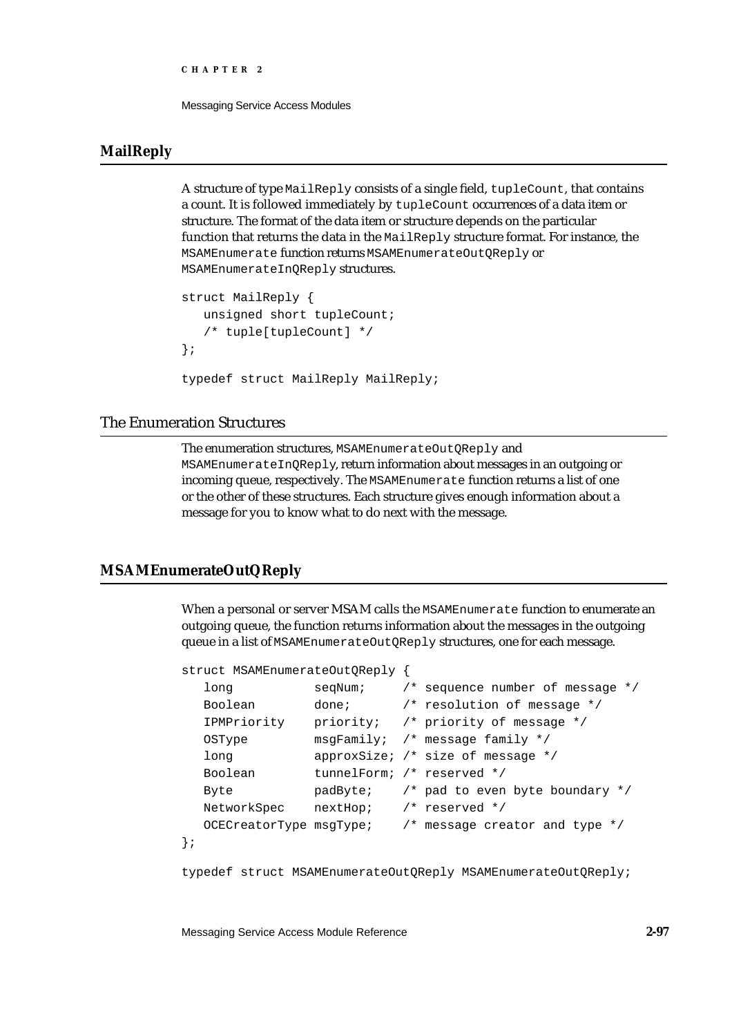## MailReply

A structure of type `MailReply` consists of a single field, `tupleCount`, that contains a count. It is followed immediately by `tupleCount` occurrences of a data item or structure. The format of the data item or structure depends on the particular function that returns the data in the `MailReply` structure format. For instance, the `MSAMEnumerate` function returns `MSAMEnumerateOutQReply` or `MSAMEnumerateInQReply` structures.

```
struct MailReply {
   unsigned short tupleCount;
   /* tuple[tupleCount] */
};

typedef struct MailReply MailReply;
```

# The Enumeration Structures

The enumeration structures, `MSAMEnumerateOutQReply` and `MSAMEnumerateInQReply`, return information about messages in an outgoing or incoming queue, respectively. The `MSAMEnumerate` function returns a list of one or the other of these structures. Each structure gives enough information about a message for you to know what to do next with the message.

## MSAMEnumerateOutQReply

When a personal or server MSAM calls the `MSAMEnumerate` function to enumerate an outgoing queue, the function returns information about the messages in the outgoing queue in a list of `MSAMEnumerateOutQReply` structures, one for each message.

```
struct MSAMEnumerateOutQReply {
   long           seqNum;     /* sequence number of message */
   Boolean        done;       /* resolution of message */
   IPMPriority    priority;   /* priority of message */
   OSType         msgFamily;  /* message family */
   long           approxSize; /* size of message */
   Boolean        tunnelForm; /* reserved */
   Byte           padByte;    /* pad to even byte boundary */
   NetworkSpec    nextHop;    /* reserved */
   OCECreatorType msgType;    /* message creator and type */
};

typedef struct MSAMEnumerateOutQReply MSAMEnumerateOutQReply;
```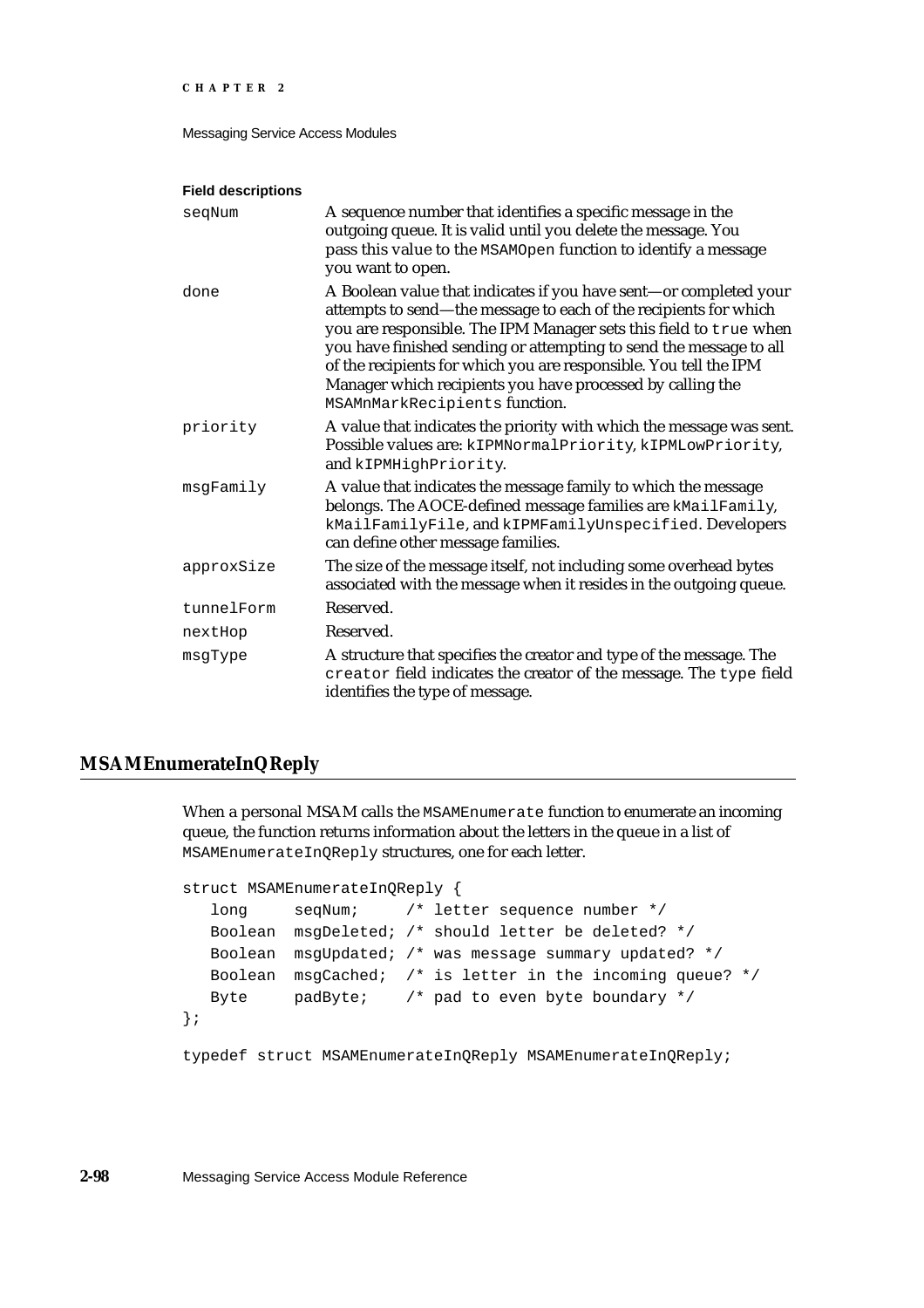**Field descriptions**

| | |
|---|---|
| `seqNum` | A sequence number that identifies a specific message in the outgoing queue. It is valid until you delete the message. You pass this value to the `MSAMOpen` function to identify a message you want to open. |
| `done` | A Boolean value that indicates if you have sent—or completed your attempts to send—the message to each of the recipients for which you are responsible. The IPM Manager sets this field to `true` when you have finished sending or attempting to send the message to all of the recipients for which you are responsible. You tell the IPM Manager which recipients you have processed by calling the `MSAMnMarkRecipients` function. |
| `priority` | A value that indicates the priority with which the message was sent. Possible values are: `kIPMNormalPriority`, `kIPMLowPriority`, and `kIPMHighPriority`. |
| `msgFamily` | A value that indicates the message family to which the message belongs. The AOCE-defined message families are `kMailFamily`, `kMailFamilyFile`, and `kIPMFamilyUnspecified`. Developers can define other message families. |
| `approxSize` | The size of the message itself, not including some overhead bytes associated with the message when it resides in the outgoing queue. |
| `tunnelForm` | Reserved. |
| `nextHop` | Reserved. |
| `msgType` | A structure that specifies the creator and type of the message. The `creator` field indicates the creator of the message. The `type` field identifies the type of message. |

## MSAMEnumerateInQReply

When a personal MSAM calls the `MSAMEnumerate` function to enumerate an incoming queue, the function returns information about the letters in the queue in a list of `MSAMEnumerateInQReply` structures, one for each letter.

```
struct MSAMEnumerateInQReply {
   long     seqNum;     /* letter sequence number */
   Boolean  msgDeleted; /* should letter be deleted? */
   Boolean  msgUpdated; /* was message summary updated? */
   Boolean  msgCached;  /* is letter in the incoming queue? */
   Byte     padByte;    /* pad to even byte boundary */
};

typedef struct MSAMEnumerateInQReply MSAMEnumerateInQReply;
```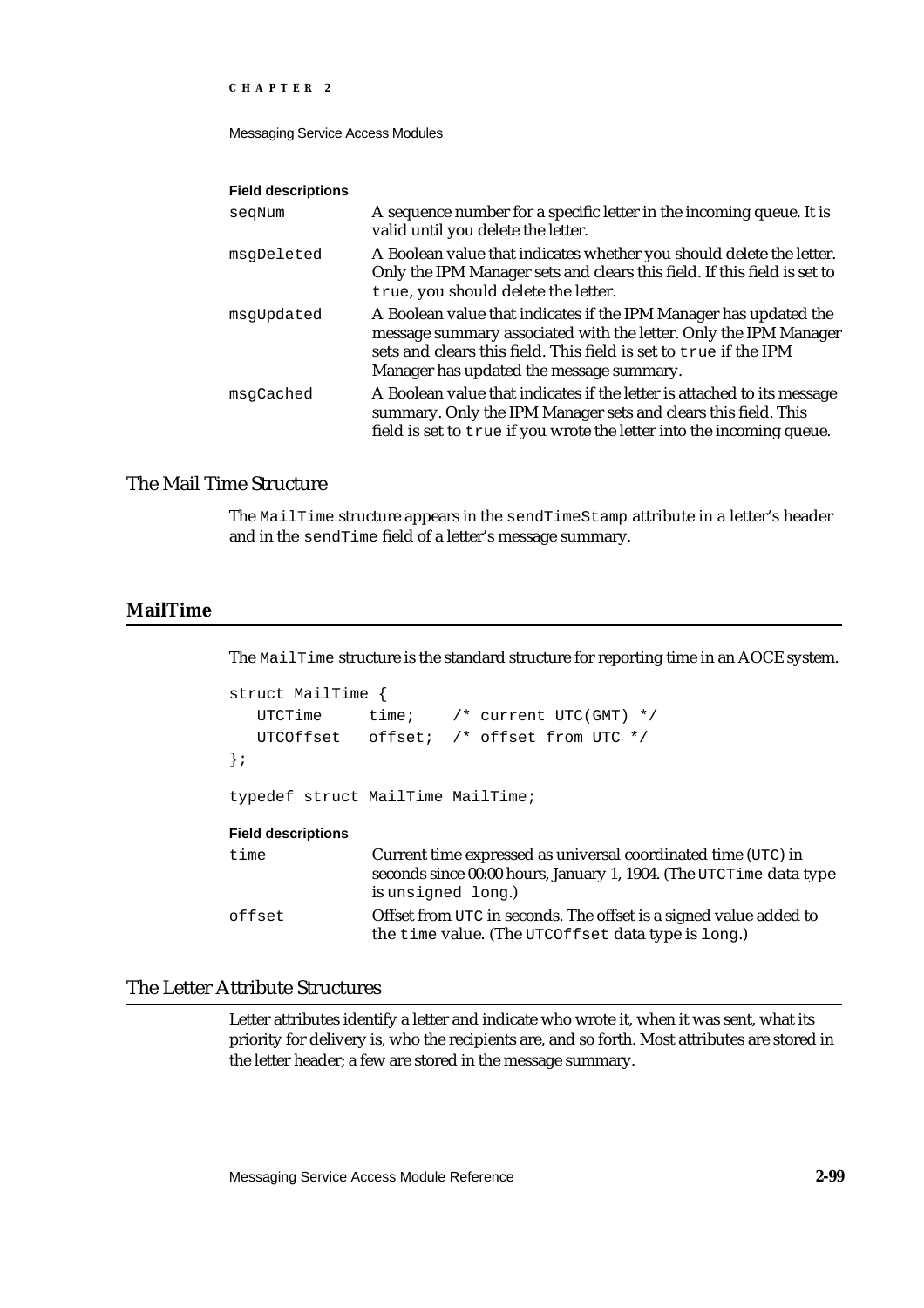**Field descriptions**

`seqNum` A sequence number for a specific letter in the incoming queue. It is valid until you delete the letter.

`msgDeleted` A Boolean value that indicates whether you should delete the letter. Only the IPM Manager sets and clears this field. If this field is set to `true`, you should delete the letter.

`msgUpdated` A Boolean value that indicates if the IPM Manager has updated the message summary associated with the letter. Only the IPM Manager sets and clears this field. This field is set to `true` if the IPM Manager has updated the message summary.

`msgCached` A Boolean value that indicates if the letter is attached to its message summary. Only the IPM Manager sets and clears this field. This field is set to `true` if you wrote the letter into the incoming queue.

## The Mail Time Structure

The `MailTime` structure appears in the `sendTimeStamp` attribute in a letter's header and in the `sendTime` field of a letter's message summary.

### MailTime

The `MailTime` structure is the standard structure for reporting time in an AOCE system.

```
struct MailTime {
   UTCTime     time;    /* current UTC(GMT) */
   UTCOffset   offset;  /* offset from UTC */
};

typedef struct MailTime MailTime;
```

**Field descriptions**

`time` Current time expressed as universal coordinated time (`UTC`) in seconds since 00:00 hours, January 1, 1904. (The `UTCTime` data type is `unsigned long`.)

`offset` Offset from `UTC` in seconds. The offset is a signed value added to the `time` value. (The `UTCOffset` data type is `long`.)

## The Letter Attribute Structures

Letter attributes identify a letter and indicate who wrote it, when it was sent, what its priority for delivery is, who the recipients are, and so forth. Most attributes are stored in the letter header; a few are stored in the message summary.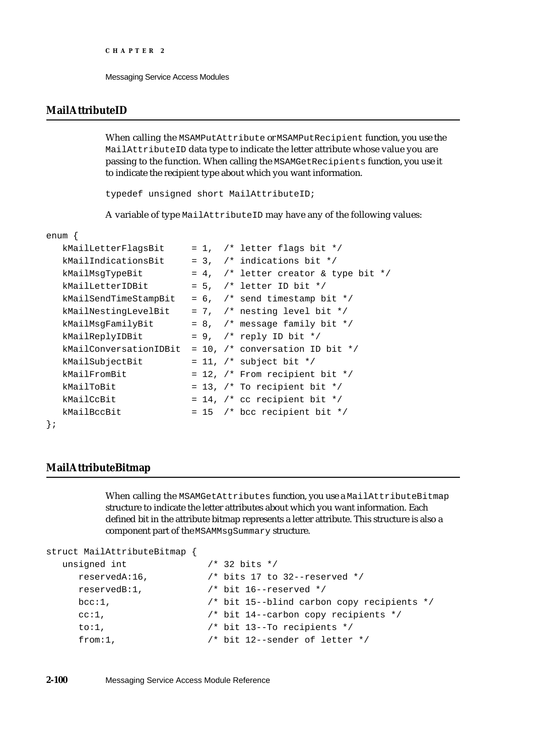## MailAttributeID

When calling the `MSAMPutAttribute` or `MSAMPutRecipient` function, you use the `MailAttributeID` data type to indicate the letter attribute whose value you are passing to the function. When calling the `MSAMGetRecipients` function, you use it to indicate the recipient type about which you want information.

```
typedef unsigned short MailAttributeID;
```

A variable of type `MailAttributeID` may have any of the following values:

```
enum {
   kMailLetterFlagsBit      = 1,  /* letter flags bit */
   kMailIndicationsBit      = 3,  /* indications bit */
   kMailMsgTypeBit          = 4,  /* letter creator & type bit */
   kMailLetterIDBit         = 5,  /* letter ID bit */
   kMailSendTimeStampBit    = 6,  /* send timestamp bit */
   kMailNestingLevelBit     = 7,  /* nesting level bit */
   kMailMsgFamilyBit        = 8,  /* message family bit */
   kMailReplyIDBit          = 9,  /* reply ID bit */
   kMailConversationIDBit   = 10, /* conversation ID bit */
   kMailSubjectBit          = 11, /* subject bit */
   kMailFromBit             = 12, /* From recipient bit */
   kMailToBit               = 13, /* To recipient bit */
   kMailCcBit               = 14, /* cc recipient bit */
   kMailBccBit              = 15  /* bcc recipient bit */
};
```

## MailAttributeBitmap

When calling the `MSAMGetAttributes` function, you use a `MailAttributeBitmap` structure to indicate the letter attributes about which you want information. Each defined bit in the attribute bitmap represents a letter attribute. This structure is also a component part of the `MSAMMsgSummary` structure.

```
struct MailAttributeBitmap {
   unsigned int              /* 32 bits */
      reservedA:16,          /* bits 17 to 32--reserved */
      reservedB:1,           /* bit 16--reserved */
      bcc:1,                 /* bit 15--blind carbon copy recipients */
      cc:1,                  /* bit 14--carbon copy recipients */
      to:1,                  /* bit 13--To recipients */
      from:1,                /* bit 12--sender of letter */
```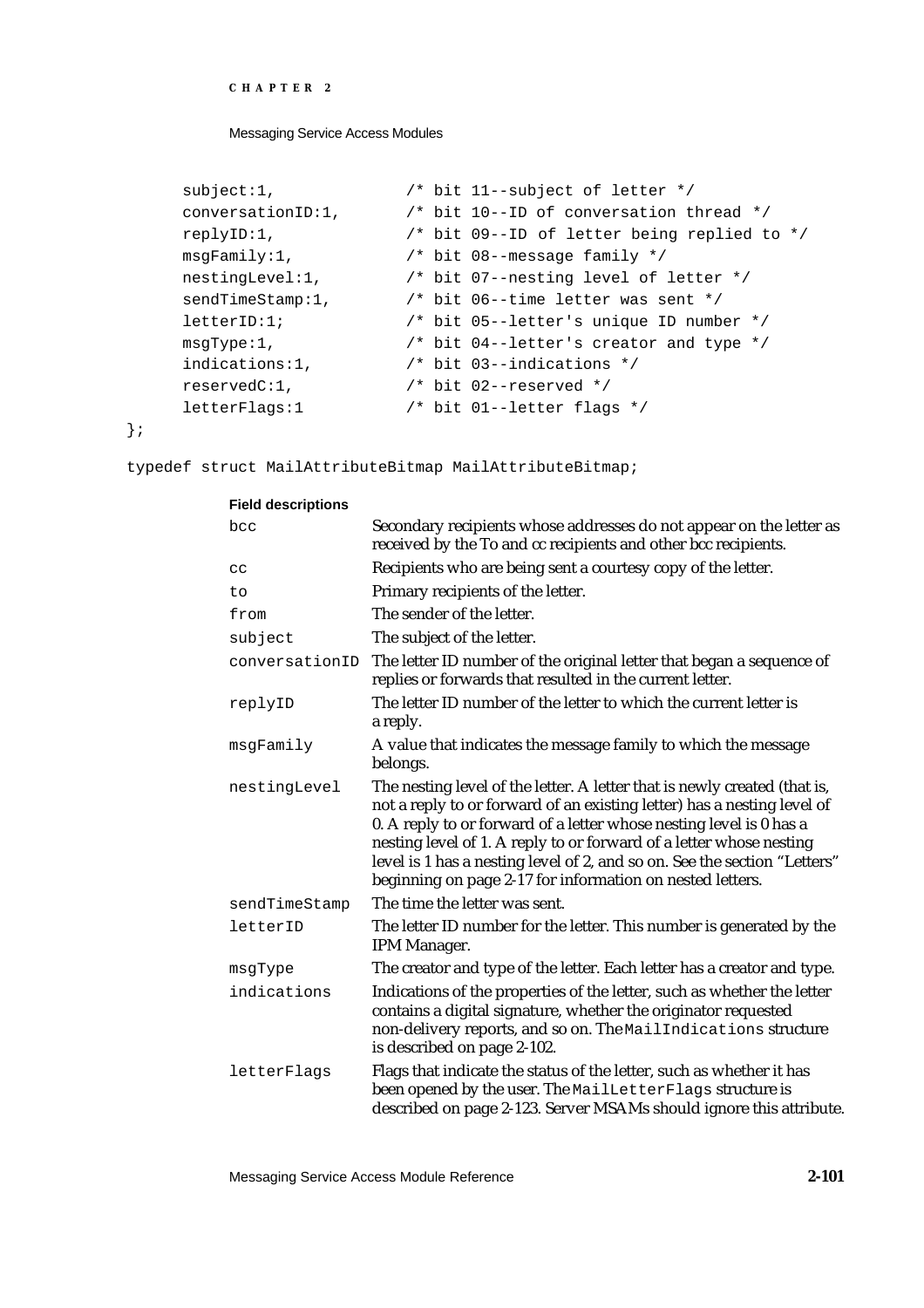```
        subject:1,              /* bit 11--subject of letter */
        conversationID:1,       /* bit 10--ID of conversation thread */
        replyID:1,              /* bit 09--ID of letter being replied to */
        msgFamily:1,            /* bit 08--message family */
        nestingLevel:1,         /* bit 07--nesting level of letter */
        sendTimeStamp:1,        /* bit 06--time letter was sent */
        letterID:1;             /* bit 05--letter's unique ID number */
        msgType:1,              /* bit 04--letter's creator and type */
        indications:1,          /* bit 03--indications */
        reservedC:1,            /* bit 02--reserved */
        letterFlags:1           /* bit 01--letter flags */
};

typedef struct MailAttributeBitmap MailAttributeBitmap;
```

**Field descriptions**

| | |
|---|---|
| `bcc` | Secondary recipients whose addresses do not appear on the letter as received by the To and cc recipients and other bcc recipients. |
| `cc` | Recipients who are being sent a courtesy copy of the letter. |
| `to` | Primary recipients of the letter. |
| `from` | The sender of the letter. |
| `subject` | The subject of the letter. |
| `conversationID` | The letter ID number of the original letter that began a sequence of replies or forwards that resulted in the current letter. |
| `replyID` | The letter ID number of the letter to which the current letter is a reply. |
| `msgFamily` | A value that indicates the message family to which the message belongs. |
| `nestingLevel` | The nesting level of the letter. A letter that is newly created (that is, not a reply to or forward of an existing letter) has a nesting level of 0. A reply to or forward of a letter whose nesting level is 0 has a nesting level of 1. A reply to or forward of a letter whose nesting level is 1 has a nesting level of 2, and so on. See the section "Letters" beginning on page 2-17 for information on nested letters. |
| `sendTimeStamp` | The time the letter was sent. |
| `letterID` | The letter ID number for the letter. This number is generated by the IPM Manager. |
| `msgType` | The creator and type of the letter. Each letter has a creator and type. |
| `indications` | Indications of the properties of the letter, such as whether the letter contains a digital signature, whether the originator requested non-delivery reports, and so on. The `MailIndications` structure is described on page 2-102. |
| `letterFlags` | Flags that indicate the status of the letter, such as whether it has been opened by the user. The `MailLetterFlags` structure is described on page 2-123. Server MSAMs should ignore this attribute. |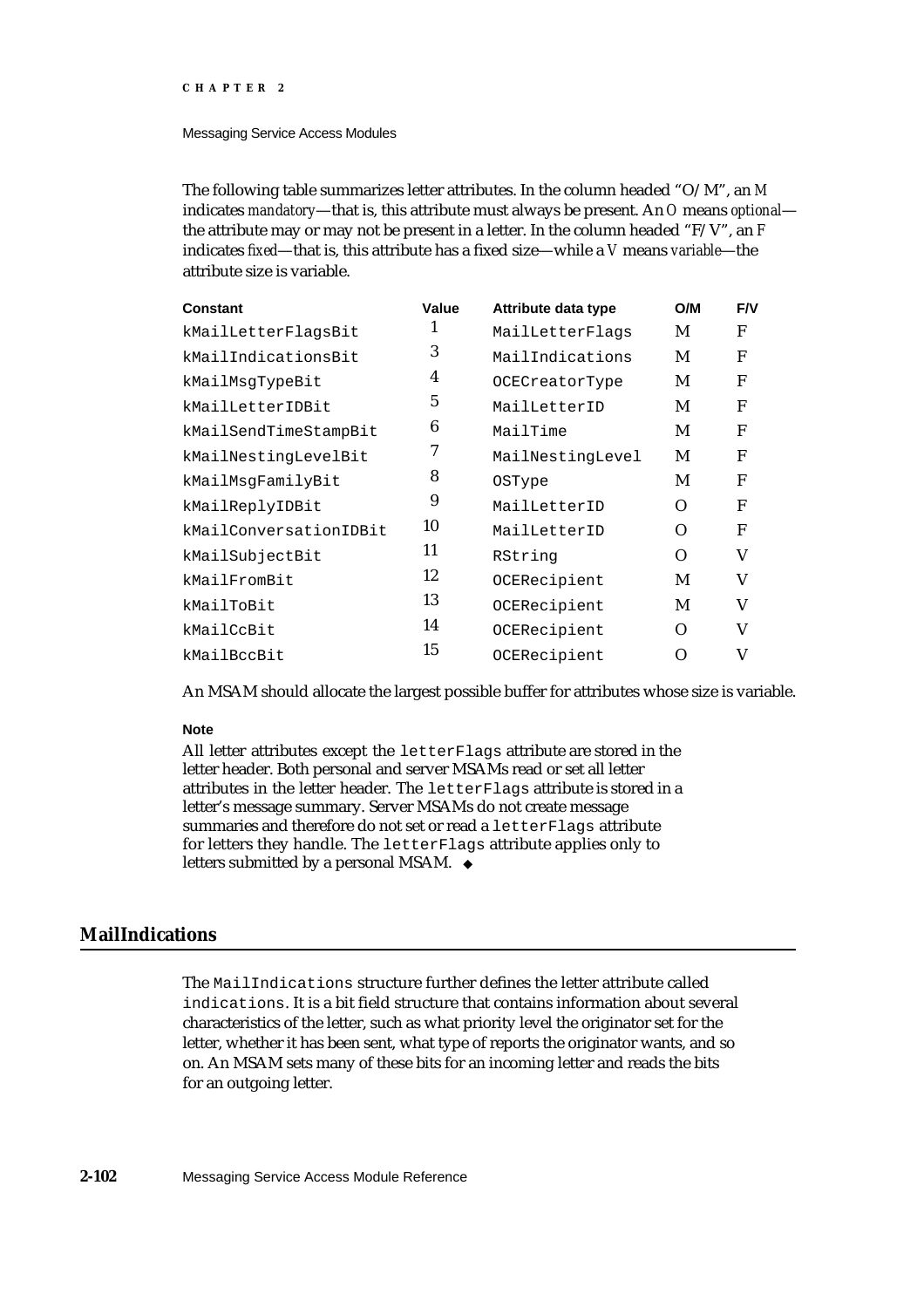The following table summarizes letter attributes. In the column headed "O/M", an *M* indicates *mandatory*—that is, this attribute must always be present. An *O* means *optional*—the attribute may or may not be present in a letter. In the column headed "F/V", an *F* indicates *fixed*—that is, this attribute has a fixed size—while a *V* means *variable*—the attribute size is variable.

| Constant | Value | Attribute data type | O/M | F/V |
|---|---|---|---|---|
| `kMailLetterFlagsBit` | 1 | `MailLetterFlags` | M | F |
| `kMailIndicationsBit` | 3 | `MailIndications` | M | F |
| `kMailMsgTypeBit` | 4 | `OCECreatorType` | M | F |
| `kMailLetterIDBit` | 5 | `MailLetterID` | M | F |
| `kMailSendTimeStampBit` | 6 | `MailTime` | M | F |
| `kMailNestingLevelBit` | 7 | `MailNestingLevel` | M | F |
| `kMailMsgFamilyBit` | 8 | `OSType` | M | F |
| `kMailReplyIDBit` | 9 | `MailLetterID` | O | F |
| `kMailConversationIDBit` | 10 | `MailLetterID` | O | F |
| `kMailSubjectBit` | 11 | `RString` | O | V |
| `kMailFromBit` | 12 | `OCERecipient` | M | V |
| `kMailToBit` | 13 | `OCERecipient` | M | V |
| `kMailCcBit` | 14 | `OCERecipient` | O | V |
| `kMailBccBit` | 15 | `OCERecipient` | O | V |

An MSAM should allocate the largest possible buffer for attributes whose size is variable.

**Note**

All letter attributes except the `letterFlags` attribute are stored in the letter header. Both personal and server MSAMs read or set all letter attributes in the letter header. The `letterFlags` attribute is stored in a letter's message summary. Server MSAMs do not create message summaries and therefore do not set or read a `letterFlags` attribute for letters they handle. The `letterFlags` attribute applies only to letters submitted by a personal MSAM. ◆

## MailIndications

The `MailIndications` structure further defines the letter attribute called `indications`. It is a bit field structure that contains information about several characteristics of the letter, such as what priority level the originator set for the letter, whether it has been sent, what type of reports the originator wants, and so on. An MSAM sets many of these bits for an incoming letter and reads the bits for an outgoing letter.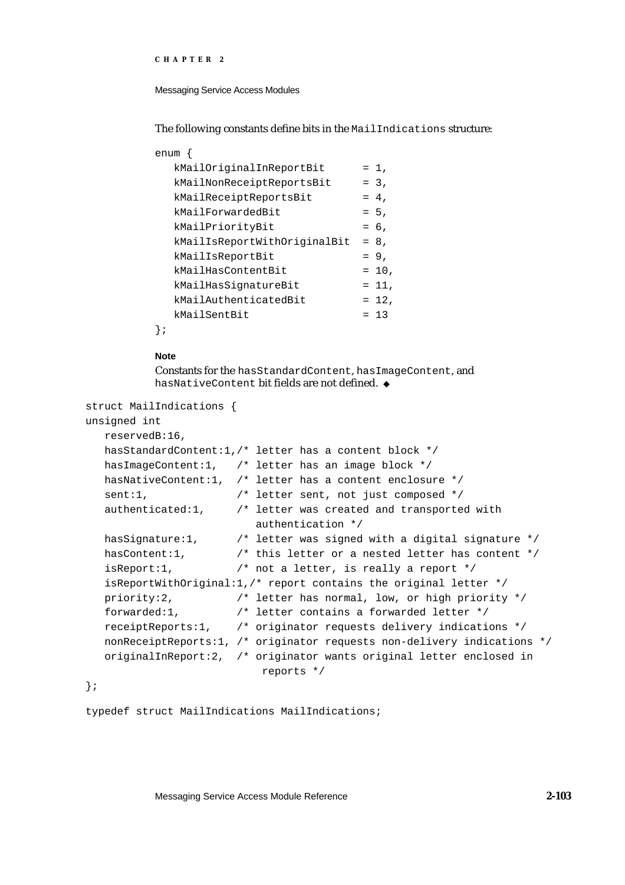The following constants define bits in the `MailIndications` structure:

```
enum {
   kMailOriginalInReportBit      = 1,
   kMailNonReceiptReportsBit     = 3,
   kMailReceiptReportsBit        = 4,
   kMailForwardedBit             = 5,
   kMailPriorityBit              = 6,
   kMailIsReportWithOriginalBit  = 8,
   kMailIsReportBit              = 9,
   kMailHasContentBit            = 10,
   kMailHasSignatureBit          = 11,
   kMailAuthenticatedBit         = 12,
   kMailSentBit                  = 13
};
```

**Note**

Constants for the `hasStandardContent`, `hasImageContent`, and `hasNativeContent` bit fields are not defined. ◆

```
struct MailIndications {
unsigned int
   reservedB:16,
   hasStandardContent:1,/* letter has a content block */
   hasImageContent:1,   /* letter has an image block */
   hasNativeContent:1,  /* letter has a content enclosure */
   sent:1,              /* letter sent, not just composed */
   authenticated:1,     /* letter was created and transported with
                           authentication */
   hasSignature:1,      /* letter was signed with a digital signature */
   hasContent:1,        /* this letter or a nested letter has content */
   isReport:1,          /* not a letter, is really a report */
   isReportWithOriginal:1,/* report contains the original letter */
   priority:2,          /* letter has normal, low, or high priority */
   forwarded:1,         /* letter contains a forwarded letter */
   receiptReports:1,    /* originator requests delivery indications */
   nonReceiptReports:1, /* originator requests non-delivery indications */
   originalInReport:2,  /* originator wants original letter enclosed in
                            reports */
};

typedef struct MailIndications MailIndications;
```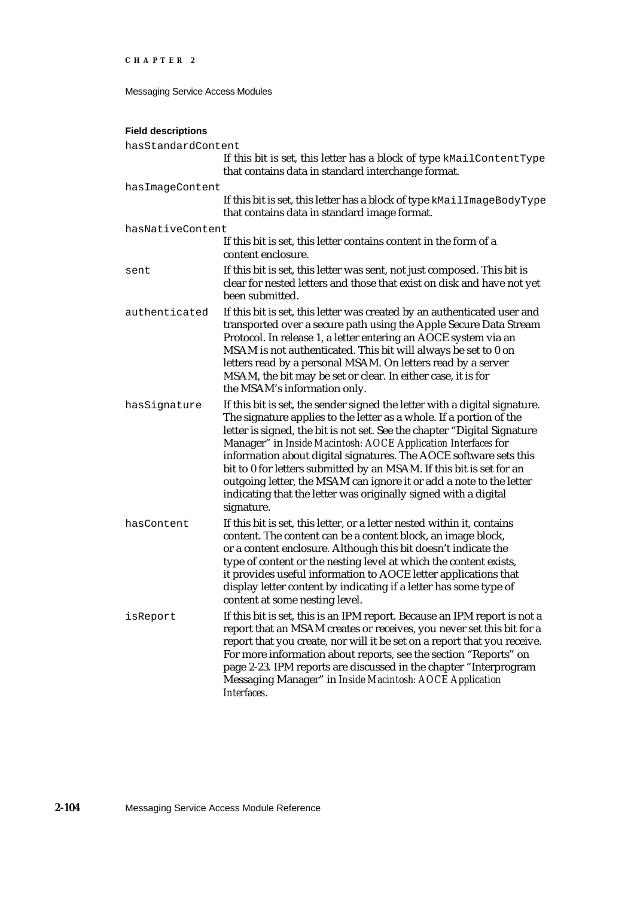**Field descriptions**

`hasStandardContent`
: If this bit is set, this letter has a block of type `kMailContentType` that contains data in standard interchange format.

`hasImageContent`
: If this bit is set, this letter has a block of type `kMailImageBodyType` that contains data in standard image format.

`hasNativeContent`
: If this bit is set, this letter contains content in the form of a content enclosure.

`sent`
: If this bit is set, this letter was sent, not just composed. This bit is clear for nested letters and those that exist on disk and have not yet been submitted.

`authenticated`
: If this bit is set, this letter was created by an authenticated user and transported over a secure path using the Apple Secure Data Stream Protocol. In release 1, a letter entering an AOCE system via an MSAM is not authenticated. This bit will always be set to 0 on letters read by a personal MSAM. On letters read by a server MSAM, the bit may be set or clear. In either case, it is for the MSAM's information only.

`hasSignature`
: If this bit is set, the sender signed the letter with a digital signature. The signature applies to the letter as a whole. If a portion of the letter is signed, the bit is not set. See the chapter "Digital Signature Manager" in *Inside Macintosh: AOCE Application Interfaces* for information about digital signatures. The AOCE software sets this bit to 0 for letters submitted by an MSAM. If this bit is set for an outgoing letter, the MSAM can ignore it or add a note to the letter indicating that the letter was originally signed with a digital signature.

`hasContent`
: If this bit is set, this letter, or a letter nested within it, contains content. The content can be a content block, an image block, or a content enclosure. Although this bit doesn't indicate the type of content or the nesting level at which the content exists, it provides useful information to AOCE letter applications that display letter content by indicating if a letter has some type of content at some nesting level.

`isReport`
: If this bit is set, this is an IPM report. Because an IPM report is not a report that an MSAM creates or receives, you never set this bit for a report that you create, nor will it be set on a report that you receive. For more information about reports, see the section "Reports" on page 2-23. IPM reports are discussed in the chapter "Interprogram Messaging Manager" in *Inside Macintosh: AOCE Application Interfaces*.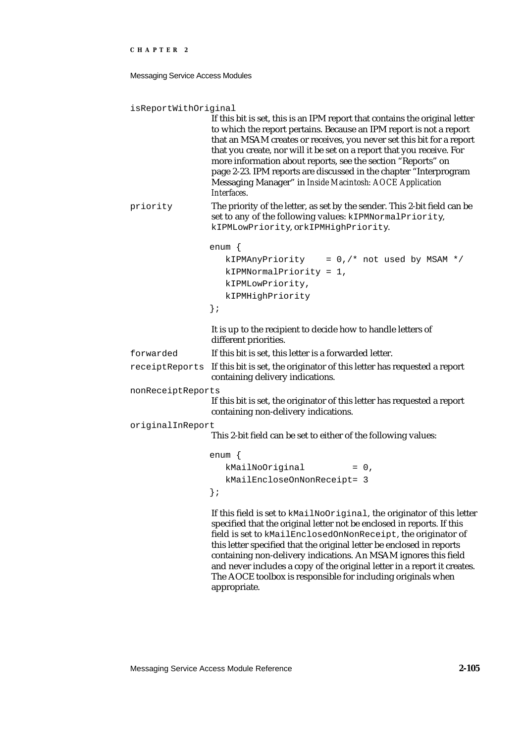`isReportWithOriginal`
: If this bit is set, this is an IPM report that contains the original letter to which the report pertains. Because an IPM report is not a report that an MSAM creates or receives, you never set this bit for a report that you create, nor will it be set on a report that you receive. For more information about reports, see the section "Reports" on page 2-23. IPM reports are discussed in the chapter "Interprogram Messaging Manager" in *Inside Macintosh: AOCE Application Interfaces*.

`priority`
: The priority of the letter, as set by the sender. This 2-bit field can be set to any of the following values: `kIPMNormalPriority`, `kIPMLowPriority`, or `kIPMHighPriority`.

```
enum {
   kIPMAnyPriority    = 0,/* not used by MSAM */
   kIPMNormalPriority = 1,
   kIPMLowPriority,
   kIPMHighPriority
};
```

It is up to the recipient to decide how to handle letters of different priorities.

`forwarded`
: If this bit is set, this letter is a forwarded letter.

`receiptReports`
: If this bit is set, the originator of this letter has requested a report containing delivery indications.

`nonReceiptReports`
: If this bit is set, the originator of this letter has requested a report containing non-delivery indications.

`originalInReport`
: This 2-bit field can be set to either of the following values:

```
enum {
   kMailNoOriginal         = 0,
   kMailEncloseOnNonReceipt= 3
};
```

If this field is set to `kMailNoOriginal`, the originator of this letter specified that the original letter not be enclosed in reports. If this field is set to `kMailEnclosedOnNonReceipt`, the originator of this letter specified that the original letter be enclosed in reports containing non-delivery indications. An MSAM ignores this field and never includes a copy of the original letter in a report it creates. The AOCE toolbox is responsible for including originals when appropriate.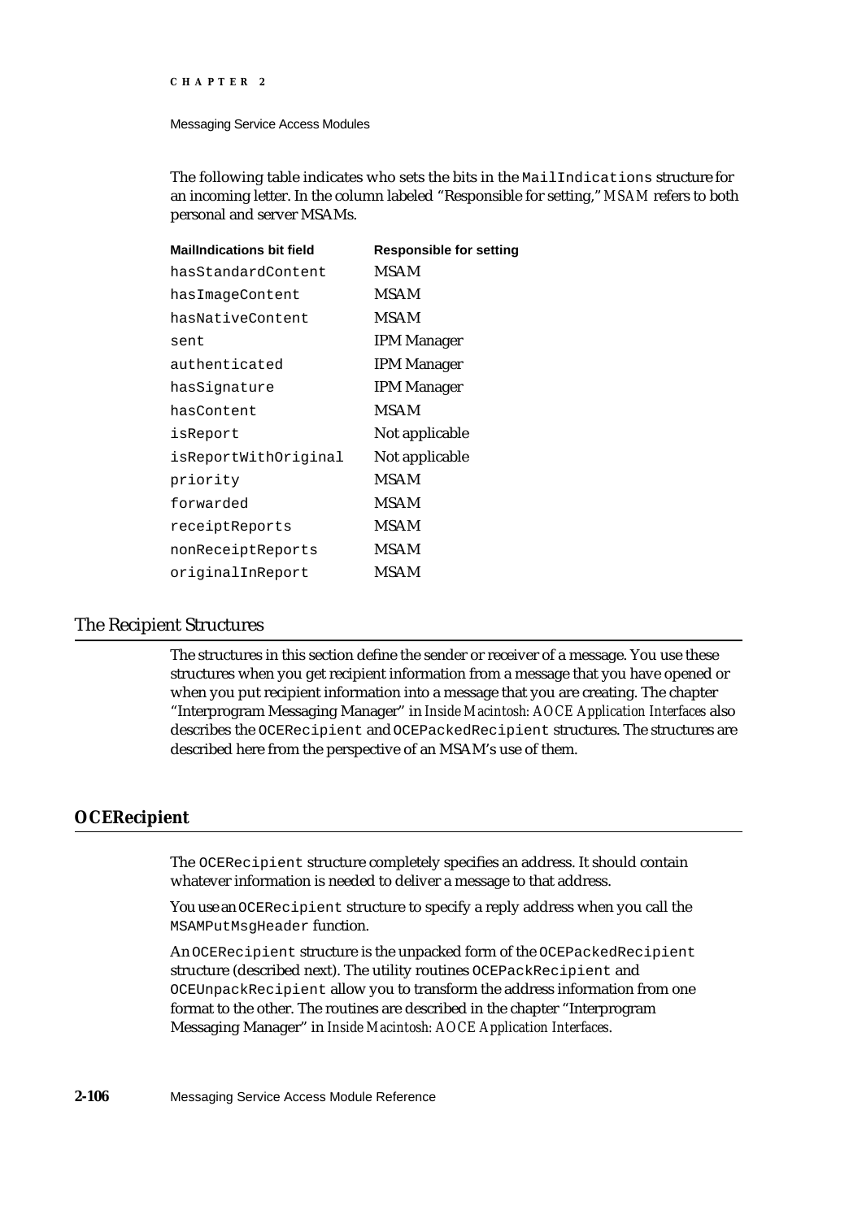The following table indicates who sets the bits in the `MailIndications` structure for an incoming letter. In the column labeled "Responsible for setting," *MSAM* refers to both personal and server MSAMs.

| MailIndications bit field | Responsible for setting |
|---|---|
| `hasStandardContent` | MSAM |
| `hasImageContent` | MSAM |
| `hasNativeContent` | MSAM |
| `sent` | IPM Manager |
| `authenticated` | IPM Manager |
| `hasSignature` | IPM Manager |
| `hasContent` | MSAM |
| `isReport` | Not applicable |
| `isReportWithOriginal` | Not applicable |
| `priority` | MSAM |
| `forwarded` | MSAM |
| `receiptReports` | MSAM |
| `nonReceiptReports` | MSAM |
| `originalInReport` | MSAM |

## The Recipient Structures

The structures in this section define the sender or receiver of a message. You use these structures when you get recipient information from a message that you have opened or when you put recipient information into a message that you are creating. The chapter "Interprogram Messaging Manager" in *Inside Macintosh: AOCE Application Interfaces* also describes the `OCERecipient` and `OCEPackedRecipient` structures. The structures are described here from the perspective of an MSAM's use of them.

### OCERecipient

The `OCERecipient` structure completely specifies an address. It should contain whatever information is needed to deliver a message to that address.

You use an `OCERecipient` structure to specify a reply address when you call the `MSAMPutMsgHeader` function.

An `OCERecipient` structure is the unpacked form of the `OCEPackedRecipient` structure (described next). The utility routines `OCEPackRecipient` and `OCEUnpackRecipient` allow you to transform the address information from one format to the other. The routines are described in the chapter "Interprogram Messaging Manager" in *Inside Macintosh: AOCE Application Interfaces*.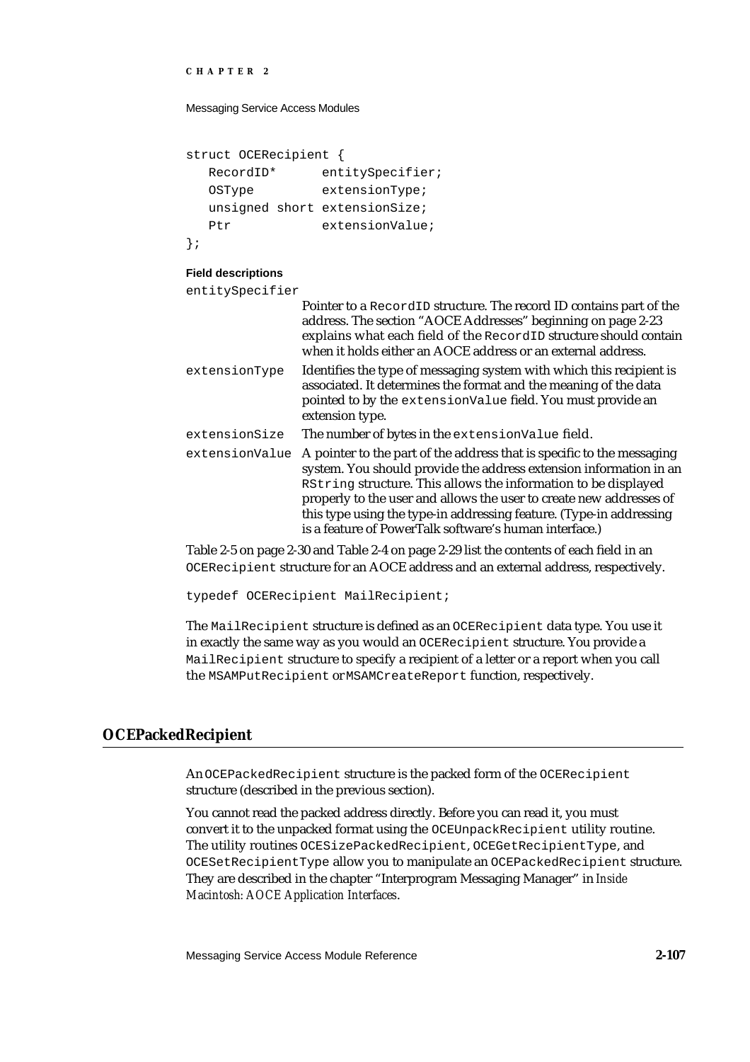```
struct OCERecipient {
   RecordID*      entitySpecifier;
   OSType         extensionType;
   unsigned short extensionSize;
   Ptr            extensionValue;
};
```

**Field descriptions**

`entitySpecifier`
: Pointer to a `RecordID` structure. The record ID contains part of the address. The section "AOCE Addresses" beginning on page 2-23 explains what each field of the `RecordID` structure should contain when it holds either an AOCE address or an external address.

`extensionType`
: Identifies the type of messaging system with which this recipient is associated. It determines the format and the meaning of the data pointed to by the `extensionValue` field. You must provide an extension type.

`extensionSize`
: The number of bytes in the `extensionValue` field.

`extensionValue`
: A pointer to the part of the address that is specific to the messaging system. You should provide the address extension information in an `RString` structure. This allows the information to be displayed properly to the user and allows the user to create new addresses of this type using the type-in addressing feature. (Type-in addressing is a feature of PowerTalk software's human interface.)

Table 2-5 on page 2-30 and Table 2-4 on page 2-29 list the contents of each field in an `OCERecipient` structure for an AOCE address and an external address, respectively.

```
typedef OCERecipient MailRecipient;
```

The `MailRecipient` structure is defined as an `OCERecipient` data type. You use it in exactly the same way as you would an `OCERecipient` structure. You provide a `MailRecipient` structure to specify a recipient of a letter or a report when you call the `MSAMPutRecipient` or `MSAMCreateReport` function, respectively.

## OCEPackedRecipient

An `OCEPackedRecipient` structure is the packed form of the `OCERecipient` structure (described in the previous section).

You cannot read the packed address directly. Before you can read it, you must convert it to the unpacked format using the `OCEUnpackRecipient` utility routine. The utility routines `OCESizePackedRecipient`, `OCEGetRecipientType`, and `OCESetRecipientType` allow you to manipulate an `OCEPackedRecipient` structure. They are described in the chapter "Interprogram Messaging Manager" in *Inside Macintosh: AOCE Application Interfaces*.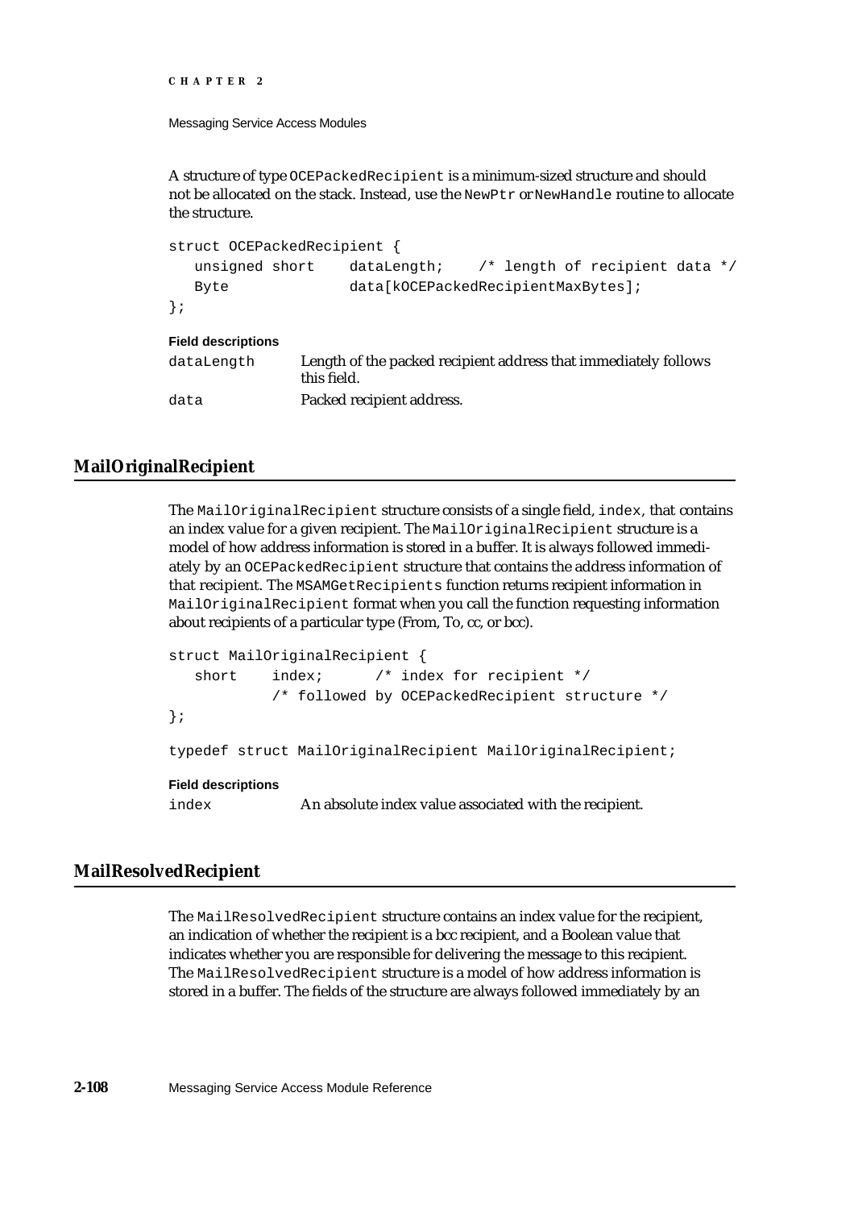A structure of type `OCEPackedRecipient` is a minimum-sized structure and should not be allocated on the stack. Instead, use the `NewPtr` or `NewHandle` routine to allocate the structure.

```
struct OCEPackedRecipient {
   unsigned short    dataLength;    /* length of recipient data */
   Byte              data[kOCEPackedRecipientMaxBytes];
};
```

**Field descriptions**

| | |
|---|---|
| `dataLength` | Length of the packed recipient address that immediately follows this field. |
| `data` | Packed recipient address. |

## MailOriginalRecipient

The `MailOriginalRecipient` structure consists of a single field, `index`, that contains an index value for a given recipient. The `MailOriginalRecipient` structure is a model of how address information is stored in a buffer. It is always followed immediately by an `OCEPackedRecipient` structure that contains the address information of that recipient. The `MSAMGetRecipients` function returns recipient information in `MailOriginalRecipient` format when you call the function requesting information about recipients of a particular type (From, To, cc, or bcc).

```
struct MailOriginalRecipient {
   short    index;      /* index for recipient */
            /* followed by OCEPackedRecipient structure */
};

typedef struct MailOriginalRecipient MailOriginalRecipient;
```

**Field descriptions**

| | |
|---|---|
| `index` | An absolute index value associated with the recipient. |

## MailResolvedRecipient

The `MailResolvedRecipient` structure contains an index value for the recipient, an indication of whether the recipient is a bcc recipient, and a Boolean value that indicates whether you are responsible for delivering the message to this recipient. The `MailResolvedRecipient` structure is a model of how address information is stored in a buffer. The fields of the structure are always followed immediately by an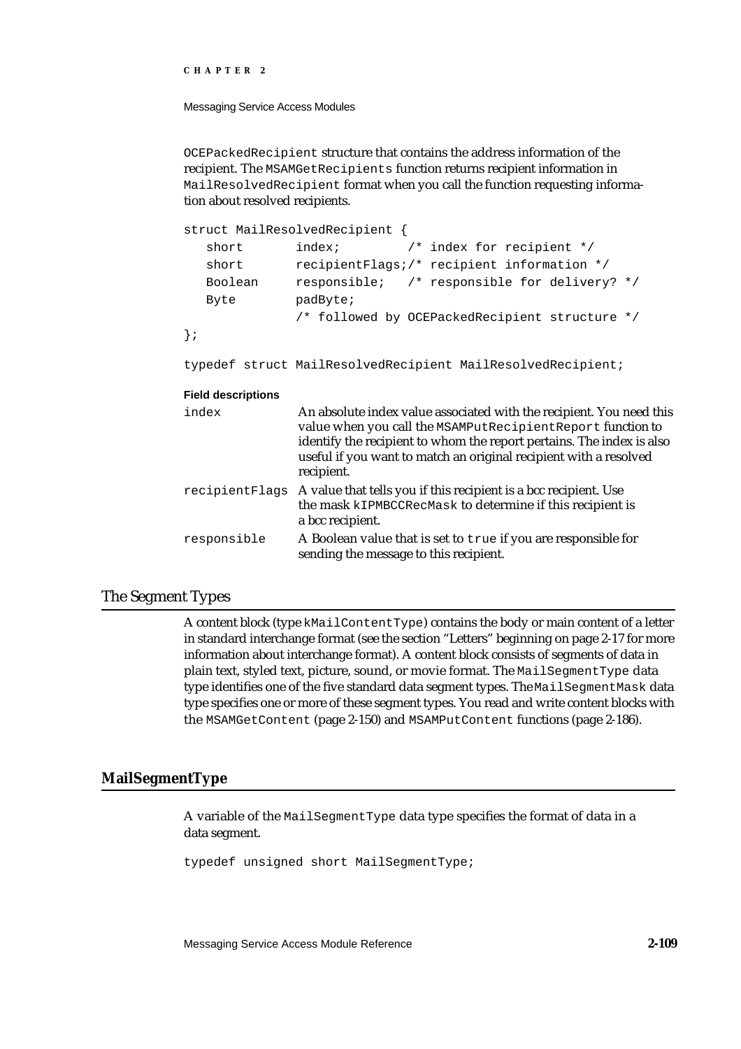OCEPackedRecipient structure that contains the address information of the recipient. The MSAMGetRecipients function returns recipient information in MailResolvedRecipient format when you call the function requesting information about resolved recipients.

```
struct MailResolvedRecipient {
   short       index;         /* index for recipient */
   short       recipientFlags;/* recipient information */
   Boolean     responsible;   /* responsible for delivery? */
   Byte        padByte;
               /* followed by OCEPackedRecipient structure */
};

typedef struct MailResolvedRecipient MailResolvedRecipient;
```

**Field descriptions**

index
: An absolute index value associated with the recipient. You need this value when you call the MSAMPutRecipientReport function to identify the recipient to whom the report pertains. The index is also useful if you want to match an original recipient with a resolved recipient.

recipientFlags
: A value that tells you if this recipient is a bcc recipient. Use the mask kIPMBCCRecMask to determine if this recipient is a bcc recipient.

responsible
: A Boolean value that is set to true if you are responsible for sending the message to this recipient.

## The Segment Types

A content block (type kMailContentType) contains the body or main content of a letter in standard interchange format (see the section "Letters" beginning on page 2-17 for more information about interchange format). A content block consists of segments of data in plain text, styled text, picture, sound, or movie format. The MailSegmentType data type identifies one of the five standard data segment types. The MailSegmentMask data type specifies one or more of these segment types. You read and write content blocks with the MSAMGetContent (page 2-150) and MSAMPutContent functions (page 2-186).

### MailSegmentType

A variable of the MailSegmentType data type specifies the format of data in a data segment.

```
typedef unsigned short MailSegmentType;
```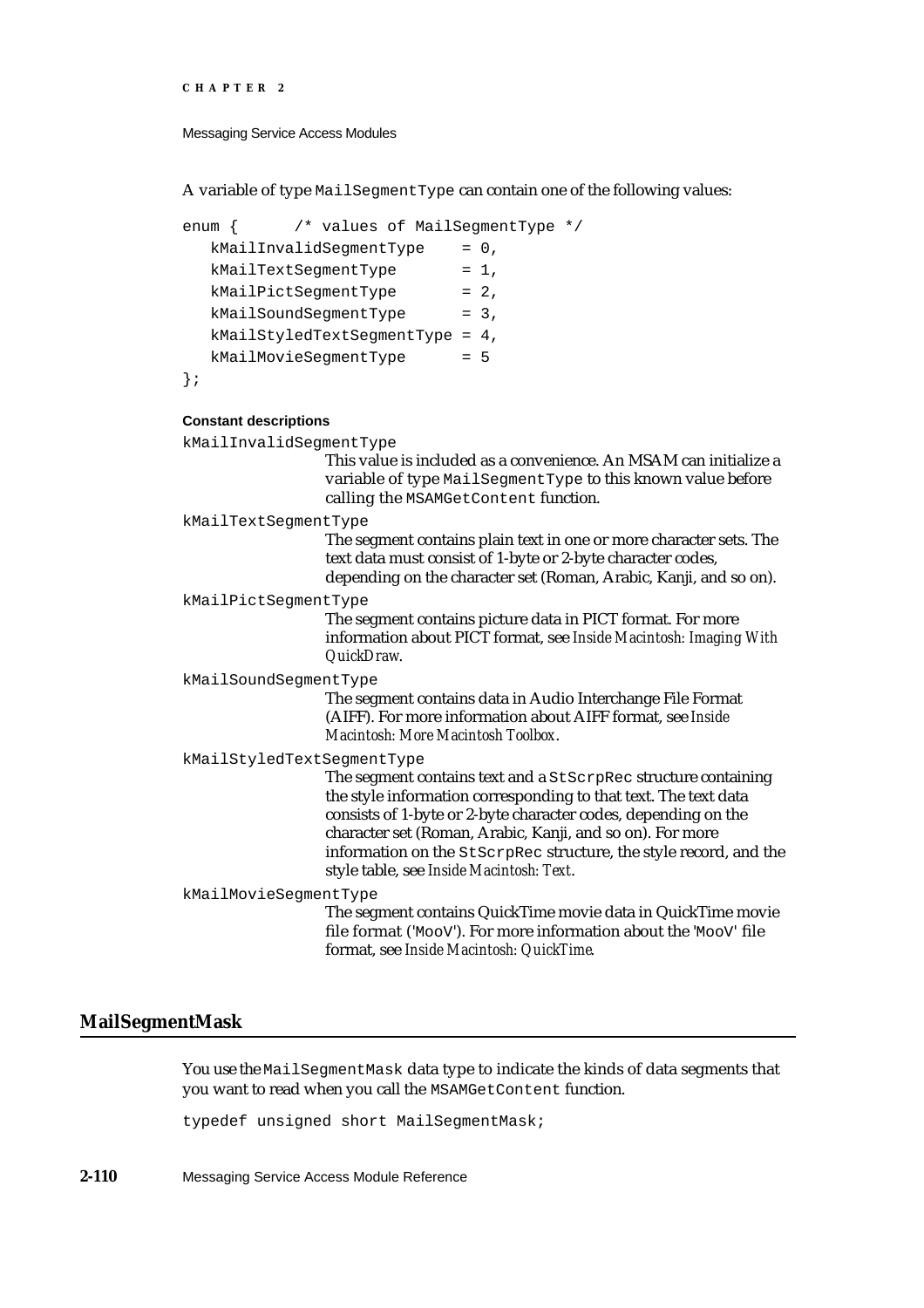A variable of type `MailSegmentType` can contain one of the following values:

```
enum {      /* values of MailSegmentType */
   kMailInvalidSegmentType    = 0,
   kMailTextSegmentType       = 1,
   kMailPictSegmentType       = 2,
   kMailSoundSegmentType      = 3,
   kMailStyledTextSegmentType = 4,
   kMailMovieSegmentType      = 5
};
```

**Constant descriptions**

`kMailInvalidSegmentType`
: This value is included as a convenience. An MSAM can initialize a variable of type `MailSegmentType` to this known value before calling the `MSAMGetContent` function.

`kMailTextSegmentType`
: The segment contains plain text in one or more character sets. The text data must consist of 1-byte or 2-byte character codes, depending on the character set (Roman, Arabic, Kanji, and so on).

`kMailPictSegmentType`
: The segment contains picture data in PICT format. For more information about PICT format, see *Inside Macintosh: Imaging With QuickDraw*.

`kMailSoundSegmentType`
: The segment contains data in Audio Interchange File Format (AIFF). For more information about AIFF format, see *Inside Macintosh: More Macintosh Toolbox*.

`kMailStyledTextSegmentType`
: The segment contains text and a `StScrpRec` structure containing the style information corresponding to that text. The text data consists of 1-byte or 2-byte character codes, depending on the character set (Roman, Arabic, Kanji, and so on). For more information on the `StScrpRec` structure, the style record, and the style table, see *Inside Macintosh: Text*.

`kMailMovieSegmentType`
: The segment contains QuickTime movie data in QuickTime movie file format (`'MooV'`). For more information about the `'MooV'` file format, see *Inside Macintosh: QuickTime*.

## MailSegmentMask

You use the `MailSegmentMask` data type to indicate the kinds of data segments that you want to read when you call the `MSAMGetContent` function.

```
typedef unsigned short MailSegmentMask;
```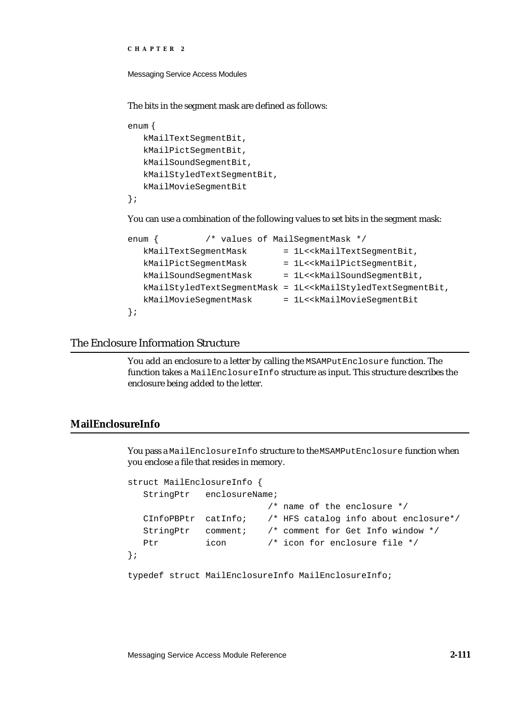The bits in the segment mask are defined as follows:

```
enum {
   kMailTextSegmentBit,
   kMailPictSegmentBit,
   kMailSoundSegmentBit,
   kMailStyledTextSegmentBit,
   kMailMovieSegmentBit
};
```

You can use a combination of the following values to set bits in the segment mask:

```
enum {         /* values of MailSegmentMask */
   kMailTextSegmentMask       = 1L<<kMailTextSegmentBit,
   kMailPictSegmentMask       = 1L<<kMailPictSegmentBit,
   kMailSoundSegmentMask      = 1L<<kMailSoundSegmentBit,
   kMailStyledTextSegmentMask = 1L<<kMailStyledTextSegmentBit,
   kMailMovieSegmentMask      = 1L<<kMailMovieSegmentBit
};
```

## The Enclosure Information Structure

You add an enclosure to a letter by calling the `MSAMPutEnclosure` function. The function takes a `MailEnclosureInfo` structure as input. This structure describes the enclosure being added to the letter.

### MailEnclosureInfo

You pass a `MailEnclosureInfo` structure to the `MSAMPutEnclosure` function when you enclose a file that resides in memory.

```
struct MailEnclosureInfo {
   StringPtr   enclosureName;
                           /* name of the enclosure */
   CInfoPBPtr  catInfo;    /* HFS catalog info about enclosure*/
   StringPtr   comment;    /* comment for Get Info window */
   Ptr         icon        /* icon for enclosure file */
};

typedef struct MailEnclosureInfo MailEnclosureInfo;
```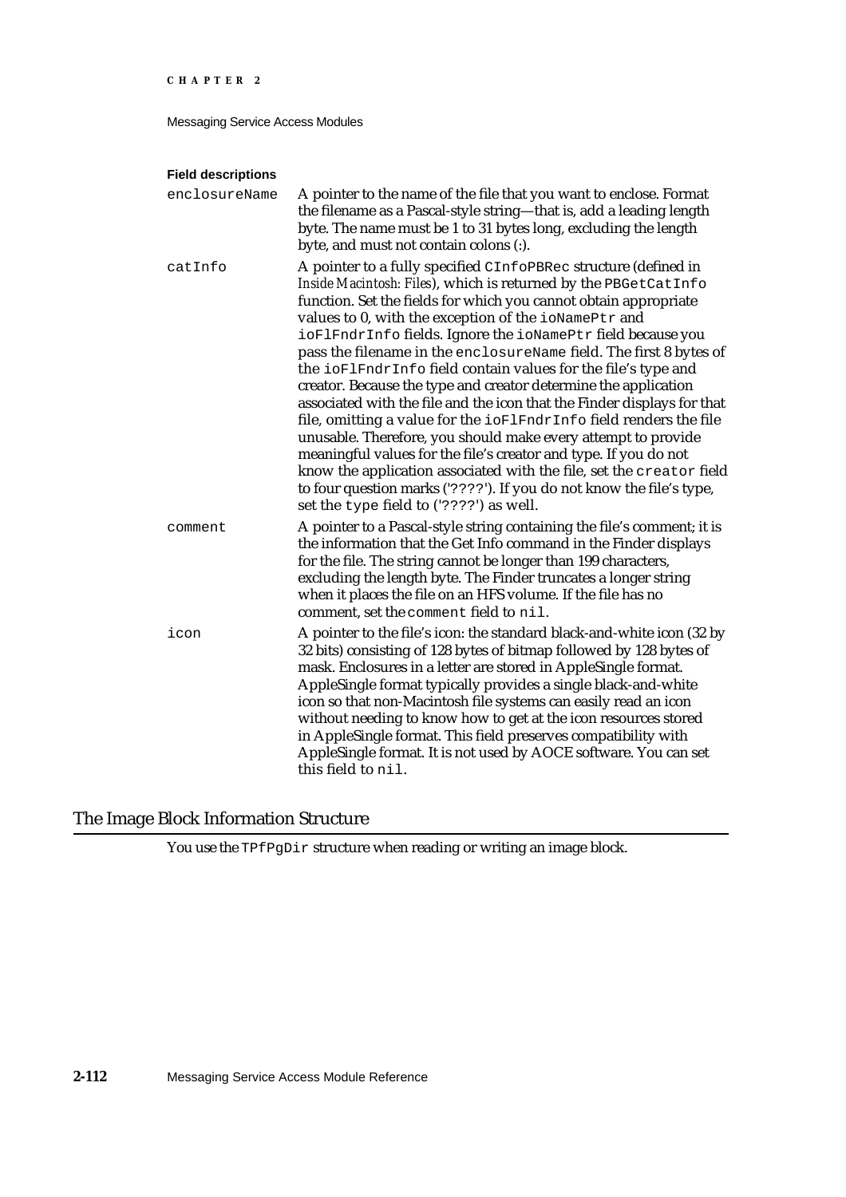**Field descriptions**

enclosureName
: A pointer to the name of the file that you want to enclose. Format the filename as a Pascal-style string—that is, add a leading length byte. The name must be 1 to 31 bytes long, excluding the length byte, and must not contain colons (:).

catInfo
: A pointer to a fully specified `CInfoPBRec` structure (defined in *Inside Macintosh: Files*), which is returned by the `PBGetCatInfo` function. Set the fields for which you cannot obtain appropriate values to 0, with the exception of the `ioNamePtr` and `ioFlFndrInfo` fields. Ignore the `ioNamePtr` field because you pass the filename in the `enclosureName` field. The first 8 bytes of the `ioFlFndrInfo` field contain values for the file's type and creator. Because the type and creator determine the application associated with the file and the icon that the Finder displays for that file, omitting a value for the `ioFlFndrInfo` field renders the file unusable. Therefore, you should make every attempt to provide meaningful values for the file's creator and type. If you do not know the application associated with the file, set the `creator` field to four question marks ('????'). If you do not know the file's type, set the `type` field to ('????') as well.

comment
: A pointer to a Pascal-style string containing the file's comment; it is the information that the Get Info command in the Finder displays for the file. The string cannot be longer than 199 characters, excluding the length byte. The Finder truncates a longer string when it places the file on an HFS volume. If the file has no comment, set the `comment` field to `nil`.

icon
: A pointer to the file's icon: the standard black-and-white icon (32 by 32 bits) consisting of 128 bytes of bitmap followed by 128 bytes of mask. Enclosures in a letter are stored in AppleSingle format. AppleSingle format typically provides a single black-and-white icon so that non-Macintosh file systems can easily read an icon without needing to know how to get at the icon resources stored in AppleSingle format. This field preserves compatibility with AppleSingle format. It is not used by AOCE software. You can set this field to `nil`.

## The Image Block Information Structure

You use the `TPfPgDir` structure when reading or writing an image block.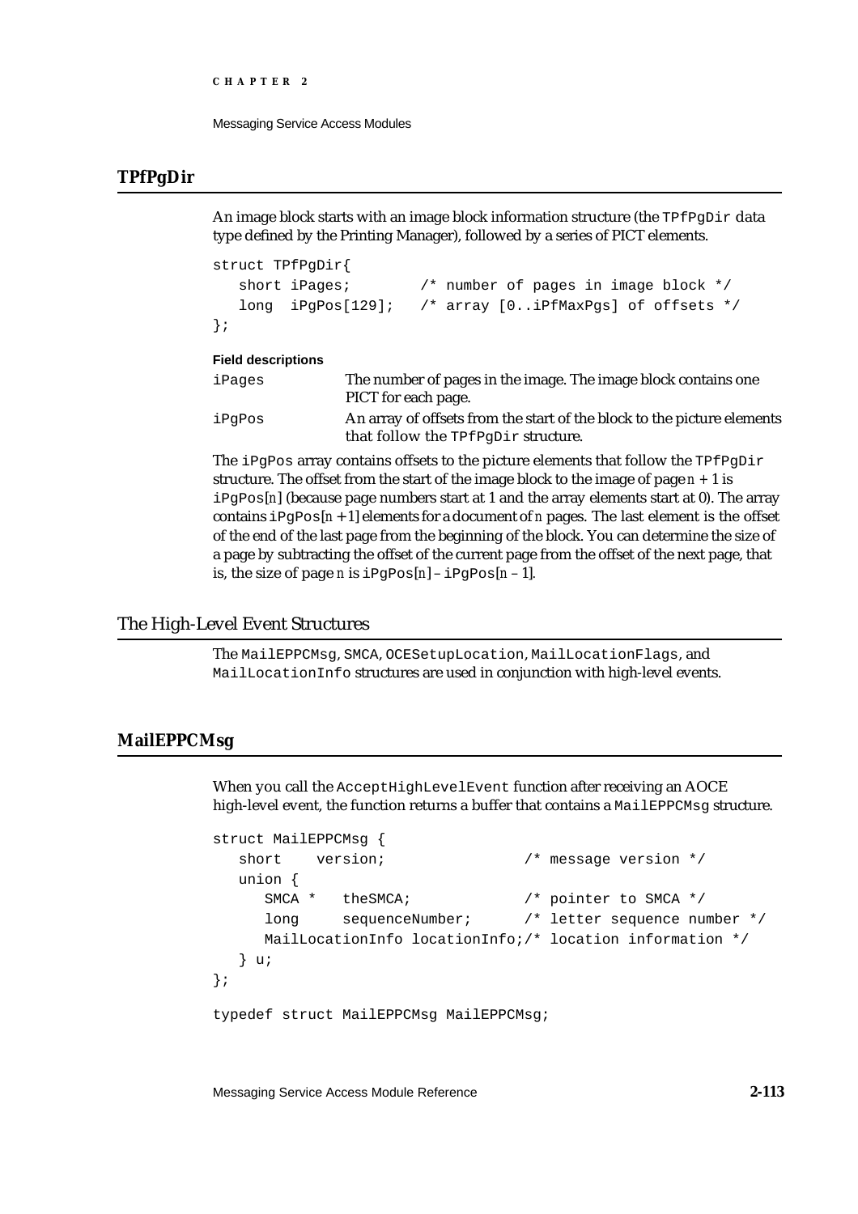## TPfPgDir

An image block starts with an image block information structure (the `TPfPgDir` data type defined by the Printing Manager), followed by a series of PICT elements.

```
struct TPfPgDir{
   short iPages;        /* number of pages in image block */
   long  iPgPos[129];   /* array [0..iPfMaxPgs] of offsets */
};
```

**Field descriptions**

`iPages` The number of pages in the image. The image block contains one PICT for each page.

`iPgPos` An array of offsets from the start of the block to the picture elements that follow the `TPfPgDir` structure.

The `iPgPos` array contains offsets to the picture elements that follow the `TPfPgDir` structure. The offset from the start of the image block to the image of page *n* + 1 is `iPgPos`[*n*] (because page numbers start at 1 and the array elements start at 0). The array contains `iPgPos`[*n* + 1] elements for a document of *n* pages. The last element is the offset of the end of the last page from the beginning of the block. You can determine the size of a page by subtracting the offset of the current page from the offset of the next page, that is, the size of page *n* is `iPgPos`[*n*] – `iPgPos`[*n* – 1].

# The High-Level Event Structures

The `MailEPPCMsg`, `SMCA`, `OCESetupLocation`, `MailLocationFlags`, and `MailLocationInfo` structures are used in conjunction with high-level events.

## MailEPPCMsg

When you call the `AcceptHighLevelEvent` function after receiving an AOCE high-level event, the function returns a buffer that contains a `MailEPPCMsg` structure.

```
struct MailEPPCMsg {
   short    version;               /* message version */
   union {
      SMCA *   theSMCA;            /* pointer to SMCA */
      long     sequenceNumber;     /* letter sequence number */
      MailLocationInfo locationInfo;/* location information */
   } u;
};

typedef struct MailEPPCMsg MailEPPCMsg;
```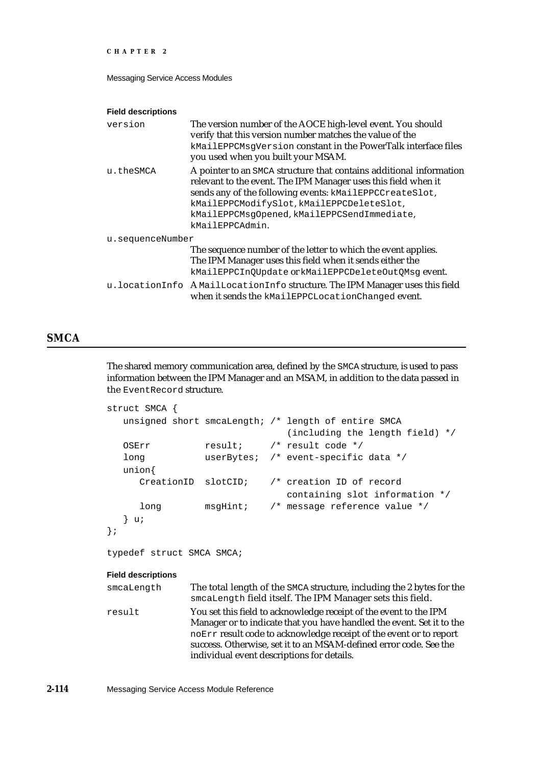**Field descriptions**

`version`
: The version number of the AOCE high-level event. You should verify that this version number matches the value of the `kMailEPPCMsgVersion` constant in the PowerTalk interface files you used when you built your MSAM.

`u.theSMCA`
: A pointer to an `SMCA` structure that contains additional information relevant to the event. The IPM Manager uses this field when it sends any of the following events: `kMailEPPCCreateSlot`, `kMailEPPCModifySlot`, `kMailEPPCDeleteSlot`, `kMailEPPCMsgOpened`, `kMailEPPCSendImmediate`, `kMailEPPCAdmin`.

`u.sequenceNumber`
: The sequence number of the letter to which the event applies. The IPM Manager uses this field when it sends either the `kMailEPPCInQUpdate` or `kMailEPPCDeleteOutQMsg` event.

`u.locationInfo`
: A `MailLocationInfo` structure. The IPM Manager uses this field when it sends the `kMailEPPCLocationChanged` event.

## SMCA

The shared memory communication area, defined by the `SMCA` structure, is used to pass information between the IPM Manager and an MSAM, in addition to the data passed in the `EventRecord` structure.

```
struct SMCA {
   unsigned short smcaLength; /* length of entire SMCA
                                 (including the length field) */
   OSErr          result;     /* result code */
   long           userBytes;  /* event-specific data */
   union{
      CreationID  slotCID;    /* creation ID of record
                                 containing slot information */
      long        msgHint;    /* message reference value */
   } u;
};

typedef struct SMCA SMCA;
```

**Field descriptions**

`smcaLength`
: The total length of the `SMCA` structure, including the 2 bytes for the `smcaLength` field itself. The IPM Manager sets this field.

`result`
: You set this field to acknowledge receipt of the event to the IPM Manager or to indicate that you have handled the event. Set it to the `noErr` result code to acknowledge receipt of the event or to report success. Otherwise, set it to an MSAM-defined error code. See the individual event descriptions for details.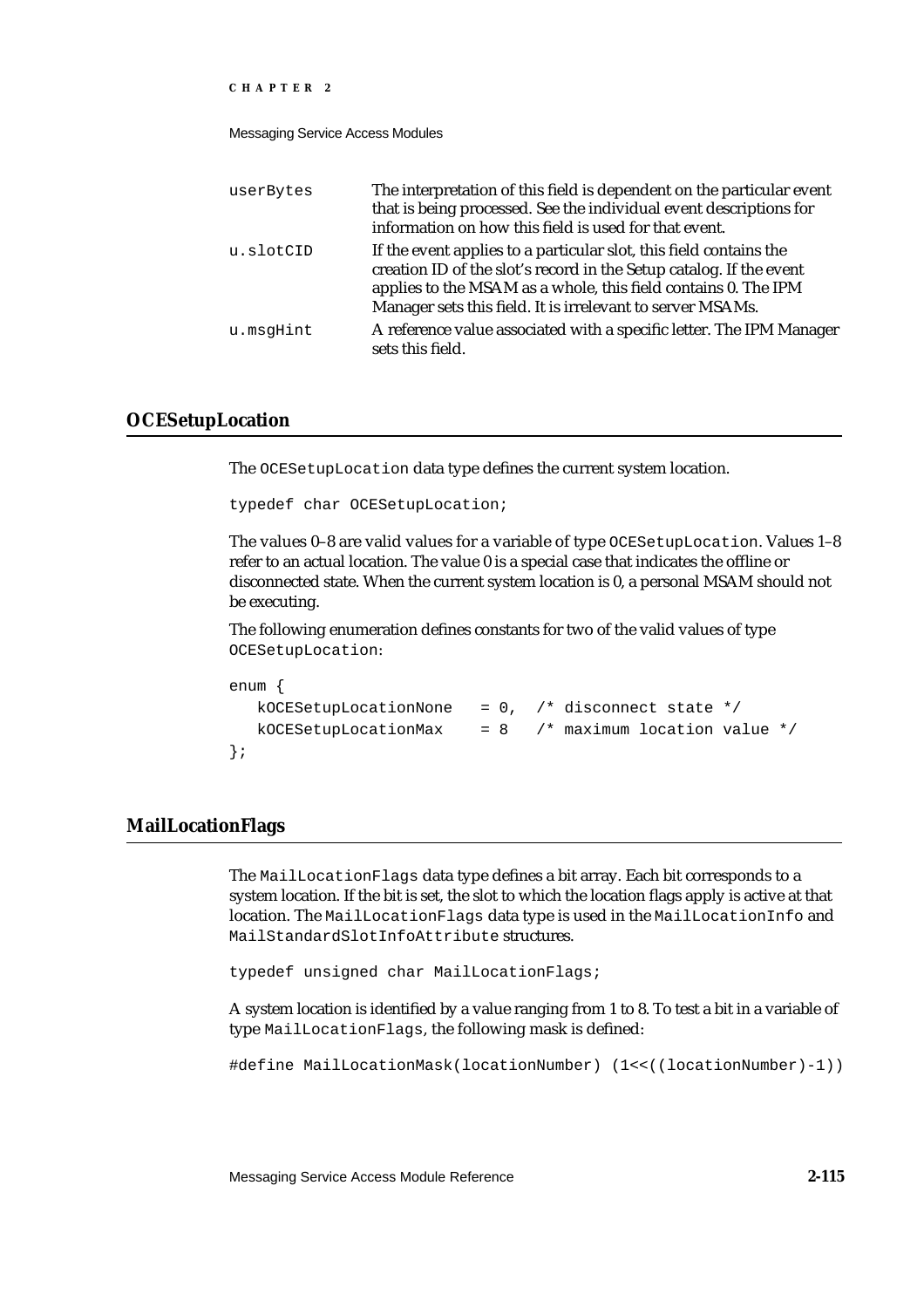| | |
|---|---|
| userBytes | The interpretation of this field is dependent on the particular event that is being processed. See the individual event descriptions for information on how this field is used for that event. |
| u.slotCID | If the event applies to a particular slot, this field contains the creation ID of the slot's record in the Setup catalog. If the event applies to the MSAM as a whole, this field contains 0. The IPM Manager sets this field. It is irrelevant to server MSAMs. |
| u.msgHint | A reference value associated with a specific letter. The IPM Manager sets this field. |

## OCESetupLocation

The `OCESetupLocation` data type defines the current system location.

```
typedef char OCESetupLocation;
```

The values 0–8 are valid values for a variable of type `OCESetupLocation`. Values 1–8 refer to an actual location. The value 0 is a special case that indicates the offline or disconnected state. When the current system location is 0, a personal MSAM should not be executing.

The following enumeration defines constants for two of the valid values of type `OCESetupLocation`:

```
enum {
   kOCESetupLocationNone   = 0,  /* disconnect state */
   kOCESetupLocationMax    = 8   /* maximum location value */
};
```

## MailLocationFlags

The `MailLocationFlags` data type defines a bit array. Each bit corresponds to a system location. If the bit is set, the slot to which the location flags apply is active at that location. The `MailLocationFlags` data type is used in the `MailLocationInfo` and `MailStandardSlotInfoAttribute` structures.

```
typedef unsigned char MailLocationFlags;
```

A system location is identified by a value ranging from 1 to 8. To test a bit in a variable of type `MailLocationFlags`, the following mask is defined:

```
#define MailLocationMask(locationNumber) (1<<((locationNumber)-1))
```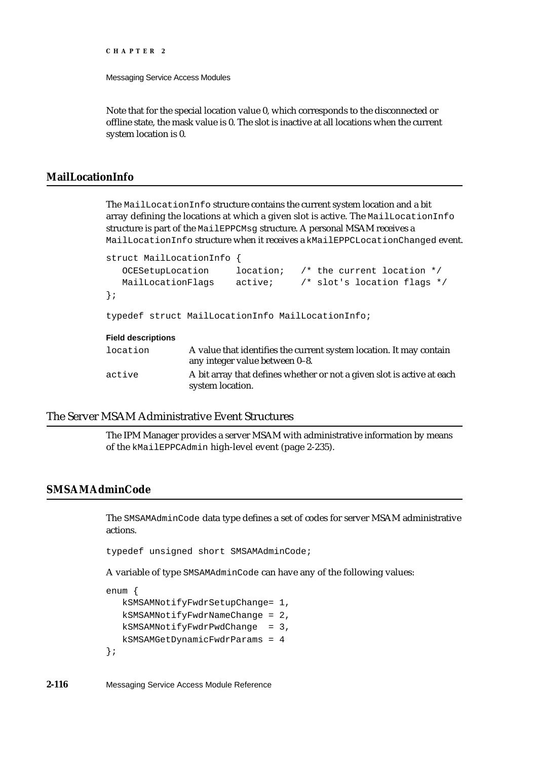Note that for the special location value 0, which corresponds to the disconnected or offline state, the mask value is 0. The slot is inactive at all locations when the current system location is 0.

### MailLocationInfo

The `MailLocationInfo` structure contains the current system location and a bit array defining the locations at which a given slot is active. The `MailLocationInfo` structure is part of the `MailEPPCMsg` structure. A personal MSAM receives a `MailLocationInfo` structure when it receives a `kMailEPPCLocationChanged` event.

```
struct MailLocationInfo {
   OCESetupLocation     location;   /* the current location */
   MailLocationFlags    active;     /* slot's location flags */
};

typedef struct MailLocationInfo MailLocationInfo;
```

**Field descriptions**

`location` A value that identifies the current system location. It may contain any integer value between 0–8.

`active` A bit array that defines whether or not a given slot is active at each system location.

## The Server MSAM Administrative Event Structures

The IPM Manager provides a server MSAM with administrative information by means of the `kMailEPPCAdmin` high-level event (page 2-235).

### SMSAMAdminCode

The `SMSAMAdminCode` data type defines a set of codes for server MSAM administrative actions.

```
typedef unsigned short SMSAMAdminCode;
```

A variable of type `SMSAMAdminCode` can have any of the following values:

```
enum {
   kSMSAMNotifyFwdrSetupChange= 1,
   kSMSAMNotifyFwdrNameChange = 2,
   kSMSAMNotifyFwdrPwdChange  = 3,
   kSMSAMGetDynamicFwdrParams = 4
};
```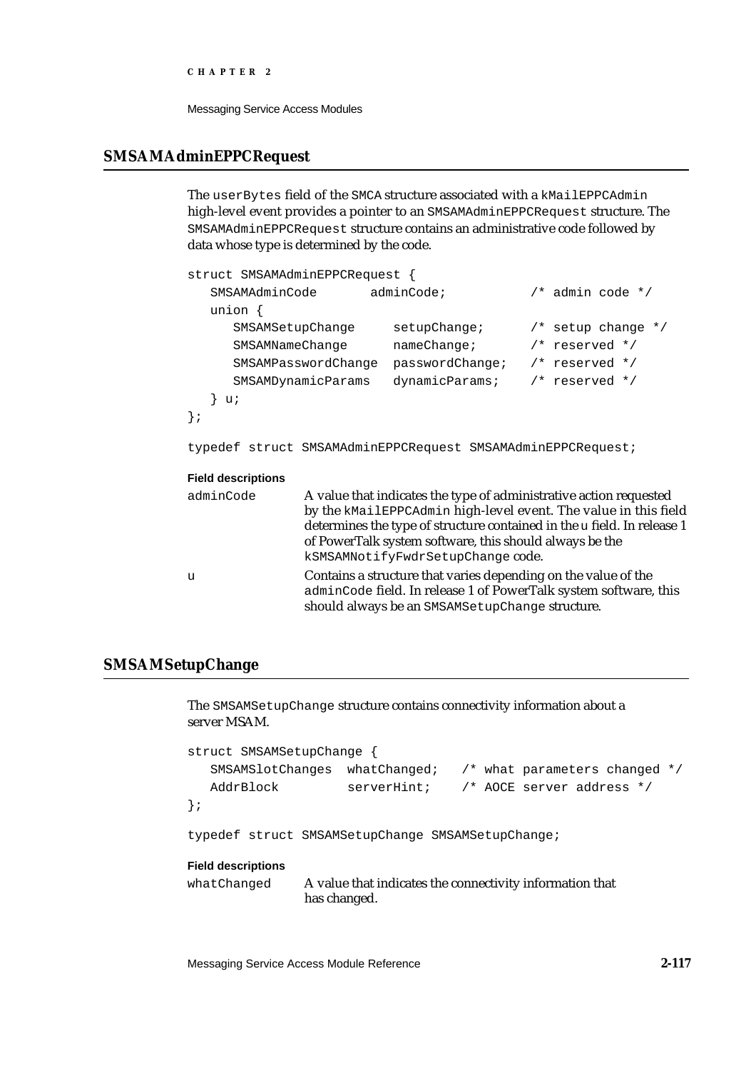## SMSAMAdminEPPCRequest

The `userBytes` field of the `SMCA` structure associated with a `kMailEPPCAdmin` high-level event provides a pointer to an `SMSAMAdminEPPCRequest` structure. The `SMSAMAdminEPPCRequest` structure contains an administrative code followed by data whose type is determined by the code.

```
struct SMSAMAdminEPPCRequest {
   SMSAMAdminCode       adminCode;          /* admin code */
   union {
      SMSAMSetupChange     setupChange;      /* setup change */
      SMSAMNameChange      nameChange;       /* reserved */
      SMSAMPasswordChange  passwordChange;   /* reserved */
      SMSAMDynamicParams   dynamicParams;    /* reserved */
   } u;
};

typedef struct SMSAMAdminEPPCRequest SMSAMAdminEPPCRequest;
```

**Field descriptions**

`adminCode` A value that indicates the type of administrative action requested by the `kMailEPPCAdmin` high-level event. The value in this field determines the type of structure contained in the `u` field. In release 1 of PowerTalk system software, this should always be the `kSMSAMNotifyFwdrSetupChange` code.

`u` Contains a structure that varies depending on the value of the `adminCode` field. In release 1 of PowerTalk system software, this should always be an `SMSAMSetupChange` structure.

## SMSAMSetupChange

The `SMSAMSetupChange` structure contains connectivity information about a server MSAM.

```
struct SMSAMSetupChange {
   SMSAMSlotChanges  whatChanged;   /* what parameters changed */
   AddrBlock         serverHint;    /* AOCE server address */
};

typedef struct SMSAMSetupChange SMSAMSetupChange;
```

**Field descriptions**

`whatChanged` A value that indicates the connectivity information that has changed.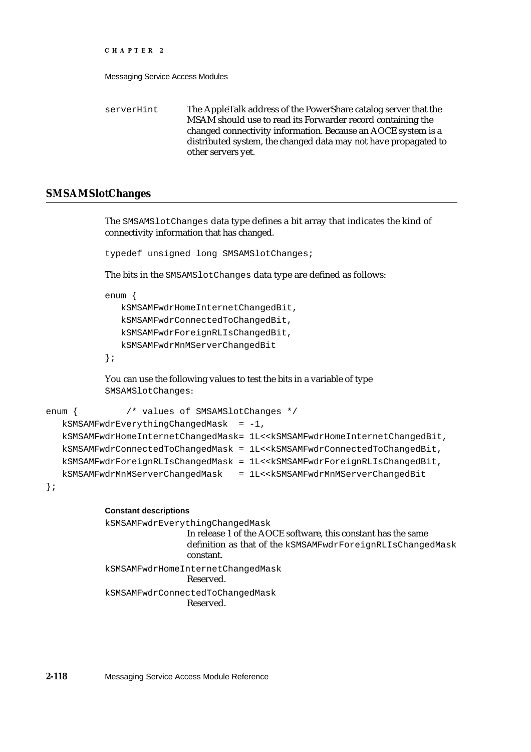serverHint The AppleTalk address of the PowerShare catalog server that the MSAM should use to read its Forwarder record containing the changed connectivity information. Because an AOCE system is a distributed system, the changed data may not have propagated to other servers yet.

## SMSAMSlotChanges

The `SMSAMSlotChanges` data type defines a bit array that indicates the kind of connectivity information that has changed.

```
typedef unsigned long SMSAMSlotChanges;
```

The bits in the `SMSAMSlotChanges` data type are defined as follows:

```
enum {
   kSMSAMFwdrHomeInternetChangedBit,
   kSMSAMFwdrConnectedToChangedBit,
   kSMSAMFwdrForeignRLIsChangedBit,
   kSMSAMFwdrMnMServerChangedBit
};
```

You can use the following values to test the bits in a variable of type `SMSAMSlotChanges`:

```
enum {         /* values of SMSAMSlotChanges */
   kSMSAMFwdrEverythingChangedMask  = -1,
   kSMSAMFwdrHomeInternetChangedMask= 1L<<kSMSAMFwdrHomeInternetChangedBit,
   kSMSAMFwdrConnectedToChangedMask = 1L<<kSMSAMFwdrConnectedToChangedBit,
   kSMSAMFwdrForeignRLIsChangedMask = 1L<<kSMSAMFwdrForeignRLIsChangedBit,
   kSMSAMFwdrMnMServerChangedMask   = 1L<<kSMSAMFwdrMnMServerChangedBit
};
```

**Constant descriptions**

kSMSAMFwdrEverythingChangedMask
In release 1 of the AOCE software, this constant has the same definition as that of the `kSMSAMFwdrForeignRLIsChangedMask` constant.

kSMSAMFwdrHomeInternetChangedMask
Reserved.

kSMSAMFwdrConnectedToChangedMask
Reserved.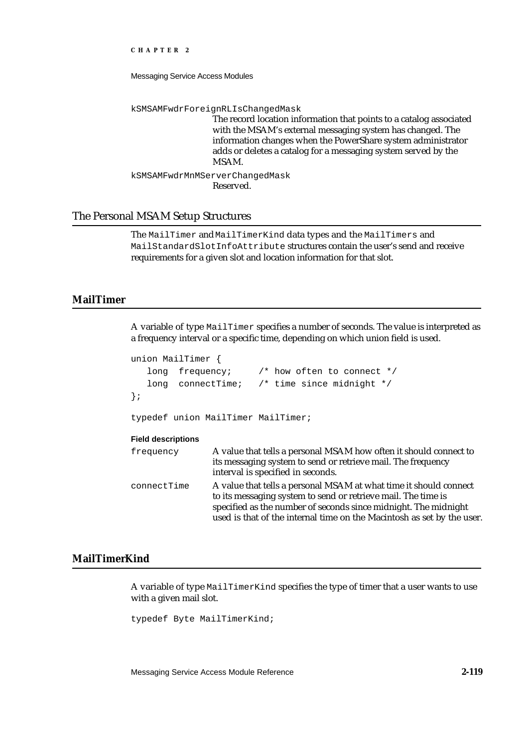`kSMSAMFwdrForeignRLIsChangedMask`
: The record location information that points to a catalog associated with the MSAM's external messaging system has changed. The information changes when the PowerShare system administrator adds or deletes a catalog for a messaging system served by the MSAM.

`kSMSAMFwdrMnMServerChangedMask`
: Reserved.

## The Personal MSAM Setup Structures

The `MailTimer` and `MailTimerKind` data types and the `MailTimers` and `MailStandardSlotInfoAttribute` structures contain the user's send and receive requirements for a given slot and location information for that slot.

### MailTimer

A variable of type `MailTimer` specifies a number of seconds. The value is interpreted as a frequency interval or a specific time, depending on which union field is used.

```
union MailTimer {
   long  frequency;     /* how often to connect */
   long  connectTime;   /* time since midnight */
};

typedef union MailTimer MailTimer;
```

**Field descriptions**

`frequency`
: A value that tells a personal MSAM how often it should connect to its messaging system to send or retrieve mail. The frequency interval is specified in seconds.

`connectTime`
: A value that tells a personal MSAM at what time it should connect to its messaging system to send or retrieve mail. The time is specified as the number of seconds since midnight. The midnight used is that of the internal time on the Macintosh as set by the user.

### MailTimerKind

A variable of type `MailTimerKind` specifies the type of timer that a user wants to use with a given mail slot.

```
typedef Byte MailTimerKind;
```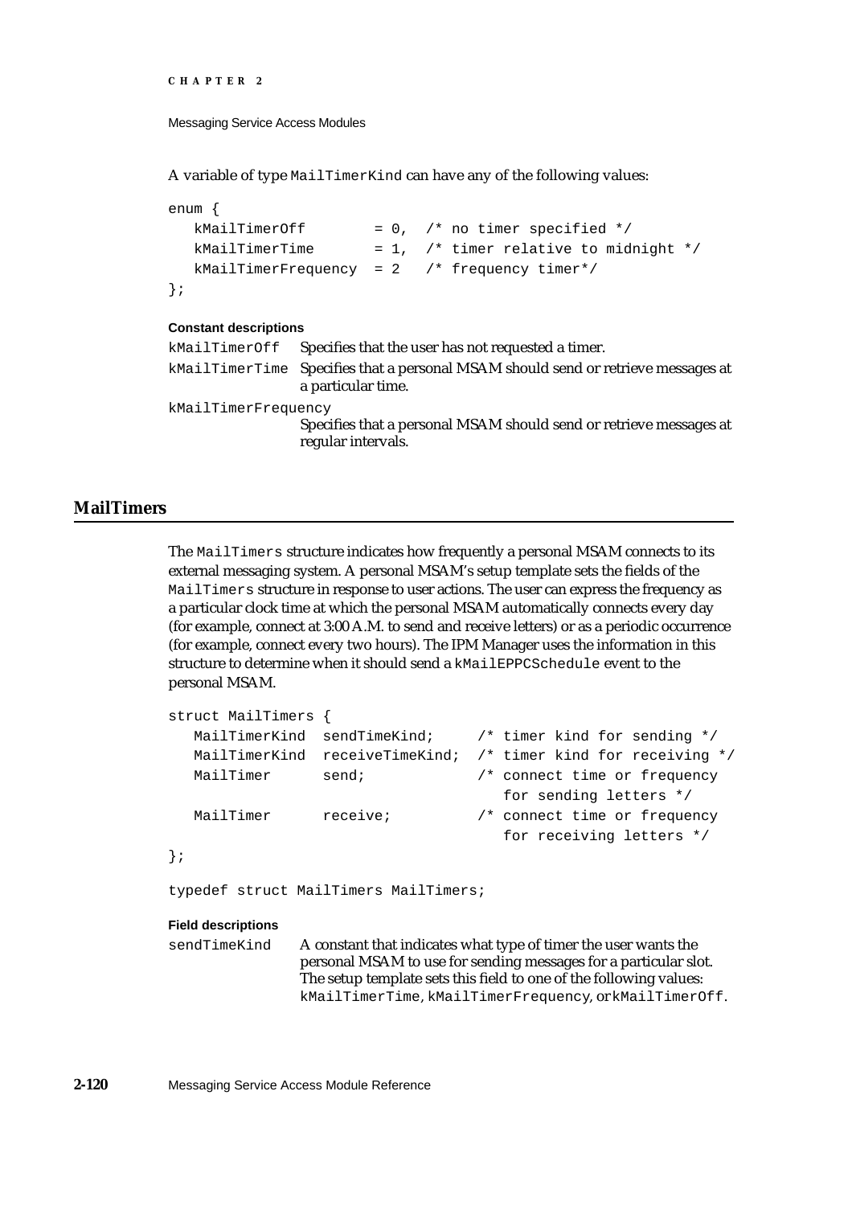A variable of type `MailTimerKind` can have any of the following values:

```
enum {
   kMailTimerOff        = 0,  /* no timer specified */
   kMailTimerTime       = 1,  /* timer relative to midnight */
   kMailTimerFrequency  = 2   /* frequency timer*/
};
```

**Constant descriptions**

`kMailTimerOff` Specifies that the user has not requested a timer.

`kMailTimerTime` Specifies that a personal MSAM should send or retrieve messages at a particular time.

`kMailTimerFrequency`
Specifies that a personal MSAM should send or retrieve messages at regular intervals.

## MailTimers

The `MailTimers` structure indicates how frequently a personal MSAM connects to its external messaging system. A personal MSAM's setup template sets the fields of the `MailTimers` structure in response to user actions. The user can express the frequency as a particular clock time at which the personal MSAM automatically connects every day (for example, connect at 3:00 A.M. to send and receive letters) or as a periodic occurrence (for example, connect every two hours). The IPM Manager uses the information in this structure to determine when it should send a `kMailEPPCSchedule` event to the personal MSAM.

```
struct MailTimers {
   MailTimerKind  sendTimeKind;     /* timer kind for sending */
   MailTimerKind  receiveTimeKind;  /* timer kind for receiving */
   MailTimer      send;             /* connect time or frequency 
                                       for sending letters */
   MailTimer      receive;          /* connect time or frequency 
                                       for receiving letters */
};

typedef struct MailTimers MailTimers;
```

**Field descriptions**

`sendTimeKind` A constant that indicates what type of timer the user wants the personal MSAM to use for sending messages for a particular slot. The setup template sets this field to one of the following values: `kMailTimerTime`, `kMailTimerFrequency`, or`kMailTimerOff`.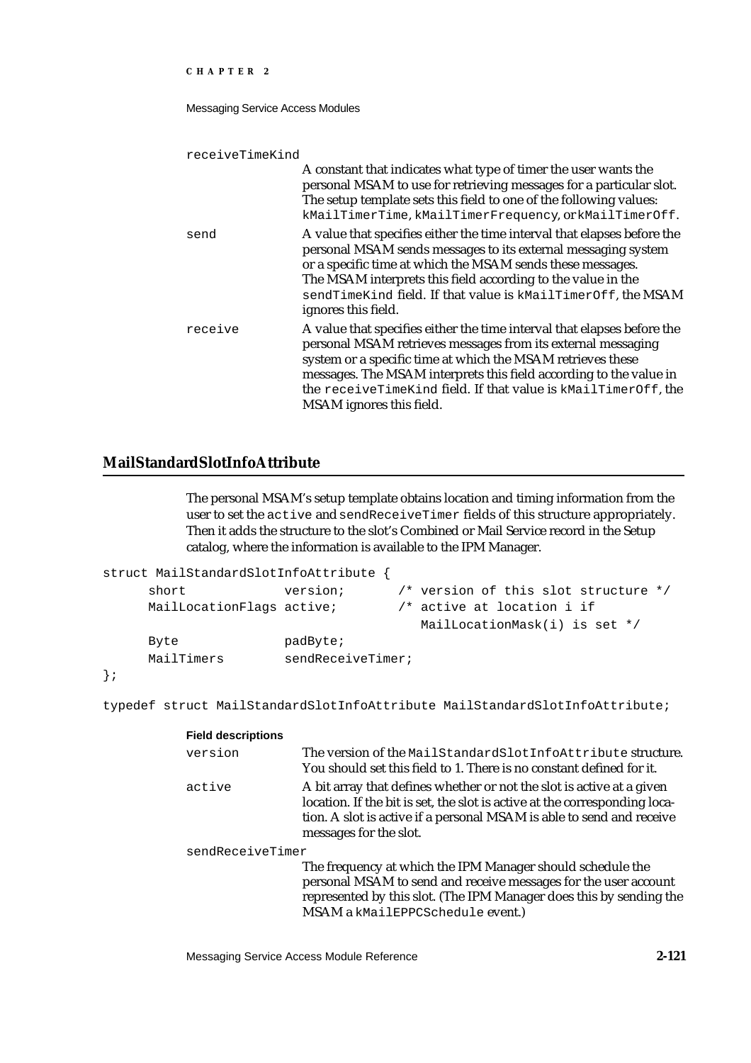receiveTimeKind

A constant that indicates what type of timer the user wants the personal MSAM to use for retrieving messages for a particular slot. The setup template sets this field to one of the following values: `kMailTimerTime`, `kMailTimerFrequency`, or `kMailTimerOff`.

send

A value that specifies either the time interval that elapses before the personal MSAM sends messages to its external messaging system or a specific time at which the MSAM sends these messages. The MSAM interprets this field according to the value in the `sendTimeKind` field. If that value is `kMailTimerOff`, the MSAM ignores this field.

receive

A value that specifies either the time interval that elapses before the personal MSAM retrieves messages from its external messaging system or a specific time at which the MSAM retrieves these messages. The MSAM interprets this field according to the value in the `receiveTimeKind` field. If that value is `kMailTimerOff`, the MSAM ignores this field.

## MailStandardSlotInfoAttribute

The personal MSAM's setup template obtains location and timing information from the user to set the `active` and `sendReceiveTimer` fields of this structure appropriately. Then it adds the structure to the slot's Combined or Mail Service record in the Setup catalog, where the information is available to the IPM Manager.

```
struct MailStandardSlotInfoAttribute {
     short             version;       /* version of this slot structure */
     MailLocationFlags active;        /* active at location i if
                                         MailLocationMask(i) is set */
     Byte              padByte;
     MailTimers        sendReceiveTimer;
};

typedef struct MailStandardSlotInfoAttribute MailStandardSlotInfoAttribute;
```

**Field descriptions**

version

The version of the `MailStandardSlotInfoAttribute` structure. You should set this field to 1. There is no constant defined for it.

active

A bit array that defines whether or not the slot is active at a given location. If the bit is set, the slot is active at the corresponding location. A slot is active if a personal MSAM is able to send and receive messages for the slot.

sendReceiveTimer

The frequency at which the IPM Manager should schedule the personal MSAM to send and receive messages for the user account represented by this slot. (The IPM Manager does this by sending the MSAM a `kMailEPPCSchedule` event.)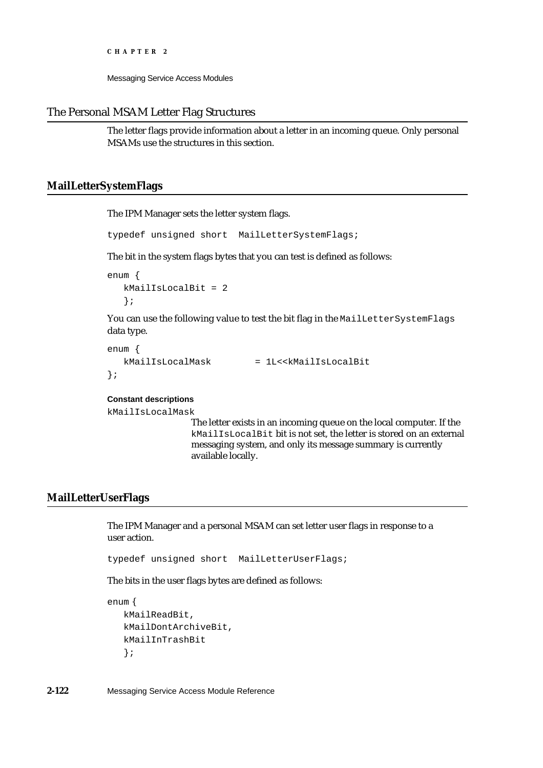## The Personal MSAM Letter Flag Structures

The letter flags provide information about a letter in an incoming queue. Only personal MSAMs use the structures in this section.

### MailLetterSystemFlags

The IPM Manager sets the letter system flags.

```
typedef unsigned short  MailLetterSystemFlags;
```

The bit in the system flags bytes that you can test is defined as follows:

```
enum {
   kMailIsLocalBit = 2
   };
```

You can use the following value to test the bit flag in the `MailLetterSystemFlags` data type.

```
enum {
   kMailIsLocalMask        = 1L<<kMailIsLocalBit
};
```

**Constant descriptions**

`kMailIsLocalMask`
: The letter exists in an incoming queue on the local computer. If the `kMailIsLocalBit` bit is not set, the letter is stored on an external messaging system, and only its message summary is currently available locally.

### MailLetterUserFlags

The IPM Manager and a personal MSAM can set letter user flags in response to a user action.

```
typedef unsigned short  MailLetterUserFlags;
```

The bits in the user flags bytes are defined as follows:

```
enum {
   kMailReadBit,
   kMailDontArchiveBit,
   kMailInTrashBit
   };
```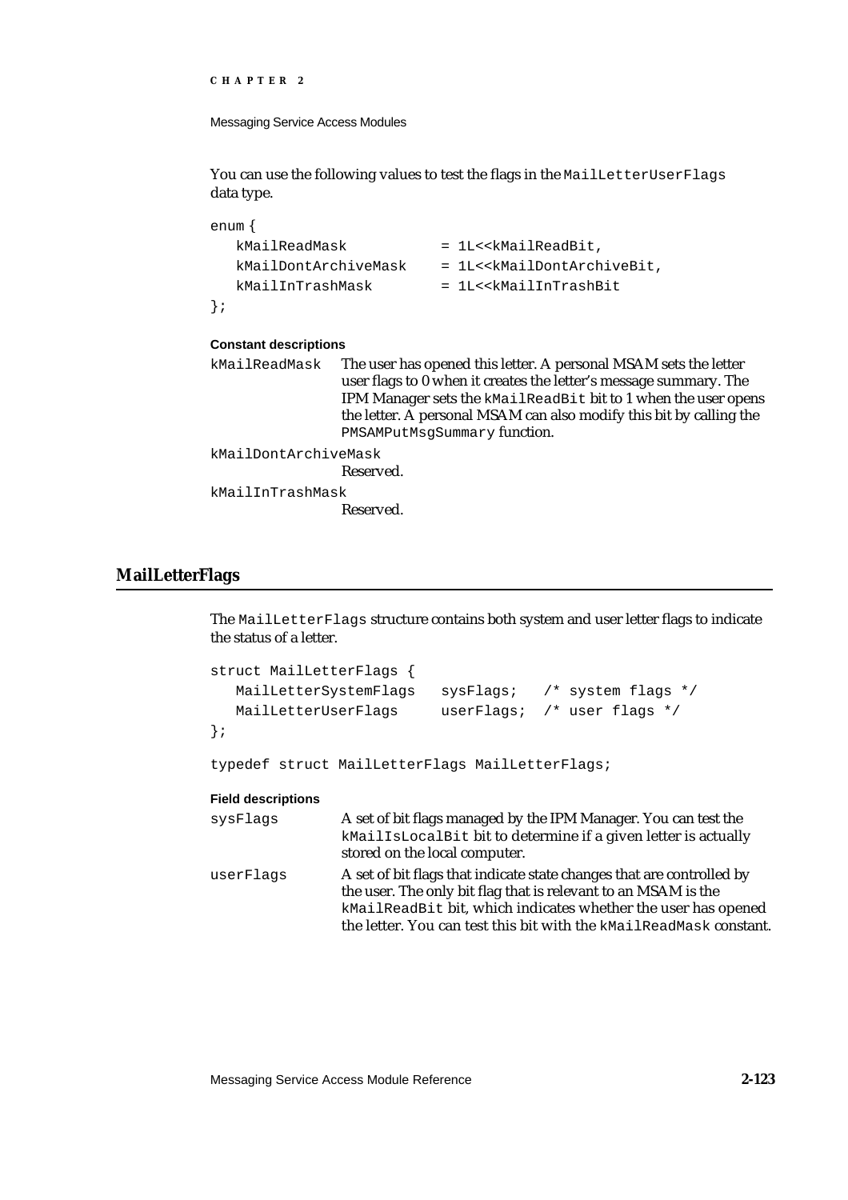You can use the following values to test the flags in the `MailLetterUserFlags` data type.

```
enum {
   kMailReadMask          = 1L<<kMailReadBit,
   kMailDontArchiveMask   = 1L<<kMailDontArchiveBit,
   kMailInTrashMask       = 1L<<kMailInTrashBit
};
```

**Constant descriptions**

`kMailReadMask`
: The user has opened this letter. A personal MSAM sets the letter user flags to 0 when it creates the letter's message summary. The IPM Manager sets the `kMailReadBit` bit to 1 when the user opens the letter. A personal MSAM can also modify this bit by calling the `PMSAMPutMsgSummary` function.

`kMailDontArchiveMask`
: Reserved.

`kMailInTrashMask`
: Reserved.

## MailLetterFlags

The `MailLetterFlags` structure contains both system and user letter flags to indicate the status of a letter.

```
struct MailLetterFlags {
   MailLetterSystemFlags   sysFlags;   /* system flags */
   MailLetterUserFlags     userFlags;  /* user flags */
};

typedef struct MailLetterFlags MailLetterFlags;
```

**Field descriptions**

`sysFlags`
: A set of bit flags managed by the IPM Manager. You can test the `kMailIsLocalBit` bit to determine if a given letter is actually stored on the local computer.

`userFlags`
: A set of bit flags that indicate state changes that are controlled by the user. The only bit flag that is relevant to an MSAM is the `kMailReadBit` bit, which indicates whether the user has opened the letter. You can test this bit with the `kMailReadMask` constant.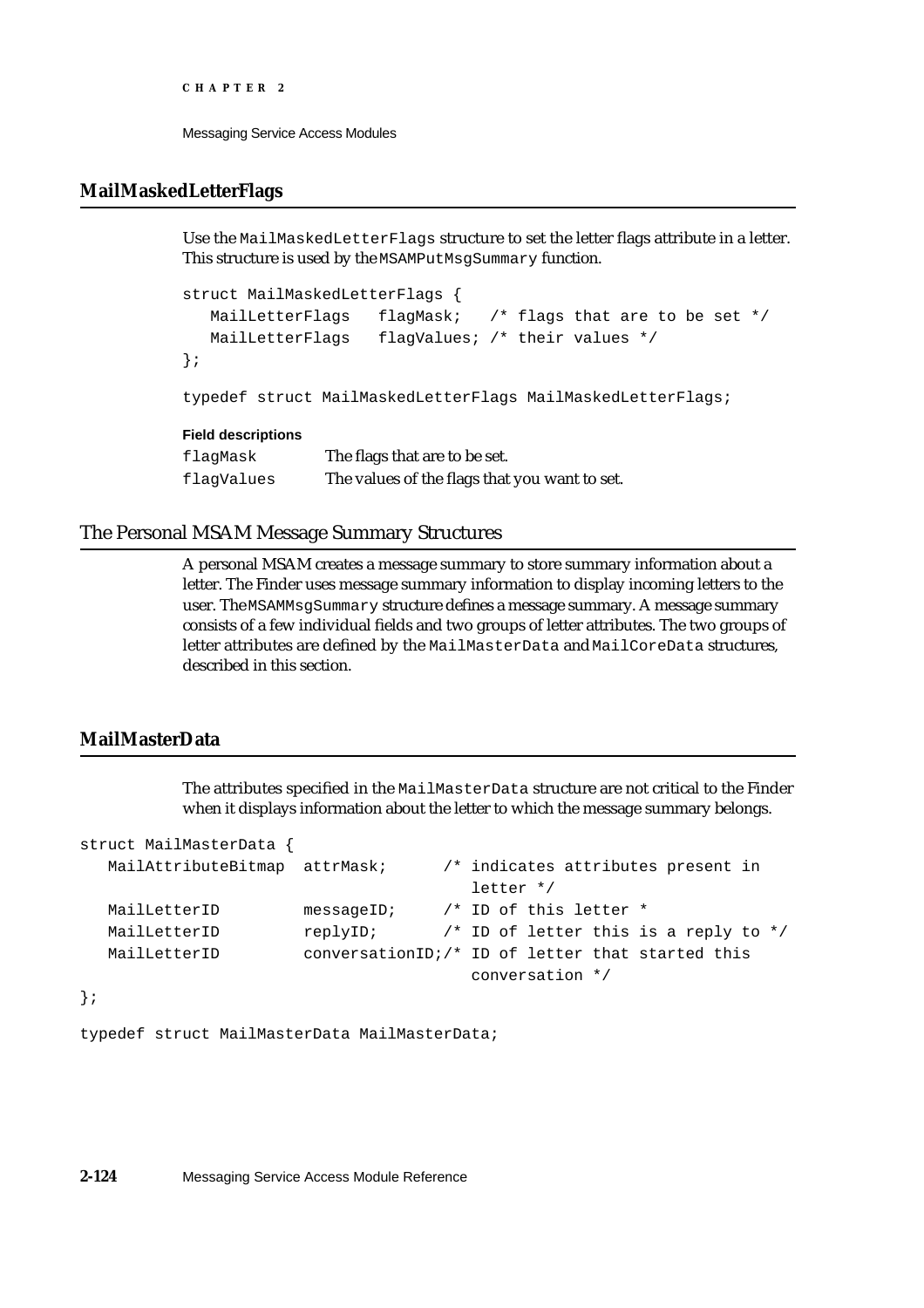## MailMaskedLetterFlags

Use the `MailMaskedLetterFlags` structure to set the letter flags attribute in a letter. This structure is used by the `MSAMPutMsgSummary` function.

```
struct MailMaskedLetterFlags {
   MailLetterFlags   flagMask;   /* flags that are to be set */
   MailLetterFlags   flagValues; /* their values */
};

typedef struct MailMaskedLetterFlags MailMaskedLetterFlags;
```

**Field descriptions**

| | |
|---|---|
| `flagMask` | The flags that are to be set. |
| `flagValues` | The values of the flags that you want to set. |

## The Personal MSAM Message Summary Structures

A personal MSAM creates a message summary to store summary information about a letter. The Finder uses message summary information to display incoming letters to the user. The `MSAMMsgSummary` structure defines a message summary. A message summary consists of a few individual fields and two groups of letter attributes. The two groups of letter attributes are defined by the `MailMasterData` and `MailCoreData` structures, described in this section.

## MailMasterData

The attributes specified in the `MailMasterData` structure are not critical to the Finder when it displays information about the letter to which the message summary belongs.

```
struct MailMasterData {
   MailAttributeBitmap  attrMask;      /* indicates attributes present in
                                          letter */
   MailLetterID         messageID;     /* ID of this letter *
   MailLetterID         replyID;       /* ID of letter this is a reply to */
   MailLetterID         conversationID;/* ID of letter that started this
                                          conversation */
};

typedef struct MailMasterData MailMasterData;
```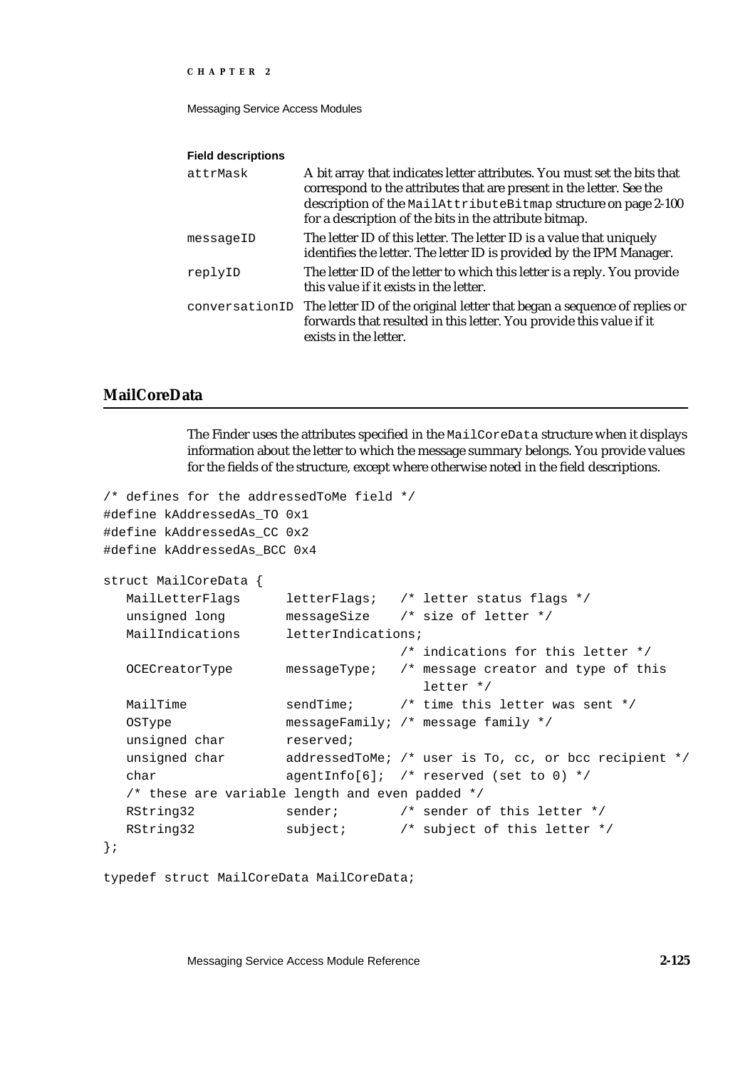**Field descriptions**

| | |
|---|---|
| attrMask | A bit array that indicates letter attributes. You must set the bits that correspond to the attributes that are present in the letter. See the description of the MailAttributeBitmap structure on page 2-100 for a description of the bits in the attribute bitmap. |
| messageID | The letter ID of this letter. The letter ID is a value that uniquely identifies the letter. The letter ID is provided by the IPM Manager. |
| replyID | The letter ID of the letter to which this letter is a reply. You provide this value if it exists in the letter. |
| conversationID | The letter ID of the original letter that began a sequence of replies or forwards that resulted in this letter. You provide this value if it exists in the letter. |

## MailCoreData

The Finder uses the attributes specified in the MailCoreData structure when it displays information about the letter to which the message summary belongs. You provide values for the fields of the structure, except where otherwise noted in the field descriptions.

```
/* defines for the addressedToMe field */
#define kAddressedAs_TO 0x1
#define kAddressedAs_CC 0x2
#define kAddressedAs_BCC 0x4

struct MailCoreData {
   MailLetterFlags      letterFlags;   /* letter status flags */
   unsigned long        messageSize    /* size of letter */
   MailIndications      letterIndications;
                                       /* indications for this letter */
   OCECreatorType       messageType;   /* message creator and type of this
                                          letter */
   MailTime             sendTime;      /* time this letter was sent */
   OSType               messageFamily; /* message family */
   unsigned char        reserved;
   unsigned char        addressedToMe; /* user is To, cc, or bcc recipient */
   char                 agentInfo[6];  /* reserved (set to 0) */
   /* these are variable length and even padded */
   RString32            sender;        /* sender of this letter */
   RString32            subject;       /* subject of this letter */
};

typedef struct MailCoreData MailCoreData;
```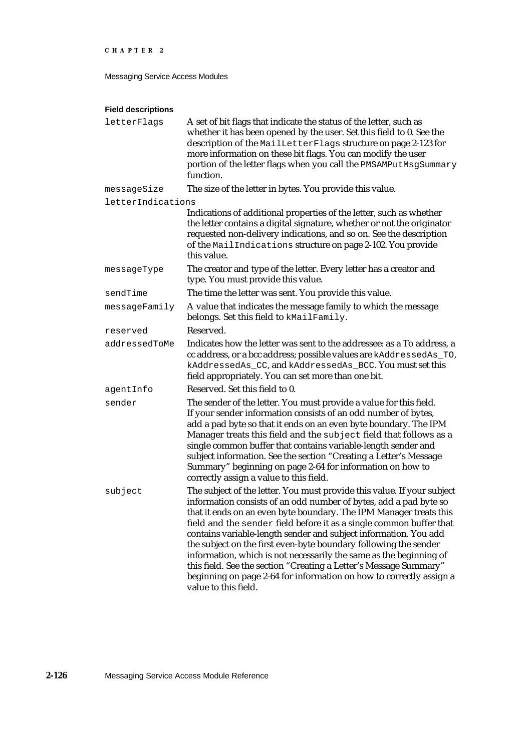**Field descriptions**

`letterFlags`
: A set of bit flags that indicate the status of the letter, such as whether it has been opened by the user. Set this field to 0. See the description of the `MailLetterFlags` structure on page 2-123 for more information on these bit flags. You can modify the user portion of the letter flags when you call the `PMSAMPutMsgSummary` function.

`messageSize`
: The size of the letter in bytes. You provide this value.

`letterIndications`
: Indications of additional properties of the letter, such as whether the letter contains a digital signature, whether or not the originator requested non-delivery indications, and so on. See the description of the `MailIndications` structure on page 2-102. You provide this value.

`messageType`
: The creator and type of the letter. Every letter has a creator and type. You must provide this value.

`sendTime`
: The time the letter was sent. You provide this value.

`messageFamily`
: A value that indicates the message family to which the message belongs. Set this field to `kMailFamily`.

`reserved`
: Reserved.

`addressedToMe`
: Indicates how the letter was sent to the addressee: as a To address, a cc address, or a bcc address; possible values are `kAddressedAs_TO`, `kAddressedAs_CC`, and `kAddressedAs_BCC`. You must set this field appropriately. You can set more than one bit.

`agentInfo`
: Reserved. Set this field to 0.

`sender`
: The sender of the letter. You must provide a value for this field. If your sender information consists of an odd number of bytes, add a pad byte so that it ends on an even byte boundary. The IPM Manager treats this field and the `subject` field that follows as a single common buffer that contains variable-length sender and subject information. See the section "Creating a Letter's Message Summary" beginning on page 2-64 for information on how to correctly assign a value to this field.

`subject`
: The subject of the letter. You must provide this value. If your subject information consists of an odd number of bytes, add a pad byte so that it ends on an even byte boundary. The IPM Manager treats this field and the `sender` field before it as a single common buffer that contains variable-length sender and subject information. You add the subject on the first even-byte boundary following the sender information, which is not necessarily the same as the beginning of this field. See the section "Creating a Letter's Message Summary" beginning on page 2-64 for information on how to correctly assign a value to this field.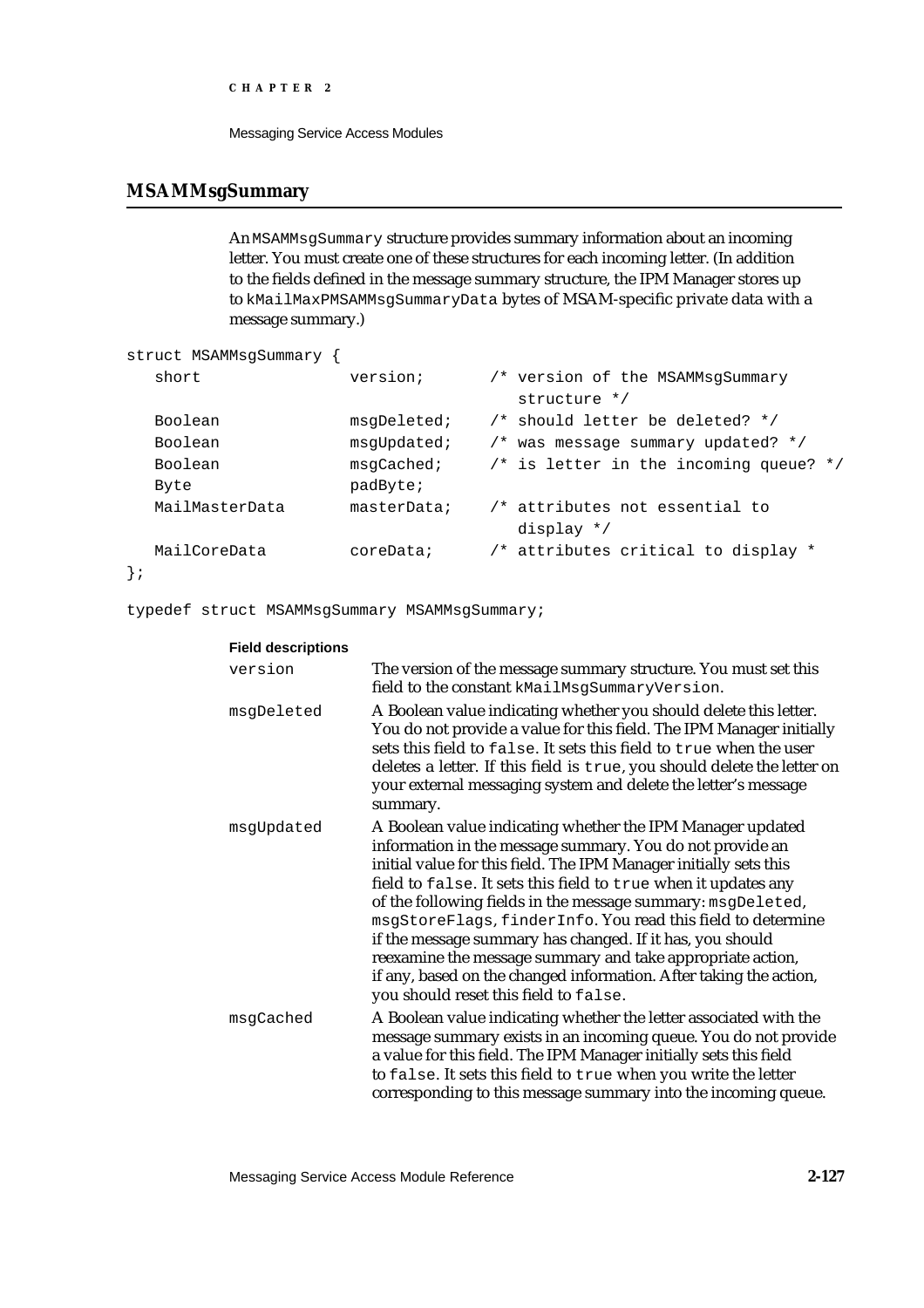## MSAMMsgSummary

An `MSAMMsgSummary` structure provides summary information about an incoming letter. You must create one of these structures for each incoming letter. (In addition to the fields defined in the message summary structure, the IPM Manager stores up to `kMailMaxPMSAMMsgSummaryData` bytes of MSAM-specific private data with a message summary.)

```
struct MSAMMsgSummary {
   short             version;       /* version of the MSAMMsgSummary
                                       structure */
   Boolean           msgDeleted;    /* should letter be deleted? */
   Boolean           msgUpdated;    /* was message summary updated? */
   Boolean           msgCached;     /* is letter in the incoming queue? */
   Byte              padByte;
   MailMasterData    masterData;    /* attributes not essential to
                                       display */
   MailCoreData      coreData;      /* attributes critical to display *
};

typedef struct MSAMMsgSummary MSAMMsgSummary;
```

**Field descriptions**

`version` The version of the message summary structure. You must set this field to the constant `kMailMsgSummaryVersion`.

`msgDeleted` A Boolean value indicating whether you should delete this letter. You do not provide a value for this field. The IPM Manager initially sets this field to `false`. It sets this field to `true` when the user deletes a letter. If this field is `true`, you should delete the letter on your external messaging system and delete the letter's message summary.

`msgUpdated` A Boolean value indicating whether the IPM Manager updated information in the message summary. You do not provide an initial value for this field. The IPM Manager initially sets this field to `false`. It sets this field to `true` when it updates any of the following fields in the message summary: `msgDeleted`, `msgStoreFlags`, `finderInfo`. You read this field to determine if the message summary has changed. If it has, you should reexamine the message summary and take appropriate action, if any, based on the changed information. After taking the action, you should reset this field to `false`.

`msgCached` A Boolean value indicating whether the letter associated with the message summary exists in an incoming queue. You do not provide a value for this field. The IPM Manager initially sets this field to `false`. It sets this field to `true` when you write the letter corresponding to this message summary into the incoming queue.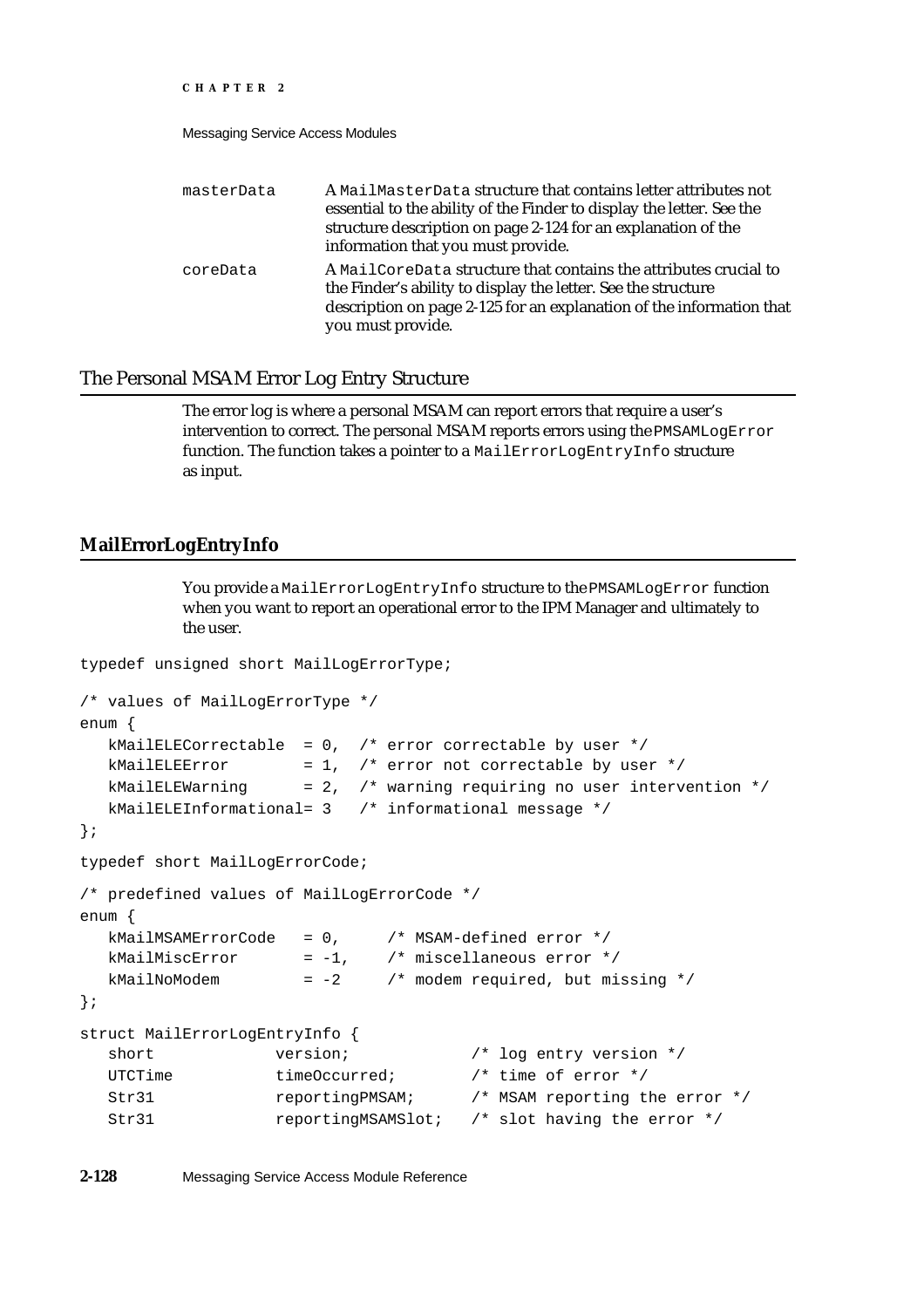| | |
|---|---|
| `masterData` | A `MailMasterData` structure that contains letter attributes not essential to the ability of the Finder to display the letter. See the structure description on page 2-124 for an explanation of the information that you must provide. |
| `coreData` | A `MailCoreData` structure that contains the attributes crucial to the Finder's ability to display the letter. See the structure description on page 2-125 for an explanation of the information that you must provide. |

## The Personal MSAM Error Log Entry Structure

The error log is where a personal MSAM can report errors that require a user's intervention to correct. The personal MSAM reports errors using the `PMSAMLogError` function. The function takes a pointer to a `MailErrorLogEntryInfo` structure as input.

### MailErrorLogEntryInfo

You provide a `MailErrorLogEntryInfo` structure to the `PMSAMLogError` function when you want to report an operational error to the IPM Manager and ultimately to the user.

```
typedef unsigned short MailLogErrorType;

/* values of MailLogErrorType */
enum {
   kMailELECorrectable  = 0,  /* error correctable by user */
   kMailELEError        = 1,  /* error not correctable by user */
   kMailELEWarning      = 2,  /* warning requiring no user intervention */
   kMailELEInformational= 3   /* informational message */
};

typedef short MailLogErrorCode;

/* predefined values of MailLogErrorCode */
enum {
   kMailMSAMErrorCode   = 0,     /* MSAM-defined error */
   kMailMiscError       = -1,    /* miscellaneous error */
   kMailNoModem         = -2     /* modem required, but missing */
};

struct MailErrorLogEntryInfo {
   short            version;            /* log entry version */
   UTCTime          timeOccurred;       /* time of error */
   Str31            reportingPMSAM;     /* MSAM reporting the error */
   Str31            reportingMSAMSlot;  /* slot having the error */
```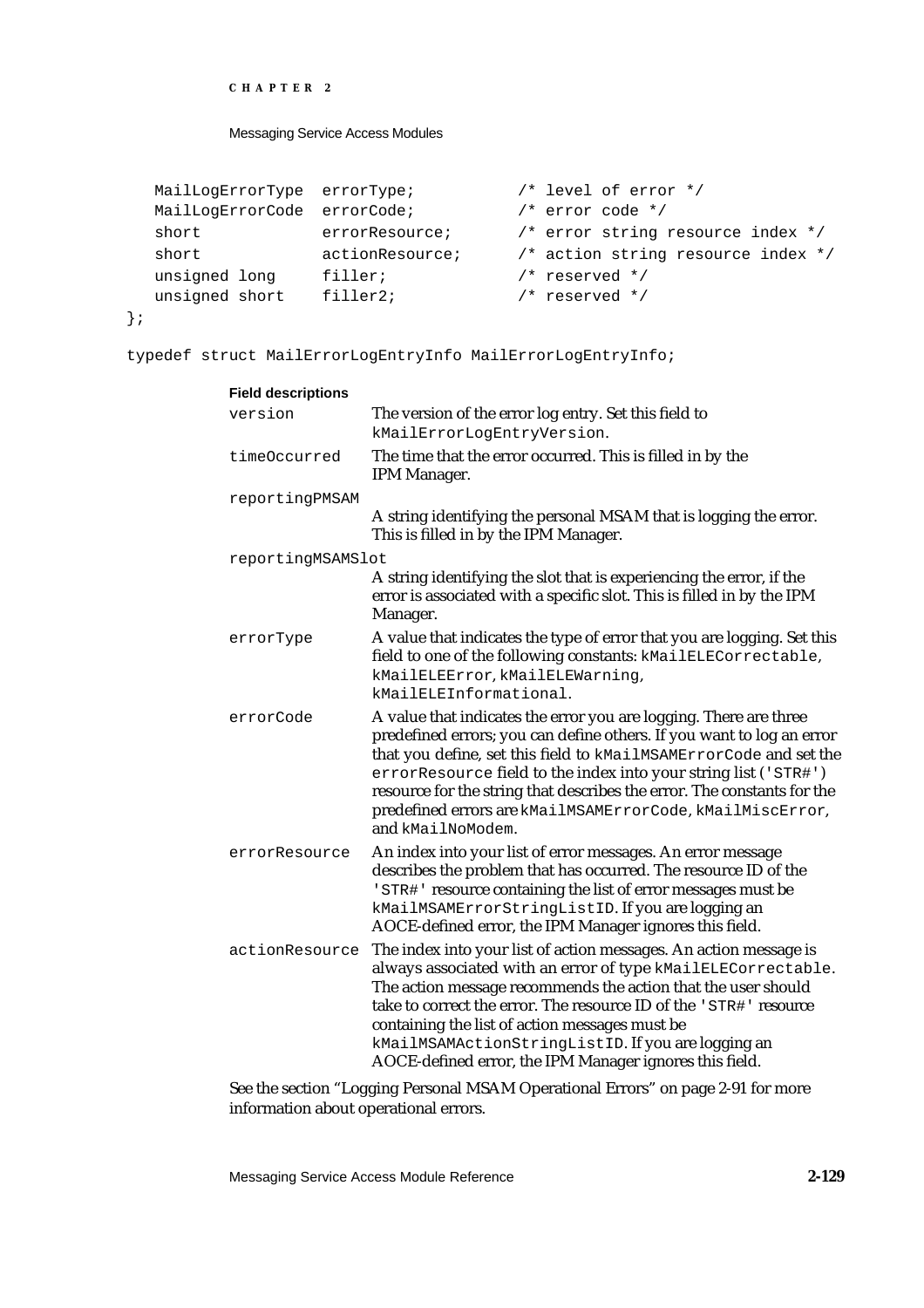```
   MailLogErrorType  errorType;           /* level of error */
   MailLogErrorCode  errorCode;           /* error code */
   short             errorResource;       /* error string resource index */
   short             actionResource;      /* action string resource index */
   unsigned long     filler;              /* reserved */
   unsigned short    filler2;             /* reserved */
};

typedef struct MailErrorLogEntryInfo MailErrorLogEntryInfo;
```

**Field descriptions**

`version`
: The version of the error log entry. Set this field to `kMailErrorLogEntryVersion`.

`timeOccurred`
: The time that the error occurred. This is filled in by the IPM Manager.

`reportingPMSAM`
: A string identifying the personal MSAM that is logging the error. This is filled in by the IPM Manager.

`reportingMSAMSlot`
: A string identifying the slot that is experiencing the error, if the error is associated with a specific slot. This is filled in by the IPM Manager.

`errorType`
: A value that indicates the type of error that you are logging. Set this field to one of the following constants: `kMailELECorrectable`, `kMailELEError`, `kMailELEWarning`, `kMailELEInformational`.

`errorCode`
: A value that indicates the error you are logging. There are three predefined errors; you can define others. If you want to log an error that you define, set this field to `kMailMSAMErrorCode` and set the `errorResource` field to the index into your string list (`'STR#'`) resource for the string that describes the error. The constants for the predefined errors are `kMailMSAMErrorCode`, `kMailMiscError`, and `kMailNoModem`.

`errorResource`
: An index into your list of error messages. An error message describes the problem that has occurred. The resource ID of the `'STR#'` resource containing the list of error messages must be `kMailMSAMErrorStringListID`. If you are logging an AOCE-defined error, the IPM Manager ignores this field.

`actionResource`
: The index into your list of action messages. An action message is always associated with an error of type `kMailELECorrectable`. The action message recommends the action that the user should take to correct the error. The resource ID of the `'STR#'` resource containing the list of action messages must be `kMailMSAMActionStringListID`. If you are logging an AOCE-defined error, the IPM Manager ignores this field.

See the section "Logging Personal MSAM Operational Errors" on page 2-91 for more information about operational errors.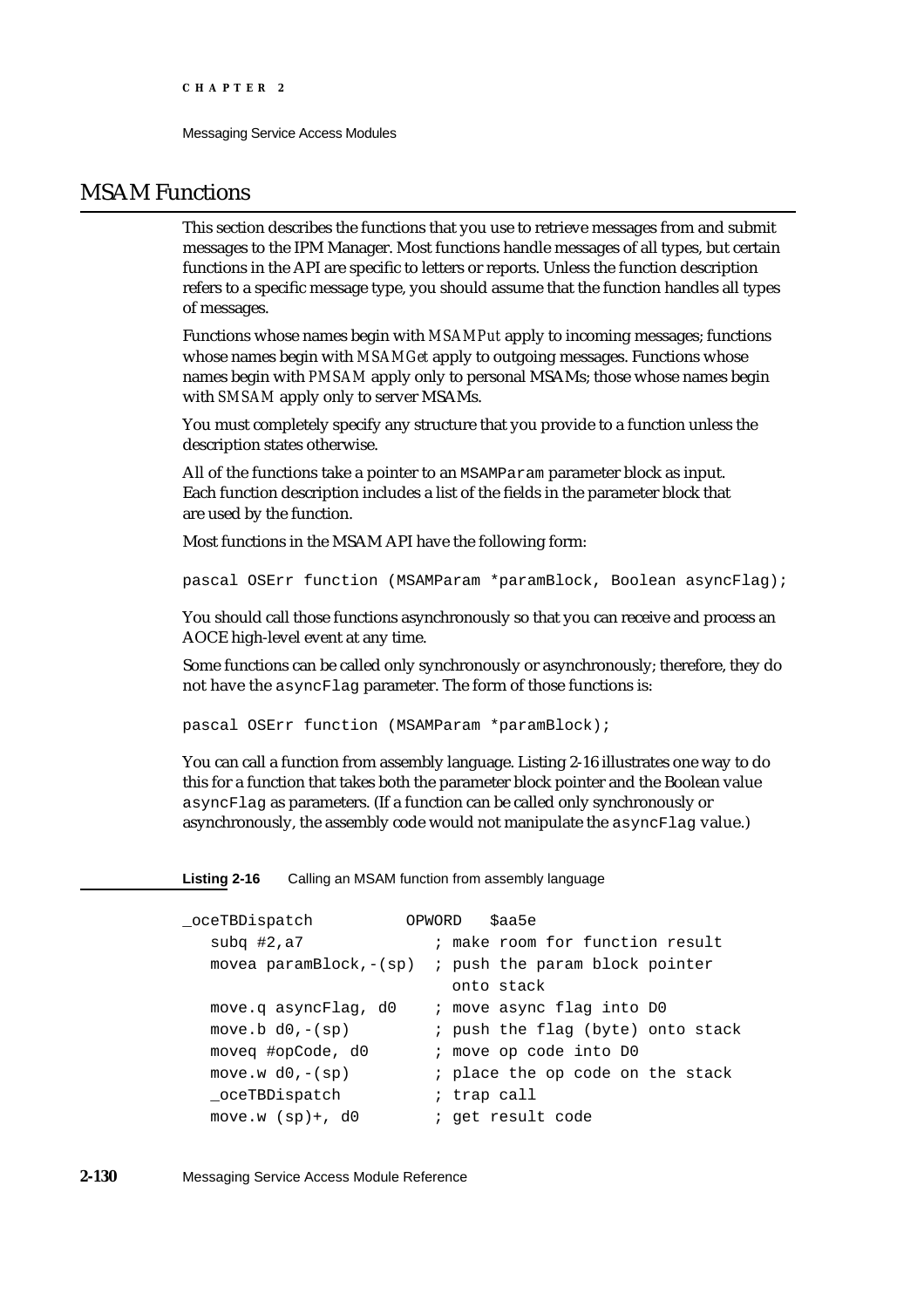# MSAM Functions

This section describes the functions that you use to retrieve messages from and submit messages to the IPM Manager. Most functions handle messages of all types, but certain functions in the API are specific to letters or reports. Unless the function description refers to a specific message type, you should assume that the function handles all types of messages.

Functions whose names begin with *MSAMPut* apply to incoming messages; functions whose names begin with *MSAMGet* apply to outgoing messages. Functions whose names begin with *PMSAM* apply only to personal MSAMs; those whose names begin with *SMSAM* apply only to server MSAMs.

You must completely specify any structure that you provide to a function unless the description states otherwise.

All of the functions take a pointer to an `MSAMParam` parameter block as input. Each function description includes a list of the fields in the parameter block that are used by the function.

Most functions in the MSAM API have the following form:

```
pascal OSErr function (MSAMParam *paramBlock, Boolean asyncFlag);
```

You should call those functions asynchronously so that you can receive and process an AOCE high-level event at any time.

Some functions can be called only synchronously or asynchronously; therefore, they do not have the `asyncFlag` parameter. The form of those functions is:

```
pascal OSErr function (MSAMParam *paramBlock);
```

You can call a function from assembly language. Listing 2-16 illustrates one way to do this for a function that takes both the parameter block pointer and the Boolean value `asyncFlag` as parameters. (If a function can be called only synchronously or asynchronously, the assembly code would not manipulate the `asyncFlag` value.)

**Listing 2-16** Calling an MSAM function from assembly language

```
_oceTBDispatch          OPWORD   $aa5e
   subq #2,a7              ; make room for function result
   movea paramBlock,-(sp)  ; push the param block pointer
                             onto stack
   move.q asyncFlag, d0    ; move async flag into D0
   move.b d0,-(sp)         ; push the flag (byte) onto stack
   moveq #opCode, d0       ; move op code into D0
   move.w d0,-(sp)         ; place the op code on the stack
   _oceTBDispatch          ; trap call
   move.w (sp)+, d0        ; get result code
```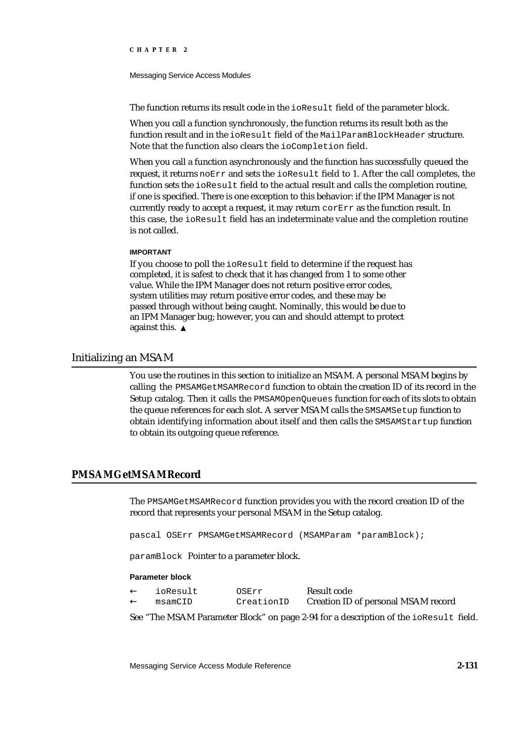The function returns its result code in the ioResult field of the parameter block.

When you call a function synchronously, the function returns its result both as the function result and in the ioResult field of the MailParamBlockHeader structure. Note that the function also clears the ioCompletion field.

When you call a function asynchronously and the function has successfully queued the request, it returns noErr and sets the ioResult field to 1. After the call completes, the function sets the ioResult field to the actual result and calls the completion routine, if one is specified. There is one exception to this behavior: if the IPM Manager is not currently ready to accept a request, it may return corErr as the function result. In this case, the ioResult field has an indeterminate value and the completion routine is not called.

**IMPORTANT**

If you choose to poll the ioResult field to determine if the request has completed, it is safest to check that it has changed from 1 to some other value. While the IPM Manager does not return positive error codes, system utilities may return positive error codes, and these may be passed through without being caught. Nominally, this would be due to an IPM Manager bug; however, you can and should attempt to protect against this. ▲

## Initializing an MSAM

You use the routines in this section to initialize an MSAM. A personal MSAM begins by calling the PMSAMGetMSAMRecord function to obtain the creation ID of its record in the Setup catalog. Then it calls the PMSAMOpenQueues function for each of its slots to obtain the queue references for each slot. A server MSAM calls the SMSAMSetup function to obtain identifying information about itself and then calls the SMSAMStartup function to obtain its outgoing queue reference.

### PMSAMGetMSAMRecord

The PMSAMGetMSAMRecord function provides you with the record creation ID of the record that represents your personal MSAM in the Setup catalog.

```
pascal OSErr PMSAMGetMSAMRecord (MSAMParam *paramBlock);
```

paramBlock Pointer to a parameter block.

**Parameter block**

| | | | |
|---|---|---|---|
| ← | ioResult | OSErr | Result code |
| ← | msamCID | CreationID | Creation ID of personal MSAM record |

See "The MSAM Parameter Block" on page 2-94 for a description of the ioResult field.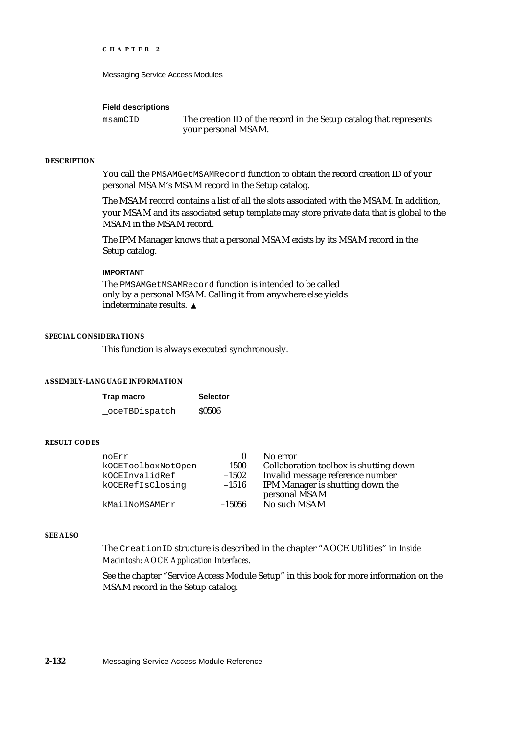**Field descriptions**

`msamCID` The creation ID of the record in the Setup catalog that represents your personal MSAM.

#### DESCRIPTION

You call the `PMSAMGetMSAMRecord` function to obtain the record creation ID of your personal MSAM's MSAM record in the Setup catalog.

The MSAM record contains a list of all the slots associated with the MSAM. In addition, your MSAM and its associated setup template may store private data that is global to the MSAM in the MSAM record.

The IPM Manager knows that a personal MSAM exists by its MSAM record in the Setup catalog.

**IMPORTANT**

The `PMSAMGetMSAMRecord` function is intended to be called only by a personal MSAM. Calling it from anywhere else yields indeterminate results. ▲

#### SPECIAL CONSIDERATIONS

This function is always executed synchronously.

#### ASSEMBLY-LANGUAGE INFORMATION

| Trap macro | Selector |
|---|---|
| `_oceTBDispatch` | $0506 |

#### RESULT CODES

| | | |
|---|---|---|
| `noErr` | 0 | No error |
| `kOCEToolboxNotOpen` | –1500 | Collaboration toolbox is shutting down |
| `kOCEInvalidRef` | –1502 | Invalid message reference number |
| `kOCERefIsClosing` | –1516 | IPM Manager is shutting down the personal MSAM |
| `kMailNoMSAMErr` | –15056 | No such MSAM |

#### SEE ALSO

The `CreationID` structure is described in the chapter "AOCE Utilities" in *Inside Macintosh: AOCE Application Interfaces*.

See the chapter "Service Access Module Setup" in this book for more information on the MSAM record in the Setup catalog.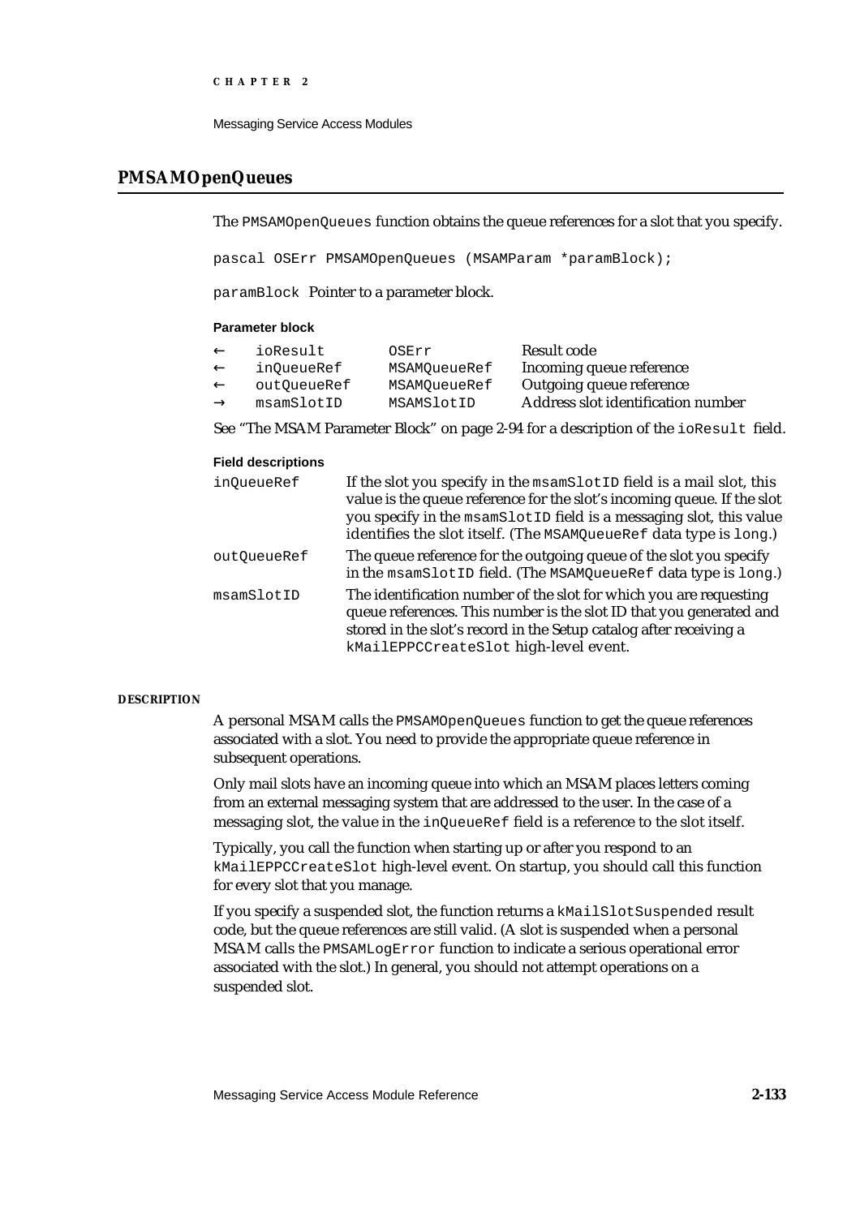## PMSAMOpenQueues

The `PMSAMOpenQueues` function obtains the queue references for a slot that you specify.

```
pascal OSErr PMSAMOpenQueues (MSAMParam *paramBlock);
```

`paramBlock` Pointer to a parameter block.

**Parameter block**

| | | | |
|---|---|---|---|
| ← | `ioResult` | `OSErr` | Result code |
| ← | `inQueueRef` | `MSAMQueueRef` | Incoming queue reference |
| ← | `outQueueRef` | `MSAMQueueRef` | Outgoing queue reference |
| → | `msamSlotID` | `MSAMSlotID` | Address slot identification number |

See "The MSAM Parameter Block" on page 2-94 for a description of the `ioResult` field.

**Field descriptions**

`inQueueRef` If the slot you specify in the `msamSlotID` field is a mail slot, this value is the queue reference for the slot's incoming queue. If the slot you specify in the `msamSlotID` field is a messaging slot, this value identifies the slot itself. (The `MSAMQueueRef` data type is `long`.)

`outQueueRef` The queue reference for the outgoing queue of the slot you specify in the `msamSlotID` field. (The `MSAMQueueRef` data type is `long`.)

`msamSlotID` The identification number of the slot for which you are requesting queue references. This number is the slot ID that you generated and stored in the slot's record in the Setup catalog after receiving a `kMailEPPCCreateSlot` high-level event.

**DESCRIPTION**

A personal MSAM calls the `PMSAMOpenQueues` function to get the queue references associated with a slot. You need to provide the appropriate queue reference in subsequent operations.

Only mail slots have an incoming queue into which an MSAM places letters coming from an external messaging system that are addressed to the user. In the case of a messaging slot, the value in the `inQueueRef` field is a reference to the slot itself.

Typically, you call the function when starting up or after you respond to an `kMailEPPCCreateSlot` high-level event. On startup, you should call this function for every slot that you manage.

If you specify a suspended slot, the function returns a `kMailSlotSuspended` result code, but the queue references are still valid. (A slot is suspended when a personal MSAM calls the `PMSAMLogError` function to indicate a serious operational error associated with the slot.) In general, you should not attempt operations on a suspended slot.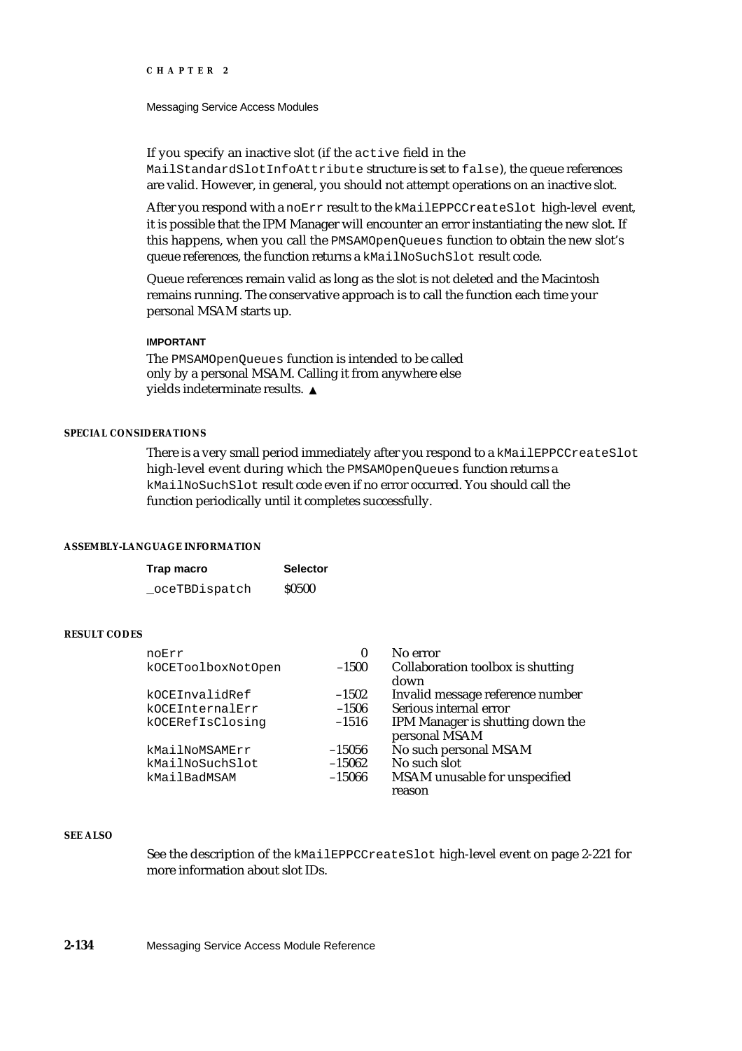If you specify an inactive slot (if the `active` field in the `MailStandardSlotInfoAttribute` structure is set to `false`), the queue references are valid. However, in general, you should not attempt operations on an inactive slot.

After you respond with a `noErr` result to the `kMailEPPCCreateSlot` high-level event, it is possible that the IPM Manager will encounter an error instantiating the new slot. If this happens, when you call the `PMSAMOpenQueues` function to obtain the new slot's queue references, the function returns a `kMailNoSuchSlot` result code.

Queue references remain valid as long as the slot is not deleted and the Macintosh remains running. The conservative approach is to call the function each time your personal MSAM starts up.

**IMPORTANT**

The `PMSAMOpenQueues` function is intended to be called only by a personal MSAM. Calling it from anywhere else yields indeterminate results. ▲

#### SPECIAL CONSIDERATIONS

There is a very small period immediately after you respond to a `kMailEPPCCreateSlot` high-level event during which the `PMSAMOpenQueues` function returns a `kMailNoSuchSlot` result code even if no error occurred. You should call the function periodically until it completes successfully.

#### ASSEMBLY-LANGUAGE INFORMATION

| Trap macro | Selector |
|---|---|
| `_oceTBDispatch` | $0500 |

#### RESULT CODES

| | | |
|---|---|---|
| `noErr` | 0 | No error |
| `kOCEToolboxNotOpen` | –1500 | Collaboration toolbox is shutting down |
| `kOCEInvalidRef` | –1502 | Invalid message reference number |
| `kOCEInternalErr` | –1506 | Serious internal error |
| `kOCERefIsClosing` | –1516 | IPM Manager is shutting down the personal MSAM |
| `kMailNoMSAMErr` | –15056 | No such personal MSAM |
| `kMailNoSuchSlot` | –15062 | No such slot |
| `kMailBadMSAM` | –15066 | MSAM unusable for unspecified reason |

#### SEE ALSO

See the description of the `kMailEPPCCreateSlot` high-level event on page 2-221 for more information about slot IDs.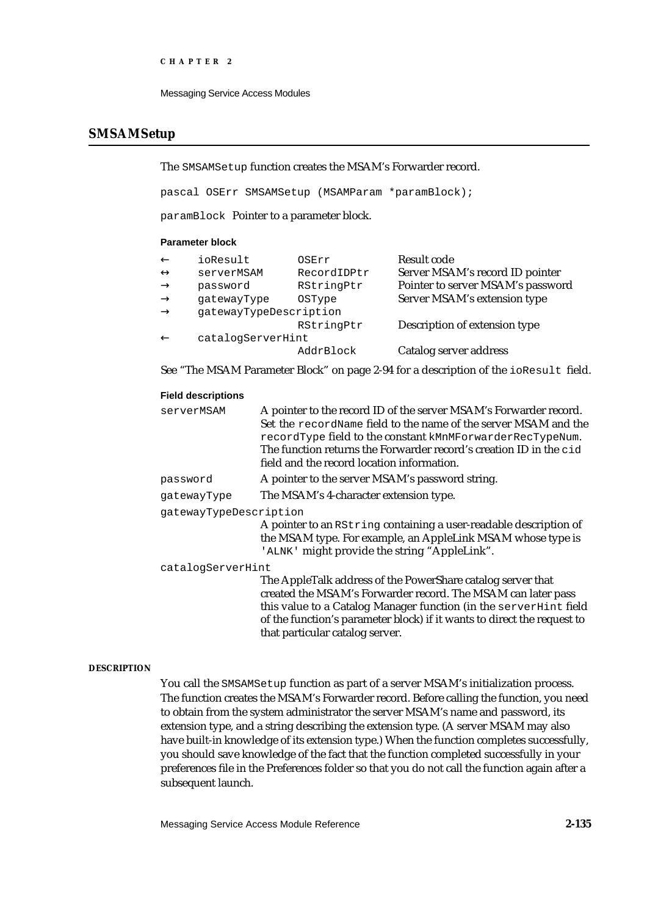## SMSAMSetup

The `SMSAMSetup` function creates the MSAM's Forwarder record.

```
pascal OSErr SMSAMSetup (MSAMParam *paramBlock);
```

`paramBlock` Pointer to a parameter block.

**Parameter block**

| | | | |
|---|---|---|---|
| ← | `ioResult` | `OSErr` | Result code |
| ↔ | `serverMSAM` | `RecordIDPtr` | Server MSAM's record ID pointer |
| → | `password` | `RStringPtr` | Pointer to server MSAM's password |
| → | `gatewayType` | `OSType` | Server MSAM's extension type |
| → | `gatewayTypeDescription` | `RStringPtr` | Description of extension type |
| ← | `catalogServerHint` | `AddrBlock` | Catalog server address |

See "The MSAM Parameter Block" on page 2-94 for a description of the `ioResult` field.

**Field descriptions**

`serverMSAM`
A pointer to the record ID of the server MSAM's Forwarder record. Set the `recordName` field to the name of the server MSAM and the `recordType` field to the constant `kMnMForwarderRecTypeNum`. The function returns the Forwarder record's creation ID in the `cid` field and the record location information.

`password`
A pointer to the server MSAM's password string.

`gatewayType`
The MSAM's 4-character extension type.

`gatewayTypeDescription`
A pointer to an `RString` containing a user-readable description of the MSAM type. For example, an AppleLink MSAM whose type is `'ALNK'` might provide the string "AppleLink".

`catalogServerHint`
The AppleTalk address of the PowerShare catalog server that created the MSAM's Forwarder record. The MSAM can later pass this value to a Catalog Manager function (in the `serverHint` field of the function's parameter block) if it wants to direct the request to that particular catalog server.

**DESCRIPTION**

You call the `SMSAMSetup` function as part of a server MSAM's initialization process. The function creates the MSAM's Forwarder record. Before calling the function, you need to obtain from the system administrator the server MSAM's name and password, its extension type, and a string describing the extension type. (A server MSAM may also have built-in knowledge of its extension type.) When the function completes successfully, you should save knowledge of the fact that the function completed successfully in your preferences file in the Preferences folder so that you do not call the function again after a subsequent launch.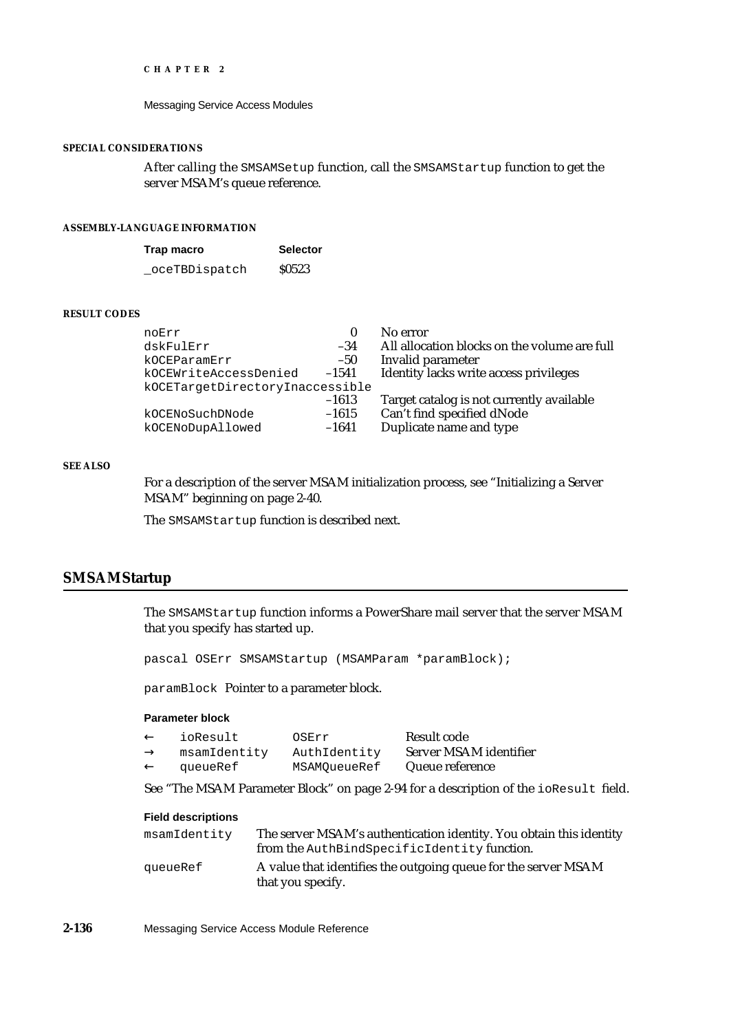#### SPECIAL CONSIDERATIONS

After calling the `SMSAMSetup` function, call the `SMSAMStartup` function to get the server MSAM's queue reference.

#### ASSEMBLY-LANGUAGE INFORMATION

| Trap macro | Selector |
|---|---|
| `_oceTBDispatch` | $0523 |

#### RESULT CODES

| | | |
|---|---|---|
| `noErr` | 0 | No error |
| `dskFulErr` | –34 | All allocation blocks on the volume are full |
| `kOCEParamErr` | –50 | Invalid parameter |
| `kOCEWriteAccessDenied` | –1541 | Identity lacks write access privileges |
| `kOCETargetDirectoryInaccessible` | –1613 | Target catalog is not currently available |
| `kOCENoSuchDNode` | –1615 | Can't find specified dNode |
| `kOCENoDupAllowed` | –1641 | Duplicate name and type |

#### SEE ALSO

For a description of the server MSAM initialization process, see "Initializing a Server MSAM" beginning on page 2-40.

The `SMSAMStartup` function is described next.

## SMSAMStartup

The `SMSAMStartup` function informs a PowerShare mail server that the server MSAM that you specify has started up.

```
pascal OSErr SMSAMStartup (MSAMParam *paramBlock);
```

`paramBlock` Pointer to a parameter block.

**Parameter block**

| | | | |
|---|---|---|---|
| ← | `ioResult` | `OSErr` | Result code |
| → | `msamIdentity` | `AuthIdentity` | Server MSAM identifier |
| ← | `queueRef` | `MSAMQueueRef` | Queue reference |

See "The MSAM Parameter Block" on page 2-94 for a description of the `ioResult` field.

**Field descriptions**

`msamIdentity` The server MSAM's authentication identity. You obtain this identity from the `AuthBindSpecificIdentity` function.

`queueRef` A value that identifies the outgoing queue for the server MSAM that you specify.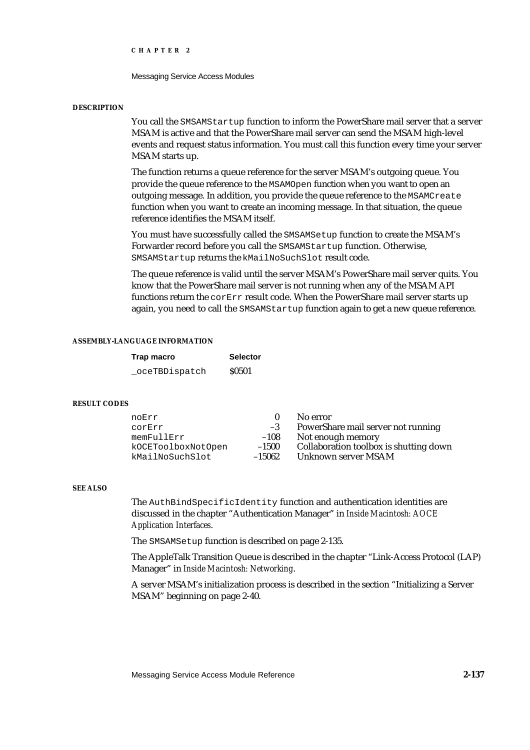#### DESCRIPTION

You call the `SMSAMStartup` function to inform the PowerShare mail server that a server MSAM is active and that the PowerShare mail server can send the MSAM high-level events and request status information. You must call this function every time your server MSAM starts up.

The function returns a queue reference for the server MSAM's outgoing queue. You provide the queue reference to the `MSAMOpen` function when you want to open an outgoing message. In addition, you provide the queue reference to the `MSAMCreate` function when you want to create an incoming message. In that situation, the queue reference identifies the MSAM itself.

You must have successfully called the `SMSAMSetup` function to create the MSAM's Forwarder record before you call the `SMSAMStartup` function. Otherwise, `SMSAMStartup` returns the `kMailNoSuchSlot` result code.

The queue reference is valid until the server MSAM's PowerShare mail server quits. You know that the PowerShare mail server is not running when any of the MSAM API functions return the `corErr` result code. When the PowerShare mail server starts up again, you need to call the `SMSAMStartup` function again to get a new queue reference.

#### ASSEMBLY-LANGUAGE INFORMATION

| Trap macro | Selector |
|---|---|
| `_oceTBDispatch` | $0501 |

#### RESULT CODES

| | | |
|---|---|---|
| `noErr` | 0 | No error |
| `corErr` | –3 | PowerShare mail server not running |
| `memFullErr` | –108 | Not enough memory |
| `kOCEToolboxNotOpen` | –1500 | Collaboration toolbox is shutting down |
| `kMailNoSuchSlot` | –15062 | Unknown server MSAM |

#### SEE ALSO

The `AuthBindSpecificIdentity` function and authentication identities are discussed in the chapter "Authentication Manager" in *Inside Macintosh: AOCE Application Interfaces*.

The `SMSAMSetup` function is described on page 2-135.

The AppleTalk Transition Queue is described in the chapter "Link-Access Protocol (LAP) Manager" in *Inside Macintosh: Networking*.

A server MSAM's initialization process is described in the section "Initializing a Server MSAM" beginning on page 2-40.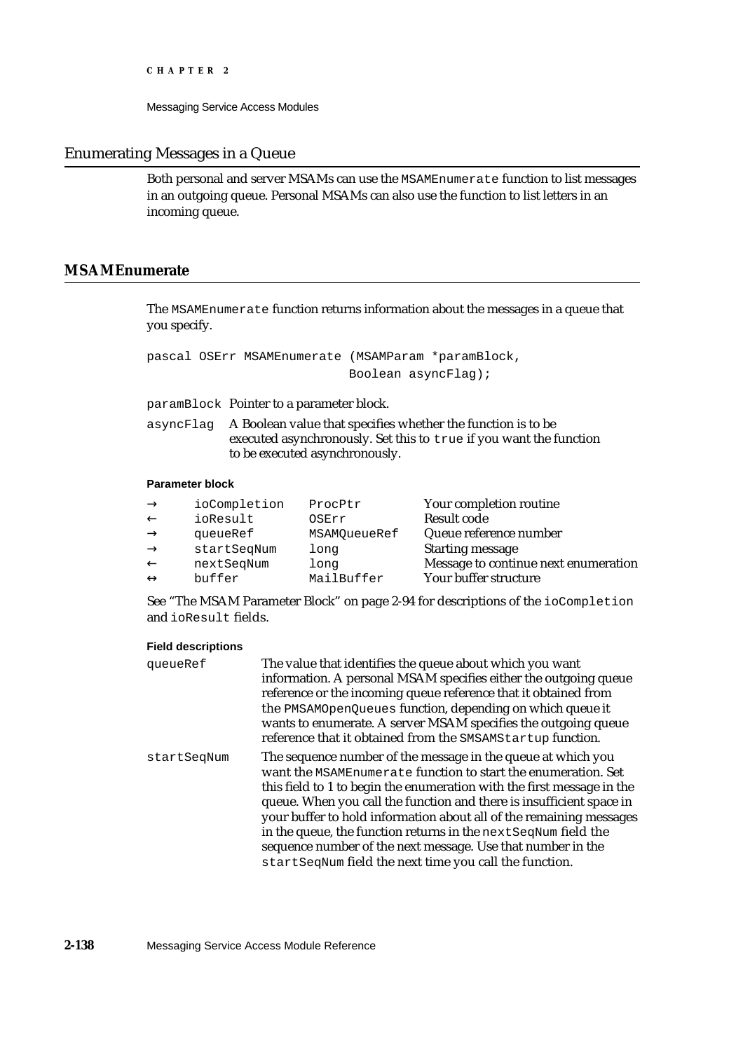## Enumerating Messages in a Queue

Both personal and server MSAMs can use the `MSAMEnumerate` function to list messages in an outgoing queue. Personal MSAMs can also use the function to list letters in an incoming queue.

### MSAMEnumerate

The `MSAMEnumerate` function returns information about the messages in a queue that you specify.

```
pascal OSErr MSAMEnumerate (MSAMParam *paramBlock,
                            Boolean asyncFlag);
```

`paramBlock` Pointer to a parameter block.

`asyncFlag` A Boolean value that specifies whether the function is to be executed asynchronously. Set this to `true` if you want the function to be executed asynchronously.

**Parameter block**

| | | | |
|---|---|---|---|
| → | ioCompletion | ProcPtr | Your completion routine |
| ← | ioResult | OSErr | Result code |
| → | queueRef | MSAMQueueRef | Queue reference number |
| → | startSeqNum | long | Starting message |
| ← | nextSeqNum | long | Message to continue next enumeration |
| ↔ | buffer | MailBuffer | Your buffer structure |

See "The MSAM Parameter Block" on page 2-94 for descriptions of the `ioCompletion` and `ioResult` fields.

**Field descriptions**

`queueRef` The value that identifies the queue about which you want information. A personal MSAM specifies either the outgoing queue reference or the incoming queue reference that it obtained from the `PMSAMOpenQueues` function, depending on which queue it wants to enumerate. A server MSAM specifies the outgoing queue reference that it obtained from the `SMSAMStartup` function.

`startSeqNum` The sequence number of the message in the queue at which you want the `MSAMEnumerate` function to start the enumeration. Set this field to 1 to begin the enumeration with the first message in the queue. When you call the function and there is insufficient space in your buffer to hold information about all of the remaining messages in the queue, the function returns in the `nextSeqNum` field the sequence number of the next message. Use that number in the `startSeqNum` field the next time you call the function.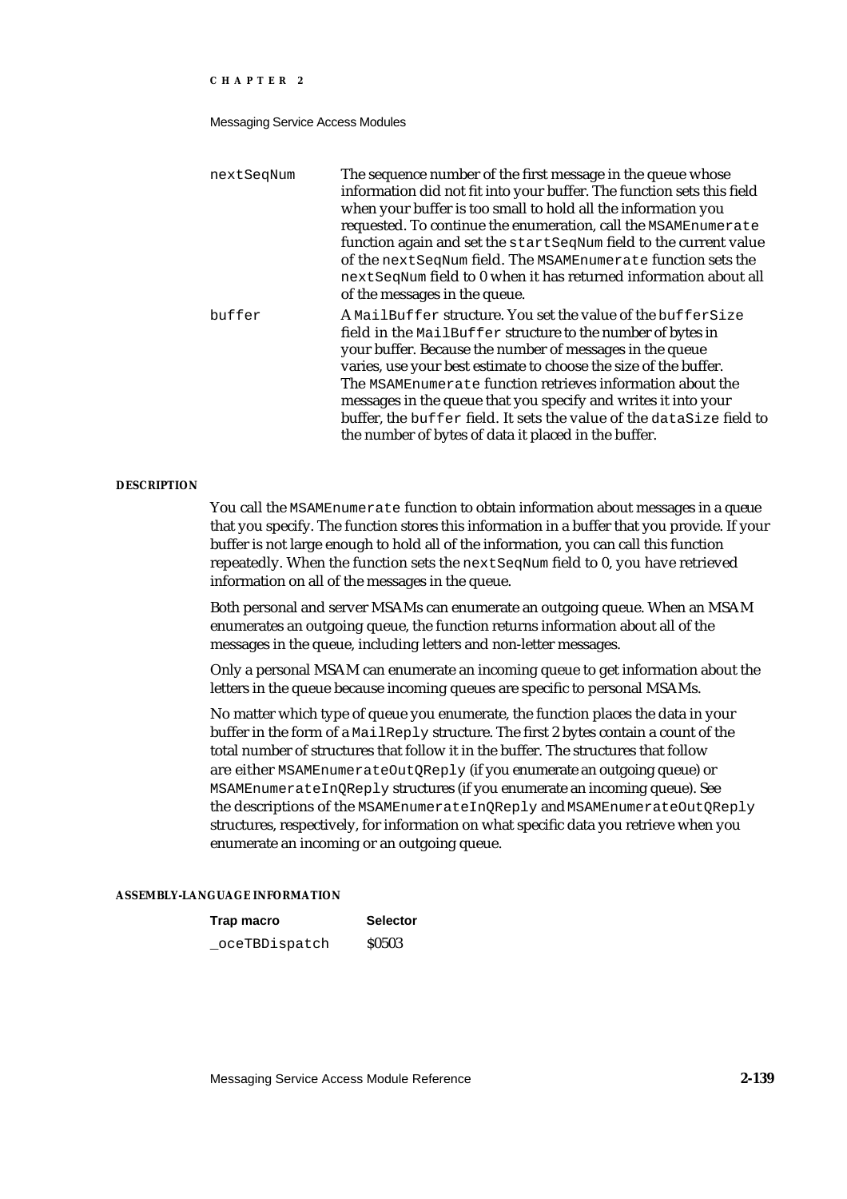`nextSeqNum` The sequence number of the first message in the queue whose information did not fit into your buffer. The function sets this field when your buffer is too small to hold all the information you requested. To continue the enumeration, call the `MSAMEnumerate` function again and set the `startSeqNum` field to the current value of the `nextSeqNum` field. The `MSAMEnumerate` function sets the `nextSeqNum` field to 0 when it has returned information about all of the messages in the queue.

`buffer` A `MailBuffer` structure. You set the value of the `bufferSize` field in the `MailBuffer` structure to the number of bytes in your buffer. Because the number of messages in the queue varies, use your best estimate to choose the size of the buffer. The `MSAMEnumerate` function retrieves information about the messages in the queue that you specify and writes it into your buffer, the `buffer` field. It sets the value of the `dataSize` field to the number of bytes of data it placed in the buffer.

#### DESCRIPTION

You call the `MSAMEnumerate` function to obtain information about messages in a queue that you specify. The function stores this information in a buffer that you provide. If your buffer is not large enough to hold all of the information, you can call this function repeatedly. When the function sets the `nextSeqNum` field to 0, you have retrieved information on all of the messages in the queue.

Both personal and server MSAMs can enumerate an outgoing queue. When an MSAM enumerates an outgoing queue, the function returns information about all of the messages in the queue, including letters and non-letter messages.

Only a personal MSAM can enumerate an incoming queue to get information about the letters in the queue because incoming queues are specific to personal MSAMs.

No matter which type of queue you enumerate, the function places the data in your buffer in the form of a `MailReply` structure. The first 2 bytes contain a count of the total number of structures that follow it in the buffer. The structures that follow are either `MSAMEnumerateOutQReply` (if you enumerate an outgoing queue) or `MSAMEnumerateInQReply` structures (if you enumerate an incoming queue). See the descriptions of the `MSAMEnumerateInQReply` and `MSAMEnumerateOutQReply` structures, respectively, for information on what specific data you retrieve when you enumerate an incoming or an outgoing queue.

#### ASSEMBLY-LANGUAGE INFORMATION

| Trap macro | Selector |
|---|---|
| `_oceTBDispatch` | $0503 |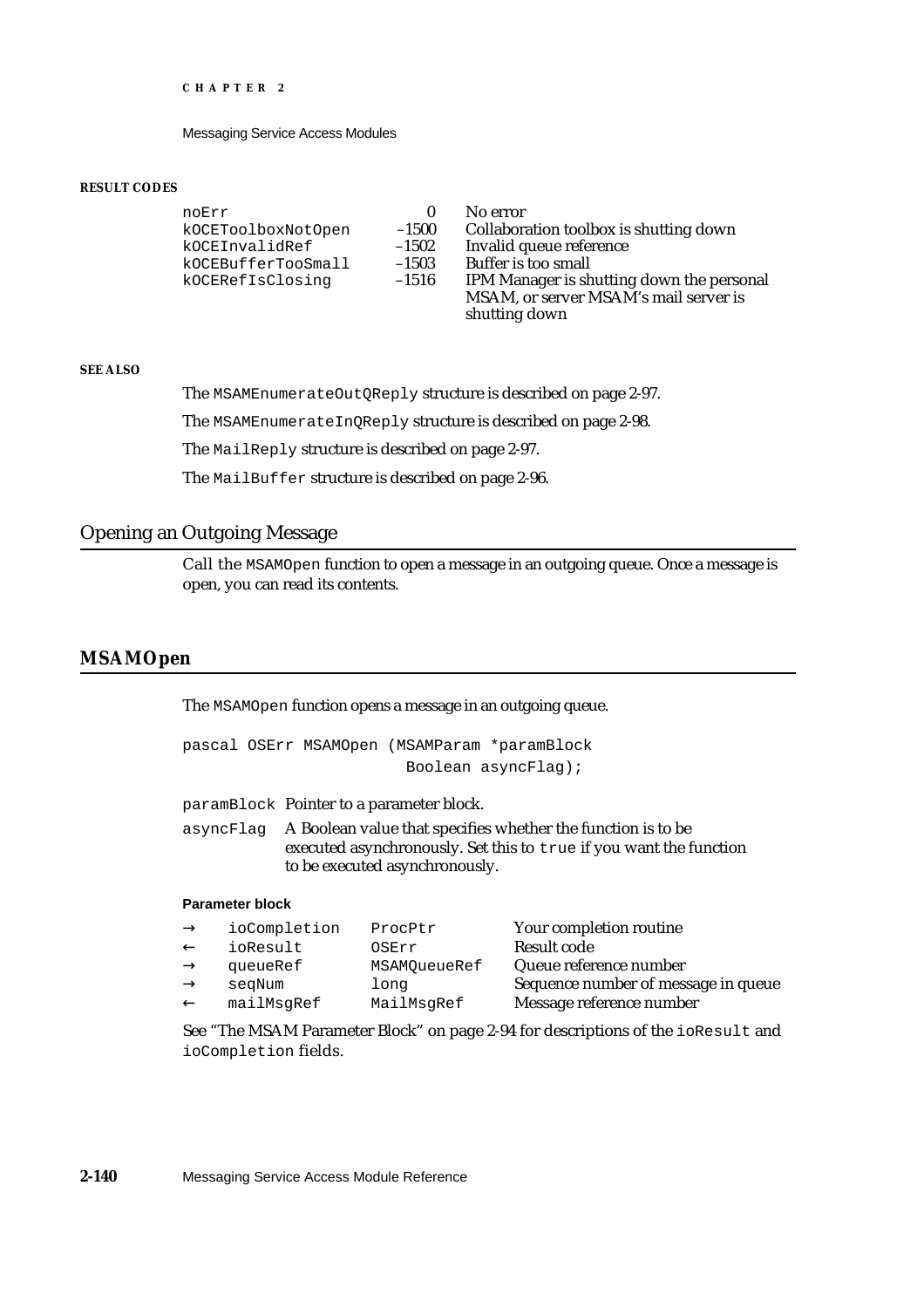**RESULT CODES**

| | | |
|---|---|---|
| noErr | 0 | No error |
| kOCEToolboxNotOpen | –1500 | Collaboration toolbox is shutting down |
| kOCEInvalidRef | –1502 | Invalid queue reference |
| kOCEBufferTooSmall | –1503 | Buffer is too small |
| kOCERefIsClosing | –1516 | IPM Manager is shutting down the personal MSAM, or server MSAM's mail server is shutting down |

**SEE ALSO**

The `MSAMEnumerateOutQReply` structure is described on page 2-97.

The `MSAMEnumerateInQReply` structure is described on page 2-98.

The `MailReply` structure is described on page 2-97.

The `MailBuffer` structure is described on page 2-96.

## Opening an Outgoing Message

Call the `MSAMOpen` function to open a message in an outgoing queue. Once a message is open, you can read its contents.

### MSAMOpen

The `MSAMOpen` function opens a message in an outgoing queue.

```
pascal OSErr MSAMOpen (MSAMParam *paramBlock
                       Boolean asyncFlag);
```

`paramBlock` Pointer to a parameter block.

`asyncFlag` A Boolean value that specifies whether the function is to be executed asynchronously. Set this to `true` if you want the function to be executed asynchronously.

**Parameter block**

| | | | |
|---|---|---|---|
| → | ioCompletion | ProcPtr | Your completion routine |
| ← | ioResult | OSErr | Result code |
| → | queueRef | MSAMQueueRef | Queue reference number |
| → | seqNum | long | Sequence number of message in queue |
| ← | mailMsgRef | MailMsgRef | Message reference number |

See "The MSAM Parameter Block" on page 2-94 for descriptions of the `ioResult` and `ioCompletion` fields.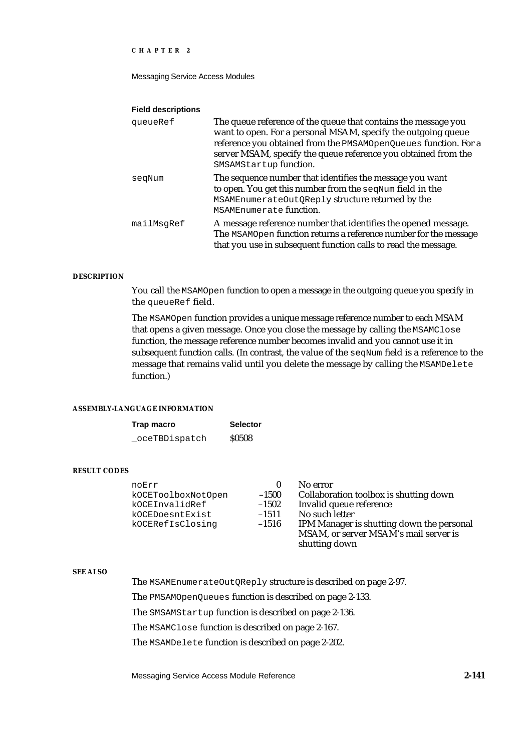**Field descriptions**

| | |
|---|---|
| `queueRef` | The queue reference of the queue that contains the message you want to open. For a personal MSAM, specify the outgoing queue reference you obtained from the `PMSAMOpenQueues` function. For a server MSAM, specify the queue reference you obtained from the `SMSAMStartup` function. |
| `seqNum` | The sequence number that identifies the message you want to open. You get this number from the `seqNum` field in the `MSAMEnumerateOutQReply` structure returned by the `MSAMEnumerate` function. |
| `mailMsgRef` | A message reference number that identifies the opened message. The `MSAMOpen` function returns a reference number for the message that you use in subsequent function calls to read the message. |

#### DESCRIPTION

You call the `MSAMOpen` function to open a message in the outgoing queue you specify in the `queueRef` field.

The `MSAMOpen` function provides a unique message reference number to each MSAM that opens a given message. Once you close the message by calling the `MSAMClose` function, the message reference number becomes invalid and you cannot use it in subsequent function calls. (In contrast, the value of the `seqNum` field is a reference to the message that remains valid until you delete the message by calling the `MSAMDelete` function.)

#### ASSEMBLY-LANGUAGE INFORMATION

| Trap macro | Selector |
|---|---|
| `_oceTBDispatch` | $0508 |

#### RESULT CODES

| | | |
|---|---|---|
| `noErr` | 0 | No error |
| `kOCEToolboxNotOpen` | –1500 | Collaboration toolbox is shutting down |
| `kOCEInvalidRef` | –1502 | Invalid queue reference |
| `kOCEDoesntExist` | –1511 | No such letter |
| `kOCERefIsClosing` | –1516 | IPM Manager is shutting down the personal MSAM, or server MSAM's mail server is shutting down |

#### SEE ALSO

The `MSAMEnumerateOutQReply` structure is described on page 2-97.

The `PMSAMOpenQueues` function is described on page 2-133.

The `SMSAMStartup` function is described on page 2-136.

The `MSAMClose` function is described on page 2-167.

The `MSAMDelete` function is described on page 2-202.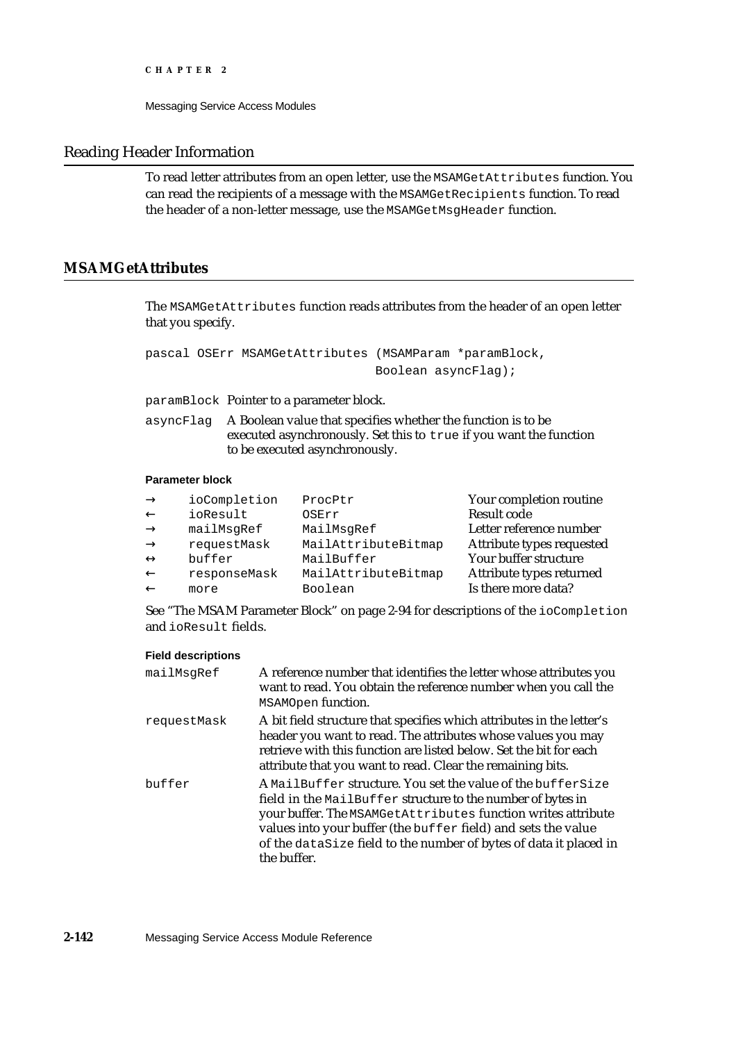## Reading Header Information

To read letter attributes from an open letter, use the `MSAMGetAttributes` function. You can read the recipients of a message with the `MSAMGetRecipients` function. To read the header of a non-letter message, use the `MSAMGetMsgHeader` function.

### MSAMGetAttributes

The `MSAMGetAttributes` function reads attributes from the header of an open letter that you specify.

```
pascal OSErr MSAMGetAttributes (MSAMParam *paramBlock,
                                Boolean asyncFlag);
```

`paramBlock` Pointer to a parameter block.

`asyncFlag` A Boolean value that specifies whether the function is to be executed asynchronously. Set this to `true` if you want the function to be executed asynchronously.

**Parameter block**

| | | | |
|---|---|---|---|
| → | ioCompletion | ProcPtr | Your completion routine |
| ← | ioResult | OSErr | Result code |
| → | mailMsgRef | MailMsgRef | Letter reference number |
| → | requestMask | MailAttributeBitmap | Attribute types requested |
| ↔ | buffer | MailBuffer | Your buffer structure |
| ← | responseMask | MailAttributeBitmap | Attribute types returned |
| ← | more | Boolean | Is there more data? |

See "The MSAM Parameter Block" on page 2-94 for descriptions of the `ioCompletion` and `ioResult` fields.

**Field descriptions**

`mailMsgRef` A reference number that identifies the letter whose attributes you want to read. You obtain the reference number when you call the `MSAMOpen` function.

`requestMask` A bit field structure that specifies which attributes in the letter's header you want to read. The attributes whose values you may retrieve with this function are listed below. Set the bit for each attribute that you want to read. Clear the remaining bits.

`buffer` A `MailBuffer` structure. You set the value of the `bufferSize` field in the `MailBuffer` structure to the number of bytes in your buffer. The `MSAMGetAttributes` function writes attribute values into your buffer (the `buffer` field) and sets the value of the `dataSize` field to the number of bytes of data it placed in the buffer.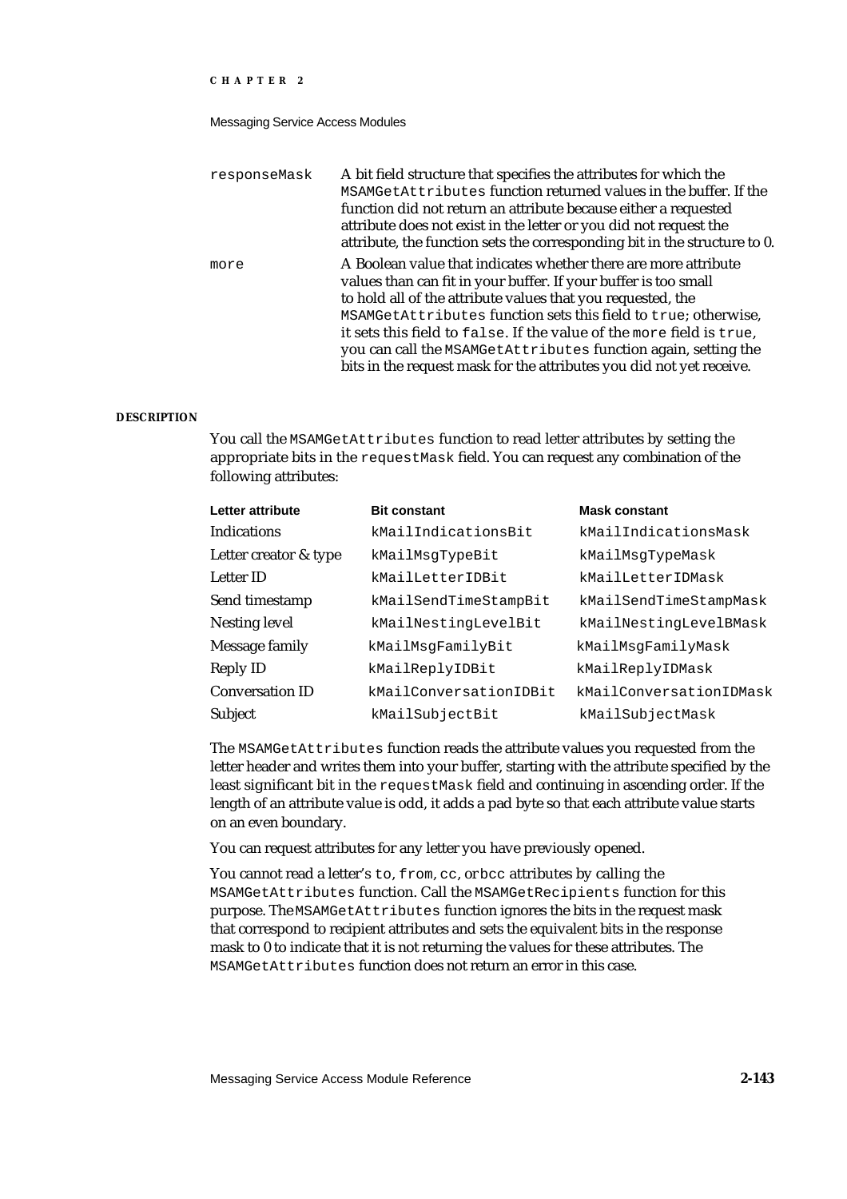responseMask
: A bit field structure that specifies the attributes for which the `MSAMGetAttributes` function returned values in the buffer. If the function did not return an attribute because either a requested attribute does not exist in the letter or you did not request the attribute, the function sets the corresponding bit in the structure to 0.

more
: A Boolean value that indicates whether there are more attribute values than can fit in your buffer. If your buffer is too small to hold all of the attribute values that you requested, the `MSAMGetAttributes` function sets this field to `true`; otherwise, it sets this field to `false`. If the value of the `more` field is `true`, you can call the `MSAMGetAttributes` function again, setting the bits in the request mask for the attributes you did not yet receive.

**DESCRIPTION**

You call the `MSAMGetAttributes` function to read letter attributes by setting the appropriate bits in the `requestMask` field. You can request any combination of the following attributes:

| Letter attribute | Bit constant | Mask constant |
|---|---|---|
| Indications | `kMailIndicationsBit` | `kMailIndicationsMask` |
| Letter creator & type | `kMailMsgTypeBit` | `kMailMsgTypeMask` |
| Letter ID | `kMailLetterIDBit` | `kMailLetterIDMask` |
| Send timestamp | `kMailSendTimeStampBit` | `kMailSendTimeStampMask` |
| Nesting level | `kMailNestingLevelBit` | `kMailNestingLevelBMask` |
| Message family | `kMailMsgFamilyBit` | `kMailMsgFamilyMask` |
| Reply ID | `kMailReplyIDBit` | `kMailReplyIDMask` |
| Conversation ID | `kMailConversationIDBit` | `kMailConversationIDMask` |
| Subject | `kMailSubjectBit` | `kMailSubjectMask` |

The `MSAMGetAttributes` function reads the attribute values you requested from the letter header and writes them into your buffer, starting with the attribute specified by the least significant bit in the `requestMask` field and continuing in ascending order. If the length of an attribute value is odd, it adds a pad byte so that each attribute value starts on an even boundary.

You can request attributes for any letter you have previously opened.

You cannot read a letter's `to`, `from`, `cc`, or `bcc` attributes by calling the `MSAMGetAttributes` function. Call the `MSAMGetRecipients` function for this purpose. The `MSAMGetAttributes` function ignores the bits in the request mask that correspond to recipient attributes and sets the equivalent bits in the response mask to 0 to indicate that it is not returning the values for these attributes. The `MSAMGetAttributes` function does not return an error in this case.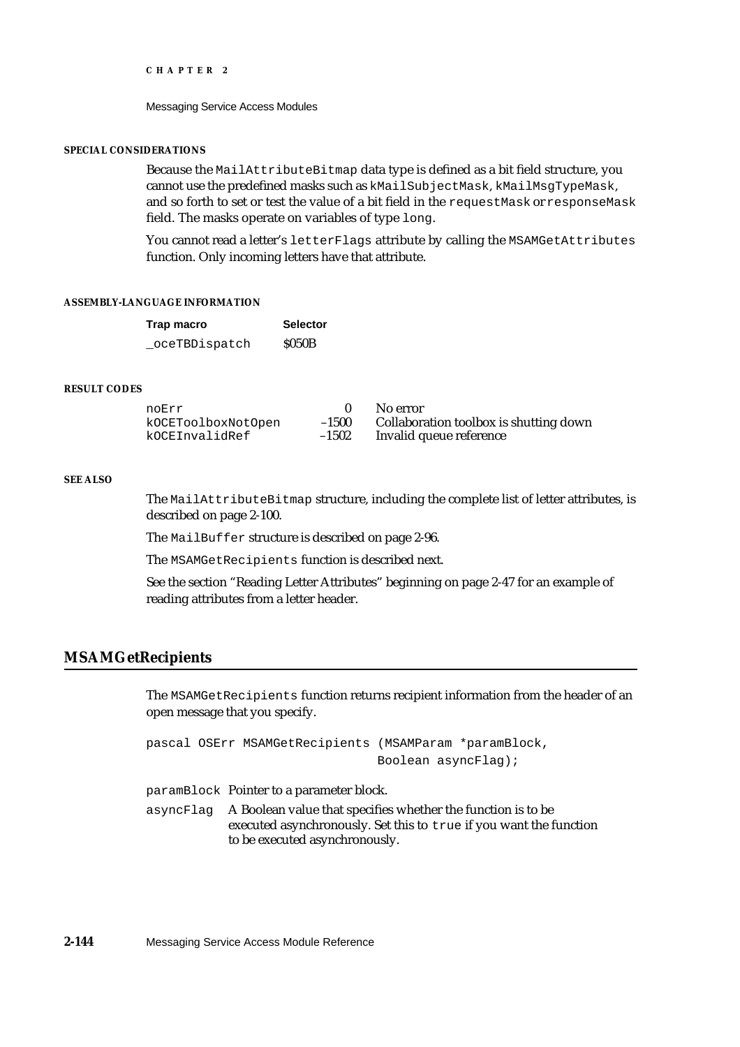#### SPECIAL CONSIDERATIONS

Because the `MailAttributeBitmap` data type is defined as a bit field structure, you cannot use the predefined masks such as `kMailSubjectMask`, `kMailMsgTypeMask`, and so forth to set or test the value of a bit field in the `requestMask` or `responseMask` field. The masks operate on variables of type `long`.

You cannot read a letter's `letterFlags` attribute by calling the `MSAMGetAttributes` function. Only incoming letters have that attribute.

#### ASSEMBLY-LANGUAGE INFORMATION

| Trap macro | Selector |
|---|---|
| `_oceTBDispatch` | $050B |

#### RESULT CODES

| | | |
|---|---|---|
| `noErr` | 0 | No error |
| `kOCEToolboxNotOpen` | –1500 | Collaboration toolbox is shutting down |
| `kOCEInvalidRef` | –1502 | Invalid queue reference |

#### SEE ALSO

The `MailAttributeBitmap` structure, including the complete list of letter attributes, is described on page 2-100.

The `MailBuffer` structure is described on page 2-96.

The `MSAMGetRecipients` function is described next.

See the section "Reading Letter Attributes" beginning on page 2-47 for an example of reading attributes from a letter header.

## MSAMGetRecipients

The `MSAMGetRecipients` function returns recipient information from the header of an open message that you specify.

```
pascal OSErr MSAMGetRecipients (MSAMParam *paramBlock,
                                Boolean asyncFlag);
```

`paramBlock` Pointer to a parameter block.

`asyncFlag` A Boolean value that specifies whether the function is to be executed asynchronously. Set this to `true` if you want the function to be executed asynchronously.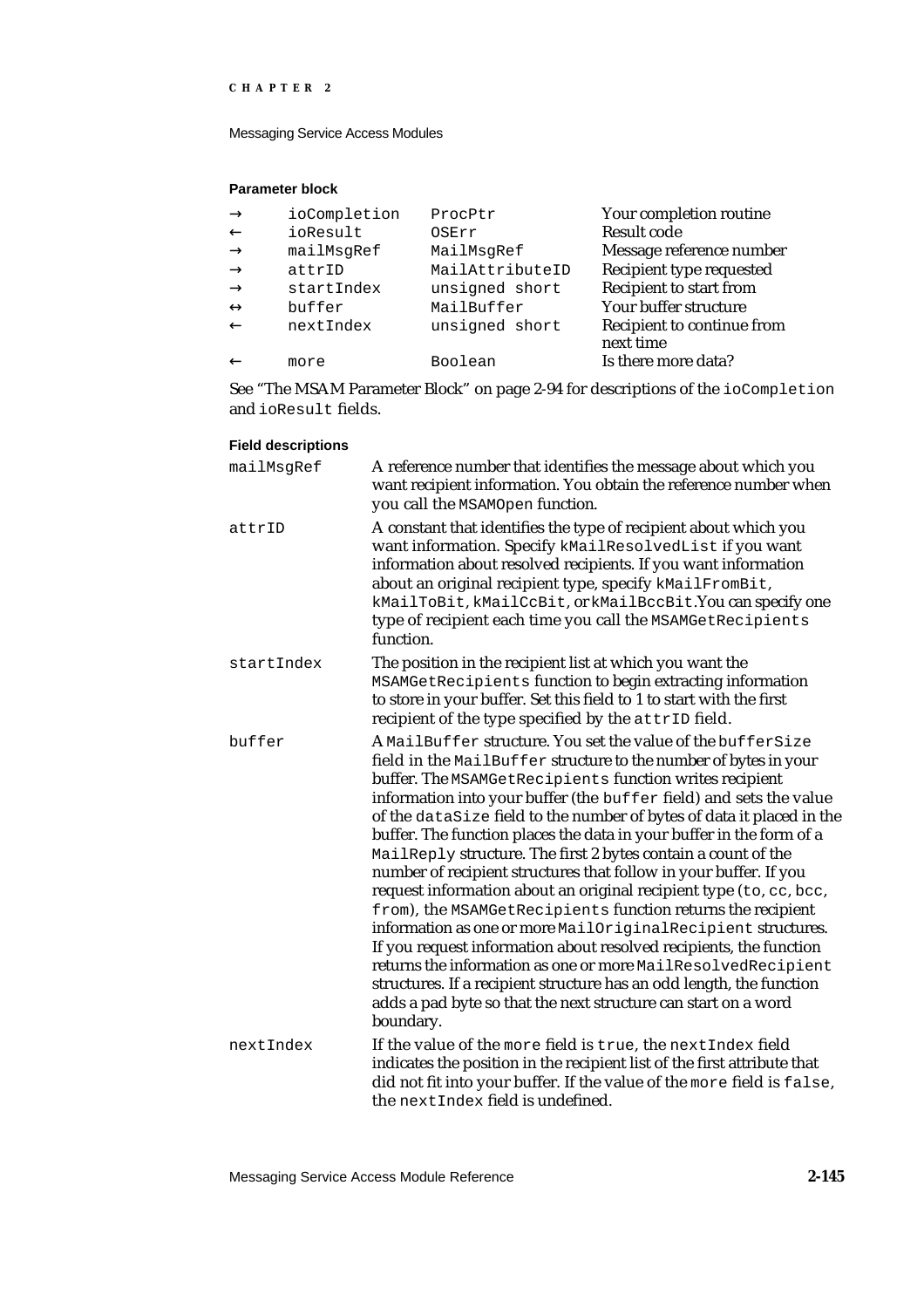**Parameter block**

| | | | |
|---|---|---|---|
| → | ioCompletion | ProcPtr | Your completion routine |
| ← | ioResult | OSErr | Result code |
| → | mailMsgRef | MailMsgRef | Message reference number |
| → | attrID | MailAttributeID | Recipient type requested |
| → | startIndex | unsigned short | Recipient to start from |
| ↔ | buffer | MailBuffer | Your buffer structure |
| ← | nextIndex | unsigned short | Recipient to continue from next time |
| ← | more | Boolean | Is there more data? |

See "The MSAM Parameter Block" on page 2-94 for descriptions of the `ioCompletion` and `ioResult` fields.

**Field descriptions**

`mailMsgRef` — A reference number that identifies the message about which you want recipient information. You obtain the reference number when you call the `MSAMOpen` function.

`attrID` — A constant that identifies the type of recipient about which you want information. Specify `kMailResolvedList` if you want information about resolved recipients. If you want information about an original recipient type, specify `kMailFromBit`, `kMailToBit`, `kMailCcBit`, or `kMailBccBit`.You can specify one type of recipient each time you call the `MSAMGetRecipients` function.

`startIndex` — The position in the recipient list at which you want the `MSAMGetRecipients` function to begin extracting information to store in your buffer. Set this field to 1 to start with the first recipient of the type specified by the `attrID` field.

`buffer` — A `MailBuffer` structure. You set the value of the `bufferSize` field in the `MailBuffer` structure to the number of bytes in your buffer. The `MSAMGetRecipients` function writes recipient information into your buffer (the `buffer` field) and sets the value of the `dataSize` field to the number of bytes of data it placed in the buffer. The function places the data in your buffer in the form of a `MailReply` structure. The first 2 bytes contain a count of the number of recipient structures that follow in your buffer. If you request information about an original recipient type (`to`, `cc`, `bcc`, `from`), the `MSAMGetRecipients` function returns the recipient information as one or more `MailOriginalRecipient` structures. If you request information about resolved recipients, the function returns the information as one or more `MailResolvedRecipient` structures. If a recipient structure has an odd length, the function adds a pad byte so that the next structure can start on a word boundary.

`nextIndex` — If the value of the `more` field is `true`, the `nextIndex` field indicates the position in the recipient list of the first attribute that did not fit into your buffer. If the value of the `more` field is `false`, the `nextIndex` field is undefined.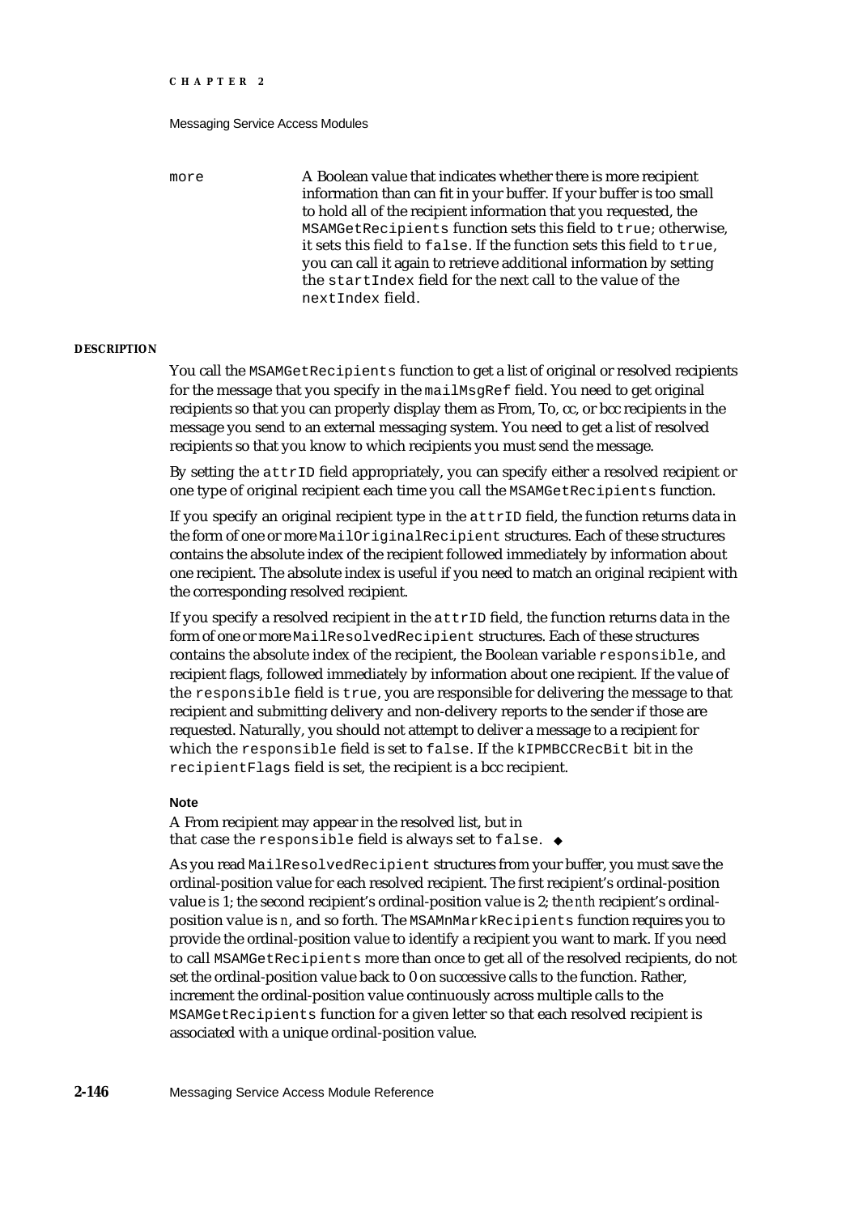`more` A Boolean value that indicates whether there is more recipient information than can fit in your buffer. If your buffer is too small to hold all of the recipient information that you requested, the `MSAMGetRecipients` function sets this field to `true`; otherwise, it sets this field to `false`. If the function sets this field to `true`, you can call it again to retrieve additional information by setting the `startIndex` field for the next call to the value of the `nextIndex` field.

**DESCRIPTION**

You call the `MSAMGetRecipients` function to get a list of original or resolved recipients for the message that you specify in the `mailMsgRef` field. You need to get original recipients so that you can properly display them as From, To, cc, or bcc recipients in the message you send to an external messaging system. You need to get a list of resolved recipients so that you know to which recipients you must send the message.

By setting the `attrID` field appropriately, you can specify either a resolved recipient or one type of original recipient each time you call the `MSAMGetRecipients` function.

If you specify an original recipient type in the `attrID` field, the function returns data in the form of one or more `MailOriginalRecipient` structures. Each of these structures contains the absolute index of the recipient followed immediately by information about one recipient. The absolute index is useful if you need to match an original recipient with the corresponding resolved recipient.

If you specify a resolved recipient in the `attrID` field, the function returns data in the form of one or more `MailResolvedRecipient` structures. Each of these structures contains the absolute index of the recipient, the Boolean variable `responsible`, and recipient flags, followed immediately by information about one recipient. If the value of the `responsible` field is `true`, you are responsible for delivering the message to that recipient and submitting delivery and non-delivery reports to the sender if those are requested. Naturally, you should not attempt to deliver a message to a recipient for which the `responsible` field is set to `false`. If the `kIPMBCCRecBit` bit in the `recipientFlags` field is set, the recipient is a bcc recipient.

**Note**

A From recipient may appear in the resolved list, but in that case the `responsible` field is always set to `false`. ◆

As you read `MailResolvedRecipient` structures from your buffer, you must save the ordinal-position value for each resolved recipient. The first recipient's ordinal-position value is 1; the second recipient's ordinal-position value is 2; the *nth* recipient's ordinal-position value is *n*, and so forth. The `MSAMnMarkRecipients` function requires you to provide the ordinal-position value to identify a recipient you want to mark. If you need to call `MSAMGetRecipients` more than once to get all of the resolved recipients, do not set the ordinal-position value back to 0 on successive calls to the function. Rather, increment the ordinal-position value continuously across multiple calls to the `MSAMGetRecipients` function for a given letter so that each resolved recipient is associated with a unique ordinal-position value.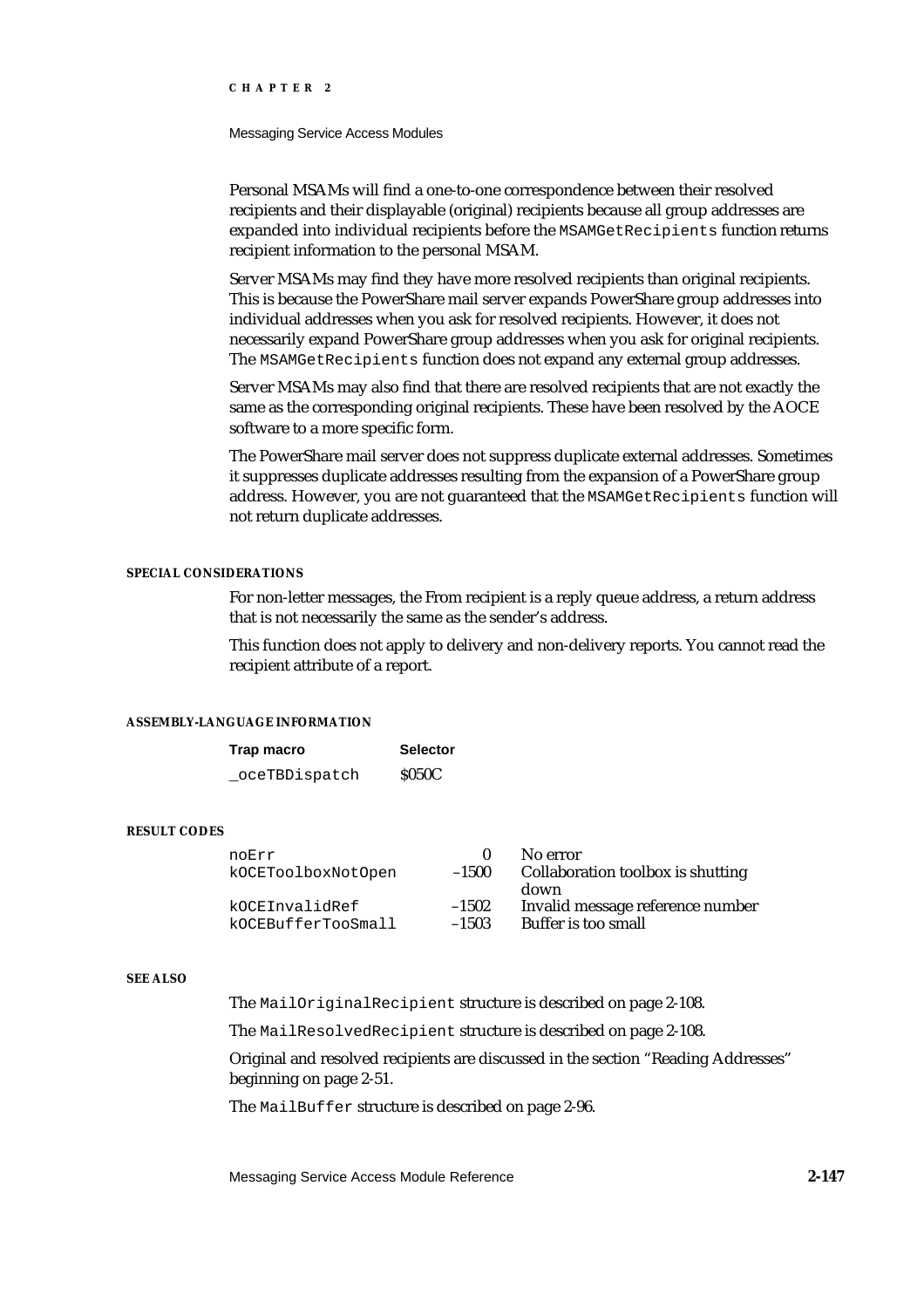Personal MSAMs will find a one-to-one correspondence between their resolved recipients and their displayable (original) recipients because all group addresses are expanded into individual recipients before the `MSAMGetRecipients` function returns recipient information to the personal MSAM.

Server MSAMs may find they have more resolved recipients than original recipients. This is because the PowerShare mail server expands PowerShare group addresses into individual addresses when you ask for resolved recipients. However, it does not necessarily expand PowerShare group addresses when you ask for original recipients. The `MSAMGetRecipients` function does not expand any external group addresses.

Server MSAMs may also find that there are resolved recipients that are not exactly the same as the corresponding original recipients. These have been resolved by the AOCE software to a more specific form.

The PowerShare mail server does not suppress duplicate external addresses. Sometimes it suppresses duplicate addresses resulting from the expansion of a PowerShare group address. However, you are not guaranteed that the `MSAMGetRecipients` function will not return duplicate addresses.

#### SPECIAL CONSIDERATIONS

For non-letter messages, the From recipient is a reply queue address, a return address that is not necessarily the same as the sender's address.

This function does not apply to delivery and non-delivery reports. You cannot read the recipient attribute of a report.

#### ASSEMBLY-LANGUAGE INFORMATION

| Trap macro | Selector |
|---|---|
| `_oceTBDispatch` | $050C |

#### RESULT CODES

| | | |
|---|---|---|
| `noErr` | 0 | No error |
| `kOCEToolboxNotOpen` | –1500 | Collaboration toolbox is shutting down |
| `kOCEInvalidRef` | –1502 | Invalid message reference number |
| `kOCEBufferTooSmall` | –1503 | Buffer is too small |

#### SEE ALSO

The `MailOriginalRecipient` structure is described on page 2-108.

The `MailResolvedRecipient` structure is described on page 2-108.

Original and resolved recipients are discussed in the section "Reading Addresses" beginning on page 2-51.

The `MailBuffer` structure is described on page 2-96.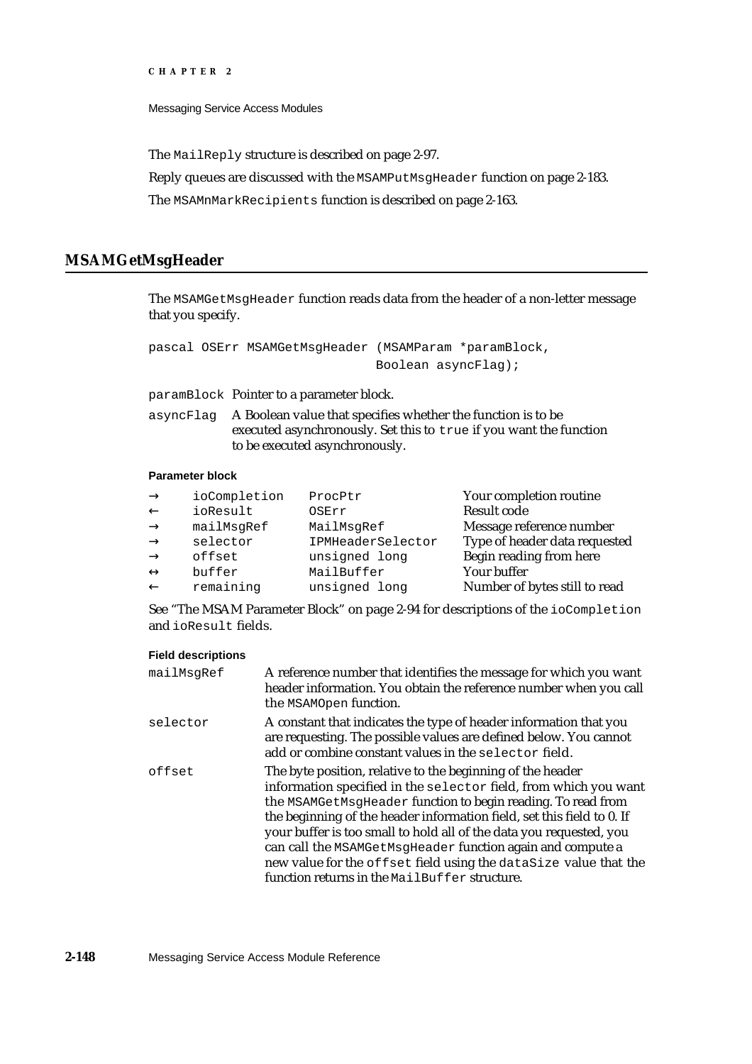The `MailReply` structure is described on page 2-97.

Reply queues are discussed with the `MSAMPutMsgHeader` function on page 2-183.

The `MSAMnMarkRecipients` function is described on page 2-163.

## MSAMGetMsgHeader

The `MSAMGetMsgHeader` function reads data from the header of a non-letter message that you specify.

```
pascal OSErr MSAMGetMsgHeader (MSAMParam *paramBlock,
                               Boolean asyncFlag);
```

`paramBlock` Pointer to a parameter block.

`asyncFlag` A Boolean value that specifies whether the function is to be executed asynchronously. Set this to `true` if you want the function to be executed asynchronously.

**Parameter block**

| | | | |
|---|---|---|---|
| → | `ioCompletion` | `ProcPtr` | Your completion routine |
| ← | `ioResult` | `OSErr` | Result code |
| → | `mailMsgRef` | `MailMsgRef` | Message reference number |
| → | `selector` | `IPMHeaderSelector` | Type of header data requested |
| → | `offset` | `unsigned long` | Begin reading from here |
| ↔ | `buffer` | `MailBuffer` | Your buffer |
| ← | `remaining` | `unsigned long` | Number of bytes still to read |

See "The MSAM Parameter Block" on page 2-94 for descriptions of the `ioCompletion` and `ioResult` fields.

**Field descriptions**

`mailMsgRef` A reference number that identifies the message for which you want header information. You obtain the reference number when you call the `MSAMOpen` function.

`selector` A constant that indicates the type of header information that you are requesting. The possible values are defined below. You cannot add or combine constant values in the `selector` field.

`offset` The byte position, relative to the beginning of the header information specified in the `selector` field, from which you want the `MSAMGetMsgHeader` function to begin reading. To read from the beginning of the header information field, set this field to 0. If your buffer is too small to hold all of the data you requested, you can call the `MSAMGetMsgHeader` function again and compute a new value for the `offset` field using the `dataSize` value that the function returns in the `MailBuffer` structure.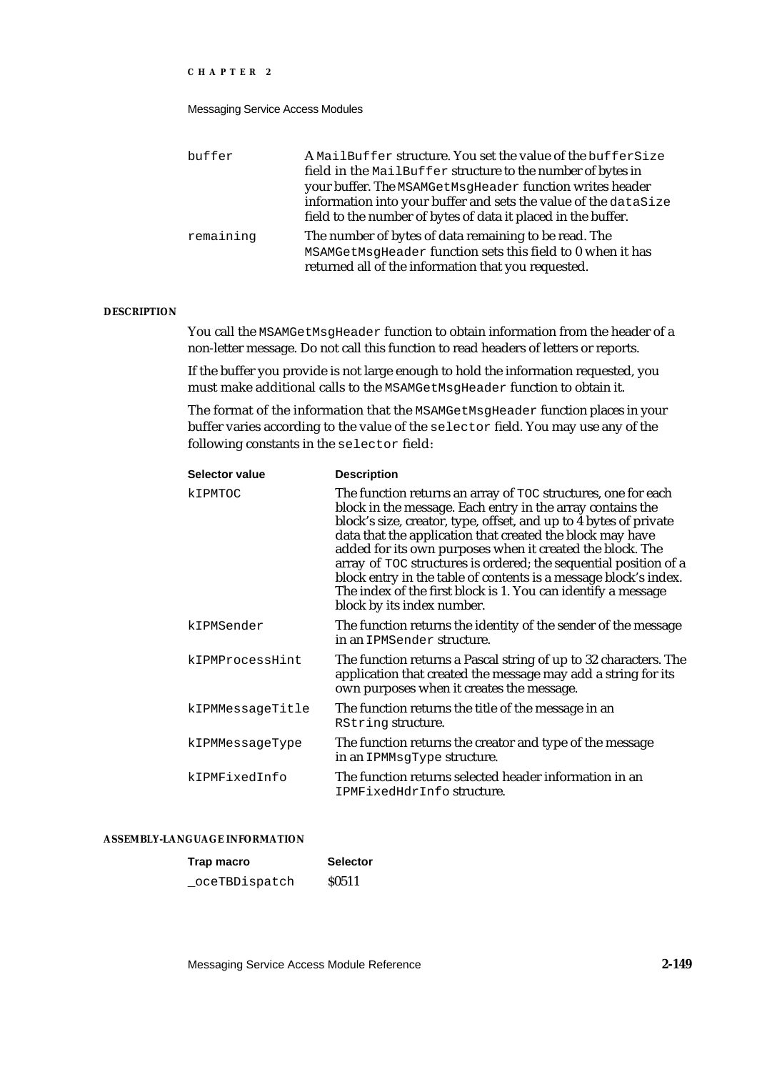| | |
|---|---|
| `buffer` | A `MailBuffer` structure. You set the value of the `bufferSize` field in the `MailBuffer` structure to the number of bytes in your buffer. The `MSAMGetMsgHeader` function writes header information into your buffer and sets the value of the `dataSize` field to the number of bytes of data it placed in the buffer. |
| `remaining` | The number of bytes of data remaining to be read. The `MSAMGetMsgHeader` function sets this field to 0 when it has returned all of the information that you requested. |

**DESCRIPTION**

You call the `MSAMGetMsgHeader` function to obtain information from the header of a non-letter message. Do not call this function to read headers of letters or reports.

If the buffer you provide is not large enough to hold the information requested, you must make additional calls to the `MSAMGetMsgHeader` function to obtain it.

The format of the information that the `MSAMGetMsgHeader` function places in your buffer varies according to the value of the `selector` field. You may use any of the following constants in the `selector` field:

| Selector value | Description |
|---|---|
| `kIPMTOC` | The function returns an array of `TOC` structures, one for each block in the message. Each entry in the array contains the block's size, creator, type, offset, and up to 4 bytes of private data that the application that created the block may have added for its own purposes when it created the block. The array of `TOC` structures is ordered; the sequential position of a block entry in the table of contents is a message block's index. The index of the first block is 1. You can identify a message block by its index number. |
| `kIPMSender` | The function returns the identity of the sender of the message in an `IPMSender` structure. |
| `kIPMProcessHint` | The function returns a Pascal string of up to 32 characters. The application that created the message may add a string for its own purposes when it creates the message. |
| `kIPMMessageTitle` | The function returns the title of the message in an `RString` structure. |
| `kIPMMessageType` | The function returns the creator and type of the message in an `IPMMsgType` structure. |
| `kIPMFixedInfo` | The function returns selected header information in an `IPMFixedHdrInfo` structure. |

**ASSEMBLY-LANGUAGE INFORMATION**

| Trap macro | Selector |
|---|---|
| `_oceTBDispatch` | $0511 |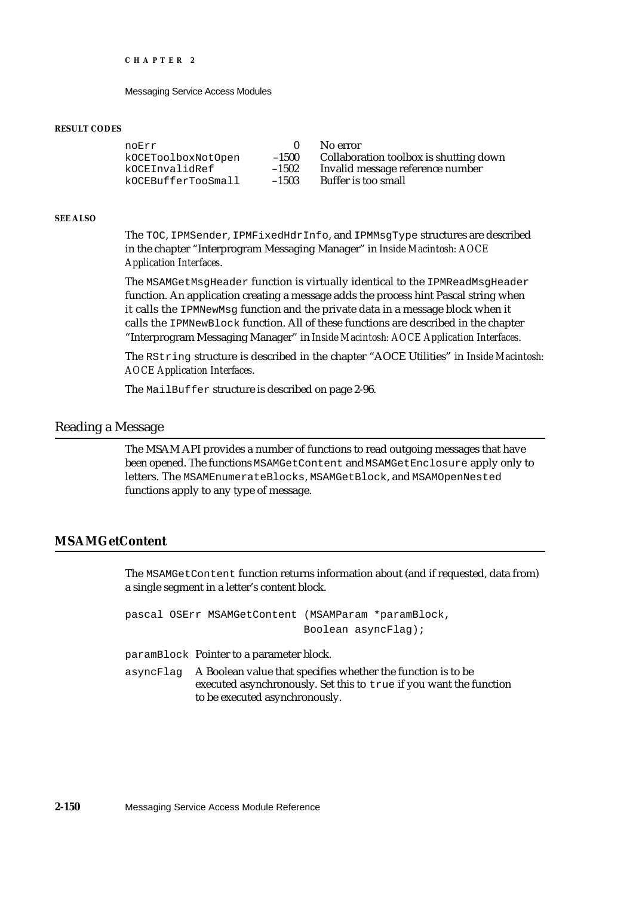**RESULT CODES**

| | | |
|---|---|---|
| `noErr` | 0 | No error |
| `kOCEToolboxNotOpen` | –1500 | Collaboration toolbox is shutting down |
| `kOCEInvalidRef` | –1502 | Invalid message reference number |
| `kOCEBufferTooSmall` | –1503 | Buffer is too small |

**SEE ALSO**

The `TOC`, `IPMSender`, `IPMFixedHdrInfo`, and `IPMMsgType` structures are described in the chapter "Interprogram Messaging Manager" in *Inside Macintosh: AOCE Application Interfaces*.

The `MSAMGetMsgHeader` function is virtually identical to the `IPMReadMsgHeader` function. An application creating a message adds the process hint Pascal string when it calls the `IPMNewMsg` function and the private data in a message block when it calls the `IPMNewBlock` function. All of these functions are described in the chapter "Interprogram Messaging Manager" in *Inside Macintosh: AOCE Application Interfaces*.

The `RString` structure is described in the chapter "AOCE Utilities" in *Inside Macintosh: AOCE Application Interfaces*.

The `MailBuffer` structure is described on page 2-96.

## Reading a Message

The MSAM API provides a number of functions to read outgoing messages that have been opened. The functions `MSAMGetContent` and `MSAMGetEnclosure` apply only to letters. The `MSAMEnumerateBlocks`, `MSAMGetBlock`, and `MSAMOpenNested` functions apply to any type of message.

### MSAMGetContent

The `MSAMGetContent` function returns information about (and if requested, data from) a single segment in a letter's content block.

```
pascal OSErr MSAMGetContent (MSAMParam *paramBlock,
                             Boolean asyncFlag);
```

`paramBlock` Pointer to a parameter block.

`asyncFlag` A Boolean value that specifies whether the function is to be executed asynchronously. Set this to `true` if you want the function to be executed asynchronously.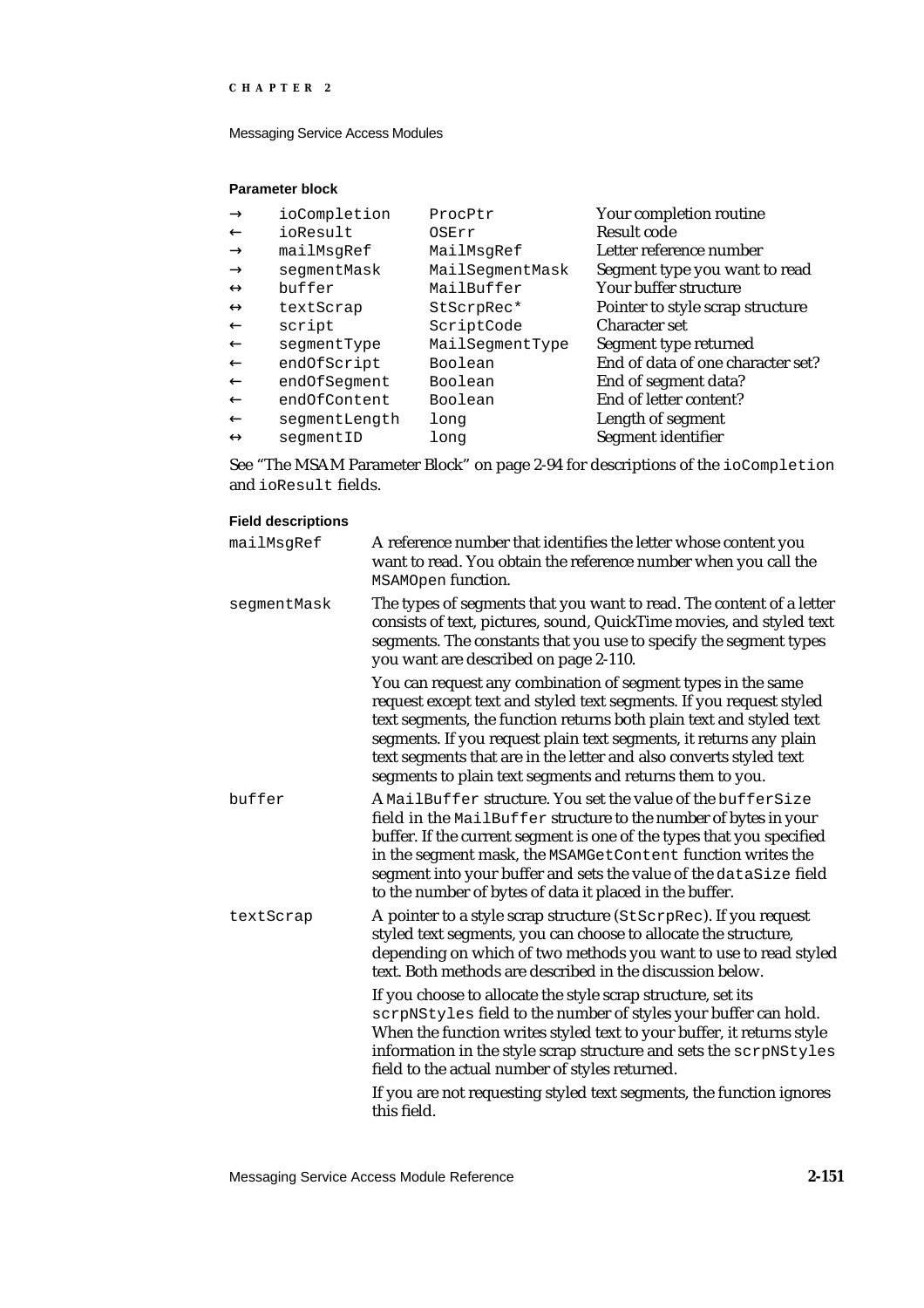**Parameter block**

| | | | |
|---|---|---|---|
| → | `ioCompletion` | `ProcPtr` | Your completion routine |
| ← | `ioResult` | `OSErr` | Result code |
| → | `mailMsgRef` | `MailMsgRef` | Letter reference number |
| → | `segmentMask` | `MailSegmentMask` | Segment type you want to read |
| ↔ | `buffer` | `MailBuffer` | Your buffer structure |
| ↔ | `textScrap` | `StScrpRec*` | Pointer to style scrap structure |
| ← | `script` | `ScriptCode` | Character set |
| ← | `segmentType` | `MailSegmentType` | Segment type returned |
| ← | `endOfScript` | `Boolean` | End of data of one character set? |
| ← | `endOfSegment` | `Boolean` | End of segment data? |
| ← | `endOfContent` | `Boolean` | End of letter content? |
| ← | `segmentLength` | `long` | Length of segment |
| ↔ | `segmentID` | `long` | Segment identifier |

See "The MSAM Parameter Block" on page 2-94 for descriptions of the `ioCompletion` and `ioResult` fields.

**Field descriptions**

`mailMsgRef`
A reference number that identifies the letter whose content you want to read. You obtain the reference number when you call the `MSAMOpen` function.

`segmentMask`
The types of segments that you want to read. The content of a letter consists of text, pictures, sound, QuickTime movies, and styled text segments. The constants that you use to specify the segment types you want are described on page 2-110.

You can request any combination of segment types in the same request except text and styled text segments. If you request styled text segments, the function returns both plain text and styled text segments. If you request plain text segments, it returns any plain text segments that are in the letter and also converts styled text segments to plain text segments and returns them to you.

`buffer`
A `MailBuffer` structure. You set the value of the `bufferSize` field in the `MailBuffer` structure to the number of bytes in your buffer. If the current segment is one of the types that you specified in the segment mask, the `MSAMGetContent` function writes the segment into your buffer and sets the value of the `dataSize` field to the number of bytes of data it placed in the buffer.

`textScrap`
A pointer to a style scrap structure (`StScrpRec`). If you request styled text segments, you can choose to allocate the structure, depending on which of two methods you want to use to read styled text. Both methods are described in the discussion below.

If you choose to allocate the style scrap structure, set its `scrpNStyles` field to the number of styles your buffer can hold. When the function writes styled text to your buffer, it returns style information in the style scrap structure and sets the `scrpNStyles` field to the actual number of styles returned.

If you are not requesting styled text segments, the function ignores this field.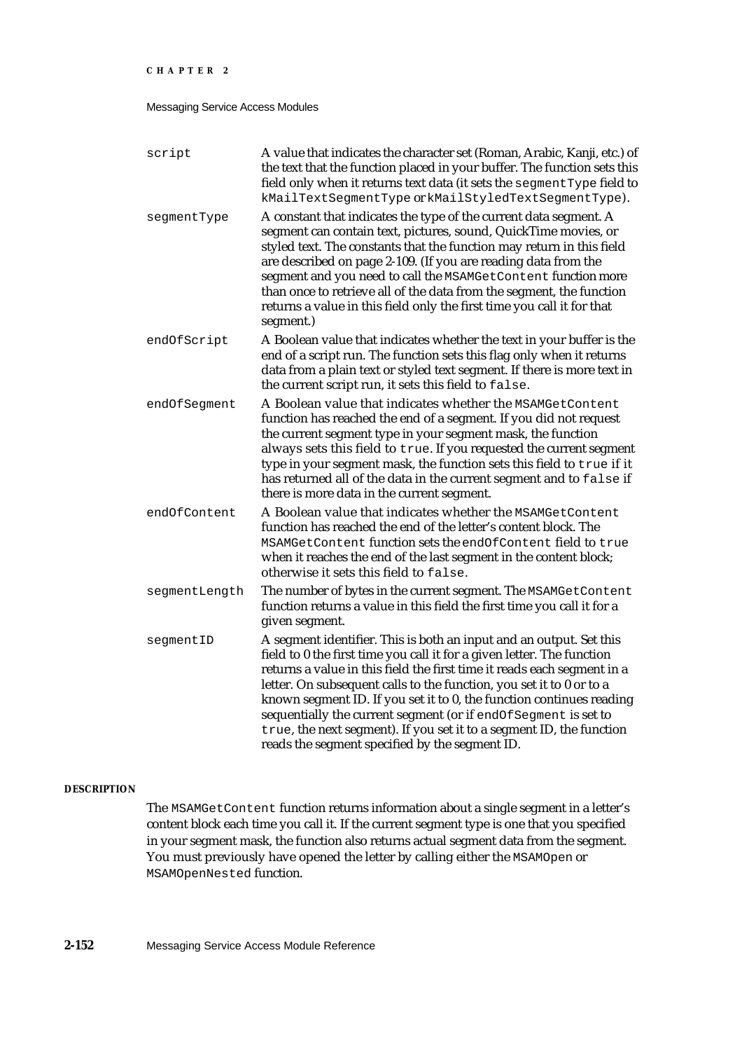`script` — A value that indicates the character set (Roman, Arabic, Kanji, etc.) of the text that the function placed in your buffer. The function sets this field only when it returns text data (it sets the `segmentType` field to `kMailTextSegmentType` or `kMailStyledTextSegmentType`).

`segmentType` — A constant that indicates the type of the current data segment. A segment can contain text, pictures, sound, QuickTime movies, or styled text. The constants that the function may return in this field are described on page 2-109. (If you are reading data from the segment and you need to call the `MSAMGetContent` function more than once to retrieve all of the data from the segment, the function returns a value in this field only the first time you call it for that segment.)

`endOfScript` — A Boolean value that indicates whether the text in your buffer is the end of a script run. The function sets this flag only when it returns data from a plain text or styled text segment. If there is more text in the current script run, it sets this field to `false`.

`endOfSegment` — A Boolean value that indicates whether the `MSAMGetContent` function has reached the end of a segment. If you did not request the current segment type in your segment mask, the function always sets this field to `true`. If you requested the current segment type in your segment mask, the function sets this field to `true` if it has returned all of the data in the current segment and to `false` if there is more data in the current segment.

`endOfContent` — A Boolean value that indicates whether the `MSAMGetContent` function has reached the end of the letter's content block. The `MSAMGetContent` function sets the `endOfContent` field to `true` when it reaches the end of the last segment in the content block; otherwise it sets this field to `false`.

`segmentLength` — The number of bytes in the current segment. The `MSAMGetContent` function returns a value in this field the first time you call it for a given segment.

`segmentID` — A segment identifier. This is both an input and an output. Set this field to 0 the first time you call it for a given letter. The function returns a value in this field the first time it reads each segment in a letter. On subsequent calls to the function, you set it to 0 or to a known segment ID. If you set it to 0, the function continues reading sequentially the current segment (or if `endOfSegment` is set to `true`, the next segment). If you set it to a segment ID, the function reads the segment specified by the segment ID.

**DESCRIPTION**

The `MSAMGetContent` function returns information about a single segment in a letter's content block each time you call it. If the current segment type is one that you specified in your segment mask, the function also returns actual segment data from the segment. You must previously have opened the letter by calling either the `MSAMOpen` or `MSAMOpenNested` function.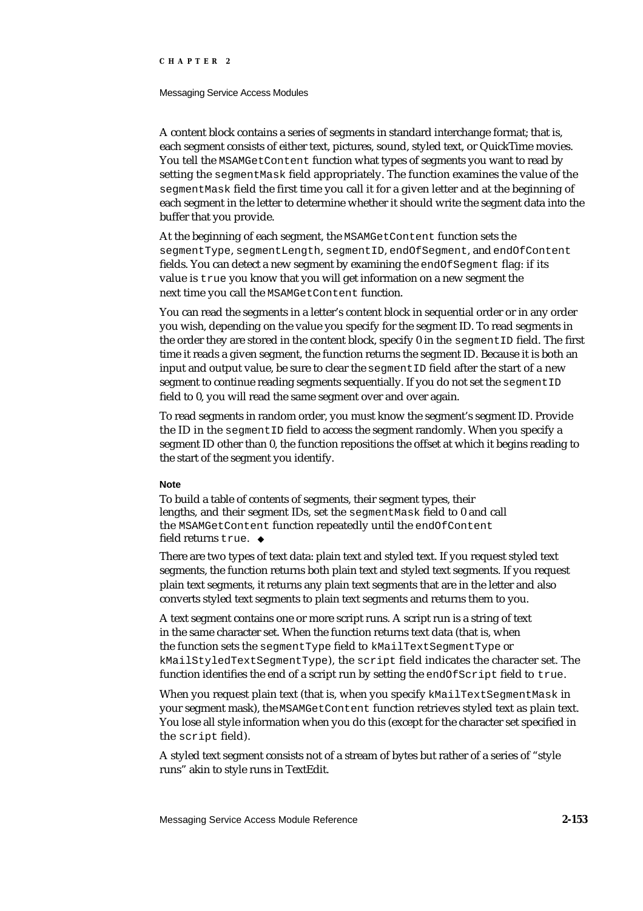A content block contains a series of segments in standard interchange format; that is, each segment consists of either text, pictures, sound, styled text, or QuickTime movies. You tell the `MSAMGetContent` function what types of segments you want to read by setting the `segmentMask` field appropriately. The function examines the value of the `segmentMask` field the first time you call it for a given letter and at the beginning of each segment in the letter to determine whether it should write the segment data into the buffer that you provide.

At the beginning of each segment, the `MSAMGetContent` function sets the `segmentType`, `segmentLength`, `segmentID`, `endOfSegment`, and `endOfContent` fields. You can detect a new segment by examining the `endOfSegment` flag: if its value is `true` you know that you will get information on a new segment the next time you call the `MSAMGetContent` function.

You can read the segments in a letter's content block in sequential order or in any order you wish, depending on the value you specify for the segment ID. To read segments in the order they are stored in the content block, specify 0 in the `segmentID` field. The first time it reads a given segment, the function returns the segment ID. Because it is both an input and output value, be sure to clear the `segmentID` field after the start of a new segment to continue reading segments sequentially. If you do not set the `segmentID` field to 0, you will read the same segment over and over again.

To read segments in random order, you must know the segment's segment ID. Provide the ID in the `segmentID` field to access the segment randomly. When you specify a segment ID other than 0, the function repositions the offset at which it begins reading to the start of the segment you identify.

**Note**

To build a table of contents of segments, their segment types, their lengths, and their segment IDs, set the `segmentMask` field to 0 and call the `MSAMGetContent` function repeatedly until the `endOfContent` field returns `true`. ◆

There are two types of text data: plain text and styled text. If you request styled text segments, the function returns both plain text and styled text segments. If you request plain text segments, it returns any plain text segments that are in the letter and also converts styled text segments to plain text segments and returns them to you.

A text segment contains one or more script runs. A script run is a string of text in the same character set. When the function returns text data (that is, when the function sets the `segmentType` field to `kMailTextSegmentType` or `kMailStyledTextSegmentType`), the `script` field indicates the character set. The function identifies the end of a script run by setting the `endOfScript` field to `true`.

When you request plain text (that is, when you specify `kMailTextSegmentMask` in your segment mask), the `MSAMGetContent` function retrieves styled text as plain text. You lose all style information when you do this (except for the character set specified in the `script` field).

A styled text segment consists not of a stream of bytes but rather of a series of "style runs" akin to style runs in TextEdit.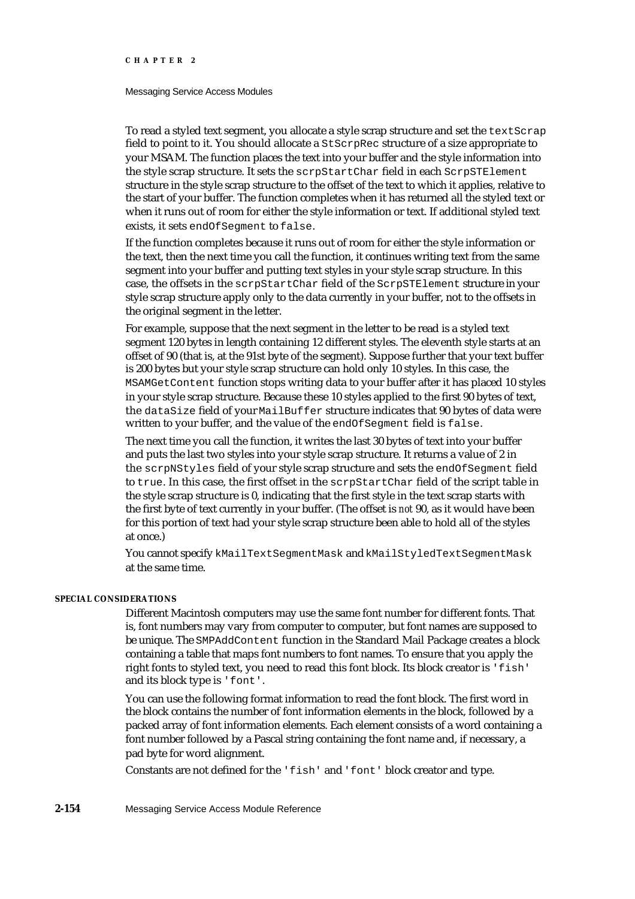To read a styled text segment, you allocate a style scrap structure and set the `textScrap` field to point to it. You should allocate a `StScrpRec` structure of a size appropriate to your MSAM. The function places the text into your buffer and the style information into the style scrap structure. It sets the `scrpStartChar` field in each `ScrpSTElement` structure in the style scrap structure to the offset of the text to which it applies, relative to the start of your buffer. The function completes when it has returned all the styled text or when it runs out of room for either the style information or text. If additional styled text exists, it sets `endOfSegment` to `false`.

If the function completes because it runs out of room for either the style information or the text, then the next time you call the function, it continues writing text from the same segment into your buffer and putting text styles in your style scrap structure. In this case, the offsets in the `scrpStartChar` field of the `ScrpSTElement` structure in your style scrap structure apply only to the data currently in your buffer, not to the offsets in the original segment in the letter.

For example, suppose that the next segment in the letter to be read is a styled text segment 120 bytes in length containing 12 different styles. The eleventh style starts at an offset of 90 (that is, at the 91st byte of the segment). Suppose further that your text buffer is 200 bytes but your style scrap structure can hold only 10 styles. In this case, the `MSAMGetContent` function stops writing data to your buffer after it has placed 10 styles in your style scrap structure. Because these 10 styles applied to the first 90 bytes of text, the `dataSize` field of your `MailBuffer` structure indicates that 90 bytes of data were written to your buffer, and the value of the `endOfSegment` field is `false`.

The next time you call the function, it writes the last 30 bytes of text into your buffer and puts the last two styles into your style scrap structure. It returns a value of 2 in the `scrpNStyles` field of your style scrap structure and sets the `endOfSegment` field to `true`. In this case, the first offset in the `scrpStartChar` field of the script table in the style scrap structure is 0, indicating that the first style in the text scrap starts with the first byte of text currently in your buffer. (The offset is *not* 90, as it would have been for this portion of text had your style scrap structure been able to hold all of the styles at once.)

You cannot specify `kMailTextSegmentMask` and `kMailStyledTextSegmentMask` at the same time.

#### SPECIAL CONSIDERATIONS

Different Macintosh computers may use the same font number for different fonts. That is, font numbers may vary from computer to computer, but font names are supposed to be unique. The `SMPAddContent` function in the Standard Mail Package creates a block containing a table that maps font numbers to font names. To ensure that you apply the right fonts to styled text, you need to read this font block. Its block creator is `'fish'` and its block type is `'font'`.

You can use the following format information to read the font block. The first word in the block contains the number of font information elements in the block, followed by a packed array of font information elements. Each element consists of a word containing a font number followed by a Pascal string containing the font name and, if necessary, a pad byte for word alignment.

Constants are not defined for the `'fish'` and `'font'` block creator and type.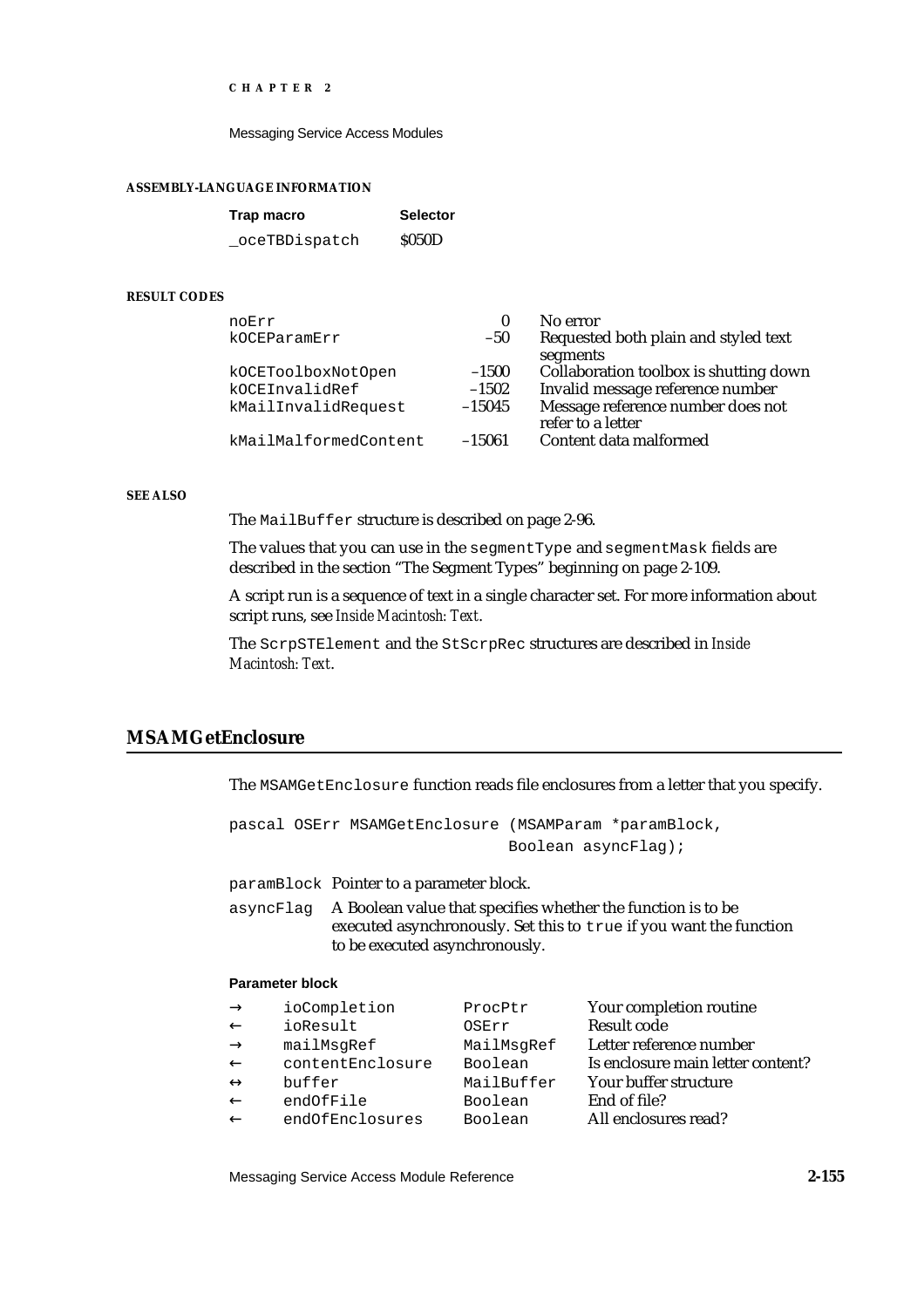#### ASSEMBLY-LANGUAGE INFORMATION

| Trap macro | Selector |
|---|---|
| `_oceTBDispatch` | $050D |

#### RESULT CODES

| | | |
|---|---|---|
| noErr | 0 | No error |
| kOCEParamErr | –50 | Requested both plain and styled text segments |
| kOCEToolboxNotOpen | –1500 | Collaboration toolbox is shutting down |
| kOCEInvalidRef | –1502 | Invalid message reference number |
| kMailInvalidRequest | –15045 | Message reference number does not refer to a letter |
| kMailMalformedContent | –15061 | Content data malformed |

#### SEE ALSO

The `MailBuffer` structure is described on page 2-96.

The values that you can use in the `segmentType` and `segmentMask` fields are described in the section "The Segment Types" beginning on page 2-109.

A script run is a sequence of text in a single character set. For more information about script runs, see *Inside Macintosh: Text*.

The `ScrpSTElement` and the `StScrpRec` structures are described in *Inside Macintosh: Text*.

## MSAMGetEnclosure

The `MSAMGetEnclosure` function reads file enclosures from a letter that you specify.

```
pascal OSErr MSAMGetEnclosure (MSAMParam *paramBlock,
                               Boolean asyncFlag);
```

`paramBlock` Pointer to a parameter block.

`asyncFlag` A Boolean value that specifies whether the function is to be executed asynchronously. Set this to `true` if you want the function to be executed asynchronously.

**Parameter block**

| | | | |
|---|---|---|---|
| → | ioCompletion | ProcPtr | Your completion routine |
| ← | ioResult | OSErr | Result code |
| → | mailMsgRef | MailMsgRef | Letter reference number |
| ← | contentEnclosure | Boolean | Is enclosure main letter content? |
| ↔ | buffer | MailBuffer | Your buffer structure |
| ← | endOfFile | Boolean | End of file? |
| ← | endOfEnclosures | Boolean | All enclosures read? |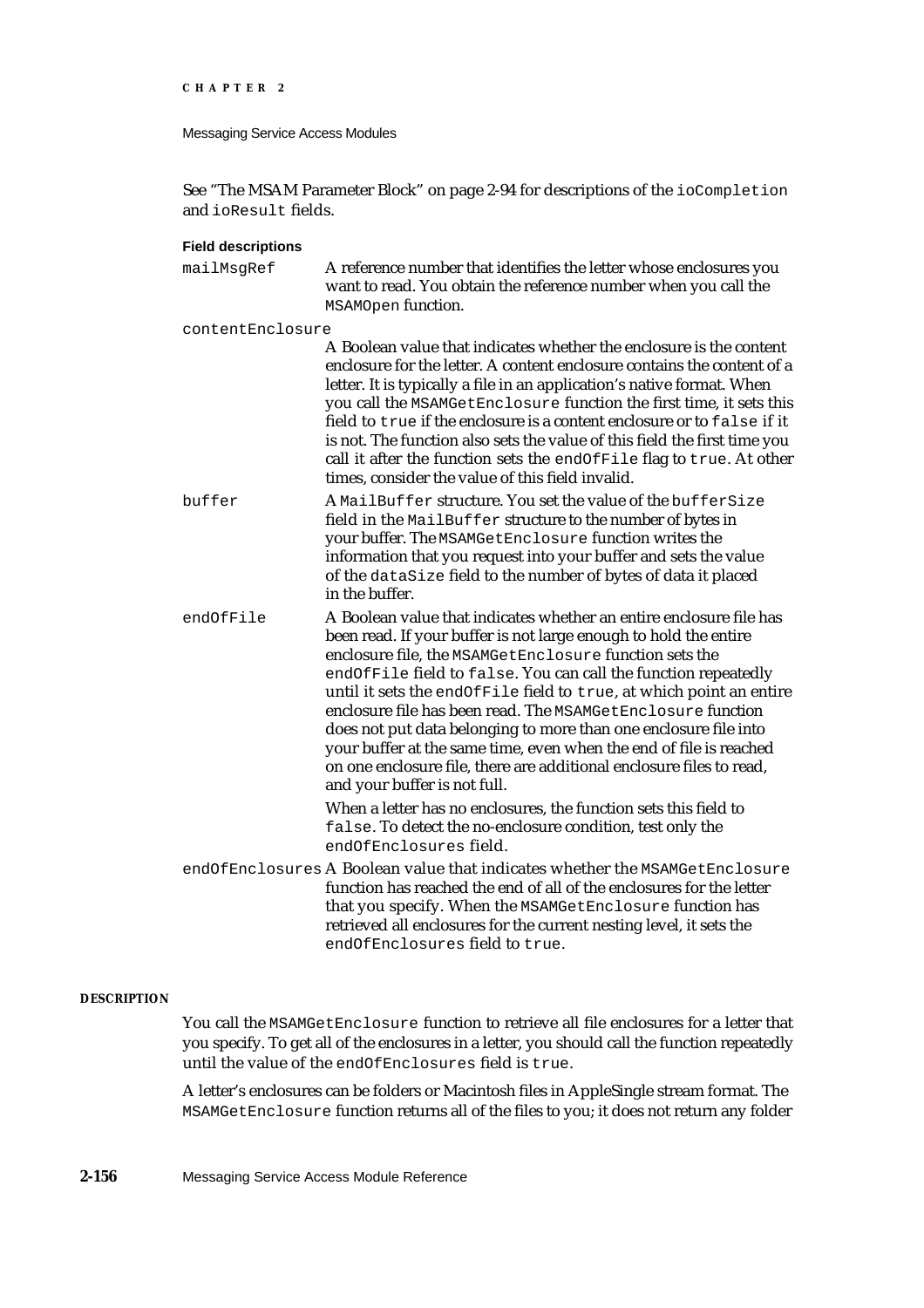See "The MSAM Parameter Block" on page 2-94 for descriptions of the `ioCompletion` and `ioResult` fields.

**Field descriptions**

`mailMsgRef` — A reference number that identifies the letter whose enclosures you want to read. You obtain the reference number when you call the `MSAMOpen` function.

`contentEnclosure` — A Boolean value that indicates whether the enclosure is the content enclosure for the letter. A content enclosure contains the content of a letter. It is typically a file in an application's native format. When you call the `MSAMGetEnclosure` function the first time, it sets this field to `true` if the enclosure is a content enclosure or to `false` if it is not. The function also sets the value of this field the first time you call it after the function sets the `endOfFile` flag to `true`. At other times, consider the value of this field invalid.

`buffer` — A `MailBuffer` structure. You set the value of the `bufferSize` field in the `MailBuffer` structure to the number of bytes in your buffer. The `MSAMGetEnclosure` function writes the information that you request into your buffer and sets the value of the `dataSize` field to the number of bytes of data it placed in the buffer.

`endOfFile` — A Boolean value that indicates whether an entire enclosure file has been read. If your buffer is not large enough to hold the entire enclosure file, the `MSAMGetEnclosure` function sets the `endOfFile` field to `false`. You can call the function repeatedly until it sets the `endOfFile` field to `true`, at which point an entire enclosure file has been read. The `MSAMGetEnclosure` function does not put data belonging to more than one enclosure file into your buffer at the same time, even when the end of file is reached on one enclosure file, there are additional enclosure files to read, and your buffer is not full.

When a letter has no enclosures, the function sets this field to `false`. To detect the no-enclosure condition, test only the `endOfEnclosures` field.

`endOfEnclosures` — A Boolean value that indicates whether the `MSAMGetEnclosure` function has reached the end of all of the enclosures for the letter that you specify. When the `MSAMGetEnclosure` function has retrieved all enclosures for the current nesting level, it sets the `endOfEnclosures` field to `true`.

**DESCRIPTION**

You call the `MSAMGetEnclosure` function to retrieve all file enclosures for a letter that you specify. To get all of the enclosures in a letter, you should call the function repeatedly until the value of the `endOfEnclosures` field is `true`.

A letter's enclosures can be folders or Macintosh files in AppleSingle stream format. The `MSAMGetEnclosure` function returns all of the files to you; it does not return any folder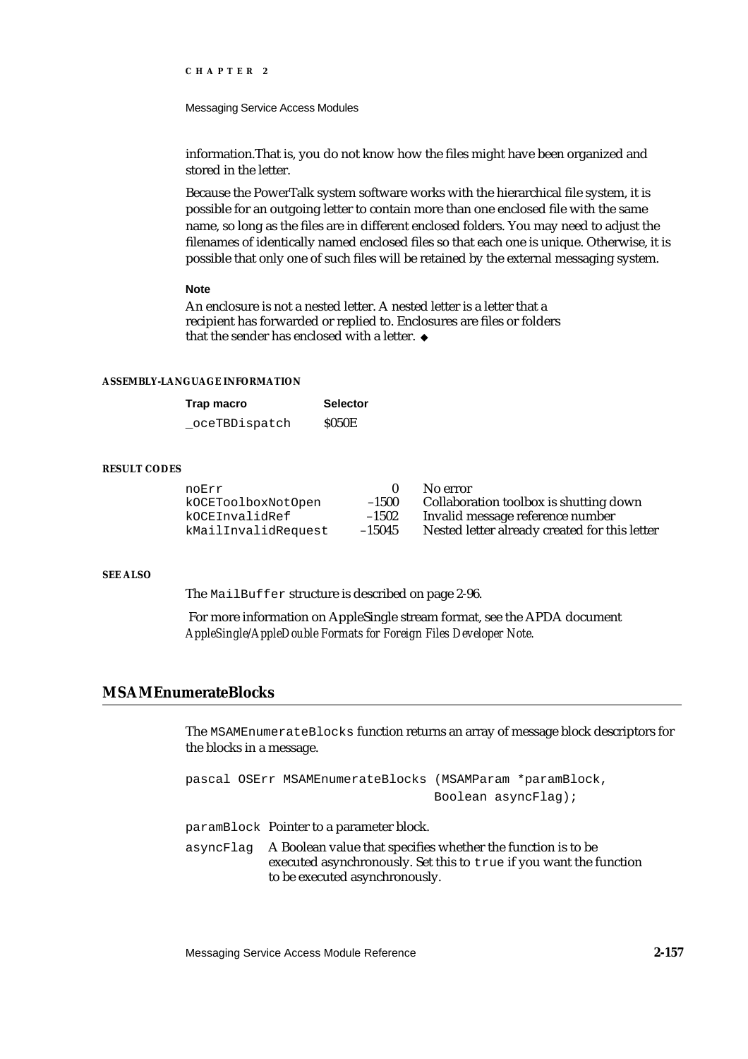information.That is, you do not know how the files might have been organized and stored in the letter.

Because the PowerTalk system software works with the hierarchical file system, it is possible for an outgoing letter to contain more than one enclosed file with the same name, so long as the files are in different enclosed folders. You may need to adjust the filenames of identically named enclosed files so that each one is unique. Otherwise, it is possible that only one of such files will be retained by the external messaging system.

**Note**

An enclosure is not a nested letter. A nested letter is a letter that a recipient has forwarded or replied to. Enclosures are files or folders that the sender has enclosed with a letter. ◆

**ASSEMBLY-LANGUAGE INFORMATION**

| Trap macro | Selector |
|---|---|
| `_oceTBDispatch` | $050E |

**RESULT CODES**

| | | |
|---|---|---|
| `noErr` | 0 | No error |
| `kOCEToolboxNotOpen` | –1500 | Collaboration toolbox is shutting down |
| `kOCEInvalidRef` | –1502 | Invalid message reference number |
| `kMailInvalidRequest` | –15045 | Nested letter already created for this letter |

**SEE ALSO**

The `MailBuffer` structure is described on page 2-96.

For more information on AppleSingle stream format, see the APDA document *AppleSingle/AppleDouble Formats for Foreign Files Developer Note.*

## MSAMEnumerateBlocks

The `MSAMEnumerateBlocks` function returns an array of message block descriptors for the blocks in a message.

```
pascal OSErr MSAMEnumerateBlocks (MSAMParam *paramBlock,
                                  Boolean asyncFlag);
```

`paramBlock` Pointer to a parameter block.

`asyncFlag` A Boolean value that specifies whether the function is to be executed asynchronously. Set this to `true` if you want the function to be executed asynchronously.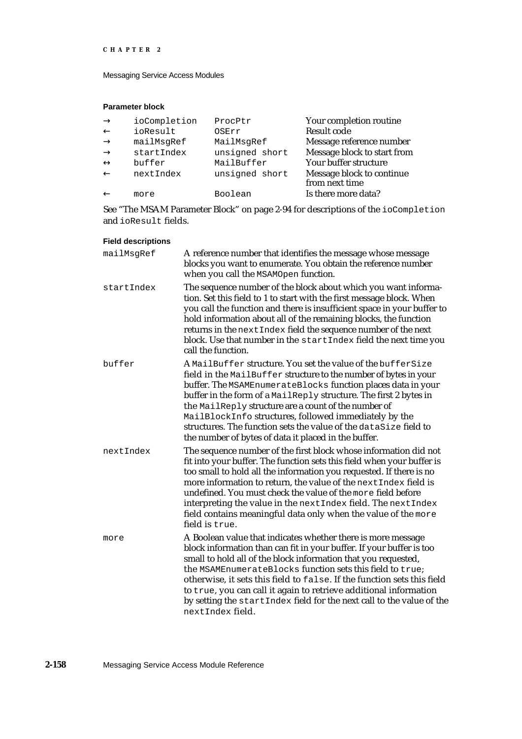**Parameter block**

| | | | |
|---|---|---|---|
| → | ioCompletion | ProcPtr | Your completion routine |
| ← | ioResult | OSErr | Result code |
| → | mailMsgRef | MailMsgRef | Message reference number |
| → | startIndex | unsigned short | Message block to start from |
| ↔ | buffer | MailBuffer | Your buffer structure |
| ← | nextIndex | unsigned short | Message block to continue from next time |
| ← | more | Boolean | Is there more data? |

See "The MSAM Parameter Block" on page 2-94 for descriptions of the `ioCompletion` and `ioResult` fields.

**Field descriptions**

`mailMsgRef`
A reference number that identifies the message whose message blocks you want to enumerate. You obtain the reference number when you call the `MSAMOpen` function.

`startIndex`
The sequence number of the block about which you want information. Set this field to 1 to start with the first message block. When you call the function and there is insufficient space in your buffer to hold information about all of the remaining blocks, the function returns in the `nextIndex` field the sequence number of the next block. Use that number in the `startIndex` field the next time you call the function.

`buffer`
A `MailBuffer` structure. You set the value of the `bufferSize` field in the `MailBuffer` structure to the number of bytes in your buffer. The `MSAMEnumerateBlocks` function places data in your buffer in the form of a `MailReply` structure. The first 2 bytes in the `MailReply` structure are a count of the number of `MailBlockInfo` structures, followed immediately by the structures. The function sets the value of the `dataSize` field to the number of bytes of data it placed in the buffer.

`nextIndex`
The sequence number of the first block whose information did not fit into your buffer. The function sets this field when your buffer is too small to hold all the information you requested. If there is no more information to return, the value of the `nextIndex` field is undefined. You must check the value of the `more` field before interpreting the value in the `nextIndex` field. The `nextIndex` field contains meaningful data only when the value of the `more` field is `true`.

`more`
A Boolean value that indicates whether there is more message block information than can fit in your buffer. If your buffer is too small to hold all of the block information that you requested, the `MSAMEnumerateBlocks` function sets this field to `true`; otherwise, it sets this field to `false`. If the function sets this field to `true`, you can call it again to retrieve additional information by setting the `startIndex` field for the next call to the value of the `nextIndex` field.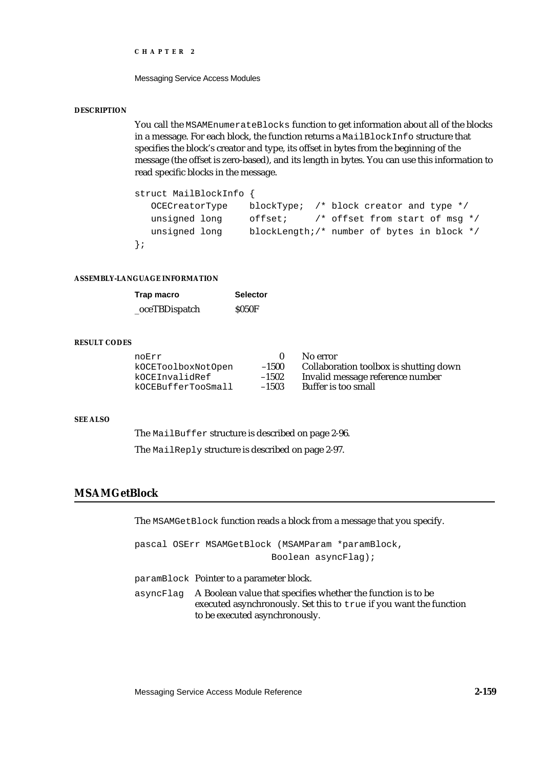**DESCRIPTION**

You call the `MSAMEnumerateBlocks` function to get information about all of the blocks in a message. For each block, the function returns a `MailBlockInfo` structure that specifies the block's creator and type, its offset in bytes from the beginning of the message (the offset is zero-based), and its length in bytes. You can use this information to read specific blocks in the message.

```
struct MailBlockInfo {
   OCECreatorType    blockType;  /* block creator and type */
   unsigned long     offset;     /* offset from start of msg */
   unsigned long     blockLength;/* number of bytes in block */
};
```

**ASSEMBLY-LANGUAGE INFORMATION**

| Trap macro | Selector |
|---|---|
| _oceTBDispatch | $050F |

**RESULT CODES**

| | | |
|---|---|---|
| noErr | 0 | No error |
| kOCEToolboxNotOpen | –1500 | Collaboration toolbox is shutting down |
| kOCEInvalidRef | –1502 | Invalid message reference number |
| kOCEBufferTooSmall | –1503 | Buffer is too small |

**SEE ALSO**

The `MailBuffer` structure is described on page 2-96.

The `MailReply` structure is described on page 2-97.

## MSAMGetBlock

The `MSAMGetBlock` function reads a block from a message that you specify.

```
pascal OSErr MSAMGetBlock (MSAMParam *paramBlock,
                           Boolean asyncFlag);
```

`paramBlock` Pointer to a parameter block.

`asyncFlag` A Boolean value that specifies whether the function is to be executed asynchronously. Set this to `true` if you want the function to be executed asynchronously.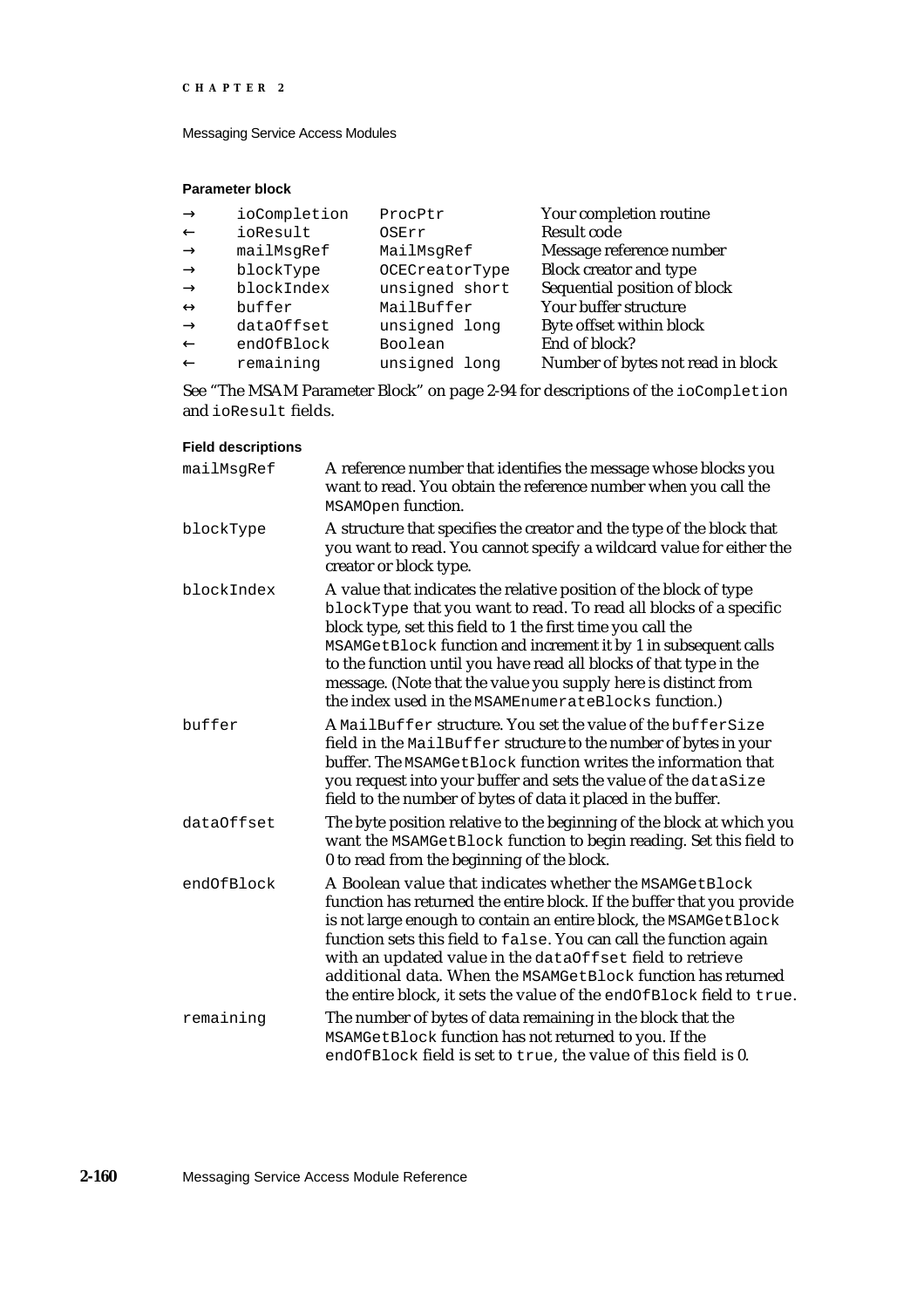**Parameter block**

| | | | |
|---|---|---|---|
| → | `ioCompletion` | `ProcPtr` | Your completion routine |
| ← | `ioResult` | `OSErr` | Result code |
| → | `mailMsgRef` | `MailMsgRef` | Message reference number |
| → | `blockType` | `OCECreatorType` | Block creator and type |
| → | `blockIndex` | `unsigned short` | Sequential position of block |
| ↔ | `buffer` | `MailBuffer` | Your buffer structure |
| → | `dataOffset` | `unsigned long` | Byte offset within block |
| ← | `endOfBlock` | `Boolean` | End of block? |
| ← | `remaining` | `unsigned long` | Number of bytes not read in block |

See "The MSAM Parameter Block" on page 2-94 for descriptions of the `ioCompletion` and `ioResult` fields.

**Field descriptions**

`mailMsgRef` A reference number that identifies the message whose blocks you want to read. You obtain the reference number when you call the `MSAMOpen` function.

`blockType` A structure that specifies the creator and the type of the block that you want to read. You cannot specify a wildcard value for either the creator or block type.

`blockIndex` A value that indicates the relative position of the block of type `blockType` that you want to read. To read all blocks of a specific block type, set this field to 1 the first time you call the `MSAMGetBlock` function and increment it by 1 in subsequent calls to the function until you have read all blocks of that type in the message. (Note that the value you supply here is distinct from the index used in the `MSAMEnumerateBlocks` function.)

`buffer` A `MailBuffer` structure. You set the value of the `bufferSize` field in the `MailBuffer` structure to the number of bytes in your buffer. The `MSAMGetBlock` function writes the information that you request into your buffer and sets the value of the `dataSize` field to the number of bytes of data it placed in the buffer.

`dataOffset` The byte position relative to the beginning of the block at which you want the `MSAMGetBlock` function to begin reading. Set this field to 0 to read from the beginning of the block.

`endOfBlock` A Boolean value that indicates whether the `MSAMGetBlock` function has returned the entire block. If the buffer that you provide is not large enough to contain an entire block, the `MSAMGetBlock` function sets this field to `false`. You can call the function again with an updated value in the `dataOffset` field to retrieve additional data. When the `MSAMGetBlock` function has returned the entire block, it sets the value of the `endOfBlock` field to `true`.

`remaining` The number of bytes of data remaining in the block that the `MSAMGetBlock` function has not returned to you. If the `endOfBlock` field is set to `true`, the value of this field is 0.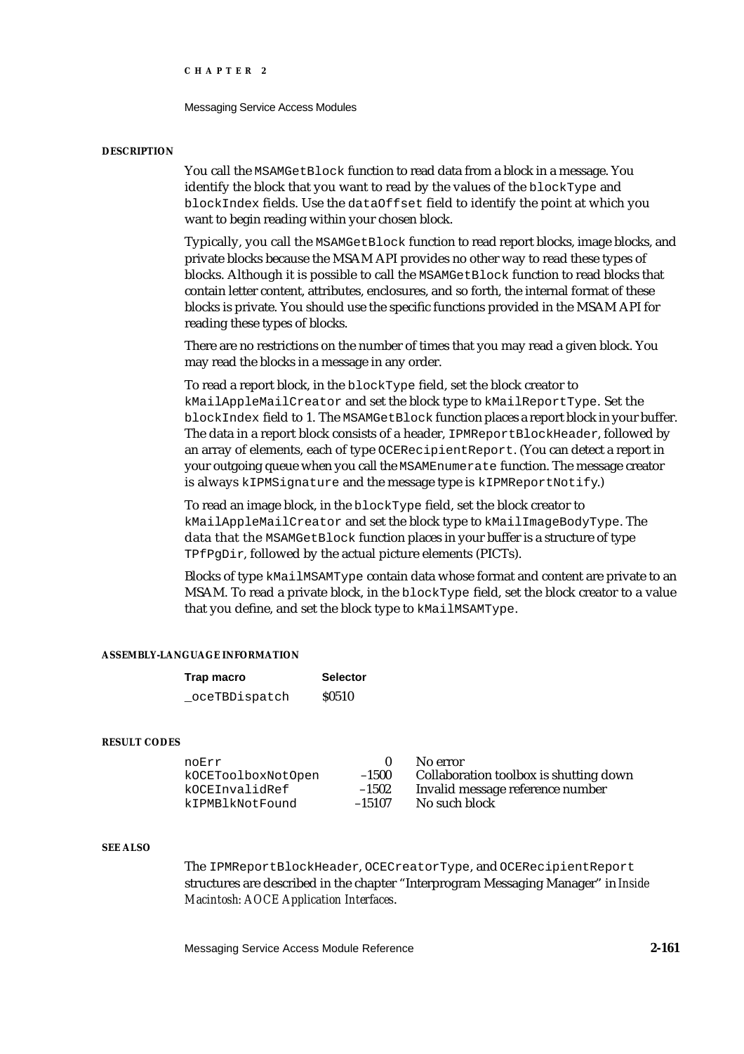#### DESCRIPTION

You call the `MSAMGetBlock` function to read data from a block in a message. You identify the block that you want to read by the values of the `blockType` and `blockIndex` fields. Use the `dataOffset` field to identify the point at which you want to begin reading within your chosen block.

Typically, you call the `MSAMGetBlock` function to read report blocks, image blocks, and private blocks because the MSAM API provides no other way to read these types of blocks. Although it is possible to call the `MSAMGetBlock` function to read blocks that contain letter content, attributes, enclosures, and so forth, the internal format of these blocks is private. You should use the specific functions provided in the MSAM API for reading these types of blocks.

There are no restrictions on the number of times that you may read a given block. You may read the blocks in a message in any order.

To read a report block, in the `blockType` field, set the block creator to `kMailAppleMailCreator` and set the block type to `kMailReportType`. Set the `blockIndex` field to 1. The `MSAMGetBlock` function places a report block in your buffer. The data in a report block consists of a header, `IPMReportBlockHeader`, followed by an array of elements, each of type `OCERecipientReport`. (You can detect a report in your outgoing queue when you call the `MSAMEnumerate` function. The message creator is always `kIPMSignature` and the message type is `kIPMReportNotify`.)

To read an image block, in the `blockType` field, set the block creator to `kMailAppleMailCreator` and set the block type to `kMailImageBodyType`. The data that the `MSAMGetBlock` function places in your buffer is a structure of type `TPfPgDir`, followed by the actual picture elements (PICTs).

Blocks of type `kMailMSAMType` contain data whose format and content are private to an MSAM. To read a private block, in the `blockType` field, set the block creator to a value that you define, and set the block type to `kMailMSAMType`.

#### ASSEMBLY-LANGUAGE INFORMATION

| Trap macro | Selector |
|---|---|
| `_oceTBDispatch` | $0510 |

#### RESULT CODES

| | | |
|---|---|---|
| `noErr` | 0 | No error |
| `kOCEToolboxNotOpen` | –1500 | Collaboration toolbox is shutting down |
| `kOCEInvalidRef` | –1502 | Invalid message reference number |
| `kIPMBlkNotFound` | –15107 | No such block |

#### SEE ALSO

The `IPMReportBlockHeader`, `OCECreatorType`, and `OCERecipientReport` structures are described in the chapter "Interprogram Messaging Manager" in *Inside Macintosh: AOCE Application Interfaces*.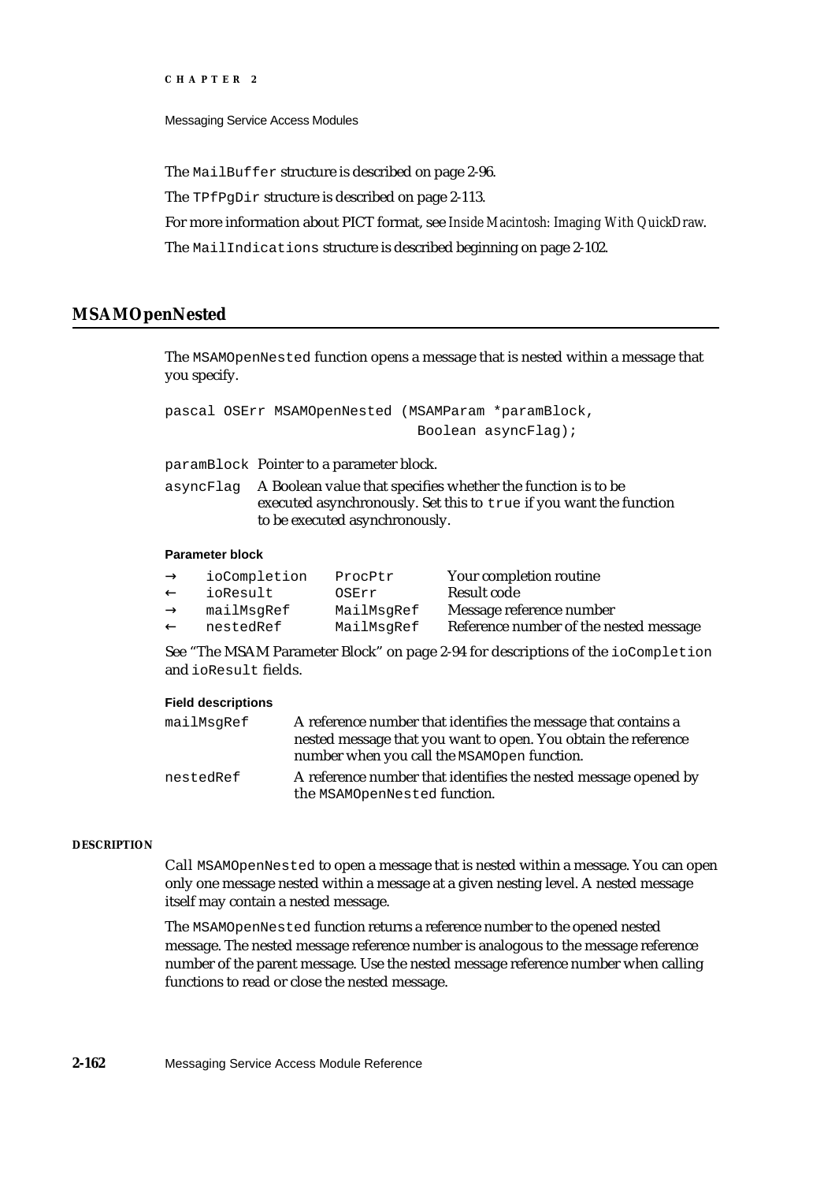The `MailBuffer` structure is described on page 2-96.

The `TPfPgDir` structure is described on page 2-113.

For more information about PICT format, see *Inside Macintosh: Imaging With QuickDraw*.

The `MailIndications` structure is described beginning on page 2-102.

## MSAMOpenNested

The `MSAMOpenNested` function opens a message that is nested within a message that you specify.

```
pascal OSErr MSAMOpenNested (MSAMParam *paramBlock,
                              Boolean asyncFlag);
```

`paramBlock` Pointer to a parameter block.

`asyncFlag` A Boolean value that specifies whether the function is to be executed asynchronously. Set this to `true` if you want the function to be executed asynchronously.

**Parameter block**

| | | | |
|---|---|---|---|
| → | ioCompletion | ProcPtr | Your completion routine |
| ← | ioResult | OSErr | Result code |
| → | mailMsgRef | MailMsgRef | Message reference number |
| ← | nestedRef | MailMsgRef | Reference number of the nested message |

See "The MSAM Parameter Block" on page 2-94 for descriptions of the `ioCompletion` and `ioResult` fields.

**Field descriptions**

`mailMsgRef` A reference number that identifies the message that contains a nested message that you want to open. You obtain the reference number when you call the `MSAMOpen` function.

`nestedRef` A reference number that identifies the nested message opened by the `MSAMOpenNested` function.

**DESCRIPTION**

Call `MSAMOpenNested` to open a message that is nested within a message. You can open only one message nested within a message at a given nesting level. A nested message itself may contain a nested message.

The `MSAMOpenNested` function returns a reference number to the opened nested message. The nested message reference number is analogous to the message reference number of the parent message. Use the nested message reference number when calling functions to read or close the nested message.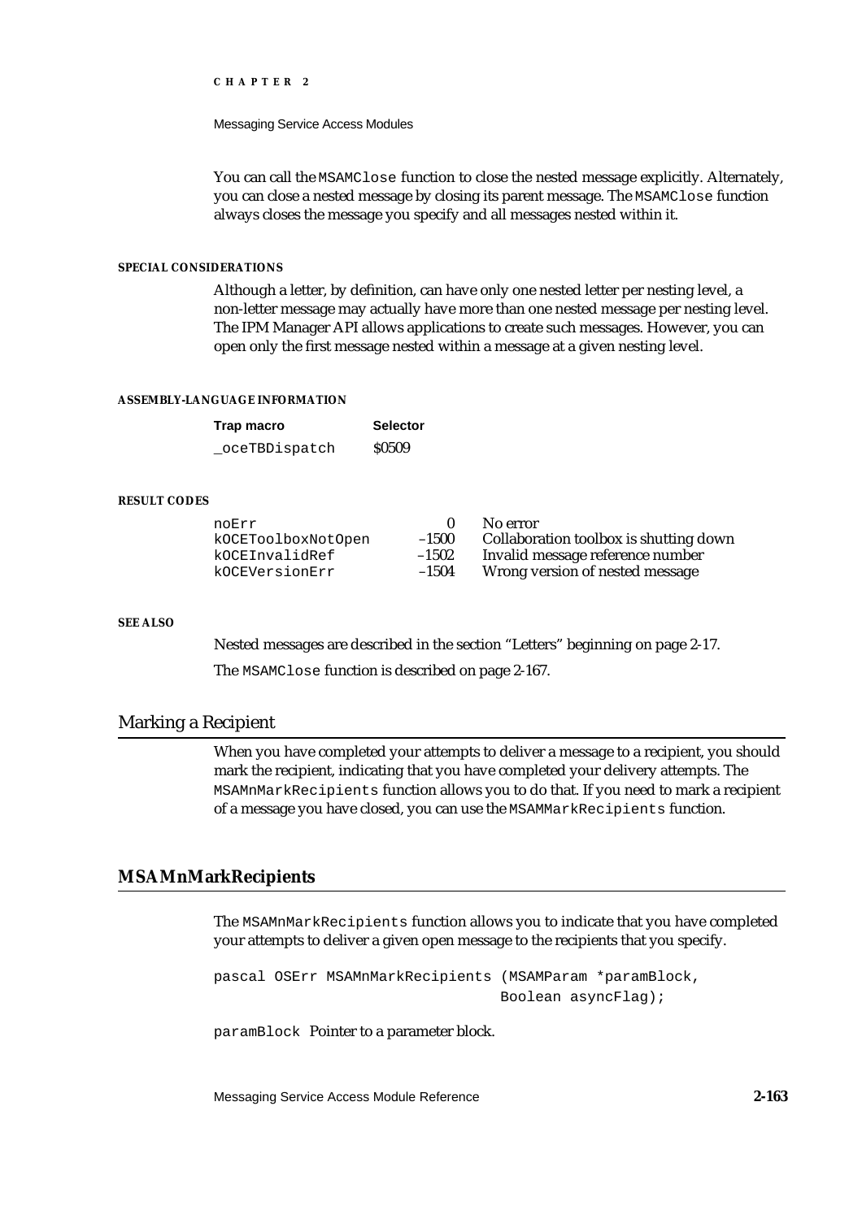You can call the `MSAMClose` function to close the nested message explicitly. Alternately, you can close a nested message by closing its parent message. The `MSAMClose` function always closes the message you specify and all messages nested within it.

#### SPECIAL CONSIDERATIONS

Although a letter, by definition, can have only one nested letter per nesting level, a non-letter message may actually have more than one nested message per nesting level. The IPM Manager API allows applications to create such messages. However, you can open only the first message nested within a message at a given nesting level.

#### ASSEMBLY-LANGUAGE INFORMATION

| Trap macro | Selector |
|---|---|
| `_oceTBDispatch` | $0509 |

#### RESULT CODES

| | | |
|---|---|---|
| noErr | 0 | No error |
| kOCEToolboxNotOpen | –1500 | Collaboration toolbox is shutting down |
| kOCEInvalidRef | –1502 | Invalid message reference number |
| kOCEVersionErr | –1504 | Wrong version of nested message |

#### SEE ALSO

Nested messages are described in the section "Letters" beginning on page 2-17.

The `MSAMClose` function is described on page 2-167.

## Marking a Recipient

When you have completed your attempts to deliver a message to a recipient, you should mark the recipient, indicating that you have completed your delivery attempts. The `MSAMnMarkRecipients` function allows you to do that. If you need to mark a recipient of a message you have closed, you can use the `MSAMMarkRecipients` function.

### MSAMnMarkRecipients

The `MSAMnMarkRecipients` function allows you to indicate that you have completed your attempts to deliver a given open message to the recipients that you specify.

```
pascal OSErr MSAMnMarkRecipients (MSAMParam *paramBlock,
                                  Boolean asyncFlag);
```

`paramBlock` Pointer to a parameter block.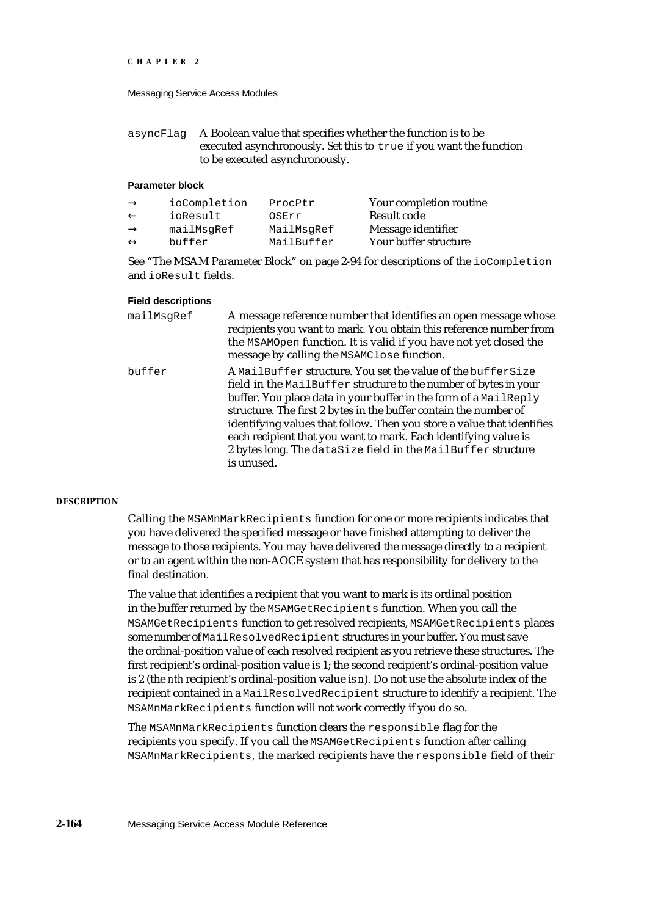asyncFlag A Boolean value that specifies whether the function is to be executed asynchronously. Set this to `true` if you want the function to be executed asynchronously.

**Parameter block**

| | | | |
|---|---|---|---|
| → | ioCompletion | ProcPtr | Your completion routine |
| ← | ioResult | OSErr | Result code |
| → | mailMsgRef | MailMsgRef | Message identifier |
| ↔ | buffer | MailBuffer | Your buffer structure |

See "The MSAM Parameter Block" on page 2-94 for descriptions of the `ioCompletion` and `ioResult` fields.

**Field descriptions**

`mailMsgRef` A message reference number that identifies an open message whose recipients you want to mark. You obtain this reference number from the `MSAMOpen` function. It is valid if you have not yet closed the message by calling the `MSAMClose` function.

`buffer` A `MailBuffer` structure. You set the value of the `bufferSize` field in the `MailBuffer` structure to the number of bytes in your buffer. You place data in your buffer in the form of a `MailReply` structure. The first 2 bytes in the buffer contain the number of identifying values that follow. Then you store a value that identifies each recipient that you want to mark. Each identifying value is 2 bytes long. The `dataSize` field in the `MailBuffer` structure is unused.

**DESCRIPTION**

Calling the `MSAMnMarkRecipients` function for one or more recipients indicates that you have delivered the specified message or have finished attempting to deliver the message to those recipients. You may have delivered the message directly to a recipient or to an agent within the non-AOCE system that has responsibility for delivery to the final destination.

The value that identifies a recipient that you want to mark is its ordinal position in the buffer returned by the `MSAMGetRecipients` function. When you call the `MSAMGetRecipients` function to get resolved recipients, `MSAMGetRecipients` places some number of `MailResolvedRecipient` structures in your buffer. You must save the ordinal-position value of each resolved recipient as you retrieve these structures. The first recipient's ordinal-position value is 1; the second recipient's ordinal-position value is 2 (the *nth* recipient's ordinal-position value is *n*). Do not use the absolute index of the recipient contained in a `MailResolvedRecipient` structure to identify a recipient. The `MSAMnMarkRecipients` function will not work correctly if you do so.

The `MSAMnMarkRecipients` function clears the `responsible` flag for the recipients you specify. If you call the `MSAMGetRecipients` function after calling `MSAMnMarkRecipients`, the marked recipients have the `responsible` field of their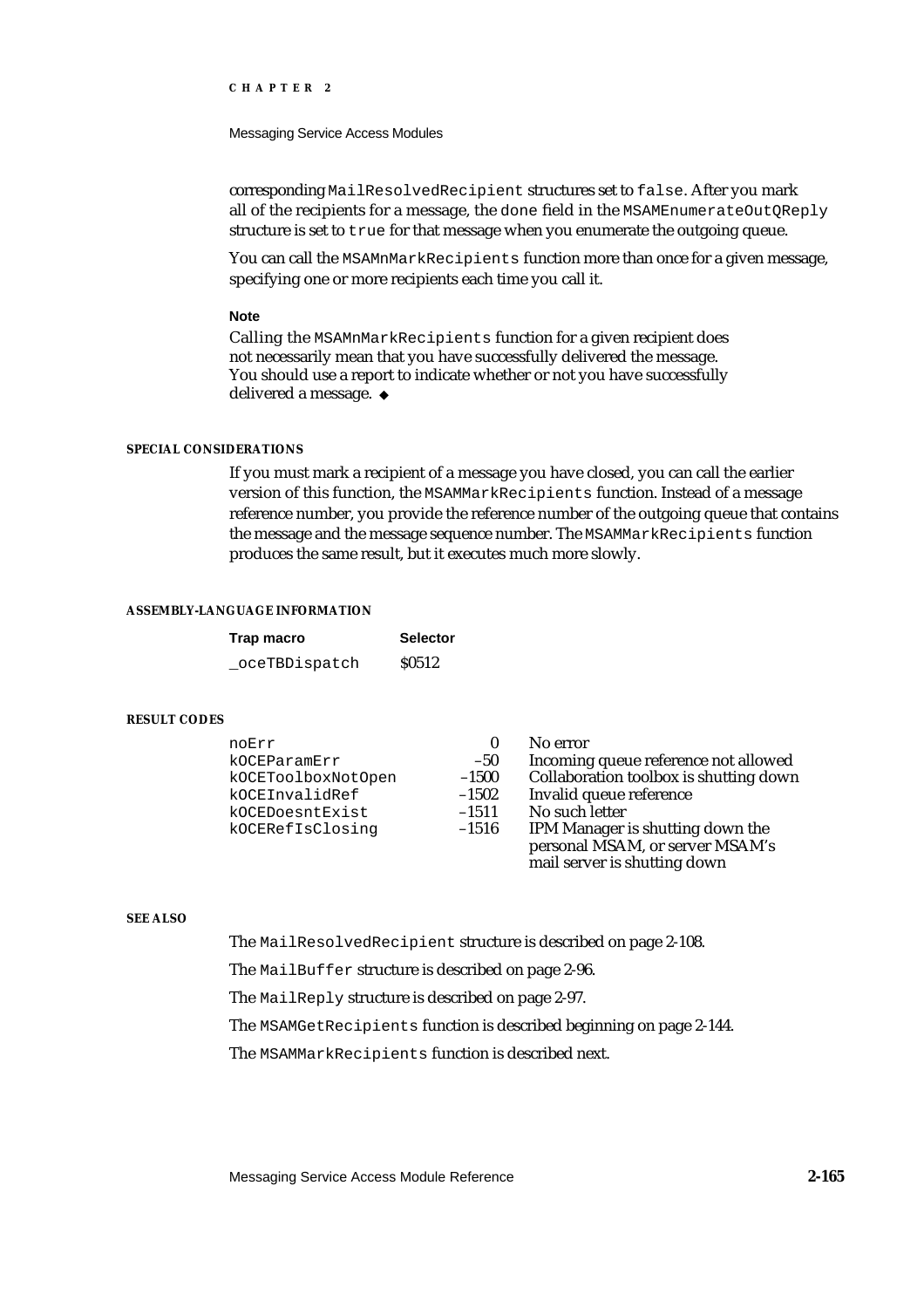corresponding `MailResolvedRecipient` structures set to `false`. After you mark all of the recipients for a message, the `done` field in the `MSAMEnumerateOutQReply` structure is set to `true` for that message when you enumerate the outgoing queue.

You can call the `MSAMnMarkRecipients` function more than once for a given message, specifying one or more recipients each time you call it.

**Note**

Calling the `MSAMnMarkRecipients` function for a given recipient does not necessarily mean that you have successfully delivered the message. You should use a report to indicate whether or not you have successfully delivered a message. ◆

#### SPECIAL CONSIDERATIONS

If you must mark a recipient of a message you have closed, you can call the earlier version of this function, the `MSAMMarkRecipients` function. Instead of a message reference number, you provide the reference number of the outgoing queue that contains the message and the message sequence number. The `MSAMMarkRecipients` function produces the same result, but it executes much more slowly.

#### ASSEMBLY-LANGUAGE INFORMATION

| Trap macro | Selector |
|---|---|
| `_oceTBDispatch` | $0512 |

#### RESULT CODES

| | | |
|---|---|---|
| `noErr` | 0 | No error |
| `kOCEParamErr` | –50 | Incoming queue reference not allowed |
| `kOCEToolboxNotOpen` | –1500 | Collaboration toolbox is shutting down |
| `kOCEInvalidRef` | –1502 | Invalid queue reference |
| `kOCEDoesntExist` | –1511 | No such letter |
| `kOCERefIsClosing` | –1516 | IPM Manager is shutting down the personal MSAM, or server MSAM's mail server is shutting down |

#### SEE ALSO

The `MailResolvedRecipient` structure is described on page 2-108.

The `MailBuffer` structure is described on page 2-96.

The `MailReply` structure is described on page 2-97.

The `MSAMGetRecipients` function is described beginning on page 2-144.

The `MSAMMarkRecipients` function is described next.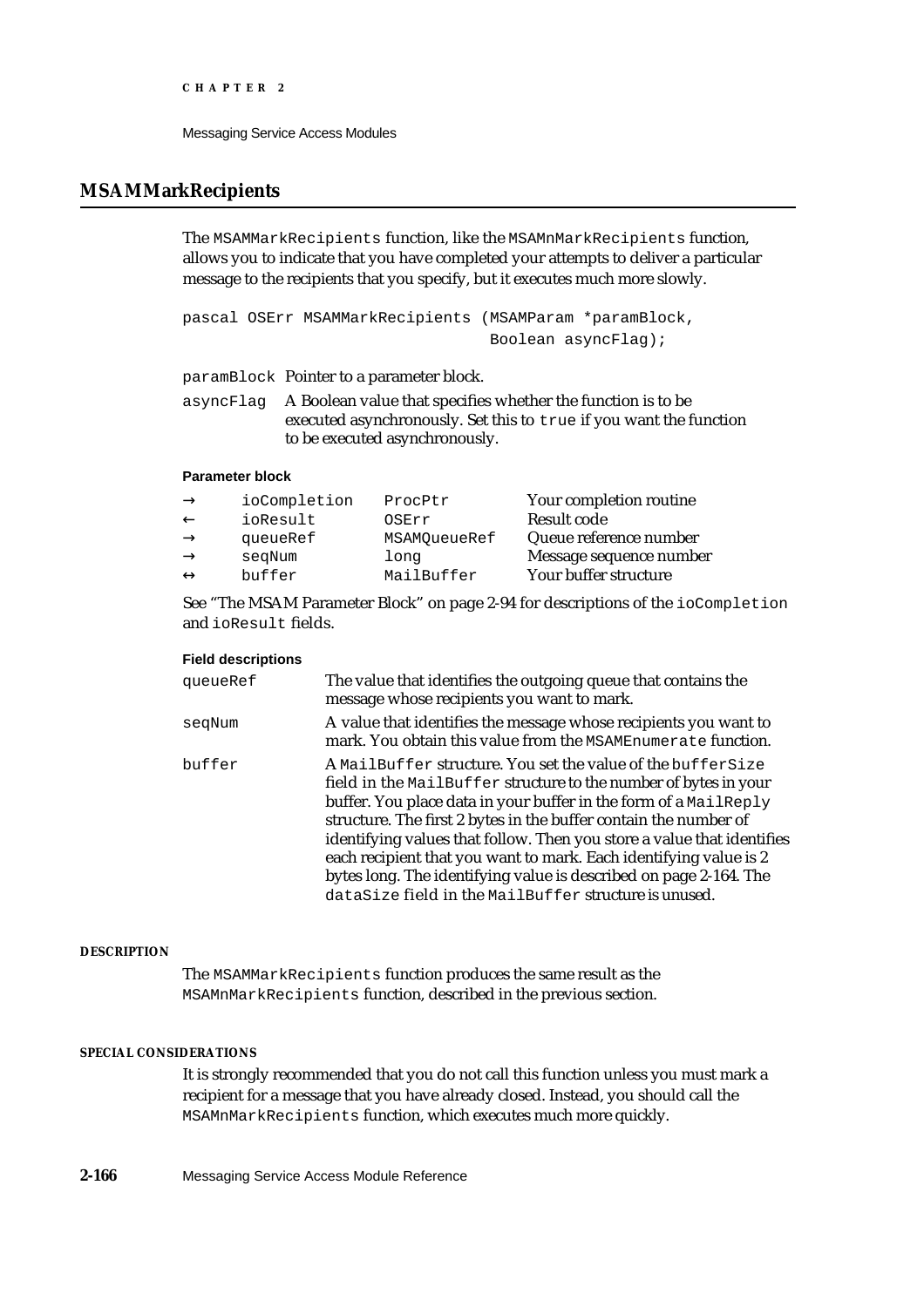## MSAMMarkRecipients

The `MSAMMarkRecipients` function, like the `MSAMnMarkRecipients` function, allows you to indicate that you have completed your attempts to deliver a particular message to the recipients that you specify, but it executes much more slowly.

```
pascal OSErr MSAMMarkRecipients (MSAMParam *paramBlock,
                                 Boolean asyncFlag);
```

`paramBlock` Pointer to a parameter block.

`asyncFlag` A Boolean value that specifies whether the function is to be executed asynchronously. Set this to `true` if you want the function to be executed asynchronously.

**Parameter block**

| | | | |
|---|---|---|---|
| → | ioCompletion | ProcPtr | Your completion routine |
| ← | ioResult | OSErr | Result code |
| → | queueRef | MSAMQueueRef | Queue reference number |
| → | seqNum | long | Message sequence number |
| ↔ | buffer | MailBuffer | Your buffer structure |

See "The MSAM Parameter Block" on page 2-94 for descriptions of the `ioCompletion` and `ioResult` fields.

**Field descriptions**

`queueRef` The value that identifies the outgoing queue that contains the message whose recipients you want to mark.

`seqNum` A value that identifies the message whose recipients you want to mark. You obtain this value from the `MSAMEnumerate` function.

`buffer` A `MailBuffer` structure. You set the value of the `bufferSize` field in the `MailBuffer` structure to the number of bytes in your buffer. You place data in your buffer in the form of a `MailReply` structure. The first 2 bytes in the buffer contain the number of identifying values that follow. Then you store a value that identifies each recipient that you want to mark. Each identifying value is 2 bytes long. The identifying value is described on page 2-164. The `dataSize` field in the `MailBuffer` structure is unused.

#### DESCRIPTION

The `MSAMMarkRecipients` function produces the same result as the `MSAMnMarkRecipients` function, described in the previous section.

#### SPECIAL CONSIDERATIONS

It is strongly recommended that you do not call this function unless you must mark a recipient for a message that you have already closed. Instead, you should call the `MSAMnMarkRecipients` function, which executes much more quickly.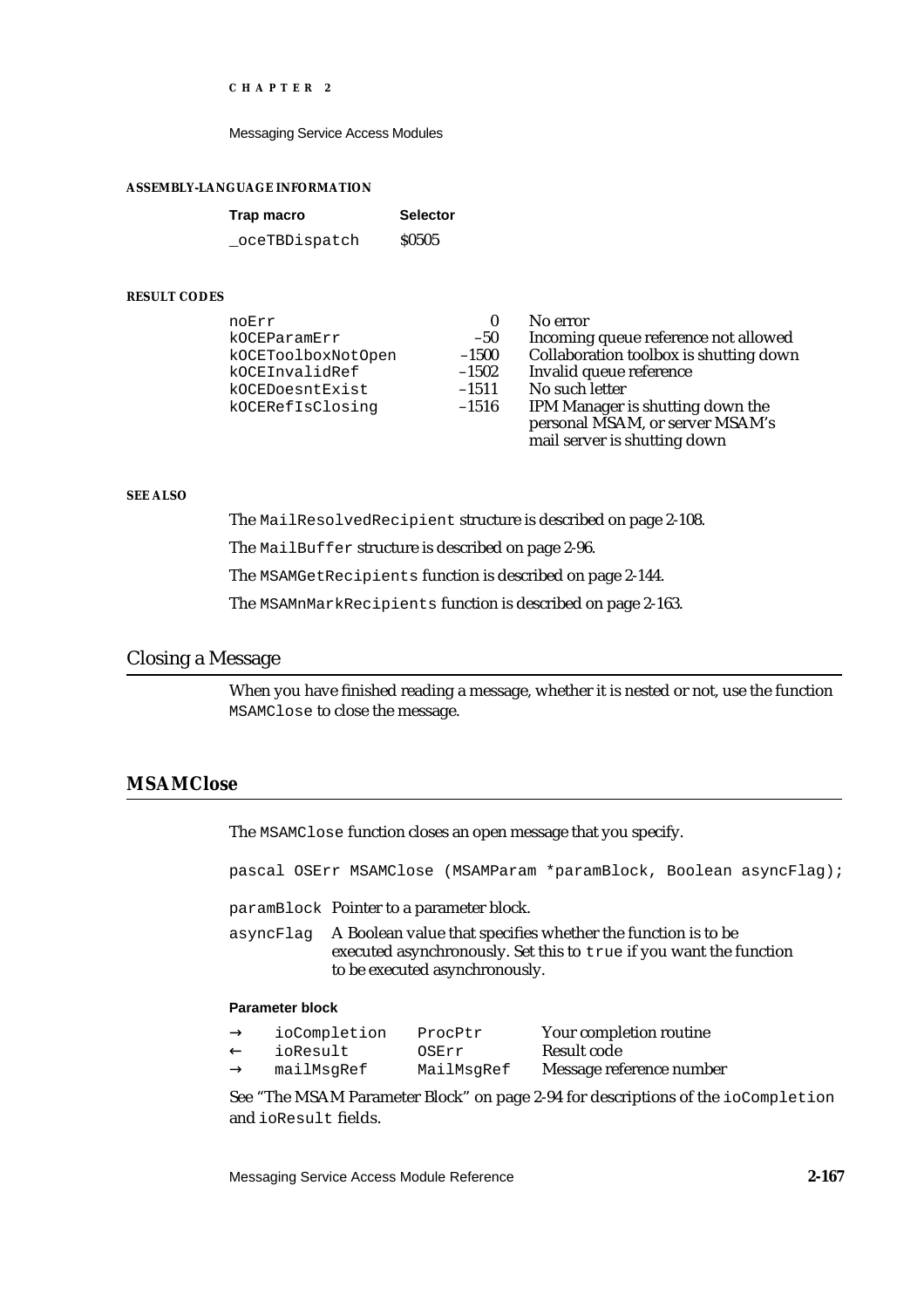**ASSEMBLY-LANGUAGE INFORMATION**

| Trap macro | Selector |
|---|---|
| `_oceTBDispatch` | $0505 |

**RESULT CODES**

| | | |
|---|---|---|
| noErr | 0 | No error |
| kOCEParamErr | –50 | Incoming queue reference not allowed |
| kOCEToolboxNotOpen | –1500 | Collaboration toolbox is shutting down |
| kOCEInvalidRef | –1502 | Invalid queue reference |
| kOCEDoesntExist | –1511 | No such letter |
| kOCERefIsClosing | –1516 | IPM Manager is shutting down the personal MSAM, or server MSAM's mail server is shutting down |

**SEE ALSO**

The `MailResolvedRecipient` structure is described on page 2-108.

The `MailBuffer` structure is described on page 2-96.

The `MSAMGetRecipients` function is described on page 2-144.

The `MSAMnMarkRecipients` function is described on page 2-163.

## Closing a Message

When you have finished reading a message, whether it is nested or not, use the function `MSAMClose` to close the message.

### MSAMClose

The `MSAMClose` function closes an open message that you specify.

```
pascal OSErr MSAMClose (MSAMParam *paramBlock, Boolean asyncFlag);
```

`paramBlock` Pointer to a parameter block.

`asyncFlag` A Boolean value that specifies whether the function is to be executed asynchronously. Set this to `true` if you want the function to be executed asynchronously.

**Parameter block**

| | | | |
|---|---|---|---|
| → | ioCompletion | ProcPtr | Your completion routine |
| ← | ioResult | OSErr | Result code |
| → | mailMsgRef | MailMsgRef | Message reference number |

See "The MSAM Parameter Block" on page 2-94 for descriptions of the `ioCompletion` and `ioResult` fields.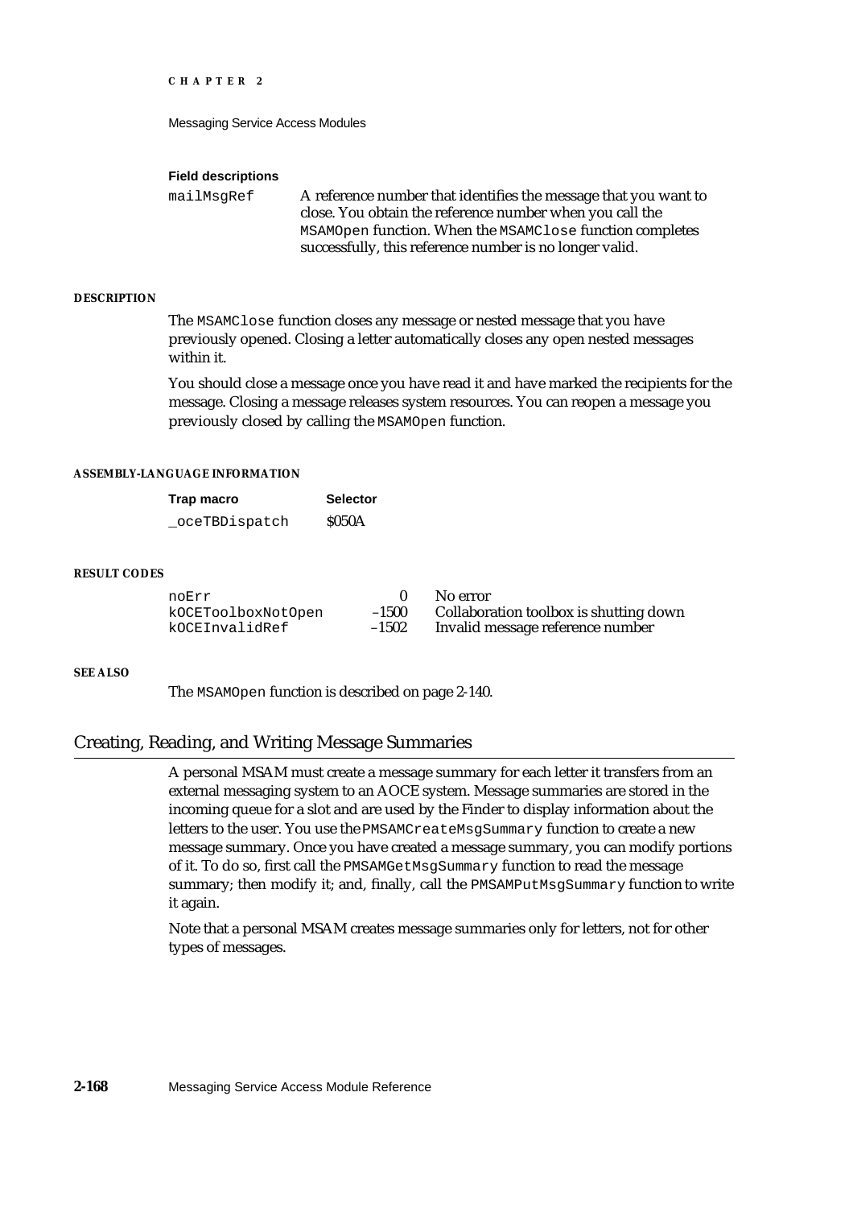**Field descriptions**

`mailMsgRef` A reference number that identifies the message that you want to close. You obtain the reference number when you call the `MSAMOpen` function. When the `MSAMClose` function completes successfully, this reference number is no longer valid.

**DESCRIPTION**

The `MSAMClose` function closes any message or nested message that you have previously opened. Closing a letter automatically closes any open nested messages within it.

You should close a message once you have read it and have marked the recipients for the message. Closing a message releases system resources. You can reopen a message you previously closed by calling the `MSAMOpen` function.

**ASSEMBLY-LANGUAGE INFORMATION**

| Trap macro | Selector |
|---|---|
| `_oceTBDispatch` | $050A |

**RESULT CODES**

| | | |
|---|---|---|
| `noErr` | 0 | No error |
| `kOCEToolboxNotOpen` | –1500 | Collaboration toolbox is shutting down |
| `kOCEInvalidRef` | –1502 | Invalid message reference number |

**SEE ALSO**

The `MSAMOpen` function is described on page 2-140.

## Creating, Reading, and Writing Message Summaries

A personal MSAM must create a message summary for each letter it transfers from an external messaging system to an AOCE system. Message summaries are stored in the incoming queue for a slot and are used by the Finder to display information about the letters to the user. You use the `PMSAMCreateMsgSummary` function to create a new message summary. Once you have created a message summary, you can modify portions of it. To do so, first call the `PMSAMGetMsgSummary` function to read the message summary; then modify it; and, finally, call the `PMSAMPutMsgSummary` function to write it again.

Note that a personal MSAM creates message summaries only for letters, not for other types of messages.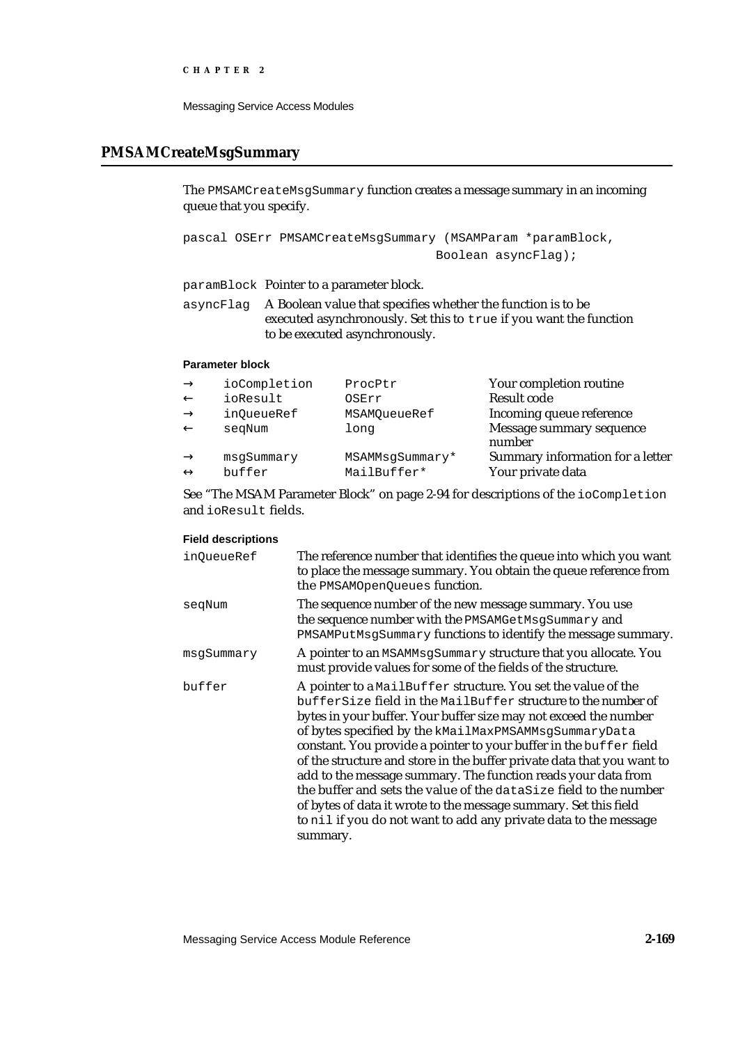## PMSAMCreateMsgSummary

The `PMSAMCreateMsgSummary` function creates a message summary in an incoming queue that you specify.

```
pascal OSErr PMSAMCreateMsgSummary (MSAMParam *paramBlock,
                                    Boolean asyncFlag);
```

`paramBlock` Pointer to a parameter block.

`asyncFlag` A Boolean value that specifies whether the function is to be executed asynchronously. Set this to `true` if you want the function to be executed asynchronously.

**Parameter block**

| | | | |
|---|---|---|---|
| → | `ioCompletion` | `ProcPtr` | Your completion routine |
| ← | `ioResult` | `OSErr` | Result code |
| → | `inQueueRef` | `MSAMQueueRef` | Incoming queue reference |
| ← | `seqNum` | `long` | Message summary sequence number |
| → | `msgSummary` | `MSAMMsgSummary*` | Summary information for a letter |
| ↔ | `buffer` | `MailBuffer*` | Your private data |

See "The MSAM Parameter Block" on page 2-94 for descriptions of the `ioCompletion` and `ioResult` fields.

**Field descriptions**

`inQueueRef` The reference number that identifies the queue into which you want to place the message summary. You obtain the queue reference from the `PMSAMOpenQueues` function.

`seqNum` The sequence number of the new message summary. You use the sequence number with the `PMSAMGetMsgSummary` and `PMSAMPutMsgSummary` functions to identify the message summary.

`msgSummary` A pointer to an `MSAMMsgSummary` structure that you allocate. You must provide values for some of the fields of the structure.

`buffer` A pointer to a `MailBuffer` structure. You set the value of the `bufferSize` field in the `MailBuffer` structure to the number of bytes in your buffer. Your buffer size may not exceed the number of bytes specified by the `kMailMaxPMSAMMsgSummaryData` constant. You provide a pointer to your buffer in the `buffer` field of the structure and store in the buffer private data that you want to add to the message summary. The function reads your data from the buffer and sets the value of the `dataSize` field to the number of bytes of data it wrote to the message summary. Set this field to `nil` if you do not want to add any private data to the message summary.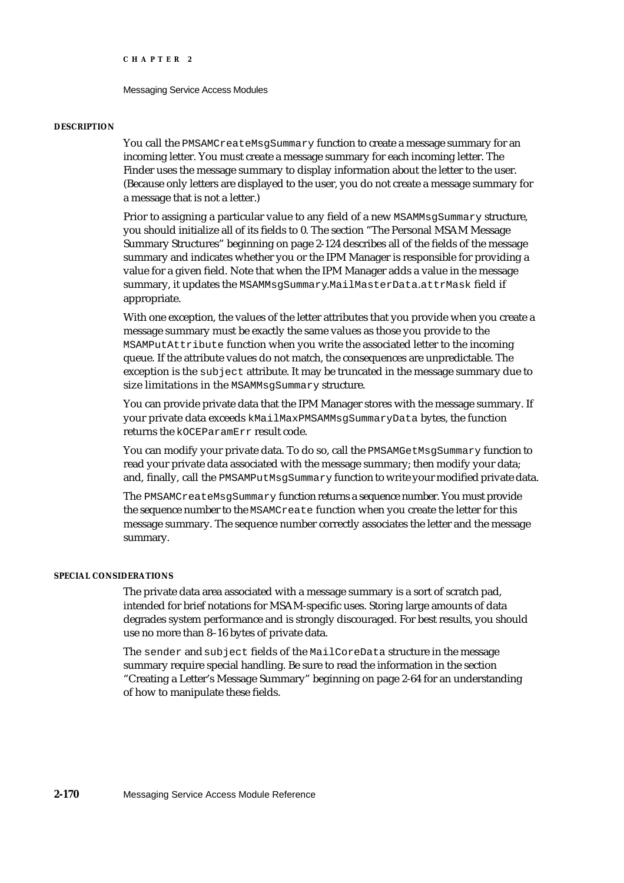#### DESCRIPTION

You call the `PMSAMCreateMsgSummary` function to create a message summary for an incoming letter. You must create a message summary for each incoming letter. The Finder uses the message summary to display information about the letter to the user. (Because only letters are displayed to the user, you do not create a message summary for a message that is not a letter.)

Prior to assigning a particular value to any field of a new `MSAMMsgSummary` structure, you should initialize all of its fields to 0. The section "The Personal MSAM Message Summary Structures" beginning on page 2-124 describes all of the fields of the message summary and indicates whether you or the IPM Manager is responsible for providing a value for a given field. Note that when the IPM Manager adds a value in the message summary, it updates the `MSAMMsgSummary.MailMasterData.attrMask` field if appropriate.

With one exception, the values of the letter attributes that you provide when you create a message summary must be exactly the same values as those you provide to the `MSAMPutAttribute` function when you write the associated letter to the incoming queue. If the attribute values do not match, the consequences are unpredictable. The exception is the `subject` attribute. It may be truncated in the message summary due to size limitations in the `MSAMMsgSummary` structure.

You can provide private data that the IPM Manager stores with the message summary. If your private data exceeds `kMailMaxPMSAMMsgSummaryData` bytes, the function returns the `kOCEParamErr` result code.

You can modify your private data. To do so, call the `PMSAMGetMsgSummary` function to read your private data associated with the message summary; then modify your data; and, finally, call the `PMSAMPutMsgSummary` function to write your modified private data.

The `PMSAMCreateMsgSummary` function returns a sequence number. You must provide the sequence number to the `MSAMCreate` function when you create the letter for this message summary. The sequence number correctly associates the letter and the message summary.

#### SPECIAL CONSIDERATIONS

The private data area associated with a message summary is a sort of scratch pad, intended for brief notations for MSAM-specific uses. Storing large amounts of data degrades system performance and is strongly discouraged. For best results, you should use no more than 8–16 bytes of private data.

The `sender` and `subject` fields of the `MailCoreData` structure in the message summary require special handling. Be sure to read the information in the section "Creating a Letter's Message Summary" beginning on page 2-64 for an understanding of how to manipulate these fields.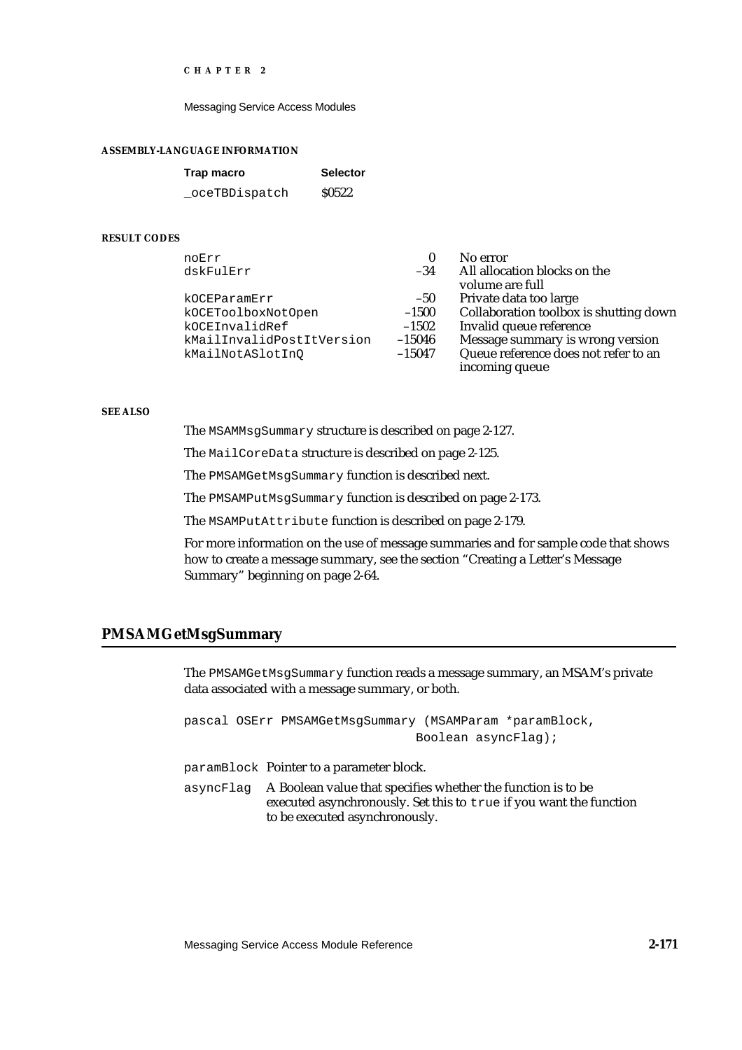**ASSEMBLY-LANGUAGE INFORMATION**

| Trap macro | Selector |
|---|---|
| `_oceTBDispatch` | $0522 |

**RESULT CODES**

| | | |
|---|---|---|
| `noErr` | 0 | No error |
| `dskFulErr` | –34 | All allocation blocks on the volume are full |
| `kOCEParamErr` | –50 | Private data too large |
| `kOCEToolboxNotOpen` | –1500 | Collaboration toolbox is shutting down |
| `kOCEInvalidRef` | –1502 | Invalid queue reference |
| `kMailInvalidPostItVersion` | –15046 | Message summary is wrong version |
| `kMailNotASlotInQ` | –15047 | Queue reference does not refer to an incoming queue |

**SEE ALSO**

The `MSAMMsgSummary` structure is described on page 2-127.

The `MailCoreData` structure is described on page 2-125.

The `PMSAMGetMsgSummary` function is described next.

The `PMSAMPutMsgSummary` function is described on page 2-173.

The `MSAMPutAttribute` function is described on page 2-179.

For more information on the use of message summaries and for sample code that shows how to create a message summary, see the section "Creating a Letter's Message Summary" beginning on page 2-64.

## PMSAMGetMsgSummary

The `PMSAMGetMsgSummary` function reads a message summary, an MSAM's private data associated with a message summary, or both.

```
pascal OSErr PMSAMGetMsgSummary (MSAMParam *paramBlock,
                                 Boolean asyncFlag);
```

`paramBlock` Pointer to a parameter block.

`asyncFlag` A Boolean value that specifies whether the function is to be executed asynchronously. Set this to `true` if you want the function to be executed asynchronously.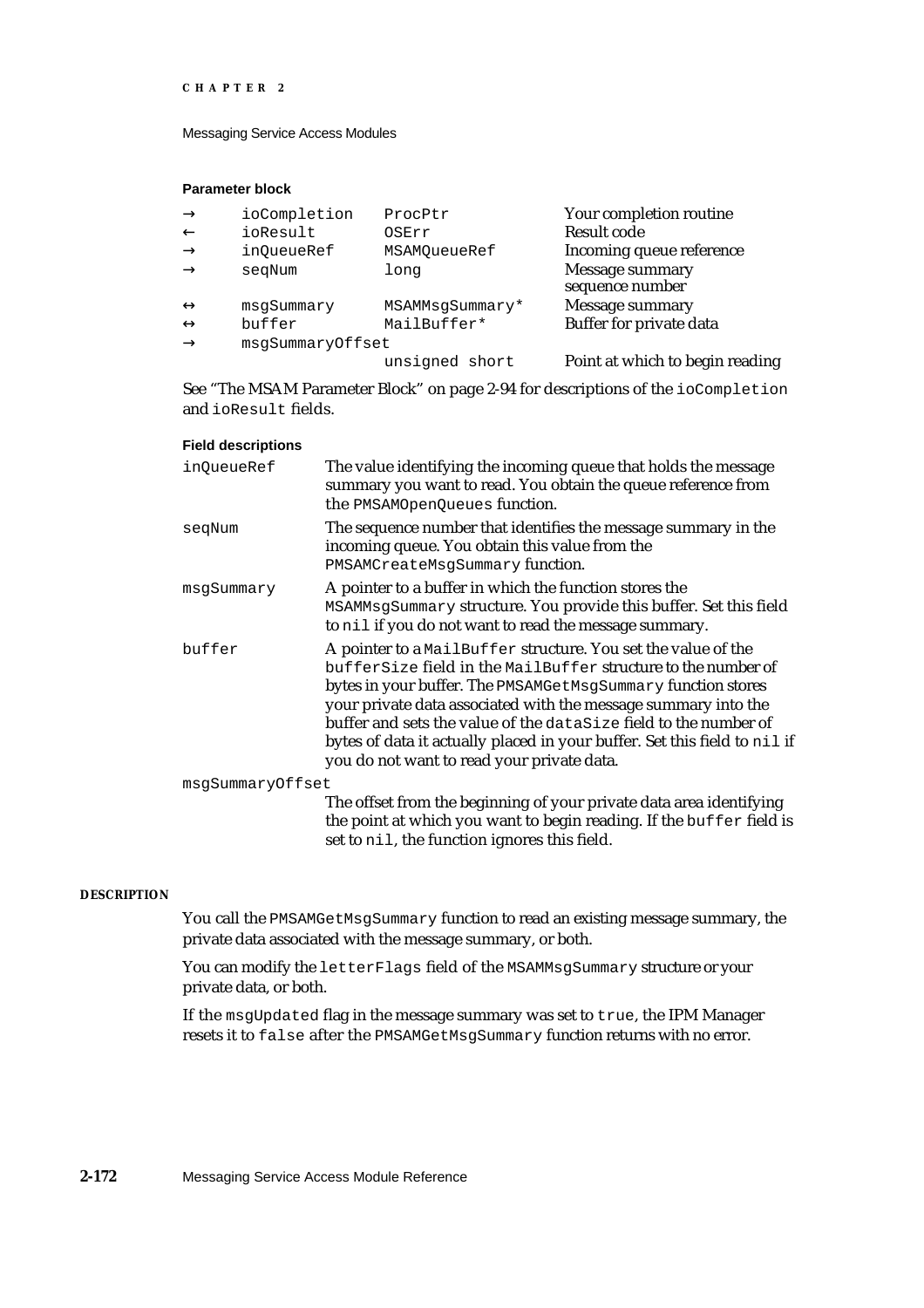**Parameter block**

| | | | |
|---|---|---|---|
| → | ioCompletion | ProcPtr | Your completion routine |
| ← | ioResult | OSErr | Result code |
| → | inQueueRef | MSAMQueueRef | Incoming queue reference |
| → | seqNum | long | Message summary sequence number |
| ↔ | msgSummary | MSAMMsgSummary* | Message summary |
| ↔ | buffer | MailBuffer* | Buffer for private data |
| → | msgSummaryOffset | unsigned short | Point at which to begin reading |

See "The MSAM Parameter Block" on page 2-94 for descriptions of the `ioCompletion` and `ioResult` fields.

**Field descriptions**

`inQueueRef`
: The value identifying the incoming queue that holds the message summary you want to read. You obtain the queue reference from the `PMSAMOpenQueues` function.

`seqNum`
: The sequence number that identifies the message summary in the incoming queue. You obtain this value from the `PMSAMCreateMsgSummary` function.

`msgSummary`
: A pointer to a buffer in which the function stores the `MSAMMsgSummary` structure. You provide this buffer. Set this field to `nil` if you do not want to read the message summary.

`buffer`
: A pointer to a `MailBuffer` structure. You set the value of the `bufferSize` field in the `MailBuffer` structure to the number of bytes in your buffer. The `PMSAMGetMsgSummary` function stores your private data associated with the message summary into the buffer and sets the value of the `dataSize` field to the number of bytes of data it actually placed in your buffer. Set this field to `nil` if you do not want to read your private data.

`msgSummaryOffset`
: The offset from the beginning of your private data area identifying the point at which you want to begin reading. If the `buffer` field is set to `nil`, the function ignores this field.

**DESCRIPTION**

You call the `PMSAMGetMsgSummary` function to read an existing message summary, the private data associated with the message summary, or both.

You can modify the `letterFlags` field of the `MSAMMsgSummary` structure or your private data, or both.

If the `msgUpdated` flag in the message summary was set to `true`, the IPM Manager resets it to `false` after the `PMSAMGetMsgSummary` function returns with no error.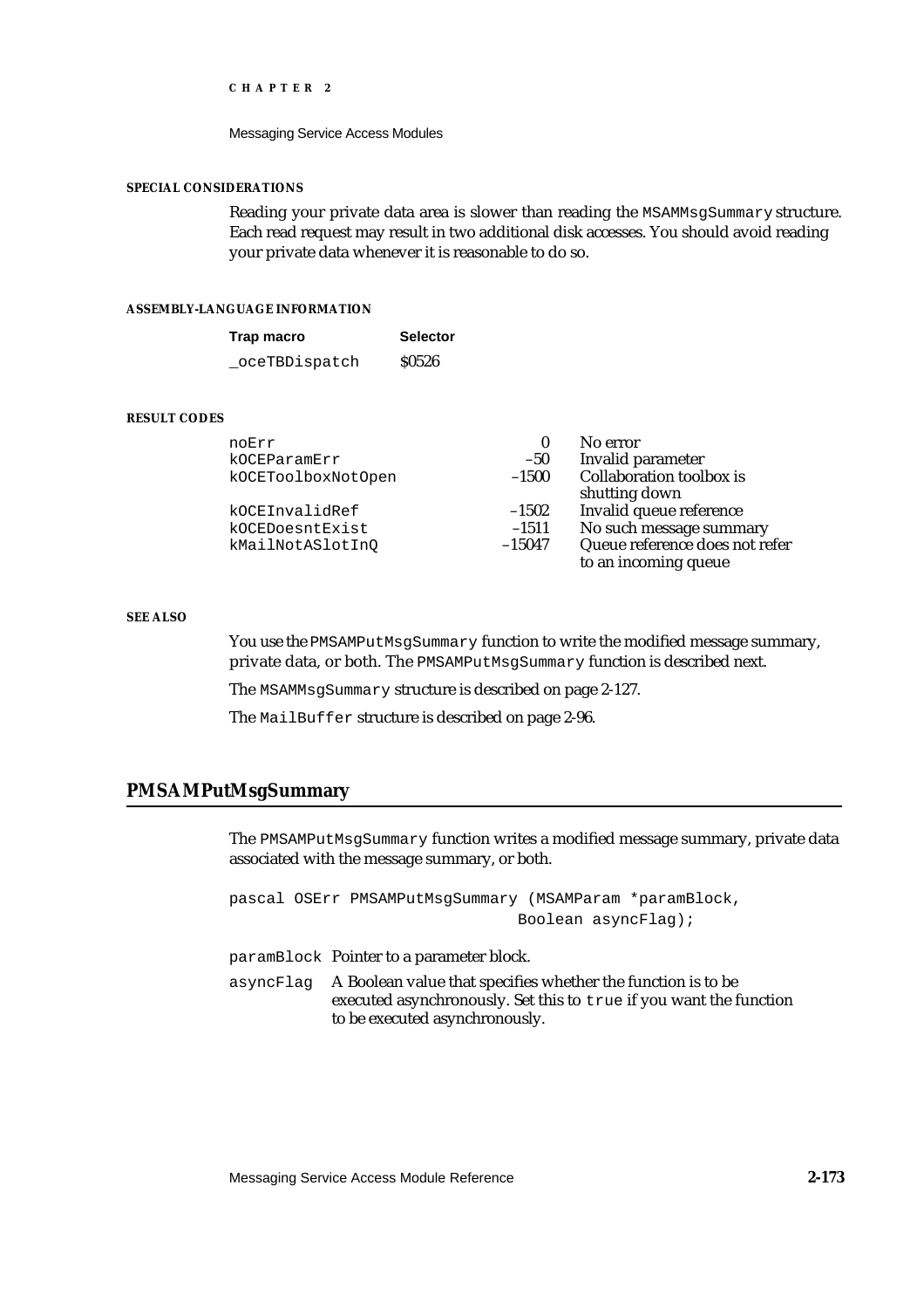#### SPECIAL CONSIDERATIONS

Reading your private data area is slower than reading the `MSAMMsgSummary` structure. Each read request may result in two additional disk accesses. You should avoid reading your private data whenever it is reasonable to do so.

#### ASSEMBLY-LANGUAGE INFORMATION

| Trap macro | Selector |
|---|---|
| `_oceTBDispatch` | $0526 |

#### RESULT CODES

| | | |
|---|---|---|
| `noErr` | 0 | No error |
| `kOCEParamErr` | –50 | Invalid parameter |
| `kOCEToolboxNotOpen` | –1500 | Collaboration toolbox is shutting down |
| `kOCEInvalidRef` | –1502 | Invalid queue reference |
| `kOCEDoesntExist` | –1511 | No such message summary |
| `kMailNotASlotInQ` | –15047 | Queue reference does not refer to an incoming queue |

#### SEE ALSO

You use the `PMSAMPutMsgSummary` function to write the modified message summary, private data, or both. The `PMSAMPutMsgSummary` function is described next.

The `MSAMMsgSummary` structure is described on page 2-127.

The `MailBuffer` structure is described on page 2-96.

## PMSAMPutMsgSummary

The `PMSAMPutMsgSummary` function writes a modified message summary, private data associated with the message summary, or both.

```
pascal OSErr PMSAMPutMsgSummary (MSAMParam *paramBlock,
                                Boolean asyncFlag);
```

`paramBlock` Pointer to a parameter block.

`asyncFlag` A Boolean value that specifies whether the function is to be executed asynchronously. Set this to `true` if you want the function to be executed asynchronously.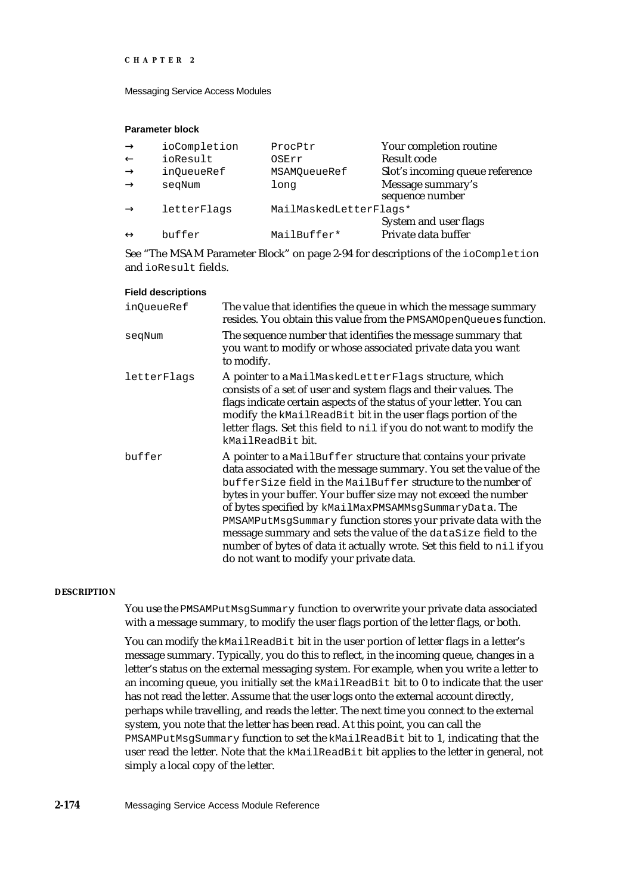**Parameter block**

| | | | |
|---|---|---|---|
| → | `ioCompletion` | `ProcPtr` | Your completion routine |
| ← | `ioResult` | `OSErr` | Result code |
| → | `inQueueRef` | `MSAMQueueRef` | Slot's incoming queue reference |
| → | `seqNum` | `long` | Message summary's sequence number |
| → | `letterFlags` | `MailMaskedLetterFlags*` | System and user flags |
| ↔ | `buffer` | `MailBuffer*` | Private data buffer |

See "The MSAM Parameter Block" on page 2-94 for descriptions of the `ioCompletion` and `ioResult` fields.

**Field descriptions**

`inQueueRef`
: The value that identifies the queue in which the message summary resides. You obtain this value from the `PMSAMOpenQueues` function.

`seqNum`
: The sequence number that identifies the message summary that you want to modify or whose associated private data you want to modify.

`letterFlags`
: A pointer to a `MailMaskedLetterFlags` structure, which consists of a set of user and system flags and their values. The flags indicate certain aspects of the status of your letter. You can modify the `kMailReadBit` bit in the user flags portion of the letter flags. Set this field to `nil` if you do not want to modify the `kMailReadBit` bit.

`buffer`
: A pointer to a `MailBuffer` structure that contains your private data associated with the message summary. You set the value of the `bufferSize` field in the `MailBuffer` structure to the number of bytes in your buffer. Your buffer size may not exceed the number of bytes specified by `kMailMaxPMSAMMsgSummaryData`. The `PMSAMPutMsgSummary` function stores your private data with the message summary and sets the value of the `dataSize` field to the number of bytes of data it actually wrote. Set this field to `nil` if you do not want to modify your private data.

**DESCRIPTION**

You use the `PMSAMPutMsgSummary` function to overwrite your private data associated with a message summary, to modify the user flags portion of the letter flags, or both.

You can modify the `kMailReadBit` bit in the user portion of letter flags in a letter's message summary. Typically, you do this to reflect, in the incoming queue, changes in a letter's status on the external messaging system. For example, when you write a letter to an incoming queue, you initially set the `kMailReadBit` bit to 0 to indicate that the user has not read the letter. Assume that the user logs onto the external account directly, perhaps while travelling, and reads the letter. The next time you connect to the external system, you note that the letter has been read. At this point, you can call the `PMSAMPutMsgSummary` function to set the `kMailReadBit` bit to 1, indicating that the user read the letter. Note that the `kMailReadBit` bit applies to the letter in general, not simply a local copy of the letter.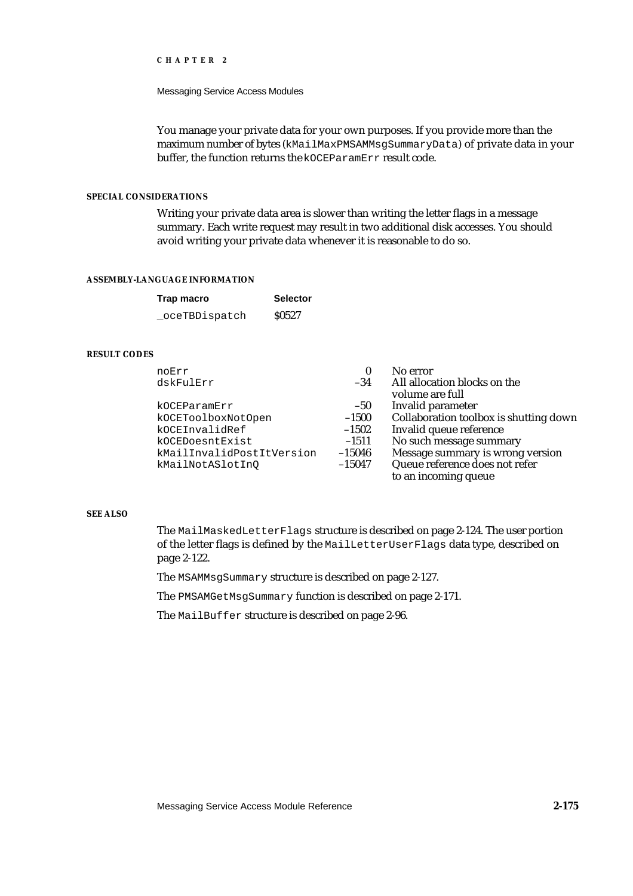You manage your private data for your own purposes. If you provide more than the maximum number of bytes (`kMailMaxPMSAMMsgSummaryData`) of private data in your buffer, the function returns the `kOCEParamErr` result code.

#### SPECIAL CONSIDERATIONS

Writing your private data area is slower than writing the letter flags in a message summary. Each write request may result in two additional disk accesses. You should avoid writing your private data whenever it is reasonable to do so.

#### ASSEMBLY-LANGUAGE INFORMATION

| Trap macro | Selector |
|---|---|
| `_oceTBDispatch` | $0527 |

#### RESULT CODES

| | | |
|---|---|---|
| `noErr` | 0 | No error |
| `dskFulErr` | –34 | All allocation blocks on the volume are full |
| `kOCEParamErr` | –50 | Invalid parameter |
| `kOCEToolboxNotOpen` | –1500 | Collaboration toolbox is shutting down |
| `kOCEInvalidRef` | –1502 | Invalid queue reference |
| `kOCEDoesntExist` | –1511 | No such message summary |
| `kMailInvalidPostItVersion` | –15046 | Message summary is wrong version |
| `kMailNotASlotInQ` | –15047 | Queue reference does not refer to an incoming queue |

#### SEE ALSO

The `MailMaskedLetterFlags` structure is described on page 2-124. The user portion of the letter flags is defined by the `MailLetterUserFlags` data type, described on page 2-122.

The `MSAMMsgSummary` structure is described on page 2-127.

The `PMSAMGetMsgSummary` function is described on page 2-171.

The `MailBuffer` structure is described on page 2-96.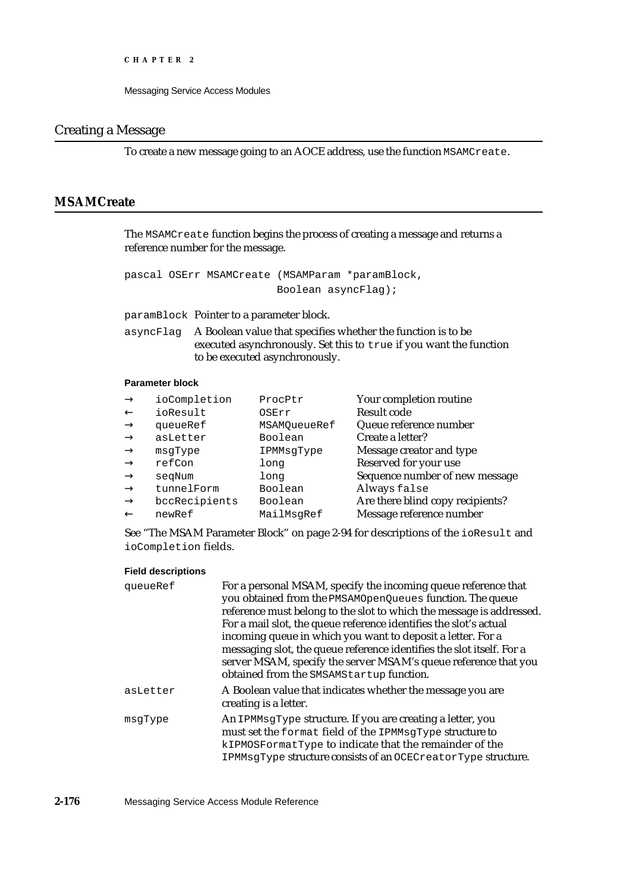## Creating a Message

To create a new message going to an AOCE address, use the function `MSAMCreate`.

### MSAMCreate

The `MSAMCreate` function begins the process of creating a message and returns a reference number for the message.

```
pascal OSErr MSAMCreate (MSAMParam *paramBlock,
                         Boolean asyncFlag);
```

`paramBlock` Pointer to a parameter block.

`asyncFlag` A Boolean value that specifies whether the function is to be executed asynchronously. Set this to `true` if you want the function to be executed asynchronously.

**Parameter block**

| | | | |
|---|---|---|---|
| → | `ioCompletion` | `ProcPtr` | Your completion routine |
| ← | `ioResult` | `OSErr` | Result code |
| → | `queueRef` | `MSAMQueueRef` | Queue reference number |
| → | `asLetter` | `Boolean` | Create a letter? |
| → | `msgType` | `IPMMsgType` | Message creator and type |
| → | `refCon` | `long` | Reserved for your use |
| → | `seqNum` | `long` | Sequence number of new message |
| → | `tunnelForm` | `Boolean` | Always `false` |
| → | `bccRecipients` | `Boolean` | Are there blind copy recipients? |
| ← | `newRef` | `MailMsgRef` | Message reference number |

See "The MSAM Parameter Block" on page 2-94 for descriptions of the `ioResult` and `ioCompletion` fields.

**Field descriptions**

`queueRef` For a personal MSAM, specify the incoming queue reference that you obtained from the `PMSAMOpenQueues` function. The queue reference must belong to the slot to which the message is addressed. For a mail slot, the queue reference identifies the slot's actual incoming queue in which you want to deposit a letter. For a messaging slot, the queue reference identifies the slot itself. For a server MSAM, specify the server MSAM's queue reference that you obtained from the `SMSAMStartup` function.

`asLetter` A Boolean value that indicates whether the message you are creating is a letter.

`msgType` An `IPMMsgType` structure. If you are creating a letter, you must set the `format` field of the `IPMMsgType` structure to `kIPMOSFormatType` to indicate that the remainder of the `IPMMsgType` structure consists of an `OCECreatorType` structure.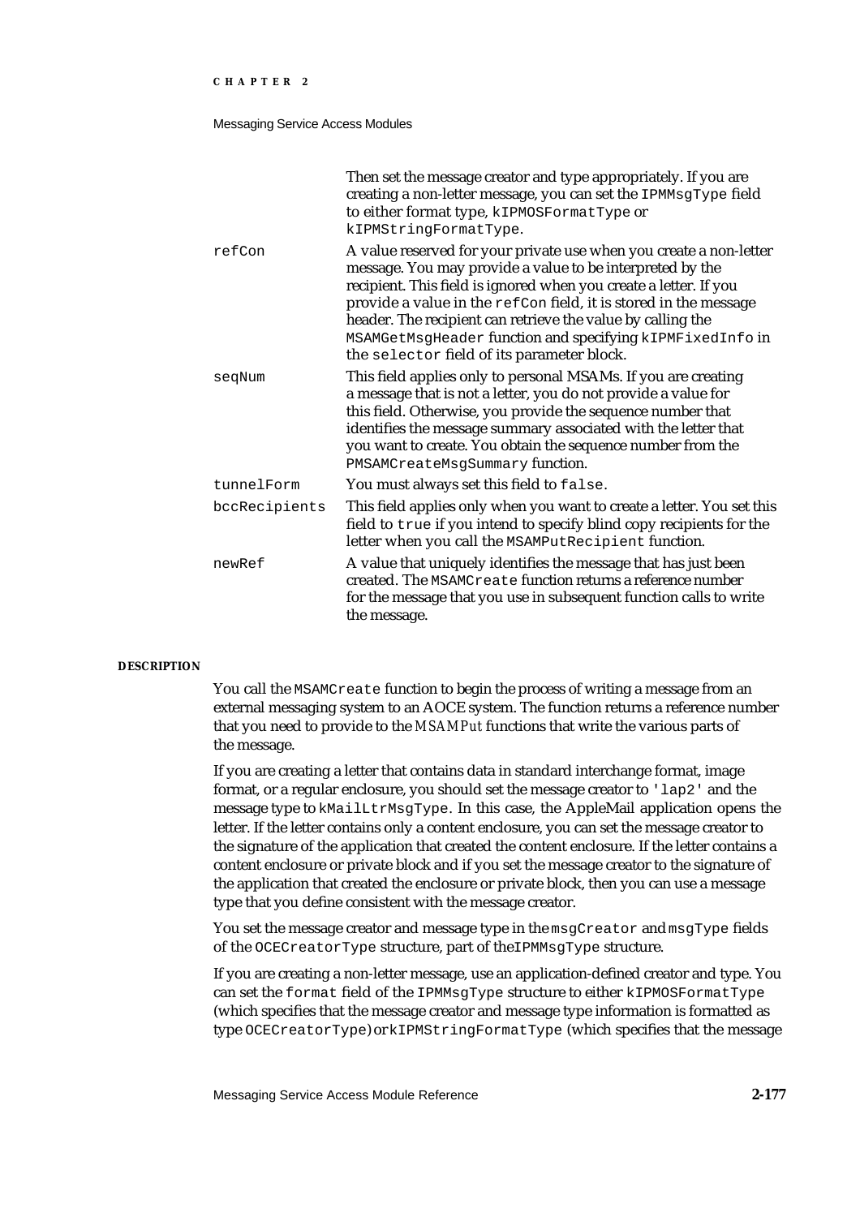Then set the message creator and type appropriately. If you are creating a non-letter message, you can set the `IPMMsgType` field to either format type, `kIPMOSFormatType` or `kIPMStringFormatType`.

`refCon` — A value reserved for your private use when you create a non-letter message. You may provide a value to be interpreted by the recipient. This field is ignored when you create a letter. If you provide a value in the `refCon` field, it is stored in the message header. The recipient can retrieve the value by calling the `MSAMGetMsgHeader` function and specifying `kIPMFixedInfo` in the `selector` field of its parameter block.

`seqNum` — This field applies only to personal MSAMs. If you are creating a message that is not a letter, you do not provide a value for this field. Otherwise, you provide the sequence number that identifies the message summary associated with the letter that you want to create. You obtain the sequence number from the `PMSAMCreateMsgSummary` function.

`tunnelForm` — You must always set this field to `false`.

`bccRecipients` — This field applies only when you want to create a letter. You set this field to `true` if you intend to specify blind copy recipients for the letter when you call the `MSAMPutRecipient` function.

`newRef` — A value that uniquely identifies the message that has just been created. The `MSAMCreate` function returns a reference number for the message that you use in subsequent function calls to write the message.

**DESCRIPTION**

You call the `MSAMCreate` function to begin the process of writing a message from an external messaging system to an AOCE system. The function returns a reference number that you need to provide to the *MSAMPut* functions that write the various parts of the message.

If you are creating a letter that contains data in standard interchange format, image format, or a regular enclosure, you should set the message creator to `'lap2'` and the message type to `kMailLtrMsgType`. In this case, the AppleMail application opens the letter. If the letter contains only a content enclosure, you can set the message creator to the signature of the application that created the content enclosure. If the letter contains a content enclosure or private block and if you set the message creator to the signature of the application that created the enclosure or private block, then you can use a message type that you define consistent with the message creator.

You set the message creator and message type in the `msgCreator` and `msgType` fields of the `OCECreatorType` structure, part of the `IPMMsgType` structure.

If you are creating a non-letter message, use an application-defined creator and type. You can set the `format` field of the `IPMMsgType` structure to either `kIPMOSFormatType` (which specifies that the message creator and message type information is formatted as type `OCECreatorType`) or `kIPMStringFormatType` (which specifies that the message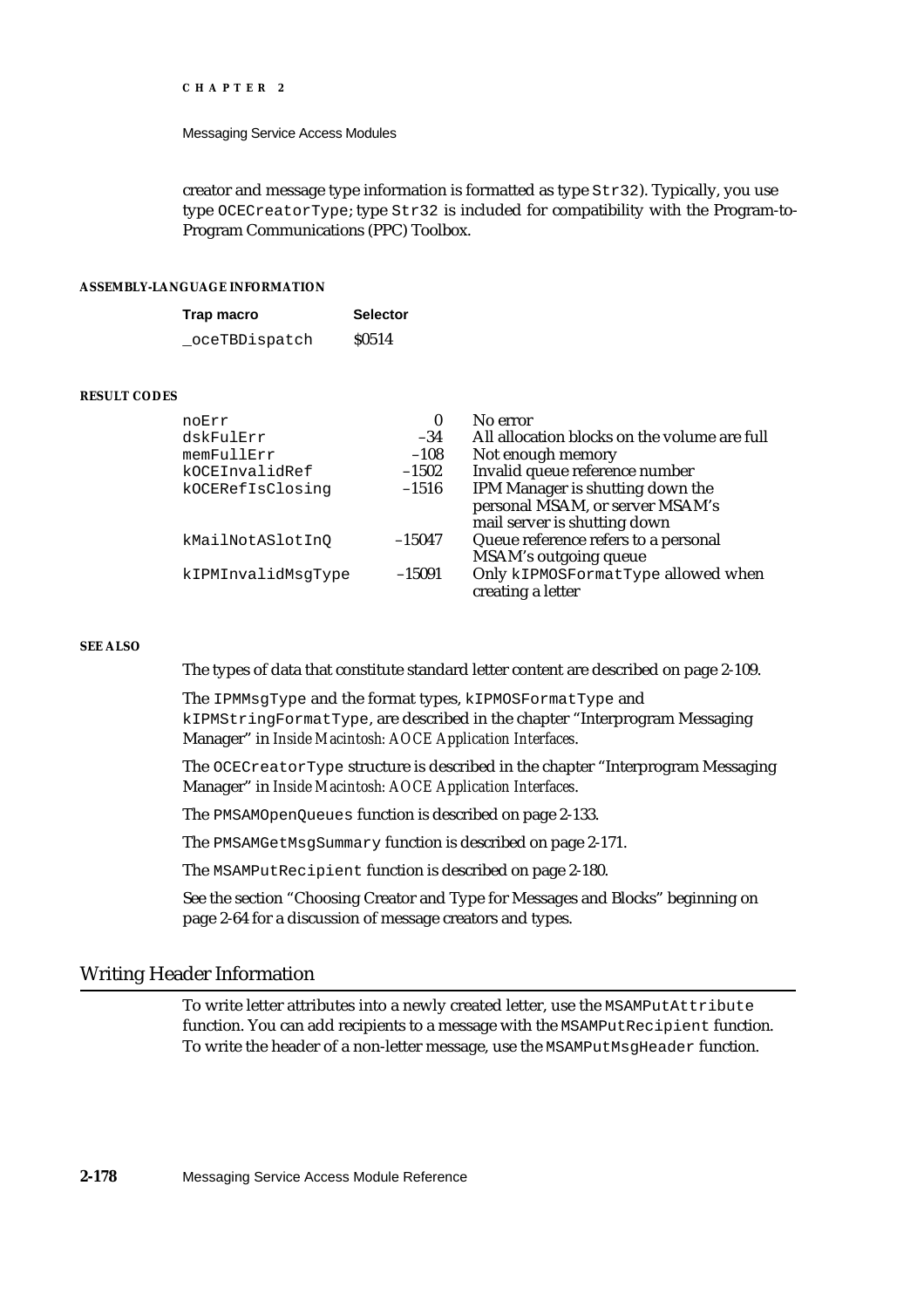creator and message type information is formatted as type `Str32`). Typically, you use type `OCECreatorType`; type `Str32` is included for compatibility with the Program-to-Program Communications (PPC) Toolbox.

#### ASSEMBLY-LANGUAGE INFORMATION

| Trap macro | Selector |
|---|---|
| `_oceTBDispatch` | $0514 |

#### RESULT CODES

| | | |
|---|---|---|
| noErr | 0 | No error |
| dskFulErr | –34 | All allocation blocks on the volume are full |
| memFullErr | –108 | Not enough memory |
| kOCEInvalidRef | –1502 | Invalid queue reference number |
| kOCERefIsClosing | –1516 | IPM Manager is shutting down the personal MSAM, or server MSAM's mail server is shutting down |
| kMailNotASlotInQ | –15047 | Queue reference refers to a personal MSAM's outgoing queue |
| kIPMInvalidMsgType | –15091 | Only `kIPMOSFormatType` allowed when creating a letter |

#### SEE ALSO

The types of data that constitute standard letter content are described on page 2-109.

The `IPMMsgType` and the format types, `kIPMOSFormatType` and `kIPMStringFormatType`, are described in the chapter "Interprogram Messaging Manager" in *Inside Macintosh: AOCE Application Interfaces*.

The `OCECreatorType` structure is described in the chapter "Interprogram Messaging Manager" in *Inside Macintosh: AOCE Application Interfaces*.

The `PMSAMOpenQueues` function is described on page 2-133.

The `PMSAMGetMsgSummary` function is described on page 2-171.

The `MSAMPutRecipient` function is described on page 2-180.

See the section "Choosing Creator and Type for Messages and Blocks" beginning on page 2-64 for a discussion of message creators and types.

## Writing Header Information

To write letter attributes into a newly created letter, use the `MSAMPutAttribute` function. You can add recipients to a message with the `MSAMPutRecipient` function. To write the header of a non-letter message, use the `MSAMPutMsgHeader` function.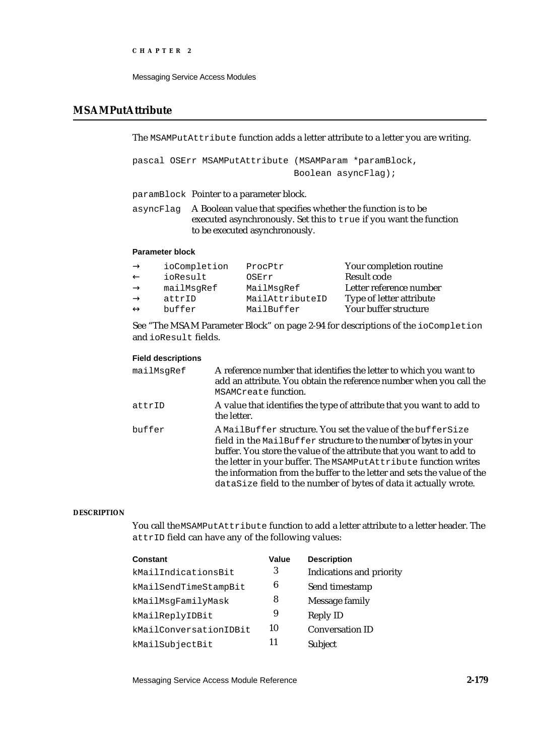## MSAMPutAttribute

The `MSAMPutAttribute` function adds a letter attribute to a letter you are writing.

```
pascal OSErr MSAMPutAttribute (MSAMParam *paramBlock,
                               Boolean asyncFlag);
```

`paramBlock` Pointer to a parameter block.

`asyncFlag` A Boolean value that specifies whether the function is to be executed asynchronously. Set this to `true` if you want the function to be executed asynchronously.

**Parameter block**

| | | | |
|---|---|---|---|
| → | `ioCompletion` | `ProcPtr` | Your completion routine |
| ← | `ioResult` | `OSErr` | Result code |
| → | `mailMsgRef` | `MailMsgRef` | Letter reference number |
| → | `attrID` | `MailAttributeID` | Type of letter attribute |
| ↔ | `buffer` | `MailBuffer` | Your buffer structure |

See "The MSAM Parameter Block" on page 2-94 for descriptions of the `ioCompletion` and `ioResult` fields.

**Field descriptions**

`mailMsgRef` A reference number that identifies the letter to which you want to add an attribute. You obtain the reference number when you call the `MSAMCreate` function.

`attrID` A value that identifies the type of attribute that you want to add to the letter.

`buffer` A `MailBuffer` structure. You set the value of the `bufferSize` field in the `MailBuffer` structure to the number of bytes in your buffer. You store the value of the attribute that you want to add to the letter in your buffer. The `MSAMPutAttribute` function writes the information from the buffer to the letter and sets the value of the `dataSize` field to the number of bytes of data it actually wrote.

**DESCRIPTION**

You call the `MSAMPutAttribute` function to add a letter attribute to a letter header. The `attrID` field can have any of the following values:

| Constant | Value | Description |
|---|---|---|
| `kMailIndicationsBit` | 3 | Indications and priority |
| `kMailSendTimeStampBit` | 6 | Send timestamp |
| `kMailMsgFamilyMask` | 8 | Message family |
| `kMailReplyIDBit` | 9 | Reply ID |
| `kMailConversationIDBit` | 10 | Conversation ID |
| `kMailSubjectBit` | 11 | Subject |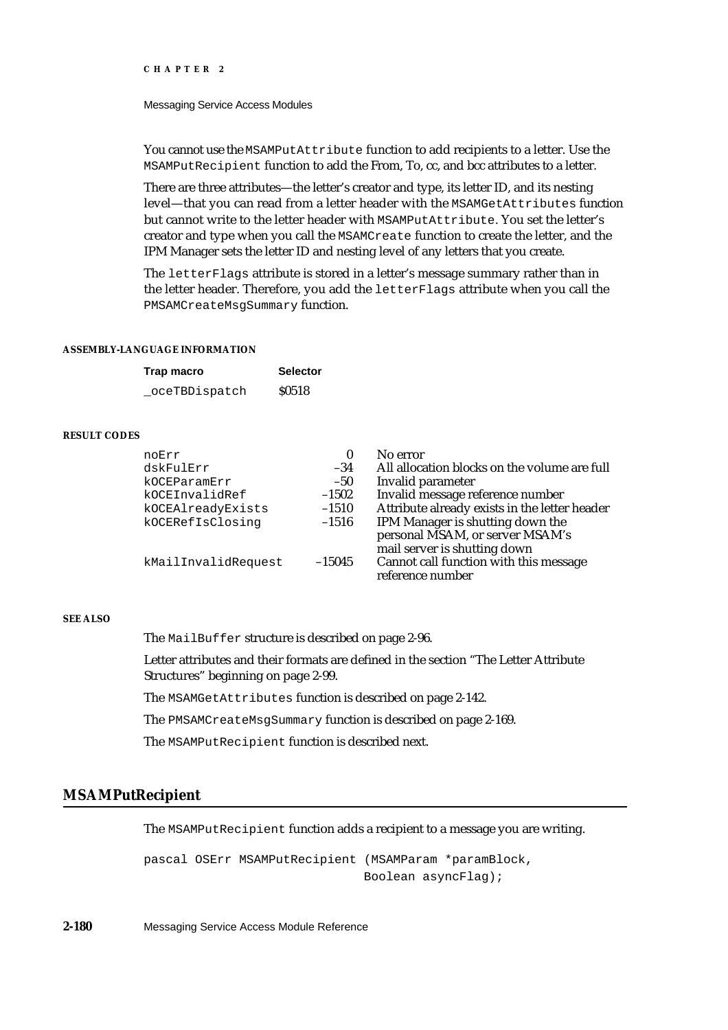You cannot use the `MSAMPutAttribute` function to add recipients to a letter. Use the `MSAMPutRecipient` function to add the From, To, cc, and bcc attributes to a letter.

There are three attributes—the letter's creator and type, its letter ID, and its nesting level—that you can read from a letter header with the `MSAMGetAttributes` function but cannot write to the letter header with `MSAMPutAttribute`. You set the letter's creator and type when you call the `MSAMCreate` function to create the letter, and the IPM Manager sets the letter ID and nesting level of any letters that you create.

The `letterFlags` attribute is stored in a letter's message summary rather than in the letter header. Therefore, you add the `letterFlags` attribute when you call the `PMSAMCreateMsgSummary` function.

#### ASSEMBLY-LANGUAGE INFORMATION

| Trap macro | Selector |
| --- | --- |
| `_oceTBDispatch` | $0518 |

#### RESULT CODES

| | | |
| --- | --- | --- |
| `noErr` | 0 | No error |
| `dskFulErr` | –34 | All allocation blocks on the volume are full |
| `kOCEParamErr` | –50 | Invalid parameter |
| `kOCEInvalidRef` | –1502 | Invalid message reference number |
| `kOCEAlreadyExists` | –1510 | Attribute already exists in the letter header |
| `kOCERefIsClosing` | –1516 | IPM Manager is shutting down the personal MSAM, or server MSAM's mail server is shutting down |
| `kMailInvalidRequest` | –15045 | Cannot call function with this message reference number |

#### SEE ALSO

The `MailBuffer` structure is described on page 2-96.

Letter attributes and their formats are defined in the section "The Letter Attribute Structures" beginning on page 2-99.

The `MSAMGetAttributes` function is described on page 2-142.

The `PMSAMCreateMsgSummary` function is described on page 2-169.

The `MSAMPutRecipient` function is described next.

## MSAMPutRecipient

The `MSAMPutRecipient` function adds a recipient to a message you are writing.

```
pascal OSErr MSAMPutRecipient (MSAMParam *paramBlock,
                               Boolean asyncFlag);
```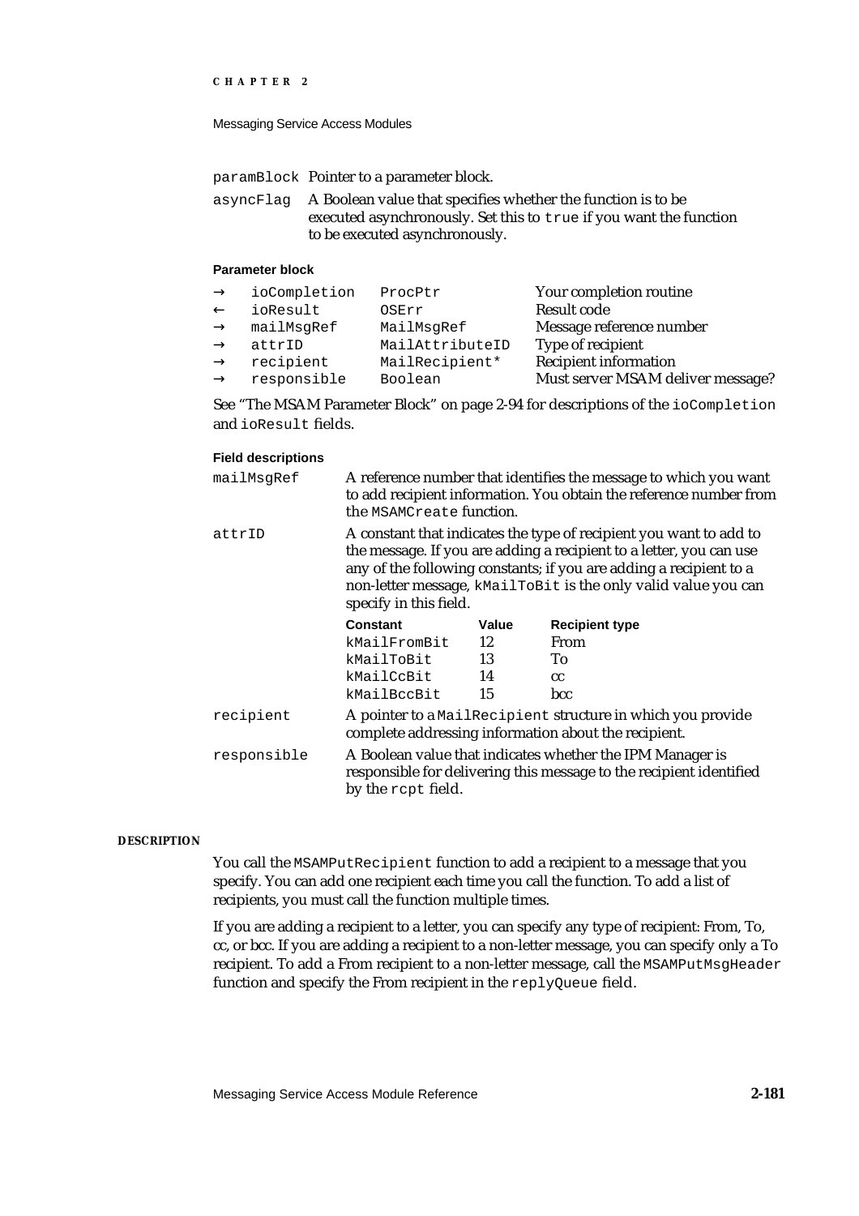paramBlock Pointer to a parameter block.

asyncFlag A Boolean value that specifies whether the function is to be executed asynchronously. Set this to `true` if you want the function to be executed asynchronously.

**Parameter block**

| | | | |
|---|---|---|---|
| → | ioCompletion | ProcPtr | Your completion routine |
| ← | ioResult | OSErr | Result code |
| → | mailMsgRef | MailMsgRef | Message reference number |
| → | attrID | MailAttributeID | Type of recipient |
| → | recipient | MailRecipient* | Recipient information |
| → | responsible | Boolean | Must server MSAM deliver message? |

See "The MSAM Parameter Block" on page 2-94 for descriptions of the `ioCompletion` and `ioResult` fields.

**Field descriptions**

`mailMsgRef` A reference number that identifies the message to which you want to add recipient information. You obtain the reference number from the `MSAMCreate` function.

`attrID` A constant that indicates the type of recipient you want to add to the message. If you are adding a recipient to a letter, you can use any of the following constants; if you are adding a recipient to a non-letter message, `kMailToBit` is the only valid value you can specify in this field.

| Constant | Value | Recipient type |
|---|---|---|
| kMailFromBit | 12 | From |
| kMailToBit | 13 | To |
| kMailCcBit | 14 | cc |
| kMailBccBit | 15 | bcc |

`recipient` A pointer to a `MailRecipient` structure in which you provide complete addressing information about the recipient.

`responsible` A Boolean value that indicates whether the IPM Manager is responsible for delivering this message to the recipient identified by the `rcpt` field.

**DESCRIPTION**

You call the `MSAMPutRecipient` function to add a recipient to a message that you specify. You can add one recipient each time you call the function. To add a list of recipients, you must call the function multiple times.

If you are adding a recipient to a letter, you can specify any type of recipient: From, To, cc, or bcc. If you are adding a recipient to a non-letter message, you can specify only a To recipient. To add a From recipient to a non-letter message, call the `MSAMPutMsgHeader` function and specify the From recipient in the `replyQueue` field.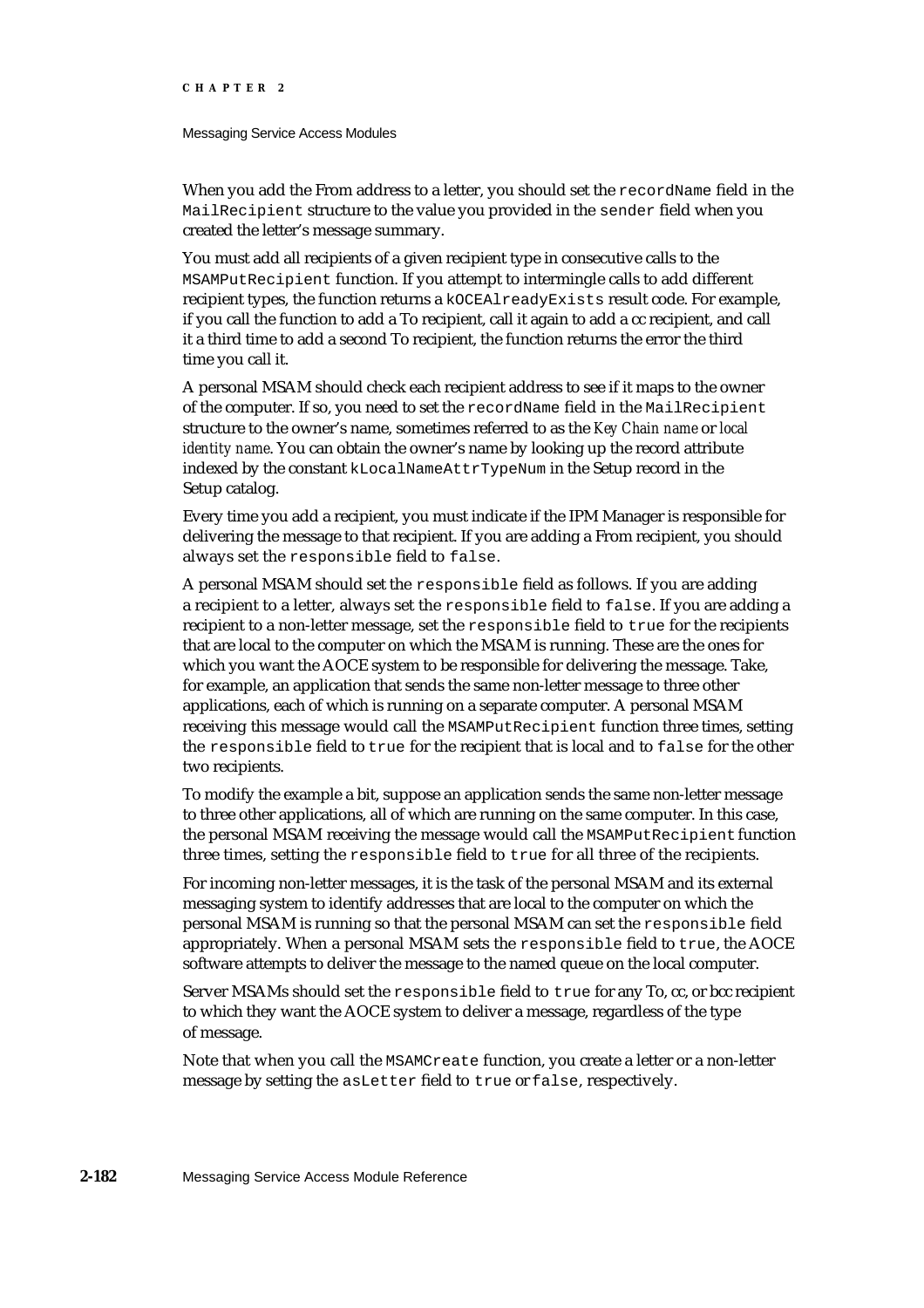When you add the From address to a letter, you should set the `recordName` field in the `MailRecipient` structure to the value you provided in the `sender` field when you created the letter's message summary.

You must add all recipients of a given recipient type in consecutive calls to the `MSAMPutRecipient` function. If you attempt to intermingle calls to add different recipient types, the function returns a `kOCEAlreadyExists` result code. For example, if you call the function to add a To recipient, call it again to add a cc recipient, and call it a third time to add a second To recipient, the function returns the error the third time you call it.

A personal MSAM should check each recipient address to see if it maps to the owner of the computer. If so, you need to set the `recordName` field in the `MailRecipient` structure to the owner's name, sometimes referred to as the *Key Chain name* or *local identity name*. You can obtain the owner's name by looking up the record attribute indexed by the constant `kLocalNameAttrTypeNum` in the Setup record in the Setup catalog.

Every time you add a recipient, you must indicate if the IPM Manager is responsible for delivering the message to that recipient. If you are adding a From recipient, you should always set the `responsible` field to `false`.

A personal MSAM should set the `responsible` field as follows. If you are adding a recipient to a letter, always set the `responsible` field to `false`. If you are adding a recipient to a non-letter message, set the `responsible` field to `true` for the recipients that are local to the computer on which the MSAM is running. These are the ones for which you want the AOCE system to be responsible for delivering the message. Take, for example, an application that sends the same non-letter message to three other applications, each of which is running on a separate computer. A personal MSAM receiving this message would call the `MSAMPutRecipient` function three times, setting the `responsible` field to `true` for the recipient that is local and to `false` for the other two recipients.

To modify the example a bit, suppose an application sends the same non-letter message to three other applications, all of which are running on the same computer. In this case, the personal MSAM receiving the message would call the `MSAMPutRecipient` function three times, setting the `responsible` field to `true` for all three of the recipients.

For incoming non-letter messages, it is the task of the personal MSAM and its external messaging system to identify addresses that are local to the computer on which the personal MSAM is running so that the personal MSAM can set the `responsible` field appropriately. When a personal MSAM sets the `responsible` field to `true`, the AOCE software attempts to deliver the message to the named queue on the local computer.

Server MSAMs should set the `responsible` field to `true` for any To, cc, or bcc recipient to which they want the AOCE system to deliver a message, regardless of the type of message.

Note that when you call the `MSAMCreate` function, you create a letter or a non-letter message by setting the `asLetter` field to `true` or `false`, respectively.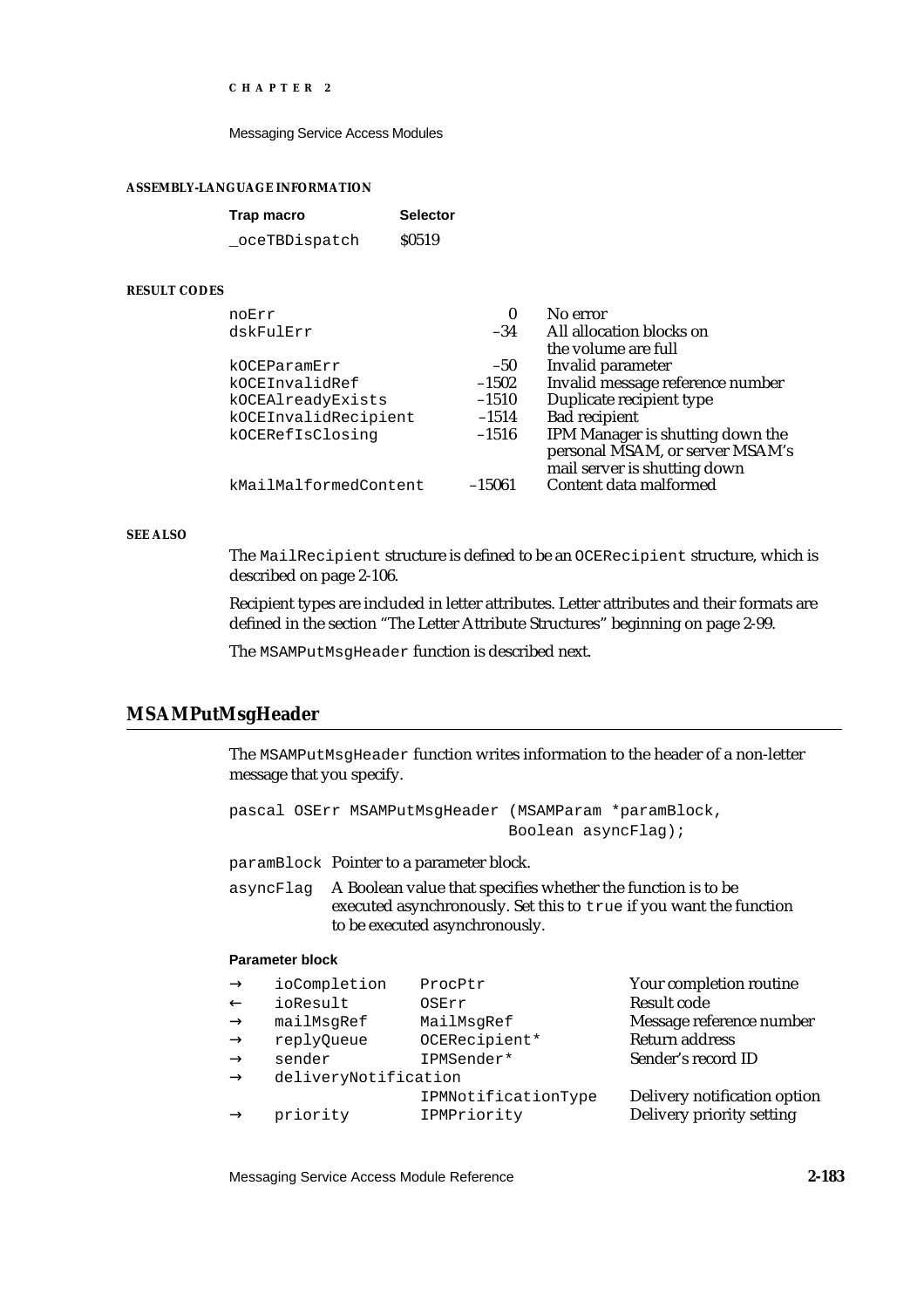#### ASSEMBLY-LANGUAGE INFORMATION

| Trap macro | Selector |
|---|---|
| `_oceTBDispatch` | $0519 |

#### RESULT CODES

| | | |
|---|---|---|
| `noErr` | 0 | No error |
| `dskFulErr` | –34 | All allocation blocks on the volume are full |
| `kOCEParamErr` | –50 | Invalid parameter |
| `kOCEInvalidRef` | –1502 | Invalid message reference number |
| `kOCEAlreadyExists` | –1510 | Duplicate recipient type |
| `kOCEInvalidRecipient` | –1514 | Bad recipient |
| `kOCERefIsClosing` | –1516 | IPM Manager is shutting down the personal MSAM, or server MSAM's mail server is shutting down |
| `kMailMalformedContent` | –15061 | Content data malformed |

#### SEE ALSO

The `MailRecipient` structure is defined to be an `OCERecipient` structure, which is described on page 2-106.

Recipient types are included in letter attributes. Letter attributes and their formats are defined in the section "The Letter Attribute Structures" beginning on page 2-99.

The `MSAMPutMsgHeader` function is described next.

## MSAMPutMsgHeader

The `MSAMPutMsgHeader` function writes information to the header of a non-letter message that you specify.

```
pascal OSErr MSAMPutMsgHeader (MSAMParam *paramBlock,
                               Boolean asyncFlag);
```

`paramBlock` Pointer to a parameter block.

`asyncFlag` A Boolean value that specifies whether the function is to be executed asynchronously. Set this to `true` if you want the function to be executed asynchronously.

**Parameter block**

| | | | |
|---|---|---|---|
| → | `ioCompletion` | `ProcPtr` | Your completion routine |
| ← | `ioResult` | `OSErr` | Result code |
| → | `mailMsgRef` | `MailMsgRef` | Message reference number |
| → | `replyQueue` | `OCERecipient*` | Return address |
| → | `sender` | `IPMSender*` | Sender's record ID |
| → | `deliveryNotification` | `IPMNotificationType` | Delivery notification option |
| → | `priority` | `IPMPriority` | Delivery priority setting |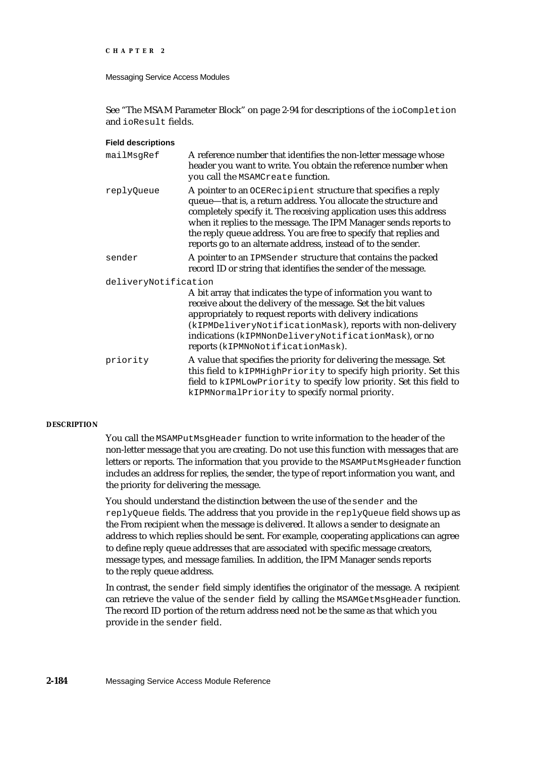See "The MSAM Parameter Block" on page 2-94 for descriptions of the `ioCompletion` and `ioResult` fields.

**Field descriptions**

`mailMsgRef`
: A reference number that identifies the non-letter message whose header you want to write. You obtain the reference number when you call the `MSAMCreate` function.

`replyQueue`
: A pointer to an `OCERecipient` structure that specifies a reply queue—that is, a return address. You allocate the structure and completely specify it. The receiving application uses this address when it replies to the message. The IPM Manager sends reports to the reply queue address. You are free to specify that replies and reports go to an alternate address, instead of to the sender.

`sender`
: A pointer to an `IPMSender` structure that contains the packed record ID or string that identifies the sender of the message.

`deliveryNotification`
: A bit array that indicates the type of information you want to receive about the delivery of the message. Set the bit values appropriately to request reports with delivery indications (`kIPMDeliveryNotificationMask`), reports with non-delivery indications (`kIPMNonDeliveryNotificationMask`), or no reports (`kIPMNoNotificationMask`).

`priority`
: A value that specifies the priority for delivering the message. Set this field to `kIPMHighPriority` to specify high priority. Set this field to `kIPMLowPriority` to specify low priority. Set this field to `kIPMNormalPriority` to specify normal priority.

**DESCRIPTION**

You call the `MSAMPutMsgHeader` function to write information to the header of the non-letter message that you are creating. Do not use this function with messages that are letters or reports. The information that you provide to the `MSAMPutMsgHeader` function includes an address for replies, the sender, the type of report information you want, and the priority for delivering the message.

You should understand the distinction between the use of the `sender` and the `replyQueue` fields. The address that you provide in the `replyQueue` field shows up as the From recipient when the message is delivered. It allows a sender to designate an address to which replies should be sent. For example, cooperating applications can agree to define reply queue addresses that are associated with specific message creators, message types, and message families. In addition, the IPM Manager sends reports to the reply queue address.

In contrast, the `sender` field simply identifies the originator of the message. A recipient can retrieve the value of the `sender` field by calling the `MSAMGetMsgHeader` function. The record ID portion of the return address need not be the same as that which you provide in the `sender` field.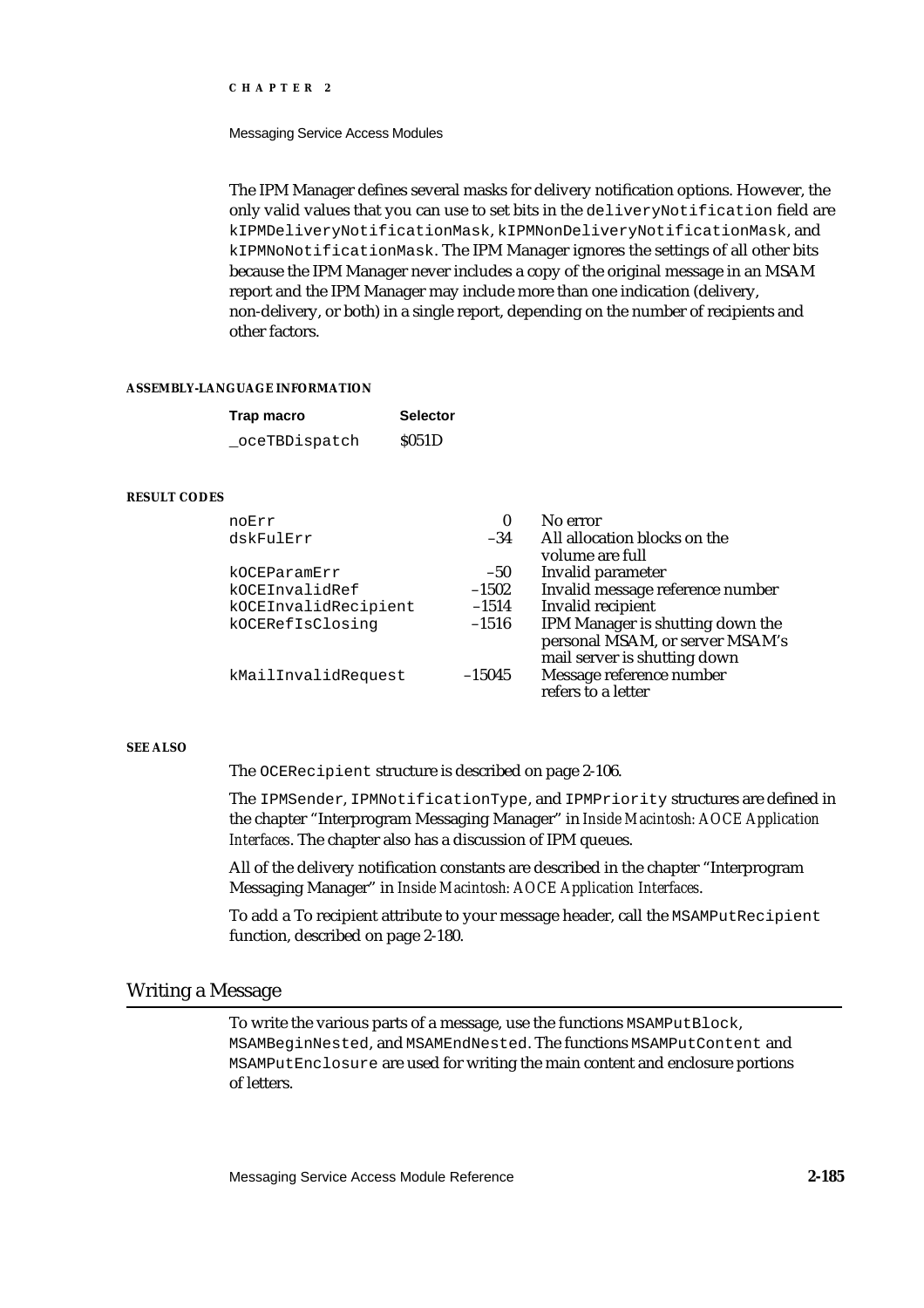The IPM Manager defines several masks for delivery notification options. However, the only valid values that you can use to set bits in the `deliveryNotification` field are `kIPMDeliveryNotificationMask`, `kIPMNonDeliveryNotificationMask`, and `kIPMNoNotificationMask`. The IPM Manager ignores the settings of all other bits because the IPM Manager never includes a copy of the original message in an MSAM report and the IPM Manager may include more than one indication (delivery, non-delivery, or both) in a single report, depending on the number of recipients and other factors.

#### ASSEMBLY-LANGUAGE INFORMATION

| Trap macro | Selector |
|---|---|
| `_oceTBDispatch` | $051D |

#### RESULT CODES

| | | |
|---|---|---|
| `noErr` | 0 | No error |
| `dskFulErr` | –34 | All allocation blocks on the volume are full |
| `kOCEParamErr` | –50 | Invalid parameter |
| `kOCEInvalidRef` | –1502 | Invalid message reference number |
| `kOCEInvalidRecipient` | –1514 | Invalid recipient |
| `kOCERefIsClosing` | –1516 | IPM Manager is shutting down the personal MSAM, or server MSAM's mail server is shutting down |
| `kMailInvalidRequest` | –15045 | Message reference number refers to a letter |

#### SEE ALSO

The `OCERecipient` structure is described on page 2-106.

The `IPMSender`, `IPMNotificationType`, and `IPMPriority` structures are defined in the chapter "Interprogram Messaging Manager" in *Inside Macintosh: AOCE Application Interfaces*. The chapter also has a discussion of IPM queues.

All of the delivery notification constants are described in the chapter "Interprogram Messaging Manager" in *Inside Macintosh: AOCE Application Interfaces*.

To add a To recipient attribute to your message header, call the `MSAMPutRecipient` function, described on page 2-180.

## Writing a Message

To write the various parts of a message, use the functions `MSAMPutBlock`, `MSAMBeginNested`, and `MSAMEndNested`. The functions `MSAMPutContent` and `MSAMPutEnclosure` are used for writing the main content and enclosure portions of letters.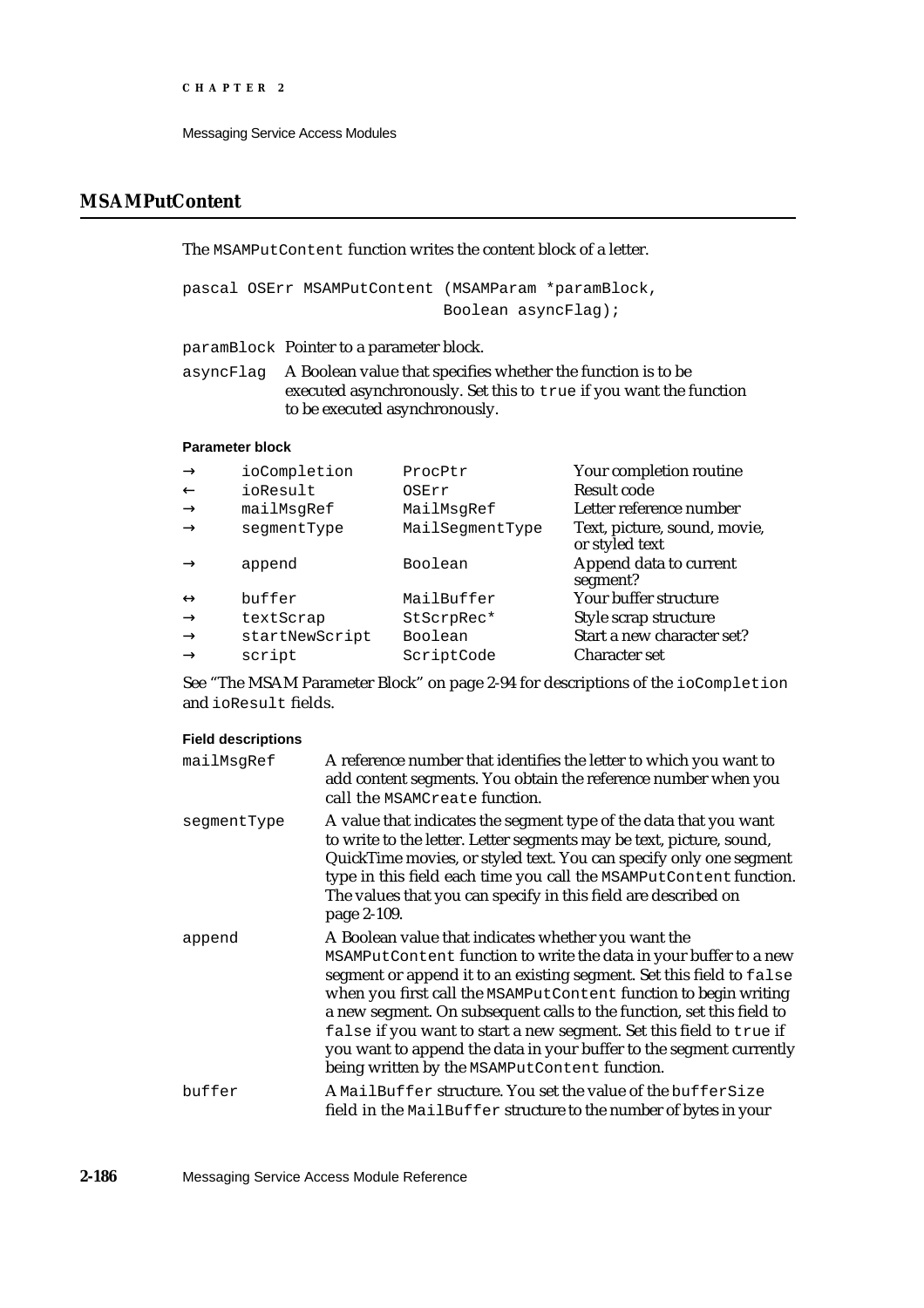## MSAMPutContent

The `MSAMPutContent` function writes the content block of a letter.

```
pascal OSErr MSAMPutContent (MSAMParam *paramBlock,
                             Boolean asyncFlag);
```

`paramBlock` Pointer to a parameter block.

`asyncFlag` A Boolean value that specifies whether the function is to be executed asynchronously. Set this to `true` if you want the function to be executed asynchronously.

**Parameter block**

| | | | |
|---|---|---|---|
| → | `ioCompletion` | `ProcPtr` | Your completion routine |
| ← | `ioResult` | `OSErr` | Result code |
| → | `mailMsgRef` | `MailMsgRef` | Letter reference number |
| → | `segmentType` | `MailSegmentType` | Text, picture, sound, movie, or styled text |
| → | `append` | `Boolean` | Append data to current segment? |
| ↔ | `buffer` | `MailBuffer` | Your buffer structure |
| → | `textScrap` | `StScrpRec*` | Style scrap structure |
| → | `startNewScript` | `Boolean` | Start a new character set? |
| → | `script` | `ScriptCode` | Character set |

See "The MSAM Parameter Block" on page 2-94 for descriptions of the `ioCompletion` and `ioResult` fields.

**Field descriptions**

`mailMsgRef` A reference number that identifies the letter to which you want to add content segments. You obtain the reference number when you call the `MSAMCreate` function.

`segmentType` A value that indicates the segment type of the data that you want to write to the letter. Letter segments may be text, picture, sound, QuickTime movies, or styled text. You can specify only one segment type in this field each time you call the `MSAMPutContent` function. The values that you can specify in this field are described on page 2-109.

`append` A Boolean value that indicates whether you want the `MSAMPutContent` function to write the data in your buffer to a new segment or append it to an existing segment. Set this field to `false` when you first call the `MSAMPutContent` function to begin writing a new segment. On subsequent calls to the function, set this field to `false` if you want to start a new segment. Set this field to `true` if you want to append the data in your buffer to the segment currently being written by the `MSAMPutContent` function.

`buffer` A `MailBuffer` structure. You set the value of the `bufferSize` field in the `MailBuffer` structure to the number of bytes in your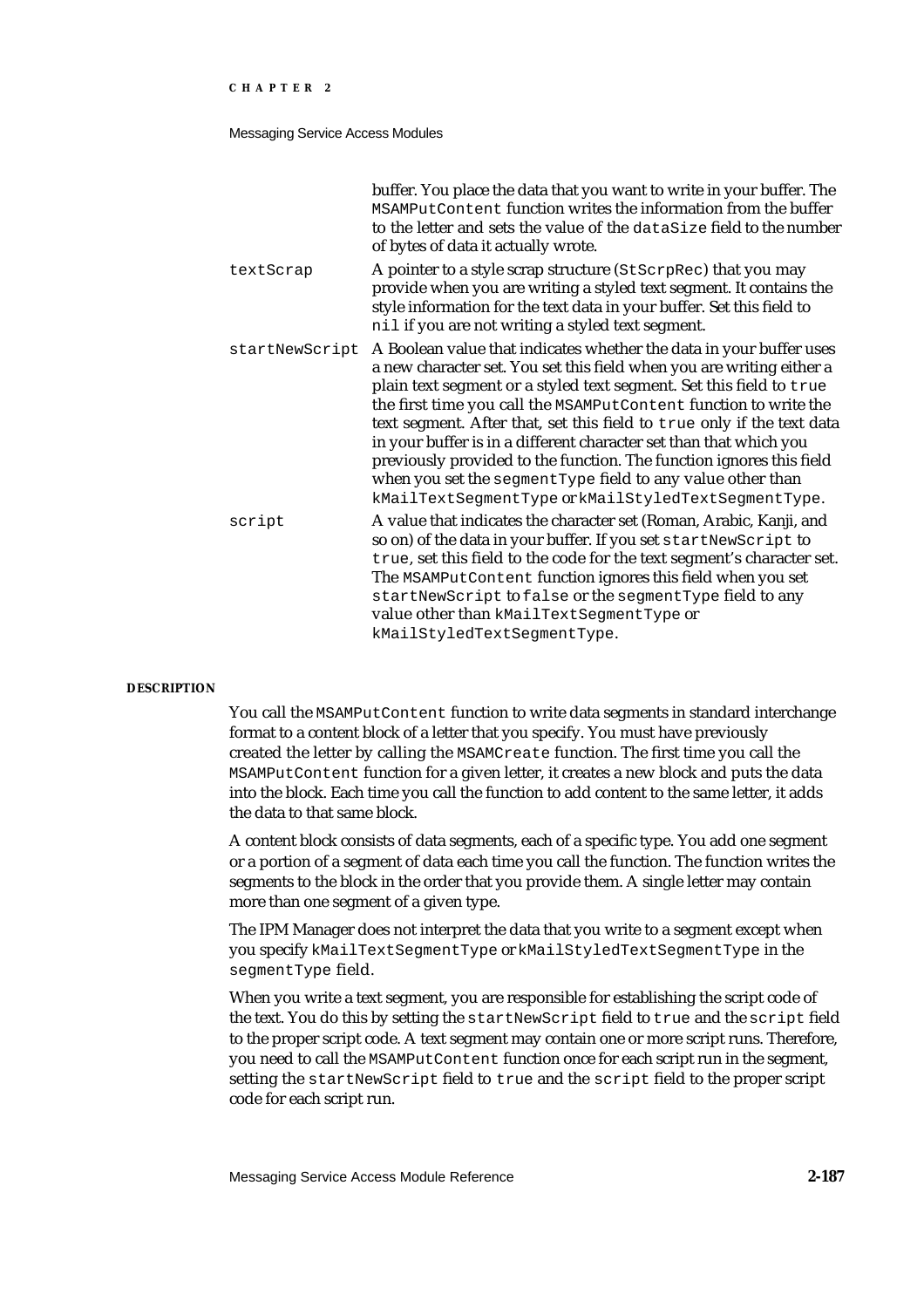buffer. You place the data that you want to write in your buffer. The `MSAMPutContent` function writes the information from the buffer to the letter and sets the value of the `dataSize` field to the number of bytes of data it actually wrote.

`textScrap` A pointer to a style scrap structure (`StScrpRec`) that you may provide when you are writing a styled text segment. It contains the style information for the text data in your buffer. Set this field to `nil` if you are not writing a styled text segment.

`startNewScript` A Boolean value that indicates whether the data in your buffer uses a new character set. You set this field when you are writing either a plain text segment or a styled text segment. Set this field to `true` the first time you call the `MSAMPutContent` function to write the text segment. After that, set this field to `true` only if the text data in your buffer is in a different character set than that which you previously provided to the function. The function ignores this field when you set the `segmentType` field to any value other than `kMailTextSegmentType` or `kMailStyledTextSegmentType`.

`script` A value that indicates the character set (Roman, Arabic, Kanji, and so on) of the data in your buffer. If you set `startNewScript` to `true`, set this field to the code for the text segment's character set. The `MSAMPutContent` function ignores this field when you set `startNewScript` to `false` or the `segmentType` field to any value other than `kMailTextSegmentType` or `kMailStyledTextSegmentType`.

**DESCRIPTION**

You call the `MSAMPutContent` function to write data segments in standard interchange format to a content block of a letter that you specify. You must have previously created the letter by calling the `MSAMCreate` function. The first time you call the `MSAMPutContent` function for a given letter, it creates a new block and puts the data into the block. Each time you call the function to add content to the same letter, it adds the data to that same block.

A content block consists of data segments, each of a specific type. You add one segment or a portion of a segment of data each time you call the function. The function writes the segments to the block in the order that you provide them. A single letter may contain more than one segment of a given type.

The IPM Manager does not interpret the data that you write to a segment except when you specify `kMailTextSegmentType` or `kMailStyledTextSegmentType` in the `segmentType` field.

When you write a text segment, you are responsible for establishing the script code of the text. You do this by setting the `startNewScript` field to `true` and the `script` field to the proper script code. A text segment may contain one or more script runs. Therefore, you need to call the `MSAMPutContent` function once for each script run in the segment, setting the `startNewScript` field to `true` and the `script` field to the proper script code for each script run.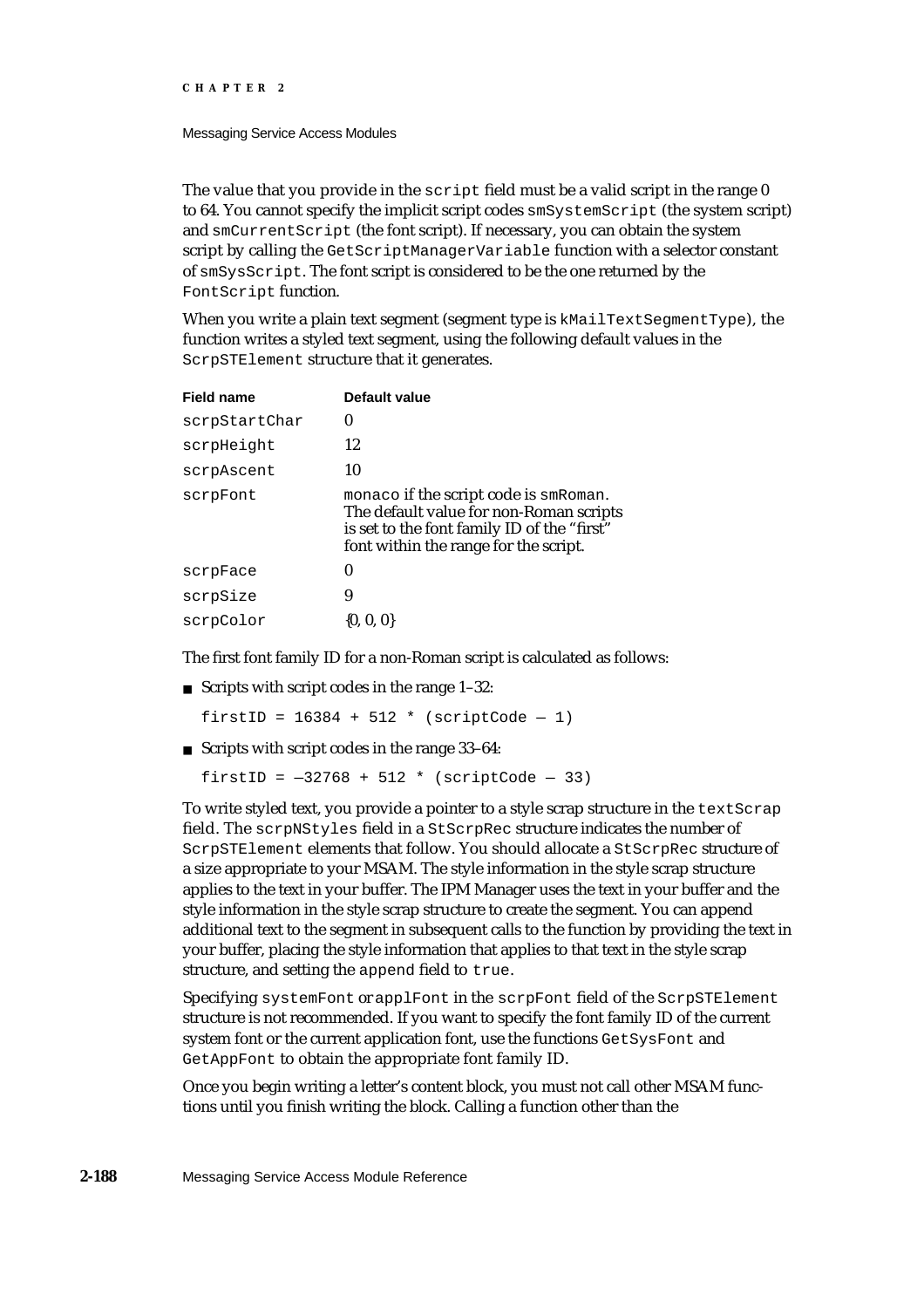The value that you provide in the `script` field must be a valid script in the range 0 to 64. You cannot specify the implicit script codes `smSystemScript` (the system script) and `smCurrentScript` (the font script). If necessary, you can obtain the system script by calling the `GetScriptManagerVariable` function with a selector constant of `smSysScript`. The font script is considered to be the one returned by the `FontScript` function.

When you write a plain text segment (segment type is `kMailTextSegmentType`), the function writes a styled text segment, using the following default values in the `ScrpSTElement` structure that it generates.

| Field name | Default value |
|---|---|
| `scrpStartChar` | 0 |
| `scrpHeight` | 12 |
| `scrpAscent` | 10 |
| `scrpFont` | `monaco` if the script code is `smRoman`. The default value for non-Roman scripts is set to the font family ID of the "first" font within the range for the script. |
| `scrpFace` | 0 |
| `scrpSize` | 9 |
| `scrpColor` | {0, 0, 0} |

The first font family ID for a non-Roman script is calculated as follows:

- Scripts with script codes in the range 1–32:

```
firstID = 16384 + 512 * (scriptCode – 1)
```

- Scripts with script codes in the range 33–64:

```
firstID = –32768 + 512 * (scriptCode – 33)
```

To write styled text, you provide a pointer to a style scrap structure in the `textScrap` field. The `scrpNStyles` field in a `StScrpRec` structure indicates the number of `ScrpSTElement` elements that follow. You should allocate a `StScrpRec` structure of a size appropriate to your MSAM. The style information in the style scrap structure applies to the text in your buffer. The IPM Manager uses the text in your buffer and the style information in the style scrap structure to create the segment. You can append additional text to the segment in subsequent calls to the function by providing the text in your buffer, placing the style information that applies to that text in the style scrap structure, and setting the `append` field to `true`.

Specifying `systemFont` or `applFont` in the `scrpFont` field of the `ScrpSTElement` structure is not recommended. If you want to specify the font family ID of the current system font or the current application font, use the functions `GetSysFont` and `GetAppFont` to obtain the appropriate font family ID.

Once you begin writing a letter's content block, you must not call other MSAM functions until you finish writing the block. Calling a function other than the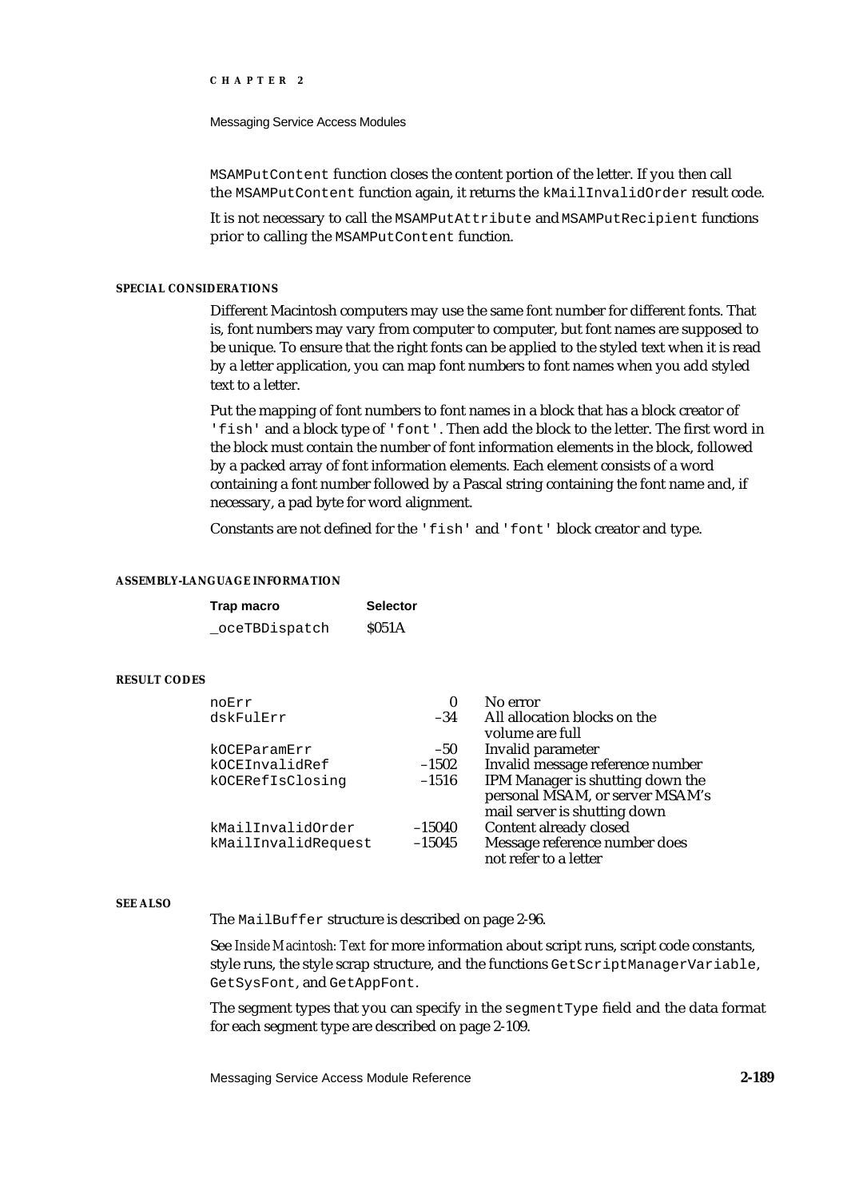MSAMPutContent function closes the content portion of the letter. If you then call the MSAMPutContent function again, it returns the kMailInvalidOrder result code.

It is not necessary to call the MSAMPutAttribute and MSAMPutRecipient functions prior to calling the MSAMPutContent function.

#### SPECIAL CONSIDERATIONS

Different Macintosh computers may use the same font number for different fonts. That is, font numbers may vary from computer to computer, but font names are supposed to be unique. To ensure that the right fonts can be applied to the styled text when it is read by a letter application, you can map font numbers to font names when you add styled text to a letter.

Put the mapping of font numbers to font names in a block that has a block creator of 'fish' and a block type of 'font'. Then add the block to the letter. The first word in the block must contain the number of font information elements in the block, followed by a packed array of font information elements. Each element consists of a word containing a font number followed by a Pascal string containing the font name and, if necessary, a pad byte for word alignment.

Constants are not defined for the 'fish' and 'font' block creator and type.

#### ASSEMBLY-LANGUAGE INFORMATION

| Trap macro | Selector |
|---|---|
| _oceTBDispatch | $051A |

#### RESULT CODES

| | | |
|---|---|---|
| noErr | 0 | No error |
| dskFulErr | –34 | All allocation blocks on the volume are full |
| kOCEParamErr | –50 | Invalid parameter |
| kOCEInvalidRef | –1502 | Invalid message reference number |
| kOCERefIsClosing | –1516 | IPM Manager is shutting down the personal MSAM, or server MSAM's mail server is shutting down |
| kMailInvalidOrder | –15040 | Content already closed |
| kMailInvalidRequest | –15045 | Message reference number does not refer to a letter |

#### SEE ALSO

The MailBuffer structure is described on page 2-96.

See *Inside Macintosh: Text* for more information about script runs, script code constants, style runs, the style scrap structure, and the functions GetScriptManagerVariable, GetSysFont, and GetAppFont.

The segment types that you can specify in the segmentType field and the data format for each segment type are described on page 2-109.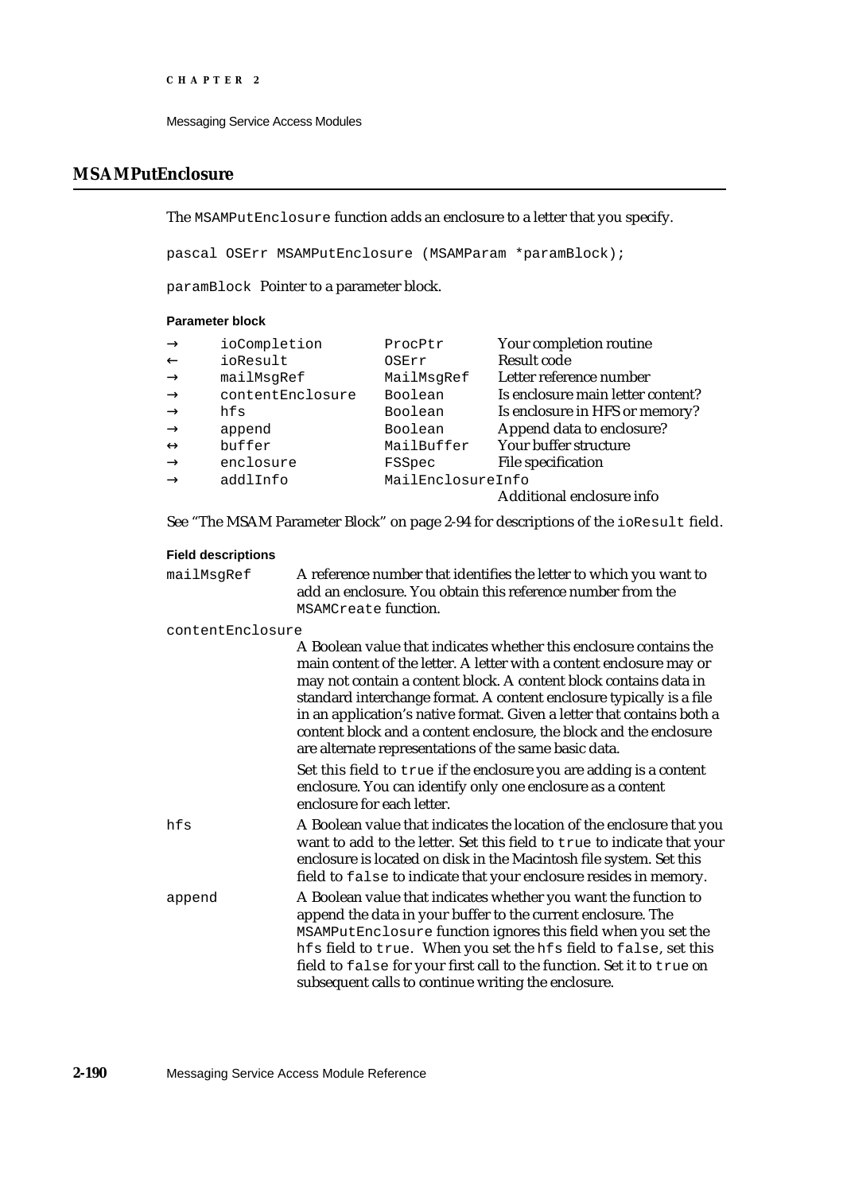## MSAMPutEnclosure

The `MSAMPutEnclosure` function adds an enclosure to a letter that you specify.

```
pascal OSErr MSAMPutEnclosure (MSAMParam *paramBlock);
```

`paramBlock` Pointer to a parameter block.

**Parameter block**

| | | | |
|---|---|---|---|
| → | `ioCompletion` | `ProcPtr` | Your completion routine |
| ← | `ioResult` | `OSErr` | Result code |
| → | `mailMsgRef` | `MailMsgRef` | Letter reference number |
| → | `contentEnclosure` | `Boolean` | Is enclosure main letter content? |
| → | `hfs` | `Boolean` | Is enclosure in HFS or memory? |
| → | `append` | `Boolean` | Append data to enclosure? |
| ↔ | `buffer` | `MailBuffer` | Your buffer structure |
| → | `enclosure` | `FSSpec` | File specification |
| → | `addlInfo` | `MailEnclosureInfo` | Additional enclosure info |

See "The MSAM Parameter Block" on page 2-94 for descriptions of the `ioResult` field.

**Field descriptions**

`mailMsgRef`
A reference number that identifies the letter to which you want to add an enclosure. You obtain this reference number from the `MSAMCreate` function.

`contentEnclosure`
A Boolean value that indicates whether this enclosure contains the main content of the letter. A letter with a content enclosure may or may not contain a content block. A content block contains data in standard interchange format. A content enclosure typically is a file in an application's native format. Given a letter that contains both a content block and a content enclosure, the block and the enclosure are alternate representations of the same basic data.

Set this field to `true` if the enclosure you are adding is a content enclosure. You can identify only one enclosure as a content enclosure for each letter.

`hfs`
A Boolean value that indicates the location of the enclosure that you want to add to the letter. Set this field to `true` to indicate that your enclosure is located on disk in the Macintosh file system. Set this field to `false` to indicate that your enclosure resides in memory.

`append`
A Boolean value that indicates whether you want the function to append the data in your buffer to the current enclosure. The `MSAMPutEnclosure` function ignores this field when you set the `hfs` field to `true`. When you set the `hfs` field to `false`, set this field to `false` for your first call to the function. Set it to `true` on subsequent calls to continue writing the enclosure.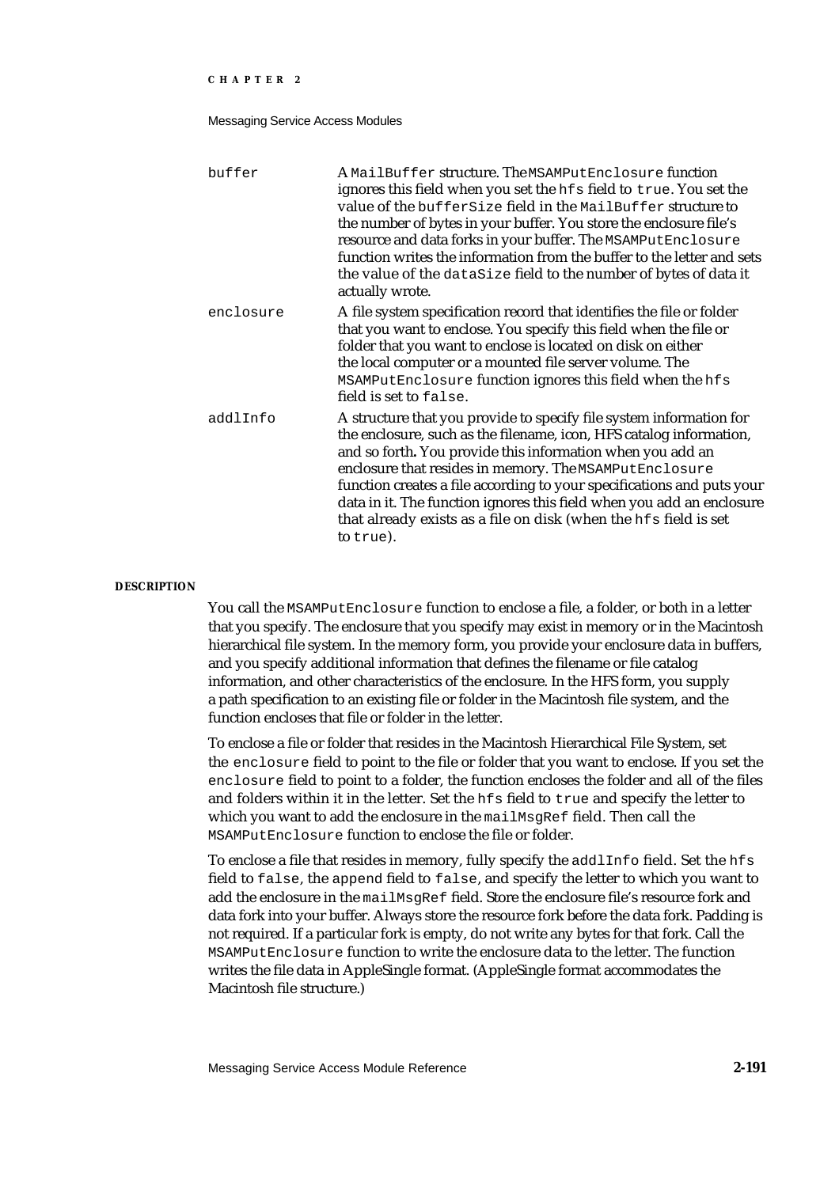`buffer`
: A `MailBuffer` structure. The `MSAMPutEnclosure` function ignores this field when you set the `hfs` field to `true`. You set the value of the `bufferSize` field in the `MailBuffer` structure to the number of bytes in your buffer. You store the enclosure file's resource and data forks in your buffer. The `MSAMPutEnclosure` function writes the information from the buffer to the letter and sets the value of the `dataSize` field to the number of bytes of data it actually wrote.

`enclosure`
: A file system specification record that identifies the file or folder that you want to enclose. You specify this field when the file or folder that you want to enclose is located on disk on either the local computer or a mounted file server volume. The `MSAMPutEnclosure` function ignores this field when the `hfs` field is set to `false`.

`addlInfo`
: A structure that you provide to specify file system information for the enclosure, such as the filename, icon, HFS catalog information, and so forth**.** You provide this information when you add an enclosure that resides in memory. The `MSAMPutEnclosure` function creates a file according to your specifications and puts your data in it. The function ignores this field when you add an enclosure that already exists as a file on disk (when the `hfs` field is set to `true`).

**DESCRIPTION**

You call the `MSAMPutEnclosure` function to enclose a file, a folder, or both in a letter that you specify. The enclosure that you specify may exist in memory or in the Macintosh hierarchical file system. In the memory form, you provide your enclosure data in buffers, and you specify additional information that defines the filename or file catalog information, and other characteristics of the enclosure. In the HFS form, you supply a path specification to an existing file or folder in the Macintosh file system, and the function encloses that file or folder in the letter.

To enclose a file or folder that resides in the Macintosh Hierarchical File System, set the `enclosure` field to point to the file or folder that you want to enclose. If you set the `enclosure` field to point to a folder, the function encloses the folder and all of the files and folders within it in the letter. Set the `hfs` field to `true` and specify the letter to which you want to add the enclosure in the `mailMsgRef` field. Then call the `MSAMPutEnclosure` function to enclose the file or folder.

To enclose a file that resides in memory, fully specify the `addlInfo` field. Set the `hfs` field to `false`, the `append` field to `false`, and specify the letter to which you want to add the enclosure in the `mailMsgRef` field. Store the enclosure file's resource fork and data fork into your buffer. Always store the resource fork before the data fork. Padding is not required. If a particular fork is empty, do not write any bytes for that fork. Call the `MSAMPutEnclosure` function to write the enclosure data to the letter. The function writes the file data in AppleSingle format. (AppleSingle format accommodates the Macintosh file structure.)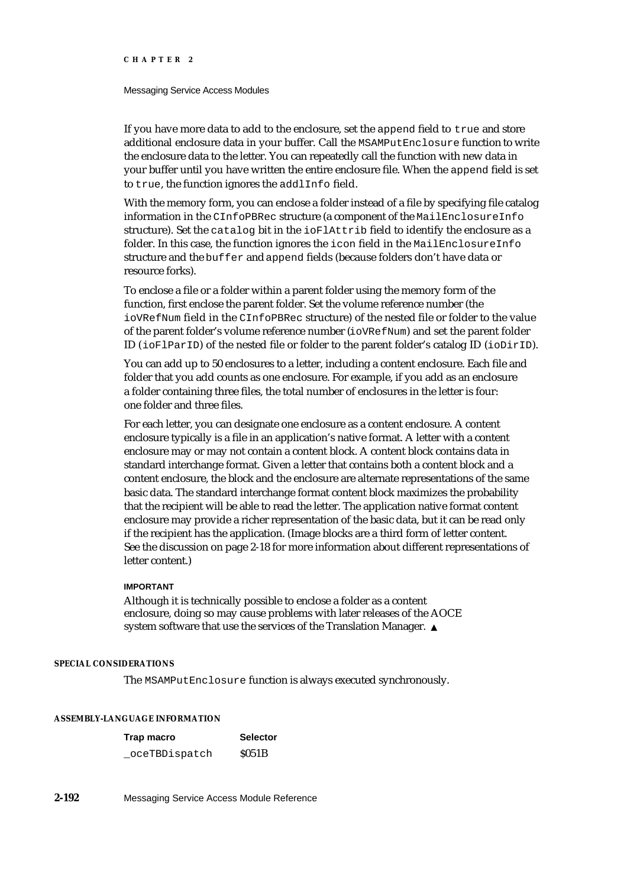If you have more data to add to the enclosure, set the `append` field to `true` and store additional enclosure data in your buffer. Call the `MSAMPutEnclosure` function to write the enclosure data to the letter. You can repeatedly call the function with new data in your buffer until you have written the entire enclosure file. When the `append` field is set to `true`, the function ignores the `addlInfo` field.

With the memory form, you can enclose a folder instead of a file by specifying file catalog information in the `CInfoPBRec` structure (a component of the `MailEnclosureInfo` structure). Set the `catalog` bit in the `ioFlAttrib` field to identify the enclosure as a folder. In this case, the function ignores the `icon` field in the `MailEnclosureInfo` structure and the `buffer` and `append` fields (because folders don't have data or resource forks).

To enclose a file or a folder within a parent folder using the memory form of the function, first enclose the parent folder. Set the volume reference number (the `ioVRefNum` field in the `CInfoPBRec` structure) of the nested file or folder to the value of the parent folder's volume reference number (`ioVRefNum`) and set the parent folder ID (`ioFlParID`) of the nested file or folder to the parent folder's catalog ID (`ioDirID`).

You can add up to 50 enclosures to a letter, including a content enclosure. Each file and folder that you add counts as one enclosure. For example, if you add as an enclosure a folder containing three files, the total number of enclosures in the letter is four: one folder and three files.

For each letter, you can designate one enclosure as a content enclosure. A content enclosure typically is a file in an application's native format. A letter with a content enclosure may or may not contain a content block. A content block contains data in standard interchange format. Given a letter that contains both a content block and a content enclosure, the block and the enclosure are alternate representations of the same basic data. The standard interchange format content block maximizes the probability that the recipient will be able to read the letter. The application native format content enclosure may provide a richer representation of the basic data, but it can be read only if the recipient has the application. (Image blocks are a third form of letter content. See the discussion on page 2-18 for more information about different representations of letter content.)

**IMPORTANT**

Although it is technically possible to enclose a folder as a content enclosure, doing so may cause problems with later releases of the AOCE system software that use the services of the Translation Manager. ▲

#### SPECIAL CONSIDERATIONS

The `MSAMPutEnclosure` function is always executed synchronously.

#### ASSEMBLY-LANGUAGE INFORMATION

| Trap macro | Selector |
|---|---|
| `_oceTBDispatch` | $051B |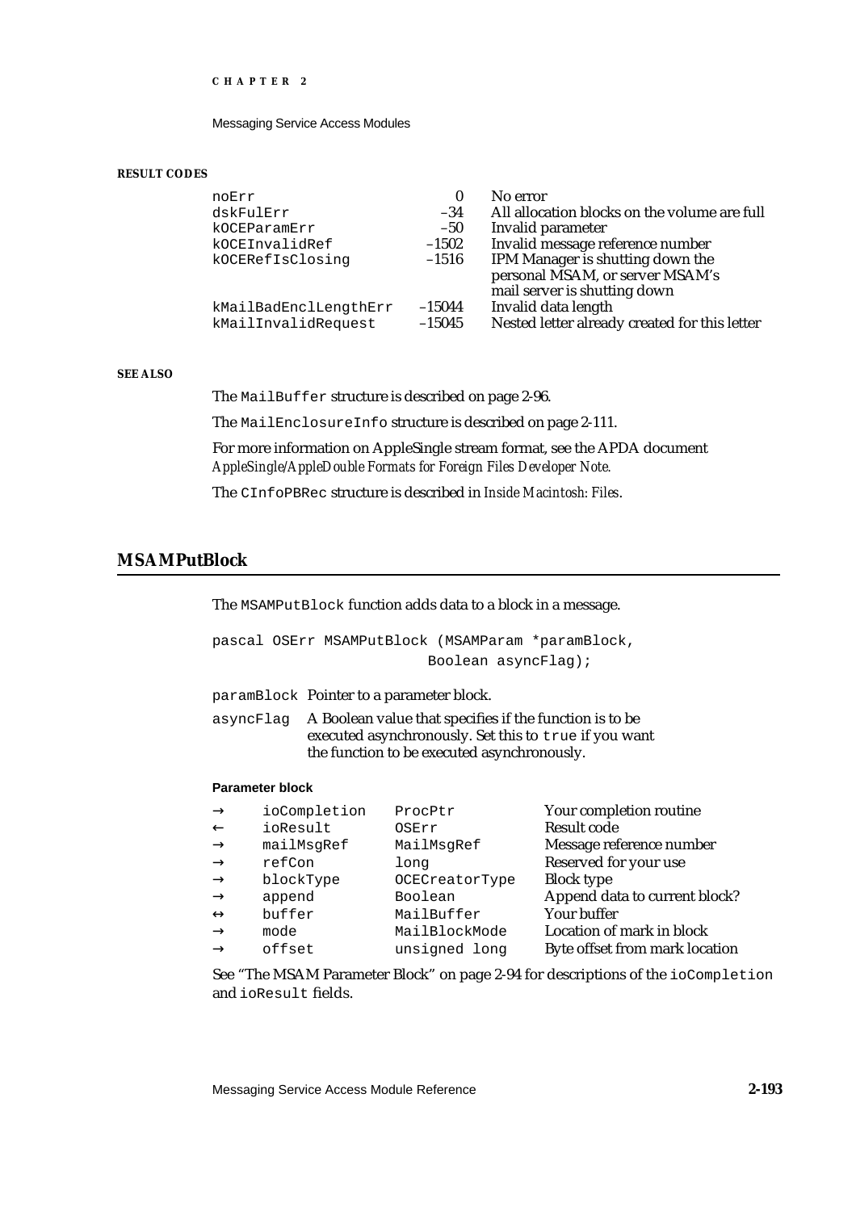**RESULT CODES**

| | | |
|---|---|---|
| noErr | 0 | No error |
| dskFulErr | –34 | All allocation blocks on the volume are full |
| kOCEParamErr | –50 | Invalid parameter |
| kOCEInvalidRef | –1502 | Invalid message reference number |
| kOCERefIsClosing | –1516 | IPM Manager is shutting down the personal MSAM, or server MSAM's mail server is shutting down |
| kMailBadEnclLengthErr | –15044 | Invalid data length |
| kMailInvalidRequest | –15045 | Nested letter already created for this letter |

**SEE ALSO**

The `MailBuffer` structure is described on page 2-96.

The `MailEnclosureInfo` structure is described on page 2-111.

For more information on AppleSingle stream format, see the APDA document *AppleSingle/AppleDouble Formats for Foreign Files Developer Note*.

The `CInfoPBRec` structure is described in *Inside Macintosh: Files*.

## MSAMPutBlock

The `MSAMPutBlock` function adds data to a block in a message.

```
pascal OSErr MSAMPutBlock (MSAMParam *paramBlock,
                           Boolean asyncFlag);
```

`paramBlock` Pointer to a parameter block.

`asyncFlag` A Boolean value that specifies if the function is to be executed asynchronously. Set this to `true` if you want the function to be executed asynchronously.

**Parameter block**

| | | | |
|---|---|---|---|
| → | ioCompletion | ProcPtr | Your completion routine |
| ← | ioResult | OSErr | Result code |
| → | mailMsgRef | MailMsgRef | Message reference number |
| → | refCon | long | Reserved for your use |
| → | blockType | OCECreatorType | Block type |
| → | append | Boolean | Append data to current block? |
| ↔ | buffer | MailBuffer | Your buffer |
| → | mode | MailBlockMode | Location of mark in block |
| → | offset | unsigned long | Byte offset from mark location |

See "The MSAM Parameter Block" on page 2-94 for descriptions of the `ioCompletion` and `ioResult` fields.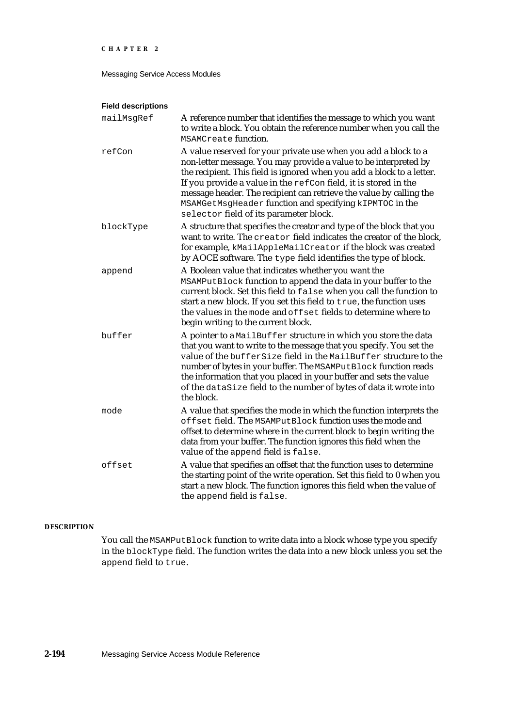**Field descriptions**

`mailMsgRef` A reference number that identifies the message to which you want to write a block. You obtain the reference number when you call the `MSAMCreate` function.

`refCon` A value reserved for your private use when you add a block to a non-letter message. You may provide a value to be interpreted by the recipient. This field is ignored when you add a block to a letter. If you provide a value in the `refCon` field, it is stored in the message header. The recipient can retrieve the value by calling the `MSAMGetMsgHeader` function and specifying `kIPMTOC` in the `selector` field of its parameter block.

`blockType` A structure that specifies the creator and type of the block that you want to write. The `creator` field indicates the creator of the block, for example, `kMailAppleMailCreator` if the block was created by AOCE software. The `type` field identifies the type of block.

`append` A Boolean value that indicates whether you want the `MSAMPutBlock` function to append the data in your buffer to the current block. Set this field to `false` when you call the function to start a new block. If you set this field to `true`, the function uses the values in the `mode` and `offset` fields to determine where to begin writing to the current block.

`buffer` A pointer to a `MailBuffer` structure in which you store the data that you want to write to the message that you specify. You set the value of the `bufferSize` field in the `MailBuffer` structure to the number of bytes in your buffer. The `MSAMPutBlock` function reads the information that you placed in your buffer and sets the value of the `dataSize` field to the number of bytes of data it wrote into the block.

`mode` A value that specifies the mode in which the function interprets the `offset` field. The `MSAMPutBlock` function uses the mode and offset to determine where in the current block to begin writing the data from your buffer. The function ignores this field when the value of the `append` field is `false`.

`offset` A value that specifies an offset that the function uses to determine the starting point of the write operation. Set this field to 0 when you start a new block. The function ignores this field when the value of the `append` field is `false`.

**DESCRIPTION**

You call the `MSAMPutBlock` function to write data into a block whose type you specify in the `blockType` field. The function writes the data into a new block unless you set the `append` field to `true`.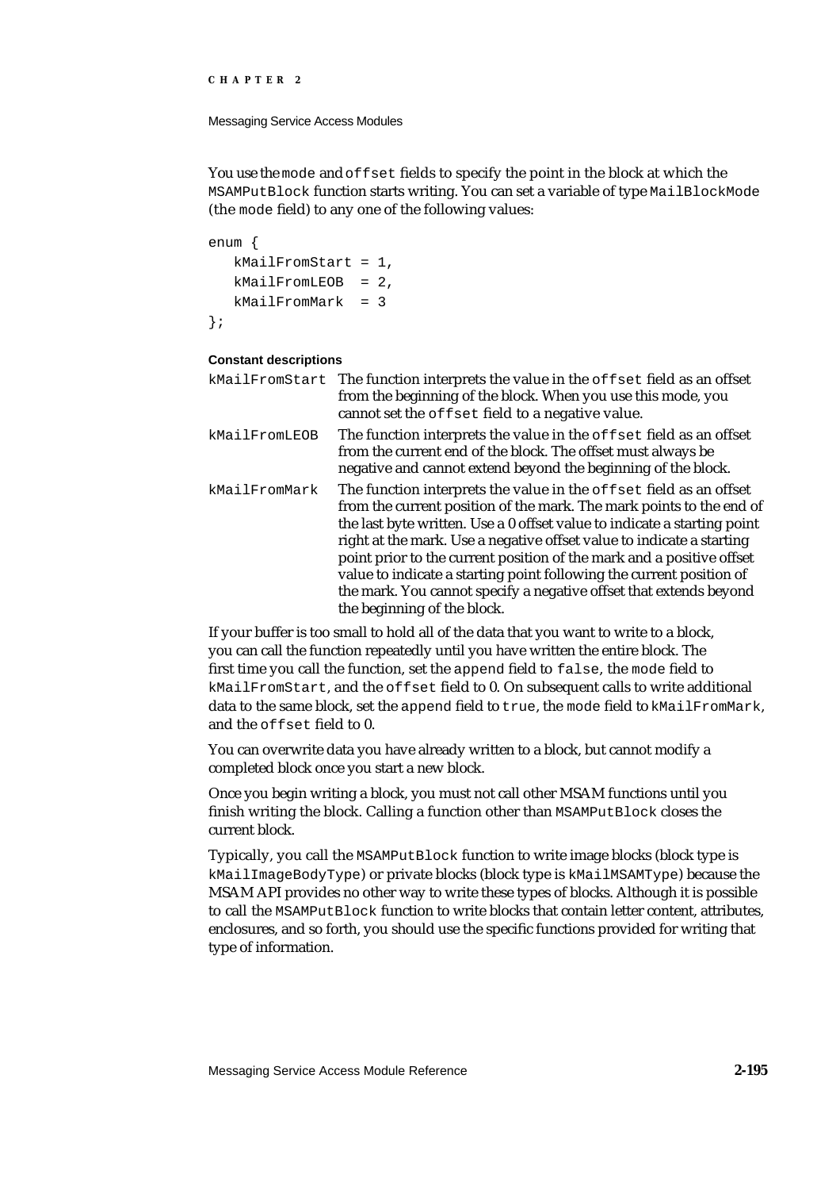You use the `mode` and `offset` fields to specify the point in the block at which the `MSAMPutBlock` function starts writing. You can set a variable of type `MailBlockMode` (the `mode` field) to any one of the following values:

```
enum {
   kMailFromStart = 1,
   kMailFromLEOB  = 2,
   kMailFromMark  = 3
};
```

**Constant descriptions**

| | |
|---|---|
| `kMailFromStart` | The function interprets the value in the `offset` field as an offset from the beginning of the block. When you use this mode, you cannot set the `offset` field to a negative value. |
| `kMailFromLEOB` | The function interprets the value in the `offset` field as an offset from the current end of the block. The offset must always be negative and cannot extend beyond the beginning of the block. |
| `kMailFromMark` | The function interprets the value in the `offset` field as an offset from the current position of the mark. The mark points to the end of the last byte written. Use a 0 offset value to indicate a starting point right at the mark. Use a negative offset value to indicate a starting point prior to the current position of the mark and a positive offset value to indicate a starting point following the current position of the mark. You cannot specify a negative offset that extends beyond the beginning of the block. |

If your buffer is too small to hold all of the data that you want to write to a block, you can call the function repeatedly until you have written the entire block. The first time you call the function, set the `append` field to `false`, the `mode` field to `kMailFromStart`, and the `offset` field to 0. On subsequent calls to write additional data to the same block, set the `append` field to `true`, the `mode` field to `kMailFromMark`, and the `offset` field to 0.

You can overwrite data you have already written to a block, but cannot modify a completed block once you start a new block.

Once you begin writing a block, you must not call other MSAM functions until you finish writing the block. Calling a function other than `MSAMPutBlock` closes the current block.

Typically, you call the `MSAMPutBlock` function to write image blocks (block type is `kMailImageBodyType`) or private blocks (block type is `kMailMSAMType`) because the MSAM API provides no other way to write these types of blocks. Although it is possible to call the `MSAMPutBlock` function to write blocks that contain letter content, attributes, enclosures, and so forth, you should use the specific functions provided for writing that type of information.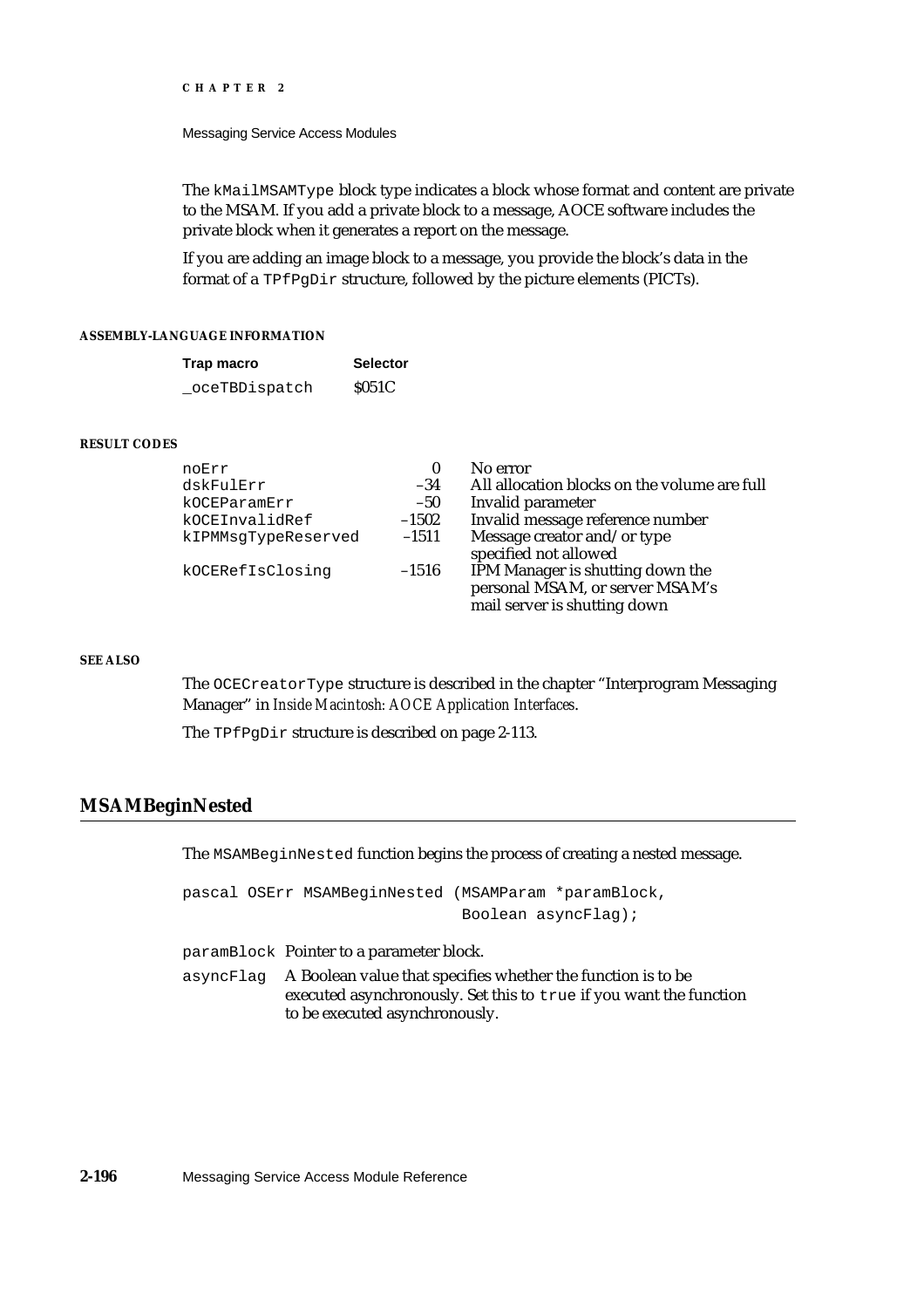The `kMailMSAMType` block type indicates a block whose format and content are private to the MSAM. If you add a private block to a message, AOCE software includes the private block when it generates a report on the message.

If you are adding an image block to a message, you provide the block's data in the format of a `TPfPgDir` structure, followed by the picture elements (PICTs).

**ASSEMBLY-LANGUAGE INFORMATION**

| Trap macro | Selector |
|---|---|
| `_oceTBDispatch` | $051C |

**RESULT CODES**

| | | |
|---|---|---|
| `noErr` | 0 | No error |
| `dskFulErr` | –34 | All allocation blocks on the volume are full |
| `kOCEParamErr` | –50 | Invalid parameter |
| `kOCEInvalidRef` | –1502 | Invalid message reference number |
| `kIPMMsgTypeReserved` | –1511 | Message creator and/or type specified not allowed |
| `kOCERefIsClosing` | –1516 | IPM Manager is shutting down the personal MSAM, or server MSAM's mail server is shutting down |

**SEE ALSO**

The `OCECreatorType` structure is described in the chapter "Interprogram Messaging Manager" in *Inside Macintosh: AOCE Application Interfaces*.

The `TPfPgDir` structure is described on page 2-113.

## MSAMBeginNested

The `MSAMBeginNested` function begins the process of creating a nested message.

```
pascal OSErr MSAMBeginNested (MSAMParam *paramBlock,
                              Boolean asyncFlag);
```

`paramBlock` Pointer to a parameter block.

`asyncFlag` A Boolean value that specifies whether the function is to be executed asynchronously. Set this to `true` if you want the function to be executed asynchronously.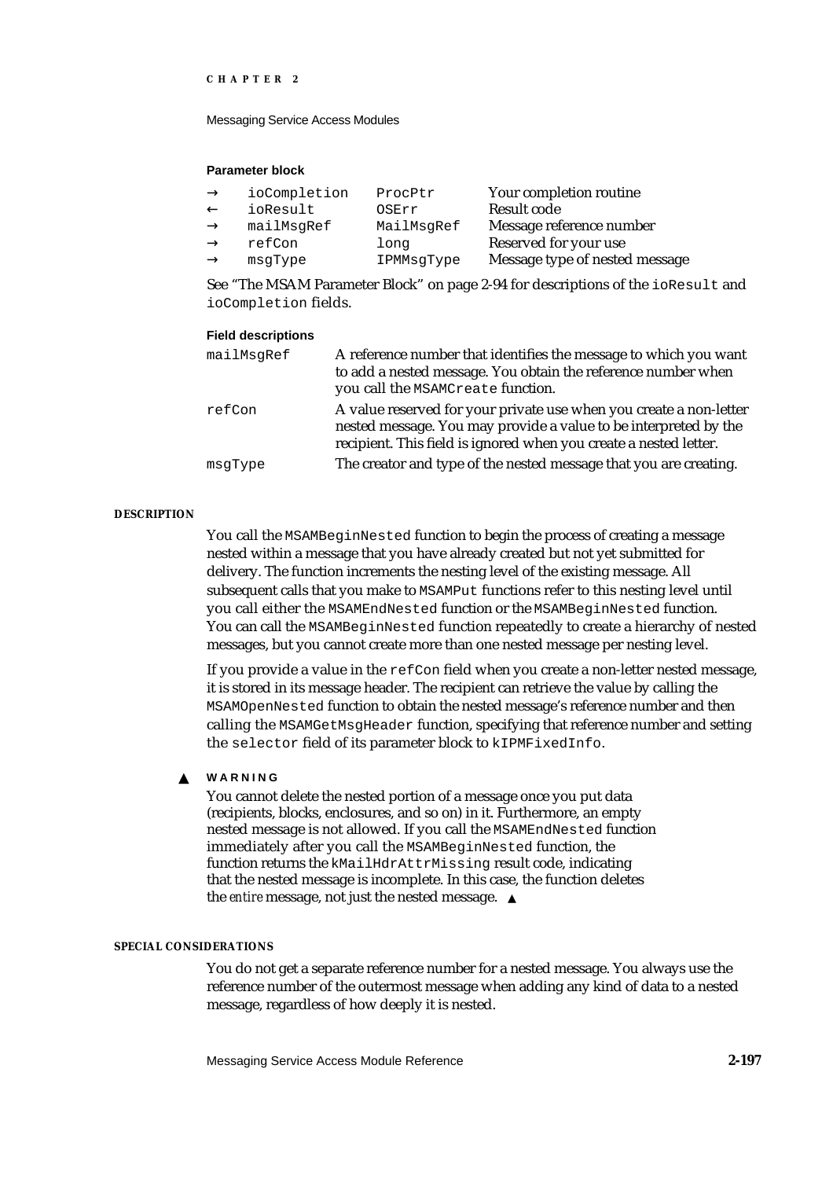**Parameter block**

| | | | |
|---|---|---|---|
| → | `ioCompletion` | `ProcPtr` | Your completion routine |
| ← | `ioResult` | `OSErr` | Result code |
| → | `mailMsgRef` | `MailMsgRef` | Message reference number |
| → | `refCon` | `long` | Reserved for your use |
| → | `msgType` | `IPMMsgType` | Message type of nested message |

See "The MSAM Parameter Block" on page 2-94 for descriptions of the `ioResult` and `ioCompletion` fields.

**Field descriptions**

`mailMsgRef` A reference number that identifies the message to which you want to add a nested message. You obtain the reference number when you call the `MSAMCreate` function.

`refCon` A value reserved for your private use when you create a non-letter nested message. You may provide a value to be interpreted by the recipient. This field is ignored when you create a nested letter.

`msgType` The creator and type of the nested message that you are creating.

**DESCRIPTION**

You call the `MSAMBeginNested` function to begin the process of creating a message nested within a message that you have already created but not yet submitted for delivery. The function increments the nesting level of the existing message. All subsequent calls that you make to `MSAMPut` functions refer to this nesting level until you call either the `MSAMEndNested` function or the `MSAMBeginNested` function. You can call the `MSAMBeginNested` function repeatedly to create a hierarchy of nested messages, but you cannot create more than one nested message per nesting level.

If you provide a value in the `refCon` field when you create a non-letter nested message, it is stored in its message header. The recipient can retrieve the value by calling the `MSAMOpenNested` function to obtain the nested message's reference number and then calling the `MSAMGetMsgHeader` function, specifying that reference number and setting the `selector` field of its parameter block to `kIPMFixedInfo`.

▲ **WARNING**

You cannot delete the nested portion of a message once you put data (recipients, blocks, enclosures, and so on) in it. Furthermore, an empty nested message is not allowed. If you call the `MSAMEndNested` function immediately after you call the `MSAMBeginNested` function, the function returns the `kMailHdrAttrMissing` result code, indicating that the nested message is incomplete. In this case, the function deletes the *entire* message, not just the nested message. ▲

**SPECIAL CONSIDERATIONS**

You do not get a separate reference number for a nested message. You always use the reference number of the outermost message when adding any kind of data to a nested message, regardless of how deeply it is nested.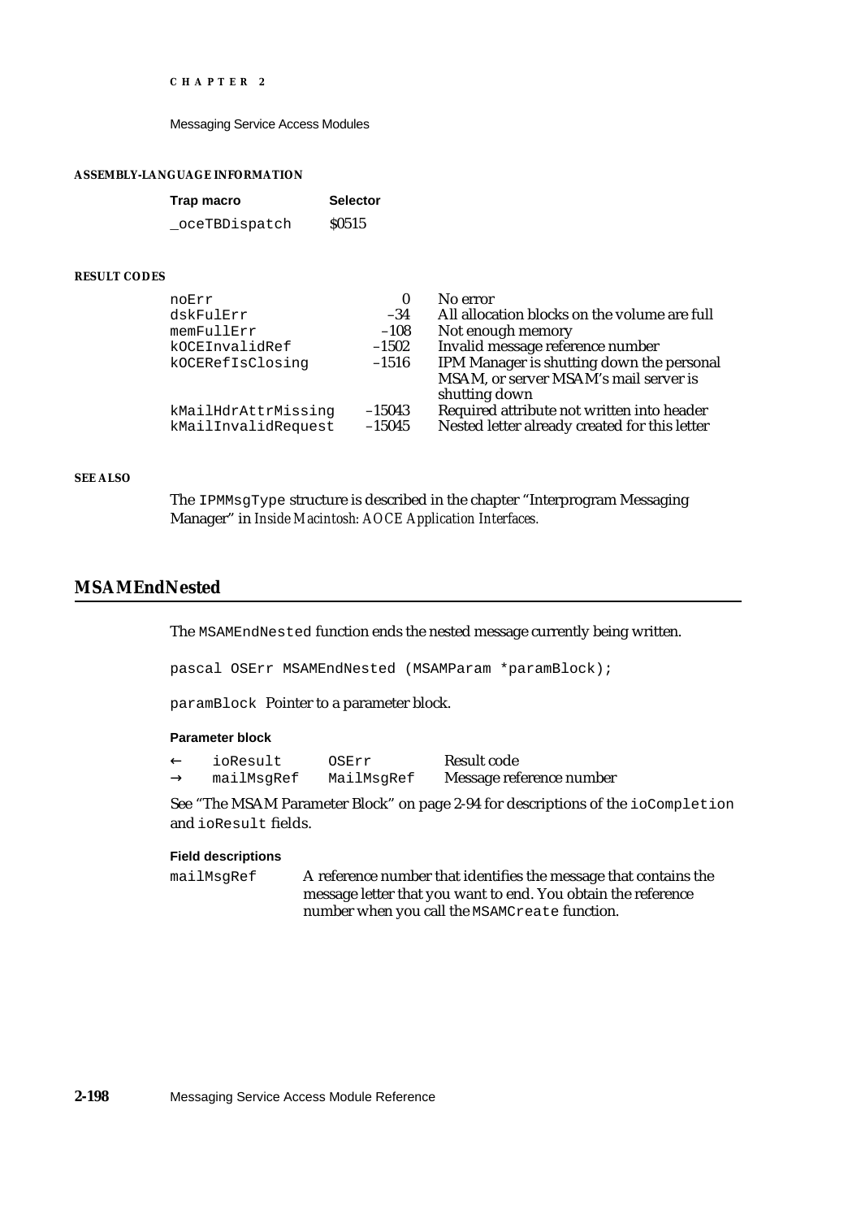#### ASSEMBLY-LANGUAGE INFORMATION

| Trap macro | Selector |
|---|---|
| `_oceTBDispatch` | $0515 |

#### RESULT CODES

| | | |
|---|---|---|
| noErr | 0 | No error |
| dskFulErr | –34 | All allocation blocks on the volume are full |
| memFullErr | –108 | Not enough memory |
| kOCEInvalidRef | –1502 | Invalid message reference number |
| kOCERefIsClosing | –1516 | IPM Manager is shutting down the personal MSAM, or server MSAM's mail server is shutting down |
| kMailHdrAttrMissing | –15043 | Required attribute not written into header |
| kMailInvalidRequest | –15045 | Nested letter already created for this letter |

#### SEE ALSO

The `IPMMsgType` structure is described in the chapter "Interprogram Messaging Manager" in *Inside Macintosh: AOCE Application Interfaces.*

## MSAMEndNested

The `MSAMEndNested` function ends the nested message currently being written.

```
pascal OSErr MSAMEndNested (MSAMParam *paramBlock);
```

`paramBlock` Pointer to a parameter block.

**Parameter block**

| | | | |
|---|---|---|---|
| ← | ioResult | OSErr | Result code |
| → | mailMsgRef | MailMsgRef | Message reference number |

See "The MSAM Parameter Block" on page 2-94 for descriptions of the `ioCompletion` and `ioResult` fields.

**Field descriptions**

`mailMsgRef` A reference number that identifies the message that contains the message letter that you want to end. You obtain the reference number when you call the `MSAMCreate` function.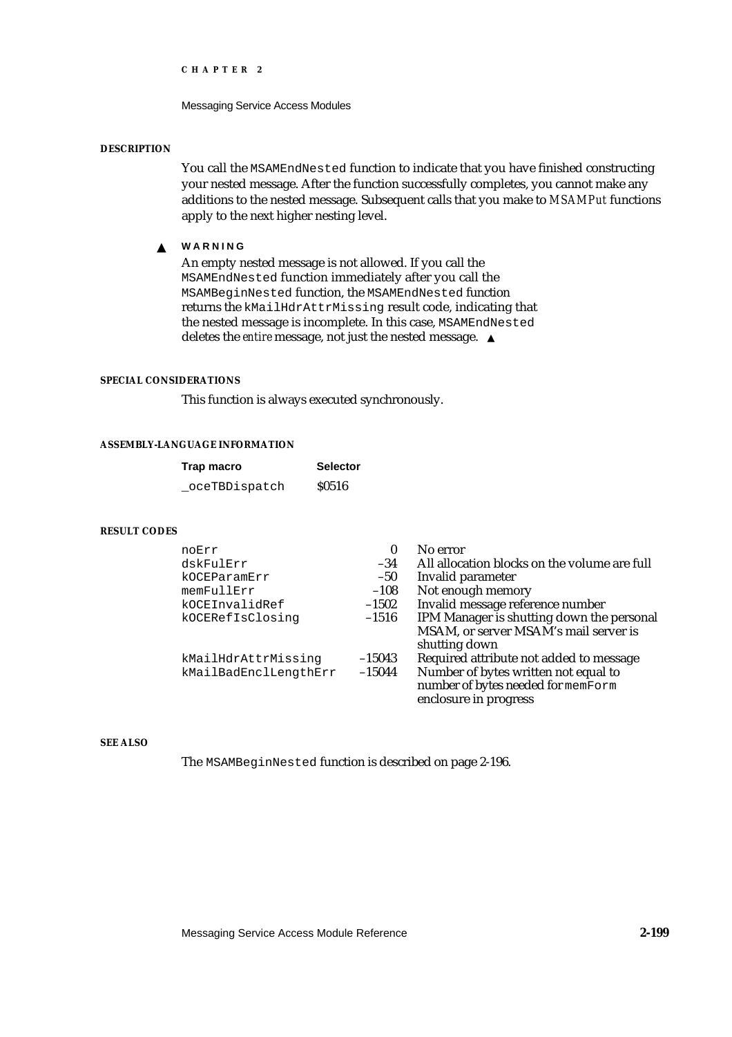#### DESCRIPTION

You call the `MSAMEndNested` function to indicate that you have finished constructing your nested message. After the function successfully completes, you cannot make any additions to the nested message. Subsequent calls that you make to *MSAMPut* functions apply to the next higher nesting level.

**▲ WARNING**

An empty nested message is not allowed. If you call the `MSAMEndNested` function immediately after you call the `MSAMBeginNested` function, the `MSAMEndNested` function returns the `kMailHdrAttrMissing` result code, indicating that the nested message is incomplete. In this case, `MSAMEndNested` deletes the *entire* message, not just the nested message. ▲

#### SPECIAL CONSIDERATIONS

This function is always executed synchronously.

#### ASSEMBLY-LANGUAGE INFORMATION

| Trap macro | Selector |
|---|---|
| `_oceTBDispatch` | $0516 |

#### RESULT CODES

| | | |
|---|---|---|
| `noErr` | 0 | No error |
| `dskFulErr` | –34 | All allocation blocks on the volume are full |
| `kOCEParamErr` | –50 | Invalid parameter |
| `memFullErr` | –108 | Not enough memory |
| `kOCEInvalidRef` | –1502 | Invalid message reference number |
| `kOCERefIsClosing` | –1516 | IPM Manager is shutting down the personal MSAM, or server MSAM's mail server is shutting down |
| `kMailHdrAttrMissing` | –15043 | Required attribute not added to message |
| `kMailBadEnclLengthErr` | –15044 | Number of bytes written not equal to number of bytes needed for `memForm` enclosure in progress |

#### SEE ALSO

The `MSAMBeginNested` function is described on page 2-196.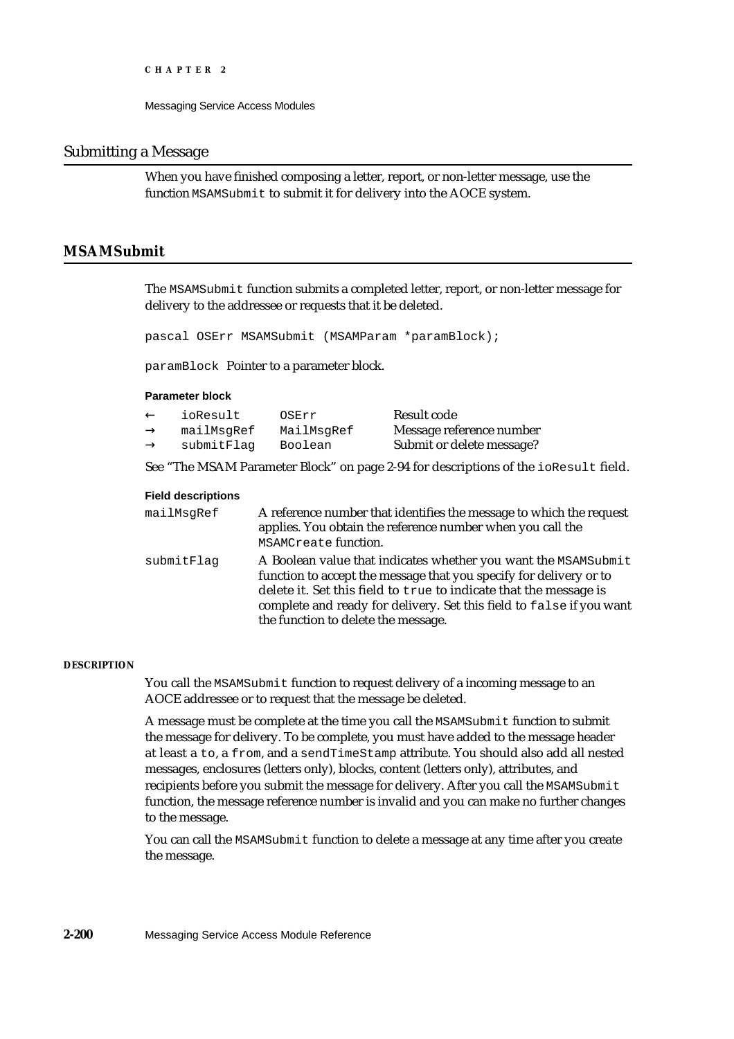## Submitting a Message

When you have finished composing a letter, report, or non-letter message, use the function `MSAMSubmit` to submit it for delivery into the AOCE system.

## MSAMSubmit

The `MSAMSubmit` function submits a completed letter, report, or non-letter message for delivery to the addressee or requests that it be deleted.

```
pascal OSErr MSAMSubmit (MSAMParam *paramBlock);
```

`paramBlock` Pointer to a parameter block.

**Parameter block**

| | | | |
|---|---|---|---|
| ← | `ioResult` | `OSErr` | Result code |
| → | `mailMsgRef` | `MailMsgRef` | Message reference number |
| → | `submitFlag` | `Boolean` | Submit or delete message? |

See "The MSAM Parameter Block" on page 2-94 for descriptions of the `ioResult` field.

**Field descriptions**

`mailMsgRef` A reference number that identifies the message to which the request applies. You obtain the reference number when you call the `MSAMCreate` function.

`submitFlag` A Boolean value that indicates whether you want the `MSAMSubmit` function to accept the message that you specify for delivery or to delete it. Set this field to `true` to indicate that the message is complete and ready for delivery. Set this field to `false` if you want the function to delete the message.

**DESCRIPTION**

You call the `MSAMSubmit` function to request delivery of a incoming message to an AOCE addressee or to request that the message be deleted.

A message must be complete at the time you call the `MSAMSubmit` function to submit the message for delivery. To be complete, you must have added to the message header at least a `to`, a `from`, and a `sendTimeStamp` attribute. You should also add all nested messages, enclosures (letters only), blocks, content (letters only), attributes, and recipients before you submit the message for delivery. After you call the `MSAMSubmit` function, the message reference number is invalid and you can make no further changes to the message.

You can call the `MSAMSubmit` function to delete a message at any time after you create the message.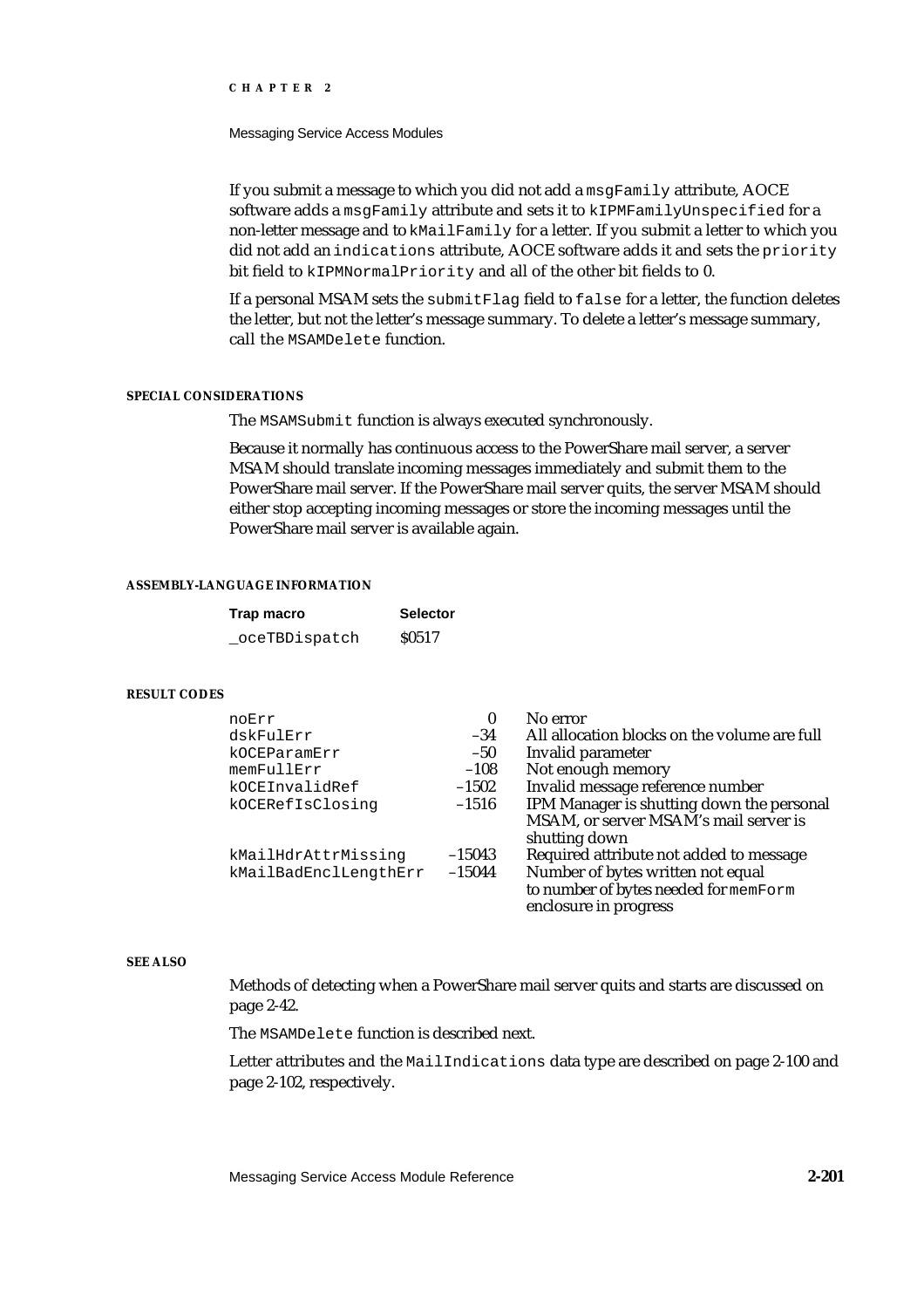If you submit a message to which you did not add a `msgFamily` attribute, AOCE software adds a `msgFamily` attribute and sets it to `kIPMFamilyUnspecified` for a non-letter message and to `kMailFamily` for a letter. If you submit a letter to which you did not add an `indications` attribute, AOCE software adds it and sets the `priority` bit field to `kIPMNormalPriority` and all of the other bit fields to 0.

If a personal MSAM sets the `submitFlag` field to `false` for a letter, the function deletes the letter, but not the letter's message summary. To delete a letter's message summary, call the `MSAMDelete` function.

#### SPECIAL CONSIDERATIONS

The `MSAMSubmit` function is always executed synchronously.

Because it normally has continuous access to the PowerShare mail server, a server MSAM should translate incoming messages immediately and submit them to the PowerShare mail server. If the PowerShare mail server quits, the server MSAM should either stop accepting incoming messages or store the incoming messages until the PowerShare mail server is available again.

#### ASSEMBLY-LANGUAGE INFORMATION

| Trap macro | Selector |
|---|---|
| `_oceTBDispatch` | $0517 |

#### RESULT CODES

| | | |
|---|---|---|
| `noErr` | 0 | No error |
| `dskFulErr` | –34 | All allocation blocks on the volume are full |
| `kOCEParamErr` | –50 | Invalid parameter |
| `memFullErr` | –108 | Not enough memory |
| `kOCEInvalidRef` | –1502 | Invalid message reference number |
| `kOCERefIsClosing` | –1516 | IPM Manager is shutting down the personal MSAM, or server MSAM's mail server is shutting down |
| `kMailHdrAttrMissing` | –15043 | Required attribute not added to message |
| `kMailBadEnclLengthErr` | –15044 | Number of bytes written not equal to number of bytes needed for `memForm` enclosure in progress |

#### SEE ALSO

Methods of detecting when a PowerShare mail server quits and starts are discussed on page 2-42.

The `MSAMDelete` function is described next.

Letter attributes and the `MailIndications` data type are described on page 2-100 and page 2-102, respectively.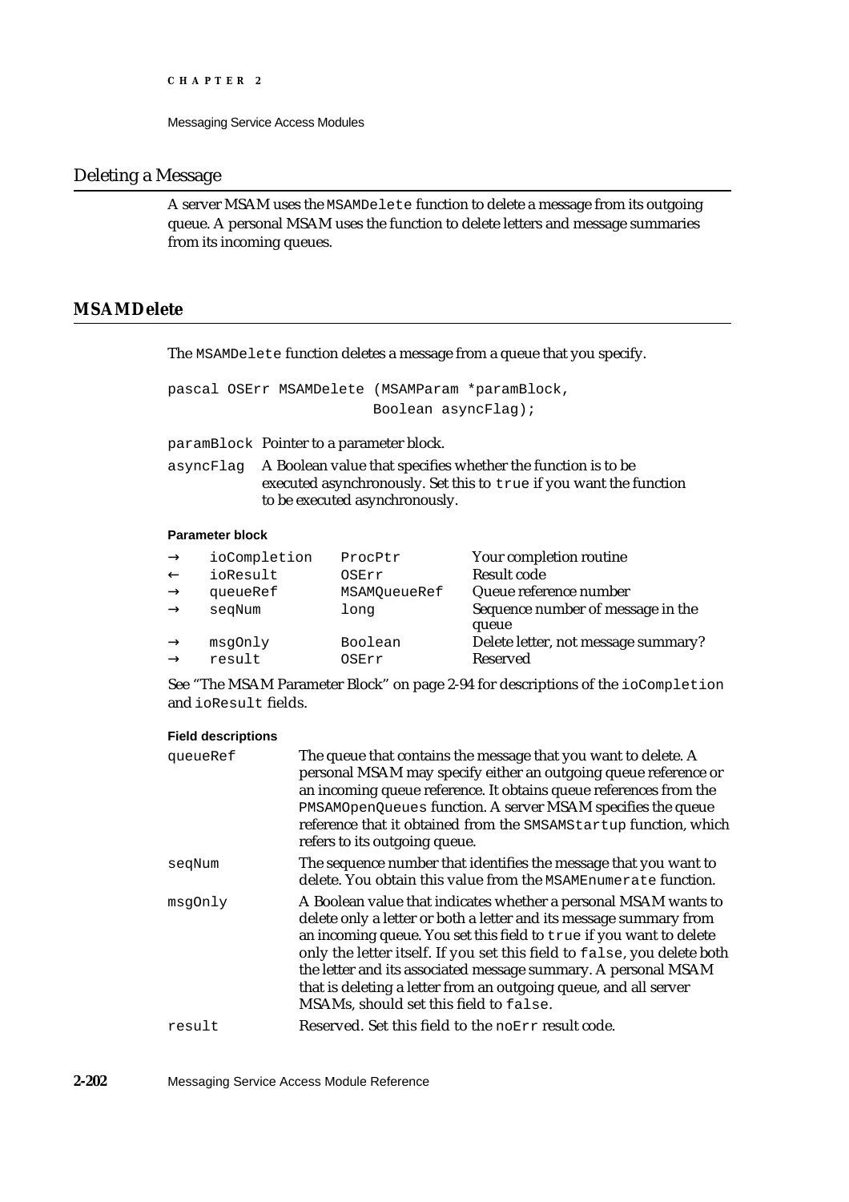## Deleting a Message

A server MSAM uses the `MSAMDelete` function to delete a message from its outgoing queue. A personal MSAM uses the function to delete letters and message summaries from its incoming queues.

### MSAMDelete

The `MSAMDelete` function deletes a message from a queue that you specify.

```
pascal OSErr MSAMDelete (MSAMParam *paramBlock,
                        Boolean asyncFlag);
```

`paramBlock` Pointer to a parameter block.

`asyncFlag` A Boolean value that specifies whether the function is to be executed asynchronously. Set this to `true` if you want the function to be executed asynchronously.

**Parameter block**

| | | | |
|---|---|---|---|
| → | ioCompletion | ProcPtr | Your completion routine |
| ← | ioResult | OSErr | Result code |
| → | queueRef | MSAMQueueRef | Queue reference number |
| → | seqNum | long | Sequence number of message in the queue |
| → | msgOnly | Boolean | Delete letter, not message summary? |
| → | result | OSErr | Reserved |

See "The MSAM Parameter Block" on page 2-94 for descriptions of the `ioCompletion` and `ioResult` fields.

**Field descriptions**

`queueRef` The queue that contains the message that you want to delete. A personal MSAM may specify either an outgoing queue reference or an incoming queue reference. It obtains queue references from the `PMSAMOpenQueues` function. A server MSAM specifies the queue reference that it obtained from the `SMSAMStartup` function, which refers to its outgoing queue.

`seqNum` The sequence number that identifies the message that you want to delete. You obtain this value from the `MSAMEnumerate` function.

`msgOnly` A Boolean value that indicates whether a personal MSAM wants to delete only a letter or both a letter and its message summary from an incoming queue. You set this field to `true` if you want to delete only the letter itself. If you set this field to `false`, you delete both the letter and its associated message summary. A personal MSAM that is deleting a letter from an outgoing queue, and all server MSAMs, should set this field to `false`.

`result` Reserved. Set this field to the `noErr` result code.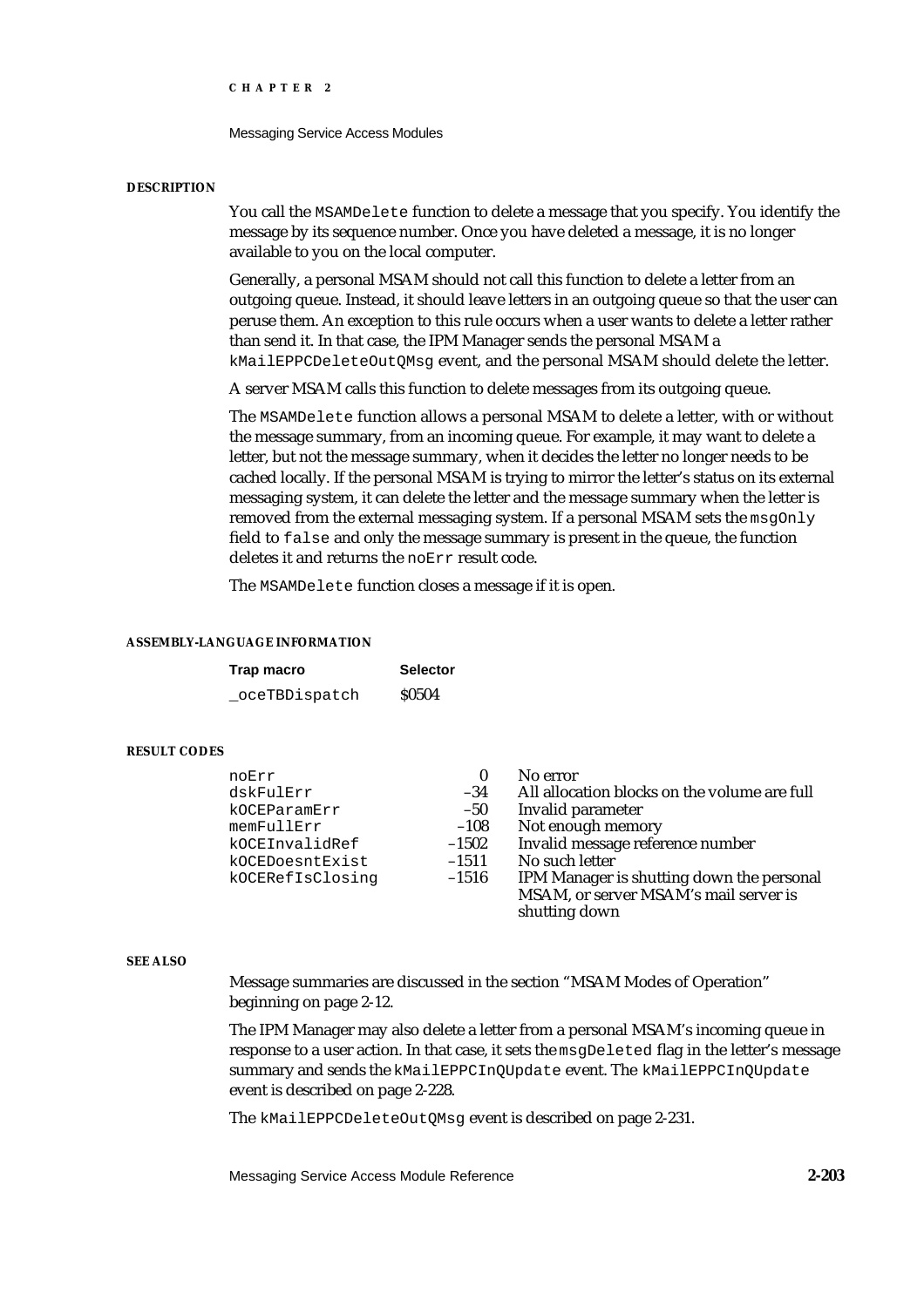#### DESCRIPTION

You call the `MSAMDelete` function to delete a message that you specify. You identify the message by its sequence number. Once you have deleted a message, it is no longer available to you on the local computer.

Generally, a personal MSAM should not call this function to delete a letter from an outgoing queue. Instead, it should leave letters in an outgoing queue so that the user can peruse them. An exception to this rule occurs when a user wants to delete a letter rather than send it. In that case, the IPM Manager sends the personal MSAM a `kMailEPPCDeleteOutQMsg` event, and the personal MSAM should delete the letter.

A server MSAM calls this function to delete messages from its outgoing queue.

The `MSAMDelete` function allows a personal MSAM to delete a letter, with or without the message summary, from an incoming queue. For example, it may want to delete a letter, but not the message summary, when it decides the letter no longer needs to be cached locally. If the personal MSAM is trying to mirror the letter's status on its external messaging system, it can delete the letter and the message summary when the letter is removed from the external messaging system. If a personal MSAM sets the `msgOnly` field to `false` and only the message summary is present in the queue, the function deletes it and returns the `noErr` result code.

The `MSAMDelete` function closes a message if it is open.

#### ASSEMBLY-LANGUAGE INFORMATION

| Trap macro | Selector |
|---|---|
| `_oceTBDispatch` | $0504 |

#### RESULT CODES

| | | |
|---|---|---|
| `noErr` | 0 | No error |
| `dskFulErr` | –34 | All allocation blocks on the volume are full |
| `kOCEParamErr` | –50 | Invalid parameter |
| `memFullErr` | –108 | Not enough memory |
| `kOCEInvalidRef` | –1502 | Invalid message reference number |
| `kOCEDoesntExist` | –1511 | No such letter |
| `kOCERefIsClosing` | –1516 | IPM Manager is shutting down the personal MSAM, or server MSAM's mail server is shutting down |

#### SEE ALSO

Message summaries are discussed in the section "MSAM Modes of Operation" beginning on page 2-12.

The IPM Manager may also delete a letter from a personal MSAM's incoming queue in response to a user action. In that case, it sets the `msgDeleted` flag in the letter's message summary and sends the `kMailEPPCInQUpdate` event. The `kMailEPPCInQUpdate` event is described on page 2-228.

The `kMailEPPCDeleteOutQMsg` event is described on page 2-231.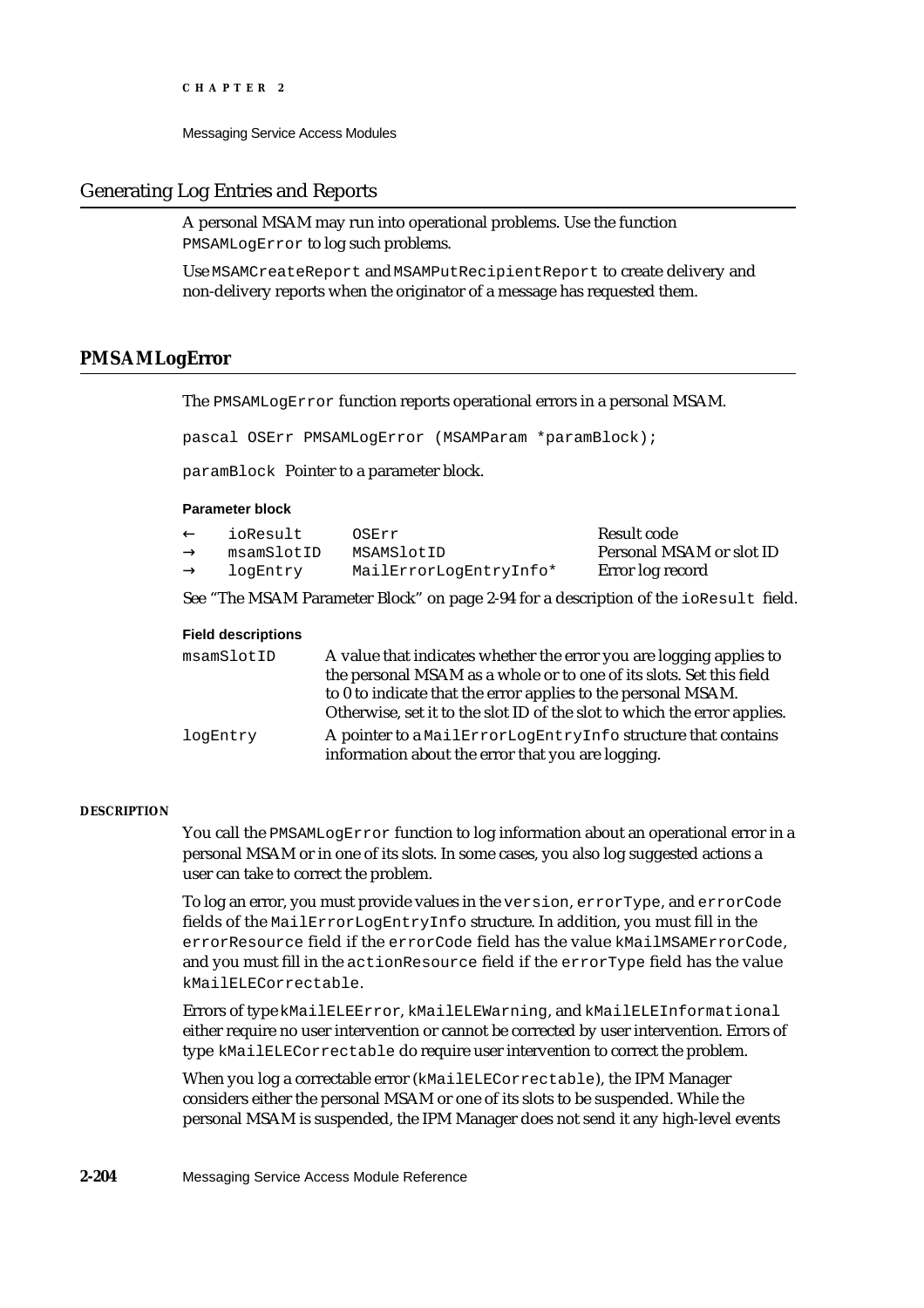## Generating Log Entries and Reports

A personal MSAM may run into operational problems. Use the function `PMSAMLogError` to log such problems.

Use `MSAMCreateReport` and `MSAMPutRecipientReport` to create delivery and non-delivery reports when the originator of a message has requested them.

### PMSAMLogError

The `PMSAMLogError` function reports operational errors in a personal MSAM.

```
pascal OSErr PMSAMLogError (MSAMParam *paramBlock);
```

`paramBlock` Pointer to a parameter block.

**Parameter block**

| | | | |
|---|---|---|---|
| ← | `ioResult` | `OSErr` | Result code |
| → | `msamSlotID` | `MSAMSlotID` | Personal MSAM or slot ID |
| → | `logEntry` | `MailErrorLogEntryInfo*` | Error log record |

See “The MSAM Parameter Block” on page 2-94 for a description of the `ioResult` field.

**Field descriptions**

`msamSlotID` A value that indicates whether the error you are logging applies to the personal MSAM as a whole or to one of its slots. Set this field to 0 to indicate that the error applies to the personal MSAM. Otherwise, set it to the slot ID of the slot to which the error applies.

`logEntry` A pointer to a `MailErrorLogEntryInfo` structure that contains information about the error that you are logging.

**DESCRIPTION**

You call the `PMSAMLogError` function to log information about an operational error in a personal MSAM or in one of its slots. In some cases, you also log suggested actions a user can take to correct the problem.

To log an error, you must provide values in the `version`, `errorType`, and `errorCode` fields of the `MailErrorLogEntryInfo` structure. In addition, you must fill in the `errorResource` field if the `errorCode` field has the value `kMailMSAMErrorCode`, and you must fill in the `actionResource` field if the `errorType` field has the value `kMailELECorrectable`.

Errors of type `kMailELEError`, `kMailELEWarning`, and `kMailELEInformational` either require no user intervention or cannot be corrected by user intervention. Errors of type `kMailELECorrectable` do require user intervention to correct the problem.

When you log a correctable error (`kMailELECorrectable`), the IPM Manager considers either the personal MSAM or one of its slots to be suspended. While the personal MSAM is suspended, the IPM Manager does not send it any high-level events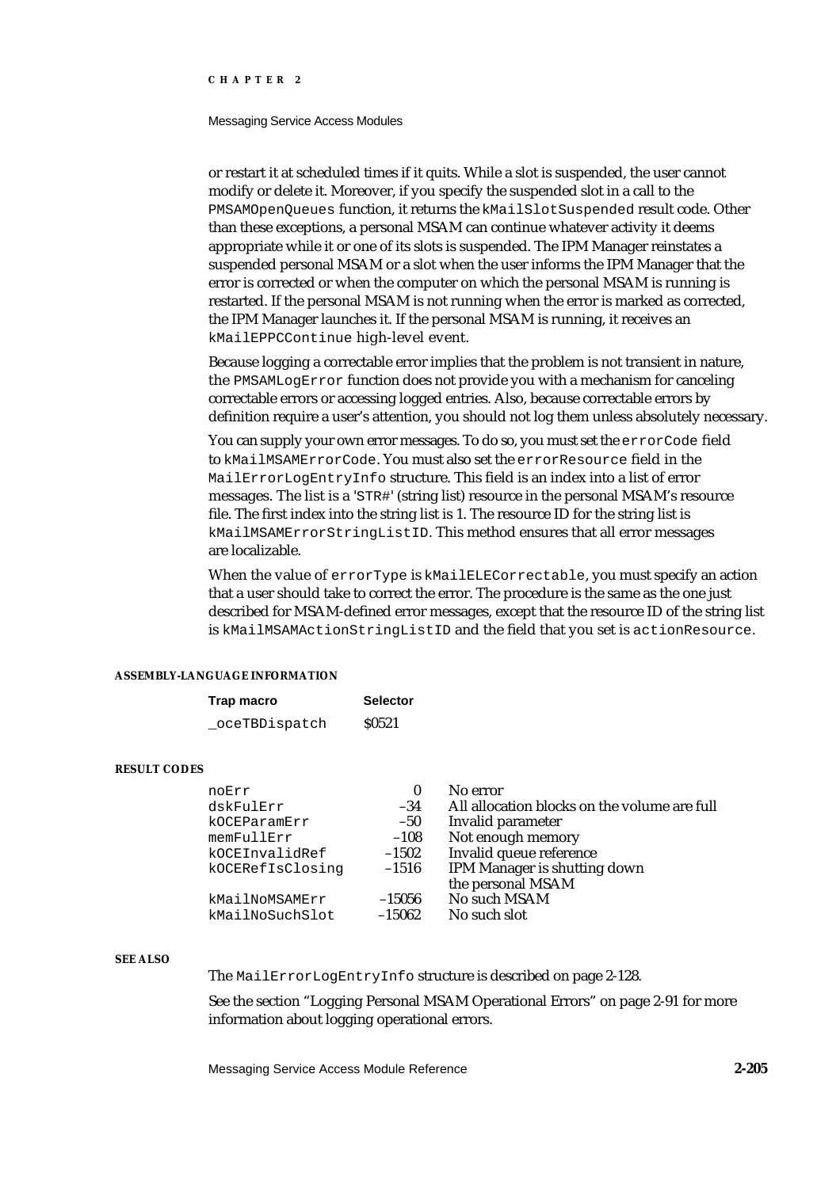or restart it at scheduled times if it quits. While a slot is suspended, the user cannot modify or delete it. Moreover, if you specify the suspended slot in a call to the `PMSAMOpenQueues` function, it returns the `kMailSlotSuspended` result code. Other than these exceptions, a personal MSAM can continue whatever activity it deems appropriate while it or one of its slots is suspended. The IPM Manager reinstates a suspended personal MSAM or a slot when the user informs the IPM Manager that the error is corrected or when the computer on which the personal MSAM is running is restarted. If the personal MSAM is not running when the error is marked as corrected, the IPM Manager launches it. If the personal MSAM is running, it receives an `kMailEPPCContinue` high-level event.

Because logging a correctable error implies that the problem is not transient in nature, the `PMSAMLogError` function does not provide you with a mechanism for canceling correctable errors or accessing logged entries. Also, because correctable errors by definition require a user's attention, you should not log them unless absolutely necessary.

You can supply your own error messages. To do so, you must set the `errorCode` field to `kMailMSAMErrorCode`. You must also set the `errorResource` field in the `MailErrorLogEntryInfo` structure. This field is an index into a list of error messages. The list is a 'STR#' (string list) resource in the personal MSAM's resource file. The first index into the string list is 1. The resource ID for the string list is `kMailMSAMErrorStringListID`. This method ensures that all error messages are localizable.

When the value of `errorType` is `kMailELECorrectable`, you must specify an action that a user should take to correct the error. The procedure is the same as the one just described for MSAM-defined error messages, except that the resource ID of the string list is `kMailMSAMActionStringListID` and the field that you set is `actionResource`.

**ASSEMBLY-LANGUAGE INFORMATION**

| Trap macro | Selector |
|---|---|
| `_oceTBDispatch` | $0521 |

**RESULT CODES**

| | | |
|---|---|---|
| `noErr` | 0 | No error |
| `dskFulErr` | –34 | All allocation blocks on the volume are full |
| `kOCEParamErr` | –50 | Invalid parameter |
| `memFullErr` | –108 | Not enough memory |
| `kOCEInvalidRef` | –1502 | Invalid queue reference |
| `kOCERefIsClosing` | –1516 | IPM Manager is shutting down the personal MSAM |
| `kMailNoMSAMErr` | –15056 | No such MSAM |
| `kMailNoSuchSlot` | –15062 | No such slot |

**SEE ALSO**

The `MailErrorLogEntryInfo` structure is described on page 2-128.

See the section "Logging Personal MSAM Operational Errors" on page 2-91 for more information about logging operational errors.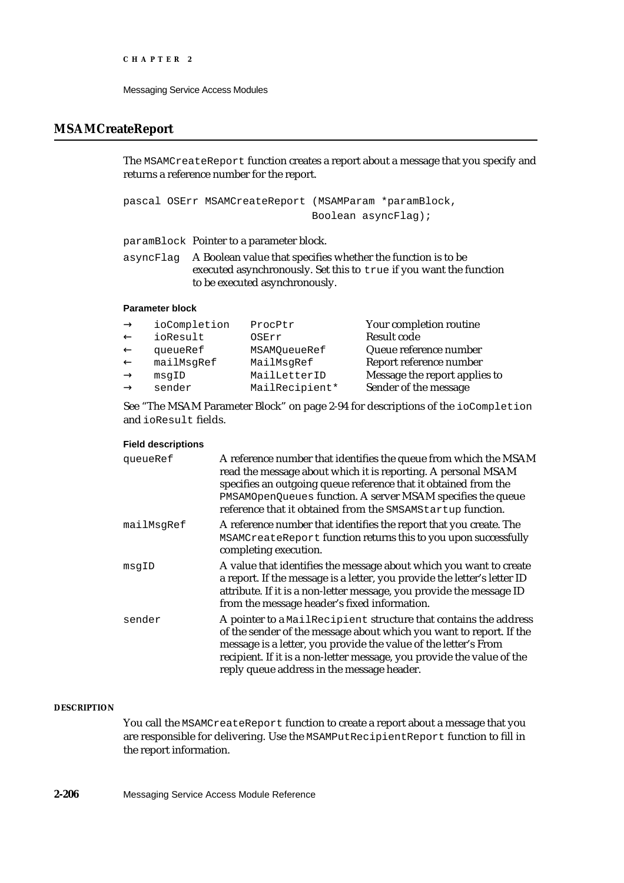## MSAMCreateReport

The `MSAMCreateReport` function creates a report about a message that you specify and returns a reference number for the report.

```
pascal OSErr MSAMCreateReport (MSAMParam *paramBlock,
                               Boolean asyncFlag);
```

`paramBlock` Pointer to a parameter block.

`asyncFlag` A Boolean value that specifies whether the function is to be executed asynchronously. Set this to `true` if you want the function to be executed asynchronously.

**Parameter block**

| | | | |
|---|---|---|---|
| → | ioCompletion | ProcPtr | Your completion routine |
| ← | ioResult | OSErr | Result code |
| ← | queueRef | MSAMQueueRef | Queue reference number |
| ← | mailMsgRef | MailMsgRef | Report reference number |
| → | msgID | MailLetterID | Message the report applies to |
| → | sender | MailRecipient* | Sender of the message |

See "The MSAM Parameter Block" on page 2-94 for descriptions of the `ioCompletion` and `ioResult` fields.

**Field descriptions**

`queueRef` A reference number that identifies the queue from which the MSAM read the message about which it is reporting. A personal MSAM specifies an outgoing queue reference that it obtained from the `PMSAMOpenQueues` function. A server MSAM specifies the queue reference that it obtained from the `SMSAMStartup` function.

`mailMsgRef` A reference number that identifies the report that you create. The `MSAMCreateReport` function returns this to you upon successfully completing execution.

`msgID` A value that identifies the message about which you want to create a report. If the message is a letter, you provide the letter's letter ID attribute. If it is a non-letter message, you provide the message ID from the message header's fixed information.

`sender` A pointer to a `MailRecipient` structure that contains the address of the sender of the message about which you want to report. If the message is a letter, you provide the value of the letter's From recipient. If it is a non-letter message, you provide the value of the reply queue address in the message header.

**DESCRIPTION**

You call the `MSAMCreateReport` function to create a report about a message that you are responsible for delivering. Use the `MSAMPutRecipientReport` function to fill in the report information.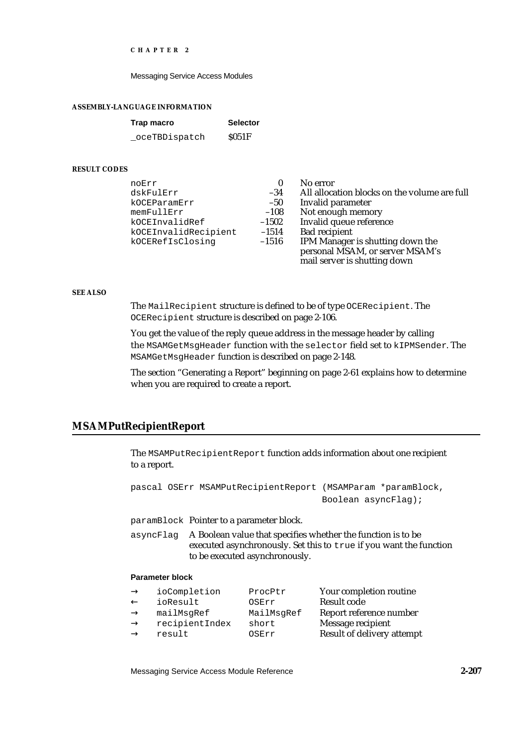#### ASSEMBLY-LANGUAGE INFORMATION

| Trap macro | Selector |
|---|---|
| `_oceTBDispatch` | $051F |

#### RESULT CODES

| | | |
|---|---|---|
| noErr | 0 | No error |
| dskFulErr | –34 | All allocation blocks on the volume are full |
| kOCEParamErr | –50 | Invalid parameter |
| memFullErr | –108 | Not enough memory |
| kOCEInvalidRef | –1502 | Invalid queue reference |
| kOCEInvalidRecipient | –1514 | Bad recipient |
| kOCERefIsClosing | –1516 | IPM Manager is shutting down the personal MSAM, or server MSAM's mail server is shutting down |

#### SEE ALSO

The `MailRecipient` structure is defined to be of type `OCERecipient`. The `OCERecipient` structure is described on page 2-106.

You get the value of the reply queue address in the message header by calling the `MSAMGetMsgHeader` function with the `selector` field set to `kIPMSender`. The `MSAMGetMsgHeader` function is described on page 2-148.

The section "Generating a Report" beginning on page 2-61 explains how to determine when you are required to create a report.

## MSAMPutRecipientReport

The `MSAMPutRecipientReport` function adds information about one recipient to a report.

```
pascal OSErr MSAMPutRecipientReport (MSAMParam *paramBlock,
                                     Boolean asyncFlag);
```

`paramBlock` Pointer to a parameter block.

`asyncFlag` A Boolean value that specifies whether the function is to be executed asynchronously. Set this to `true` if you want the function to be executed asynchronously.

**Parameter block**

| | | | |
|---|---|---|---|
| → | ioCompletion | ProcPtr | Your completion routine |
| ← | ioResult | OSErr | Result code |
| → | mailMsgRef | MailMsgRef | Report reference number |
| → | recipientIndex | short | Message recipient |
| → | result | OSErr | Result of delivery attempt |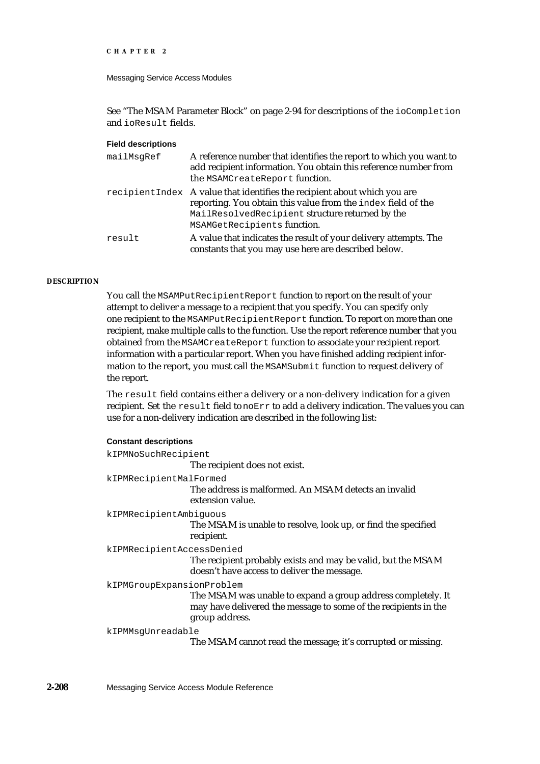See "The MSAM Parameter Block" on page 2-94 for descriptions of the `ioCompletion` and `ioResult` fields.

**Field descriptions**

`mailMsgRef`
: A reference number that identifies the report to which you want to add recipient information. You obtain this reference number from the `MSAMCreateReport` function.

`recipientIndex`
: A value that identifies the recipient about which you are reporting. You obtain this value from the `index` field of the `MailResolvedRecipient` structure returned by the `MSAMGetRecipients` function.

`result`
: A value that indicates the result of your delivery attempts. The constants that you may use here are described below.

#### DESCRIPTION

You call the `MSAMPutRecipientReport` function to report on the result of your attempt to deliver a message to a recipient that you specify. You can specify only one recipient to the `MSAMPutRecipientReport` function. To report on more than one recipient, make multiple calls to the function. Use the report reference number that you obtained from the `MSAMCreateReport` function to associate your recipient report information with a particular report. When you have finished adding recipient information to the report, you must call the `MSAMSubmit` function to request delivery of the report.

The `result` field contains either a delivery or a non-delivery indication for a given recipient. Set the `result` field to `noErr` to add a delivery indication. The values you can use for a non-delivery indication are described in the following list:

**Constant descriptions**

`kIPMNoSuchRecipient`
: The recipient does not exist.

`kIPMRecipientMalFormed`
: The address is malformed. An MSAM detects an invalid extension value.

`kIPMRecipientAmbiguous`
: The MSAM is unable to resolve, look up, or find the specified recipient.

`kIPMRecipientAccessDenied`
: The recipient probably exists and may be valid, but the MSAM doesn't have access to deliver the message.

`kIPMGroupExpansionProblem`
: The MSAM was unable to expand a group address completely. It may have delivered the message to some of the recipients in the group address.

`kIPMMsgUnreadable`
: The MSAM cannot read the message; it's corrupted or missing.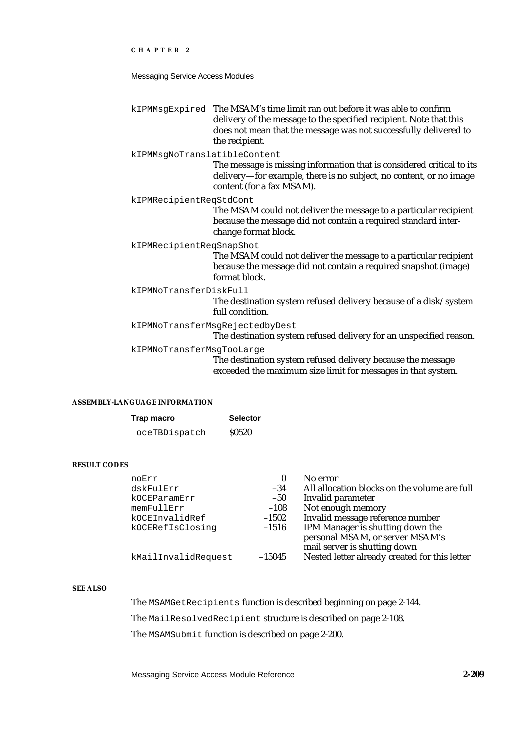`kIPMMsgExpired`
: The MSAM's time limit ran out before it was able to confirm delivery of the message to the specified recipient. Note that this does not mean that the message was not successfully delivered to the recipient.

`kIPMMsgNoTranslatibleContent`
: The message is missing information that is considered critical to its delivery—for example, there is no subject, no content, or no image content (for a fax MSAM).

`kIPMRecipientReqStdCont`
: The MSAM could not deliver the message to a particular recipient because the message did not contain a required standard interchange format block.

`kIPMRecipientReqSnapShot`
: The MSAM could not deliver the message to a particular recipient because the message did not contain a required snapshot (image) format block.

`kIPMNoTransferDiskFull`
: The destination system refused delivery because of a disk/system full condition.

`kIPMNoTransferMsgRejectedbyDest`
: The destination system refused delivery for an unspecified reason.

`kIPMNoTransferMsgTooLarge`
: The destination system refused delivery because the message exceeded the maximum size limit for messages in that system.

#### ASSEMBLY-LANGUAGE INFORMATION

| Trap macro | Selector |
|---|---|
| `_oceTBDispatch` | $0520 |

#### RESULT CODES

| | | |
|---|---|---|
| `noErr` | 0 | No error |
| `dskFulErr` | –34 | All allocation blocks on the volume are full |
| `kOCEParamErr` | –50 | Invalid parameter |
| `memFullErr` | –108 | Not enough memory |
| `kOCEInvalidRef` | –1502 | Invalid message reference number |
| `kOCERefIsClosing` | –1516 | IPM Manager is shutting down the personal MSAM, or server MSAM's mail server is shutting down |
| `kMailInvalidRequest` | –15045 | Nested letter already created for this letter |

#### SEE ALSO

The `MSAMGetRecipients` function is described beginning on page 2-144.

The `MailResolvedRecipient` structure is described on page 2-108.

The `MSAMSubmit` function is described on page 2-200.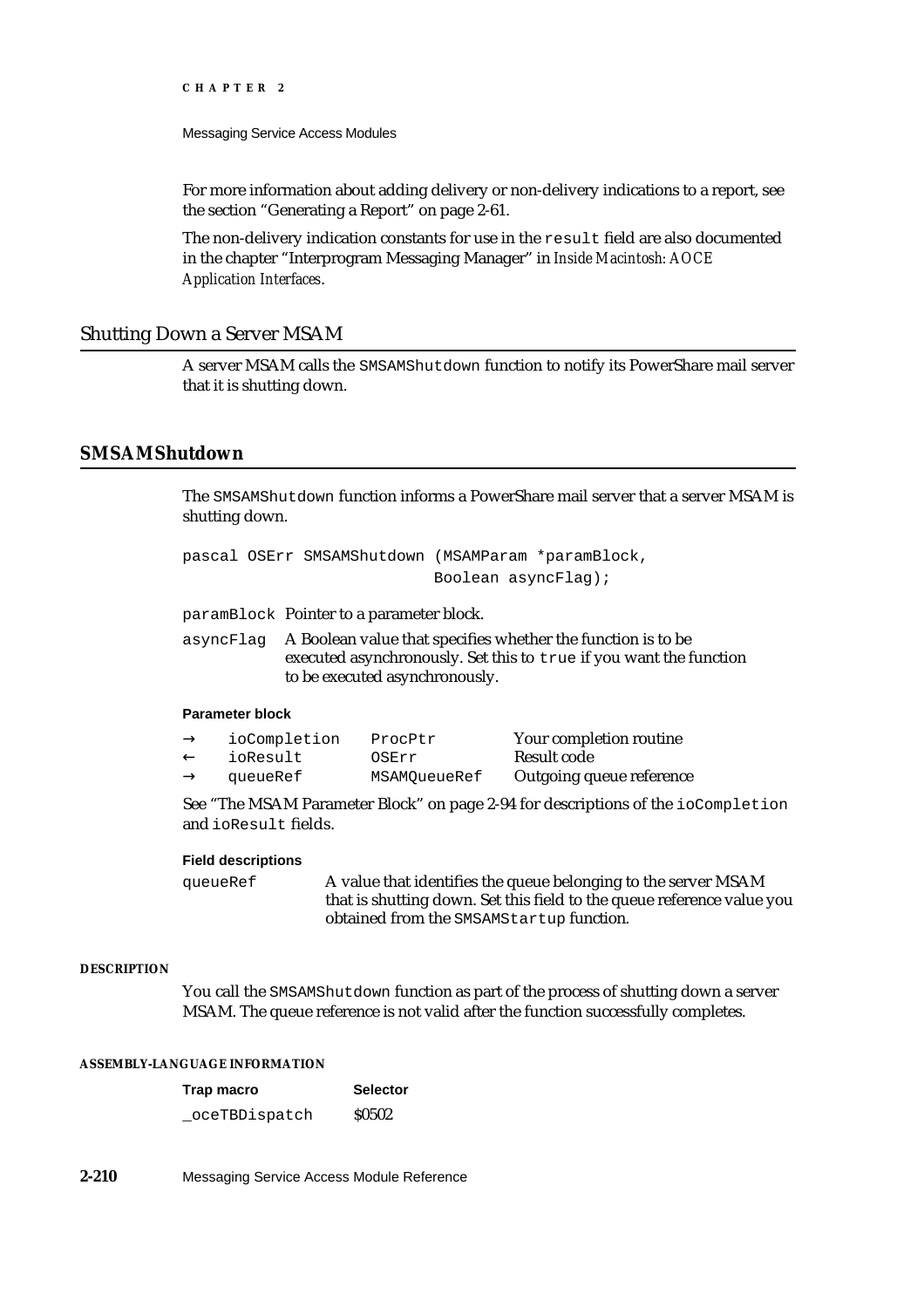For more information about adding delivery or non-delivery indications to a report, see the section "Generating a Report" on page 2-61.

The non-delivery indication constants for use in the `result` field are also documented in the chapter "Interprogram Messaging Manager" in *Inside Macintosh: AOCE Application Interfaces*.

## Shutting Down a Server MSAM

A server MSAM calls the `SMSAMShutdown` function to notify its PowerShare mail server that it is shutting down.

### SMSAMShutdown

The `SMSAMShutdown` function informs a PowerShare mail server that a server MSAM is shutting down.

```
pascal OSErr SMSAMShutdown (MSAMParam *paramBlock,
                            Boolean asyncFlag);
```

`paramBlock` Pointer to a parameter block.

`asyncFlag` A Boolean value that specifies whether the function is to be executed asynchronously. Set this to `true` if you want the function to be executed asynchronously.

**Parameter block**

| | | | |
|---|---|---|---|
| → | ioCompletion | ProcPtr | Your completion routine |
| ← | ioResult | OSErr | Result code |
| → | queueRef | MSAMQueueRef | Outgoing queue reference |

See "The MSAM Parameter Block" on page 2-94 for descriptions of the `ioCompletion` and `ioResult` fields.

**Field descriptions**

`queueRef` A value that identifies the queue belonging to the server MSAM that is shutting down. Set this field to the queue reference value you obtained from the `SMSAMStartup` function.

**DESCRIPTION**

You call the `SMSAMShutdown` function as part of the process of shutting down a server MSAM. The queue reference is not valid after the function successfully completes.

**ASSEMBLY-LANGUAGE INFORMATION**

| Trap macro | Selector |
|---|---|
| _oceTBDispatch | $0502 |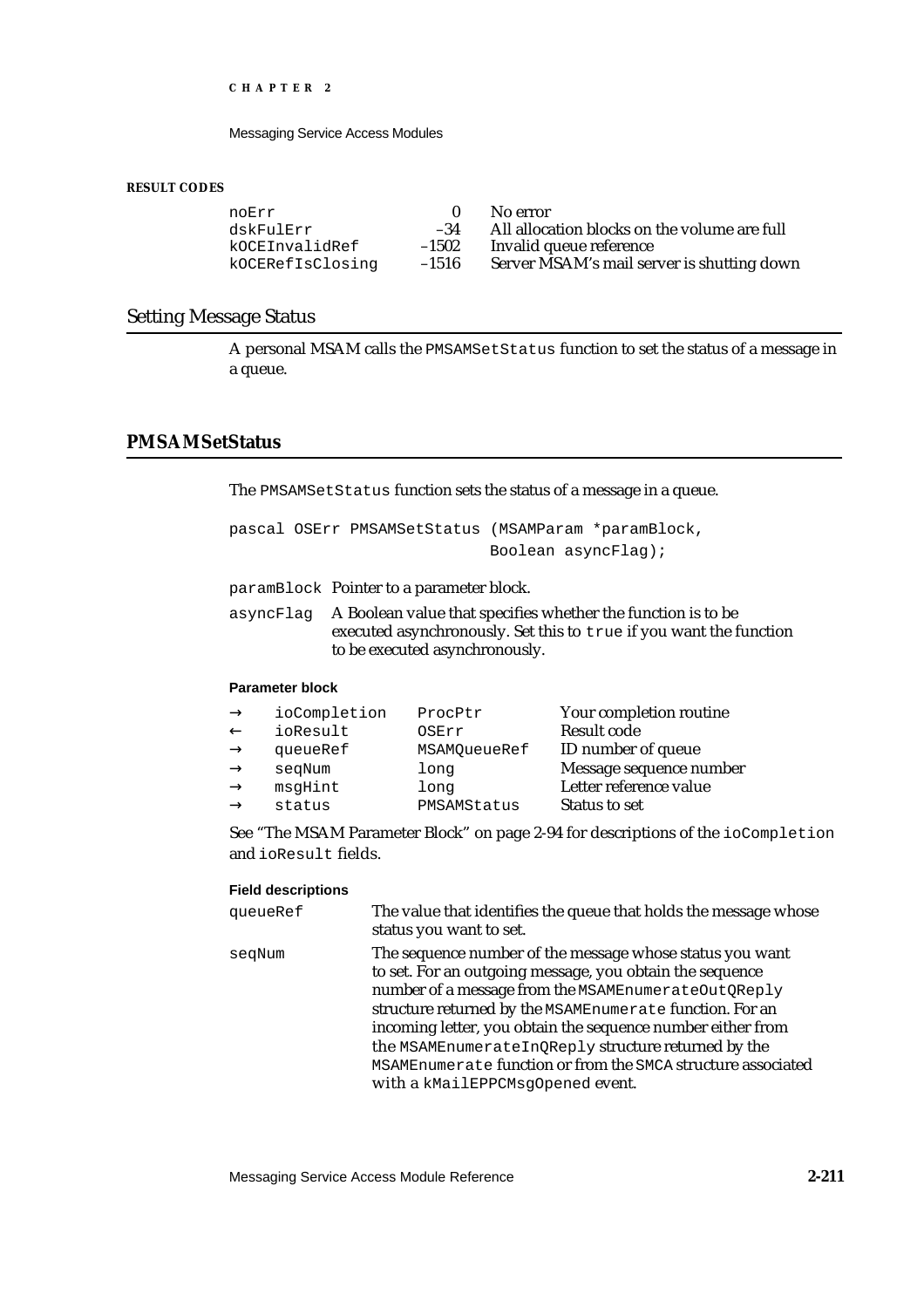**RESULT CODES**

| | | |
|---|---|---|
| noErr | 0 | No error |
| dskFulErr | –34 | All allocation blocks on the volume are full |
| kOCEInvalidRef | –1502 | Invalid queue reference |
| kOCERefIsClosing | –1516 | Server MSAM's mail server is shutting down |

## Setting Message Status

A personal MSAM calls the `PMSAMSetStatus` function to set the status of a message in a queue.

### PMSAMSetStatus

The `PMSAMSetStatus` function sets the status of a message in a queue.

```
pascal OSErr PMSAMSetStatus (MSAMParam *paramBlock,
                             Boolean asyncFlag);
```

`paramBlock` Pointer to a parameter block.

`asyncFlag` A Boolean value that specifies whether the function is to be executed asynchronously. Set this to `true` if you want the function to be executed asynchronously.

**Parameter block**

| | | | |
|---|---|---|---|
| → | ioCompletion | ProcPtr | Your completion routine |
| ← | ioResult | OSErr | Result code |
| → | queueRef | MSAMQueueRef | ID number of queue |
| → | seqNum | long | Message sequence number |
| → | msgHint | long | Letter reference value |
| → | status | PMSAMStatus | Status to set |

See "The MSAM Parameter Block" on page 2-94 for descriptions of the `ioCompletion` and `ioResult` fields.

**Field descriptions**

`queueRef` The value that identifies the queue that holds the message whose status you want to set.

`seqNum` The sequence number of the message whose status you want to set. For an outgoing message, you obtain the sequence number of a message from the `MSAMEnumerateOutQReply` structure returned by the `MSAMEnumerate` function. For an incoming letter, you obtain the sequence number either from the `MSAMEnumerateInQReply` structure returned by the `MSAMEnumerate` function or from the `SMCA` structure associated with a `kMailEPPCMsgOpened` event.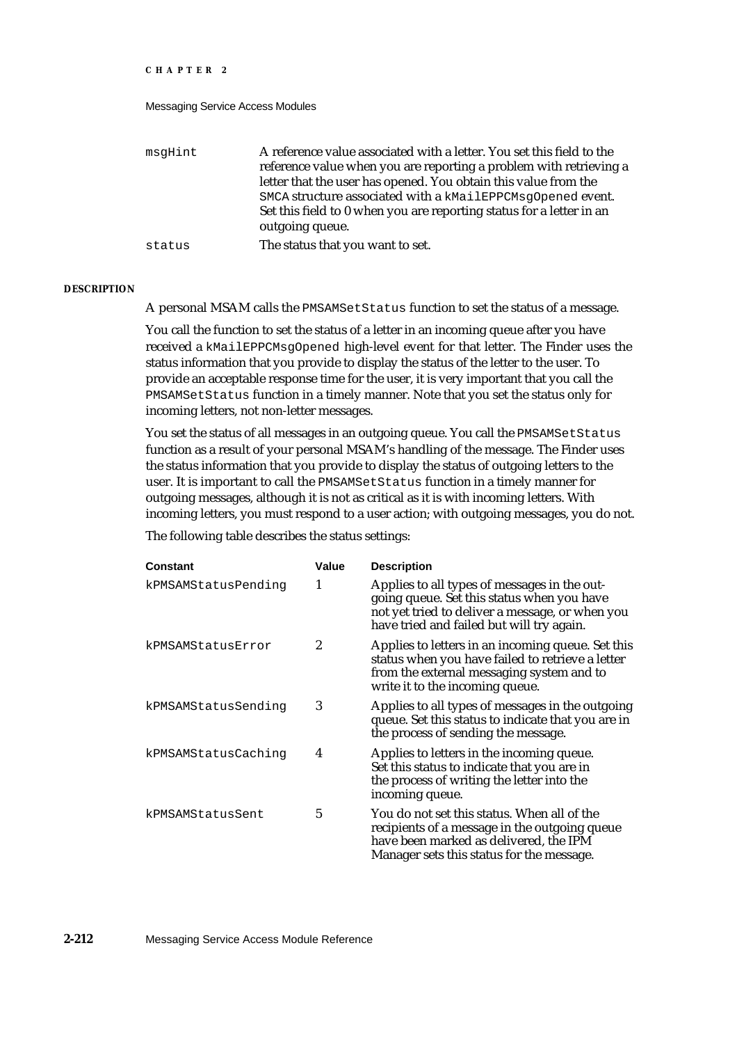msgHint — A reference value associated with a letter. You set this field to the reference value when you are reporting a problem with retrieving a letter that the user has opened. You obtain this value from the SMCA structure associated with a kMailEPPCMsgOpened event. Set this field to 0 when you are reporting status for a letter in an outgoing queue.

status — The status that you want to set.

**DESCRIPTION**

A personal MSAM calls the PMSAMSetStatus function to set the status of a message.

You call the function to set the status of a letter in an incoming queue after you have received a kMailEPPCMsgOpened high-level event for that letter. The Finder uses the status information that you provide to display the status of the letter to the user. To provide an acceptable response time for the user, it is very important that you call the PMSAMSetStatus function in a timely manner. Note that you set the status only for incoming letters, not non-letter messages.

You set the status of all messages in an outgoing queue. You call the PMSAMSetStatus function as a result of your personal MSAM's handling of the message. The Finder uses the status information that you provide to display the status of outgoing letters to the user. It is important to call the PMSAMSetStatus function in a timely manner for outgoing messages, although it is not as critical as it is with incoming letters. With incoming letters, you must respond to a user action; with outgoing messages, you do not.

The following table describes the status settings:

| Constant | Value | Description |
|---|---|---|
| kPMSAMStatusPending | 1 | Applies to all types of messages in the outgoing queue. Set this status when you have not yet tried to deliver a message, or when you have tried and failed but will try again. |
| kPMSAMStatusError | 2 | Applies to letters in an incoming queue. Set this status when you have failed to retrieve a letter from the external messaging system and to write it to the incoming queue. |
| kPMSAMStatusSending | 3 | Applies to all types of messages in the outgoing queue. Set this status to indicate that you are in the process of sending the message. |
| kPMSAMStatusCaching | 4 | Applies to letters in the incoming queue. Set this status to indicate that you are in the process of writing the letter into the incoming queue. |
| kPMSAMStatusSent | 5 | You do not set this status. When all of the recipients of a message in the outgoing queue have been marked as delivered, the IPM Manager sets this status for the message. |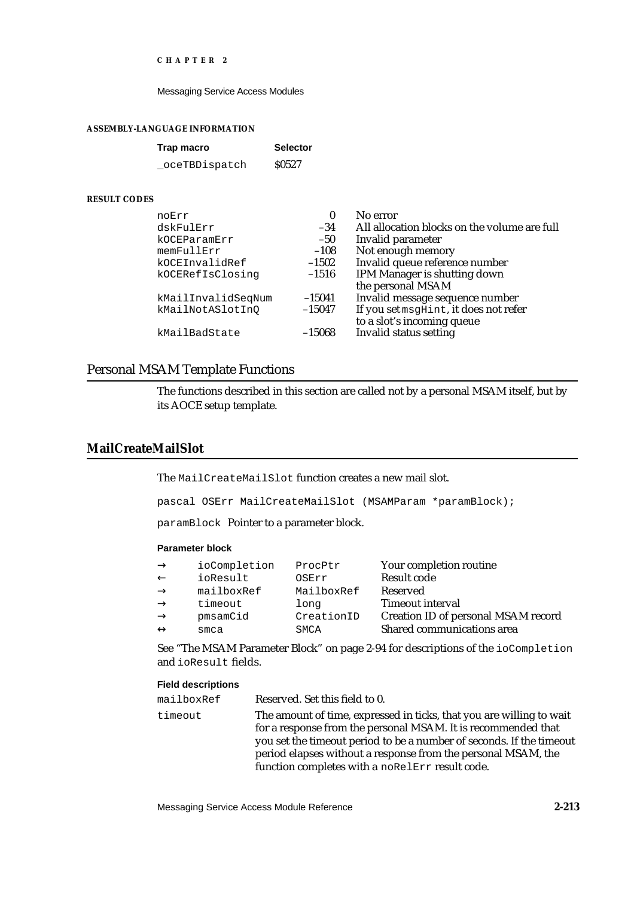**ASSEMBLY-LANGUAGE INFORMATION**

| Trap macro | Selector |
|---|---|
| _oceTBDispatch | $0527 |

**RESULT CODES**

| | | |
|---|---|---|
| noErr | 0 | No error |
| dskFulErr | –34 | All allocation blocks on the volume are full |
| kOCEParamErr | –50 | Invalid parameter |
| memFullErr | –108 | Not enough memory |
| kOCEInvalidRef | –1502 | Invalid queue reference number |
| kOCERefIsClosing | –1516 | IPM Manager is shutting down the personal MSAM |
| kMailInvalidSeqNum | –15041 | Invalid message sequence number |
| kMailNotASlotInQ | –15047 | If you set msgHint, it does not refer to a slot's incoming queue |
| kMailBadState | –15068 | Invalid status setting |

## Personal MSAM Template Functions

The functions described in this section are called not by a personal MSAM itself, but by its AOCE setup template.

## MailCreateMailSlot

The MailCreateMailSlot function creates a new mail slot.

```
pascal OSErr MailCreateMailSlot (MSAMParam *paramBlock);
```

paramBlock Pointer to a parameter block.

**Parameter block**

| | | | |
|---|---|---|---|
| → | ioCompletion | ProcPtr | Your completion routine |
| ← | ioResult | OSErr | Result code |
| → | mailboxRef | MailboxRef | Reserved |
| → | timeout | long | Timeout interval |
| → | pmsamCid | CreationID | Creation ID of personal MSAM record |
| ↔ | smca | SMCA | Shared communications area |

See "The MSAM Parameter Block" on page 2-94 for descriptions of the ioCompletion and ioResult fields.

**Field descriptions**

mailboxRef Reserved. Set this field to 0.

timeout The amount of time, expressed in ticks, that you are willing to wait for a response from the personal MSAM. It is recommended that you set the timeout period to be a number of seconds. If the timeout period elapses without a response from the personal MSAM, the function completes with a noRelErr result code.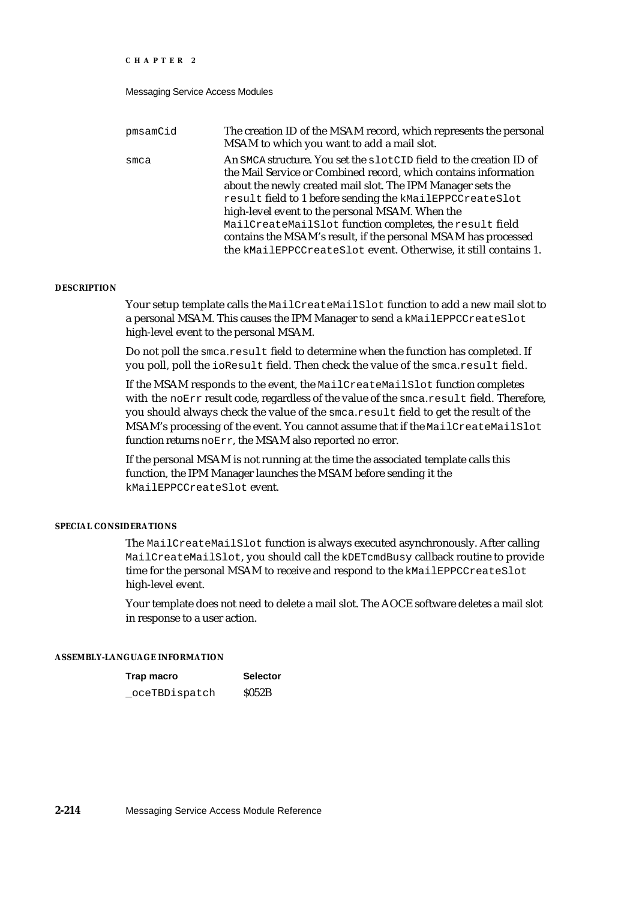pmsamCid
: The creation ID of the MSAM record, which represents the personal MSAM to which you want to add a mail slot.

smca
: An SMCA structure. You set the slotCID field to the creation ID of the Mail Service or Combined record, which contains information about the newly created mail slot. The IPM Manager sets the result field to 1 before sending the kMailEPPCCreateSlot high-level event to the personal MSAM. When the MailCreateMailSlot function completes, the result field contains the MSAM's result, if the personal MSAM has processed the kMailEPPCCreateSlot event. Otherwise, it still contains 1.

#### DESCRIPTION

Your setup template calls the MailCreateMailSlot function to add a new mail slot to a personal MSAM. This causes the IPM Manager to send a kMailEPPCCreateSlot high-level event to the personal MSAM.

Do not poll the smca.result field to determine when the function has completed. If you poll, poll the ioResult field. Then check the value of the smca.result field.

If the MSAM responds to the event, the MailCreateMailSlot function completes with the noErr result code, regardless of the value of the smca.result field. Therefore, you should always check the value of the smca.result field to get the result of the MSAM's processing of the event. You cannot assume that if the MailCreateMailSlot function returns noErr, the MSAM also reported no error.

If the personal MSAM is not running at the time the associated template calls this function, the IPM Manager launches the MSAM before sending it the kMailEPPCCreateSlot event.

#### SPECIAL CONSIDERATIONS

The MailCreateMailSlot function is always executed asynchronously. After calling MailCreateMailSlot, you should call the kDETcmdBusy callback routine to provide time for the personal MSAM to receive and respond to the kMailEPPCCreateSlot high-level event.

Your template does not need to delete a mail slot. The AOCE software deletes a mail slot in response to a user action.

#### ASSEMBLY-LANGUAGE INFORMATION

| Trap macro | Selector |
|---|---|
| _oceTBDispatch | $052B |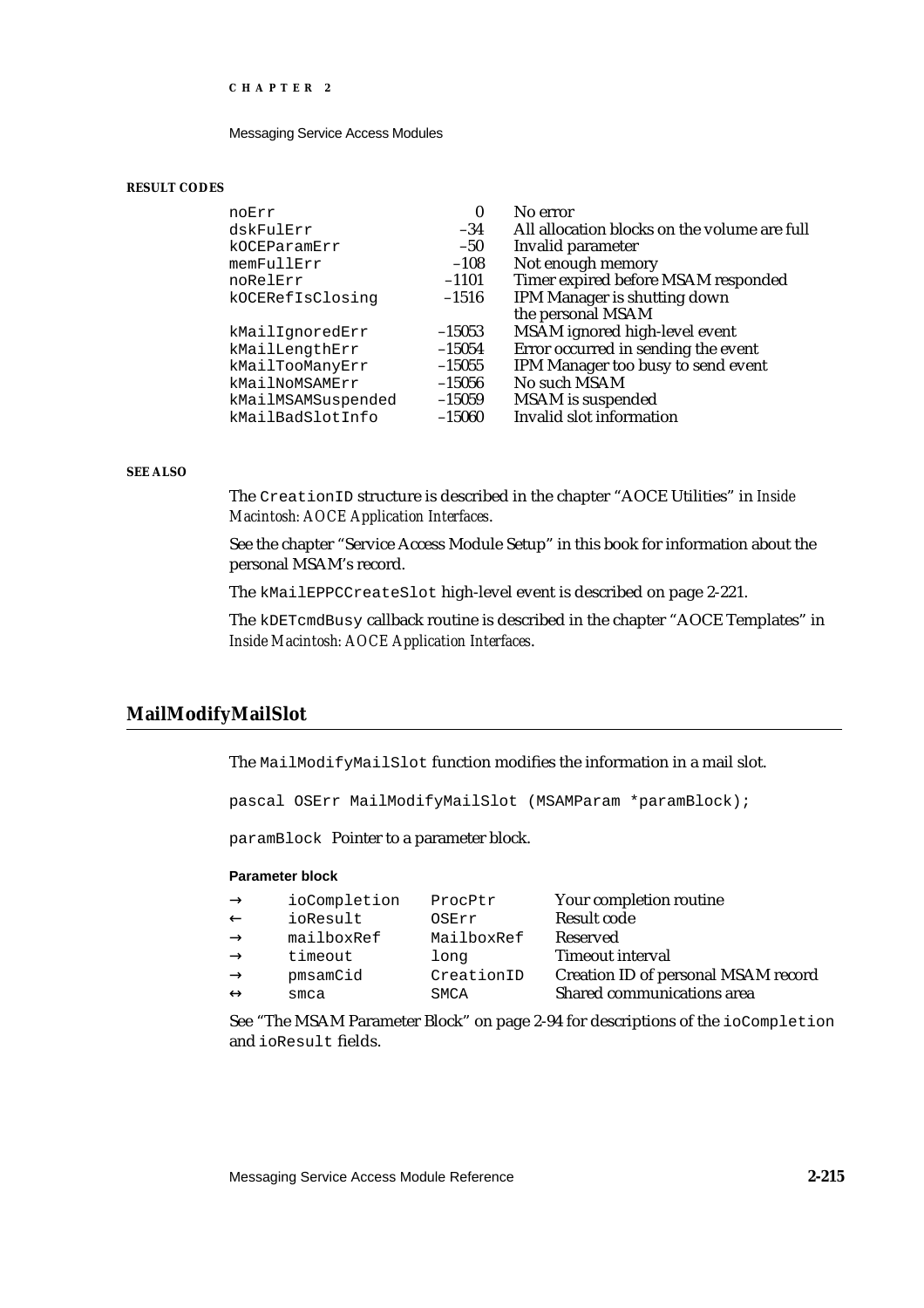**RESULT CODES**

| | | |
|---|---|---|
| noErr | 0 | No error |
| dskFulErr | –34 | All allocation blocks on the volume are full |
| kOCEParamErr | –50 | Invalid parameter |
| memFullErr | –108 | Not enough memory |
| noRelErr | –1101 | Timer expired before MSAM responded |
| kOCERefIsClosing | –1516 | IPM Manager is shutting down the personal MSAM |
| kMailIgnoredErr | –15053 | MSAM ignored high-level event |
| kMailLengthErr | –15054 | Error occurred in sending the event |
| kMailTooManyErr | –15055 | IPM Manager too busy to send event |
| kMailNoMSAMErr | –15056 | No such MSAM |
| kMailMSAMSuspended | –15059 | MSAM is suspended |
| kMailBadSlotInfo | –15060 | Invalid slot information |

**SEE ALSO**

The `CreationID` structure is described in the chapter “AOCE Utilities” in *Inside Macintosh: AOCE Application Interfaces*.

See the chapter “Service Access Module Setup” in this book for information about the personal MSAM’s record.

The `kMailEPPCCreateSlot` high-level event is described on page 2-221.

The `kDETcmdBusy` callback routine is described in the chapter “AOCE Templates” in *Inside Macintosh: AOCE Application Interfaces*.

## MailModifyMailSlot

The `MailModifyMailSlot` function modifies the information in a mail slot.

```
pascal OSErr MailModifyMailSlot (MSAMParam *paramBlock);
```

`paramBlock` Pointer to a parameter block.

**Parameter block**

| | | | |
|---|---|---|---|
| → | ioCompletion | ProcPtr | Your completion routine |
| ← | ioResult | OSErr | Result code |
| → | mailboxRef | MailboxRef | Reserved |
| → | timeout | long | Timeout interval |
| → | pmsamCid | CreationID | Creation ID of personal MSAM record |
| ↔ | smca | SMCA | Shared communications area |

See “The MSAM Parameter Block” on page 2-94 for descriptions of the `ioCompletion` and `ioResult` fields.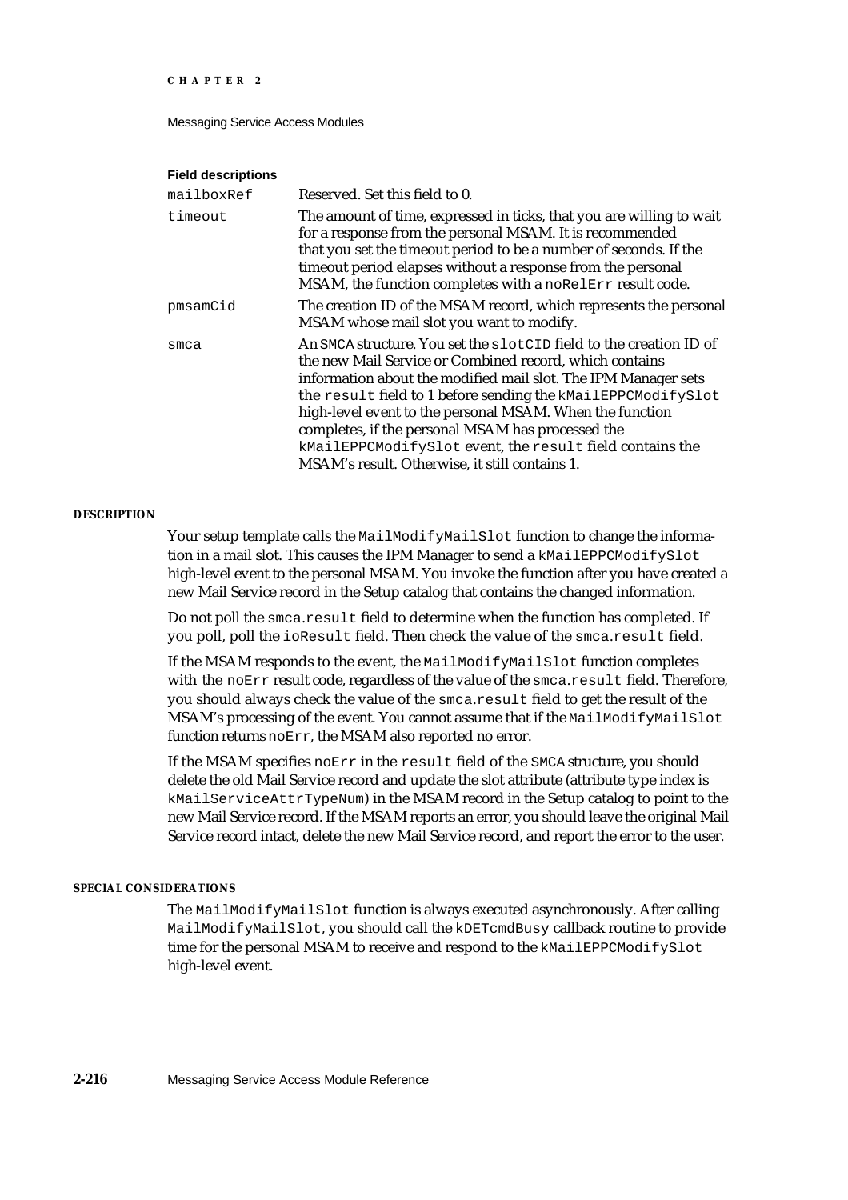**Field descriptions**

| | |
|---|---|
| `mailboxRef` | Reserved. Set this field to 0. |
| `timeout` | The amount of time, expressed in ticks, that you are willing to wait for a response from the personal MSAM. It is recommended that you set the timeout period to be a number of seconds. If the timeout period elapses without a response from the personal MSAM, the function completes with a `noRelErr` result code. |
| `pmsamCid` | The creation ID of the MSAM record, which represents the personal MSAM whose mail slot you want to modify. |
| `smca` | An `SMCA` structure. You set the `slotCID` field to the creation ID of the new Mail Service or Combined record, which contains information about the modified mail slot. The IPM Manager sets the `result` field to 1 before sending the `kMailEPPCModifySlot` high-level event to the personal MSAM. When the function completes, if the personal MSAM has processed the `kMailEPPCModifySlot` event, the `result` field contains the MSAM's result. Otherwise, it still contains 1. |

#### DESCRIPTION

Your setup template calls the `MailModifyMailSlot` function to change the information in a mail slot. This causes the IPM Manager to send a `kMailEPPCModifySlot` high-level event to the personal MSAM. You invoke the function after you have created a new Mail Service record in the Setup catalog that contains the changed information.

Do not poll the `smca.result` field to determine when the function has completed. If you poll, poll the `ioResult` field. Then check the value of the `smca.result` field.

If the MSAM responds to the event, the `MailModifyMailSlot` function completes with the `noErr` result code, regardless of the value of the `smca.result` field. Therefore, you should always check the value of the `smca.result` field to get the result of the MSAM's processing of the event. You cannot assume that if the `MailModifyMailSlot` function returns `noErr`, the MSAM also reported no error.

If the MSAM specifies `noErr` in the `result` field of the `SMCA` structure, you should delete the old Mail Service record and update the slot attribute (attribute type index is `kMailServiceAttrTypeNum`) in the MSAM record in the Setup catalog to point to the new Mail Service record. If the MSAM reports an error, you should leave the original Mail Service record intact, delete the new Mail Service record, and report the error to the user.

#### SPECIAL CONSIDERATIONS

The `MailModifyMailSlot` function is always executed asynchronously. After calling `MailModifyMailSlot`, you should call the `kDETcmdBusy` callback routine to provide time for the personal MSAM to receive and respond to the `kMailEPPCModifySlot` high-level event.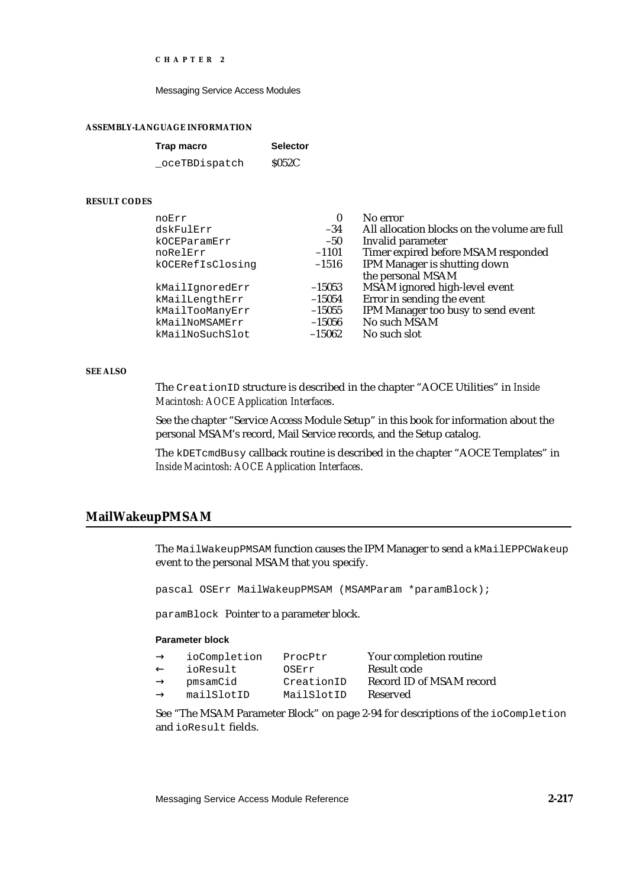#### ASSEMBLY-LANGUAGE INFORMATION

| Trap macro | Selector |
|---|---|
| `_oceTBDispatch` | $052C |

#### RESULT CODES

| | | |
|---|---|---|
| noErr | 0 | No error |
| dskFulErr | –34 | All allocation blocks on the volume are full |
| kOCEParamErr | –50 | Invalid parameter |
| noRelErr | –1101 | Timer expired before MSAM responded |
| kOCERefIsClosing | –1516 | IPM Manager is shutting down the personal MSAM |
| kMailIgnoredErr | –15053 | MSAM ignored high-level event |
| kMailLengthErr | –15054 | Error in sending the event |
| kMailTooManyErr | –15055 | IPM Manager too busy to send event |
| kMailNoMSAMErr | –15056 | No such MSAM |
| kMailNoSuchSlot | –15062 | No such slot |

#### SEE ALSO

The `CreationID` structure is described in the chapter "AOCE Utilities" in *Inside Macintosh: AOCE Application Interfaces*.

See the chapter "Service Access Module Setup" in this book for information about the personal MSAM's record, Mail Service records, and the Setup catalog.

The `kDETcmdBusy` callback routine is described in the chapter "AOCE Templates" in *Inside Macintosh: AOCE Application Interfaces*.

## MailWakeupPMSAM

The `MailWakeupPMSAM` function causes the IPM Manager to send a `kMailEPPCWakeup` event to the personal MSAM that you specify.

```
pascal OSErr MailWakeupPMSAM (MSAMParam *paramBlock);
```

`paramBlock` Pointer to a parameter block.

**Parameter block**

| | | | |
|---|---|---|---|
| → | ioCompletion | ProcPtr | Your completion routine |
| ← | ioResult | OSErr | Result code |
| → | pmsamCid | CreationID | Record ID of MSAM record |
| → | mailSlotID | MailSlotID | Reserved |

See "The MSAM Parameter Block" on page 2-94 for descriptions of the `ioCompletion` and `ioResult` fields.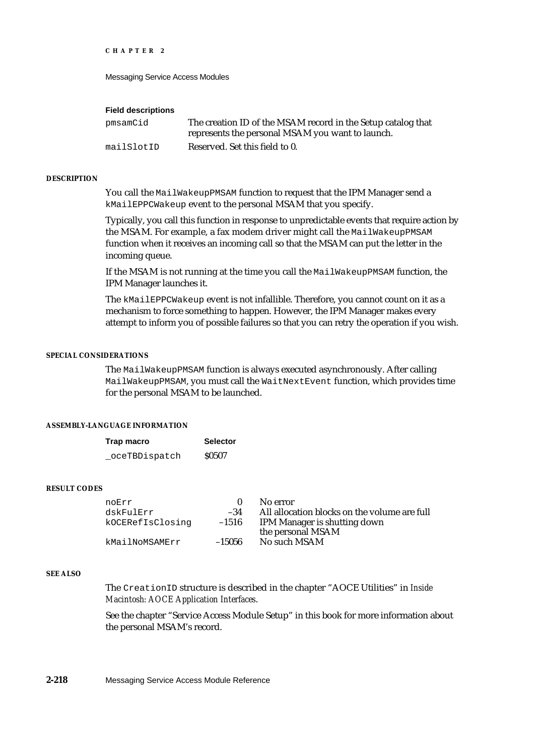**Field descriptions**

| | |
|---|---|
| `pmsamCid` | The creation ID of the MSAM record in the Setup catalog that represents the personal MSAM you want to launch. |
| `mailSlotID` | Reserved. Set this field to 0. |

#### DESCRIPTION

You call the `MailWakeupPMSAM` function to request that the IPM Manager send a `kMailEPPCWakeup` event to the personal MSAM that you specify.

Typically, you call this function in response to unpredictable events that require action by the MSAM. For example, a fax modem driver might call the `MailWakeupPMSAM` function when it receives an incoming call so that the MSAM can put the letter in the incoming queue.

If the MSAM is not running at the time you call the `MailWakeupPMSAM` function, the IPM Manager launches it.

The `kMailEPPCWakeup` event is not infallible. Therefore, you cannot count on it as a mechanism to force something to happen. However, the IPM Manager makes every attempt to inform you of possible failures so that you can retry the operation if you wish.

#### SPECIAL CONSIDERATIONS

The `MailWakeupPMSAM` function is always executed asynchronously. After calling `MailWakeupPMSAM`, you must call the `WaitNextEvent` function, which provides time for the personal MSAM to be launched.

#### ASSEMBLY-LANGUAGE INFORMATION

| Trap macro | Selector |
|---|---|
| `_oceTBDispatch` | $0507 |

#### RESULT CODES

| | | |
|---|---|---|
| `noErr` | 0 | No error |
| `dskFulErr` | –34 | All allocation blocks on the volume are full |
| `kOCERefIsClosing` | –1516 | IPM Manager is shutting down the personal MSAM |
| `kMailNoMSAMErr` | –15056 | No such MSAM |

#### SEE ALSO

The `CreationID` structure is described in the chapter "AOCE Utilities" in *Inside Macintosh: AOCE Application Interfaces*.

See the chapter "Service Access Module Setup" in this book for more information about the personal MSAM's record.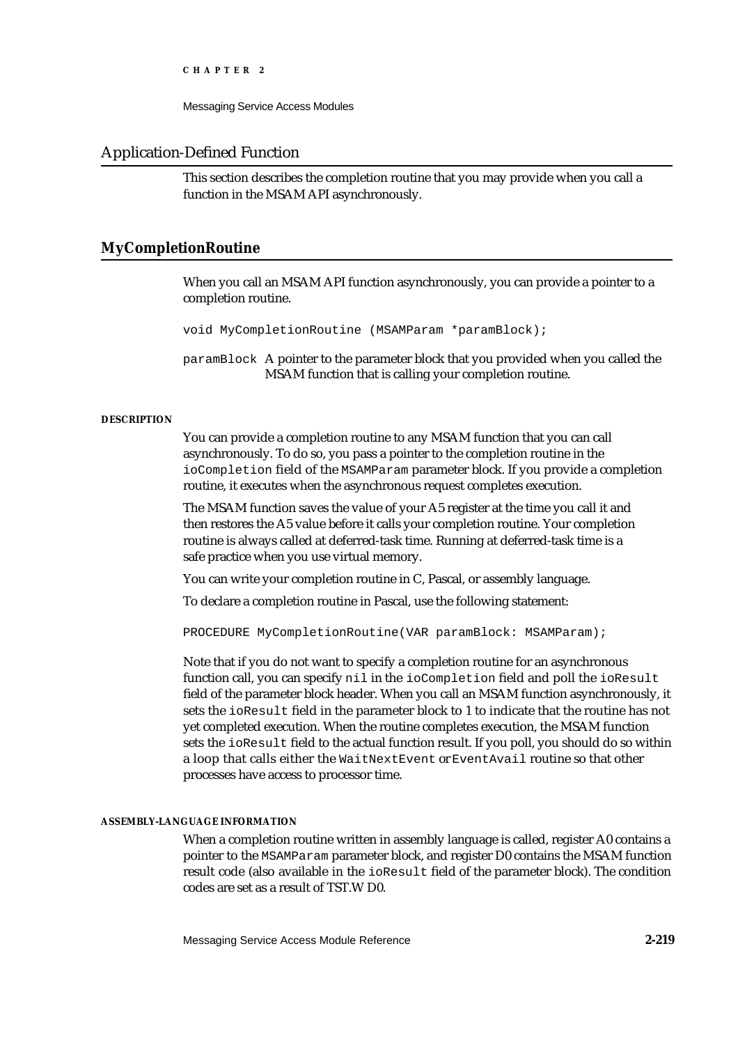## Application-Defined Function

This section describes the completion routine that you may provide when you call a function in the MSAM API asynchronously.

### MyCompletionRoutine

When you call an MSAM API function asynchronously, you can provide a pointer to a completion routine.

```
void MyCompletionRoutine (MSAMParam *paramBlock);
```

`paramBlock` A pointer to the parameter block that you provided when you called the MSAM function that is calling your completion routine.

#### DESCRIPTION

You can provide a completion routine to any MSAM function that you can call asynchronously. To do so, you pass a pointer to the completion routine in the `ioCompletion` field of the `MSAMParam` parameter block. If you provide a completion routine, it executes when the asynchronous request completes execution.

The MSAM function saves the value of your A5 register at the time you call it and then restores the A5 value before it calls your completion routine. Your completion routine is always called at deferred-task time. Running at deferred-task time is a safe practice when you use virtual memory.

You can write your completion routine in C, Pascal, or assembly language.

To declare a completion routine in Pascal, use the following statement:

```
PROCEDURE MyCompletionRoutine(VAR paramBlock: MSAMParam);
```

Note that if you do not want to specify a completion routine for an asynchronous function call, you can specify `nil` in the `ioCompletion` field and poll the `ioResult` field of the parameter block header. When you call an MSAM function asynchronously, it sets the `ioResult` field in the parameter block to 1 to indicate that the routine has not yet completed execution. When the routine completes execution, the MSAM function sets the `ioResult` field to the actual function result. If you poll, you should do so within a loop that calls either the `WaitNextEvent` or `EventAvail` routine so that other processes have access to processor time.

#### ASSEMBLY-LANGUAGE INFORMATION

When a completion routine written in assembly language is called, register A0 contains a pointer to the `MSAMParam` parameter block, and register D0 contains the MSAM function result code (also available in the `ioResult` field of the parameter block). The condition codes are set as a result of TST.W D0.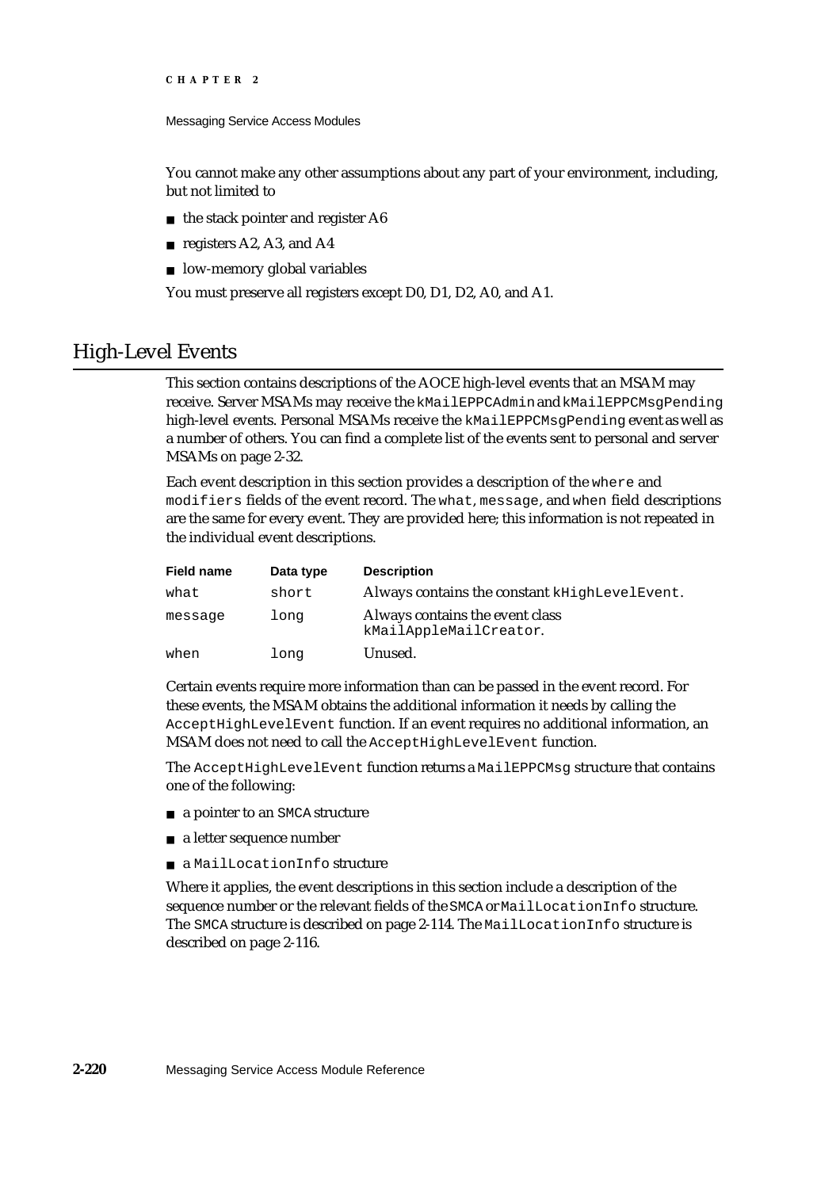You cannot make any other assumptions about any part of your environment, including, but not limited to

- the stack pointer and register A6
- registers A2, A3, and A4
- low-memory global variables

You must preserve all registers except D0, D1, D2, A0, and A1.

## High-Level Events

This section contains descriptions of the AOCE high-level events that an MSAM may receive. Server MSAMs may receive the `kMailEPPCAdmin` and `kMailEPPCMsgPending` high-level events. Personal MSAMs receive the `kMailEPPCMsgPending` event as well as a number of others. You can find a complete list of the events sent to personal and server MSAMs on page 2-32.

Each event description in this section provides a description of the `where` and `modifiers` fields of the event record. The `what`, `message`, and `when` field descriptions are the same for every event. They are provided here; this information is not repeated in the individual event descriptions.

| Field name | Data type | Description |
|---|---|---|
| `what` | `short` | Always contains the constant `kHighLevelEvent`. |
| `message` | `long` | Always contains the event class `kMailAppleMailCreator`. |
| `when` | `long` | Unused. |

Certain events require more information than can be passed in the event record. For these events, the MSAM obtains the additional information it needs by calling the `AcceptHighLevelEvent` function. If an event requires no additional information, an MSAM does not need to call the `AcceptHighLevelEvent` function.

The `AcceptHighLevelEvent` function returns a `MailEPPCMsg` structure that contains one of the following:

- a pointer to an `SMCA` structure
- a letter sequence number
- a `MailLocationInfo` structure

Where it applies, the event descriptions in this section include a description of the sequence number or the relevant fields of the `SMCA` or `MailLocationInfo` structure. The `SMCA` structure is described on page 2-114. The `MailLocationInfo` structure is described on page 2-116.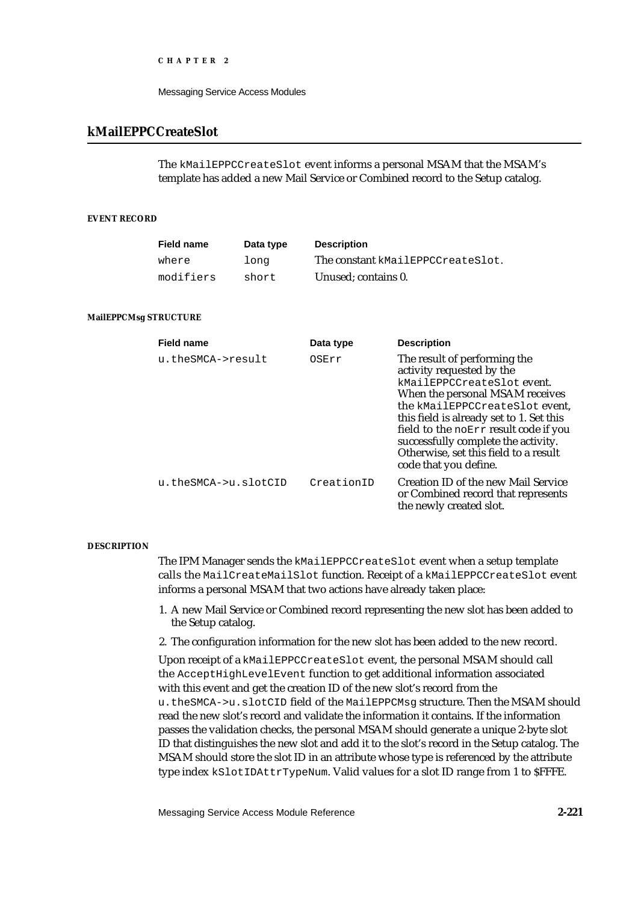## kMailEPPCCreateSlot

The `kMailEPPCCreateSlot` event informs a personal MSAM that the MSAM's template has added a new Mail Service or Combined record to the Setup catalog.

#### EVENT RECORD

| Field name | Data type | Description |
|---|---|---|
| `where` | `long` | The constant `kMailEPPCCreateSlot`. |
| `modifiers` | `short` | Unused; contains 0. |

#### MailEPPCMsg STRUCTURE

| Field name | Data type | Description |
|---|---|---|
| `u.theSMCA->result` | `OSErr` | The result of performing the activity requested by the `kMailEPPCCreateSlot` event. When the personal MSAM receives the `kMailEPPCCreateSlot` event, this field is already set to 1. Set this field to the `noErr` result code if you successfully complete the activity. Otherwise, set this field to a result code that you define. |
| `u.theSMCA->u.slotCID` | `CreationID` | Creation ID of the new Mail Service or Combined record that represents the newly created slot. |

#### DESCRIPTION

The IPM Manager sends the `kMailEPPCCreateSlot` event when a setup template calls the `MailCreateMailSlot` function. Receipt of a `kMailEPPCCreateSlot` event informs a personal MSAM that two actions have already taken place:

1. A new Mail Service or Combined record representing the new slot has been added to the Setup catalog.
2. The configuration information for the new slot has been added to the new record.

Upon receipt of a `kMailEPPCCreateSlot` event, the personal MSAM should call the `AcceptHighLevelEvent` function to get additional information associated with this event and get the creation ID of the new slot's record from the `u.theSMCA->u.slotCID` field of the `MailEPPCMsg` structure. Then the MSAM should read the new slot's record and validate the information it contains. If the information passes the validation checks, the personal MSAM should generate a unique 2-byte slot ID that distinguishes the new slot and add it to the slot's record in the Setup catalog. The MSAM should store the slot ID in an attribute whose type is referenced by the attribute type index `kSlotIDAttrTypeNum`. Valid values for a slot ID range from 1 to $FFFE.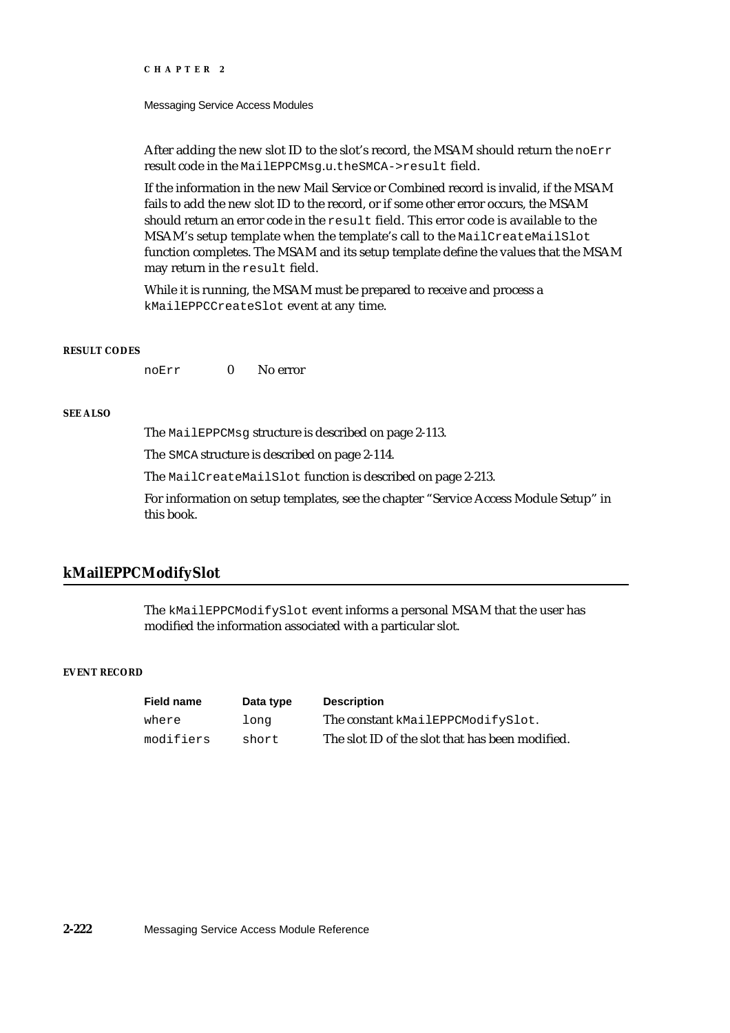After adding the new slot ID to the slot's record, the MSAM should return the `noErr` result code in the `MailEPPCMsg.u.theSMCA->result` field.

If the information in the new Mail Service or Combined record is invalid, if the MSAM fails to add the new slot ID to the record, or if some other error occurs, the MSAM should return an error code in the `result` field. This error code is available to the MSAM's setup template when the template's call to the `MailCreateMailSlot` function completes. The MSAM and its setup template define the values that the MSAM may return in the `result` field.

While it is running, the MSAM must be prepared to receive and process a `kMailEPPCCreateSlot` event at any time.

**RESULT CODES**

| | | |
|---|---|---|
| noErr | 0 | No error |

**SEE ALSO**

The `MailEPPCMsg` structure is described on page 2-113.

The `SMCA` structure is described on page 2-114.

The `MailCreateMailSlot` function is described on page 2-213.

For information on setup templates, see the chapter "Service Access Module Setup" in this book.

## kMailEPPCModifySlot

The `kMailEPPCModifySlot` event informs a personal MSAM that the user has modified the information associated with a particular slot.

**EVENT RECORD**

| Field name | Data type | Description |
|---|---|---|
| where | long | The constant `kMailEPPCModifySlot`. |
| modifiers | short | The slot ID of the slot that has been modified. |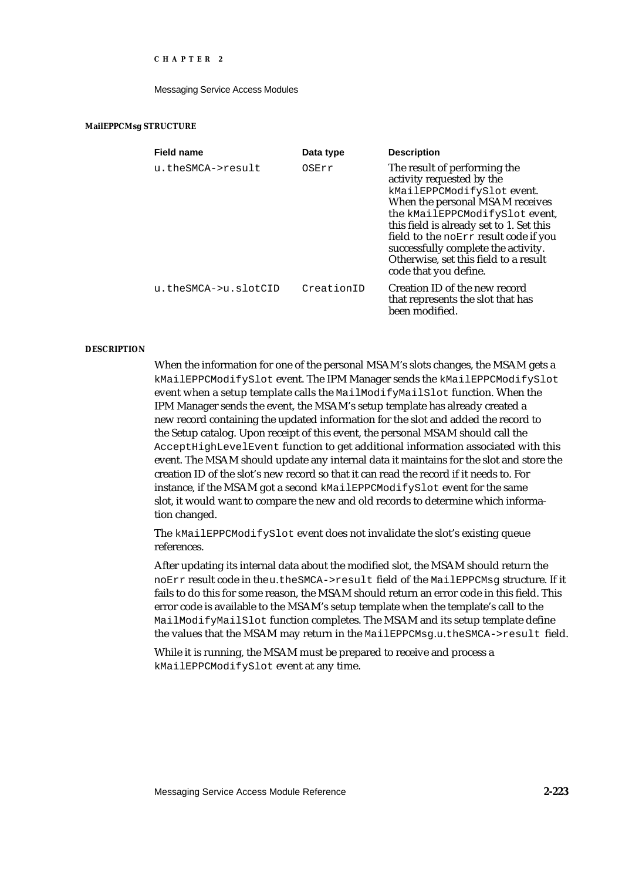#### MailEPPCMsg STRUCTURE

| Field name | Data type | Description |
|---|---|---|
| `u.theSMCA->result` | `OSErr` | The result of performing the activity requested by the `kMailEPPCModifySlot` event. When the personal MSAM receives the `kMailEPPCModifySlot` event, this field is already set to 1. Set this field to the `noErr` result code if you successfully complete the activity. Otherwise, set this field to a result code that you define. |
| `u.theSMCA->u.slotCID` | `CreationID` | Creation ID of the new record that represents the slot that has been modified. |

#### DESCRIPTION

When the information for one of the personal MSAM's slots changes, the MSAM gets a `kMailEPPCModifySlot` event. The IPM Manager sends the `kMailEPPCModifySlot` event when a setup template calls the `MailModifyMailSlot` function. When the IPM Manager sends the event, the MSAM's setup template has already created a new record containing the updated information for the slot and added the record to the Setup catalog. Upon receipt of this event, the personal MSAM should call the `AcceptHighLevelEvent` function to get additional information associated with this event. The MSAM should update any internal data it maintains for the slot and store the creation ID of the slot's new record so that it can read the record if it needs to. For instance, if the MSAM got a second `kMailEPPCModifySlot` event for the same slot, it would want to compare the new and old records to determine which information changed.

The `kMailEPPCModifySlot` event does not invalidate the slot's existing queue references.

After updating its internal data about the modified slot, the MSAM should return the `noErr` result code in the `u.theSMCA->result` field of the `MailEPPCMsg` structure. If it fails to do this for some reason, the MSAM should return an error code in this field. This error code is available to the MSAM's setup template when the template's call to the `MailModifyMailSlot` function completes. The MSAM and its setup template define the values that the MSAM may return in the `MailEPPCMsg.u.theSMCA->result` field.

While it is running, the MSAM must be prepared to receive and process a `kMailEPPCModifySlot` event at any time.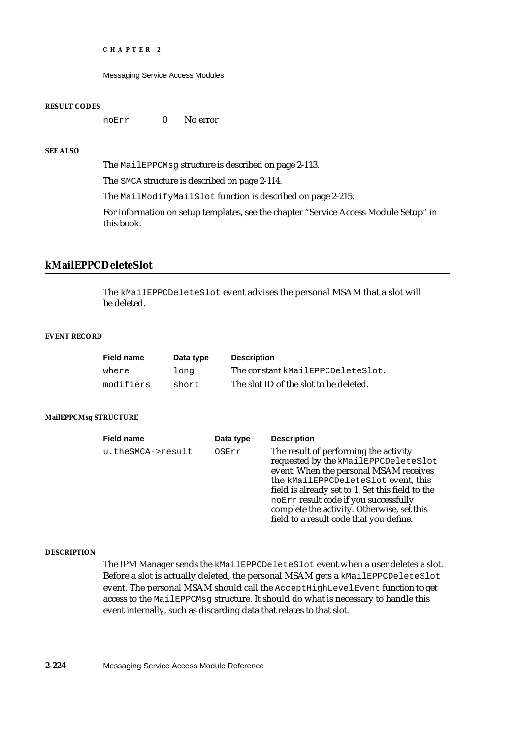#### RESULT CODES

| | | |
|---|---|---|
| noErr | 0 | No error |

#### SEE ALSO

The MailEPPCMsg structure is described on page 2-113.

The SMCA structure is described on page 2-114.

The MailModifyMailSlot function is described on page 2-215.

For information on setup templates, see the chapter "Service Access Module Setup" in this book.

## kMailEPPCDeleteSlot

The kMailEPPCDeleteSlot event advises the personal MSAM that a slot will be deleted.

#### EVENT RECORD

| Field name | Data type | Description |
|---|---|---|
| where | long | The constant kMailEPPCDeleteSlot. |
| modifiers | short | The slot ID of the slot to be deleted. |

#### MailEPPCMsg STRUCTURE

| Field name | Data type | Description |
|---|---|---|
| u.theSMCA->result | OSErr | The result of performing the activity requested by the kMailEPPCDeleteSlot event. When the personal MSAM receives the kMailEPPCDeleteSlot event, this field is already set to 1. Set this field to the noErr result code if you successfully complete the activity. Otherwise, set this field to a result code that you define. |

#### DESCRIPTION

The IPM Manager sends the kMailEPPCDeleteSlot event when a user deletes a slot. Before a slot is actually deleted, the personal MSAM gets a kMailEPPCDeleteSlot event. The personal MSAM should call the AcceptHighLevelEvent function to get access to the MailEPPCMsg structure. It should do what is necessary to handle this event internally, such as discarding data that relates to that slot.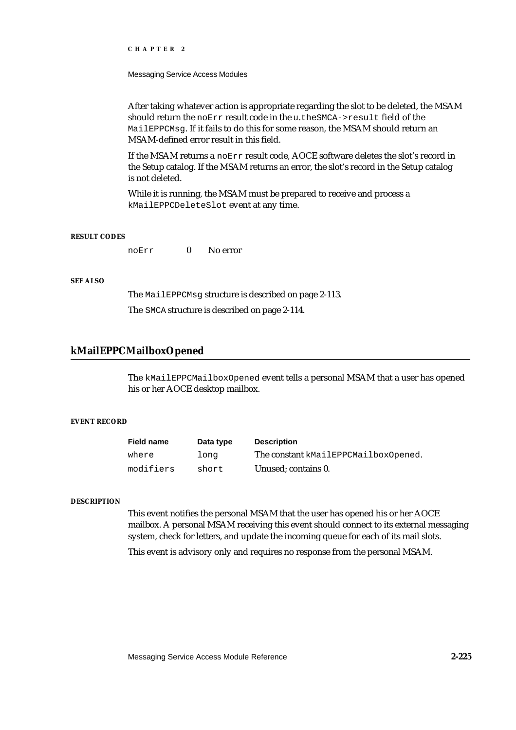After taking whatever action is appropriate regarding the slot to be deleted, the MSAM should return the `noErr` result code in the `u.theSMCA->result` field of the `MailEPPCMsg`. If it fails to do this for some reason, the MSAM should return an MSAM-defined error result in this field.

If the MSAM returns a `noErr` result code, AOCE software deletes the slot's record in the Setup catalog. If the MSAM returns an error, the slot's record in the Setup catalog is not deleted.

While it is running, the MSAM must be prepared to receive and process a `kMailEPPCDeleteSlot` event at any time.

#### RESULT CODES

| | | |
|---|---|---|
| `noErr` | 0 | No error |

#### SEE ALSO

The `MailEPPCMsg` structure is described on page 2-113.

The `SMCA` structure is described on page 2-114.

## kMailEPPCMailboxOpened

The `kMailEPPCMailboxOpened` event tells a personal MSAM that a user has opened his or her AOCE desktop mailbox.

#### EVENT RECORD

| Field name | Data type | Description |
|---|---|---|
| `where` | `long` | The constant `kMailEPPCMailboxOpened`. |
| `modifiers` | `short` | Unused; contains 0. |

#### DESCRIPTION

This event notifies the personal MSAM that the user has opened his or her AOCE mailbox. A personal MSAM receiving this event should connect to its external messaging system, check for letters, and update the incoming queue for each of its mail slots.

This event is advisory only and requires no response from the personal MSAM.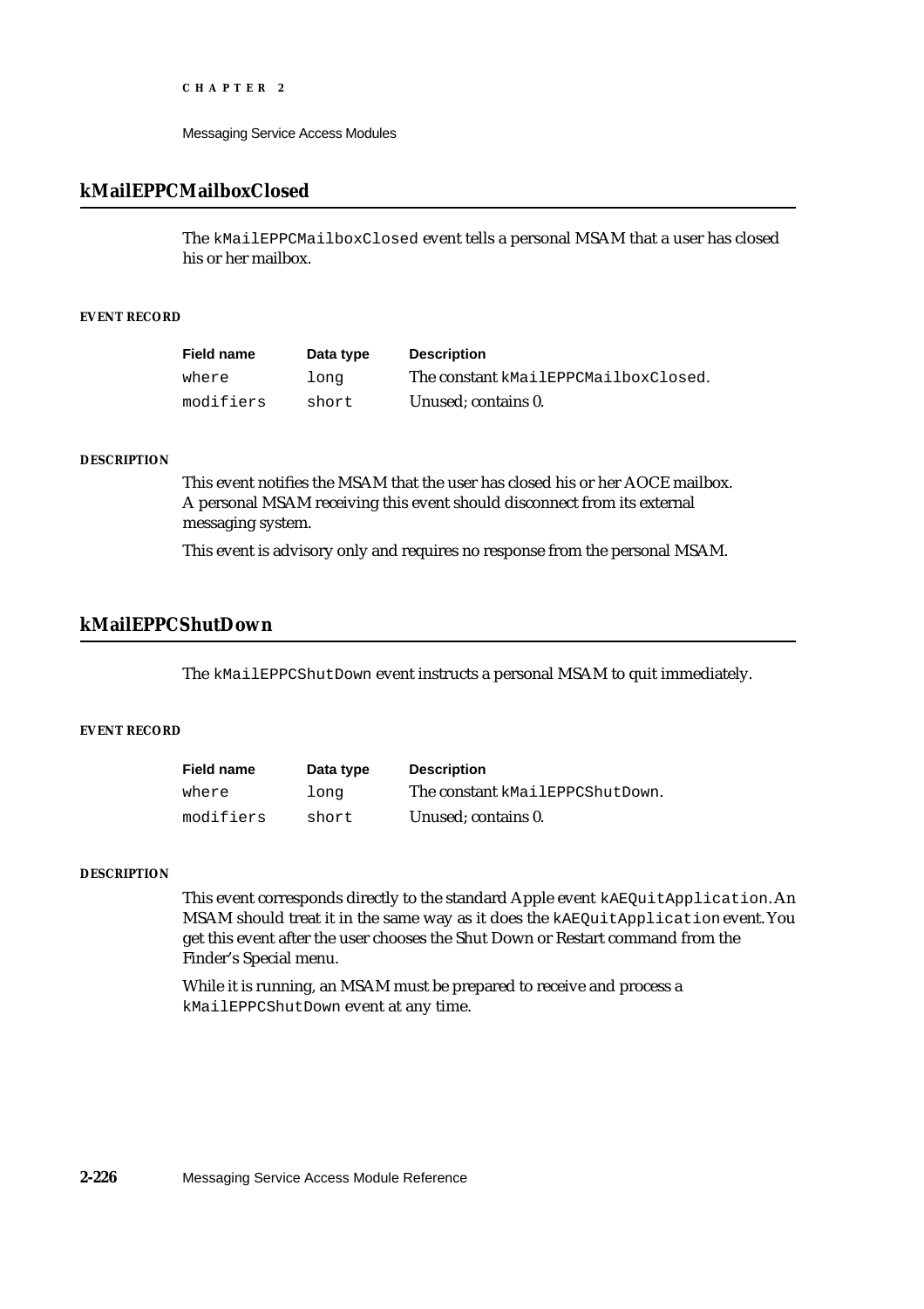## kMailEPPCMailboxClosed

The `kMailEPPCMailboxClosed` event tells a personal MSAM that a user has closed his or her mailbox.

#### EVENT RECORD

| Field name | Data type | Description |
|---|---|---|
| `where` | `long` | The constant `kMailEPPCMailboxClosed`. |
| `modifiers` | `short` | Unused; contains 0. |

#### DESCRIPTION

This event notifies the MSAM that the user has closed his or her AOCE mailbox. A personal MSAM receiving this event should disconnect from its external messaging system.

This event is advisory only and requires no response from the personal MSAM.

## kMailEPPCShutDown

The `kMailEPPCShutDown` event instructs a personal MSAM to quit immediately.

#### EVENT RECORD

| Field name | Data type | Description |
|---|---|---|
| `where` | `long` | The constant `kMailEPPCShutDown`. |
| `modifiers` | `short` | Unused; contains 0. |

#### DESCRIPTION

This event corresponds directly to the standard Apple event `kAEQuitApplication`. An MSAM should treat it in the same way as it does the `kAEQuitApplication` event. You get this event after the user chooses the Shut Down or Restart command from the Finder's Special menu.

While it is running, an MSAM must be prepared to receive and process a `kMailEPPCShutDown` event at any time.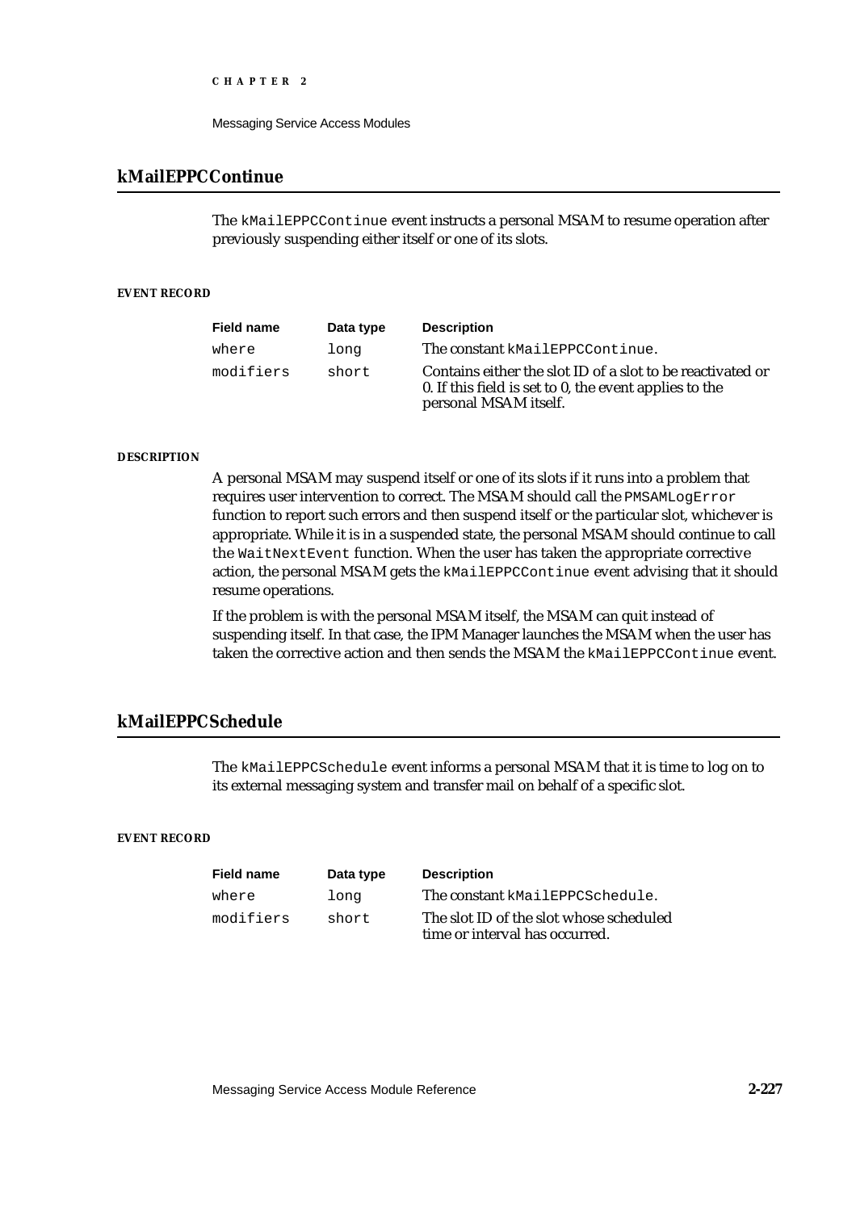## kMailEPPCContinue

The `kMailEPPCContinue` event instructs a personal MSAM to resume operation after previously suspending either itself or one of its slots.

#### EVENT RECORD

| Field name | Data type | Description |
|---|---|---|
| `where` | `long` | The constant `kMailEPPCContinue`. |
| `modifiers` | `short` | Contains either the slot ID of a slot to be reactivated or 0. If this field is set to 0, the event applies to the personal MSAM itself. |

#### DESCRIPTION

A personal MSAM may suspend itself or one of its slots if it runs into a problem that requires user intervention to correct. The MSAM should call the `PMSAMLogError` function to report such errors and then suspend itself or the particular slot, whichever is appropriate. While it is in a suspended state, the personal MSAM should continue to call the `WaitNextEvent` function. When the user has taken the appropriate corrective action, the personal MSAM gets the `kMailEPPCContinue` event advising that it should resume operations.

If the problem is with the personal MSAM itself, the MSAM can quit instead of suspending itself. In that case, the IPM Manager launches the MSAM when the user has taken the corrective action and then sends the MSAM the `kMailEPPCContinue` event.

## kMailEPPCSchedule

The `kMailEPPCSchedule` event informs a personal MSAM that it is time to log on to its external messaging system and transfer mail on behalf of a specific slot.

#### EVENT RECORD

| Field name | Data type | Description |
|---|---|---|
| `where` | `long` | The constant `kMailEPPCSchedule`. |
| `modifiers` | `short` | The slot ID of the slot whose scheduled time or interval has occurred. |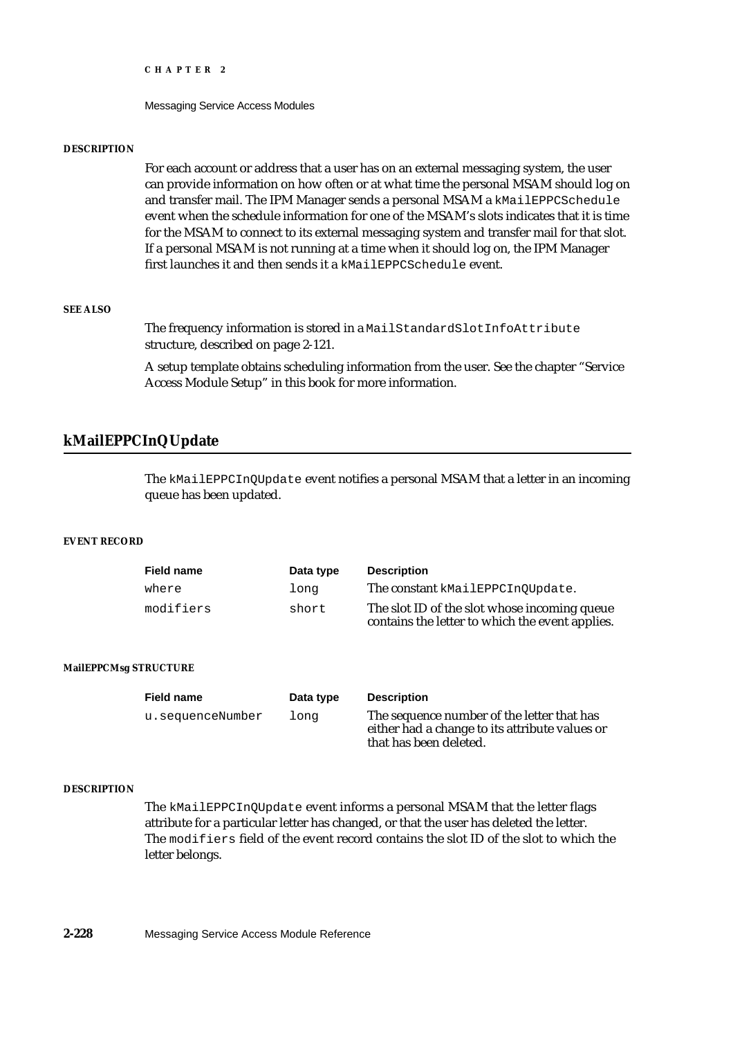#### DESCRIPTION

For each account or address that a user has on an external messaging system, the user can provide information on how often or at what time the personal MSAM should log on and transfer mail. The IPM Manager sends a personal MSAM a `kMailEPPCSchedule` event when the schedule information for one of the MSAM's slots indicates that it is time for the MSAM to connect to its external messaging system and transfer mail for that slot. If a personal MSAM is not running at a time when it should log on, the IPM Manager first launches it and then sends it a `kMailEPPCSchedule` event.

#### SEE ALSO

The frequency information is stored in a `MailStandardSlotInfoAttribute` structure, described on page 2-121.

A setup template obtains scheduling information from the user. See the chapter "Service Access Module Setup" in this book for more information.

## kMailEPPCInQUpdate

The `kMailEPPCInQUpdate` event notifies a personal MSAM that a letter in an incoming queue has been updated.

#### EVENT RECORD

| Field name | Data type | Description |
|---|---|---|
| `where` | `long` | The constant `kMailEPPCInQUpdate`. |
| `modifiers` | `short` | The slot ID of the slot whose incoming queue contains the letter to which the event applies. |

#### MailEPPCMsg STRUCTURE

| Field name | Data type | Description |
|---|---|---|
| `u.sequenceNumber` | `long` | The sequence number of the letter that has either had a change to its attribute values or that has been deleted. |

#### DESCRIPTION

The `kMailEPPCInQUpdate` event informs a personal MSAM that the letter flags attribute for a particular letter has changed, or that the user has deleted the letter. The `modifiers` field of the event record contains the slot ID of the slot to which the letter belongs.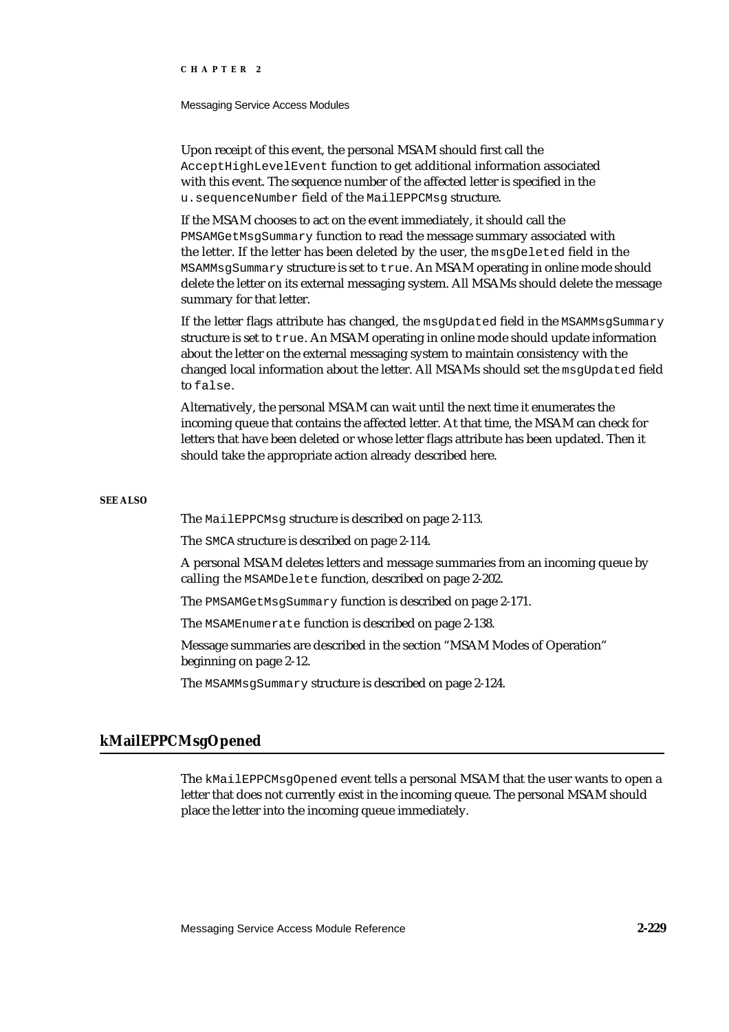Upon receipt of this event, the personal MSAM should first call the `AcceptHighLevelEvent` function to get additional information associated with this event. The sequence number of the affected letter is specified in the `u.sequenceNumber` field of the `MailEPPCMsg` structure.

If the MSAM chooses to act on the event immediately, it should call the `PMSAMGetMsgSummary` function to read the message summary associated with the letter. If the letter has been deleted by the user, the `msgDeleted` field in the `MSAMMsgSummary` structure is set to `true`. An MSAM operating in online mode should delete the letter on its external messaging system. All MSAMs should delete the message summary for that letter.

If the letter flags attribute has changed, the `msgUpdated` field in the `MSAMMsgSummary` structure is set to `true`. An MSAM operating in online mode should update information about the letter on the external messaging system to maintain consistency with the changed local information about the letter. All MSAMs should set the `msgUpdated` field to `false`.

Alternatively, the personal MSAM can wait until the next time it enumerates the incoming queue that contains the affected letter. At that time, the MSAM can check for letters that have been deleted or whose letter flags attribute has been updated. Then it should take the appropriate action already described here.

**SEE ALSO**

The `MailEPPCMsg` structure is described on page 2-113.

The `SMCA` structure is described on page 2-114.

A personal MSAM deletes letters and message summaries from an incoming queue by calling the `MSAMDelete` function, described on page 2-202.

The `PMSAMGetMsgSummary` function is described on page 2-171.

The `MSAMEnumerate` function is described on page 2-138.

Message summaries are described in the section "MSAM Modes of Operation" beginning on page 2-12.

The `MSAMMsgSummary` structure is described on page 2-124.

## kMailEPPCMsgOpened

The `kMailEPPCMsgOpened` event tells a personal MSAM that the user wants to open a letter that does not currently exist in the incoming queue. The personal MSAM should place the letter into the incoming queue immediately.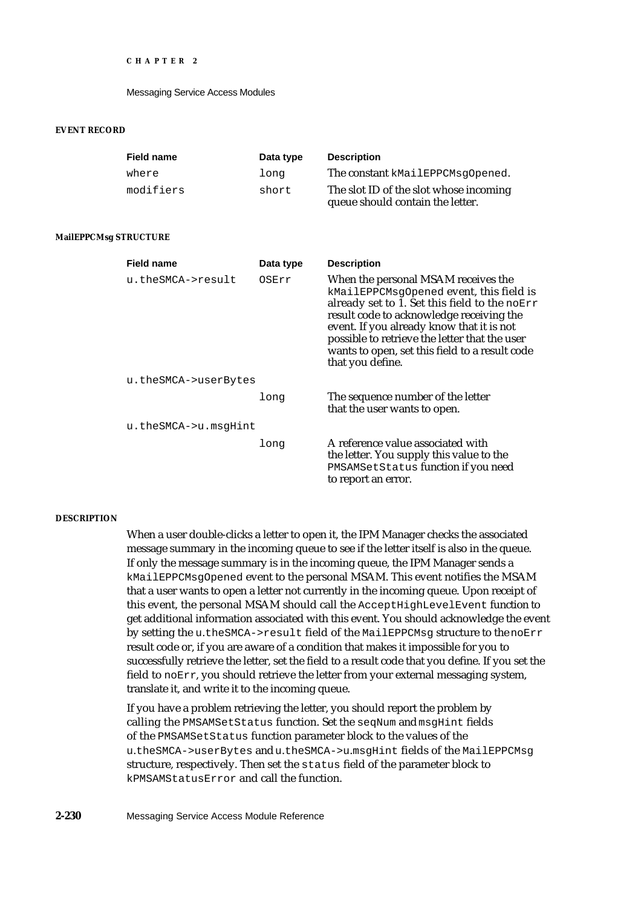#### EVENT RECORD

| Field name | Data type | Description |
|---|---|---|
| where | long | The constant kMailEPPCMsgOpened. |
| modifiers | short | The slot ID of the slot whose incoming queue should contain the letter. |

#### MailEPPCMsg STRUCTURE

| Field name | Data type | Description |
|---|---|---|
| u.theSMCA->result | OSErr | When the personal MSAM receives the kMailEPPCMsgOpened event, this field is already set to 1. Set this field to the noErr result code to acknowledge receiving the event. If you already know that it is not possible to retrieve the letter that the user wants to open, set this field to a result code that you define. |
| u.theSMCA->userBytes | long | The sequence number of the letter that the user wants to open. |
| u.theSMCA->u.msgHint | long | A reference value associated with the letter. You supply this value to the PMSAMSetStatus function if you need to report an error. |

#### DESCRIPTION

When a user double-clicks a letter to open it, the IPM Manager checks the associated message summary in the incoming queue to see if the letter itself is also in the queue. If only the message summary is in the incoming queue, the IPM Manager sends a kMailEPPCMsgOpened event to the personal MSAM. This event notifies the MSAM that a user wants to open a letter not currently in the incoming queue. Upon receipt of this event, the personal MSAM should call the AcceptHighLevelEvent function to get additional information associated with this event. You should acknowledge the event by setting the u.theSMCA->result field of the MailEPPCMsg structure to the noErr result code or, if you are aware of a condition that makes it impossible for you to successfully retrieve the letter, set the field to a result code that you define. If you set the field to noErr, you should retrieve the letter from your external messaging system, translate it, and write it to the incoming queue.

If you have a problem retrieving the letter, you should report the problem by calling the PMSAMSetStatus function. Set the seqNum and msgHint fields of the PMSAMSetStatus function parameter block to the values of the u.theSMCA->userBytes and u.theSMCA->u.msgHint fields of the MailEPPCMsg structure, respectively. Then set the status field of the parameter block to kPMSAMStatusError and call the function.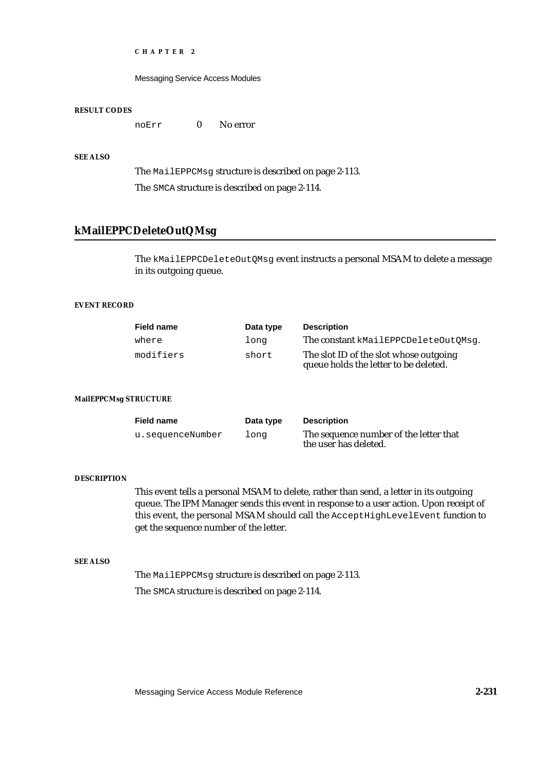**RESULT CODES**

| | | |
|---|---|---|
| noErr | 0 | No error |

**SEE ALSO**

The `MailEPPCMsg` structure is described on page 2-113.

The `SMCA` structure is described on page 2-114.

## kMailEPPCDeleteOutQMsg

The `kMailEPPCDeleteOutQMsg` event instructs a personal MSAM to delete a message in its outgoing queue.

**EVENT RECORD**

| Field name | Data type | Description |
|---|---|---|
| `where` | `long` | The constant `kMailEPPCDeleteOutQMsg`. |
| `modifiers` | `short` | The slot ID of the slot whose outgoing queue holds the letter to be deleted. |

**MailEPPCMsg STRUCTURE**

| Field name | Data type | Description |
|---|---|---|
| `u.sequenceNumber` | `long` | The sequence number of the letter that the user has deleted. |

**DESCRIPTION**

This event tells a personal MSAM to delete, rather than send, a letter in its outgoing queue. The IPM Manager sends this event in response to a user action. Upon receipt of this event, the personal MSAM should call the `AcceptHighLevelEvent` function to get the sequence number of the letter.

**SEE ALSO**

The `MailEPPCMsg` structure is described on page 2-113.

The `SMCA` structure is described on page 2-114.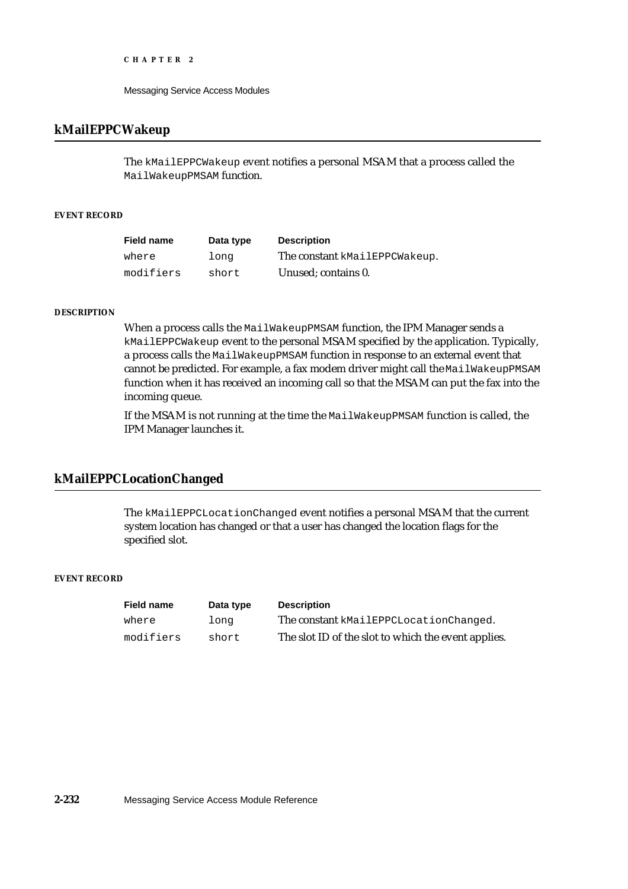## kMailEPPCWakeup

The `kMailEPPCWakeup` event notifies a personal MSAM that a process called the `MailWakeupPMSAM` function.

#### EVENT RECORD

| Field name | Data type | Description |
|---|---|---|
| `where` | `long` | The constant `kMailEPPCWakeup`. |
| `modifiers` | `short` | Unused; contains 0. |

#### DESCRIPTION

When a process calls the `MailWakeupPMSAM` function, the IPM Manager sends a `kMailEPPCWakeup` event to the personal MSAM specified by the application. Typically, a process calls the `MailWakeupPMSAM` function in response to an external event that cannot be predicted. For example, a fax modem driver might call the `MailWakeupPMSAM` function when it has received an incoming call so that the MSAM can put the fax into the incoming queue.

If the MSAM is not running at the time the `MailWakeupPMSAM` function is called, the IPM Manager launches it.

## kMailEPPCLocationChanged

The `kMailEPPCLocationChanged` event notifies a personal MSAM that the current system location has changed or that a user has changed the location flags for the specified slot.

#### EVENT RECORD

| Field name | Data type | Description |
|---|---|---|
| `where` | `long` | The constant `kMailEPPCLocationChanged`. |
| `modifiers` | `short` | The slot ID of the slot to which the event applies. |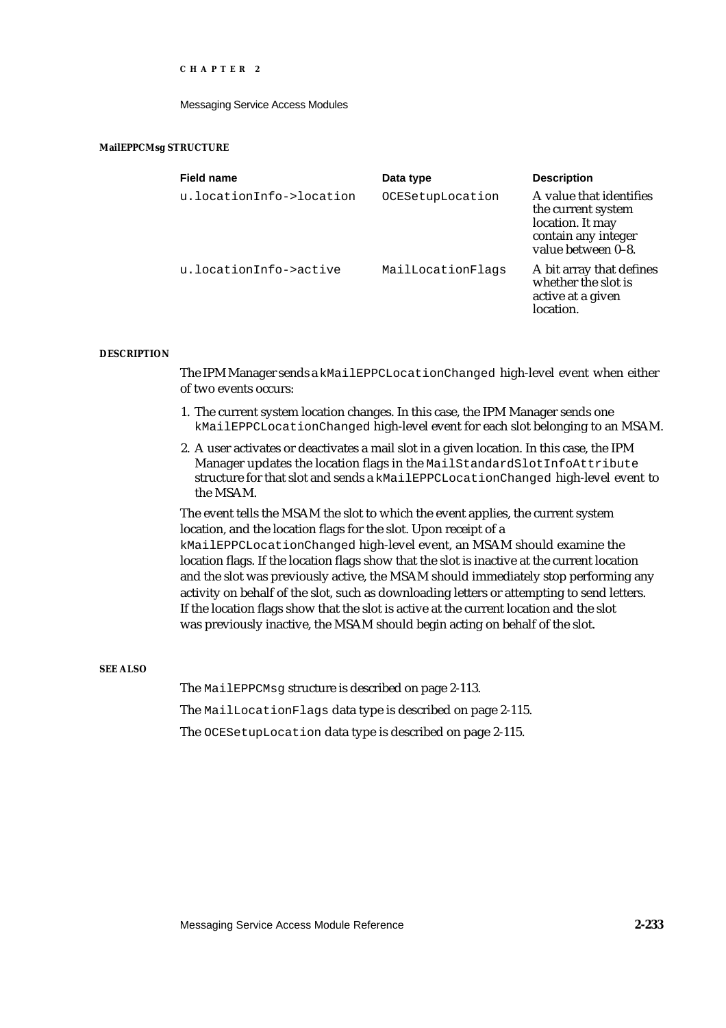**MailEPPCMsg STRUCTURE**

| Field name | Data type | Description |
| --- | --- | --- |
| `u.locationInfo->location` | `OCESetupLocation` | A value that identifies the current system location. It may contain any integer value between 0–8. |
| `u.locationInfo->active` | `MailLocationFlags` | A bit array that defines whether the slot is active at a given location. |

**DESCRIPTION**

The IPM Manager sends a `kMailEPPCLocationChanged` high-level event when either of two events occurs:

1. The current system location changes. In this case, the IPM Manager sends one `kMailEPPCLocationChanged` high-level event for each slot belonging to an MSAM.
2. A user activates or deactivates a mail slot in a given location. In this case, the IPM Manager updates the location flags in the `MailStandardSlotInfoAttribute` structure for that slot and sends a `kMailEPPCLocationChanged` high-level event to the MSAM.

The event tells the MSAM the slot to which the event applies, the current system location, and the location flags for the slot. Upon receipt of a `kMailEPPCLocationChanged` high-level event, an MSAM should examine the location flags. If the location flags show that the slot is inactive at the current location and the slot was previously active, the MSAM should immediately stop performing any activity on behalf of the slot, such as downloading letters or attempting to send letters. If the location flags show that the slot is active at the current location and the slot was previously inactive, the MSAM should begin acting on behalf of the slot.

**SEE ALSO**

The `MailEPPCMsg` structure is described on page 2-113.

The `MailLocationFlags` data type is described on page 2-115.

The `OCESetupLocation` data type is described on page 2-115.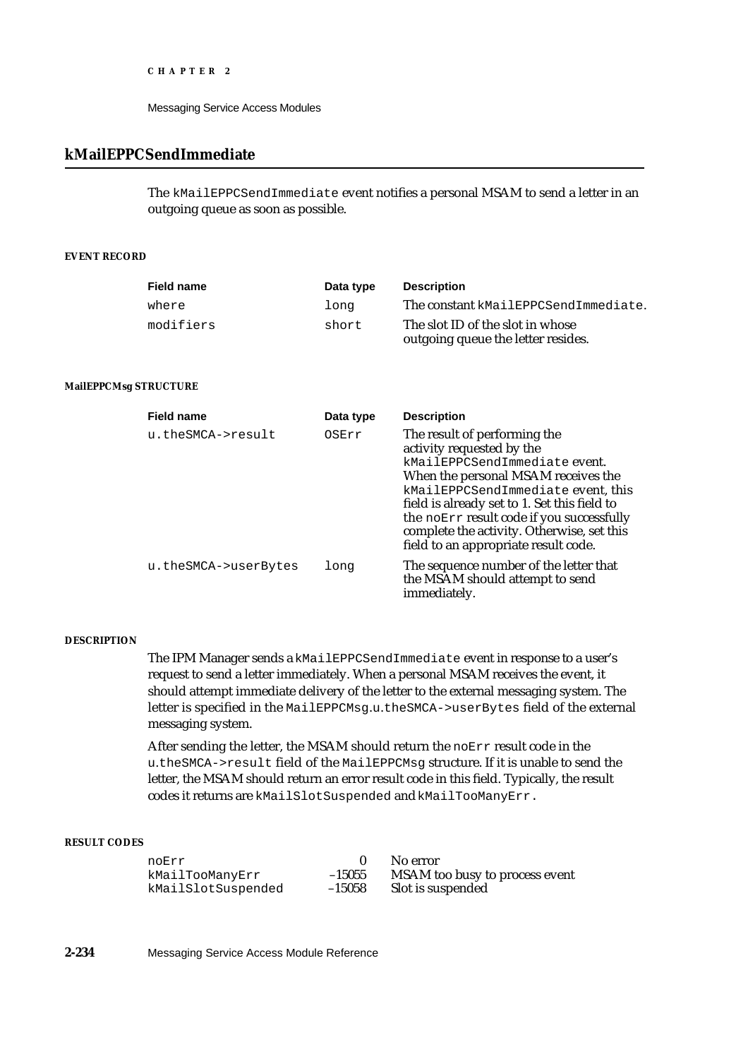## kMailEPPCSendImmediate

The `kMailEPPCSendImmediate` event notifies a personal MSAM to send a letter in an outgoing queue as soon as possible.

#### EVENT RECORD

| Field name | Data type | Description |
|---|---|---|
| `where` | `long` | The constant `kMailEPPCSendImmediate`. |
| `modifiers` | `short` | The slot ID of the slot in whose outgoing queue the letter resides. |

#### MailEPPCMsg STRUCTURE

| Field name | Data type | Description |
|---|---|---|
| `u.theSMCA->result` | `OSErr` | The result of performing the activity requested by the `kMailEPPCSendImmediate` event. When the personal MSAM receives the `kMailEPPCSendImmediate` event, this field is already set to 1. Set this field to the `noErr` result code if you successfully complete the activity. Otherwise, set this field to an appropriate result code. |
| `u.theSMCA->userBytes` | `long` | The sequence number of the letter that the MSAM should attempt to send immediately. |

#### DESCRIPTION

The IPM Manager sends a `kMailEPPCSendImmediate` event in response to a user's request to send a letter immediately. When a personal MSAM receives the event, it should attempt immediate delivery of the letter to the external messaging system. The letter is specified in the `MailEPPCMsg.u.theSMCA->userBytes` field of the external messaging system.

After sending the letter, the MSAM should return the `noErr` result code in the `u.theSMCA->result` field of the `MailEPPCMsg` structure. If it is unable to send the letter, the MSAM should return an error result code in this field. Typically, the result codes it returns are `kMailSlotSuspended` and `kMailTooManyErr`.

#### RESULT CODES

| | | |
|---|---|---|
| `noErr` | 0 | No error |
| `kMailTooManyErr` | –15055 | MSAM too busy to process event |
| `kMailSlotSuspended` | –15058 | Slot is suspended |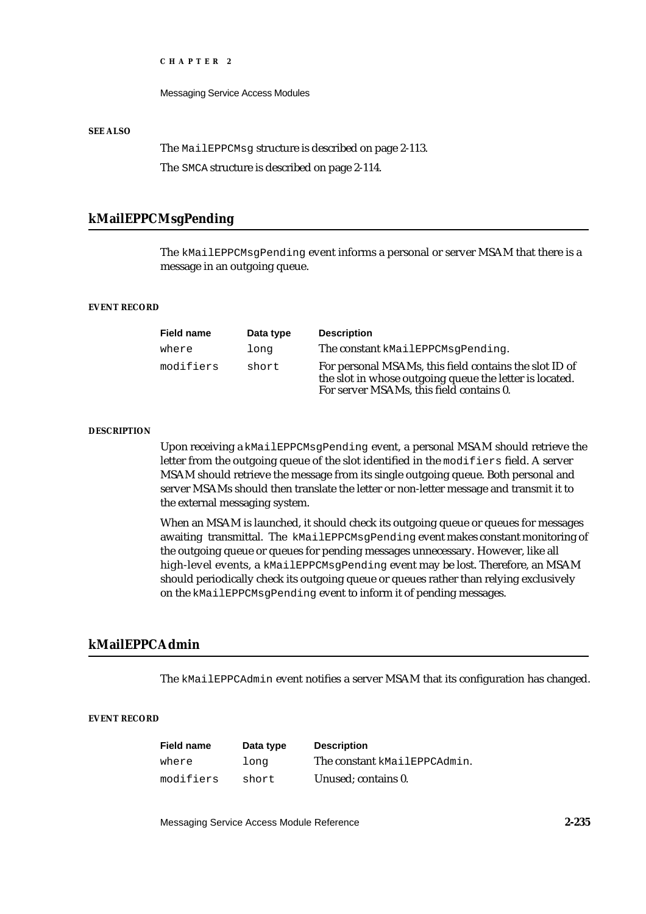**SEE ALSO**

The `MailEPPCMsg` structure is described on page 2-113.

The `SMCA` structure is described on page 2-114.

## kMailEPPCMsgPending

The `kMailEPPCMsgPending` event informs a personal or server MSAM that there is a message in an outgoing queue.

**EVENT RECORD**

| Field name | Data type | Description |
|---|---|---|
| `where` | `long` | The constant `kMailEPPCMsgPending`. |
| `modifiers` | `short` | For personal MSAMs, this field contains the slot ID of the slot in whose outgoing queue the letter is located. For server MSAMs, this field contains 0. |

**DESCRIPTION**

Upon receiving a `kMailEPPCMsgPending` event, a personal MSAM should retrieve the letter from the outgoing queue of the slot identified in the `modifiers` field. A server MSAM should retrieve the message from its single outgoing queue. Both personal and server MSAMs should then translate the letter or non-letter message and transmit it to the external messaging system.

When an MSAM is launched, it should check its outgoing queue or queues for messages awaiting transmittal. The `kMailEPPCMsgPending` event makes constant monitoring of the outgoing queue or queues for pending messages unnecessary. However, like all high-level events, a `kMailEPPCMsgPending` event may be lost. Therefore, an MSAM should periodically check its outgoing queue or queues rather than relying exclusively on the `kMailEPPCMsgPending` event to inform it of pending messages.

## kMailEPPCAdmin

The `kMailEPPCAdmin` event notifies a server MSAM that its configuration has changed.

**EVENT RECORD**

| Field name | Data type | Description |
|---|---|---|
| `where` | `long` | The constant `kMailEPPCAdmin`. |
| `modifiers` | `short` | Unused; contains 0. |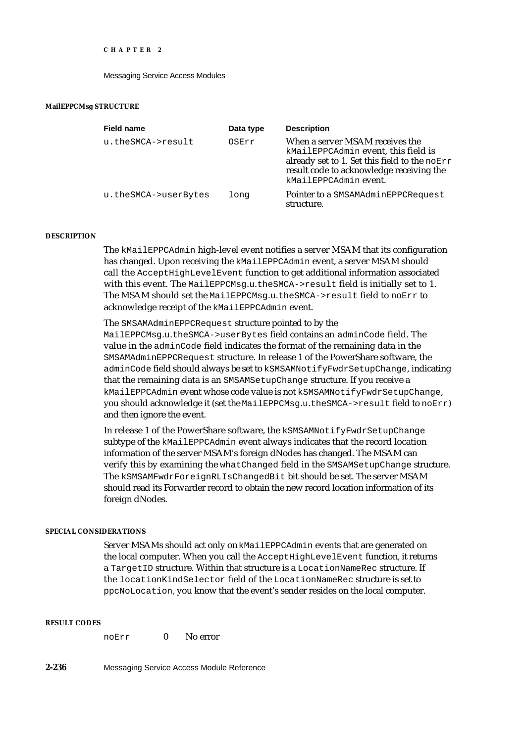#### MailEPPCMsg STRUCTURE

| Field name | Data type | Description |
|---|---|---|
| u.theSMCA->result | OSErr | When a server MSAM receives the kMailEPPCAdmin event, this field is already set to 1. Set this field to the noErr result code to acknowledge receiving the kMailEPPCAdmin event. |
| u.theSMCA->userBytes | long | Pointer to a SMSAMAdminEPPCRequest structure. |

#### DESCRIPTION

The kMailEPPCAdmin high-level event notifies a server MSAM that its configuration has changed. Upon receiving the kMailEPPCAdmin event, a server MSAM should call the AcceptHighLevelEvent function to get additional information associated with this event. The MailEPPCMsg.u.theSMCA->result field is initially set to 1. The MSAM should set the MailEPPCMsg.u.theSMCA->result field to noErr to acknowledge receipt of the kMailEPPCAdmin event.

The SMSAMAdminEPPCRequest structure pointed to by the MailEPPCMsg.u.theSMCA->userBytes field contains an adminCode field. The value in the adminCode field indicates the format of the remaining data in the SMSAMAdminEPPCRequest structure. In release 1 of the PowerShare software, the adminCode field should always be set to kSMSAMNotifyFwdrSetupChange, indicating that the remaining data is an SMSAMSetupChange structure. If you receive a kMailEPPCAdmin event whose code value is not kSMSAMNotifyFwdrSetupChange, you should acknowledge it (set the MailEPPCMsg.u.theSMCA->result field to noErr) and then ignore the event.

In release 1 of the PowerShare software, the kSMSAMNotifyFwdrSetupChange subtype of the kMailEPPCAdmin event always indicates that the record location information of the server MSAM's foreign dNodes has changed. The MSAM can verify this by examining the whatChanged field in the SMSAMSetupChange structure. The kSMSAMFwdrForeignRLIsChangedBit bit should be set. The server MSAM should read its Forwarder record to obtain the new record location information of its foreign dNodes.

#### SPECIAL CONSIDERATIONS

Server MSAMs should act only on kMailEPPCAdmin events that are generated on the local computer. When you call the AcceptHighLevelEvent function, it returns a TargetID structure. Within that structure is a LocationNameRec structure. If the locationKindSelector field of the LocationNameRec structure is set to ppcNoLocation, you know that the event's sender resides on the local computer.

#### RESULT CODES

| | | |
|---|---|---|
| noErr | 0 | No error |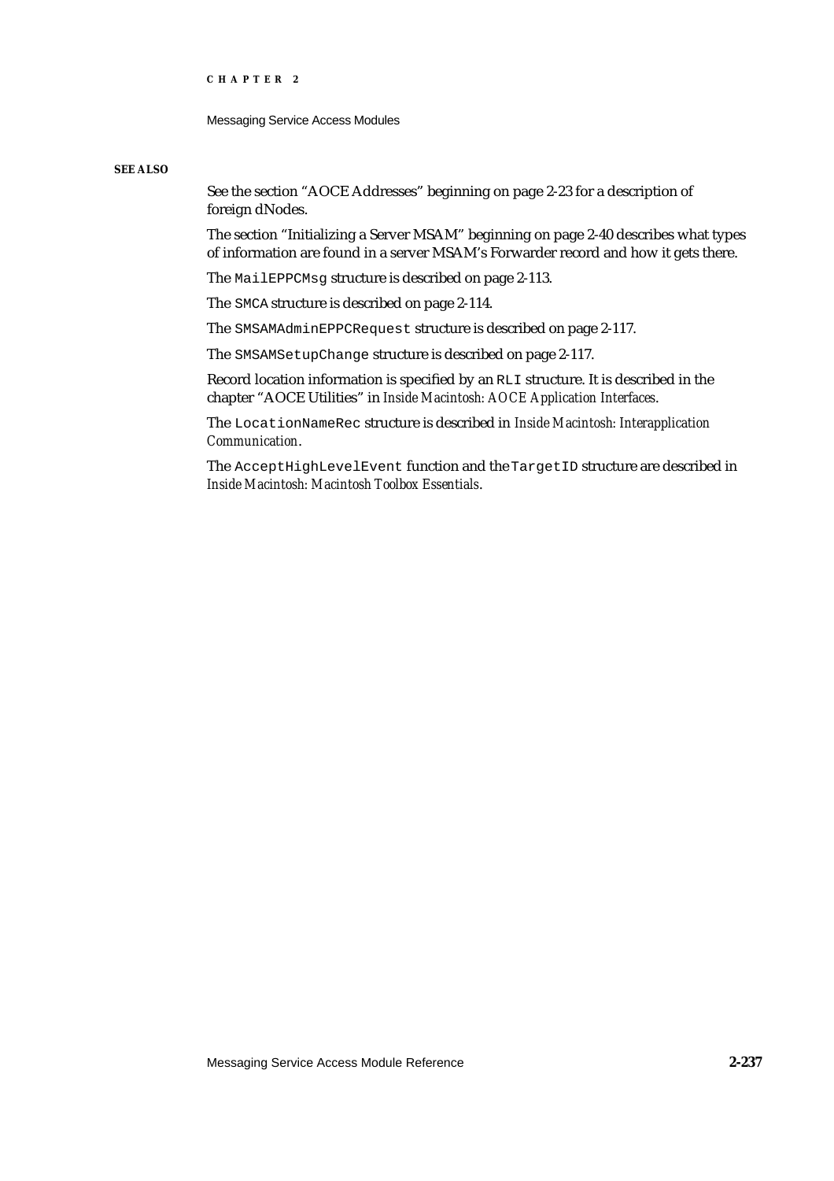**SEE ALSO**

See the section "AOCE Addresses" beginning on page 2-23 for a description of foreign dNodes.

The section "Initializing a Server MSAM" beginning on page 2-40 describes what types of information are found in a server MSAM's Forwarder record and how it gets there.

The `MailEPPCMsg` structure is described on page 2-113.

The `SMCA` structure is described on page 2-114.

The `SMSAMAdminEPPCRequest` structure is described on page 2-117.

The `SMSAMSetupChange` structure is described on page 2-117.

Record location information is specified by an `RLI` structure. It is described in the chapter "AOCE Utilities" in *Inside Macintosh: AOCE Application Interfaces*.

The `LocationNameRec` structure is described in *Inside Macintosh: Interapplication Communication*.

The `AcceptHighLevelEvent` function and the `TargetID` structure are described in *Inside Macintosh: Macintosh Toolbox Essentials*.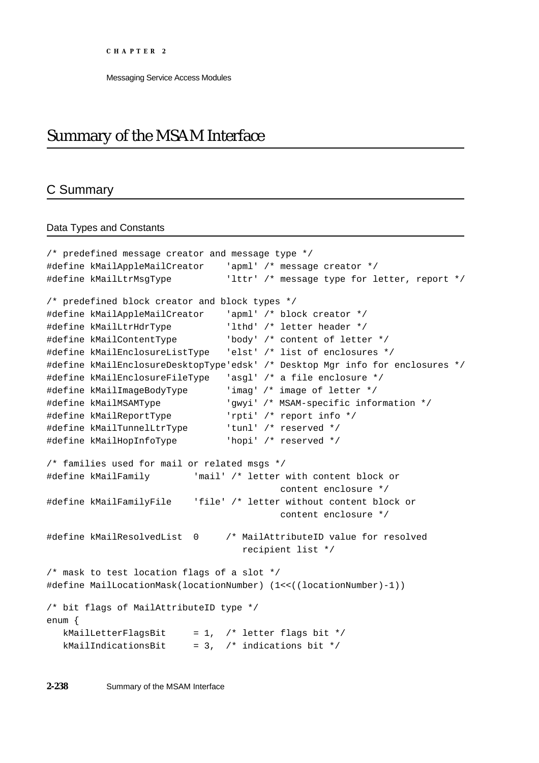# Summary of the MSAM Interface

## C Summary

### Data Types and Constants

```
/* predefined message creator and message type */
#define kMailAppleMailCreator    'apml' /* message creator */
#define kMailLtrMsgType          'lttr' /* message type for letter, report */

/* predefined block creator and block types */
#define kMailAppleMailCreator    'apml' /* block creator */
#define kMailLtrHdrType          'lthd' /* letter header */
#define kMailContentType         'body' /* content of letter */
#define kMailEnclosureListType   'elst' /* list of enclosures */
#define kMailEnclosureDesktopType'edsk' /* Desktop Mgr info for enclosures */
#define kMailEnclosureFileType   'asgl' /* a file enclosure */
#define kMailImageBodyType       'imag' /* image of letter */
#define kMailMSAMType            'gwyi' /* MSAM-specific information */
#define kMailReportType          'rpti' /* report info */
#define kMailTunnelLtrType       'tunl' /* reserved */
#define kMailHopInfoType         'hopi' /* reserved */

/* families used for mail or related msgs */
#define kMailFamily        'mail' /* letter with content block or
                                           content enclosure */
#define kMailFamilyFile    'file' /* letter without content block or
                                           content enclosure */

#define kMailResolvedList  0     /* MailAttributeID value for resolved
                                    recipient list */

/* mask to test location flags of a slot */
#define MailLocationMask(locationNumber) (1<<((locationNumber)-1))

/* bit flags of MailAttributeID type */
enum {
   kMailLetterFlagsBit     = 1,  /* letter flags bit */
   kMailIndicationsBit     = 3,  /* indications bit */
```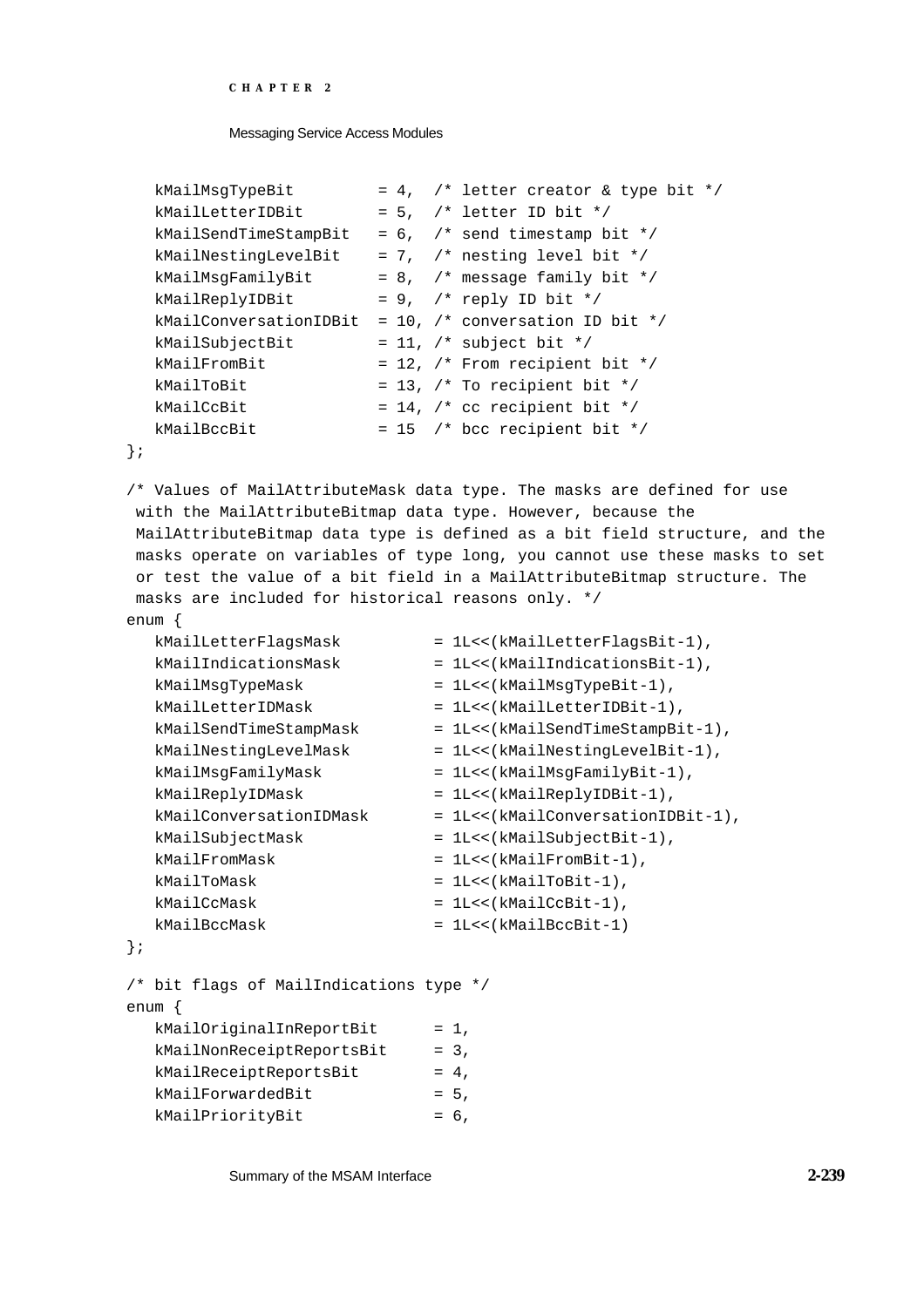```
   kMailMsgTypeBit         = 4,  /* letter creator & type bit */
   kMailLetterIDBit        = 5,  /* letter ID bit */
   kMailSendTimeStampBit   = 6,  /* send timestamp bit */
   kMailNestingLevelBit    = 7,  /* nesting level bit */
   kMailMsgFamilyBit       = 8,  /* message family bit */
   kMailReplyIDBit         = 9,  /* reply ID bit */
   kMailConversationIDBit  = 10, /* conversation ID bit */
   kMailSubjectBit         = 11, /* subject bit */
   kMailFromBit            = 12, /* From recipient bit */
   kMailToBit              = 13, /* To recipient bit */
   kMailCcBit              = 14, /* cc recipient bit */
   kMailBccBit             = 15  /* bcc recipient bit */
};

/* Values of MailAttributeMask data type. The masks are defined for use
 with the MailAttributeBitmap data type. However, because the
 MailAttributeBitmap data type is defined as a bit field structure, and the
 masks operate on variables of type long, you cannot use these masks to set
 or test the value of a bit field in a MailAttributeBitmap structure. The
 masks are included for historical reasons only. */
enum {
   kMailLetterFlagsMask          = 1L<<(kMailLetterFlagsBit-1),
   kMailIndicationsMask          = 1L<<(kMailIndicationsBit-1),
   kMailMsgTypeMask              = 1L<<(kMailMsgTypeBit-1),
   kMailLetterIDMask             = 1L<<(kMailLetterIDBit-1),
   kMailSendTimeStampMask        = 1L<<(kMailSendTimeStampBit-1),
   kMailNestingLevelMask         = 1L<<(kMailNestingLevelBit-1),
   kMailMsgFamilyMask            = 1L<<(kMailMsgFamilyBit-1),
   kMailReplyIDMask              = 1L<<(kMailReplyIDBit-1),
   kMailConversationIDMask       = 1L<<(kMailConversationIDBit-1),
   kMailSubjectMask              = 1L<<(kMailSubjectBit-1),
   kMailFromMask                 = 1L<<(kMailFromBit-1),
   kMailToMask                   = 1L<<(kMailToBit-1),
   kMailCcMask                   = 1L<<(kMailCcBit-1),
   kMailBccMask                  = 1L<<(kMailBccBit-1)
};

/* bit flags of MailIndications type */
enum {
   kMailOriginalInReportBit      = 1,
   kMailNonReceiptReportsBit     = 3,
   kMailReceiptReportsBit        = 4,
   kMailForwardedBit             = 5,
   kMailPriorityBit              = 6,
```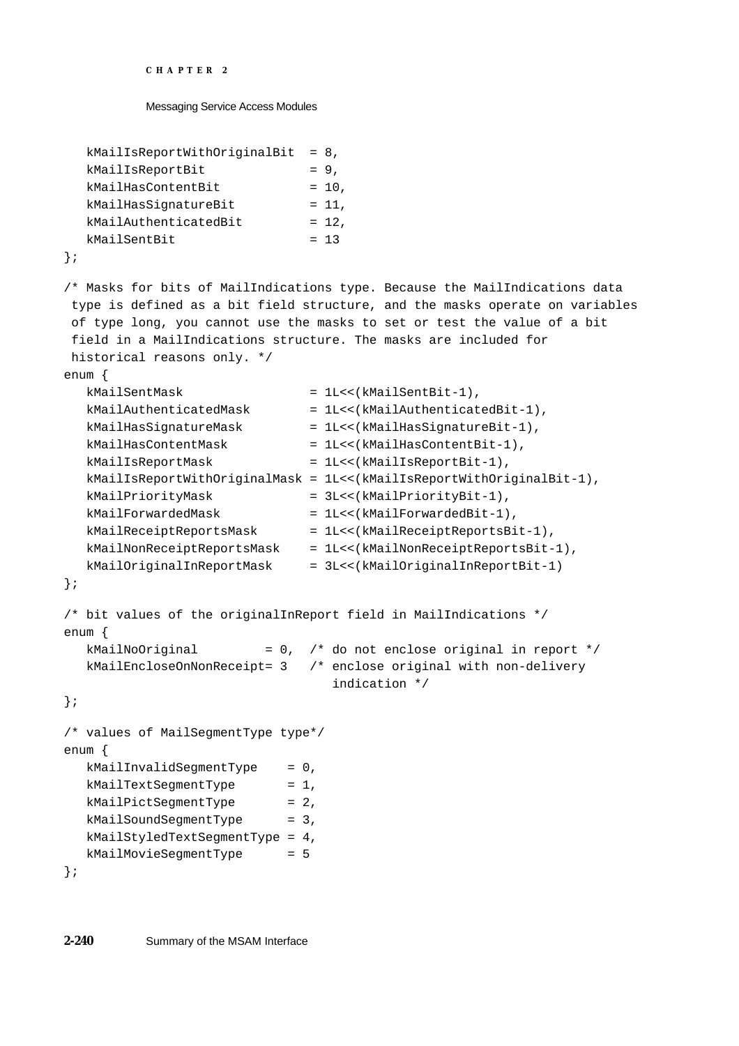```
   kMailIsReportWithOriginalBit  = 8,
   kMailIsReportBit              = 9,
   kMailHasContentBit            = 10,
   kMailHasSignatureBit          = 11,
   kMailAuthenticatedBit         = 12,
   kMailSentBit                  = 13
};

/* Masks for bits of MailIndications type. Because the MailIndications data
 type is defined as a bit field structure, and the masks operate on variables
 of type long, you cannot use the masks to set or test the value of a bit
 field in a MailIndications structure. The masks are included for
 historical reasons only. */
enum {
   kMailSentMask                 = 1L<<(kMailSentBit-1),
   kMailAuthenticatedMask        = 1L<<(kMailAuthenticatedBit-1),
   kMailHasSignatureMask         = 1L<<(kMailHasSignatureBit-1),
   kMailHasContentMask           = 1L<<(kMailHasContentBit-1),
   kMailIsReportMask             = 1L<<(kMailIsReportBit-1),
   kMailIsReportWithOriginalMask = 1L<<(kMailIsReportWithOriginalBit-1),
   kMailPriorityMask             = 3L<<(kMailPriorityBit-1),
   kMailForwardedMask            = 1L<<(kMailForwardedBit-1),
   kMailReceiptReportsMask       = 1L<<(kMailReceiptReportsBit-1),
   kMailNonReceiptReportsMask    = 1L<<(kMailNonReceiptReportsBit-1),
   kMailOriginalInReportMask     = 3L<<(kMailOriginalInReportBit-1)
};

/* bit values of the originalInReport field in MailIndications */
enum {
   kMailNoOriginal         = 0,  /* do not enclose original in report */
   kMailEncloseOnNonReceipt= 3   /* enclose original with non-delivery
                                    indication */
};

/* values of MailSegmentType type*/
enum {
   kMailInvalidSegmentType    = 0,
   kMailTextSegmentType       = 1,
   kMailPictSegmentType       = 2,
   kMailSoundSegmentType      = 3,
   kMailStyledTextSegmentType = 4,
   kMailMovieSegmentType      = 5
};
```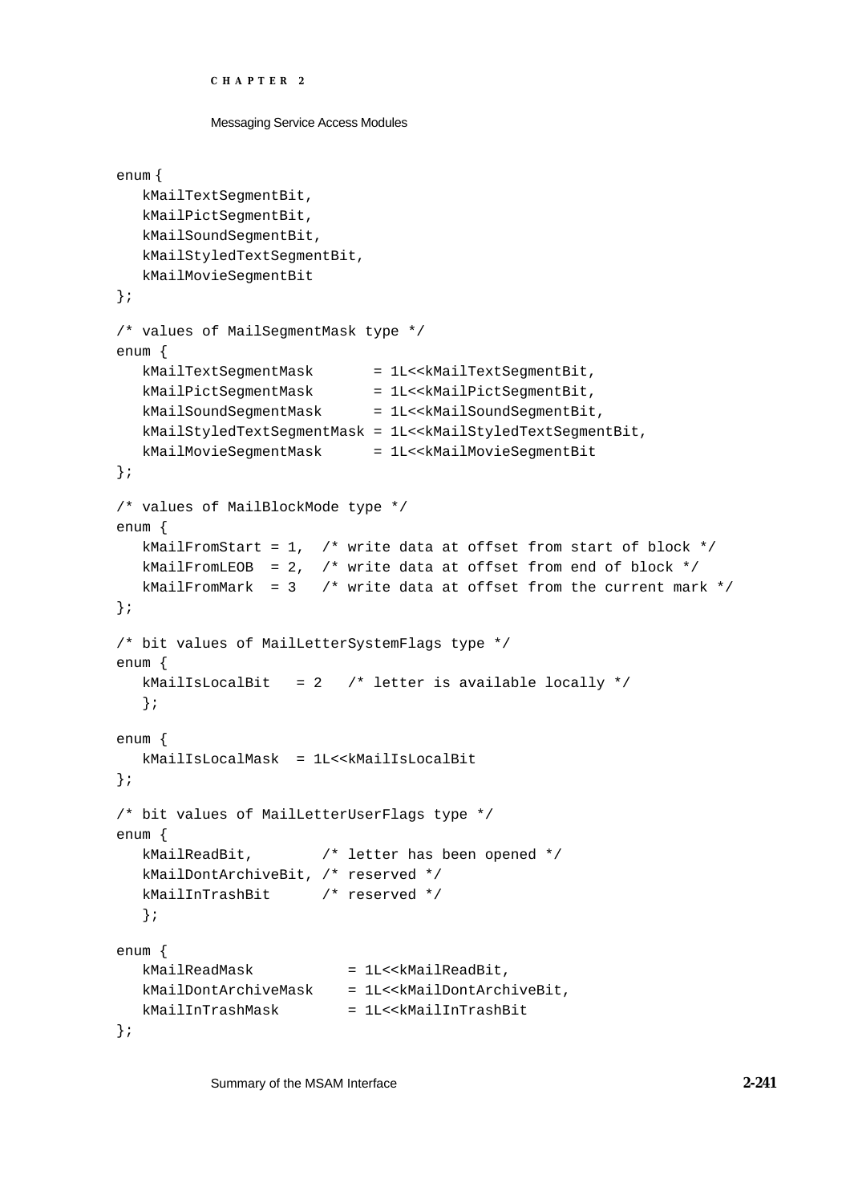```
enum {
   kMailTextSegmentBit,
   kMailPictSegmentBit,
   kMailSoundSegmentBit,
   kMailStyledTextSegmentBit,
   kMailMovieSegmentBit
};

/* values of MailSegmentMask type */
enum {
   kMailTextSegmentMask       = 1L<<kMailTextSegmentBit,
   kMailPictSegmentMask       = 1L<<kMailPictSegmentBit,
   kMailSoundSegmentMask      = 1L<<kMailSoundSegmentBit,
   kMailStyledTextSegmentMask = 1L<<kMailStyledTextSegmentBit,
   kMailMovieSegmentMask      = 1L<<kMailMovieSegmentBit
};

/* values of MailBlockMode type */
enum {
   kMailFromStart = 1,  /* write data at offset from start of block */
   kMailFromLEOB  = 2,  /* write data at offset from end of block */
   kMailFromMark  = 3   /* write data at offset from the current mark */
};

/* bit values of MailLetterSystemFlags type */
enum {
   kMailIsLocalBit   = 2   /* letter is available locally */
   };

enum {
   kMailIsLocalMask  = 1L<<kMailIsLocalBit
};

/* bit values of MailLetterUserFlags type */
enum {
   kMailReadBit,        /* letter has been opened */
   kMailDontArchiveBit, /* reserved */
   kMailInTrashBit      /* reserved */
   };

enum {
   kMailReadMask           = 1L<<kMailReadBit,
   kMailDontArchiveMask    = 1L<<kMailDontArchiveBit,
   kMailInTrashMask        = 1L<<kMailInTrashBit
};
```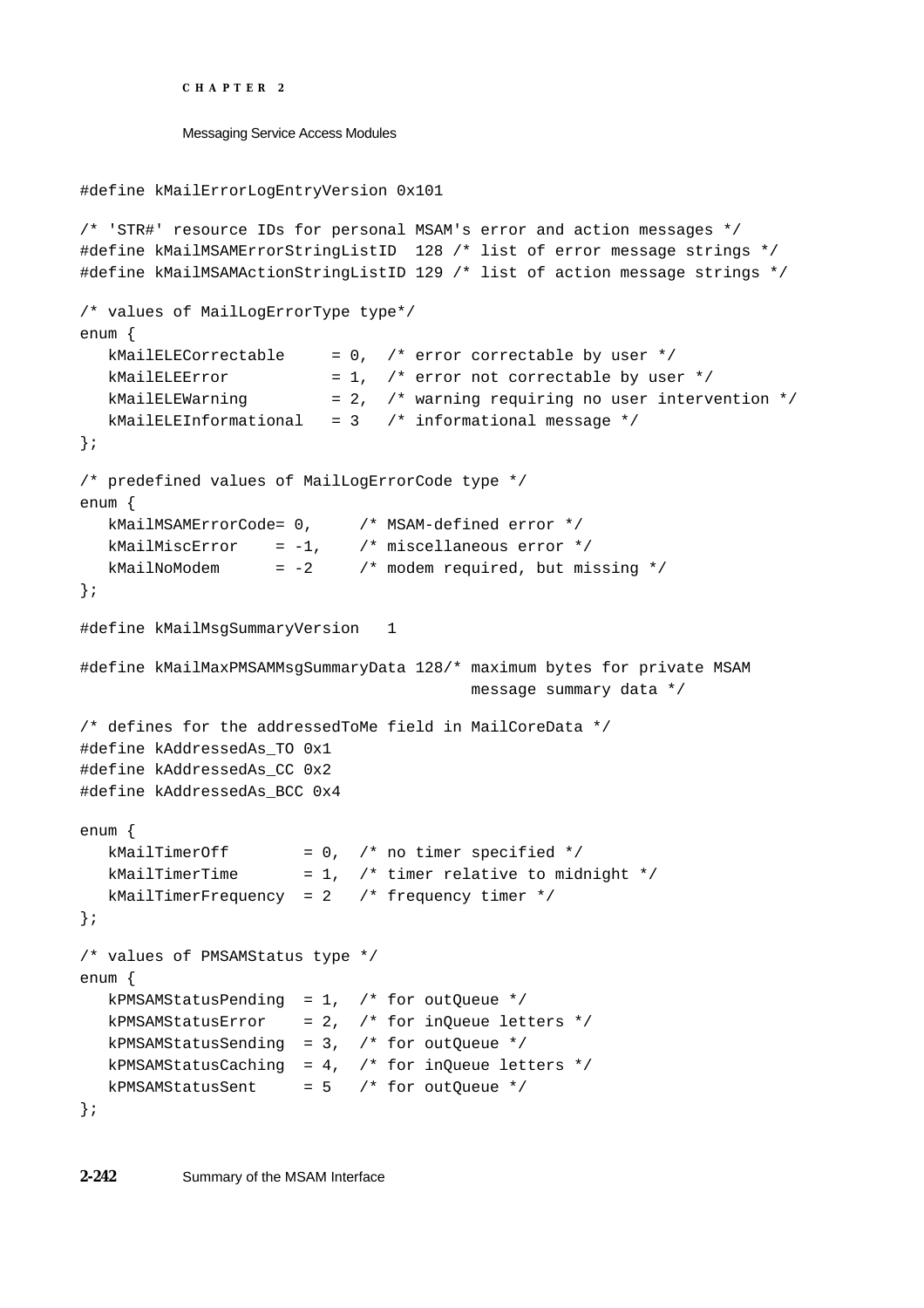```
#define kMailErrorLogEntryVersion 0x101

/* 'STR#' resource IDs for personal MSAM's error and action messages */
#define kMailMSAMErrorStringListID  128 /* list of error message strings */
#define kMailMSAMActionStringListID 129 /* list of action message strings */

/* values of MailLogErrorType type*/
enum {
   kMailELECorrectable     = 0,  /* error correctable by user */
   kMailELEError           = 1,  /* error not correctable by user */
   kMailELEWarning         = 2,  /* warning requiring no user intervention */
   kMailELEInformational   = 3   /* informational message */
};

/* predefined values of MailLogErrorCode type */
enum {
   kMailMSAMErrorCode= 0,     /* MSAM-defined error */
   kMailMiscError    = -1,    /* miscellaneous error */
   kMailNoModem      = -2     /* modem required, but missing */
};

#define kMailMsgSummaryVersion   1

#define kMailMaxPMSAMMsgSummaryData 128/* maximum bytes for private MSAM
                                          message summary data */

/* defines for the addressedToMe field in MailCoreData */
#define kAddressedAs_TO 0x1
#define kAddressedAs_CC 0x2
#define kAddressedAs_BCC 0x4

enum {
   kMailTimerOff        = 0,  /* no timer specified */
   kMailTimerTime       = 1,  /* timer relative to midnight */
   kMailTimerFrequency  = 2   /* frequency timer */
};

/* values of PMSAMStatus type */
enum {
   kPMSAMStatusPending  = 1,  /* for outQueue */
   kPMSAMStatusError    = 2,  /* for inQueue letters */
   kPMSAMStatusSending  = 3,  /* for outQueue */
   kPMSAMStatusCaching  = 4,  /* for inQueue letters */
   kPMSAMStatusSent     = 5   /* for outQueue */
};
```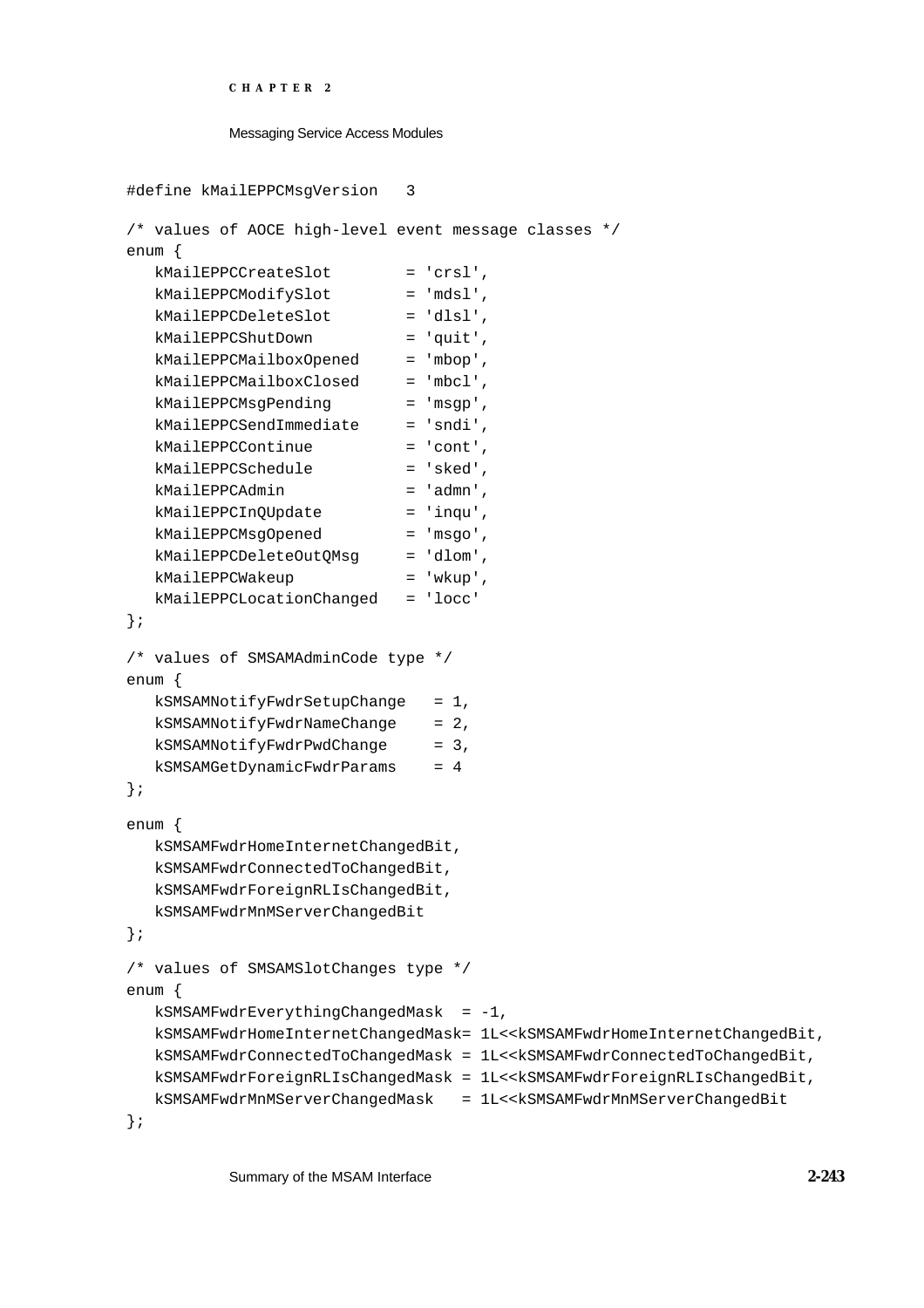```
#define kMailEPPCMsgVersion   3

/* values of AOCE high-level event message classes */
enum {
   kMailEPPCCreateSlot        = 'crsl',
   kMailEPPCModifySlot        = 'mdsl',
   kMailEPPCDeleteSlot        = 'dlsl',
   kMailEPPCShutDown          = 'quit',
   kMailEPPCMailboxOpened     = 'mbop',
   kMailEPPCMailboxClosed     = 'mbcl',
   kMailEPPCMsgPending        = 'msgp',
   kMailEPPCSendImmediate     = 'sndi',
   kMailEPPCContinue          = 'cont',
   kMailEPPCSchedule          = 'sked',
   kMailEPPCAdmin             = 'admn',
   kMailEPPCInQUpdate         = 'inqu',
   kMailEPPCMsgOpened         = 'msgo',
   kMailEPPCDeleteOutQMsg     = 'dlom',
   kMailEPPCWakeup            = 'wkup',
   kMailEPPCLocationChanged   = 'locc'
};

/* values of SMSAMAdminCode type */
enum {
   kSMSAMNotifyFwdrSetupChange   = 1,
   kSMSAMNotifyFwdrNameChange    = 2,
   kSMSAMNotifyFwdrPwdChange     = 3,
   kSMSAMGetDynamicFwdrParams    = 4
};

enum {
   kSMSAMFwdrHomeInternetChangedBit,
   kSMSAMFwdrConnectedToChangedBit,
   kSMSAMFwdrForeignRLIsChangedBit,
   kSMSAMFwdrMnMServerChangedBit
};

/* values of SMSAMSlotChanges type */
enum {
   kSMSAMFwdrEverythingChangedMask  = -1,
   kSMSAMFwdrHomeInternetChangedMask= 1L<<kSMSAMFwdrHomeInternetChangedBit,
   kSMSAMFwdrConnectedToChangedMask = 1L<<kSMSAMFwdrConnectedToChangedBit,
   kSMSAMFwdrForeignRLIsChangedMask = 1L<<kSMSAMFwdrForeignRLIsChangedBit,
   kSMSAMFwdrMnMServerChangedMask   = 1L<<kSMSAMFwdrMnMServerChangedBit
};
```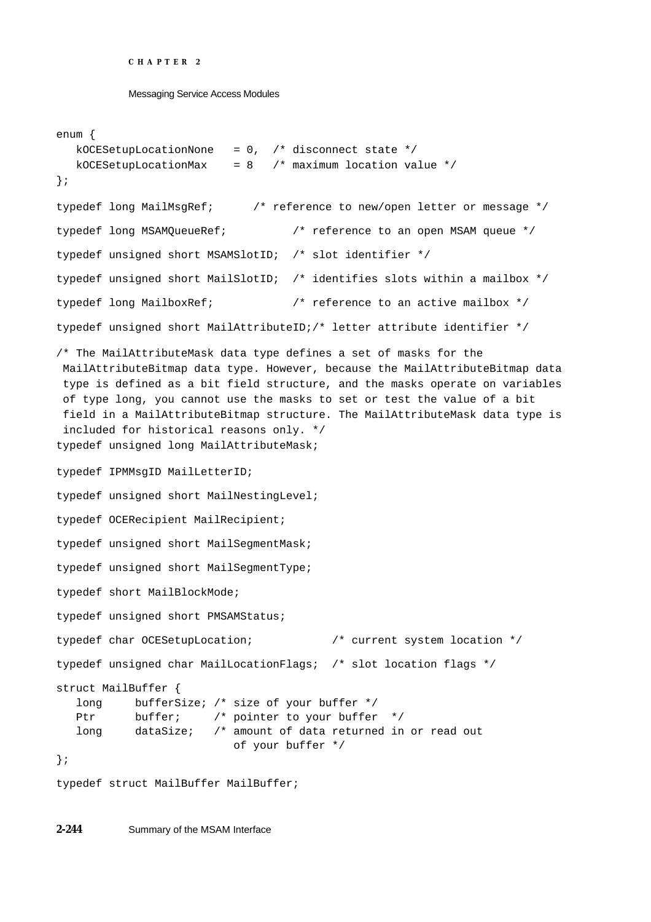```
enum {
   kOCESetupLocationNone   = 0,  /* disconnect state */
   kOCESetupLocationMax    = 8   /* maximum location value */
};

typedef long MailMsgRef;      /* reference to new/open letter or message */

typedef long MSAMQueueRef;          /* reference to an open MSAM queue */

typedef unsigned short MSAMSlotID;  /* slot identifier */

typedef unsigned short MailSlotID;  /* identifies slots within a mailbox */

typedef long MailboxRef;            /* reference to an active mailbox */

typedef unsigned short MailAttributeID;/* letter attribute identifier */

/* The MailAttributeMask data type defines a set of masks for the
 MailAttributeBitmap data type. However, because the MailAttributeBitmap data
 type is defined as a bit field structure, and the masks operate on variables
 of type long, you cannot use the masks to set or test the value of a bit
 field in a MailAttributeBitmap structure. The MailAttributeMask data type is
 included for historical reasons only. */
typedef unsigned long MailAttributeMask;

typedef IPMMsgID MailLetterID;

typedef unsigned short MailNestingLevel;

typedef OCERecipient MailRecipient;

typedef unsigned short MailSegmentMask;

typedef unsigned short MailSegmentType;

typedef short MailBlockMode;

typedef unsigned short PMSAMStatus;

typedef char OCESetupLocation;            /* current system location */

typedef unsigned char MailLocationFlags;  /* slot location flags */

struct MailBuffer {
   long     bufferSize; /* size of your buffer */
   Ptr      buffer;     /* pointer to your buffer  */
   long     dataSize;   /* amount of data returned in or read out
                           of your buffer */
};

typedef struct MailBuffer MailBuffer;
```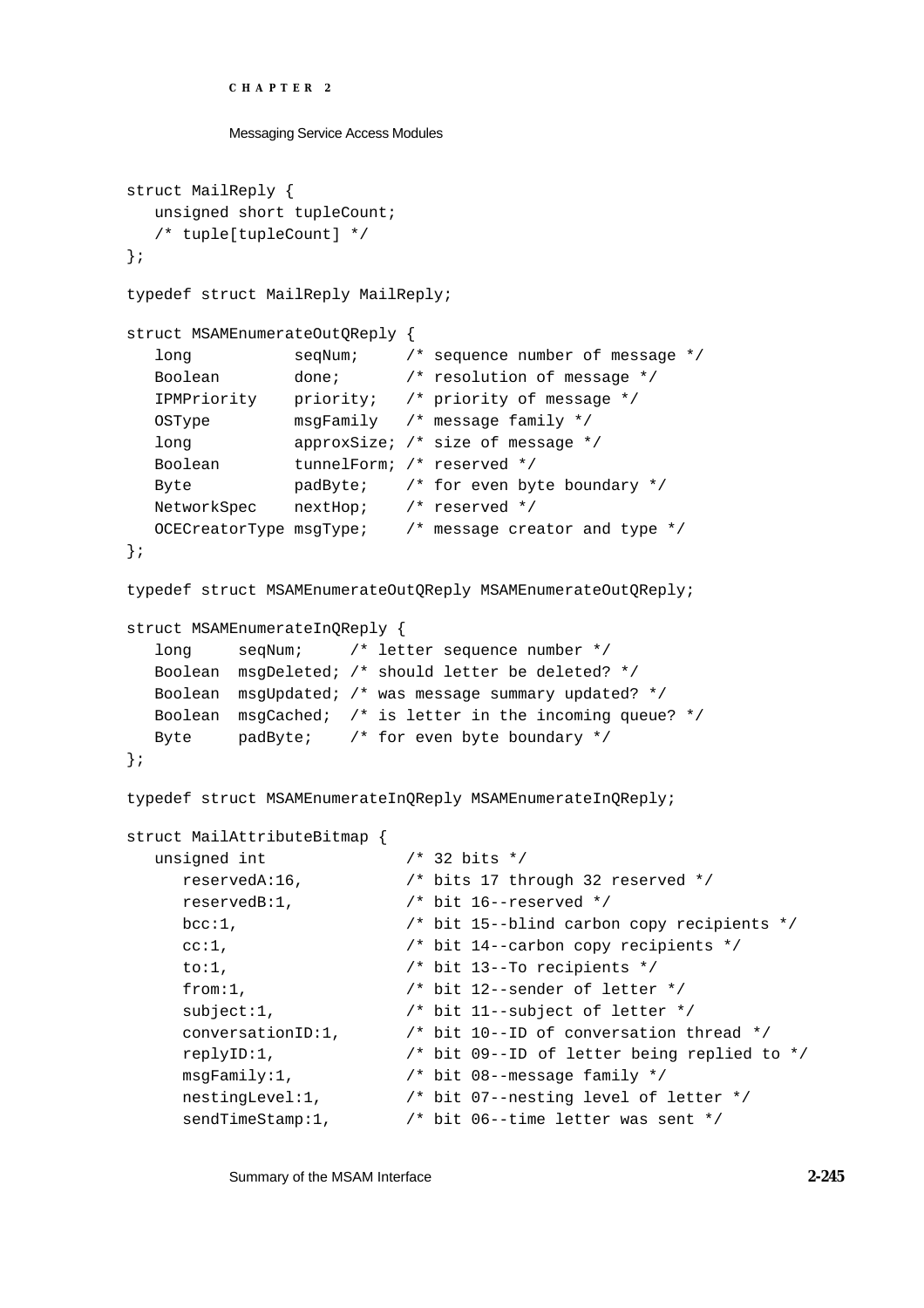```
struct MailReply {
   unsigned short tupleCount;
   /* tuple[tupleCount] */
};

typedef struct MailReply MailReply;

struct MSAMEnumerateOutQReply {
   long          seqNum;     /* sequence number of message */
   Boolean       done;       /* resolution of message */
   IPMPriority   priority;   /* priority of message */
   OSType        msgFamily   /* message family */
   long          approxSize; /* size of message */
   Boolean       tunnelForm; /* reserved */
   Byte          padByte;    /* for even byte boundary */
   NetworkSpec   nextHop;    /* reserved */
   OCECreatorType msgType;   /* message creator and type */
};

typedef struct MSAMEnumerateOutQReply MSAMEnumerateOutQReply;

struct MSAMEnumerateInQReply {
   long     seqNum;     /* letter sequence number */
   Boolean  msgDeleted; /* should letter be deleted? */
   Boolean  msgUpdated; /* was message summary updated? */
   Boolean  msgCached;  /* is letter in the incoming queue? */
   Byte     padByte;    /* for even byte boundary */
};

typedef struct MSAMEnumerateInQReply MSAMEnumerateInQReply;

struct MailAttributeBitmap {
   unsigned int             /* 32 bits */
      reservedA:16,         /* bits 17 through 32 reserved */
      reservedB:1,          /* bit 16--reserved */
      bcc:1,                /* bit 15--blind carbon copy recipients */
      cc:1,                 /* bit 14--carbon copy recipients */
      to:1,                 /* bit 13--To recipients */
      from:1,               /* bit 12--sender of letter */
      subject:1,            /* bit 11--subject of letter */
      conversationID:1,     /* bit 10--ID of conversation thread */
      replyID:1,            /* bit 09--ID of letter being replied to */
      msgFamily:1,          /* bit 08--message family */
      nestingLevel:1,       /* bit 07--nesting level of letter */
      sendTimeStamp:1,      /* bit 06--time letter was sent */
```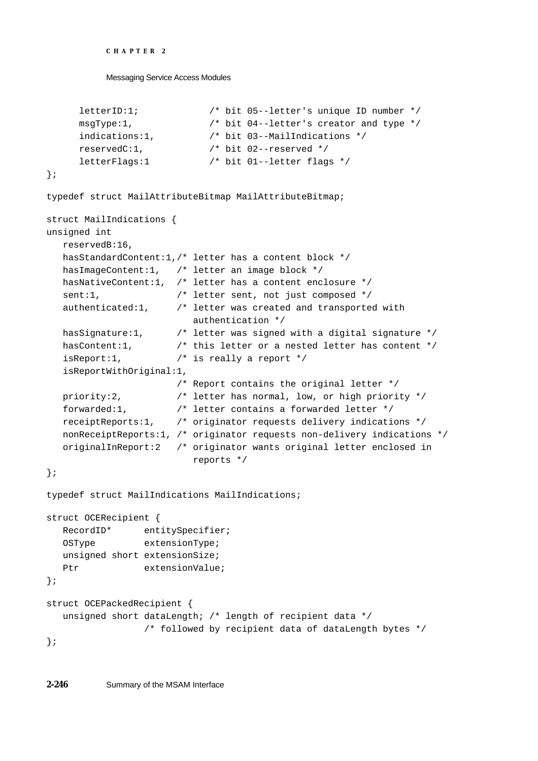```
      letterID:1;             /* bit 05--letter's unique ID number */
      msgType:1,              /* bit 04--letter's creator and type */
      indications:1,          /* bit 03--MailIndications */
      reservedC:1,            /* bit 02--reserved */
      letterFlags:1           /* bit 01--letter flags */
};

typedef struct MailAttributeBitmap MailAttributeBitmap;

struct MailIndications {
unsigned int
   reservedB:16,
   hasStandardContent:1,/* letter has a content block */
   hasImageContent:1,   /* letter an image block */
   hasNativeContent:1,  /* letter has a content enclosure */
   sent:1,              /* letter sent, not just composed */
   authenticated:1,     /* letter was created and transported with
                           authentication */
   hasSignature:1,      /* letter was signed with a digital signature */
   hasContent:1,        /* this letter or a nested letter has content */
   isReport:1,          /* is really a report */
   isReportWithOriginal:1,
                        /* Report contains the original letter */
   priority:2,          /* letter has normal, low, or high priority */
   forwarded:1,         /* letter contains a forwarded letter */
   receiptReports:1,    /* originator requests delivery indications */
   nonReceiptReports:1, /* originator requests non-delivery indications */
   originalInReport:2   /* originator wants original letter enclosed in
                           reports */
};

typedef struct MailIndications MailIndications;

struct OCERecipient {
   RecordID*      entitySpecifier;
   OSType         extensionType;
   unsigned short extensionSize;
   Ptr            extensionValue;
};

struct OCEPackedRecipient {
   unsigned short dataLength; /* length of recipient data */
                  /* followed by recipient data of dataLength bytes */
};
```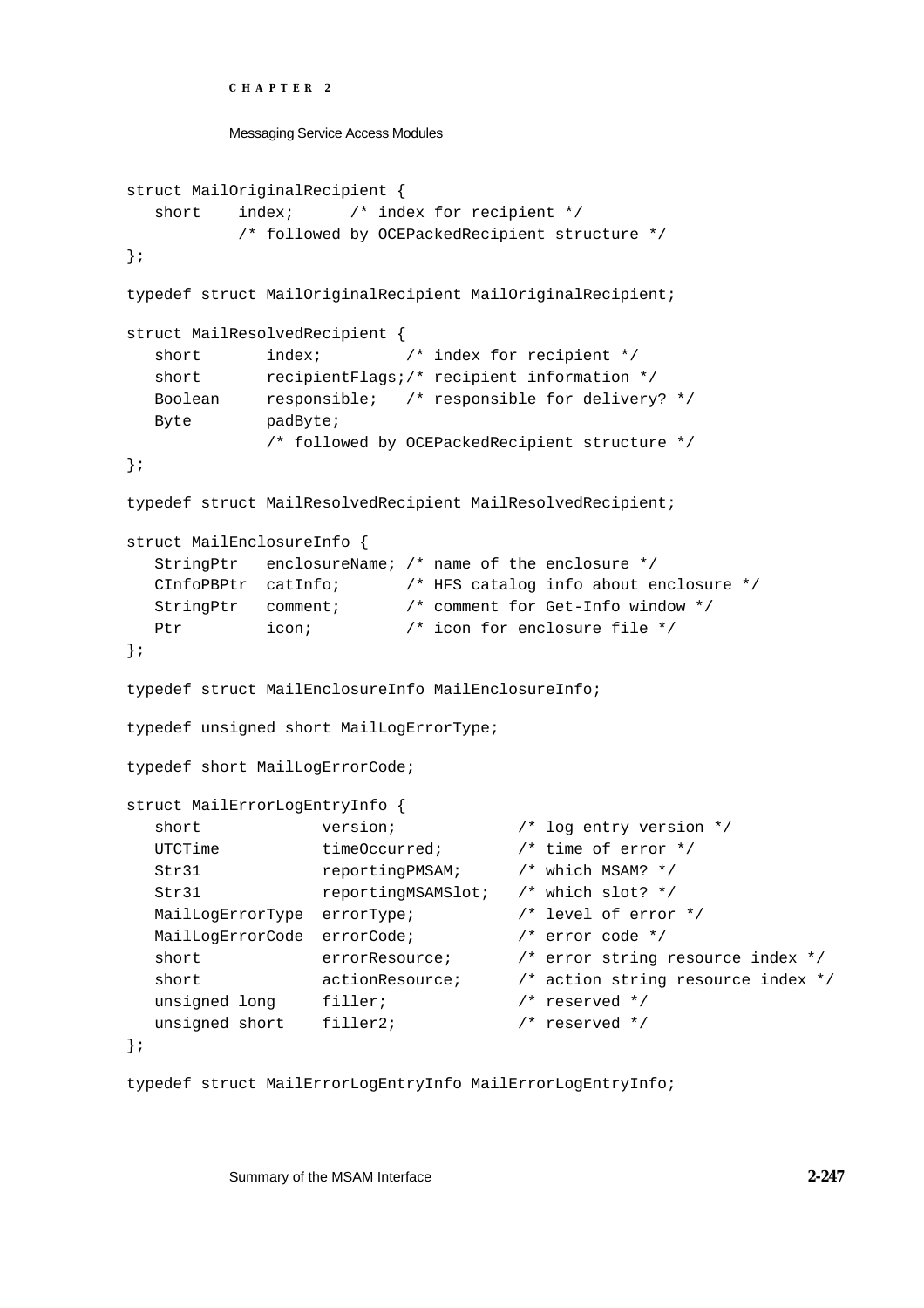```
struct MailOriginalRecipient {
   short    index;      /* index for recipient */
            /* followed by OCEPackedRecipient structure */
};

typedef struct MailOriginalRecipient MailOriginalRecipient;

struct MailResolvedRecipient {
   short       index;         /* index for recipient */
   short       recipientFlags;/* recipient information */
   Boolean     responsible;   /* responsible for delivery? */
   Byte        padByte;
               /* followed by OCEPackedRecipient structure */
};

typedef struct MailResolvedRecipient MailResolvedRecipient;

struct MailEnclosureInfo {
   StringPtr   enclosureName; /* name of the enclosure */
   CInfoPBPtr  catInfo;       /* HFS catalog info about enclosure */
   StringPtr   comment;       /* comment for Get-Info window */
   Ptr         icon;          /* icon for enclosure file */
};

typedef struct MailEnclosureInfo MailEnclosureInfo;

typedef unsigned short MailLogErrorType;

typedef short MailLogErrorCode;

struct MailErrorLogEntryInfo {
   short            version;            /* log entry version */
   UTCTime          timeOccurred;       /* time of error */
   Str31            reportingPMSAM;     /* which MSAM? */
   Str31            reportingMSAMSlot;  /* which slot? */
   MailLogErrorType errorType;          /* level of error */
   MailLogErrorCode errorCode;          /* error code */
   short            errorResource;      /* error string resource index */
   short            actionResource;     /* action string resource index */
   unsigned long    filler;             /* reserved */
   unsigned short   filler2;            /* reserved */
};

typedef struct MailErrorLogEntryInfo MailErrorLogEntryInfo;
```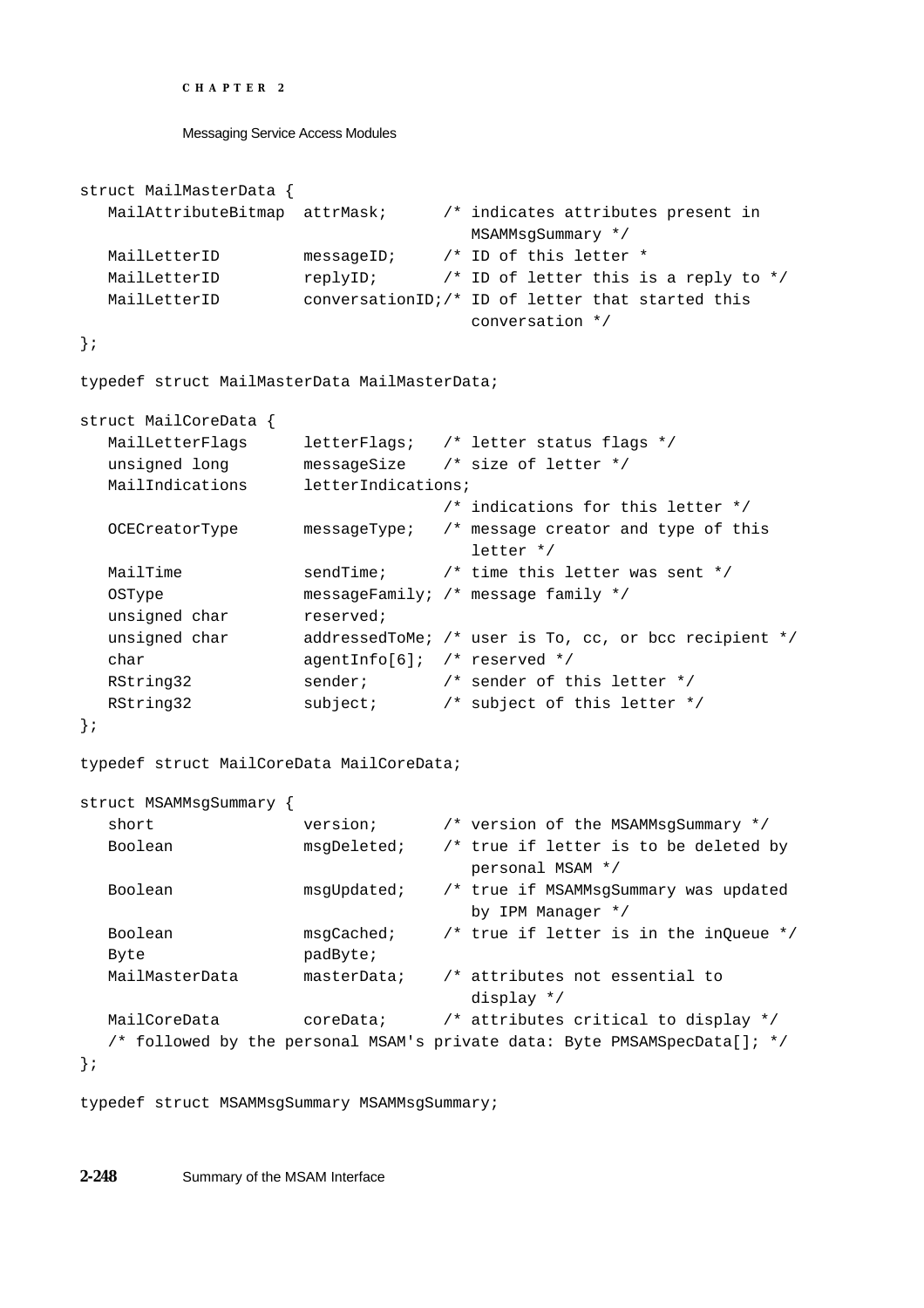```
struct MailMasterData {
   MailAttributeBitmap  attrMask;      /* indicates attributes present in
                                          MSAMMsgSummary */
   MailLetterID         messageID;     /* ID of this letter *
   MailLetterID         replyID;       /* ID of letter this is a reply to */
   MailLetterID         conversationID;/* ID of letter that started this
                                          conversation */
};

typedef struct MailMasterData MailMasterData;

struct MailCoreData {
   MailLetterFlags      letterFlags;   /* letter status flags */
   unsigned long        messageSize    /* size of letter */
   MailIndications      letterIndications;
                                       /* indications for this letter */
   OCECreatorType       messageType;   /* message creator and type of this
                                          letter */
   MailTime             sendTime;      /* time this letter was sent */
   OSType               messageFamily; /* message family */
   unsigned char        reserved;
   unsigned char        addressedToMe; /* user is To, cc, or bcc recipient */
   char                 agentInfo[6];  /* reserved */
   RString32            sender;        /* sender of this letter */
   RString32            subject;       /* subject of this letter */
};

typedef struct MailCoreData MailCoreData;

struct MSAMMsgSummary {
   short                version;       /* version of the MSAMMsgSummary */
   Boolean              msgDeleted;    /* true if letter is to be deleted by
                                          personal MSAM */
   Boolean              msgUpdated;    /* true if MSAMMsgSummary was updated
                                          by IPM Manager */
   Boolean              msgCached;     /* true if letter is in the inQueue */
   Byte                 padByte;
   MailMasterData       masterData;    /* attributes not essential to
                                          display */
   MailCoreData         coreData;      /* attributes critical to display */
   /* followed by the personal MSAM's private data: Byte PMSAMSpecData[]; */
};

typedef struct MSAMMsgSummary MSAMMsgSummary;
```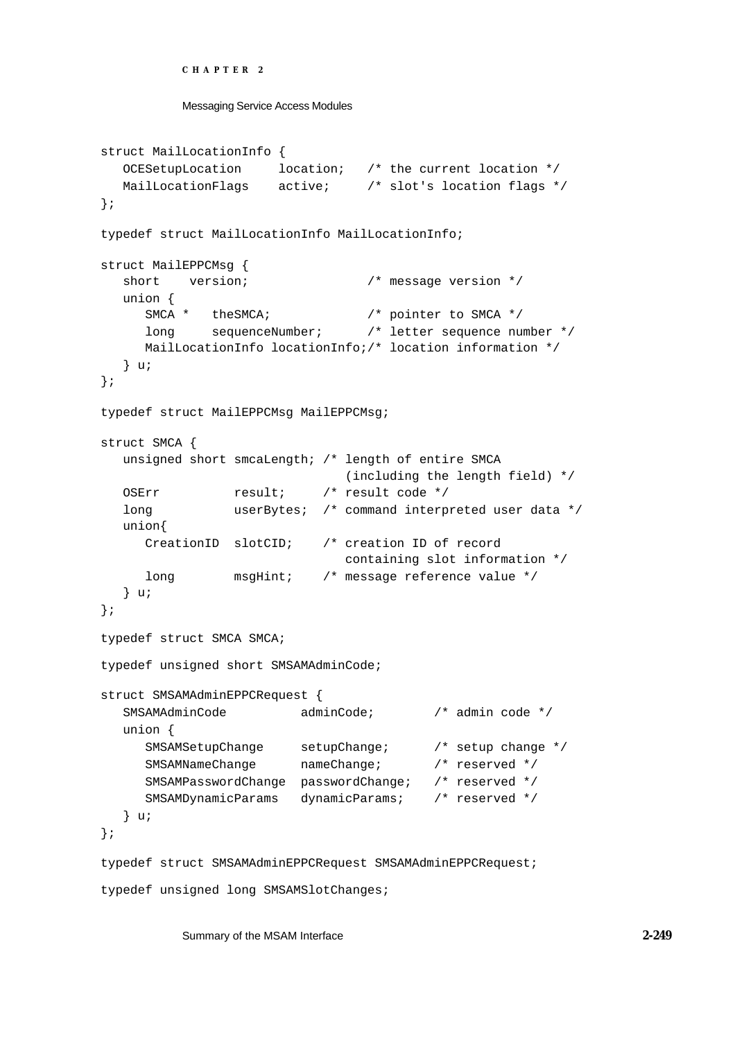```
struct MailLocationInfo {
   OCESetupLocation     location;   /* the current location */
   MailLocationFlags    active;     /* slot's location flags */
};

typedef struct MailLocationInfo MailLocationInfo;

struct MailEPPCMsg {
   short    version;                /* message version */
   union {
      SMCA *   theSMCA;             /* pointer to SMCA */
      long     sequenceNumber;      /* letter sequence number */
      MailLocationInfo locationInfo;/* location information */
   } u;
};

typedef struct MailEPPCMsg MailEPPCMsg;

struct SMCA {
   unsigned short smcaLength; /* length of entire SMCA
                                 (including the length field) */
   OSErr          result;     /* result code */
   long           userBytes;  /* command interpreted user data */
   union{
      CreationID  slotCID;    /* creation ID of record
                                 containing slot information */
      long        msgHint;    /* message reference value */
   } u;
};

typedef struct SMCA SMCA;

typedef unsigned short SMSAMAdminCode;

struct SMSAMAdminEPPCRequest {
   SMSAMAdminCode          adminCode;        /* admin code */
   union {
      SMSAMSetupChange     setupChange;      /* setup change */
      SMSAMNameChange      nameChange;       /* reserved */
      SMSAMPasswordChange  passwordChange;   /* reserved */
      SMSAMDynamicParams   dynamicParams;    /* reserved */
   } u;
};

typedef struct SMSAMAdminEPPCRequest SMSAMAdminEPPCRequest;

typedef unsigned long SMSAMSlotChanges;
```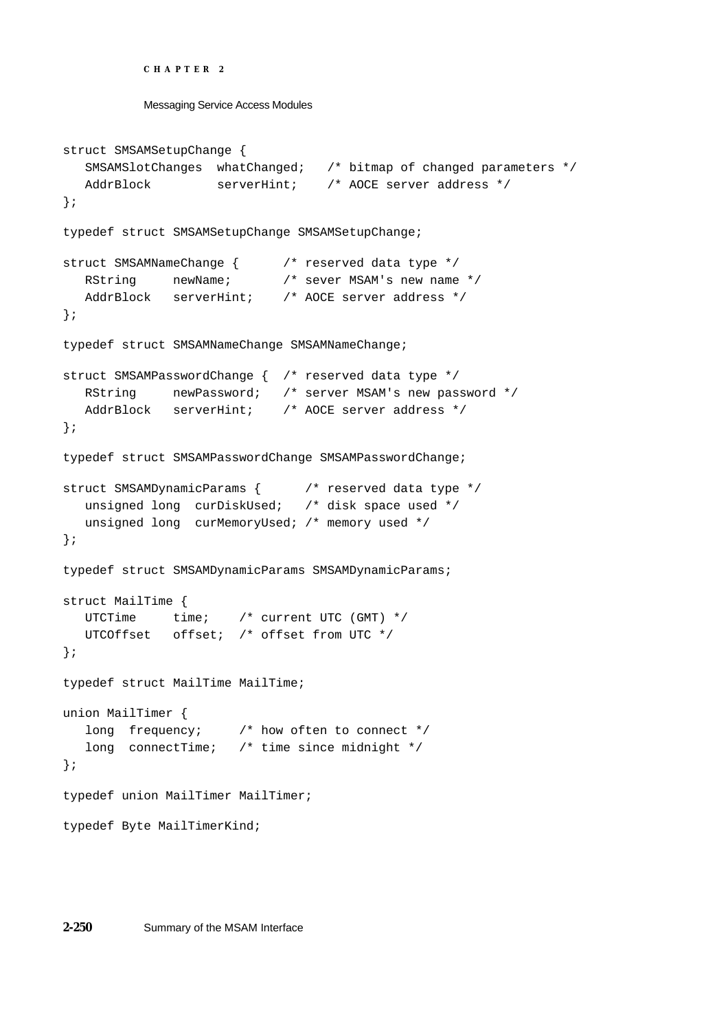```
struct SMSAMSetupChange {
   SMSAMSlotChanges  whatChanged;   /* bitmap of changed parameters */
   AddrBlock         serverHint;    /* AOCE server address */
};

typedef struct SMSAMSetupChange SMSAMSetupChange;

struct SMSAMNameChange {      /* reserved data type */
   RString     newName;       /* sever MSAM's new name */
   AddrBlock   serverHint;    /* AOCE server address */
};

typedef struct SMSAMNameChange SMSAMNameChange;

struct SMSAMPasswordChange {  /* reserved data type */
   RString     newPassword;   /* server MSAM's new password */
   AddrBlock   serverHint;    /* AOCE server address */
};

typedef struct SMSAMPasswordChange SMSAMPasswordChange;

struct SMSAMDynamicParams {      /* reserved data type */
   unsigned long  curDiskUsed;   /* disk space used */
   unsigned long  curMemoryUsed; /* memory used */
};

typedef struct SMSAMDynamicParams SMSAMDynamicParams;

struct MailTime {
   UTCTime     time;    /* current UTC (GMT) */
   UTCOffset   offset;  /* offset from UTC */
};

typedef struct MailTime MailTime;

union MailTimer {
   long  frequency;     /* how often to connect */
   long  connectTime;   /* time since midnight */
};

typedef union MailTimer MailTimer;

typedef Byte MailTimerKind;
```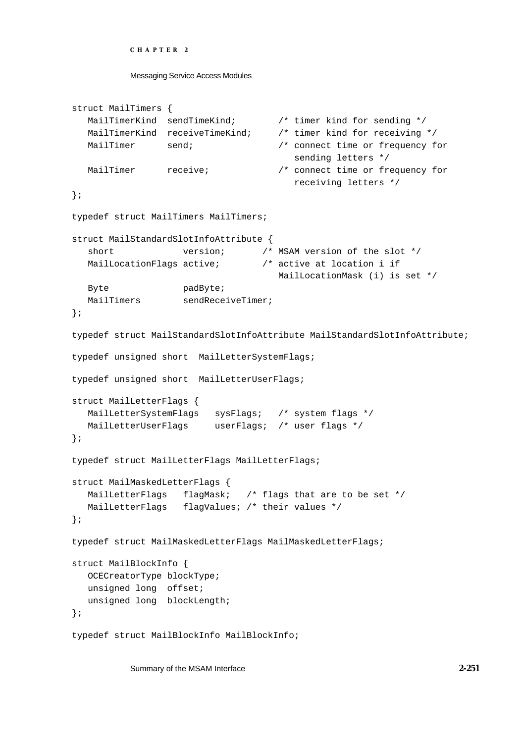```
struct MailTimers {
   MailTimerKind  sendTimeKind;        /* timer kind for sending */
   MailTimerKind  receiveTimeKind;     /* timer kind for receiving */
   MailTimer      send;                /* connect time or frequency for
                                          sending letters */
   MailTimer      receive;             /* connect time or frequency for
                                          receiving letters */
};

typedef struct MailTimers MailTimers;

struct MailStandardSlotInfoAttribute {
   short             version;       /* MSAM version of the slot */
   MailLocationFlags active;        /* active at location i if
                                       MailLocationMask (i) is set */
   Byte              padByte;
   MailTimers        sendReceiveTimer;
};

typedef struct MailStandardSlotInfoAttribute MailStandardSlotInfoAttribute;

typedef unsigned short  MailLetterSystemFlags;

typedef unsigned short  MailLetterUserFlags;

struct MailLetterFlags {
   MailLetterSystemFlags   sysFlags;   /* system flags */
   MailLetterUserFlags     userFlags;  /* user flags */
};

typedef struct MailLetterFlags MailLetterFlags;

struct MailMaskedLetterFlags {
   MailLetterFlags   flagMask;   /* flags that are to be set */
   MailLetterFlags   flagValues; /* their values */
};

typedef struct MailMaskedLetterFlags MailMaskedLetterFlags;

struct MailBlockInfo {
   OCECreatorType blockType;
   unsigned long  offset;
   unsigned long  blockLength;
};

typedef struct MailBlockInfo MailBlockInfo;
```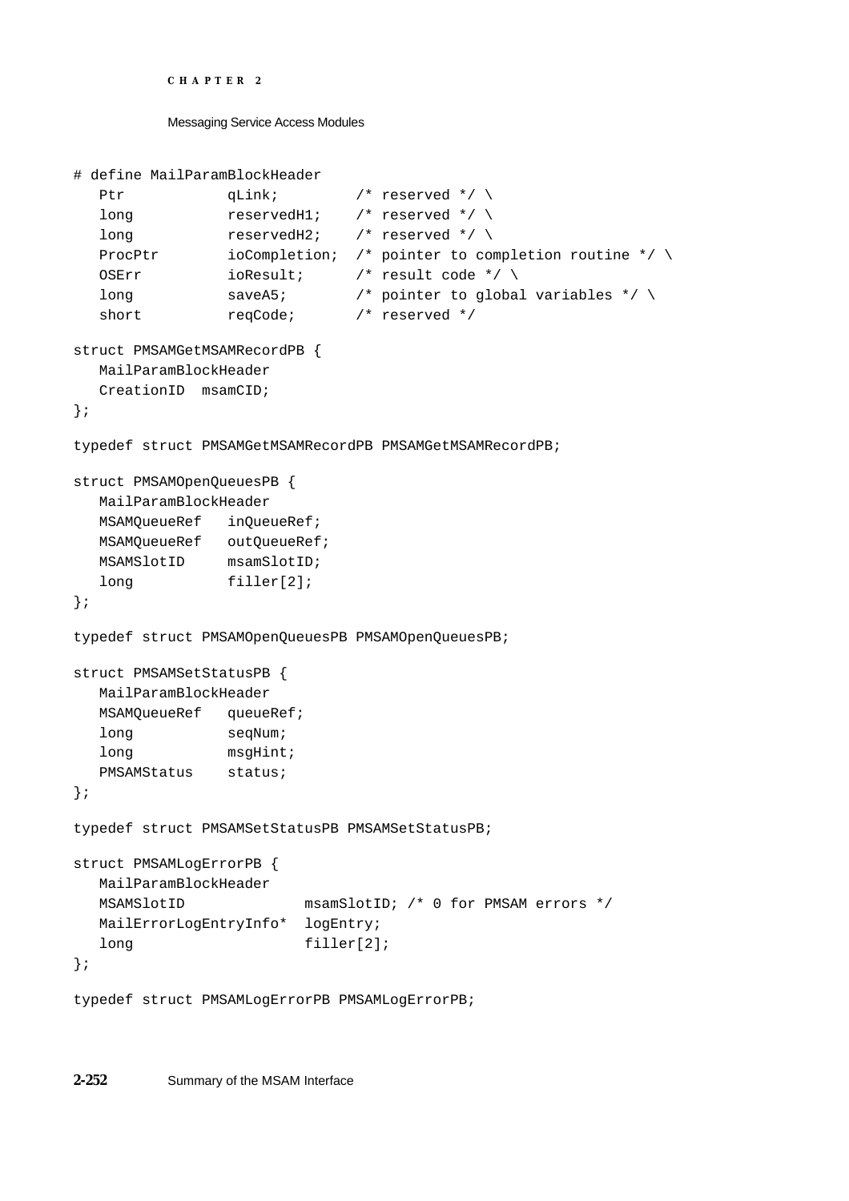```
# define MailParamBlockHeader
   Ptr            qLink;         /* reserved */ \
   long           reservedH1;    /* reserved */ \
   long           reservedH2;    /* reserved */ \
   ProcPtr        ioCompletion;  /* pointer to completion routine */ \
   OSErr          ioResult;      /* result code */ \
   long           saveA5;        /* pointer to global variables */ \
   short          reqCode;       /* reserved */

struct PMSAMGetMSAMRecordPB {
   MailParamBlockHeader
   CreationID  msamCID;
};

typedef struct PMSAMGetMSAMRecordPB PMSAMGetMSAMRecordPB;

struct PMSAMOpenQueuesPB {
   MailParamBlockHeader
   MSAMQueueRef   inQueueRef;
   MSAMQueueRef   outQueueRef;
   MSAMSlotID     msamSlotID;
   long           filler[2];
};

typedef struct PMSAMOpenQueuesPB PMSAMOpenQueuesPB;

struct PMSAMSetStatusPB {
   MailParamBlockHeader
   MSAMQueueRef   queueRef;
   long           seqNum;
   long           msgHint;
   PMSAMStatus    status;
};

typedef struct PMSAMSetStatusPB PMSAMSetStatusPB;

struct PMSAMLogErrorPB {
   MailParamBlockHeader
   MSAMSlotID             msamSlotID; /* 0 for PMSAM errors */
   MailErrorLogEntryInfo*  logEntry;
   long                   filler[2];
};

typedef struct PMSAMLogErrorPB PMSAMLogErrorPB;
```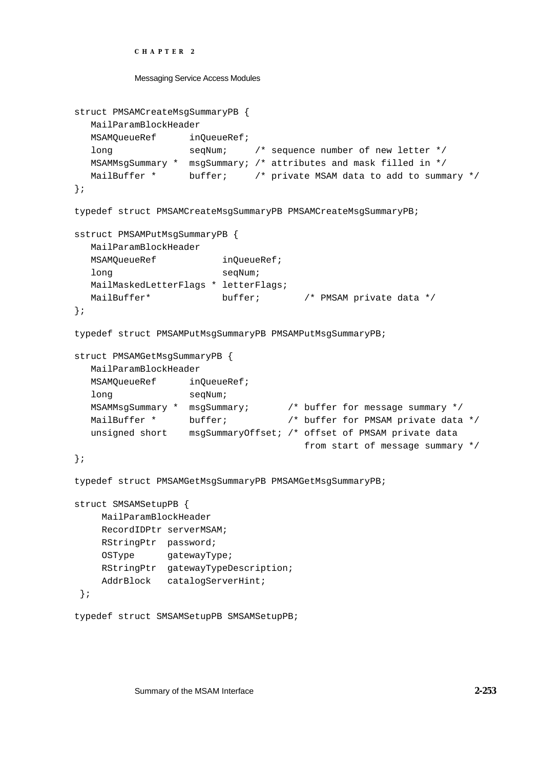```
struct PMSAMCreateMsgSummaryPB {
   MailParamBlockHeader
   MSAMQueueRef      inQueueRef;
   long              seqNum;     /* sequence number of new letter */
   MSAMMsgSummary *  msgSummary; /* attributes and mask filled in */
   MailBuffer *      buffer;     /* private MSAM data to add to summary */
};

typedef struct PMSAMCreateMsgSummaryPB PMSAMCreateMsgSummaryPB;

sstruct PMSAMPutMsgSummaryPB {
   MailParamBlockHeader
   MSAMQueueRef            inQueueRef;
   long                    seqNum;
   MailMaskedLetterFlags * letterFlags;
   MailBuffer*             buffer;        /* PMSAM private data */
};

typedef struct PMSAMPutMsgSummaryPB PMSAMPutMsgSummaryPB;

struct PMSAMGetMsgSummaryPB {
   MailParamBlockHeader
   MSAMQueueRef      inQueueRef;
   long              seqNum;
   MSAMMsgSummary *  msgSummary;       /* buffer for message summary */
   MailBuffer *      buffer;           /* buffer for PMSAM private data */
   unsigned short    msgSummaryOffset; /* offset of PMSAM private data
                                          from start of message summary */
};

typedef struct PMSAMGetMsgSummaryPB PMSAMGetMsgSummaryPB;

struct SMSAMSetupPB {
     MailParamBlockHeader
     RecordIDPtr serverMSAM;
     RStringPtr  password;
     OSType      gatewayType;
     RStringPtr  gatewayTypeDescription;
     AddrBlock   catalogServerHint;
 };

typedef struct SMSAMSetupPB SMSAMSetupPB;
```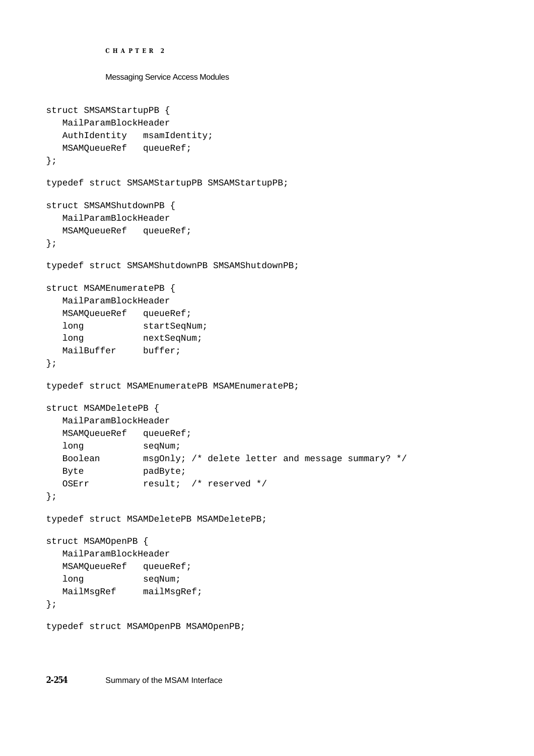```
struct SMSAMStartupPB {
   MailParamBlockHeader
   AuthIdentity   msamIdentity;
   MSAMQueueRef   queueRef;
};

typedef struct SMSAMStartupPB SMSAMStartupPB;

struct SMSAMShutdownPB {
   MailParamBlockHeader
   MSAMQueueRef   queueRef;
};

typedef struct SMSAMShutdownPB SMSAMShutdownPB;

struct MSAMEnumeratePB {
   MailParamBlockHeader
   MSAMQueueRef   queueRef;
   long           startSeqNum;
   long           nextSeqNum;
   MailBuffer     buffer;
};

typedef struct MSAMEnumeratePB MSAMEnumeratePB;

struct MSAMDeletePB {
   MailParamBlockHeader
   MSAMQueueRef   queueRef;
   long           seqNum;
   Boolean        msgOnly; /* delete letter and message summary? */
   Byte           padByte;
   OSErr          result;  /* reserved */
};

typedef struct MSAMDeletePB MSAMDeletePB;

struct MSAMOpenPB {
   MailParamBlockHeader
   MSAMQueueRef   queueRef;
   long           seqNum;
   MailMsgRef     mailMsgRef;
};

typedef struct MSAMOpenPB MSAMOpenPB;
```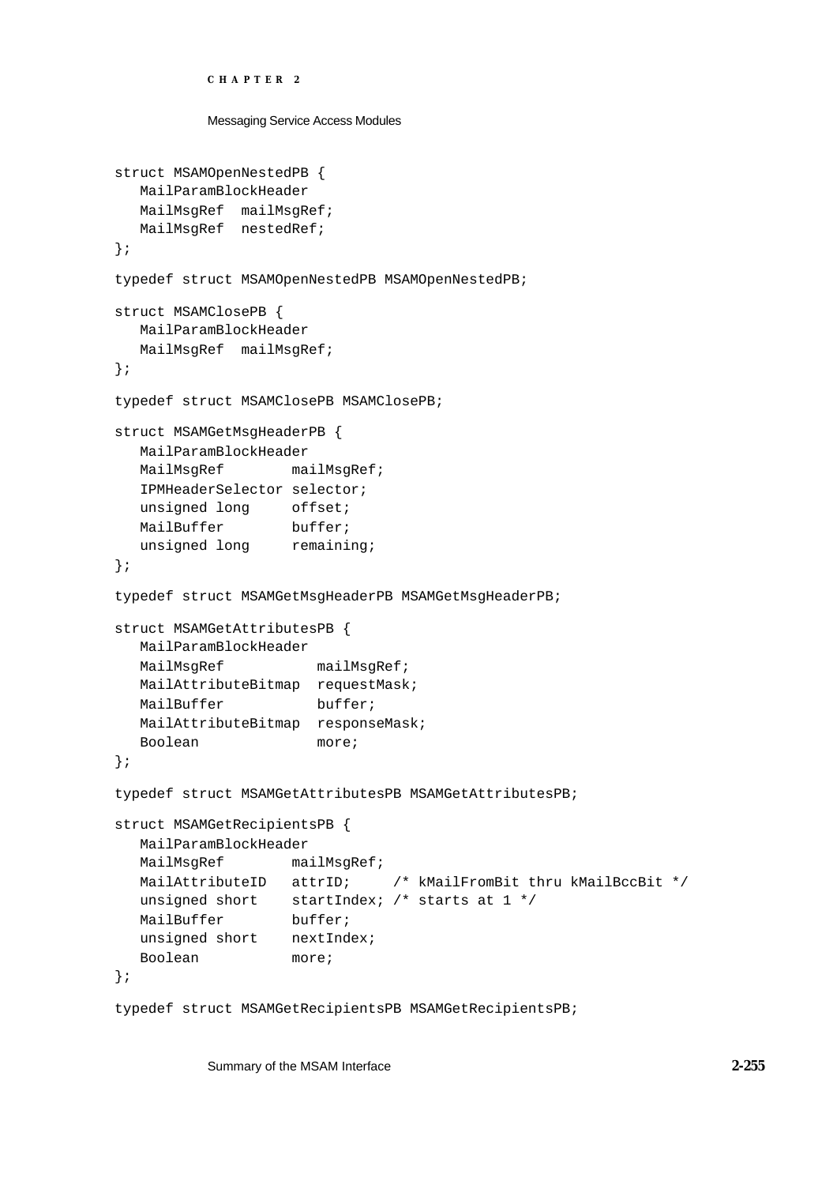```
struct MSAMOpenNestedPB {
   MailParamBlockHeader
   MailMsgRef  mailMsgRef;
   MailMsgRef  nestedRef;
};

typedef struct MSAMOpenNestedPB MSAMOpenNestedPB;

struct MSAMClosePB {
   MailParamBlockHeader
   MailMsgRef  mailMsgRef;
};

typedef struct MSAMClosePB MSAMClosePB;

struct MSAMGetMsgHeaderPB {
   MailParamBlockHeader
   MailMsgRef        mailMsgRef;
   IPMHeaderSelector selector;
   unsigned long     offset;
   MailBuffer        buffer;
   unsigned long     remaining;
};

typedef struct MSAMGetMsgHeaderPB MSAMGetMsgHeaderPB;

struct MSAMGetAttributesPB {
   MailParamBlockHeader
   MailMsgRef           mailMsgRef;
   MailAttributeBitmap  requestMask;
   MailBuffer           buffer;
   MailAttributeBitmap  responseMask;
   Boolean              more;
};

typedef struct MSAMGetAttributesPB MSAMGetAttributesPB;

struct MSAMGetRecipientsPB {
   MailParamBlockHeader
   MailMsgRef        mailMsgRef;
   MailAttributeID   attrID;     /* kMailFromBit thru kMailBccBit */
   unsigned short    startIndex; /* starts at 1 */
   MailBuffer        buffer;
   unsigned short    nextIndex;
   Boolean           more;
};

typedef struct MSAMGetRecipientsPB MSAMGetRecipientsPB;
```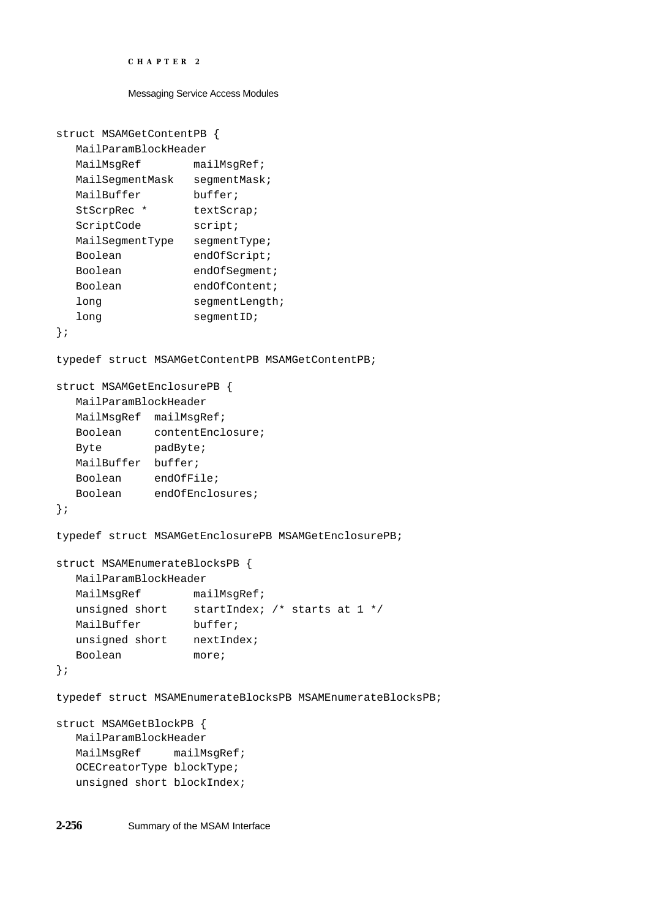```
struct MSAMGetContentPB {
   MailParamBlockHeader
   MailMsgRef        mailMsgRef;
   MailSegmentMask   segmentMask;
   MailBuffer        buffer;
   StScrpRec *       textScrap;
   ScriptCode        script;
   MailSegmentType   segmentType;
   Boolean           endOfScript;
   Boolean           endOfSegment;
   Boolean           endOfContent;
   long              segmentLength;
   long              segmentID;
};

typedef struct MSAMGetContentPB MSAMGetContentPB;

struct MSAMGetEnclosurePB {
   MailParamBlockHeader
   MailMsgRef  mailMsgRef;
   Boolean     contentEnclosure;
   Byte        padByte;
   MailBuffer  buffer;
   Boolean     endOfFile;
   Boolean     endOfEnclosures;
};

typedef struct MSAMGetEnclosurePB MSAMGetEnclosurePB;

struct MSAMEnumerateBlocksPB {
   MailParamBlockHeader
   MailMsgRef        mailMsgRef;
   unsigned short    startIndex; /* starts at 1 */
   MailBuffer        buffer;
   unsigned short    nextIndex;
   Boolean           more;
};

typedef struct MSAMEnumerateBlocksPB MSAMEnumerateBlocksPB;

struct MSAMGetBlockPB {
   MailParamBlockHeader
   MailMsgRef     mailMsgRef;
   OCECreatorType blockType;
   unsigned short blockIndex;
```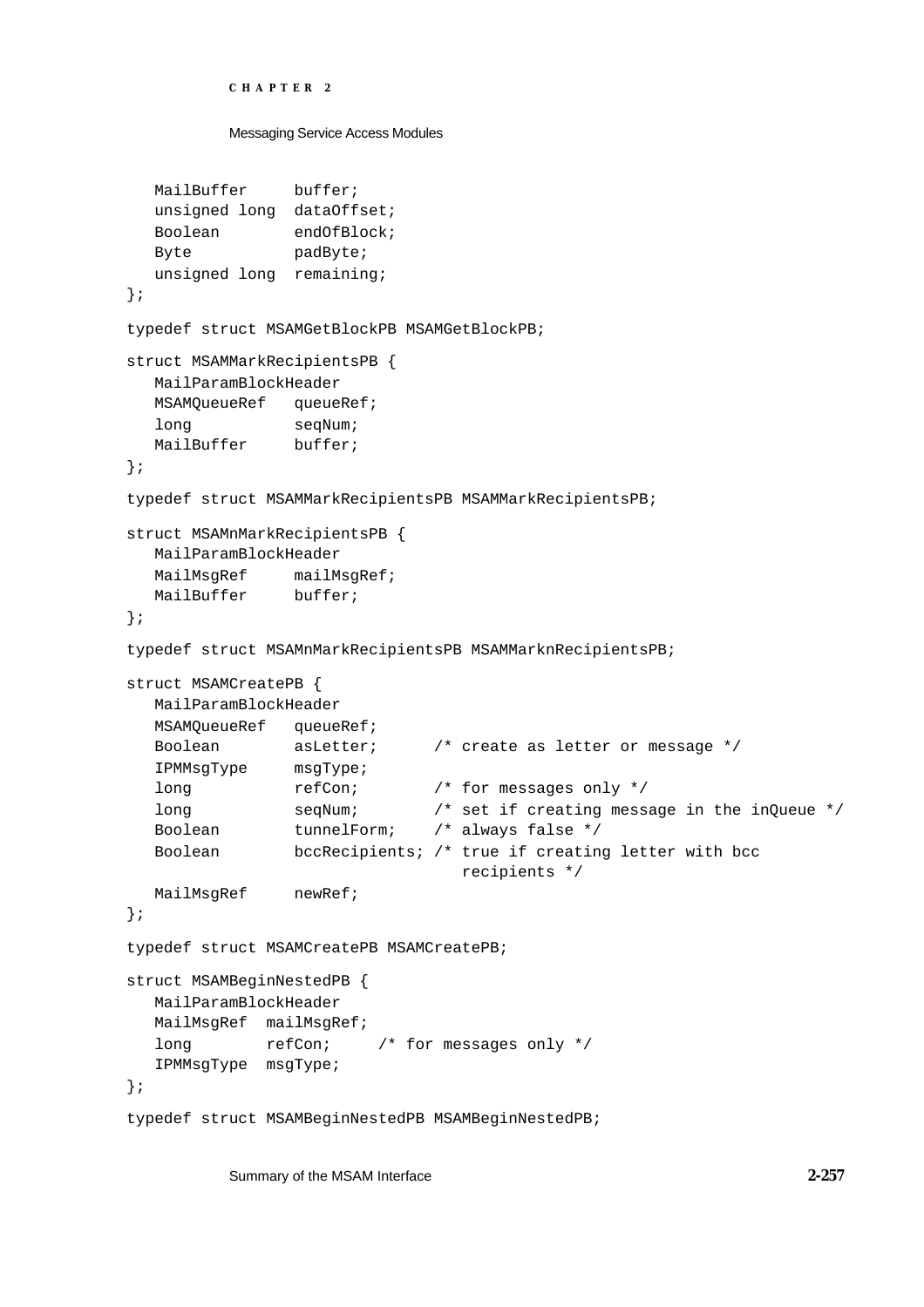```
   MailBuffer     buffer;
   unsigned long  dataOffset;
   Boolean        endOfBlock;
   Byte           padByte;
   unsigned long  remaining;
};

typedef struct MSAMGetBlockPB MSAMGetBlockPB;

struct MSAMMarkRecipientsPB {
   MailParamBlockHeader
   MSAMQueueRef   queueRef;
   long           seqNum;
   MailBuffer     buffer;
};

typedef struct MSAMMarkRecipientsPB MSAMMarkRecipientsPB;

struct MSAMnMarkRecipientsPB {
   MailParamBlockHeader
   MailMsgRef     mailMsgRef;
   MailBuffer     buffer;
};

typedef struct MSAMnMarkRecipientsPB MSAMMarknRecipientsPB;

struct MSAMCreatePB {
   MailParamBlockHeader
   MSAMQueueRef   queueRef;
   Boolean        asLetter;      /* create as letter or message */
   IPMMsgType     msgType;
   long           refCon;        /* for messages only */
   long           seqNum;        /* set if creating message in the inQueue */
   Boolean        tunnelForm;    /* always false */
   Boolean        bccRecipients; /* true if creating letter with bcc
                                    recipients */
   MailMsgRef     newRef;
};

typedef struct MSAMCreatePB MSAMCreatePB;

struct MSAMBeginNestedPB {
   MailParamBlockHeader
   MailMsgRef  mailMsgRef;
   long        refCon;     /* for messages only */
   IPMMsgType  msgType;
};

typedef struct MSAMBeginNestedPB MSAMBeginNestedPB;
```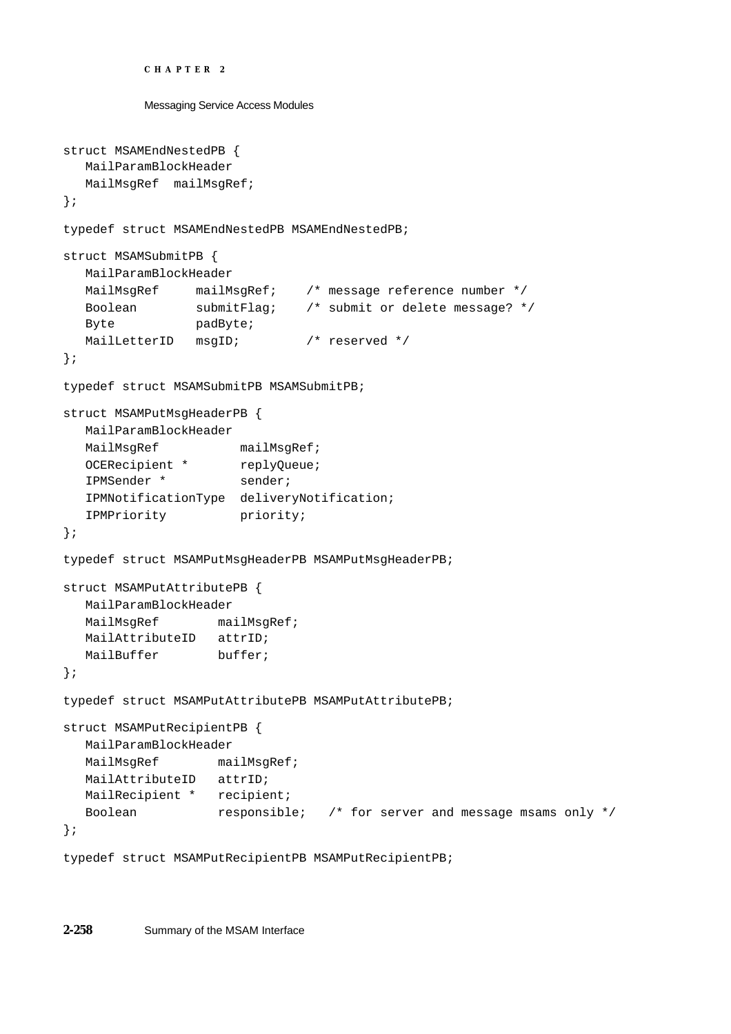```
struct MSAMEndNestedPB {
   MailParamBlockHeader
   MailMsgRef  mailMsgRef;
};

typedef struct MSAMEndNestedPB MSAMEndNestedPB;

struct MSAMSubmitPB {
   MailParamBlockHeader
   MailMsgRef     mailMsgRef;    /* message reference number */
   Boolean        submitFlag;    /* submit or delete message? */
   Byte           padByte;
   MailLetterID   msgID;         /* reserved */
};

typedef struct MSAMSubmitPB MSAMSubmitPB;

struct MSAMPutMsgHeaderPB {
   MailParamBlockHeader
   MailMsgRef           mailMsgRef;
   OCERecipient *       replyQueue;
   IPMSender *          sender;
   IPMNotificationType  deliveryNotification;
   IPMPriority          priority;
};

typedef struct MSAMPutMsgHeaderPB MSAMPutMsgHeaderPB;

struct MSAMPutAttributePB {
   MailParamBlockHeader
   MailMsgRef        mailMsgRef;
   MailAttributeID   attrID;
   MailBuffer        buffer;
};

typedef struct MSAMPutAttributePB MSAMPutAttributePB;

struct MSAMPutRecipientPB {
   MailParamBlockHeader
   MailMsgRef        mailMsgRef;
   MailAttributeID   attrID;
   MailRecipient *   recipient;
   Boolean           responsible;   /* for server and message msams only */
};

typedef struct MSAMPutRecipientPB MSAMPutRecipientPB;
```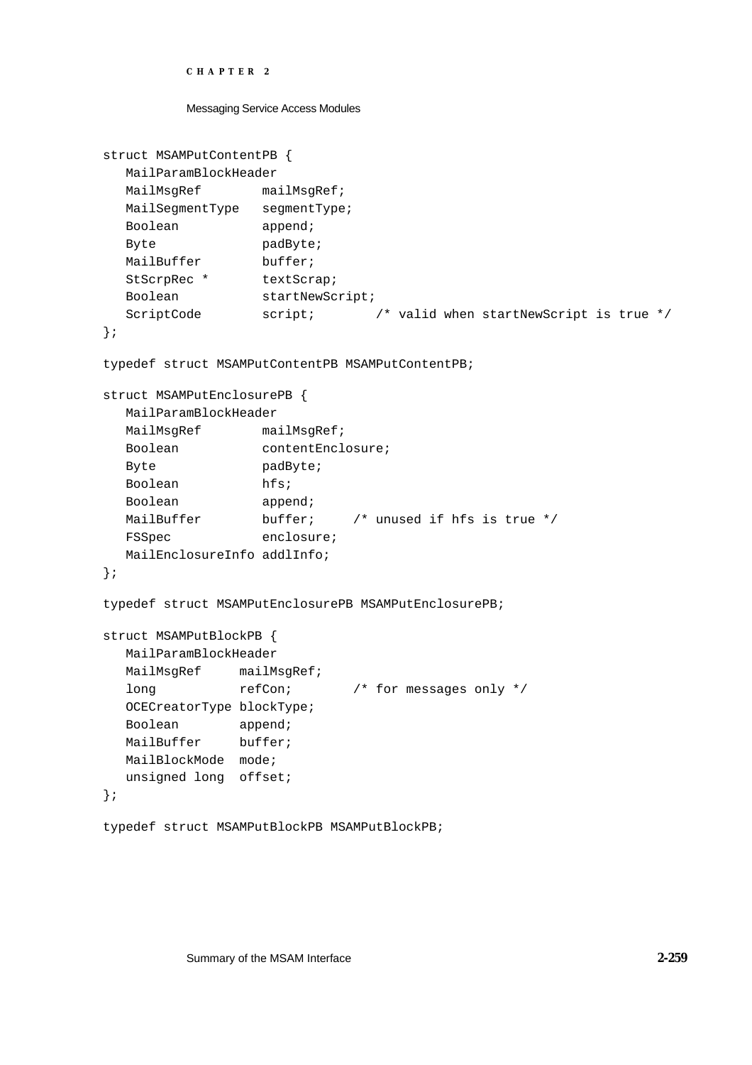```
struct MSAMPutContentPB {
   MailParamBlockHeader
   MailMsgRef        mailMsgRef;
   MailSegmentType   segmentType;
   Boolean           append;
   Byte              padByte;
   MailBuffer        buffer;
   StScrpRec *       textScrap;
   Boolean           startNewScript;
   ScriptCode        script;       /* valid when startNewScript is true */
};

typedef struct MSAMPutContentPB MSAMPutContentPB;

struct MSAMPutEnclosurePB {
   MailParamBlockHeader
   MailMsgRef        mailMsgRef;
   Boolean           contentEnclosure;
   Byte              padByte;
   Boolean           hfs;
   Boolean           append;
   MailBuffer        buffer;     /* unused if hfs is true */
   FSSpec            enclosure;
   MailEnclosureInfo addlInfo;
};

typedef struct MSAMPutEnclosurePB MSAMPutEnclosurePB;

struct MSAMPutBlockPB {
   MailParamBlockHeader
   MailMsgRef     mailMsgRef;
   long           refCon;        /* for messages only */
   OCECreatorType blockType;
   Boolean        append;
   MailBuffer     buffer;
   MailBlockMode  mode;
   unsigned long  offset;
};

typedef struct MSAMPutBlockPB MSAMPutBlockPB;
```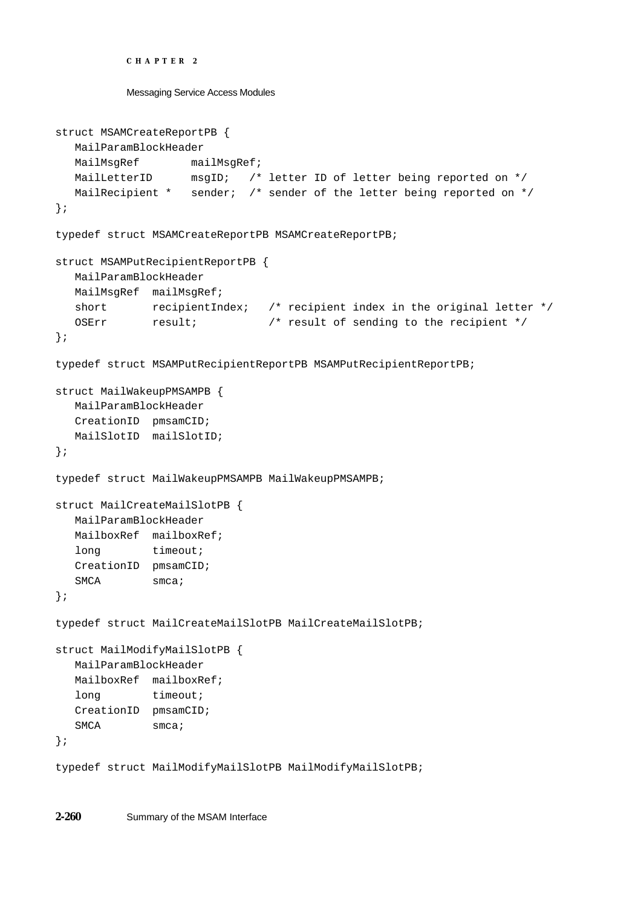```
struct MSAMCreateReportPB {
   MailParamBlockHeader
   MailMsgRef        mailMsgRef;
   MailLetterID      msgID;   /* letter ID of letter being reported on */
   MailRecipient *   sender;  /* sender of the letter being reported on */
};

typedef struct MSAMCreateReportPB MSAMCreateReportPB;

struct MSAMPutRecipientReportPB {
   MailParamBlockHeader
   MailMsgRef  mailMsgRef;
   short       recipientIndex;   /* recipient index in the original letter */
   OSErr       result;           /* result of sending to the recipient */
};

typedef struct MSAMPutRecipientReportPB MSAMPutRecipientReportPB;

struct MailWakeupPMSAMPB {
   MailParamBlockHeader
   CreationID  pmsamCID;
   MailSlotID  mailSlotID;
};

typedef struct MailWakeupPMSAMPB MailWakeupPMSAMPB;

struct MailCreateMailSlotPB {
   MailParamBlockHeader
   MailboxRef  mailboxRef;
   long        timeout;
   CreationID  pmsamCID;
   SMCA        smca;
};

typedef struct MailCreateMailSlotPB MailCreateMailSlotPB;

struct MailModifyMailSlotPB {
   MailParamBlockHeader
   MailboxRef  mailboxRef;
   long        timeout;
   CreationID  pmsamCID;
   SMCA        smca;
};

typedef struct MailModifyMailSlotPB MailModifyMailSlotPB;
```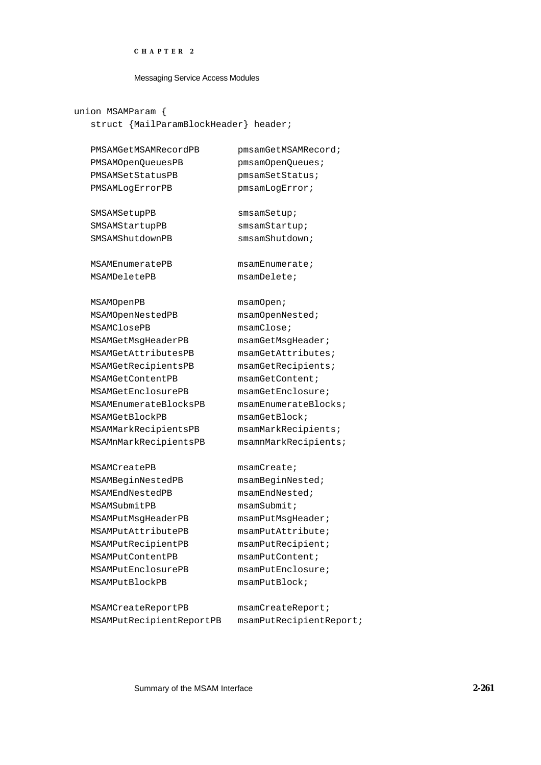```
union MSAMParam {
   struct {MailParamBlockHeader} header;

   PMSAMGetMSAMRecordPB       pmsamGetMSAMRecord;
   PMSAMOpenQueuesPB          pmsamOpenQueues;
   PMSAMSetStatusPB           pmsamSetStatus;
   PMSAMLogErrorPB            pmsamLogError;

   SMSAMSetupPB               smsamSetup;
   SMSAMStartupPB             smsamStartup;
   SMSAMShutdownPB            smsamShutdown;

   MSAMEnumeratePB            msamEnumerate;
   MSAMDeletePB               msamDelete;

   MSAMOpenPB                 msamOpen;
   MSAMOpenNestedPB           msamOpenNested;
   MSAMClosePB                msamClose;
   MSAMGetMsgHeaderPB         msamGetMsgHeader;
   MSAMGetAttributesPB        msamGetAttributes;
   MSAMGetRecipientsPB        msamGetRecipients;
   MSAMGetContentPB           msamGetContent;
   MSAMGetEnclosurePB         msamGetEnclosure;
   MSAMEnumerateBlocksPB      msamEnumerateBlocks;
   MSAMGetBlockPB             msamGetBlock;
   MSAMMarkRecipientsPB       msamMarkRecipients;
   MSAMnMarkRecipientsPB      msamnMarkRecipients;

   MSAMCreatePB               msamCreate;
   MSAMBeginNestedPB          msamBeginNested;
   MSAMEndNestedPB            msamEndNested;
   MSAMSubmitPB               msamSubmit;
   MSAMPutMsgHeaderPB         msamPutMsgHeader;
   MSAMPutAttributePB         msamPutAttribute;
   MSAMPutRecipientPB         msamPutRecipient;
   MSAMPutContentPB           msamPutContent;
   MSAMPutEnclosurePB         msamPutEnclosure;
   MSAMPutBlockPB             msamPutBlock;

   MSAMCreateReportPB         msamCreateReport;
   MSAMPutRecipientReportPB   msamPutRecipientReport;
```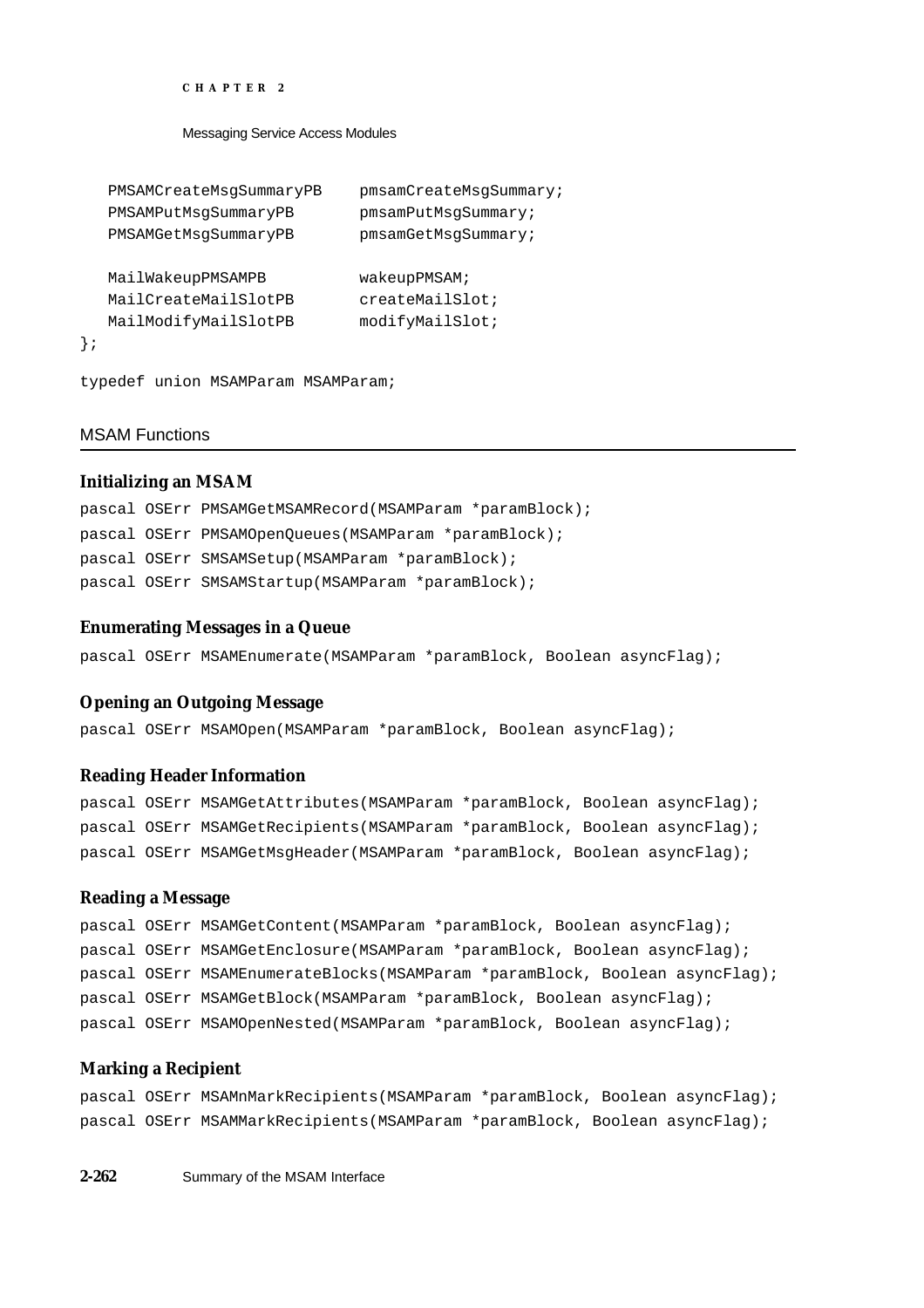```
   PMSAMCreateMsgSummaryPB    pmsamCreateMsgSummary;
   PMSAMPutMsgSummaryPB       pmsamPutMsgSummary;
   PMSAMGetMsgSummaryPB       pmsamGetMsgSummary;

   MailWakeupPMSAMPB          wakeupPMSAM;
   MailCreateMailSlotPB       createMailSlot;
   MailModifyMailSlotPB       modifyMailSlot;
};

typedef union MSAMParam MSAMParam;
```

## MSAM Functions

### Initializing an MSAM

```
pascal OSErr PMSAMGetMSAMRecord(MSAMParam *paramBlock);
pascal OSErr PMSAMOpenQueues(MSAMParam *paramBlock);
pascal OSErr SMSAMSetup(MSAMParam *paramBlock);
pascal OSErr SMSAMStartup(MSAMParam *paramBlock);
```

### Enumerating Messages in a Queue

```
pascal OSErr MSAMEnumerate(MSAMParam *paramBlock, Boolean asyncFlag);
```

### Opening an Outgoing Message

```
pascal OSErr MSAMOpen(MSAMParam *paramBlock, Boolean asyncFlag);
```

### Reading Header Information

```
pascal OSErr MSAMGetAttributes(MSAMParam *paramBlock, Boolean asyncFlag);
pascal OSErr MSAMGetRecipients(MSAMParam *paramBlock, Boolean asyncFlag);
pascal OSErr MSAMGetMsgHeader(MSAMParam *paramBlock, Boolean asyncFlag);
```

### Reading a Message

```
pascal OSErr MSAMGetContent(MSAMParam *paramBlock, Boolean asyncFlag);
pascal OSErr MSAMGetEnclosure(MSAMParam *paramBlock, Boolean asyncFlag);
pascal OSErr MSAMEnumerateBlocks(MSAMParam *paramBlock, Boolean asyncFlag);
pascal OSErr MSAMGetBlock(MSAMParam *paramBlock, Boolean asyncFlag);
pascal OSErr MSAMOpenNested(MSAMParam *paramBlock, Boolean asyncFlag);
```

### Marking a Recipient

```
pascal OSErr MSAMnMarkRecipients(MSAMParam *paramBlock, Boolean asyncFlag);
pascal OSErr MSAMMarkRecipients(MSAMParam *paramBlock, Boolean asyncFlag);
```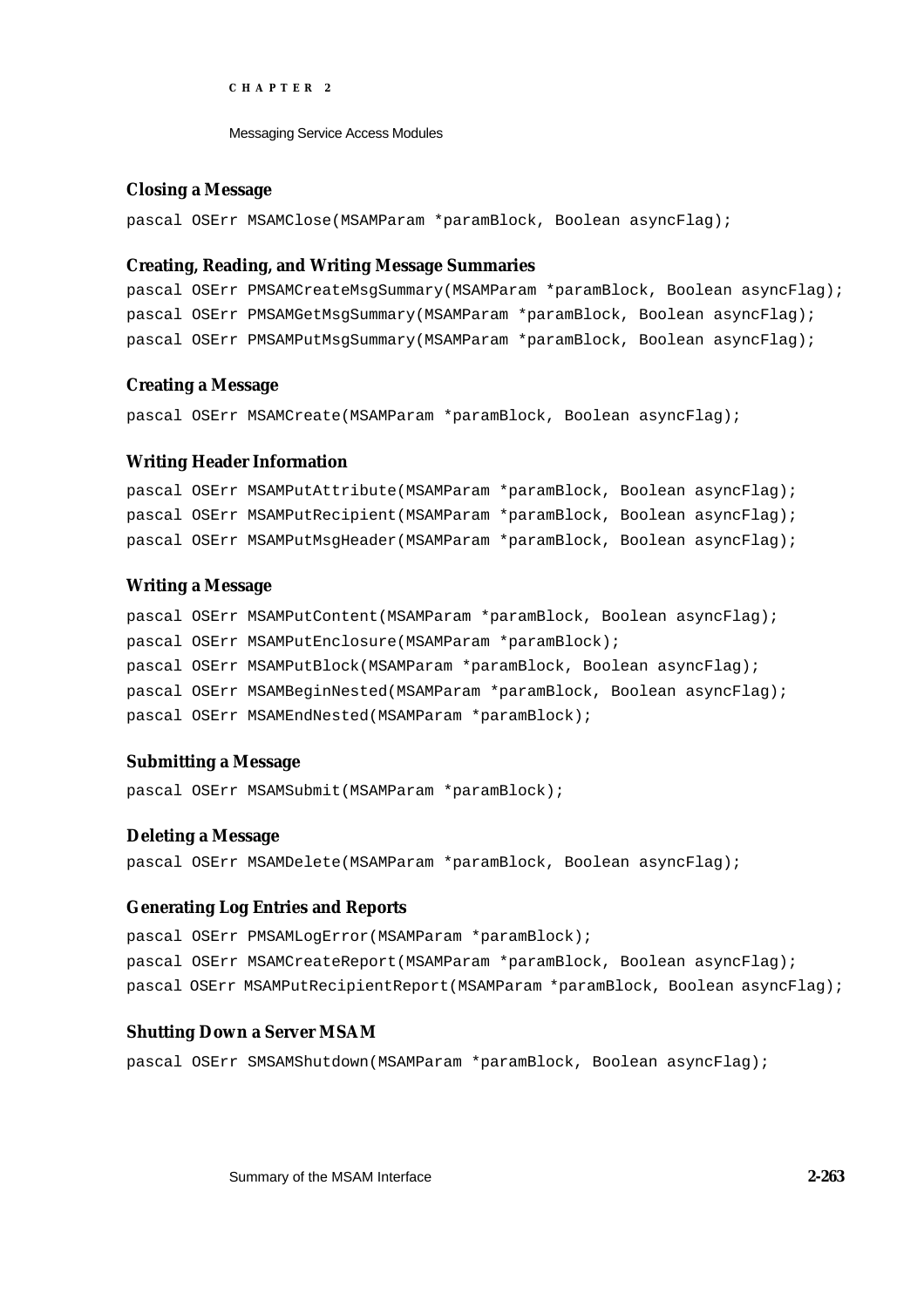### Closing a Message

```
pascal OSErr MSAMClose(MSAMParam *paramBlock, Boolean asyncFlag);
```

### Creating, Reading, and Writing Message Summaries

```
pascal OSErr PMSAMCreateMsgSummary(MSAMParam *paramBlock, Boolean asyncFlag);
pascal OSErr PMSAMGetMsgSummary(MSAMParam *paramBlock, Boolean asyncFlag);
pascal OSErr PMSAMPutMsgSummary(MSAMParam *paramBlock, Boolean asyncFlag);
```

### Creating a Message

```
pascal OSErr MSAMCreate(MSAMParam *paramBlock, Boolean asyncFlag);
```

### Writing Header Information

```
pascal OSErr MSAMPutAttribute(MSAMParam *paramBlock, Boolean asyncFlag);
pascal OSErr MSAMPutRecipient(MSAMParam *paramBlock, Boolean asyncFlag);
pascal OSErr MSAMPutMsgHeader(MSAMParam *paramBlock, Boolean asyncFlag);
```

### Writing a Message

```
pascal OSErr MSAMPutContent(MSAMParam *paramBlock, Boolean asyncFlag);
pascal OSErr MSAMPutEnclosure(MSAMParam *paramBlock);
pascal OSErr MSAMPutBlock(MSAMParam *paramBlock, Boolean asyncFlag);
pascal OSErr MSAMBeginNested(MSAMParam *paramBlock, Boolean asyncFlag);
pascal OSErr MSAMEndNested(MSAMParam *paramBlock);
```

### Submitting a Message

```
pascal OSErr MSAMSubmit(MSAMParam *paramBlock);
```

### Deleting a Message

```
pascal OSErr MSAMDelete(MSAMParam *paramBlock, Boolean asyncFlag);
```

### Generating Log Entries and Reports

```
pascal OSErr PMSAMLogError(MSAMParam *paramBlock);
pascal OSErr MSAMCreateReport(MSAMParam *paramBlock, Boolean asyncFlag);
pascal OSErr MSAMPutRecipientReport(MSAMParam *paramBlock, Boolean asyncFlag);
```

### Shutting Down a Server MSAM

```
pascal OSErr SMSAMShutdown(MSAMParam *paramBlock, Boolean asyncFlag);
```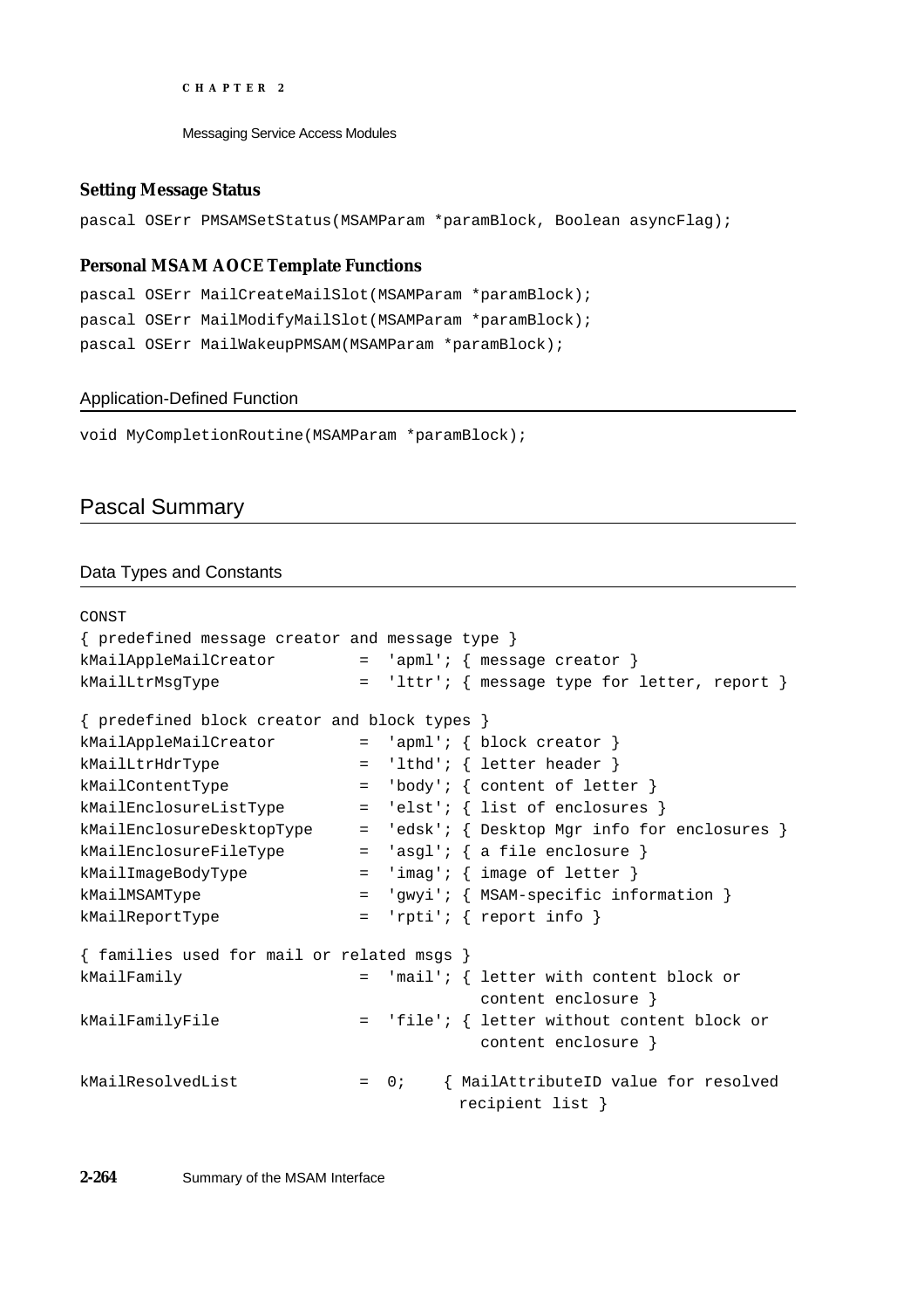### Setting Message Status

```
pascal OSErr PMSAMSetStatus(MSAMParam *paramBlock, Boolean asyncFlag);
```

### Personal MSAM AOCE Template Functions

```
pascal OSErr MailCreateMailSlot(MSAMParam *paramBlock);
pascal OSErr MailModifyMailSlot(MSAMParam *paramBlock);
pascal OSErr MailWakeupPMSAM(MSAMParam *paramBlock);
```

## Application-Defined Function

```
void MyCompletionRoutine(MSAMParam *paramBlock);
```

# Pascal Summary

## Data Types and Constants

```
CONST
{ predefined message creator and message type }
kMailAppleMailCreator        =  'apml'; { message creator }
kMailLtrMsgType              =  'lttr'; { message type for letter, report }

{ predefined block creator and block types }
kMailAppleMailCreator        =  'apml'; { block creator }
kMailLtrHdrType              =  'lthd'; { letter header }
kMailContentType             =  'body'; { content of letter }
kMailEnclosureListType       =  'elst'; { list of enclosures }
kMailEnclosureDesktopType    =  'edsk'; { Desktop Mgr info for enclosures }
kMailEnclosureFileType       =  'asgl'; { a file enclosure }
kMailImageBodyType           =  'imag'; { image of letter }
kMailMSAMType                =  'gwyi'; { MSAM-specific information }
kMailReportType              =  'rpti'; { report info }

{ families used for mail or related msgs }
kMailFamily                  =  'mail'; { letter with content block or
                                           content enclosure }
kMailFamilyFile              =  'file'; { letter without content block or
                                           content enclosure }

kMailResolvedList            =  0;    { MailAttributeID value for resolved
                                         recipient list }
```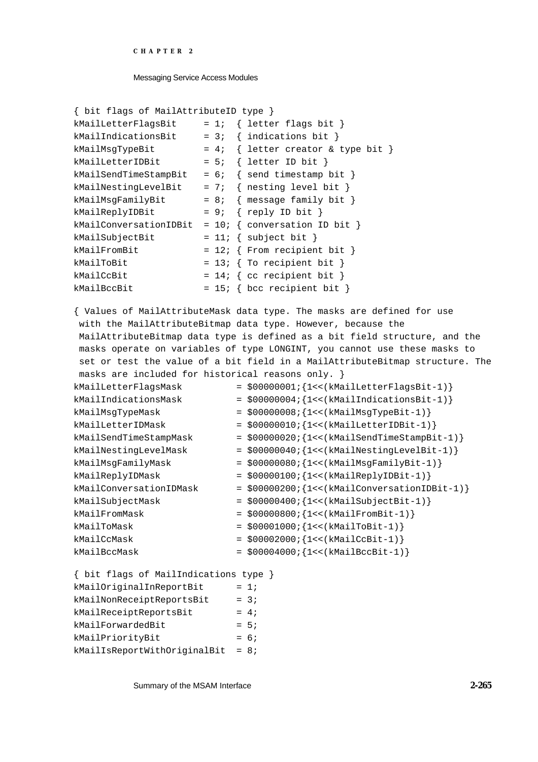```
{ bit flags of MailAttributeID type }
kMailLetterFlagsBit     = 1;  { letter flags bit }
kMailIndicationsBit     = 3;  { indications bit }
kMailMsgTypeBit         = 4;  { letter creator & type bit }
kMailLetterIDBit        = 5;  { letter ID bit }
kMailSendTimeStampBit   = 6;  { send timestamp bit }
kMailNestingLevelBit    = 7;  { nesting level bit }
kMailMsgFamilyBit       = 8;  { message family bit }
kMailReplyIDBit         = 9;  { reply ID bit }
kMailConversationIDBit  = 10; { conversation ID bit }
kMailSubjectBit         = 11; { subject bit }
kMailFromBit            = 12; { From recipient bit }
kMailToBit              = 13; { To recipient bit }
kMailCcBit              = 14; { cc recipient bit }
kMailBccBit             = 15; { bcc recipient bit }

{ Values of MailAttributeMask data type. The masks are defined for use
 with the MailAttributeBitmap data type. However, because the
 MailAttributeBitmap data type is defined as a bit field structure, and the
 masks operate on variables of type LONGINT, you cannot use these masks to
 set or test the value of a bit field in a MailAttributeBitmap structure. The
 masks are included for historical reasons only. }
kMailLetterFlagsMask          = $00000001;{1<<(kMailLetterFlagsBit-1)}
kMailIndicationsMask          = $00000004;{1<<(kMailIndicationsBit-1)}
kMailMsgTypeMask              = $00000008;{1<<(kMailMsgTypeBit-1)}
kMailLetterIDMask             = $00000010;{1<<(kMailLetterIDBit-1)}
kMailSendTimeStampMask        = $00000020;{1<<(kMailSendTimeStampBit-1)}
kMailNestingLevelMask         = $00000040;{1<<(kMailNestingLevelBit-1)}
kMailMsgFamilyMask            = $00000080;{1<<(kMailMsgFamilyBit-1)}
kMailReplyIDMask              = $00000100;{1<<(kMailReplyIDBit-1)}
kMailConversationIDMask       = $00000200;{1<<(kMailConversationIDBit-1)}
kMailSubjectMask              = $00000400;{1<<(kMailSubjectBit-1)}
kMailFromMask                 = $00000800;{1<<(kMailFromBit-1)}
kMailToMask                   = $00001000;{1<<(kMailToBit-1)}
kMailCcMask                   = $00002000;{1<<(kMailCcBit-1)}
kMailBccMask                  = $00004000;{1<<(kMailBccBit-1)}

{ bit flags of MailIndications type }
kMailOriginalInReportBit      = 1;
kMailNonReceiptReportsBit     = 3;
kMailReceiptReportsBit        = 4;
kMailForwardedBit             = 5;
kMailPriorityBit              = 6;
kMailIsReportWithOriginalBit  = 8;
```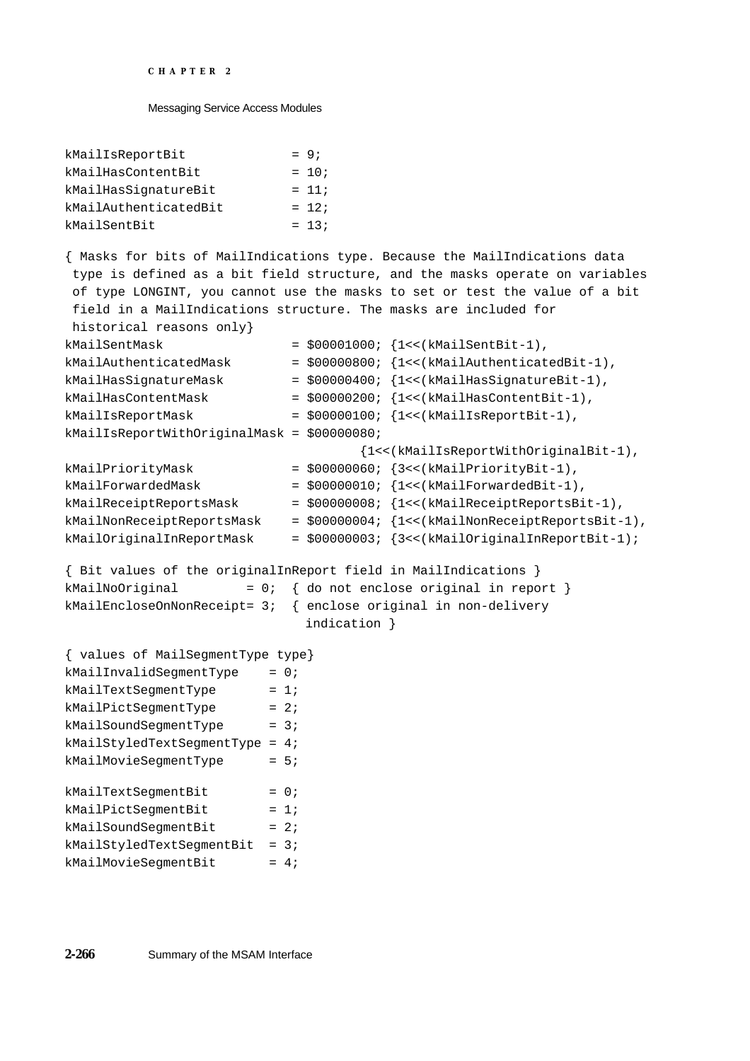```
kMailIsReportBit             = 9;
kMailHasContentBit           = 10;
kMailHasSignatureBit         = 11;
kMailAuthenticatedBit        = 12;
kMailSentBit                 = 13;

{ Masks for bits of MailIndications type. Because the MailIndications data
 type is defined as a bit field structure, and the masks operate on variables
 of type LONGINT, you cannot use the masks to set or test the value of a bit
 field in a MailIndications structure. The masks are included for
 historical reasons only}
kMailSentMask                = $00001000; {1<<(kMailSentBit-1),
kMailAuthenticatedMask       = $00000800; {1<<(kMailAuthenticatedBit-1),
kMailHasSignatureMask        = $00000400; {1<<(kMailHasSignatureBit-1),
kMailHasContentMask          = $00000200; {1<<(kMailHasContentBit-1),
kMailIsReportMask            = $00000100; {1<<(kMailIsReportBit-1),
kMailIsReportWithOriginalMask = $00000080;
                                       {1<<(kMailIsReportWithOriginalBit-1),
kMailPriorityMask            = $00000060; {3<<(kMailPriorityBit-1),
kMailForwardedMask           = $00000010; {1<<(kMailForwardedBit-1),
kMailReceiptReportsMask      = $00000008; {1<<(kMailReceiptReportsBit-1),
kMailNonReceiptReportsMask   = $00000004; {1<<(kMailNonReceiptReportsBit-1),
kMailOriginalInReportMask    = $00000003; {3<<(kMailOriginalInReportBit-1);

{ Bit values of the originalInReport field in MailIndications }
kMailNoOriginal        = 0;  { do not enclose original in report }
kMailEncloseOnNonReceipt= 3;  { enclose original in non-delivery
                               indication }

{ values of MailSegmentType type}
kMailInvalidSegmentType    = 0;
kMailTextSegmentType       = 1;
kMailPictSegmentType       = 2;
kMailSoundSegmentType      = 3;
kMailStyledTextSegmentType = 4;
kMailMovieSegmentType      = 5;

kMailTextSegmentBit        = 0;
kMailPictSegmentBit        = 1;
kMailSoundSegmentBit       = 2;
kMailStyledTextSegmentBit  = 3;
kMailMovieSegmentBit       = 4;
```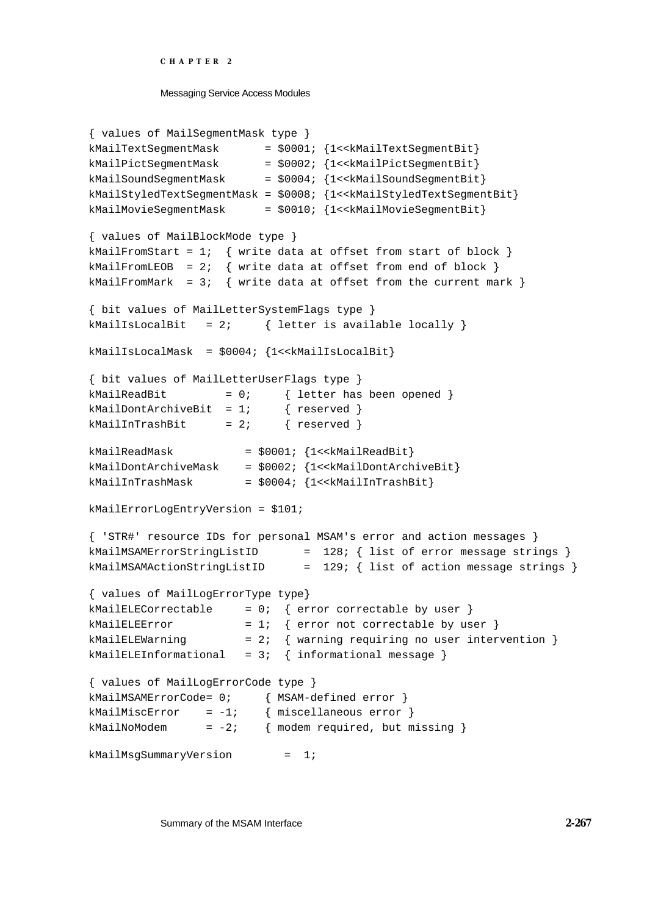```
{ values of MailSegmentMask type }
kMailTextSegmentMask       = $0001; {1<<kMailTextSegmentBit}
kMailPictSegmentMask       = $0002; {1<<kMailPictSegmentBit}
kMailSoundSegmentMask      = $0004; {1<<kMailSoundSegmentBit}
kMailStyledTextSegmentMask = $0008; {1<<kMailStyledTextSegmentBit}
kMailMovieSegmentMask      = $0010; {1<<kMailMovieSegmentBit}

{ values of MailBlockMode type }
kMailFromStart = 1;  { write data at offset from start of block }
kMailFromLEOB  = 2;  { write data at offset from end of block }
kMailFromMark  = 3;  { write data at offset from the current mark }

{ bit values of MailLetterSystemFlags type }
kMailIsLocalBit   = 2;     { letter is available locally }

kMailIsLocalMask  = $0004; {1<<kMailIsLocalBit}

{ bit values of MailLetterUserFlags type }
kMailReadBit         = 0;     { letter has been opened }
kMailDontArchiveBit  = 1;     { reserved }
kMailInTrashBit      = 2;     { reserved }

kMailReadMask           = $0001; {1<<kMailReadBit}
kMailDontArchiveMask    = $0002; {1<<kMailDontArchiveBit}
kMailInTrashMask        = $0004; {1<<kMailInTrashBit}

kMailErrorLogEntryVersion = $101;

{ 'STR#' resource IDs for personal MSAM's error and action messages }
kMailMSAMErrorStringListID       =  128; { list of error message strings }
kMailMSAMActionStringListID      =  129; { list of action message strings }

{ values of MailLogErrorType type}
kMailELECorrectable     = 0;  { error correctable by user }
kMailELEError           = 1;  { error not correctable by user }
kMailELEWarning         = 2;  { warning requiring no user intervention }
kMailELEInformational   = 3;  { informational message }

{ values of MailLogErrorCode type }
kMailMSAMErrorCode= 0;     { MSAM-defined error }
kMailMiscError    = -1;    { miscellaneous error }
kMailNoModem      = -2;    { modem required, but missing }

kMailMsgSummaryVersion        =  1;
```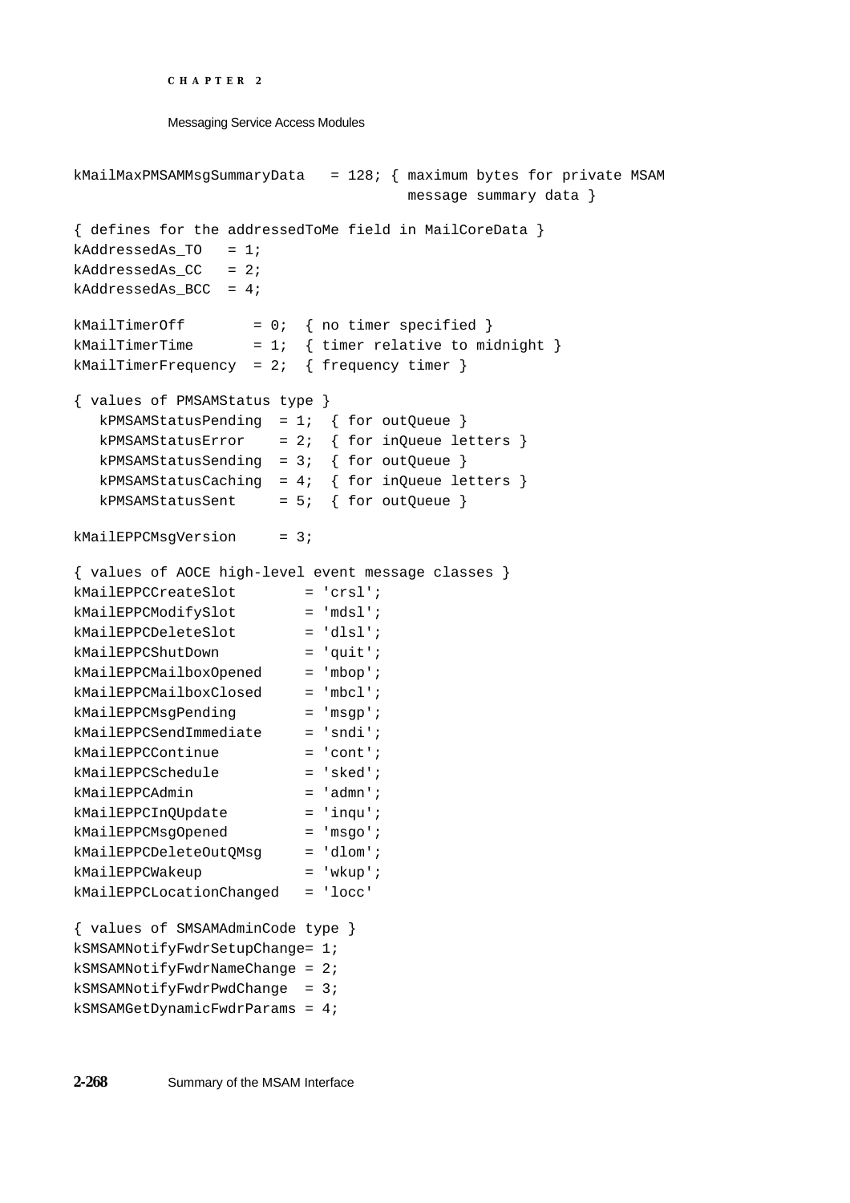```
kMailMaxPMSAMMsgSummaryData   = 128; { maximum bytes for private MSAM
                                       message summary data }

{ defines for the addressedToMe field in MailCoreData }
kAddressedAs_TO   = 1;
kAddressedAs_CC   = 2;
kAddressedAs_BCC  = 4;

kMailTimerOff        = 0;  { no timer specified }
kMailTimerTime       = 1;  { timer relative to midnight }
kMailTimerFrequency  = 2;  { frequency timer }

{ values of PMSAMStatus type }
   kPMSAMStatusPending  = 1;  { for outQueue }
   kPMSAMStatusError    = 2;  { for inQueue letters }
   kPMSAMStatusSending  = 3;  { for outQueue }
   kPMSAMStatusCaching  = 4;  { for inQueue letters }
   kPMSAMStatusSent     = 5;  { for outQueue }

kMailEPPCMsgVersion     = 3;

{ values of AOCE high-level event message classes }
kMailEPPCCreateSlot        = 'crsl';
kMailEPPCModifySlot        = 'mdsl';
kMailEPPCDeleteSlot        = 'dlsl';
kMailEPPCShutDown          = 'quit';
kMailEPPCMailboxOpened     = 'mbop';
kMailEPPCMailboxClosed     = 'mbcl';
kMailEPPCMsgPending        = 'msgp';
kMailEPPCSendImmediate     = 'sndi';
kMailEPPCContinue          = 'cont';
kMailEPPCSchedule          = 'sked';
kMailEPPCAdmin             = 'admn';
kMailEPPCInQUpdate         = 'inqu';
kMailEPPCMsgOpened         = 'msgo';
kMailEPPCDeleteOutQMsg     = 'dlom';
kMailEPPCWakeup            = 'wkup';
kMailEPPCLocationChanged   = 'locc'

{ values of SMSAMAdminCode type }
kSMSAMNotifyFwdrSetupChange= 1;
kSMSAMNotifyFwdrNameChange = 2;
kSMSAMNotifyFwdrPwdChange  = 3;
kSMSAMGetDynamicFwdrParams = 4;
```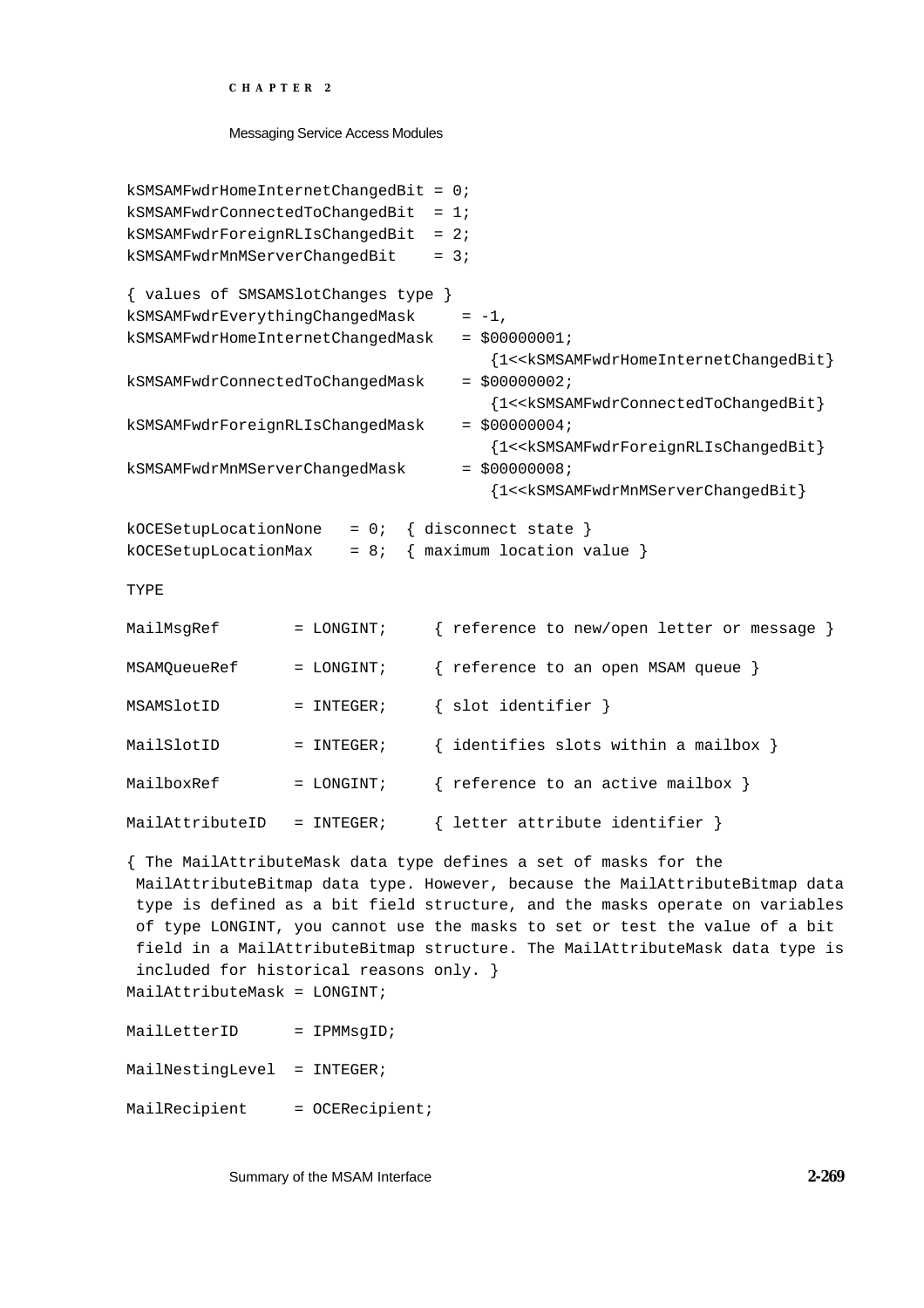```
kSMSAMFwdrHomeInternetChangedBit = 0;
kSMSAMFwdrConnectedToChangedBit  = 1;
kSMSAMFwdrForeignRLIsChangedBit  = 2;
kSMSAMFwdrMnMServerChangedBit    = 3;

{ values of SMSAMSlotChanges type }
kSMSAMFwdrEverythingChangedMask     = -1,
kSMSAMFwdrHomeInternetChangedMask   = $00000001;
                                      {1<<kSMSAMFwdrHomeInternetChangedBit}
kSMSAMFwdrConnectedToChangedMask    = $00000002;
                                      {1<<kSMSAMFwdrConnectedToChangedBit}
kSMSAMFwdrForeignRLIsChangedMask    = $00000004;
                                      {1<<kSMSAMFwdrForeignRLIsChangedBit}
kSMSAMFwdrMnMServerChangedMask      = $00000008;
                                      {1<<kSMSAMFwdrMnMServerChangedBit}

kOCESetupLocationNone   = 0;  { disconnect state }
kOCESetupLocationMax    = 8;  { maximum location value }

TYPE

MailMsgRef        = LONGINT;     { reference to new/open letter or message }

MSAMQueueRef      = LONGINT;     { reference to an open MSAM queue }

MSAMSlotID        = INTEGER;     { slot identifier }

MailSlotID        = INTEGER;     { identifies slots within a mailbox }

MailboxRef        = LONGINT;     { reference to an active mailbox }

MailAttributeID   = INTEGER;     { letter attribute identifier }

{ The MailAttributeMask data type defines a set of masks for the
 MailAttributeBitmap data type. However, because the MailAttributeBitmap data
 type is defined as a bit field structure, and the masks operate on variables
 of type LONGINT, you cannot use the masks to set or test the value of a bit
 field in a MailAttributeBitmap structure. The MailAttributeMask data type is
 included for historical reasons only. }
MailAttributeMask = LONGINT;

MailLetterID      = IPMMsgID;

MailNestingLevel  = INTEGER;

MailRecipient     = OCERecipient;
```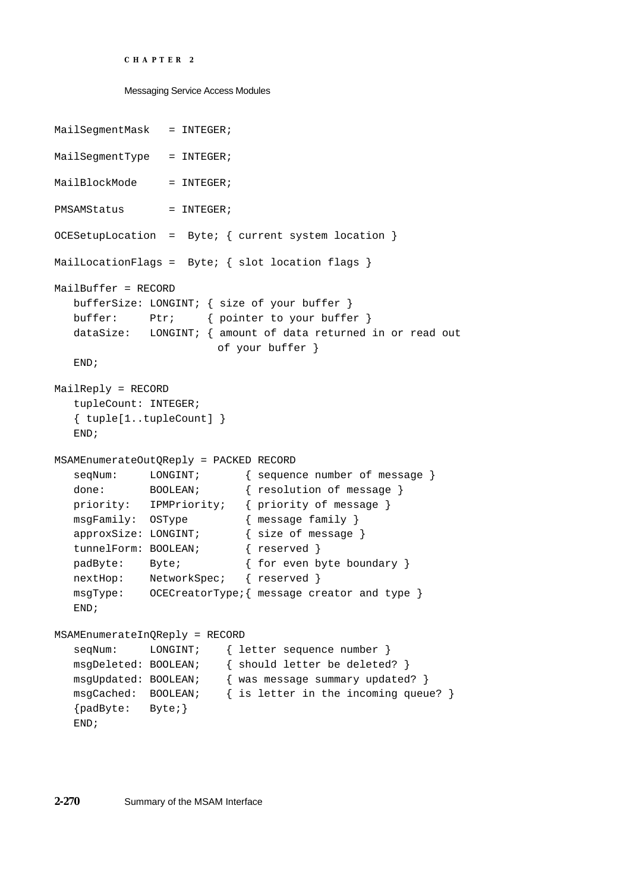```
MailSegmentMask   = INTEGER;

MailSegmentType   = INTEGER;

MailBlockMode     = INTEGER;

PMSAMStatus       = INTEGER;

OCESetupLocation  =  Byte; { current system location }

MailLocationFlags =  Byte; { slot location flags }

MailBuffer = RECORD
   bufferSize: LONGINT; { size of your buffer }
   buffer:     Ptr;     { pointer to your buffer }
   dataSize:   LONGINT; { amount of data returned in or read out
                          of your buffer }
   END;

MailReply = RECORD
   tupleCount: INTEGER;
   { tuple[1..tupleCount] }
   END;

MSAMEnumerateOutQReply = PACKED RECORD
   seqNum:     LONGINT;       { sequence number of message }
   done:       BOOLEAN;       { resolution of message }
   priority:   IPMPriority;   { priority of message }
   msgFamily:  OSType         { message family }
   approxSize: LONGINT;       { size of message }
   tunnelForm: BOOLEAN;       { reserved }
   padByte:    Byte;          { for even byte boundary }
   nextHop:    NetworkSpec;   { reserved }
   msgType:    OCECreatorType;{ message creator and type }
   END;

MSAMEnumerateInQReply = RECORD
   seqNum:     LONGINT;    { letter sequence number }
   msgDeleted: BOOLEAN;    { should letter be deleted? }
   msgUpdated: BOOLEAN;    { was message summary updated? }
   msgCached:  BOOLEAN;    { is letter in the incoming queue? }
   {padByte:   Byte;}
   END;
```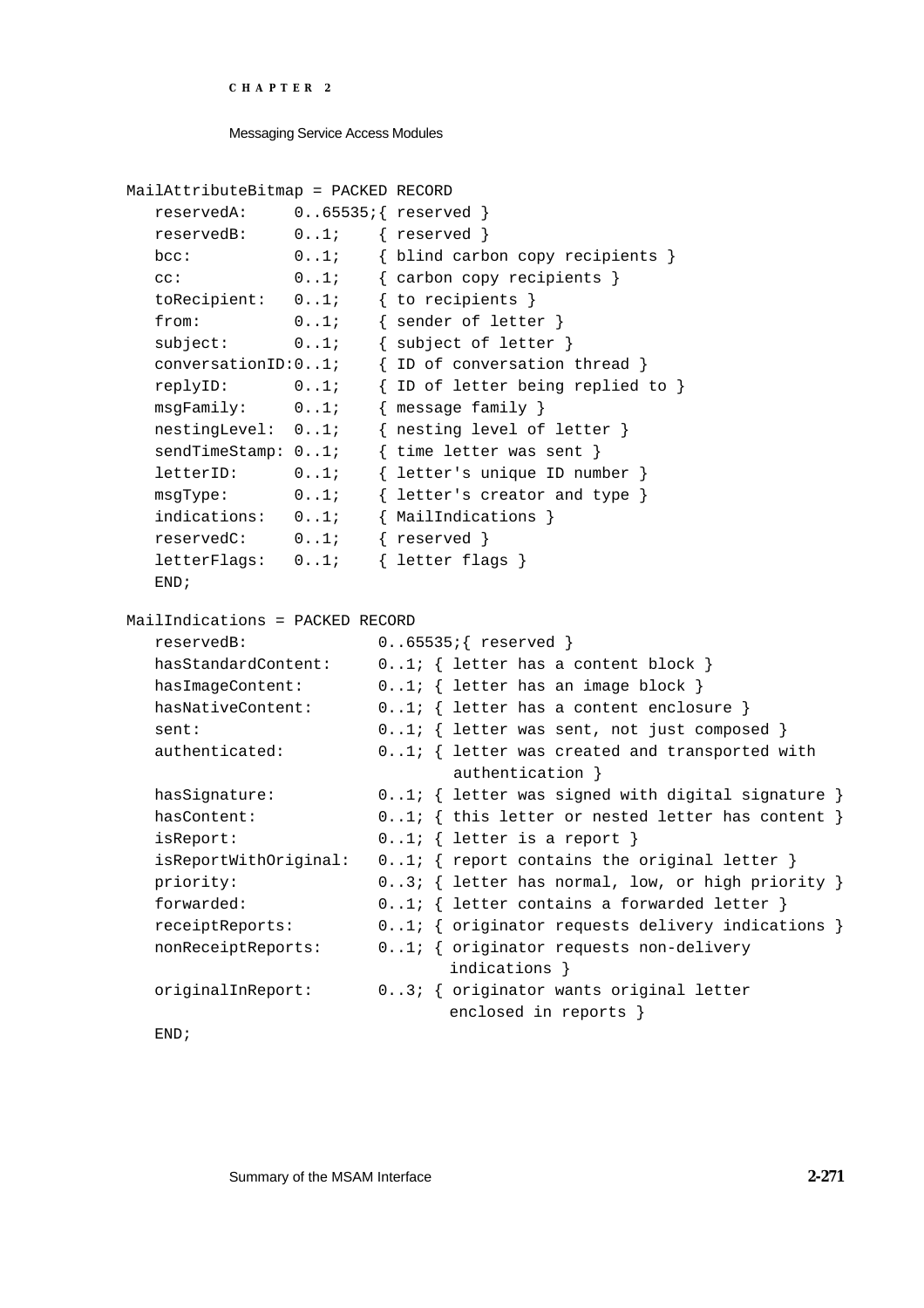```
MailAttributeBitmap = PACKED RECORD
   reservedA:     0..65535;{ reserved }
   reservedB:     0..1;    { reserved }
   bcc:           0..1;    { blind carbon copy recipients }
   cc:            0..1;    { carbon copy recipients }
   toRecipient:   0..1;    { to recipients }
   from:          0..1;    { sender of letter }
   subject:       0..1;    { subject of letter }
   conversationID:0..1;    { ID of conversation thread }
   replyID:       0..1;    { ID of letter being replied to }
   msgFamily:     0..1;    { message family }
   nestingLevel:  0..1;    { nesting level of letter }
   sendTimeStamp: 0..1;    { time letter was sent }
   letterID:      0..1;    { letter's unique ID number }
   msgType:       0..1;    { letter's creator and type }
   indications:   0..1;    { MailIndications }
   reservedC:     0..1;    { reserved }
   letterFlags:   0..1;    { letter flags }
   END;

MailIndications = PACKED RECORD
   reservedB:              0..65535;{ reserved }
   hasStandardContent:     0..1; { letter has a content block }
   hasImageContent:        0..1; { letter has an image block }
   hasNativeContent:       0..1; { letter has a content enclosure }
   sent:                   0..1; { letter was sent, not just composed }
   authenticated:          0..1; { letter was created and transported with
                                    authentication }
   hasSignature:           0..1; { letter was signed with digital signature }
   hasContent:             0..1; { this letter or nested letter has content }
   isReport:               0..1; { letter is a report }
   isReportWithOriginal:   0..1; { report contains the original letter }
   priority:               0..3; { letter has normal, low, or high priority }
   forwarded:              0..1; { letter contains a forwarded letter }
   receiptReports:         0..1; { originator requests delivery indications }
   nonReceiptReports:      0..1; { originator requests non-delivery
                                   indications }
   originalInReport:       0..3; { originator wants original letter
                                   enclosed in reports }
   END;
```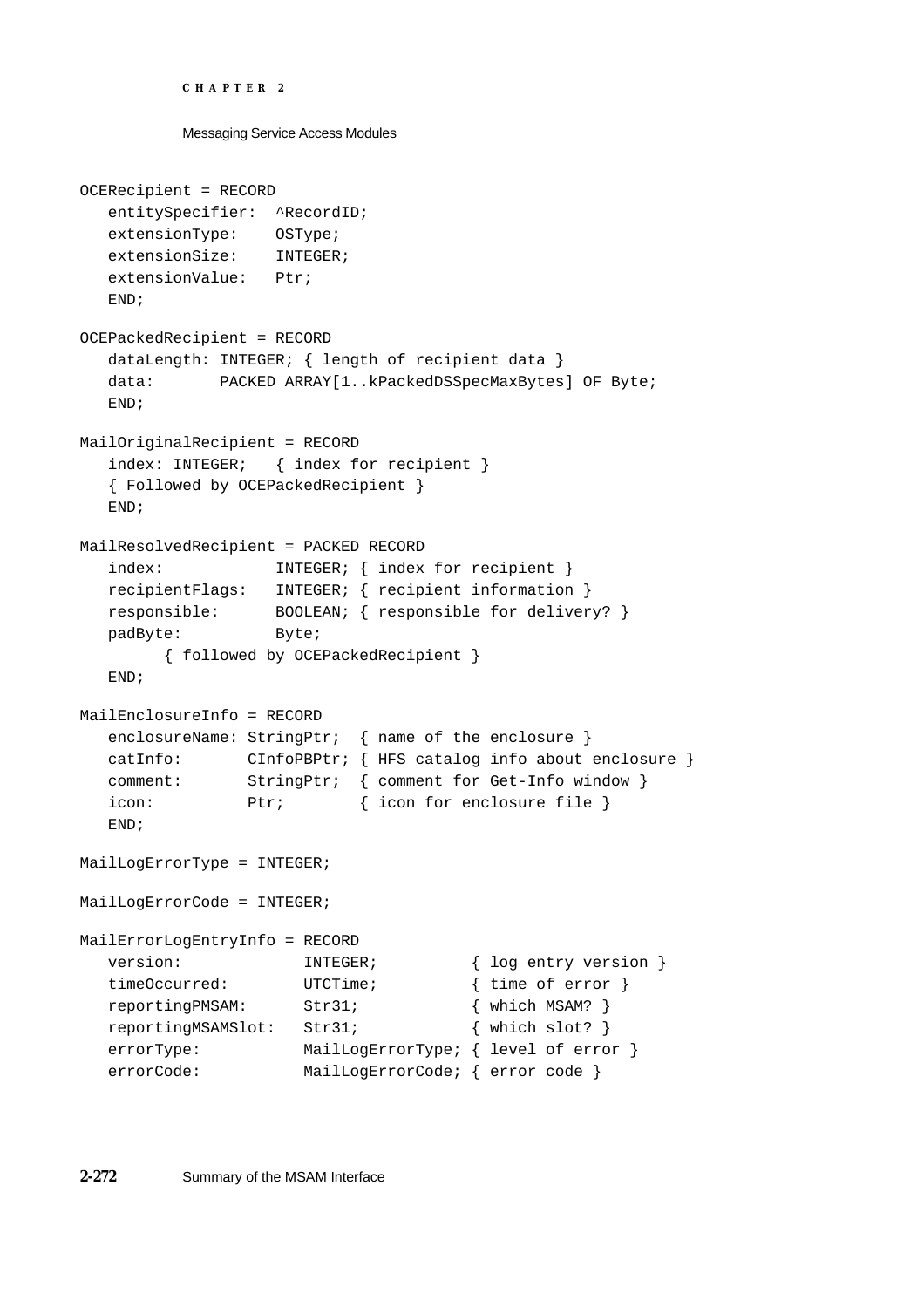```
OCERecipient = RECORD
   entitySpecifier:  ^RecordID;
   extensionType:    OSType;
   extensionSize:    INTEGER;
   extensionValue:   Ptr;
   END;

OCEPackedRecipient = RECORD
   dataLength: INTEGER; { length of recipient data }
   data:       PACKED ARRAY[1..kPackedDSSpecMaxBytes] OF Byte;
   END;

MailOriginalRecipient = RECORD
   index: INTEGER;   { index for recipient }
   { Followed by OCEPackedRecipient }
   END;

MailResolvedRecipient = PACKED RECORD
   index:            INTEGER; { index for recipient }
   recipientFlags:   INTEGER; { recipient information }
   responsible:      BOOLEAN; { responsible for delivery? }
   padByte:          Byte;
         { followed by OCEPackedRecipient }
   END;

MailEnclosureInfo = RECORD
   enclosureName: StringPtr;  { name of the enclosure }
   catInfo:       CInfoPBPtr; { HFS catalog info about enclosure }
   comment:       StringPtr;  { comment for Get-Info window }
   icon:          Ptr;        { icon for enclosure file }
   END;

MailLogErrorType = INTEGER;

MailLogErrorCode = INTEGER;

MailErrorLogEntryInfo = RECORD
   version:            INTEGER;          { log entry version }
   timeOccurred:       UTCTime;          { time of error }
   reportingPMSAM:     Str31;            { which MSAM? }
   reportingMSAMSlot:  Str31;            { which slot? }
   errorType:          MailLogErrorType; { level of error }
   errorCode:          MailLogErrorCode; { error code }
```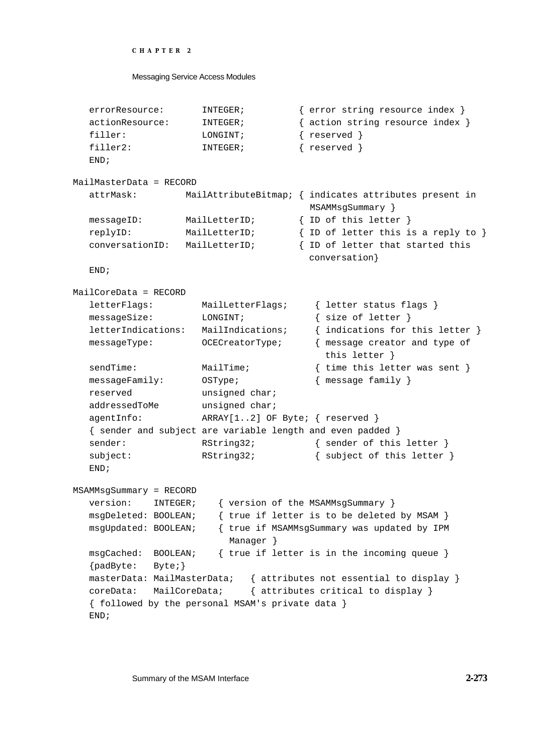```
   errorResource:       INTEGER;          { error string resource index }
   actionResource:      INTEGER;          { action string resource index }
   filler:              LONGINT;          { reserved }
   filler2:             INTEGER;          { reserved }
   END;

MailMasterData = RECORD
   attrMask:         MailAttributeBitmap; { indicates attributes present in
                                            MSAMMsgSummary }
   messageID:        MailLetterID;        { ID of this letter }
   replyID:          MailLetterID;        { ID of letter this is a reply to }
   conversationID:   MailLetterID;        { ID of letter that started this
                                            conversation}
   END;

MailCoreData = RECORD
   letterFlags:         MailLetterFlags;     { letter status flags }
   messageSize:         LONGINT;             { size of letter }
   letterIndications:   MailIndications;     { indications for this letter }
   messageType:         OCECreatorType;      { message creator and type of
                                               this letter }
   sendTime:            MailTime;            { time this letter was sent }
   messageFamily:       OSType;              { message family }
   reserved             unsigned char;
   addressedToMe        unsigned char;
   agentInfo:           ARRAY[1..2] OF Byte; { reserved }
   { sender and subject are variable length and even padded }
   sender:              RString32;           { sender of this letter }
   subject:             RString32;           { subject of this letter }
   END;

MSAMMsgSummary = RECORD
   version:    INTEGER;    { version of the MSAMMsgSummary }
   msgDeleted: BOOLEAN;    { true if letter is to be deleted by MSAM }
   msgUpdated: BOOLEAN;    { true if MSAMMsgSummary was updated by IPM
                             Manager }
   msgCached:  BOOLEAN;    { true if letter is in the incoming queue }
   {padByte:   Byte;}
   masterData: MailMasterData;   { attributes not essential to display }
   coreData:   MailCoreData;     { attributes critical to display }
   { followed by the personal MSAM's private data }
   END;
```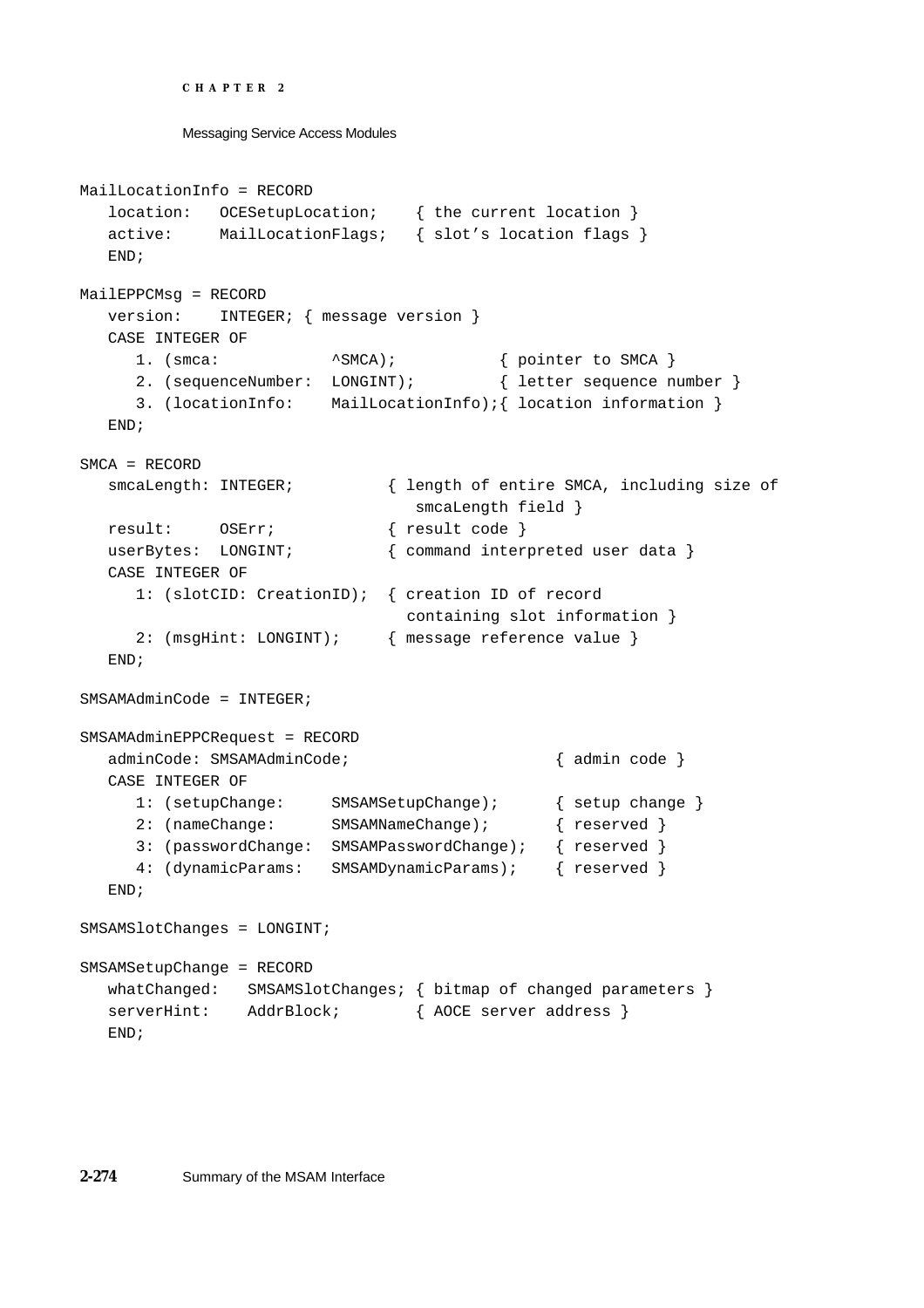```
MailLocationInfo = RECORD
   location:   OCESetupLocation;    { the current location }
   active:     MailLocationFlags;   { slot's location flags }
   END;

MailEPPCMsg = RECORD
   version:    INTEGER; { message version }
   CASE INTEGER OF
      1. (smca:            ^SMCA);           { pointer to SMCA }
      2. (sequenceNumber:  LONGINT);         { letter sequence number }
      3. (locationInfo:    MailLocationInfo);{ location information }
   END;

SMCA = RECORD
   smcaLength: INTEGER;          { length of entire SMCA, including size of
                                    smcaLength field }
   result:     OSErr;            { result code }
   userBytes:  LONGINT;          { command interpreted user data }
   CASE INTEGER OF
      1: (slotCID: CreationID);  { creation ID of record
                                   containing slot information }
      2: (msgHint: LONGINT);     { message reference value }
   END;

SMSAMAdminCode = INTEGER;

SMSAMAdminEPPCRequest = RECORD
   adminCode: SMSAMAdminCode;                     { admin code }
   CASE INTEGER OF
      1: (setupChange:     SMSAMSetupChange);     { setup change }
      2: (nameChange:      SMSAMNameChange);      { reserved }
      3: (passwordChange:  SMSAMPasswordChange);  { reserved }
      4: (dynamicParams:   SMSAMDynamicParams);   { reserved }
   END;

SMSAMSlotChanges = LONGINT;

SMSAMSetupChange = RECORD
   whatChanged:   SMSAMSlotChanges; { bitmap of changed parameters }
   serverHint:    AddrBlock;        { AOCE server address }
   END;
```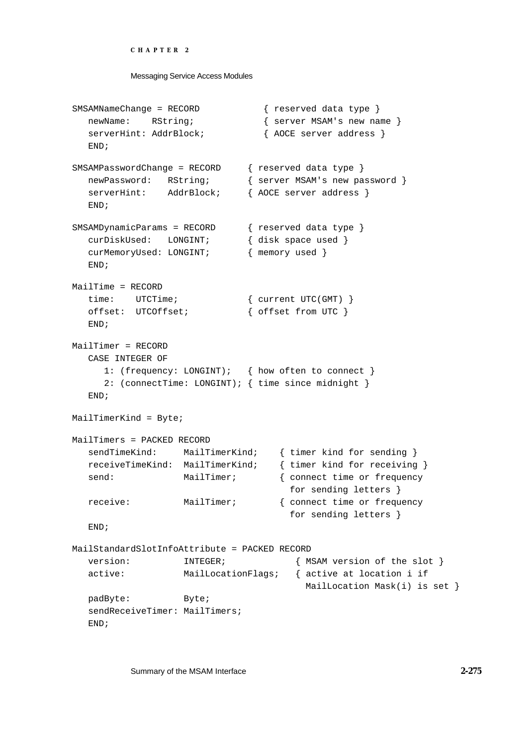```
SMSAMNameChange = RECORD            { reserved data type }
   newName:    RString;             { server MSAM's new name }
   serverHint: AddrBlock;           { AOCE server address }
   END;

SMSAMPasswordChange = RECORD     { reserved data type }
   newPassword:   RString;       { server MSAM's new password }
   serverHint:    AddrBlock;     { AOCE server address }
   END;

SMSAMDynamicParams = RECORD      { reserved data type }
   curDiskUsed:   LONGINT;       { disk space used }
   curMemoryUsed: LONGINT;       { memory used }
   END;

MailTime = RECORD
   time:    UTCTime;             { current UTC(GMT) }
   offset:  UTCOffset;           { offset from UTC }
   END;

MailTimer = RECORD
   CASE INTEGER OF
      1: (frequency: LONGINT);   { how often to connect }
      2: (connectTime: LONGINT); { time since midnight }
   END;

MailTimerKind = Byte;

MailTimers = PACKED RECORD
   sendTimeKind:     MailTimerKind;    { timer kind for sending }
   receiveTimeKind:  MailTimerKind;    { timer kind for receiving }
   send:             MailTimer;        { connect time or frequency
                                         for sending letters }
   receive:          MailTimer;        { connect time or frequency
                                         for sending letters }
   END;

MailStandardSlotInfoAttribute = PACKED RECORD
   version:          INTEGER;             { MSAM version of the slot }
   active:           MailLocationFlags;   { active at location i if
                                            MailLocation Mask(i) is set }
   padByte:          Byte;
   sendReceiveTimer: MailTimers;
   END;
```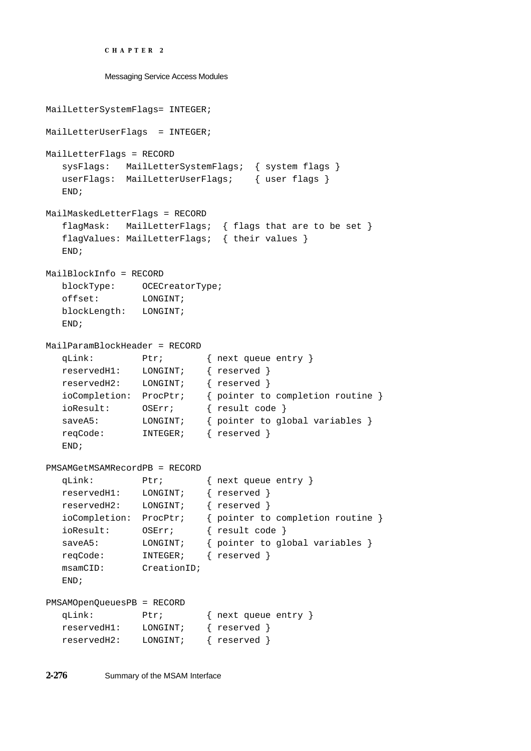```
MailLetterSystemFlags= INTEGER;

MailLetterUserFlags  = INTEGER;

MailLetterFlags = RECORD
   sysFlags:   MailLetterSystemFlags;  { system flags }
   userFlags:  MailLetterUserFlags;    { user flags }
   END;

MailMaskedLetterFlags = RECORD
   flagMask:   MailLetterFlags;  { flags that are to be set }
   flagValues: MailLetterFlags;  { their values }
   END;

MailBlockInfo = RECORD
   blockType:     OCECreatorType;
   offset:        LONGINT;
   blockLength:   LONGINT;
   END;

MailParamBlockHeader = RECORD
   qLink:         Ptr;        { next queue entry }
   reservedH1:    LONGINT;    { reserved }
   reservedH2:    LONGINT;    { reserved }
   ioCompletion:  ProcPtr;    { pointer to completion routine }
   ioResult:      OSErr;      { result code }
   saveA5:        LONGINT;    { pointer to global variables }
   reqCode:       INTEGER;    { reserved }
   END;

PMSAMGetMSAMRecordPB = RECORD
   qLink:         Ptr;        { next queue entry }
   reservedH1:    LONGINT;    { reserved }
   reservedH2:    LONGINT;    { reserved }
   ioCompletion:  ProcPtr;    { pointer to completion routine }
   ioResult:      OSErr;      { result code }
   saveA5:        LONGINT;    { pointer to global variables }
   reqCode:       INTEGER;    { reserved }
   msamCID:       CreationID;
   END;

PMSAMOpenQueuesPB = RECORD
   qLink:         Ptr;        { next queue entry }
   reservedH1:    LONGINT;    { reserved }
   reservedH2:    LONGINT;    { reserved }
```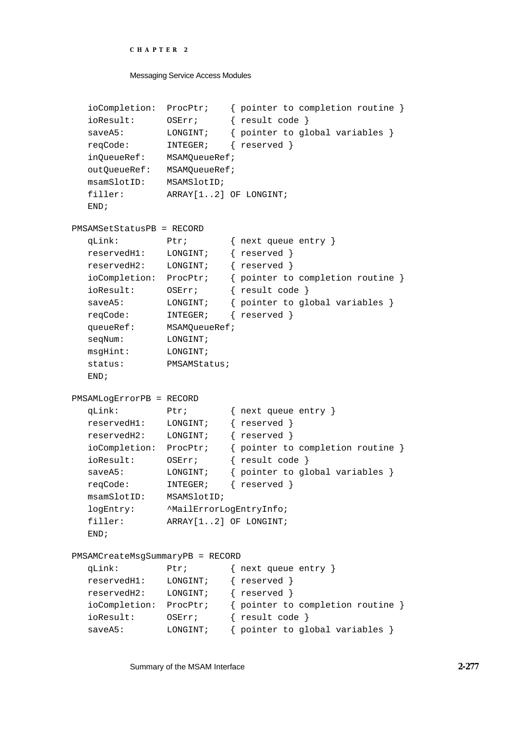```
   ioCompletion:  ProcPtr;    { pointer to completion routine }
   ioResult:      OSErr;      { result code }
   saveA5:        LONGINT;    { pointer to global variables }
   reqCode:       INTEGER;    { reserved }
   inQueueRef:    MSAMQueueRef;
   outQueueRef:   MSAMQueueRef;
   msamSlotID:    MSAMSlotID;
   filler:        ARRAY[1..2] OF LONGINT;
   END;

PMSAMSetStatusPB = RECORD
   qLink:         Ptr;        { next queue entry }
   reservedH1:    LONGINT;    { reserved }
   reservedH2:    LONGINT;    { reserved }
   ioCompletion:  ProcPtr;    { pointer to completion routine }
   ioResult:      OSErr;      { result code }
   saveA5:        LONGINT;    { pointer to global variables }
   reqCode:       INTEGER;    { reserved }
   queueRef:      MSAMQueueRef;
   seqNum:        LONGINT;
   msgHint:       LONGINT;
   status:        PMSAMStatus;
   END;

PMSAMLogErrorPB = RECORD
   qLink:         Ptr;        { next queue entry }
   reservedH1:    LONGINT;    { reserved }
   reservedH2:    LONGINT;    { reserved }
   ioCompletion:  ProcPtr;    { pointer to completion routine }
   ioResult:      OSErr;      { result code }
   saveA5:        LONGINT;    { pointer to global variables }
   reqCode:       INTEGER;    { reserved }
   msamSlotID:    MSAMSlotID;
   logEntry:      ^MailErrorLogEntryInfo;
   filler:        ARRAY[1..2] OF LONGINT;
   END;

PMSAMCreateMsgSummaryPB = RECORD
   qLink:         Ptr;        { next queue entry }
   reservedH1:    LONGINT;    { reserved }
   reservedH2:    LONGINT;    { reserved }
   ioCompletion:  ProcPtr;    { pointer to completion routine }
   ioResult:      OSErr;      { result code }
   saveA5:        LONGINT;    { pointer to global variables }
```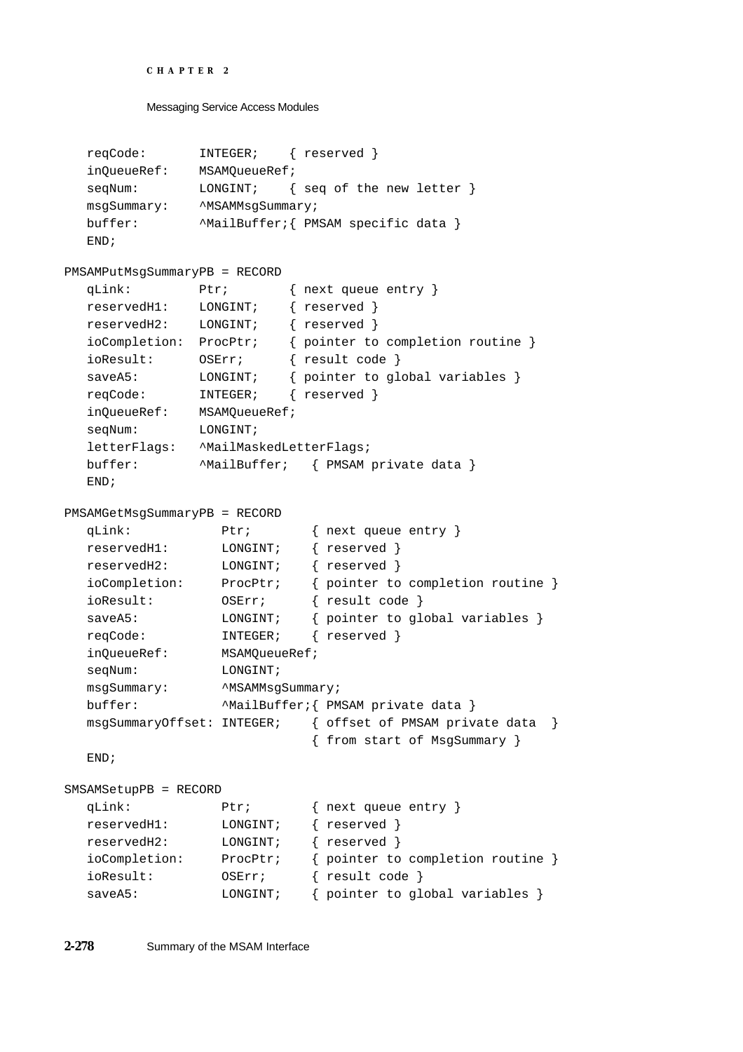```
   reqCode:       INTEGER;    { reserved }
   inQueueRef:    MSAMQueueRef;
   seqNum:        LONGINT;    { seq of the new letter }
   msgSummary:    ^MSAMMsgSummary;
   buffer:        ^MailBuffer;{ PMSAM specific data }
   END;

PMSAMPutMsgSummaryPB = RECORD
   qLink:         Ptr;        { next queue entry }
   reservedH1:    LONGINT;    { reserved }
   reservedH2:    LONGINT;    { reserved }
   ioCompletion:  ProcPtr;    { pointer to completion routine }
   ioResult:      OSErr;      { result code }
   saveA5:        LONGINT;    { pointer to global variables }
   reqCode:       INTEGER;    { reserved }
   inQueueRef:    MSAMQueueRef;
   seqNum:        LONGINT;
   letterFlags:   ^MailMaskedLetterFlags;
   buffer:        ^MailBuffer;   { PMSAM private data }
   END;

PMSAMGetMsgSummaryPB = RECORD
   qLink:            Ptr;        { next queue entry }
   reservedH1:       LONGINT;    { reserved }
   reservedH2:       LONGINT;    { reserved }
   ioCompletion:     ProcPtr;    { pointer to completion routine }
   ioResult:         OSErr;      { result code }
   saveA5:           LONGINT;    { pointer to global variables }
   reqCode:          INTEGER;    { reserved }
   inQueueRef:       MSAMQueueRef;
   seqNum:           LONGINT;
   msgSummary:       ^MSAMMsgSummary;
   buffer:           ^MailBuffer;{ PMSAM private data }
   msgSummaryOffset: INTEGER;    { offset of PMSAM private data  }
                                 { from start of MsgSummary }
   END;

SMSAMSetupPB = RECORD
   qLink:            Ptr;        { next queue entry }
   reservedH1:       LONGINT;    { reserved }
   reservedH2:       LONGINT;    { reserved }
   ioCompletion:     ProcPtr;    { pointer to completion routine }
   ioResult:         OSErr;      { result code }
   saveA5:           LONGINT;    { pointer to global variables }
```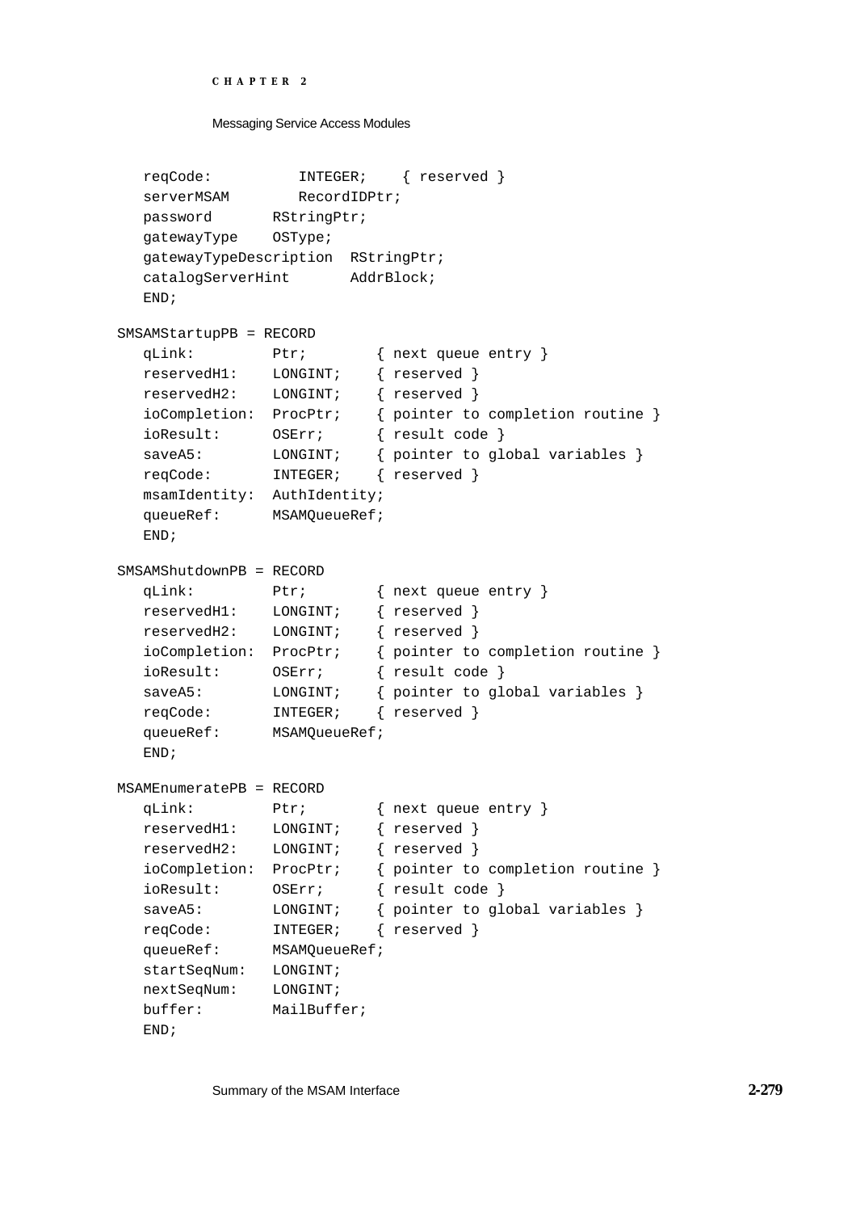```
   reqCode:          INTEGER;    { reserved }
   serverMSAM        RecordIDPtr;
   password       RStringPtr;
   gatewayType    OSType;
   gatewayTypeDescription  RStringPtr;
   catalogServerHint       AddrBlock;
   END;

SMSAMStartupPB = RECORD
   qLink:         Ptr;        { next queue entry }
   reservedH1:    LONGINT;    { reserved }
   reservedH2:    LONGINT;    { reserved }
   ioCompletion:  ProcPtr;    { pointer to completion routine }
   ioResult:      OSErr;      { result code }
   saveA5:        LONGINT;    { pointer to global variables }
   reqCode:       INTEGER;    { reserved }
   msamIdentity:  AuthIdentity;
   queueRef:      MSAMQueueRef;
   END;

SMSAMShutdownPB = RECORD
   qLink:         Ptr;        { next queue entry }
   reservedH1:    LONGINT;    { reserved }
   reservedH2:    LONGINT;    { reserved }
   ioCompletion:  ProcPtr;    { pointer to completion routine }
   ioResult:      OSErr;      { result code }
   saveA5:        LONGINT;    { pointer to global variables }
   reqCode:       INTEGER;    { reserved }
   queueRef:      MSAMQueueRef;
   END;

MSAMEnumeratePB = RECORD
   qLink:         Ptr;        { next queue entry }
   reservedH1:    LONGINT;    { reserved }
   reservedH2:    LONGINT;    { reserved }
   ioCompletion:  ProcPtr;    { pointer to completion routine }
   ioResult:      OSErr;      { result code }
   saveA5:        LONGINT;    { pointer to global variables }
   reqCode:       INTEGER;    { reserved }
   queueRef:      MSAMQueueRef;
   startSeqNum:   LONGINT;
   nextSeqNum:    LONGINT;
   buffer:        MailBuffer;
   END;
```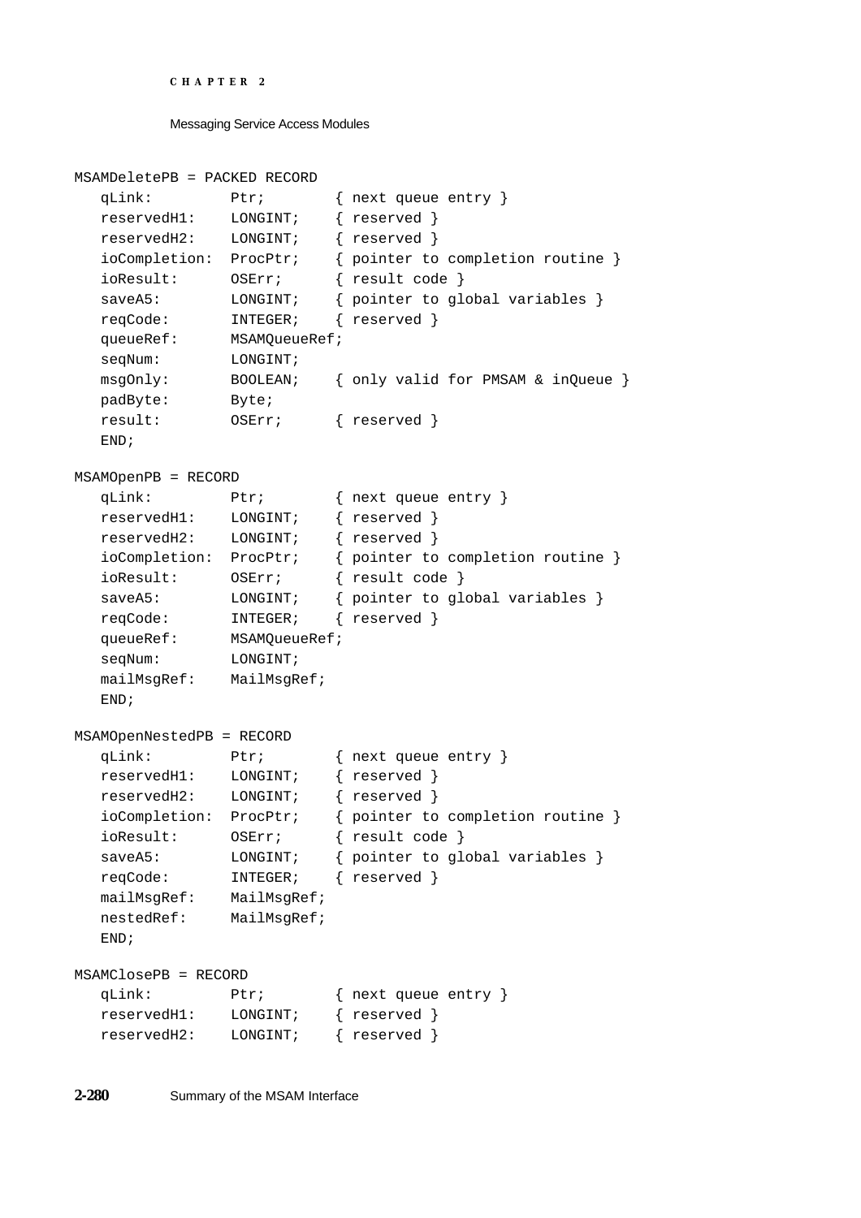```
MSAMDeletePB = PACKED RECORD
   qLink:         Ptr;        { next queue entry }
   reservedH1:    LONGINT;    { reserved }
   reservedH2:    LONGINT;    { reserved }
   ioCompletion:  ProcPtr;    { pointer to completion routine }
   ioResult:      OSErr;      { result code }
   saveA5:        LONGINT;    { pointer to global variables }
   reqCode:       INTEGER;    { reserved }
   queueRef:      MSAMQueueRef;
   seqNum:        LONGINT;
   msgOnly:       BOOLEAN;    { only valid for PMSAM & inQueue }
   padByte:       Byte;
   result:        OSErr;      { reserved }
   END;

MSAMOpenPB = RECORD
   qLink:         Ptr;        { next queue entry }
   reservedH1:    LONGINT;    { reserved }
   reservedH2:    LONGINT;    { reserved }
   ioCompletion:  ProcPtr;    { pointer to completion routine }
   ioResult:      OSErr;      { result code }
   saveA5:        LONGINT;    { pointer to global variables }
   reqCode:       INTEGER;    { reserved }
   queueRef:      MSAMQueueRef;
   seqNum:        LONGINT;
   mailMsgRef:    MailMsgRef;
   END;

MSAMOpenNestedPB = RECORD
   qLink:         Ptr;        { next queue entry }
   reservedH1:    LONGINT;    { reserved }
   reservedH2:    LONGINT;    { reserved }
   ioCompletion:  ProcPtr;    { pointer to completion routine }
   ioResult:      OSErr;      { result code }
   saveA5:        LONGINT;    { pointer to global variables }
   reqCode:       INTEGER;    { reserved }
   mailMsgRef:    MailMsgRef;
   nestedRef:     MailMsgRef;
   END;

MSAMClosePB = RECORD
   qLink:         Ptr;        { next queue entry }
   reservedH1:    LONGINT;    { reserved }
   reservedH2:    LONGINT;    { reserved }
```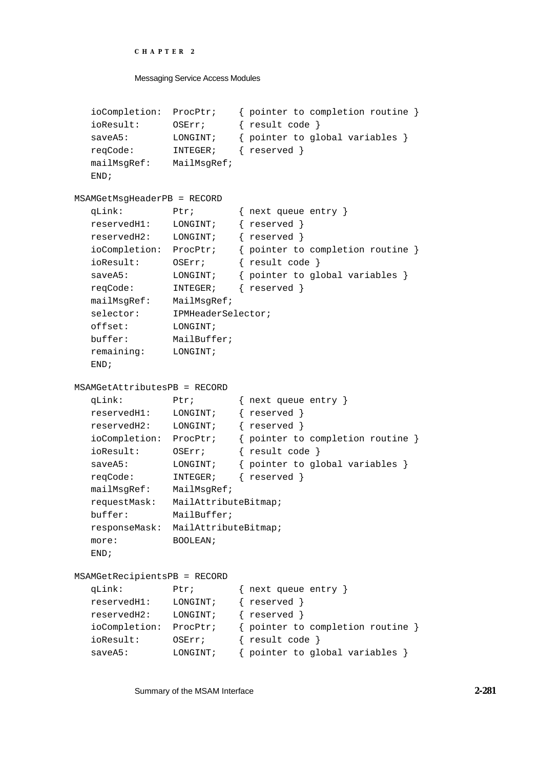```
   ioCompletion:  ProcPtr;    { pointer to completion routine }
   ioResult:      OSErr;      { result code }
   saveA5:        LONGINT;    { pointer to global variables }
   reqCode:       INTEGER;    { reserved }
   mailMsgRef:    MailMsgRef;
   END;

MSAMGetMsgHeaderPB = RECORD
   qLink:         Ptr;        { next queue entry }
   reservedH1:    LONGINT;    { reserved }
   reservedH2:    LONGINT;    { reserved }
   ioCompletion:  ProcPtr;    { pointer to completion routine }
   ioResult:      OSErr;      { result code }
   saveA5:        LONGINT;    { pointer to global variables }
   reqCode:       INTEGER;    { reserved }
   mailMsgRef:    MailMsgRef;
   selector:      IPMHeaderSelector;
   offset:        LONGINT;
   buffer:        MailBuffer;
   remaining:     LONGINT;
   END;

MSAMGetAttributesPB = RECORD
   qLink:         Ptr;        { next queue entry }
   reservedH1:    LONGINT;    { reserved }
   reservedH2:    LONGINT;    { reserved }
   ioCompletion:  ProcPtr;    { pointer to completion routine }
   ioResult:      OSErr;      { result code }
   saveA5:        LONGINT;    { pointer to global variables }
   reqCode:       INTEGER;    { reserved }
   mailMsgRef:    MailMsgRef;
   requestMask:   MailAttributeBitmap;
   buffer:        MailBuffer;
   responseMask:  MailAttributeBitmap;
   more:          BOOLEAN;
   END;

MSAMGetRecipientsPB = RECORD
   qLink:         Ptr;        { next queue entry }
   reservedH1:    LONGINT;    { reserved }
   reservedH2:    LONGINT;    { reserved }
   ioCompletion:  ProcPtr;    { pointer to completion routine }
   ioResult:      OSErr;      { result code }
   saveA5:        LONGINT;    { pointer to global variables }
```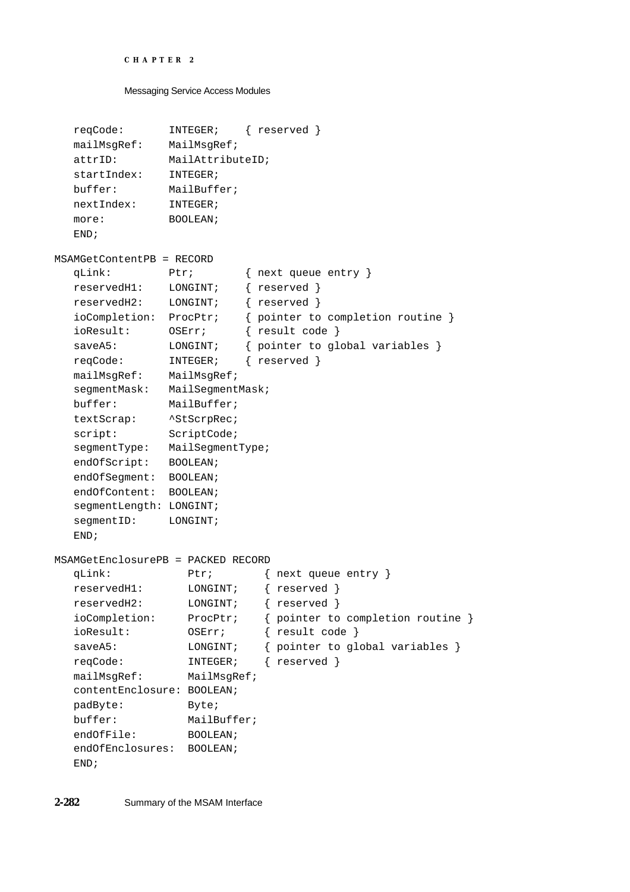```
   reqCode:       INTEGER;    { reserved }
   mailMsgRef:    MailMsgRef;
   attrID:        MailAttributeID;
   startIndex:    INTEGER;
   buffer:        MailBuffer;
   nextIndex:     INTEGER;
   more:          BOOLEAN;
   END;

MSAMGetContentPB = RECORD
   qLink:         Ptr;        { next queue entry }
   reservedH1:    LONGINT;    { reserved }
   reservedH2:    LONGINT;    { reserved }
   ioCompletion:  ProcPtr;    { pointer to completion routine }
   ioResult:      OSErr;      { result code }
   saveA5:        LONGINT;    { pointer to global variables }
   reqCode:       INTEGER;    { reserved }
   mailMsgRef:    MailMsgRef;
   segmentMask:   MailSegmentMask;
   buffer:        MailBuffer;
   textScrap:     ^StScrpRec;
   script:        ScriptCode;
   segmentType:   MailSegmentType;
   endOfScript:   BOOLEAN;
   endOfSegment:  BOOLEAN;
   endOfContent:  BOOLEAN;
   segmentLength: LONGINT;
   segmentID:     LONGINT;
   END;

MSAMGetEnclosurePB = PACKED RECORD
   qLink:            Ptr;        { next queue entry }
   reservedH1:       LONGINT;    { reserved }
   reservedH2:       LONGINT;    { reserved }
   ioCompletion:     ProcPtr;    { pointer to completion routine }
   ioResult:         OSErr;      { result code }
   saveA5:           LONGINT;    { pointer to global variables }
   reqCode:          INTEGER;    { reserved }
   mailMsgRef:       MailMsgRef;
   contentEnclosure: BOOLEAN;
   padByte:          Byte;
   buffer:           MailBuffer;
   endOfFile:        BOOLEAN;
   endOfEnclosures:  BOOLEAN;
   END;
```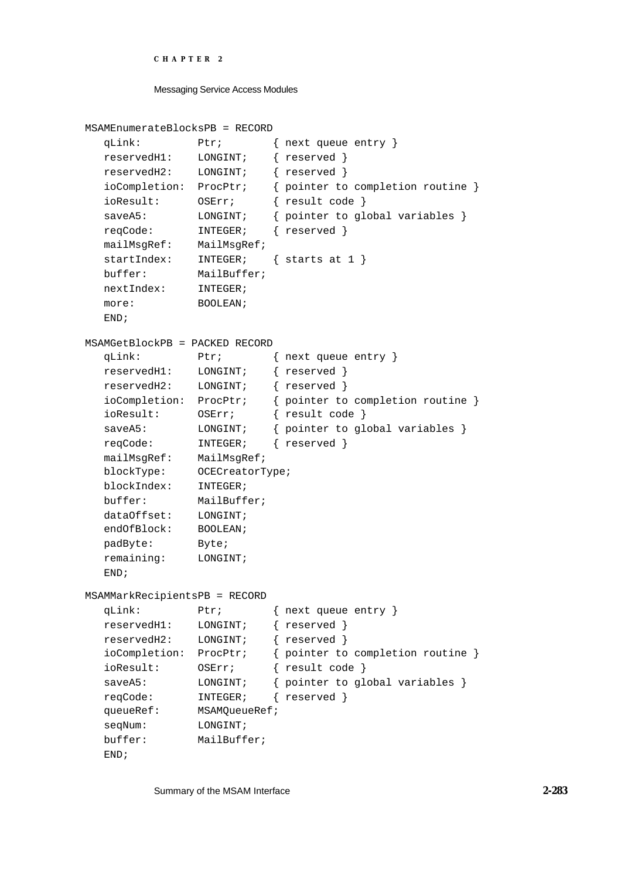```
MSAMEnumerateBlocksPB = RECORD
   qLink:         Ptr;        { next queue entry }
   reservedH1:    LONGINT;    { reserved }
   reservedH2:    LONGINT;    { reserved }
   ioCompletion:  ProcPtr;    { pointer to completion routine }
   ioResult:      OSErr;      { result code }
   saveA5:        LONGINT;    { pointer to global variables }
   reqCode:       INTEGER;    { reserved }
   mailMsgRef:    MailMsgRef;
   startIndex:    INTEGER;    { starts at 1 }
   buffer:        MailBuffer;
   nextIndex:     INTEGER;
   more:          BOOLEAN;
   END;

MSAMGetBlockPB = PACKED RECORD
   qLink:         Ptr;        { next queue entry }
   reservedH1:    LONGINT;    { reserved }
   reservedH2:    LONGINT;    { reserved }
   ioCompletion:  ProcPtr;    { pointer to completion routine }
   ioResult:      OSErr;      { result code }
   saveA5:        LONGINT;    { pointer to global variables }
   reqCode:       INTEGER;    { reserved }
   mailMsgRef:    MailMsgRef;
   blockType:     OCECreatorType;
   blockIndex:    INTEGER;
   buffer:        MailBuffer;
   dataOffset:    LONGINT;
   endOfBlock:    BOOLEAN;
   padByte:       Byte;
   remaining:     LONGINT;
   END;

MSAMMarkRecipientsPB = RECORD
   qLink:         Ptr;        { next queue entry }
   reservedH1:    LONGINT;    { reserved }
   reservedH2:    LONGINT;    { reserved }
   ioCompletion:  ProcPtr;    { pointer to completion routine }
   ioResult:      OSErr;      { result code }
   saveA5:        LONGINT;    { pointer to global variables }
   reqCode:       INTEGER;    { reserved }
   queueRef:      MSAMQueueRef;
   seqNum:        LONGINT;
   buffer:        MailBuffer;
   END;
```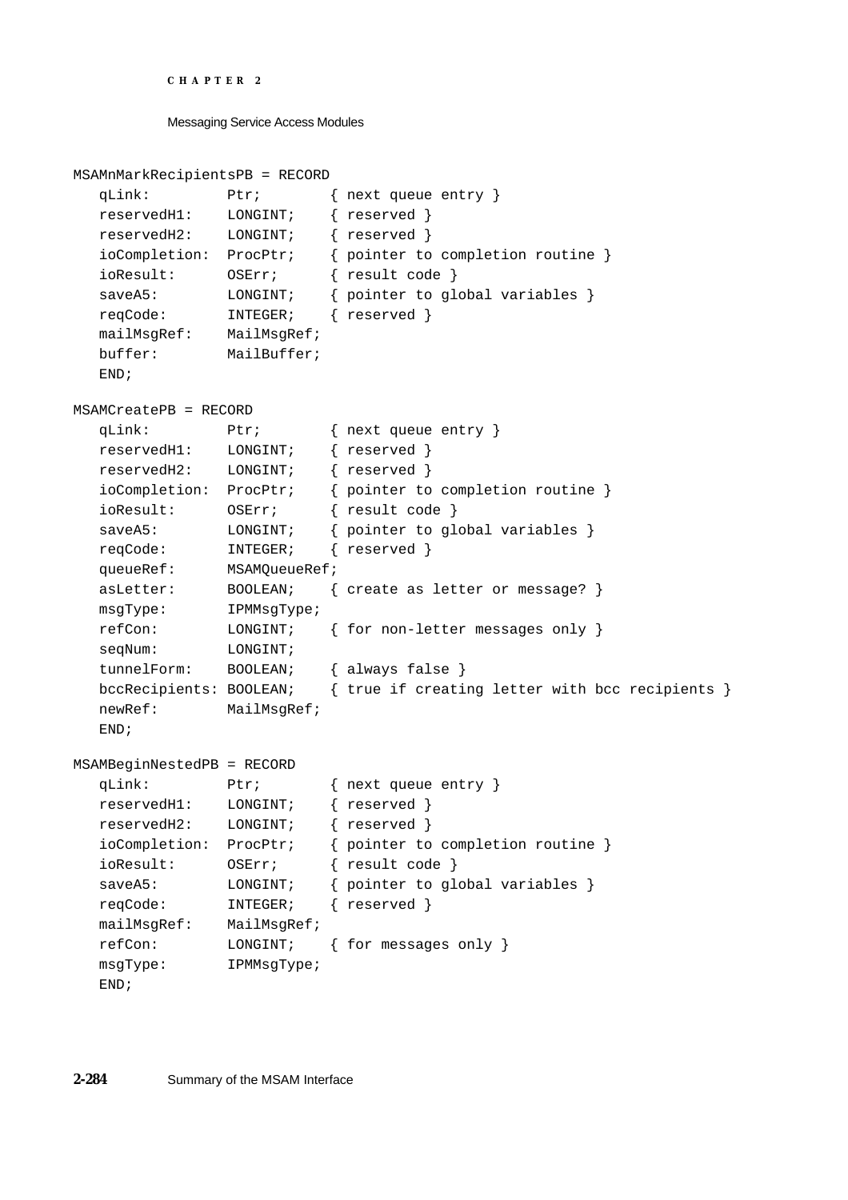```
MSAMnMarkRecipientsPB = RECORD
   qLink:         Ptr;        { next queue entry }
   reservedH1:    LONGINT;    { reserved }
   reservedH2:    LONGINT;    { reserved }
   ioCompletion:  ProcPtr;    { pointer to completion routine }
   ioResult:      OSErr;      { result code }
   saveA5:        LONGINT;    { pointer to global variables }
   reqCode:       INTEGER;    { reserved }
   mailMsgRef:    MailMsgRef;
   buffer:        MailBuffer;
   END;

MSAMCreatePB = RECORD
   qLink:         Ptr;        { next queue entry }
   reservedH1:    LONGINT;    { reserved }
   reservedH2:    LONGINT;    { reserved }
   ioCompletion:  ProcPtr;    { pointer to completion routine }
   ioResult:      OSErr;      { result code }
   saveA5:        LONGINT;    { pointer to global variables }
   reqCode:       INTEGER;    { reserved }
   queueRef:      MSAMQueueRef;
   asLetter:      BOOLEAN;    { create as letter or message? }
   msgType:       IPMMsgType;
   refCon:        LONGINT;    { for non-letter messages only }
   seqNum:        LONGINT;
   tunnelForm:    BOOLEAN;    { always false }
   bccRecipients: BOOLEAN;    { true if creating letter with bcc recipients }
   newRef:        MailMsgRef;
   END;

MSAMBeginNestedPB = RECORD
   qLink:         Ptr;        { next queue entry }
   reservedH1:    LONGINT;    { reserved }
   reservedH2:    LONGINT;    { reserved }
   ioCompletion:  ProcPtr;    { pointer to completion routine }
   ioResult:      OSErr;      { result code }
   saveA5:        LONGINT;    { pointer to global variables }
   reqCode:       INTEGER;    { reserved }
   mailMsgRef:    MailMsgRef;
   refCon:        LONGINT;    { for messages only }
   msgType:       IPMMsgType;
   END;
```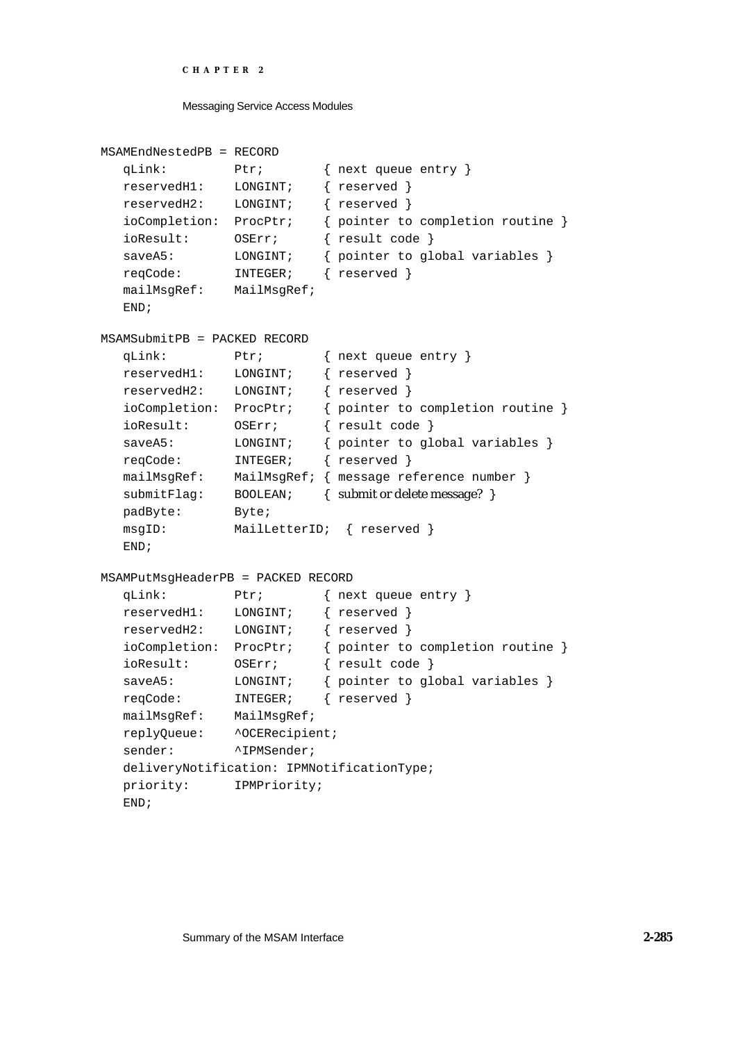```
MSAMEndNestedPB = RECORD
   qLink:         Ptr;        { next queue entry }
   reservedH1:    LONGINT;    { reserved }
   reservedH2:    LONGINT;    { reserved }
   ioCompletion:  ProcPtr;    { pointer to completion routine }
   ioResult:      OSErr;      { result code }
   saveA5:        LONGINT;    { pointer to global variables }
   reqCode:       INTEGER;    { reserved }
   mailMsgRef:    MailMsgRef;
   END;

MSAMSubmitPB = PACKED RECORD
   qLink:         Ptr;        { next queue entry }
   reservedH1:    LONGINT;    { reserved }
   reservedH2:    LONGINT;    { reserved }
   ioCompletion:  ProcPtr;    { pointer to completion routine }
   ioResult:      OSErr;      { result code }
   saveA5:        LONGINT;    { pointer to global variables }
   reqCode:       INTEGER;    { reserved }
   mailMsgRef:    MailMsgRef; { message reference number }
   submitFlag:    BOOLEAN;    { submit or delete message? }
   padByte:       Byte;
   msgID:         MailLetterID;  { reserved }
   END;

MSAMPutMsgHeaderPB = PACKED RECORD
   qLink:         Ptr;        { next queue entry }
   reservedH1:    LONGINT;    { reserved }
   reservedH2:    LONGINT;    { reserved }
   ioCompletion:  ProcPtr;    { pointer to completion routine }
   ioResult:      OSErr;      { result code }
   saveA5:        LONGINT;    { pointer to global variables }
   reqCode:       INTEGER;    { reserved }
   mailMsgRef:    MailMsgRef;
   replyQueue:    ^OCERecipient;
   sender:        ^IPMSender;
   deliveryNotification: IPMNotificationType;
   priority:      IPMPriority;
   END;
```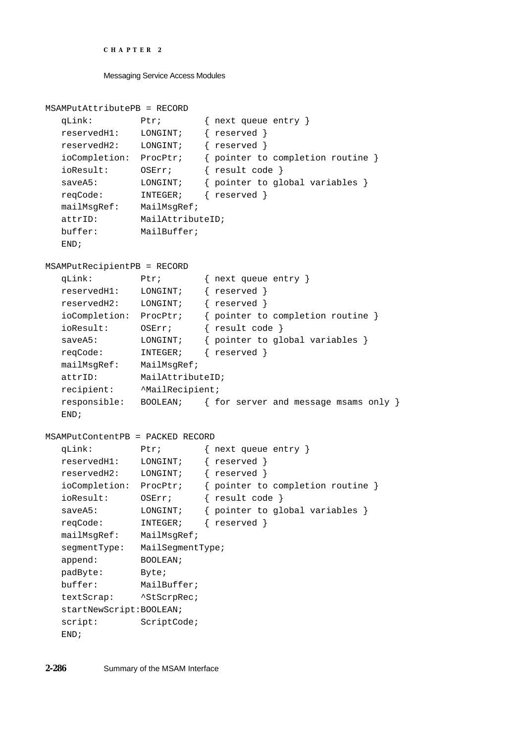```
MSAMPutAttributePB = RECORD
   qLink:         Ptr;        { next queue entry }
   reservedH1:    LONGINT;    { reserved }
   reservedH2:    LONGINT;    { reserved }
   ioCompletion:  ProcPtr;    { pointer to completion routine }
   ioResult:      OSErr;      { result code }
   saveA5:        LONGINT;    { pointer to global variables }
   reqCode:       INTEGER;    { reserved }
   mailMsgRef:    MailMsgRef;
   attrID:        MailAttributeID;
   buffer:        MailBuffer;
   END;

MSAMPutRecipientPB = RECORD
   qLink:         Ptr;        { next queue entry }
   reservedH1:    LONGINT;    { reserved }
   reservedH2:    LONGINT;    { reserved }
   ioCompletion:  ProcPtr;    { pointer to completion routine }
   ioResult:      OSErr;      { result code }
   saveA5:        LONGINT;    { pointer to global variables }
   reqCode:       INTEGER;    { reserved }
   mailMsgRef:    MailMsgRef;
   attrID:        MailAttributeID;
   recipient:     ^MailRecipient;
   responsible:   BOOLEAN;    { for server and message msams only }
   END;

MSAMPutContentPB = PACKED RECORD
   qLink:         Ptr;        { next queue entry }
   reservedH1:    LONGINT;    { reserved }
   reservedH2:    LONGINT;    { reserved }
   ioCompletion:  ProcPtr;    { pointer to completion routine }
   ioResult:      OSErr;      { result code }
   saveA5:        LONGINT;    { pointer to global variables }
   reqCode:       INTEGER;    { reserved }
   mailMsgRef:    MailMsgRef;
   segmentType:   MailSegmentType;
   append:        BOOLEAN;
   padByte:       Byte;
   buffer:        MailBuffer;
   textScrap:     ^StScrpRec;
   startNewScript:BOOLEAN;
   script:        ScriptCode;
   END;
```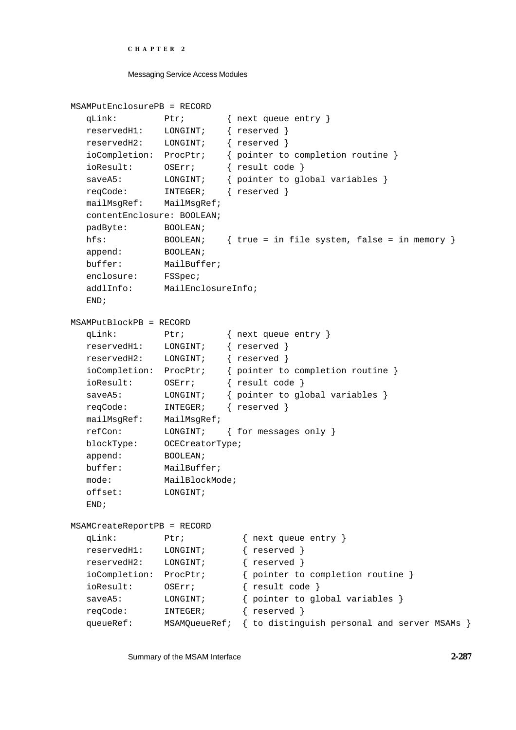```
MSAMPutEnclosurePB = RECORD
   qLink:         Ptr;        { next queue entry }
   reservedH1:    LONGINT;    { reserved }
   reservedH2:    LONGINT;    { reserved }
   ioCompletion:  ProcPtr;    { pointer to completion routine }
   ioResult:      OSErr;      { result code }
   saveA5:        LONGINT;    { pointer to global variables }
   reqCode:       INTEGER;    { reserved }
   mailMsgRef:    MailMsgRef;
   contentEnclosure: BOOLEAN;
   padByte:       BOOLEAN;
   hfs:           BOOLEAN;    { true = in file system, false = in memory }
   append:        BOOLEAN;
   buffer:        MailBuffer;
   enclosure:     FSSpec;
   addlInfo:      MailEnclosureInfo;
   END;

MSAMPutBlockPB = RECORD
   qLink:         Ptr;        { next queue entry }
   reservedH1:    LONGINT;    { reserved }
   reservedH2:    LONGINT;    { reserved }
   ioCompletion:  ProcPtr;    { pointer to completion routine }
   ioResult:      OSErr;      { result code }
   saveA5:        LONGINT;    { pointer to global variables }
   reqCode:       INTEGER;    { reserved }
   mailMsgRef:    MailMsgRef;
   refCon:        LONGINT;    { for messages only }
   blockType:     OCECreatorType;
   append:        BOOLEAN;
   buffer:        MailBuffer;
   mode:          MailBlockMode;
   offset:        LONGINT;
   END;

MSAMCreateReportPB = RECORD
   qLink:         Ptr;           { next queue entry }
   reservedH1:    LONGINT;       { reserved }
   reservedH2:    LONGINT;       { reserved }
   ioCompletion:  ProcPtr;       { pointer to completion routine }
   ioResult:      OSErr;         { result code }
   saveA5:        LONGINT;       { pointer to global variables }
   reqCode:       INTEGER;       { reserved }
   queueRef:      MSAMQueueRef;  { to distinguish personal and server MSAMs }
```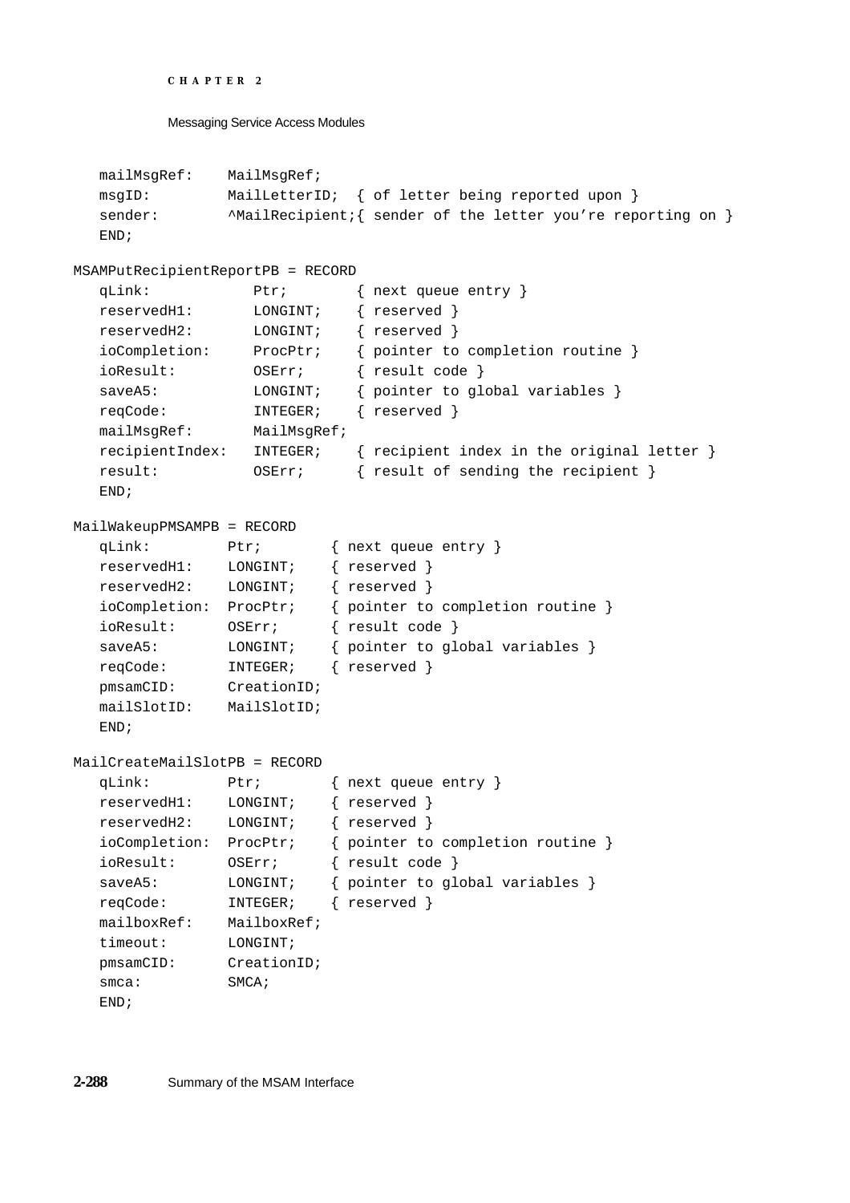```
   mailMsgRef:    MailMsgRef;
   msgID:         MailLetterID;  { of letter being reported upon }
   sender:        ^MailRecipient;{ sender of the letter you're reporting on }
   END;

MSAMPutRecipientReportPB = RECORD
   qLink:            Ptr;        { next queue entry }
   reservedH1:       LONGINT;    { reserved }
   reservedH2:       LONGINT;    { reserved }
   ioCompletion:     ProcPtr;    { pointer to completion routine }
   ioResult:         OSErr;      { result code }
   saveA5:           LONGINT;    { pointer to global variables }
   reqCode:          INTEGER;    { reserved }
   mailMsgRef:       MailMsgRef;
   recipientIndex:   INTEGER;    { recipient index in the original letter }
   result:           OSErr;      { result of sending the recipient }
   END;

MailWakeupPMSAMPB = RECORD
   qLink:         Ptr;        { next queue entry }
   reservedH1:    LONGINT;    { reserved }
   reservedH2:    LONGINT;    { reserved }
   ioCompletion:  ProcPtr;    { pointer to completion routine }
   ioResult:      OSErr;      { result code }
   saveA5:        LONGINT;    { pointer to global variables }
   reqCode:       INTEGER;    { reserved }
   pmsamCID:      CreationID;
   mailSlotID:    MailSlotID;
   END;

MailCreateMailSlotPB = RECORD
   qLink:         Ptr;        { next queue entry }
   reservedH1:    LONGINT;    { reserved }
   reservedH2:    LONGINT;    { reserved }
   ioCompletion:  ProcPtr;    { pointer to completion routine }
   ioResult:      OSErr;      { result code }
   saveA5:        LONGINT;    { pointer to global variables }
   reqCode:       INTEGER;    { reserved }
   mailboxRef:    MailboxRef;
   timeout:       LONGINT;
   pmsamCID:      CreationID;
   smca:          SMCA;
   END;
```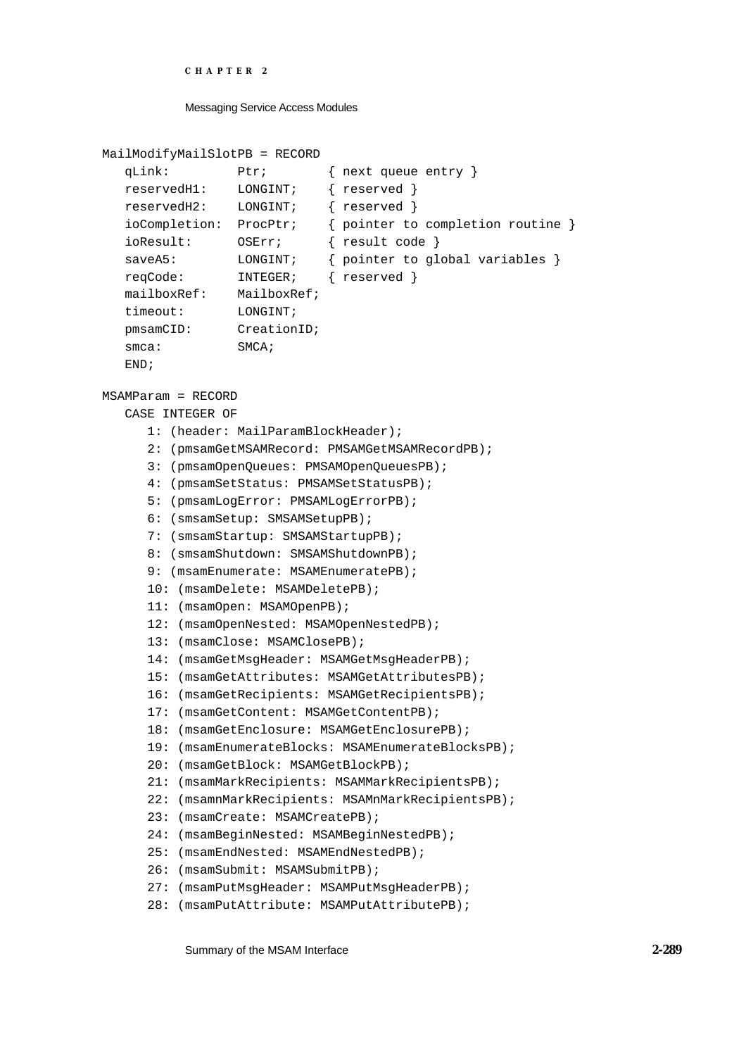```
MailModifyMailSlotPB = RECORD
   qLink:         Ptr;        { next queue entry }
   reservedH1:    LONGINT;    { reserved }
   reservedH2:    LONGINT;    { reserved }
   ioCompletion:  ProcPtr;    { pointer to completion routine }
   ioResult:      OSErr;      { result code }
   saveA5:        LONGINT;    { pointer to global variables }
   reqCode:       INTEGER;    { reserved }
   mailboxRef:    MailboxRef;
   timeout:       LONGINT;
   pmsamCID:      CreationID;
   smca:          SMCA;
   END;

MSAMParam = RECORD
   CASE INTEGER OF
      1: (header: MailParamBlockHeader);
      2: (pmsamGetMSAMRecord: PMSAMGetMSAMRecordPB);
      3: (pmsamOpenQueues: PMSAMOpenQueuesPB);
      4: (pmsamSetStatus: PMSAMSetStatusPB);
      5: (pmsamLogError: PMSAMLogErrorPB);
      6: (smsamSetup: SMSAMSetupPB);
      7: (smsamStartup: SMSAMStartupPB);
      8: (smsamShutdown: SMSAMShutdownPB);
      9: (msamEnumerate: MSAMEnumeratePB);
      10: (msamDelete: MSAMDeletePB);
      11: (msamOpen: MSAMOpenPB);
      12: (msamOpenNested: MSAMOpenNestedPB);
      13: (msamClose: MSAMClosePB);
      14: (msamGetMsgHeader: MSAMGetMsgHeaderPB);
      15: (msamGetAttributes: MSAMGetAttributesPB);
      16: (msamGetRecipients: MSAMGetRecipientsPB);
      17: (msamGetContent: MSAMGetContentPB);
      18: (msamGetEnclosure: MSAMGetEnclosurePB);
      19: (msamEnumerateBlocks: MSAMEnumerateBlocksPB);
      20: (msamGetBlock: MSAMGetBlockPB);
      21: (msamMarkRecipients: MSAMMarkRecipientsPB);
      22: (msamnMarkRecipients: MSAMnMarkRecipientsPB);
      23: (msamCreate: MSAMCreatePB);
      24: (msamBeginNested: MSAMBeginNestedPB);
      25: (msamEndNested: MSAMEndNestedPB);
      26: (msamSubmit: MSAMSubmitPB);
      27: (msamPutMsgHeader: MSAMPutMsgHeaderPB);
      28: (msamPutAttribute: MSAMPutAttributePB);
```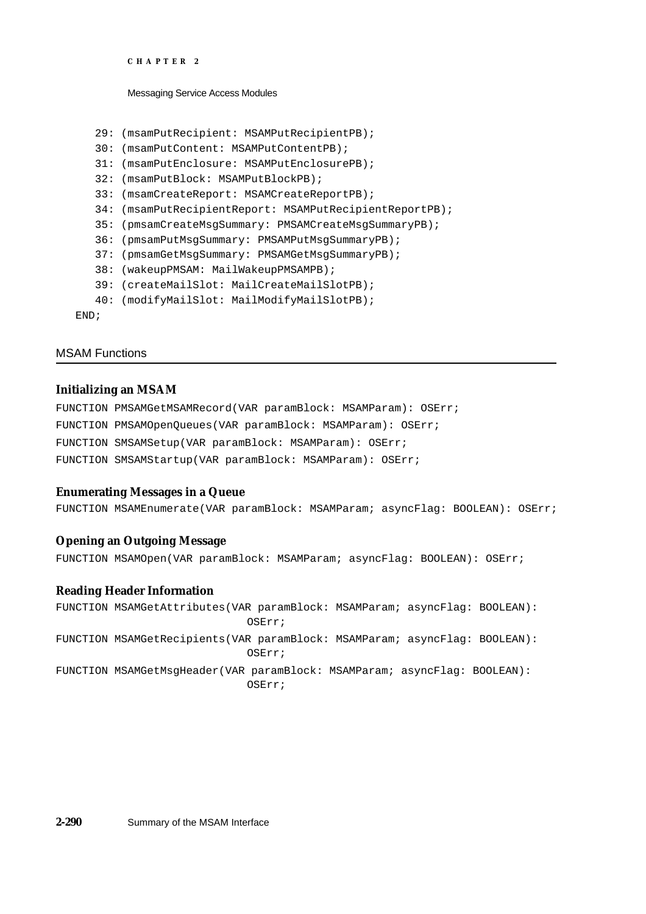```
      29: (msamPutRecipient: MSAMPutRecipientPB);
      30: (msamPutContent: MSAMPutContentPB);
      31: (msamPutEnclosure: MSAMPutEnclosurePB);
      32: (msamPutBlock: MSAMPutBlockPB);
      33: (msamCreateReport: MSAMCreateReportPB);
      34: (msamPutRecipientReport: MSAMPutRecipientReportPB);
      35: (pmsamCreateMsgSummary: PMSAMCreateMsgSummaryPB);
      36: (pmsamPutMsgSummary: PMSAMPutMsgSummaryPB);
      37: (pmsamGetMsgSummary: PMSAMGetMsgSummaryPB);
      38: (wakeupPMSAM: MailWakeupPMSAMPB);
      39: (createMailSlot: MailCreateMailSlotPB);
      40: (modifyMailSlot: MailModifyMailSlotPB);
   END;
```

## MSAM Functions

### Initializing an MSAM

```
FUNCTION PMSAMGetMSAMRecord(VAR paramBlock: MSAMParam): OSErr;
FUNCTION PMSAMOpenQueues(VAR paramBlock: MSAMParam): OSErr;
FUNCTION SMSAMSetup(VAR paramBlock: MSAMParam): OSErr;
FUNCTION SMSAMStartup(VAR paramBlock: MSAMParam): OSErr;
```

### Enumerating Messages in a Queue

```
FUNCTION MSAMEnumerate(VAR paramBlock: MSAMParam; asyncFlag: BOOLEAN): OSErr;
```

### Opening an Outgoing Message

```
FUNCTION MSAMOpen(VAR paramBlock: MSAMParam; asyncFlag: BOOLEAN): OSErr;
```

### Reading Header Information

```
FUNCTION MSAMGetAttributes(VAR paramBlock: MSAMParam; asyncFlag: BOOLEAN):
                            OSErr;
FUNCTION MSAMGetRecipients(VAR paramBlock: MSAMParam; asyncFlag: BOOLEAN):
                            OSErr;
FUNCTION MSAMGetMsgHeader(VAR paramBlock: MSAMParam; asyncFlag: BOOLEAN):
                            OSErr;
```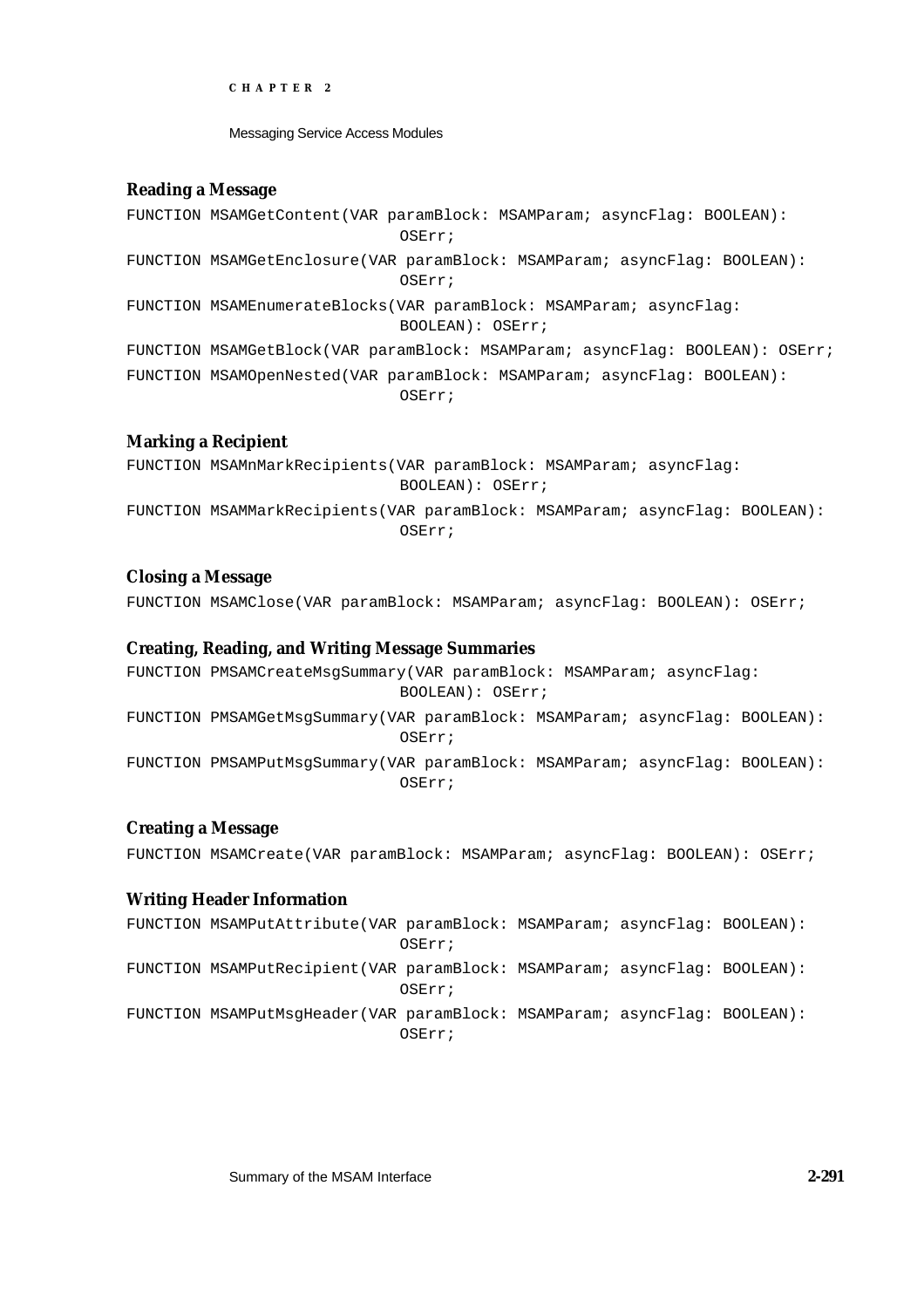### Reading a Message

```
FUNCTION MSAMGetContent(VAR paramBlock: MSAMParam; asyncFlag: BOOLEAN): 
                              OSErr;
FUNCTION MSAMGetEnclosure(VAR paramBlock: MSAMParam; asyncFlag: BOOLEAN): 
                              OSErr;
FUNCTION MSAMEnumerateBlocks(VAR paramBlock: MSAMParam; asyncFlag: 
                              BOOLEAN): OSErr;
FUNCTION MSAMGetBlock(VAR paramBlock: MSAMParam; asyncFlag: BOOLEAN): OSErr;
FUNCTION MSAMOpenNested(VAR paramBlock: MSAMParam; asyncFlag: BOOLEAN): 
                              OSErr;
```

### Marking a Recipient

```
FUNCTION MSAMnMarkRecipients(VAR paramBlock: MSAMParam; asyncFlag: 
                              BOOLEAN): OSErr;
FUNCTION MSAMMarkRecipients(VAR paramBlock: MSAMParam; asyncFlag: BOOLEAN): 
                              OSErr;
```

### Closing a Message

```
FUNCTION MSAMClose(VAR paramBlock: MSAMParam; asyncFlag: BOOLEAN): OSErr;
```

### Creating, Reading, and Writing Message Summaries

```
FUNCTION PMSAMCreateMsgSummary(VAR paramBlock: MSAMParam; asyncFlag: 
                              BOOLEAN): OSErr;
FUNCTION PMSAMGetMsgSummary(VAR paramBlock: MSAMParam; asyncFlag: BOOLEAN): 
                              OSErr;
FUNCTION PMSAMPutMsgSummary(VAR paramBlock: MSAMParam; asyncFlag: BOOLEAN): 
                              OSErr;
```

### Creating a Message

```
FUNCTION MSAMCreate(VAR paramBlock: MSAMParam; asyncFlag: BOOLEAN): OSErr;
```

### Writing Header Information

```
FUNCTION MSAMPutAttribute(VAR paramBlock: MSAMParam; asyncFlag: BOOLEAN): 
                              OSErr;
FUNCTION MSAMPutRecipient(VAR paramBlock: MSAMParam; asyncFlag: BOOLEAN): 
                              OSErr;
FUNCTION MSAMPutMsgHeader(VAR paramBlock: MSAMParam; asyncFlag: BOOLEAN): 
                              OSErr;
```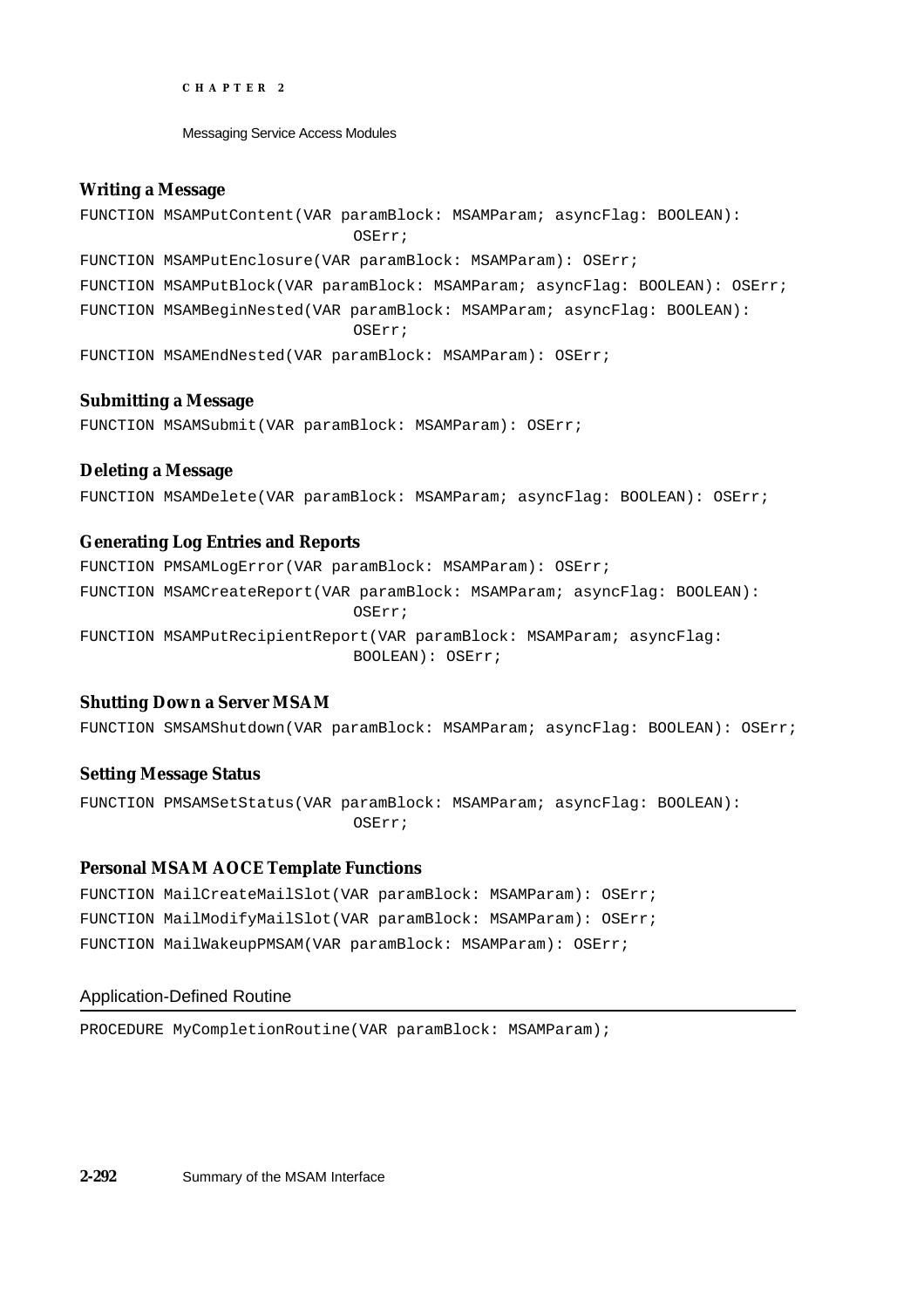#### Writing a Message

```
FUNCTION MSAMPutContent(VAR paramBlock: MSAMParam; asyncFlag: BOOLEAN):
                            OSErr;
FUNCTION MSAMPutEnclosure(VAR paramBlock: MSAMParam): OSErr;
FUNCTION MSAMPutBlock(VAR paramBlock: MSAMParam; asyncFlag: BOOLEAN): OSErr;
FUNCTION MSAMBeginNested(VAR paramBlock: MSAMParam; asyncFlag: BOOLEAN):
                            OSErr;
FUNCTION MSAMEndNested(VAR paramBlock: MSAMParam): OSErr;
```

#### Submitting a Message

```
FUNCTION MSAMSubmit(VAR paramBlock: MSAMParam): OSErr;
```

#### Deleting a Message

```
FUNCTION MSAMDelete(VAR paramBlock: MSAMParam; asyncFlag: BOOLEAN): OSErr;
```

#### Generating Log Entries and Reports

```
FUNCTION PMSAMLogError(VAR paramBlock: MSAMParam): OSErr;
FUNCTION MSAMCreateReport(VAR paramBlock: MSAMParam; asyncFlag: BOOLEAN):
                            OSErr;
FUNCTION MSAMPutRecipientReport(VAR paramBlock: MSAMParam; asyncFlag:
                            BOOLEAN): OSErr;
```

#### Shutting Down a Server MSAM

```
FUNCTION SMSAMShutdown(VAR paramBlock: MSAMParam; asyncFlag: BOOLEAN): OSErr;
```

#### Setting Message Status

```
FUNCTION PMSAMSetStatus(VAR paramBlock: MSAMParam; asyncFlag: BOOLEAN):
                            OSErr;
```

#### Personal MSAM AOCE Template Functions

```
FUNCTION MailCreateMailSlot(VAR paramBlock: MSAMParam): OSErr;
FUNCTION MailModifyMailSlot(VAR paramBlock: MSAMParam): OSErr;
FUNCTION MailWakeupPMSAM(VAR paramBlock: MSAMParam): OSErr;
```

### Application-Defined Routine

```
PROCEDURE MyCompletionRoutine(VAR paramBlock: MSAMParam);
```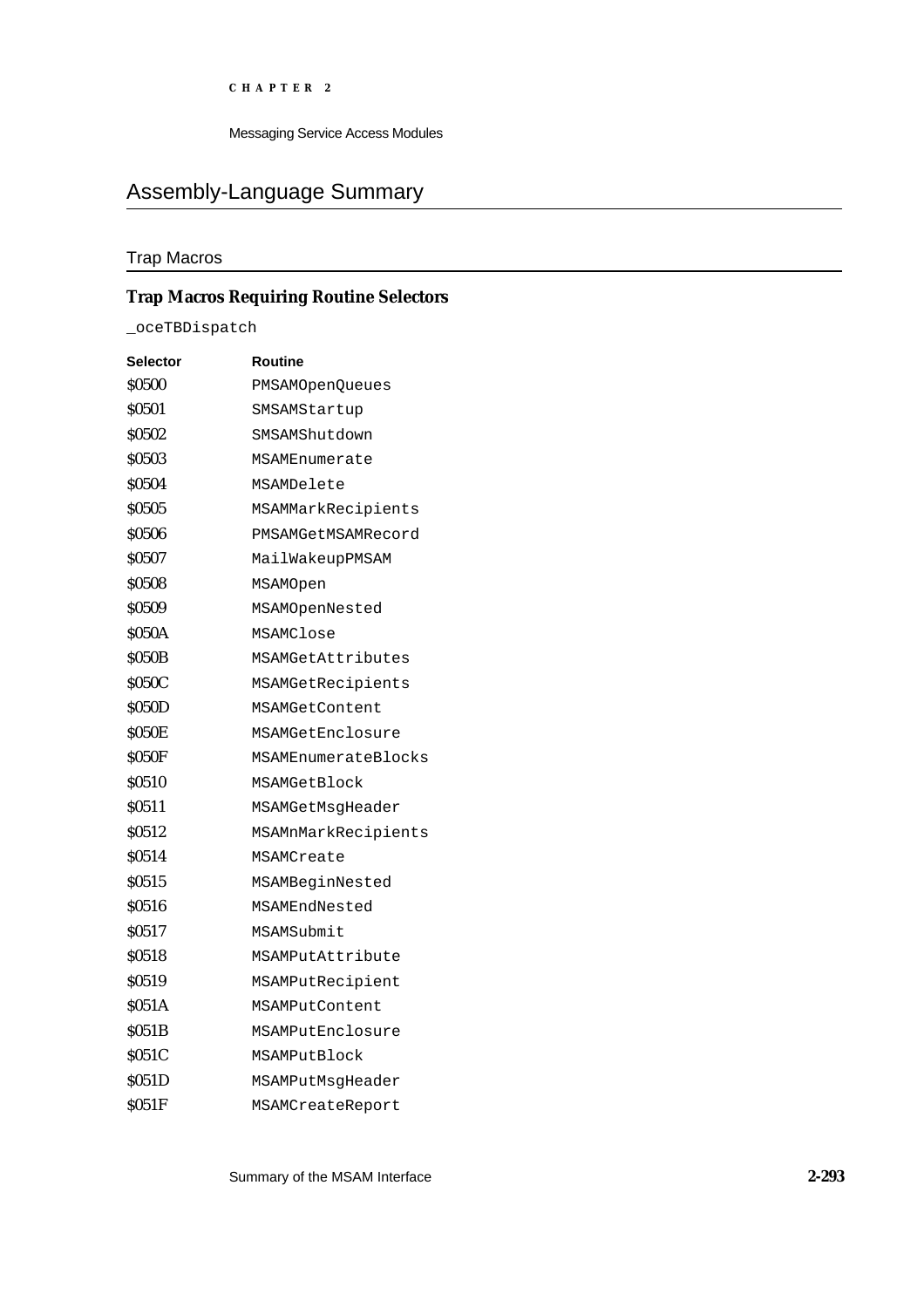## Assembly-Language Summary

### Trap Macros

#### Trap Macros Requiring Routine Selectors

`_oceTBDispatch`

| Selector | Routine |
|---|---|
| $0500 | `PMSAMOpenQueues` |
| $0501 | `SMSAMStartup` |
| $0502 | `SMSAMShutdown` |
| $0503 | `MSAMEnumerate` |
| $0504 | `MSAMDelete` |
| $0505 | `MSAMMarkRecipients` |
| $0506 | `PMSAMGetMSAMRecord` |
| $0507 | `MailWakeupPMSAM` |
| $0508 | `MSAMOpen` |
| $0509 | `MSAMOpenNested` |
| $050A | `MSAMClose` |
| $050B | `MSAMGetAttributes` |
| $050C | `MSAMGetRecipients` |
| $050D | `MSAMGetContent` |
| $050E | `MSAMGetEnclosure` |
| $050F | `MSAMEnumerateBlocks` |
| $0510 | `MSAMGetBlock` |
| $0511 | `MSAMGetMsgHeader` |
| $0512 | `MSAMnMarkRecipients` |
| $0514 | `MSAMCreate` |
| $0515 | `MSAMBeginNested` |
| $0516 | `MSAMEndNested` |
| $0517 | `MSAMSubmit` |
| $0518 | `MSAMPutAttribute` |
| $0519 | `MSAMPutRecipient` |
| $051A | `MSAMPutContent` |
| $051B | `MSAMPutEnclosure` |
| $051C | `MSAMPutBlock` |
| $051D | `MSAMPutMsgHeader` |
| $051F | `MSAMCreateReport` |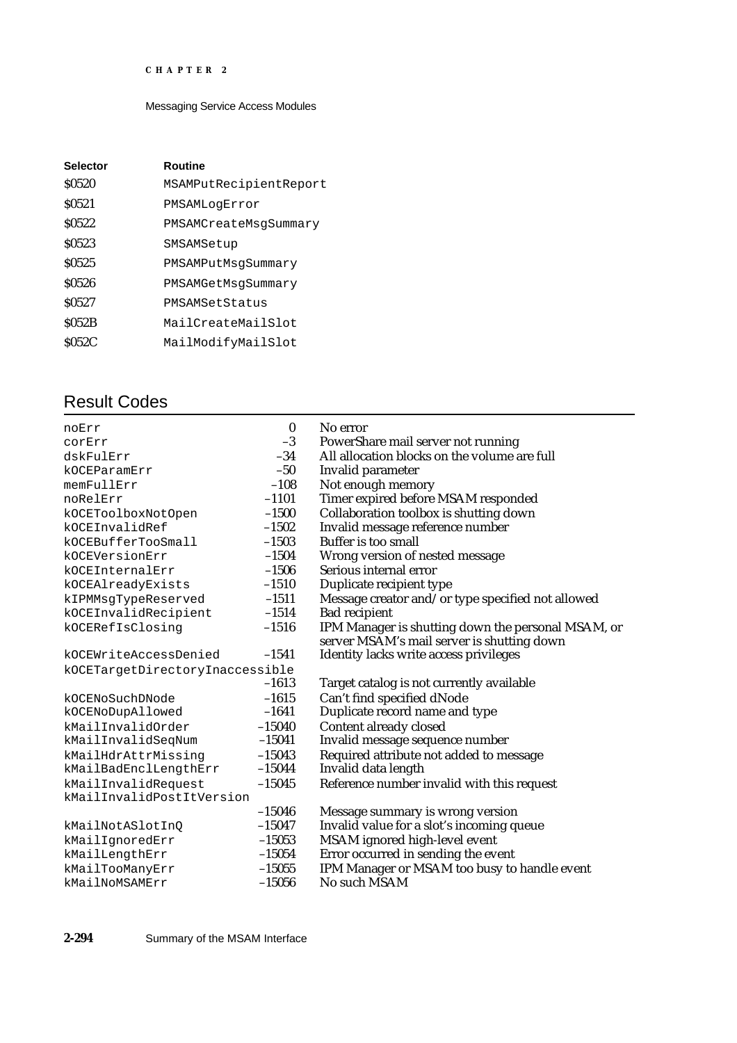| Selector | Routine |
|---|---|
| $0520 | `MSAMPutRecipientReport` |
| $0521 | `PMSAMLogError` |
| $0522 | `PMSAMCreateMsgSummary` |
| $0523 | `SMSAMSetup` |
| $0525 | `PMSAMPutMsgSummary` |
| $0526 | `PMSAMGetMsgSummary` |
| $0527 | `PMSAMSetStatus` |
| $052B | `MailCreateMailSlot` |
| $052C | `MailModifyMailSlot` |

## Result Codes

| | | |
|---|---|---|
| `noErr` | 0 | No error |
| `corErr` | –3 | PowerShare mail server not running |
| `dskFulErr` | –34 | All allocation blocks on the volume are full |
| `kOCEParamErr` | –50 | Invalid parameter |
| `memFullErr` | –108 | Not enough memory |
| `noRelErr` | –1101 | Timer expired before MSAM responded |
| `kOCEToolboxNotOpen` | –1500 | Collaboration toolbox is shutting down |
| `kOCEInvalidRef` | –1502 | Invalid message reference number |
| `kOCEBufferTooSmall` | –1503 | Buffer is too small |
| `kOCEVersionErr` | –1504 | Wrong version of nested message |
| `kOCEInternalErr` | –1506 | Serious internal error |
| `kOCEAlreadyExists` | –1510 | Duplicate recipient type |
| `kIPMMsgTypeReserved` | –1511 | Message creator and/or type specified not allowed |
| `kOCEInvalidRecipient` | –1514 | Bad recipient |
| `kOCERefIsClosing` | –1516 | IPM Manager is shutting down the personal MSAM, or server MSAM's mail server is shutting down |
| `kOCEWriteAccessDenied` | –1541 | Identity lacks write access privileges |
| `kOCETargetDirectoryInaccessible` | –1613 | Target catalog is not currently available |
| `kOCENoSuchDNode` | –1615 | Can't find specified dNode |
| `kOCENoDupAllowed` | –1641 | Duplicate record name and type |
| `kMailInvalidOrder` | –15040 | Content already closed |
| `kMailInvalidSeqNum` | –15041 | Invalid message sequence number |
| `kMailHdrAttrMissing` | –15043 | Required attribute not added to message |
| `kMailBadEnclLengthErr` | –15044 | Invalid data length |
| `kMailInvalidRequest` | –15045 | Reference number invalid with this request |
| `kMailInvalidPostItVersion` | –15046 | Message summary is wrong version |
| `kMailNotASlotInQ` | –15047 | Invalid value for a slot's incoming queue |
| `kMailIgnoredErr` | –15053 | MSAM ignored high-level event |
| `kMailLengthErr` | –15054 | Error occurred in sending the event |
| `kMailTooManyErr` | –15055 | IPM Manager or MSAM too busy to handle event |
| `kMailNoMSAMErr` | –15056 | No such MSAM |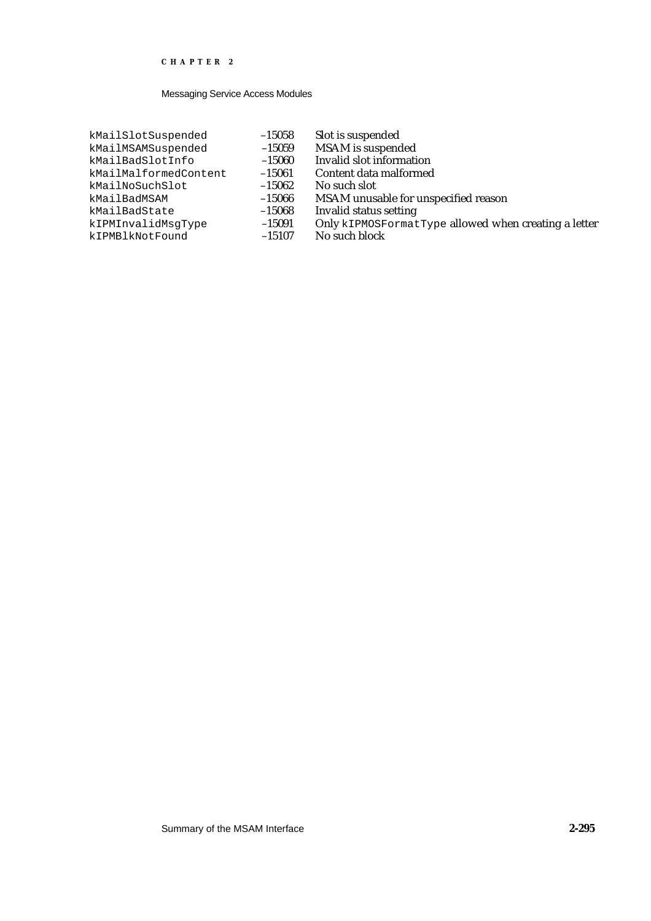| | | |
|---|---|---|
| `kMailSlotSuspended` | –15058 | Slot is suspended |
| `kMailMSAMSuspended` | –15059 | MSAM is suspended |
| `kMailBadSlotInfo` | –15060 | Invalid slot information |
| `kMailMalformedContent` | –15061 | Content data malformed |
| `kMailNoSuchSlot` | –15062 | No such slot |
| `kMailBadMSAM` | –15066 | MSAM unusable for unspecified reason |
| `kMailBadState` | –15068 | Invalid status setting |
| `kIPMInvalidMsgType` | –15091 | Only `kIPMOSFormatType` allowed when creating a letter |
| `kIPMBlkNotFound` | –15107 | No such block |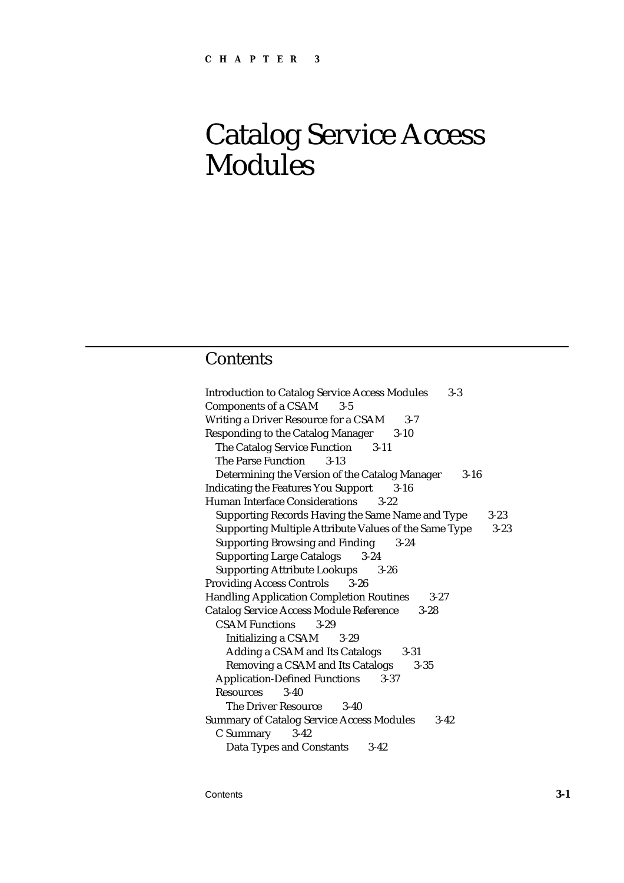CHAPTER 3

# Catalog Service Access Modules

## Contents

Introduction to Catalog Service Access Modules 3-3
Components of a CSAM 3-5
Writing a Driver Resource for a CSAM 3-7
Responding to the Catalog Manager 3-10
  The Catalog Service Function 3-11
  The Parse Function 3-13
  Determining the Version of the Catalog Manager 3-16
Indicating the Features You Support 3-16
Human Interface Considerations 3-22
  Supporting Records Having the Same Name and Type 3-23
  Supporting Multiple Attribute Values of the Same Type 3-23
  Supporting Browsing and Finding 3-24
  Supporting Large Catalogs 3-24
  Supporting Attribute Lookups 3-26
Providing Access Controls 3-26
Handling Application Completion Routines 3-27
Catalog Service Access Module Reference 3-28
  CSAM Functions 3-29
    Initializing a CSAM 3-29
    Adding a CSAM and Its Catalogs 3-31
    Removing a CSAM and Its Catalogs 3-35
  Application-Defined Functions 3-37
  Resources 3-40
    The Driver Resource 3-40
Summary of Catalog Service Access Modules 3-42
  C Summary 3-42
    Data Types and Constants 3-42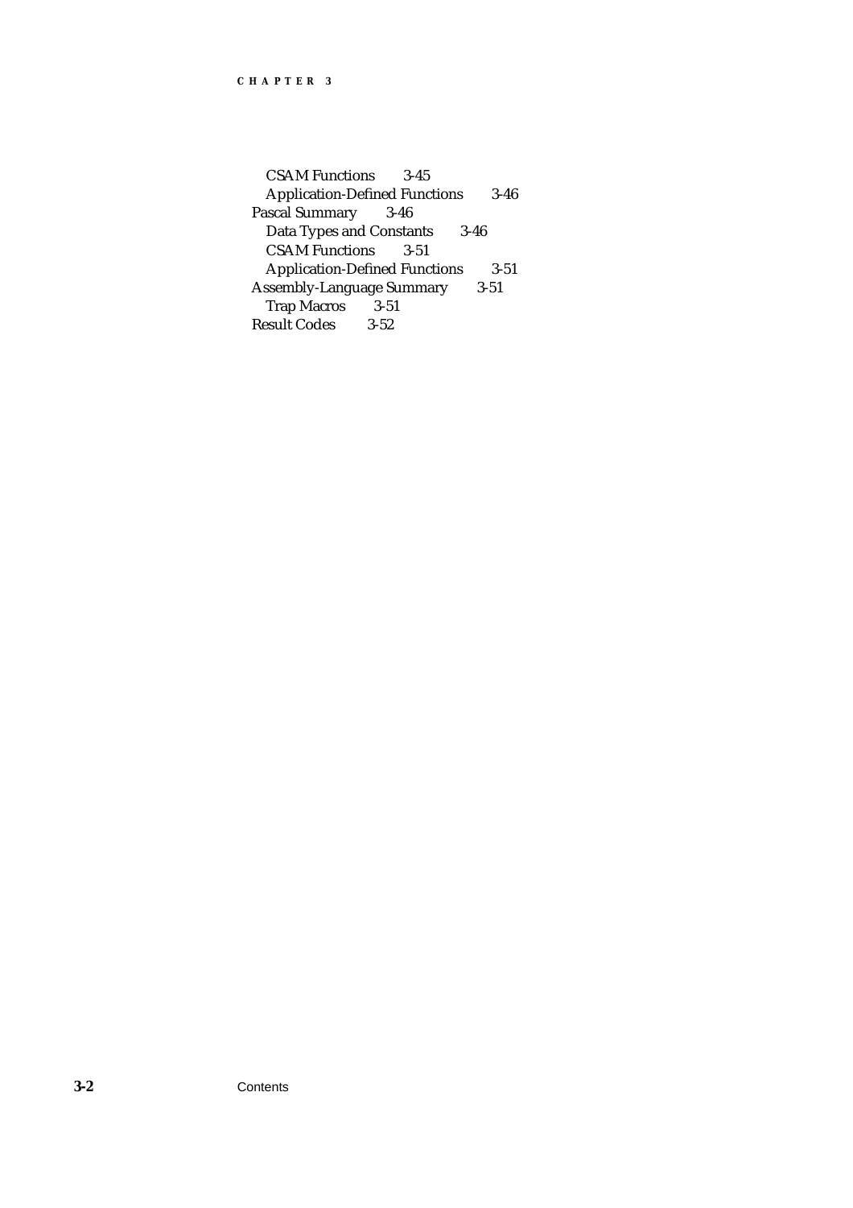- CSAM Functions 3-45
- Application-Defined Functions 3-46

Pascal Summary 3-46

- Data Types and Constants 3-46
- CSAM Functions 3-51
- Application-Defined Functions 3-51

Assembly-Language Summary 3-51

- Trap Macros 3-51

Result Codes 3-52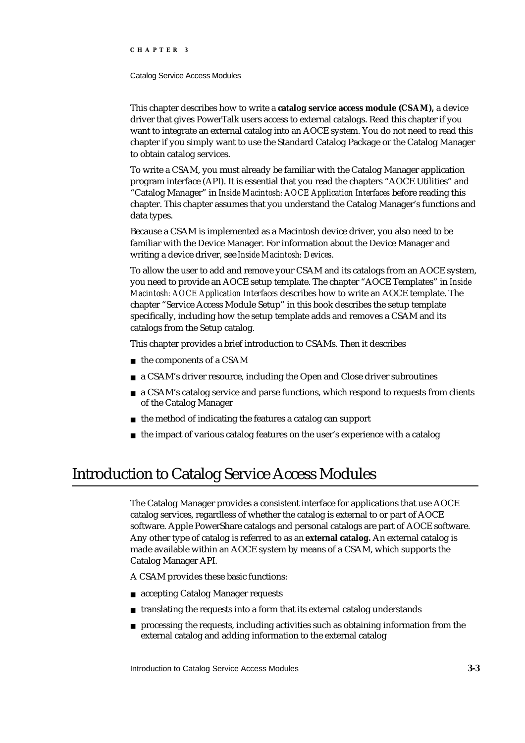This chapter describes how to write a **catalog service access module (CSAM),** a device driver that gives PowerTalk users access to external catalogs. Read this chapter if you want to integrate an external catalog into an AOCE system. You do not need to read this chapter if you simply want to use the Standard Catalog Package or the Catalog Manager to obtain catalog services.

To write a CSAM, you must already be familiar with the Catalog Manager application program interface (API). It is essential that you read the chapters "AOCE Utilities" and "Catalog Manager" in *Inside Macintosh: AOCE Application Interfaces* before reading this chapter. This chapter assumes that you understand the Catalog Manager's functions and data types.

Because a CSAM is implemented as a Macintosh device driver, you also need to be familiar with the Device Manager. For information about the Device Manager and writing a device driver, see *Inside Macintosh: Devices*.

To allow the user to add and remove your CSAM and its catalogs from an AOCE system, you need to provide an AOCE setup template. The chapter "AOCE Templates" in *Inside Macintosh: AOCE Application Interfaces* describes how to write an AOCE template. The chapter "Service Access Module Setup" in this book describes the setup template specifically, including how the setup template adds and removes a CSAM and its catalogs from the Setup catalog.

This chapter provides a brief introduction to CSAMs. Then it describes

- the components of a CSAM
- a CSAM's driver resource, including the Open and Close driver subroutines
- a CSAM's catalog service and parse functions, which respond to requests from clients of the Catalog Manager
- the method of indicating the features a catalog can support
- the impact of various catalog features on the user's experience with a catalog

# Introduction to Catalog Service Access Modules

The Catalog Manager provides a consistent interface for applications that use AOCE catalog services, regardless of whether the catalog is external to or part of AOCE software. Apple PowerShare catalogs and personal catalogs are part of AOCE software. Any other type of catalog is referred to as an **external catalog.** An external catalog is made available within an AOCE system by means of a CSAM, which supports the Catalog Manager API.

A CSAM provides these basic functions:

- accepting Catalog Manager requests
- translating the requests into a form that its external catalog understands
- processing the requests, including activities such as obtaining information from the external catalog and adding information to the external catalog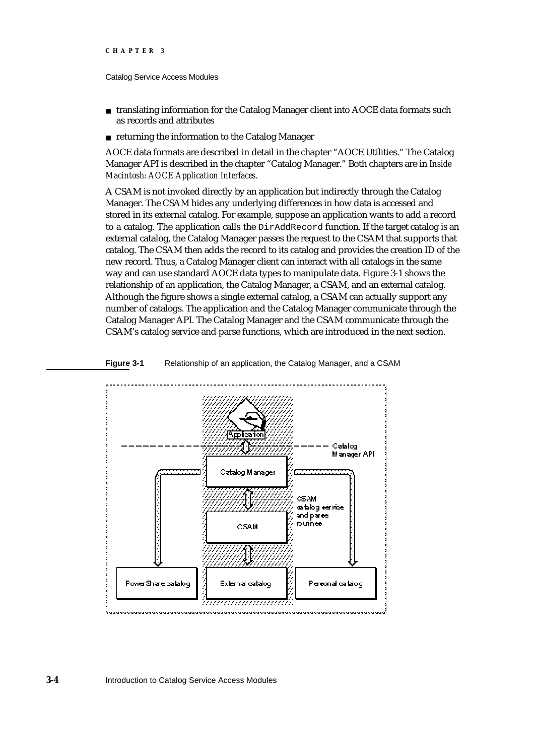- translating information for the Catalog Manager client into AOCE data formats such as records and attributes
- returning the information to the Catalog Manager

AOCE data formats are described in detail in the chapter "AOCE Utilities." The Catalog Manager API is described in the chapter "Catalog Manager." Both chapters are in *Inside Macintosh: AOCE Application Interfaces*.

A CSAM is not invoked directly by an application but indirectly through the Catalog Manager. The CSAM hides any underlying differences in how data is accessed and stored in its external catalog. For example, suppose an application wants to add a record to a catalog. The application calls the `DirAddRecord` function. If the target catalog is an external catalog, the Catalog Manager passes the request to the CSAM that supports that catalog. The CSAM then adds the record to its catalog and provides the creation ID of the new record. Thus, a Catalog Manager client can interact with all catalogs in the same way and can use standard AOCE data types to manipulate data. Figure 3-1 shows the relationship of an application, the Catalog Manager, a CSAM, and an external catalog. Although the figure shows a single external catalog, a CSAM can actually support any number of catalogs. The application and the Catalog Manager communicate through the Catalog Manager API. The Catalog Manager and the CSAM communicate through the CSAM's catalog service and parse functions, which are introduced in the next section.

**Figure 3-1** Relationship of an application, the Catalog Manager, and a CSAM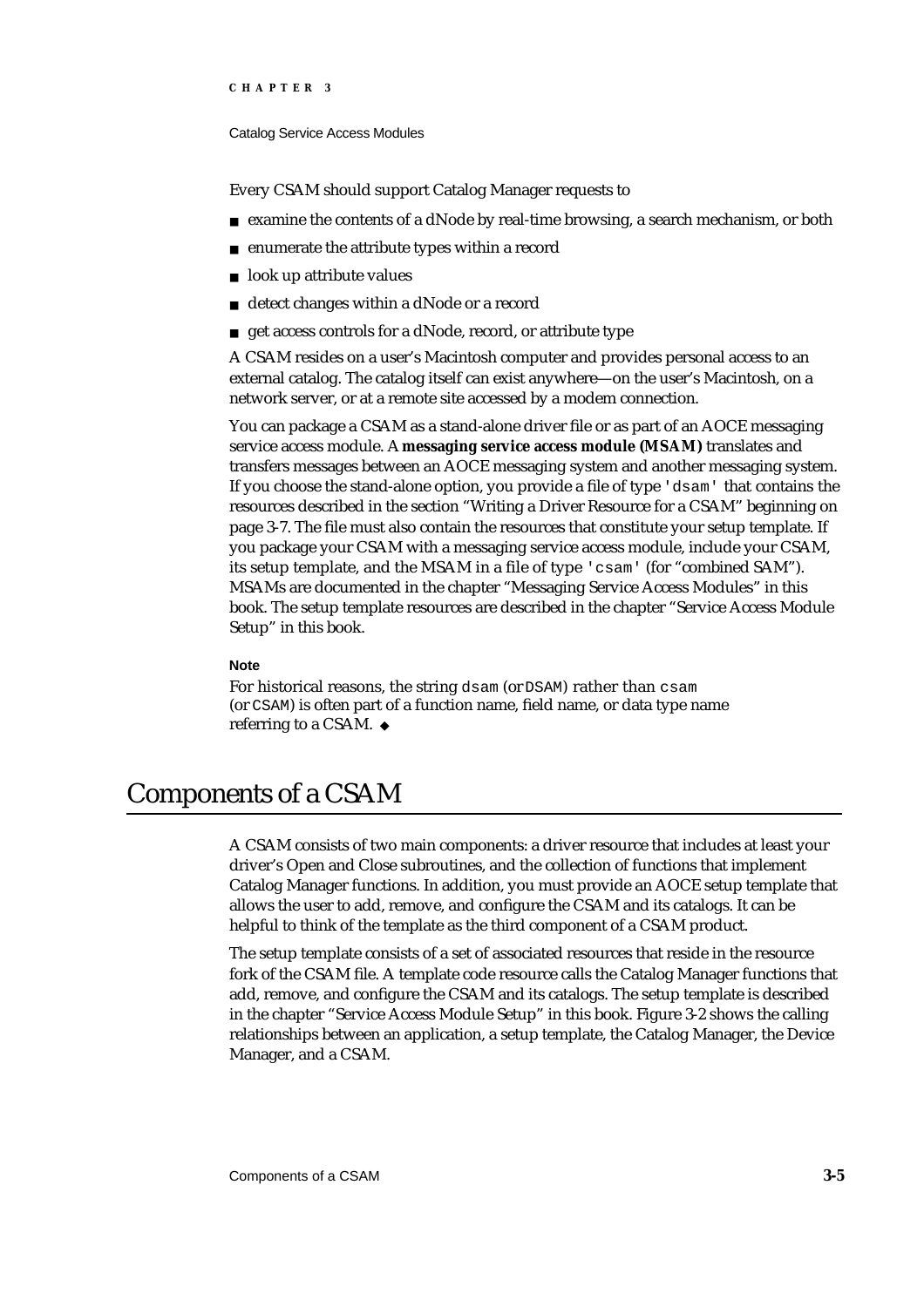Every CSAM should support Catalog Manager requests to

- examine the contents of a dNode by real-time browsing, a search mechanism, or both
- enumerate the attribute types within a record
- look up attribute values
- detect changes within a dNode or a record
- get access controls for a dNode, record, or attribute type

A CSAM resides on a user's Macintosh computer and provides personal access to an external catalog. The catalog itself can exist anywhere—on the user's Macintosh, on a network server, or at a remote site accessed by a modem connection.

You can package a CSAM as a stand-alone driver file or as part of an AOCE messaging service access module. A **messaging service access module (MSAM)** translates and transfers messages between an AOCE messaging system and another messaging system. If you choose the stand-alone option, you provide a file of type `'dsam'` that contains the resources described in the section "Writing a Driver Resource for a CSAM" beginning on page 3-7. The file must also contain the resources that constitute your setup template. If you package your CSAM with a messaging service access module, include your CSAM, its setup template, and the MSAM in a file of type `'csam'` (for "combined SAM"). MSAMs are documented in the chapter "Messaging Service Access Modules" in this book. The setup template resources are described in the chapter "Service Access Module Setup" in this book.

**Note**

For historical reasons, the string `dsam` (or `DSAM`) rather than `csam` (or `CSAM`) is often part of a function name, field name, or data type name referring to a CSAM. ◆

# Components of a CSAM

A CSAM consists of two main components: a driver resource that includes at least your driver's Open and Close subroutines, and the collection of functions that implement Catalog Manager functions. In addition, you must provide an AOCE setup template that allows the user to add, remove, and configure the CSAM and its catalogs. It can be helpful to think of the template as the third component of a CSAM product.

The setup template consists of a set of associated resources that reside in the resource fork of the CSAM file. A template code resource calls the Catalog Manager functions that add, remove, and configure the CSAM and its catalogs. The setup template is described in the chapter "Service Access Module Setup" in this book. Figure 3-2 shows the calling relationships between an application, a setup template, the Catalog Manager, the Device Manager, and a CSAM.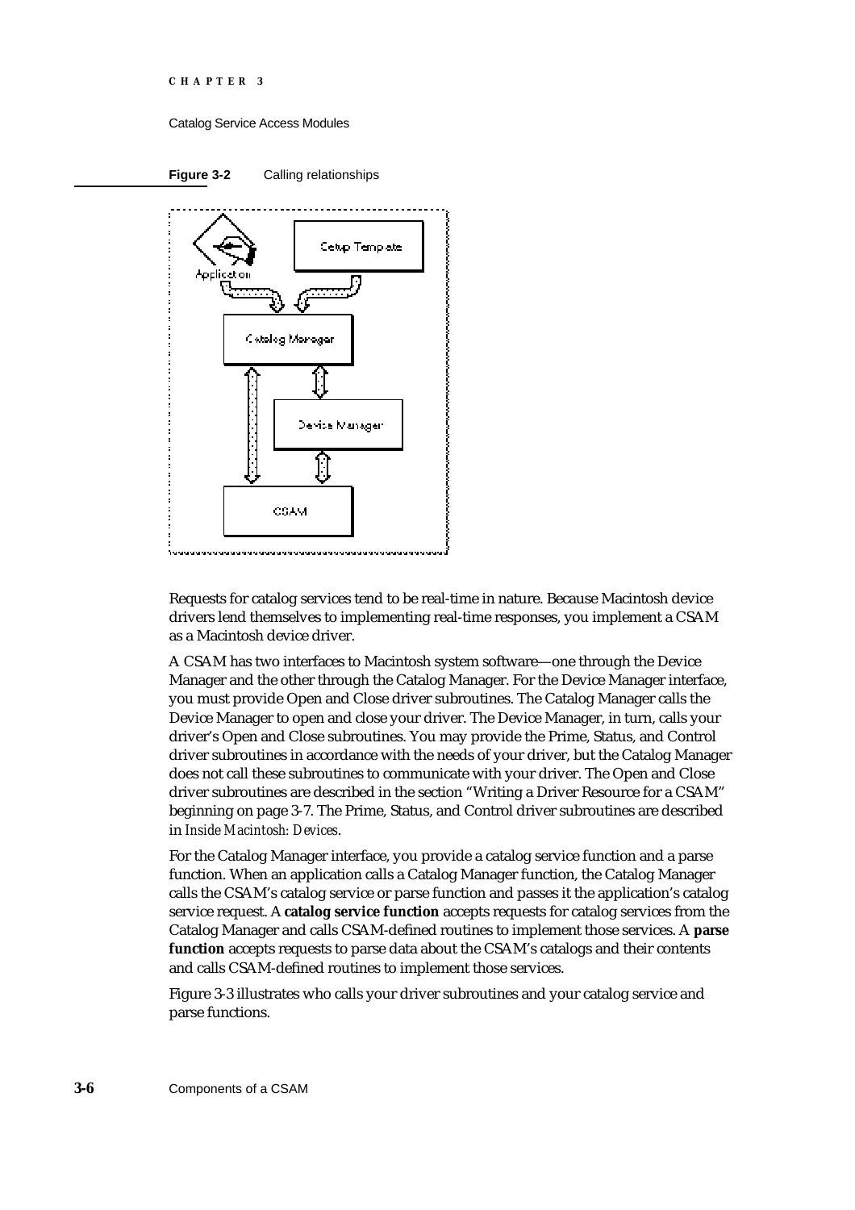**Figure 3-2** Calling relationships

Requests for catalog services tend to be real-time in nature. Because Macintosh device drivers lend themselves to implementing real-time responses, you implement a CSAM as a Macintosh device driver.

A CSAM has two interfaces to Macintosh system software—one through the Device Manager and the other through the Catalog Manager. For the Device Manager interface, you must provide Open and Close driver subroutines. The Catalog Manager calls the Device Manager to open and close your driver. The Device Manager, in turn, calls your driver's Open and Close subroutines. You may provide the Prime, Status, and Control driver subroutines in accordance with the needs of your driver, but the Catalog Manager does not call these subroutines to communicate with your driver. The Open and Close driver subroutines are described in the section "Writing a Driver Resource for a CSAM" beginning on page 3-7. The Prime, Status, and Control driver subroutines are described in *Inside Macintosh: Devices*.

For the Catalog Manager interface, you provide a catalog service function and a parse function. When an application calls a Catalog Manager function, the Catalog Manager calls the CSAM's catalog service or parse function and passes it the application's catalog service request. A **catalog service function** accepts requests for catalog services from the Catalog Manager and calls CSAM-defined routines to implement those services. A **parse function** accepts requests to parse data about the CSAM's catalogs and their contents and calls CSAM-defined routines to implement those services.

Figure 3-3 illustrates who calls your driver subroutines and your catalog service and parse functions.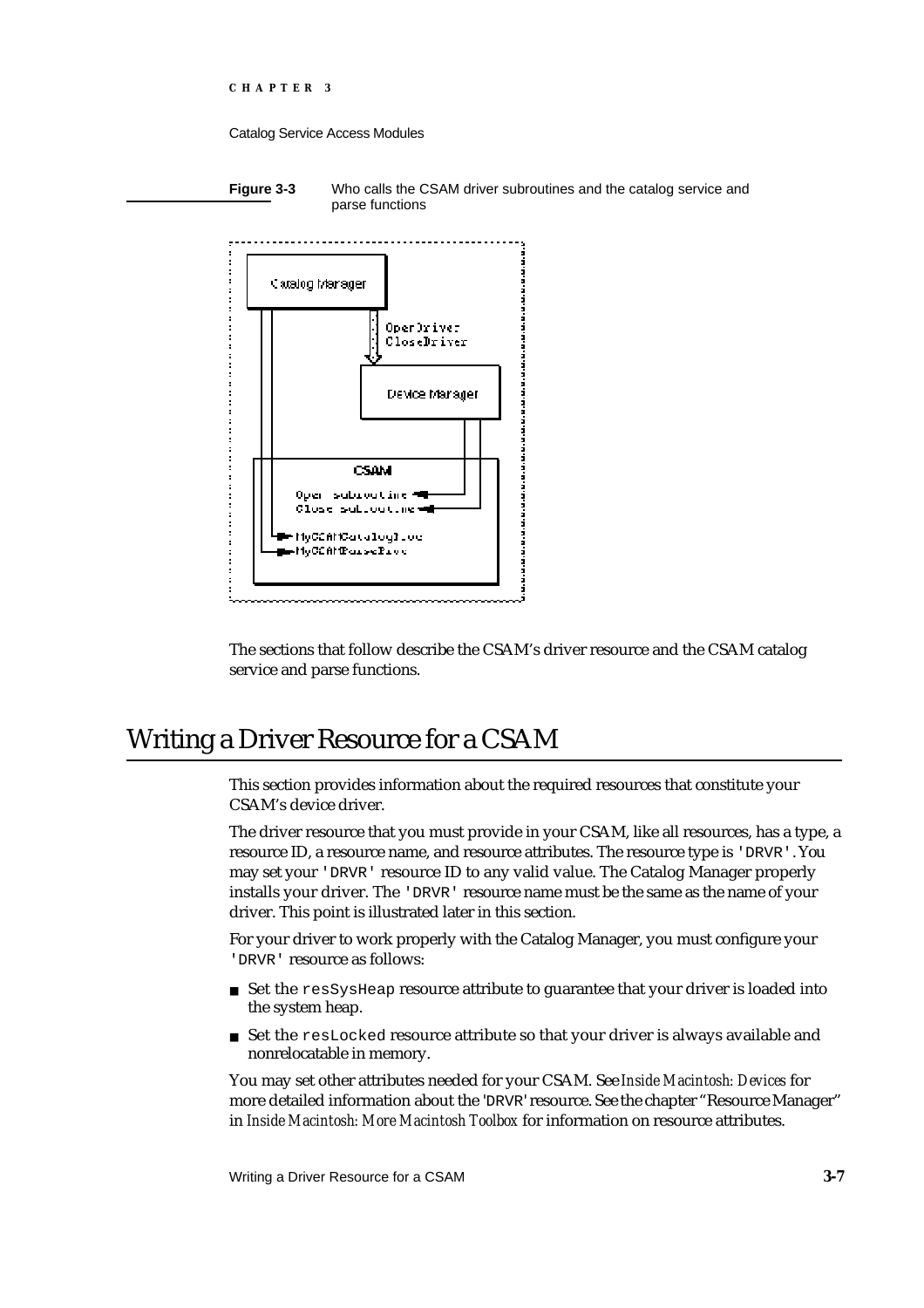**Figure 3-3** Who calls the CSAM driver subroutines and the catalog service and parse functions

The sections that follow describe the CSAM's driver resource and the CSAM catalog service and parse functions.

# Writing a Driver Resource for a CSAM

This section provides information about the required resources that constitute your CSAM's device driver.

The driver resource that you must provide in your CSAM, like all resources, has a type, a resource ID, a resource name, and resource attributes. The resource type is `'DRVR'`. You may set your `'DRVR'` resource ID to any valid value. The Catalog Manager properly installs your driver. The `'DRVR'` resource name must be the same as the name of your driver. This point is illustrated later in this section.

For your driver to work properly with the Catalog Manager, you must configure your `'DRVR'` resource as follows:

- Set the `resSysHeap` resource attribute to guarantee that your driver is loaded into the system heap.
- Set the `resLocked` resource attribute so that your driver is always available and nonrelocatable in memory.

You may set other attributes needed for your CSAM. See *Inside Macintosh: Devices* for more detailed information about the 'DRVR' resource. See the chapter "Resource Manager" in *Inside Macintosh: More Macintosh Toolbox* for information on resource attributes.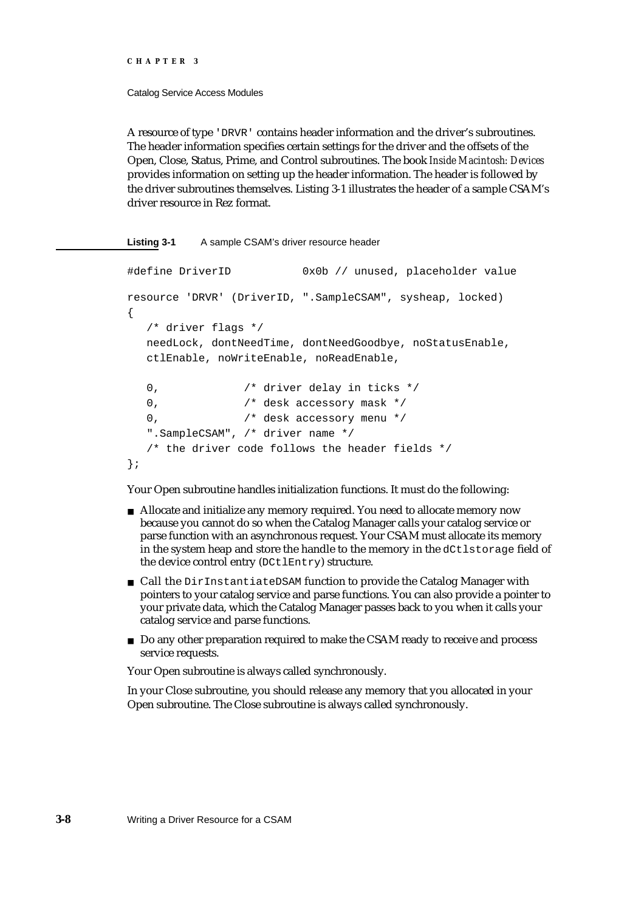A resource of type `'DRVR'` contains header information and the driver's subroutines. The header information specifies certain settings for the driver and the offsets of the Open, Close, Status, Prime, and Control subroutines. The book *Inside Macintosh: Devices* provides information on setting up the header information. The header is followed by the driver subroutines themselves. Listing 3-1 illustrates the header of a sample CSAM's driver resource in Rez format.

**Listing 3-1** A sample CSAM's driver resource header

```
#define DriverID           0x0b // unused, placeholder value

resource 'DRVR' (DriverID, ".SampleCSAM", sysheap, locked)
{
   /* driver flags */
   needLock, dontNeedTime, dontNeedGoodbye, noStatusEnable,
   ctlEnable, noWriteEnable, noReadEnable,

   0,             /* driver delay in ticks */
   0,             /* desk accessory mask */
   0,             /* desk accessory menu */
   ".SampleCSAM", /* driver name */
   /* the driver code follows the header fields */
};
```

Your Open subroutine handles initialization functions. It must do the following:

- Allocate and initialize any memory required. You need to allocate memory now because you cannot do so when the Catalog Manager calls your catalog service or parse function with an asynchronous request. Your CSAM must allocate its memory in the system heap and store the handle to the memory in the `dCtlstorage` field of the device control entry (`DCtlEntry`) structure.
- Call the `DirInstantiateDSAM` function to provide the Catalog Manager with pointers to your catalog service and parse functions. You can also provide a pointer to your private data, which the Catalog Manager passes back to you when it calls your catalog service and parse functions.
- Do any other preparation required to make the CSAM ready to receive and process service requests.

Your Open subroutine is always called synchronously.

In your Close subroutine, you should release any memory that you allocated in your Open subroutine. The Close subroutine is always called synchronously.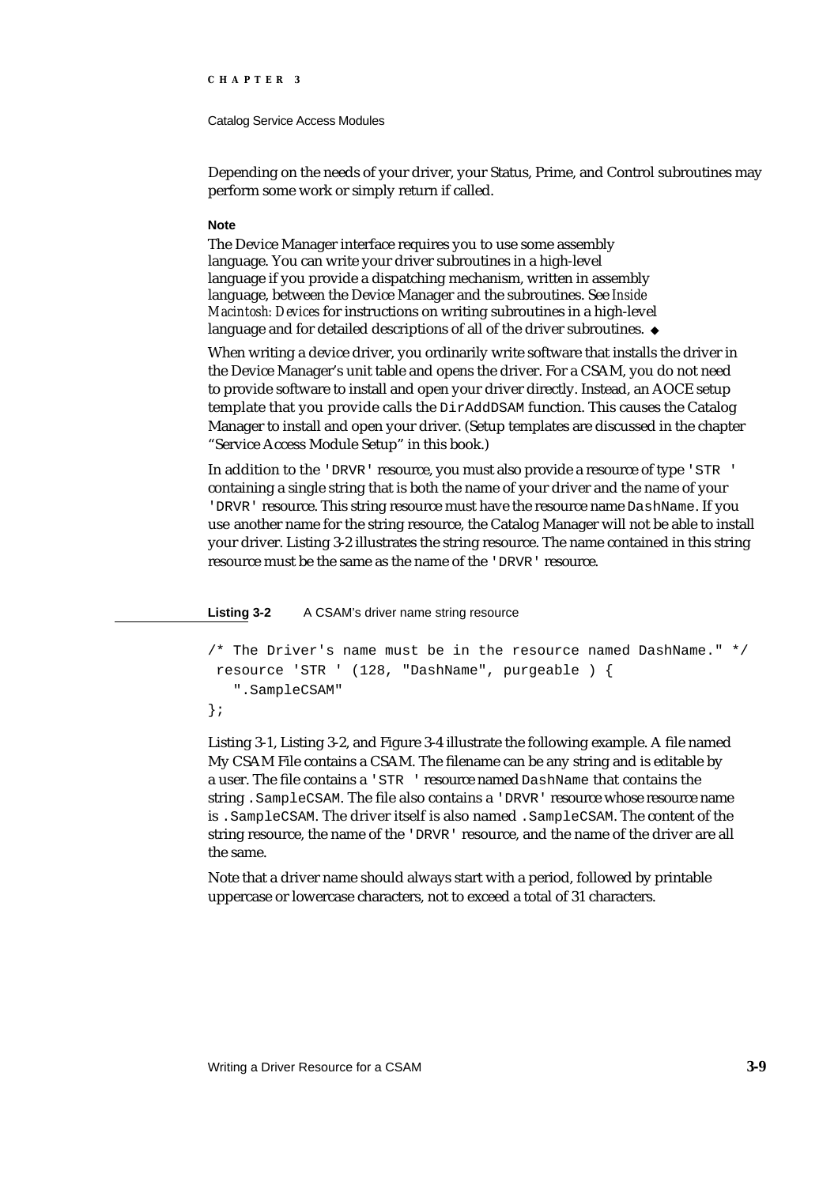Depending on the needs of your driver, your Status, Prime, and Control subroutines may perform some work or simply return if called.

**Note**

The Device Manager interface requires you to use some assembly language. You can write your driver subroutines in a high-level language if you provide a dispatching mechanism, written in assembly language, between the Device Manager and the subroutines. See *Inside Macintosh: Devices* for instructions on writing subroutines in a high-level language and for detailed descriptions of all of the driver subroutines. ◆

When writing a device driver, you ordinarily write software that installs the driver in the Device Manager's unit table and opens the driver. For a CSAM, you do not need to provide software to install and open your driver directly. Instead, an AOCE setup template that you provide calls the `DirAddDSAM` function. This causes the Catalog Manager to install and open your driver. (Setup templates are discussed in the chapter "Service Access Module Setup" in this book.)

In addition to the `'DRVR'` resource, you must also provide a resource of type `'STR '` containing a single string that is both the name of your driver and the name of your `'DRVR'` resource. This string resource must have the resource name `DashName`. If you use another name for the string resource, the Catalog Manager will not be able to install your driver. Listing 3-2 illustrates the string resource. The name contained in this string resource must be the same as the name of the `'DRVR'` resource.

**Listing 3-2** A CSAM's driver name string resource

```
/* The Driver's name must be in the resource named DashName." */
 resource 'STR ' (128, "DashName", purgeable ) {
   ".SampleCSAM"
};
```

Listing 3-1, Listing 3-2, and Figure 3-4 illustrate the following example. A file named My CSAM File contains a CSAM. The filename can be any string and is editable by a user. The file contains a `'STR '` resource named `DashName` that contains the string `.SampleCSAM`. The file also contains a `'DRVR'` resource whose resource name is `.SampleCSAM`. The driver itself is also named `.SampleCSAM`. The content of the string resource, the name of the `'DRVR'` resource, and the name of the driver are all the same.

Note that a driver name should always start with a period, followed by printable uppercase or lowercase characters, not to exceed a total of 31 characters.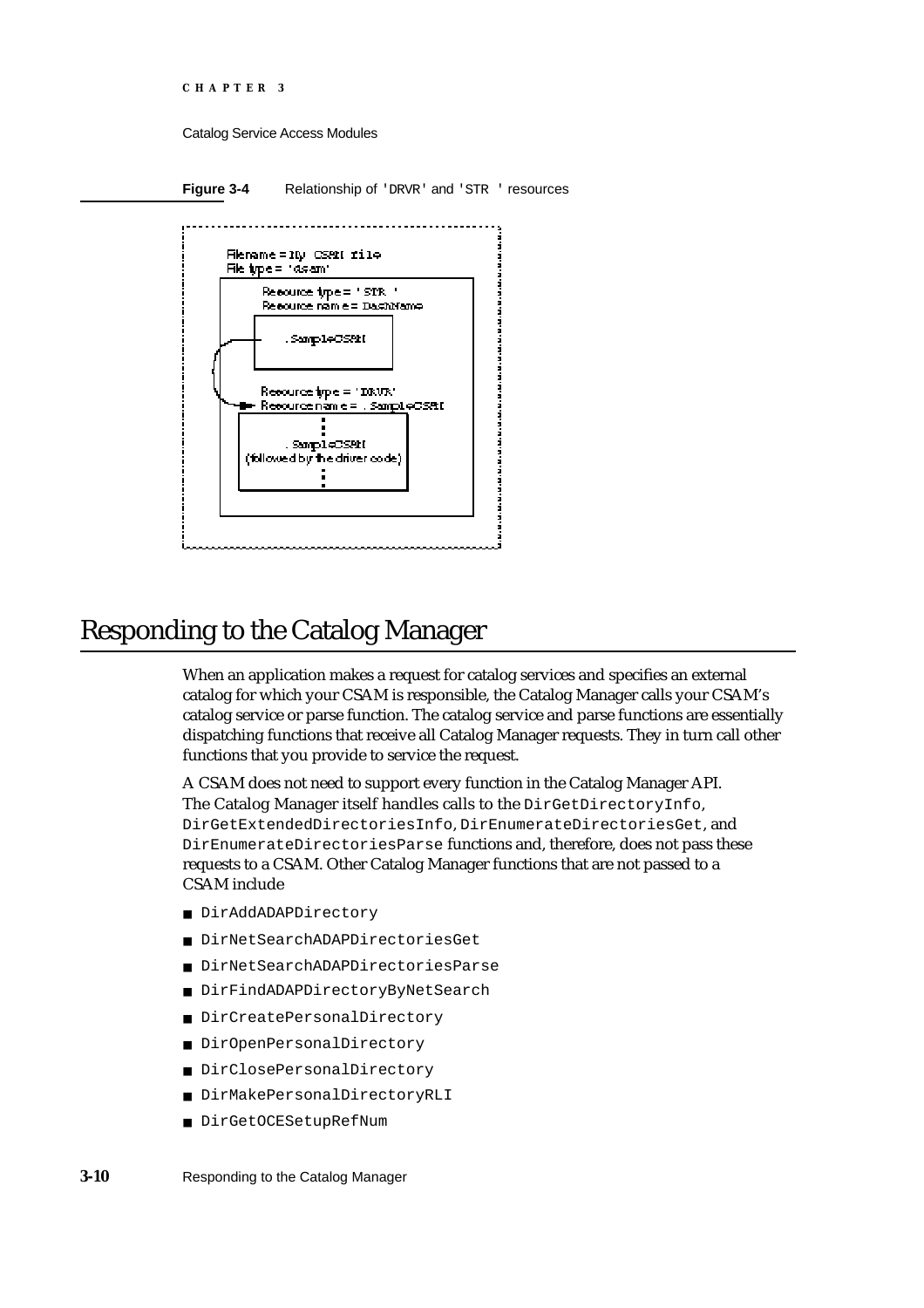**Figure 3-4** Relationship of 'DRVR' and 'STR ' resources

## Responding to the Catalog Manager

When an application makes a request for catalog services and specifies an external catalog for which your CSAM is responsible, the Catalog Manager calls your CSAM's catalog service or parse function. The catalog service and parse functions are essentially dispatching functions that receive all Catalog Manager requests. They in turn call other functions that you provide to service the request.

A CSAM does not need to support every function in the Catalog Manager API. The Catalog Manager itself handles calls to the `DirGetDirectoryInfo`, `DirGetExtendedDirectoriesInfo`, `DirEnumerateDirectoriesGet`, and `DirEnumerateDirectoriesParse` functions and, therefore, does not pass these requests to a CSAM. Other Catalog Manager functions that are not passed to a CSAM include

- `DirAddADAPDirectory`
- `DirNetSearchADAPDirectoriesGet`
- `DirNetSearchADAPDirectoriesParse`
- `DirFindADAPDirectoryByNetSearch`
- `DirCreatePersonalDirectory`
- `DirOpenPersonalDirectory`
- `DirClosePersonalDirectory`
- `DirMakePersonalDirectoryRLI`
- `DirGetOCESetupRefNum`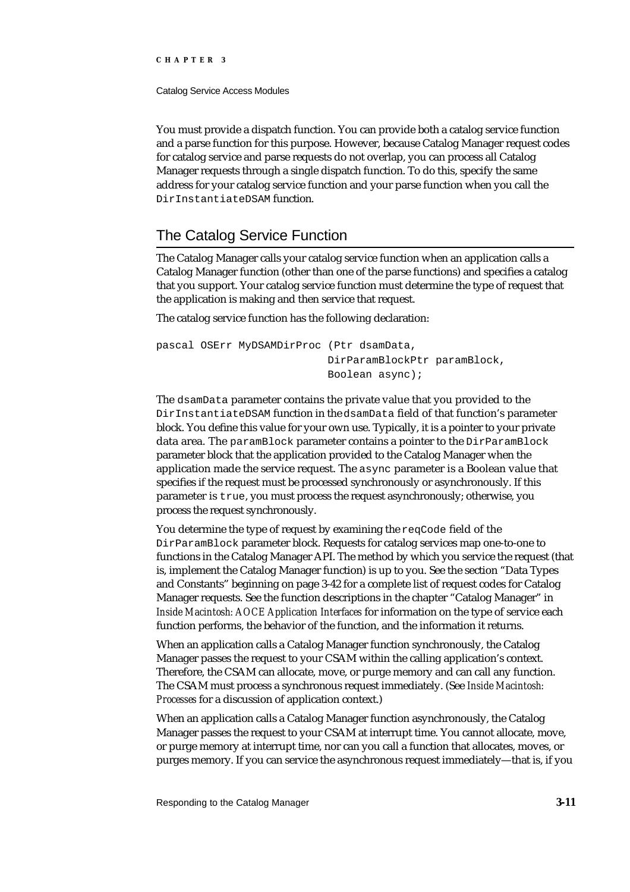You must provide a dispatch function. You can provide both a catalog service function and a parse function for this purpose. However, because Catalog Manager request codes for catalog service and parse requests do not overlap, you can process all Catalog Manager requests through a single dispatch function. To do this, specify the same address for your catalog service function and your parse function when you call the `DirInstantiateDSAM` function.

## The Catalog Service Function

The Catalog Manager calls your catalog service function when an application calls a Catalog Manager function (other than one of the parse functions) and specifies a catalog that you support. Your catalog service function must determine the type of request that the application is making and then service that request.

The catalog service function has the following declaration:

```
pascal OSErr MyDSAMDirProc (Ptr dsamData,
                            DirParamBlockPtr paramBlock,
                            Boolean async);
```

The `dsamData` parameter contains the private value that you provided to the `DirInstantiateDSAM` function in the `dsamData` field of that function's parameter block. You define this value for your own use. Typically, it is a pointer to your private data area. The `paramBlock` parameter contains a pointer to the `DirParamBlock` parameter block that the application provided to the Catalog Manager when the application made the service request. The `async` parameter is a Boolean value that specifies if the request must be processed synchronously or asynchronously. If this parameter is `true`, you must process the request asynchronously; otherwise, you process the request synchronously.

You determine the type of request by examining the `reqCode` field of the `DirParamBlock` parameter block. Requests for catalog services map one-to-one to functions in the Catalog Manager API. The method by which you service the request (that is, implement the Catalog Manager function) is up to you. See the section "Data Types and Constants" beginning on page 3-42 for a complete list of request codes for Catalog Manager requests. See the function descriptions in the chapter "Catalog Manager" in *Inside Macintosh: AOCE Application Interfaces* for information on the type of service each function performs, the behavior of the function, and the information it returns.

When an application calls a Catalog Manager function synchronously, the Catalog Manager passes the request to your CSAM within the calling application's context. Therefore, the CSAM can allocate, move, or purge memory and can call any function. The CSAM must process a synchronous request immediately. (See *Inside Macintosh: Processes* for a discussion of application context.)

When an application calls a Catalog Manager function asynchronously, the Catalog Manager passes the request to your CSAM at interrupt time. You cannot allocate, move, or purge memory at interrupt time, nor can you call a function that allocates, moves, or purges memory. If you can service the asynchronous request immediately—that is, if you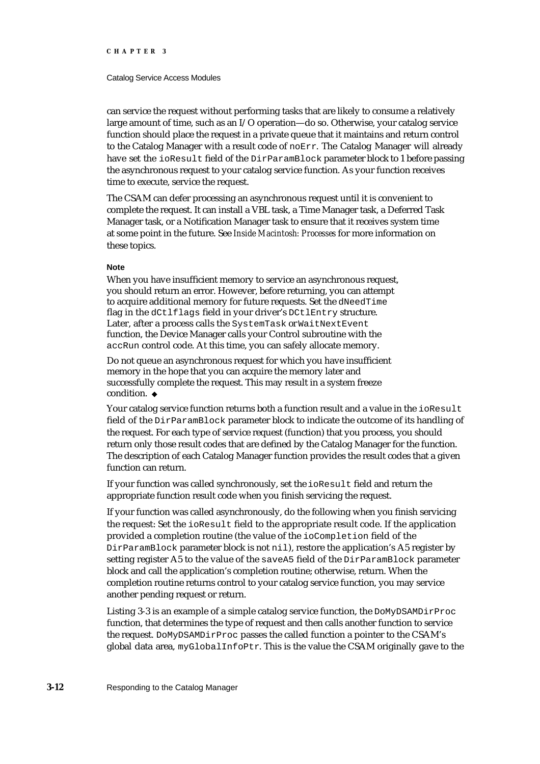can service the request without performing tasks that are likely to consume a relatively large amount of time, such as an I/O operation—do so. Otherwise, your catalog service function should place the request in a private queue that it maintains and return control to the Catalog Manager with a result code of `noErr`. The Catalog Manager will already have set the `ioResult` field of the `DirParamBlock` parameter block to 1 before passing the asynchronous request to your catalog service function. As your function receives time to execute, service the request.

The CSAM can defer processing an asynchronous request until it is convenient to complete the request. It can install a VBL task, a Time Manager task, a Deferred Task Manager task, or a Notification Manager task to ensure that it receives system time at some point in the future. See *Inside Macintosh: Processes* for more information on these topics.

**Note**

When you have insufficient memory to service an asynchronous request, you should return an error. However, before returning, you can attempt to acquire additional memory for future requests. Set the `dNeedTime` flag in the `dCtlflags` field in your driver's `DCtlEntry` structure. Later, after a process calls the `SystemTask` or `WaitNextEvent` function, the Device Manager calls your Control subroutine with the `accRun` control code. At this time, you can safely allocate memory.

Do not queue an asynchronous request for which you have insufficient memory in the hope that you can acquire the memory later and successfully complete the request. This may result in a system freeze condition. ◆

Your catalog service function returns both a function result and a value in the `ioResult` field of the `DirParamBlock` parameter block to indicate the outcome of its handling of the request. For each type of service request (function) that you process, you should return only those result codes that are defined by the Catalog Manager for the function. The description of each Catalog Manager function provides the result codes that a given function can return.

If your function was called synchronously, set the `ioResult` field and return the appropriate function result code when you finish servicing the request.

If your function was called asynchronously, do the following when you finish servicing the request: Set the `ioResult` field to the appropriate result code. If the application provided a completion routine (the value of the `ioCompletion` field of the `DirParamBlock` parameter block is not `nil`), restore the application's A5 register by setting register A5 to the value of the `saveA5` field of the `DirParamBlock` parameter block and call the application's completion routine; otherwise, return. When the completion routine returns control to your catalog service function, you may service another pending request or return.

Listing 3-3 is an example of a simple catalog service function, the `DoMyDSAMDirProc` function, that determines the type of request and then calls another function to service the request. `DoMyDSAMDirProc` passes the called function a pointer to the CSAM's global data area, `myGlobalInfoPtr`. This is the value the CSAM originally gave to the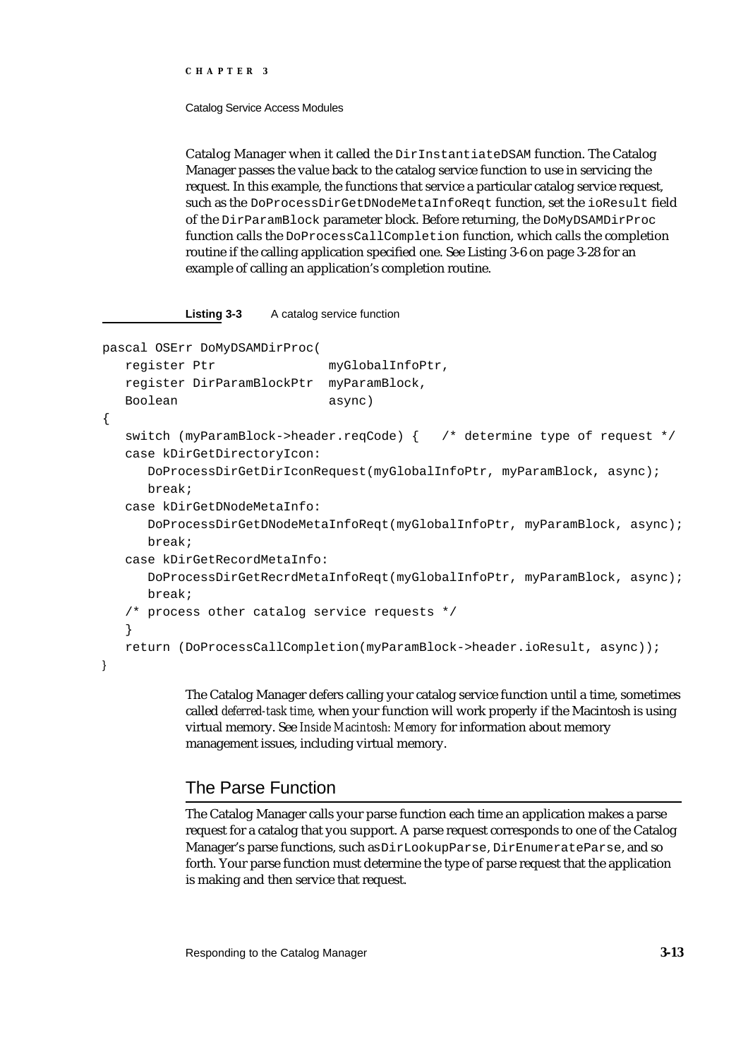Catalog Manager when it called the DirInstantiateDSAM function. The Catalog Manager passes the value back to the catalog service function to use in servicing the request. In this example, the functions that service a particular catalog service request, such as the DoProcessDirGetDNodeMetaInfoReqt function, set the ioResult field of the DirParamBlock parameter block. Before returning, the DoMyDSAMDirProc function calls the DoProcessCallCompletion function, which calls the completion routine if the calling application specified one. See Listing 3-6 on page 3-28 for an example of calling an application's completion routine.

**Listing 3-3** A catalog service function

```
pascal OSErr DoMyDSAMDirProc(
   register Ptr              myGlobalInfoPtr,
   register DirParamBlockPtr  myParamBlock,
   Boolean                   async)
{
   switch (myParamBlock->header.reqCode) {   /* determine type of request */
   case kDirGetDirectoryIcon:
      DoProcessDirGetDirIconRequest(myGlobalInfoPtr, myParamBlock, async);
      break;
   case kDirGetDNodeMetaInfo:
      DoProcessDirGetDNodeMetaInfoReqt(myGlobalInfoPtr, myParamBlock, async);
      break;
   case kDirGetRecordMetaInfo:
      DoProcessDirGetRecrdMetaInfoReqt(myGlobalInfoPtr, myParamBlock, async);
      break;
   /* process other catalog service requests */
   }
   return (DoProcessCallCompletion(myParamBlock->header.ioResult, async));
}
```

The Catalog Manager defers calling your catalog service function until a time, sometimes called *deferred-task time*, when your function will work properly if the Macintosh is using virtual memory. See *Inside Macintosh: Memory* for information about memory management issues, including virtual memory.

## The Parse Function

The Catalog Manager calls your parse function each time an application makes a parse request for a catalog that you support. A parse request corresponds to one of the Catalog Manager's parse functions, such as DirLookupParse, DirEnumerateParse, and so forth. Your parse function must determine the type of parse request that the application is making and then service that request.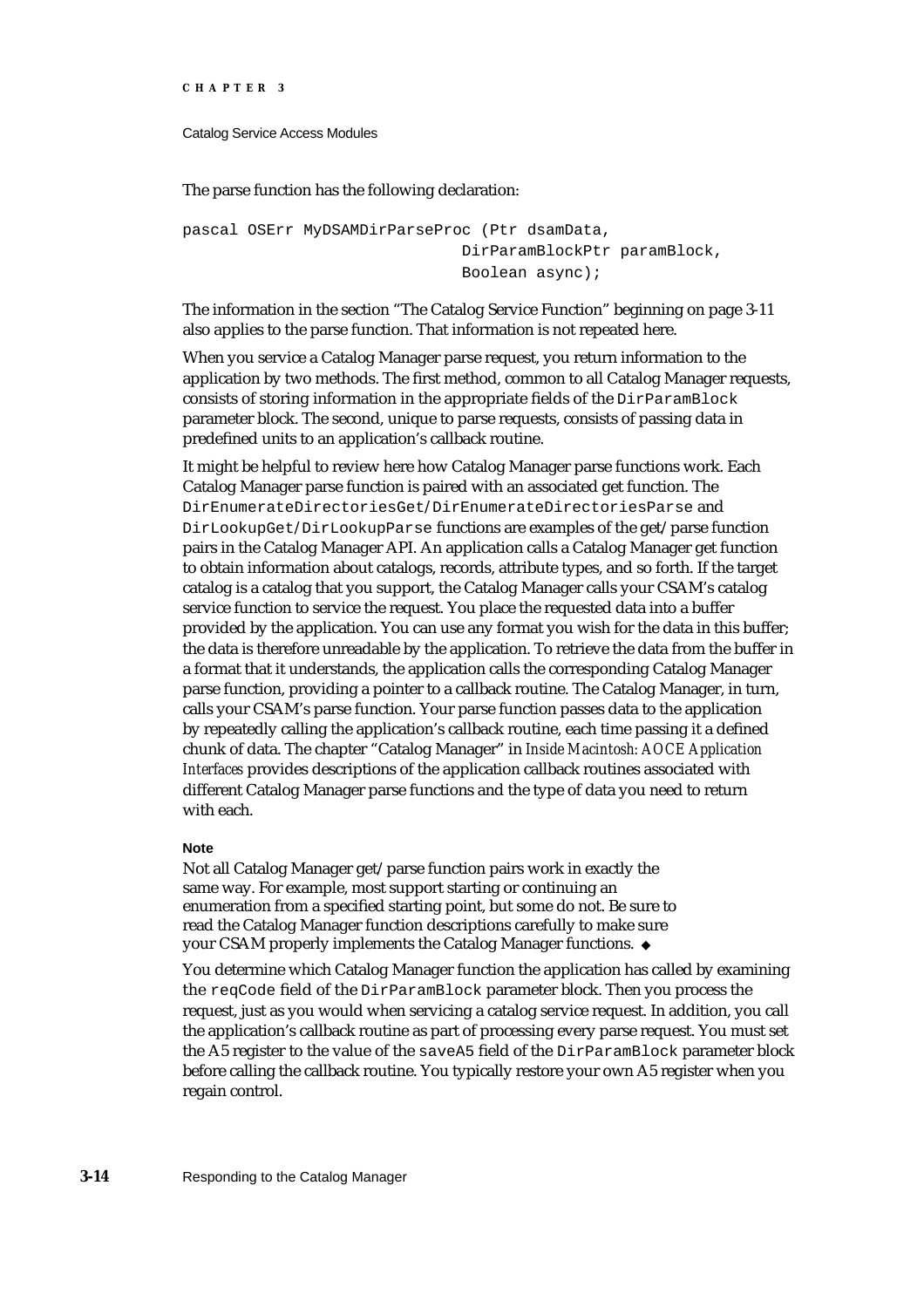The parse function has the following declaration:

```
pascal OSErr MyDSAMDirParseProc (Ptr dsamData,
                                DirParamBlockPtr paramBlock,
                                Boolean async);
```

The information in the section "The Catalog Service Function" beginning on page 3-11 also applies to the parse function. That information is not repeated here.

When you service a Catalog Manager parse request, you return information to the application by two methods. The first method, common to all Catalog Manager requests, consists of storing information in the appropriate fields of the `DirParamBlock` parameter block. The second, unique to parse requests, consists of passing data in predefined units to an application's callback routine.

It might be helpful to review here how Catalog Manager parse functions work. Each Catalog Manager parse function is paired with an associated get function. The `DirEnumerateDirectoriesGet`/`DirEnumerateDirectoriesParse` and `DirLookupGet`/`DirLookupParse` functions are examples of the get/parse function pairs in the Catalog Manager API. An application calls a Catalog Manager get function to obtain information about catalogs, records, attribute types, and so forth. If the target catalog is a catalog that you support, the Catalog Manager calls your CSAM's catalog service function to service the request. You place the requested data into a buffer provided by the application. You can use any format you wish for the data in this buffer; the data is therefore unreadable by the application. To retrieve the data from the buffer in a format that it understands, the application calls the corresponding Catalog Manager parse function, providing a pointer to a callback routine. The Catalog Manager, in turn, calls your CSAM's parse function. Your parse function passes data to the application by repeatedly calling the application's callback routine, each time passing it a defined chunk of data. The chapter "Catalog Manager" in *Inside Macintosh: AOCE Application Interfaces* provides descriptions of the application callback routines associated with different Catalog Manager parse functions and the type of data you need to return with each.

**Note**

Not all Catalog Manager get/parse function pairs work in exactly the same way. For example, most support starting or continuing an enumeration from a specified starting point, but some do not. Be sure to read the Catalog Manager function descriptions carefully to make sure your CSAM properly implements the Catalog Manager functions. ◆

You determine which Catalog Manager function the application has called by examining the `reqCode` field of the `DirParamBlock` parameter block. Then you process the request, just as you would when servicing a catalog service request. In addition, you call the application's callback routine as part of processing every parse request. You must set the A5 register to the value of the `saveA5` field of the `DirParamBlock` parameter block before calling the callback routine. You typically restore your own A5 register when you regain control.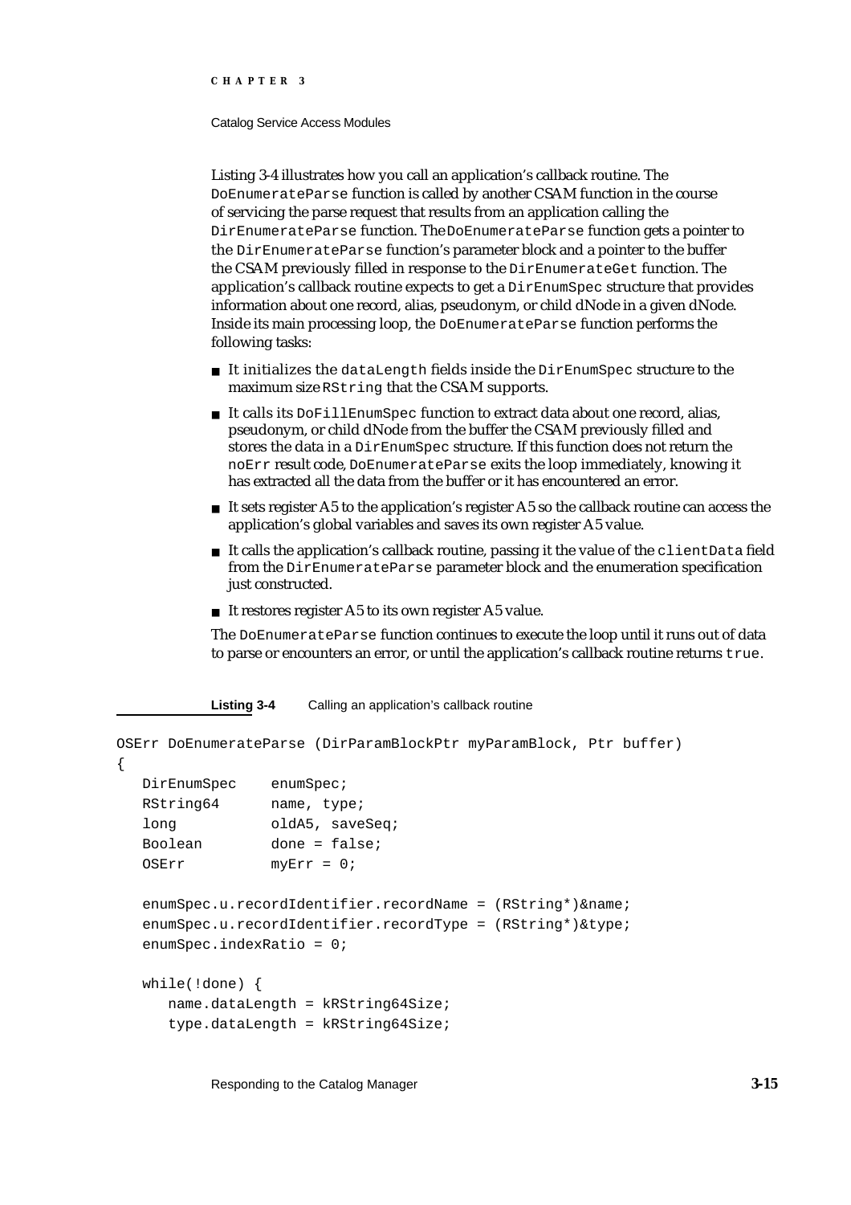Listing 3-4 illustrates how you call an application's callback routine. The `DoEnumerateParse` function is called by another CSAM function in the course of servicing the parse request that results from an application calling the `DirEnumerateParse` function. The `DoEnumerateParse` function gets a pointer to the `DirEnumerateParse` function's parameter block and a pointer to the buffer the CSAM previously filled in response to the `DirEnumerateGet` function. The application's callback routine expects to get a `DirEnumSpec` structure that provides information about one record, alias, pseudonym, or child dNode in a given dNode. Inside its main processing loop, the `DoEnumerateParse` function performs the following tasks:

- It initializes the `dataLength` fields inside the `DirEnumSpec` structure to the maximum size `RString` that the CSAM supports.
- It calls its `DoFillEnumSpec` function to extract data about one record, alias, pseudonym, or child dNode from the buffer the CSAM previously filled and stores the data in a `DirEnumSpec` structure. If this function does not return the `noErr` result code, `DoEnumerateParse` exits the loop immediately, knowing it has extracted all the data from the buffer or it has encountered an error.
- It sets register A5 to the application's register A5 so the callback routine can access the application's global variables and saves its own register A5 value.
- It calls the application's callback routine, passing it the value of the `clientData` field from the `DirEnumerateParse` parameter block and the enumeration specification just constructed.
- It restores register A5 to its own register A5 value.

The `DoEnumerateParse` function continues to execute the loop until it runs out of data to parse or encounters an error, or until the application's callback routine returns `true`.

**Listing 3-4** Calling an application's callback routine

```
OSErr DoEnumerateParse (DirParamBlockPtr myParamBlock, Ptr buffer)
{
   DirEnumSpec     enumSpec;
   RString64       name, type;
   long            oldA5, saveSeq;
   Boolean         done = false;
   OSErr           myErr = 0;

   enumSpec.u.recordIdentifier.recordName = (RString*)&name;
   enumSpec.u.recordIdentifier.recordType = (RString*)&type;
   enumSpec.indexRatio = 0;

   while(!done) {
      name.dataLength = kRString64Size;
      type.dataLength = kRString64Size;
```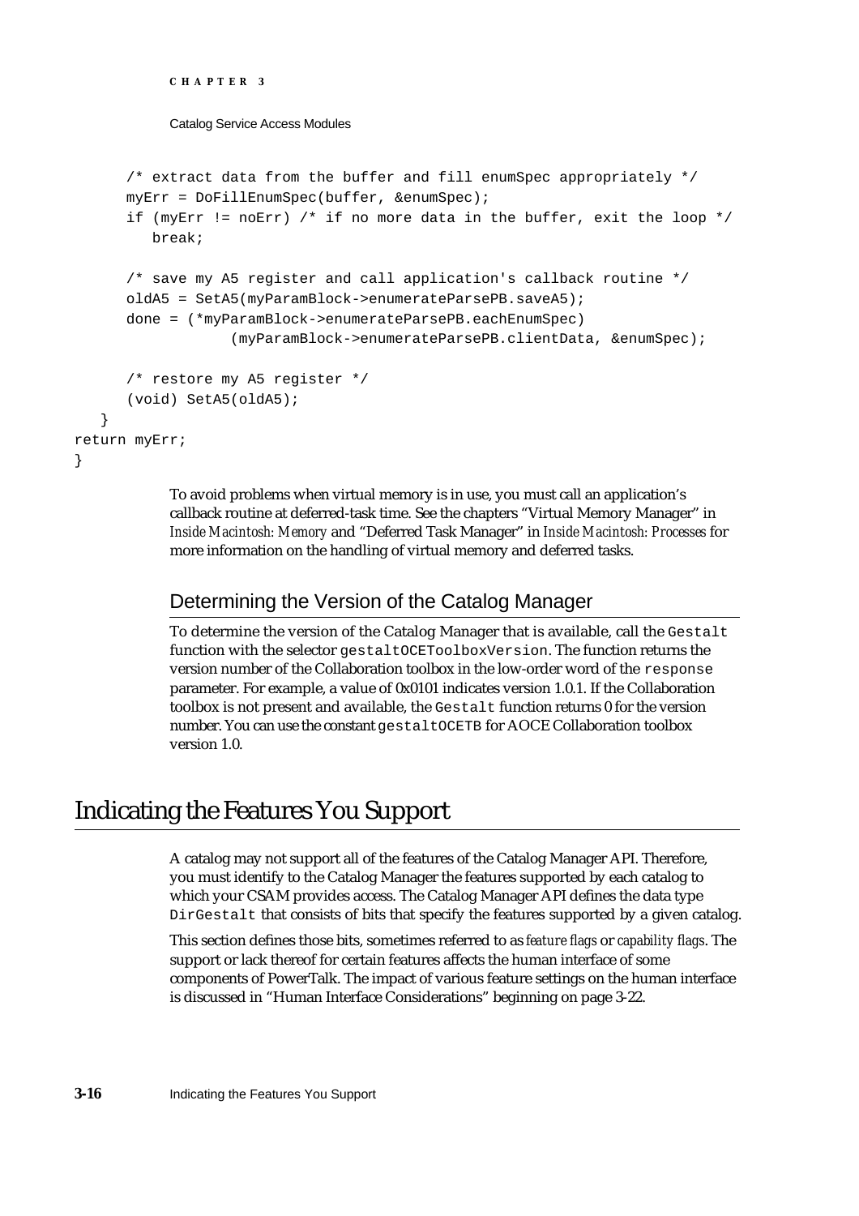```
      /* extract data from the buffer and fill enumSpec appropriately */
      myErr = DoFillEnumSpec(buffer, &enumSpec);
      if (myErr != noErr) /* if no more data in the buffer, exit the loop */
         break;

      /* save my A5 register and call application's callback routine */
      oldA5 = SetA5(myParamBlock->enumerateParsePB.saveA5);
      done = (*myParamBlock->enumerateParsePB.eachEnumSpec)
                  (myParamBlock->enumerateParsePB.clientData, &enumSpec);

      /* restore my A5 register */
      (void) SetA5(oldA5);
   }
return myErr;
}
```

To avoid problems when virtual memory is in use, you must call an application's callback routine at deferred-task time. See the chapters "Virtual Memory Manager" in *Inside Macintosh: Memory* and "Deferred Task Manager" in *Inside Macintosh: Processes* for more information on the handling of virtual memory and deferred tasks.

## Determining the Version of the Catalog Manager

To determine the version of the Catalog Manager that is available, call the `Gestalt` function with the selector `gestaltOCEToolboxVersion`. The function returns the version number of the Collaboration toolbox in the low-order word of the `response` parameter. For example, a value of 0x0101 indicates version 1.0.1. If the Collaboration toolbox is not present and available, the `Gestalt` function returns 0 for the version number. You can use the constant `gestaltOCETB` for AOCE Collaboration toolbox version 1.0.

# Indicating the Features You Support

A catalog may not support all of the features of the Catalog Manager API. Therefore, you must identify to the Catalog Manager the features supported by each catalog to which your CSAM provides access. The Catalog Manager API defines the data type `DirGestalt` that consists of bits that specify the features supported by a given catalog.

This section defines those bits, sometimes referred to as *feature flags* or *capability flags*. The support or lack thereof for certain features affects the human interface of some components of PowerTalk. The impact of various feature settings on the human interface is discussed in "Human Interface Considerations" beginning on page 3-22.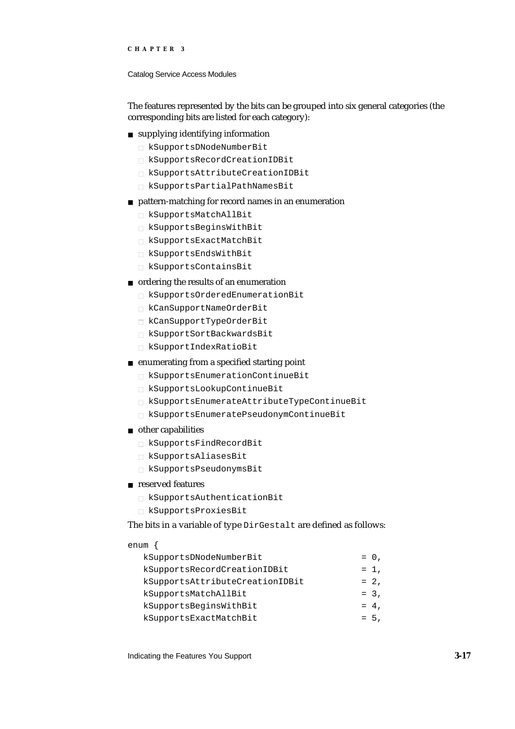The features represented by the bits can be grouped into six general categories (the corresponding bits are listed for each category):

- supplying identifying information
  - `kSupportsDNodeNumberBit`
  - `kSupportsRecordCreationIDBit`
  - `kSupportsAttributeCreationIDBit`
  - `kSupportsPartialPathNamesBit`
- pattern-matching for record names in an enumeration
  - `kSupportsMatchAllBit`
  - `kSupportsBeginsWithBit`
  - `kSupportsExactMatchBit`
  - `kSupportsEndsWithBit`
  - `kSupportsContainsBit`
- ordering the results of an enumeration
  - `kSupportsOrderedEnumerationBit`
  - `kCanSupportNameOrderBit`
  - `kCanSupportTypeOrderBit`
  - `kSupportSortBackwardsBit`
  - `kSupportIndexRatioBit`
- enumerating from a specified starting point
  - `kSupportsEnumerationContinueBit`
  - `kSupportsLookupContinueBit`
  - `kSupportsEnumerateAttributeTypeContinueBit`
  - `kSupportsEnumeratePseudonymContinueBit`
- other capabilities
  - `kSupportsFindRecordBit`
  - `kSupportsAliasesBit`
  - `kSupportsPseudonymsBit`
- reserved features
  - `kSupportsAuthenticationBit`
  - `kSupportsProxiesBit`

The bits in a variable of type `DirGestalt` are defined as follows:

```
enum {
   kSupportsDNodeNumberBit                 = 0,
   kSupportsRecordCreationIDBit            = 1,
   kSupportsAttributeCreationIDBit         = 2,
   kSupportsMatchAllBit                    = 3,
   kSupportsBeginsWithBit                  = 4,
   kSupportsExactMatchBit                  = 5,
```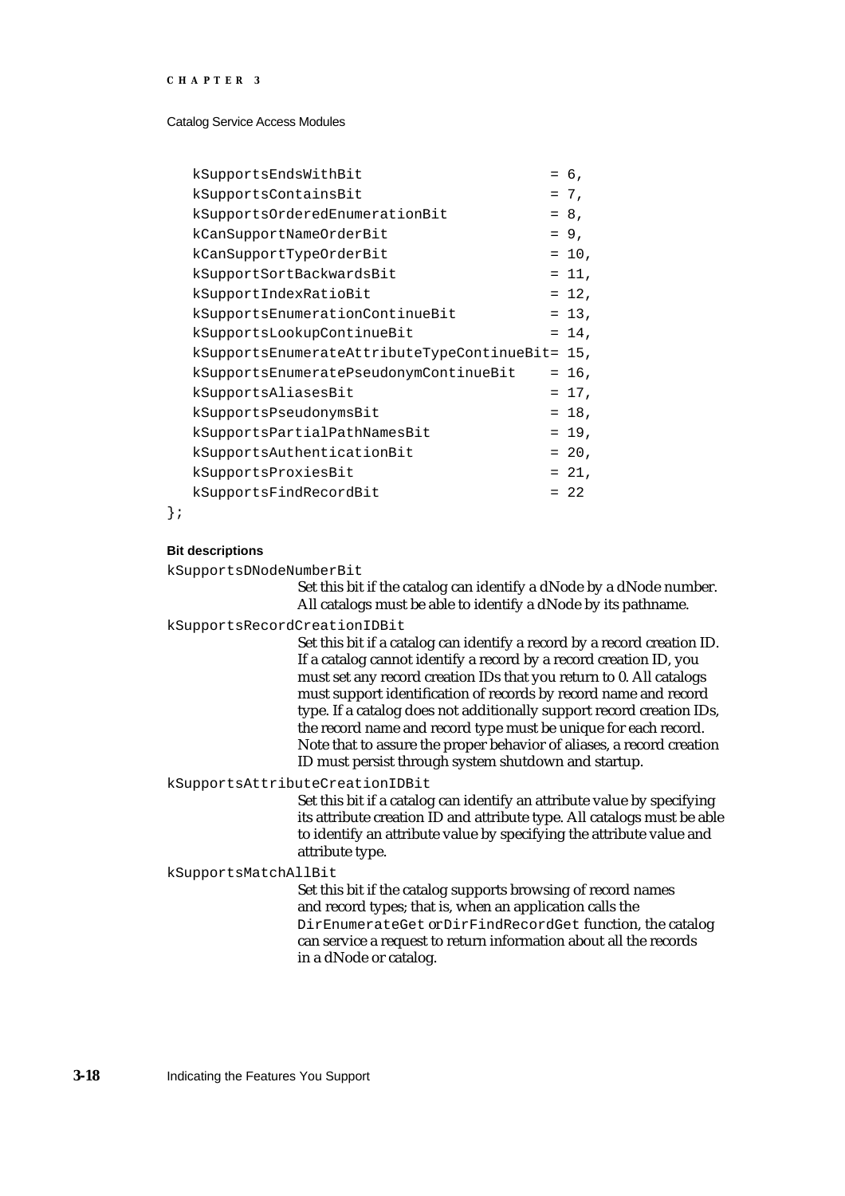```
   kSupportsEndsWithBit                        = 6,
   kSupportsContainsBit                        = 7,
   kSupportsOrderedEnumerationBit              = 8,
   kCanSupportNameOrderBit                     = 9,
   kCanSupportTypeOrderBit                     = 10,
   kSupportSortBackwardsBit                    = 11,
   kSupportIndexRatioBit                       = 12,
   kSupportsEnumerationContinueBit             = 13,
   kSupportsLookupContinueBit                  = 14,
   kSupportsEnumerateAttributeTypeContinueBit= 15,
   kSupportsEnumeratePseudonymContinueBit      = 16,
   kSupportsAliasesBit                         = 17,
   kSupportsPseudonymsBit                      = 18,
   kSupportsPartialPathNamesBit                = 19,
   kSupportsAuthenticationBit                  = 20,
   kSupportsProxiesBit                         = 21,
   kSupportsFindRecordBit                      = 22
};
```

**Bit descriptions**

`kSupportsDNodeNumberBit`
: Set this bit if the catalog can identify a dNode by a dNode number. All catalogs must be able to identify a dNode by its pathname.

`kSupportsRecordCreationIDBit`
: Set this bit if a catalog can identify a record by a record creation ID. If a catalog cannot identify a record by a record creation ID, you must set any record creation IDs that you return to 0. All catalogs must support identification of records by record name and record type. If a catalog does not additionally support record creation IDs, the record name and record type must be unique for each record. Note that to assure the proper behavior of aliases, a record creation ID must persist through system shutdown and startup.

`kSupportsAttributeCreationIDBit`
: Set this bit if a catalog can identify an attribute value by specifying its attribute creation ID and attribute type. All catalogs must be able to identify an attribute value by specifying the attribute value and attribute type.

`kSupportsMatchAllBit`
: Set this bit if the catalog supports browsing of record names and record types; that is, when an application calls the `DirEnumerateGet` or `DirFindRecordGet` function, the catalog can service a request to return information about all the records in a dNode or catalog.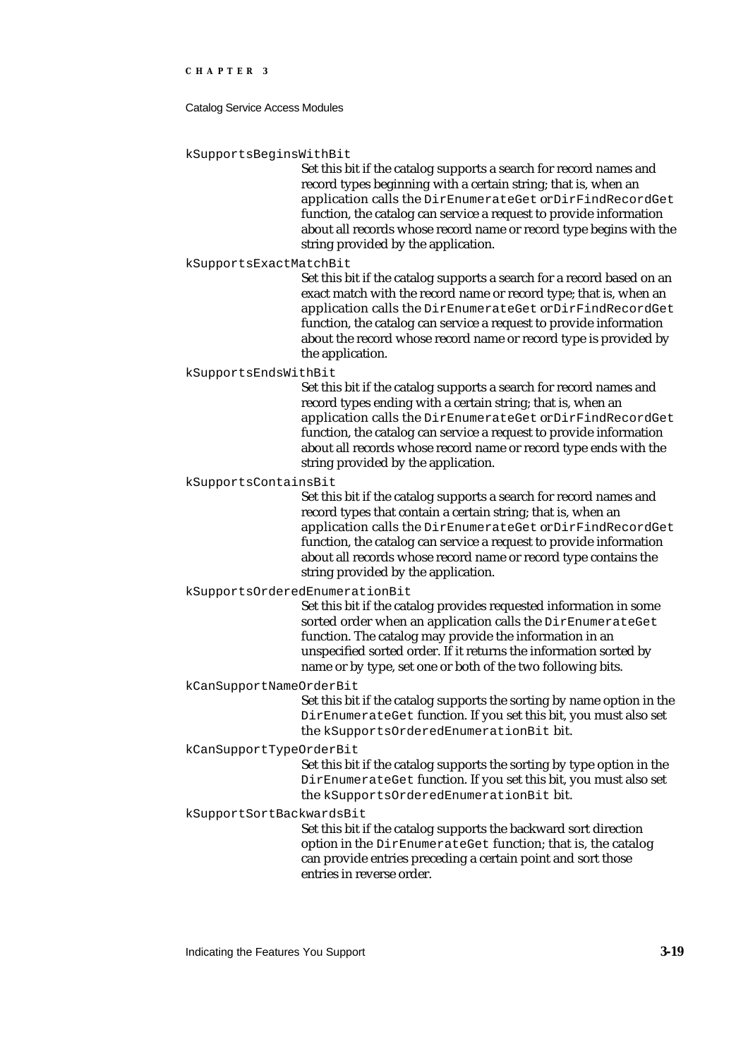`kSupportsBeginsWithBit`
: Set this bit if the catalog supports a search for record names and record types beginning with a certain string; that is, when an application calls the `DirEnumerateGet` or `DirFindRecordGet` function, the catalog can service a request to provide information about all records whose record name or record type begins with the string provided by the application.

`kSupportsExactMatchBit`
: Set this bit if the catalog supports a search for a record based on an exact match with the record name or record type; that is, when an application calls the `DirEnumerateGet` or `DirFindRecordGet` function, the catalog can service a request to provide information about the record whose record name or record type is provided by the application.

`kSupportsEndsWithBit`
: Set this bit if the catalog supports a search for record names and record types ending with a certain string; that is, when an application calls the `DirEnumerateGet` or `DirFindRecordGet` function, the catalog can service a request to provide information about all records whose record name or record type ends with the string provided by the application.

`kSupportsContainsBit`
: Set this bit if the catalog supports a search for record names and record types that contain a certain string; that is, when an application calls the `DirEnumerateGet` or `DirFindRecordGet` function, the catalog can service a request to provide information about all records whose record name or record type contains the string provided by the application.

`kSupportsOrderedEnumerationBit`
: Set this bit if the catalog provides requested information in some sorted order when an application calls the `DirEnumerateGet` function. The catalog may provide the information in an unspecified sorted order. If it returns the information sorted by name or by type, set one or both of the two following bits.

`kCanSupportNameOrderBit`
: Set this bit if the catalog supports the sorting by name option in the `DirEnumerateGet` function. If you set this bit, you must also set the `kSupportsOrderedEnumerationBit` bit.

`kCanSupportTypeOrderBit`
: Set this bit if the catalog supports the sorting by type option in the `DirEnumerateGet` function. If you set this bit, you must also set the `kSupportsOrderedEnumerationBit` bit.

`kSupportSortBackwardsBit`
: Set this bit if the catalog supports the backward sort direction option in the `DirEnumerateGet` function; that is, the catalog can provide entries preceding a certain point and sort those entries in reverse order.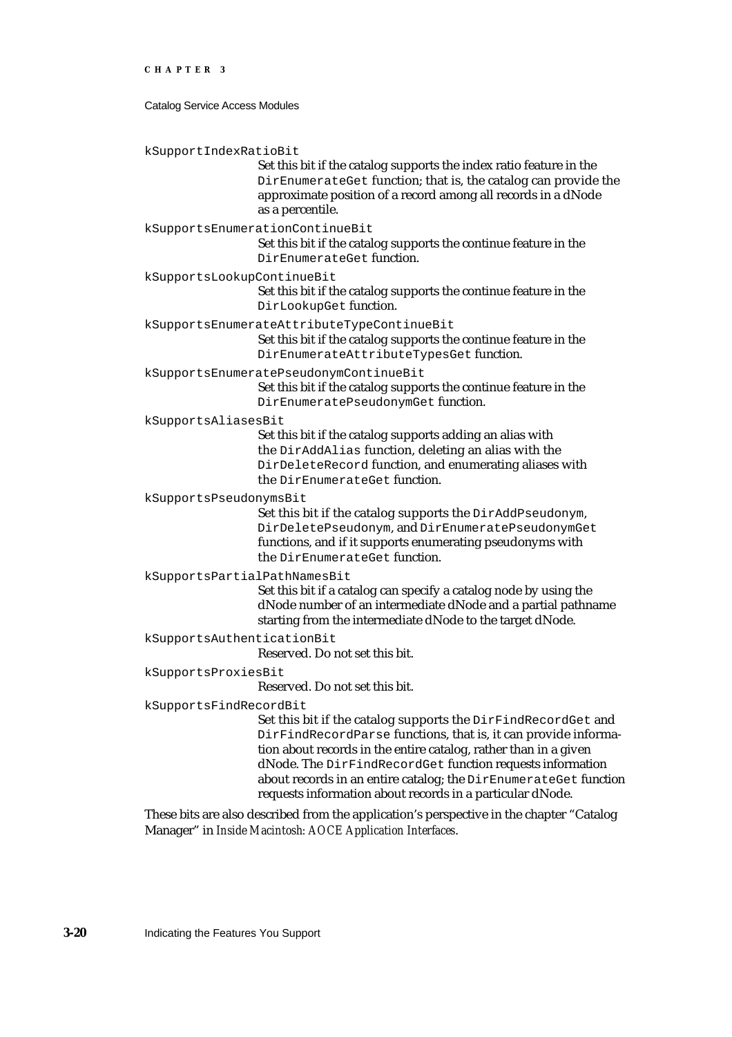`kSupportIndexRatioBit`
: Set this bit if the catalog supports the index ratio feature in the `DirEnumerateGet` function; that is, the catalog can provide the approximate position of a record among all records in a dNode as a percentile.

`kSupportsEnumerationContinueBit`
: Set this bit if the catalog supports the continue feature in the `DirEnumerateGet` function.

`kSupportsLookupContinueBit`
: Set this bit if the catalog supports the continue feature in the `DirLookupGet` function.

`kSupportsEnumerateAttributeTypeContinueBit`
: Set this bit if the catalog supports the continue feature in the `DirEnumerateAttributeTypesGet` function.

`kSupportsEnumeratePseudonymContinueBit`
: Set this bit if the catalog supports the continue feature in the `DirEnumeratePseudonymGet` function.

`kSupportsAliasesBit`
: Set this bit if the catalog supports adding an alias with the `DirAddAlias` function, deleting an alias with the `DirDeleteRecord` function, and enumerating aliases with the `DirEnumerateGet` function.

`kSupportsPseudonymsBit`
: Set this bit if the catalog supports the `DirAddPseudonym`, `DirDeletePseudonym`, and `DirEnumeratePseudonymGet` functions, and if it supports enumerating pseudonyms with the `DirEnumerateGet` function.

`kSupportsPartialPathNamesBit`
: Set this bit if a catalog can specify a catalog node by using the dNode number of an intermediate dNode and a partial pathname starting from the intermediate dNode to the target dNode.

`kSupportsAuthenticationBit`
: Reserved. Do not set this bit.

`kSupportsProxiesBit`
: Reserved. Do not set this bit.

`kSupportsFindRecordBit`
: Set this bit if the catalog supports the `DirFindRecordGet` and `DirFindRecordParse` functions, that is, it can provide information about records in the entire catalog, rather than in a given dNode. The `DirFindRecordGet` function requests information about records in an entire catalog; the `DirEnumerateGet` function requests information about records in a particular dNode.

These bits are also described from the application's perspective in the chapter "Catalog Manager" in *Inside Macintosh: AOCE Application Interfaces*.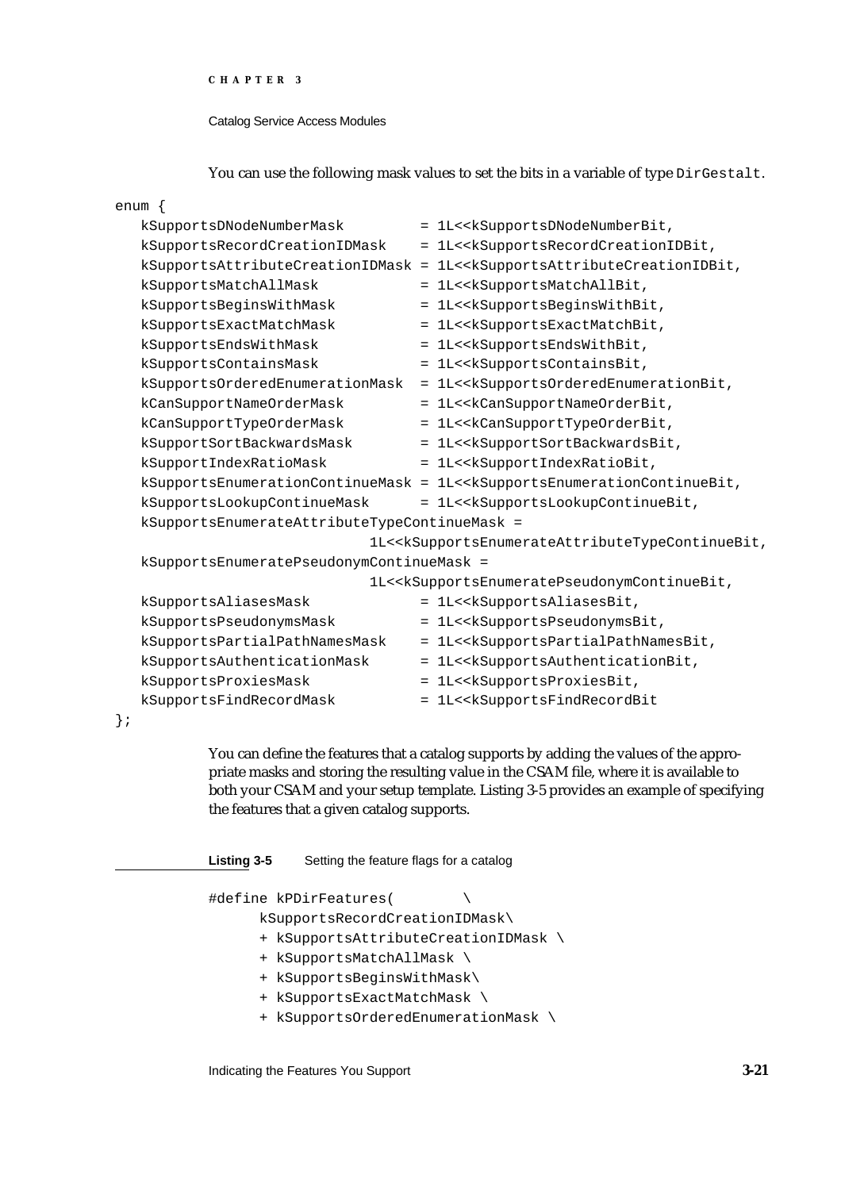You can use the following mask values to set the bits in a variable of type `DirGestalt`.

```
enum {
   kSupportsDNodeNumberMask        = 1L<<kSupportsDNodeNumberBit,
   kSupportsRecordCreationIDMask   = 1L<<kSupportsRecordCreationIDBit,
   kSupportsAttributeCreationIDMask = 1L<<kSupportsAttributeCreationIDBit,
   kSupportsMatchAllMask           = 1L<<kSupportsMatchAllBit,
   kSupportsBeginsWithMask         = 1L<<kSupportsBeginsWithBit,
   kSupportsExactMatchMask         = 1L<<kSupportsExactMatchBit,
   kSupportsEndsWithMask           = 1L<<kSupportsEndsWithBit,
   kSupportsContainsMask           = 1L<<kSupportsContainsBit,
   kSupportsOrderedEnumerationMask = 1L<<kSupportsOrderedEnumerationBit,
   kCanSupportNameOrderMask        = 1L<<kCanSupportNameOrderBit,
   kCanSupportTypeOrderMask        = 1L<<kCanSupportTypeOrderBit,
   kSupportSortBackwardsMask       = 1L<<kSupportSortBackwardsBit,
   kSupportIndexRatioMask          = 1L<<kSupportIndexRatioBit,
   kSupportsEnumerationContinueMask = 1L<<kSupportsEnumerationContinueBit,
   kSupportsLookupContinueMask     = 1L<<kSupportsLookupContinueBit,
   kSupportsEnumerateAttributeTypeContinueMask =
                           1L<<kSupportsEnumerateAttributeTypeContinueBit,
   kSupportsEnumeratePseudonymContinueMask =
                           1L<<kSupportsEnumeratePseudonymContinueBit,
   kSupportsAliasesMask            = 1L<<kSupportsAliasesBit,
   kSupportsPseudonymsMask         = 1L<<kSupportsPseudonymsBit,
   kSupportsPartialPathNamesMask   = 1L<<kSupportsPartialPathNamesBit,
   kSupportsAuthenticationMask     = 1L<<kSupportsAuthenticationBit,
   kSupportsProxiesMask            = 1L<<kSupportsProxiesBit,
   kSupportsFindRecordMask         = 1L<<kSupportsFindRecordBit
};
```

You can define the features that a catalog supports by adding the values of the appropriate masks and storing the resulting value in the CSAM file, where it is available to both your CSAM and your setup template. Listing 3-5 provides an example of specifying the features that a given catalog supports.

**Listing 3-5** Setting the feature flags for a catalog

```
#define kPDirFeatures(        \
      kSupportsRecordCreationIDMask\
      + kSupportsAttributeCreationIDMask \
      + kSupportsMatchAllMask \
      + kSupportsBeginsWithMask\
      + kSupportsExactMatchMask \
      + kSupportsOrderedEnumerationMask \
```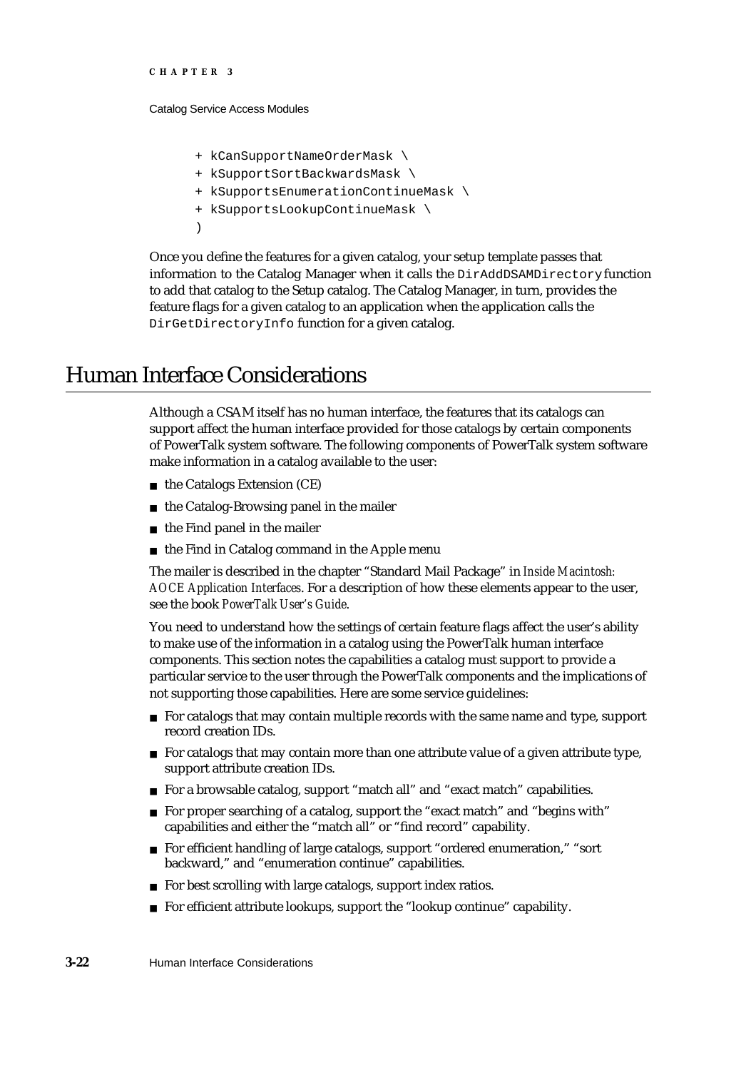```
    + kCanSupportNameOrderMask \
    + kSupportSortBackwardsMask \
    + kSupportsEnumerationContinueMask \
    + kSupportsLookupContinueMask \
    )
```

Once you define the features for a given catalog, your setup template passes that information to the Catalog Manager when it calls the `DirAddDSAMDirectory` function to add that catalog to the Setup catalog. The Catalog Manager, in turn, provides the feature flags for a given catalog to an application when the application calls the `DirGetDirectoryInfo` function for a given catalog.

# Human Interface Considerations

Although a CSAM itself has no human interface, the features that its catalogs can support affect the human interface provided for those catalogs by certain components of PowerTalk system software. The following components of PowerTalk system software make information in a catalog available to the user:

- the Catalogs Extension (CE)
- the Catalog-Browsing panel in the mailer
- the Find panel in the mailer
- the Find in Catalog command in the Apple menu

The mailer is described in the chapter "Standard Mail Package" in *Inside Macintosh: AOCE Application Interfaces*. For a description of how these elements appear to the user, see the book *PowerTalk User's Guide*.

You need to understand how the settings of certain feature flags affect the user's ability to make use of the information in a catalog using the PowerTalk human interface components. This section notes the capabilities a catalog must support to provide a particular service to the user through the PowerTalk components and the implications of not supporting those capabilities. Here are some service guidelines:

- For catalogs that may contain multiple records with the same name and type, support record creation IDs.
- For catalogs that may contain more than one attribute value of a given attribute type, support attribute creation IDs.
- For a browsable catalog, support "match all" and "exact match" capabilities.
- For proper searching of a catalog, support the "exact match" and "begins with" capabilities and either the "match all" or "find record" capability.
- For efficient handling of large catalogs, support "ordered enumeration," "sort backward," and "enumeration continue" capabilities.
- For best scrolling with large catalogs, support index ratios.
- For efficient attribute lookups, support the "lookup continue" capability.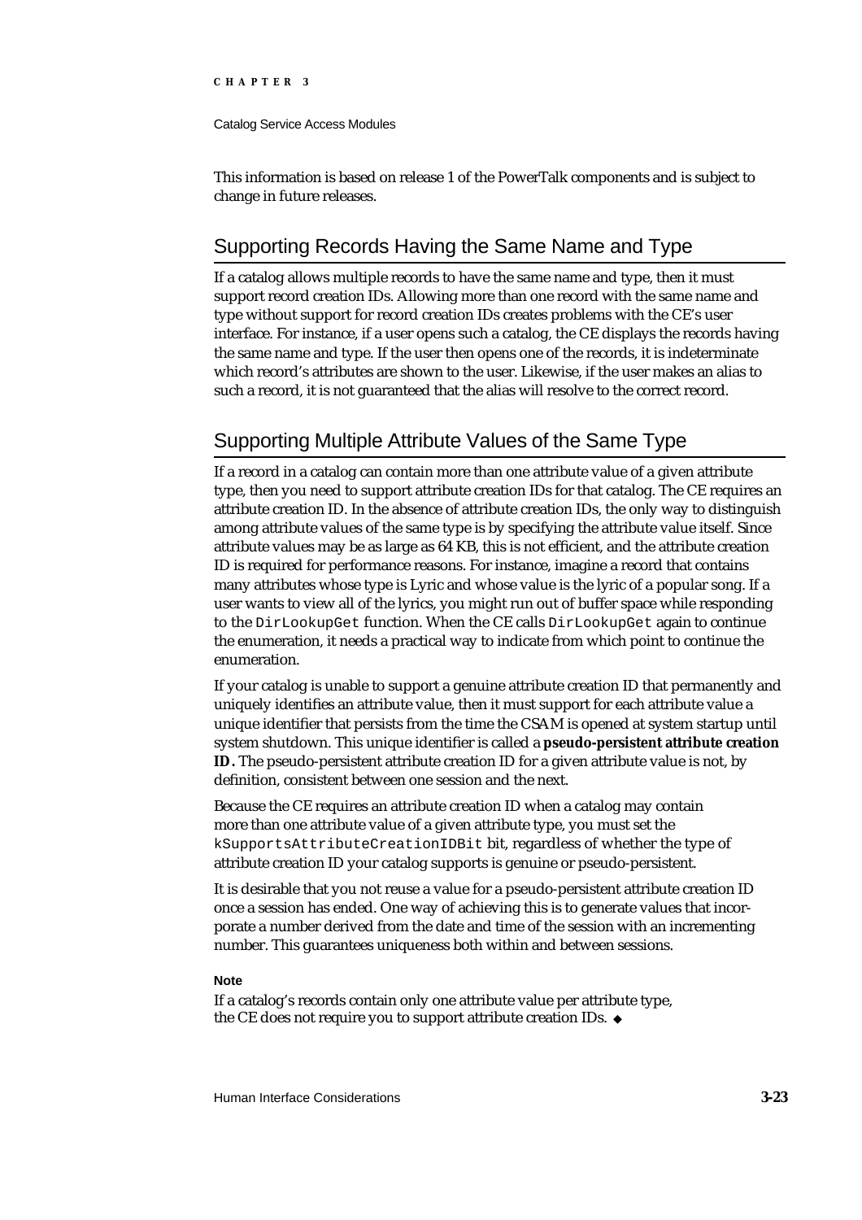This information is based on release 1 of the PowerTalk components and is subject to change in future releases.

## Supporting Records Having the Same Name and Type

If a catalog allows multiple records to have the same name and type, then it must support record creation IDs. Allowing more than one record with the same name and type without support for record creation IDs creates problems with the CE's user interface. For instance, if a user opens such a catalog, the CE displays the records having the same name and type. If the user then opens one of the records, it is indeterminate which record's attributes are shown to the user. Likewise, if the user makes an alias to such a record, it is not guaranteed that the alias will resolve to the correct record.

## Supporting Multiple Attribute Values of the Same Type

If a record in a catalog can contain more than one attribute value of a given attribute type, then you need to support attribute creation IDs for that catalog. The CE requires an attribute creation ID. In the absence of attribute creation IDs, the only way to distinguish among attribute values of the same type is by specifying the attribute value itself. Since attribute values may be as large as 64 KB, this is not efficient, and the attribute creation ID is required for performance reasons. For instance, imagine a record that contains many attributes whose type is Lyric and whose value is the lyric of a popular song. If a user wants to view all of the lyrics, you might run out of buffer space while responding to the `DirLookupGet` function. When the CE calls `DirLookupGet` again to continue the enumeration, it needs a practical way to indicate from which point to continue the enumeration.

If your catalog is unable to support a genuine attribute creation ID that permanently and uniquely identifies an attribute value, then it must support for each attribute value a unique identifier that persists from the time the CSAM is opened at system startup until system shutdown. This unique identifier is called a **pseudo-persistent attribute creation ID.** The pseudo-persistent attribute creation ID for a given attribute value is not, by definition, consistent between one session and the next.

Because the CE requires an attribute creation ID when a catalog may contain more than one attribute value of a given attribute type, you must set the `kSupportsAttributeCreationIDBit` bit, regardless of whether the type of attribute creation ID your catalog supports is genuine or pseudo-persistent.

It is desirable that you not reuse a value for a pseudo-persistent attribute creation ID once a session has ended. One way of achieving this is to generate values that incorporate a number derived from the date and time of the session with an incrementing number. This guarantees uniqueness both within and between sessions.

**Note**

If a catalog's records contain only one attribute value per attribute type, the CE does not require you to support attribute creation IDs. ◆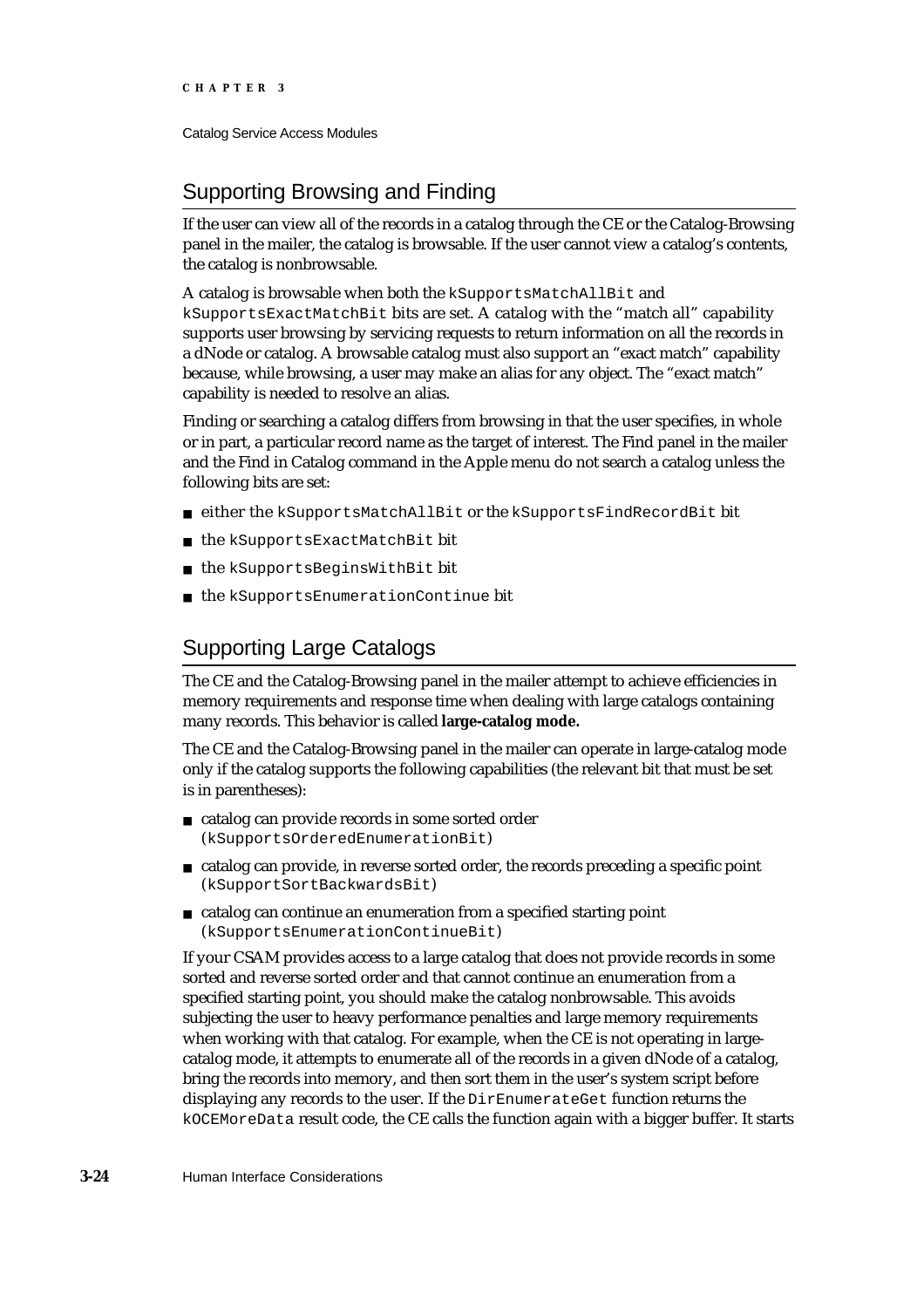## Supporting Browsing and Finding

If the user can view all of the records in a catalog through the CE or the Catalog-Browsing panel in the mailer, the catalog is browsable. If the user cannot view a catalog's contents, the catalog is nonbrowsable.

A catalog is browsable when both the `kSupportsMatchAllBit` and `kSupportsExactMatchBit` bits are set. A catalog with the "match all" capability supports user browsing by servicing requests to return information on all the records in a dNode or catalog. A browsable catalog must also support an "exact match" capability because, while browsing, a user may make an alias for any object. The "exact match" capability is needed to resolve an alias.

Finding or searching a catalog differs from browsing in that the user specifies, in whole or in part, a particular record name as the target of interest. The Find panel in the mailer and the Find in Catalog command in the Apple menu do not search a catalog unless the following bits are set:

- either the `kSupportsMatchAllBit` or the `kSupportsFindRecordBit` bit
- the `kSupportsExactMatchBit` bit
- the `kSupportsBeginsWithBit` bit
- the `kSupportsEnumerationContinue` bit

## Supporting Large Catalogs

The CE and the Catalog-Browsing panel in the mailer attempt to achieve efficiencies in memory requirements and response time when dealing with large catalogs containing many records. This behavior is called **large-catalog mode.**

The CE and the Catalog-Browsing panel in the mailer can operate in large-catalog mode only if the catalog supports the following capabilities (the relevant bit that must be set is in parentheses):

- catalog can provide records in some sorted order (`kSupportsOrderedEnumerationBit`)
- catalog can provide, in reverse sorted order, the records preceding a specific point (`kSupportSortBackwardsBit`)
- catalog can continue an enumeration from a specified starting point (`kSupportsEnumerationContinueBit`)

If your CSAM provides access to a large catalog that does not provide records in some sorted and reverse sorted order and that cannot continue an enumeration from a specified starting point, you should make the catalog nonbrowsable. This avoids subjecting the user to heavy performance penalties and large memory requirements when working with that catalog. For example, when the CE is not operating in large-catalog mode, it attempts to enumerate all of the records in a given dNode of a catalog, bring the records into memory, and then sort them in the user's system script before displaying any records to the user. If the `DirEnumerateGet` function returns the `kOCEMoreData` result code, the CE calls the function again with a bigger buffer. It starts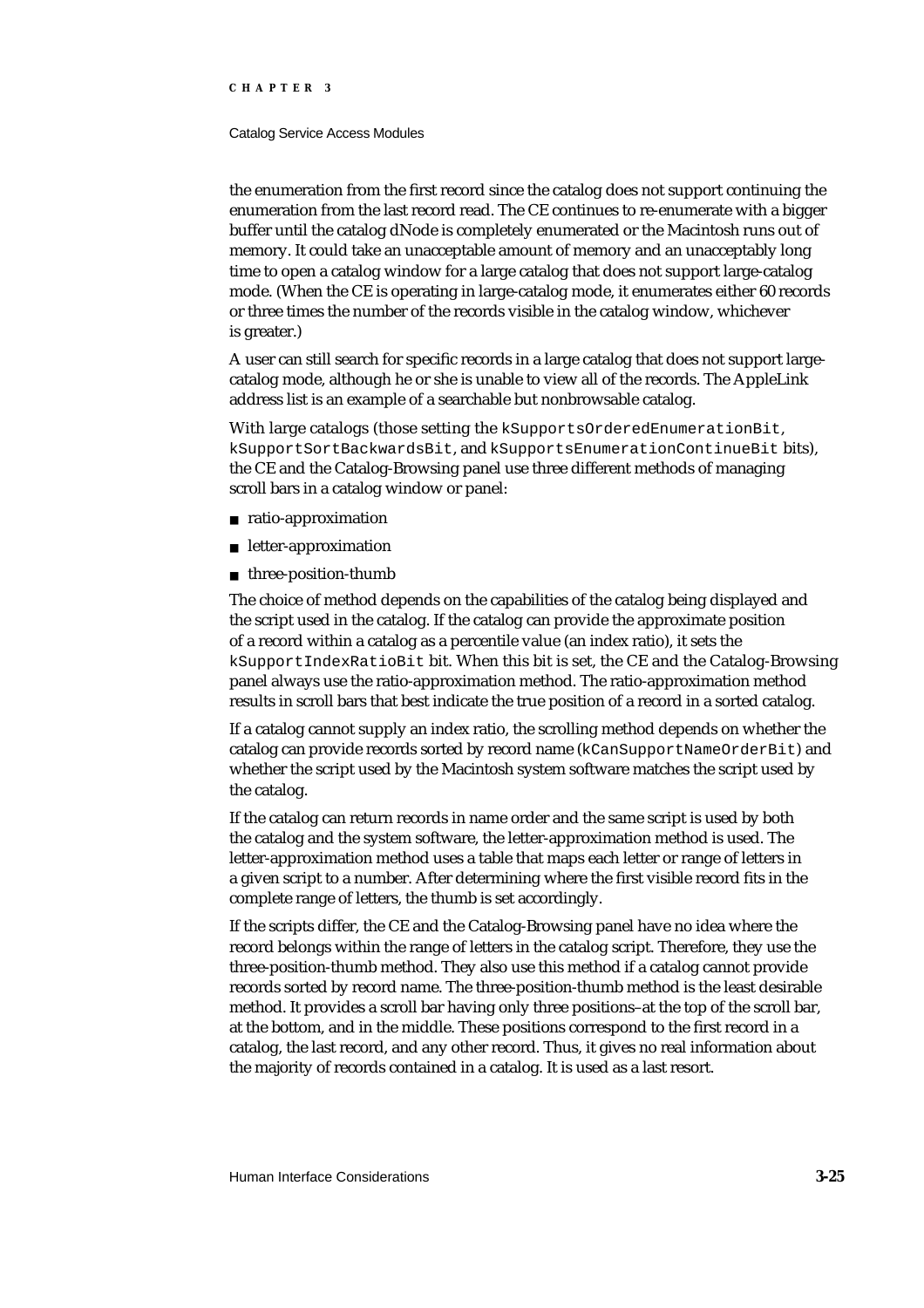the enumeration from the first record since the catalog does not support continuing the enumeration from the last record read. The CE continues to re-enumerate with a bigger buffer until the catalog dNode is completely enumerated or the Macintosh runs out of memory. It could take an unacceptable amount of memory and an unacceptably long time to open a catalog window for a large catalog that does not support large-catalog mode. (When the CE is operating in large-catalog mode, it enumerates either 60 records or three times the number of the records visible in the catalog window, whichever is greater.)

A user can still search for specific records in a large catalog that does not support large-catalog mode, although he or she is unable to view all of the records. The AppleLink address list is an example of a searchable but nonbrowsable catalog.

With large catalogs (those setting the `kSupportsOrderedEnumerationBit`, `kSupportSortBackwardsBit`, and `kSupportsEnumerationContinueBit` bits), the CE and the Catalog-Browsing panel use three different methods of managing scroll bars in a catalog window or panel:

- ratio-approximation
- letter-approximation
- three-position-thumb

The choice of method depends on the capabilities of the catalog being displayed and the script used in the catalog. If the catalog can provide the approximate position of a record within a catalog as a percentile value (an index ratio), it sets the `kSupportIndexRatioBit` bit. When this bit is set, the CE and the Catalog-Browsing panel always use the ratio-approximation method. The ratio-approximation method results in scroll bars that best indicate the true position of a record in a sorted catalog.

If a catalog cannot supply an index ratio, the scrolling method depends on whether the catalog can provide records sorted by record name (`kCanSupportNameOrderBit`) and whether the script used by the Macintosh system software matches the script used by the catalog.

If the catalog can return records in name order and the same script is used by both the catalog and the system software, the letter-approximation method is used. The letter-approximation method uses a table that maps each letter or range of letters in a given script to a number. After determining where the first visible record fits in the complete range of letters, the thumb is set accordingly.

If the scripts differ, the CE and the Catalog-Browsing panel have no idea where the record belongs within the range of letters in the catalog script. Therefore, they use the three-position-thumb method. They also use this method if a catalog cannot provide records sorted by record name. The three-position-thumb method is the least desirable method. It provides a scroll bar having only three positions–at the top of the scroll bar, at the bottom, and in the middle. These positions correspond to the first record in a catalog, the last record, and any other record. Thus, it gives no real information about the majority of records contained in a catalog. It is used as a last resort.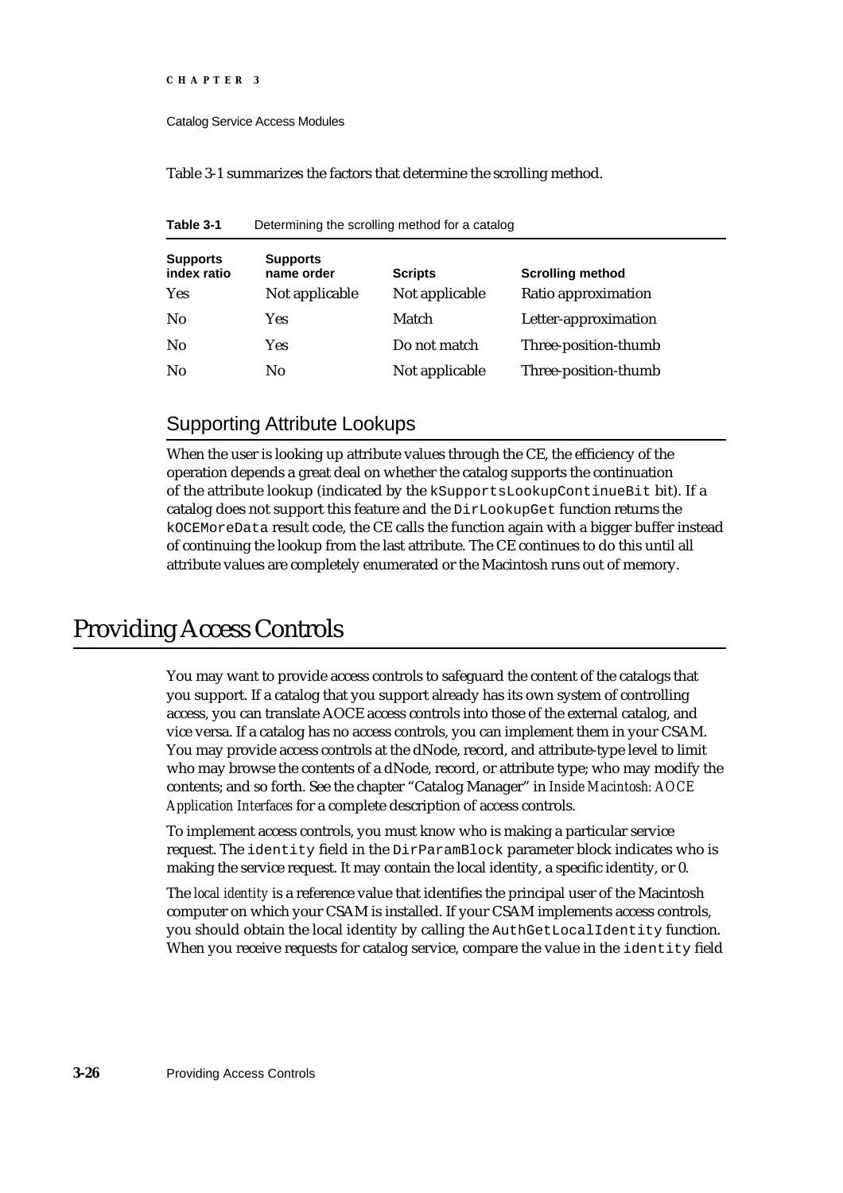Table 3-1 summarizes the factors that determine the scrolling method.

**Table 3-1** Determining the scrolling method for a catalog

| Supports index ratio | Supports name order | Scripts | Scrolling method |
|---|---|---|---|
| Yes | Not applicable | Not applicable | Ratio approximation |
| No | Yes | Match | Letter-approximation |
| No | Yes | Do not match | Three-position-thumb |
| No | No | Not applicable | Three-position-thumb |

## Supporting Attribute Lookups

When the user is looking up attribute values through the CE, the efficiency of the operation depends a great deal on whether the catalog supports the continuation of the attribute lookup (indicated by the `kSupportsLookupContinueBit` bit). If a catalog does not support this feature and the `DirLookupGet` function returns the `kOCEMoreData` result code, the CE calls the function again with a bigger buffer instead of continuing the lookup from the last attribute. The CE continues to do this until all attribute values are completely enumerated or the Macintosh runs out of memory.

# Providing Access Controls

You may want to provide access controls to safeguard the content of the catalogs that you support. If a catalog that you support already has its own system of controlling access, you can translate AOCE access controls into those of the external catalog, and vice versa. If a catalog has no access controls, you can implement them in your CSAM. You may provide access controls at the dNode, record, and attribute-type level to limit who may browse the contents of a dNode, record, or attribute type; who may modify the contents; and so forth. See the chapter "Catalog Manager" in *Inside Macintosh: AOCE Application Interfaces* for a complete description of access controls.

To implement access controls, you must know who is making a particular service request. The `identity` field in the `DirParamBlock` parameter block indicates who is making the service request. It may contain the local identity, a specific identity, or 0.

The *local identity* is a reference value that identifies the principal user of the Macintosh computer on which your CSAM is installed. If your CSAM implements access controls, you should obtain the local identity by calling the `AuthGetLocalIdentity` function. When you receive requests for catalog service, compare the value in the `identity` field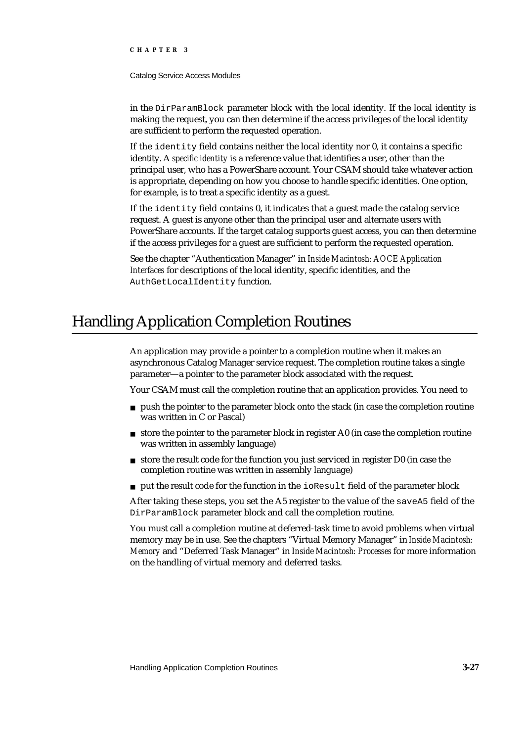in the `DirParamBlock` parameter block with the local identity. If the local identity is making the request, you can then determine if the access privileges of the local identity are sufficient to perform the requested operation.

If the `identity` field contains neither the local identity nor 0, it contains a specific identity. A *specific identity* is a reference value that identifies a user, other than the principal user, who has a PowerShare account. Your CSAM should take whatever action is appropriate, depending on how you choose to handle specific identities. One option, for example, is to treat a specific identity as a guest.

If the `identity` field contains 0, it indicates that a guest made the catalog service request. A guest is anyone other than the principal user and alternate users with PowerShare accounts. If the target catalog supports guest access, you can then determine if the access privileges for a guest are sufficient to perform the requested operation.

See the chapter "Authentication Manager" in *Inside Macintosh: AOCE Application Interfaces* for descriptions of the local identity, specific identities, and the `AuthGetLocalIdentity` function.

# Handling Application Completion Routines

An application may provide a pointer to a completion routine when it makes an asynchronous Catalog Manager service request. The completion routine takes a single parameter—a pointer to the parameter block associated with the request.

Your CSAM must call the completion routine that an application provides. You need to

- push the pointer to the parameter block onto the stack (in case the completion routine was written in C or Pascal)
- store the pointer to the parameter block in register A0 (in case the completion routine was written in assembly language)
- store the result code for the function you just serviced in register D0 (in case the completion routine was written in assembly language)
- put the result code for the function in the `ioResult` field of the parameter block

After taking these steps, you set the A5 register to the value of the `saveA5` field of the `DirParamBlock` parameter block and call the completion routine.

You must call a completion routine at deferred-task time to avoid problems when virtual memory may be in use. See the chapters "Virtual Memory Manager" in *Inside Macintosh: Memory* and "Deferred Task Manager" in *Inside Macintosh: Processes* for more information on the handling of virtual memory and deferred tasks.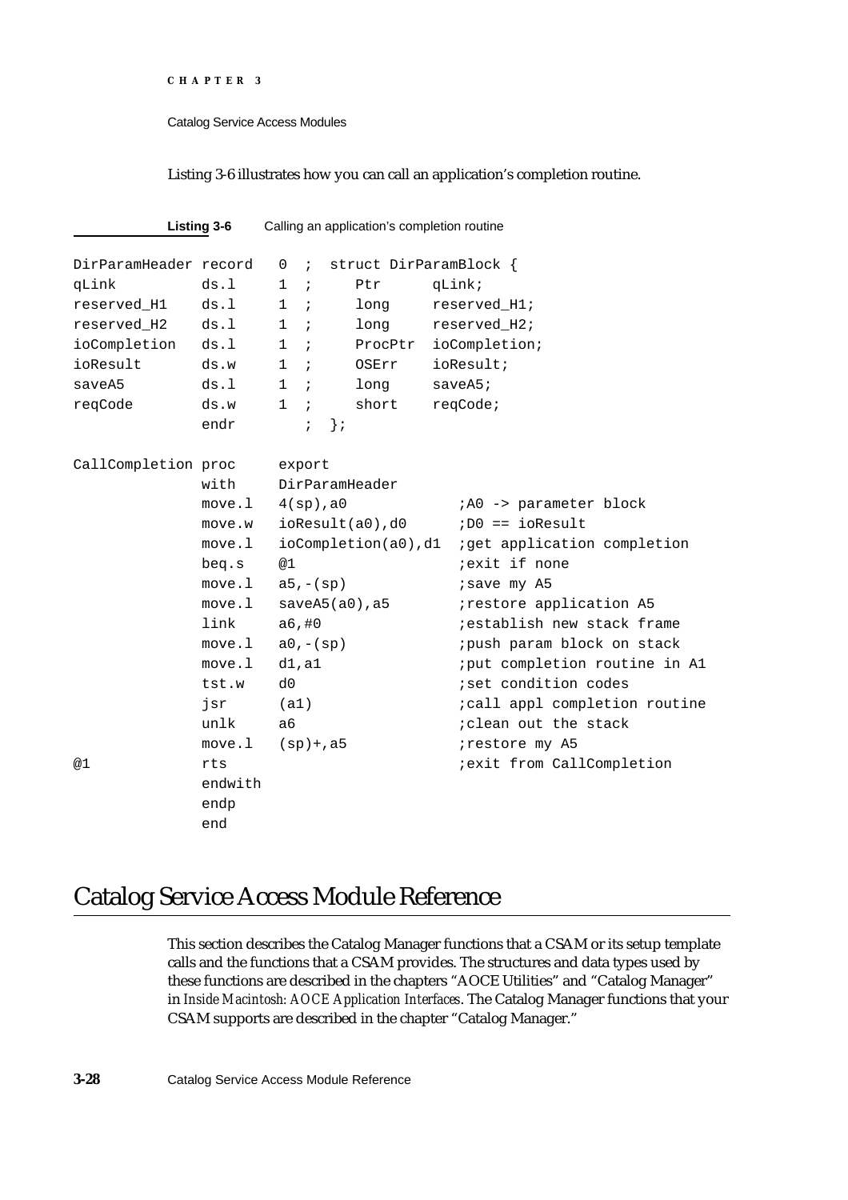Listing 3-6 illustrates how you can call an application's completion routine.

**Listing 3-6** Calling an application's completion routine

```
DirParamHeader record   0  ;  struct DirParamBlock {
qLink          ds.l     1  ;     Ptr      qLink;
reserved_H1    ds.l     1  ;     long     reserved_H1;
reserved_H2    ds.l     1  ;     long     reserved_H2;
ioCompletion   ds.l     1  ;     ProcPtr  ioCompletion;
ioResult       ds.w     1  ;     OSErr    ioResult;
saveA5         ds.l     1  ;     long     saveA5;
reqCode        ds.w     1  ;     short    reqCode;
               endr        ;  };

CallCompletion proc     export
               with     DirParamHeader
               move.l   4(sp),a0             ;A0 -> parameter block
               move.w   ioResult(a0),d0      ;D0 == ioResult
               move.l   ioCompletion(a0),d1  ;get application completion
               beq.s    @1                   ;exit if none
               move.l   a5,-(sp)             ;save my A5
               move.l   saveA5(a0),a5        ;restore application A5
               link     a6,#0                ;establish new stack frame
               move.l   a0,-(sp)             ;push param block on stack
               move.l   d1,a1                ;put completion routine in A1
               tst.w    d0                   ;set condition codes
               jsr      (a1)                 ;call appl completion routine
               unlk     a6                   ;clean out the stack
               move.l   (sp)+,a5             ;restore my A5
@1             rts                           ;exit from CallCompletion
               endwith
               endp
               end
```

# Catalog Service Access Module Reference

This section describes the Catalog Manager functions that a CSAM or its setup template calls and the functions that a CSAM provides. The structures and data types used by these functions are described in the chapters "AOCE Utilities" and "Catalog Manager" in *Inside Macintosh: AOCE Application Interfaces*. The Catalog Manager functions that your CSAM supports are described in the chapter "Catalog Manager."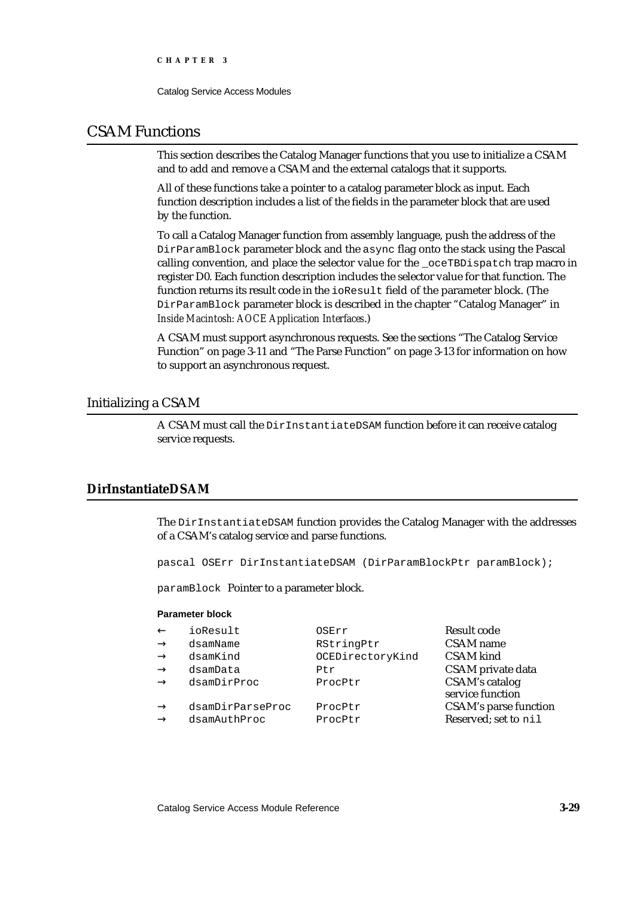# CSAM Functions

This section describes the Catalog Manager functions that you use to initialize a CSAM and to add and remove a CSAM and the external catalogs that it supports.

All of these functions take a pointer to a catalog parameter block as input. Each function description includes a list of the fields in the parameter block that are used by the function.

To call a Catalog Manager function from assembly language, push the address of the `DirParamBlock` parameter block and the `async` flag onto the stack using the Pascal calling convention, and place the selector value for the `_oceTBDispatch` trap macro in register D0. Each function description includes the selector value for that function. The function returns its result code in the `ioResult` field of the parameter block. (The `DirParamBlock` parameter block is described in the chapter "Catalog Manager" in *Inside Macintosh: AOCE Application Interfaces*.)

A CSAM must support asynchronous requests. See the sections "The Catalog Service Function" on page 3-11 and "The Parse Function" on page 3-13 for information on how to support an asynchronous request.

## Initializing a CSAM

A CSAM must call the `DirInstantiateDSAM` function before it can receive catalog service requests.

### DirInstantiateDSAM

The `DirInstantiateDSAM` function provides the Catalog Manager with the addresses of a CSAM's catalog service and parse functions.

```
pascal OSErr DirInstantiateDSAM (DirParamBlockPtr paramBlock);
```

`paramBlock` Pointer to a parameter block.

**Parameter block**

| | | | |
|---|---|---|---|
| ← | `ioResult` | `OSErr` | Result code |
| → | `dsamName` | `RStringPtr` | CSAM name |
| → | `dsamKind` | `OCEDirectoryKind` | CSAM kind |
| → | `dsamData` | `Ptr` | CSAM private data |
| → | `dsamDirProc` | `ProcPtr` | CSAM's catalog service function |
| → | `dsamDirParseProc` | `ProcPtr` | CSAM's parse function |
| → | `dsamAuthProc` | `ProcPtr` | Reserved; set to `nil` |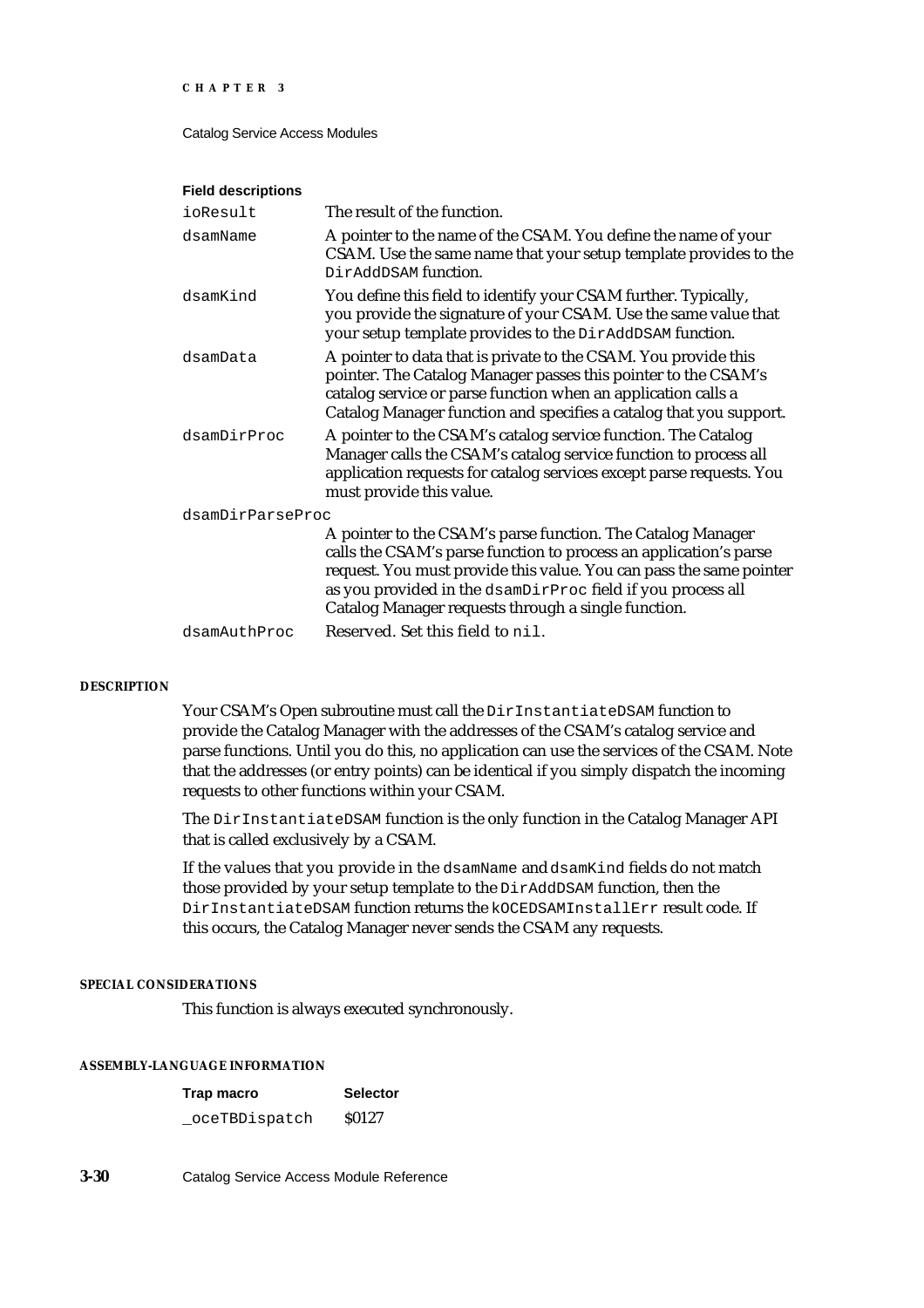**Field descriptions**

| | |
|---|---|
| ioResult | The result of the function. |
| dsamName | A pointer to the name of the CSAM. You define the name of your CSAM. Use the same name that your setup template provides to the DirAddDSAM function. |
| dsamKind | You define this field to identify your CSAM further. Typically, you provide the signature of your CSAM. Use the same value that your setup template provides to the DirAddDSAM function. |
| dsamData | A pointer to data that is private to the CSAM. You provide this pointer. The Catalog Manager passes this pointer to the CSAM's catalog service or parse function when an application calls a Catalog Manager function and specifies a catalog that you support. |
| dsamDirProc | A pointer to the CSAM's catalog service function. The Catalog Manager calls the CSAM's catalog service function to process all application requests for catalog services except parse requests. You must provide this value. |
| dsamDirParseProc | A pointer to the CSAM's parse function. The Catalog Manager calls the CSAM's parse function to process an application's parse request. You must provide this value. You can pass the same pointer as you provided in the dsamDirProc field if you process all Catalog Manager requests through a single function. |
| dsamAuthProc | Reserved. Set this field to nil. |

**DESCRIPTION**

Your CSAM's Open subroutine must call the DirInstantiateDSAM function to provide the Catalog Manager with the addresses of the CSAM's catalog service and parse functions. Until you do this, no application can use the services of the CSAM. Note that the addresses (or entry points) can be identical if you simply dispatch the incoming requests to other functions within your CSAM.

The DirInstantiateDSAM function is the only function in the Catalog Manager API that is called exclusively by a CSAM.

If the values that you provide in the dsamName and dsamKind fields do not match those provided by your setup template to the DirAddDSAM function, then the DirInstantiateDSAM function returns the kOCEDSAMInstallErr result code. If this occurs, the Catalog Manager never sends the CSAM any requests.

**SPECIAL CONSIDERATIONS**

This function is always executed synchronously.

**ASSEMBLY-LANGUAGE INFORMATION**

| Trap macro | Selector |
|---|---|
| _oceTBDispatch | $0127 |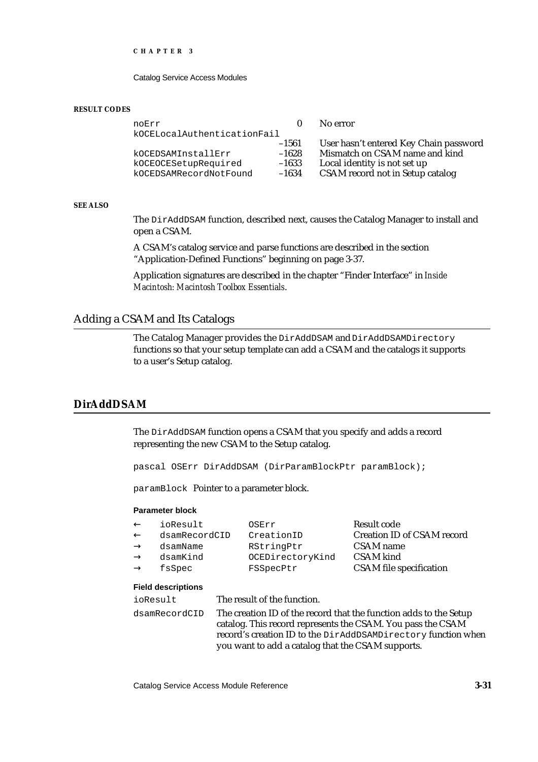**RESULT CODES**

| | | |
|---|---|---|
| noErr | 0 | No error |
| kOCELocalAuthenticationFail | –1561 | User hasn't entered Key Chain password |
| kOCEDSAMInstallErr | –1628 | Mismatch on CSAM name and kind |
| kOCEOCESetupRequired | –1633 | Local identity is not set up |
| kOCEDSAMRecordNotFound | –1634 | CSAM record not in Setup catalog |

**SEE ALSO**

The `DirAddDSAM` function, described next, causes the Catalog Manager to install and open a CSAM.

A CSAM's catalog service and parse functions are described in the section "Application-Defined Functions" beginning on page 3-37.

Application signatures are described in the chapter "Finder Interface" in *Inside Macintosh: Macintosh Toolbox Essentials*.

## Adding a CSAM and Its Catalogs

The Catalog Manager provides the `DirAddDSAM` and `DirAddDSAMDirectory` functions so that your setup template can add a CSAM and the catalogs it supports to a user's Setup catalog.

### DirAddDSAM

The `DirAddDSAM` function opens a CSAM that you specify and adds a record representing the new CSAM to the Setup catalog.

```
pascal OSErr DirAddDSAM (DirParamBlockPtr paramBlock);
```

`paramBlock` Pointer to a parameter block.

**Parameter block**

| | | | |
|---|---|---|---|
| ← | ioResult | OSErr | Result code |
| ← | dsamRecordCID | CreationID | Creation ID of CSAM record |
| → | dsamName | RStringPtr | CSAM name |
| → | dsamKind | OCEDirectoryKind | CSAM kind |
| → | fsSpec | FSSpecPtr | CSAM file specification |

**Field descriptions**

`ioResult` The result of the function.

`dsamRecordCID` The creation ID of the record that the function adds to the Setup catalog. This record represents the CSAM. You pass the CSAM record's creation ID to the `DirAddDSAMDirectory` function when you want to add a catalog that the CSAM supports.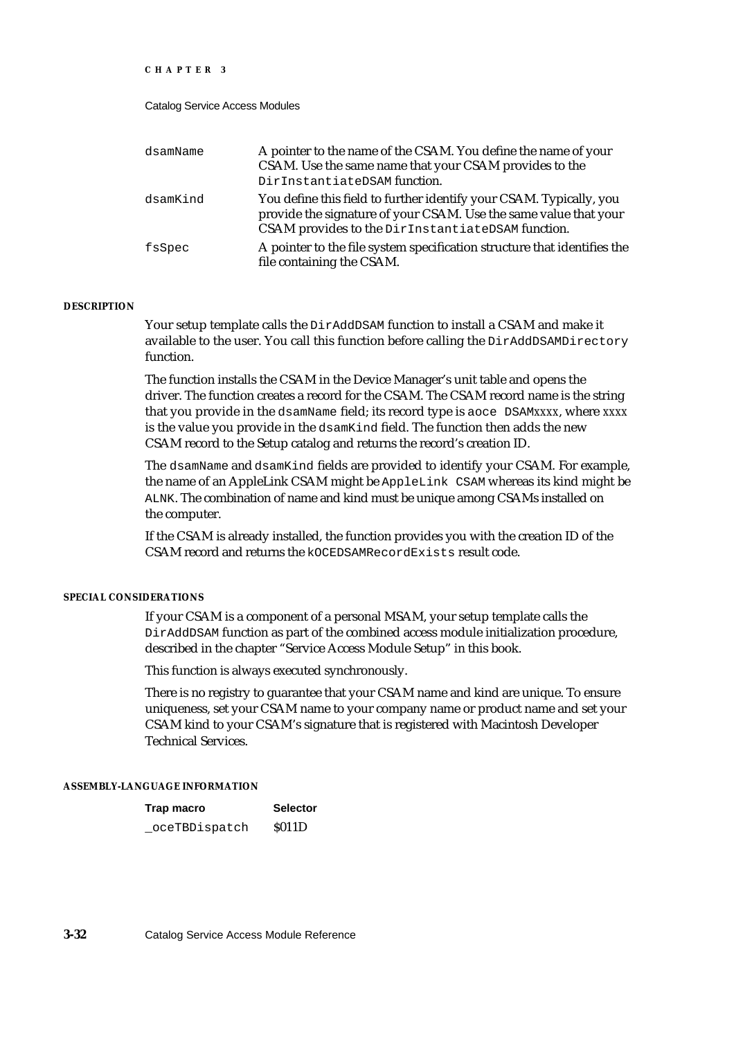| | |
|---|---|
| `dsamName` | A pointer to the name of the CSAM. You define the name of your CSAM. Use the same name that your CSAM provides to the `DirInstantiateDSAM` function. |
| `dsamKind` | You define this field to further identify your CSAM. Typically, you provide the signature of your CSAM. Use the same value that your CSAM provides to the `DirInstantiateDSAM` function. |
| `fsSpec` | A pointer to the file system specification structure that identifies the file containing the CSAM. |

#### DESCRIPTION

Your setup template calls the `DirAddDSAM` function to install a CSAM and make it available to the user. You call this function before calling the `DirAddDSAMDirectory` function.

The function installs the CSAM in the Device Manager's unit table and opens the driver. The function creates a record for the CSAM. The CSAM record name is the string that you provide in the `dsamName` field; its record type is `aoce DSAM`*xxxx*, where *xxxx* is the value you provide in the `dsamKind` field. The function then adds the new CSAM record to the Setup catalog and returns the record's creation ID.

The `dsamName` and `dsamKind` fields are provided to identify your CSAM. For example, the name of an AppleLink CSAM might be `AppleLink CSAM` whereas its kind might be `ALNK`. The combination of name and kind must be unique among CSAMs installed on the computer.

If the CSAM is already installed, the function provides you with the creation ID of the CSAM record and returns the `kOCEDSAMRecordExists` result code.

#### SPECIAL CONSIDERATIONS

If your CSAM is a component of a personal MSAM, your setup template calls the `DirAddDSAM` function as part of the combined access module initialization procedure, described in the chapter "Service Access Module Setup" in this book.

This function is always executed synchronously.

There is no registry to guarantee that your CSAM name and kind are unique. To ensure uniqueness, set your CSAM name to your company name or product name and set your CSAM kind to your CSAM's signature that is registered with Macintosh Developer Technical Services.

#### ASSEMBLY-LANGUAGE INFORMATION

| Trap macro | Selector |
|---|---|
| `_oceTBDispatch` | $011D |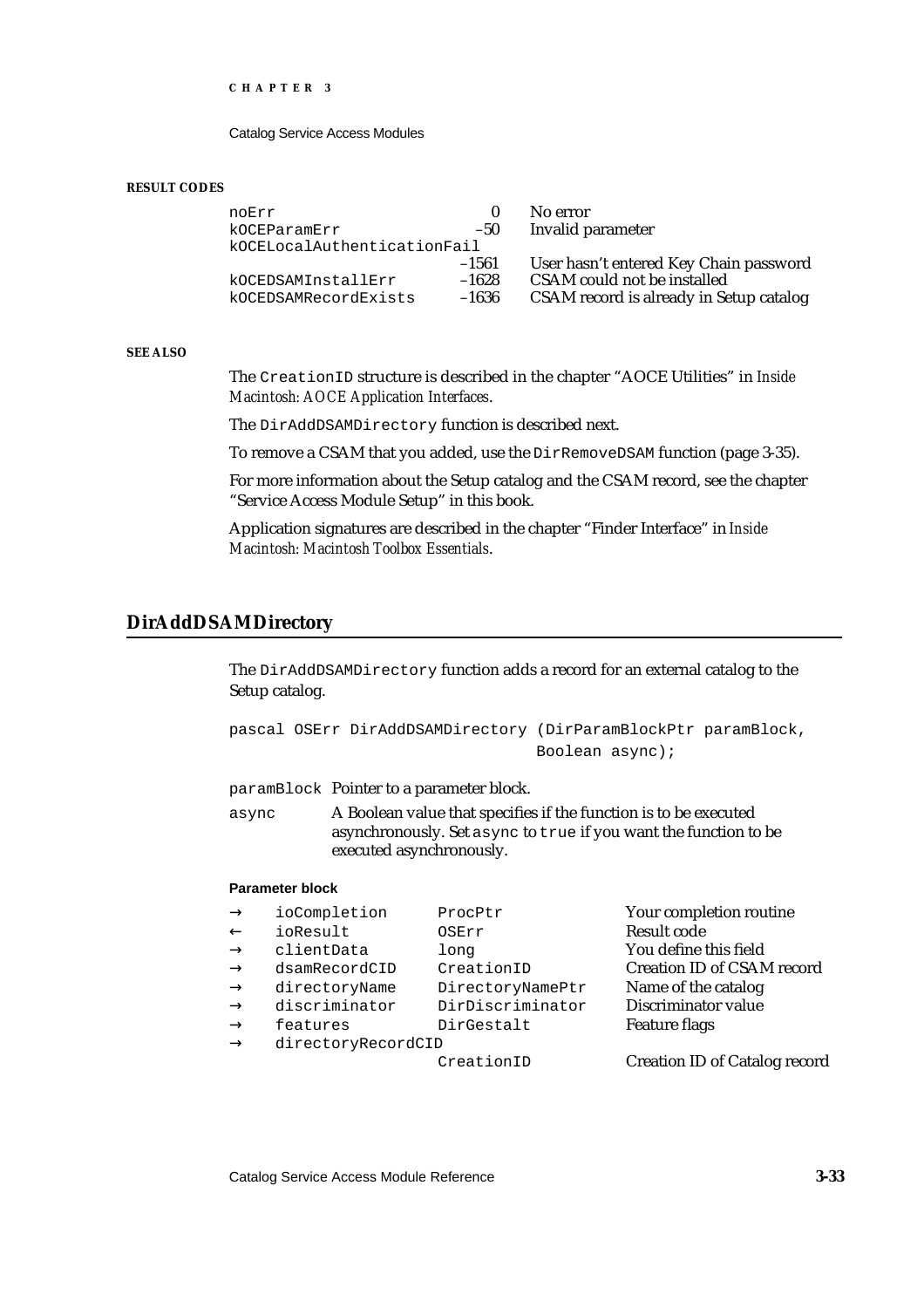**RESULT CODES**

| | | |
|---|---|---|
| noErr | 0 | No error |
| kOCEParamErr | –50 | Invalid parameter |
| kOCELocalAuthenticationFail | –1561 | User hasn't entered Key Chain password |
| kOCEDSAMInstallErr | –1628 | CSAM could not be installed |
| kOCEDSAMRecordExists | –1636 | CSAM record is already in Setup catalog |

**SEE ALSO**

The `CreationID` structure is described in the chapter "AOCE Utilities" in *Inside Macintosh: AOCE Application Interfaces*.

The `DirAddDSAMDirectory` function is described next.

To remove a CSAM that you added, use the `DirRemoveDSAM` function (page 3-35).

For more information about the Setup catalog and the CSAM record, see the chapter "Service Access Module Setup" in this book.

Application signatures are described in the chapter "Finder Interface" in *Inside Macintosh: Macintosh Toolbox Essentials*.

## DirAddDSAMDirectory

The `DirAddDSAMDirectory` function adds a record for an external catalog to the Setup catalog.

```
pascal OSErr DirAddDSAMDirectory (DirParamBlockPtr paramBlock,
                                  Boolean async);
```

`paramBlock` Pointer to a parameter block.

`async` A Boolean value that specifies if the function is to be executed asynchronously. Set `async` to `true` if you want the function to be executed asynchronously.

**Parameter block**

| | | | |
|---|---|---|---|
| → | ioCompletion | ProcPtr | Your completion routine |
| ← | ioResult | OSErr | Result code |
| → | clientData | long | You define this field |
| → | dsamRecordCID | CreationID | Creation ID of CSAM record |
| → | directoryName | DirectoryNamePtr | Name of the catalog |
| → | discriminator | DirDiscriminator | Discriminator value |
| → | features | DirGestalt | Feature flags |
| → | directoryRecordCID | CreationID | Creation ID of Catalog record |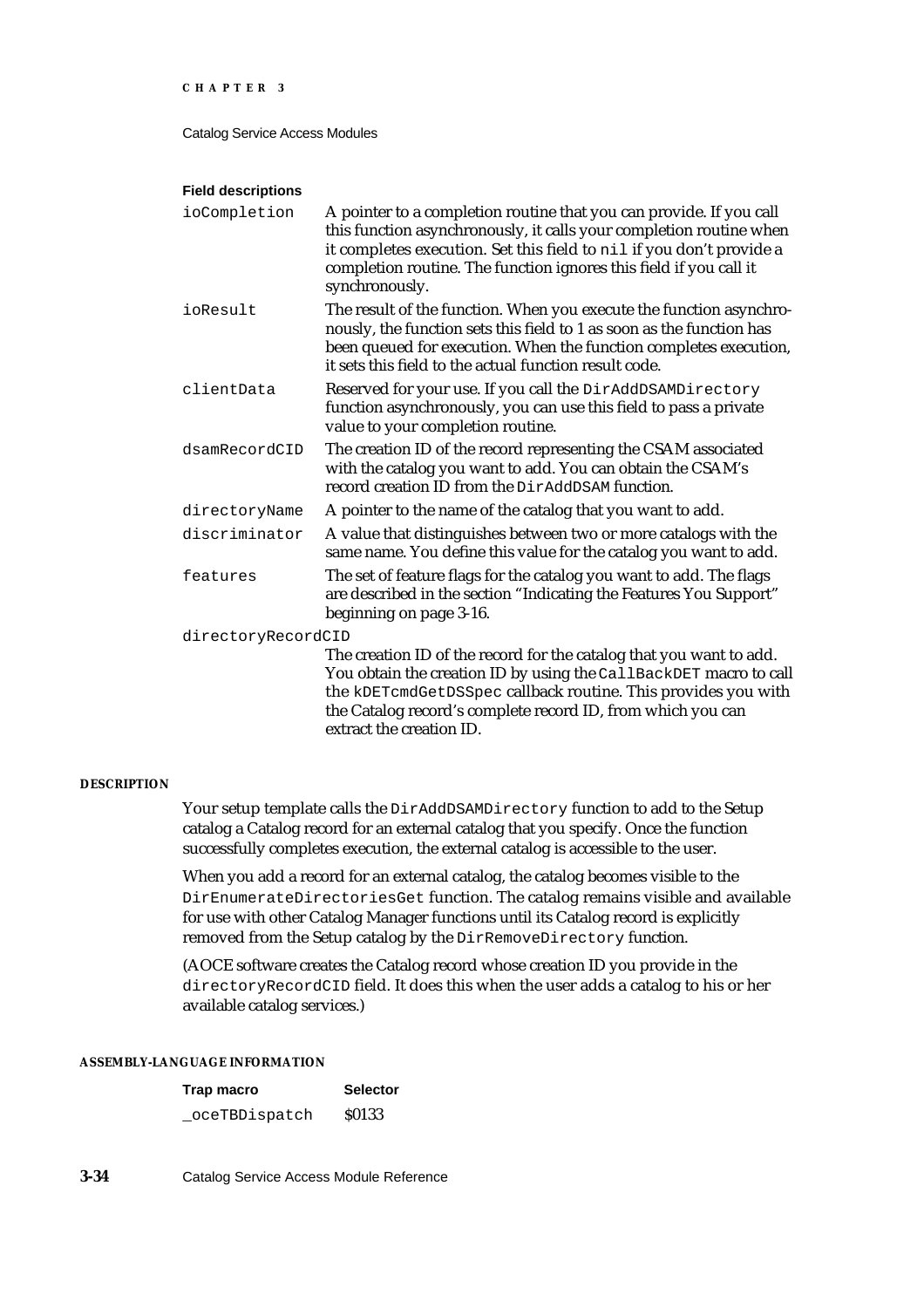**Field descriptions**

`ioCompletion`
: A pointer to a completion routine that you can provide. If you call this function asynchronously, it calls your completion routine when it completes execution. Set this field to `nil` if you don't provide a completion routine. The function ignores this field if you call it synchronously.

`ioResult`
: The result of the function. When you execute the function asynchronously, the function sets this field to 1 as soon as the function has been queued for execution. When the function completes execution, it sets this field to the actual function result code.

`clientData`
: Reserved for your use. If you call the `DirAddDSAMDirectory` function asynchronously, you can use this field to pass a private value to your completion routine.

`dsamRecordCID`
: The creation ID of the record representing the CSAM associated with the catalog you want to add. You can obtain the CSAM's record creation ID from the `DirAddDSAM` function.

`directoryName`
: A pointer to the name of the catalog that you want to add.

`discriminator`
: A value that distinguishes between two or more catalogs with the same name. You define this value for the catalog you want to add.

`features`
: The set of feature flags for the catalog you want to add. The flags are described in the section "Indicating the Features You Support" beginning on page 3-16.

`directoryRecordCID`
: The creation ID of the record for the catalog that you want to add. You obtain the creation ID by using the `CallBackDET` macro to call the `kDETcmdGetDSSpec` callback routine. This provides you with the Catalog record's complete record ID, from which you can extract the creation ID.

**DESCRIPTION**

Your setup template calls the `DirAddDSAMDirectory` function to add to the Setup catalog a Catalog record for an external catalog that you specify. Once the function successfully completes execution, the external catalog is accessible to the user.

When you add a record for an external catalog, the catalog becomes visible to the `DirEnumerateDirectoriesGet` function. The catalog remains visible and available for use with other Catalog Manager functions until its Catalog record is explicitly removed from the Setup catalog by the `DirRemoveDirectory` function.

(AOCE software creates the Catalog record whose creation ID you provide in the `directoryRecordCID` field. It does this when the user adds a catalog to his or her available catalog services.)

**ASSEMBLY-LANGUAGE INFORMATION**

| Trap macro | Selector |
|---|---|
| `_oceTBDispatch` | $0133 |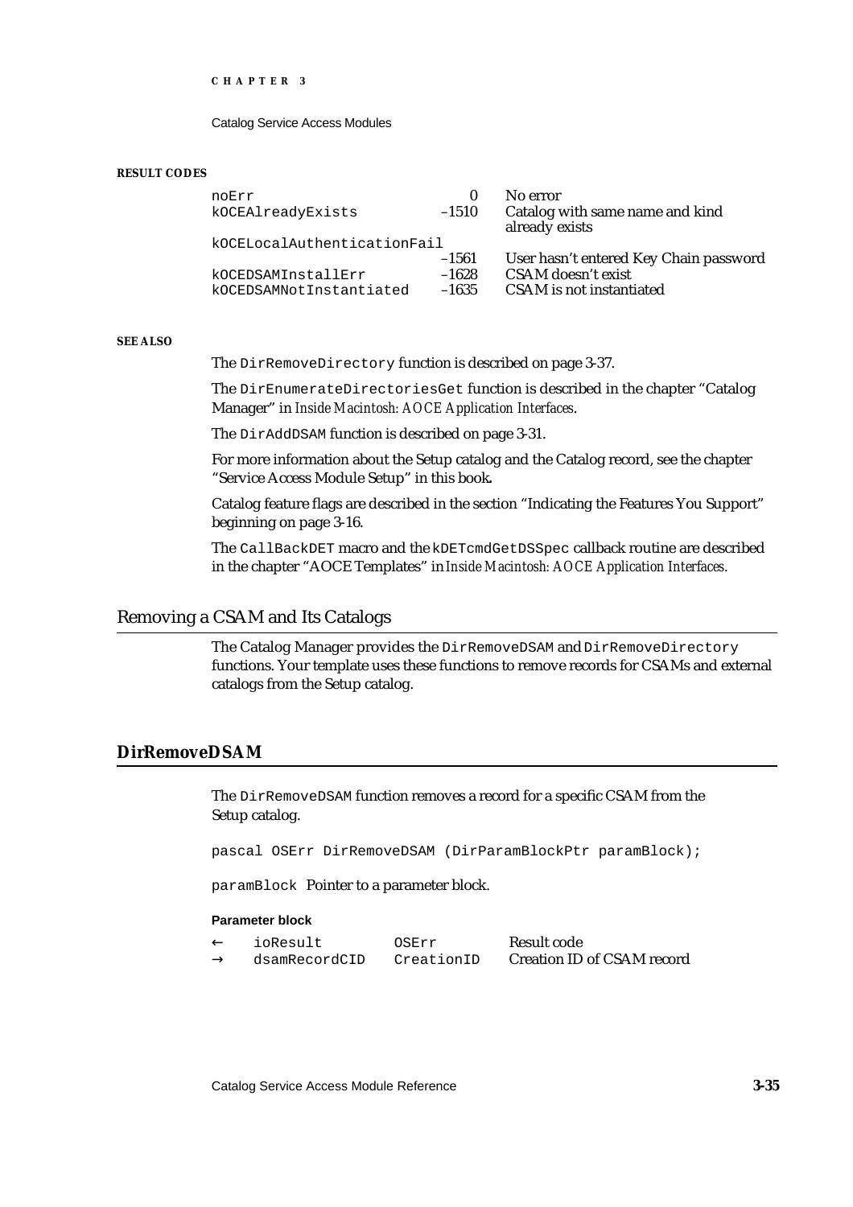**RESULT CODES**

| | | |
|---|---|---|
| noErr | 0 | No error |
| kOCEAlreadyExists | –1510 | Catalog with same name and kind already exists |
| kOCELocalAuthenticationFail | –1561 | User hasn't entered Key Chain password |
| kOCEDSAMInstallErr | –1628 | CSAM doesn't exist |
| kOCEDSAMNotInstantiated | –1635 | CSAM is not instantiated |

**SEE ALSO**

The `DirRemoveDirectory` function is described on page 3-37.

The `DirEnumerateDirectoriesGet` function is described in the chapter "Catalog Manager" in *Inside Macintosh: AOCE Application Interfaces*.

The `DirAddDSAM` function is described on page 3-31.

For more information about the Setup catalog and the Catalog record, see the chapter "Service Access Module Setup" in this book**.**

Catalog feature flags are described in the section "Indicating the Features You Support" beginning on page 3-16.

The `CallBackDET` macro and the `kDETcmdGetDSSpec` callback routine are described in the chapter "AOCE Templates" in *Inside Macintosh: AOCE Application Interfaces*.

## Removing a CSAM and Its Catalogs

The Catalog Manager provides the `DirRemoveDSAM` and `DirRemoveDirectory` functions. Your template uses these functions to remove records for CSAMs and external catalogs from the Setup catalog.

### DirRemoveDSAM

The `DirRemoveDSAM` function removes a record for a specific CSAM from the Setup catalog.

```
pascal OSErr DirRemoveDSAM (DirParamBlockPtr paramBlock);
```

`paramBlock` Pointer to a parameter block.

**Parameter block**

| | | | |
|---|---|---|---|
| ← | ioResult | OSErr | Result code |
| → | dsamRecordCID | CreationID | Creation ID of CSAM record |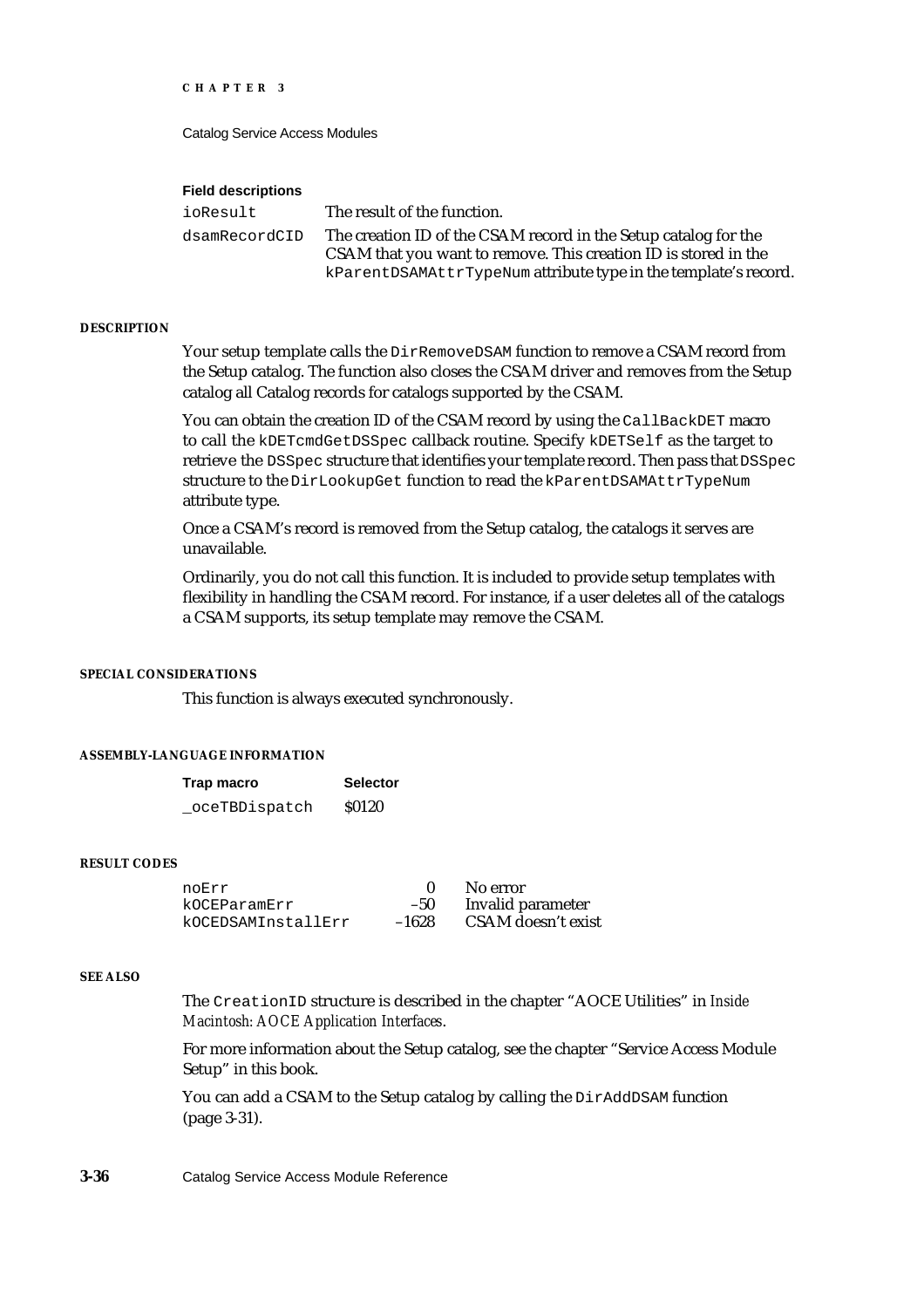**Field descriptions**

| | |
|---|---|
| `ioResult` | The result of the function. |
| `dsamRecordCID` | The creation ID of the CSAM record in the Setup catalog for the CSAM that you want to remove. This creation ID is stored in the `kParentDSAMAttrTypeNum` attribute type in the template's record. |

#### DESCRIPTION

Your setup template calls the `DirRemoveDSAM` function to remove a CSAM record from the Setup catalog. The function also closes the CSAM driver and removes from the Setup catalog all Catalog records for catalogs supported by the CSAM.

You can obtain the creation ID of the CSAM record by using the `CallBackDET` macro to call the `kDETcmdGetDSSpec` callback routine. Specify `kDETSelf` as the target to retrieve the `DSSpec` structure that identifies your template record. Then pass that `DSSpec` structure to the `DirLookupGet` function to read the `kParentDSAMAttrTypeNum` attribute type.

Once a CSAM's record is removed from the Setup catalog, the catalogs it serves are unavailable.

Ordinarily, you do not call this function. It is included to provide setup templates with flexibility in handling the CSAM record. For instance, if a user deletes all of the catalogs a CSAM supports, its setup template may remove the CSAM.

#### SPECIAL CONSIDERATIONS

This function is always executed synchronously.

#### ASSEMBLY-LANGUAGE INFORMATION

| Trap macro | Selector |
|---|---|
| `_oceTBDispatch` | $0120 |

#### RESULT CODES

| | | |
|---|---|---|
| `noErr` | 0 | No error |
| `kOCEParamErr` | –50 | Invalid parameter |
| `kOCEDSAMInstallErr` | –1628 | CSAM doesn't exist |

#### SEE ALSO

The `CreationID` structure is described in the chapter "AOCE Utilities" in *Inside Macintosh: AOCE Application Interfaces*.

For more information about the Setup catalog, see the chapter "Service Access Module Setup" in this book.

You can add a CSAM to the Setup catalog by calling the `DirAddDSAM` function (page 3-31).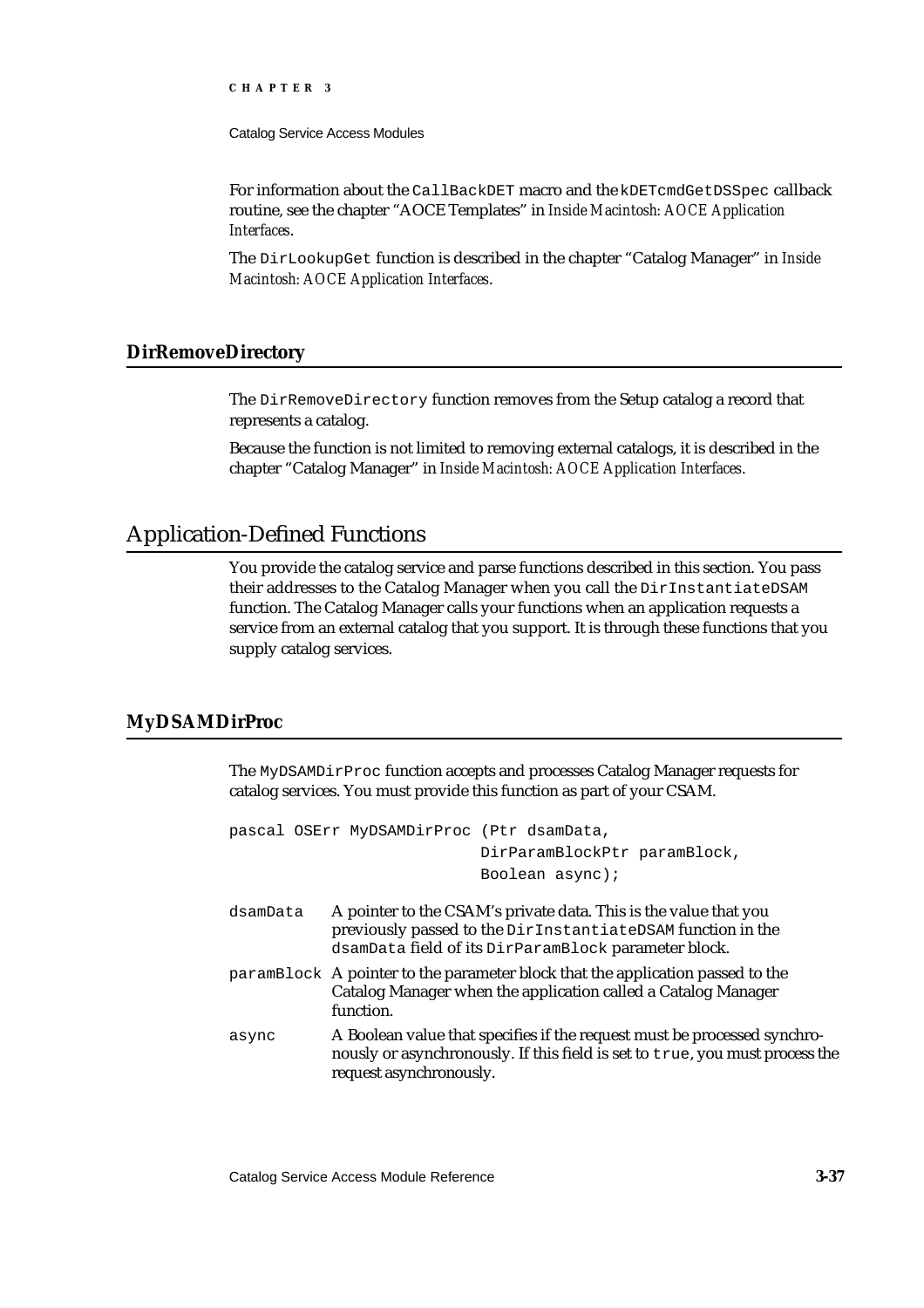For information about the `CallBackDET` macro and the `kDETcmdGetDSSpec` callback routine, see the chapter "AOCE Templates" in *Inside Macintosh: AOCE Application Interfaces*.

The `DirLookupGet` function is described in the chapter "Catalog Manager" in *Inside Macintosh: AOCE Application Interfaces*.

### DirRemoveDirectory

The `DirRemoveDirectory` function removes from the Setup catalog a record that represents a catalog.

Because the function is not limited to removing external catalogs, it is described in the chapter "Catalog Manager" in *Inside Macintosh: AOCE Application Interfaces*.

## Application-Defined Functions

You provide the catalog service and parse functions described in this section. You pass their addresses to the Catalog Manager when you call the `DirInstantiateDSAM` function. The Catalog Manager calls your functions when an application requests a service from an external catalog that you support. It is through these functions that you supply catalog services.

### MyDSAMDirProc

The `MyDSAMDirProc` function accepts and processes Catalog Manager requests for catalog services. You must provide this function as part of your CSAM.

```
pascal OSErr MyDSAMDirProc (Ptr dsamData,
                            DirParamBlockPtr paramBlock,
                            Boolean async);
```

`dsamData` A pointer to the CSAM's private data. This is the value that you previously passed to the `DirInstantiateDSAM` function in the `dsamData` field of its `DirParamBlock` parameter block.

`paramBlock` A pointer to the parameter block that the application passed to the Catalog Manager when the application called a Catalog Manager function.

`async` A Boolean value that specifies if the request must be processed synchronously or asynchronously. If this field is set to `true`, you must process the request asynchronously.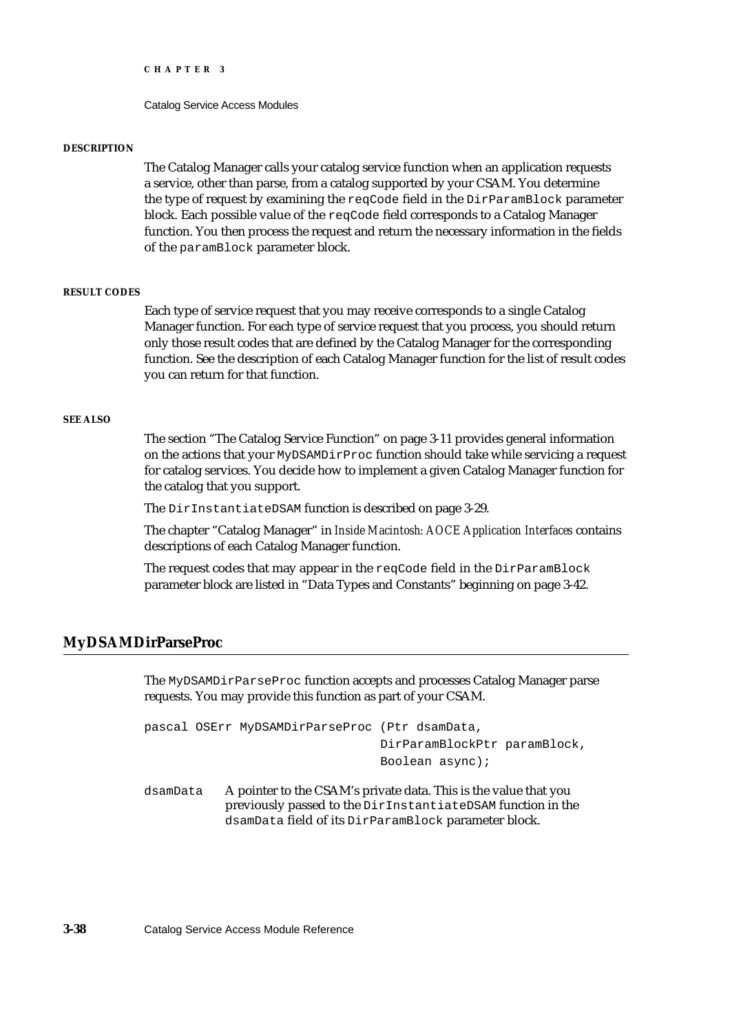**DESCRIPTION**

The Catalog Manager calls your catalog service function when an application requests a service, other than parse, from a catalog supported by your CSAM. You determine the type of request by examining the `reqCode` field in the `DirParamBlock` parameter block. Each possible value of the `reqCode` field corresponds to a Catalog Manager function. You then process the request and return the necessary information in the fields of the `paramBlock` parameter block.

**RESULT CODES**

Each type of service request that you may receive corresponds to a single Catalog Manager function. For each type of service request that you process, you should return only those result codes that are defined by the Catalog Manager for the corresponding function. See the description of each Catalog Manager function for the list of result codes you can return for that function.

**SEE ALSO**

The section "The Catalog Service Function" on page 3-11 provides general information on the actions that your `MyDSAMDirProc` function should take while servicing a request for catalog services. You decide how to implement a given Catalog Manager function for the catalog that you support.

The `DirInstantiateDSAM` function is described on page 3-29.

The chapter "Catalog Manager" in *Inside Macintosh: AOCE Application Interfaces* contains descriptions of each Catalog Manager function.

The request codes that may appear in the `reqCode` field in the `DirParamBlock` parameter block are listed in "Data Types and Constants" beginning on page 3-42.

## MyDSAMDirParseProc

The `MyDSAMDirParseProc` function accepts and processes Catalog Manager parse requests. You may provide this function as part of your CSAM.

```
pascal OSErr MyDSAMDirParseProc (Ptr dsamData,
                                 DirParamBlockPtr paramBlock,
                                 Boolean async);
```

`dsamData` A pointer to the CSAM's private data. This is the value that you previously passed to the `DirInstantiateDSAM` function in the `dsamData` field of its `DirParamBlock` parameter block.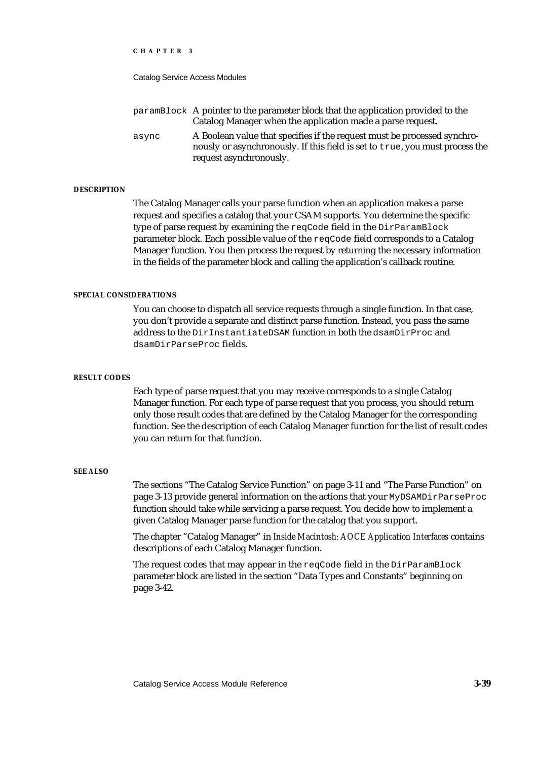paramBlock A pointer to the parameter block that the application provided to the Catalog Manager when the application made a parse request.

async A Boolean value that specifies if the request must be processed synchronously or asynchronously. If this field is set to `true`, you must process the request asynchronously.

#### DESCRIPTION

The Catalog Manager calls your parse function when an application makes a parse request and specifies a catalog that your CSAM supports. You determine the specific type of parse request by examining the `reqCode` field in the `DirParamBlock` parameter block. Each possible value of the `reqCode` field corresponds to a Catalog Manager function. You then process the request by returning the necessary information in the fields of the parameter block and calling the application's callback routine.

#### SPECIAL CONSIDERATIONS

You can choose to dispatch all service requests through a single function. In that case, you don't provide a separate and distinct parse function. Instead, you pass the same address to the `DirInstantiateDSAM` function in both the `dsamDirProc` and `dsamDirParseProc` fields.

#### RESULT CODES

Each type of parse request that you may receive corresponds to a single Catalog Manager function. For each type of parse request that you process, you should return only those result codes that are defined by the Catalog Manager for the corresponding function. See the description of each Catalog Manager function for the list of result codes you can return for that function.

#### SEE ALSO

The sections "The Catalog Service Function" on page 3-11 and "The Parse Function" on page 3-13 provide general information on the actions that your `MyDSAMDirParseProc` function should take while servicing a parse request. You decide how to implement a given Catalog Manager parse function for the catalog that you support.

The chapter "Catalog Manager" in *Inside Macintosh: AOCE Application Interfaces* contains descriptions of each Catalog Manager function.

The request codes that may appear in the `reqCode` field in the `DirParamBlock` parameter block are listed in the section "Data Types and Constants" beginning on page 3-42.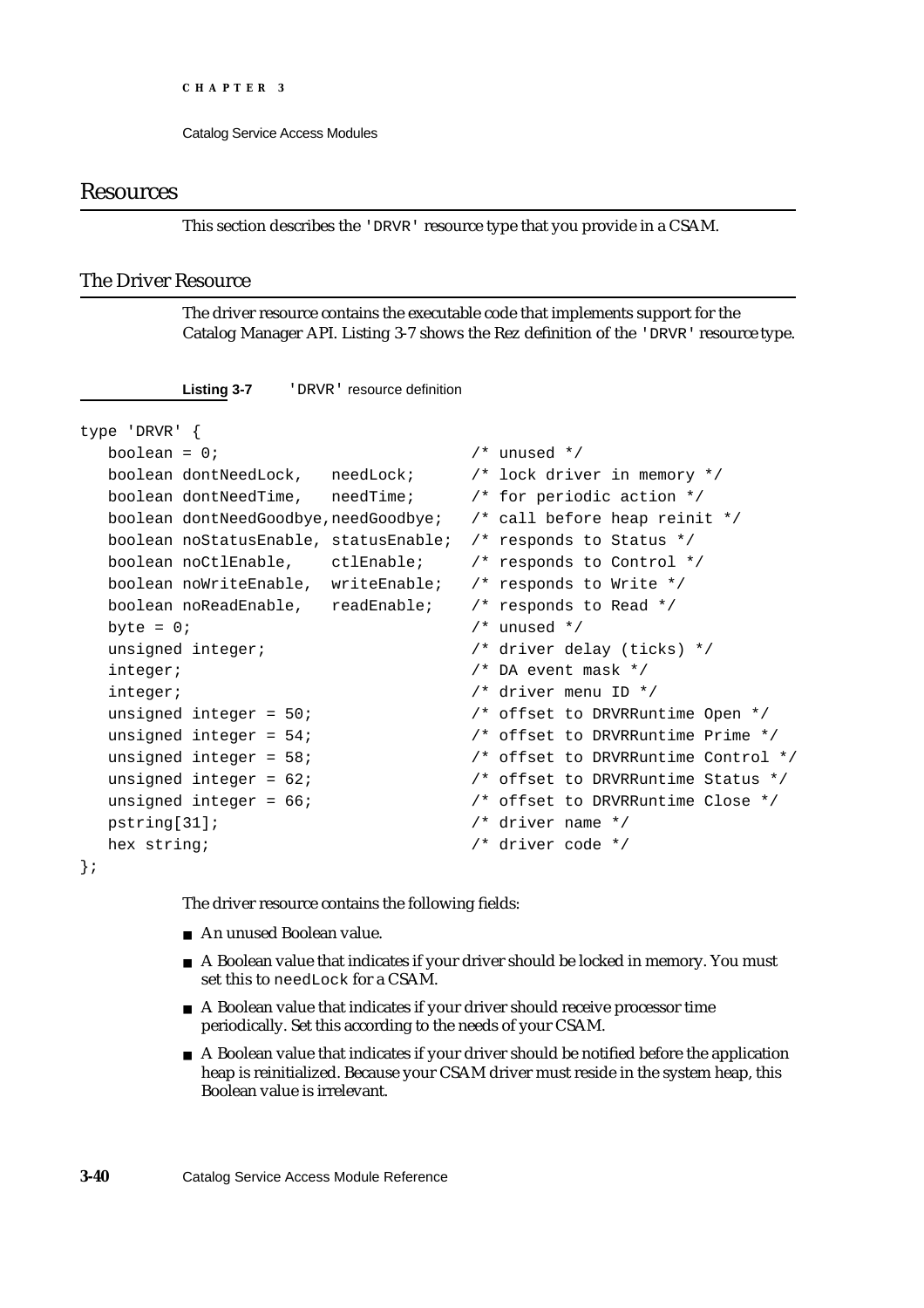## Resources

This section describes the `'DRVR'` resource type that you provide in a CSAM.

### The Driver Resource

The driver resource contains the executable code that implements support for the Catalog Manager API. Listing 3-7 shows the Rez definition of the `'DRVR'` resource type.

**Listing 3-7** `'DRVR'` resource definition

```
type 'DRVR' {
   boolean = 0;                          /* unused */
   boolean dontNeedLock,   needLock;     /* lock driver in memory */
   boolean dontNeedTime,   needTime;     /* for periodic action */
   boolean dontNeedGoodbye,needGoodbye;  /* call before heap reinit */
   boolean noStatusEnable, statusEnable; /* responds to Status */
   boolean noCtlEnable,    ctlEnable;    /* responds to Control */
   boolean noWriteEnable,  writeEnable;  /* responds to Write */
   boolean noReadEnable,   readEnable;   /* responds to Read */
   byte = 0;                             /* unused */
   unsigned integer;                     /* driver delay (ticks) */
   integer;                              /* DA event mask */
   integer;                              /* driver menu ID */
   unsigned integer = 50;                /* offset to DRVRRuntime Open */
   unsigned integer = 54;                /* offset to DRVRRuntime Prime */
   unsigned integer = 58;                /* offset to DRVRRuntime Control */
   unsigned integer = 62;                /* offset to DRVRRuntime Status */
   unsigned integer = 66;                /* offset to DRVRRuntime Close */
   pstring[31];                          /* driver name */
   hex string;                           /* driver code */
};
```

The driver resource contains the following fields:

- An unused Boolean value.
- A Boolean value that indicates if your driver should be locked in memory. You must set this to `needLock` for a CSAM.
- A Boolean value that indicates if your driver should receive processor time periodically. Set this according to the needs of your CSAM.
- A Boolean value that indicates if your driver should be notified before the application heap is reinitialized. Because your CSAM driver must reside in the system heap, this Boolean value is irrelevant.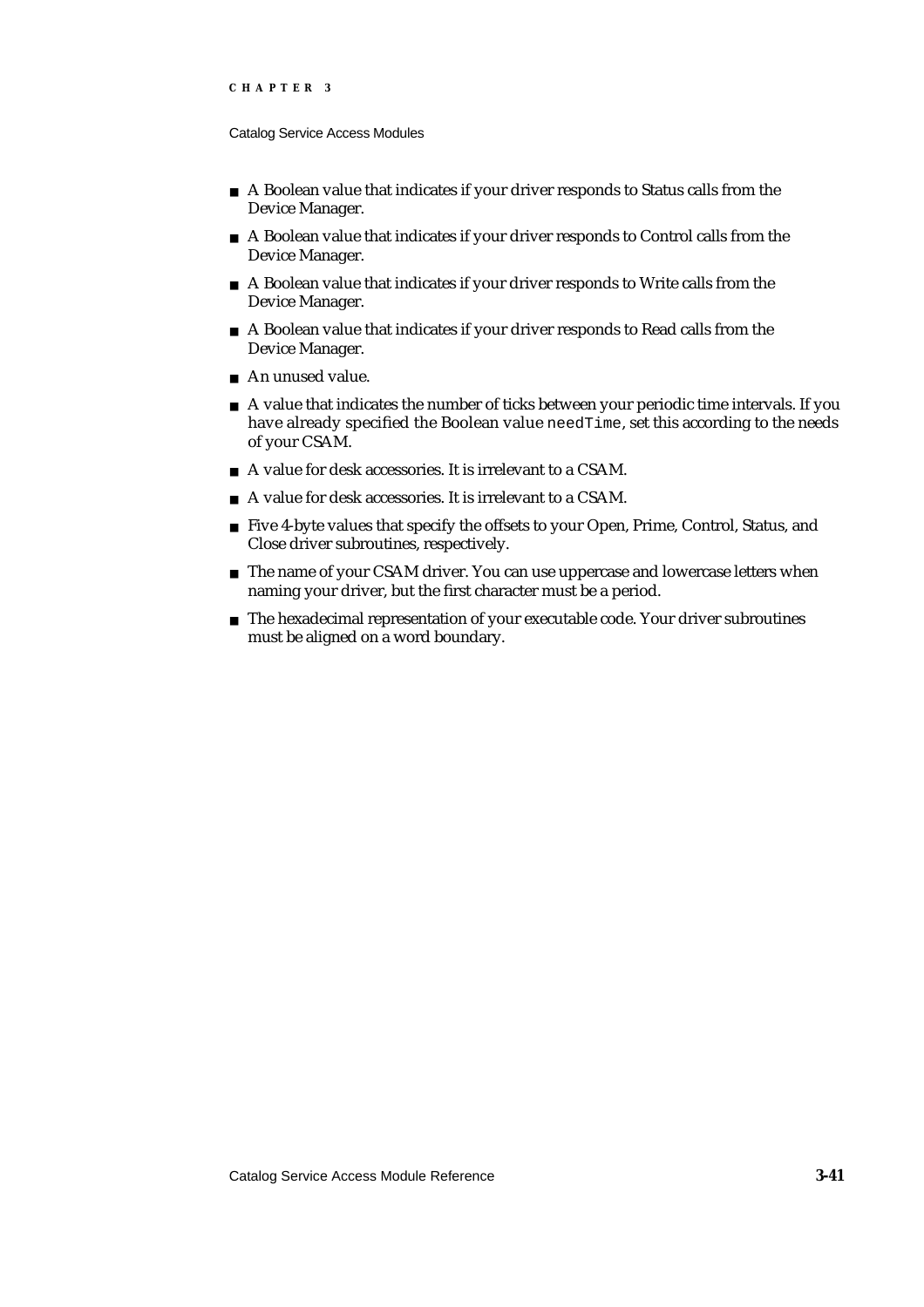- A Boolean value that indicates if your driver responds to Status calls from the Device Manager.
- A Boolean value that indicates if your driver responds to Control calls from the Device Manager.
- A Boolean value that indicates if your driver responds to Write calls from the Device Manager.
- A Boolean value that indicates if your driver responds to Read calls from the Device Manager.
- An unused value.
- A value that indicates the number of ticks between your periodic time intervals. If you have already specified the Boolean value `needTime`, set this according to the needs of your CSAM.
- A value for desk accessories. It is irrelevant to a CSAM.
- A value for desk accessories. It is irrelevant to a CSAM.
- Five 4-byte values that specify the offsets to your Open, Prime, Control, Status, and Close driver subroutines, respectively.
- The name of your CSAM driver. You can use uppercase and lowercase letters when naming your driver, but the first character must be a period.
- The hexadecimal representation of your executable code. Your driver subroutines must be aligned on a word boundary.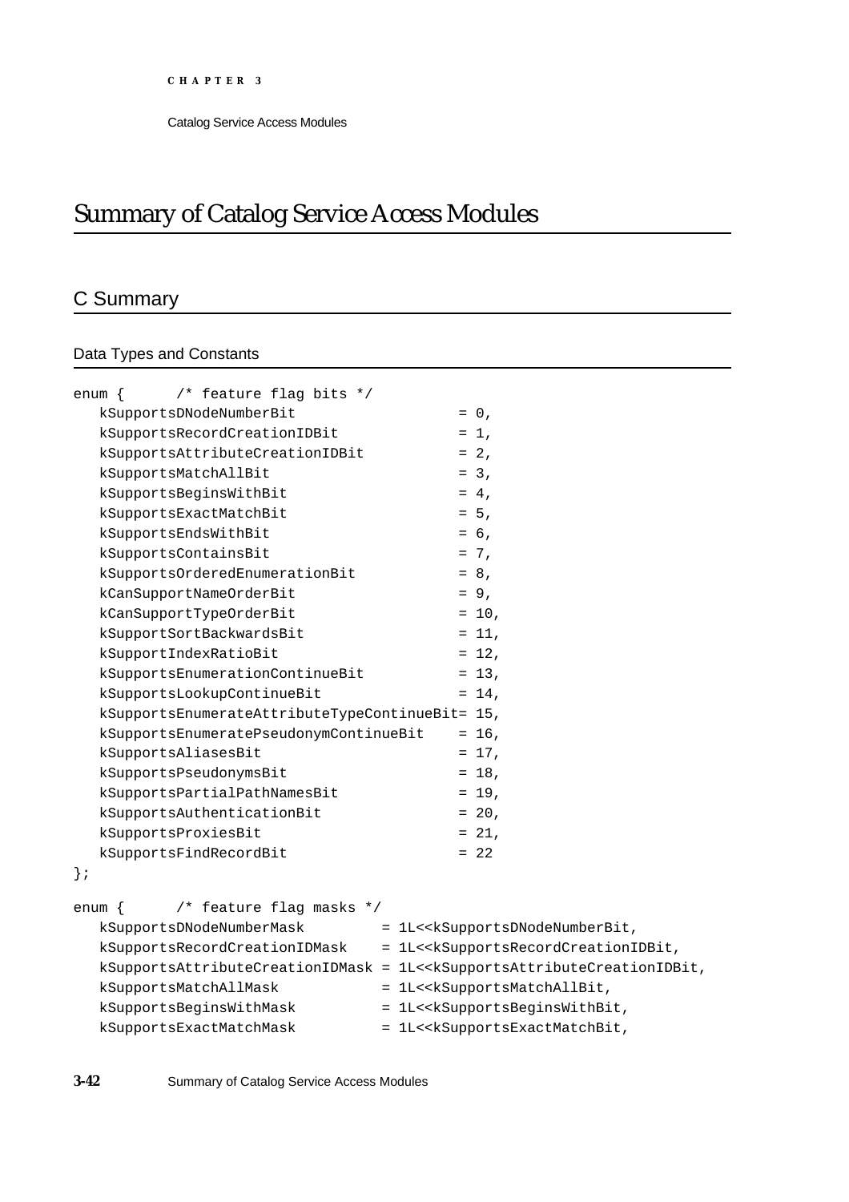# Summary of Catalog Service Access Modules

## C Summary

### Data Types and Constants

```
enum {      /* feature flag bits */
   kSupportsDNodeNumberBit                  = 0,
   kSupportsRecordCreationIDBit             = 1,
   kSupportsAttributeCreationIDBit          = 2,
   kSupportsMatchAllBit                     = 3,
   kSupportsBeginsWithBit                   = 4,
   kSupportsExactMatchBit                   = 5,
   kSupportsEndsWithBit                     = 6,
   kSupportsContainsBit                     = 7,
   kSupportsOrderedEnumerationBit           = 8,
   kCanSupportNameOrderBit                  = 9,
   kCanSupportTypeOrderBit                  = 10,
   kSupportSortBackwardsBit                 = 11,
   kSupportIndexRatioBit                    = 12,
   kSupportsEnumerationContinueBit          = 13,
   kSupportsLookupContinueBit               = 14,
   kSupportsEnumerateAttributeTypeContinueBit= 15,
   kSupportsEnumeratePseudonymContinueBit    = 16,
   kSupportsAliasesBit                      = 17,
   kSupportsPseudonymsBit                   = 18,
   kSupportsPartialPathNamesBit             = 19,
   kSupportsAuthenticationBit               = 20,
   kSupportsProxiesBit                      = 21,
   kSupportsFindRecordBit                   = 22
};

enum {      /* feature flag masks */
   kSupportsDNodeNumberMask         = 1L<<kSupportsDNodeNumberBit,
   kSupportsRecordCreationIDMask    = 1L<<kSupportsRecordCreationIDBit,
   kSupportsAttributeCreationIDMask = 1L<<kSupportsAttributeCreationIDBit,
   kSupportsMatchAllMask            = 1L<<kSupportsMatchAllBit,
   kSupportsBeginsWithMask          = 1L<<kSupportsBeginsWithBit,
   kSupportsExactMatchMask          = 1L<<kSupportsExactMatchBit,
```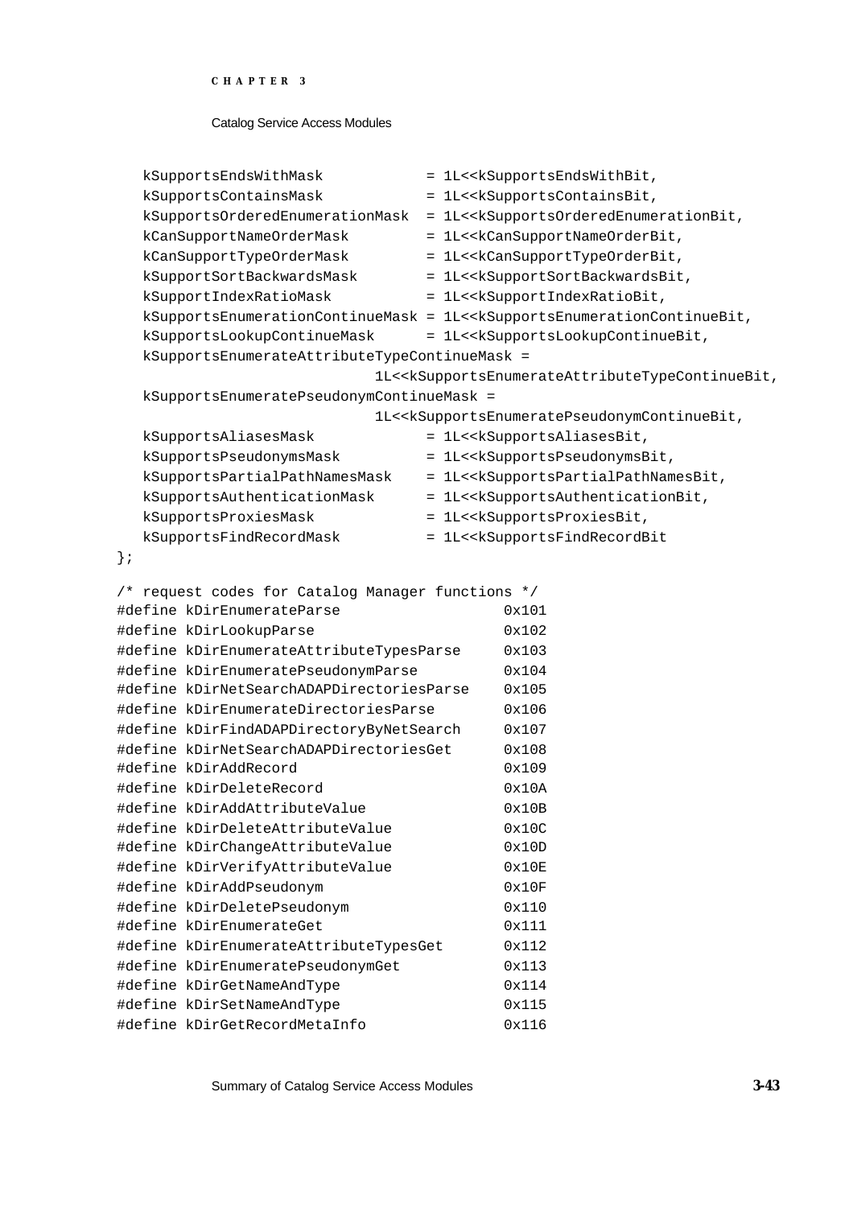```
   kSupportsEndsWithMask            = 1L<<kSupportsEndsWithBit,
   kSupportsContainsMask            = 1L<<kSupportsContainsBit,
   kSupportsOrderedEnumerationMask  = 1L<<kSupportsOrderedEnumerationBit,
   kCanSupportNameOrderMask         = 1L<<kCanSupportNameOrderBit,
   kCanSupportTypeOrderMask         = 1L<<kCanSupportTypeOrderBit,
   kSupportSortBackwardsMask        = 1L<<kSupportSortBackwardsBit,
   kSupportIndexRatioMask           = 1L<<kSupportIndexRatioBit,
   kSupportsEnumerationContinueMask = 1L<<kSupportsEnumerationContinueBit,
   kSupportsLookupContinueMask      = 1L<<kSupportsLookupContinueBit,
   kSupportsEnumerateAttributeTypeContinueMask =
                              1L<<kSupportsEnumerateAttributeTypeContinueBit,
   kSupportsEnumeratePseudonymContinueMask =
                              1L<<kSupportsEnumeratePseudonymContinueBit,
   kSupportsAliasesMask             = 1L<<kSupportsAliasesBit,
   kSupportsPseudonymsMask          = 1L<<kSupportsPseudonymsBit,
   kSupportsPartialPathNamesMask    = 1L<<kSupportsPartialPathNamesBit,
   kSupportsAuthenticationMask      = 1L<<kSupportsAuthenticationBit,
   kSupportsProxiesMask             = 1L<<kSupportsProxiesBit,
   kSupportsFindRecordMask          = 1L<<kSupportsFindRecordBit
};

/* request codes for Catalog Manager functions */
#define kDirEnumerateParse                     0x101
#define kDirLookupParse                        0x102
#define kDirEnumerateAttributeTypesParse       0x103
#define kDirEnumeratePseudonymParse            0x104
#define kDirNetSearchADAPDirectoriesParse      0x105
#define kDirEnumerateDirectoriesParse          0x106
#define kDirFindADAPDirectoryByNetSearch       0x107
#define kDirNetSearchADAPDirectoriesGet        0x108
#define kDirAddRecord                          0x109
#define kDirDeleteRecord                       0x10A
#define kDirAddAttributeValue                  0x10B
#define kDirDeleteAttributeValue               0x10C
#define kDirChangeAttributeValue               0x10D
#define kDirVerifyAttributeValue               0x10E
#define kDirAddPseudonym                       0x10F
#define kDirDeletePseudonym                    0x110
#define kDirEnumerateGet                       0x111
#define kDirEnumerateAttributeTypesGet         0x112
#define kDirEnumeratePseudonymGet              0x113
#define kDirGetNameAndType                     0x114
#define kDirSetNameAndType                     0x115
#define kDirGetRecordMetaInfo                  0x116
```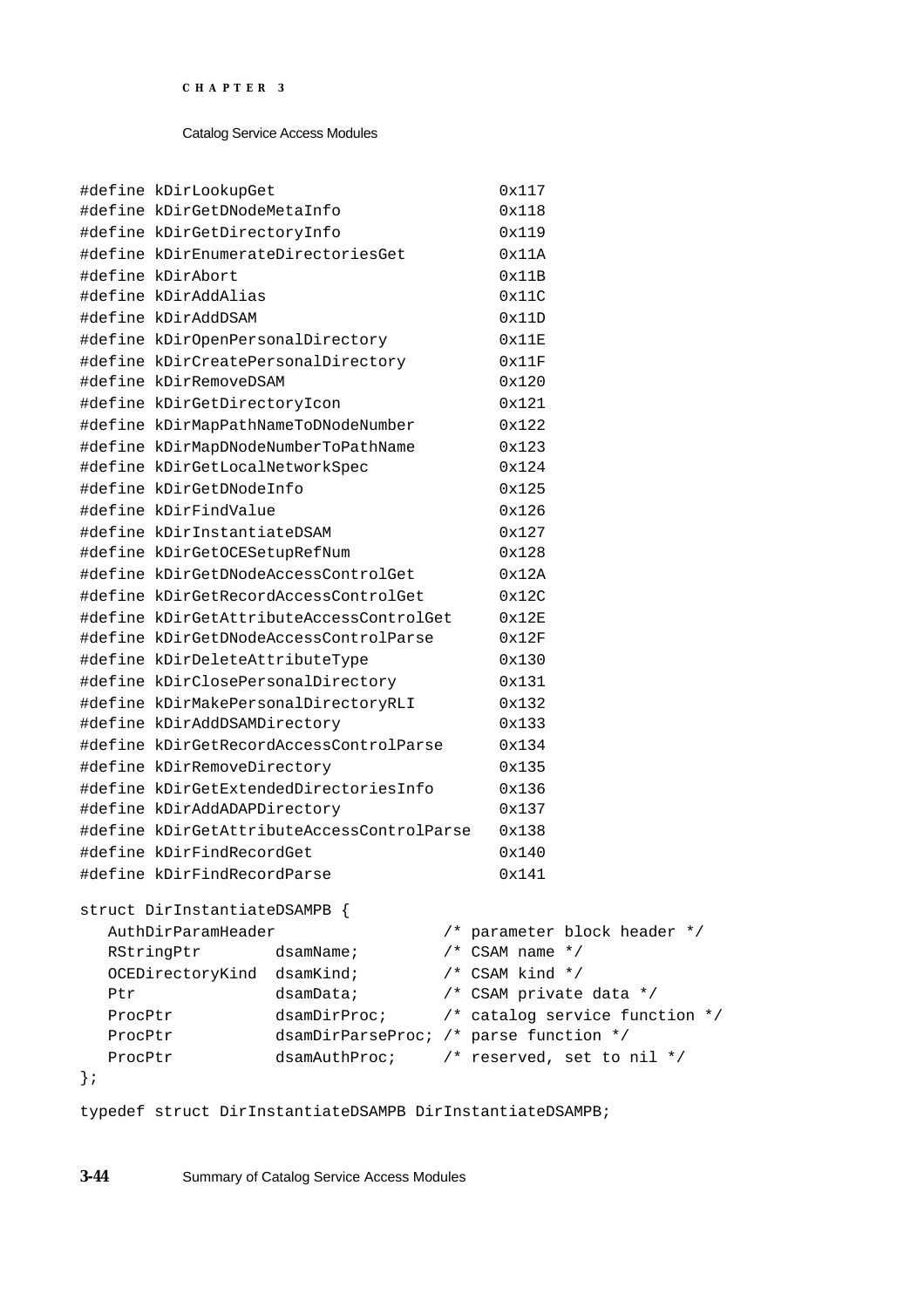```
#define kDirLookupGet                          0x117
#define kDirGetDNodeMetaInfo                   0x118
#define kDirGetDirectoryInfo                   0x119
#define kDirEnumerateDirectoriesGet            0x11A
#define kDirAbort                              0x11B
#define kDirAddAlias                           0x11C
#define kDirAddDSAM                            0x11D
#define kDirOpenPersonalDirectory              0x11E
#define kDirCreatePersonalDirectory            0x11F
#define kDirRemoveDSAM                         0x120
#define kDirGetDirectoryIcon                   0x121
#define kDirMapPathNameToDNodeNumber           0x122
#define kDirMapDNodeNumberToPathName           0x123
#define kDirGetLocalNetworkSpec                0x124
#define kDirGetDNodeInfo                       0x125
#define kDirFindValue                          0x126
#define kDirInstantiateDSAM                    0x127
#define kDirGetOCESetupRefNum                  0x128
#define kDirGetDNodeAccessControlGet           0x12A
#define kDirGetRecordAccessControlGet          0x12C
#define kDirGetAttributeAccessControlGet       0x12E
#define kDirGetDNodeAccessControlParse         0x12F
#define kDirDeleteAttributeType                0x130
#define kDirClosePersonalDirectory             0x131
#define kDirMakePersonalDirectoryRLI           0x132
#define kDirAddDSAMDirectory                   0x133
#define kDirGetRecordAccessControlParse        0x134
#define kDirRemoveDirectory                    0x135
#define kDirGetExtendedDirectoriesInfo         0x136
#define kDirAddADAPDirectory                   0x137
#define kDirGetAttributeAccessControlParse     0x138
#define kDirFindRecordGet                      0x140
#define kDirFindRecordParse                    0x141

struct DirInstantiateDSAMPB {
   AuthDirParamHeader                  /* parameter block header */
   RStringPtr        dsamName;         /* CSAM name */
   OCEDirectoryKind  dsamKind;         /* CSAM kind */
   Ptr               dsamData;         /* CSAM private data */
   ProcPtr           dsamDirProc;      /* catalog service function */
   ProcPtr           dsamDirParseProc; /* parse function */
   ProcPtr           dsamAuthProc;     /* reserved, set to nil */
};

typedef struct DirInstantiateDSAMPB DirInstantiateDSAMPB;
```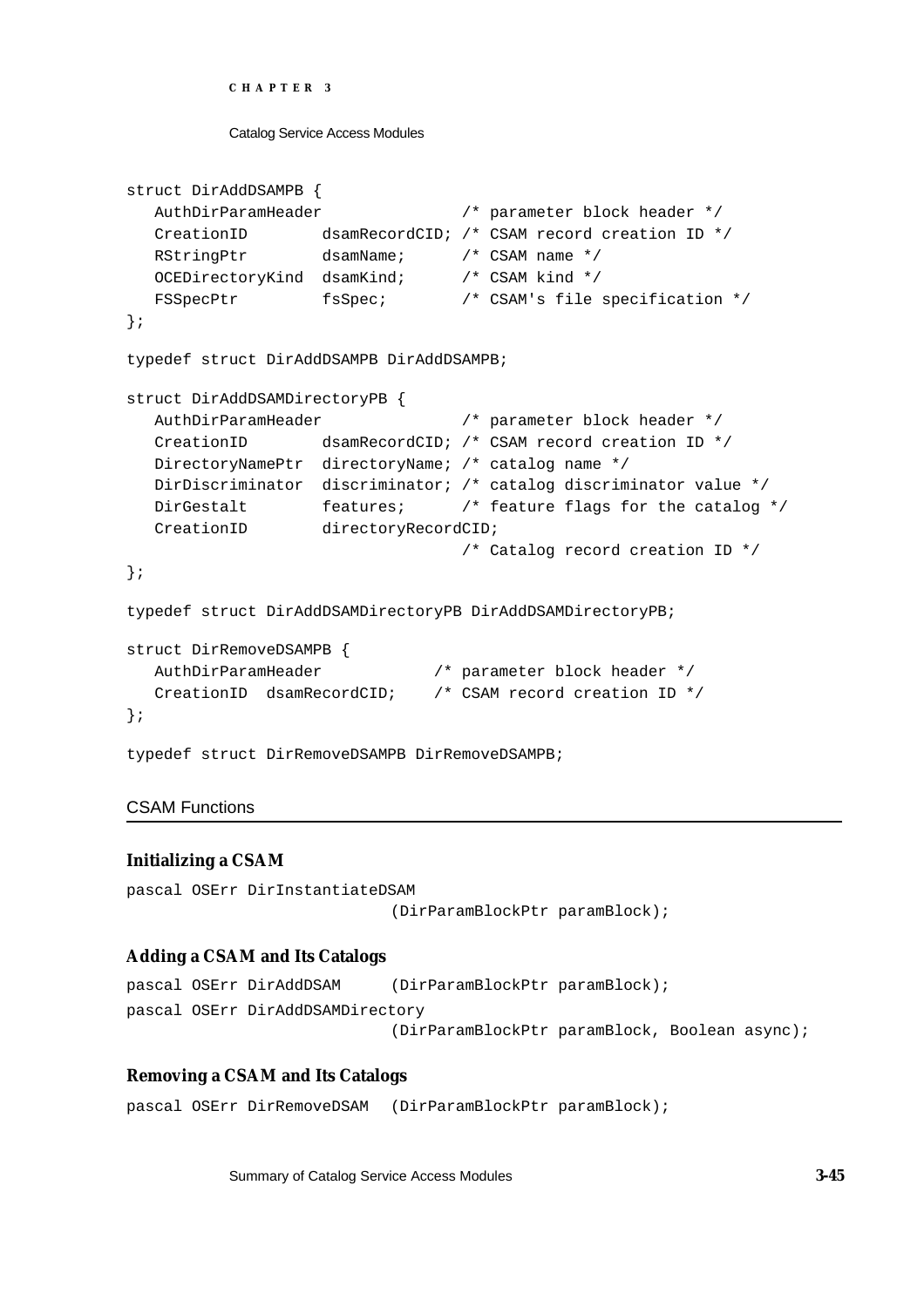```
struct DirAddDSAMPB {
   AuthDirParamHeader               /* parameter block header */
   CreationID        dsamRecordCID; /* CSAM record creation ID */
   RStringPtr        dsamName;      /* CSAM name */
   OCEDirectoryKind  dsamKind;      /* CSAM kind */
   FSSpecPtr         fsSpec;        /* CSAM's file specification */
};

typedef struct DirAddDSAMPB DirAddDSAMPB;

struct DirAddDSAMDirectoryPB {
   AuthDirParamHeader               /* parameter block header */
   CreationID        dsamRecordCID; /* CSAM record creation ID */
   DirectoryNamePtr  directoryName; /* catalog name */
   DirDiscriminator  discriminator; /* catalog discriminator value */
   DirGestalt        features;      /* feature flags for the catalog */
   CreationID        directoryRecordCID;
                                    /* Catalog record creation ID */
};

typedef struct DirAddDSAMDirectoryPB DirAddDSAMDirectoryPB;

struct DirRemoveDSAMPB {
   AuthDirParamHeader            /* parameter block header */
   CreationID  dsamRecordCID;    /* CSAM record creation ID */
};

typedef struct DirRemoveDSAMPB DirRemoveDSAMPB;
```

## CSAM Functions

### Initializing a CSAM

```
pascal OSErr DirInstantiateDSAM
                             (DirParamBlockPtr paramBlock);
```

### Adding a CSAM and Its Catalogs

```
pascal OSErr DirAddDSAM      (DirParamBlockPtr paramBlock);
pascal OSErr DirAddDSAMDirectory
                             (DirParamBlockPtr paramBlock, Boolean async);
```

### Removing a CSAM and Its Catalogs

```
pascal OSErr DirRemoveDSAM   (DirParamBlockPtr paramBlock);
```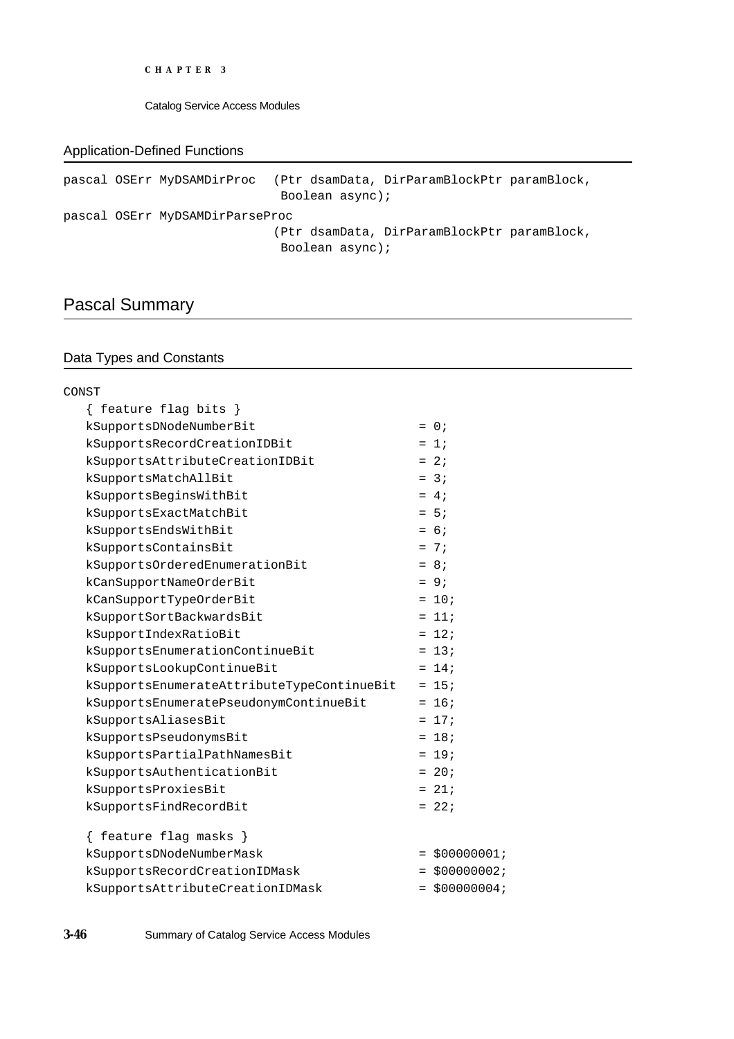### Application-Defined Functions

```
pascal OSErr MyDSAMDirProc  (Ptr dsamData, DirParamBlockPtr paramBlock,
                             Boolean async);
pascal OSErr MyDSAMDirParseProc
                            (Ptr dsamData, DirParamBlockPtr paramBlock,
                             Boolean async);
```

## Pascal Summary

### Data Types and Constants

```
CONST
   { feature flag bits }
   kSupportsDNodeNumberBit                     = 0;
   kSupportsRecordCreationIDBit                = 1;
   kSupportsAttributeCreationIDBit             = 2;
   kSupportsMatchAllBit                        = 3;
   kSupportsBeginsWithBit                      = 4;
   kSupportsExactMatchBit                      = 5;
   kSupportsEndsWithBit                        = 6;
   kSupportsContainsBit                        = 7;
   kSupportsOrderedEnumerationBit              = 8;
   kCanSupportNameOrderBit                     = 9;
   kCanSupportTypeOrderBit                     = 10;
   kSupportSortBackwardsBit                    = 11;
   kSupportIndexRatioBit                       = 12;
   kSupportsEnumerationContinueBit             = 13;
   kSupportsLookupContinueBit                  = 14;
   kSupportsEnumerateAttributeTypeContinueBit  = 15;
   kSupportsEnumeratePseudonymContinueBit      = 16;
   kSupportsAliasesBit                         = 17;
   kSupportsPseudonymsBit                      = 18;
   kSupportsPartialPathNamesBit                = 19;
   kSupportsAuthenticationBit                  = 20;
   kSupportsProxiesBit                         = 21;
   kSupportsFindRecordBit                      = 22;

   { feature flag masks }
   kSupportsDNodeNumberMask                    = $00000001;
   kSupportsRecordCreationIDMask               = $00000002;
   kSupportsAttributeCreationIDMask            = $00000004;
```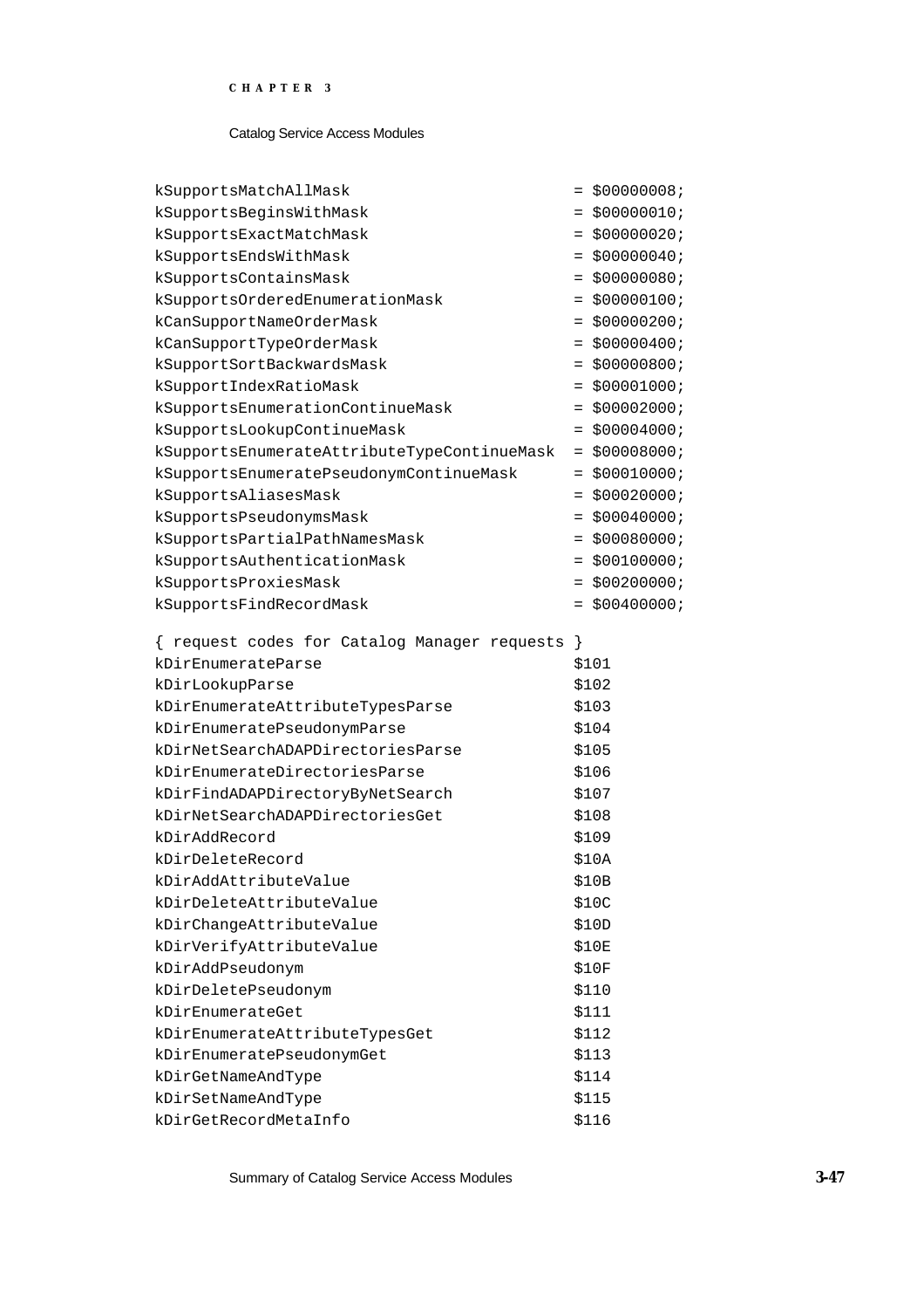```
kSupportsMatchAllMask                      = $00000008;
kSupportsBeginsWithMask                    = $00000010;
kSupportsExactMatchMask                    = $00000020;
kSupportsEndsWithMask                      = $00000040;
kSupportsContainsMask                      = $00000080;
kSupportsOrderedEnumerationMask            = $00000100;
kCanSupportNameOrderMask                   = $00000200;
kCanSupportTypeOrderMask                   = $00000400;
kSupportSortBackwardsMask                  = $00000800;
kSupportIndexRatioMask                     = $00001000;
kSupportsEnumerationContinueMask           = $00002000;
kSupportsLookupContinueMask                = $00004000;
kSupportsEnumerateAttributeTypeContinueMask  = $00008000;
kSupportsEnumeratePseudonymContinueMask    = $00010000;
kSupportsAliasesMask                       = $00020000;
kSupportsPseudonymsMask                    = $00040000;
kSupportsPartialPathNamesMask              = $00080000;
kSupportsAuthenticationMask                = $00100000;
kSupportsProxiesMask                       = $00200000;
kSupportsFindRecordMask                    = $00400000;

{ request codes for Catalog Manager requests }
kDirEnumerateParse                         $101
kDirLookupParse                            $102
kDirEnumerateAttributeTypesParse           $103
kDirEnumeratePseudonymParse                $104
kDirNetSearchADAPDirectoriesParse          $105
kDirEnumerateDirectoriesParse              $106
kDirFindADAPDirectoryByNetSearch           $107
kDirNetSearchADAPDirectoriesGet            $108
kDirAddRecord                              $109
kDirDeleteRecord                           $10A
kDirAddAttributeValue                      $10B
kDirDeleteAttributeValue                   $10C
kDirChangeAttributeValue                   $10D
kDirVerifyAttributeValue                   $10E
kDirAddPseudonym                           $10F
kDirDeletePseudonym                        $110
kDirEnumerateGet                           $111
kDirEnumerateAttributeTypesGet             $112
kDirEnumeratePseudonymGet                  $113
kDirGetNameAndType                         $114
kDirSetNameAndType                         $115
kDirGetRecordMetaInfo                      $116
```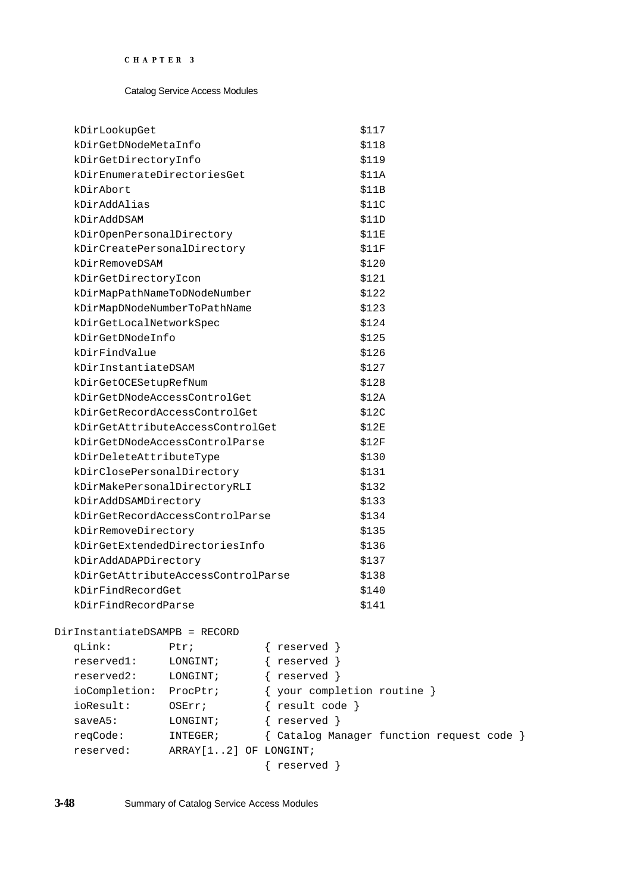```
   kDirLookupGet                            $117
   kDirGetDNodeMetaInfo                     $118
   kDirGetDirectoryInfo                     $119
   kDirEnumerateDirectoriesGet              $11A
   kDirAbort                                $11B
   kDirAddAlias                             $11C
   kDirAddDSAM                              $11D
   kDirOpenPersonalDirectory                $11E
   kDirCreatePersonalDirectory              $11F
   kDirRemoveDSAM                           $120
   kDirGetDirectoryIcon                     $121
   kDirMapPathNameToDNodeNumber             $122
   kDirMapDNodeNumberToPathName             $123
   kDirGetLocalNetworkSpec                  $124
   kDirGetDNodeInfo                         $125
   kDirFindValue                            $126
   kDirInstantiateDSAM                      $127
   kDirGetOCESetupRefNum                    $128
   kDirGetDNodeAccessControlGet             $12A
   kDirGetRecordAccessControlGet            $12C
   kDirGetAttributeAccessControlGet         $12E
   kDirGetDNodeAccessControlParse           $12F
   kDirDeleteAttributeType                  $130
   kDirClosePersonalDirectory               $131
   kDirMakePersonalDirectoryRLI             $132
   kDirAddDSAMDirectory                     $133
   kDirGetRecordAccessControlParse          $134
   kDirRemoveDirectory                      $135
   kDirGetExtendedDirectoriesInfo           $136
   kDirAddADAPDirectory                     $137
   kDirGetAttributeAccessControlParse       $138
   kDirFindRecordGet                        $140
   kDirFindRecordParse                      $141

DirInstantiateDSAMPB = RECORD
   qLink:          Ptr;            { reserved }
   reserved1:      LONGINT;        { reserved }
   reserved2:      LONGINT;        { reserved }
   ioCompletion:   ProcPtr;        { your completion routine }
   ioResult:       OSErr;          { result code }
   saveA5:         LONGINT;        { reserved }
   reqCode:        INTEGER;        { Catalog Manager function request code }
   reserved:       ARRAY[1..2] OF LONGINT;
                                   { reserved }
```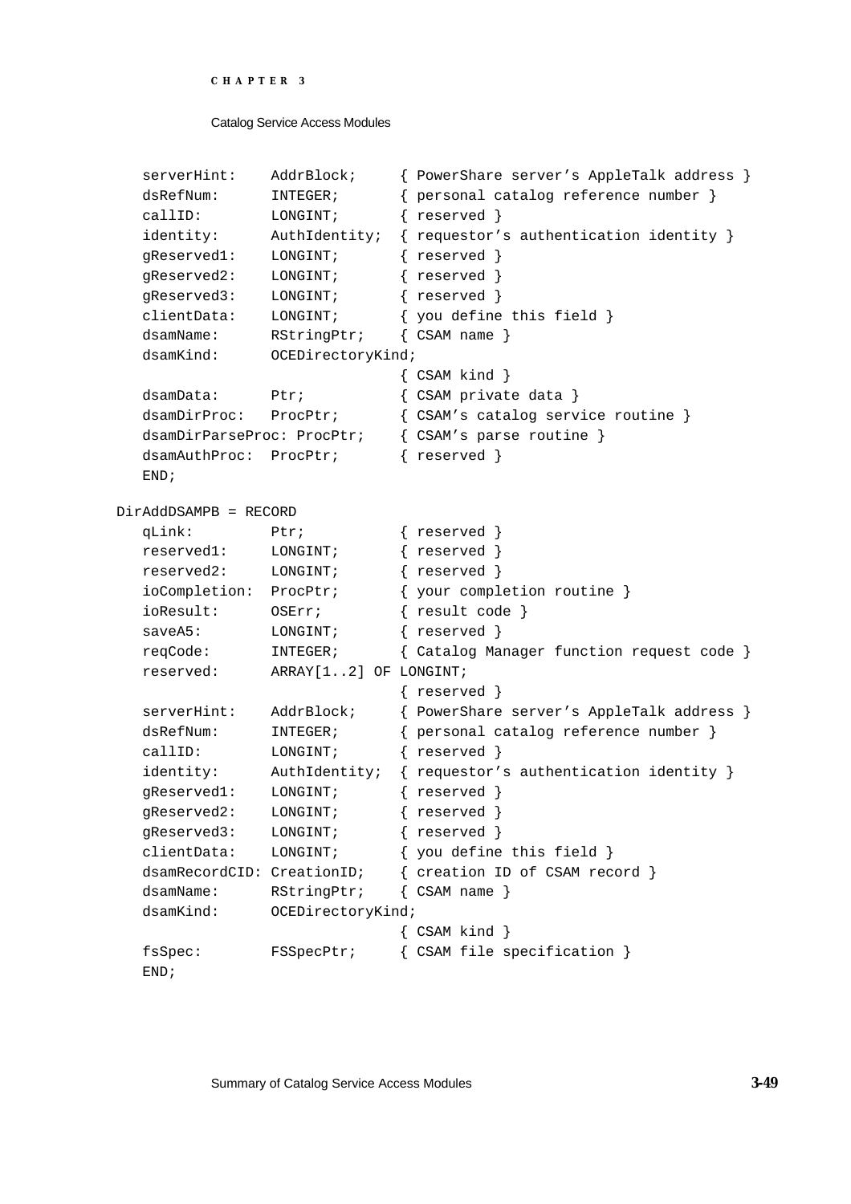```
   serverHint:    AddrBlock;     { PowerShare server's AppleTalk address }
   dsRefNum:      INTEGER;       { personal catalog reference number }
   callID:        LONGINT;       { reserved }
   identity:      AuthIdentity;  { requestor's authentication identity }
   gReserved1:    LONGINT;       { reserved }
   gReserved2:    LONGINT;       { reserved }
   gReserved3:    LONGINT;       { reserved }
   clientData:    LONGINT;       { you define this field }
   dsamName:      RStringPtr;    { CSAM name }
   dsamKind:      OCEDirectoryKind;
                                 { CSAM kind }
   dsamData:      Ptr;           { CSAM private data }
   dsamDirProc:   ProcPtr;       { CSAM's catalog service routine }
   dsamDirParseProc: ProcPtr;    { CSAM's parse routine }
   dsamAuthProc:  ProcPtr;       { reserved }
   END;

DirAddDSAMPB = RECORD
   qLink:         Ptr;           { reserved }
   reserved1:     LONGINT;       { reserved }
   reserved2:     LONGINT;       { reserved }
   ioCompletion:  ProcPtr;       { your completion routine }
   ioResult:      OSErr;         { result code }
   saveA5:        LONGINT;       { reserved }
   reqCode:       INTEGER;       { Catalog Manager function request code }
   reserved:      ARRAY[1..2] OF LONGINT;
                                 { reserved }
   serverHint:    AddrBlock;     { PowerShare server's AppleTalk address }
   dsRefNum:      INTEGER;       { personal catalog reference number }
   callID:        LONGINT;       { reserved }
   identity:      AuthIdentity;  { requestor's authentication identity }
   gReserved1:    LONGINT;       { reserved }
   gReserved2:    LONGINT;       { reserved }
   gReserved3:    LONGINT;       { reserved }
   clientData:    LONGINT;       { you define this field }
   dsamRecordCID: CreationID;    { creation ID of CSAM record }
   dsamName:      RStringPtr;    { CSAM name }
   dsamKind:      OCEDirectoryKind;
                                 { CSAM kind }
   fsSpec:        FSSpecPtr;     { CSAM file specification }
   END;
```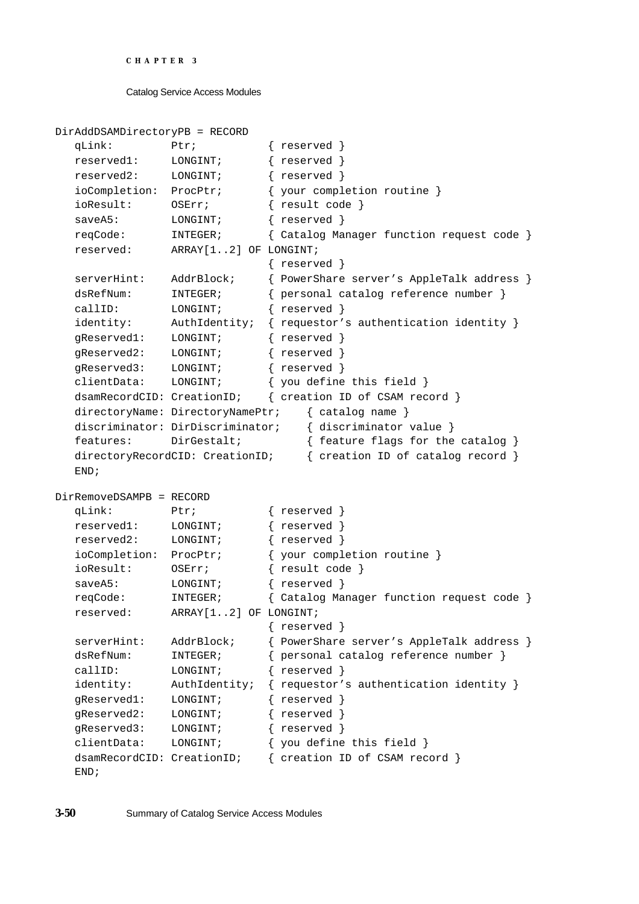```
DirAddDSAMDirectoryPB = RECORD
   qLink:         Ptr;           { reserved }
   reserved1:     LONGINT;       { reserved }
   reserved2:     LONGINT;       { reserved }
   ioCompletion:  ProcPtr;       { your completion routine }
   ioResult:      OSErr;         { result code }
   saveA5:        LONGINT;       { reserved }
   reqCode:       INTEGER;       { Catalog Manager function request code }
   reserved:      ARRAY[1..2] OF LONGINT;
                                 { reserved }
   serverHint:    AddrBlock;     { PowerShare server's AppleTalk address }
   dsRefNum:      INTEGER;       { personal catalog reference number }
   callID:        LONGINT;       { reserved }
   identity:      AuthIdentity;  { requestor's authentication identity }
   gReserved1:    LONGINT;       { reserved }
   gReserved2:    LONGINT;       { reserved }
   gReserved3:    LONGINT;       { reserved }
   clientData:    LONGINT;       { you define this field }
   dsamRecordCID: CreationID;    { creation ID of CSAM record }
   directoryName: DirectoryNamePtr;    { catalog name }
   discriminator: DirDiscriminator;    { discriminator value }
   features:      DirGestalt;          { feature flags for the catalog }
   directoryRecordCID: CreationID;     { creation ID of catalog record }
   END;

DirRemoveDSAMPB = RECORD
   qLink:         Ptr;           { reserved }
   reserved1:     LONGINT;       { reserved }
   reserved2:     LONGINT;       { reserved }
   ioCompletion:  ProcPtr;       { your completion routine }
   ioResult:      OSErr;         { result code }
   saveA5:        LONGINT;       { reserved }
   reqCode:       INTEGER;       { Catalog Manager function request code }
   reserved:      ARRAY[1..2] OF LONGINT;
                                 { reserved }
   serverHint:    AddrBlock;     { PowerShare server's AppleTalk address }
   dsRefNum:      INTEGER;       { personal catalog reference number }
   callID:        LONGINT;       { reserved }
   identity:      AuthIdentity;  { requestor's authentication identity }
   gReserved1:    LONGINT;       { reserved }
   gReserved2:    LONGINT;       { reserved }
   gReserved3:    LONGINT;       { reserved }
   clientData:    LONGINT;       { you define this field }
   dsamRecordCID: CreationID;    { creation ID of CSAM record }
   END;
```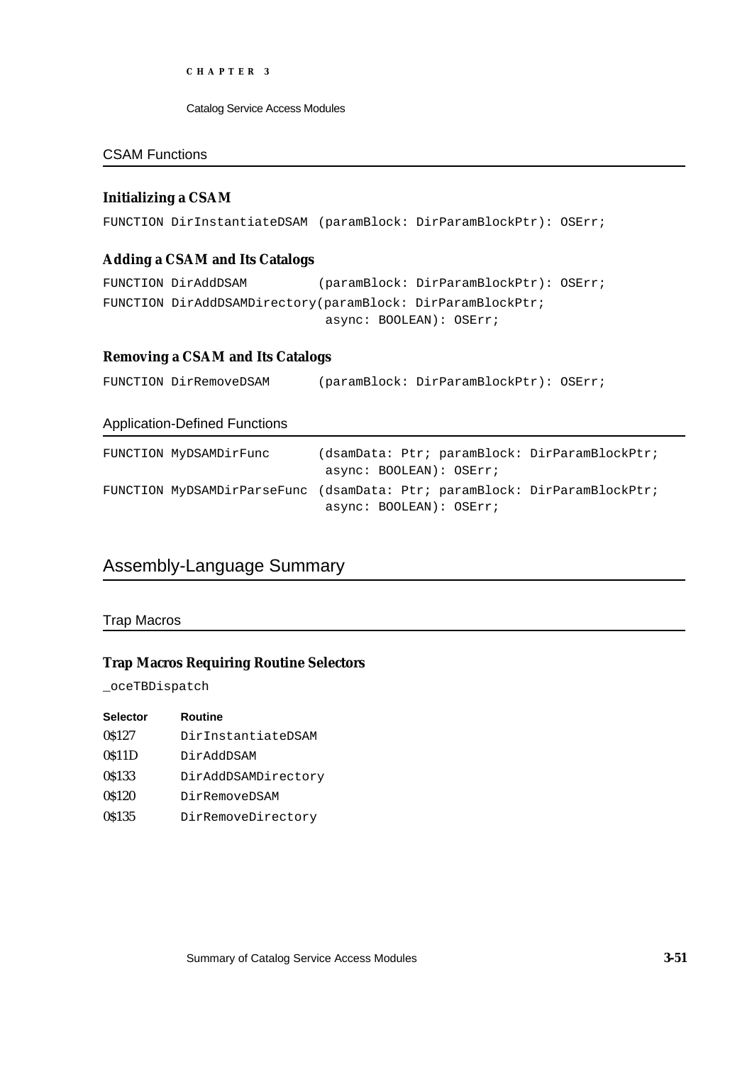### CSAM Functions

#### Initializing a CSAM

```
FUNCTION DirInstantiateDSAM (paramBlock: DirParamBlockPtr): OSErr;
```

#### Adding a CSAM and Its Catalogs

```
FUNCTION DirAddDSAM          (paramBlock: DirParamBlockPtr): OSErr;
FUNCTION DirAddDSAMDirectory(paramBlock: DirParamBlockPtr;
                              async: BOOLEAN): OSErr;
```

#### Removing a CSAM and Its Catalogs

```
FUNCTION DirRemoveDSAM       (paramBlock: DirParamBlockPtr): OSErr;
```

### Application-Defined Functions

```
FUNCTION MyDSAMDirFunc       (dsamData: Ptr; paramBlock: DirParamBlockPtr;
                              async: BOOLEAN): OSErr;
FUNCTION MyDSAMDirParseFunc (dsamData: Ptr; paramBlock: DirParamBlockPtr;
                              async: BOOLEAN): OSErr;
```

## Assembly-Language Summary

### Trap Macros

#### Trap Macros Requiring Routine Selectors

_oceTBDispatch

| Selector | Routine |
| --- | --- |
| 0$127 | DirInstantiateDSAM |
| 0$11D | DirAddDSAM |
| 0$133 | DirAddDSAMDirectory |
| 0$120 | DirRemoveDSAM |
| 0$135 | DirRemoveDirectory |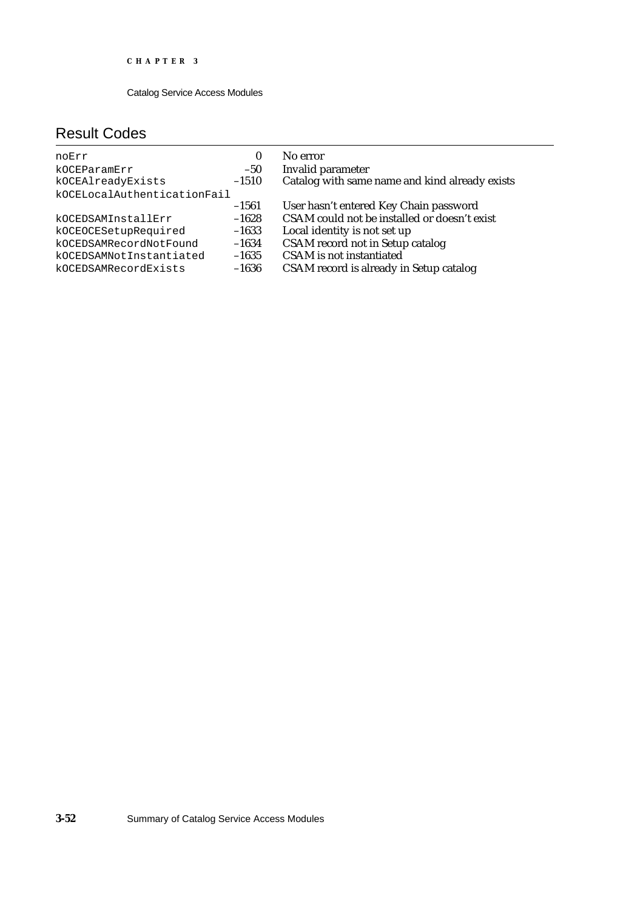## Result Codes

| | | |
|---|---|---|
| noErr | 0 | No error |
| kOCEParamErr | –50 | Invalid parameter |
| kOCEAlreadyExists | –1510 | Catalog with same name and kind already exists |
| kOCELocalAuthenticationFail | –1561 | User hasn't entered Key Chain password |
| kOCEDSAMInstallErr | –1628 | CSAM could not be installed or doesn't exist |
| kOCEOCESetupRequired | –1633 | Local identity is not set up |
| kOCEDSAMRecordNotFound | –1634 | CSAM record not in Setup catalog |
| kOCEDSAMNotInstantiated | –1635 | CSAM is not instantiated |
| kOCEDSAMRecordExists | –1636 | CSAM record is already in Setup catalog |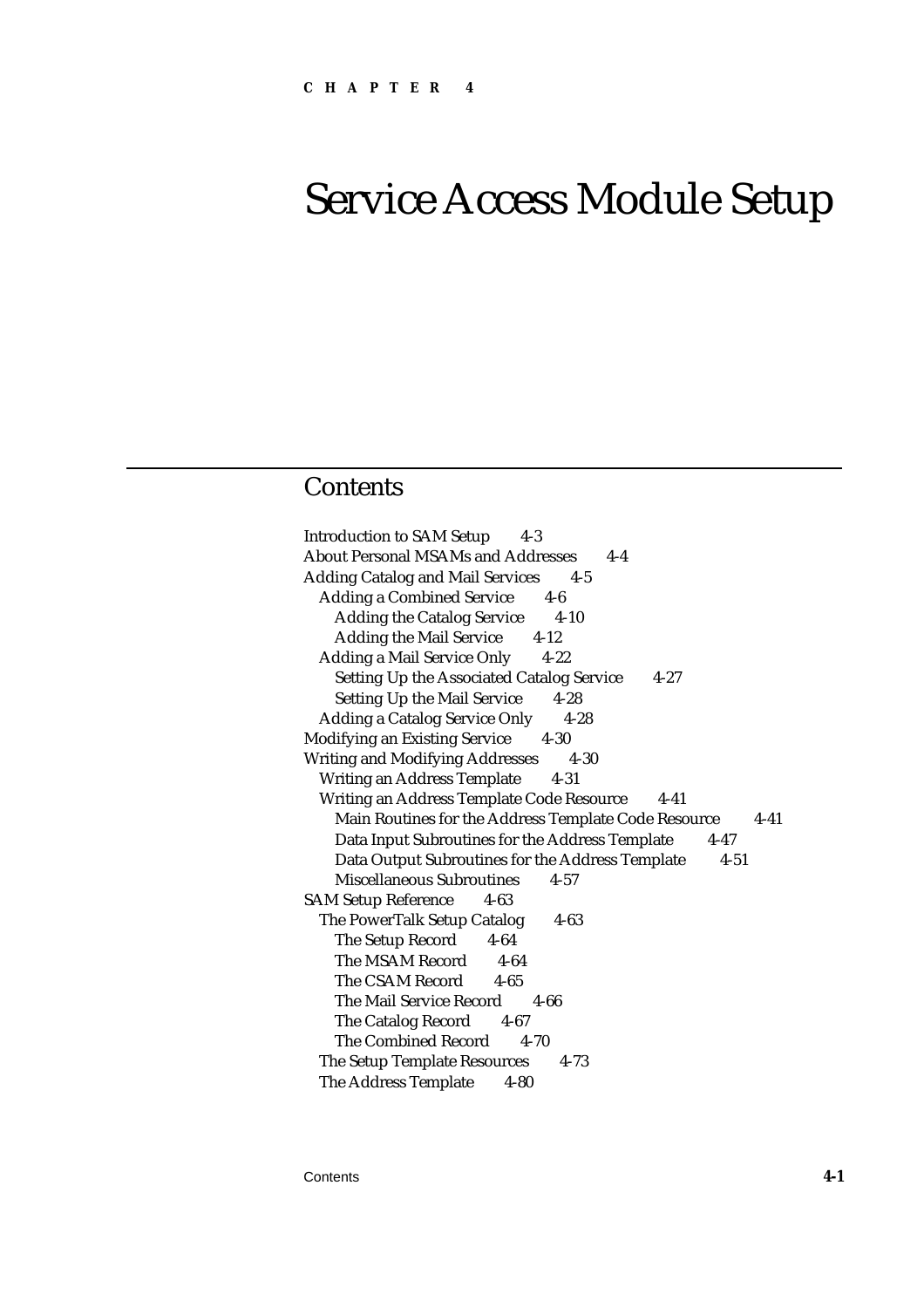CHAPTER 4

# Service Access Module Setup

## Contents

- Introduction to SAM Setup 4-3
- About Personal MSAMs and Addresses 4-4
- Adding Catalog and Mail Services 4-5
  - Adding a Combined Service 4-6
    - Adding the Catalog Service 4-10
    - Adding the Mail Service 4-12
  - Adding a Mail Service Only 4-22
    - Setting Up the Associated Catalog Service 4-27
    - Setting Up the Mail Service 4-28
  - Adding a Catalog Service Only 4-28
- Modifying an Existing Service 4-30
- Writing and Modifying Addresses 4-30
  - Writing an Address Template 4-31
  - Writing an Address Template Code Resource 4-41
    - Main Routines for the Address Template Code Resource 4-41
    - Data Input Subroutines for the Address Template 4-47
    - Data Output Subroutines for the Address Template 4-51
    - Miscellaneous Subroutines 4-57
- SAM Setup Reference 4-63
  - The PowerTalk Setup Catalog 4-63
    - The Setup Record 4-64
    - The MSAM Record 4-64
    - The CSAM Record 4-65
    - The Mail Service Record 4-66
    - The Catalog Record 4-67
    - The Combined Record 4-70
  - The Setup Template Resources 4-73
  - The Address Template 4-80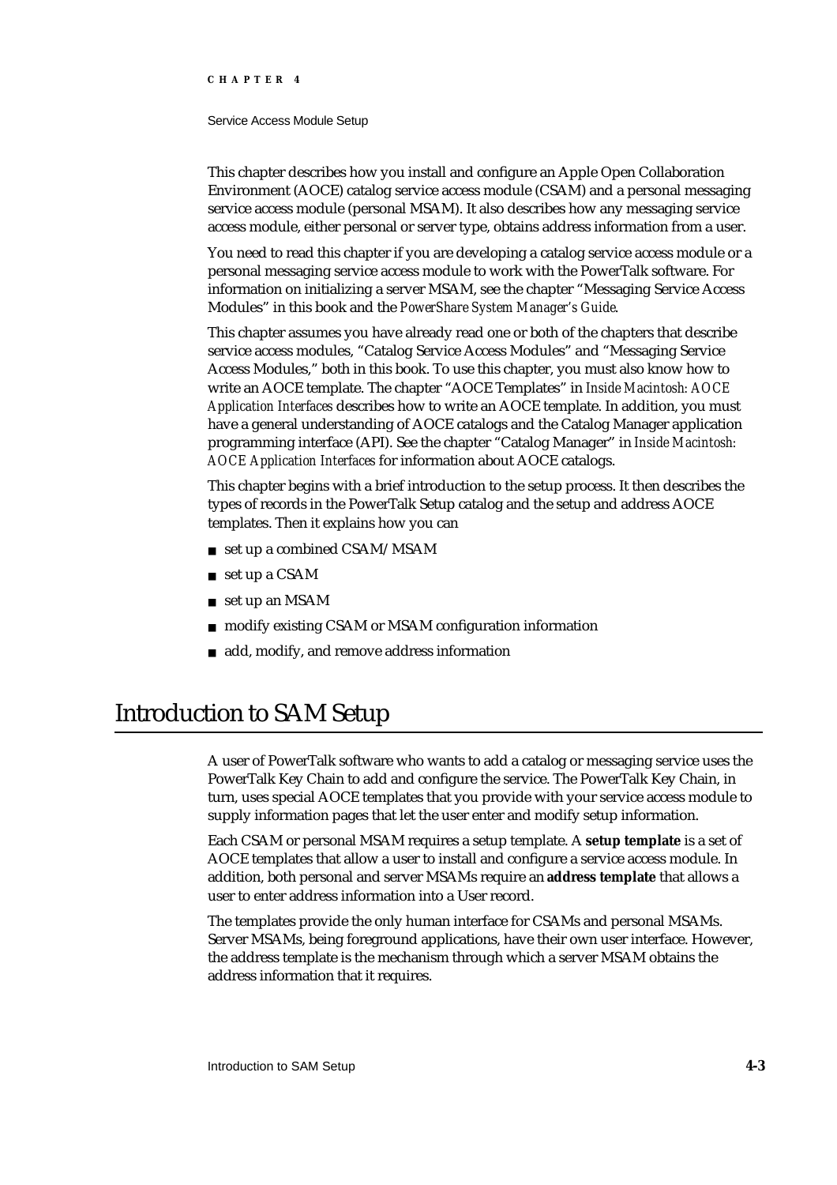This chapter describes how you install and configure an Apple Open Collaboration Environment (AOCE) catalog service access module (CSAM) and a personal messaging service access module (personal MSAM). It also describes how any messaging service access module, either personal or server type, obtains address information from a user.

You need to read this chapter if you are developing a catalog service access module or a personal messaging service access module to work with the PowerTalk software. For information on initializing a server MSAM, see the chapter "Messaging Service Access Modules" in this book and the *PowerShare System Manager's Guide*.

This chapter assumes you have already read one or both of the chapters that describe service access modules, "Catalog Service Access Modules" and "Messaging Service Access Modules," both in this book. To use this chapter, you must also know how to write an AOCE template. The chapter "AOCE Templates" in *Inside Macintosh: AOCE Application Interfaces* describes how to write an AOCE template. In addition, you must have a general understanding of AOCE catalogs and the Catalog Manager application programming interface (API). See the chapter "Catalog Manager" in *Inside Macintosh: AOCE Application Interfaces* for information about AOCE catalogs.

This chapter begins with a brief introduction to the setup process. It then describes the types of records in the PowerTalk Setup catalog and the setup and address AOCE templates. Then it explains how you can

- set up a combined CSAM/MSAM
- set up a CSAM
- set up an MSAM
- modify existing CSAM or MSAM configuration information
- add, modify, and remove address information

# Introduction to SAM Setup

A user of PowerTalk software who wants to add a catalog or messaging service uses the PowerTalk Key Chain to add and configure the service. The PowerTalk Key Chain, in turn, uses special AOCE templates that you provide with your service access module to supply information pages that let the user enter and modify setup information.

Each CSAM or personal MSAM requires a setup template. A **setup template** is a set of AOCE templates that allow a user to install and configure a service access module. In addition, both personal and server MSAMs require an **address template** that allows a user to enter address information into a User record.

The templates provide the only human interface for CSAMs and personal MSAMs. Server MSAMs, being foreground applications, have their own user interface. However, the address template is the mechanism through which a server MSAM obtains the address information that it requires.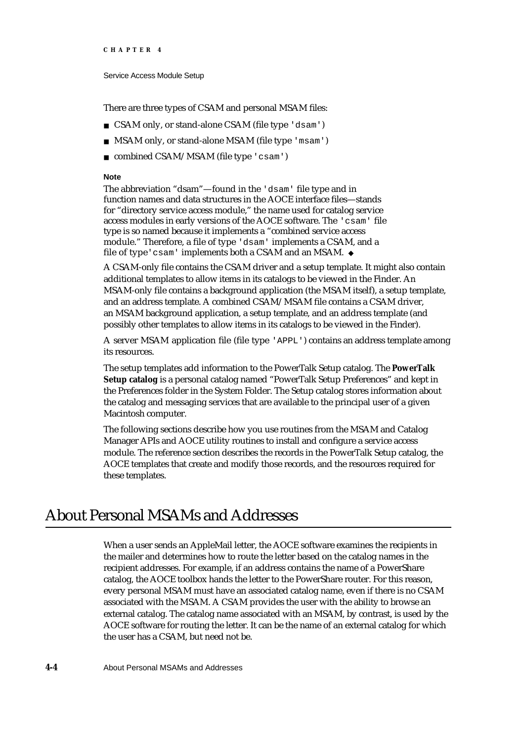There are three types of CSAM and personal MSAM files:

- CSAM only, or stand-alone CSAM (file type `'dsam'`)
- MSAM only, or stand-alone MSAM (file type `'msam'`)
- combined CSAM/MSAM (file type `'csam'`)

**Note**

The abbreviation "dsam"—found in the `'dsam'` file type and in function names and data structures in the AOCE interface files—stands for "directory service access module," the name used for catalog service access modules in early versions of the AOCE software. The `'csam'` file type is so named because it implements a "combined service access module." Therefore, a file of type `'dsam'` implements a CSAM, and a file of type `'csam'` implements both a CSAM and an MSAM. ◆

A CSAM-only file contains the CSAM driver and a setup template. It might also contain additional templates to allow items in its catalogs to be viewed in the Finder. An MSAM-only file contains a background application (the MSAM itself), a setup template, and an address template. A combined CSAM/MSAM file contains a CSAM driver, an MSAM background application, a setup template, and an address template (and possibly other templates to allow items in its catalogs to be viewed in the Finder).

A server MSAM application file (file type `'APPL'`) contains an address template among its resources.

The setup templates add information to the PowerTalk Setup catalog. The **PowerTalk Setup catalog** is a personal catalog named "PowerTalk Setup Preferences" and kept in the Preferences folder in the System Folder. The Setup catalog stores information about the catalog and messaging services that are available to the principal user of a given Macintosh computer.

The following sections describe how you use routines from the MSAM and Catalog Manager APIs and AOCE utility routines to install and configure a service access module. The reference section describes the records in the PowerTalk Setup catalog, the AOCE templates that create and modify those records, and the resources required for these templates.

# About Personal MSAMs and Addresses

When a user sends an AppleMail letter, the AOCE software examines the recipients in the mailer and determines how to route the letter based on the catalog names in the recipient addresses. For example, if an address contains the name of a PowerShare catalog, the AOCE toolbox hands the letter to the PowerShare router. For this reason, every personal MSAM must have an associated catalog name, even if there is no CSAM associated with the MSAM. A CSAM provides the user with the ability to browse an external catalog. The catalog name associated with an MSAM, by contrast, is used by the AOCE software for routing the letter. It can be the name of an external catalog for which the user has a CSAM, but need not be.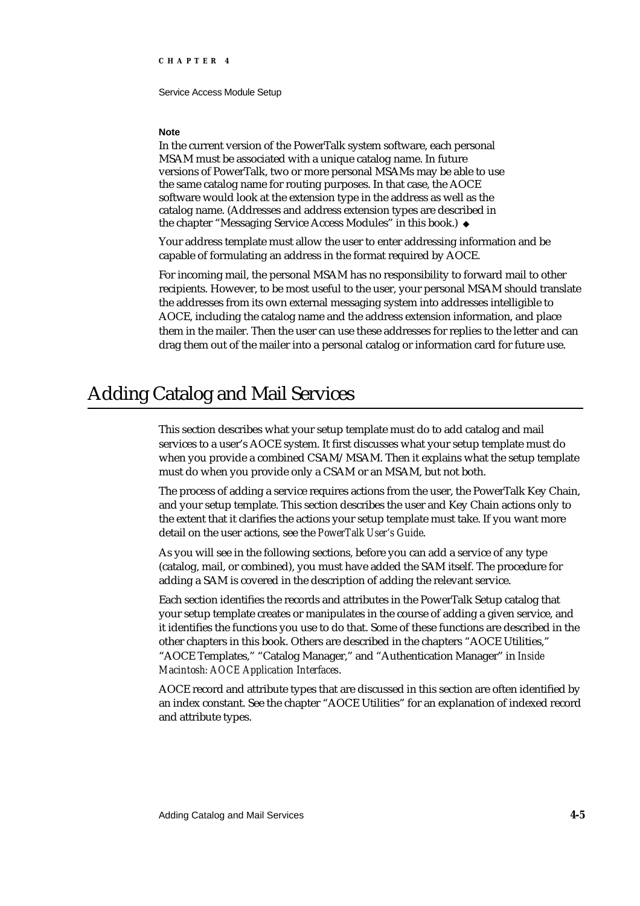**Note**

In the current version of the PowerTalk system software, each personal MSAM must be associated with a unique catalog name. In future versions of PowerTalk, two or more personal MSAMs may be able to use the same catalog name for routing purposes. In that case, the AOCE software would look at the extension type in the address as well as the catalog name. (Addresses and address extension types are described in the chapter "Messaging Service Access Modules" in this book.) ◆

Your address template must allow the user to enter addressing information and be capable of formulating an address in the format required by AOCE.

For incoming mail, the personal MSAM has no responsibility to forward mail to other recipients. However, to be most useful to the user, your personal MSAM should translate the addresses from its own external messaging system into addresses intelligible to AOCE, including the catalog name and the address extension information, and place them in the mailer. Then the user can use these addresses for replies to the letter and can drag them out of the mailer into a personal catalog or information card for future use.

# Adding Catalog and Mail Services

This section describes what your setup template must do to add catalog and mail services to a user's AOCE system. It first discusses what your setup template must do when you provide a combined CSAM/MSAM. Then it explains what the setup template must do when you provide only a CSAM or an MSAM, but not both.

The process of adding a service requires actions from the user, the PowerTalk Key Chain, and your setup template. This section describes the user and Key Chain actions only to the extent that it clarifies the actions your setup template must take. If you want more detail on the user actions, see the *PowerTalk User's Guide*.

As you will see in the following sections, before you can add a service of any type (catalog, mail, or combined), you must have added the SAM itself. The procedure for adding a SAM is covered in the description of adding the relevant service.

Each section identifies the records and attributes in the PowerTalk Setup catalog that your setup template creates or manipulates in the course of adding a given service, and it identifies the functions you use to do that. Some of these functions are described in the other chapters in this book. Others are described in the chapters "AOCE Utilities," "AOCE Templates," "Catalog Manager," and "Authentication Manager" in *Inside Macintosh: AOCE Application Interfaces*.

AOCE record and attribute types that are discussed in this section are often identified by an index constant. See the chapter "AOCE Utilities" for an explanation of indexed record and attribute types.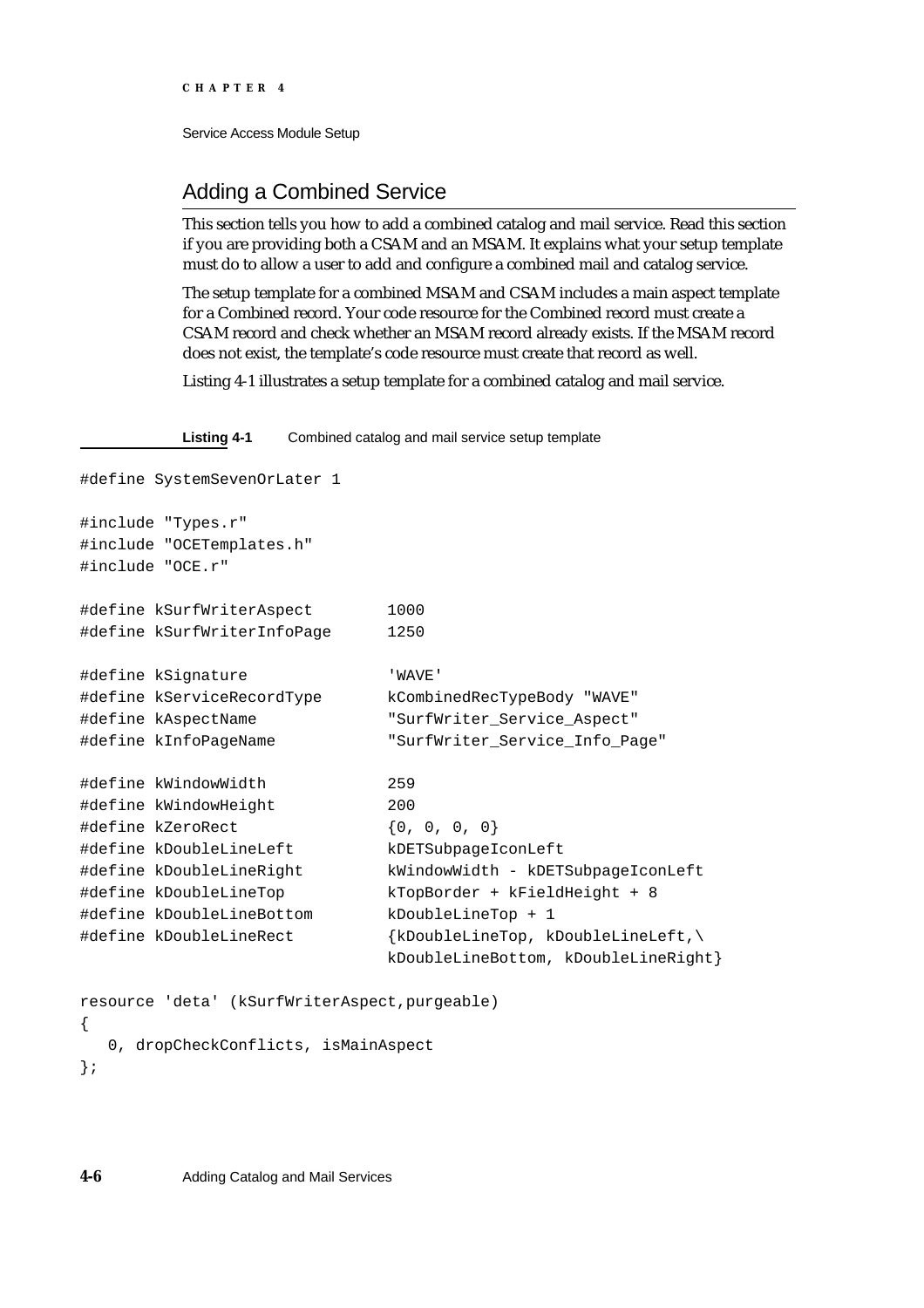## Adding a Combined Service

This section tells you how to add a combined catalog and mail service. Read this section if you are providing both a CSAM and an MSAM. It explains what your setup template must do to allow a user to add and configure a combined mail and catalog service.

The setup template for a combined MSAM and CSAM includes a main aspect template for a Combined record. Your code resource for the Combined record must create a CSAM record and check whether an MSAM record already exists. If the MSAM record does not exist, the template's code resource must create that record as well.

Listing 4-1 illustrates a setup template for a combined catalog and mail service.

**Listing 4-1** Combined catalog and mail service setup template

```
#define SystemSevenOrLater 1

#include "Types.r"
#include "OCETemplates.h"
#include "OCE.r"

#define kSurfWriterAspect         1000
#define kSurfWriterInfoPage       1250

#define kSignature                'WAVE'
#define kServiceRecordType        kCombinedRecTypeBody "WAVE"
#define kAspectName               "SurfWriter_Service_Aspect"
#define kInfoPageName             "SurfWriter_Service_Info_Page"

#define kWindowWidth              259
#define kWindowHeight             200
#define kZeroRect                 {0, 0, 0, 0}
#define kDoubleLineLeft           kDETSubpageIconLeft
#define kDoubleLineRight          kWindowWidth - kDETSubpageIconLeft
#define kDoubleLineTop            kTopBorder + kFieldHeight + 8
#define kDoubleLineBottom         kDoubleLineTop + 1
#define kDoubleLineRect           {kDoubleLineTop, kDoubleLineLeft,\
                                  kDoubleLineBottom, kDoubleLineRight}

resource 'deta' (kSurfWriterAspect,purgeable)
{
   0, dropCheckConflicts, isMainAspect
};
```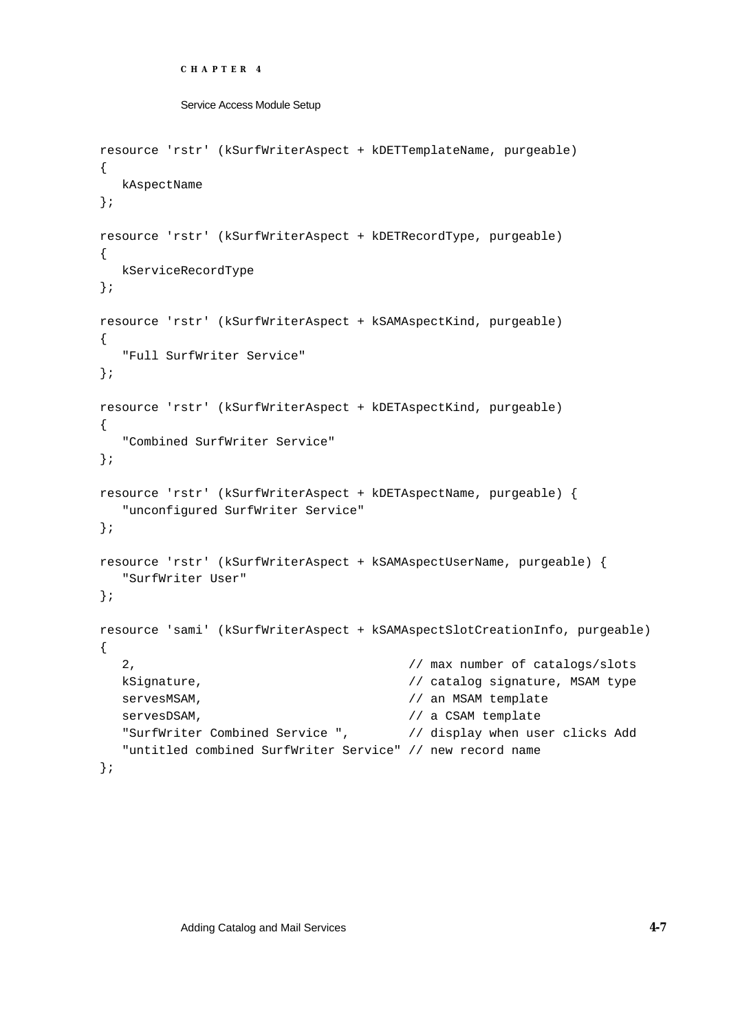```
resource 'rstr' (kSurfWriterAspect + kDETTemplateName, purgeable)
{
   kAspectName
};

resource 'rstr' (kSurfWriterAspect + kDETRecordType, purgeable)
{
   kServiceRecordType
};

resource 'rstr' (kSurfWriterAspect + kSAMAspectKind, purgeable)
{
   "Full SurfWriter Service"
};

resource 'rstr' (kSurfWriterAspect + kDETAspectKind, purgeable)
{
   "Combined SurfWriter Service"
};

resource 'rstr' (kSurfWriterAspect + kDETAspectName, purgeable) {
   "unconfigured SurfWriter Service"
};

resource 'rstr' (kSurfWriterAspect + kSAMAspectUserName, purgeable) {
   "SurfWriter User"
};

resource 'sami' (kSurfWriterAspect + kSAMAspectSlotCreationInfo, purgeable)
{
   2,                                     // max number of catalogs/slots
   kSignature,                            // catalog signature, MSAM type
   servesMSAM,                            // an MSAM template
   servesDSAM,                            // a CSAM template
   "SurfWriter Combined Service ",        // display when user clicks Add
   "untitled combined SurfWriter Service" // new record name
};
```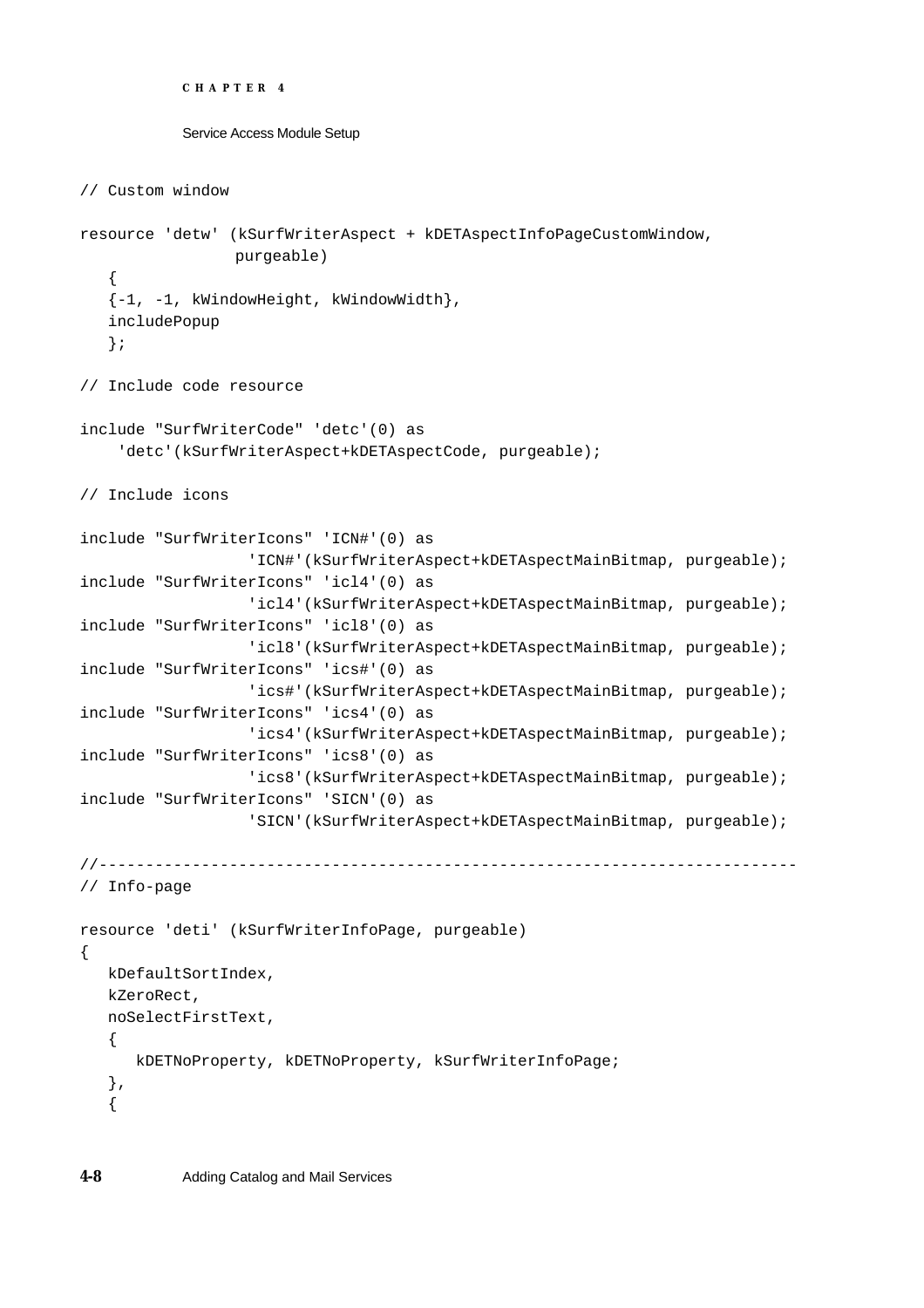```
// Custom window

resource 'detw' (kSurfWriterAspect + kDETAspectInfoPageCustomWindow,
                purgeable)
   {
   {-1, -1, kWindowHeight, kWindowWidth},
   includePopup
   };

// Include code resource

include "SurfWriterCode" 'detc'(0) as
    'detc'(kSurfWriterAspect+kDETAspectCode, purgeable);

// Include icons

include "SurfWriterIcons" 'ICN#'(0) as
                  'ICN#'(kSurfWriterAspect+kDETAspectMainBitmap, purgeable);
include "SurfWriterIcons" 'icl4'(0) as
                  'icl4'(kSurfWriterAspect+kDETAspectMainBitmap, purgeable);
include "SurfWriterIcons" 'icl8'(0) as
                  'icl8'(kSurfWriterAspect+kDETAspectMainBitmap, purgeable);
include "SurfWriterIcons" 'ics#'(0) as
                  'ics#'(kSurfWriterAspect+kDETAspectMainBitmap, purgeable);
include "SurfWriterIcons" 'ics4'(0) as
                  'ics4'(kSurfWriterAspect+kDETAspectMainBitmap, purgeable);
include "SurfWriterIcons" 'ics8'(0) as
                  'ics8'(kSurfWriterAspect+kDETAspectMainBitmap, purgeable);
include "SurfWriterIcons" 'SICN'(0) as
                  'SICN'(kSurfWriterAspect+kDETAspectMainBitmap, purgeable);

//-------------------------------------------------------------------------
// Info-page

resource 'deti' (kSurfWriterInfoPage, purgeable)
{
   kDefaultSortIndex,
   kZeroRect,
   noSelectFirstText,
   {
      kDETNoProperty, kDETNoProperty, kSurfWriterInfoPage;
   },
   {
```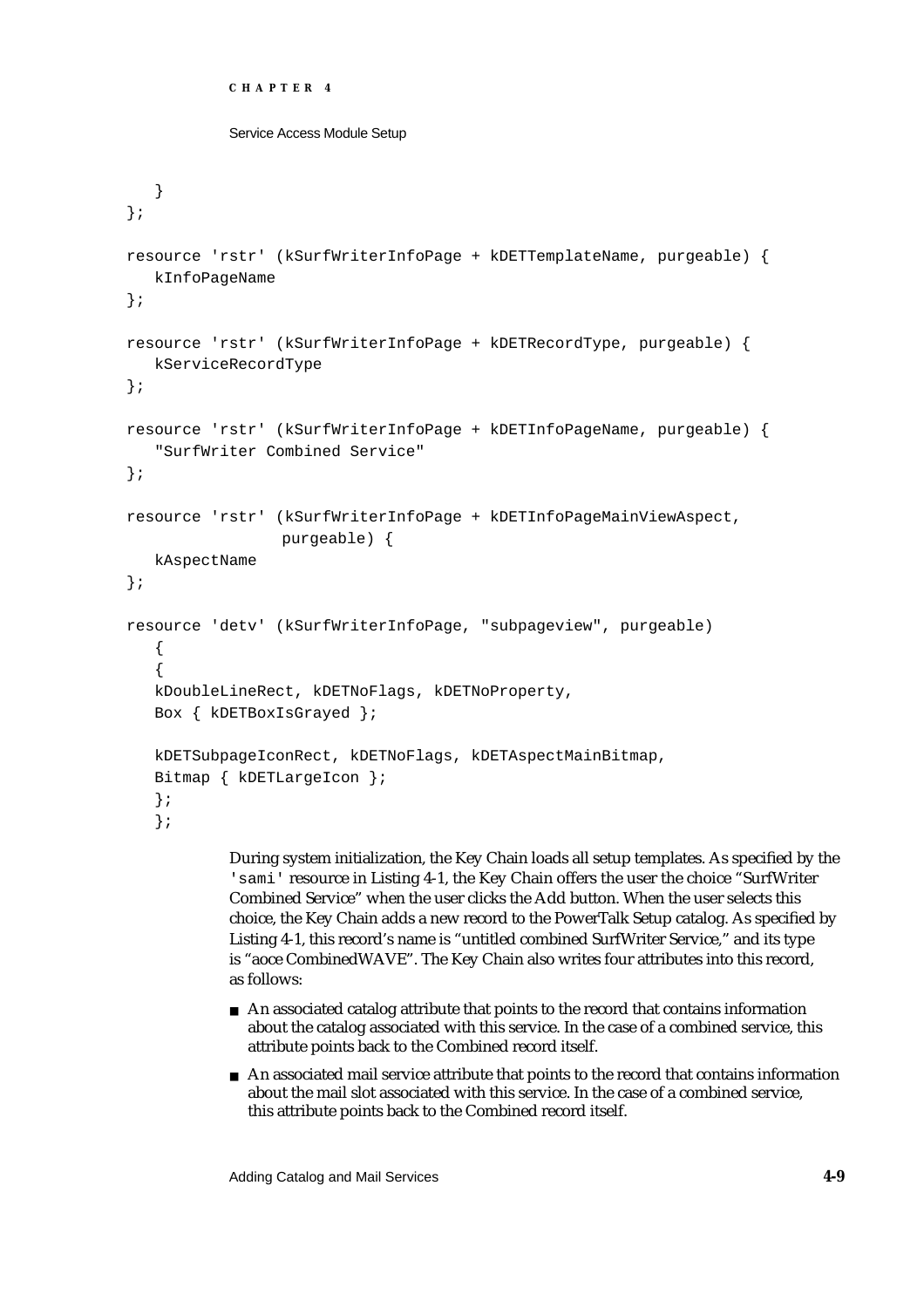```
   }
};

resource 'rstr' (kSurfWriterInfoPage + kDETTemplateName, purgeable) {
   kInfoPageName
};

resource 'rstr' (kSurfWriterInfoPage + kDETRecordType, purgeable) {
   kServiceRecordType
};

resource 'rstr' (kSurfWriterInfoPage + kDETInfoPageName, purgeable) {
   "SurfWriter Combined Service"
};

resource 'rstr' (kSurfWriterInfoPage + kDETInfoPageMainViewAspect,
                 purgeable) {
   kAspectName
};

resource 'detv' (kSurfWriterInfoPage, "subpageview", purgeable)
   {
   {
   kDoubleLineRect, kDETNoFlags, kDETNoProperty,
   Box { kDETBoxIsGrayed };

   kDETSubpageIconRect, kDETNoFlags, kDETAspectMainBitmap,
   Bitmap { kDETLargeIcon };
   };
   };
```

During system initialization, the Key Chain loads all setup templates. As specified by the `'sami'` resource in Listing 4-1, the Key Chain offers the user the choice "SurfWriter Combined Service" when the user clicks the Add button. When the user selects this choice, the Key Chain adds a new record to the PowerTalk Setup catalog. As specified by Listing 4-1, this record's name is "untitled combined SurfWriter Service," and its type is "aoce CombinedWAVE". The Key Chain also writes four attributes into this record, as follows:

- An associated catalog attribute that points to the record that contains information about the catalog associated with this service. In the case of a combined service, this attribute points back to the Combined record itself.
- An associated mail service attribute that points to the record that contains information about the mail slot associated with this service. In the case of a combined service, this attribute points back to the Combined record itself.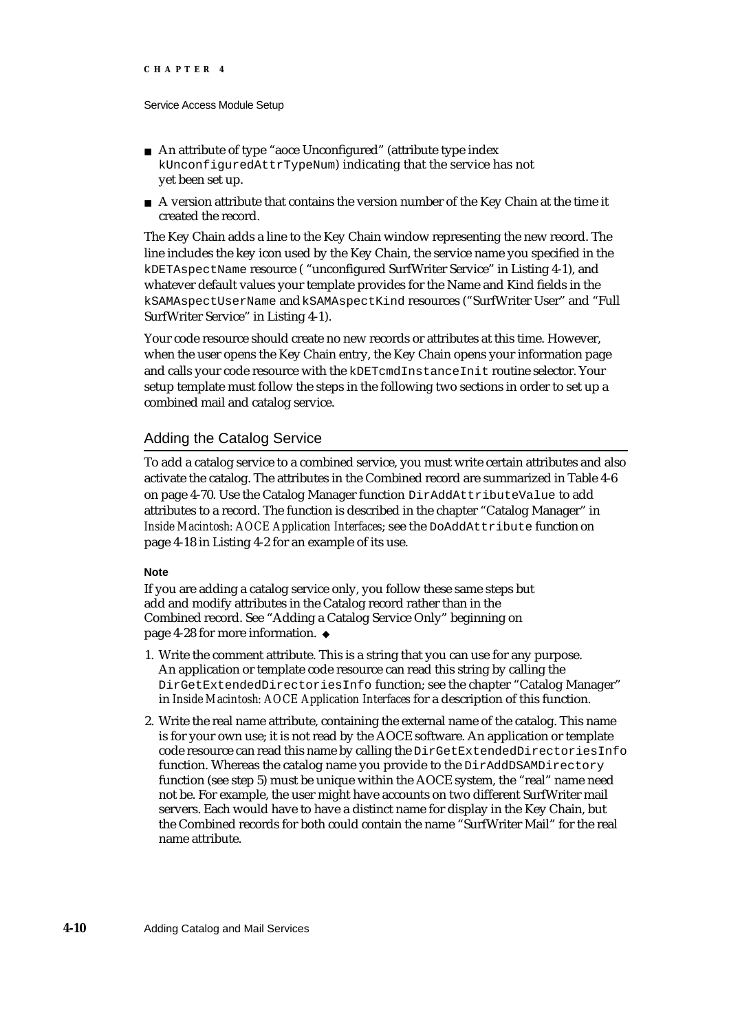- An attribute of type "aoce Unconfigured" (attribute type index `kUnconfiguredAttrTypeNum`) indicating that the service has not yet been set up.
- A version attribute that contains the version number of the Key Chain at the time it created the record.

The Key Chain adds a line to the Key Chain window representing the new record. The line includes the key icon used by the Key Chain, the service name you specified in the `kDETAspectName` resource ( "unconfigured SurfWriter Service" in Listing 4-1), and whatever default values your template provides for the Name and Kind fields in the `kSAMAspectUserName` and `kSAMAspectKind` resources ("SurfWriter User" and "Full SurfWriter Service" in Listing 4-1).

Your code resource should create no new records or attributes at this time. However, when the user opens the Key Chain entry, the Key Chain opens your information page and calls your code resource with the `kDETcmdInstanceInit` routine selector. Your setup template must follow the steps in the following two sections in order to set up a combined mail and catalog service.

## Adding the Catalog Service

To add a catalog service to a combined service, you must write certain attributes and also activate the catalog. The attributes in the Combined record are summarized in Table 4-6 on page 4-70. Use the Catalog Manager function `DirAddAttributeValue` to add attributes to a record. The function is described in the chapter "Catalog Manager" in *Inside Macintosh: AOCE Application Interfaces*; see the `DoAddAttribute` function on page 4-18 in Listing 4-2 for an example of its use.

**Note**

If you are adding a catalog service only, you follow these same steps but add and modify attributes in the Catalog record rather than in the Combined record. See "Adding a Catalog Service Only" beginning on page 4-28 for more information. ◆

1. Write the comment attribute. This is a string that you can use for any purpose. An application or template code resource can read this string by calling the `DirGetExtendedDirectoriesInfo` function; see the chapter "Catalog Manager" in *Inside Macintosh: AOCE Application Interfaces* for a description of this function.
2. Write the real name attribute, containing the external name of the catalog. This name is for your own use; it is not read by the AOCE software. An application or template code resource can read this name by calling the `DirGetExtendedDirectoriesInfo` function. Whereas the catalog name you provide to the `DirAddDSAMDirectory` function (see step 5) must be unique within the AOCE system, the "real" name need not be. For example, the user might have accounts on two different SurfWriter mail servers. Each would have to have a distinct name for display in the Key Chain, but the Combined records for both could contain the name "SurfWriter Mail" for the real name attribute.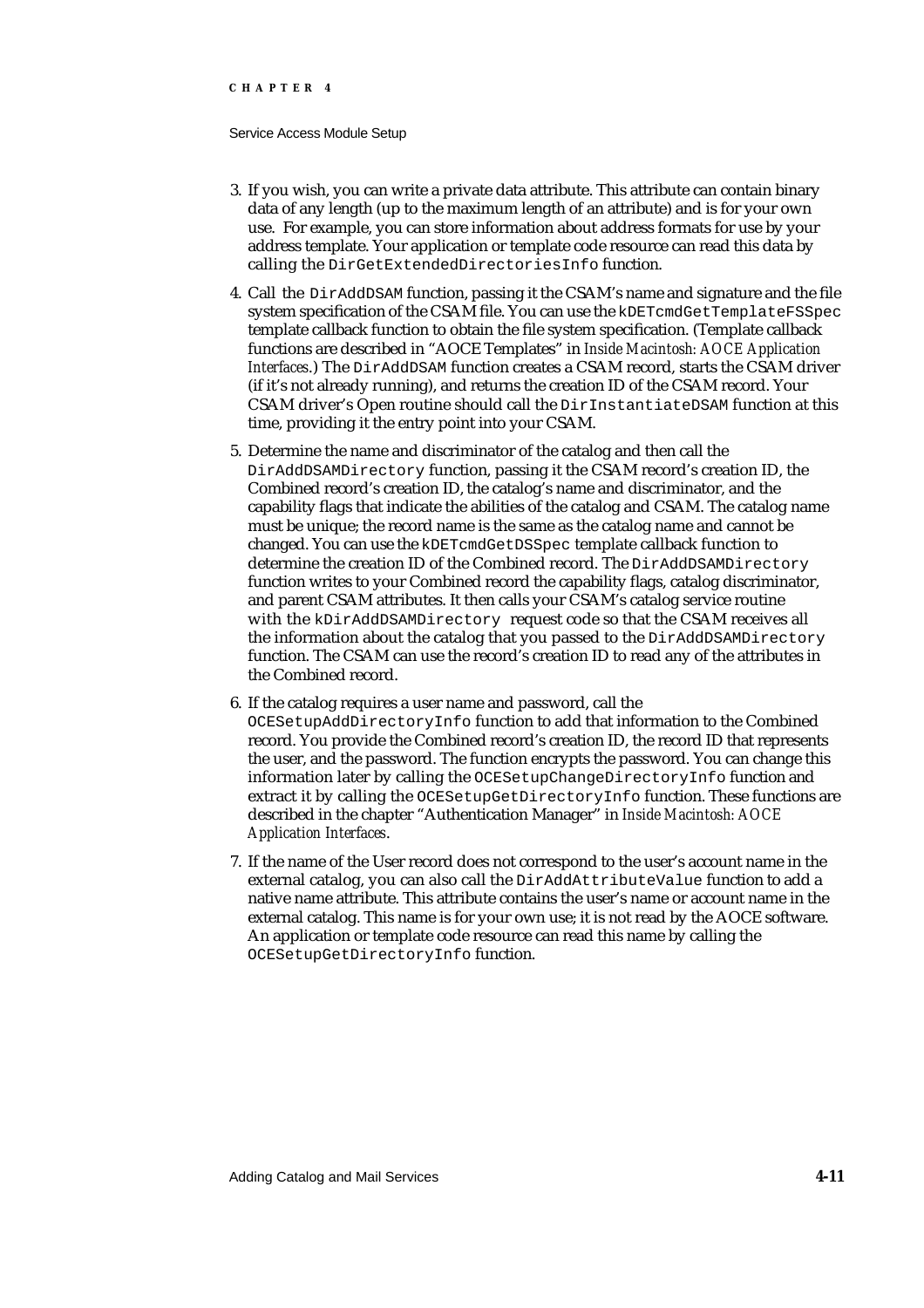3. If you wish, you can write a private data attribute. This attribute can contain binary data of any length (up to the maximum length of an attribute) and is for your own use. For example, you can store information about address formats for use by your address template. Your application or template code resource can read this data by calling the `DirGetExtendedDirectoriesInfo` function.

4. Call the `DirAddDSAM` function, passing it the CSAM's name and signature and the file system specification of the CSAM file. You can use the `kDETcmdGetTemplateFSSpec` template callback function to obtain the file system specification. (Template callback functions are described in "AOCE Templates" in *Inside Macintosh: AOCE Application Interfaces*.) The `DirAddDSAM` function creates a CSAM record, starts the CSAM driver (if it's not already running), and returns the creation ID of the CSAM record. Your CSAM driver's Open routine should call the `DirInstantiateDSAM` function at this time, providing it the entry point into your CSAM.

5. Determine the name and discriminator of the catalog and then call the `DirAddDSAMDirectory` function, passing it the CSAM record's creation ID, the Combined record's creation ID, the catalog's name and discriminator, and the capability flags that indicate the abilities of the catalog and CSAM. The catalog name must be unique; the record name is the same as the catalog name and cannot be changed. You can use the `kDETcmdGetDSSpec` template callback function to determine the creation ID of the Combined record. The `DirAddDSAMDirectory` function writes to your Combined record the capability flags, catalog discriminator, and parent CSAM attributes. It then calls your CSAM's catalog service routine with the `kDirAddDSAMDirectory` request code so that the CSAM receives all the information about the catalog that you passed to the `DirAddDSAMDirectory` function. The CSAM can use the record's creation ID to read any of the attributes in the Combined record.

6. If the catalog requires a user name and password, call the `OCESetupAddDirectoryInfo` function to add that information to the Combined record. You provide the Combined record's creation ID, the record ID that represents the user, and the password. The function encrypts the password. You can change this information later by calling the `OCESetupChangeDirectoryInfo` function and extract it by calling the `OCESetupGetDirectoryInfo` function. These functions are described in the chapter "Authentication Manager" in *Inside Macintosh: AOCE Application Interfaces*.

7. If the name of the User record does not correspond to the user's account name in the external catalog, you can also call the `DirAddAttributeValue` function to add a native name attribute. This attribute contains the user's name or account name in the external catalog. This name is for your own use; it is not read by the AOCE software. An application or template code resource can read this name by calling the `OCESetupGetDirectoryInfo` function.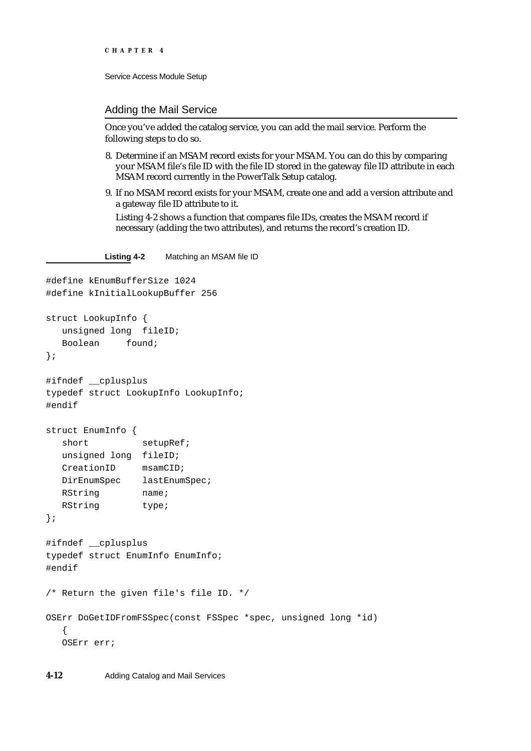## Adding the Mail Service

Once you've added the catalog service, you can add the mail service. Perform the following steps to do so.

8. Determine if an MSAM record exists for your MSAM. You can do this by comparing your MSAM file's file ID with the file ID stored in the gateway file ID attribute in each MSAM record currently in the PowerTalk Setup catalog.
9. If no MSAM record exists for your MSAM, create one and add a version attribute and a gateway file ID attribute to it.

   Listing 4-2 shows a function that compares file IDs, creates the MSAM record if necessary (adding the two attributes), and returns the record's creation ID.

**Listing 4-2** Matching an MSAM file ID

```
#define kEnumBufferSize 1024
#define kInitialLookupBuffer 256

struct LookupInfo {
   unsigned long  fileID;
   Boolean     found;
};

#ifndef __cplusplus
typedef struct LookupInfo LookupInfo;
#endif

struct EnumInfo {
   short          setupRef;
   unsigned long  fileID;
   CreationID     msamCID;
   DirEnumSpec    lastEnumSpec;
   RString        name;
   RString        type;
};

#ifndef __cplusplus
typedef struct EnumInfo EnumInfo;
#endif

/* Return the given file's file ID. */

OSErr DoGetIDFromFSSpec(const FSSpec *spec, unsigned long *id)
   {
   OSErr err;
```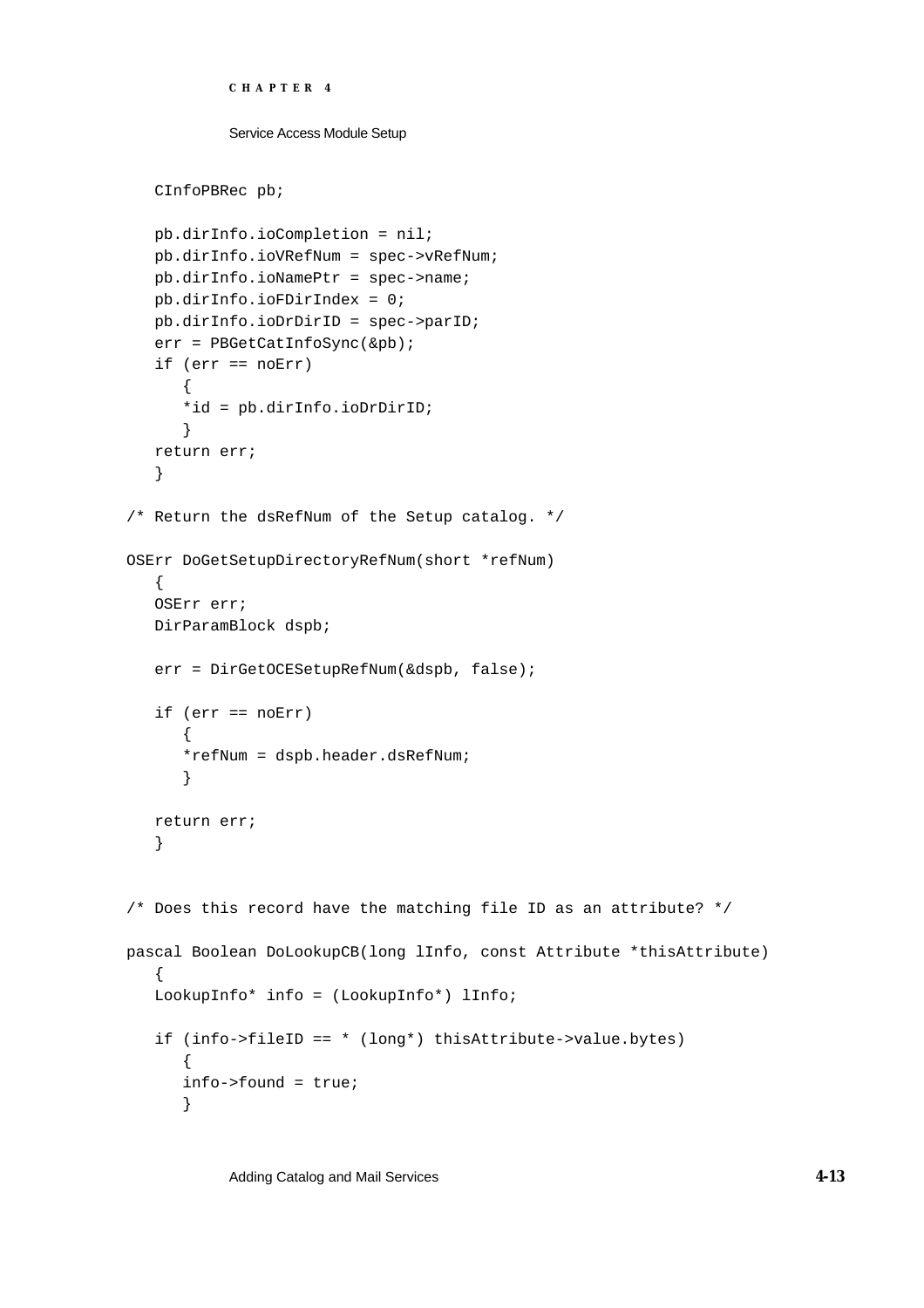```
   CInfoPBRec pb;

   pb.dirInfo.ioCompletion = nil;
   pb.dirInfo.ioVRefNum = spec->vRefNum;
   pb.dirInfo.ioNamePtr = spec->name;
   pb.dirInfo.ioFDirIndex = 0;
   pb.dirInfo.ioDrDirID = spec->parID;
   err = PBGetCatInfoSync(&pb);
   if (err == noErr)
      {
      *id = pb.dirInfo.ioDrDirID;
      }
   return err;
   }

/* Return the dsRefNum of the Setup catalog. */

OSErr DoGetSetupDirectoryRefNum(short *refNum)
   {
   OSErr err;
   DirParamBlock dspb;

   err = DirGetOCESetupRefNum(&dspb, false);

   if (err == noErr)
      {
      *refNum = dspb.header.dsRefNum;
      }

   return err;
   }


/* Does this record have the matching file ID as an attribute? */

pascal Boolean DoLookupCB(long lInfo, const Attribute *thisAttribute)
   {
   LookupInfo* info = (LookupInfo*) lInfo;

   if (info->fileID == * (long*) thisAttribute->value.bytes)
      {
      info->found = true;
      }
```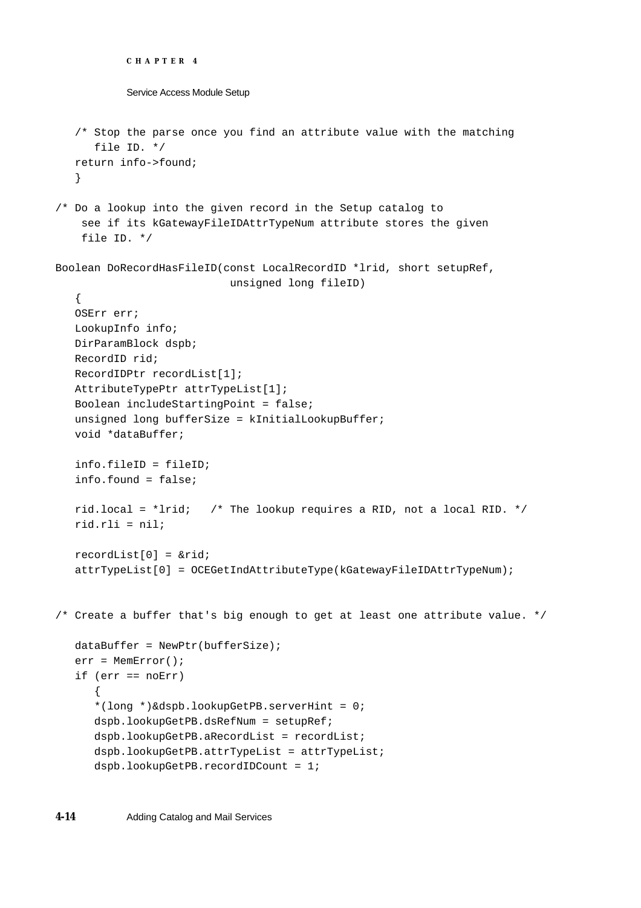```
   /* Stop the parse once you find an attribute value with the matching
      file ID. */
   return info->found;
   }

/* Do a lookup into the given record in the Setup catalog to
    see if its kGatewayFileIDAttrTypeNum attribute stores the given
    file ID. */

Boolean DoRecordHasFileID(const LocalRecordID *lrid, short setupRef,
                           unsigned long fileID)
   {
   OSErr err;
   LookupInfo info;
   DirParamBlock dspb;
   RecordID rid;
   RecordIDPtr recordList[1];
   AttributeTypePtr attrTypeList[1];
   Boolean includeStartingPoint = false;
   unsigned long bufferSize = kInitialLookupBuffer;
   void *dataBuffer;

   info.fileID = fileID;
   info.found = false;

   rid.local = *lrid;   /* The lookup requires a RID, not a local RID. */
   rid.rli = nil;

   recordList[0] = &rid;
   attrTypeList[0] = OCEGetIndAttributeType(kGatewayFileIDAttrTypeNum);


/* Create a buffer that's big enough to get at least one attribute value. */

   dataBuffer = NewPtr(bufferSize);
   err = MemError();
   if (err == noErr)
      {
      *(long *)&dspb.lookupGetPB.serverHint = 0;
      dspb.lookupGetPB.dsRefNum = setupRef;
      dspb.lookupGetPB.aRecordList = recordList;
      dspb.lookupGetPB.attrTypeList = attrTypeList;
      dspb.lookupGetPB.recordIDCount = 1;
```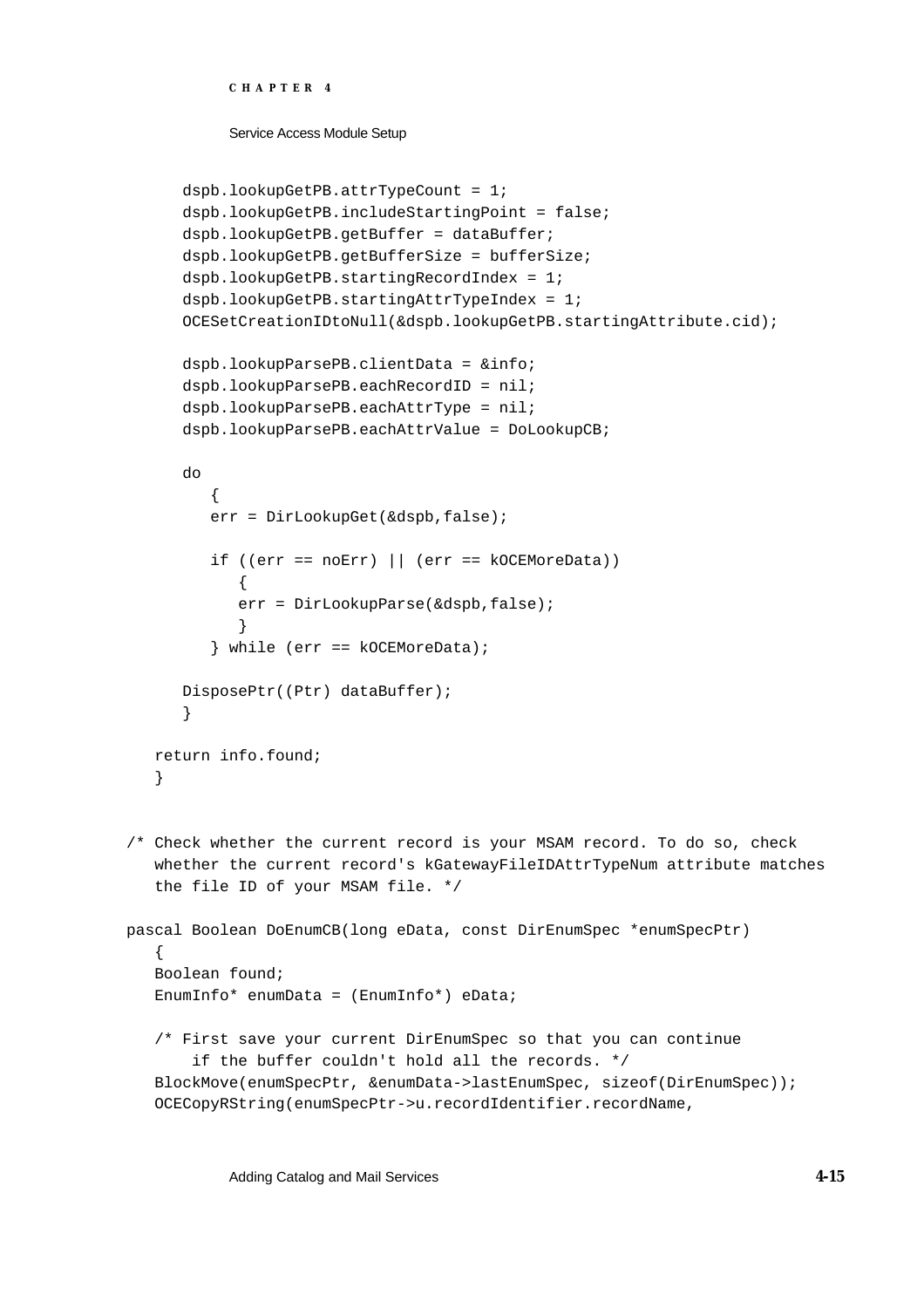```
      dspb.lookupGetPB.attrTypeCount = 1;
      dspb.lookupGetPB.includeStartingPoint = false;
      dspb.lookupGetPB.getBuffer = dataBuffer;
      dspb.lookupGetPB.getBufferSize = bufferSize;
      dspb.lookupGetPB.startingRecordIndex = 1;
      dspb.lookupGetPB.startingAttrTypeIndex = 1;
      OCESetCreationIDtoNull(&dspb.lookupGetPB.startingAttribute.cid);

      dspb.lookupParsePB.clientData = &info;
      dspb.lookupParsePB.eachRecordID = nil;
      dspb.lookupParsePB.eachAttrType = nil;
      dspb.lookupParsePB.eachAttrValue = DoLookupCB;

      do
         {
         err = DirLookupGet(&dspb,false);

         if ((err == noErr) || (err == kOCEMoreData))
            {
            err = DirLookupParse(&dspb,false);
            }
         } while (err == kOCEMoreData);

      DisposePtr((Ptr) dataBuffer);
      }

   return info.found;
   }


/* Check whether the current record is your MSAM record. To do so, check
   whether the current record's kGatewayFileIDAttrTypeNum attribute matches
   the file ID of your MSAM file. */

pascal Boolean DoEnumCB(long eData, const DirEnumSpec *enumSpecPtr)
   {
   Boolean found;
   EnumInfo* enumData = (EnumInfo*) eData;

   /* First save your current DirEnumSpec so that you can continue
       if the buffer couldn't hold all the records. */
   BlockMove(enumSpecPtr, &enumData->lastEnumSpec, sizeof(DirEnumSpec));
   OCECopyRString(enumSpecPtr->u.recordIdentifier.recordName,
```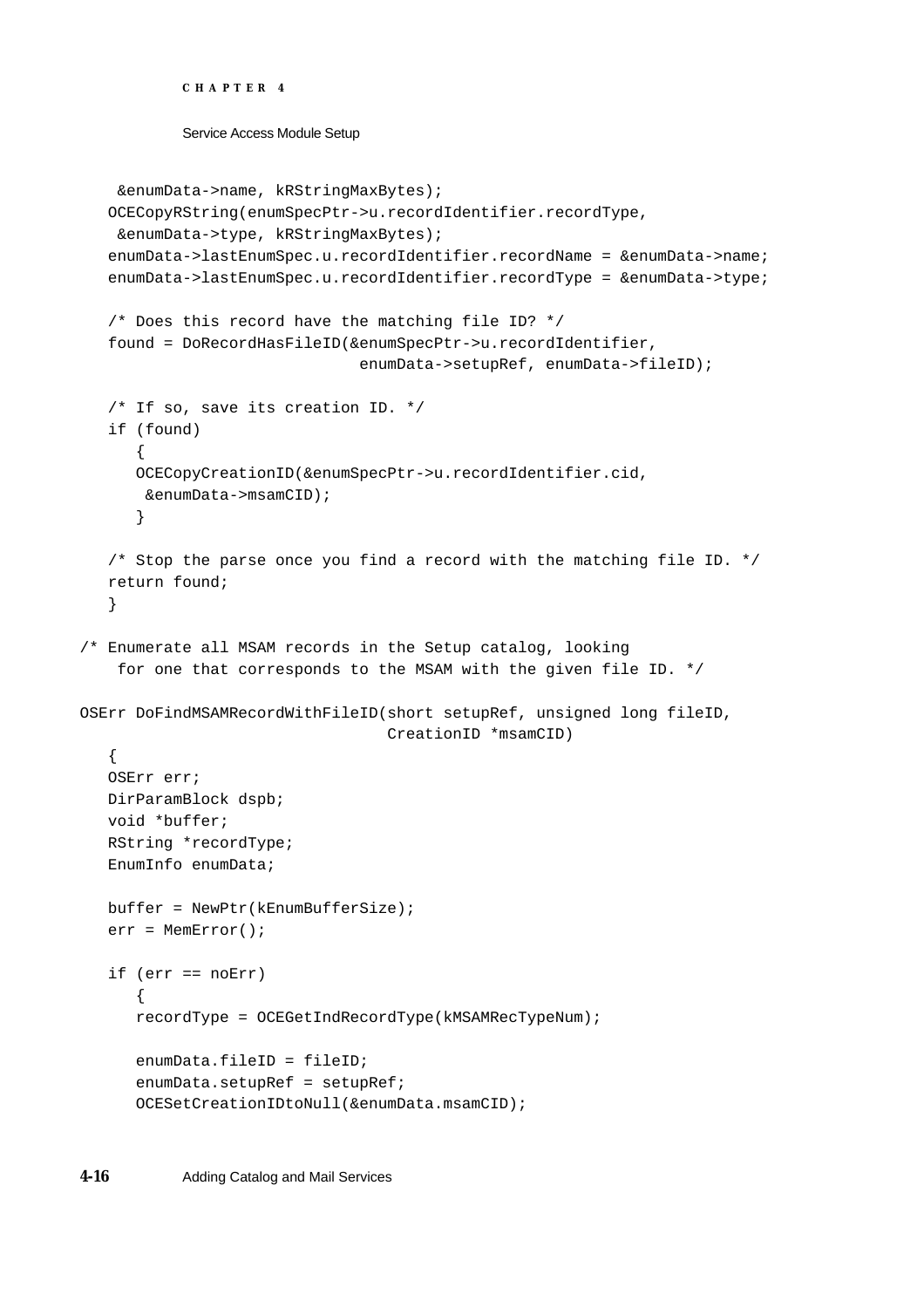```
     &enumData->name, kRStringMaxBytes);
    OCECopyRString(enumSpecPtr->u.recordIdentifier.recordType,
     &enumData->type, kRStringMaxBytes);
    enumData->lastEnumSpec.u.recordIdentifier.recordName = &enumData->name;
    enumData->lastEnumSpec.u.recordIdentifier.recordType = &enumData->type;

    /* Does this record have the matching file ID? */
    found = DoRecordHasFileID(&enumSpecPtr->u.recordIdentifier,
                              enumData->setupRef, enumData->fileID);

    /* If so, save its creation ID. */
    if (found)
       {
       OCECopyCreationID(&enumSpecPtr->u.recordIdentifier.cid,
        &enumData->msamCID);
       }

    /* Stop the parse once you find a record with the matching file ID. */
    return found;
    }

/* Enumerate all MSAM records in the Setup catalog, looking
    for one that corresponds to the MSAM with the given file ID. */

OSErr DoFindMSAMRecordWithFileID(short setupRef, unsigned long fileID,
                                 CreationID *msamCID)
    {
    OSErr err;
    DirParamBlock dspb;
    void *buffer;
    RString *recordType;
    EnumInfo enumData;

    buffer = NewPtr(kEnumBufferSize);
    err = MemError();

    if (err == noErr)
       {
       recordType = OCEGetIndRecordType(kMSAMRecTypeNum);

       enumData.fileID = fileID;
       enumData.setupRef = setupRef;
       OCESetCreationIDtoNull(&enumData.msamCID);
```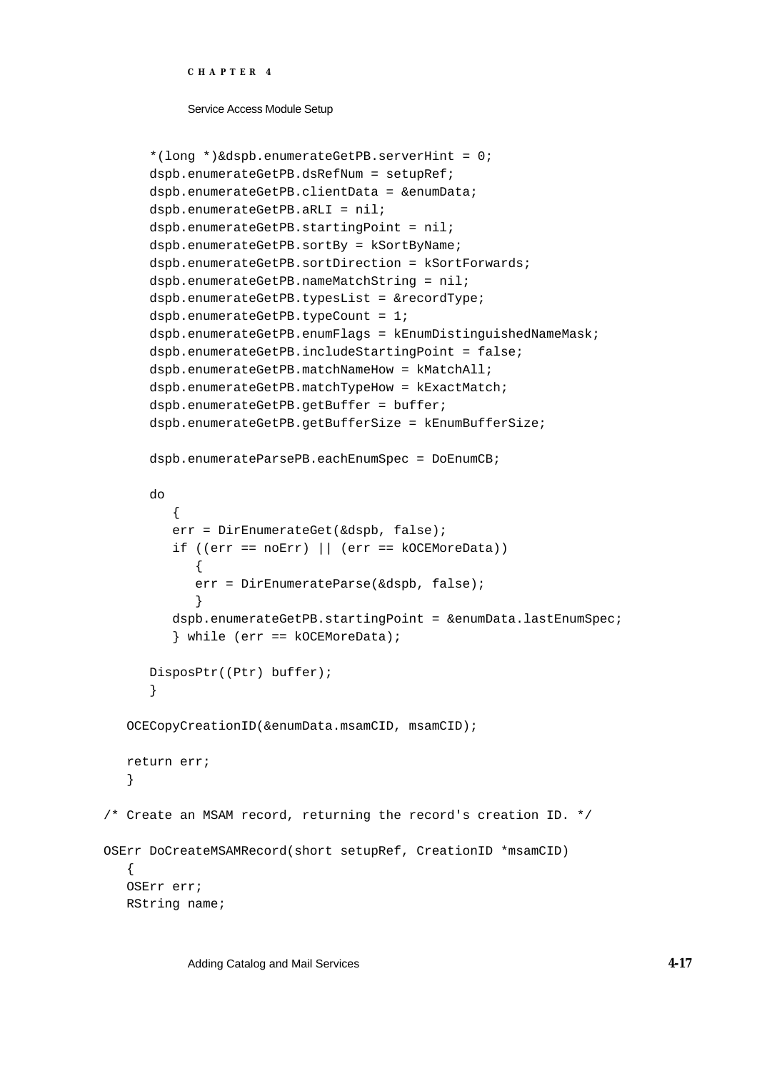```
      *(long *)&dspb.enumerateGetPB.serverHint = 0;
      dspb.enumerateGetPB.dsRefNum = setupRef;
      dspb.enumerateGetPB.clientData = &enumData;
      dspb.enumerateGetPB.aRLI = nil;
      dspb.enumerateGetPB.startingPoint = nil;
      dspb.enumerateGetPB.sortBy = kSortByName;
      dspb.enumerateGetPB.sortDirection = kSortForwards;
      dspb.enumerateGetPB.nameMatchString = nil;
      dspb.enumerateGetPB.typesList = &recordType;
      dspb.enumerateGetPB.typeCount = 1;
      dspb.enumerateGetPB.enumFlags = kEnumDistinguishedNameMask;
      dspb.enumerateGetPB.includeStartingPoint = false;
      dspb.enumerateGetPB.matchNameHow = kMatchAll;
      dspb.enumerateGetPB.matchTypeHow = kExactMatch;
      dspb.enumerateGetPB.getBuffer = buffer;
      dspb.enumerateGetPB.getBufferSize = kEnumBufferSize;

      dspb.enumerateParsePB.eachEnumSpec = DoEnumCB;

      do
         {
         err = DirEnumerateGet(&dspb, false);
         if ((err == noErr) || (err == kOCEMoreData))
            {
            err = DirEnumerateParse(&dspb, false);
            }
         dspb.enumerateGetPB.startingPoint = &enumData.lastEnumSpec;
         } while (err == kOCEMoreData);

      DisposPtr((Ptr) buffer);
      }

   OCECopyCreationID(&enumData.msamCID, msamCID);

   return err;
   }

/* Create an MSAM record, returning the record's creation ID. */

OSErr DoCreateMSAMRecord(short setupRef, CreationID *msamCID)
   {
   OSErr err;
   RString name;
```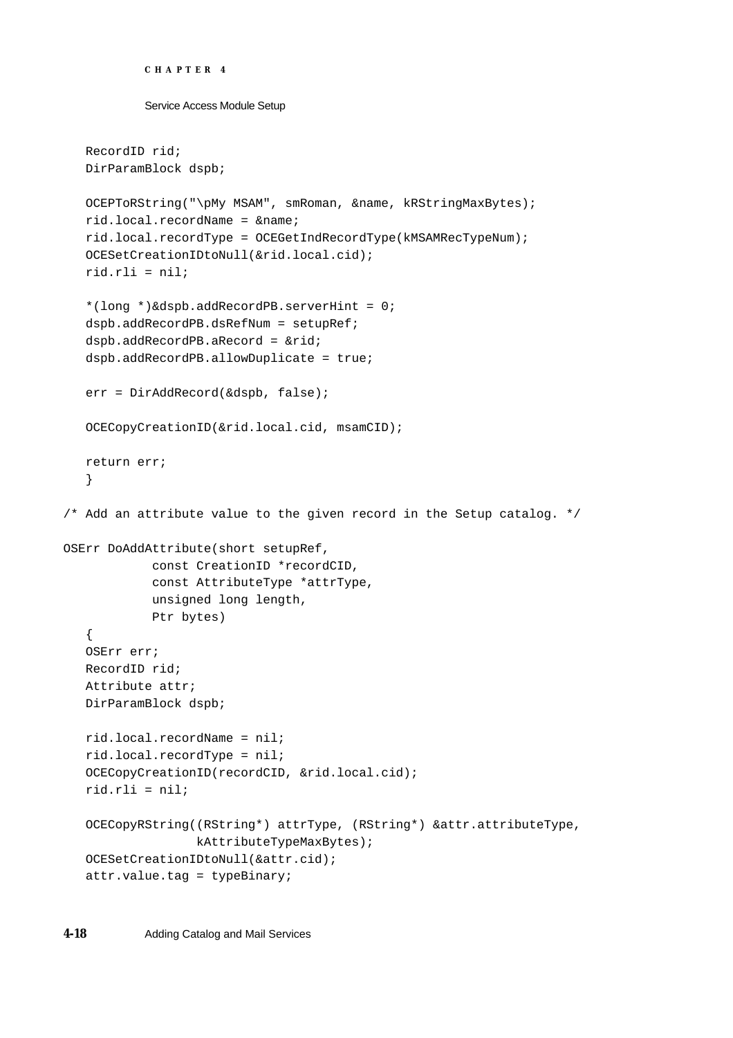```
    RecordID rid;
    DirParamBlock dspb;

    OCEPToRString("\pMy MSAM", smRoman, &name, kRStringMaxBytes);
    rid.local.recordName = &name;
    rid.local.recordType = OCEGetIndRecordType(kMSAMRecTypeNum);
    OCESetCreationIDtoNull(&rid.local.cid);
    rid.rli = nil;

    *(long *)&dspb.addRecordPB.serverHint = 0;
    dspb.addRecordPB.dsRefNum = setupRef;
    dspb.addRecordPB.aRecord = &rid;
    dspb.addRecordPB.allowDuplicate = true;

    err = DirAddRecord(&dspb, false);

    OCECopyCreationID(&rid.local.cid, msamCID);

    return err;
    }

/* Add an attribute value to the given record in the Setup catalog. */

OSErr DoAddAttribute(short setupRef,
            const CreationID *recordCID,
            const AttributeType *attrType,
            unsigned long length,
            Ptr bytes)
    {
    OSErr err;
    RecordID rid;
    Attribute attr;
    DirParamBlock dspb;

    rid.local.recordName = nil;
    rid.local.recordType = nil;
    OCECopyCreationID(recordCID, &rid.local.cid);
    rid.rli = nil;

    OCECopyRString((RString*) attrType, (RString*) &attr.attributeType,
                   kAttributeTypeMaxBytes);
    OCESetCreationIDtoNull(&attr.cid);
    attr.value.tag = typeBinary;
```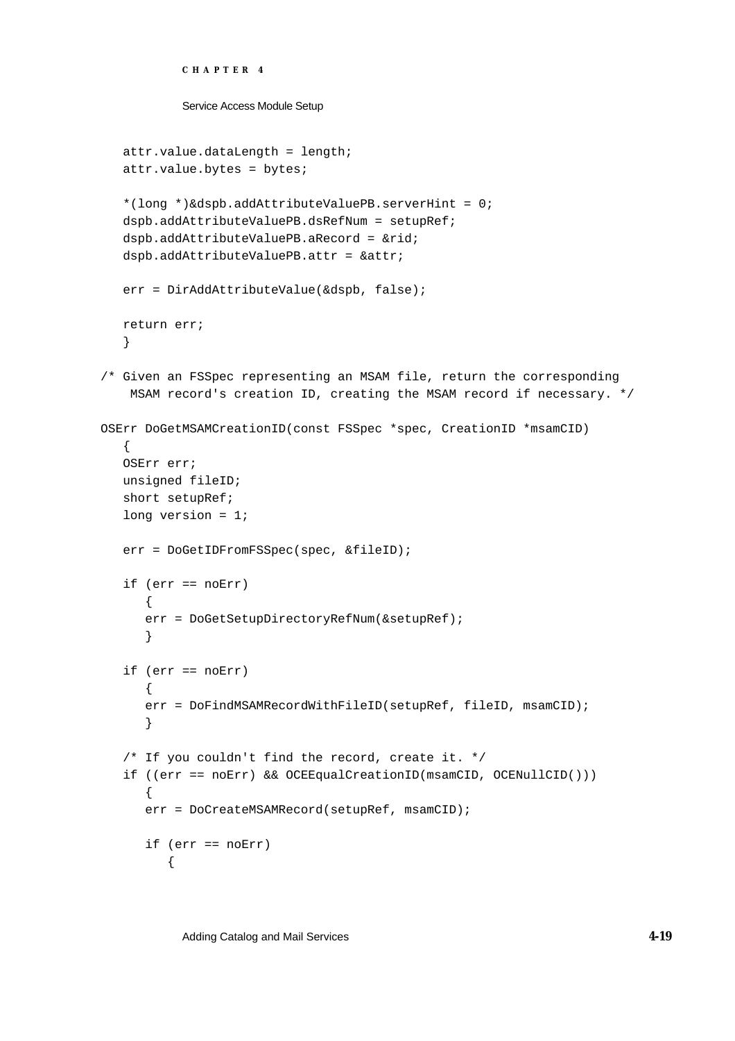```
   attr.value.dataLength = length;
   attr.value.bytes = bytes;

   *(long *)&dspb.addAttributeValuePB.serverHint = 0;
   dspb.addAttributeValuePB.dsRefNum = setupRef;
   dspb.addAttributeValuePB.aRecord = &rid;
   dspb.addAttributeValuePB.attr = &attr;

   err = DirAddAttributeValue(&dspb, false);

   return err;
   }

/* Given an FSSpec representing an MSAM file, return the corresponding
    MSAM record's creation ID, creating the MSAM record if necessary. */

OSErr DoGetMSAMCreationID(const FSSpec *spec, CreationID *msamCID)
   {
   OSErr err;
   unsigned fileID;
   short setupRef;
   long version = 1;

   err = DoGetIDFromFSSpec(spec, &fileID);

   if (err == noErr)
      {
      err = DoGetSetupDirectoryRefNum(&setupRef);
      }

   if (err == noErr)
      {
      err = DoFindMSAMRecordWithFileID(setupRef, fileID, msamCID);
      }

   /* If you couldn't find the record, create it. */
   if ((err == noErr) && OCEEqualCreationID(msamCID, OCENullCID()))
      {
      err = DoCreateMSAMRecord(setupRef, msamCID);

      if (err == noErr)
         {
```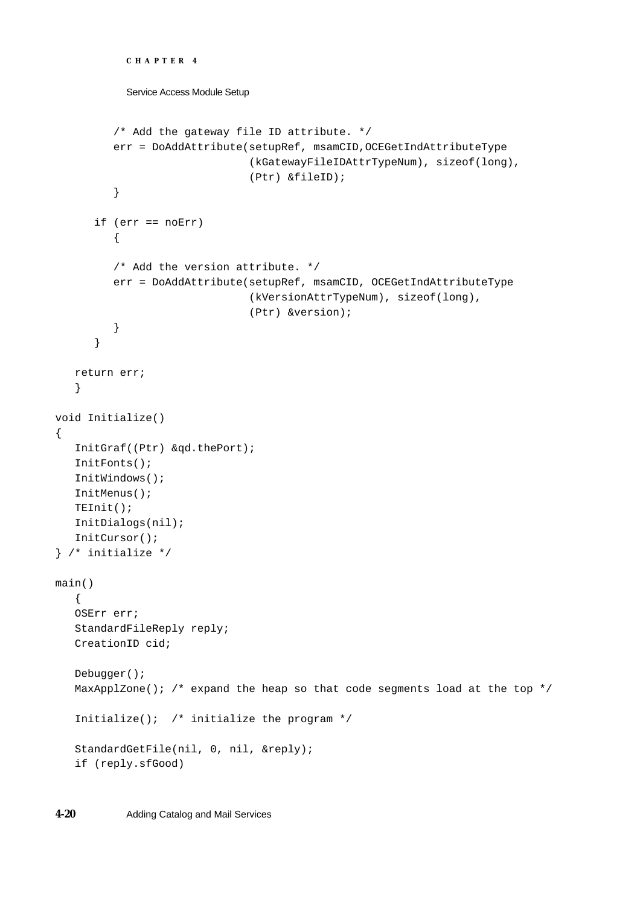```
        /* Add the gateway file ID attribute. */
        err = DoAddAttribute(setupRef, msamCID,OCEGetIndAttributeType
                            (kGatewayFileIDAttrTypeNum), sizeof(long),
                            (Ptr) &fileID);
        }

      if (err == noErr)
        {

        /* Add the version attribute. */
        err = DoAddAttribute(setupRef, msamCID, OCEGetIndAttributeType
                            (kVersionAttrTypeNum), sizeof(long),
                            (Ptr) &version);
        }
      }

   return err;
   }

void Initialize()
{
   InitGraf((Ptr) &qd.thePort);
   InitFonts();
   InitWindows();
   InitMenus();
   TEInit();
   InitDialogs(nil);
   InitCursor();
} /* initialize */

main()
   {
   OSErr err;
   StandardFileReply reply;
   CreationID cid;

   Debugger();
   MaxApplZone(); /* expand the heap so that code segments load at the top */

   Initialize();  /* initialize the program */

   StandardGetFile(nil, 0, nil, &reply);
   if (reply.sfGood)
```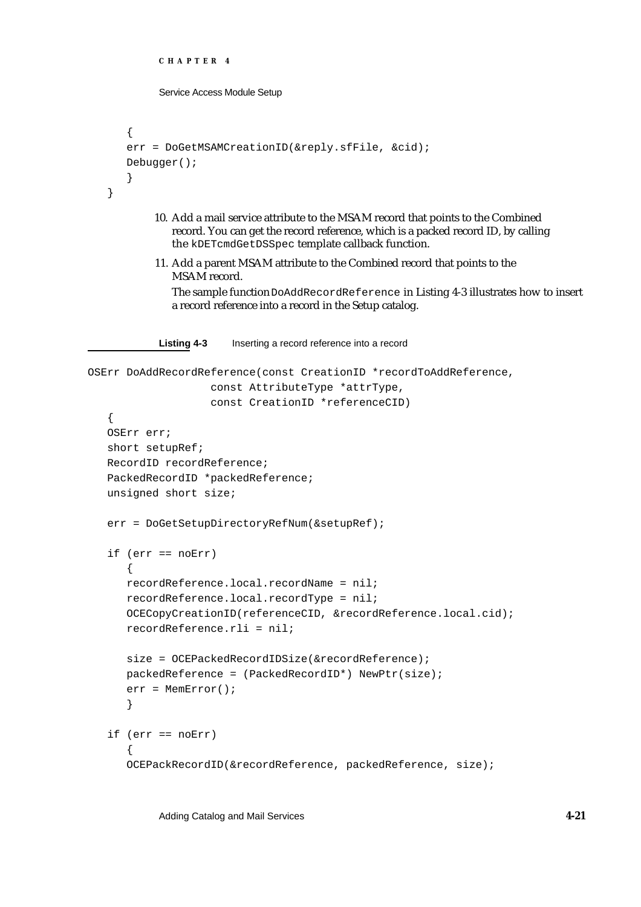```
      {
      err = DoGetMSAMCreationID(&reply.sfFile, &cid);
      Debugger();
      }
   }
```

10. Add a mail service attribute to the MSAM record that points to the Combined record. You can get the record reference, which is a packed record ID, by calling the `kDETcmdGetDSSpec` template callback function.

11. Add a parent MSAM attribute to the Combined record that points to the MSAM record.

    The sample function `DoAddRecordReference` in Listing 4-3 illustrates how to insert a record reference into a record in the Setup catalog.

**Listing 4-3** Inserting a record reference into a record

```
OSErr DoAddRecordReference(const CreationID *recordToAddReference,
                  const AttributeType *attrType,
                  const CreationID *referenceCID)
   {
   OSErr err;
   short setupRef;
   RecordID recordReference;
   PackedRecordID *packedReference;
   unsigned short size;

   err = DoGetSetupDirectoryRefNum(&setupRef);

   if (err == noErr)
      {
      recordReference.local.recordName = nil;
      recordReference.local.recordType = nil;
      OCECopyCreationID(referenceCID, &recordReference.local.cid);
      recordReference.rli = nil;

      size = OCEPackedRecordIDSize(&recordReference);
      packedReference = (PackedRecordID*) NewPtr(size);
      err = MemError();
      }

   if (err == noErr)
      {
      OCEPackRecordID(&recordReference, packedReference, size);
```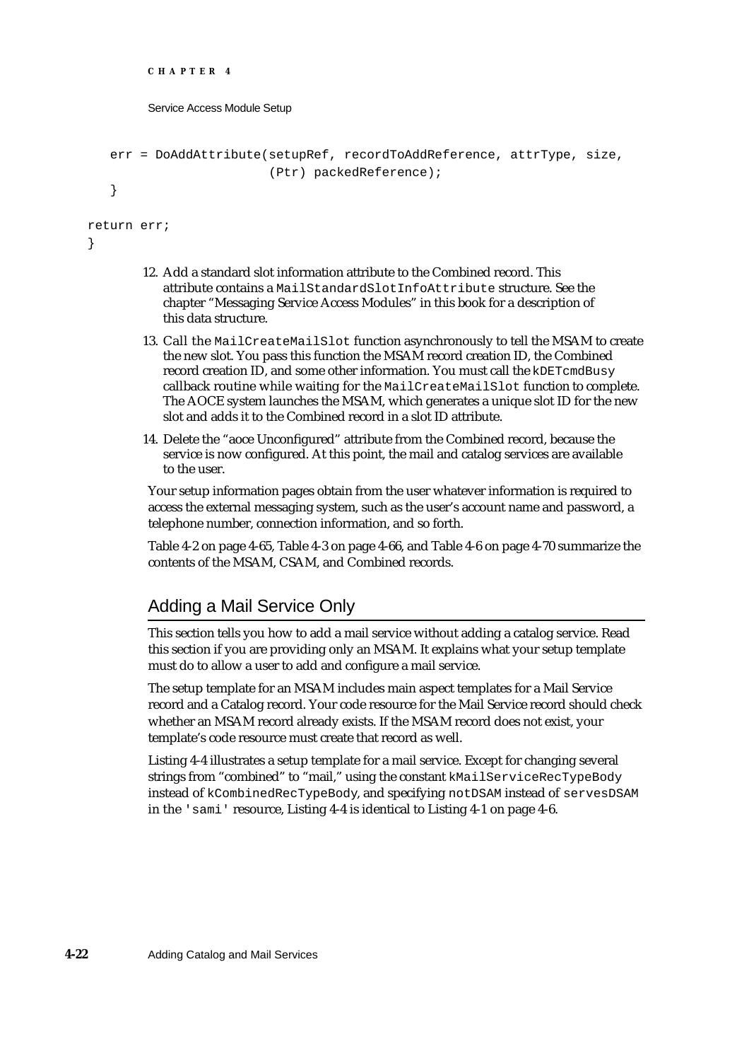```
    err = DoAddAttribute(setupRef, recordToAddReference, attrType, size,
                        (Ptr) packedReference);
    }

return err;
}
```

12. Add a standard slot information attribute to the Combined record. This attribute contains a `MailStandardSlotInfoAttribute` structure. See the chapter "Messaging Service Access Modules" in this book for a description of this data structure.
13. Call the `MailCreateMailSlot` function asynchronously to tell the MSAM to create the new slot. You pass this function the MSAM record creation ID, the Combined record creation ID, and some other information. You must call the `kDETcmdBusy` callback routine while waiting for the `MailCreateMailSlot` function to complete. The AOCE system launches the MSAM, which generates a unique slot ID for the new slot and adds it to the Combined record in a slot ID attribute.
14. Delete the "aoce Unconfigured" attribute from the Combined record, because the service is now configured. At this point, the mail and catalog services are available to the user.

Your setup information pages obtain from the user whatever information is required to access the external messaging system, such as the user's account name and password, a telephone number, connection information, and so forth.

Table 4-2 on page 4-65, Table 4-3 on page 4-66, and Table 4-6 on page 4-70 summarize the contents of the MSAM, CSAM, and Combined records.

## Adding a Mail Service Only

This section tells you how to add a mail service without adding a catalog service. Read this section if you are providing only an MSAM. It explains what your setup template must do to allow a user to add and configure a mail service.

The setup template for an MSAM includes main aspect templates for a Mail Service record and a Catalog record. Your code resource for the Mail Service record should check whether an MSAM record already exists. If the MSAM record does not exist, your template's code resource must create that record as well.

Listing 4-4 illustrates a setup template for a mail service. Except for changing several strings from "combined" to "mail," using the constant `kMailServiceRecTypeBody` instead of `kCombinedRecTypeBody`, and specifying `notDSAM` instead of `servesDSAM` in the `'sami'` resource, Listing 4-4 is identical to Listing 4-1 on page 4-6.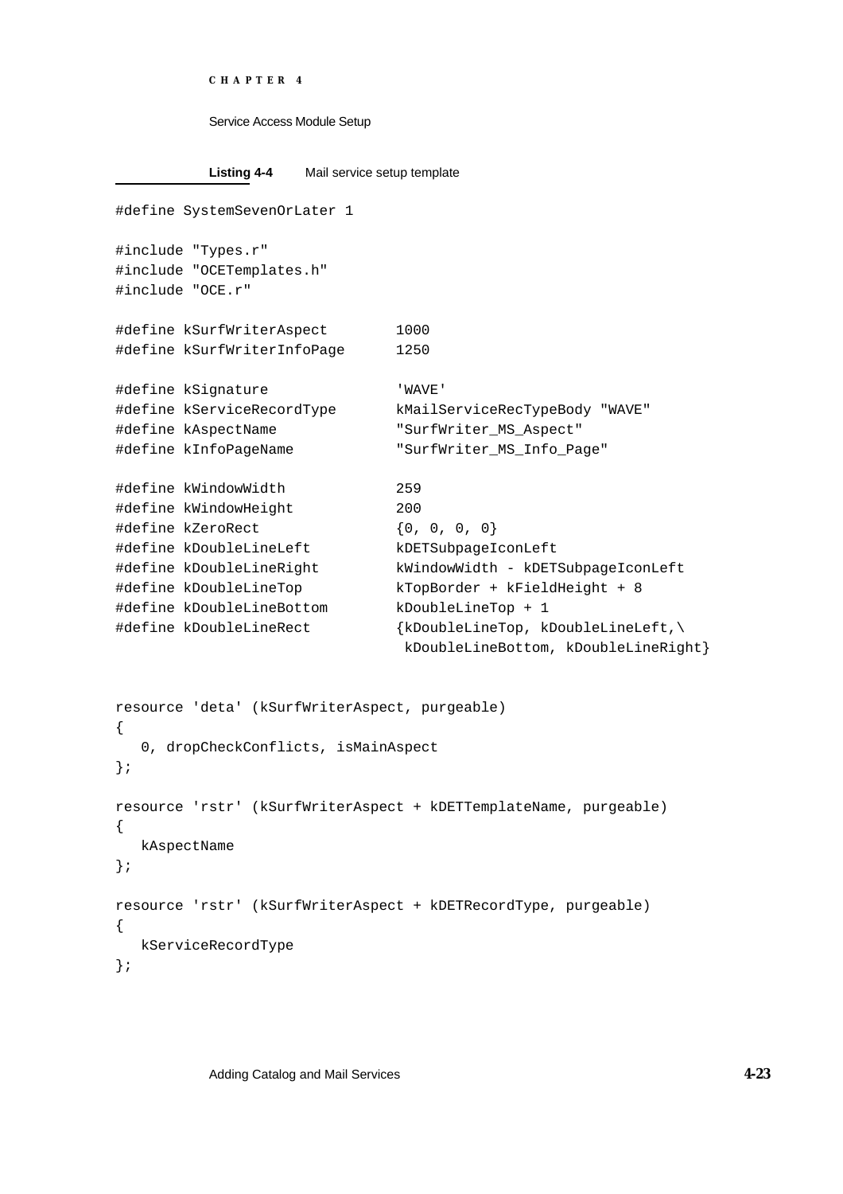**Listing 4-4** Mail service setup template

```
#define SystemSevenOrLater 1

#include "Types.r"
#include "OCETemplates.h"
#include "OCE.r"

#define kSurfWriterAspect        1000
#define kSurfWriterInfoPage      1250

#define kSignature               'WAVE'
#define kServiceRecordType       kMailServiceRecTypeBody "WAVE"
#define kAspectName              "SurfWriter_MS_Aspect"
#define kInfoPageName            "SurfWriter_MS_Info_Page"

#define kWindowWidth             259
#define kWindowHeight            200
#define kZeroRect                {0, 0, 0, 0}
#define kDoubleLineLeft          kDETSubpageIconLeft
#define kDoubleLineRight         kWindowWidth - kDETSubpageIconLeft
#define kDoubleLineTop           kTopBorder + kFieldHeight + 8
#define kDoubleLineBottom        kDoubleLineTop + 1
#define kDoubleLineRect          {kDoubleLineTop, kDoubleLineLeft,\
                                  kDoubleLineBottom, kDoubleLineRight}


resource 'deta' (kSurfWriterAspect, purgeable)
{
   0, dropCheckConflicts, isMainAspect
};

resource 'rstr' (kSurfWriterAspect + kDETTemplateName, purgeable)
{
   kAspectName
};

resource 'rstr' (kSurfWriterAspect + kDETRecordType, purgeable)
{
   kServiceRecordType
};
```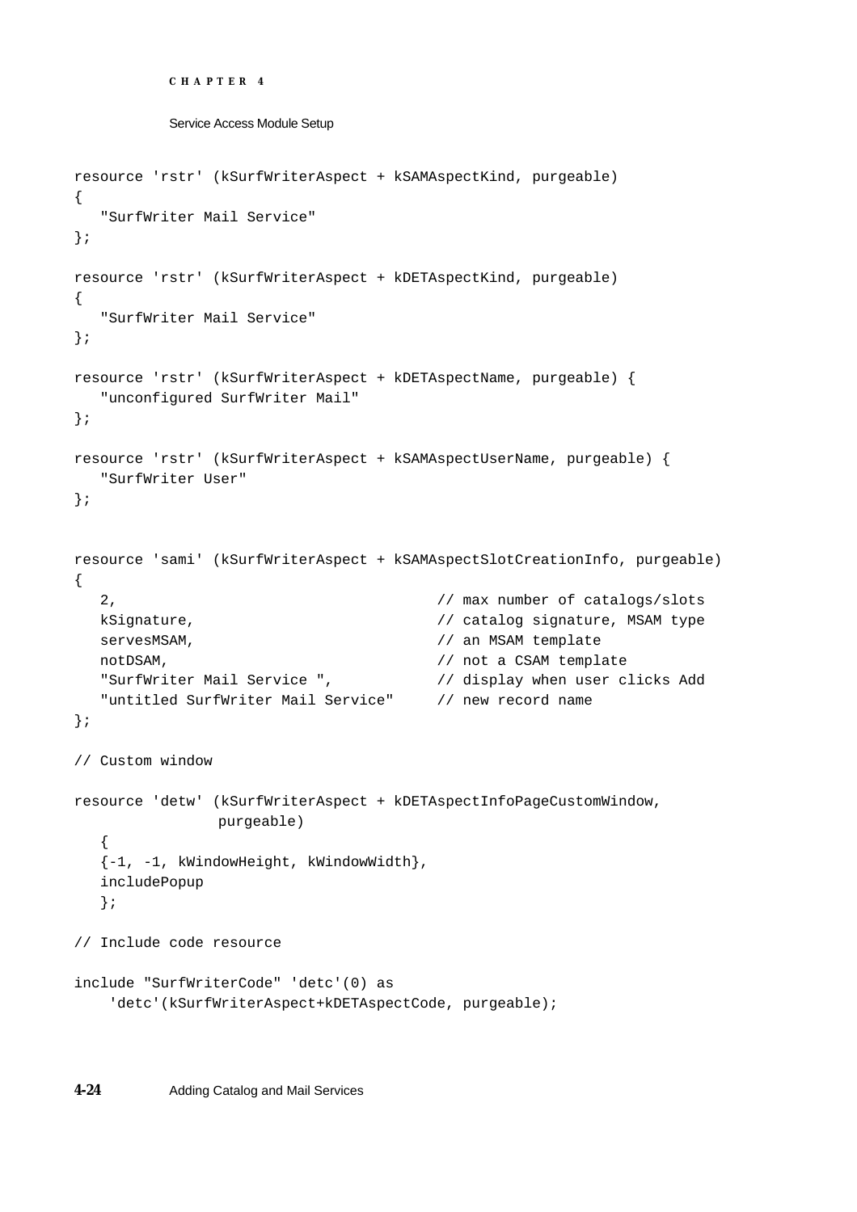```
resource 'rstr' (kSurfWriterAspect + kSAMAspectKind, purgeable)
{
   "SurfWriter Mail Service"
};

resource 'rstr' (kSurfWriterAspect + kDETAspectKind, purgeable)
{
   "SurfWriter Mail Service"
};

resource 'rstr' (kSurfWriterAspect + kDETAspectName, purgeable) {
   "unconfigured SurfWriter Mail"
};

resource 'rstr' (kSurfWriterAspect + kSAMAspectUserName, purgeable) {
   "SurfWriter User"
};


resource 'sami' (kSurfWriterAspect + kSAMAspectSlotCreationInfo, purgeable)
{
   2,                                  // max number of catalogs/slots
   kSignature,                         // catalog signature, MSAM type
   servesMSAM,                         // an MSAM template
   notDSAM,                            // not a CSAM template
   "SurfWriter Mail Service ",         // display when user clicks Add
   "untitled SurfWriter Mail Service"  // new record name
};

// Custom window

resource 'detw' (kSurfWriterAspect + kDETAspectInfoPageCustomWindow,
                purgeable)
   {
   {-1, -1, kWindowHeight, kWindowWidth},
   includePopup
   };

// Include code resource

include "SurfWriterCode" 'detc'(0) as
    'detc'(kSurfWriterAspect+kDETAspectCode, purgeable);
```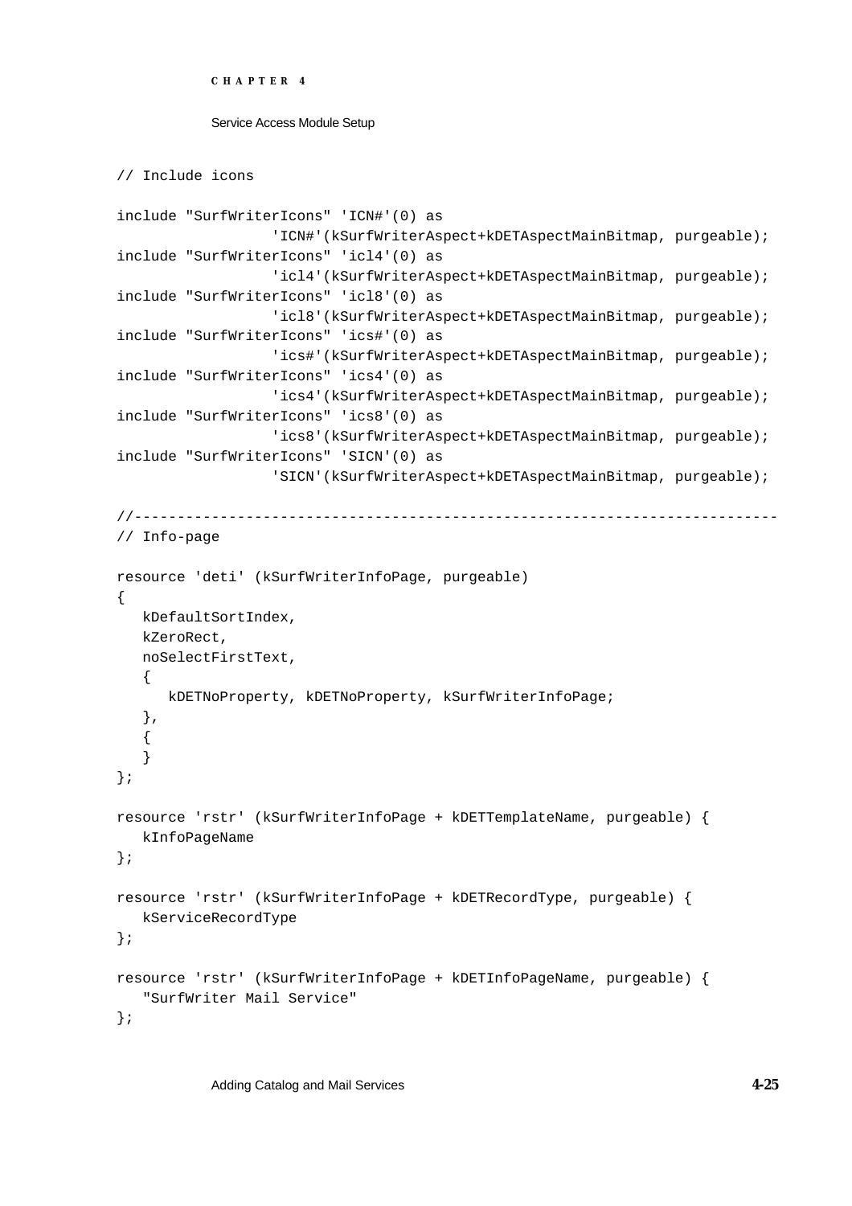```
// Include icons

include "SurfWriterIcons" 'ICN#'(0) as
                 'ICN#'(kSurfWriterAspect+kDETAspectMainBitmap, purgeable);
include "SurfWriterIcons" 'icl4'(0) as
                 'icl4'(kSurfWriterAspect+kDETAspectMainBitmap, purgeable);
include "SurfWriterIcons" 'icl8'(0) as
                 'icl8'(kSurfWriterAspect+kDETAspectMainBitmap, purgeable);
include "SurfWriterIcons" 'ics#'(0) as
                 'ics#'(kSurfWriterAspect+kDETAspectMainBitmap, purgeable);
include "SurfWriterIcons" 'ics4'(0) as
                 'ics4'(kSurfWriterAspect+kDETAspectMainBitmap, purgeable);
include "SurfWriterIcons" 'ics8'(0) as
                 'ics8'(kSurfWriterAspect+kDETAspectMainBitmap, purgeable);
include "SurfWriterIcons" 'SICN'(0) as
                 'SICN'(kSurfWriterAspect+kDETAspectMainBitmap, purgeable);

//--------------------------------------------------------------------------
// Info-page

resource 'deti' (kSurfWriterInfoPage, purgeable)
{
   kDefaultSortIndex,
   kZeroRect,
   noSelectFirstText,
   {
      kDETNoProperty, kDETNoProperty, kSurfWriterInfoPage;
   },
   {
   }
};

resource 'rstr' (kSurfWriterInfoPage + kDETTemplateName, purgeable) {
   kInfoPageName
};

resource 'rstr' (kSurfWriterInfoPage + kDETRecordType, purgeable) {
   kServiceRecordType
};

resource 'rstr' (kSurfWriterInfoPage + kDETInfoPageName, purgeable) {
   "SurfWriter Mail Service"
};
```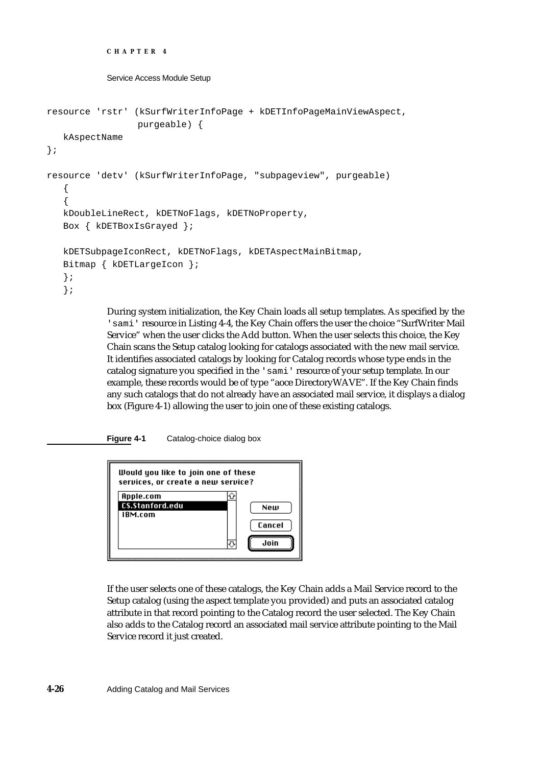```
resource 'rstr' (kSurfWriterInfoPage + kDETInfoPageMainViewAspect,
                purgeable) {
   kAspectName
};

resource 'detv' (kSurfWriterInfoPage, "subpageview", purgeable)
   {
   {
   kDoubleLineRect, kDETNoFlags, kDETNoProperty,
   Box { kDETBoxIsGrayed };

   kDETSubpageIconRect, kDETNoFlags, kDETAspectMainBitmap,
   Bitmap { kDETLargeIcon };
   };
   };
```

During system initialization, the Key Chain loads all setup templates. As specified by the `'sami'` resource in Listing 4-4, the Key Chain offers the user the choice "SurfWriter Mail Service" when the user clicks the Add button. When the user selects this choice, the Key Chain scans the Setup catalog looking for catalogs associated with the new mail service. It identifies associated catalogs by looking for Catalog records whose type ends in the catalog signature you specified in the `'sami'` resource of your setup template. In our example, these records would be of type "aoce DirectoryWAVE". If the Key Chain finds any such catalogs that do not already have an associated mail service, it displays a dialog box (Figure 4-1) allowing the user to join one of these existing catalogs.

**Figure 4-1** Catalog-choice dialog box

Would you like to join one of these services, or create a new service?

Apple.com
C$.Stanford.edu
IBM.com

New
Cancel
Join

If the user selects one of these catalogs, the Key Chain adds a Mail Service record to the Setup catalog (using the aspect template you provided) and puts an associated catalog attribute in that record pointing to the Catalog record the user selected. The Key Chain also adds to the Catalog record an associated mail service attribute pointing to the Mail Service record it just created.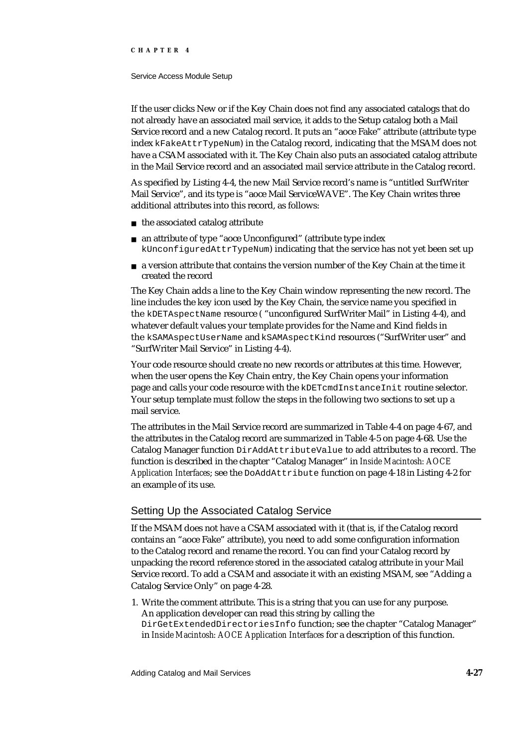If the user clicks New or if the Key Chain does not find any associated catalogs that do not already have an associated mail service, it adds to the Setup catalog both a Mail Service record and a new Catalog record. It puts an "aoce Fake" attribute (attribute type index `kFakeAttrTypeNum`) in the Catalog record, indicating that the MSAM does not have a CSAM associated with it. The Key Chain also puts an associated catalog attribute in the Mail Service record and an associated mail service attribute in the Catalog record.

As specified by Listing 4-4, the new Mail Service record's name is "untitled SurfWriter Mail Service", and its type is "aoce Mail ServiceWAVE". The Key Chain writes three additional attributes into this record, as follows:

- the associated catalog attribute
- an attribute of type "aoce Unconfigured" (attribute type index `kUnconfiguredAttrTypeNum`) indicating that the service has not yet been set up
- a version attribute that contains the version number of the Key Chain at the time it created the record

The Key Chain adds a line to the Key Chain window representing the new record. The line includes the key icon used by the Key Chain, the service name you specified in the `kDETAspectName` resource ( "unconfigured SurfWriter Mail" in Listing 4-4), and whatever default values your template provides for the Name and Kind fields in the `kSAMAspectUserName` and `kSAMAspectKind` resources ("SurfWriter user" and "SurfWriter Mail Service" in Listing 4-4).

Your code resource should create no new records or attributes at this time. However, when the user opens the Key Chain entry, the Key Chain opens your information page and calls your code resource with the `kDETcmdInstanceInit` routine selector. Your setup template must follow the steps in the following two sections to set up a mail service.

The attributes in the Mail Service record are summarized in Table 4-4 on page 4-67, and the attributes in the Catalog record are summarized in Table 4-5 on page 4-68. Use the Catalog Manager function `DirAddAttributeValue` to add attributes to a record. The function is described in the chapter "Catalog Manager" in *Inside Macintosh: AOCE Application Interfaces*; see the `DoAddAttribute` function on page 4-18 in Listing 4-2 for an example of its use.

## Setting Up the Associated Catalog Service

If the MSAM does not have a CSAM associated with it (that is, if the Catalog record contains an "aoce Fake" attribute), you need to add some configuration information to the Catalog record and rename the record. You can find your Catalog record by unpacking the record reference stored in the associated catalog attribute in your Mail Service record. To add a CSAM and associate it with an existing MSAM, see "Adding a Catalog Service Only" on page 4-28.

1. Write the comment attribute. This is a string that you can use for any purpose. An application developer can read this string by calling the `DirGetExtendedDirectoriesInfo` function; see the chapter "Catalog Manager" in *Inside Macintosh: AOCE Application Interfaces* for a description of this function.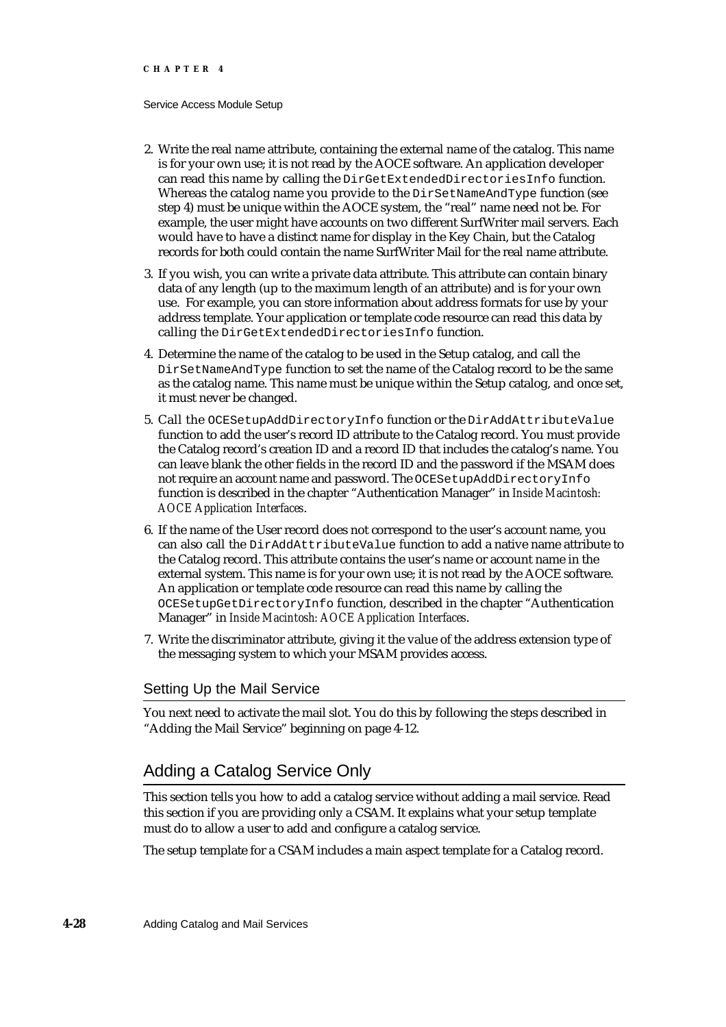2. Write the real name attribute, containing the external name of the catalog. This name is for your own use; it is not read by the AOCE software. An application developer can read this name by calling the `DirGetExtendedDirectoriesInfo` function. Whereas the catalog name you provide to the `DirSetNameAndType` function (see step 4) must be unique within the AOCE system, the "real" name need not be. For example, the user might have accounts on two different SurfWriter mail servers. Each would have to have a distinct name for display in the Key Chain, but the Catalog records for both could contain the name SurfWriter Mail for the real name attribute.
3. If you wish, you can write a private data attribute. This attribute can contain binary data of any length (up to the maximum length of an attribute) and is for your own use. For example, you can store information about address formats for use by your address template. Your application or template code resource can read this data by calling the `DirGetExtendedDirectoriesInfo` function.
4. Determine the name of the catalog to be used in the Setup catalog, and call the `DirSetNameAndType` function to set the name of the Catalog record to be the same as the catalog name. This name must be unique within the Setup catalog, and once set, it must never be changed.
5. Call the `OCESetupAddDirectoryInfo` function or the `DirAddAttributeValue` function to add the user's record ID attribute to the Catalog record. You must provide the Catalog record's creation ID and a record ID that includes the catalog's name. You can leave blank the other fields in the record ID and the password if the MSAM does not require an account name and password. The `OCESetupAddDirectoryInfo` function is described in the chapter "Authentication Manager" in *Inside Macintosh: AOCE Application Interfaces*.
6. If the name of the User record does not correspond to the user's account name, you can also call the `DirAddAttributeValue` function to add a native name attribute to the Catalog record. This attribute contains the user's name or account name in the external system. This name is for your own use; it is not read by the AOCE software. An application or template code resource can read this name by calling the `OCESetupGetDirectoryInfo` function, described in the chapter "Authentication Manager" in *Inside Macintosh: AOCE Application Interfaces*.
7. Write the discriminator attribute, giving it the value of the address extension type of the messaging system to which your MSAM provides access.

### Setting Up the Mail Service

You next need to activate the mail slot. You do this by following the steps described in "Adding the Mail Service" beginning on page 4-12.

## Adding a Catalog Service Only

This section tells you how to add a catalog service without adding a mail service. Read this section if you are providing only a CSAM. It explains what your setup template must do to allow a user to add and configure a catalog service.

The setup template for a CSAM includes a main aspect template for a Catalog record.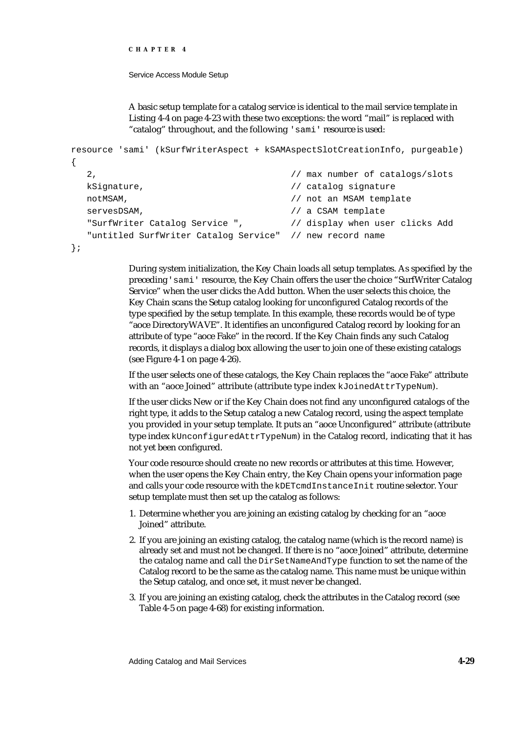A basic setup template for a catalog service is identical to the mail service template in Listing 4-4 on page 4-23 with these two exceptions: the word "mail" is replaced with "catalog" throughout, and the following 'sami' resource is used:

```
resource 'sami' (kSurfWriterAspect + kSAMAspectSlotCreationInfo, purgeable)
{
   2,                                       // max number of catalogs/slots
   kSignature,                              // catalog signature
   notMSAM,                                 // not an MSAM template
   servesDSAM,                              // a CSAM template
   "SurfWriter Catalog Service ",           // display when user clicks Add
   "untitled SurfWriter Catalog Service"  // new record name
};
```

During system initialization, the Key Chain loads all setup templates. As specified by the preceding 'sami' resource, the Key Chain offers the user the choice "SurfWriter Catalog Service" when the user clicks the Add button. When the user selects this choice, the Key Chain scans the Setup catalog looking for unconfigured Catalog records of the type specified by the setup template. In this example, these records would be of type "aoce DirectoryWAVE". It identifies an unconfigured Catalog record by looking for an attribute of type "aoce Fake" in the record. If the Key Chain finds any such Catalog records, it displays a dialog box allowing the user to join one of these existing catalogs (see Figure 4-1 on page 4-26).

If the user selects one of these catalogs, the Key Chain replaces the "aoce Fake" attribute with an "aoce Joined" attribute (attribute type index `kJoinedAttrTypeNum`).

If the user clicks New or if the Key Chain does not find any unconfigured catalogs of the right type, it adds to the Setup catalog a new Catalog record, using the aspect template you provided in your setup template. It puts an "aoce Unconfigured" attribute (attribute type index `kUnconfiguredAttrTypeNum`) in the Catalog record, indicating that it has not yet been configured.

Your code resource should create no new records or attributes at this time. However, when the user opens the Key Chain entry, the Key Chain opens your information page and calls your code resource with the `kDETcmdInstanceInit` routine selector. Your setup template must then set up the catalog as follows:

1. Determine whether you are joining an existing catalog by checking for an "aoce Joined" attribute.
2. If you are joining an existing catalog, the catalog name (which is the record name) is already set and must not be changed. If there is no "aoce Joined" attribute, determine the catalog name and call the `DirSetNameAndType` function to set the name of the Catalog record to be the same as the catalog name. This name must be unique within the Setup catalog, and once set, it must never be changed.
3. If you are joining an existing catalog, check the attributes in the Catalog record (see Table 4-5 on page 4-68) for existing information.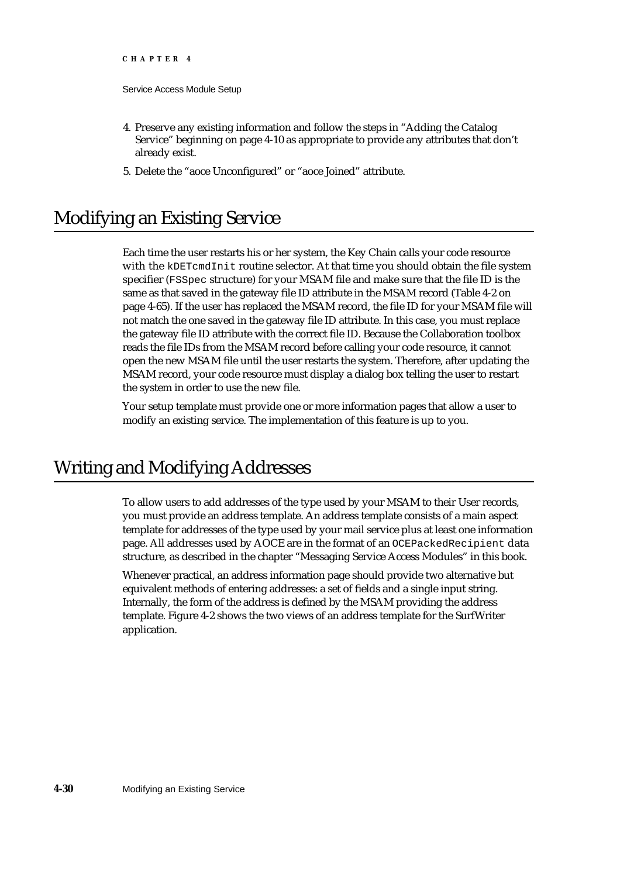4. Preserve any existing information and follow the steps in "Adding the Catalog Service" beginning on page 4-10 as appropriate to provide any attributes that don't already exist.
5. Delete the "aoce Unconfigured" or "aoce Joined" attribute.

# Modifying an Existing Service

Each time the user restarts his or her system, the Key Chain calls your code resource with the `kDETcmdInit` routine selector. At that time you should obtain the file system specifier (`FSSpec` structure) for your MSAM file and make sure that the file ID is the same as that saved in the gateway file ID attribute in the MSAM record (Table 4-2 on page 4-65). If the user has replaced the MSAM record, the file ID for your MSAM file will not match the one saved in the gateway file ID attribute. In this case, you must replace the gateway file ID attribute with the correct file ID. Because the Collaboration toolbox reads the file IDs from the MSAM record before calling your code resource, it cannot open the new MSAM file until the user restarts the system. Therefore, after updating the MSAM record, your code resource must display a dialog box telling the user to restart the system in order to use the new file.

Your setup template must provide one or more information pages that allow a user to modify an existing service. The implementation of this feature is up to you.

# Writing and Modifying Addresses

To allow users to add addresses of the type used by your MSAM to their User records, you must provide an address template. An address template consists of a main aspect template for addresses of the type used by your mail service plus at least one information page. All addresses used by AOCE are in the format of an `OCEPackedRecipient` data structure, as described in the chapter "Messaging Service Access Modules" in this book.

Whenever practical, an address information page should provide two alternative but equivalent methods of entering addresses: a set of fields and a single input string. Internally, the form of the address is defined by the MSAM providing the address template. Figure 4-2 shows the two views of an address template for the SurfWriter application.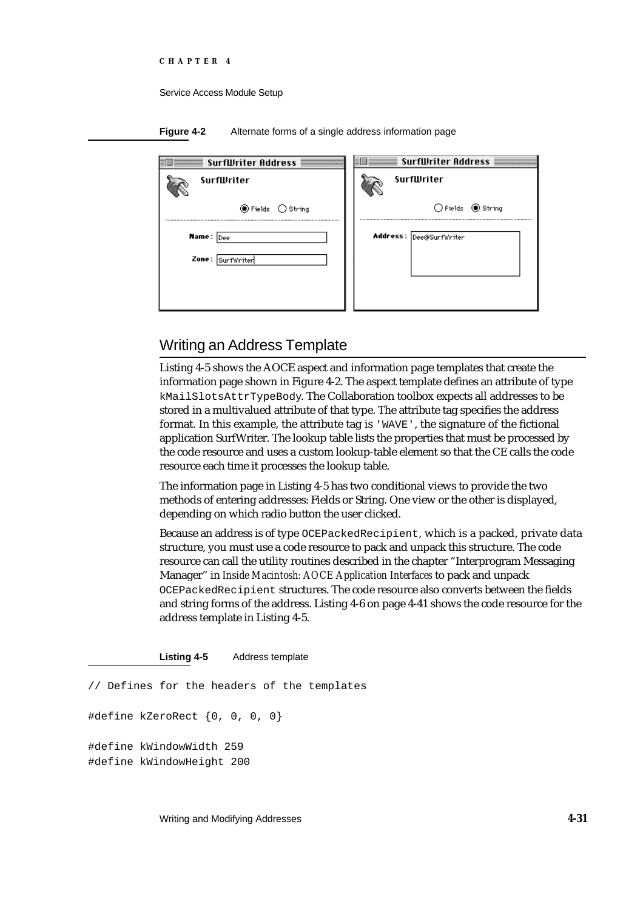**Figure 4-2** Alternate forms of a single address information page

## Writing an Address Template

Listing 4-5 shows the AOCE aspect and information page templates that create the information page shown in Figure 4-2. The aspect template defines an attribute of type `kMailSlotsAttrTypeBody`. The Collaboration toolbox expects all addresses to be stored in a multivalued attribute of that type. The attribute tag specifies the address format. In this example, the attribute tag is `'WAVE'`, the signature of the fictional application SurfWriter. The lookup table lists the properties that must be processed by the code resource and uses a custom lookup-table element so that the CE calls the code resource each time it processes the lookup table.

The information page in Listing 4-5 has two conditional views to provide the two methods of entering addresses: Fields or String. One view or the other is displayed, depending on which radio button the user clicked.

Because an address is of type `OCEPackedRecipient`, which is a packed, private data structure, you must use a code resource to pack and unpack this structure. The code resource can call the utility routines described in the chapter "Interprogram Messaging Manager" in *Inside Macintosh: AOCE Application Interfaces* to pack and unpack `OCEPackedRecipient` structures. The code resource also converts between the fields and string forms of the address. Listing 4-6 on page 4-41 shows the code resource for the address template in Listing 4-5.

**Listing 4-5** Address template

```
// Defines for the headers of the templates

#define kZeroRect {0, 0, 0, 0}

#define kWindowWidth 259
#define kWindowHeight 200
```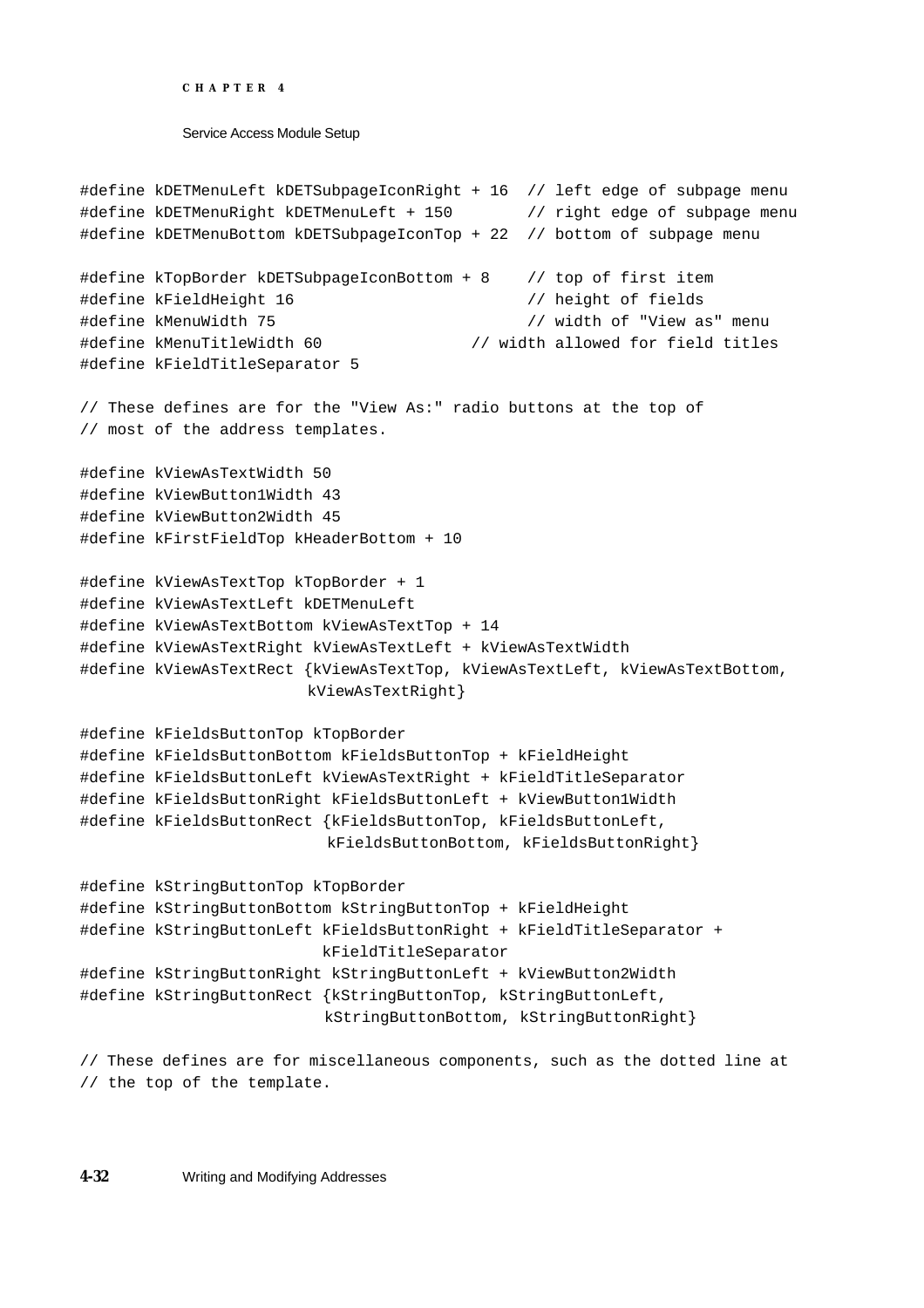```
#define kDETMenuLeft kDETSubpageIconRight + 16  // left edge of subpage menu
#define kDETMenuRight kDETMenuLeft + 150        // right edge of subpage menu
#define kDETMenuBottom kDETSubpageIconTop + 22  // bottom of subpage menu

#define kTopBorder kDETSubpageIconBottom + 8    // top of first item
#define kFieldHeight 16                         // height of fields
#define kMenuWidth 75                           // width of "View as" menu
#define kMenuTitleWidth 60                // width allowed for field titles
#define kFieldTitleSeparator 5

// These defines are for the "View As:" radio buttons at the top of
// most of the address templates.

#define kViewAsTextWidth 50
#define kViewButton1Width 43
#define kViewButton2Width 45
#define kFirstFieldTop kHeaderBottom + 10

#define kViewAsTextTop kTopBorder + 1
#define kViewAsTextLeft kDETMenuLeft
#define kViewAsTextBottom kViewAsTextTop + 14
#define kViewAsTextRight kViewAsTextLeft + kViewAsTextWidth
#define kViewAsTextRect {kViewAsTextTop, kViewAsTextLeft, kViewAsTextBottom,
                        kViewAsTextRight}

#define kFieldsButtonTop kTopBorder
#define kFieldsButtonBottom kFieldsButtonTop + kFieldHeight
#define kFieldsButtonLeft kViewAsTextRight + kFieldTitleSeparator
#define kFieldsButtonRight kFieldsButtonLeft + kViewButton1Width
#define kFieldsButtonRect {kFieldsButtonTop, kFieldsButtonLeft,
                          kFieldsButtonBottom, kFieldsButtonRight}

#define kStringButtonTop kTopBorder
#define kStringButtonBottom kStringButtonTop + kFieldHeight
#define kStringButtonLeft kFieldsButtonRight + kFieldTitleSeparator +
                          kFieldTitleSeparator
#define kStringButtonRight kStringButtonLeft + kViewButton2Width
#define kStringButtonRect {kStringButtonTop, kStringButtonLeft,
                          kStringButtonBottom, kStringButtonRight}

// These defines are for miscellaneous components, such as the dotted line at
// the top of the template.
```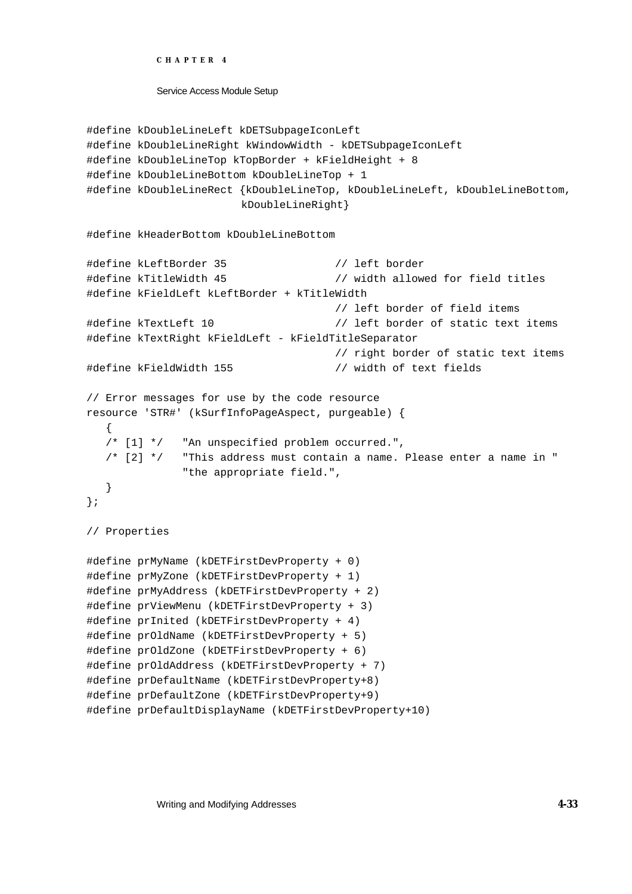```
#define kDoubleLineLeft kDETSubpageIconLeft
#define kDoubleLineRight kWindowWidth - kDETSubpageIconLeft
#define kDoubleLineTop kTopBorder + kFieldHeight + 8
#define kDoubleLineBottom kDoubleLineTop + 1
#define kDoubleLineRect {kDoubleLineTop, kDoubleLineLeft, kDoubleLineBottom,
                        kDoubleLineRight}

#define kHeaderBottom kDoubleLineBottom

#define kLeftBorder 35                  // left border
#define kTitleWidth 45                  // width allowed for field titles
#define kFieldLeft kLeftBorder + kTitleWidth
                                        // left border of field items
#define kTextLeft 10                    // left border of static text items
#define kTextRight kFieldLeft - kFieldTitleSeparator
                                        // right border of static text items
#define kFieldWidth 155                 // width of text fields

// Error messages for use by the code resource
resource 'STR#' (kSurfInfoPageAspect, purgeable) {
   {
   /* [1] */   "An unspecified problem occurred.",
   /* [2] */   "This address must contain a name. Please enter a name in "
               "the appropriate field.",
   }
};

// Properties

#define prMyName (kDETFirstDevProperty + 0)
#define prMyZone (kDETFirstDevProperty + 1)
#define prMyAddress (kDETFirstDevProperty + 2)
#define prViewMenu (kDETFirstDevProperty + 3)
#define prInited (kDETFirstDevProperty + 4)
#define prOldName (kDETFirstDevProperty + 5)
#define prOldZone (kDETFirstDevProperty + 6)
#define prOldAddress (kDETFirstDevProperty + 7)
#define prDefaultName (kDETFirstDevProperty+8)
#define prDefaultZone (kDETFirstDevProperty+9)
#define prDefaultDisplayName (kDETFirstDevProperty+10)
```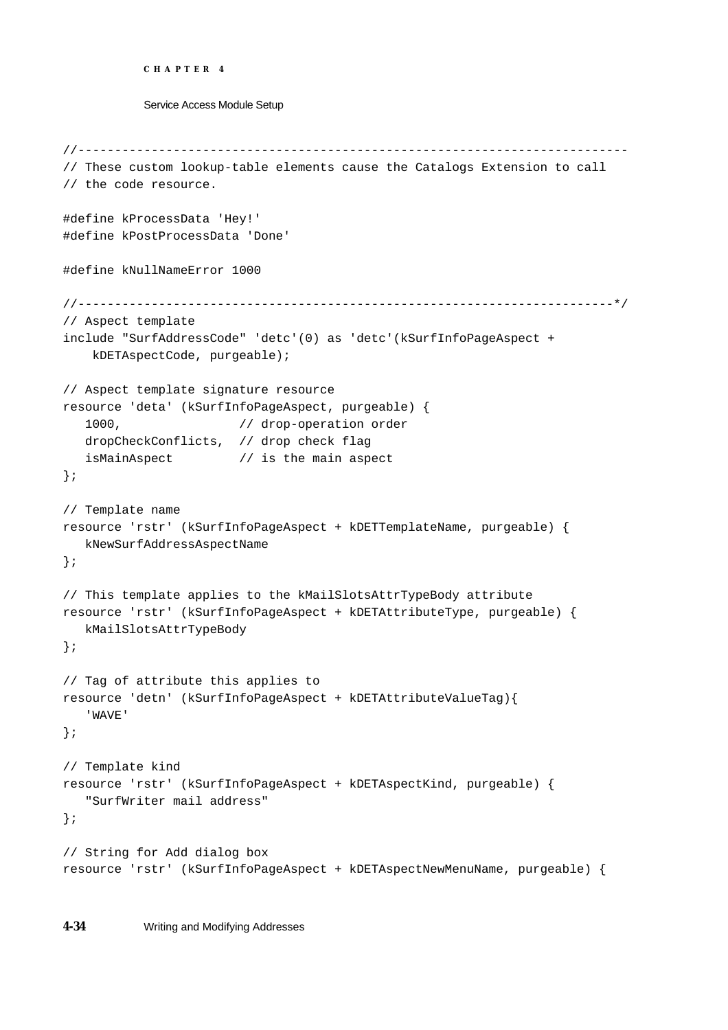```
//-------------------------------------------------------------------------
// These custom lookup-table elements cause the Catalogs Extension to call
// the code resource.

#define kProcessData 'Hey!'
#define kPostProcessData 'Done'

#define kNullNameError 1000

//-----------------------------------------------------------------------*/
// Aspect template
include "SurfAddressCode" 'detc'(0) as 'detc'(kSurfInfoPageAspect +
    kDETAspectCode, purgeable);

// Aspect template signature resource
resource 'deta' (kSurfInfoPageAspect, purgeable) {
   1000,               // drop-operation order
   dropCheckConflicts,  // drop check flag
   isMainAspect         // is the main aspect
};

// Template name
resource 'rstr' (kSurfInfoPageAspect + kDETTemplateName, purgeable) {
   kNewSurfAddressAspectName
};

// This template applies to the kMailSlotsAttrTypeBody attribute
resource 'rstr' (kSurfInfoPageAspect + kDETAttributeType, purgeable) {
   kMailSlotsAttrTypeBody
};

// Tag of attribute this applies to
resource 'detn' (kSurfInfoPageAspect + kDETAttributeValueTag){
   'WAVE'
};

// Template kind
resource 'rstr' (kSurfInfoPageAspect + kDETAspectKind, purgeable) {
   "SurfWriter mail address"
};

// String for Add dialog box
resource 'rstr' (kSurfInfoPageAspect + kDETAspectNewMenuName, purgeable) {
```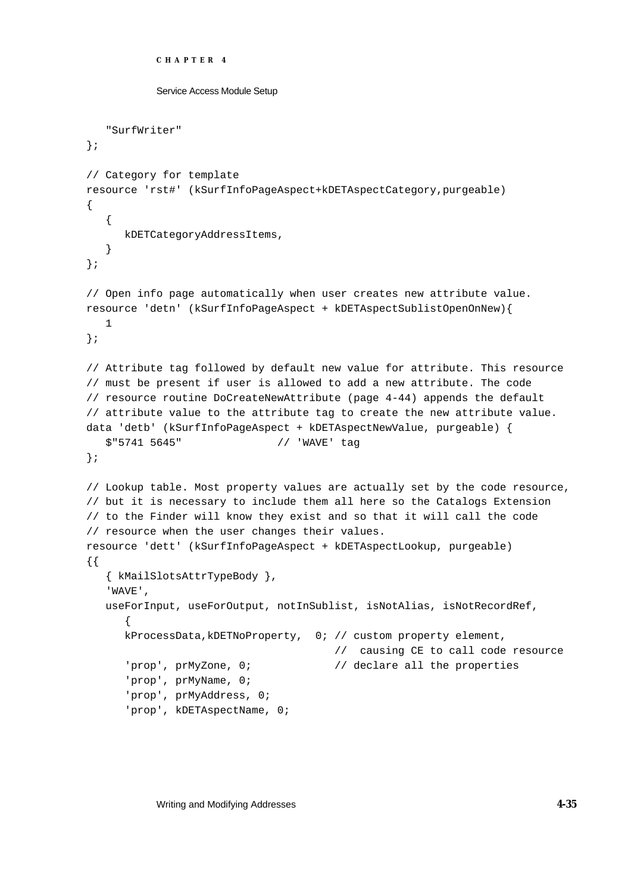```
   "SurfWriter"
};

// Category for template
resource 'rst#' (kSurfInfoPageAspect+kDETAspectCategory,purgeable)
{
   {
      kDETCategoryAddressItems,
   }
};

// Open info page automatically when user creates new attribute value.
resource 'detn' (kSurfInfoPageAspect + kDETAspectSublistOpenOnNew){
   1
};

// Attribute tag followed by default new value for attribute. This resource
// must be present if user is allowed to add a new attribute. The code
// resource routine DoCreateNewAttribute (page 4-44) appends the default
// attribute value to the attribute tag to create the new attribute value.
data 'detb' (kSurfInfoPageAspect + kDETAspectNewValue, purgeable) {
   $"5741 5645"               // 'WAVE' tag
};

// Lookup table. Most property values are actually set by the code resource,
// but it is necessary to include them all here so the Catalogs Extension
// to the Finder will know they exist and so that it will call the code
// resource when the user changes their values.
resource 'dett' (kSurfInfoPageAspect + kDETAspectLookup, purgeable)
{{
   { kMailSlotsAttrTypeBody },
   'WAVE',
   useForInput, useForOutput, notInSublist, isNotAlias, isNotRecordRef,
      {
      kProcessData,kDETNoProperty,  0; // custom property element,
                                       //  causing CE to call code resource
      'prop', prMyZone, 0;             // declare all the properties
      'prop', prMyName, 0;
      'prop', prMyAddress, 0;
      'prop', kDETAspectName, 0;
```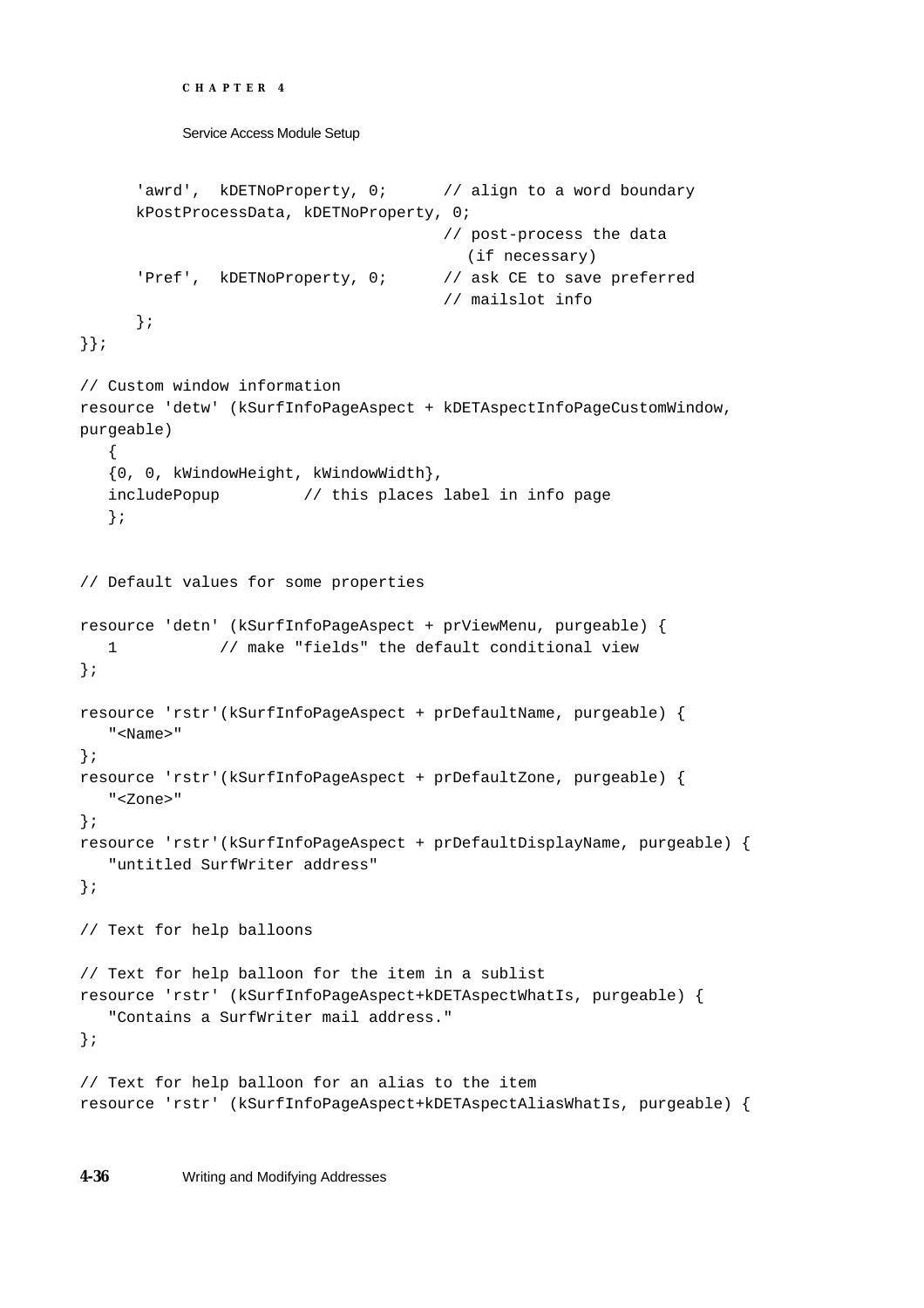```
      'awrd',  kDETNoProperty, 0;      // align to a word boundary
      kPostProcessData, kDETNoProperty, 0;
                                       // post-process the data
                                         (if necessary)
      'Pref',  kDETNoProperty, 0;      // ask CE to save preferred
                                       // mailslot info
      };
}};

// Custom window information
resource 'detw' (kSurfInfoPageAspect + kDETAspectInfoPageCustomWindow,
purgeable)
   {
   {0, 0, kWindowHeight, kWindowWidth},
   includePopup         // this places label in info page
   };


// Default values for some properties

resource 'detn' (kSurfInfoPageAspect + prViewMenu, purgeable) {
   1           // make "fields" the default conditional view
};

resource 'rstr'(kSurfInfoPageAspect + prDefaultName, purgeable) {
   "<Name>"
};
resource 'rstr'(kSurfInfoPageAspect + prDefaultZone, purgeable) {
   "<Zone>"
};
resource 'rstr'(kSurfInfoPageAspect + prDefaultDisplayName, purgeable) {
   "untitled SurfWriter address"
};

// Text for help balloons

// Text for help balloon for the item in a sublist
resource 'rstr' (kSurfInfoPageAspect+kDETAspectWhatIs, purgeable) {
   "Contains a SurfWriter mail address."
};

// Text for help balloon for an alias to the item
resource 'rstr' (kSurfInfoPageAspect+kDETAspectAliasWhatIs, purgeable) {
```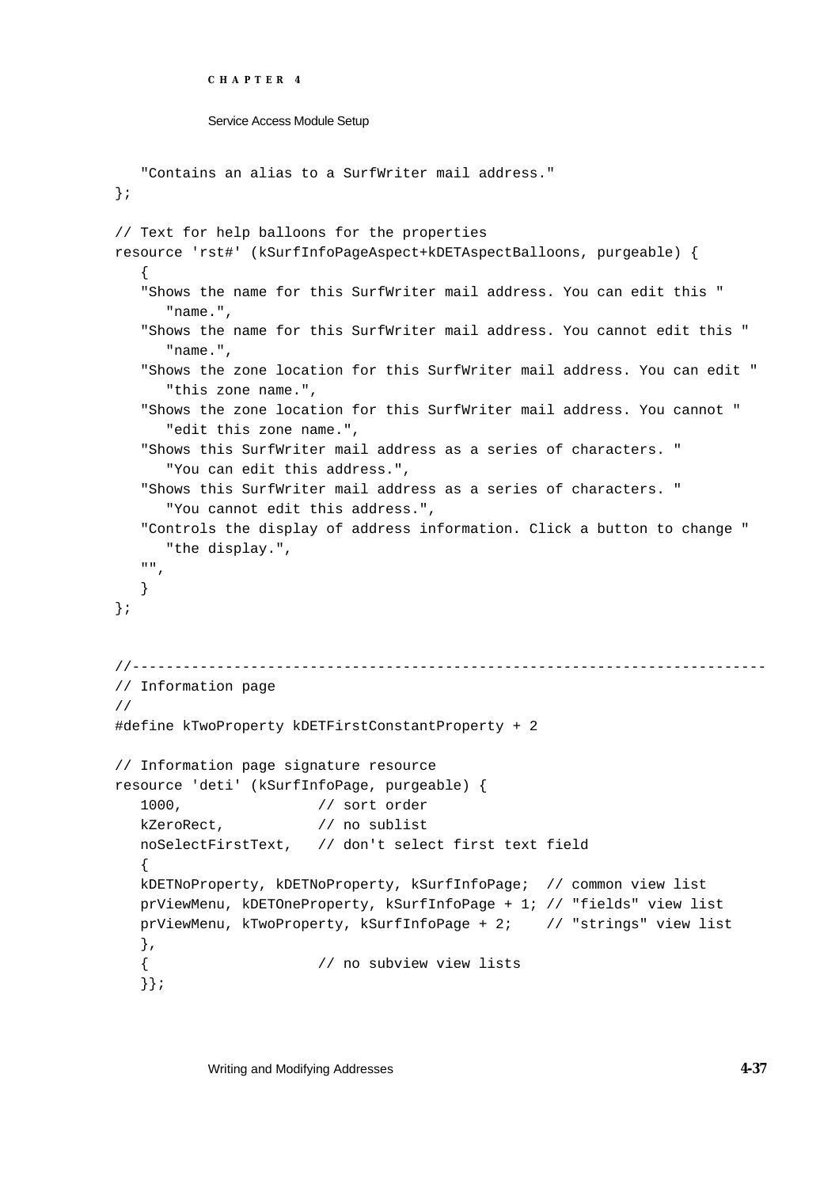```
   "Contains an alias to a SurfWriter mail address."
};

// Text for help balloons for the properties
resource 'rst#' (kSurfInfoPageAspect+kDETAspectBalloons, purgeable) {
   {
   "Shows the name for this SurfWriter mail address. You can edit this "
      "name.",
   "Shows the name for this SurfWriter mail address. You cannot edit this "
      "name.",
   "Shows the zone location for this SurfWriter mail address. You can edit "
      "this zone name.",
   "Shows the zone location for this SurfWriter mail address. You cannot "
      "edit this zone name.",
   "Shows this SurfWriter mail address as a series of characters. "
      "You can edit this address.",
   "Shows this SurfWriter mail address as a series of characters. "
      "You cannot edit this address.",
   "Controls the display of address information. Click a button to change "
      "the display.",
   "",
   }
};


//---------------------------------------------------------------------------
// Information page
//
#define kTwoProperty kDETFirstConstantProperty + 2

// Information page signature resource
resource 'deti' (kSurfInfoPage, purgeable) {
   1000,              // sort order
   kZeroRect,         // no sublist
   noSelectFirstText,  // don't select first text field
   {
   kDETNoProperty, kDETNoProperty, kSurfInfoPage;  // common view list
   prViewMenu, kDETOneProperty, kSurfInfoPage + 1; // "fields" view list
   prViewMenu, kTwoProperty, kSurfInfoPage + 2;    // "strings" view list
   },
   {                  // no subview view lists
   }};
```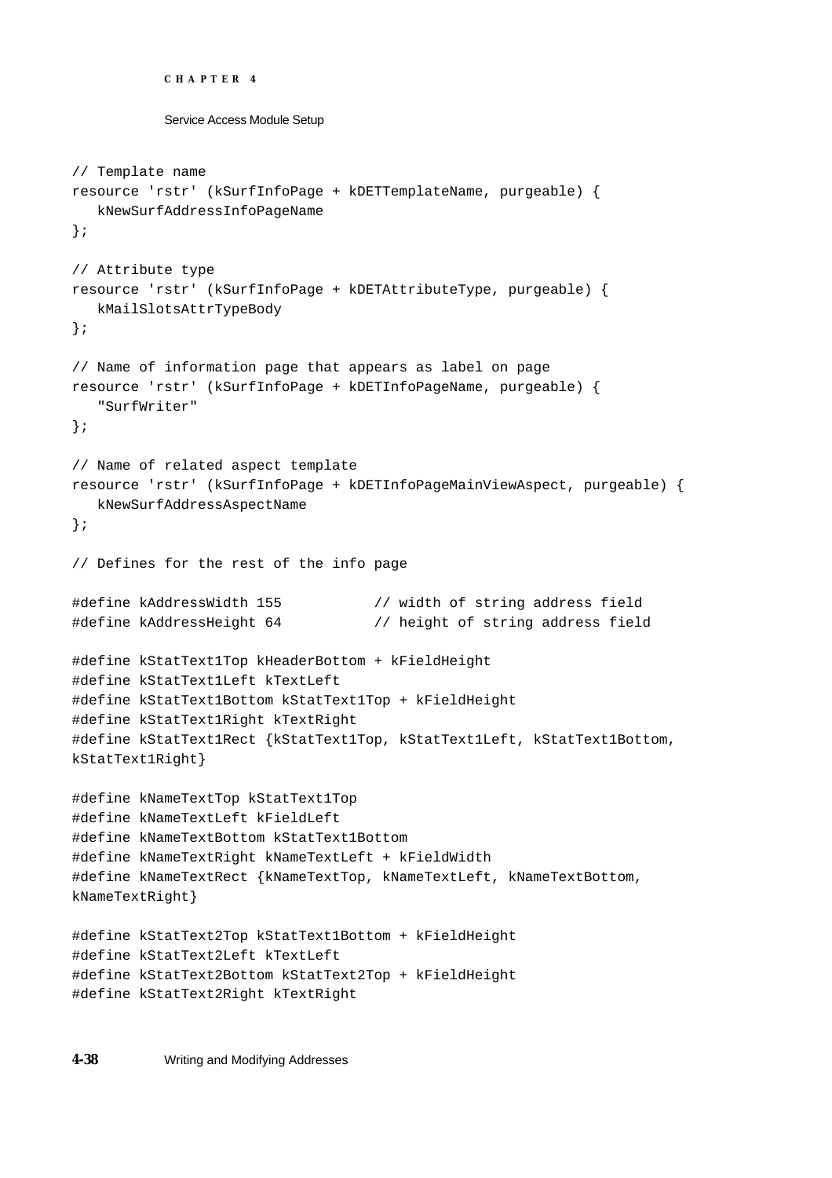```
// Template name
resource 'rstr' (kSurfInfoPage + kDETTemplateName, purgeable) {
   kNewSurfAddressInfoPageName
};

// Attribute type
resource 'rstr' (kSurfInfoPage + kDETAttributeType, purgeable) {
   kMailSlotsAttrTypeBody
};

// Name of information page that appears as label on page
resource 'rstr' (kSurfInfoPage + kDETInfoPageName, purgeable) {
   "SurfWriter"
};

// Name of related aspect template
resource 'rstr' (kSurfInfoPage + kDETInfoPageMainViewAspect, purgeable) {
   kNewSurfAddressAspectName
};

// Defines for the rest of the info page

#define kAddressWidth 155           // width of string address field
#define kAddressHeight 64           // height of string address field

#define kStatText1Top kHeaderBottom + kFieldHeight
#define kStatText1Left kTextLeft
#define kStatText1Bottom kStatText1Top + kFieldHeight
#define kStatText1Right kTextRight
#define kStatText1Rect {kStatText1Top, kStatText1Left, kStatText1Bottom,
kStatText1Right}

#define kNameTextTop kStatText1Top
#define kNameTextLeft kFieldLeft
#define kNameTextBottom kStatText1Bottom
#define kNameTextRight kNameTextLeft + kFieldWidth
#define kNameTextRect {kNameTextTop, kNameTextLeft, kNameTextBottom,
kNameTextRight}

#define kStatText2Top kStatText1Bottom + kFieldHeight
#define kStatText2Left kTextLeft
#define kStatText2Bottom kStatText2Top + kFieldHeight
#define kStatText2Right kTextRight
```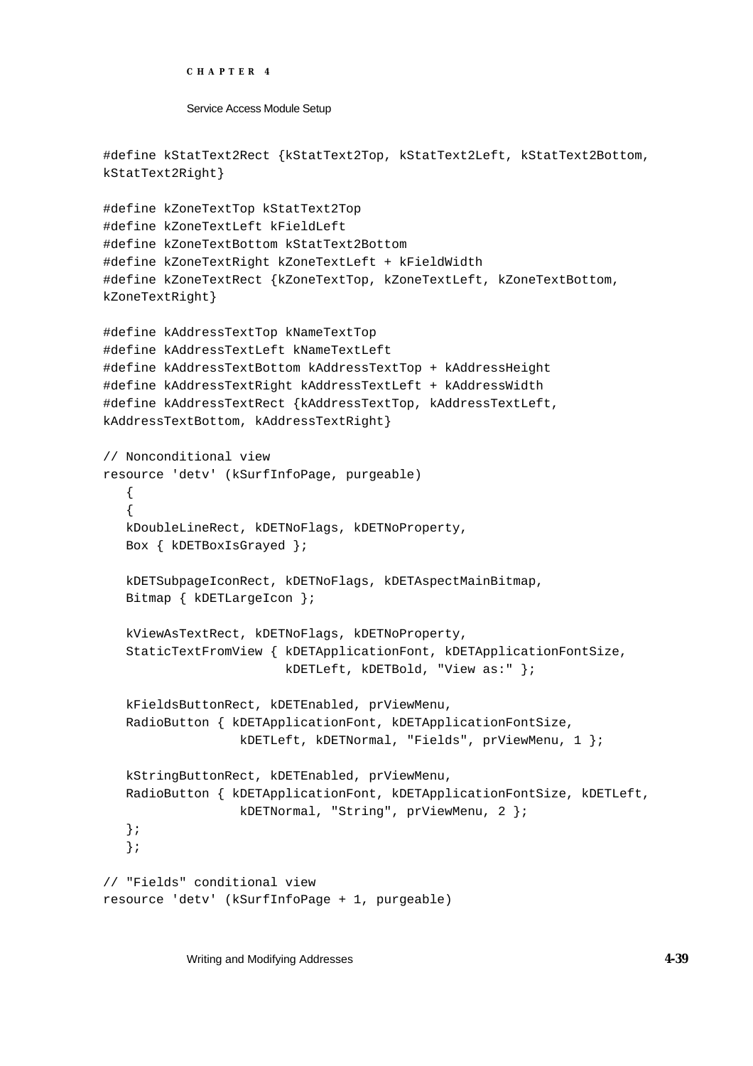```
#define kStatText2Rect {kStatText2Top, kStatText2Left, kStatText2Bottom,
kStatText2Right}

#define kZoneTextTop kStatText2Top
#define kZoneTextLeft kFieldLeft
#define kZoneTextBottom kStatText2Bottom
#define kZoneTextRight kZoneTextLeft + kFieldWidth
#define kZoneTextRect {kZoneTextTop, kZoneTextLeft, kZoneTextBottom,
kZoneTextRight}

#define kAddressTextTop kNameTextTop
#define kAddressTextLeft kNameTextLeft
#define kAddressTextBottom kAddressTextTop + kAddressHeight
#define kAddressTextRight kAddressTextLeft + kAddressWidth
#define kAddressTextRect {kAddressTextTop, kAddressTextLeft,
kAddressTextBottom, kAddressTextRight}

// Nonconditional view
resource 'detv' (kSurfInfoPage, purgeable)
   {
   {
   kDoubleLineRect, kDETNoFlags, kDETNoProperty,
   Box { kDETBoxIsGrayed };

   kDETSubpageIconRect, kDETNoFlags, kDETAspectMainBitmap,
   Bitmap { kDETLargeIcon };

   kViewAsTextRect, kDETNoFlags, kDETNoProperty,
   StaticTextFromView { kDETApplicationFont, kDETApplicationFontSize,
                        kDETLeft, kDETBold, "View as:" };

   kFieldsButtonRect, kDETEnabled, prViewMenu,
   RadioButton { kDETApplicationFont, kDETApplicationFontSize,
                 kDETLeft, kDETNormal, "Fields", prViewMenu, 1 };

   kStringButtonRect, kDETEnabled, prViewMenu,
   RadioButton { kDETApplicationFont, kDETApplicationFontSize, kDETLeft,
                 kDETNormal, "String", prViewMenu, 2 };
   };
   };

// "Fields" conditional view
resource 'detv' (kSurfInfoPage + 1, purgeable)
```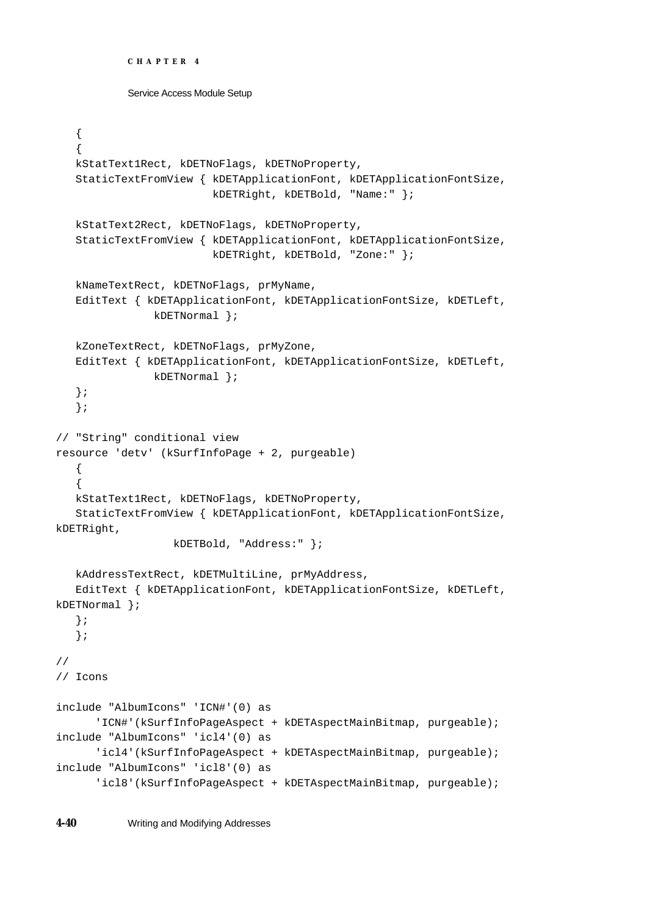```
   {
   {
   kStatText1Rect, kDETNoFlags, kDETNoProperty,
   StaticTextFromView { kDETApplicationFont, kDETApplicationFontSize,
                        kDETRight, kDETBold, "Name:" };

   kStatText2Rect, kDETNoFlags, kDETNoProperty,
   StaticTextFromView { kDETApplicationFont, kDETApplicationFontSize,
                        kDETRight, kDETBold, "Zone:" };

   kNameTextRect, kDETNoFlags, prMyName,
   EditText { kDETApplicationFont, kDETApplicationFontSize, kDETLeft,
              kDETNormal };

   kZoneTextRect, kDETNoFlags, prMyZone,
   EditText { kDETApplicationFont, kDETApplicationFontSize, kDETLeft,
              kDETNormal };
   };
   };

// "String" conditional view
resource 'detv' (kSurfInfoPage + 2, purgeable)
   {
   {
   kStatText1Rect, kDETNoFlags, kDETNoProperty,
   StaticTextFromView { kDETApplicationFont, kDETApplicationFontSize,
kDETRight,
                  kDETBold, "Address:" };

   kAddressTextRect, kDETMultiLine, prMyAddress,
   EditText { kDETApplicationFont, kDETApplicationFontSize, kDETLeft,
kDETNormal };
   };
   };

//
// Icons

include "AlbumIcons" 'ICN#'(0) as
      'ICN#'(kSurfInfoPageAspect + kDETAspectMainBitmap, purgeable);
include "AlbumIcons" 'icl4'(0) as
      'icl4'(kSurfInfoPageAspect + kDETAspectMainBitmap, purgeable);
include "AlbumIcons" 'icl8'(0) as
      'icl8'(kSurfInfoPageAspect + kDETAspectMainBitmap, purgeable);
```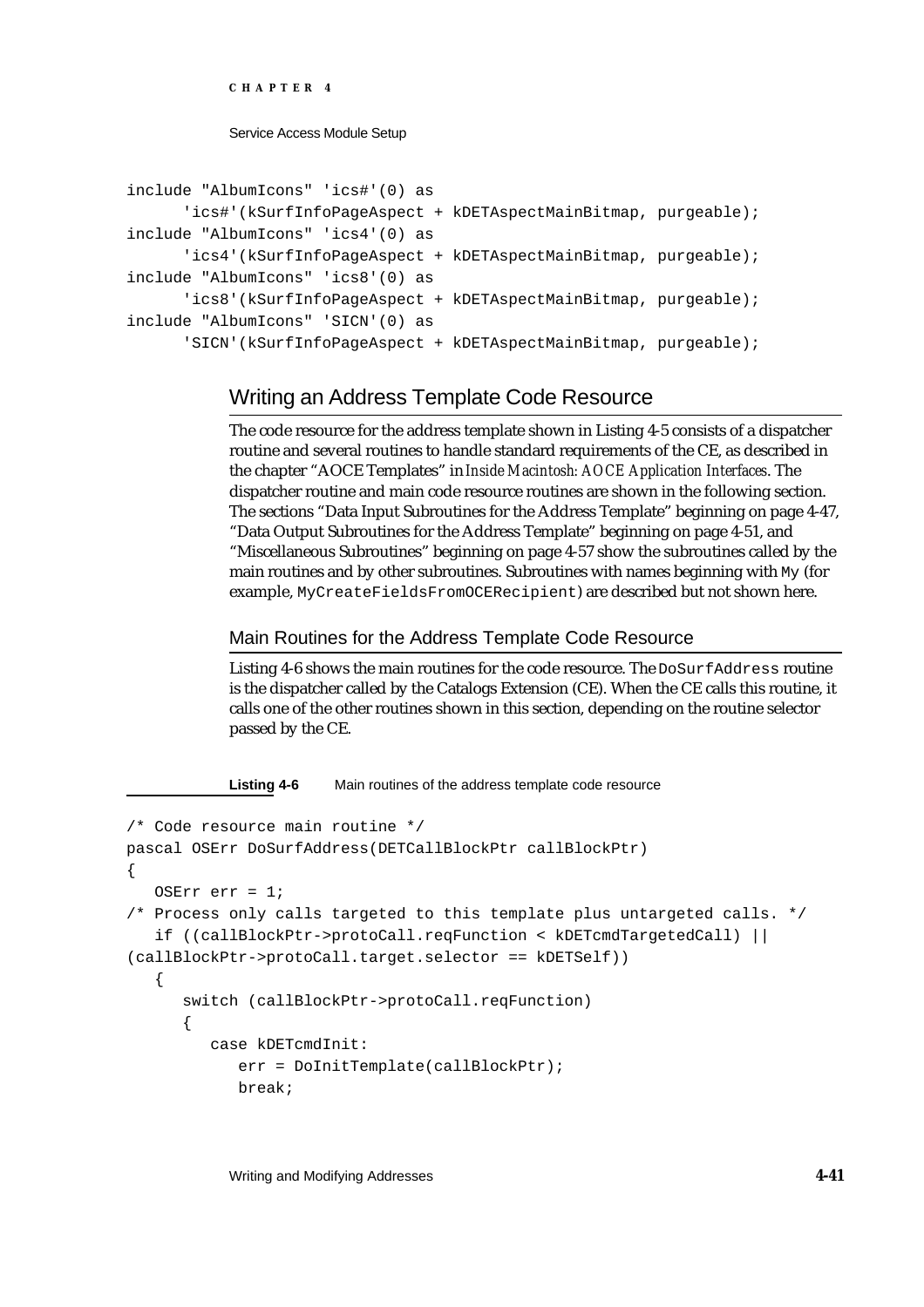```
include "AlbumIcons" 'ics#'(0) as
      'ics#'(kSurfInfoPageAspect + kDETAspectMainBitmap, purgeable);
include "AlbumIcons" 'ics4'(0) as
      'ics4'(kSurfInfoPageAspect + kDETAspectMainBitmap, purgeable);
include "AlbumIcons" 'ics8'(0) as
      'ics8'(kSurfInfoPageAspect + kDETAspectMainBitmap, purgeable);
include "AlbumIcons" 'SICN'(0) as
      'SICN'(kSurfInfoPageAspect + kDETAspectMainBitmap, purgeable);
```

## Writing an Address Template Code Resource

The code resource for the address template shown in Listing 4-5 consists of a dispatcher routine and several routines to handle standard requirements of the CE, as described in the chapter "AOCE Templates" in *Inside Macintosh: AOCE Application Interfaces*. The dispatcher routine and main code resource routines are shown in the following section. The sections "Data Input Subroutines for the Address Template" beginning on page 4-47, "Data Output Subroutines for the Address Template" beginning on page 4-51, and "Miscellaneous Subroutines" beginning on page 4-57 show the subroutines called by the main routines and by other subroutines. Subroutines with names beginning with `My` (for example, `MyCreateFieldsFromOCERecipient`) are described but not shown here.

### Main Routines for the Address Template Code Resource

Listing 4-6 shows the main routines for the code resource. The `DoSurfAddress` routine is the dispatcher called by the Catalogs Extension (CE). When the CE calls this routine, it calls one of the other routines shown in this section, depending on the routine selector passed by the CE.

**Listing 4-6** Main routines of the address template code resource

```
/* Code resource main routine */
pascal OSErr DoSurfAddress(DETCallBlockPtr callBlockPtr)
{
   OSErr err = 1;
/* Process only calls targeted to this template plus untargeted calls. */
   if ((callBlockPtr->protoCall.reqFunction < kDETcmdTargetedCall) ||
(callBlockPtr->protoCall.target.selector == kDETSelf))
   {
      switch (callBlockPtr->protoCall.reqFunction)
      {
         case kDETcmdInit:
            err = DoInitTemplate(callBlockPtr);
            break;
```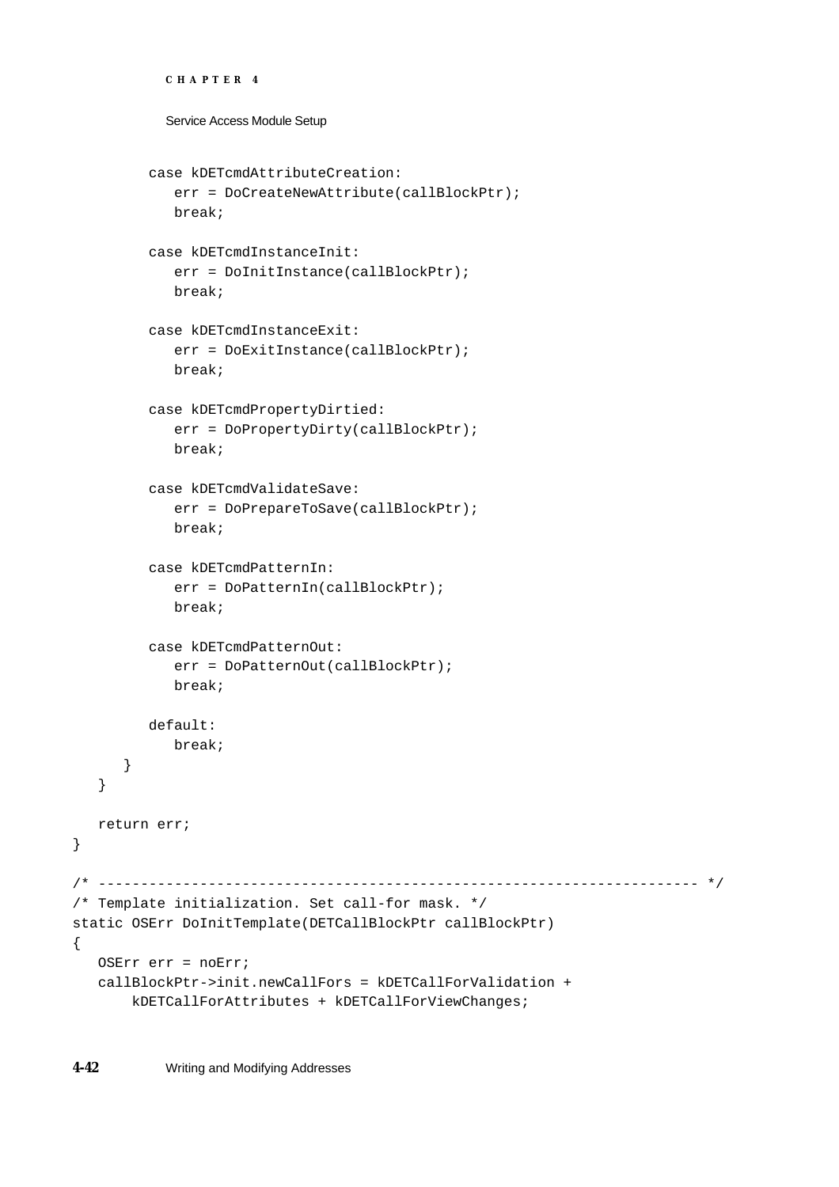```
         case kDETcmdAttributeCreation:
            err = DoCreateNewAttribute(callBlockPtr);
            break;

         case kDETcmdInstanceInit:
            err = DoInitInstance(callBlockPtr);
            break;

         case kDETcmdInstanceExit:
            err = DoExitInstance(callBlockPtr);
            break;

         case kDETcmdPropertyDirtied:
            err = DoPropertyDirty(callBlockPtr);
            break;

         case kDETcmdValidateSave:
            err = DoPrepareToSave(callBlockPtr);
            break;

         case kDETcmdPatternIn:
            err = DoPatternIn(callBlockPtr);
            break;

         case kDETcmdPatternOut:
            err = DoPatternOut(callBlockPtr);
            break;

         default:
            break;
      }
   }

   return err;
}

/* ------------------------------------------------------------------- */
/* Template initialization. Set call-for mask. */
static OSErr DoInitTemplate(DETCallBlockPtr callBlockPtr)
{
   OSErr err = noErr;
   callBlockPtr->init.newCallFors = kDETCallForValidation +
       kDETCallForAttributes + kDETCallForViewChanges;
```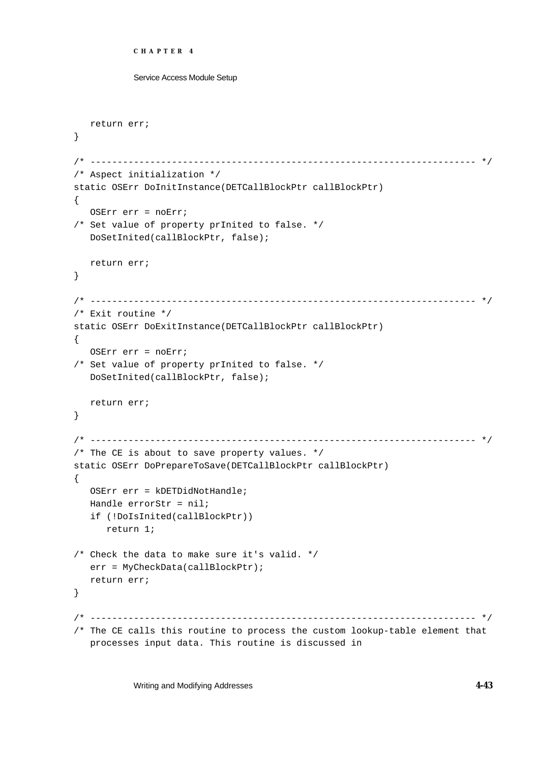```
   return err;
}

/* --------------------------------------------------------------------- */
/* Aspect initialization */
static OSErr DoInitInstance(DETCallBlockPtr callBlockPtr)
{
   OSErr err = noErr;
/* Set value of property prInited to false. */
   DoSetInited(callBlockPtr, false);

   return err;
}

/* --------------------------------------------------------------------- */
/* Exit routine */
static OSErr DoExitInstance(DETCallBlockPtr callBlockPtr)
{
   OSErr err = noErr;
/* Set value of property prInited to false. */
   DoSetInited(callBlockPtr, false);

   return err;
}

/* --------------------------------------------------------------------- */
/* The CE is about to save property values. */
static OSErr DoPrepareToSave(DETCallBlockPtr callBlockPtr)
{
   OSErr err = kDETDidNotHandle;
   Handle errorStr = nil;
   if (!DoIsInited(callBlockPtr))
      return 1;

/* Check the data to make sure it's valid. */
   err = MyCheckData(callBlockPtr);
   return err;
}

/* --------------------------------------------------------------------- */
/* The CE calls this routine to process the custom lookup-table element that
   processes input data. This routine is discussed in
```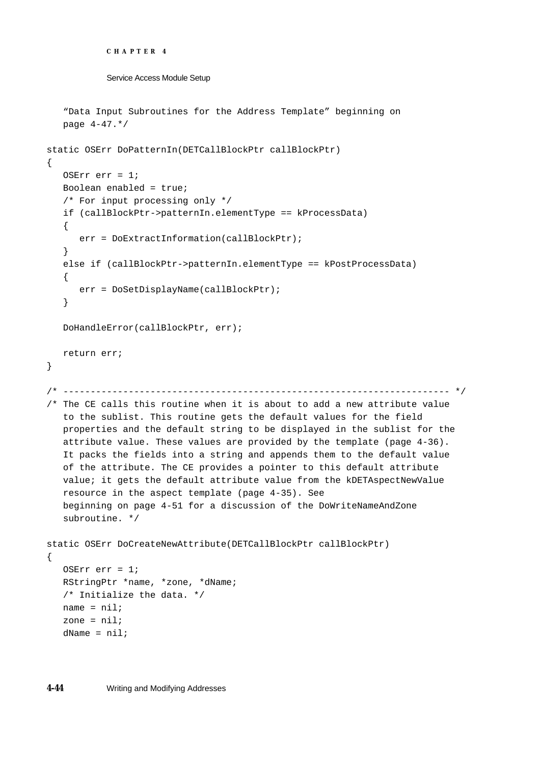```
   "Data Input Subroutines for the Address Template" beginning on
   page 4-47.*/

static OSErr DoPatternIn(DETCallBlockPtr callBlockPtr)
{
   OSErr err = 1;
   Boolean enabled = true;
   /* For input processing only */
   if (callBlockPtr->patternIn.elementType == kProcessData)
   {
      err = DoExtractInformation(callBlockPtr);
   }
   else if (callBlockPtr->patternIn.elementType == kPostProcessData)
   {
      err = DoSetDisplayName(callBlockPtr);
   }

   DoHandleError(callBlockPtr, err);

   return err;
}

/* ---------------------------------------------------------------------- */
/* The CE calls this routine when it is about to add a new attribute value
   to the sublist. This routine gets the default values for the field
   properties and the default string to be displayed in the sublist for the
   attribute value. These values are provided by the template (page 4-36).
   It packs the fields into a string and appends them to the default value
   of the attribute. The CE provides a pointer to this default attribute
   value; it gets the default attribute value from the kDETAspectNewValue
   resource in the aspect template (page 4-35). See
   beginning on page 4-51 for a discussion of the DoWriteNameAndZone
   subroutine. */

static OSErr DoCreateNewAttribute(DETCallBlockPtr callBlockPtr)
{
   OSErr err = 1;
   RStringPtr *name, *zone, *dName;
   /* Initialize the data. */
   name = nil;
   zone = nil;
   dName = nil;
```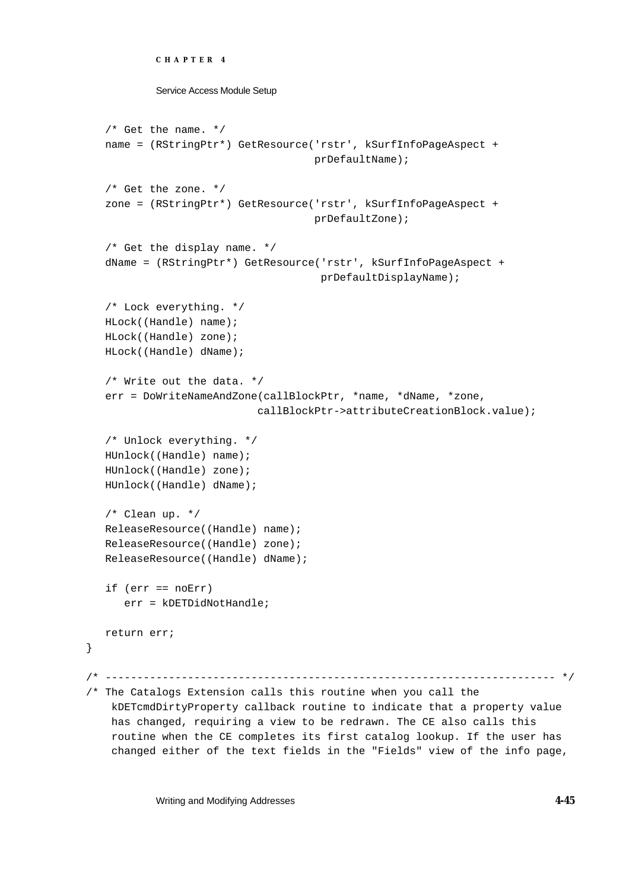```
   /* Get the name. */
   name = (RStringPtr*) GetResource('rstr', kSurfInfoPageAspect +
                                    prDefaultName);

   /* Get the zone. */
   zone = (RStringPtr*) GetResource('rstr', kSurfInfoPageAspect +
                                    prDefaultZone);

   /* Get the display name. */
   dName = (RStringPtr*) GetResource('rstr', kSurfInfoPageAspect +
                                     prDefaultDisplayName);

   /* Lock everything. */
   HLock((Handle) name);
   HLock((Handle) zone);
   HLock((Handle) dName);

   /* Write out the data. */
   err = DoWriteNameAndZone(callBlockPtr, *name, *dName, *zone,
                            callBlockPtr->attributeCreationBlock.value);

   /* Unlock everything. */
   HUnlock((Handle) name);
   HUnlock((Handle) zone);
   HUnlock((Handle) dName);

   /* Clean up. */
   ReleaseResource((Handle) name);
   ReleaseResource((Handle) zone);
   ReleaseResource((Handle) dName);

   if (err == noErr)
      err = kDETDidNotHandle;

   return err;
}

/* ---------------------------------------------------------------------- */
/* The Catalogs Extension calls this routine when you call the
    kDETcmdDirtyProperty callback routine to indicate that a property value
    has changed, requiring a view to be redrawn. The CE also calls this
    routine when the CE completes its first catalog lookup. If the user has
    changed either of the text fields in the "Fields" view of the info page,
```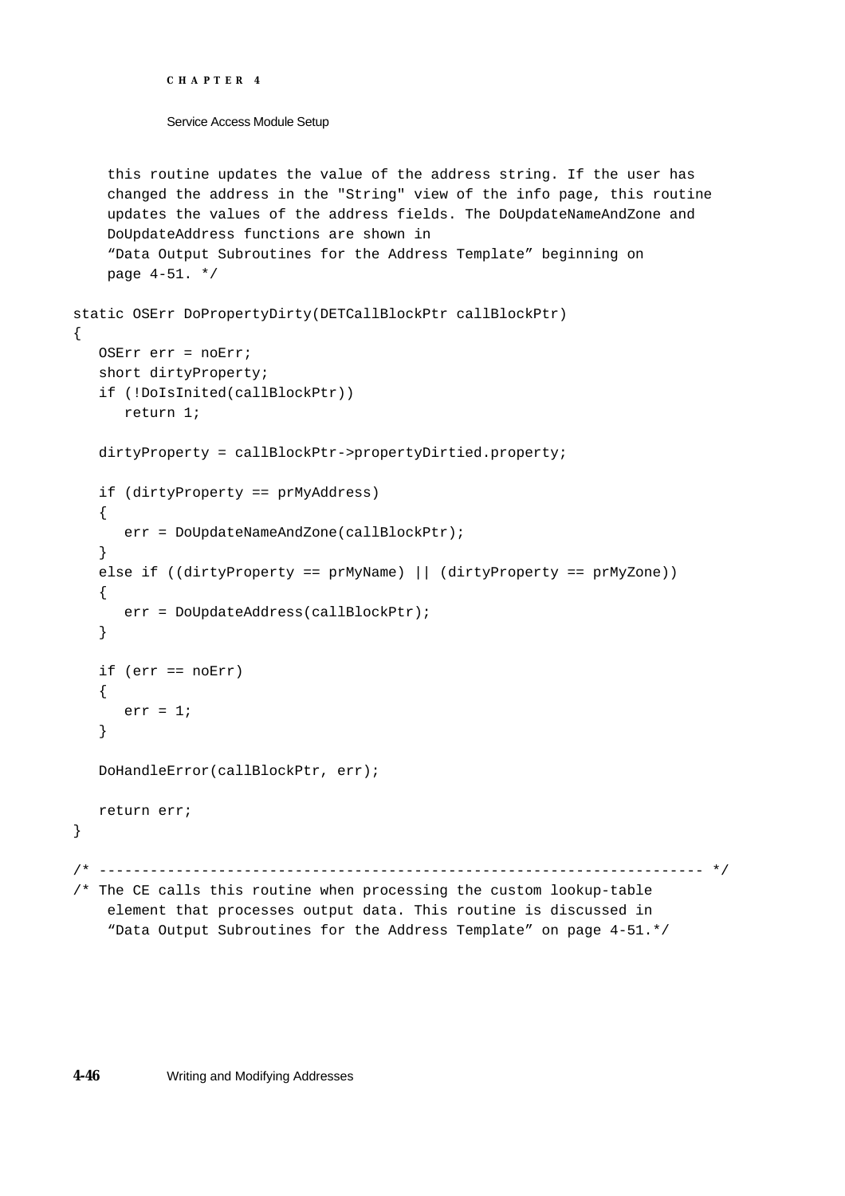```
    this routine updates the value of the address string. If the user has
    changed the address in the "String" view of the info page, this routine
    updates the values of the address fields. The DoUpdateNameAndZone and
    DoUpdateAddress functions are shown in
    “Data Output Subroutines for the Address Template” beginning on
    page 4-51. */

static OSErr DoPropertyDirty(DETCallBlockPtr callBlockPtr)
{
   OSErr err = noErr;
   short dirtyProperty;
   if (!DoIsInited(callBlockPtr))
      return 1;

   dirtyProperty = callBlockPtr->propertyDirtied.property;

   if (dirtyProperty == prMyAddress)
   {
      err = DoUpdateNameAndZone(callBlockPtr);
   }
   else if ((dirtyProperty == prMyName) || (dirtyProperty == prMyZone))
   {
      err = DoUpdateAddress(callBlockPtr);
   }

   if (err == noErr)
   {
      err = 1;
   }

   DoHandleError(callBlockPtr, err);

   return err;
}

/* ------------------------------------------------------------------- */
/* The CE calls this routine when processing the custom lookup-table
    element that processes output data. This routine is discussed in
    “Data Output Subroutines for the Address Template” on page 4-51.*/
```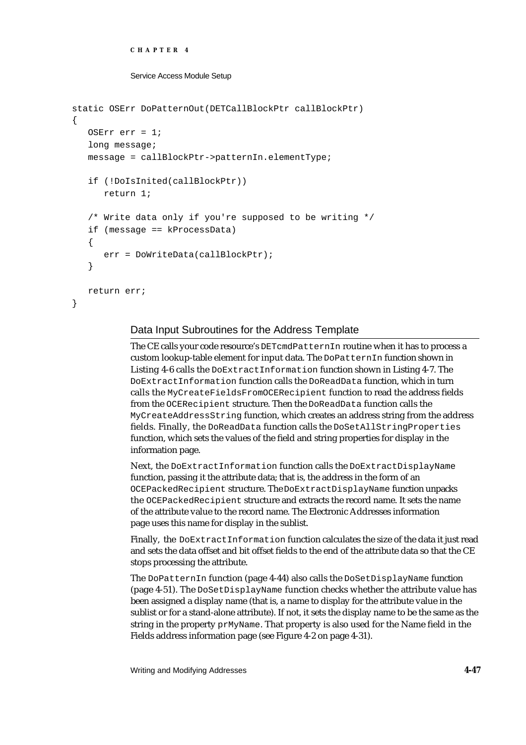```
static OSErr DoPatternOut(DETCallBlockPtr callBlockPtr)
{
   OSErr err = 1;
   long message;
   message = callBlockPtr->patternIn.elementType;

   if (!DoIsInited(callBlockPtr))
      return 1;

   /* Write data only if you're supposed to be writing */
   if (message == kProcessData)
   {
      err = DoWriteData(callBlockPtr);
   }

   return err;
}
```

## Data Input Subroutines for the Address Template

The CE calls your code resource's `DETcmdPatternIn` routine when it has to process a custom lookup-table element for input data. The `DoPatternIn` function shown in Listing 4-6 calls the `DoExtractInformation` function shown in Listing 4-7. The `DoExtractInformation` function calls the `DoReadData` function, which in turn calls the `MyCreateFieldsFromOCERecipient` function to read the address fields from the `OCERecipient` structure. Then the `DoReadData` function calls the `MyCreateAddressString` function, which creates an address string from the address fields. Finally, the `DoReadData` function calls the `DoSetAllStringProperties` function, which sets the values of the field and string properties for display in the information page.

Next, the `DoExtractInformation` function calls the `DoExtractDisplayName` function, passing it the attribute data; that is, the address in the form of an `OCEPackedRecipient` structure. The `DoExtractDisplayName` function unpacks the `OCEPackedRecipient` structure and extracts the record name. It sets the name of the attribute value to the record name. The Electronic Addresses information page uses this name for display in the sublist.

Finally, the `DoExtractInformation` function calculates the size of the data it just read and sets the data offset and bit offset fields to the end of the attribute data so that the CE stops processing the attribute.

The `DoPatternIn` function (page 4-44) also calls the `DoSetDisplayName` function (page 4-51). The `DoSetDisplayName` function checks whether the attribute value has been assigned a display name (that is, a name to display for the attribute value in the sublist or for a stand-alone attribute). If not, it sets the display name to be the same as the string in the property `prMyName`. That property is also used for the Name field in the Fields address information page (see Figure 4-2 on page 4-31).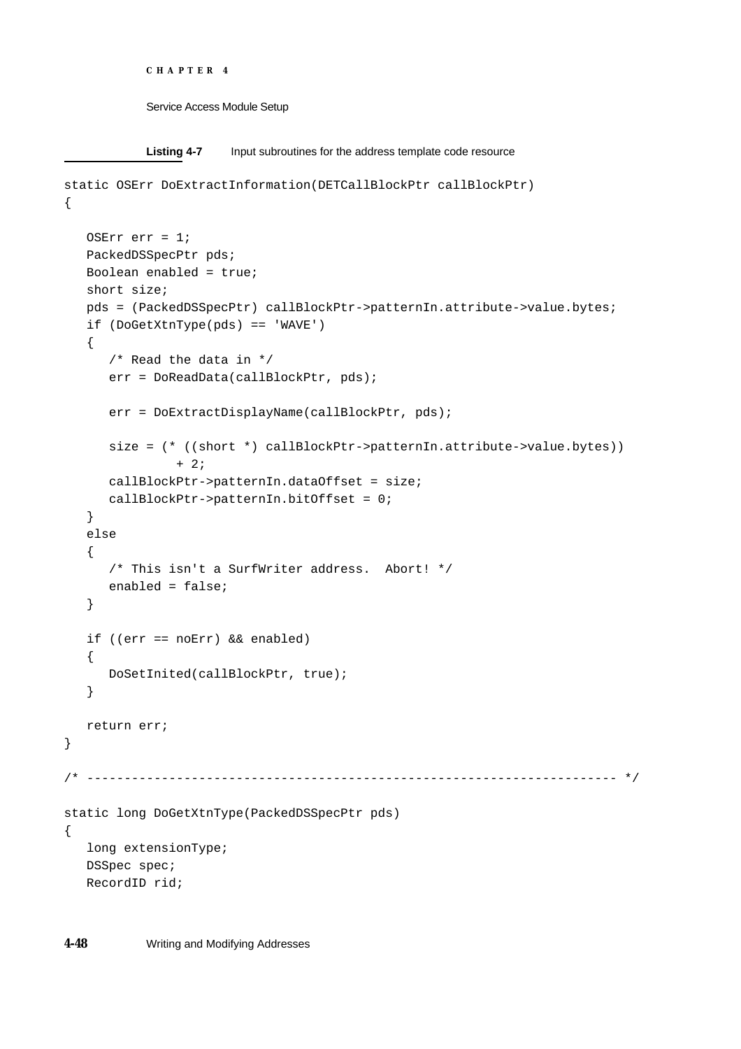**Listing 4-7** Input subroutines for the address template code resource

```
static OSErr DoExtractInformation(DETCallBlockPtr callBlockPtr)
{

   OSErr err = 1;
   PackedDSSpecPtr pds;
   Boolean enabled = true;
   short size;
   pds = (PackedDSSpecPtr) callBlockPtr->patternIn.attribute->value.bytes;
   if (DoGetXtnType(pds) == 'WAVE')
   {
      /* Read the data in */
      err = DoReadData(callBlockPtr, pds);

      err = DoExtractDisplayName(callBlockPtr, pds);

      size = (* ((short *) callBlockPtr->patternIn.attribute->value.bytes))
              + 2;
      callBlockPtr->patternIn.dataOffset = size;
      callBlockPtr->patternIn.bitOffset = 0;
   }
   else
   {
      /* This isn't a SurfWriter address.  Abort! */
      enabled = false;
   }

   if ((err == noErr) && enabled)
   {
      DoSetInited(callBlockPtr, true);
   }

   return err;
}

/* -------------------------------------------------------------------- */

static long DoGetXtnType(PackedDSSpecPtr pds)
{
   long extensionType;
   DSSpec spec;
   RecordID rid;
```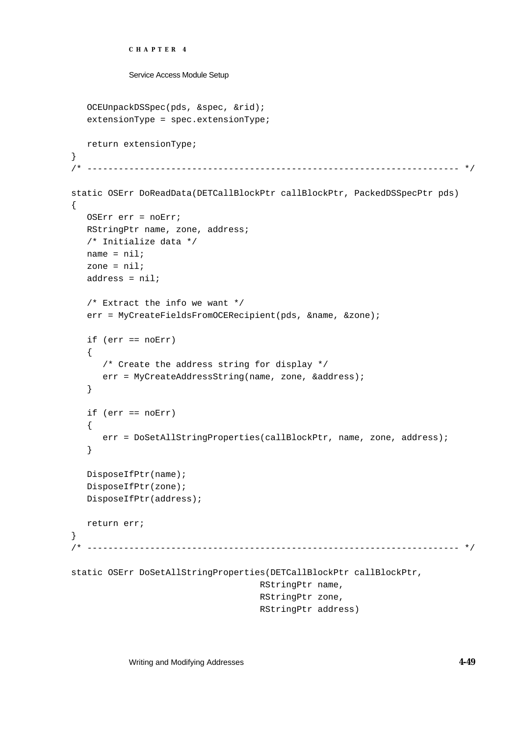```
   OCEUnpackDSSpec(pds, &spec, &rid);
   extensionType = spec.extensionType;

   return extensionType;
}
/* --------------------------------------------------------------------- */

static OSErr DoReadData(DETCallBlockPtr callBlockPtr, PackedDSSpecPtr pds)
{
   OSErr err = noErr;
   RStringPtr name, zone, address;
   /* Initialize data */
   name = nil;
   zone = nil;
   address = nil;

   /* Extract the info we want */
   err = MyCreateFieldsFromOCERecipient(pds, &name, &zone);

   if (err == noErr)
   {
      /* Create the address string for display */
      err = MyCreateAddressString(name, zone, &address);
   }

   if (err == noErr)
   {
      err = DoSetAllStringProperties(callBlockPtr, name, zone, address);
   }

   DisposeIfPtr(name);
   DisposeIfPtr(zone);
   DisposeIfPtr(address);

   return err;
}
/* --------------------------------------------------------------------- */

static OSErr DoSetAllStringProperties(DETCallBlockPtr callBlockPtr,
                                    RStringPtr name,
                                    RStringPtr zone,
                                    RStringPtr address)
```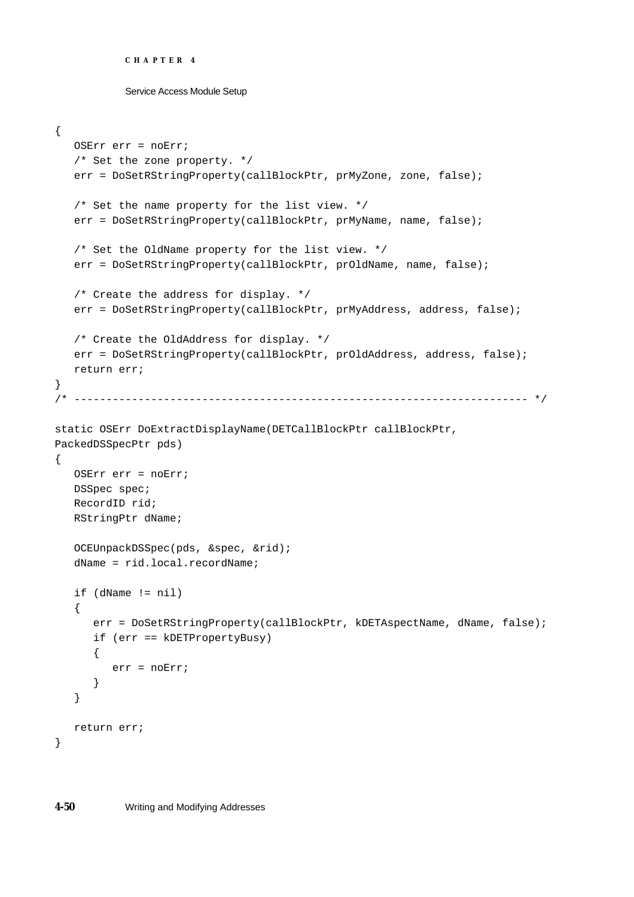```
{
   OSErr err = noErr;
   /* Set the zone property. */
   err = DoSetRStringProperty(callBlockPtr, prMyZone, zone, false);

   /* Set the name property for the list view. */
   err = DoSetRStringProperty(callBlockPtr, prMyName, name, false);

   /* Set the OldName property for the list view. */
   err = DoSetRStringProperty(callBlockPtr, prOldName, name, false);

   /* Create the address for display. */
   err = DoSetRStringProperty(callBlockPtr, prMyAddress, address, false);

   /* Create the OldAddress for display. */
   err = DoSetRStringProperty(callBlockPtr, prOldAddress, address, false);
   return err;
}
/* --------------------------------------------------------------------- */

static OSErr DoExtractDisplayName(DETCallBlockPtr callBlockPtr,
PackedDSSpecPtr pds)
{
   OSErr err = noErr;
   DSSpec spec;
   RecordID rid;
   RStringPtr dName;

   OCEUnpackDSSpec(pds, &spec, &rid);
   dName = rid.local.recordName;

   if (dName != nil)
   {
      err = DoSetRStringProperty(callBlockPtr, kDETAspectName, dName, false);
      if (err == kDETPropertyBusy)
      {
         err = noErr;
      }
   }

   return err;
}
```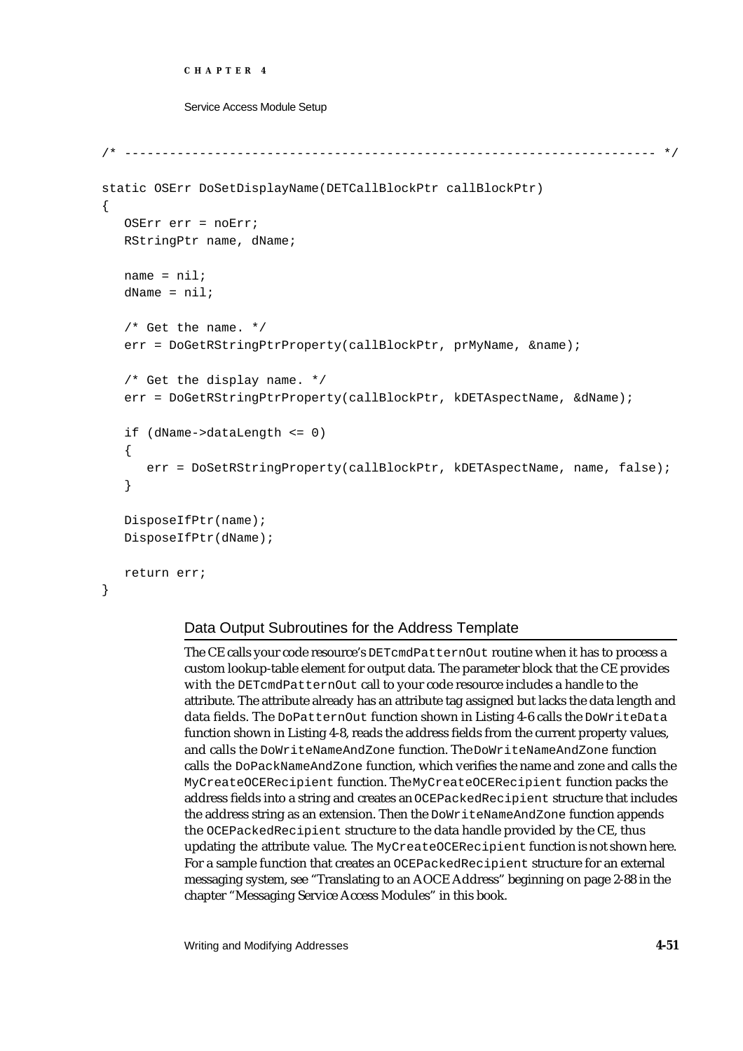```
/* ------------------------------------------------------------------- */

static OSErr DoSetDisplayName(DETCallBlockPtr callBlockPtr)
{
   OSErr err = noErr;
   RStringPtr name, dName;

   name = nil;
   dName = nil;

   /* Get the name. */
   err = DoGetRStringPtrProperty(callBlockPtr, prMyName, &name);

   /* Get the display name. */
   err = DoGetRStringPtrProperty(callBlockPtr, kDETAspectName, &dName);

   if (dName->dataLength <= 0)
   {
      err = DoSetRStringProperty(callBlockPtr, kDETAspectName, name, false);
   }

   DisposeIfPtr(name);
   DisposeIfPtr(dName);

   return err;
}
```

## Data Output Subroutines for the Address Template

The CE calls your code resource's `DETcmdPatternOut` routine when it has to process a custom lookup-table element for output data. The parameter block that the CE provides with the `DETcmdPatternOut` call to your code resource includes a handle to the attribute. The attribute already has an attribute tag assigned but lacks the data length and data fields. The `DoPatternOut` function shown in Listing 4-6 calls the `DoWriteData` function shown in Listing 4-8, reads the address fields from the current property values, and calls the `DoWriteNameAndZone` function. The `DoWriteNameAndZone` function calls the `DoPackNameAndZone` function, which verifies the name and zone and calls the `MyCreateOCERecipient` function. The `MyCreateOCERecipient` function packs the address fields into a string and creates an `OCEPackedRecipient` structure that includes the address string as an extension. Then the `DoWriteNameAndZone` function appends the `OCEPackedRecipient` structure to the data handle provided by the CE, thus updating the attribute value. The `MyCreateOCERecipient` function is not shown here. For a sample function that creates an `OCEPackedRecipient` structure for an external messaging system, see "Translating to an AOCE Address" beginning on page 2-88 in the chapter "Messaging Service Access Modules" in this book.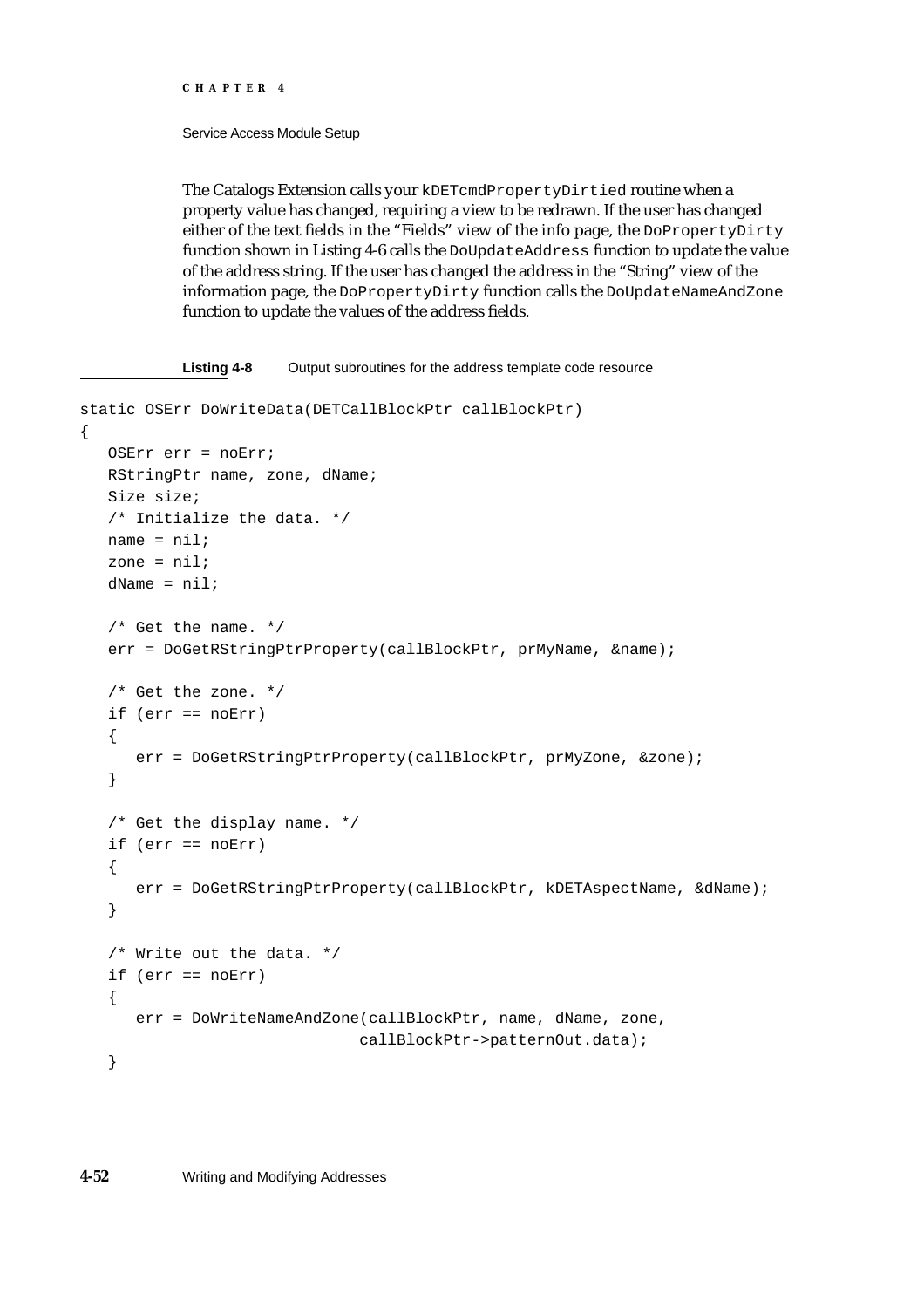The Catalogs Extension calls your `kDETcmdPropertyDirtied` routine when a property value has changed, requiring a view to be redrawn. If the user has changed either of the text fields in the "Fields" view of the info page, the `DoPropertyDirty` function shown in Listing 4-6 calls the `DoUpdateAddress` function to update the value of the address string. If the user has changed the address in the "String" view of the information page, the `DoPropertyDirty` function calls the `DoUpdateNameAndZone` function to update the values of the address fields.

**Listing 4-8** Output subroutines for the address template code resource

```
static OSErr DoWriteData(DETCallBlockPtr callBlockPtr)
{
   OSErr err = noErr;
   RStringPtr name, zone, dName;
   Size size;
   /* Initialize the data. */
   name = nil;
   zone = nil;
   dName = nil;

   /* Get the name. */
   err = DoGetRStringPtrProperty(callBlockPtr, prMyName, &name);

   /* Get the zone. */
   if (err == noErr)
   {
      err = DoGetRStringPtrProperty(callBlockPtr, prMyZone, &zone);
   }

   /* Get the display name. */
   if (err == noErr)
   {
      err = DoGetRStringPtrProperty(callBlockPtr, kDETAspectName, &dName);
   }

   /* Write out the data. */
   if (err == noErr)
   {
      err = DoWriteNameAndZone(callBlockPtr, name, dName, zone,
                              callBlockPtr->patternOut.data);
   }
```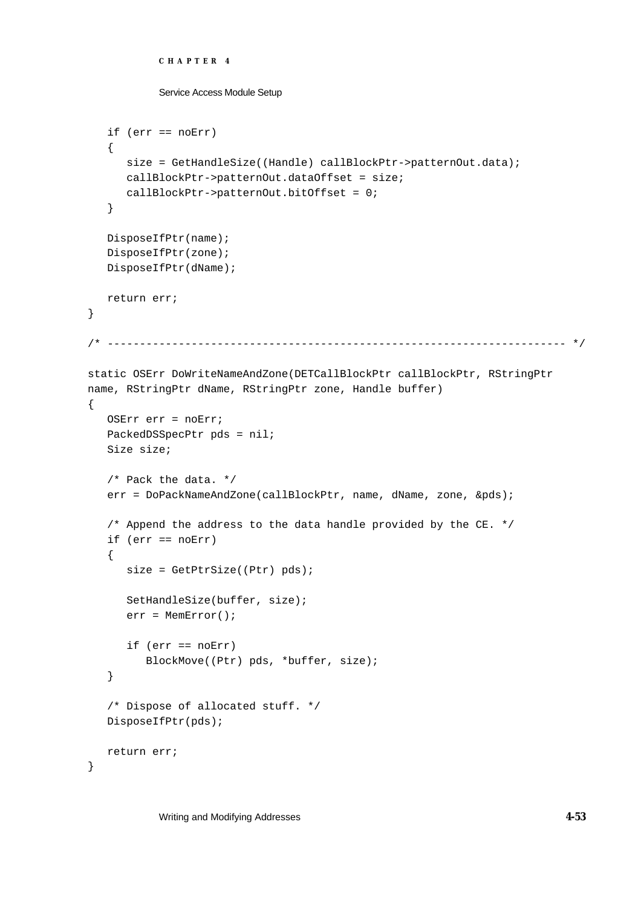```
   if (err == noErr)
   {
      size = GetHandleSize((Handle) callBlockPtr->patternOut.data);
      callBlockPtr->patternOut.dataOffset = size;
      callBlockPtr->patternOut.bitOffset = 0;
   }

   DisposeIfPtr(name);
   DisposeIfPtr(zone);
   DisposeIfPtr(dName);

   return err;
}

/* -------------------------------------------------------------------- */

static OSErr DoWriteNameAndZone(DETCallBlockPtr callBlockPtr, RStringPtr 
name, RStringPtr dName, RStringPtr zone, Handle buffer)
{
   OSErr err = noErr;
   PackedDSSpecPtr pds = nil;
   Size size;

   /* Pack the data. */
   err = DoPackNameAndZone(callBlockPtr, name, dName, zone, &pds);

   /* Append the address to the data handle provided by the CE. */
   if (err == noErr)
   {
      size = GetPtrSize((Ptr) pds);

      SetHandleSize(buffer, size);
      err = MemError();

      if (err == noErr)
         BlockMove((Ptr) pds, *buffer, size);
   }

   /* Dispose of allocated stuff. */
   DisposeIfPtr(pds);

   return err;
}
```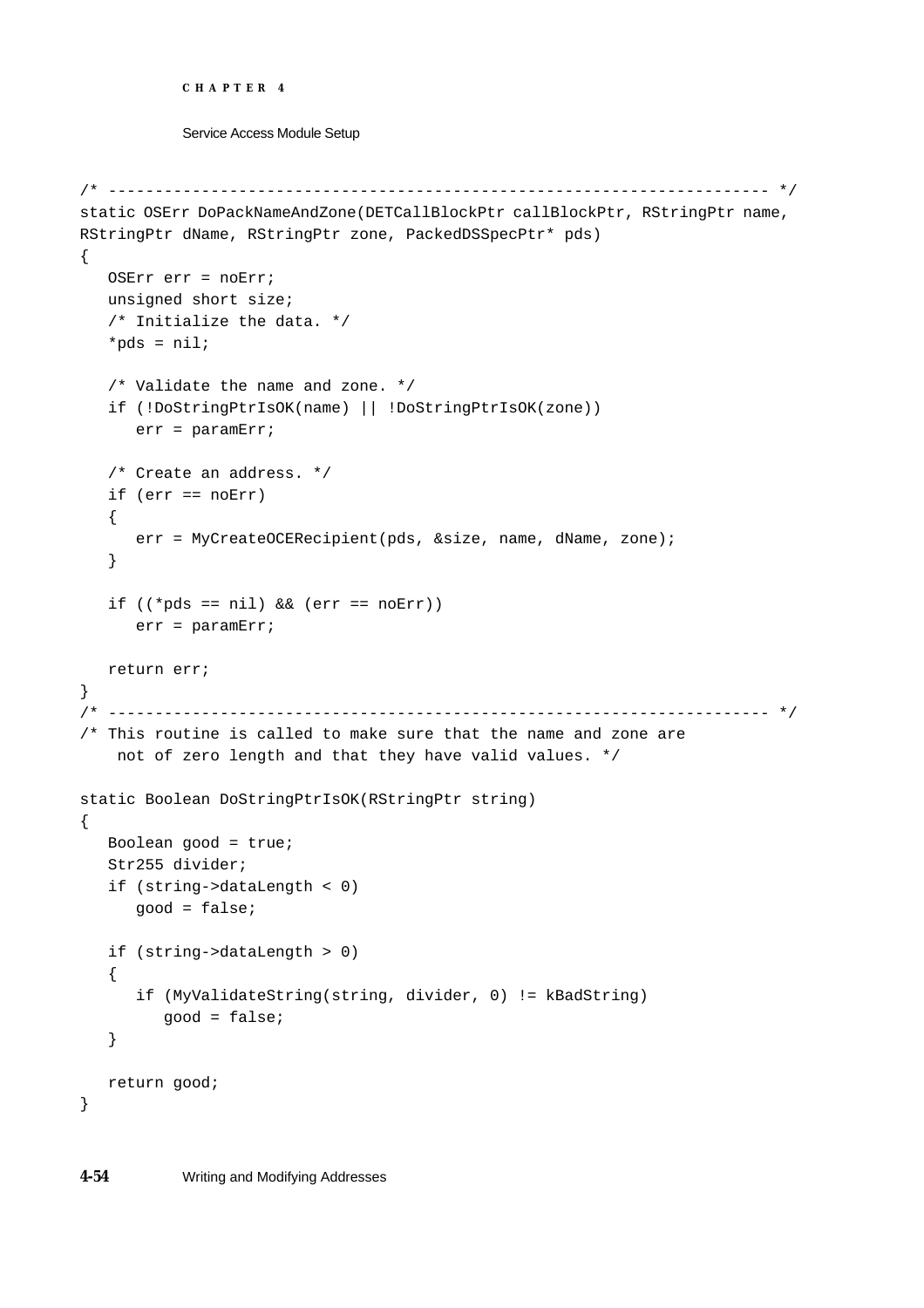```
/* --------------------------------------------------------------------- */
static OSErr DoPackNameAndZone(DETCallBlockPtr callBlockPtr, RStringPtr name,
RStringPtr dName, RStringPtr zone, PackedDSSpecPtr* pds)
{
   OSErr err = noErr;
   unsigned short size;
   /* Initialize the data. */
   *pds = nil;

   /* Validate the name and zone. */
   if (!DoStringPtrIsOK(name) || !DoStringPtrIsOK(zone))
      err = paramErr;

   /* Create an address. */
   if (err == noErr)
   {
      err = MyCreateOCERecipient(pds, &size, name, dName, zone);
   }

   if ((*pds == nil) && (err == noErr))
      err = paramErr;

   return err;
}
/* --------------------------------------------------------------------- */
/* This routine is called to make sure that the name and zone are
    not of zero length and that they have valid values. */

static Boolean DoStringPtrIsOK(RStringPtr string)
{
   Boolean good = true;
   Str255 divider;
   if (string->dataLength < 0)
      good = false;

   if (string->dataLength > 0)
   {
      if (MyValidateString(string, divider, 0) != kBadString)
         good = false;
   }

   return good;
}
```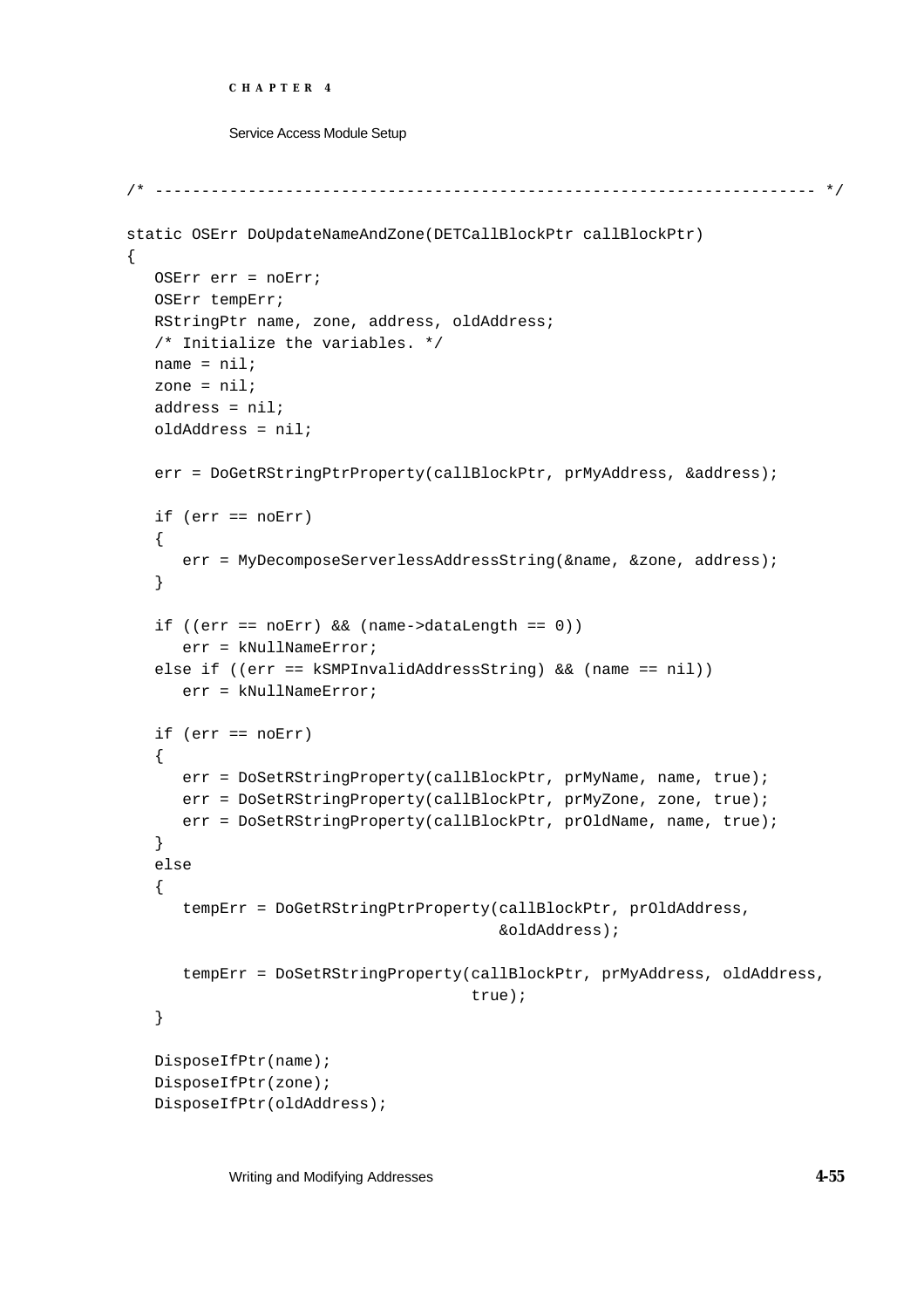```
/* ---------------------------------------------------------------------- */

static OSErr DoUpdateNameAndZone(DETCallBlockPtr callBlockPtr)
{
   OSErr err = noErr;
   OSErr tempErr;
   RStringPtr name, zone, address, oldAddress;
   /* Initialize the variables. */
   name = nil;
   zone = nil;
   address = nil;
   oldAddress = nil;

   err = DoGetRStringPtrProperty(callBlockPtr, prMyAddress, &address);

   if (err == noErr)
   {
      err = MyDecomposeServerlessAddressString(&name, &zone, address);
   }

   if ((err == noErr) && (name->dataLength == 0))
      err = kNullNameError;
   else if ((err == kSMPInvalidAddressString) && (name == nil))
      err = kNullNameError;

   if (err == noErr)
   {
      err = DoSetRStringProperty(callBlockPtr, prMyName, name, true);
      err = DoSetRStringProperty(callBlockPtr, prMyZone, zone, true);
      err = DoSetRStringProperty(callBlockPtr, prOldName, name, true);
   }
   else
   {
      tempErr = DoGetRStringPtrProperty(callBlockPtr, prOldAddress,
                                        &oldAddress);

      tempErr = DoSetRStringProperty(callBlockPtr, prMyAddress, oldAddress,
                                     true);
   }

   DisposeIfPtr(name);
   DisposeIfPtr(zone);
   DisposeIfPtr(oldAddress);
```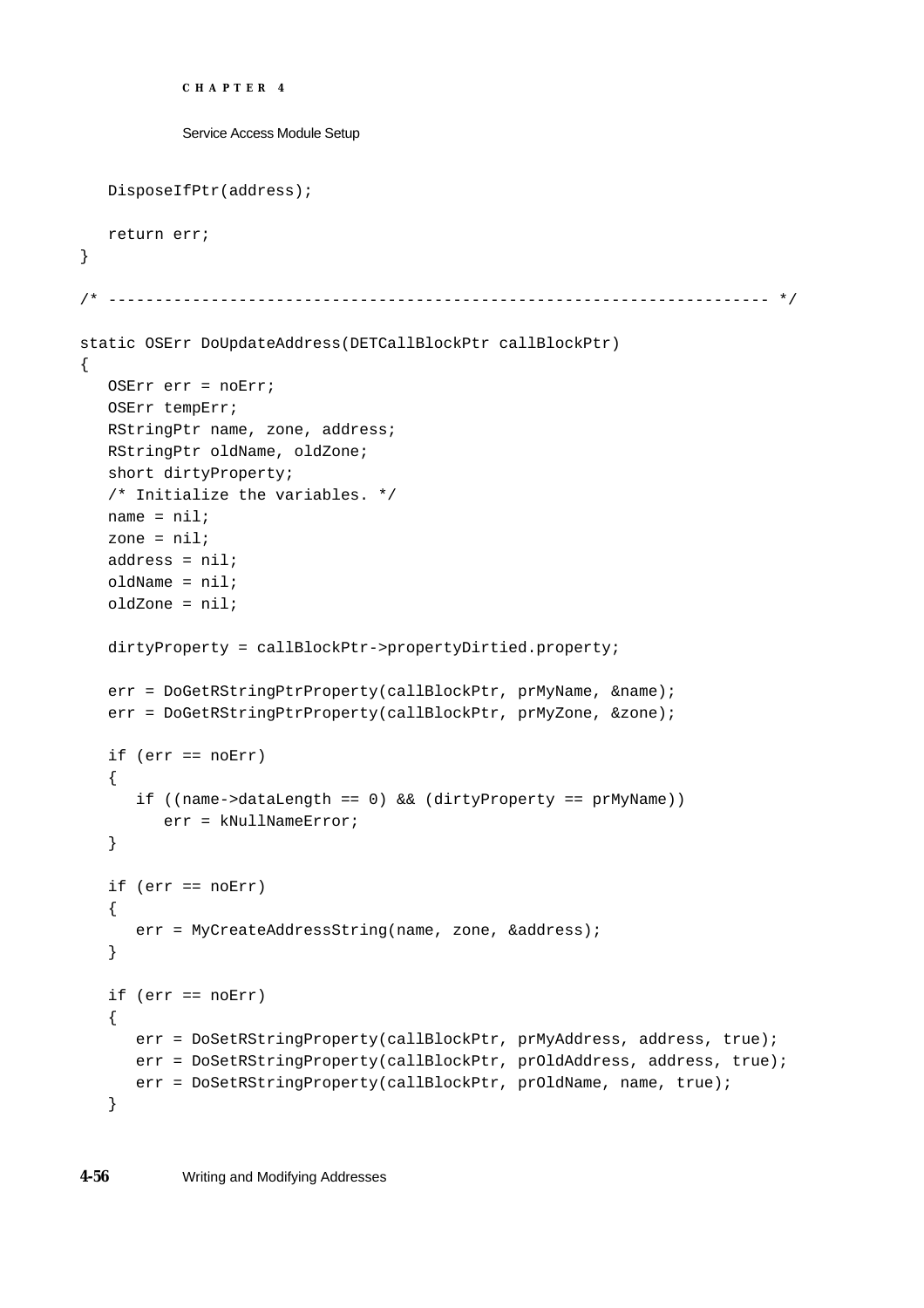```
   DisposeIfPtr(address);

   return err;
}

/* -------------------------------------------------------------------- */

static OSErr DoUpdateAddress(DETCallBlockPtr callBlockPtr)
{
   OSErr err = noErr;
   OSErr tempErr;
   RStringPtr name, zone, address;
   RStringPtr oldName, oldZone;
   short dirtyProperty;
   /* Initialize the variables. */
   name = nil;
   zone = nil;
   address = nil;
   oldName = nil;
   oldZone = nil;

   dirtyProperty = callBlockPtr->propertyDirtied.property;

   err = DoGetRStringPtrProperty(callBlockPtr, prMyName, &name);
   err = DoGetRStringPtrProperty(callBlockPtr, prMyZone, &zone);

   if (err == noErr)
   {
      if ((name->dataLength == 0) && (dirtyProperty == prMyName))
         err = kNullNameError;
   }

   if (err == noErr)
   {
      err = MyCreateAddressString(name, zone, &address);
   }

   if (err == noErr)
   {
      err = DoSetRStringProperty(callBlockPtr, prMyAddress, address, true);
      err = DoSetRStringProperty(callBlockPtr, prOldAddress, address, true);
      err = DoSetRStringProperty(callBlockPtr, prOldName, name, true);
   }
```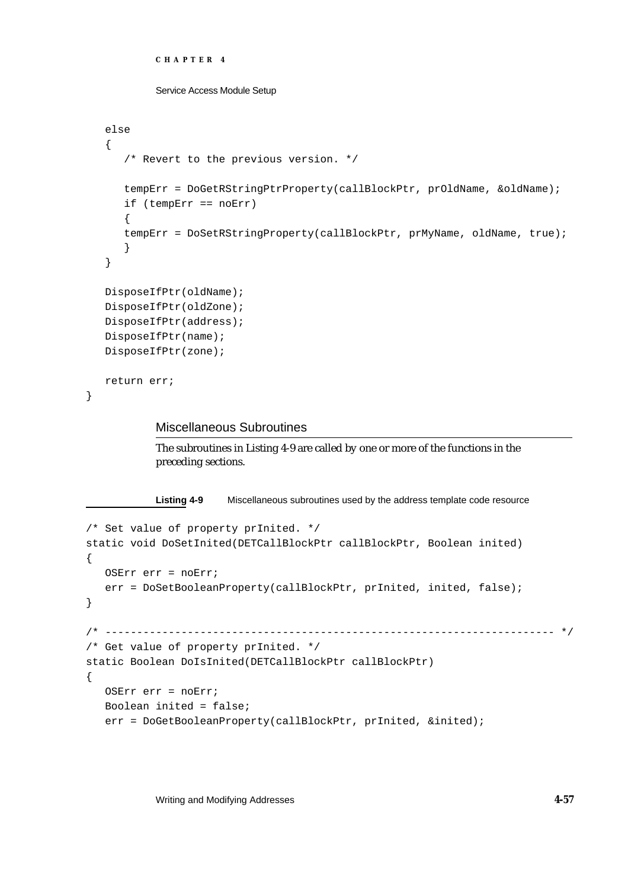```
   else
   {
      /* Revert to the previous version. */

      tempErr = DoGetRStringPtrProperty(callBlockPtr, prOldName, &oldName);
      if (tempErr == noErr)
      {
      tempErr = DoSetRStringProperty(callBlockPtr, prMyName, oldName, true);
      }
   }

   DisposeIfPtr(oldName);
   DisposeIfPtr(oldZone);
   DisposeIfPtr(address);
   DisposeIfPtr(name);
   DisposeIfPtr(zone);

   return err;
}
```

## Miscellaneous Subroutines

The subroutines in Listing 4-9 are called by one or more of the functions in the preceding sections.

**Listing 4-9** Miscellaneous subroutines used by the address template code resource

```
/* Set value of property prInited. */
static void DoSetInited(DETCallBlockPtr callBlockPtr, Boolean inited)
{
   OSErr err = noErr;
   err = DoSetBooleanProperty(callBlockPtr, prInited, inited, false);
}

/* ------------------------------------------------------------------ */
/* Get value of property prInited. */
static Boolean DoIsInited(DETCallBlockPtr callBlockPtr)
{
   OSErr err = noErr;
   Boolean inited = false;
   err = DoGetBooleanProperty(callBlockPtr, prInited, &inited);
```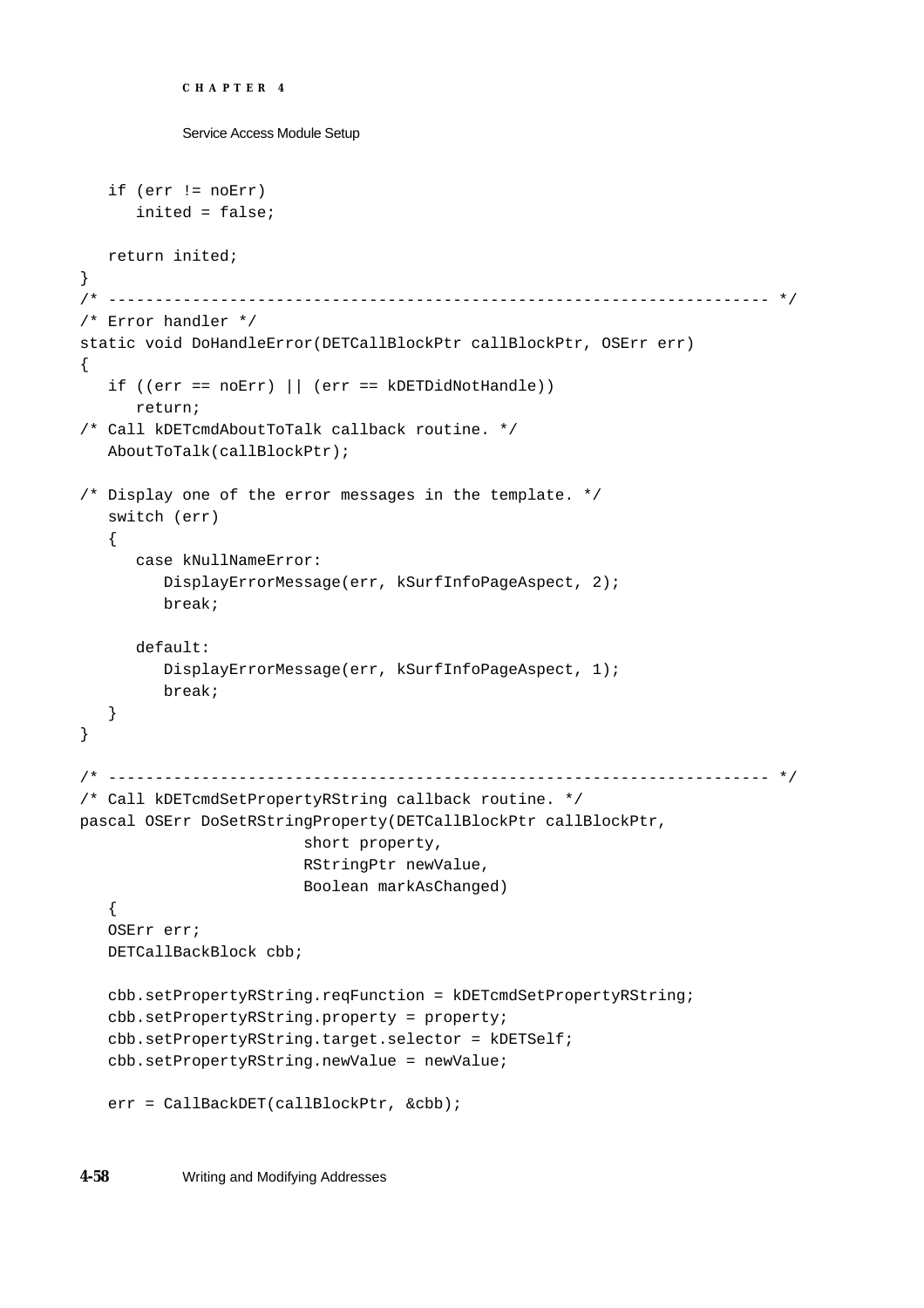```
   if (err != noErr)
      inited = false;

   return inited;
}
/* -------------------------------------------------------------------- */
/* Error handler */
static void DoHandleError(DETCallBlockPtr callBlockPtr, OSErr err)
{
   if ((err == noErr) || (err == kDETDidNotHandle))
      return;
/* Call kDETcmdAboutToTalk callback routine. */
   AboutToTalk(callBlockPtr);

/* Display one of the error messages in the template. */
   switch (err)
   {
      case kNullNameError:
         DisplayErrorMessage(err, kSurfInfoPageAspect, 2);
         break;

      default:
         DisplayErrorMessage(err, kSurfInfoPageAspect, 1);
         break;
   }
}

/* -------------------------------------------------------------------- */
/* Call kDETcmdSetPropertyRString callback routine. */
pascal OSErr DoSetRStringProperty(DETCallBlockPtr callBlockPtr,
                        short property,
                        RStringPtr newValue,
                        Boolean markAsChanged)
   {
   OSErr err;
   DETCallBackBlock cbb;

   cbb.setPropertyRString.reqFunction = kDETcmdSetPropertyRString;
   cbb.setPropertyRString.property = property;
   cbb.setPropertyRString.target.selector = kDETSelf;
   cbb.setPropertyRString.newValue = newValue;

   err = CallBackDET(callBlockPtr, &cbb);
```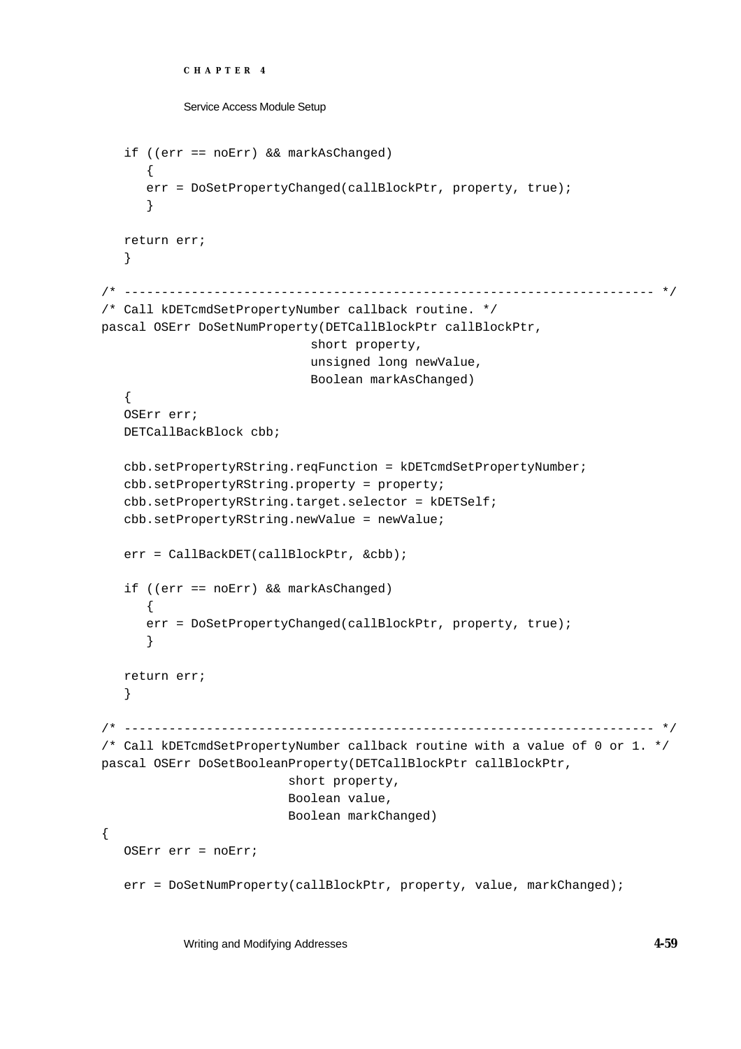```
   if ((err == noErr) && markAsChanged)
      {
      err = DoSetPropertyChanged(callBlockPtr, property, true);
      }

   return err;
   }

/* --------------------------------------------------------------------- */
/* Call kDETcmdSetPropertyNumber callback routine. */
pascal OSErr DoSetNumProperty(DETCallBlockPtr callBlockPtr,
                              short property,
                              unsigned long newValue,
                              Boolean markAsChanged)
   {
   OSErr err;
   DETCallBackBlock cbb;

   cbb.setPropertyRString.reqFunction = kDETcmdSetPropertyNumber;
   cbb.setPropertyRString.property = property;
   cbb.setPropertyRString.target.selector = kDETSelf;
   cbb.setPropertyRString.newValue = newValue;

   err = CallBackDET(callBlockPtr, &cbb);

   if ((err == noErr) && markAsChanged)
      {
      err = DoSetPropertyChanged(callBlockPtr, property, true);
      }

   return err;
   }

/* --------------------------------------------------------------------- */
/* Call kDETcmdSetPropertyNumber callback routine with a value of 0 or 1. */
pascal OSErr DoSetBooleanProperty(DETCallBlockPtr callBlockPtr,
                          short property,
                          Boolean value,
                          Boolean markChanged)
{
   OSErr err = noErr;

   err = DoSetNumProperty(callBlockPtr, property, value, markChanged);
```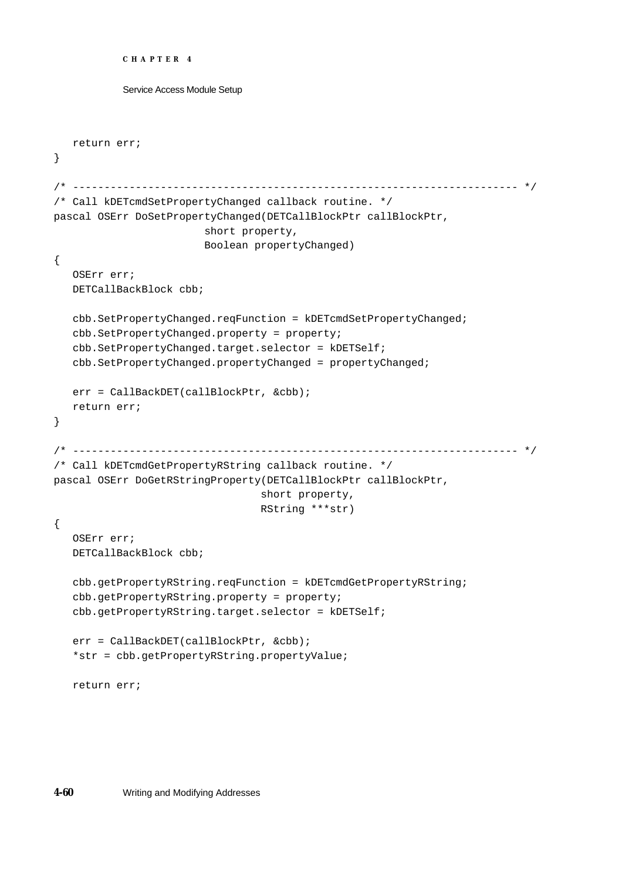```
   return err;
}

/* --------------------------------------------------------------------- */
/* Call kDETcmdSetPropertyChanged callback routine. */
pascal OSErr DoSetPropertyChanged(DETCallBlockPtr callBlockPtr,
                        short property,
                        Boolean propertyChanged)
{
   OSErr err;
   DETCallBackBlock cbb;

   cbb.SetPropertyChanged.reqFunction = kDETcmdSetPropertyChanged;
   cbb.SetPropertyChanged.property = property;
   cbb.SetPropertyChanged.target.selector = kDETSelf;
   cbb.SetPropertyChanged.propertyChanged = propertyChanged;

   err = CallBackDET(callBlockPtr, &cbb);
   return err;
}

/* --------------------------------------------------------------------- */
/* Call kDETcmdGetPropertyRString callback routine. */
pascal OSErr DoGetRStringProperty(DETCallBlockPtr callBlockPtr,
                                 short property,
                                 RString ***str)
{
   OSErr err;
   DETCallBackBlock cbb;

   cbb.getPropertyRString.reqFunction = kDETcmdGetPropertyRString;
   cbb.getPropertyRString.property = property;
   cbb.getPropertyRString.target.selector = kDETSelf;

   err = CallBackDET(callBlockPtr, &cbb);
   *str = cbb.getPropertyRString.propertyValue;

   return err;
```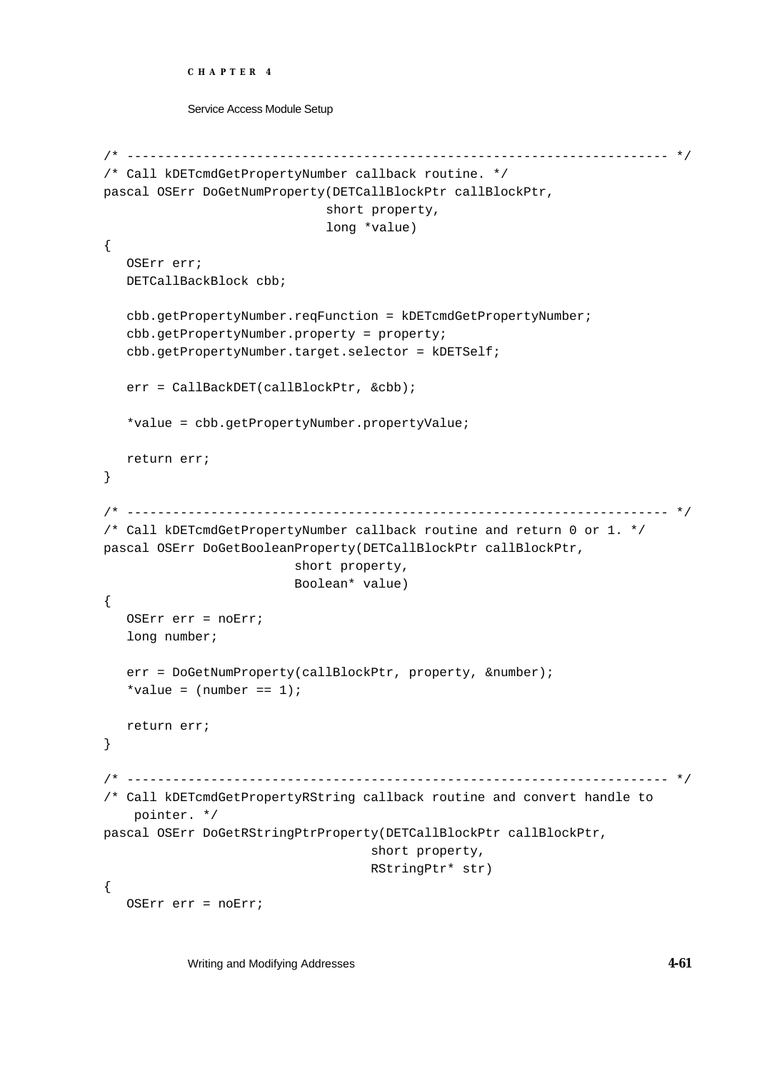```
/* --------------------------------------------------------------------- */
/* Call kDETcmdGetPropertyNumber callback routine. */
pascal OSErr DoGetNumProperty(DETCallBlockPtr callBlockPtr,
                              short property,
                              long *value)
{
   OSErr err;
   DETCallBackBlock cbb;

   cbb.getPropertyNumber.reqFunction = kDETcmdGetPropertyNumber;
   cbb.getPropertyNumber.property = property;
   cbb.getPropertyNumber.target.selector = kDETSelf;

   err = CallBackDET(callBlockPtr, &cbb);

   *value = cbb.getPropertyNumber.propertyValue;

   return err;
}

/* --------------------------------------------------------------------- */
/* Call kDETcmdGetPropertyNumber callback routine and return 0 or 1. */
pascal OSErr DoGetBooleanProperty(DETCallBlockPtr callBlockPtr,
                          short property,
                          Boolean* value)
{
   OSErr err = noErr;
   long number;

   err = DoGetNumProperty(callBlockPtr, property, &number);
   *value = (number == 1);

   return err;
}

/* --------------------------------------------------------------------- */
/* Call kDETcmdGetPropertyRString callback routine and convert handle to
    pointer. */
pascal OSErr DoGetRStringPtrProperty(DETCallBlockPtr callBlockPtr,
                                    short property,
                                    RStringPtr* str)
{
   OSErr err = noErr;
```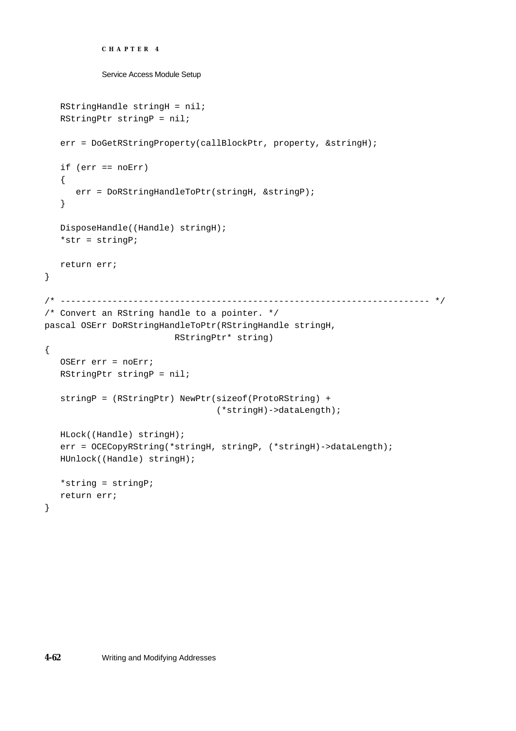```
   RStringHandle stringH = nil;
   RStringPtr stringP = nil;

   err = DoGetRStringProperty(callBlockPtr, property, &stringH);

   if (err == noErr)
   {
      err = DoRStringHandleToPtr(stringH, &stringP);
   }

   DisposeHandle((Handle) stringH);
   *str = stringP;

   return err;
}

/* ------------------------------------------------------------------- */
/* Convert an RString handle to a pointer. */
pascal OSErr DoRStringHandleToPtr(RStringHandle stringH,
                         RStringPtr* string)
{
   OSErr err = noErr;
   RStringPtr stringP = nil;

   stringP = (RStringPtr) NewPtr(sizeof(ProtoRString) +
                              (*stringH)->dataLength);

   HLock((Handle) stringH);
   err = OCECopyRString(*stringH, stringP, (*stringH)->dataLength);
   HUnlock((Handle) stringH);

   *string = stringP;
   return err;
}
```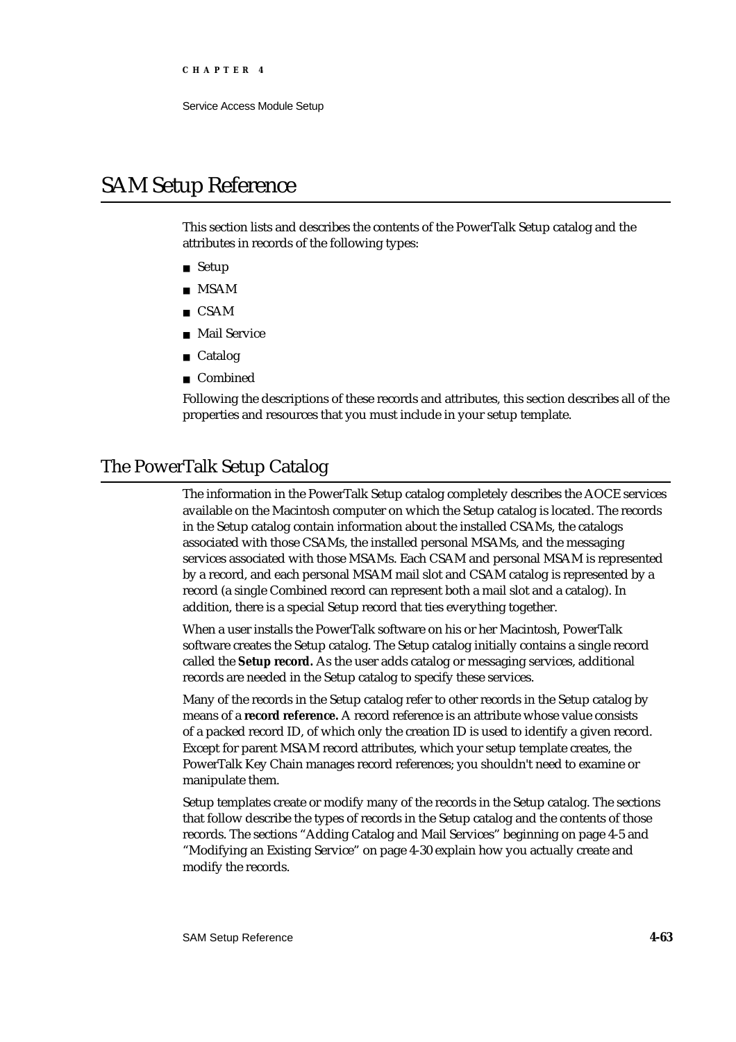# SAM Setup Reference

This section lists and describes the contents of the PowerTalk Setup catalog and the attributes in records of the following types:

- Setup
- MSAM
- CSAM
- Mail Service
- Catalog
- Combined

Following the descriptions of these records and attributes, this section describes all of the properties and resources that you must include in your setup template.

## The PowerTalk Setup Catalog

The information in the PowerTalk Setup catalog completely describes the AOCE services available on the Macintosh computer on which the Setup catalog is located. The records in the Setup catalog contain information about the installed CSAMs, the catalogs associated with those CSAMs, the installed personal MSAMs, and the messaging services associated with those MSAMs. Each CSAM and personal MSAM is represented by a record, and each personal MSAM mail slot and CSAM catalog is represented by a record (a single Combined record can represent both a mail slot and a catalog). In addition, there is a special Setup record that ties everything together.

When a user installs the PowerTalk software on his or her Macintosh, PowerTalk software creates the Setup catalog. The Setup catalog initially contains a single record called the **Setup record.** As the user adds catalog or messaging services, additional records are needed in the Setup catalog to specify these services.

Many of the records in the Setup catalog refer to other records in the Setup catalog by means of a **record reference.** A record reference is an attribute whose value consists of a packed record ID, of which only the creation ID is used to identify a given record. Except for parent MSAM record attributes, which your setup template creates, the PowerTalk Key Chain manages record references; you shouldn't need to examine or manipulate them.

Setup templates create or modify many of the records in the Setup catalog. The sections that follow describe the types of records in the Setup catalog and the contents of those records. The sections "Adding Catalog and Mail Services" beginning on page 4-5 and "Modifying an Existing Service" on page 4-30 explain how you actually create and modify the records.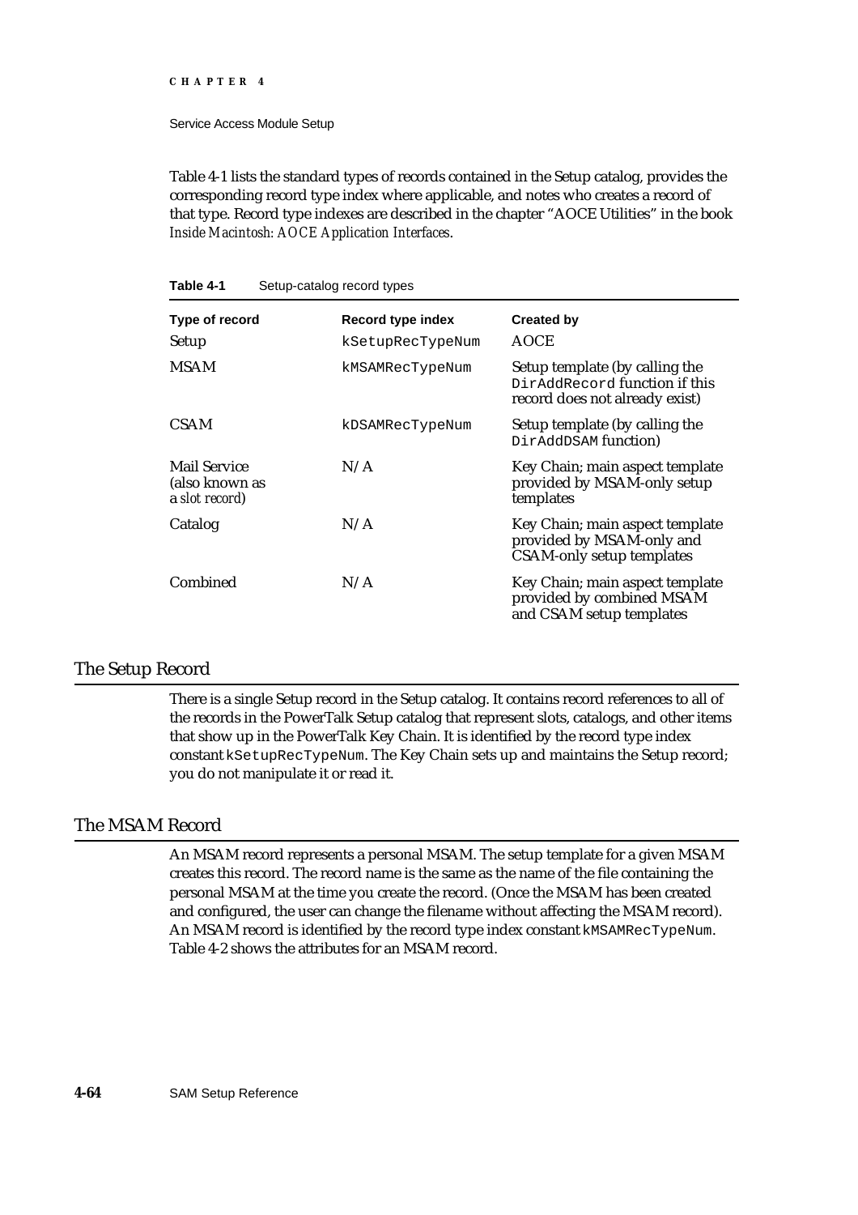Table 4-1 lists the standard types of records contained in the Setup catalog, provides the corresponding record type index where applicable, and notes who creates a record of that type. Record type indexes are described in the chapter "AOCE Utilities" in the book *Inside Macintosh: AOCE Application Interfaces*.

**Table 4-1** Setup-catalog record types

| Type of record | Record type index | Created by |
|---|---|---|
| Setup | `kSetupRecTypeNum` | AOCE |
| MSAM | `kMSAMRecTypeNum` | Setup template (by calling the `DirAddRecord` function if this record does not already exist) |
| CSAM | `kDSAMRecTypeNum` | Setup template (by calling the `DirAddDSAM` function) |
| Mail Service (also known as a *slot record*) | N/A | Key Chain; main aspect template provided by MSAM-only setup templates |
| Catalog | N/A | Key Chain; main aspect template provided by MSAM-only and CSAM-only setup templates |
| Combined | N/A | Key Chain; main aspect template provided by combined MSAM and CSAM setup templates |

## The Setup Record

There is a single Setup record in the Setup catalog. It contains record references to all of the records in the PowerTalk Setup catalog that represent slots, catalogs, and other items that show up in the PowerTalk Key Chain. It is identified by the record type index constant `kSetupRecTypeNum`. The Key Chain sets up and maintains the Setup record; you do not manipulate it or read it.

## The MSAM Record

An MSAM record represents a personal MSAM. The setup template for a given MSAM creates this record. The record name is the same as the name of the file containing the personal MSAM at the time you create the record. (Once the MSAM has been created and configured, the user can change the filename without affecting the MSAM record). An MSAM record is identified by the record type index constant `kMSAMRecTypeNum`. Table 4-2 shows the attributes for an MSAM record.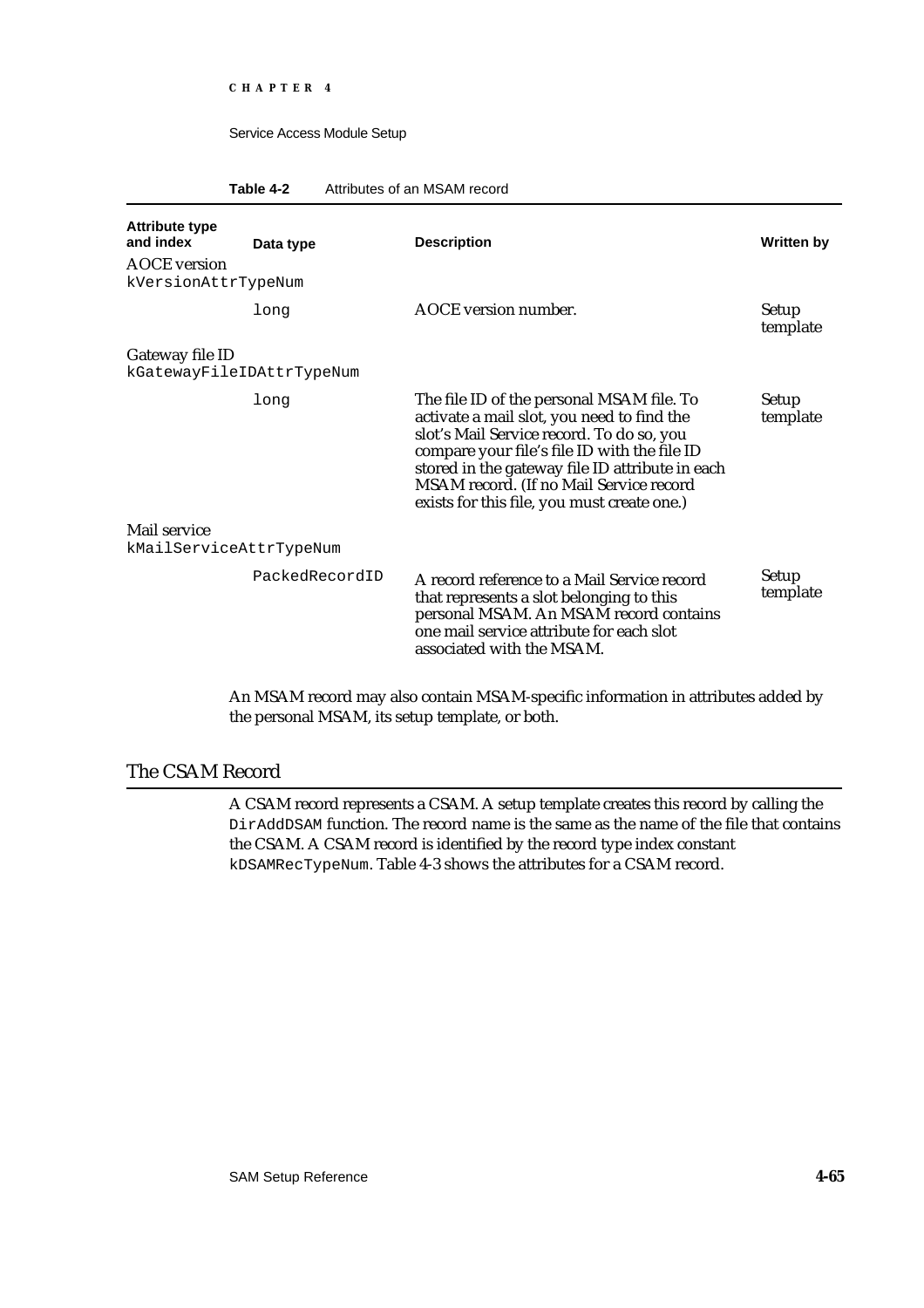**Table 4-2** Attributes of an MSAM record

| Attribute type and index | Data type | Description | Written by |
|---|---|---|---|
| AOCE version `kVersionAttrTypeNum` | | | |
| | `long` | AOCE version number. | Setup template |
| Gateway file ID `kGatewayFileIDAttrTypeNum` | | | |
| | `long` | The file ID of the personal MSAM file. To activate a mail slot, you need to find the slot's Mail Service record. To do so, you compare your file's file ID with the file ID stored in the gateway file ID attribute in each MSAM record. (If no Mail Service record exists for this file, you must create one.) | Setup template |
| Mail service `kMailServiceAttrTypeNum` | | | |
| | `PackedRecordID` | A record reference to a Mail Service record that represents a slot belonging to this personal MSAM. An MSAM record contains one mail service attribute for each slot associated with the MSAM. | Setup template |

An MSAM record may also contain MSAM-specific information in attributes added by the personal MSAM, its setup template, or both.

## The CSAM Record

A CSAM record represents a CSAM. A setup template creates this record by calling the `DirAddDSAM` function. The record name is the same as the name of the file that contains the CSAM. A CSAM record is identified by the record type index constant `kDSAMRecTypeNum`. Table 4-3 shows the attributes for a CSAM record.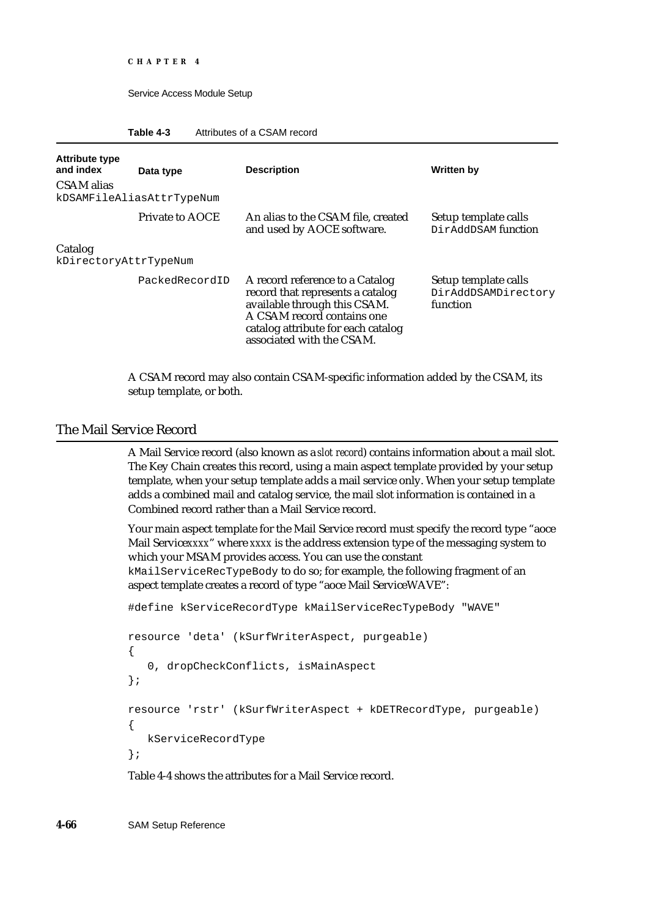**Table 4-3** Attributes of a CSAM record

| Attribute type and index | Data type | Description | Written by |
|---|---|---|---|
| CSAM alias `kDSAMFileAliasAttrTypeNum` | Private to AOCE | An alias to the CSAM file, created and used by AOCE software. | Setup template calls `DirAddDSAM` function |
| Catalog `kDirectoryAttrTypeNum` | `PackedRecordID` | A record reference to a Catalog record that represents a catalog available through this CSAM. A CSAM record contains one catalog attribute for each catalog associated with the CSAM. | Setup template calls `DirAddDSAMDirectory` function |

A CSAM record may also contain CSAM-specific information added by the CSAM, its setup template, or both.

## The Mail Service Record

A Mail Service record (also known as a *slot record*) contains information about a mail slot. The Key Chain creates this record, using a main aspect template provided by your setup template, when your setup template adds a mail service only. When your setup template adds a combined mail and catalog service, the mail slot information is contained in a Combined record rather than a Mail Service record.

Your main aspect template for the Mail Service record must specify the record type "aoce Mail Service*xxxx*" where *xxxx* is the address extension type of the messaging system to which your MSAM provides access. You can use the constant `kMailServiceRecTypeBody` to do so; for example, the following fragment of an aspect template creates a record of type "aoce Mail ServiceWAVE":

```
#define kServiceRecordType kMailServiceRecTypeBody "WAVE"

resource 'deta' (kSurfWriterAspect, purgeable)
{
   0, dropCheckConflicts, isMainAspect
};

resource 'rstr' (kSurfWriterAspect + kDETRecordType, purgeable)
{
   kServiceRecordType
};
```

Table 4-4 shows the attributes for a Mail Service record.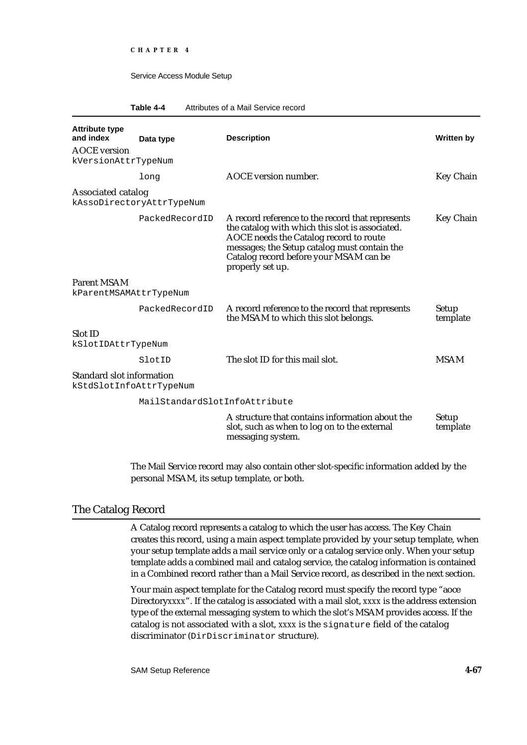**Table 4-4** Attributes of a Mail Service record

| Attribute type and index | Data type | Description | Written by |
|---|---|---|---|
| AOCE version `kVersionAttrTypeNum` | | | |
| | `long` | AOCE version number. | Key Chain |
| Associated catalog `kAssoDirectoryAttrTypeNum` | | | |
| | `PackedRecordID` | A record reference to the record that represents the catalog with which this slot is associated. AOCE needs the Catalog record to route messages; the Setup catalog must contain the Catalog record before your MSAM can be properly set up. | Key Chain |
| Parent MSAM `kParentMSAMAttrTypeNum` | | | |
| | `PackedRecordID` | A record reference to the record that represents the MSAM to which this slot belongs. | Setup template |
| Slot ID `kSlotIDAttrTypeNum` | | | |
| | `SlotID` | The slot ID for this mail slot. | MSAM |
| Standard slot information `kStdSlotInfoAttrTypeNum` | | | |
| | `MailStandardSlotInfoAttribute` | | |
| | | A structure that contains information about the slot, such as when to log on to the external messaging system. | Setup template |

The Mail Service record may also contain other slot-specific information added by the personal MSAM, its setup template, or both.

## The Catalog Record

A Catalog record represents a catalog to which the user has access. The Key Chain creates this record, using a main aspect template provided by your setup template, when your setup template adds a mail service only or a catalog service only. When your setup template adds a combined mail and catalog service, the catalog information is contained in a Combined record rather than a Mail Service record, as described in the next section.

Your main aspect template for the Catalog record must specify the record type "aoce Directory*xxxx*". If the catalog is associated with a mail slot, *xxxx* is the address extension type of the external messaging system to which the slot's MSAM provides access. If the catalog is not associated with a slot, *xxxx* is the `signature` field of the catalog discriminator (`DirDiscriminator` structure).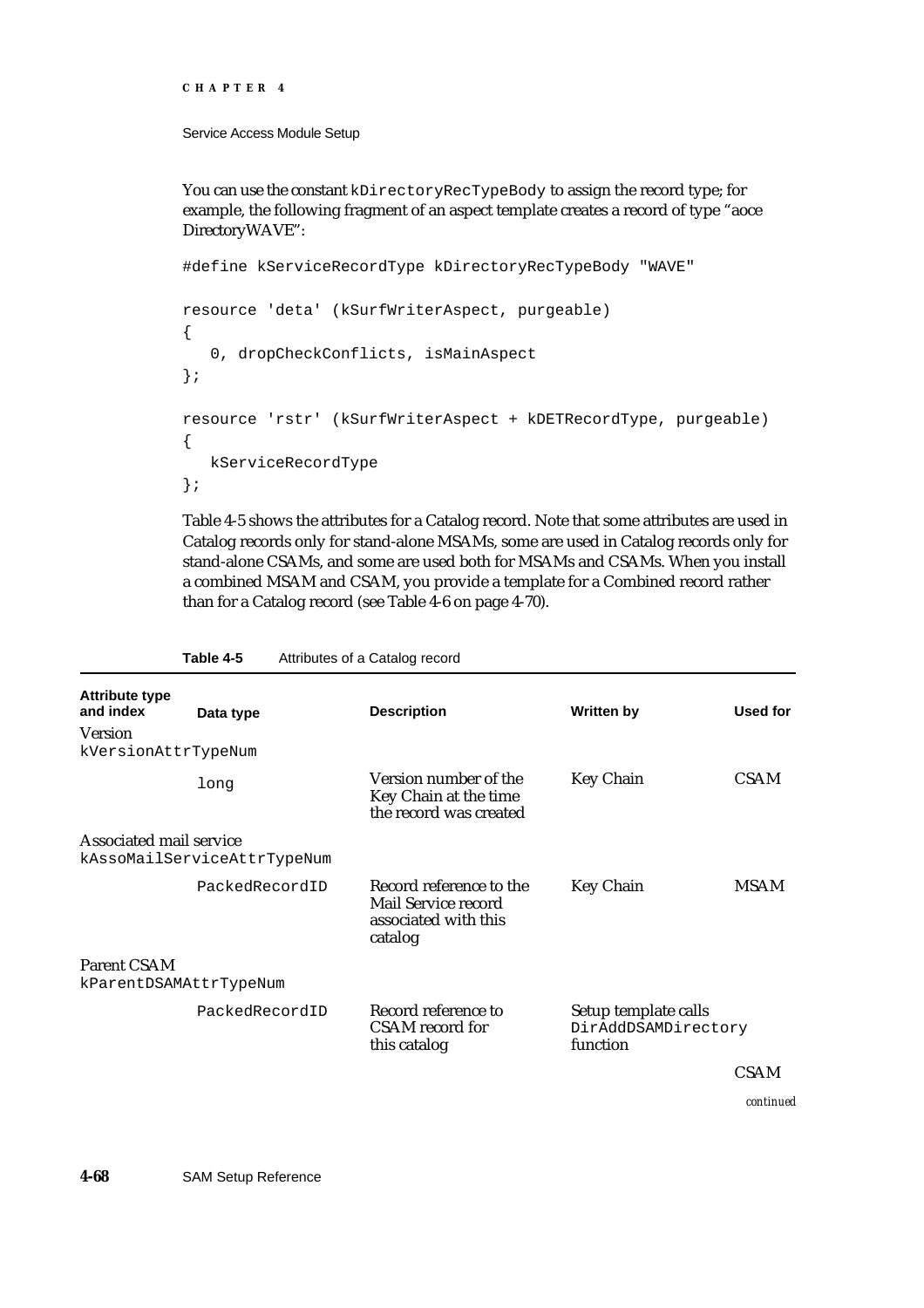You can use the constant `kDirectoryRecTypeBody` to assign the record type; for example, the following fragment of an aspect template creates a record of type "aoce DirectoryWAVE":

```
#define kServiceRecordType kDirectoryRecTypeBody "WAVE"

resource 'deta' (kSurfWriterAspect, purgeable)
{
   0, dropCheckConflicts, isMainAspect
};

resource 'rstr' (kSurfWriterAspect + kDETRecordType, purgeable)
{
   kServiceRecordType
};
```

Table 4-5 shows the attributes for a Catalog record. Note that some attributes are used in Catalog records only for stand-alone MSAMs, some are used in Catalog records only for stand-alone CSAMs, and some are used both for MSAMs and CSAMs. When you install a combined MSAM and CSAM, you provide a template for a Combined record rather than for a Catalog record (see Table 4-6 on page 4-70).

**Table 4-5** Attributes of a Catalog record

| Attribute type and index | Data type | Description | Written by | Used for |
|---|---|---|---|---|
| Version `kVersionAttrTypeNum` | | | | |
| | `long` | Version number of the Key Chain at the time the record was created | Key Chain | CSAM |
| Associated mail service `kAssoMailServiceAttrTypeNum` | | | | |
| | `PackedRecordID` | Record reference to the Mail Service record associated with this catalog | Key Chain | MSAM |
| Parent CSAM `kParentDSAMAttrTypeNum` | | | | |
| | `PackedRecordID` | Record reference to CSAM record for this catalog | Setup template calls `DirAddDSAMDirectory` function | CSAM |

*continued*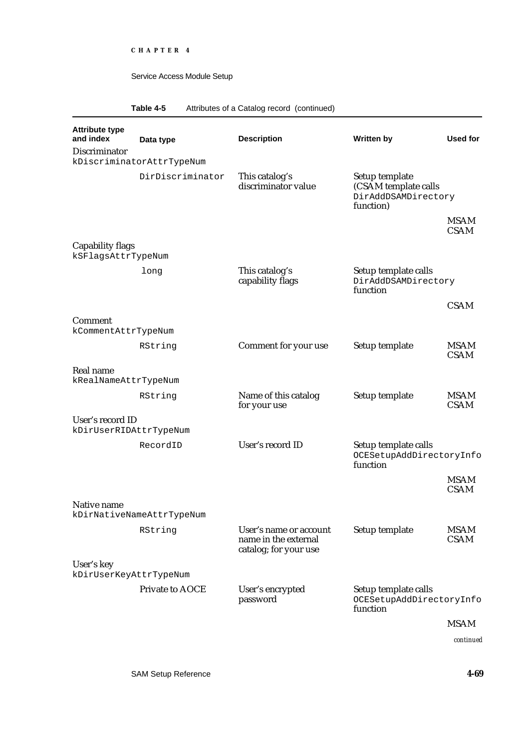**Table 4-5** Attributes of a Catalog record (continued)

| Attribute type and index | Data type | Description | Written by | Used for |
|---|---|---|---|---|
| Discriminator `kDiscriminatorAttrTypeNum` | | | | |
| | `DirDiscriminator` | This catalog's discriminator value | Setup template (CSAM template calls `DirAddDSAMDirectory` function) | MSAM CSAM |
| Capability flags `kSFlagsAttrTypeNum` | | | | |
| | `long` | This catalog's capability flags | Setup template calls `DirAddDSAMDirectory` function | CSAM |
| Comment `kCommentAttrTypeNum` | | | | |
| | `RString` | Comment for your use | Setup template | MSAM CSAM |
| Real name `kRealNameAttrTypeNum` | | | | |
| | `RString` | Name of this catalog for your use | Setup template | MSAM CSAM |
| User's record ID `kDirUserRIDAttrTypeNum` | | | | |
| | `RecordID` | User's record ID | Setup template calls `OCESetupAddDirectoryInfo` function | MSAM CSAM |
| Native name `kDirNativeNameAttrTypeNum` | | | | |
| | `RString` | User's name or account name in the external catalog; for your use | Setup template | MSAM CSAM |
| User's key `kDirUserKeyAttrTypeNum` | | | | |
| | Private to AOCE | User's encrypted password | Setup template calls `OCESetupAddDirectoryInfo` function | MSAM |

*continued*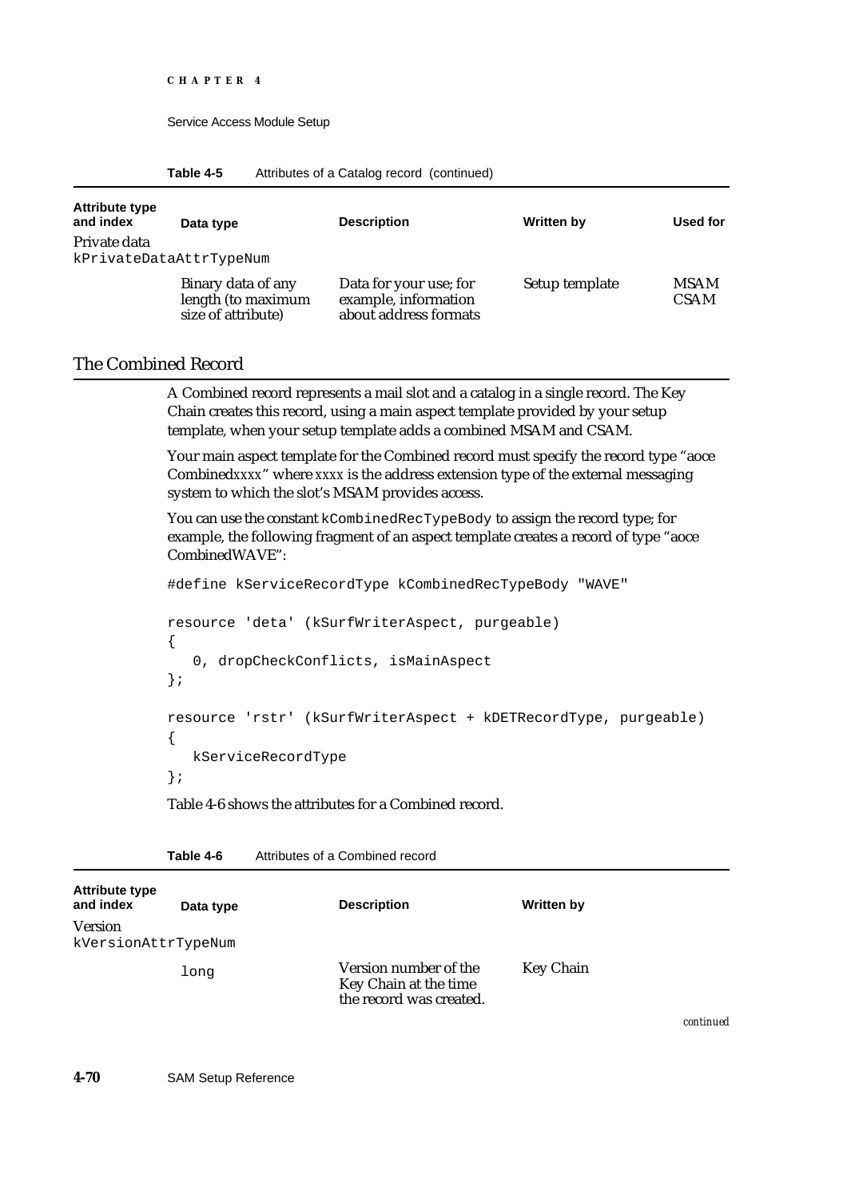**Table 4-5** Attributes of a Catalog record (continued)

| Attribute type and index | Data type | Description | Written by | Used for |
|---|---|---|---|---|
| Private data `kPrivateDataAttrTypeNum` | | | | |
| | Binary data of any length (to maximum size of attribute) | Data for your use; for example, information about address formats | Setup template | MSAM CSAM |

## The Combined Record

A Combined record represents a mail slot and a catalog in a single record. The Key Chain creates this record, using a main aspect template provided by your setup template, when your setup template adds a combined MSAM and CSAM.

Your main aspect template for the Combined record must specify the record type "aoce Combined*xxxx*" where *xxxx* is the address extension type of the external messaging system to which the slot's MSAM provides access.

You can use the constant `kCombinedRecTypeBody` to assign the record type; for example, the following fragment of an aspect template creates a record of type "aoce CombinedWAVE":

```
#define kServiceRecordType kCombinedRecTypeBody "WAVE"

resource 'deta' (kSurfWriterAspect, purgeable)
{
   0, dropCheckConflicts, isMainAspect
};

resource 'rstr' (kSurfWriterAspect + kDETRecordType, purgeable)
{
   kServiceRecordType
};
```

Table 4-6 shows the attributes for a Combined record.

**Table 4-6** Attributes of a Combined record

| Attribute type and index | Data type | Description | Written by |
|---|---|---|---|
| Version `kVersionAttrTypeNum` | | | |
| | `long` | Version number of the Key Chain at the time the record was created. | Key Chain |

*continued*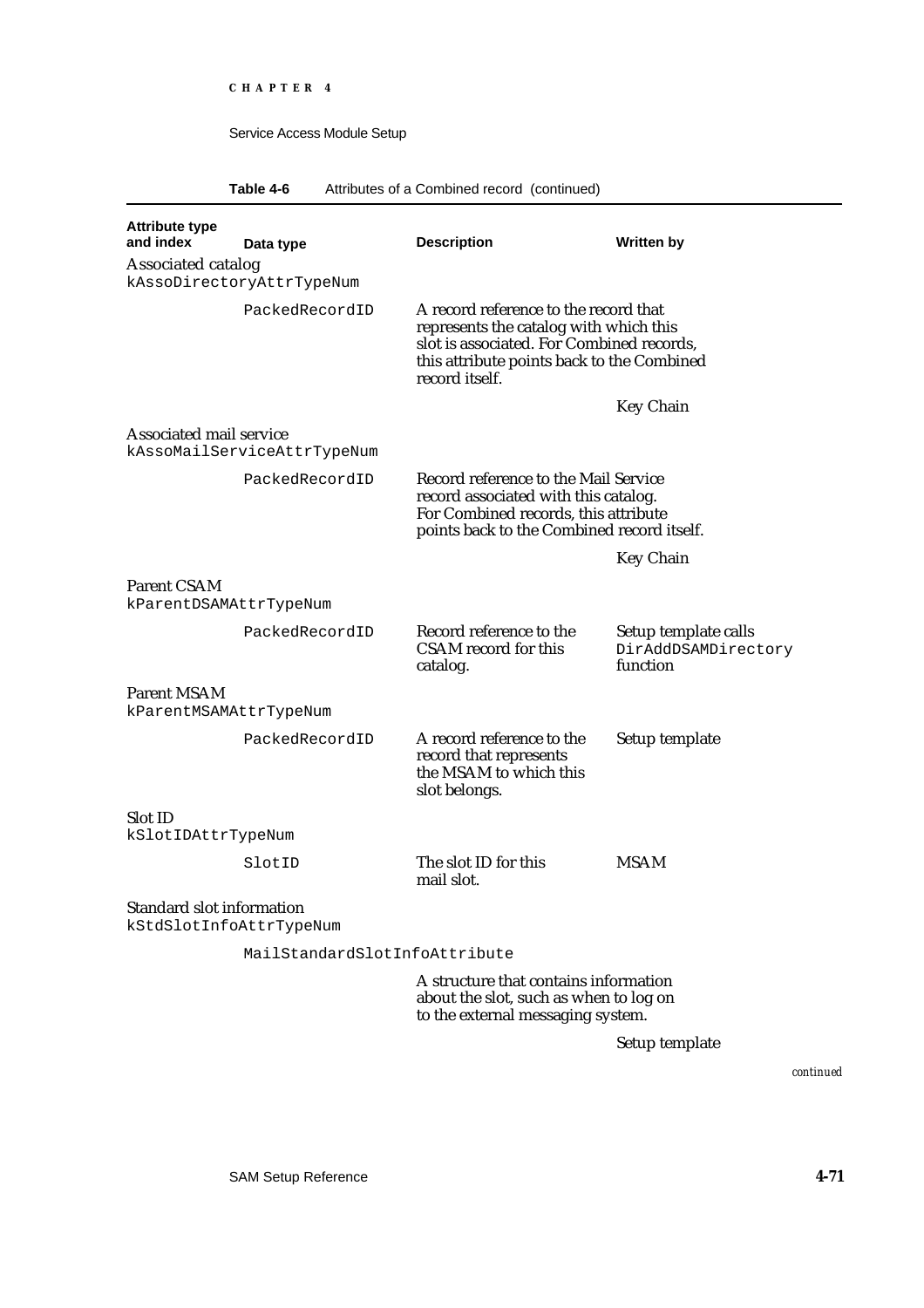**Table 4-6** Attributes of a Combined record (continued)

| Attribute type and index | Data type | Description | Written by |
|---|---|---|---|
| Associated catalog `kAssoDirectoryAttrTypeNum` | `PackedRecordID` | A record reference to the record that represents the catalog with which this slot is associated. For Combined records, this attribute points back to the Combined record itself. | Key Chain |
| Associated mail service `kAssoMailServiceAttrTypeNum` | `PackedRecordID` | Record reference to the Mail Service record associated with this catalog. For Combined records, this attribute points back to the Combined record itself. | Key Chain |
| Parent CSAM `kParentDSAMAttrTypeNum` | `PackedRecordID` | Record reference to the CSAM record for this catalog. | Setup template calls `DirAddDSAMDirectory` function |
| Parent MSAM `kParentMSAMAttrTypeNum` | `PackedRecordID` | A record reference to the record that represents the MSAM to which this slot belongs. | Setup template |
| Slot ID `kSlotIDAttrTypeNum` | `SlotID` | The slot ID for this mail slot. | MSAM |
| Standard slot information `kStdSlotInfoAttrTypeNum` | `MailStandardSlotInfoAttribute` | A structure that contains information about the slot, such as when to log on to the external messaging system. | Setup template |

*continued*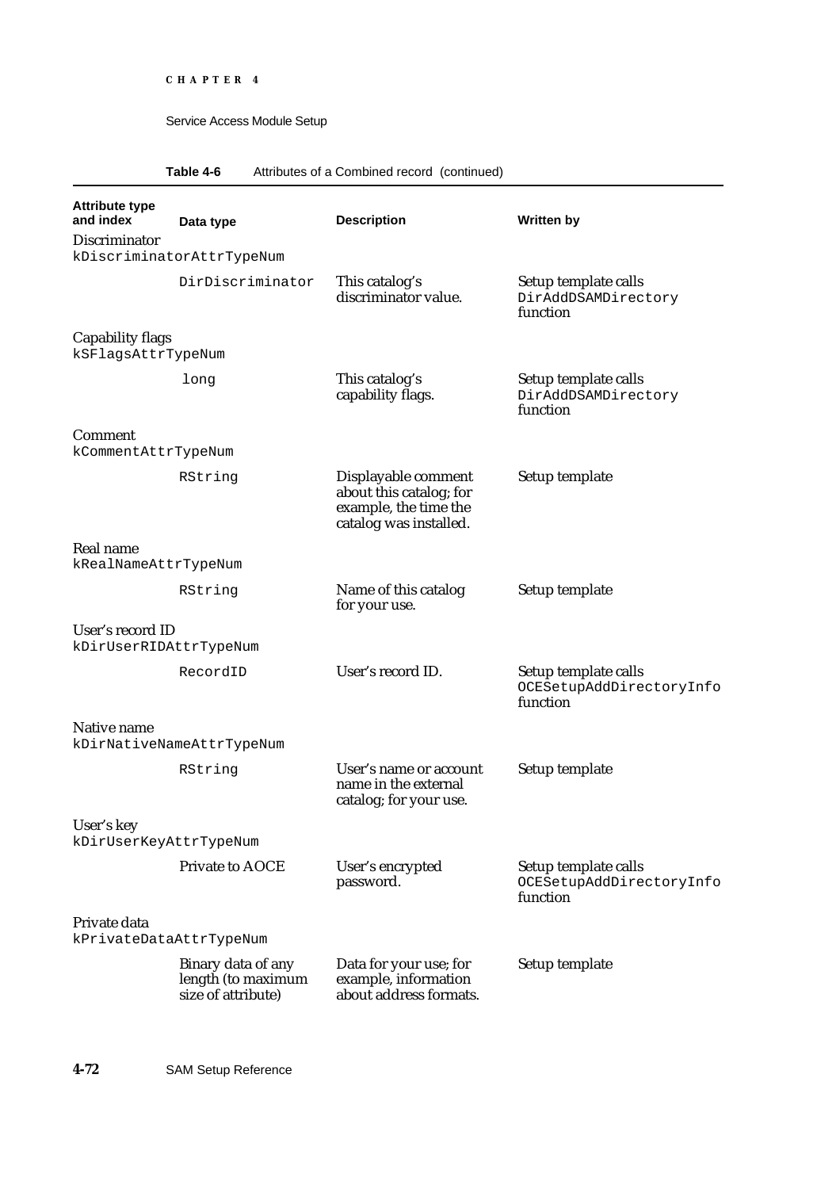**Table 4-6** Attributes of a Combined record (continued)

| Attribute type and index | Data type | Description | Written by |
|---|---|---|---|
| Discriminator `kDiscriminatorAttrTypeNum` | | | |
| | `DirDiscriminator` | This catalog's discriminator value. | Setup template calls `DirAddDSAMDirectory` function |
| Capability flags `kSFlagsAttrTypeNum` | | | |
| | `long` | This catalog's capability flags. | Setup template calls `DirAddDSAMDirectory` function |
| Comment `kCommentAttrTypeNum` | | | |
| | `RString` | Displayable comment about this catalog; for example, the time the catalog was installed. | Setup template |
| Real name `kRealNameAttrTypeNum` | | | |
| | `RString` | Name of this catalog for your use. | Setup template |
| User's record ID `kDirUserRIDAttrTypeNum` | | | |
| | `RecordID` | User's record ID. | Setup template calls `OCESetupAddDirectoryInfo` function |
| Native name `kDirNativeNameAttrTypeNum` | | | |
| | `RString` | User's name or account name in the external catalog; for your use. | Setup template |
| User's key `kDirUserKeyAttrTypeNum` | | | |
| | Private to AOCE | User's encrypted password. | Setup template calls `OCESetupAddDirectoryInfo` function |
| Private data `kPrivateDataAttrTypeNum` | | | |
| | Binary data of any length (to maximum size of attribute) | Data for your use; for example, information about address formats. | Setup template |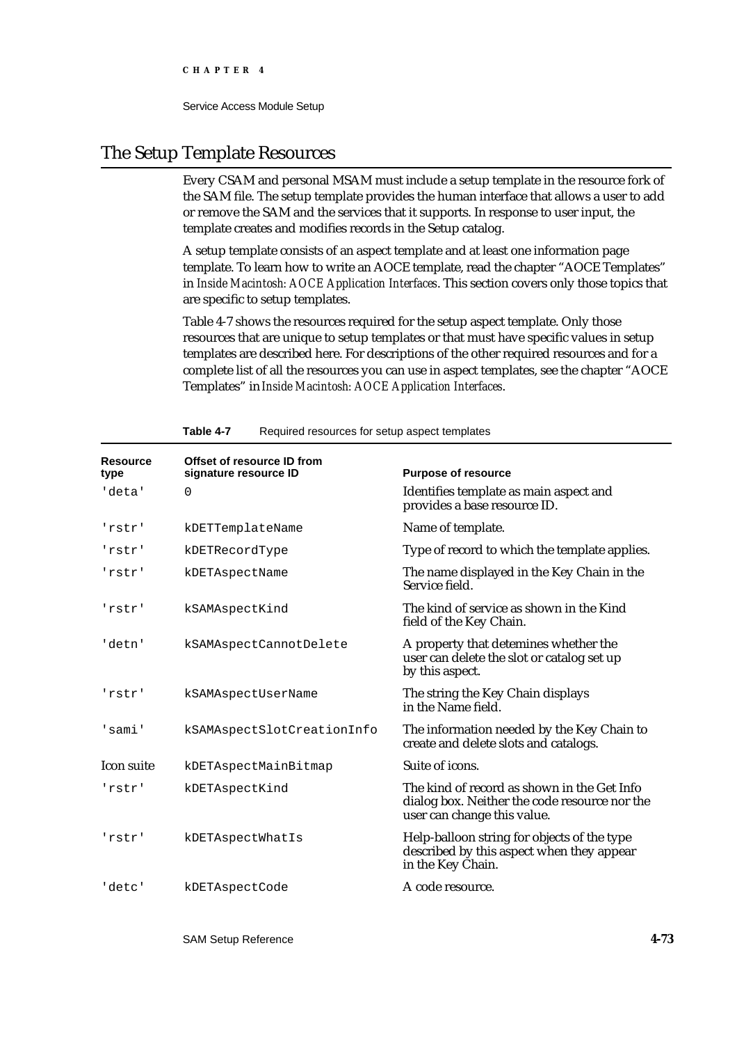## The Setup Template Resources

Every CSAM and personal MSAM must include a setup template in the resource fork of the SAM file. The setup template provides the human interface that allows a user to add or remove the SAM and the services that it supports. In response to user input, the template creates and modifies records in the Setup catalog.

A setup template consists of an aspect template and at least one information page template. To learn how to write an AOCE template, read the chapter "AOCE Templates" in *Inside Macintosh: AOCE Application Interfaces*. This section covers only those topics that are specific to setup templates.

Table 4-7 shows the resources required for the setup aspect template. Only those resources that are unique to setup templates or that must have specific values in setup templates are described here. For descriptions of the other required resources and for a complete list of all the resources you can use in aspect templates, see the chapter "AOCE Templates" in *Inside Macintosh: AOCE Application Interfaces*.

**Table 4-7** Required resources for setup aspect templates

| Resource type | Offset of resource ID from signature resource ID | Purpose of resource |
|---|---|---|
| 'deta' | 0 | Identifies template as main aspect and provides a base resource ID. |
| 'rstr' | kDETTemplateName | Name of template. |
| 'rstr' | kDETRecordType | Type of record to which the template applies. |
| 'rstr' | kDETAspectName | The name displayed in the Key Chain in the Service field. |
| 'rstr' | kSAMAspectKind | The kind of service as shown in the Kind field of the Key Chain. |
| 'detn' | kSAMAspectCannotDelete | A property that detemines whether the user can delete the slot or catalog set up by this aspect. |
| 'rstr' | kSAMAspectUserName | The string the Key Chain displays in the Name field. |
| 'sami' | kSAMAspectSlotCreationInfo | The information needed by the Key Chain to create and delete slots and catalogs. |
| Icon suite | kDETAspectMainBitmap | Suite of icons. |
| 'rstr' | kDETAspectKind | The kind of record as shown in the Get Info dialog box. Neither the code resource nor the user can change this value. |
| 'rstr' | kDETAspectWhatIs | Help-balloon string for objects of the type described by this aspect when they appear in the Key Chain. |
| 'detc' | kDETAspectCode | A code resource. |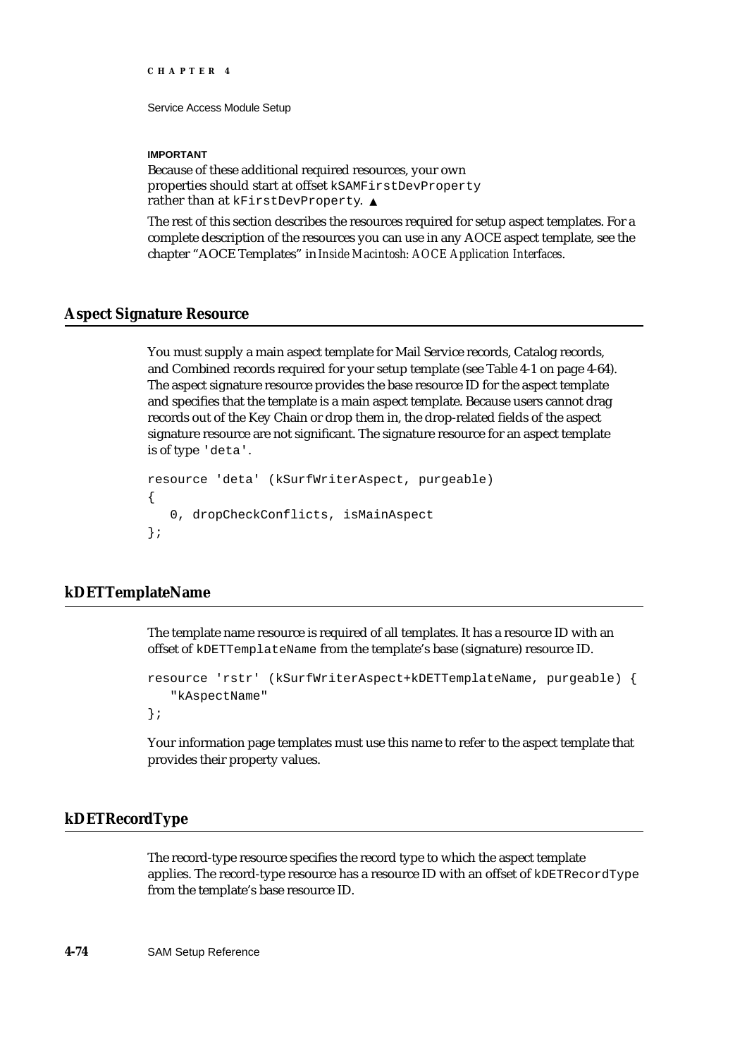**IMPORTANT**

Because of these additional required resources, your own properties should start at offset `kSAMFirstDevProperty` rather than at `kFirstDevProperty`. ▲

The rest of this section describes the resources required for setup aspect templates. For a complete description of the resources you can use in any AOCE aspect template, see the chapter "AOCE Templates" in *Inside Macintosh: AOCE Application Interfaces*.

## Aspect Signature Resource

You must supply a main aspect template for Mail Service records, Catalog records, and Combined records required for your setup template (see Table 4-1 on page 4-64). The aspect signature resource provides the base resource ID for the aspect template and specifies that the template is a main aspect template. Because users cannot drag records out of the Key Chain or drop them in, the drop-related fields of the aspect signature resource are not significant. The signature resource for an aspect template is of type `'deta'`.

```
resource 'deta' (kSurfWriterAspect, purgeable)
{
   0, dropCheckConflicts, isMainAspect
};
```

## kDETTemplateName

The template name resource is required of all templates. It has a resource ID with an offset of `kDETTemplateName` from the template's base (signature) resource ID.

```
resource 'rstr' (kSurfWriterAspect+kDETTemplateName, purgeable) {
   "kAspectName"
};
```

Your information page templates must use this name to refer to the aspect template that provides their property values.

## kDETRecordType

The record-type resource specifies the record type to which the aspect template applies. The record-type resource has a resource ID with an offset of `kDETRecordType` from the template's base resource ID.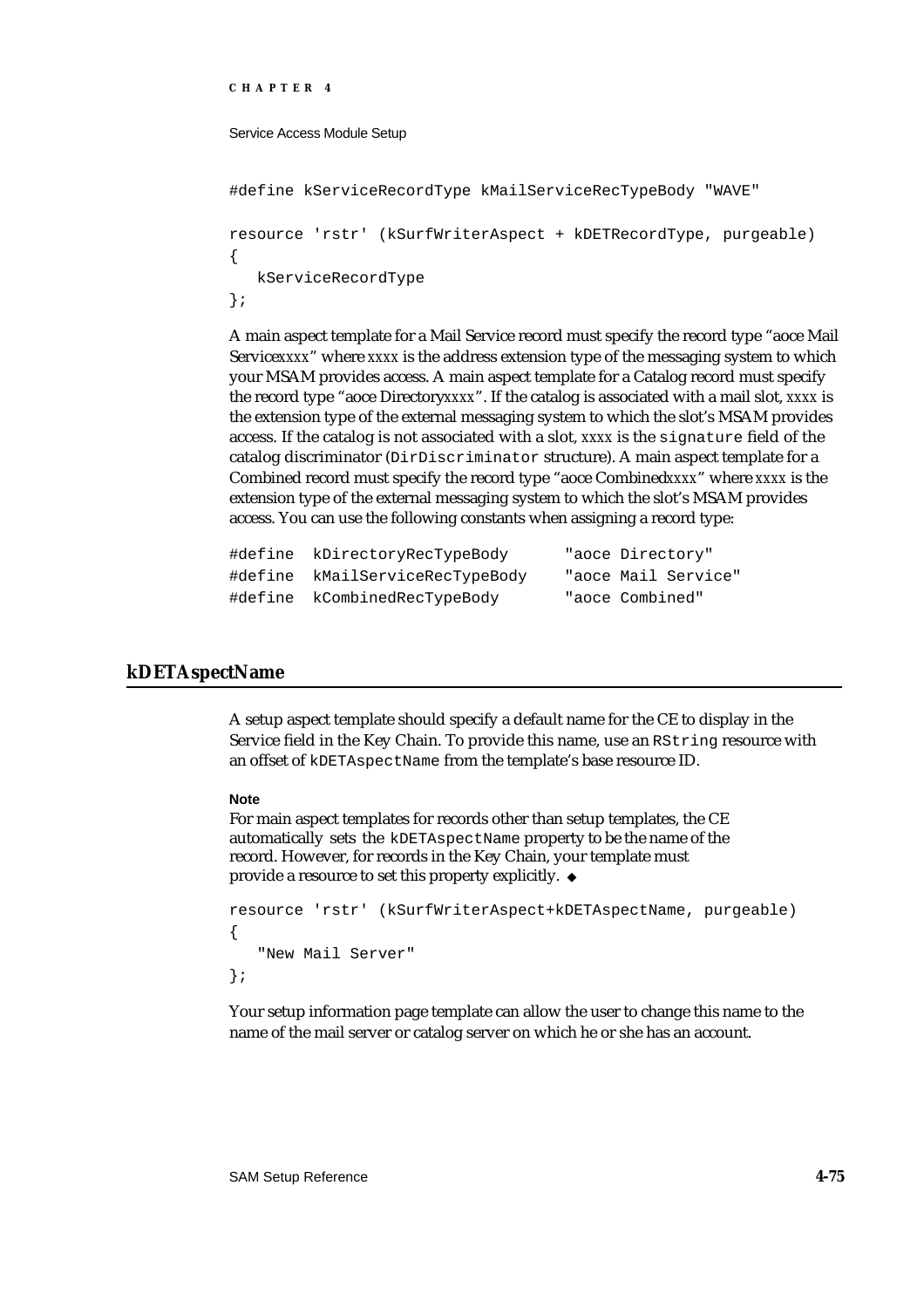```
#define kServiceRecordType kMailServiceRecTypeBody "WAVE"

resource 'rstr' (kSurfWriterAspect + kDETRecordType, purgeable)
{
   kServiceRecordType
};
```

A main aspect template for a Mail Service record must specify the record type "aoce Mail Service*xxxx*" where *xxxx* is the address extension type of the messaging system to which your MSAM provides access. A main aspect template for a Catalog record must specify the record type "aoce Directory*xxxx*". If the catalog is associated with a mail slot, *xxxx* is the extension type of the external messaging system to which the slot's MSAM provides access. If the catalog is not associated with a slot, *xxxx* is the `signature` field of the catalog discriminator (`DirDiscriminator` structure). A main aspect template for a Combined record must specify the record type "aoce Combined*xxxx*" where *xxxx* is the extension type of the external messaging system to which the slot's MSAM provides access. You can use the following constants when assigning a record type:

```
#define  kDirectoryRecTypeBody      "aoce Directory"
#define  kMailServiceRecTypeBody    "aoce Mail Service"
#define  kCombinedRecTypeBody       "aoce Combined"
```

## kDETAspectName

A setup aspect template should specify a default name for the CE to display in the Service field in the Key Chain. To provide this name, use an `RString` resource with an offset of `kDETAspectName` from the template's base resource ID.

**Note**

For main aspect templates for records other than setup templates, the CE automatically sets the `kDETAspectName` property to be the name of the record. However, for records in the Key Chain, your template must provide a resource to set this property explicitly. ◆

```
resource 'rstr' (kSurfWriterAspect+kDETAspectName, purgeable)
{
   "New Mail Server"
};
```

Your setup information page template can allow the user to change this name to the name of the mail server or catalog server on which he or she has an account.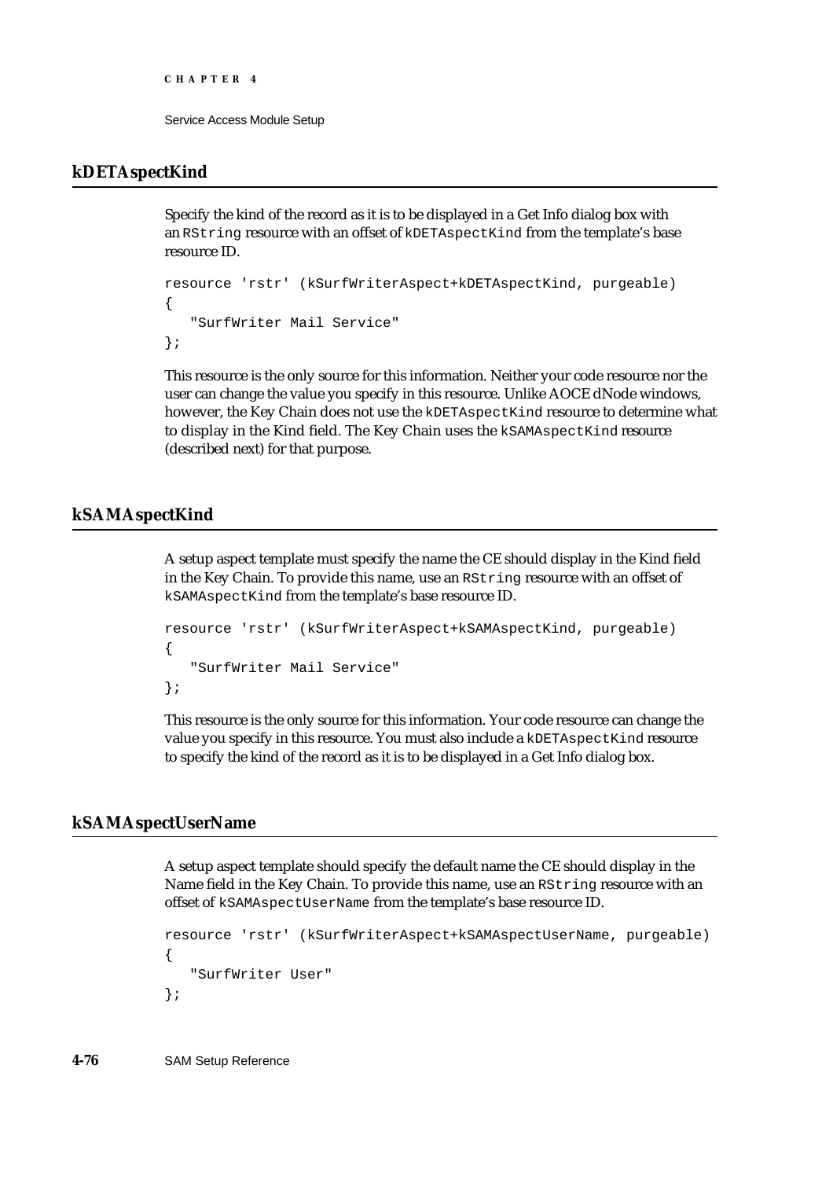## kDETAspectKind

Specify the kind of the record as it is to be displayed in a Get Info dialog box with an RString resource with an offset of kDETAspectKind from the template's base resource ID.

```
resource 'rstr' (kSurfWriterAspect+kDETAspectKind, purgeable)
{
   "SurfWriter Mail Service"
};
```

This resource is the only source for this information. Neither your code resource nor the user can change the value you specify in this resource. Unlike AOCE dNode windows, however, the Key Chain does not use the kDETAspectKind resource to determine what to display in the Kind field. The Key Chain uses the kSAMAspectKind resource (described next) for that purpose.

## kSAMAspectKind

A setup aspect template must specify the name the CE should display in the Kind field in the Key Chain. To provide this name, use an RString resource with an offset of kSAMAspectKind from the template's base resource ID.

```
resource 'rstr' (kSurfWriterAspect+kSAMAspectKind, purgeable)
{
   "SurfWriter Mail Service"
};
```

This resource is the only source for this information. Your code resource can change the value you specify in this resource. You must also include a kDETAspectKind resource to specify the kind of the record as it is to be displayed in a Get Info dialog box.

## kSAMAspectUserName

A setup aspect template should specify the default name the CE should display in the Name field in the Key Chain. To provide this name, use an RString resource with an offset of kSAMAspectUserName from the template's base resource ID.

```
resource 'rstr' (kSurfWriterAspect+kSAMAspectUserName, purgeable)
{
   "SurfWriter User"
};
```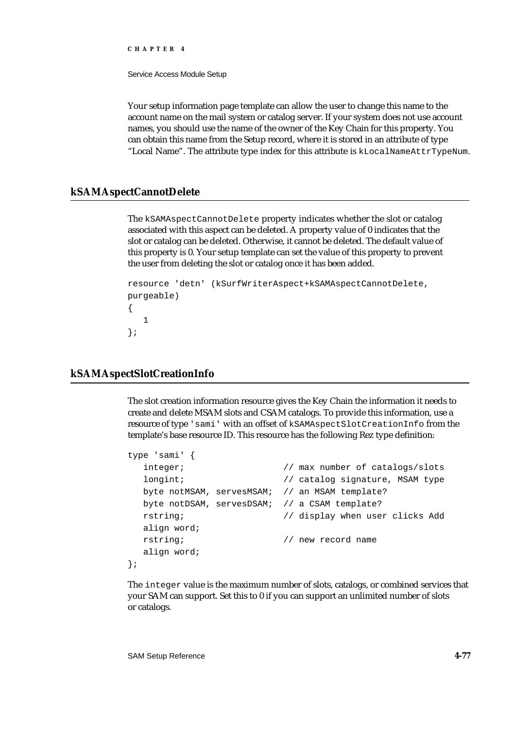Your setup information page template can allow the user to change this name to the account name on the mail system or catalog server. If your system does not use account names, you should use the name of the owner of the Key Chain for this property. You can obtain this name from the Setup record, where it is stored in an attribute of type "Local Name". The attribute type index for this attribute is `kLocalNameAttrTypeNum`.

## kSAMAspectCannotDelete

The `kSAMAspectCannotDelete` property indicates whether the slot or catalog associated with this aspect can be deleted. A property value of 0 indicates that the slot or catalog can be deleted. Otherwise, it cannot be deleted. The default value of this property is 0. Your setup template can set the value of this property to prevent the user from deleting the slot or catalog once it has been added.

```
resource 'detn' (kSurfWriterAspect+kSAMAspectCannotDelete,
purgeable)
{
   1
};
```

## kSAMAspectSlotCreationInfo

The slot creation information resource gives the Key Chain the information it needs to create and delete MSAM slots and CSAM catalogs. To provide this information, use a resource of type `'sami'` with an offset of `kSAMAspectSlotCreationInfo` from the template's base resource ID. This resource has the following Rez type definition:

```
type 'sami' {
   integer;                    // max number of catalogs/slots
   longint;                    // catalog signature, MSAM type
   byte notMSAM, servesMSAM;  // an MSAM template?
   byte notDSAM, servesDSAM;  // a CSAM template?
   rstring;                    // display when user clicks Add
   align word;
   rstring;                    // new record name
   align word;
};
```

The `integer` value is the maximum number of slots, catalogs, or combined services that your SAM can support. Set this to 0 if you can support an unlimited number of slots or catalogs.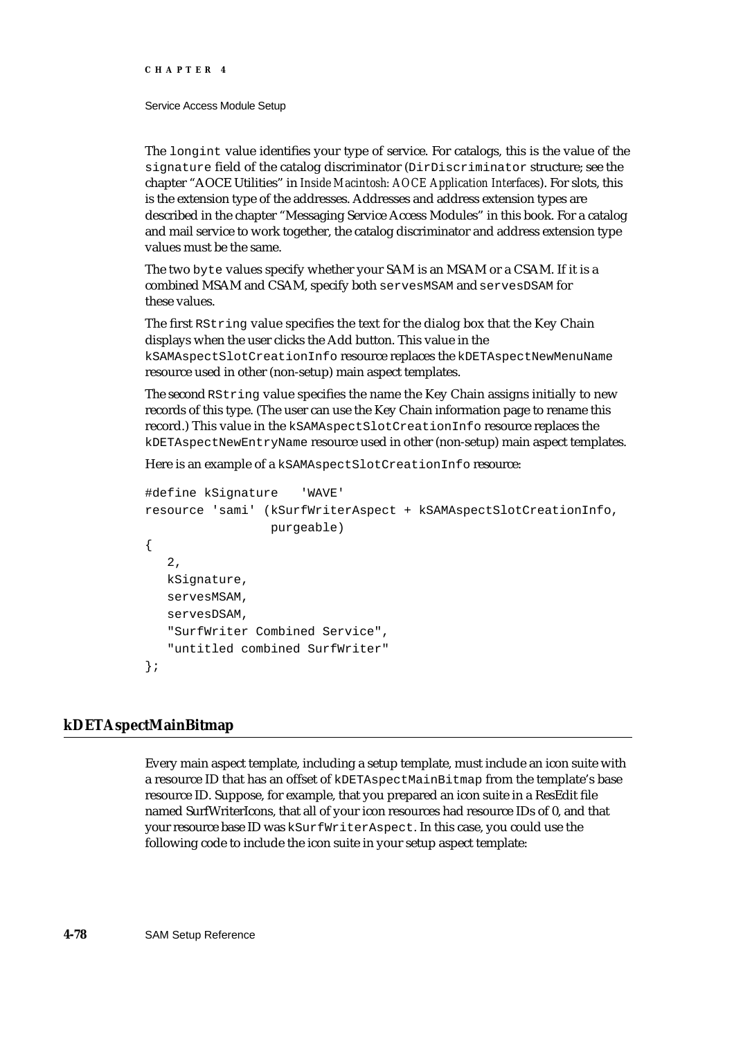The `longint` value identifies your type of service. For catalogs, this is the value of the `signature` field of the catalog discriminator (`DirDiscriminator` structure; see the chapter "AOCE Utilities" in *Inside Macintosh: AOCE Application Interfaces*). For slots, this is the extension type of the addresses. Addresses and address extension types are described in the chapter "Messaging Service Access Modules" in this book. For a catalog and mail service to work together, the catalog discriminator and address extension type values must be the same.

The two `byte` values specify whether your SAM is an MSAM or a CSAM. If it is a combined MSAM and CSAM, specify both `servesMSAM` and `servesDSAM` for these values.

The first `RString` value specifies the text for the dialog box that the Key Chain displays when the user clicks the Add button. This value in the `kSAMAspectSlotCreationInfo` resource replaces the `kDETAspectNewMenuName` resource used in other (non-setup) main aspect templates.

The second `RString` value specifies the name the Key Chain assigns initially to new records of this type. (The user can use the Key Chain information page to rename this record.) This value in the `kSAMAspectSlotCreationInfo` resource replaces the `kDETAspectNewEntryName` resource used in other (non-setup) main aspect templates.

Here is an example of a `kSAMAspectSlotCreationInfo` resource:

```
#define kSignature   'WAVE'
resource 'sami' (kSurfWriterAspect + kSAMAspectSlotCreationInfo,
                 purgeable)
{
   2,
   kSignature,
   servesMSAM,
   servesDSAM,
   "SurfWriter Combined Service",
   "untitled combined SurfWriter"
};
```

## kDETAspectMainBitmap

Every main aspect template, including a setup template, must include an icon suite with a resource ID that has an offset of `kDETAspectMainBitmap` from the template's base resource ID. Suppose, for example, that you prepared an icon suite in a ResEdit file named SurfWriterIcons, that all of your icon resources had resource IDs of 0, and that your resource base ID was `kSurfWriterAspect`. In this case, you could use the following code to include the icon suite in your setup aspect template: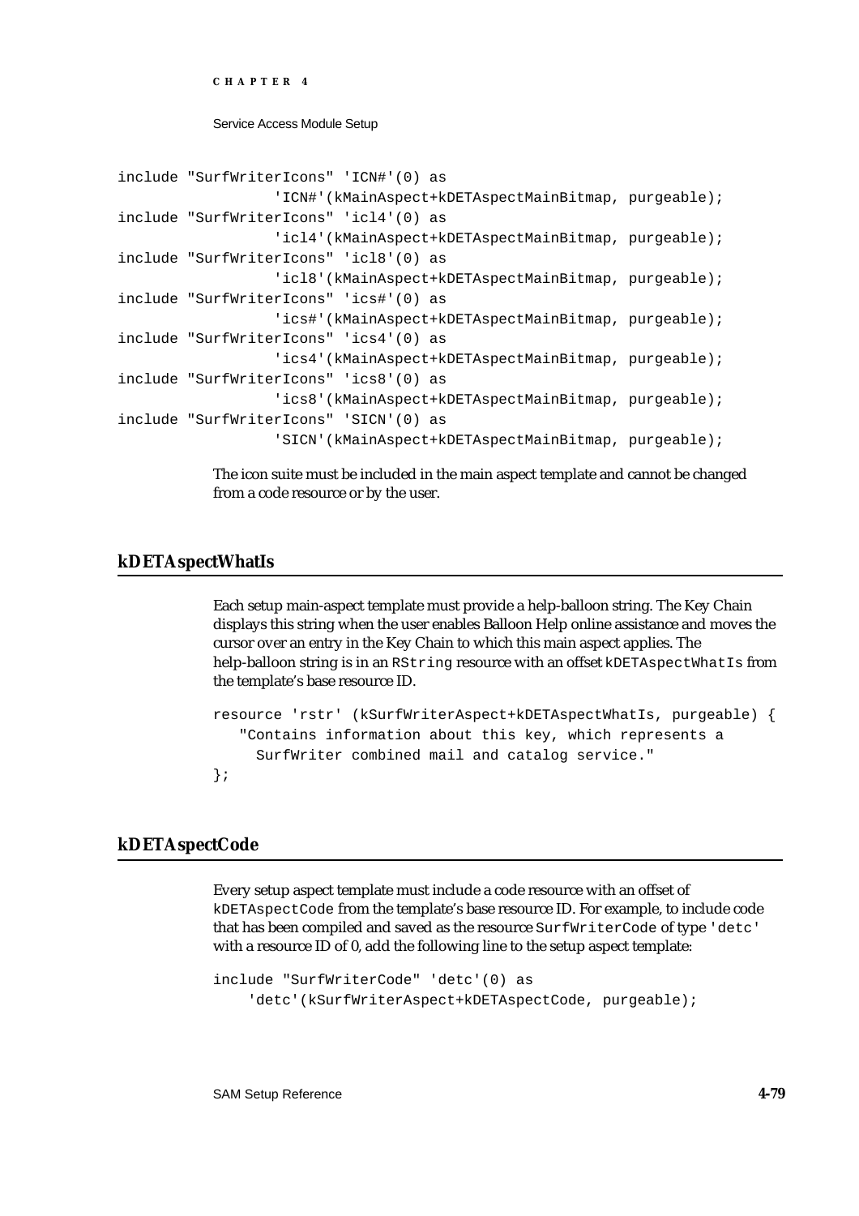```
include "SurfWriterIcons" 'ICN#'(0) as
                'ICN#'(kMainAspect+kDETAspectMainBitmap, purgeable);
include "SurfWriterIcons" 'icl4'(0) as
                'icl4'(kMainAspect+kDETAspectMainBitmap, purgeable);
include "SurfWriterIcons" 'icl8'(0) as
                'icl8'(kMainAspect+kDETAspectMainBitmap, purgeable);
include "SurfWriterIcons" 'ics#'(0) as
                'ics#'(kMainAspect+kDETAspectMainBitmap, purgeable);
include "SurfWriterIcons" 'ics4'(0) as
                'ics4'(kMainAspect+kDETAspectMainBitmap, purgeable);
include "SurfWriterIcons" 'ics8'(0) as
                'ics8'(kMainAspect+kDETAspectMainBitmap, purgeable);
include "SurfWriterIcons" 'SICN'(0) as
                'SICN'(kMainAspect+kDETAspectMainBitmap, purgeable);
```

The icon suite must be included in the main aspect template and cannot be changed from a code resource or by the user.

## kDETAspectWhatIs

Each setup main-aspect template must provide a help-balloon string. The Key Chain displays this string when the user enables Balloon Help online assistance and moves the cursor over an entry in the Key Chain to which this main aspect applies. The help-balloon string is in an `RString` resource with an offset `kDETAspectWhatIs` from the template's base resource ID.

```
resource 'rstr' (kSurfWriterAspect+kDETAspectWhatIs, purgeable) {
   "Contains information about this key, which represents a
     SurfWriter combined mail and catalog service."
};
```

## kDETAspectCode

Every setup aspect template must include a code resource with an offset of `kDETAspectCode` from the template's base resource ID. For example, to include code that has been compiled and saved as the resource `SurfWriterCode` of type `'detc'` with a resource ID of 0, add the following line to the setup aspect template:

```
include "SurfWriterCode" 'detc'(0) as
    'detc'(kSurfWriterAspect+kDETAspectCode, purgeable);
```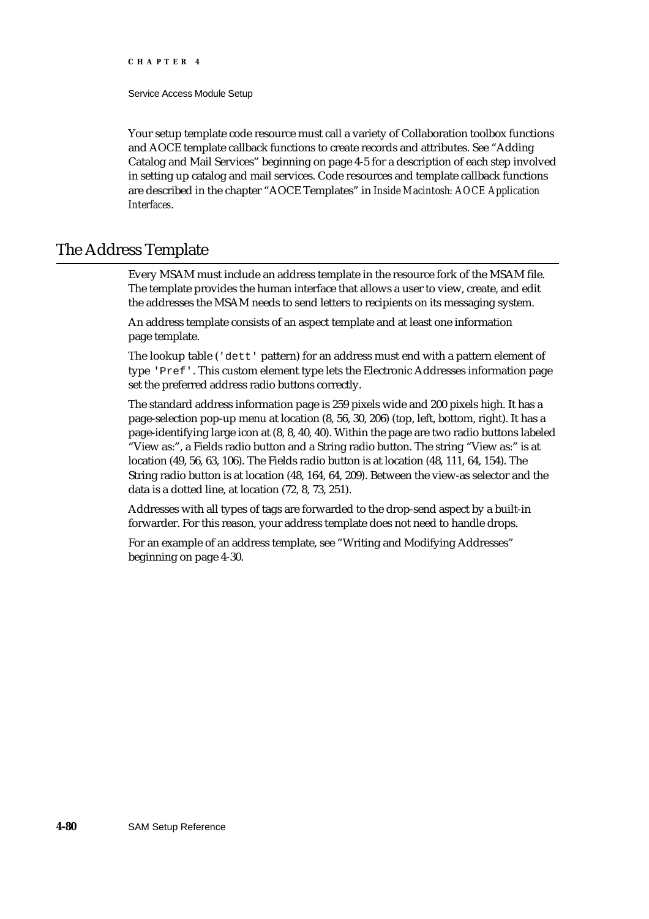Your setup template code resource must call a variety of Collaboration toolbox functions and AOCE template callback functions to create records and attributes. See "Adding Catalog and Mail Services" beginning on page 4-5 for a description of each step involved in setting up catalog and mail services. Code resources and template callback functions are described in the chapter "AOCE Templates" in *Inside Macintosh: AOCE Application Interfaces*.

## The Address Template

Every MSAM must include an address template in the resource fork of the MSAM file. The template provides the human interface that allows a user to view, create, and edit the addresses the MSAM needs to send letters to recipients on its messaging system.

An address template consists of an aspect template and at least one information page template.

The lookup table (`'dett'` pattern) for an address must end with a pattern element of type `'Pref'`. This custom element type lets the Electronic Addresses information page set the preferred address radio buttons correctly.

The standard address information page is 259 pixels wide and 200 pixels high. It has a page-selection pop-up menu at location (8, 56, 30, 206) (top, left, bottom, right). It has a page-identifying large icon at (8, 8, 40, 40). Within the page are two radio buttons labeled "View as:", a Fields radio button and a String radio button. The string "View as:" is at location (49, 56, 63, 106). The Fields radio button is at location (48, 111, 64, 154). The String radio button is at location (48, 164, 64, 209). Between the view-as selector and the data is a dotted line, at location (72, 8, 73, 251).

Addresses with all types of tags are forwarded to the drop-send aspect by a built-in forwarder. For this reason, your address template does not need to handle drops.

For an example of an address template, see "Writing and Modifying Addresses" beginning on page 4-30.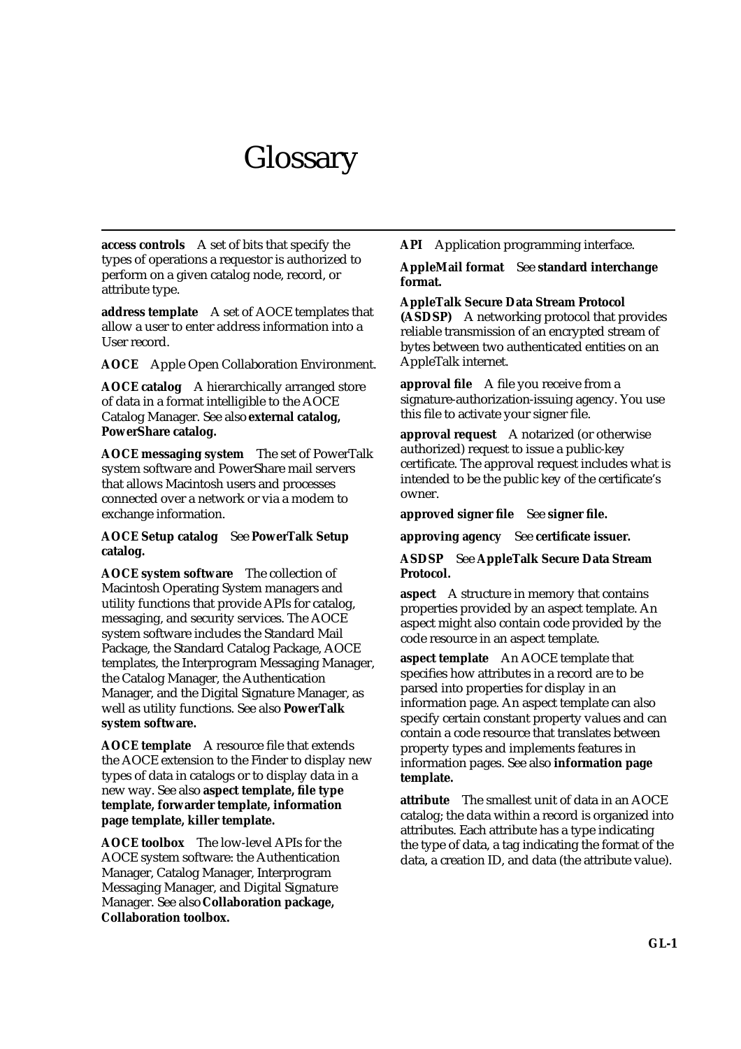# Glossary

**access controls** A set of bits that specify the types of operations a requestor is authorized to perform on a given catalog node, record, or attribute type.

**address template** A set of AOCE templates that allow a user to enter address information into a User record.

**AOCE** Apple Open Collaboration Environment.

**AOCE catalog** A hierarchically arranged store of data in a format intelligible to the AOCE Catalog Manager. See also **external catalog, PowerShare catalog.**

**AOCE messaging system** The set of PowerTalk system software and PowerShare mail servers that allows Macintosh users and processes connected over a network or via a modem to exchange information.

**AOCE Setup catalog** See **PowerTalk Setup catalog.**

**AOCE system software** The collection of Macintosh Operating System managers and utility functions that provide APIs for catalog, messaging, and security services. The AOCE system software includes the Standard Mail Package, the Standard Catalog Package, AOCE templates, the Interprogram Messaging Manager, the Catalog Manager, the Authentication Manager, and the Digital Signature Manager, as well as utility functions. See also **PowerTalk system software.**

**AOCE template** A resource file that extends the AOCE extension to the Finder to display new types of data in catalogs or to display data in a new way. See also **aspect template, file type template, forwarder template, information page template, killer template.**

**AOCE toolbox** The low-level APIs for the AOCE system software: the Authentication Manager, Catalog Manager, Interprogram Messaging Manager, and Digital Signature Manager. See also **Collaboration package, Collaboration toolbox.**

**API** Application programming interface.

**AppleMail format** See **standard interchange format.**

**AppleTalk Secure Data Stream Protocol (ASDSP)** A networking protocol that provides reliable transmission of an encrypted stream of bytes between two authenticated entities on an AppleTalk internet.

**approval file** A file you receive from a signature-authorization-issuing agency. You use this file to activate your signer file.

**approval request** A notarized (or otherwise authorized) request to issue a public-key certificate. The approval request includes what is intended to be the public key of the certificate's owner.

**approved signer file** See **signer file.**

**approving agency** See **certificate issuer.**

**ASDSP** See **AppleTalk Secure Data Stream Protocol.**

**aspect** A structure in memory that contains properties provided by an aspect template. An aspect might also contain code provided by the code resource in an aspect template.

**aspect template** An AOCE template that specifies how attributes in a record are to be parsed into properties for display in an information page. An aspect template can also specify certain constant property values and can contain a code resource that translates between property types and implements features in information pages. See also **information page template.**

**attribute** The smallest unit of data in an AOCE catalog; the data within a record is organized into attributes. Each attribute has a type indicating the type of data, a tag indicating the format of the data, a creation ID, and data (the attribute value).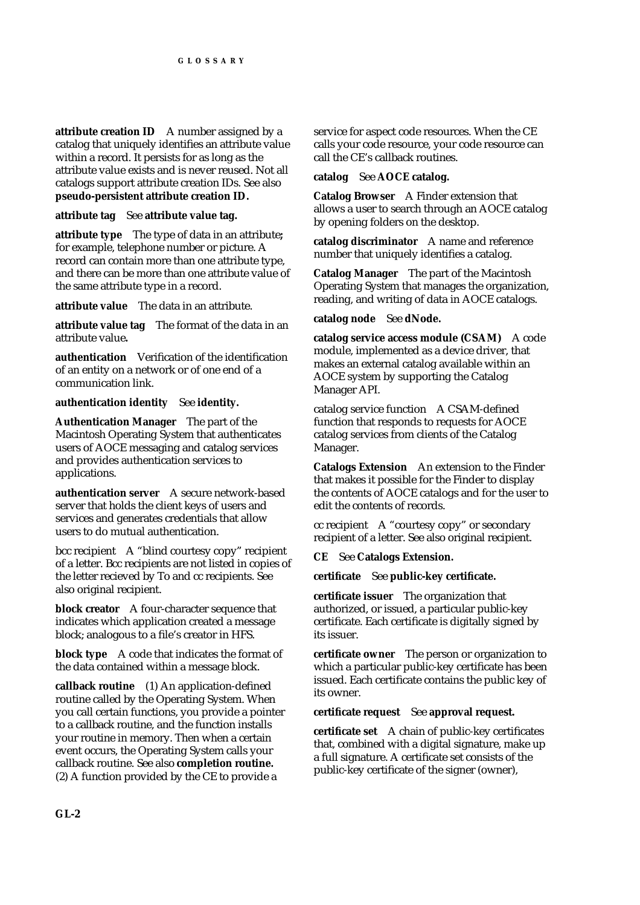**attribute creation ID** A number assigned by a catalog that uniquely identifies an attribute value within a record. It persists for as long as the attribute value exists and is never reused. Not all catalogs support attribute creation IDs. See also **pseudo-persistent attribute creation ID.**

**attribute tag** See **attribute value tag.**

**attribute type** The type of data in an attribute**;** for example, telephone number or picture. A record can contain more than one attribute type, and there can be more than one attribute value of the same attribute type in a record.

**attribute value** The data in an attribute.

**attribute value tag** The format of the data in an attribute value**.**

**authentication** Verification of the identification of an entity on a network or of one end of a communication link.

**authentication identity** See **identity.**

**Authentication Manager** The part of the Macintosh Operating System that authenticates users of AOCE messaging and catalog services and provides authentication services to applications.

**authentication server** A secure network-based server that holds the client keys of users and services and generates credentials that allow users to do mutual authentication.

bcc recipient A "blind courtesy copy" recipient of a letter. Bcc recipients are not listed in copies of the letter recieved by To and cc recipients. See also original recipient.

**block creator** A four-character sequence that indicates which application created a message block; analogous to a file's creator in HFS.

**block type** A code that indicates the format of the data contained within a message block.

**callback routine** (1) An application-defined routine called by the Operating System. When you call certain functions, you provide a pointer to a callback routine, and the function installs your routine in memory. Then when a certain event occurs, the Operating System calls your callback routine. See also **completion routine.** (2) A function provided by the CE to provide a service for aspect code resources. When the CE calls your code resource, your code resource can call the CE's callback routines.

**catalog** See **AOCE catalog.**

**Catalog Browser** A Finder extension that allows a user to search through an AOCE catalog by opening folders on the desktop.

**catalog discriminator** A name and reference number that uniquely identifies a catalog.

**Catalog Manager** The part of the Macintosh Operating System that manages the organization, reading, and writing of data in AOCE catalogs.

**catalog node** See **dNode.**

**catalog service access module (CSAM)** A code module, implemented as a device driver, that makes an external catalog available within an AOCE system by supporting the Catalog Manager API.

catalog service function A CSAM-defined function that responds to requests for AOCE catalog services from clients of the Catalog Manager.

**Catalogs Extension** An extension to the Finder that makes it possible for the Finder to display the contents of AOCE catalogs and for the user to edit the contents of records.

cc recipient A "courtesy copy" or secondary recipient of a letter. See also original recipient.

**CE** See **Catalogs Extension.**

**certificate** See **public-key certificate.**

**certificate issuer** The organization that authorized, or issued, a particular public-key certificate. Each certificate is digitally signed by its issuer.

**certificate owner** The person or organization to which a particular public-key certificate has been issued. Each certificate contains the public key of its owner.

**certificate request** See **approval request.**

**certificate set** A chain of public-key certificates that, combined with a digital signature, make up a full signature. A certificate set consists of the public-key certificate of the signer (owner),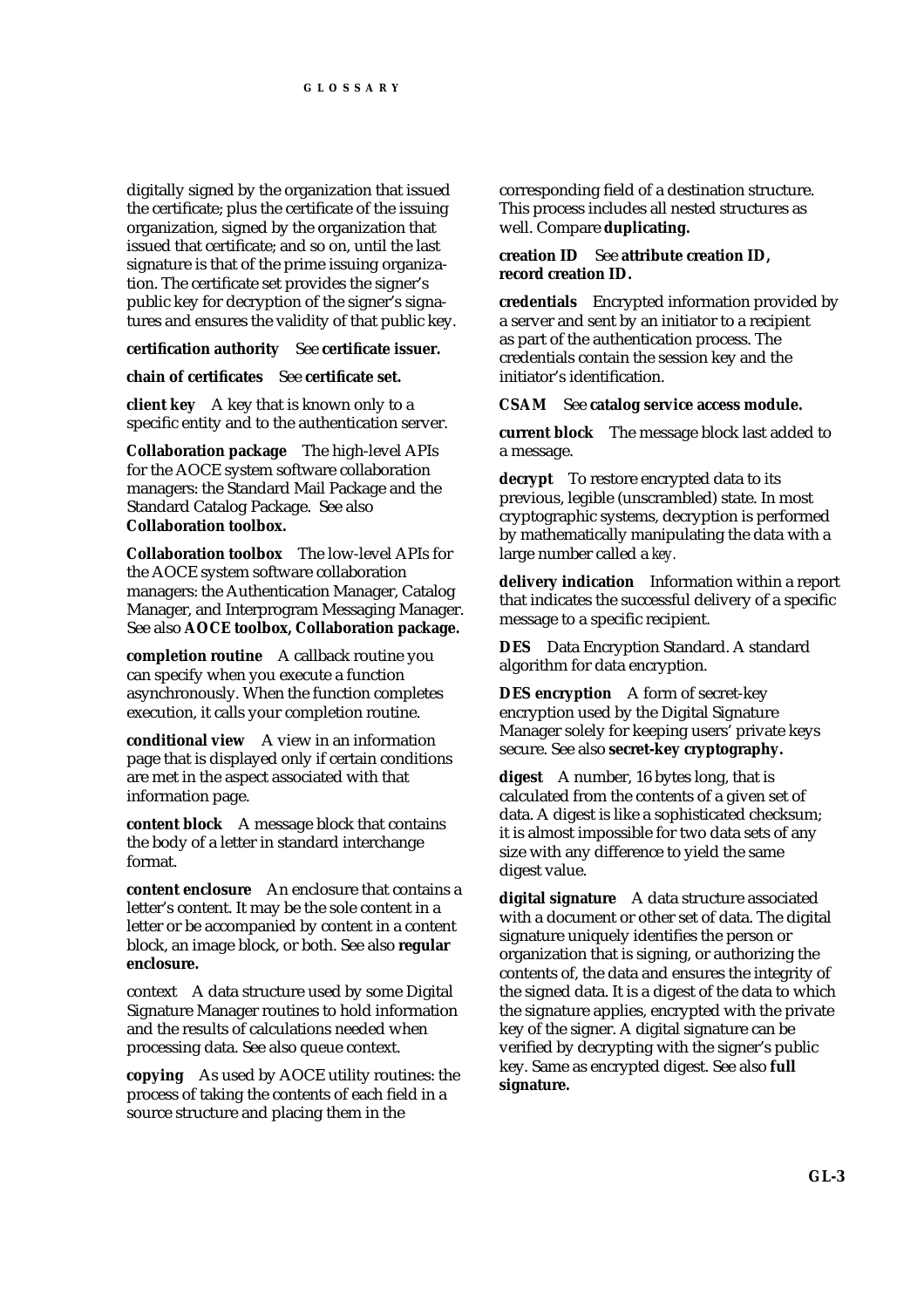digitally signed by the organization that issued the certificate; plus the certificate of the issuing organization, signed by the organization that issued that certificate; and so on, until the last signature is that of the prime issuing organization. The certificate set provides the signer's public key for decryption of the signer's signatures and ensures the validity of that public key.

**certification authority** See **certificate issuer.**

**chain of certificates** See **certificate set.**

**client key** A key that is known only to a specific entity and to the authentication server.

**Collaboration package** The high-level APIs for the AOCE system software collaboration managers: the Standard Mail Package and the Standard Catalog Package. See also **Collaboration toolbox.**

**Collaboration toolbox** The low-level APIs for the AOCE system software collaboration managers: the Authentication Manager, Catalog Manager, and Interprogram Messaging Manager. See also **AOCE toolbox, Collaboration package.**

**completion routine** A callback routine you can specify when you execute a function asynchronously. When the function completes execution, it calls your completion routine.

**conditional view** A view in an information page that is displayed only if certain conditions are met in the aspect associated with that information page.

**content block** A message block that contains the body of a letter in standard interchange format.

**content enclosure** An enclosure that contains a letter's content. It may be the sole content in a letter or be accompanied by content in a content block, an image block, or both. See also **regular enclosure.**

context A data structure used by some Digital Signature Manager routines to hold information and the results of calculations needed when processing data. See also queue context.

**copying** As used by AOCE utility routines: the process of taking the contents of each field in a source structure and placing them in the corresponding field of a destination structure. This process includes all nested structures as well. Compare **duplicating.**

**creation ID** See **attribute creation ID, record creation ID.**

**credentials** Encrypted information provided by a server and sent by an initiator to a recipient as part of the authentication process. The credentials contain the session key and the initiator's identification.

**CSAM** See **catalog service access module.**

**current block** The message block last added to a message.

**decrypt** To restore encrypted data to its previous, legible (unscrambled) state. In most cryptographic systems, decryption is performed by mathematically manipulating the data with a large number called a *key.*

**delivery indication** Information within a report that indicates the successful delivery of a specific message to a specific recipient.

**DES** Data Encryption Standard. A standard algorithm for data encryption.

**DES encryption** A form of secret-key encryption used by the Digital Signature Manager solely for keeping users' private keys secure. See also **secret-key cryptography.**

**digest** A number, 16 bytes long, that is calculated from the contents of a given set of data. A digest is like a sophisticated checksum; it is almost impossible for two data sets of any size with any difference to yield the same digest value.

**digital signature** A data structure associated with a document or other set of data. The digital signature uniquely identifies the person or organization that is signing, or authorizing the contents of, the data and ensures the integrity of the signed data. It is a digest of the data to which the signature applies, encrypted with the private key of the signer. A digital signature can be verified by decrypting with the signer's public key. Same as encrypted digest. See also **full signature.**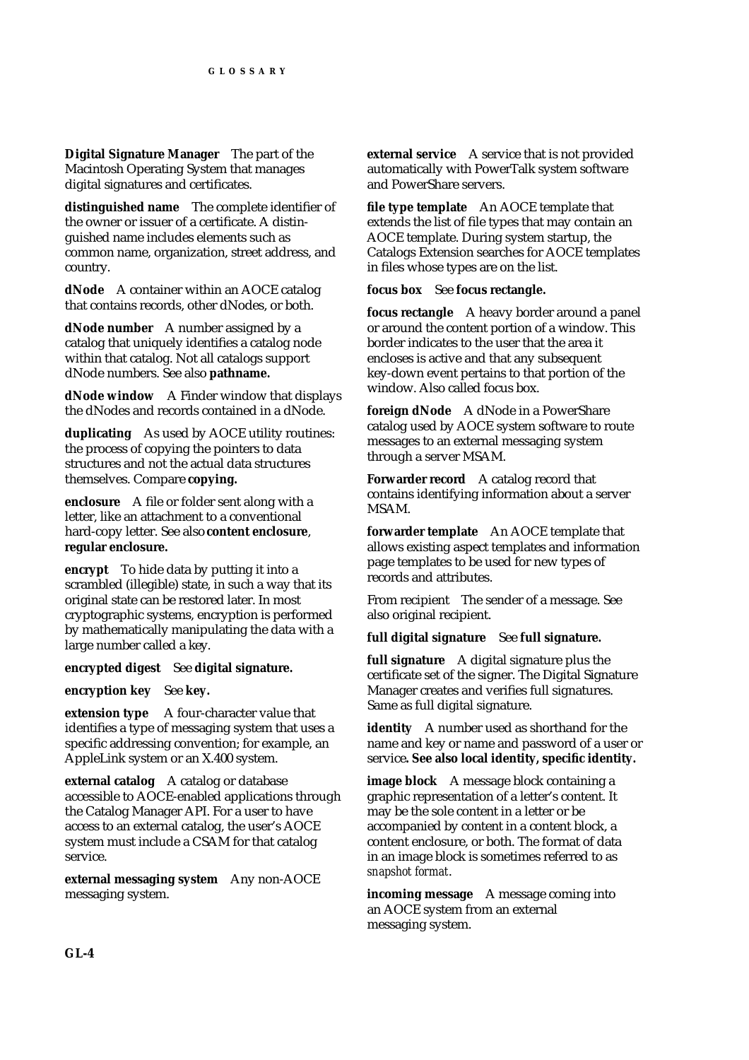**Digital Signature Manager** The part of the Macintosh Operating System that manages digital signatures and certificates.

**distinguished name** The complete identifier of the owner or issuer of a certificate. A distinguished name includes elements such as common name, organization, street address, and country.

**dNode** A container within an AOCE catalog that contains records, other dNodes, or both.

**dNode number** A number assigned by a catalog that uniquely identifies a catalog node within that catalog. Not all catalogs support dNode numbers. See also **pathname.**

**dNode window** A Finder window that displays the dNodes and records contained in a dNode.

**duplicating** As used by AOCE utility routines: the process of copying the pointers to data structures and not the actual data structures themselves. Compare **copying.**

**enclosure** A file or folder sent along with a letter, like an attachment to a conventional hard-copy letter. See also **content enclosure**, **regular enclosure.**

**encrypt** To hide data by putting it into a scrambled (illegible) state, in such a way that its original state can be restored later. In most cryptographic systems, encryption is performed by mathematically manipulating the data with a large number called a key.

**encrypted digest** See **digital signature.**

**encryption key** See **key.**

**extension type** A four-character value that identifies a type of messaging system that uses a specific addressing convention; for example, an AppleLink system or an X.400 system.

**external catalog** A catalog or database accessible to AOCE-enabled applications through the Catalog Manager API. For a user to have access to an external catalog, the user's AOCE system must include a CSAM for that catalog service.

**external messaging system** Any non-AOCE messaging system.

**external service** A service that is not provided automatically with PowerTalk system software and PowerShare servers.

**file type template** An AOCE template that extends the list of file types that may contain an AOCE template. During system startup, the Catalogs Extension searches for AOCE templates in files whose types are on the list.

**focus box** See **focus rectangle.**

**focus rectangle** A heavy border around a panel or around the content portion of a window. This border indicates to the user that the area it encloses is active and that any subsequent key-down event pertains to that portion of the window. Also called focus box.

**foreign dNode** A dNode in a PowerShare catalog used by AOCE system software to route messages to an external messaging system through a server MSAM.

**Forwarder record** A catalog record that contains identifying information about a server MSAM.

**forwarder template** An AOCE template that allows existing aspect templates and information page templates to be used for new types of records and attributes.

From recipient The sender of a message. See also original recipient.

**full digital signature** See **full signature.**

**full signature** A digital signature plus the certificate set of the signer. The Digital Signature Manager creates and verifies full signatures. Same as full digital signature.

**identity** A number used as shorthand for the name and key or name and password of a user or service**. See also local identity, specific identity.**

**image block** A message block containing a graphic representation of a letter's content. It may be the sole content in a letter or be accompanied by content in a content block, a content enclosure, or both. The format of data in an image block is sometimes referred to as *snapshot format*.

**incoming message** A message coming into an AOCE system from an external messaging system.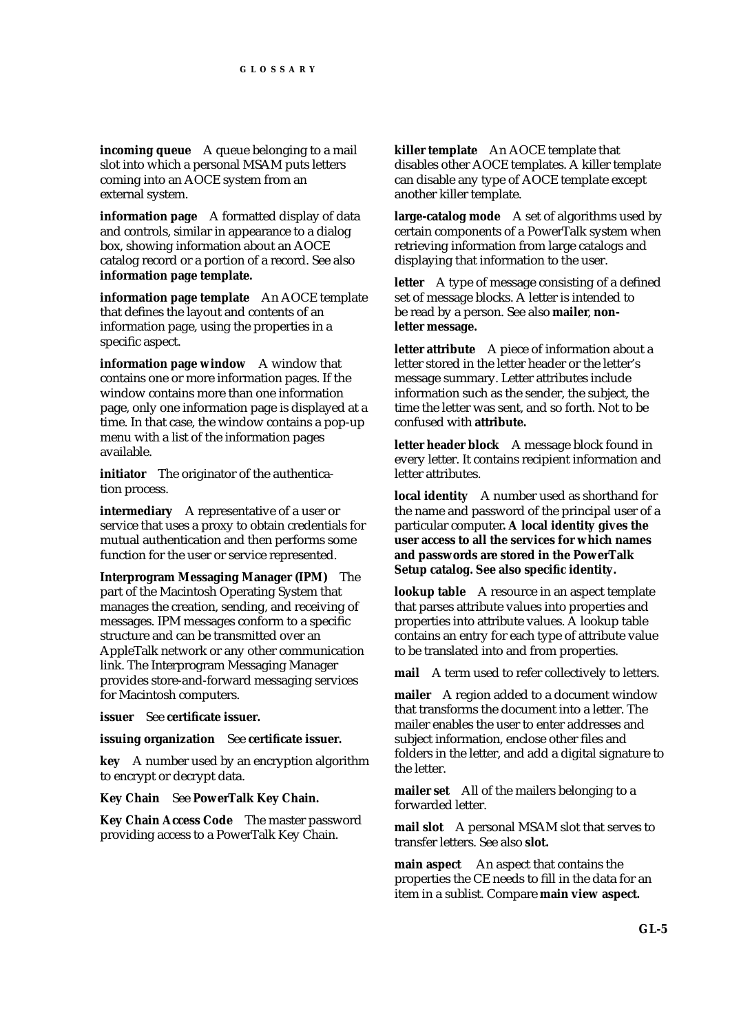**incoming queue** A queue belonging to a mail slot into which a personal MSAM puts letters coming into an AOCE system from an external system.

**information page** A formatted display of data and controls, similar in appearance to a dialog box, showing information about an AOCE catalog record or a portion of a record. See also **information page template.**

**information page template** An AOCE template that defines the layout and contents of an information page, using the properties in a specific aspect.

**information page window** A window that contains one or more information pages. If the window contains more than one information page, only one information page is displayed at a time. In that case, the window contains a pop-up menu with a list of the information pages available.

**initiator** The originator of the authentication process.

**intermediary** A representative of a user or service that uses a proxy to obtain credentials for mutual authentication and then performs some function for the user or service represented.

**Interprogram Messaging Manager (IPM)** The part of the Macintosh Operating System that manages the creation, sending, and receiving of messages. IPM messages conform to a specific structure and can be transmitted over an AppleTalk network or any other communication link. The Interprogram Messaging Manager provides store-and-forward messaging services for Macintosh computers.

**issuer** See **certificate issuer.**

**issuing organization** See **certificate issuer.**

**key** A number used by an encryption algorithm to encrypt or decrypt data.

**Key Chain** See **PowerTalk Key Chain.**

**Key Chain Access Code** The master password providing access to a PowerTalk Key Chain.

**killer template** An AOCE template that disables other AOCE templates. A killer template can disable any type of AOCE template except another killer template.

**large-catalog mode** A set of algorithms used by certain components of a PowerTalk system when retrieving information from large catalogs and displaying that information to the user.

**letter** A type of message consisting of a defined set of message blocks. A letter is intended to be read by a person. See also **mailer**, **non-letter message.**

**letter attribute** A piece of information about a letter stored in the letter header or the letter's message summary. Letter attributes include information such as the sender, the subject, the time the letter was sent, and so forth. Not to be confused with **attribute.**

**letter header block** A message block found in every letter. It contains recipient information and letter attributes.

**local identity** A number used as shorthand for the name and password of the principal user of a particular computer**. A local identity gives the user access to all the services for which names and passwords are stored in the PowerTalk Setup catalog. See also specific identity.**

**lookup table** A resource in an aspect template that parses attribute values into properties and properties into attribute values. A lookup table contains an entry for each type of attribute value to be translated into and from properties.

**mail** A term used to refer collectively to letters.

**mailer** A region added to a document window that transforms the document into a letter. The mailer enables the user to enter addresses and subject information, enclose other files and folders in the letter, and add a digital signature to the letter.

**mailer set** All of the mailers belonging to a forwarded letter.

**mail slot** A personal MSAM slot that serves to transfer letters. See also **slot.**

**main aspect** An aspect that contains the properties the CE needs to fill in the data for an item in a sublist. Compare **main view aspect.**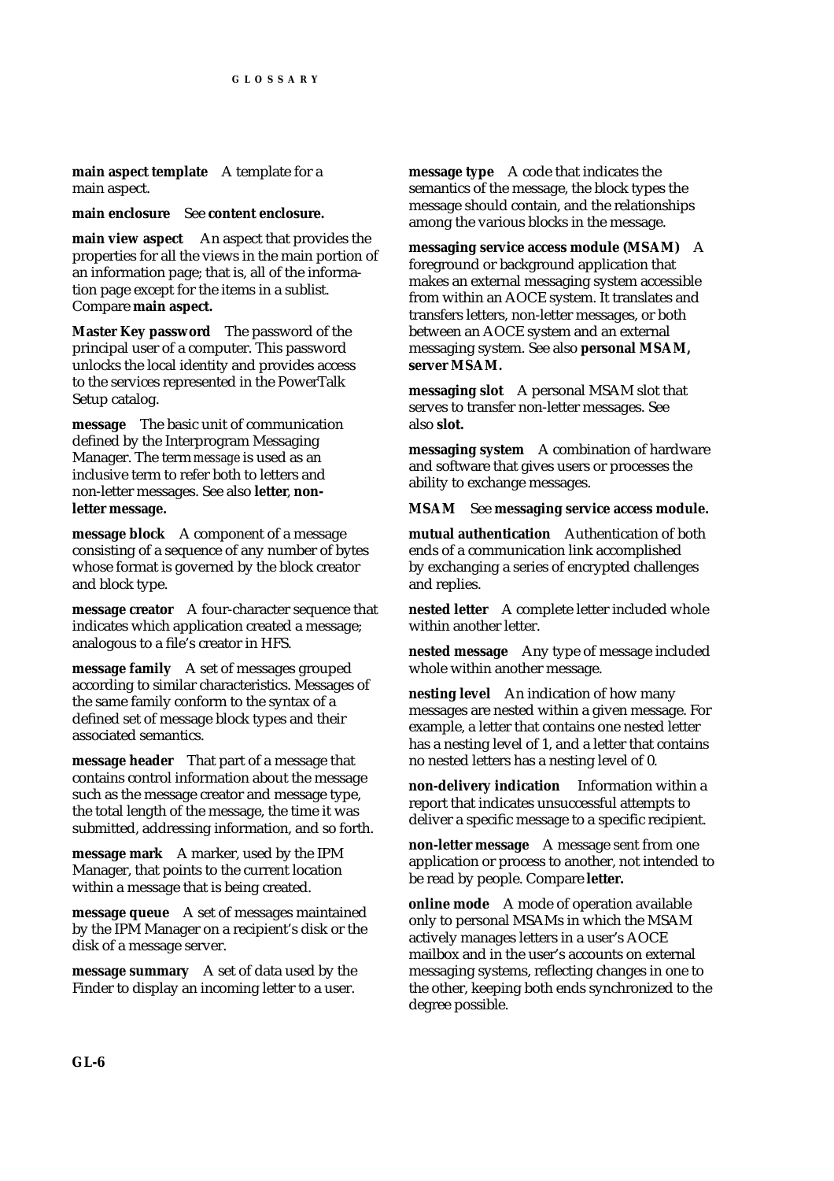**main aspect template** A template for a main aspect.

**main enclosure** See **content enclosure.**

**main view aspect** An aspect that provides the properties for all the views in the main portion of an information page; that is, all of the information page except for the items in a sublist. Compare **main aspect.**

**Master Key password** The password of the principal user of a computer. This password unlocks the local identity and provides access to the services represented in the PowerTalk Setup catalog.

**message** The basic unit of communication defined by the Interprogram Messaging Manager. The term *message* is used as an inclusive term to refer both to letters and non-letter messages. See also **letter**, **non-letter message.**

**message block** A component of a message consisting of a sequence of any number of bytes whose format is governed by the block creator and block type.

**message creator** A four-character sequence that indicates which application created a message; analogous to a file's creator in HFS.

**message family** A set of messages grouped according to similar characteristics. Messages of the same family conform to the syntax of a defined set of message block types and their associated semantics.

**message header** That part of a message that contains control information about the message such as the message creator and message type, the total length of the message, the time it was submitted, addressing information, and so forth.

**message mark** A marker, used by the IPM Manager, that points to the current location within a message that is being created.

**message queue** A set of messages maintained by the IPM Manager on a recipient's disk or the disk of a message server.

**message summary** A set of data used by the Finder to display an incoming letter to a user.

**message type** A code that indicates the semantics of the message, the block types the message should contain, and the relationships among the various blocks in the message.

**messaging service access module (MSAM)** A foreground or background application that makes an external messaging system accessible from within an AOCE system. It translates and transfers letters, non-letter messages, or both between an AOCE system and an external messaging system. See also **personal MSAM, server MSAM.**

**messaging slot** A personal MSAM slot that serves to transfer non-letter messages. See also **slot.**

**messaging system** A combination of hardware and software that gives users or processes the ability to exchange messages.

**MSAM** See **messaging service access module.**

**mutual authentication** Authentication of both ends of a communication link accomplished by exchanging a series of encrypted challenges and replies.

**nested letter** A complete letter included whole within another letter.

**nested message** Any type of message included whole within another message.

**nesting level** An indication of how many messages are nested within a given message. For example, a letter that contains one nested letter has a nesting level of 1, and a letter that contains no nested letters has a nesting level of 0.

**non-delivery indication** Information within a report that indicates unsuccessful attempts to deliver a specific message to a specific recipient.

**non-letter message** A message sent from one application or process to another, not intended to be read by people. Compare **letter.**

**online mode** A mode of operation available only to personal MSAMs in which the MSAM actively manages letters in a user's AOCE mailbox and in the user's accounts on external messaging systems, reflecting changes in one to the other, keeping both ends synchronized to the degree possible.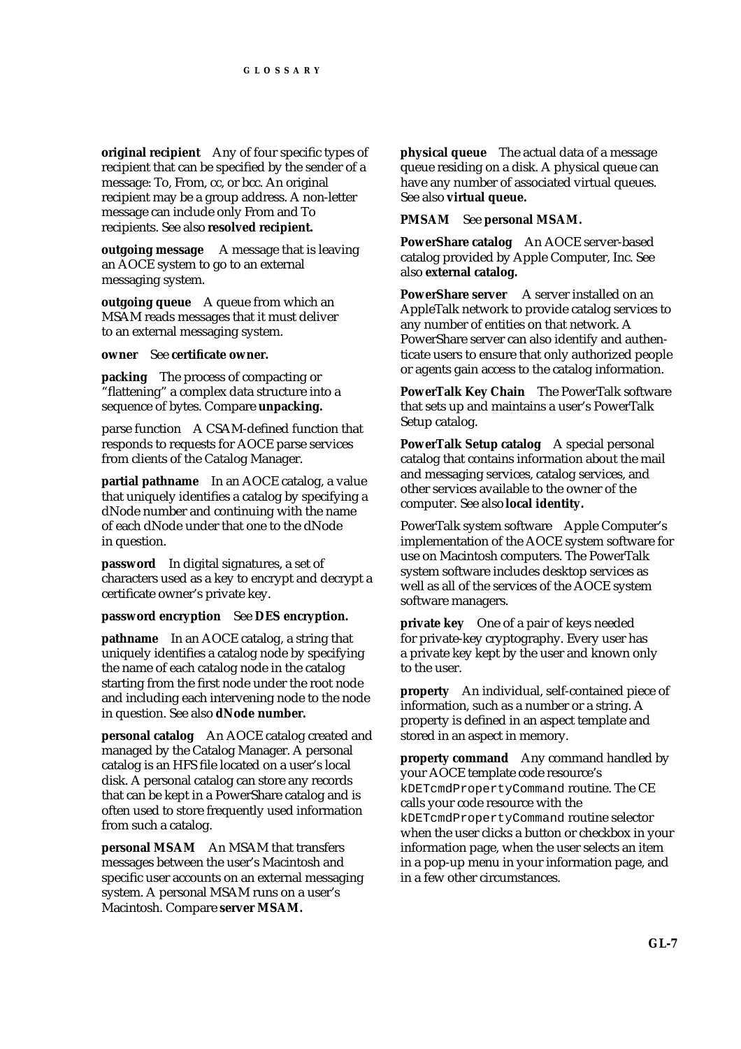**original recipient** Any of four specific types of recipient that can be specified by the sender of a message: To, From, cc, or bcc. An original recipient may be a group address. A non-letter message can include only From and To recipients. See also **resolved recipient.**

**outgoing message** A message that is leaving an AOCE system to go to an external messaging system.

**outgoing queue** A queue from which an MSAM reads messages that it must deliver to an external messaging system.

**owner** See **certificate owner.**

**packing** The process of compacting or "flattening" a complex data structure into a sequence of bytes. Compare **unpacking.**

parse function A CSAM-defined function that responds to requests for AOCE parse services from clients of the Catalog Manager.

**partial pathname** In an AOCE catalog, a value that uniquely identifies a catalog by specifying a dNode number and continuing with the name of each dNode under that one to the dNode in question.

**password** In digital signatures, a set of characters used as a key to encrypt and decrypt a certificate owner's private key.

**password encryption** See **DES encryption.**

**pathname** In an AOCE catalog, a string that uniquely identifies a catalog node by specifying the name of each catalog node in the catalog starting from the first node under the root node and including each intervening node to the node in question. See also **dNode number.**

**personal catalog** An AOCE catalog created and managed by the Catalog Manager. A personal catalog is an HFS file located on a user's local disk. A personal catalog can store any records that can be kept in a PowerShare catalog and is often used to store frequently used information from such a catalog.

**personal MSAM** An MSAM that transfers messages between the user's Macintosh and specific user accounts on an external messaging system. A personal MSAM runs on a user's Macintosh. Compare **server MSAM.**

**physical queue** The actual data of a message queue residing on a disk. A physical queue can have any number of associated virtual queues. See also **virtual queue.**

**PMSAM** See **personal MSAM.**

**PowerShare catalog** An AOCE server-based catalog provided by Apple Computer, Inc. See also **external catalog.**

**PowerShare server** A server installed on an AppleTalk network to provide catalog services to any number of entities on that network. A PowerShare server can also identify and authenticate users to ensure that only authorized people or agents gain access to the catalog information.

**PowerTalk Key Chain** The PowerTalk software that sets up and maintains a user's PowerTalk Setup catalog.

**PowerTalk Setup catalog** A special personal catalog that contains information about the mail and messaging services, catalog services, and other services available to the owner of the computer. See also **local identity.**

PowerTalk system software Apple Computer's implementation of the AOCE system software for use on Macintosh computers. The PowerTalk system software includes desktop services as well as all of the services of the AOCE system software managers.

**private key** One of a pair of keys needed for private-key cryptography. Every user has a private key kept by the user and known only to the user.

**property** An individual, self-contained piece of information, such as a number or a string. A property is defined in an aspect template and stored in an aspect in memory.

**property command** Any command handled by your AOCE template code resource's `kDETcmdPropertyCommand` routine. The CE calls your code resource with the `kDETcmdPropertyCommand` routine selector when the user clicks a button or checkbox in your information page, when the user selects an item in a pop-up menu in your information page, and in a few other circumstances.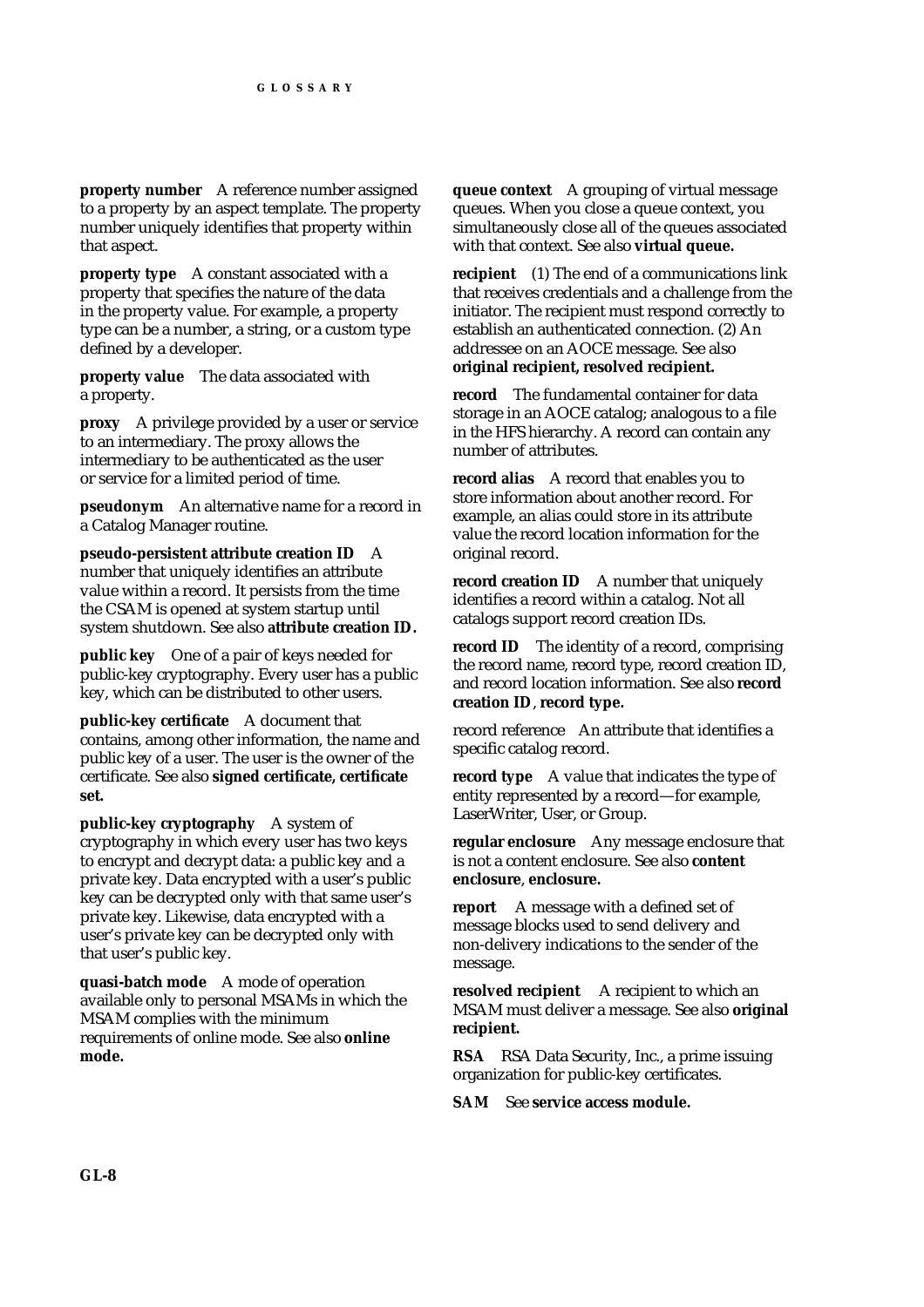**property number** A reference number assigned to a property by an aspect template. The property number uniquely identifies that property within that aspect.

**property type** A constant associated with a property that specifies the nature of the data in the property value. For example, a property type can be a number, a string, or a custom type defined by a developer.

**property value** The data associated with a property.

**proxy** A privilege provided by a user or service to an intermediary. The proxy allows the intermediary to be authenticated as the user or service for a limited period of time.

**pseudonym** An alternative name for a record in a Catalog Manager routine.

**pseudo-persistent attribute creation ID** A number that uniquely identifies an attribute value within a record. It persists from the time the CSAM is opened at system startup until system shutdown. See also **attribute creation ID.**

**public key** One of a pair of keys needed for public-key cryptography. Every user has a public key, which can be distributed to other users.

**public-key certificate** A document that contains, among other information, the name and public key of a user. The user is the owner of the certificate. See also **signed certificate, certificate set.**

**public-key cryptography** A system of cryptography in which every user has two keys to encrypt and decrypt data: a public key and a private key. Data encrypted with a user's public key can be decrypted only with that same user's private key. Likewise, data encrypted with a user's private key can be decrypted only with that user's public key.

**quasi-batch mode** A mode of operation available only to personal MSAMs in which the MSAM complies with the minimum requirements of online mode. See also **online mode.**

**queue context** A grouping of virtual message queues. When you close a queue context, you simultaneously close all of the queues associated with that context. See also **virtual queue.**

**recipient** (1) The end of a communications link that receives credentials and a challenge from the initiator. The recipient must respond correctly to establish an authenticated connection. (2) An addressee on an AOCE message. See also **original recipient, resolved recipient.**

**record** The fundamental container for data storage in an AOCE catalog; analogous to a file in the HFS hierarchy. A record can contain any number of attributes.

**record alias** A record that enables you to store information about another record. For example, an alias could store in its attribute value the record location information for the original record.

**record creation ID** A number that uniquely identifies a record within a catalog. Not all catalogs support record creation IDs.

**record ID** The identity of a record, comprising the record name, record type, record creation ID, and record location information. See also **record creation ID**, **record type.**

record reference An attribute that identifies a specific catalog record.

**record type** A value that indicates the type of entity represented by a record—for example, LaserWriter, User, or Group.

**regular enclosure** Any message enclosure that is not a content enclosure. See also **content enclosure**, **enclosure.**

**report** A message with a defined set of message blocks used to send delivery and non-delivery indications to the sender of the message.

**resolved recipient** A recipient to which an MSAM must deliver a message. See also **original recipient.**

**RSA** RSA Data Security, Inc., a prime issuing organization for public-key certificates.

**SAM** See **service access module.**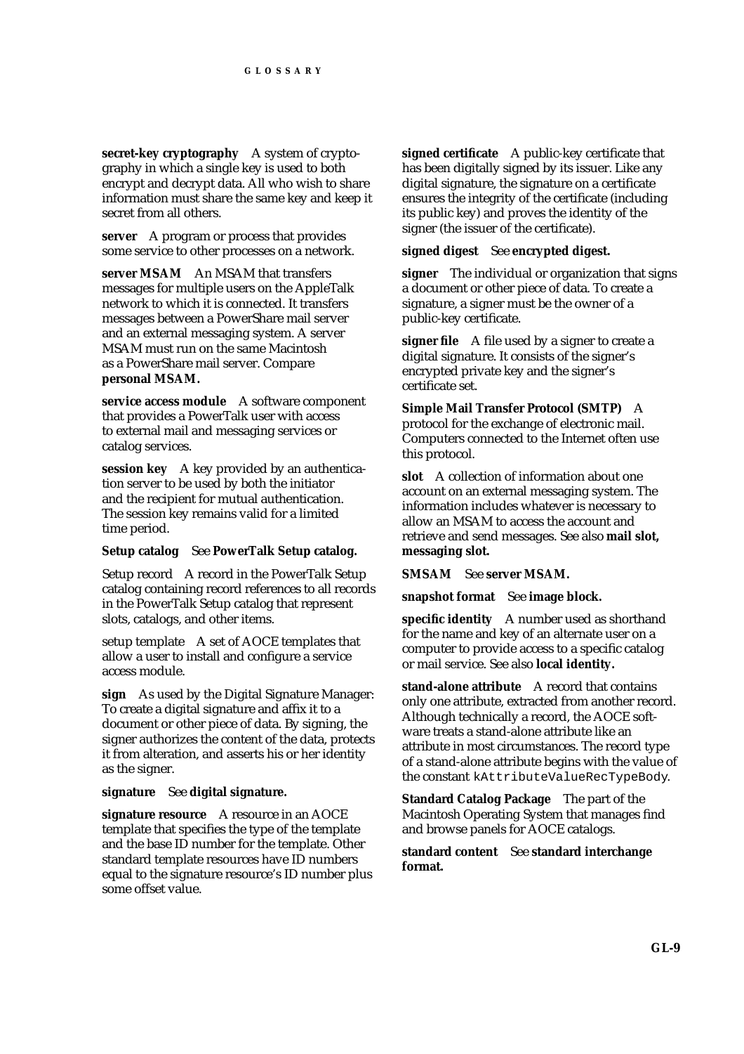**secret-key cryptography** A system of cryptography in which a single key is used to both encrypt and decrypt data. All who wish to share information must share the same key and keep it secret from all others.

**server** A program or process that provides some service to other processes on a network.

**server MSAM** An MSAM that transfers messages for multiple users on the AppleTalk network to which it is connected. It transfers messages between a PowerShare mail server and an external messaging system. A server MSAM must run on the same Macintosh as a PowerShare mail server. Compare **personal MSAM.**

**service access module** A software component that provides a PowerTalk user with access to external mail and messaging services or catalog services.

**session key** A key provided by an authentication server to be used by both the initiator and the recipient for mutual authentication. The session key remains valid for a limited time period.

**Setup catalog** See **PowerTalk Setup catalog.**

Setup record A record in the PowerTalk Setup catalog containing record references to all records in the PowerTalk Setup catalog that represent slots, catalogs, and other items.

setup template A set of AOCE templates that allow a user to install and configure a service access module.

**sign** As used by the Digital Signature Manager: To create a digital signature and affix it to a document or other piece of data. By signing, the signer authorizes the content of the data, protects it from alteration, and asserts his or her identity as the signer.

**signature** See **digital signature.**

**signature resource** A resource in an AOCE template that specifies the type of the template and the base ID number for the template. Other standard template resources have ID numbers equal to the signature resource's ID number plus some offset value.

**signed certificate** A public-key certificate that has been digitally signed by its issuer. Like any digital signature, the signature on a certificate ensures the integrity of the certificate (including its public key) and proves the identity of the signer (the issuer of the certificate).

**signed digest** See **encrypted digest.**

**signer** The individual or organization that signs a document or other piece of data. To create a signature, a signer must be the owner of a public-key certificate.

**signer file** A file used by a signer to create a digital signature. It consists of the signer's encrypted private key and the signer's certificate set.

**Simple Mail Transfer Protocol (SMTP)** A protocol for the exchange of electronic mail. Computers connected to the Internet often use this protocol.

**slot** A collection of information about one account on an external messaging system. The information includes whatever is necessary to allow an MSAM to access the account and retrieve and send messages. See also **mail slot, messaging slot.**

**SMSAM** See **server MSAM.**

**snapshot format** See **image block.**

**specific identity** A number used as shorthand for the name and key of an alternate user on a computer to provide access to a specific catalog or mail service. See also **local identity.**

**stand-alone attribute** A record that contains only one attribute, extracted from another record. Although technically a record, the AOCE software treats a stand-alone attribute like an attribute in most circumstances. The record type of a stand-alone attribute begins with the value of the constant `kAttributeValueRecTypeBody`.

**Standard Catalog Package** The part of the Macintosh Operating System that manages find and browse panels for AOCE catalogs.

**standard content** See **standard interchange format.**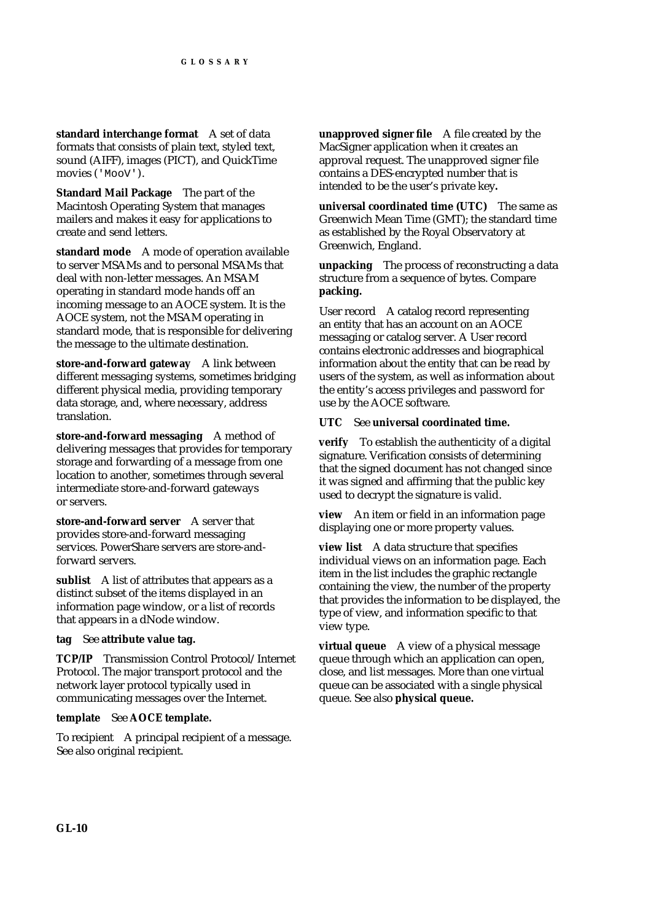**standard interchange format** A set of data formats that consists of plain text, styled text, sound (AIFF), images (PICT), and QuickTime movies (`'MooV'`).

**Standard Mail Package** The part of the Macintosh Operating System that manages mailers and makes it easy for applications to create and send letters.

**standard mode** A mode of operation available to server MSAMs and to personal MSAMs that deal with non-letter messages. An MSAM operating in standard mode hands off an incoming message to an AOCE system. It is the AOCE system, not the MSAM operating in standard mode, that is responsible for delivering the message to the ultimate destination.

**store-and-forward gateway** A link between different messaging systems, sometimes bridging different physical media, providing temporary data storage, and, where necessary, address translation.

**store-and-forward messaging** A method of delivering messages that provides for temporary storage and forwarding of a message from one location to another, sometimes through several intermediate store-and-forward gateways or servers.

**store-and-forward server** A server that provides store-and-forward messaging services. PowerShare servers are store-and-forward servers.

**sublist** A list of attributes that appears as a distinct subset of the items displayed in an information page window, or a list of records that appears in a dNode window.

**tag** See **attribute value tag.**

**TCP/IP** Transmission Control Protocol/Internet Protocol. The major transport protocol and the network layer protocol typically used in communicating messages over the Internet.

**template** See **AOCE template.**

To recipient A principal recipient of a message. See also original recipient.

**unapproved signer file** A file created by the MacSigner application when it creates an approval request. The unapproved signer file contains a DES-encrypted number that is intended to be the user's private key**.**

**universal coordinated time (UTC)** The same as Greenwich Mean Time (GMT); the standard time as established by the Royal Observatory at Greenwich, England.

**unpacking** The process of reconstructing a data structure from a sequence of bytes. Compare **packing.**

User record A catalog record representing an entity that has an account on an AOCE messaging or catalog server. A User record contains electronic addresses and biographical information about the entity that can be read by users of the system, as well as information about the entity's access privileges and password for use by the AOCE software.

**UTC** See **universal coordinated time.**

**verify** To establish the authenticity of a digital signature. Verification consists of determining that the signed document has not changed since it was signed and affirming that the public key used to decrypt the signature is valid.

**view** An item or field in an information page displaying one or more property values.

**view list** A data structure that specifies individual views on an information page. Each item in the list includes the graphic rectangle containing the view, the number of the property that provides the information to be displayed, the type of view, and information specific to that view type.

**virtual queue** A view of a physical message queue through which an application can open, close, and list messages. More than one virtual queue can be associated with a single physical queue. See also **physical queue.**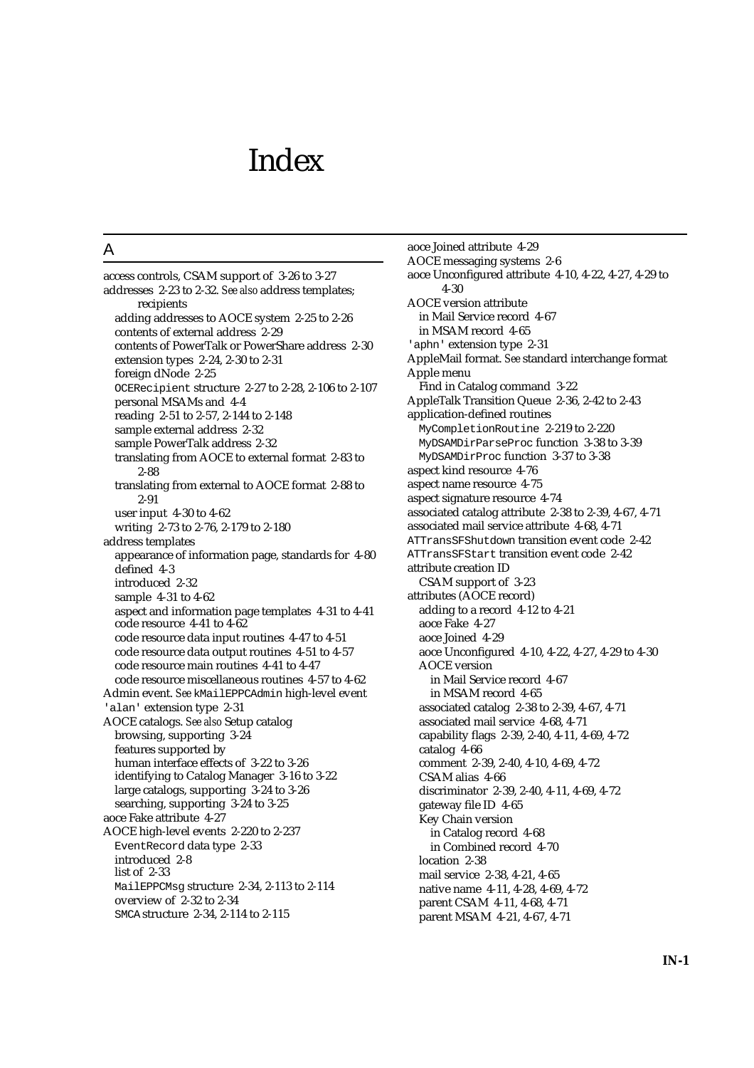# Index

## A

access controls, CSAM support of 3-26 to 3-27
addresses 2-23 to 2-32. *See also* address templates; recipients
  adding addresses to AOCE system 2-25 to 2-26
  contents of external address 2-29
  contents of PowerTalk or PowerShare address 2-30
  extension types 2-24, 2-30 to 2-31
  foreign dNode 2-25
  `OCERecipient` structure 2-27 to 2-28, 2-106 to 2-107
  personal MSAMs and 4-4
  reading 2-51 to 2-57, 2-144 to 2-148
  sample external address 2-32
  sample PowerTalk address 2-32
  translating from AOCE to external format 2-83 to 2-88
  translating from external to AOCE format 2-88 to 2-91
  user input 4-30 to 4-62
  writing 2-73 to 2-76, 2-179 to 2-180
address templates
  appearance of information page, standards for 4-80
  defined 4-3
  introduced 2-32
  sample 4-31 to 4-62
  aspect and information page templates 4-31 to 4-41
  code resource 4-41 to 4-62
  code resource data input routines 4-47 to 4-51
  code resource data output routines 4-51 to 4-57
  code resource main routines 4-41 to 4-47
  code resource miscellaneous routines 4-57 to 4-62
Admin event. *See* `kMailEPPCAdmin` high-level event
`'alan'` extension type 2-31
AOCE catalogs. *See also* Setup catalog
  browsing, supporting 3-24
  features supported by
  human interface effects of 3-22 to 3-26
  identifying to Catalog Manager 3-16 to 3-22
  large catalogs, supporting 3-24 to 3-26
  searching, supporting 3-24 to 3-25
aoce Fake attribute 4-27
AOCE high-level events 2-220 to 2-237
  `EventRecord` data type 2-33
  introduced 2-8
  list of 2-33
  `MailEPPCMsg` structure 2-34, 2-113 to 2-114
  overview of 2-32 to 2-34
  `SMCA` structure 2-34, 2-114 to 2-115
aoce Joined attribute 4-29
AOCE messaging systems 2-6
aoce Unconfigured attribute 4-10, 4-22, 4-27, 4-29 to 4-30
AOCE version attribute
  in Mail Service record 4-67
  in MSAM record 4-65
`'aphn'` extension type 2-31
AppleMail format. *See* standard interchange format
Apple menu
  Find in Catalog command 3-22
AppleTalk Transition Queue 2-36, 2-42 to 2-43
application-defined routines
  `MyCompletionRoutine` 2-219 to 2-220
  `MyDSAMDirParseProc` function 3-38 to 3-39
  `MyDSAMDirProc` function 3-37 to 3-38
aspect kind resource 4-76
aspect name resource 4-75
aspect signature resource 4-74
associated catalog attribute 2-38 to 2-39, 4-67, 4-71
associated mail service attribute 4-68, 4-71
`ATTransSFShutdown` transition event code 2-42
`ATTransSFStart` transition event code 2-42
attribute creation ID
  CSAM support of 3-23
attributes (AOCE record)
  adding to a record 4-12 to 4-21
  aoce Fake 4-27
  aoce Joined 4-29
  aoce Unconfigured 4-10, 4-22, 4-27, 4-29 to 4-30
  AOCE version
    in Mail Service record 4-67
    in MSAM record 4-65
  associated catalog 2-38 to 2-39, 4-67, 4-71
  associated mail service 4-68, 4-71
  capability flags 2-39, 2-40, 4-11, 4-69, 4-72
  catalog 4-66
  comment 2-39, 2-40, 4-10, 4-69, 4-72
  CSAM alias 4-66
  discriminator 2-39, 2-40, 4-11, 4-69, 4-72
  gateway file ID 4-65
  Key Chain version
    in Catalog record 4-68
    in Combined record 4-70
  location 2-38
  mail service 2-38, 4-21, 4-65
  native name 4-11, 4-28, 4-69, 4-72
  parent CSAM 4-11, 4-68, 4-71
  parent MSAM 4-21, 4-67, 4-71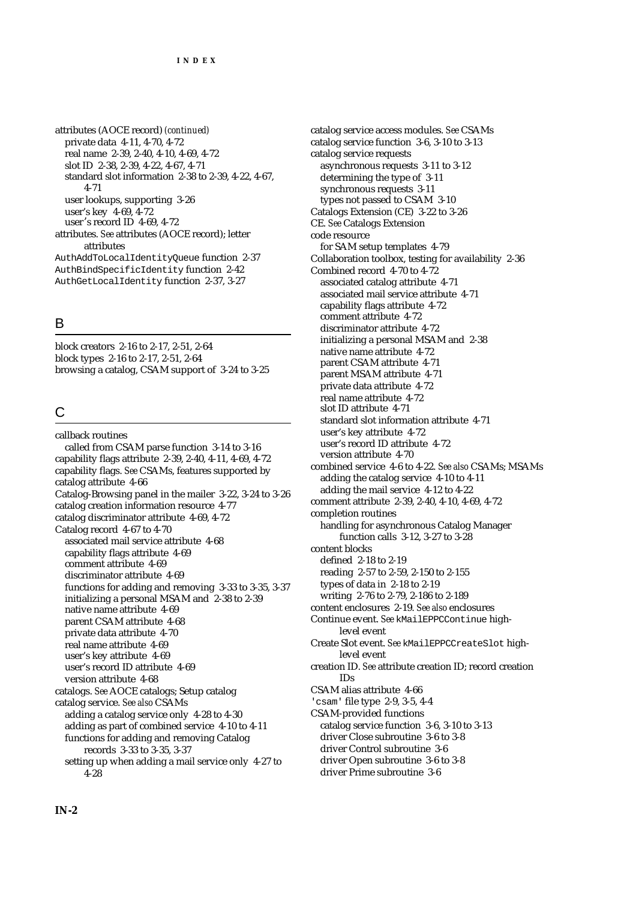attributes (AOCE record) *(continued)*
- private data 4-11, 4-70, 4-72
- real name 2-39, 2-40, 4-10, 4-69, 4-72
- slot ID 2-38, 2-39, 4-22, 4-67, 4-71
- standard slot information 2-38 to 2-39, 4-22, 4-67, 4-71
- user lookups, supporting 3-26
- user's key 4-69, 4-72
- user's record ID 4-69, 4-72

attributes. *See* attributes (AOCE record); letter attributes

`AuthAddToLocalIdentityQueue` function 2-37

`AuthBindSpecificIdentity` function 2-42

`AuthGetLocalIdentity` function 2-37, 3-27

## B

block creators 2-16 to 2-17, 2-51, 2-64

block types 2-16 to 2-17, 2-51, 2-64

browsing a catalog, CSAM support of 3-24 to 3-25

## C

callback routines
- called from CSAM parse function 3-14 to 3-16

capability flags attribute 2-39, 2-40, 4-11, 4-69, 4-72

capability flags. *See* CSAMs, features supported by

catalog attribute 4-66

Catalog-Browsing panel in the mailer 3-22, 3-24 to 3-26

catalog creation information resource 4-77

catalog discriminator attribute 4-69, 4-72

Catalog record 4-67 to 4-70
- associated mail service attribute 4-68
- capability flags attribute 4-69
- comment attribute 4-69
- discriminator attribute 4-69
- functions for adding and removing 3-33 to 3-35, 3-37
- initializing a personal MSAM and 2-38 to 2-39
- native name attribute 4-69
- parent CSAM attribute 4-68
- private data attribute 4-70
- real name attribute 4-69
- user's key attribute 4-69
- user's record ID attribute 4-69
- version attribute 4-68

catalogs. *See* AOCE catalogs; Setup catalog

catalog service. *See also* CSAMs
- adding a catalog service only 4-28 to 4-30
- adding as part of combined service 4-10 to 4-11
- functions for adding and removing Catalog records 3-33 to 3-35, 3-37
- setting up when adding a mail service only 4-27 to 4-28

catalog service access modules. *See* CSAMs

catalog service function 3-6, 3-10 to 3-13

catalog service requests
- asynchronous requests 3-11 to 3-12
- determining the type of 3-11
- synchronous requests 3-11
- types not passed to CSAM 3-10

Catalogs Extension (CE) 3-22 to 3-26

CE. *See* Catalogs Extension

code resource
- for SAM setup templates 4-79

Collaboration toolbox, testing for availability 2-36

Combined record 4-70 to 4-72
- associated catalog attribute 4-71
- associated mail service attribute 4-71
- capability flags attribute 4-72
- comment attribute 4-72
- discriminator attribute 4-72
- initializing a personal MSAM and 2-38
- native name attribute 4-72
- parent CSAM attribute 4-71
- parent MSAM attribute 4-71
- private data attribute 4-72
- real name attribute 4-72
- slot ID attribute 4-71
- standard slot information attribute 4-71
- user's key attribute 4-72
- user's record ID attribute 4-72
- version attribute 4-70

combined service 4-6 to 4-22. *See also* CSAMs; MSAMs
- adding the catalog service 4-10 to 4-11
- adding the mail service 4-12 to 4-22

comment attribute 2-39, 2-40, 4-10, 4-69, 4-72

completion routines
- handling for asynchronous Catalog Manager function calls 3-12, 3-27 to 3-28

content blocks
- defined 2-18 to 2-19
- reading 2-57 to 2-59, 2-150 to 2-155
- types of data in 2-18 to 2-19
- writing 2-76 to 2-79, 2-186 to 2-189

content enclosures 2-19. *See also* enclosures

Continue event. *See* `kMailEPPCContinue` high-level event

Create Slot event. *See* `kMailEPPCCreateSlot` high-level event

creation ID. *See* attribute creation ID; record creation IDs

CSAM alias attribute 4-66

`'csam'` file type 2-9, 3-5, 4-4

CSAM-provided functions
- catalog service function 3-6, 3-10 to 3-13
- driver Close subroutine 3-6 to 3-8
- driver Control subroutine 3-6
- driver Open subroutine 3-6 to 3-8
- driver Prime subroutine 3-6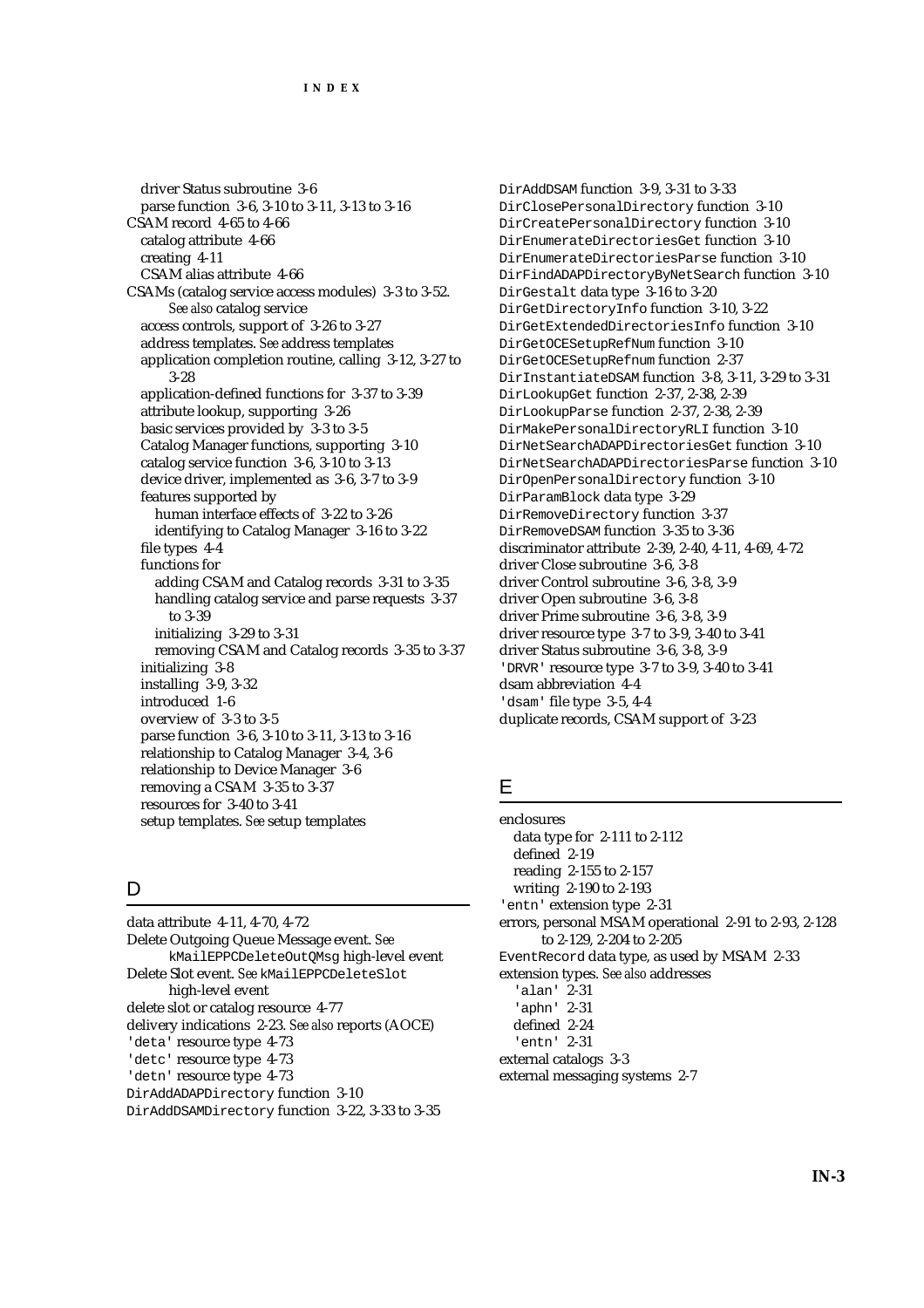driver Status subroutine 3-6
  parse function 3-6, 3-10 to 3-11, 3-13 to 3-16
CSAM record 4-65 to 4-66
  catalog attribute 4-66
  creating 4-11
  CSAM alias attribute 4-66
CSAMs (catalog service access modules) 3-3 to 3-52.
    *See also* catalog service
  access controls, support of 3-26 to 3-27
  address templates. *See* address templates
  application completion routine, calling 3-12, 3-27 to 3-28
  application-defined functions for 3-37 to 3-39
  attribute lookup, supporting 3-26
  basic services provided by 3-3 to 3-5
  Catalog Manager functions, supporting 3-10
  catalog service function 3-6, 3-10 to 3-13
  device driver, implemented as 3-6, 3-7 to 3-9
  features supported by
    human interface effects of 3-22 to 3-26
    identifying to Catalog Manager 3-16 to 3-22
  file types 4-4
  functions for
    adding CSAM and Catalog records 3-31 to 3-35
    handling catalog service and parse requests 3-37 to 3-39
    initializing 3-29 to 3-31
    removing CSAM and Catalog records 3-35 to 3-37
  initializing 3-8
  installing 3-9, 3-32
  introduced 1-6
  overview of 3-3 to 3-5
  parse function 3-6, 3-10 to 3-11, 3-13 to 3-16
  relationship to Catalog Manager 3-4, 3-6
  relationship to Device Manager 3-6
  removing a CSAM 3-35 to 3-37
  resources for 3-40 to 3-41
  setup templates. *See* setup templates

## D

data attribute 4-11, 4-70, 4-72
Delete Outgoing Queue Message event. *See* `kMailEPPCDeleteOutQMsg` high-level event
Delete Slot event. *See* `kMailEPPCDeleteSlot` high-level event
delete slot or catalog resource 4-77
delivery indications 2-23. *See also* reports (AOCE)
`'deta'` resource type 4-73
`'detc'` resource type 4-73
`'detn'` resource type 4-73
`DirAddADAPDirectory` function 3-10
`DirAddDSAMDirectory` function 3-22, 3-33 to 3-35
`DirAddDSAM` function 3-9, 3-31 to 3-33
`DirClosePersonalDirectory` function 3-10
`DirCreatePersonalDirectory` function 3-10
`DirEnumerateDirectoriesGet` function 3-10
`DirEnumerateDirectoriesParse` function 3-10
`DirFindADAPDirectoryByNetSearch` function 3-10
`DirGestalt` data type 3-16 to 3-20
`DirGetDirectoryInfo` function 3-10, 3-22
`DirGetExtendedDirectoriesInfo` function 3-10
`DirGetOCESetupRefNum` function 3-10
`DirGetOCESetupRefnum` function 2-37
`DirInstantiateDSAM` function 3-8, 3-11, 3-29 to 3-31
`DirLookupGet` function 2-37, 2-38, 2-39
`DirLookupParse` function 2-37, 2-38, 2-39
`DirMakePersonalDirectoryRLI` function 3-10
`DirNetSearchADAPDirectoriesGet` function 3-10
`DirNetSearchADAPDirectoriesParse` function 3-10
`DirOpenPersonalDirectory` function 3-10
`DirParamBlock` data type 3-29
`DirRemoveDirectory` function 3-37
`DirRemoveDSAM` function 3-35 to 3-36
discriminator attribute 2-39, 2-40, 4-11, 4-69, 4-72
driver Close subroutine 3-6, 3-8
driver Control subroutine 3-6, 3-8, 3-9
driver Open subroutine 3-6, 3-8
driver Prime subroutine 3-6, 3-8, 3-9
driver resource type 3-7 to 3-9, 3-40 to 3-41
driver Status subroutine 3-6, 3-8, 3-9
`'DRVR'` resource type 3-7 to 3-9, 3-40 to 3-41
dsam abbreviation 4-4
`'dsam'` file type 3-5, 4-4
duplicate records, CSAM support of 3-23

## E

enclosures
  data type for 2-111 to 2-112
  defined 2-19
  reading 2-155 to 2-157
  writing 2-190 to 2-193
`'entn'` extension type 2-31
errors, personal MSAM operational 2-91 to 2-93, 2-128 to 2-129, 2-204 to 2-205
`EventRecord` data type, as used by MSAM 2-33
extension types. *See also* addresses
  `'alan'` 2-31
  `'aphn'` 2-31
  defined 2-24
  `'entn'` 2-31
external catalogs 3-3
external messaging systems 2-7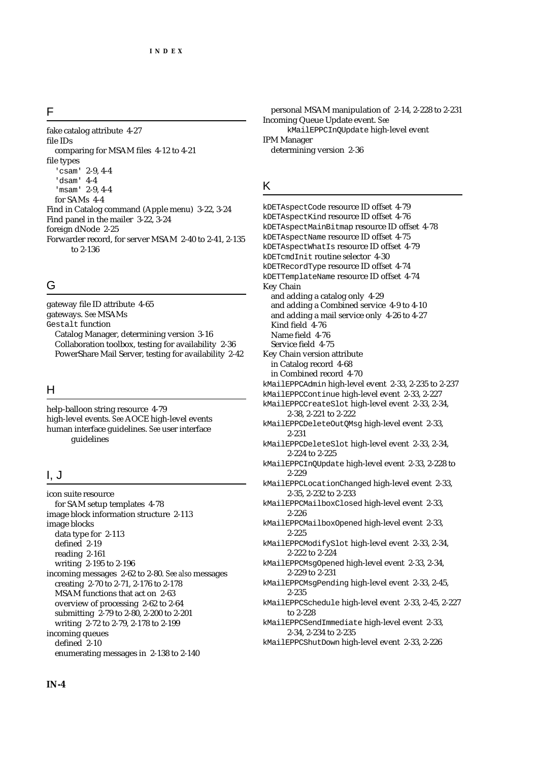## F

fake catalog attribute 4-27
file IDs
  comparing for MSAM files 4-12 to 4-21
file types
  'csam' 2-9, 4-4
  'dsam' 4-4
  'msam' 2-9, 4-4
  for SAMs 4-4
Find in Catalog command (Apple menu) 3-22, 3-24
Find panel in the mailer 3-22, 3-24
foreign dNode 2-25
Forwarder record, for server MSAM 2-40 to 2-41, 2-135 to 2-136

## G

gateway file ID attribute 4-65
gateways. *See* MSAMs
Gestalt function
  Catalog Manager, determining version 3-16
  Collaboration toolbox, testing for availability 2-36
  PowerShare Mail Server, testing for availability 2-42

## H

help-balloon string resource 4-79
high-level events. *See* AOCE high-level events
human interface guidelines. *See* user interface guidelines

## I, J

icon suite resource
  for SAM setup templates 4-78
image block information structure 2-113
image blocks
  data type for 2-113
  defined 2-19
  reading 2-161
  writing 2-195 to 2-196
incoming messages 2-62 to 2-80. *See also* messages
  creating 2-70 to 2-71, 2-176 to 2-178
  MSAM functions that act on 2-63
  overview of processing 2-62 to 2-64
  submitting 2-79 to 2-80, 2-200 to 2-201
  writing 2-72 to 2-79, 2-178 to 2-199
incoming queues
  defined 2-10
  enumerating messages in 2-138 to 2-140
  personal MSAM manipulation of 2-14, 2-228 to 2-231
Incoming Queue Update event. *See* kMailEPPCInQUpdate high-level event
IPM Manager
  determining version 2-36

## K

kDETAspectCode resource ID offset 4-79
kDETAspectKind resource ID offset 4-76
kDETAspectMainBitmap resource ID offset 4-78
kDETAspectName resource ID offset 4-75
kDETAspectWhatIs resource ID offset 4-79
kDETcmdInit routine selector 4-30
kDETRecordType resource ID offset 4-74
kDETTemplateName resource ID offset 4-74
Key Chain
  and adding a catalog only 4-29
  and adding a Combined service 4-9 to 4-10
  and adding a mail service only 4-26 to 4-27
  Kind field 4-76
  Name field 4-76
  Service field 4-75
Key Chain version attribute
  in Catalog record 4-68
  in Combined record 4-70
kMailEPPCAdmin high-level event 2-33, 2-235 to 2-237
kMailEPPCContinue high-level event 2-33, 2-227
kMailEPPCCreateSlot high-level event 2-33, 2-34, 2-38, 2-221 to 2-222
kMailEPPCDeleteOutQMsg high-level event 2-33, 2-231
kMailEPPCDeleteSlot high-level event 2-33, 2-34, 2-224 to 2-225
kMailEPPCInQUpdate high-level event 2-33, 2-228 to 2-229
kMailEPPCLocationChanged high-level event 2-33, 2-35, 2-232 to 2-233
kMailEPPCMailboxClosed high-level event 2-33, 2-226
kMailEPPCMailboxOpened high-level event 2-33, 2-225
kMailEPPCModifySlot high-level event 2-33, 2-34, 2-222 to 2-224
kMailEPPCMsgOpened high-level event 2-33, 2-34, 2-229 to 2-231
kMailEPPCMsgPending high-level event 2-33, 2-45, 2-235
kMailEPPCSchedule high-level event 2-33, 2-45, 2-227 to 2-228
kMailEPPCSendImmediate high-level event 2-33, 2-34, 2-234 to 2-235
kMailEPPCShutDown high-level event 2-33, 2-226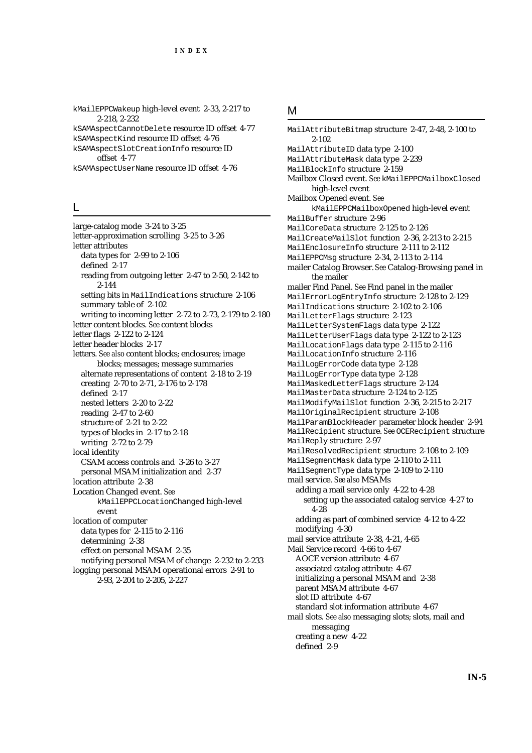kMailEPPCWakeup high-level event 2-33, 2-217 to 2-218, 2-232
kSAMAspectCannotDelete resource ID offset 4-77
kSAMAspectKind resource ID offset 4-76
kSAMAspectSlotCreationInfo resource ID offset 4-77
kSAMAspectUserName resource ID offset 4-76

## L

large-catalog mode 3-24 to 3-25
letter-approximation scrolling 3-25 to 3-26
letter attributes
- data types for 2-99 to 2-106
- defined 2-17
- reading from outgoing letter 2-47 to 2-50, 2-142 to 2-144
- setting bits in MailIndications structure 2-106
- summary table of 2-102
- writing to incoming letter 2-72 to 2-73, 2-179 to 2-180

letter content blocks. *See* content blocks
letter flags 2-122 to 2-124
letter header blocks 2-17
letters. *See also* content blocks; enclosures; image blocks; messages; message summaries
- alternate representations of content 2-18 to 2-19
- creating 2-70 to 2-71, 2-176 to 2-178
- defined 2-17
- nested letters 2-20 to 2-22
- reading 2-47 to 2-60
- structure of 2-21 to 2-22
- types of blocks in 2-17 to 2-18
- writing 2-72 to 2-79

local identity
- CSAM access controls and 3-26 to 3-27
- personal MSAM initialization and 2-37

location attribute 2-38
Location Changed event. *See* kMailEPPCLocationChanged high-level event
location of computer
- data types for 2-115 to 2-116
- determining 2-38
- effect on personal MSAM 2-35
- notifying personal MSAM of change 2-232 to 2-233

logging personal MSAM operational errors 2-91 to 2-93, 2-204 to 2-205, 2-227

## M

MailAttributeBitmap structure 2-47, 2-48, 2-100 to 2-102
MailAttributeID data type 2-100
MailAttributeMask data type 2-239
MailBlockInfo structure 2-159
Mailbox Closed event. *See* kMailEPPCMailboxClosed high-level event
Mailbox Opened event. *See* kMailEPPCMailboxOpened high-level event
MailBuffer structure 2-96
MailCoreData structure 2-125 to 2-126
MailCreateMailSlot function 2-36, 2-213 to 2-215
MailEnclosureInfo structure 2-111 to 2-112
MailEPPCMsg structure 2-34, 2-113 to 2-114
mailer Catalog Browser. *See* Catalog-Browsing panel in the mailer
mailer Find Panel. *See* Find panel in the mailer
MailErrorLogEntryInfo structure 2-128 to 2-129
MailIndications structure 2-102 to 2-106
MailLetterFlags structure 2-123
MailLetterSystemFlags data type 2-122
MailLetterUserFlags data type 2-122 to 2-123
MailLocationFlags data type 2-115 to 2-116
MailLocationInfo structure 2-116
MailLogErrorCode data type 2-128
MailLogErrorType data type 2-128
MailMaskedLetterFlags structure 2-124
MailMasterData structure 2-124 to 2-125
MailModifyMailSlot function 2-36, 2-215 to 2-217
MailOriginalRecipient structure 2-108
MailParamBlockHeader parameter block header 2-94
MailRecipient structure. *See* OCERecipient structure
MailReply structure 2-97
MailResolvedRecipient structure 2-108 to 2-109
MailSegmentMask data type 2-110 to 2-111
MailSegmentType data type 2-109 to 2-110
mail service. *See also* MSAMs
- adding a mail service only 4-22 to 4-28
  - setting up the associated catalog service 4-27 to 4-28
- adding as part of combined service 4-12 to 4-22
- modifying 4-30

mail service attribute 2-38, 4-21, 4-65
Mail Service record 4-66 to 4-67
- AOCE version attribute 4-67
- associated catalog attribute 4-67
- initializing a personal MSAM and 2-38
- parent MSAM attribute 4-67
- slot ID attribute 4-67
- standard slot information attribute 4-67

mail slots. *See also* messaging slots; slots, mail and messaging
- creating a new 4-22
- defined 2-9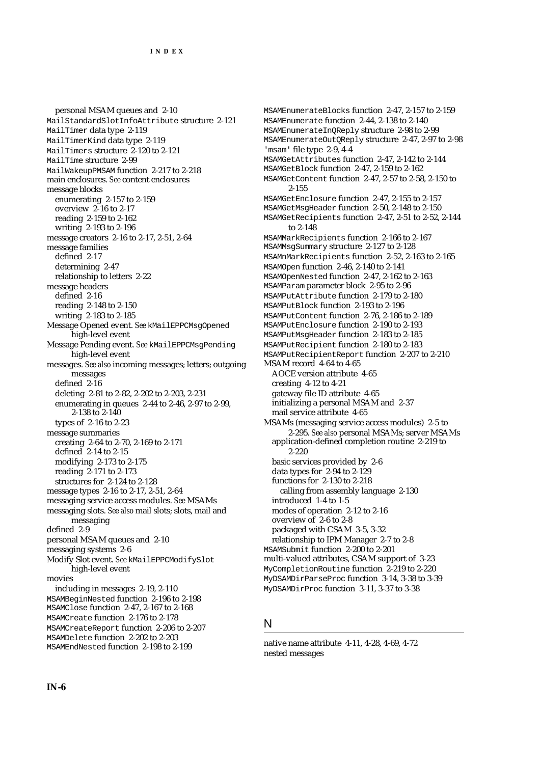personal MSAM queues and 2-10
MailStandardSlotInfoAttribute structure 2-121
MailTimer data type 2-119
MailTimerKind data type 2-119
MailTimers structure 2-120 to 2-121
MailTime structure 2-99
MailWakeupPMSAM function 2-217 to 2-218
main enclosures. *See* content enclosures
message blocks
  enumerating 2-157 to 2-159
  overview 2-16 to 2-17
  reading 2-159 to 2-162
  writing 2-193 to 2-196
message creators 2-16 to 2-17, 2-51, 2-64
message families
  defined 2-17
  determining 2-47
  relationship to letters 2-22
message headers
  defined 2-16
  reading 2-148 to 2-150
  writing 2-183 to 2-185
Message Opened event. *See* kMailEPPCMsgOpened high-level event
Message Pending event. *See* kMailEPPCMsgPending high-level event
messages. *See also* incoming messages; letters; outgoing messages
  defined 2-16
  deleting 2-81 to 2-82, 2-202 to 2-203, 2-231
  enumerating in queues 2-44 to 2-46, 2-97 to 2-99, 2-138 to 2-140
  types of 2-16 to 2-23
message summaries
  creating 2-64 to 2-70, 2-169 to 2-171
  defined 2-14 to 2-15
  modifying 2-173 to 2-175
  reading 2-171 to 2-173
  structures for 2-124 to 2-128
message types 2-16 to 2-17, 2-51, 2-64
messaging service access modules. *See* MSAMs
messaging slots. *See also* mail slots; slots, mail and messaging
defined 2-9
personal MSAM queues and 2-10
messaging systems 2-6
Modify Slot event. *See* kMailEPPCModifySlot high-level event
movies
  including in messages 2-19, 2-110
MSAMBeginNested function 2-196 to 2-198
MSAMClose function 2-47, 2-167 to 2-168
MSAMCreate function 2-176 to 2-178
MSAMCreateReport function 2-206 to 2-207
MSAMDelete function 2-202 to 2-203
MSAMEndNested function 2-198 to 2-199
MSAMEnumerateBlocks function 2-47, 2-157 to 2-159
MSAMEnumerate function 2-44, 2-138 to 2-140
MSAMEnumerateInQReply structure 2-98 to 2-99
MSAMEnumerateOutQReply structure 2-47, 2-97 to 2-98
'msam' file type 2-9, 4-4
MSAMGetAttributes function 2-47, 2-142 to 2-144
MSAMGetBlock function 2-47, 2-159 to 2-162
MSAMGetContent function 2-47, 2-57 to 2-58, 2-150 to 2-155
MSAMGetEnclosure function 2-47, 2-155 to 2-157
MSAMGetMsgHeader function 2-50, 2-148 to 2-150
MSAMGetRecipients function 2-47, 2-51 to 2-52, 2-144 to 2-148
MSAMMarkRecipients function 2-166 to 2-167
MSAMMsgSummary structure 2-127 to 2-128
MSAMnMarkRecipients function 2-52, 2-163 to 2-165
MSAMOpen function 2-46, 2-140 to 2-141
MSAMOpenNested function 2-47, 2-162 to 2-163
MSAMParam parameter block 2-95 to 2-96
MSAMPutAttribute function 2-179 to 2-180
MSAMPutBlock function 2-193 to 2-196
MSAMPutContent function 2-76, 2-186 to 2-189
MSAMPutEnclosure function 2-190 to 2-193
MSAMPutMsgHeader function 2-183 to 2-185
MSAMPutRecipient function 2-180 to 2-183
MSAMPutRecipientReport function 2-207 to 2-210
MSAM record 4-64 to 4-65
  AOCE version attribute 4-65
  creating 4-12 to 4-21
  gateway file ID attribute 4-65
  initializing a personal MSAM and 2-37
  mail service attribute 4-65
MSAMs (messaging service access modules) 2-5 to 2-295. *See also* personal MSAMs; server MSAMs
  application-defined completion routine 2-219 to 2-220
  basic services provided by 2-6
  data types for 2-94 to 2-129
  functions for 2-130 to 2-218
    calling from assembly language 2-130
  introduced 1-4 to 1-5
  modes of operation 2-12 to 2-16
  overview of 2-6 to 2-8
  packaged with CSAM 3-5, 3-32
  relationship to IPM Manager 2-7 to 2-8
MSAMSubmit function 2-200 to 2-201
multi-valued attributes, CSAM support of 3-23
MyCompletionRoutine function 2-219 to 2-220
MyDSAMDirParseProc function 3-14, 3-38 to 3-39
MyDSAMDirProc function 3-11, 3-37 to 3-38

## N

native name attribute 4-11, 4-28, 4-69, 4-72
nested messages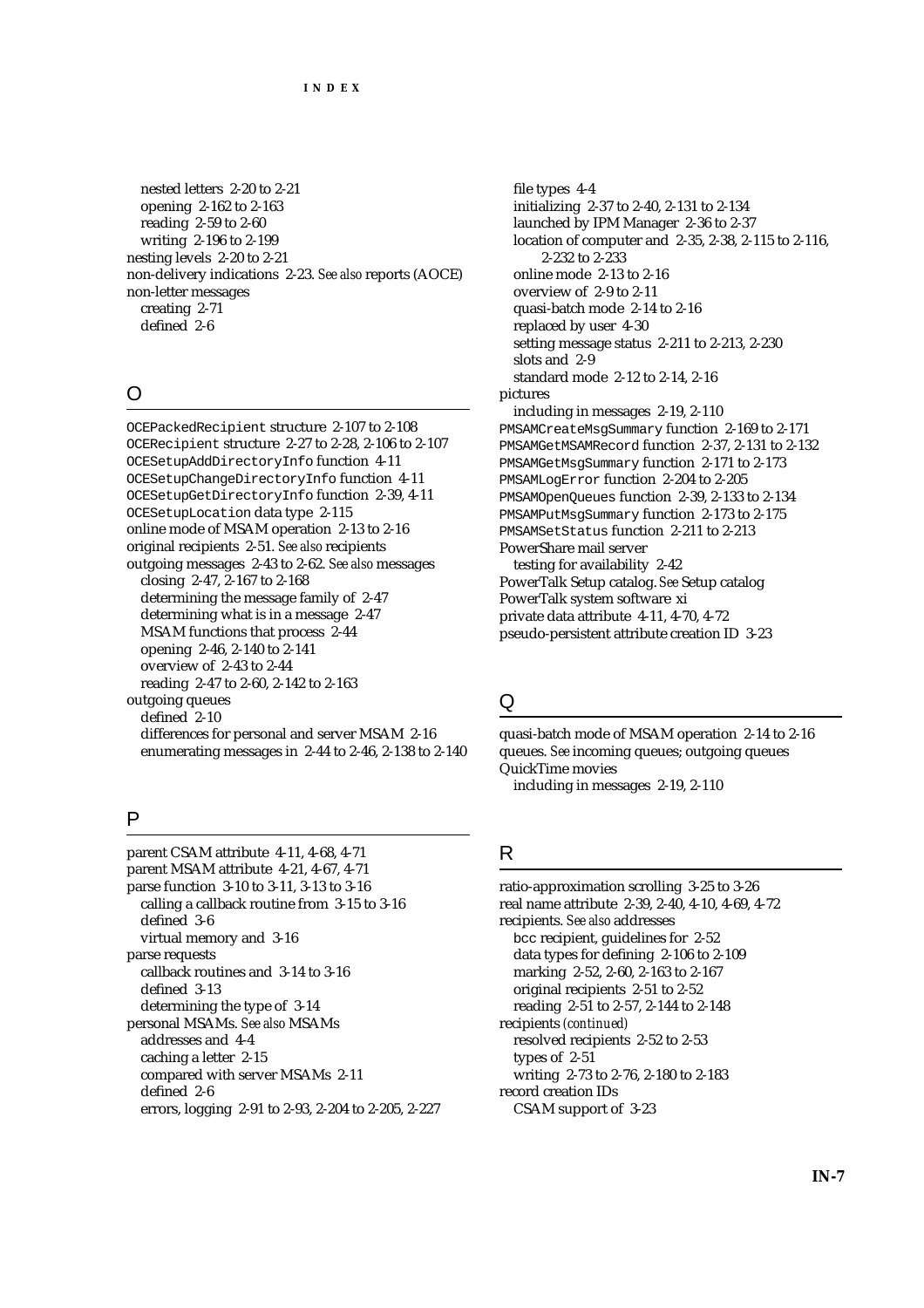nested letters 2-20 to 2-21
opening 2-162 to 2-163
reading 2-59 to 2-60
writing 2-196 to 2-199

nesting levels 2-20 to 2-21

non-delivery indications 2-23. *See also* reports (AOCE)

non-letter messages
creating 2-71
defined 2-6

## O

`OCEPackedRecipient` structure 2-107 to 2-108

`OCERecipient` structure 2-27 to 2-28, 2-106 to 2-107

`OCESetupAddDirectoryInfo` function 4-11

`OCESetupChangeDirectoryInfo` function 4-11

`OCESetupGetDirectoryInfo` function 2-39, 4-11

`OCESetupLocation` data type 2-115

online mode of MSAM operation 2-13 to 2-16

original recipients 2-51. *See also* recipients

outgoing messages 2-43 to 2-62. *See also* messages
closing 2-47, 2-167 to 2-168
determining the message family of 2-47
determining what is in a message 2-47
MSAM functions that process 2-44
opening 2-46, 2-140 to 2-141
overview of 2-43 to 2-44
reading 2-47 to 2-60, 2-142 to 2-163

outgoing queues
defined 2-10
differences for personal and server MSAM 2-16
enumerating messages in 2-44 to 2-46, 2-138 to 2-140

## P

parent CSAM attribute 4-11, 4-68, 4-71

parent MSAM attribute 4-21, 4-67, 4-71

parse function 3-10 to 3-11, 3-13 to 3-16
calling a callback routine from 3-15 to 3-16
defined 3-6
virtual memory and 3-16

parse requests
callback routines and 3-14 to 3-16
defined 3-13
determining the type of 3-14

personal MSAMs. *See also* MSAMs
addresses and 4-4
caching a letter 2-15
compared with server MSAMs 2-11
defined 2-6
errors, logging 2-91 to 2-93, 2-204 to 2-205, 2-227
file types 4-4
initializing 2-37 to 2-40, 2-131 to 2-134
launched by IPM Manager 2-36 to 2-37
location of computer and 2-35, 2-38, 2-115 to 2-116, 2-232 to 2-233
online mode 2-13 to 2-16
overview of 2-9 to 2-11
quasi-batch mode 2-14 to 2-16
replaced by user 4-30
setting message status 2-211 to 2-213, 2-230
slots and 2-9
standard mode 2-12 to 2-14, 2-16

pictures
including in messages 2-19, 2-110

`PMSAMCreateMsgSummary` function 2-169 to 2-171

`PMSAMGetMSAMRecord` function 2-37, 2-131 to 2-132

`PMSAMGetMsgSummary` function 2-171 to 2-173

`PMSAMLogError` function 2-204 to 2-205

`PMSAMOpenQueues` function 2-39, 2-133 to 2-134

`PMSAMPutMsgSummary` function 2-173 to 2-175

`PMSAMSetStatus` function 2-211 to 2-213

PowerShare mail server
testing for availability 2-42

PowerTalk Setup catalog. *See* Setup catalog

PowerTalk system software xi

private data attribute 4-11, 4-70, 4-72

pseudo-persistent attribute creation ID 3-23

## Q

quasi-batch mode of MSAM operation 2-14 to 2-16

queues. *See* incoming queues; outgoing queues

QuickTime movies
including in messages 2-19, 2-110

## R

ratio-approximation scrolling 3-25 to 3-26

real name attribute 2-39, 2-40, 4-10, 4-69, 4-72

recipients. *See also* addresses
bcc recipient, guidelines for 2-52
data types for defining 2-106 to 2-109
marking 2-52, 2-60, 2-163 to 2-167
original recipients 2-51 to 2-52
reading 2-51 to 2-57, 2-144 to 2-148

recipients *(continued)*
resolved recipients 2-52 to 2-53
types of 2-51
writing 2-73 to 2-76, 2-180 to 2-183

record creation IDs
CSAM support of 3-23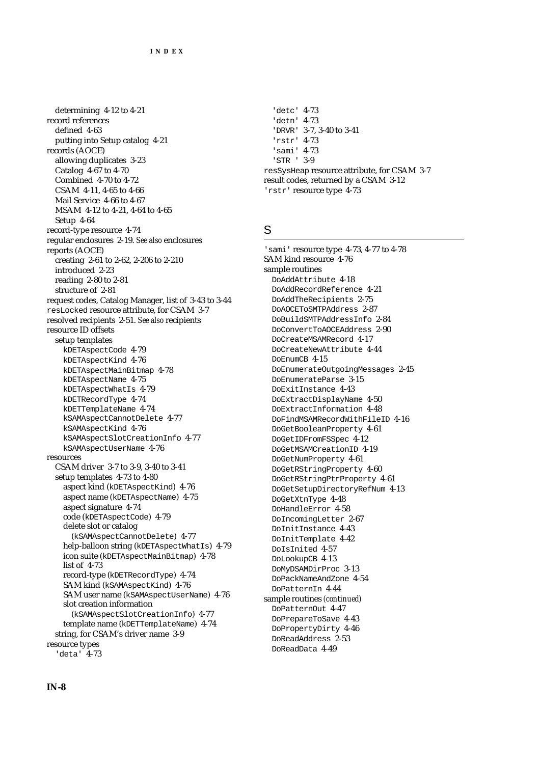determining 4-12 to 4-21
record references
defined 4-63
putting into Setup catalog 4-21
records (AOCE)
allowing duplicates 3-23
Catalog 4-67 to 4-70
Combined 4-70 to 4-72
CSAM 4-11, 4-65 to 4-66
Mail Service 4-66 to 4-67
MSAM 4-12 to 4-21, 4-64 to 4-65
Setup 4-64
record-type resource 4-74
regular enclosures 2-19. *See also* enclosures
reports (AOCE)
creating 2-61 to 2-62, 2-206 to 2-210
introduced 2-23
reading 2-80 to 2-81
structure of 2-81
request codes, Catalog Manager, list of 3-43 to 3-44
`resLocked` resource attribute, for CSAM 3-7
resolved recipients 2-51. *See also* recipients
resource ID offsets
setup templates
`kDETAspectCode` 4-79
`kDETAspectKind` 4-76
`kDETAspectMainBitmap` 4-78
`kDETAspectName` 4-75
`kDETAspectWhatIs` 4-79
`kDETRecordType` 4-74
`kDETTemplateName` 4-74
`kSAMAspectCannotDelete` 4-77
`kSAMAspectKind` 4-76
`kSAMAspectSlotCreationInfo` 4-77
`kSAMAspectUserName` 4-76
resources
CSAM driver 3-7 to 3-9, 3-40 to 3-41
setup templates 4-73 to 4-80
aspect kind (`kDETAspectKind`) 4-76
aspect name (`kDETAspectName`) 4-75
aspect signature 4-74
code (`kDETAspectCode`) 4-79
delete slot or catalog (`kSAMAspectCannotDelete`) 4-77
help-balloon string (`kDETAspectWhatIs`) 4-79
icon suite (`kDETAspectMainBitmap`) 4-78
list of 4-73
record-type (`kDETRecordType`) 4-74
SAM kind (`kSAMAspectKind`) 4-76
SAM user name (`kSAMAspectUserName`) 4-76
slot creation information (`kSAMAspectSlotCreationInfo`) 4-77
template name (`kDETTemplateName`) 4-74
string, for CSAM's driver name 3-9
resource types
`'deta'` 4-73
`'detc'` 4-73
`'detn'` 4-73
`'DRVR'` 3-7, 3-40 to 3-41
`'rstr'` 4-73
`'sami'` 4-73
`'STR '` 3-9
`resSysHeap` resource attribute, for CSAM 3-7
result codes, returned by a CSAM 3-12
`'rstr'` resource type 4-73

## S

`'sami'` resource type 4-73, 4-77 to 4-78
SAM kind resource 4-76
sample routines
`DoAddAttribute` 4-18
`DoAddRecordReference` 4-21
`DoAddTheRecipients` 2-75
`DoAOCEToSMTPAddress` 2-87
`DoBuildSMTPAddressInfo` 2-84
`DoConvertToAOCEAddress` 2-90
`DoCreateMSAMRecord` 4-17
`DoCreateNewAttribute` 4-44
`DoEnumCB` 4-15
`DoEnumerateOutgoingMessages` 2-45
`DoEnumerateParse` 3-15
`DoExitInstance` 4-43
`DoExtractDisplayName` 4-50
`DoExtractInformation` 4-48
`DoFindMSAMRecordWithFileID` 4-16
`DoGetBooleanProperty` 4-61
`DoGetIDFromFSSpec` 4-12
`DoGetMSAMCreationID` 4-19
`DoGetNumProperty` 4-61
`DoGetRStringProperty` 4-60
`DoGetRStringPtrProperty` 4-61
`DoGetSetupDirectoryRefNum` 4-13
`DoGetXtnType` 4-48
`DoHandleError` 4-58
`DoIncomingLetter` 2-67
`DoInitInstance` 4-43
`DoInitTemplate` 4-42
`DoIsInited` 4-57
`DoLookupCB` 4-13
`DoMyDSAMDirProc` 3-13
`DoPackNameAndZone` 4-54
`DoPatternIn` 4-44
sample routines *(continued)*
`DoPatternOut` 4-47
`DoPrepareToSave` 4-43
`DoPropertyDirty` 4-46
`DoReadAddress` 2-53
`DoReadData` 4-49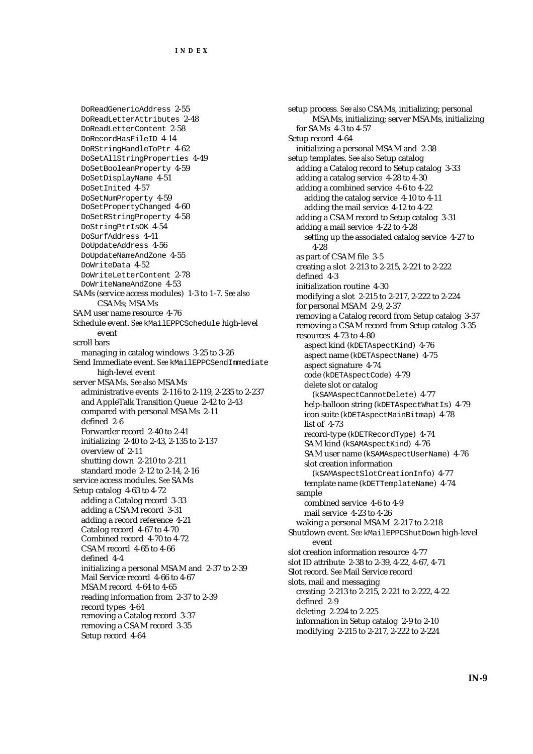DoReadGenericAddress 2-55
DoReadLetterAttributes 2-48
DoReadLetterContent 2-58
DoRecordHasFileID 4-14
DoRStringHandleToPtr 4-62
DoSetAllStringProperties 4-49
DoSetBooleanProperty 4-59
DoSetDisplayName 4-51
DoSetInited 4-57
DoSetNumProperty 4-59
DoSetPropertyChanged 4-60
DoSetRStringProperty 4-58
DoStringPtrIsOK 4-54
DoSurfAddress 4-41
DoUpdateAddress 4-56
DoUpdateNameAndZone 4-55
DoWriteData 4-52
DoWriteLetterContent 2-78
DoWriteNameAndZone 4-53

SAMs (service access modules) 1-3 to 1-7. *See also* CSAMs; MSAMs
SAM user name resource 4-76
Schedule event. *See* kMailEPPCSchedule high-level event
scroll bars
  managing in catalog windows 3-25 to 3-26
Send Immediate event. *See* kMailEPPCSendImmediate high-level event
server MSAMs. *See also* MSAMs
  administrative events 2-116 to 2-119, 2-235 to 2-237
  and AppleTalk Transition Queue 2-42 to 2-43
  compared with personal MSAMs 2-11
  defined 2-6
  Forwarder record 2-40 to 2-41
  initializing 2-40 to 2-43, 2-135 to 2-137
  overview of 2-11
  shutting down 2-210 to 2-211
  standard mode 2-12 to 2-14, 2-16
service access modules. *See* SAMs
Setup catalog 4-63 to 4-72
  adding a Catalog record 3-33
  adding a CSAM record 3-31
  adding a record reference 4-21
  Catalog record 4-67 to 4-70
  Combined record 4-70 to 4-72
  CSAM record 4-65 to 4-66
  defined 4-4
  initializing a personal MSAM and 2-37 to 2-39
  Mail Service record 4-66 to 4-67
  MSAM record 4-64 to 4-65
  reading information from 2-37 to 2-39
  record types 4-64
  removing a Catalog record 3-37
  removing a CSAM record 3-35
  Setup record 4-64
setup process. *See also* CSAMs, initializing; personal MSAMs, initializing; server MSAMs, initializing
  for SAMs 4-3 to 4-57
Setup record 4-64
  initializing a personal MSAM and 2-38
setup templates. *See also* Setup catalog
  adding a Catalog record to Setup catalog 3-33
  adding a catalog service 4-28 to 4-30
  adding a combined service 4-6 to 4-22
    adding the catalog service 4-10 to 4-11
    adding the mail service 4-12 to 4-22
  adding a CSAM record to Setup catalog 3-31
  adding a mail service 4-22 to 4-28
    setting up the associated catalog service 4-27 to 4-28
  as part of CSAM file 3-5
  creating a slot 2-213 to 2-215, 2-221 to 2-222
  defined 4-3
  initialization routine 4-30
  modifying a slot 2-215 to 2-217, 2-222 to 2-224
  for personal MSAM 2-9, 2-37
  removing a Catalog record from Setup catalog 3-37
  removing a CSAM record from Setup catalog 3-35
  resources 4-73 to 4-80
    aspect kind (kDETAspectKind) 4-76
    aspect name (kDETAspectName) 4-75
    aspect signature 4-74
    code (kDETAspectCode) 4-79
    delete slot or catalog (kSAMAspectCannotDelete) 4-77
    help-balloon string (kDETAspectWhatIs) 4-79
    icon suite (kDETAspectMainBitmap) 4-78
    list of 4-73
    record-type (kDETRecordType) 4-74
    SAM kind (kSAMAspectKind) 4-76
    SAM user name (kSAMAspectUserName) 4-76
    slot creation information (kSAMAspectSlotCreationInfo) 4-77
    template name (kDETTemplateName) 4-74
  sample
    combined service 4-6 to 4-9
    mail service 4-23 to 4-26
  waking a personal MSAM 2-217 to 2-218
Shutdown event. *See* kMailEPPCShutDown high-level event
slot creation information resource 4-77
slot ID attribute 2-38 to 2-39, 4-22, 4-67, 4-71
Slot record. *See* Mail Service record
slots, mail and messaging
  creating 2-213 to 2-215, 2-221 to 2-222, 4-22
  defined 2-9
  deleting 2-224 to 2-225
  information in Setup catalog 2-9 to 2-10
  modifying 2-215 to 2-217, 2-222 to 2-224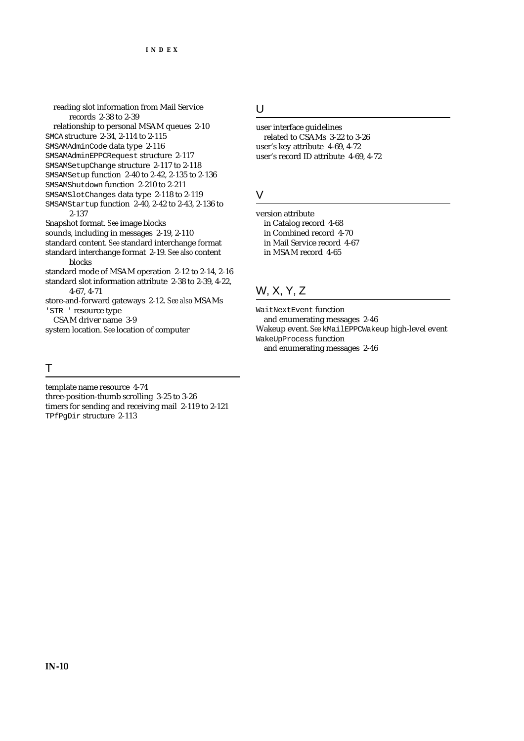reading slot information from Mail Service records 2-38 to 2-39
  relationship to personal MSAM queues 2-10

SMCA structure 2-34, 2-114 to 2-115
SMSAMAdminCode data type 2-116
SMSAMAdminEPPCRequest structure 2-117
SMSAMSetupChange structure 2-117 to 2-118
SMSAMSetup function 2-40 to 2-42, 2-135 to 2-136
SMSAMShutdown function 2-210 to 2-211
SMSAMSlotChanges data type 2-118 to 2-119
SMSAMStartup function 2-40, 2-42 to 2-43, 2-136 to 2-137
Snapshot format. *See* image blocks
sounds, including in messages 2-19, 2-110
standard content. *See* standard interchange format
standard interchange format 2-19. *See also* content blocks
standard mode of MSAM operation 2-12 to 2-14, 2-16
standard slot information attribute 2-38 to 2-39, 4-22, 4-67, 4-71
store-and-forward gateways 2-12. *See also* MSAMs
'STR ' resource type
  CSAM driver name 3-9
system location. *See* location of computer

## T

template name resource 4-74
three-position-thumb scrolling 3-25 to 3-26
timers for sending and receiving mail 2-119 to 2-121
TPfPgDir structure 2-113

## U

user interface guidelines
  related to CSAMs 3-22 to 3-26
user's key attribute 4-69, 4-72
user's record ID attribute 4-69, 4-72

## V

version attribute
  in Catalog record 4-68
  in Combined record 4-70
  in Mail Service record 4-67
  in MSAM record 4-65

## W, X, Y, Z

WaitNextEvent function
  and enumerating messages 2-46
Wakeup event. *See* kMailEPPCWakeup high-level event
WakeUpProcess function
  and enumerating messages 2-46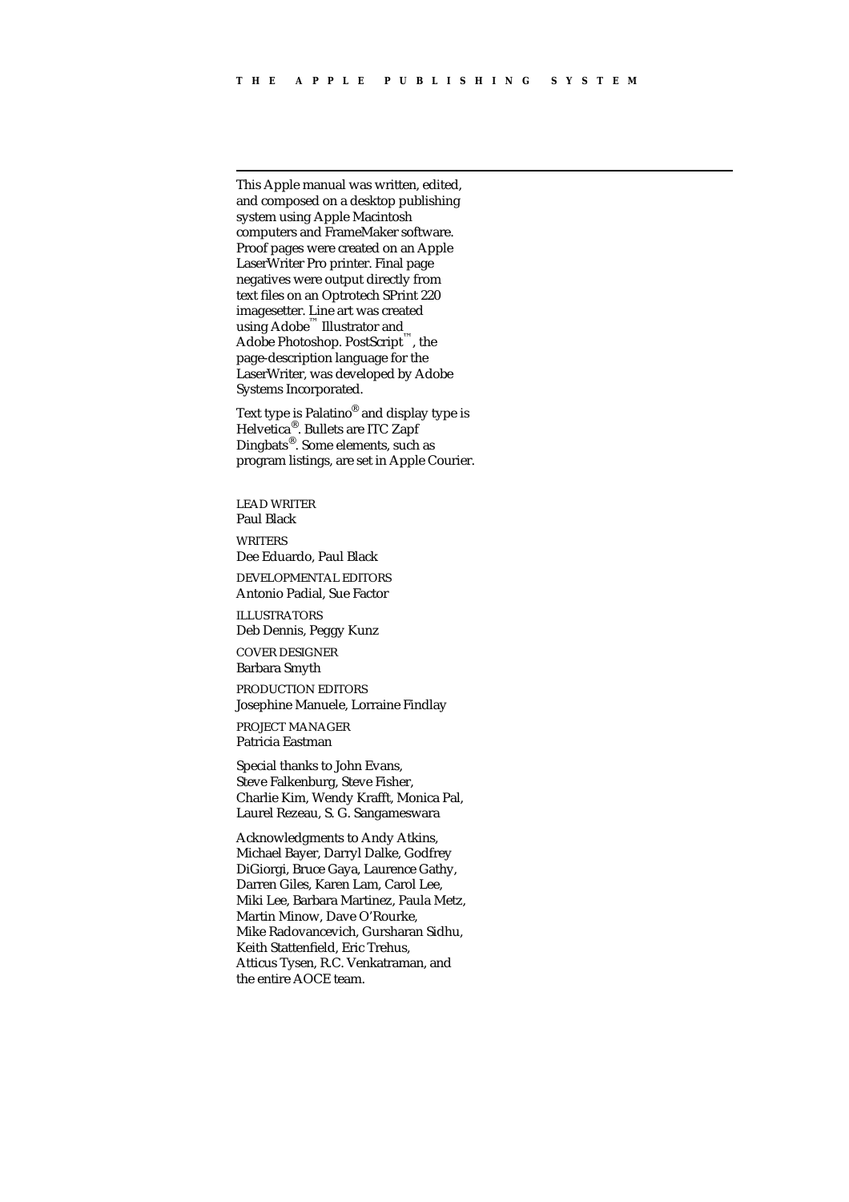# THE APPLE PUBLISHING SYSTEM

This Apple manual was written, edited, and composed on a desktop publishing system using Apple Macintosh computers and FrameMaker software. Proof pages were created on an Apple LaserWriter Pro printer. Final page negatives were output directly from text files on an Optrotech SPrint 220 imagesetter. Line art was created using Adobe™ Illustrator and Adobe Photoshop. PostScript™, the page-description language for the LaserWriter, was developed by Adobe Systems Incorporated.

Text type is Palatino® and display type is Helvetica®. Bullets are ITC Zapf Dingbats®. Some elements, such as program listings, are set in Apple Courier.

LEAD WRITER
Paul Black

WRITERS
Dee Eduardo, Paul Black

DEVELOPMENTAL EDITORS
Antonio Padial, Sue Factor

ILLUSTRATORS
Deb Dennis, Peggy Kunz

COVER DESIGNER
Barbara Smyth

PRODUCTION EDITORS
Josephine Manuele, Lorraine Findlay

PROJECT MANAGER
Patricia Eastman

Special thanks to John Evans, Steve Falkenburg, Steve Fisher, Charlie Kim, Wendy Krafft, Monica Pal, Laurel Rezeau, S. G. Sangameswara

Acknowledgments to Andy Atkins, Michael Bayer, Darryl Dalke, Godfrey DiGiorgi, Bruce Gaya, Laurence Gathy, Darren Giles, Karen Lam, Carol Lee, Miki Lee, Barbara Martinez, Paula Metz, Martin Minow, Dave O'Rourke, Mike Radovancevich, Gursharan Sidhu, Keith Stattenfield, Eric Trehus, Atticus Tysen, R.C. Venkatraman, and the entire AOCE team.